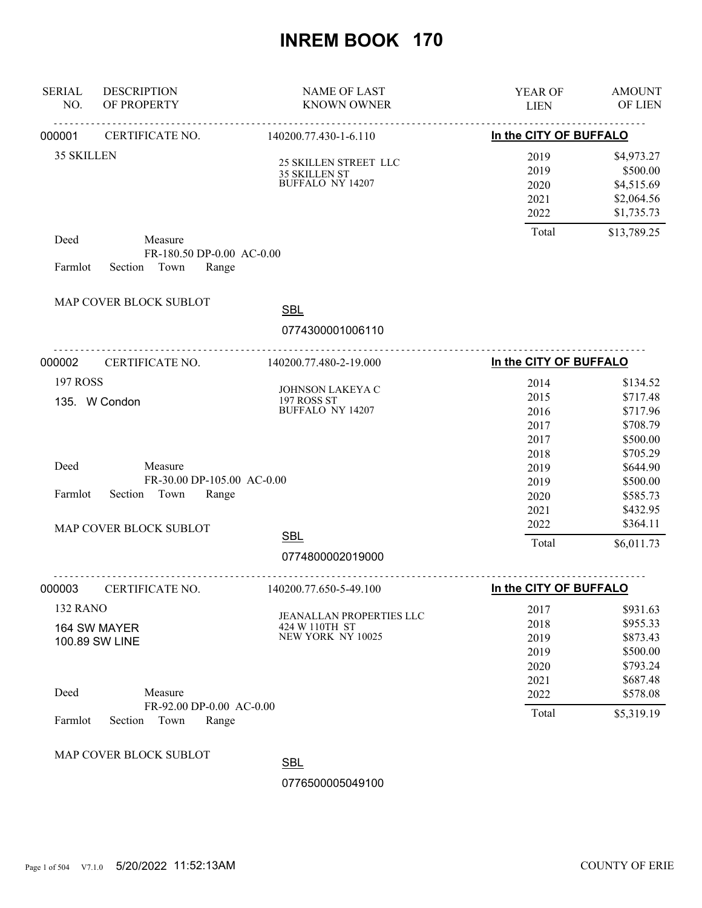# INREM BOOK 170

| SERIAL NO. | DESCRIPTION OF PROPERTY | NAME OF LAST KNOWN OWNER | YEAR OF LIEN | AMOUNT OF LIEN |
|---|---|---|---|---|

---

**000001** CERTIFICATE NO. 140200.77.430-1-6.110 — **In the CITY OF BUFFALO**

35 SKILLEN

25 SKILLEN STREET LLC
35 SKILLEN ST
BUFFALO NY 14207

| YEAR OF LIEN | AMOUNT OF LIEN |
|---|---|
| 2019 | $4,973.27 |
| 2019 | $500.00 |
| 2020 | $4,515.69 |
| 2021 | $2,064.56 |
| 2022 | $1,735.73 |
| Total | $13,789.25 |

Deed Measure FR-180.50 DP-0.00 AC-0.00

Farmlot Section Town Range

MAP COVER BLOCK SUBLOT

SBL 0774300001006110

---

**000002** CERTIFICATE NO. 140200.77.480-2-19.000 — **In the CITY OF BUFFALO**

197 ROSS
135. W Condon

JOHNSON LAKEYA C
197 ROSS ST
BUFFALO NY 14207

| YEAR OF LIEN | AMOUNT OF LIEN |
|---|---|
| 2014 | $134.52 |
| 2015 | $717.48 |
| 2016 | $717.96 |
| 2017 | $708.79 |
| 2017 | $500.00 |
| 2018 | $705.29 |
| 2019 | $644.90 |
| 2019 | $500.00 |
| 2020 | $585.73 |
| 2021 | $432.95 |
| 2022 | $364.11 |
| Total | $6,011.73 |

Deed Measure FR-30.00 DP-105.00 AC-0.00

Farmlot Section Town Range

MAP COVER BLOCK SUBLOT

SBL 0774800002019000

---

**000003** CERTIFICATE NO. 140200.77.650-5-49.100 — **In the CITY OF BUFFALO**

132 RANO
164 SW MAYER
100.89 SW LINE

JEANALLAN PROPERTIES LLC
424 W 110TH ST
NEW YORK NY 10025

| YEAR OF LIEN | AMOUNT OF LIEN |
|---|---|
| 2017 | $931.63 |
| 2018 | $955.33 |
| 2019 | $873.43 |
| 2019 | $500.00 |
| 2020 | $793.24 |
| 2021 | $687.48 |
| 2022 | $578.08 |
| Total | $5,319.19 |

Deed Measure FR-92.00 DP-0.00 AC-0.00

Farmlot Section Town Range

MAP COVER BLOCK SUBLOT

SBL 0776500005049100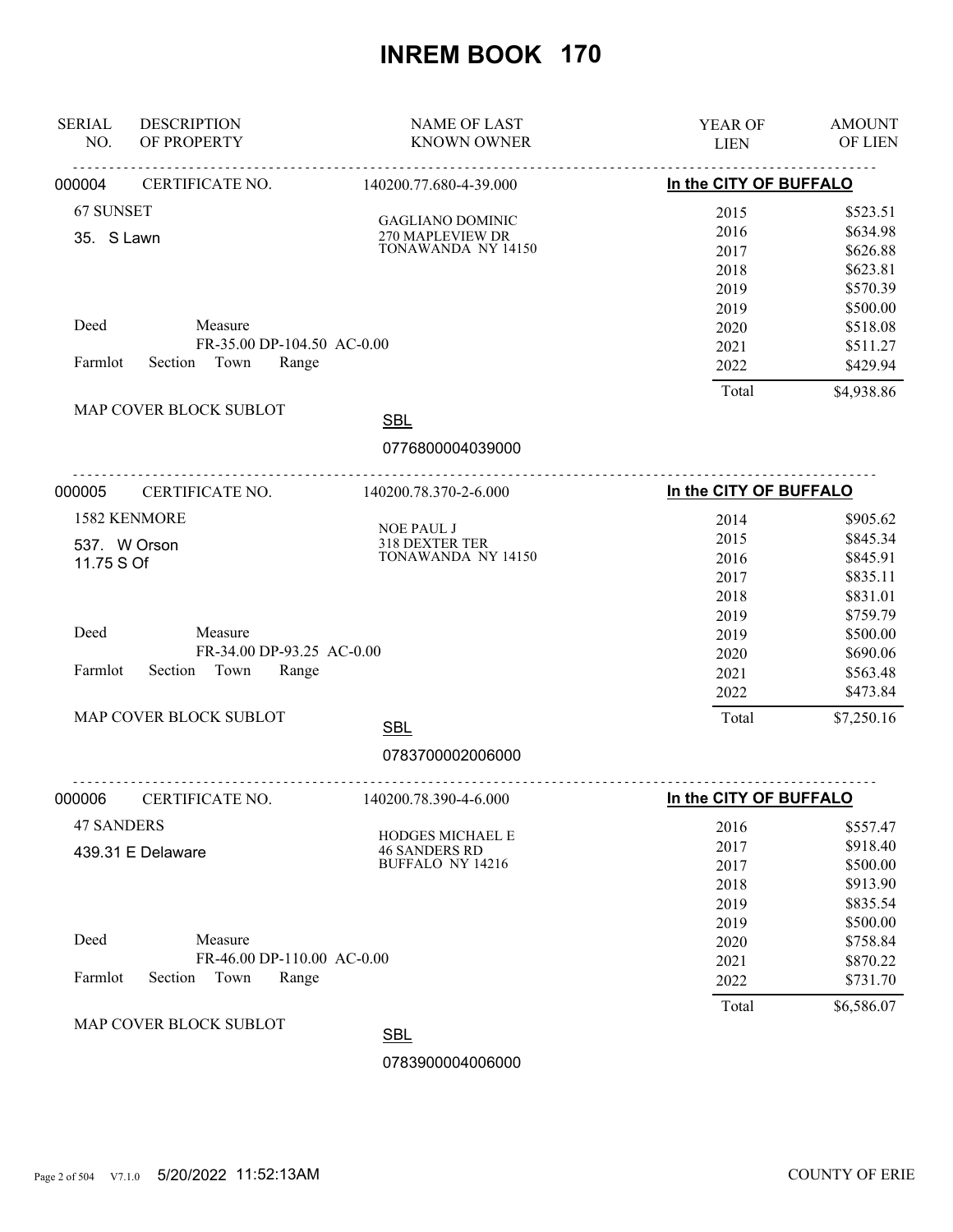# INREM BOOK 170

| SERIAL NO. | DESCRIPTION OF PROPERTY | NAME OF LAST KNOWN OWNER | YEAR OF LIEN | AMOUNT OF LIEN |
|---|---|---|---|---|

---

**000004** CERTIFICATE NO. 140200.77.680-4-39.000 — **In the CITY OF BUFFALO**

67 SUNSET
35. S Lawn

GAGLIANO DOMINIC
270 MAPLEVIEW DR
TONAWANDA NY 14150

Deed Measure
FR-35.00 DP-104.50 AC-0.00
Farmlot Section Town Range

MAP COVER BLOCK SUBLOT

SBL
0776800004039000

| YEAR OF LIEN | AMOUNT OF LIEN |
|---|---|
| 2015 | $523.51 |
| 2016 | $634.98 |
| 2017 | $626.88 |
| 2018 | $623.81 |
| 2019 | $570.39 |
| 2019 | $500.00 |
| 2020 | $518.08 |
| 2021 | $511.27 |
| 2022 | $429.94 |
| Total | $4,938.86 |

---

**000005** CERTIFICATE NO. 140200.78.370-2-6.000 — **In the CITY OF BUFFALO**

1582 KENMORE
537. W Orson
11.75 S Of

NOE PAUL J
318 DEXTER TER
TONAWANDA NY 14150

Deed Measure
FR-34.00 DP-93.25 AC-0.00
Farmlot Section Town Range

MAP COVER BLOCK SUBLOT

SBL
0783700002006000

| YEAR OF LIEN | AMOUNT OF LIEN |
|---|---|
| 2014 | $905.62 |
| 2015 | $845.34 |
| 2016 | $845.91 |
| 2017 | $835.11 |
| 2018 | $831.01 |
| 2019 | $759.79 |
| 2019 | $500.00 |
| 2020 | $690.06 |
| 2021 | $563.48 |
| 2022 | $473.84 |
| Total | $7,250.16 |

---

**000006** CERTIFICATE NO. 140200.78.390-4-6.000 — **In the CITY OF BUFFALO**

47 SANDERS
439.31 E Delaware

HODGES MICHAEL E
46 SANDERS RD
BUFFALO NY 14216

Deed Measure
FR-46.00 DP-110.00 AC-0.00
Farmlot Section Town Range

MAP COVER BLOCK SUBLOT

SBL
0783900004006000

| YEAR OF LIEN | AMOUNT OF LIEN |
|---|---|
| 2016 | $557.47 |
| 2017 | $918.40 |
| 2017 | $500.00 |
| 2018 | $913.90 |
| 2019 | $835.54 |
| 2019 | $500.00 |
| 2020 | $758.84 |
| 2021 | $870.22 |
| 2022 | $731.70 |
| Total | $6,586.07 |

5/20/2022 11:52:13AM COUNTY OF ERIE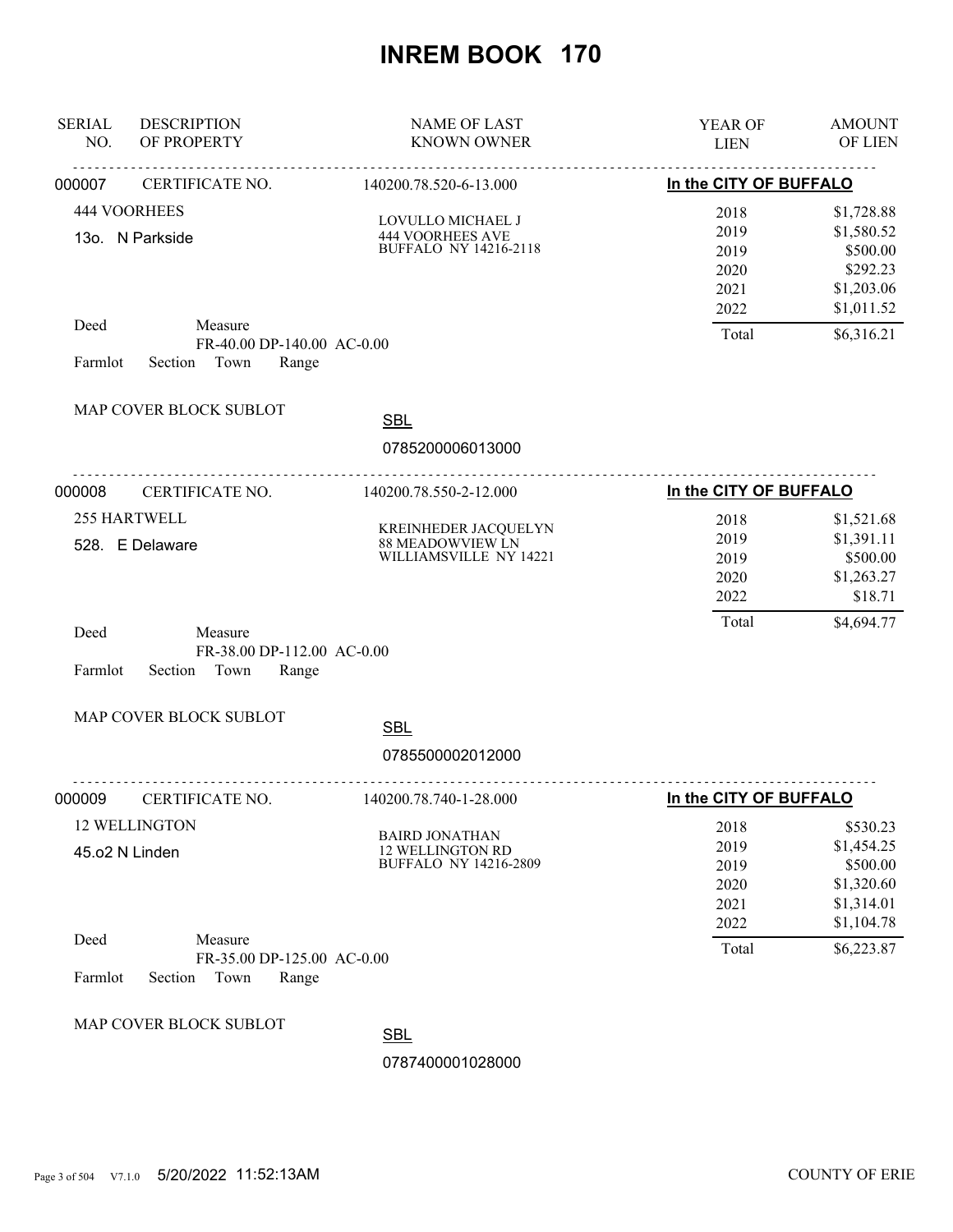# INREM BOOK 170

| SERIAL NO. | DESCRIPTION OF PROPERTY | NAME OF LAST KNOWN OWNER | YEAR OF LIEN | AMOUNT OF LIEN |
|---|---|---|---|---|

---

**000007** CERTIFICATE NO. 140200.78.520-6-13.000 — **In the CITY OF BUFFALO**

444 VOORHEES
13o. N Parkside

LOVULLO MICHAEL J
444 VOORHEES AVE
BUFFALO NY 14216-2118

| YEAR OF LIEN | AMOUNT OF LIEN |
|---|---|
| 2018 | $1,728.88 |
| 2019 | $1,580.52 |
| 2019 | $500.00 |
| 2020 | $292.23 |
| 2021 | $1,203.06 |
| 2022 | $1,011.52 |
| Total | $6,316.21 |

Deed Measure
FR-40.00 DP-140.00 AC-0.00
Farmlot Section Town Range

MAP COVER BLOCK SUBLOT

SBL
0785200006013000

---

**000008** CERTIFICATE NO. 140200.78.550-2-12.000 — **In the CITY OF BUFFALO**

255 HARTWELL
528. E Delaware

KREINHEDER JACQUELYN
88 MEADOWVIEW LN
WILLIAMSVILLE NY 14221

| YEAR OF LIEN | AMOUNT OF LIEN |
|---|---|
| 2018 | $1,521.68 |
| 2019 | $1,391.11 |
| 2019 | $500.00 |
| 2020 | $1,263.27 |
| 2022 | $18.71 |
| Total | $4,694.77 |

Deed Measure
FR-38.00 DP-112.00 AC-0.00
Farmlot Section Town Range

MAP COVER BLOCK SUBLOT

SBL
0785500002012000

---

**000009** CERTIFICATE NO. 140200.78.740-1-28.000 — **In the CITY OF BUFFALO**

12 WELLINGTON
45.o2 N Linden

BAIRD JONATHAN
12 WELLINGTON RD
BUFFALO NY 14216-2809

| YEAR OF LIEN | AMOUNT OF LIEN |
|---|---|
| 2018 | $530.23 |
| 2019 | $1,454.25 |
| 2019 | $500.00 |
| 2020 | $1,320.60 |
| 2021 | $1,314.01 |
| 2022 | $1,104.78 |
| Total | $6,223.87 |

Deed Measure
FR-35.00 DP-125.00 AC-0.00
Farmlot Section Town Range

MAP COVER BLOCK SUBLOT

SBL
0787400001028000

5/20/2022 11:52:13AM COUNTY OF ERIE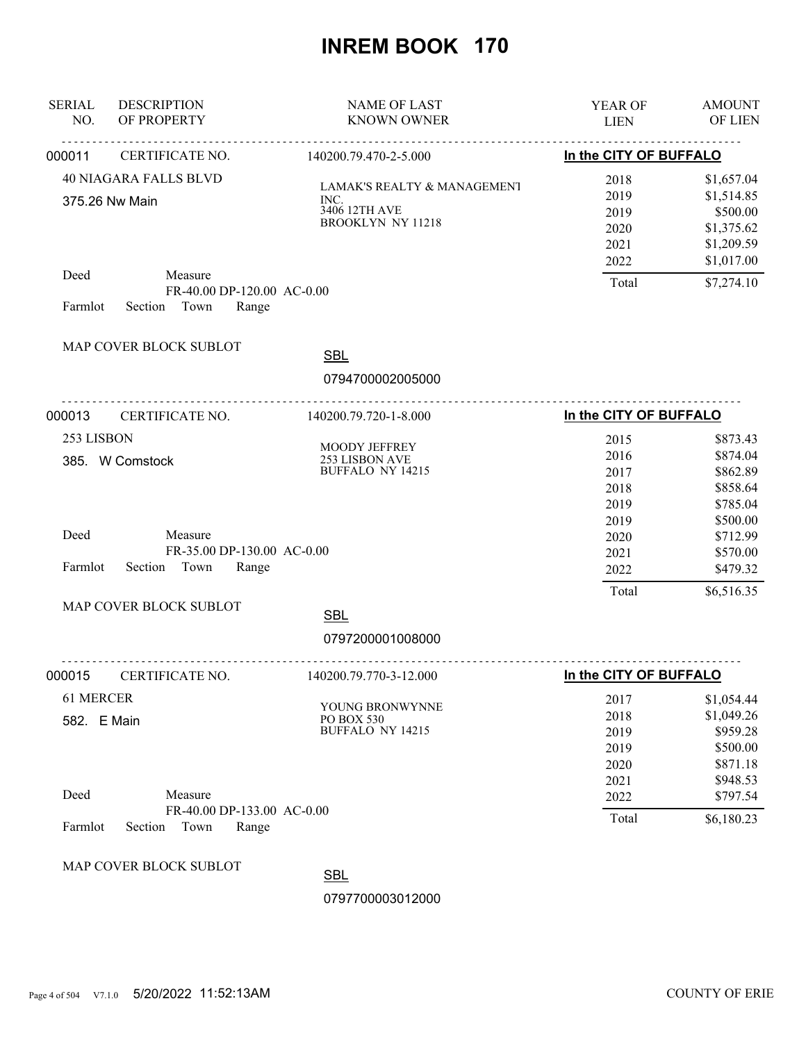# INREM BOOK 170

| SERIAL NO. | DESCRIPTION OF PROPERTY | NAME OF LAST KNOWN OWNER | YEAR OF LIEN | AMOUNT OF LIEN |
|---|---|---|---|---|

---

**000011** CERTIFICATE NO. 140200.79.470-2-5.000 — **In the CITY OF BUFFALO**

40 NIAGARA FALLS BLVD
375.26 Nw Main

LAMAK'S REALTY & MANAGEMENT INC.
3406 12TH AVE
BROOKLYN NY 11218

| YEAR OF LIEN | AMOUNT OF LIEN |
|---|---|
| 2018 | $1,657.04 |
| 2019 | $1,514.85 |
| 2019 | $500.00 |
| 2020 | $1,375.62 |
| 2021 | $1,209.59 |
| 2022 | $1,017.00 |
| Total | $7,274.10 |

Deed Measure FR-40.00 DP-120.00 AC-0.00
Farmlot Section Town Range

MAP COVER BLOCK SUBLOT

SBL
0794700002005000

---

**000013** CERTIFICATE NO. 140200.79.720-1-8.000 — **In the CITY OF BUFFALO**

253 LISBON
385. W Comstock

MOODY JEFFREY
253 LISBON AVE
BUFFALO NY 14215

| YEAR OF LIEN | AMOUNT OF LIEN |
|---|---|
| 2015 | $873.43 |
| 2016 | $874.04 |
| 2017 | $862.89 |
| 2018 | $858.64 |
| 2019 | $785.04 |
| 2019 | $500.00 |
| 2020 | $712.99 |
| 2021 | $570.00 |
| 2022 | $479.32 |
| Total | $6,516.35 |

Deed Measure FR-35.00 DP-130.00 AC-0.00
Farmlot Section Town Range

MAP COVER BLOCK SUBLOT

SBL
0797200001008000

---

**000015** CERTIFICATE NO. 140200.79.770-3-12.000 — **In the CITY OF BUFFALO**

61 MERCER
582. E Main

YOUNG BRONWYNNE
PO BOX 530
BUFFALO NY 14215

| YEAR OF LIEN | AMOUNT OF LIEN |
|---|---|
| 2017 | $1,054.44 |
| 2018 | $1,049.26 |
| 2019 | $959.28 |
| 2019 | $500.00 |
| 2020 | $871.18 |
| 2021 | $948.53 |
| 2022 | $797.54 |
| Total | $6,180.23 |

Deed Measure FR-40.00 DP-133.00 AC-0.00
Farmlot Section Town Range

MAP COVER BLOCK SUBLOT

SBL
0797700003012000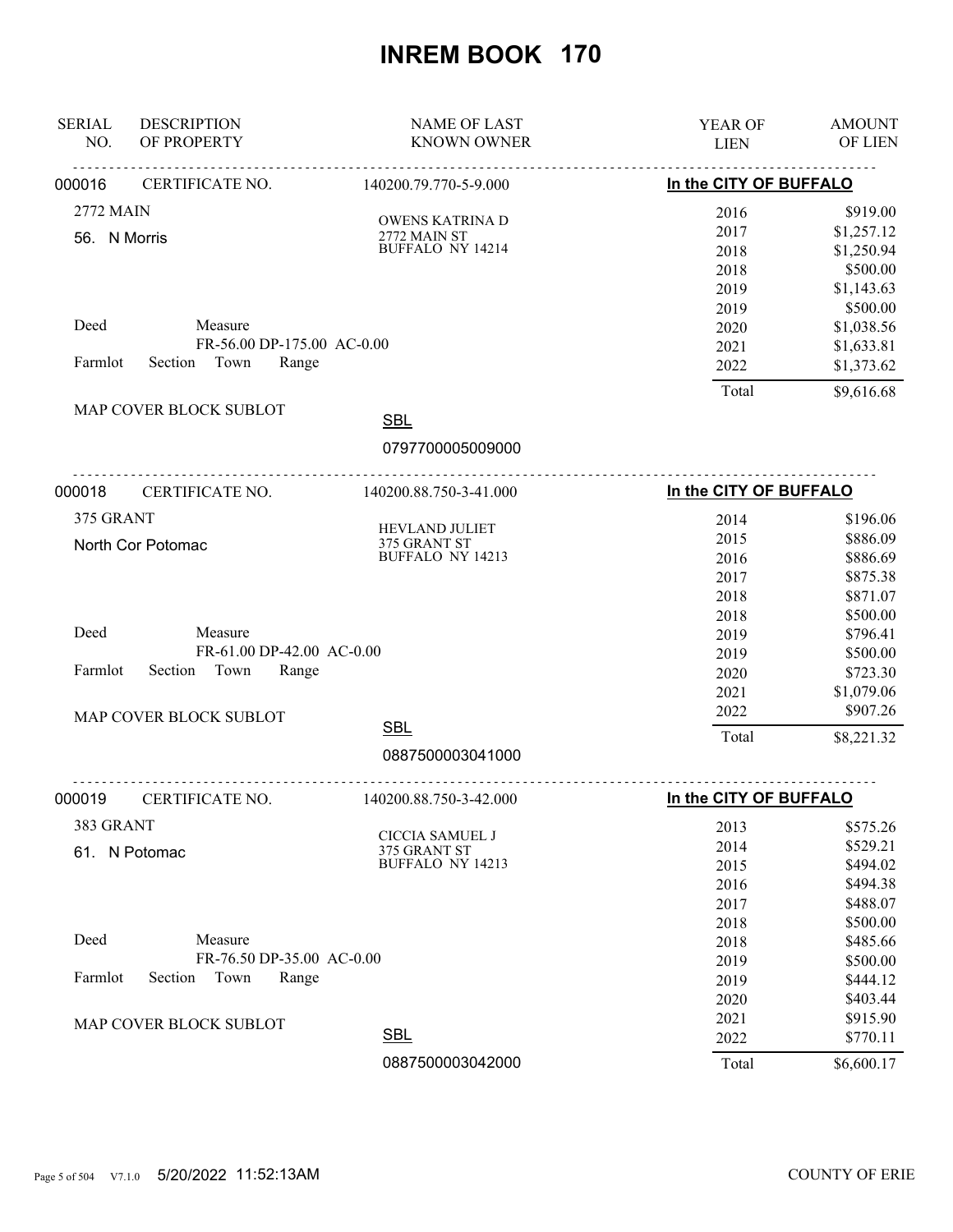# INREM BOOK 170

| SERIAL NO. | DESCRIPTION OF PROPERTY | NAME OF LAST KNOWN OWNER | YEAR OF LIEN | AMOUNT OF LIEN |
|---|---|---|---|---|

---

**000016** CERTIFICATE NO. 140200.79.770-5-9.000 — **In the CITY OF BUFFALO**

2772 MAIN
56. N Morris

OWENS KATRINA D
2772 MAIN ST
BUFFALO NY 14214

Deed Measure
FR-56.00 DP-175.00 AC-0.00
Farmlot Section Town Range

MAP COVER BLOCK SUBLOT

SBL
0797700005009000

| YEAR OF LIEN | AMOUNT OF LIEN |
|---|---|
| 2016 | $919.00 |
| 2017 | $1,257.12 |
| 2018 | $1,250.94 |
| 2018 | $500.00 |
| 2019 | $1,143.63 |
| 2019 | $500.00 |
| 2020 | $1,038.56 |
| 2021 | $1,633.81 |
| 2022 | $1,373.62 |
| Total | $9,616.68 |

---

**000018** CERTIFICATE NO. 140200.88.750-3-41.000 — **In the CITY OF BUFFALO**

375 GRANT
North Cor Potomac

HEVLAND JULIET
375 GRANT ST
BUFFALO NY 14213

Deed Measure
FR-61.00 DP-42.00 AC-0.00
Farmlot Section Town Range

MAP COVER BLOCK SUBLOT

SBL
0887500003041000

| YEAR OF LIEN | AMOUNT OF LIEN |
|---|---|
| 2014 | $196.06 |
| 2015 | $886.09 |
| 2016 | $886.69 |
| 2017 | $875.38 |
| 2018 | $871.07 |
| 2018 | $500.00 |
| 2019 | $796.41 |
| 2019 | $500.00 |
| 2020 | $723.30 |
| 2021 | $1,079.06 |
| 2022 | $907.26 |
| Total | $8,221.32 |

---

**000019** CERTIFICATE NO. 140200.88.750-3-42.000 — **In the CITY OF BUFFALO**

383 GRANT
61. N Potomac

CICCIA SAMUEL J
375 GRANT ST
BUFFALO NY 14213

Deed Measure
FR-76.50 DP-35.00 AC-0.00
Farmlot Section Town Range

MAP COVER BLOCK SUBLOT

SBL
0887500003042000

| YEAR OF LIEN | AMOUNT OF LIEN |
|---|---|
| 2013 | $575.26 |
| 2014 | $529.21 |
| 2015 | $494.02 |
| 2016 | $494.38 |
| 2017 | $488.07 |
| 2018 | $500.00 |
| 2018 | $485.66 |
| 2019 | $500.00 |
| 2019 | $444.12 |
| 2020 | $403.44 |
| 2021 | $915.90 |
| 2022 | $770.11 |
| Total | $6,600.17 |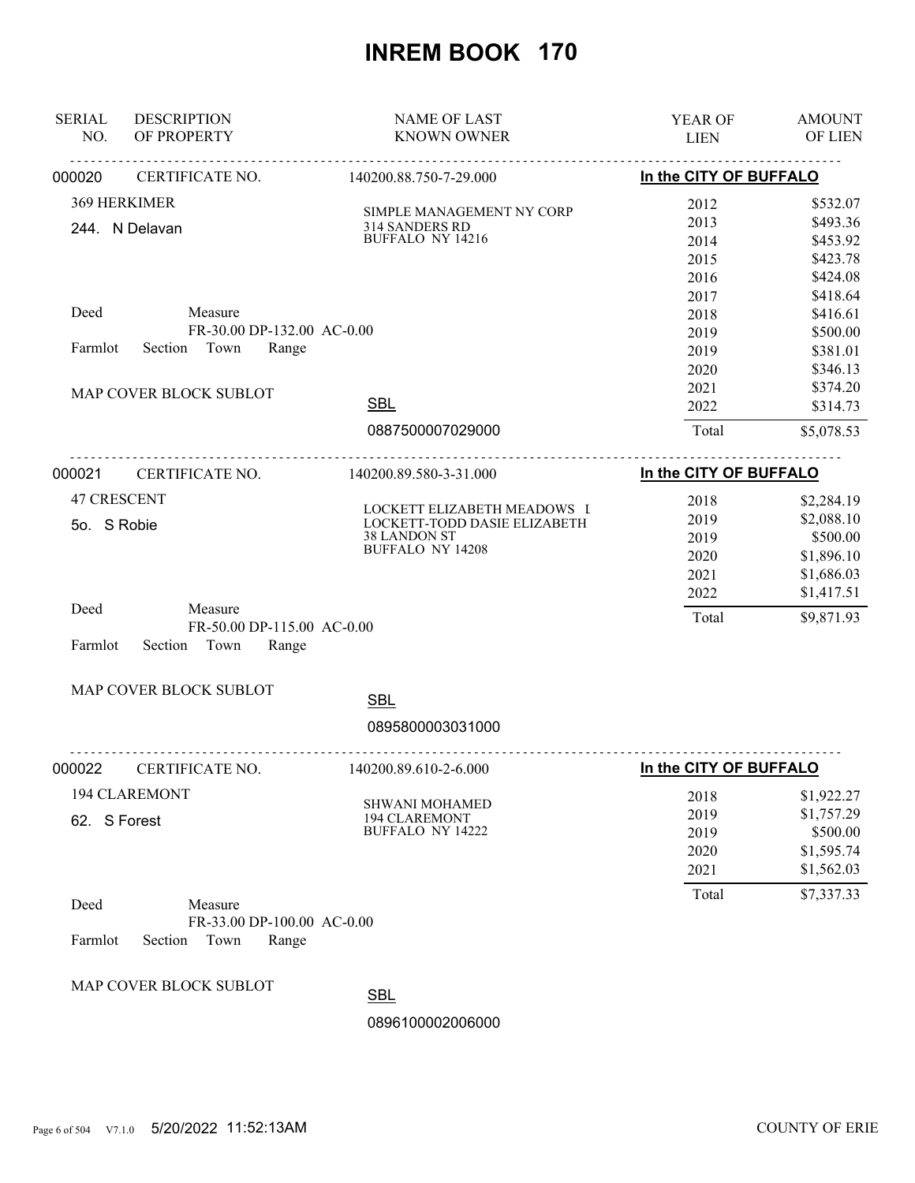# INREM BOOK 170

| SERIAL NO. | DESCRIPTION OF PROPERTY | NAME OF LAST KNOWN OWNER | YEAR OF LIEN | AMOUNT OF LIEN |
|---|---|---|---|---|

**000020** CERTIFICATE NO. 140200.88.750-7-29.000 — **In the CITY OF BUFFALO**

369 HERKIMER
244. N Delavan

SIMPLE MANAGEMENT NY CORP
314 SANDERS RD
BUFFALO NY 14216

Deed Measure FR-30.00 DP-132.00 AC-0.00
Farmlot Section Town Range
MAP COVER BLOCK SUBLOT

SBL 0887500007029000

| YEAR OF LIEN | AMOUNT OF LIEN |
|---|---|
| 2012 | $532.07 |
| 2013 | $493.36 |
| 2014 | $453.92 |
| 2015 | $423.78 |
| 2016 | $424.08 |
| 2017 | $418.64 |
| 2018 | $416.61 |
| 2019 | $500.00 |
| 2019 | $381.01 |
| 2020 | $346.13 |
| 2021 | $374.20 |
| 2022 | $314.73 |
| Total | $5,078.53 |

**000021** CERTIFICATE NO. 140200.89.580-3-31.000 — **In the CITY OF BUFFALO**

47 CRESCENT
5o. S Robie

LOCKETT ELIZABETH MEADOWS I
LOCKETT-TODD DASIE ELIZABETH
38 LANDON ST
BUFFALO NY 14208

Deed Measure FR-50.00 DP-115.00 AC-0.00
Farmlot Section Town Range
MAP COVER BLOCK SUBLOT

SBL 0895800003031000

| YEAR OF LIEN | AMOUNT OF LIEN |
|---|---|
| 2018 | $2,284.19 |
| 2019 | $2,088.10 |
| 2019 | $500.00 |
| 2020 | $1,896.10 |
| 2021 | $1,686.03 |
| 2022 | $1,417.51 |
| Total | $9,871.93 |

**000022** CERTIFICATE NO. 140200.89.610-2-6.000 — **In the CITY OF BUFFALO**

194 CLAREMONT
62. S Forest

SHWANI MOHAMED
194 CLAREMONT
BUFFALO NY 14222

Deed Measure FR-33.00 DP-100.00 AC-0.00
Farmlot Section Town Range
MAP COVER BLOCK SUBLOT

SBL 0896100002006000

| YEAR OF LIEN | AMOUNT OF LIEN |
|---|---|
| 2018 | $1,922.27 |
| 2019 | $1,757.29 |
| 2019 | $500.00 |
| 2020 | $1,595.74 |
| 2021 | $1,562.03 |
| Total | $7,337.33 |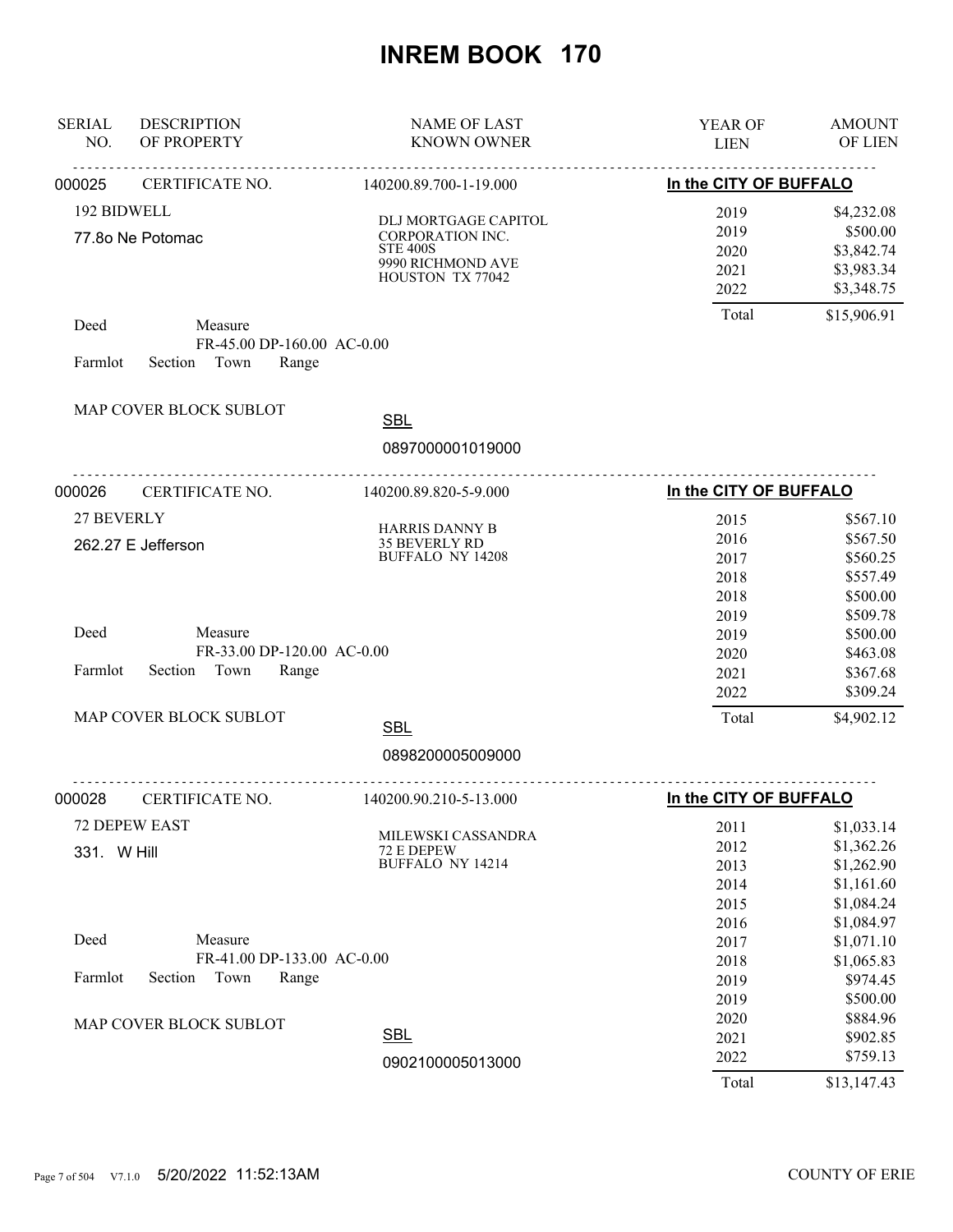# INREM BOOK 170

| SERIAL NO. | DESCRIPTION OF PROPERTY | NAME OF LAST KNOWN OWNER | YEAR OF LIEN | AMOUNT OF LIEN |
|---|---|---|---|---|

---

**000025** CERTIFICATE NO. 140200.89.700-1-19.000 — **In the CITY OF BUFFALO**

192 BIDWELL
77.8o Ne Potomac

DLJ MORTGAGE CAPITOL CORPORATION INC.
STE 400S
9990 RICHMOND AVE
HOUSTON TX 77042

| YEAR OF LIEN | AMOUNT OF LIEN |
|---|---|
| 2019 | $4,232.08 |
| 2019 | $500.00 |
| 2020 | $3,842.74 |
| 2021 | $3,983.34 |
| 2022 | $3,348.75 |
| Total | $15,906.91 |

Deed Measure
FR-45.00 DP-160.00 AC-0.00
Farmlot Section Town Range

MAP COVER BLOCK SUBLOT

SBL
0897000001019000

---

**000026** CERTIFICATE NO. 140200.89.820-5-9.000 — **In the CITY OF BUFFALO**

27 BEVERLY
262.27 E Jefferson

HARRIS DANNY B
35 BEVERLY RD
BUFFALO NY 14208

| YEAR OF LIEN | AMOUNT OF LIEN |
|---|---|
| 2015 | $567.10 |
| 2016 | $567.50 |
| 2017 | $560.25 |
| 2018 | $557.49 |
| 2018 | $500.00 |
| 2019 | $509.78 |
| 2019 | $500.00 |
| 2020 | $463.08 |
| 2021 | $367.68 |
| 2022 | $309.24 |
| Total | $4,902.12 |

Deed Measure
FR-33.00 DP-120.00 AC-0.00
Farmlot Section Town Range

MAP COVER BLOCK SUBLOT

SBL
0898200005009000

---

**000028** CERTIFICATE NO. 140200.90.210-5-13.000 — **In the CITY OF BUFFALO**

72 DEPEW EAST
331. W Hill

MILEWSKI CASSANDRA
72 E DEPEW
BUFFALO NY 14214

| YEAR OF LIEN | AMOUNT OF LIEN |
|---|---|
| 2011 | $1,033.14 |
| 2012 | $1,362.26 |
| 2013 | $1,262.90 |
| 2014 | $1,161.60 |
| 2015 | $1,084.24 |
| 2016 | $1,084.97 |
| 2017 | $1,071.10 |
| 2018 | $1,065.83 |
| 2019 | $974.45 |
| 2019 | $500.00 |
| 2020 | $884.96 |
| 2021 | $902.85 |
| 2022 | $759.13 |
| Total | $13,147.43 |

Deed Measure
FR-41.00 DP-133.00 AC-0.00
Farmlot Section Town Range

MAP COVER BLOCK SUBLOT

SBL
0902100005013000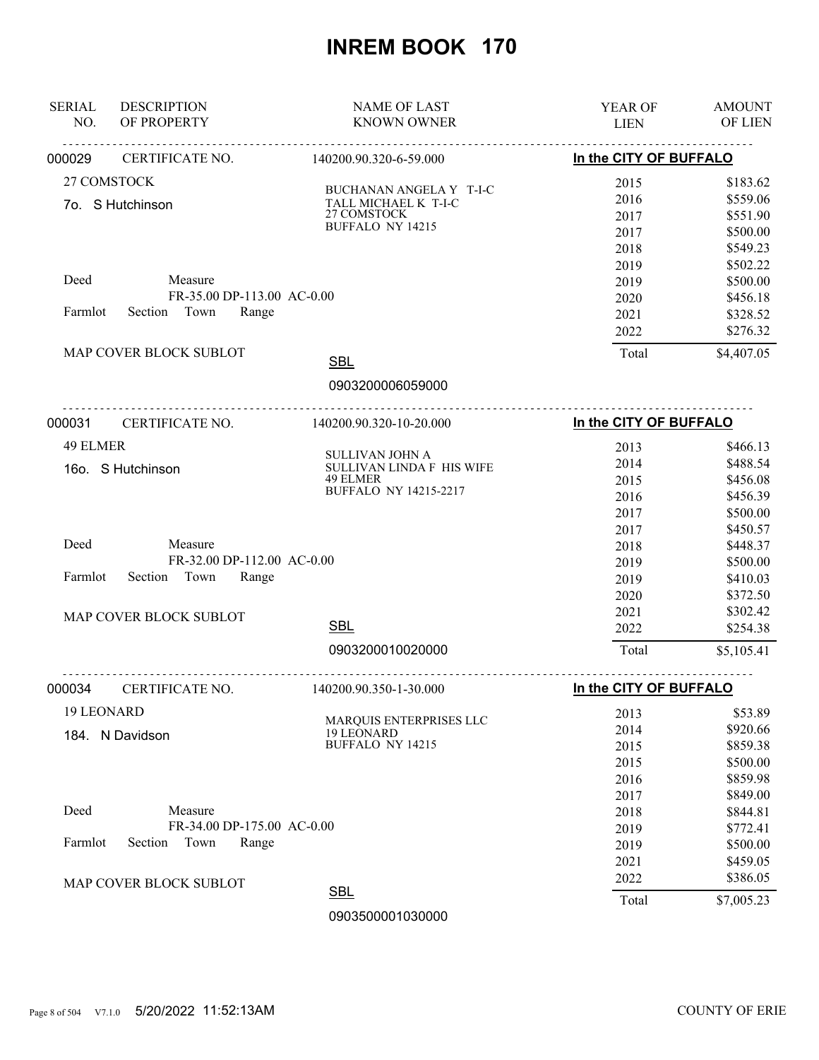# INREM BOOK 170

| SERIAL NO. | DESCRIPTION OF PROPERTY | NAME OF LAST KNOWN OWNER | YEAR OF LIEN | AMOUNT OF LIEN |
|---|---|---|---|---|
| 000029 | CERTIFICATE NO. | 140200.90.320-6-59.000 | In the CITY OF BUFFALO | |
| | 27 COMSTOCK | BUCHANAN ANGELA Y T-I-C | 2015 | $183.62 |
| | 7o. S Hutchinson | TALL MICHAEL K T-I-C | 2016 | $559.06 |
| | | 27 COMSTOCK | 2017 | $551.90 |
| | | BUFFALO NY 14215 | 2017 | $500.00 |
| | | | 2018 | $549.23 |
| | | | 2019 | $502.22 |
| | Deed Measure | | 2019 | $500.00 |
| | FR-35.00 DP-113.00 AC-0.00 | | 2020 | $456.18 |
| | Farmlot Section Town Range | | 2021 | $328.52 |
| | | | 2022 | $276.32 |
| | MAP COVER BLOCK SUBLOT | SBL | Total | $4,407.05 |
| | | 0903200006059000 | | |
| 000031 | CERTIFICATE NO. | 140200.90.320-10-20.000 | In the CITY OF BUFFALO | |
| | 49 ELMER | SULLIVAN JOHN A | 2013 | $466.13 |
| | 16o. S Hutchinson | SULLIVAN LINDA F HIS WIFE | 2014 | $488.54 |
| | | 49 ELMER | 2015 | $456.08 |
| | | BUFFALO NY 14215-2217 | 2016 | $456.39 |
| | | | 2017 | $500.00 |
| | | | 2017 | $450.57 |
| | Deed Measure | | 2018 | $448.37 |
| | FR-32.00 DP-112.00 AC-0.00 | | 2019 | $500.00 |
| | Farmlot Section Town Range | | 2019 | $410.03 |
| | | | 2020 | $372.50 |
| | MAP COVER BLOCK SUBLOT | | 2021 | $302.42 |
| | | SBL | 2022 | $254.38 |
| | | 0903200010020000 | Total | $5,105.41 |
| 000034 | CERTIFICATE NO. | 140200.90.350-1-30.000 | In the CITY OF BUFFALO | |
| | 19 LEONARD | MARQUIS ENTERPRISES LLC | 2013 | $53.89 |
| | 184. N Davidson | 19 LEONARD | 2014 | $920.66 |
| | | BUFFALO NY 14215 | 2015 | $859.38 |
| | | | 2015 | $500.00 |
| | | | 2016 | $859.98 |
| | | | 2017 | $849.00 |
| | Deed Measure | | 2018 | $844.81 |
| | FR-34.00 DP-175.00 AC-0.00 | | 2019 | $772.41 |
| | Farmlot Section Town Range | | 2019 | $500.00 |
| | | | 2021 | $459.05 |
| | MAP COVER BLOCK SUBLOT | | 2022 | $386.05 |
| | | SBL | Total | $7,005.23 |
| | | 0903500001030000 | | |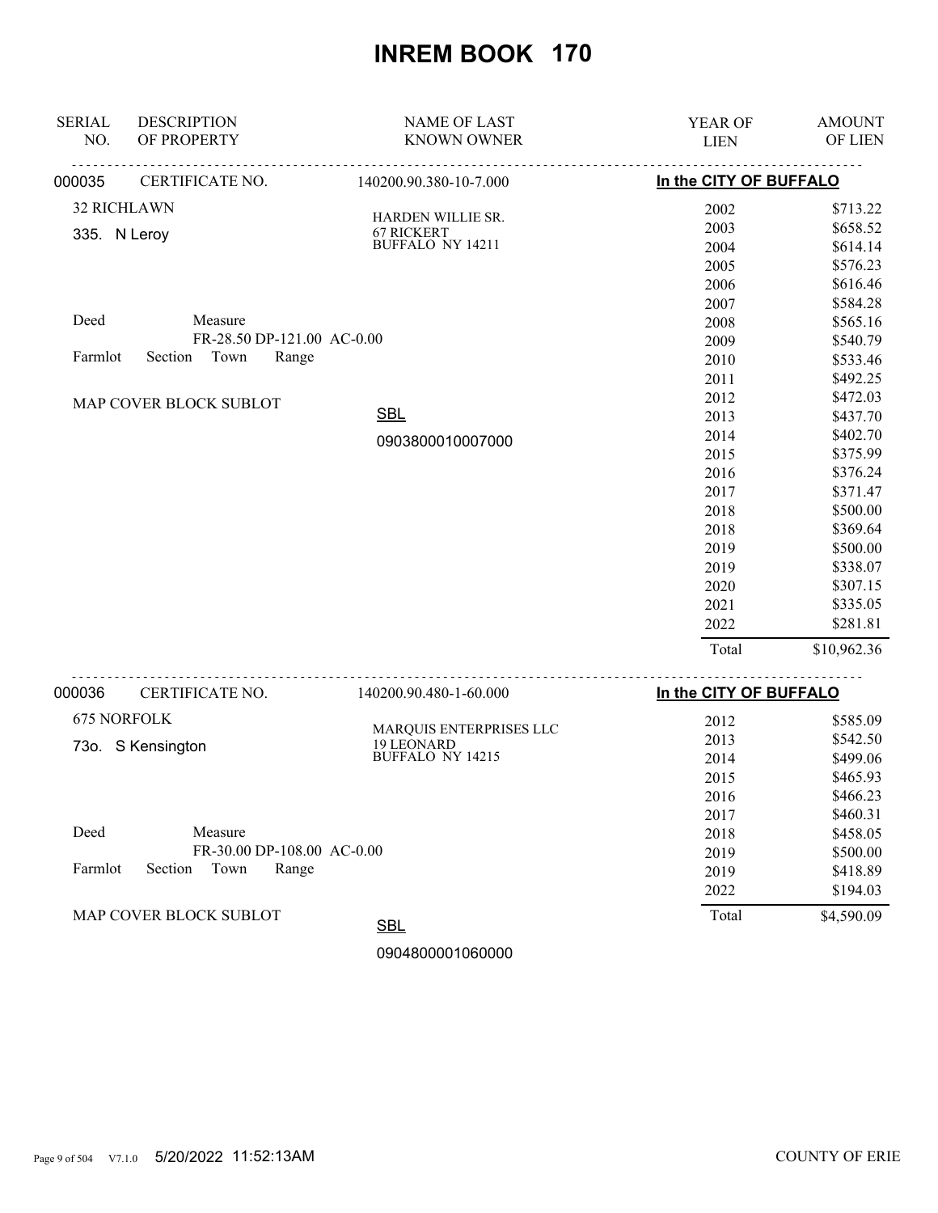# INREM BOOK 170

| SERIAL NO. | DESCRIPTION OF PROPERTY | NAME OF LAST KNOWN OWNER | YEAR OF LIEN | AMOUNT OF LIEN |
|---|---|---|---|---|

**000035** CERTIFICATE NO. 140200.90.380-10-7.000 — **In the CITY OF BUFFALO**

32 RICHLAWN
335. N Leroy

HARDEN WILLIE SR.
67 RICKERT
BUFFALO NY 14211

Deed Measure
FR-28.50 DP-121.00 AC-0.00
Farmlot Section Town Range

MAP COVER BLOCK SUBLOT

SBL
0903800010007000

| YEAR OF LIEN | AMOUNT OF LIEN |
|---|---|
| 2002 | $713.22 |
| 2003 | $658.52 |
| 2004 | $614.14 |
| 2005 | $576.23 |
| 2006 | $616.46 |
| 2007 | $584.28 |
| 2008 | $565.16 |
| 2009 | $540.79 |
| 2010 | $533.46 |
| 2011 | $492.25 |
| 2012 | $472.03 |
| 2013 | $437.70 |
| 2014 | $402.70 |
| 2015 | $375.99 |
| 2016 | $376.24 |
| 2017 | $371.47 |
| 2018 | $500.00 |
| 2018 | $369.64 |
| 2019 | $500.00 |
| 2019 | $338.07 |
| 2020 | $307.15 |
| 2021 | $335.05 |
| 2022 | $281.81 |
| Total | $10,962.36 |

**000036** CERTIFICATE NO. 140200.90.480-1-60.000 — **In the CITY OF BUFFALO**

675 NORFOLK
73o. S Kensington

MARQUIS ENTERPRISES LLC
19 LEONARD
BUFFALO NY 14215

Deed Measure
FR-30.00 DP-108.00 AC-0.00
Farmlot Section Town Range

MAP COVER BLOCK SUBLOT

SBL
0904800001060000

| YEAR OF LIEN | AMOUNT OF LIEN |
|---|---|
| 2012 | $585.09 |
| 2013 | $542.50 |
| 2014 | $499.06 |
| 2015 | $465.93 |
| 2016 | $466.23 |
| 2017 | $460.31 |
| 2018 | $458.05 |
| 2019 | $500.00 |
| 2019 | $418.89 |
| 2022 | $194.03 |
| Total | $4,590.09 |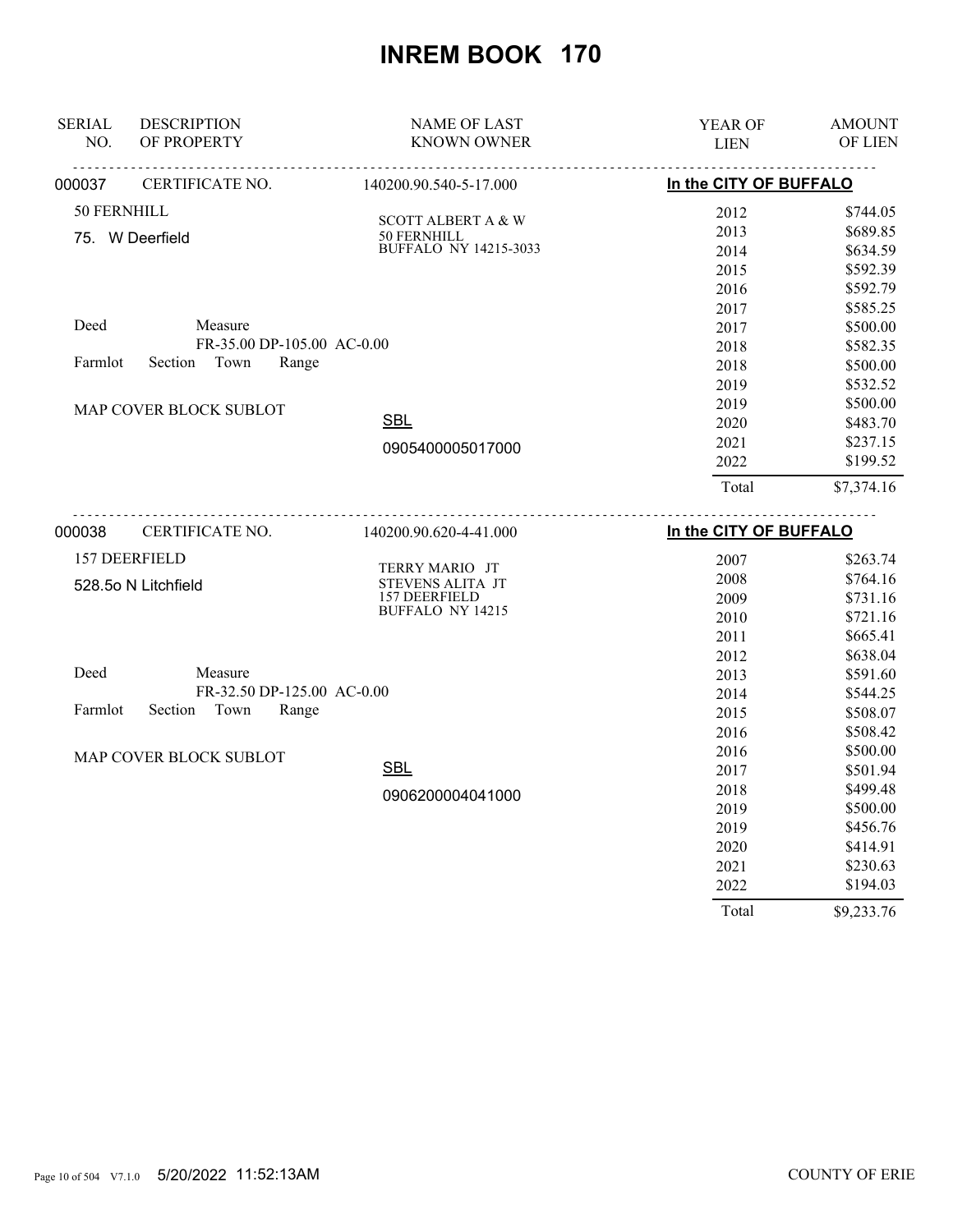# INREM BOOK 170

| SERIAL NO. | DESCRIPTION OF PROPERTY | NAME OF LAST KNOWN OWNER | YEAR OF LIEN | AMOUNT OF LIEN |
|---|---|---|---|---|

**000037** CERTIFICATE NO. 140200.90.540-5-17.000 — **In the CITY OF BUFFALO**

50 FERNHILL
75. W Deerfield

SCOTT ALBERT A & W
50 FERNHILL
BUFFALO NY 14215-3033

Deed Measure
FR-35.00 DP-105.00 AC-0.00
Farmlot Section Town Range

MAP COVER BLOCK SUBLOT

SBL
0905400005017000

| YEAR OF LIEN | AMOUNT OF LIEN |
|---|---|
| 2012 | $744.05 |
| 2013 | $689.85 |
| 2014 | $634.59 |
| 2015 | $592.39 |
| 2016 | $592.79 |
| 2017 | $585.25 |
| 2017 | $500.00 |
| 2018 | $582.35 |
| 2018 | $500.00 |
| 2019 | $532.52 |
| 2019 | $500.00 |
| 2020 | $483.70 |
| 2021 | $237.15 |
| 2022 | $199.52 |
| Total | $7,374.16 |

**000038** CERTIFICATE NO. 140200.90.620-4-41.000 — **In the CITY OF BUFFALO**

157 DEERFIELD
528.5o N Litchfield

TERRY MARIO JT
STEVENS ALITA JT
157 DEERFIELD
BUFFALO NY 14215

Deed Measure
FR-32.50 DP-125.00 AC-0.00
Farmlot Section Town Range

MAP COVER BLOCK SUBLOT

SBL
0906200004041000

| YEAR OF LIEN | AMOUNT OF LIEN |
|---|---|
| 2007 | $263.74 |
| 2008 | $764.16 |
| 2009 | $731.16 |
| 2010 | $721.16 |
| 2011 | $665.41 |
| 2012 | $638.04 |
| 2013 | $591.60 |
| 2014 | $544.25 |
| 2015 | $508.07 |
| 2016 | $508.42 |
| 2016 | $500.00 |
| 2017 | $501.94 |
| 2018 | $499.48 |
| 2019 | $500.00 |
| 2019 | $456.76 |
| 2020 | $414.91 |
| 2021 | $230.63 |
| 2022 | $194.03 |
| Total | $9,233.76 |

5/20/2022 11:52:13AM COUNTY OF ERIE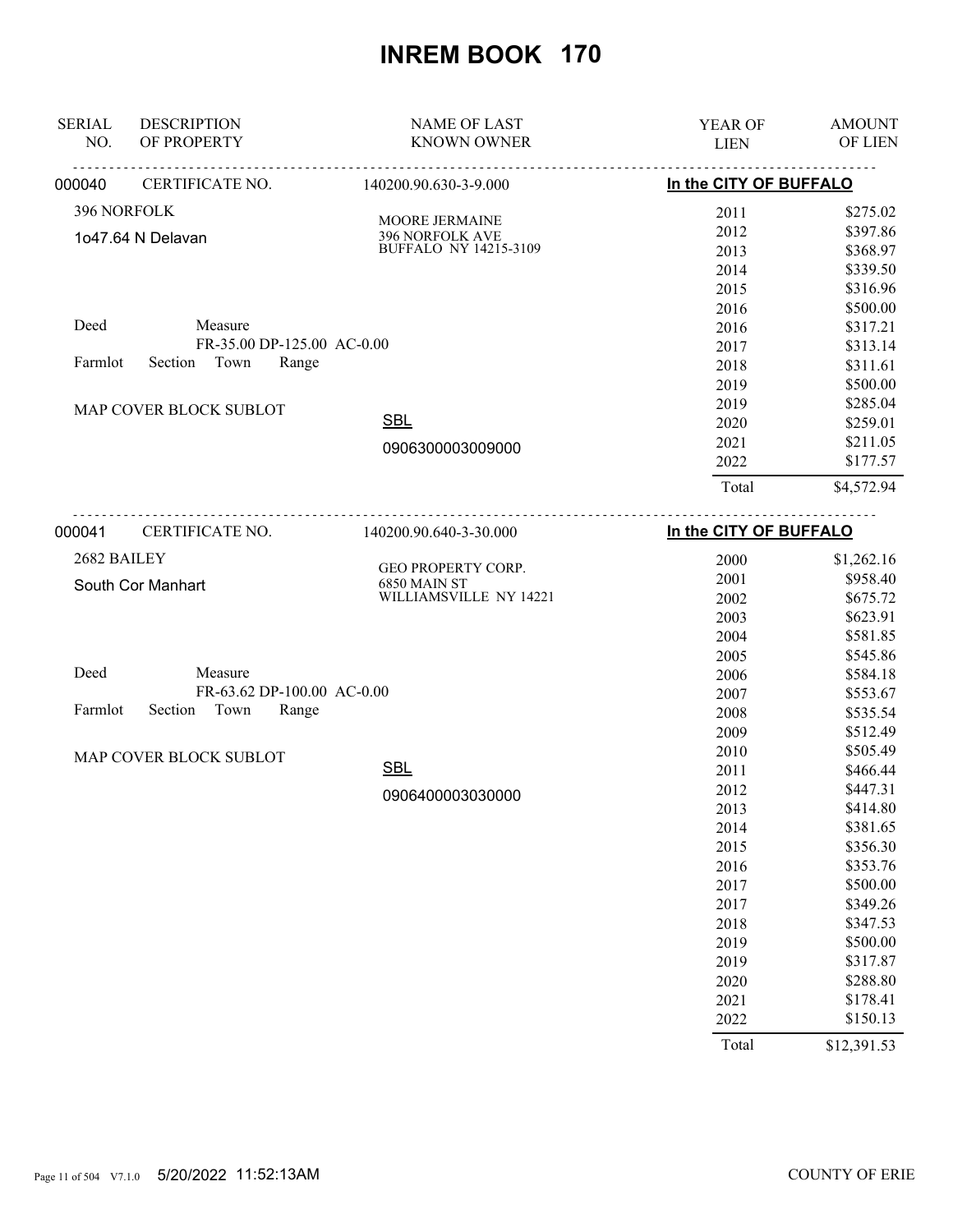# INREM BOOK 170

| SERIAL NO. | DESCRIPTION OF PROPERTY | NAME OF LAST KNOWN OWNER | YEAR OF LIEN | AMOUNT OF LIEN |
|---|---|---|---|---|

## 000040 — CERTIFICATE NO. 140200.90.630-3-9.000 — In the CITY OF BUFFALO

396 NORFOLK

1o47.64 N Delavan

MOORE JERMAINE
396 NORFOLK AVE
BUFFALO NY 14215-3109

Deed — Measure: FR-35.00 DP-125.00 AC-0.00

Farmlot Section Town Range

MAP COVER BLOCK SUBLOT

SBL: 0906300003009000

| YEAR OF LIEN | AMOUNT OF LIEN |
|---|---|
| 2011 | $275.02 |
| 2012 | $397.86 |
| 2013 | $368.97 |
| 2014 | $339.50 |
| 2015 | $316.96 |
| 2016 | $500.00 |
| 2016 | $317.21 |
| 2017 | $313.14 |
| 2018 | $311.61 |
| 2019 | $500.00 |
| 2019 | $285.04 |
| 2020 | $259.01 |
| 2021 | $211.05 |
| 2022 | $177.57 |
| Total | $4,572.94 |

## 000041 — CERTIFICATE NO. 140200.90.640-3-30.000 — In the CITY OF BUFFALO

2682 BAILEY

South Cor Manhart

GEO PROPERTY CORP.
6850 MAIN ST
WILLIAMSVILLE NY 14221

Deed — Measure: FR-63.62 DP-100.00 AC-0.00

Farmlot Section Town Range

MAP COVER BLOCK SUBLOT

SBL: 0906400003030000

| YEAR OF LIEN | AMOUNT OF LIEN |
|---|---|
| 2000 | $1,262.16 |
| 2001 | $958.40 |
| 2002 | $675.72 |
| 2003 | $623.91 |
| 2004 | $581.85 |
| 2005 | $545.86 |
| 2006 | $584.18 |
| 2007 | $553.67 |
| 2008 | $535.54 |
| 2009 | $512.49 |
| 2010 | $505.49 |
| 2011 | $466.44 |
| 2012 | $447.31 |
| 2013 | $414.80 |
| 2014 | $381.65 |
| 2015 | $356.30 |
| 2016 | $353.76 |
| 2017 | $500.00 |
| 2017 | $349.26 |
| 2018 | $347.53 |
| 2019 | $500.00 |
| 2019 | $317.87 |
| 2020 | $288.80 |
| 2021 | $178.41 |
| 2022 | $150.13 |
| Total | $12,391.53 |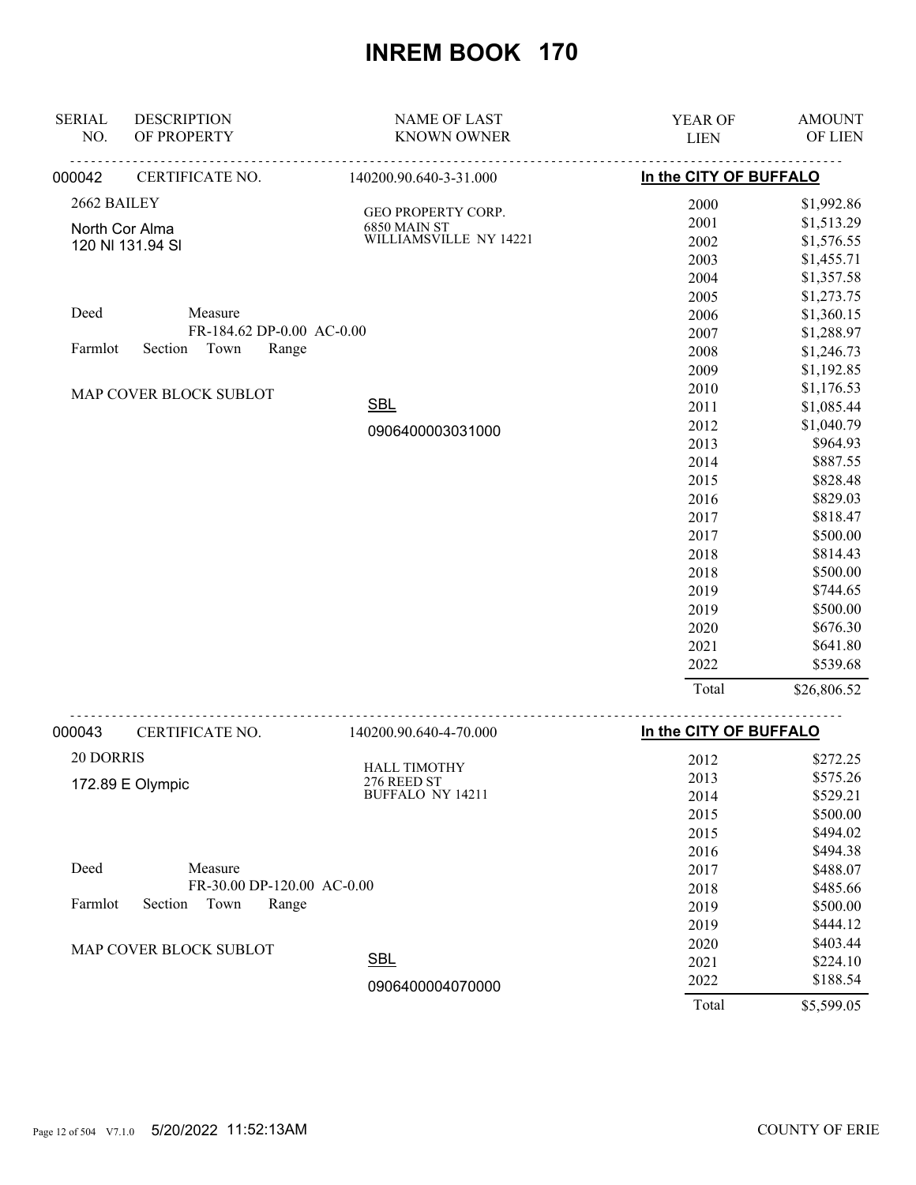# INREM BOOK 170

| SERIAL NO. | DESCRIPTION OF PROPERTY | NAME OF LAST KNOWN OWNER | YEAR OF LIEN | AMOUNT OF LIEN |
|---|---|---|---|---|

**000042** CERTIFICATE NO. 140200.90.640-3-31.000 **In the CITY OF BUFFALO**

2662 BAILEY

North Cor Alma
120 Nl 131.94 Sl

GEO PROPERTY CORP.
6850 MAIN ST
WILLIAMSVILLE NY 14221

Deed Measure
FR-184.62 DP-0.00 AC-0.00
Farmlot Section Town Range

MAP COVER BLOCK SUBLOT

SBL
0906400003031000

| YEAR OF LIEN | AMOUNT OF LIEN |
|---|---|
| 2000 | $1,992.86 |
| 2001 | $1,513.29 |
| 2002 | $1,576.55 |
| 2003 | $1,455.71 |
| 2004 | $1,357.58 |
| 2005 | $1,273.75 |
| 2006 | $1,360.15 |
| 2007 | $1,288.97 |
| 2008 | $1,246.73 |
| 2009 | $1,192.85 |
| 2010 | $1,176.53 |
| 2011 | $1,085.44 |
| 2012 | $1,040.79 |
| 2013 | $964.93 |
| 2014 | $887.55 |
| 2015 | $828.48 |
| 2016 | $829.03 |
| 2017 | $818.47 |
| 2017 | $500.00 |
| 2018 | $814.43 |
| 2018 | $500.00 |
| 2019 | $744.65 |
| 2019 | $500.00 |
| 2020 | $676.30 |
| 2021 | $641.80 |
| 2022 | $539.68 |
| Total | $26,806.52 |

**000043** CERTIFICATE NO. 140200.90.640-4-70.000 **In the CITY OF BUFFALO**

20 DORRIS

172.89 E Olympic

HALL TIMOTHY
276 REED ST
BUFFALO NY 14211

Deed Measure
FR-30.00 DP-120.00 AC-0.00
Farmlot Section Town Range

MAP COVER BLOCK SUBLOT

SBL
0906400004070000

| YEAR OF LIEN | AMOUNT OF LIEN |
|---|---|
| 2012 | $272.25 |
| 2013 | $575.26 |
| 2014 | $529.21 |
| 2015 | $500.00 |
| 2015 | $494.02 |
| 2016 | $494.38 |
| 2017 | $488.07 |
| 2018 | $485.66 |
| 2019 | $500.00 |
| 2019 | $444.12 |
| 2020 | $403.44 |
| 2021 | $224.10 |
| 2022 | $188.54 |
| Total | $5,599.05 |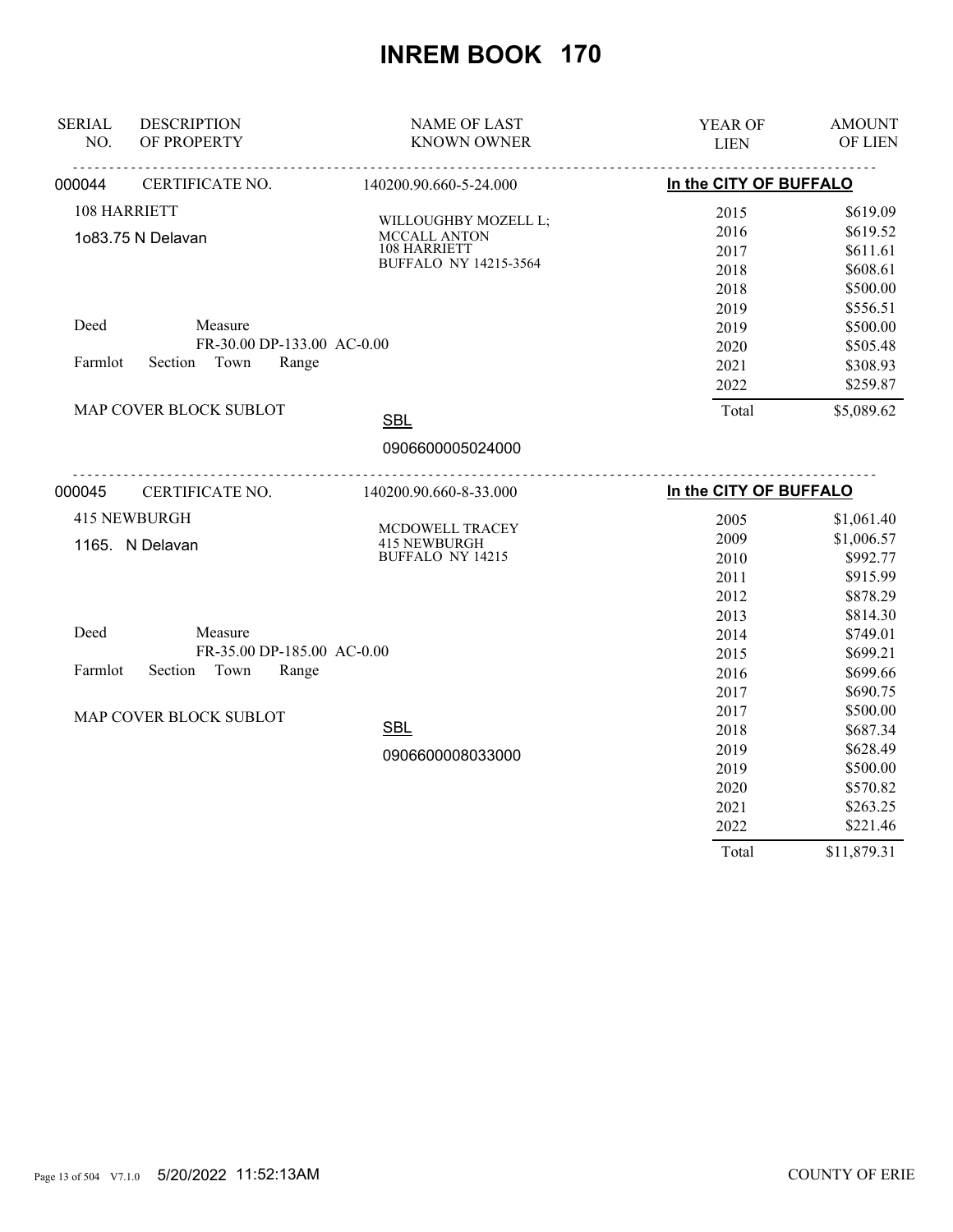# INREM BOOK 170

| SERIAL NO. | DESCRIPTION OF PROPERTY | NAME OF LAST KNOWN OWNER | YEAR OF LIEN | AMOUNT OF LIEN |
|---|---|---|---|---|

**000044** CERTIFICATE NO. 140200.90.660-5-24.000 — **In the CITY OF BUFFALO**

108 HARRIETT
1o83.75 N Delavan

WILLOUGHBY MOZELL L;
MCCALL ANTON
108 HARRIETT
BUFFALO NY 14215-3564

Deed — Measure: FR-30.00 DP-133.00 AC-0.00
Farmlot Section Town Range
MAP COVER BLOCK SUBLOT

SBL: 0906600005024000

| YEAR OF LIEN | AMOUNT OF LIEN |
|---|---|
| 2015 | $619.09 |
| 2016 | $619.52 |
| 2017 | $611.61 |
| 2018 | $608.61 |
| 2018 | $500.00 |
| 2019 | $556.51 |
| 2019 | $500.00 |
| 2020 | $505.48 |
| 2021 | $308.93 |
| 2022 | $259.87 |
| Total | $5,089.62 |

**000045** CERTIFICATE NO. 140200.90.660-8-33.000 — **In the CITY OF BUFFALO**

415 NEWBURGH
1165. N Delavan

MCDOWELL TRACEY
415 NEWBURGH
BUFFALO NY 14215

Deed — Measure: FR-35.00 DP-185.00 AC-0.00
Farmlot Section Town Range
MAP COVER BLOCK SUBLOT

SBL: 0906600008033000

| YEAR OF LIEN | AMOUNT OF LIEN |
|---|---|
| 2005 | $1,061.40 |
| 2009 | $1,006.57 |
| 2010 | $992.77 |
| 2011 | $915.99 |
| 2012 | $878.29 |
| 2013 | $814.30 |
| 2014 | $749.01 |
| 2015 | $699.21 |
| 2016 | $699.66 |
| 2017 | $690.75 |
| 2017 | $500.00 |
| 2018 | $687.34 |
| 2019 | $628.49 |
| 2019 | $500.00 |
| 2020 | $570.82 |
| 2021 | $263.25 |
| 2022 | $221.46 |
| Total | $11,879.31 |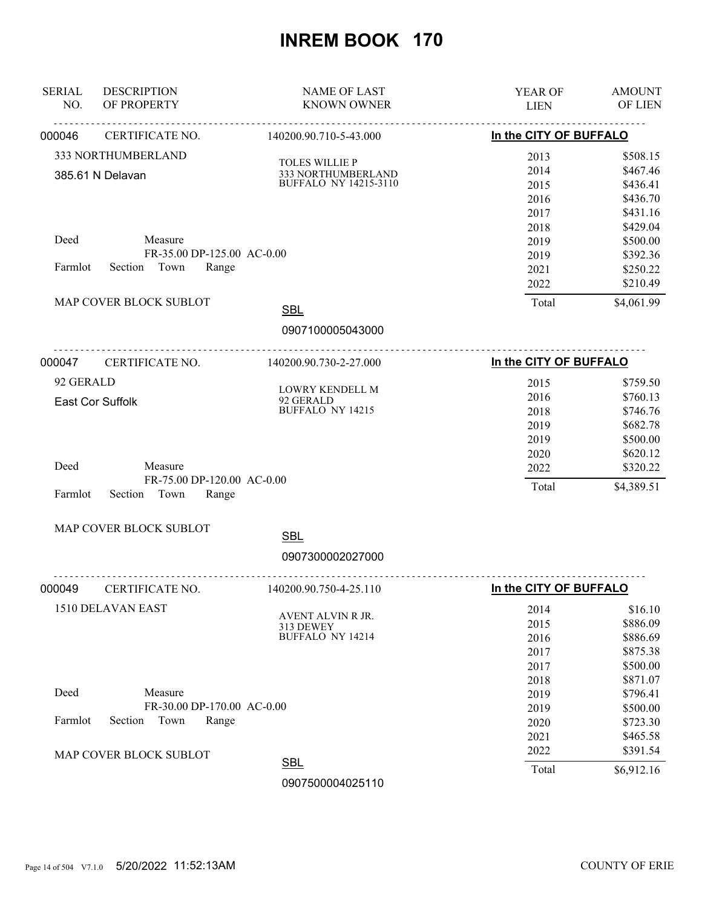# INREM BOOK 170

| SERIAL NO. | DESCRIPTION OF PROPERTY | NAME OF LAST KNOWN OWNER | YEAR OF LIEN | AMOUNT OF LIEN |
|---|---|---|---|---|

---

**000046** CERTIFICATE NO. 140200.90.710-5-43.000 — **In the CITY OF BUFFALO**

333 NORTHUMBERLAND
385.61 N Delavan

TOLES WILLIE P
333 NORTHUMBERLAND
BUFFALO NY 14215-3110

Deed — Measure: FR-35.00 DP-125.00 AC-0.00
Farmlot — Section — Town — Range

MAP COVER BLOCK SUBLOT

SBL: 0907100005043000

| YEAR OF LIEN | AMOUNT OF LIEN |
|---|---|
| 2013 | $508.15 |
| 2014 | $467.46 |
| 2015 | $436.41 |
| 2016 | $436.70 |
| 2017 | $431.16 |
| 2018 | $429.04 |
| 2019 | $500.00 |
| 2019 | $392.36 |
| 2021 | $250.22 |
| 2022 | $210.49 |
| Total | $4,061.99 |

---

**000047** CERTIFICATE NO. 140200.90.730-2-27.000 — **In the CITY OF BUFFALO**

92 GERALD
East Cor Suffolk

LOWRY KENDELL M
92 GERALD
BUFFALO NY 14215

Deed — Measure: FR-75.00 DP-120.00 AC-0.00
Farmlot — Section — Town — Range

MAP COVER BLOCK SUBLOT

SBL: 0907300002027000

| YEAR OF LIEN | AMOUNT OF LIEN |
|---|---|
| 2015 | $759.50 |
| 2016 | $760.13 |
| 2018 | $746.76 |
| 2019 | $682.78 |
| 2019 | $500.00 |
| 2020 | $620.12 |
| 2022 | $320.22 |
| Total | $4,389.51 |

---

**000049** CERTIFICATE NO. 140200.90.750-4-25.110 — **In the CITY OF BUFFALO**

1510 DELAVAN EAST

AVENT ALVIN R JR.
313 DEWEY
BUFFALO NY 14214

Deed — Measure: FR-30.00 DP-170.00 AC-0.00
Farmlot — Section — Town — Range

MAP COVER BLOCK SUBLOT

SBL: 0907500004025110

| YEAR OF LIEN | AMOUNT OF LIEN |
|---|---|
| 2014 | $16.10 |
| 2015 | $886.09 |
| 2016 | $886.69 |
| 2017 | $875.38 |
| 2017 | $500.00 |
| 2018 | $871.07 |
| 2019 | $796.41 |
| 2019 | $500.00 |
| 2020 | $723.30 |
| 2021 | $465.58 |
| 2022 | $391.54 |
| Total | $6,912.16 |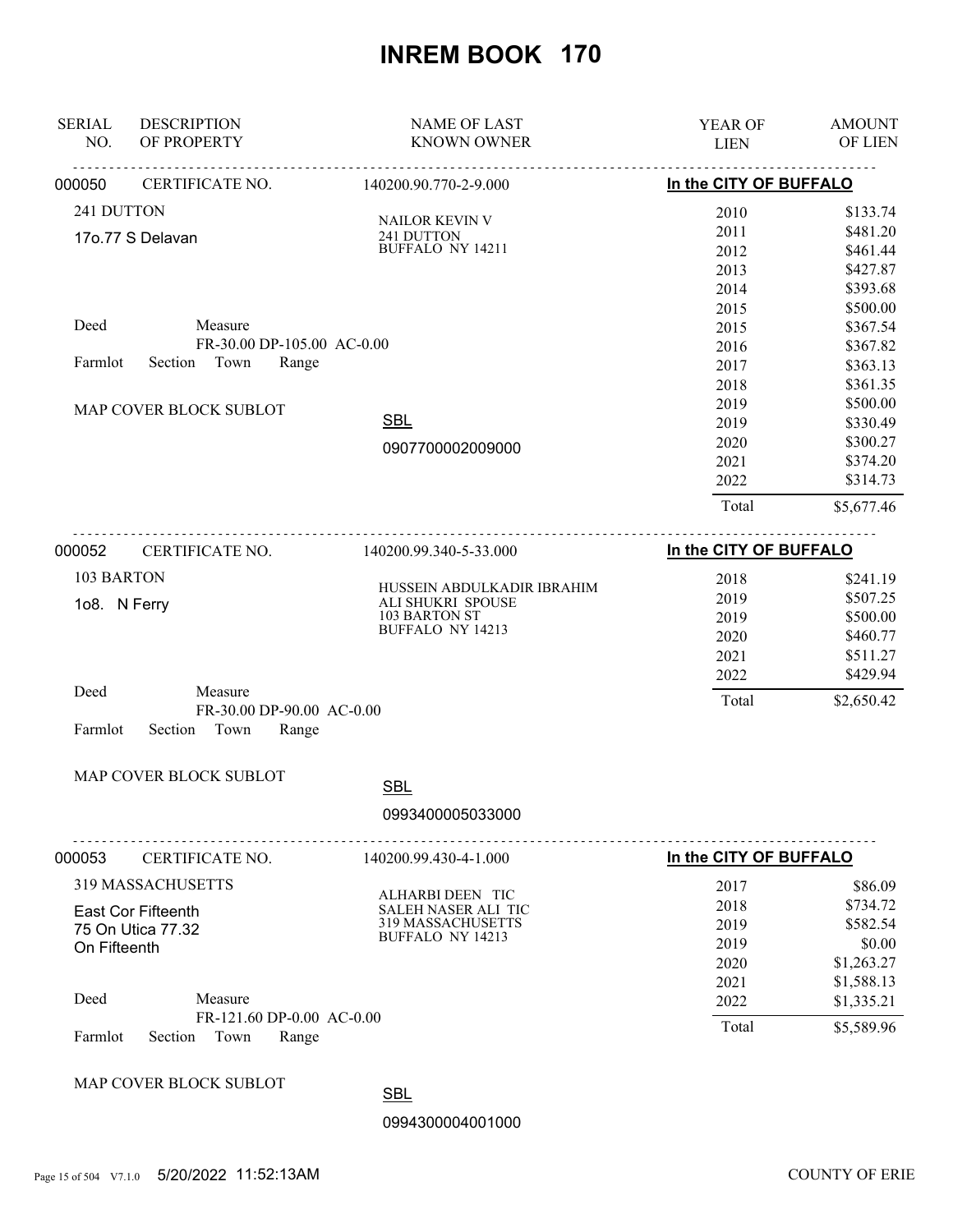# INREM BOOK 170

| SERIAL NO. | DESCRIPTION OF PROPERTY | NAME OF LAST KNOWN OWNER | YEAR OF LIEN | AMOUNT OF LIEN |
|---|---|---|---|---|

---

**000050** CERTIFICATE NO. 140200.90.770-2-9.000 — **In the CITY OF BUFFALO**

241 DUTTON
17o.77 S Delavan

NAILOR KEVIN V
241 DUTTON
BUFFALO NY 14211

Deed — Measure: FR-30.00 DP-105.00 AC-0.00
Farmlot — Section — Town — Range
MAP COVER BLOCK SUBLOT

SBL: 0907700002009000

| YEAR OF LIEN | AMOUNT OF LIEN |
|---|---|
| 2010 | $133.74 |
| 2011 | $481.20 |
| 2012 | $461.44 |
| 2013 | $427.87 |
| 2014 | $393.68 |
| 2015 | $500.00 |
| 2015 | $367.54 |
| 2016 | $367.82 |
| 2017 | $363.13 |
| 2018 | $361.35 |
| 2019 | $500.00 |
| 2019 | $330.49 |
| 2020 | $300.27 |
| 2021 | $374.20 |
| 2022 | $314.73 |
| Total | $5,677.46 |

---

**000052** CERTIFICATE NO. 140200.99.340-5-33.000 — **In the CITY OF BUFFALO**

103 BARTON
1o8. N Ferry

HUSSEIN ABDULKADIR IBRAHIM
ALI SHUKRI SPOUSE
103 BARTON ST
BUFFALO NY 14213

Deed — Measure: FR-30.00 DP-90.00 AC-0.00
Farmlot — Section — Town — Range
MAP COVER BLOCK SUBLOT

SBL: 0993400005033000

| YEAR OF LIEN | AMOUNT OF LIEN |
|---|---|
| 2018 | $241.19 |
| 2019 | $507.25 |
| 2019 | $500.00 |
| 2020 | $460.77 |
| 2021 | $511.27 |
| 2022 | $429.94 |
| Total | $2,650.42 |

---

**000053** CERTIFICATE NO. 140200.99.430-4-1.000 — **In the CITY OF BUFFALO**

319 MASSACHUSETTS
East Cor Fifteenth
75 On Utica 77.32
On Fifteenth

ALHARBI DEEN TIC
SALEH NASER ALI TIC
319 MASSACHUSETTS
BUFFALO NY 14213

Deed — Measure: FR-121.60 DP-0.00 AC-0.00
Farmlot — Section — Town — Range
MAP COVER BLOCK SUBLOT

SBL: 0994300004001000

| YEAR OF LIEN | AMOUNT OF LIEN |
|---|---|
| 2017 | $86.09 |
| 2018 | $734.72 |
| 2019 | $582.54 |
| 2019 | $0.00 |
| 2020 | $1,263.27 |
| 2021 | $1,588.13 |
| 2022 | $1,335.21 |
| Total | $5,589.96 |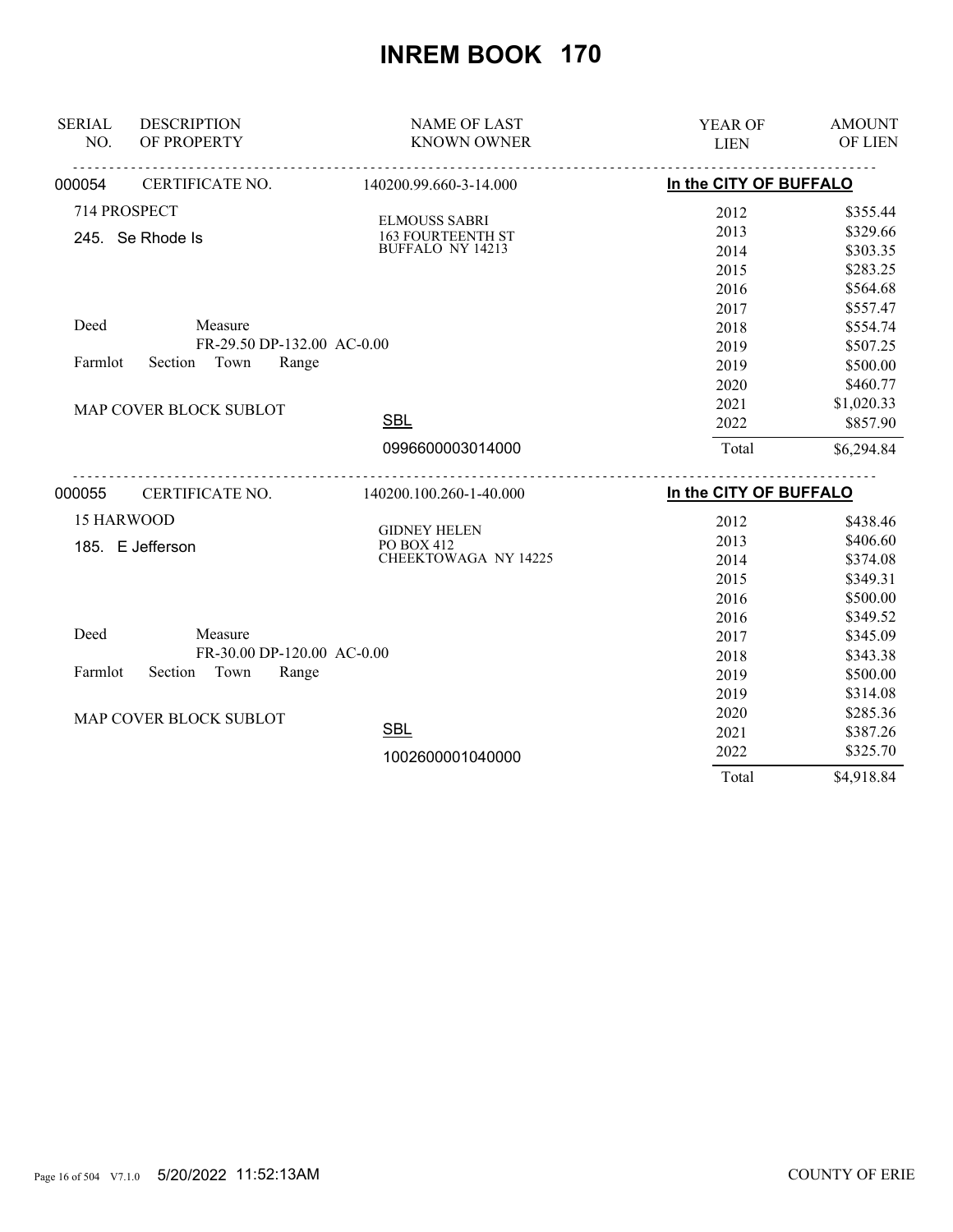# INREM BOOK 170

| SERIAL NO. | DESCRIPTION OF PROPERTY | NAME OF LAST KNOWN OWNER | YEAR OF LIEN | AMOUNT OF LIEN |
|---|---|---|---|---|
| 000054 | CERTIFICATE NO. | 140200.99.660-3-14.000 | In the CITY OF BUFFALO | |
| | 714 PROSPECT | ELMOUSS SABRI | 2012 | $355.44 |
| | 245. Se Rhode Is | 163 FOURTEENTH ST | 2013 | $329.66 |
| | | BUFFALO NY 14213 | 2014 | $303.35 |
| | | | 2015 | $283.25 |
| | | | 2016 | $564.68 |
| | | | 2017 | $557.47 |
| | Deed Measure | | 2018 | $554.74 |
| | FR-29.50 DP-132.00 AC-0.00 | | 2019 | $507.25 |
| | Farmlot Section Town Range | | 2019 | $500.00 |
| | | | 2020 | $460.77 |
| | MAP COVER BLOCK SUBLOT | | 2021 | $1,020.33 |
| | | SBL | 2022 | $857.90 |
| | | 0996600003014000 | Total | $6,294.84 |
| 000055 | CERTIFICATE NO. | 140200.100.260-1-40.000 | In the CITY OF BUFFALO | |
| | 15 HARWOOD | GIDNEY HELEN | 2012 | $438.46 |
| | 185. E Jefferson | PO BOX 412 | 2013 | $406.60 |
| | | CHEEKTOWAGA NY 14225 | 2014 | $374.08 |
| | | | 2015 | $349.31 |
| | | | 2016 | $500.00 |
| | | | 2016 | $349.52 |
| | Deed Measure | | 2017 | $345.09 |
| | FR-30.00 DP-120.00 AC-0.00 | | 2018 | $343.38 |
| | Farmlot Section Town Range | | 2019 | $500.00 |
| | | | 2019 | $314.08 |
| | MAP COVER BLOCK SUBLOT | | 2020 | $285.36 |
| | | SBL | 2021 | $387.26 |
| | | 1002600001040000 | 2022 | $325.70 |
| | | | Total | $4,918.84 |

5/20/2022 11:52:13AM

COUNTY OF ERIE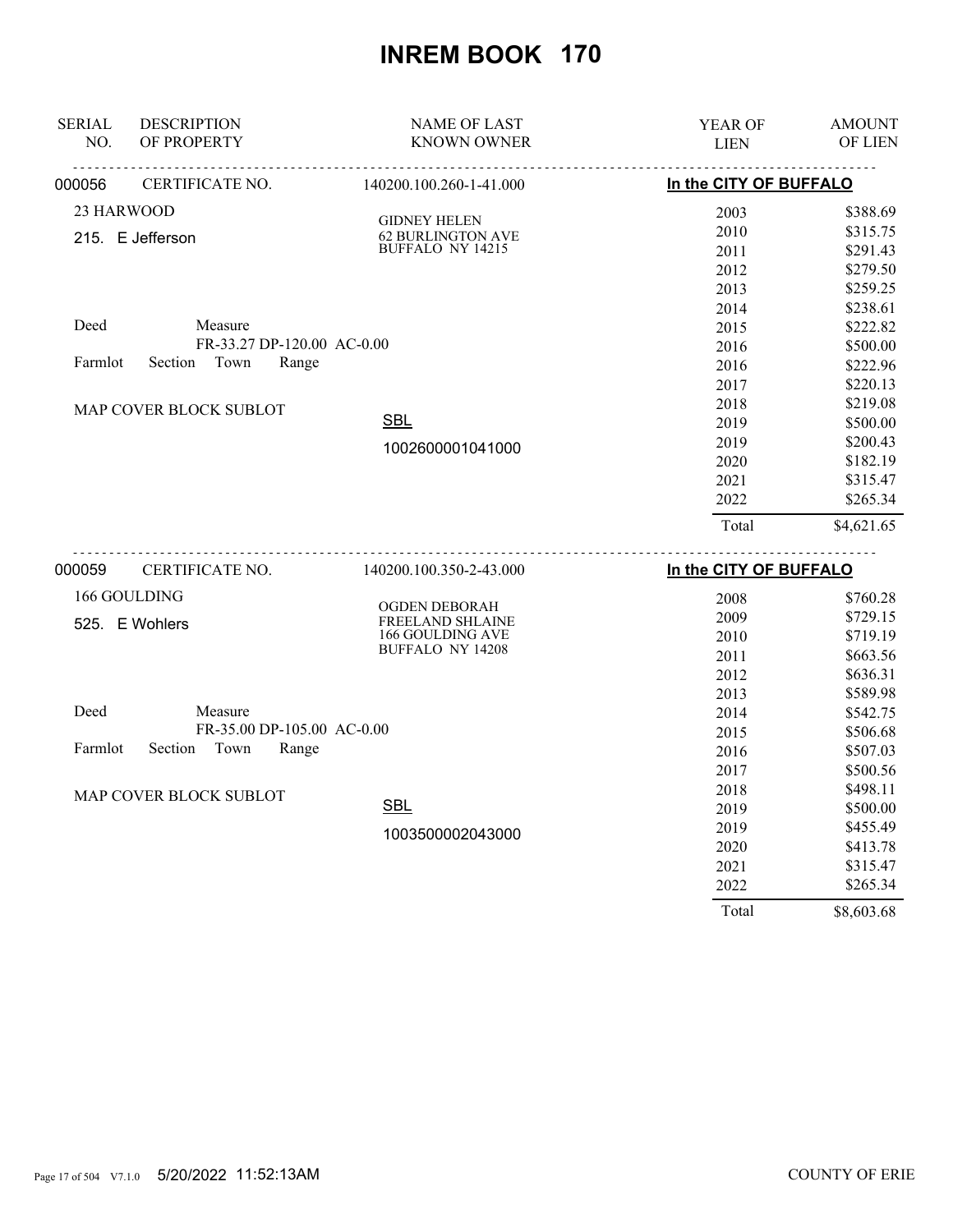# INREM BOOK 170

| SERIAL NO. | DESCRIPTION OF PROPERTY | NAME OF LAST KNOWN OWNER | YEAR OF LIEN | AMOUNT OF LIEN |
|---|---|---|---|---|

## 000056 — CERTIFICATE NO. 140200.100.260-1-41.000 — In the CITY OF BUFFALO

23 HARWOOD

215. E Jefferson

GIDNEY HELEN
62 BURLINGTON AVE
BUFFALO NY 14215

Deed — Measure: FR-33.27 DP-120.00 AC-0.00

Farmlot — Section — Town — Range

MAP COVER BLOCK SUBLOT

SBL: 1002600001041000

| YEAR OF LIEN | AMOUNT OF LIEN |
|---|---|
| 2003 | $388.69 |
| 2010 | $315.75 |
| 2011 | $291.43 |
| 2012 | $279.50 |
| 2013 | $259.25 |
| 2014 | $238.61 |
| 2015 | $222.82 |
| 2016 | $500.00 |
| 2016 | $222.96 |
| 2017 | $220.13 |
| 2018 | $219.08 |
| 2019 | $500.00 |
| 2019 | $200.43 |
| 2020 | $182.19 |
| 2021 | $315.47 |
| 2022 | $265.34 |
| Total | $4,621.65 |

## 000059 — CERTIFICATE NO. 140200.100.350-2-43.000 — In the CITY OF BUFFALO

166 GOULDING

525. E Wohlers

OGDEN DEBORAH
FREELAND SHLAINE
166 GOULDING AVE
BUFFALO NY 14208

Deed — Measure: FR-35.00 DP-105.00 AC-0.00

Farmlot — Section — Town — Range

MAP COVER BLOCK SUBLOT

SBL: 1003500002043000

| YEAR OF LIEN | AMOUNT OF LIEN |
|---|---|
| 2008 | $760.28 |
| 2009 | $729.15 |
| 2010 | $719.19 |
| 2011 | $663.56 |
| 2012 | $636.31 |
| 2013 | $589.98 |
| 2014 | $542.75 |
| 2015 | $506.68 |
| 2016 | $507.03 |
| 2017 | $500.56 |
| 2018 | $498.11 |
| 2019 | $500.00 |
| 2019 | $455.49 |
| 2020 | $413.78 |
| 2021 | $315.47 |
| 2022 | $265.34 |
| Total | $8,603.68 |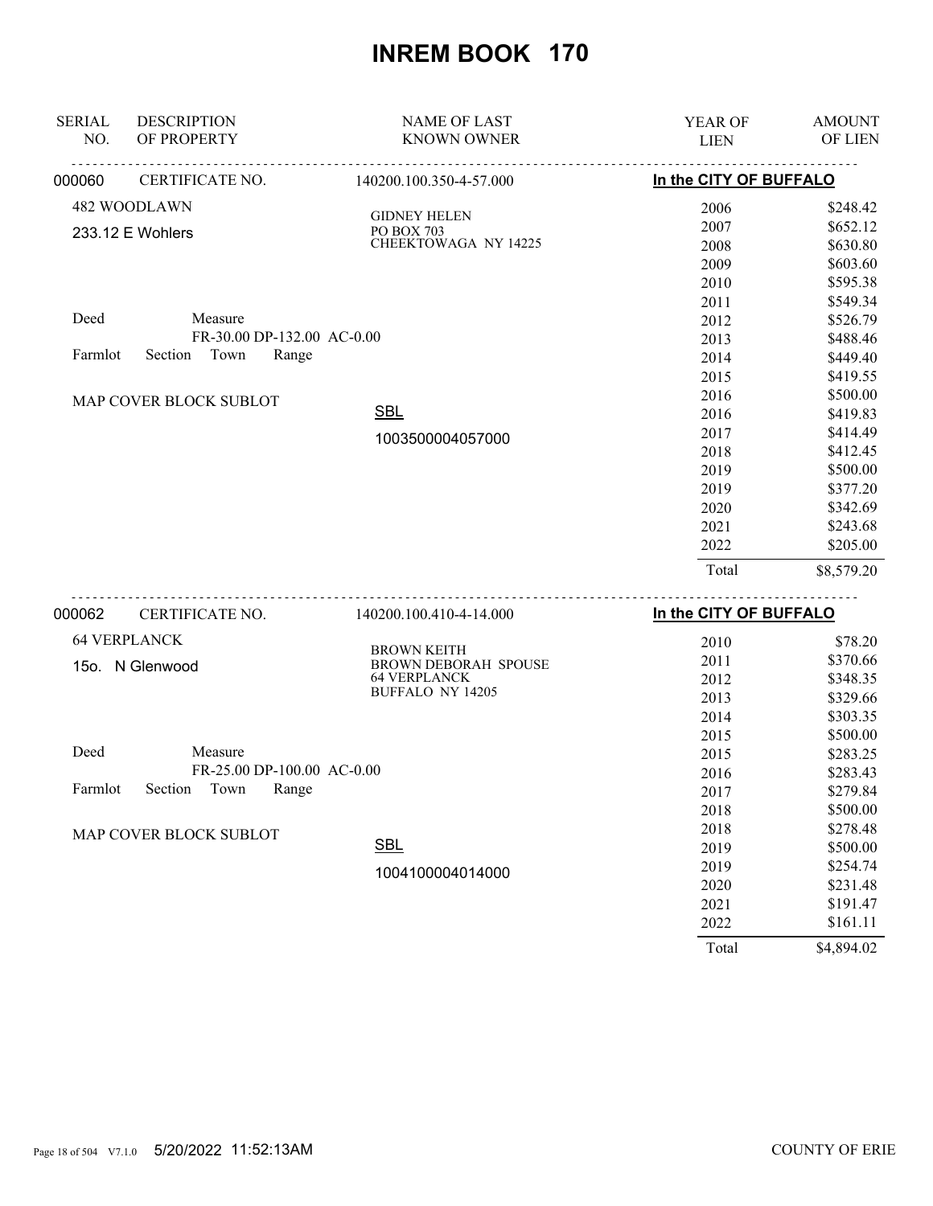# INREM BOOK 170

| SERIAL NO. | DESCRIPTION OF PROPERTY | NAME OF LAST KNOWN OWNER | YEAR OF LIEN | AMOUNT OF LIEN |
|---|---|---|---|---|

**000060** CERTIFICATE NO. 140200.100.350-4-57.000 — **In the CITY OF BUFFALO**

482 WOODLAWN
233.12 E Wohlers

GIDNEY HELEN
PO BOX 703
CHEEKTOWAGA NY 14225

Deed Measure
FR-30.00 DP-132.00 AC-0.00
Farmlot Section Town Range

MAP COVER BLOCK SUBLOT

SBL
1003500004057000

| YEAR OF LIEN | AMOUNT OF LIEN |
|---|---|
| 2006 | $248.42 |
| 2007 | $652.12 |
| 2008 | $630.80 |
| 2009 | $603.60 |
| 2010 | $595.38 |
| 2011 | $549.34 |
| 2012 | $526.79 |
| 2013 | $488.46 |
| 2014 | $449.40 |
| 2015 | $419.55 |
| 2016 | $500.00 |
| 2016 | $419.83 |
| 2017 | $414.49 |
| 2018 | $412.45 |
| 2019 | $500.00 |
| 2019 | $377.20 |
| 2020 | $342.69 |
| 2021 | $243.68 |
| 2022 | $205.00 |
| Total | $8,579.20 |

**000062** CERTIFICATE NO. 140200.100.410-4-14.000 — **In the CITY OF BUFFALO**

64 VERPLANCK
15o. N Glenwood

BROWN KEITH
BROWN DEBORAH SPOUSE
64 VERPLANCK
BUFFALO NY 14205

Deed Measure
FR-25.00 DP-100.00 AC-0.00
Farmlot Section Town Range

MAP COVER BLOCK SUBLOT

SBL
1004100004014000

| YEAR OF LIEN | AMOUNT OF LIEN |
|---|---|
| 2010 | $78.20 |
| 2011 | $370.66 |
| 2012 | $348.35 |
| 2013 | $329.66 |
| 2014 | $303.35 |
| 2015 | $500.00 |
| 2015 | $283.25 |
| 2016 | $283.43 |
| 2017 | $279.84 |
| 2018 | $500.00 |
| 2018 | $278.48 |
| 2019 | $500.00 |
| 2019 | $254.74 |
| 2020 | $231.48 |
| 2021 | $191.47 |
| 2022 | $161.11 |
| Total | $4,894.02 |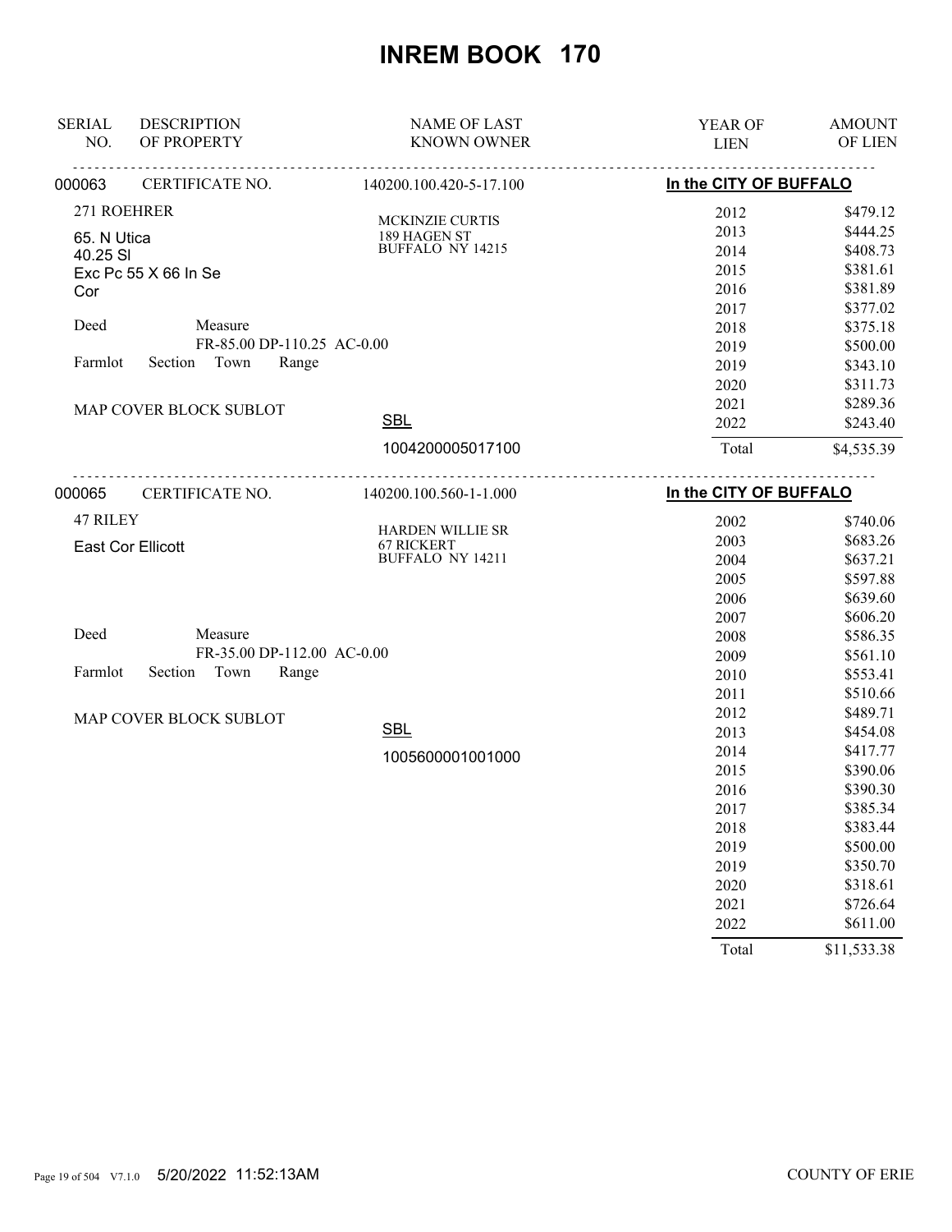# INREM BOOK 170

| SERIAL NO. | DESCRIPTION OF PROPERTY | NAME OF LAST KNOWN OWNER | YEAR OF LIEN | AMOUNT OF LIEN |
|---|---|---|---|---|
| 000063 | CERTIFICATE NO. | 140200.100.420-5-17.100 | In the CITY OF BUFFALO | |
| | 271 ROEHRER | MCKINZIE CURTIS | 2012 | $479.12 |
| | 65. N Utica | 189 HAGEN ST | 2013 | $444.25 |
| | 40.25 Sl | BUFFALO NY 14215 | 2014 | $408.73 |
| | Exc Pc 55 X 66 In Se | | 2015 | $381.61 |
| | Cor | | 2016 | $381.89 |
| | | | 2017 | $377.02 |
| | Deed Measure | | 2018 | $375.18 |
| | FR-85.00 DP-110.25 AC-0.00 | | 2019 | $500.00 |
| | Farmlot Section Town Range | | 2019 | $343.10 |
| | | | 2020 | $311.73 |
| | MAP COVER BLOCK SUBLOT | | 2021 | $289.36 |
| | | SBL | 2022 | $243.40 |
| | | 1004200005017100 | Total | $4,535.39 |
| 000065 | CERTIFICATE NO. | 140200.100.560-1-1.000 | In the CITY OF BUFFALO | |
| | 47 RILEY | HARDEN WILLIE SR | 2002 | $740.06 |
| | East Cor Ellicott | 67 RICKERT | 2003 | $683.26 |
| | | BUFFALO NY 14211 | 2004 | $637.21 |
| | | | 2005 | $597.88 |
| | | | 2006 | $639.60 |
| | | | 2007 | $606.20 |
| | Deed Measure | | 2008 | $586.35 |
| | FR-35.00 DP-112.00 AC-0.00 | | 2009 | $561.10 |
| | Farmlot Section Town Range | | 2010 | $553.41 |
| | | | 2011 | $510.66 |
| | MAP COVER BLOCK SUBLOT | | 2012 | $489.71 |
| | | SBL | 2013 | $454.08 |
| | | 1005600001001000 | 2014 | $417.77 |
| | | | 2015 | $390.06 |
| | | | 2016 | $390.30 |
| | | | 2017 | $385.34 |
| | | | 2018 | $383.44 |
| | | | 2019 | $500.00 |
| | | | 2019 | $350.70 |
| | | | 2020 | $318.61 |
| | | | 2021 | $726.64 |
| | | | 2022 | $611.00 |
| | | | Total | $11,533.38 |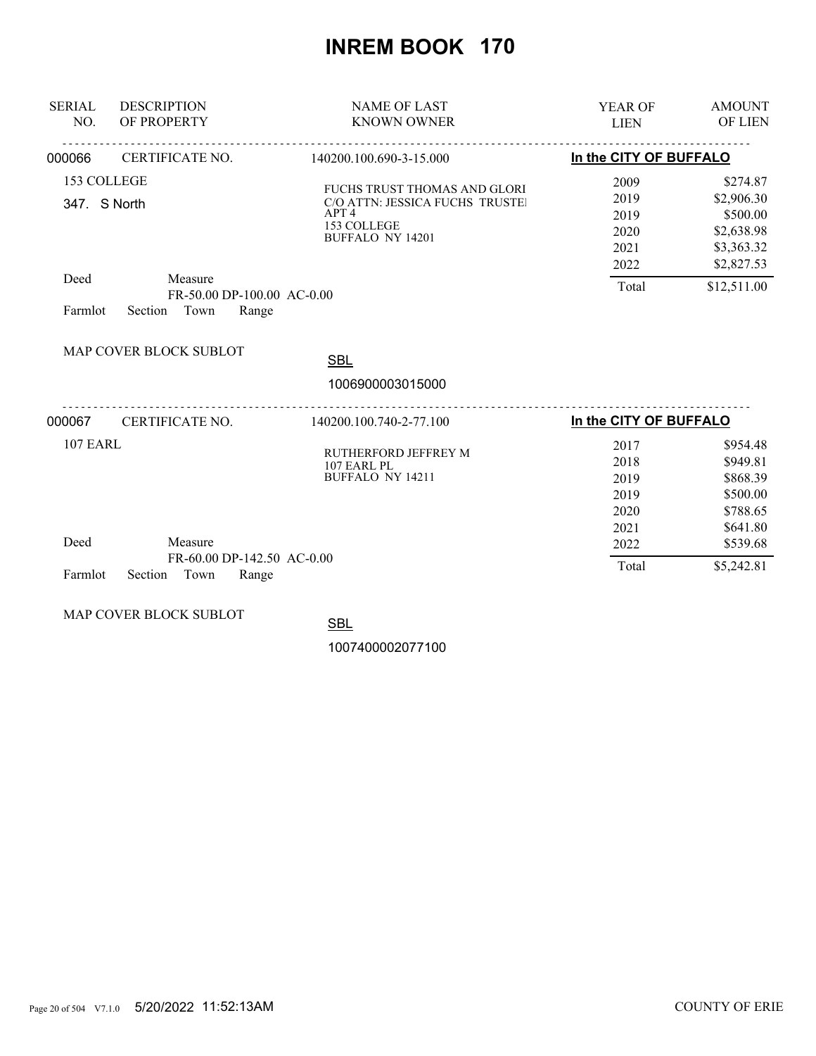# INREM BOOK 170

| SERIAL NO. | DESCRIPTION OF PROPERTY | NAME OF LAST KNOWN OWNER | YEAR OF LIEN | AMOUNT OF LIEN |
|---|---|---|---|---|
| 000066 | CERTIFICATE NO. | 140200.100.690-3-15.000 | In the CITY OF BUFFALO | |
| | 153 COLLEGE | FUCHS TRUST THOMAS AND GLORI | 2009 | $274.87 |
| | 347. S North | C/O ATTN: JESSICA FUCHS TRUSTEI | 2019 | $2,906.30 |
| | | APT 4 | 2019 | $500.00 |
| | | 153 COLLEGE | 2020 | $2,638.98 |
| | | BUFFALO NY 14201 | 2021 | $3,363.32 |
| | | | 2022 | $2,827.53 |
| | Deed Measure FR-50.00 DP-100.00 AC-0.00 | | Total | $12,511.00 |
| | Farmlot Section Town Range | | | |
| | MAP COVER BLOCK SUBLOT | SBL 1006900003015000 | | |
| 000067 | CERTIFICATE NO. | 140200.100.740-2-77.100 | In the CITY OF BUFFALO | |
| | 107 EARL | RUTHERFORD JEFFREY M | 2017 | $954.48 |
| | | 107 EARL PL | 2018 | $949.81 |
| | | BUFFALO NY 14211 | 2019 | $868.39 |
| | | | 2019 | $500.00 |
| | | | 2020 | $788.65 |
| | | | 2021 | $641.80 |
| | Deed Measure FR-60.00 DP-142.50 AC-0.00 | | 2022 | $539.68 |
| | Farmlot Section Town Range | | Total | $5,242.81 |
| | MAP COVER BLOCK SUBLOT | SBL 1007400002077100 | | |

5/20/2022 11:52:13AM COUNTY OF ERIE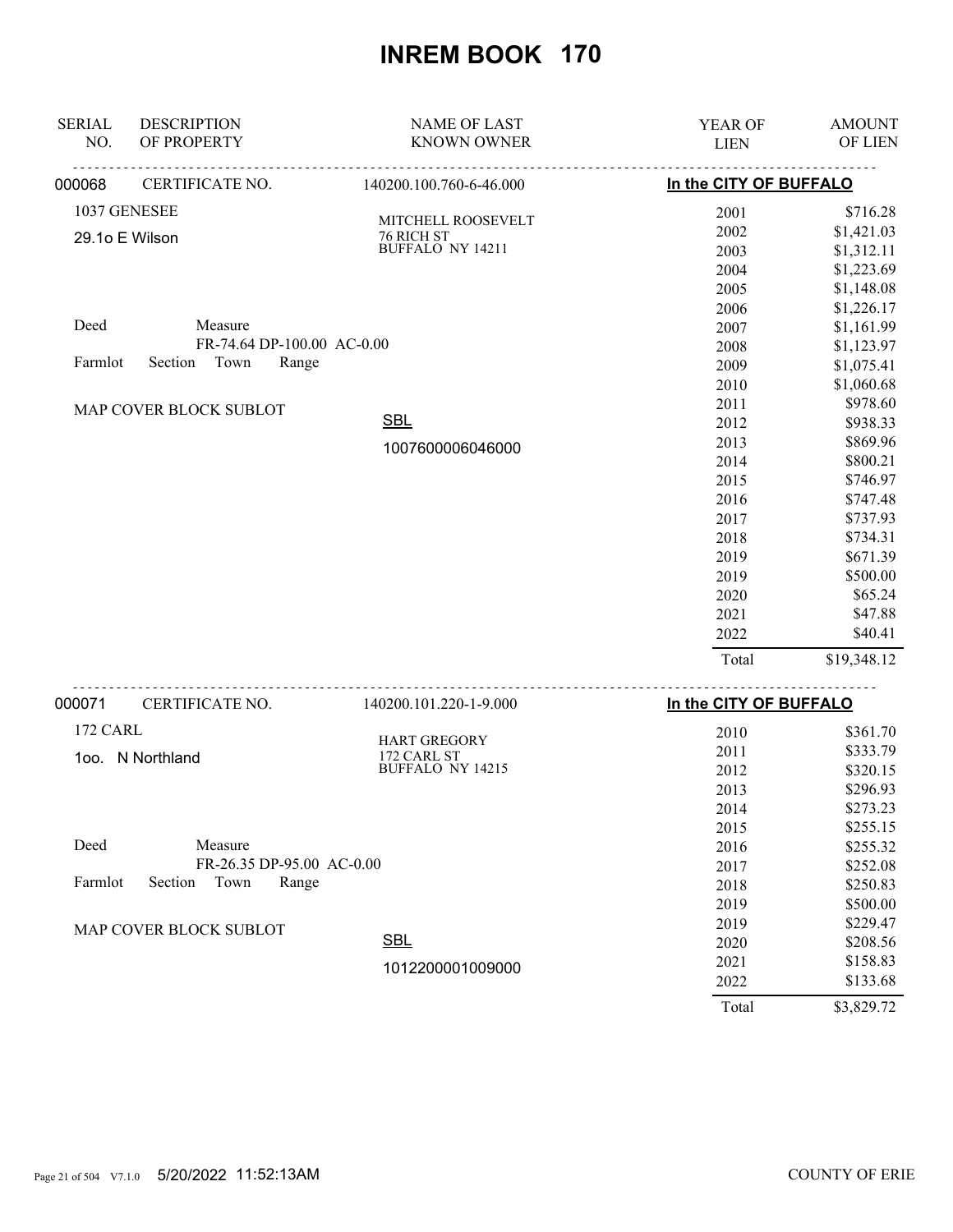# INREM BOOK 170

| SERIAL NO. | DESCRIPTION OF PROPERTY | NAME OF LAST KNOWN OWNER | YEAR OF LIEN | AMOUNT OF LIEN |
|---|---|---|---|---|
| 000068 | CERTIFICATE NO. | 140200.100.760-6-46.000 | In the CITY OF BUFFALO | |
| | 1037 GENESEE | MITCHELL ROOSEVELT | 2001 | $716.28 |
| | 29.1o E Wilson | 76 RICH ST | 2002 | $1,421.03 |
| | | BUFFALO NY 14211 | 2003 | $1,312.11 |
| | | | 2004 | $1,223.69 |
| | | | 2005 | $1,148.08 |
| | | | 2006 | $1,226.17 |
| | Deed Measure | | 2007 | $1,161.99 |
| | FR-74.64 DP-100.00 AC-0.00 | | 2008 | $1,123.97 |
| | Farmlot Section Town Range | | 2009 | $1,075.41 |
| | | | 2010 | $1,060.68 |
| | MAP COVER BLOCK SUBLOT | | 2011 | $978.60 |
| | | SBL | 2012 | $938.33 |
| | | 1007600006046000 | 2013 | $869.96 |
| | | | 2014 | $800.21 |
| | | | 2015 | $746.97 |
| | | | 2016 | $747.48 |
| | | | 2017 | $737.93 |
| | | | 2018 | $734.31 |
| | | | 2019 | $671.39 |
| | | | 2019 | $500.00 |
| | | | 2020 | $65.24 |
| | | | 2021 | $47.88 |
| | | | 2022 | $40.41 |
| | | | Total | $19,348.12 |

| SERIAL NO. | DESCRIPTION OF PROPERTY | NAME OF LAST KNOWN OWNER | YEAR OF LIEN | AMOUNT OF LIEN |
|---|---|---|---|---|
| 000071 | CERTIFICATE NO. | 140200.101.220-1-9.000 | In the CITY OF BUFFALO | |
| | 172 CARL | HART GREGORY | 2010 | $361.70 |
| | 1oo. N Northland | 172 CARL ST | 2011 | $333.79 |
| | | BUFFALO NY 14215 | 2012 | $320.15 |
| | | | 2013 | $296.93 |
| | | | 2014 | $273.23 |
| | | | 2015 | $255.15 |
| | Deed Measure | | 2016 | $255.32 |
| | FR-26.35 DP-95.00 AC-0.00 | | 2017 | $252.08 |
| | Farmlot Section Town Range | | 2018 | $250.83 |
| | | | 2019 | $500.00 |
| | MAP COVER BLOCK SUBLOT | | 2019 | $229.47 |
| | | SBL | 2020 | $208.56 |
| | | 1012200001009000 | 2021 | $158.83 |
| | | | 2022 | $133.68 |
| | | | Total | $3,829.72 |

5/20/2022 11:52:13AM COUNTY OF ERIE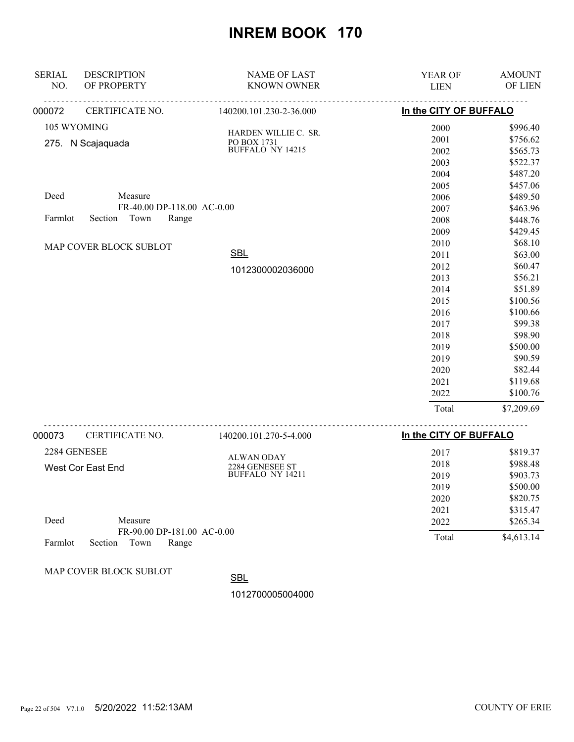# INREM BOOK 170

| SERIAL NO. | DESCRIPTION OF PROPERTY | NAME OF LAST KNOWN OWNER | YEAR OF LIEN | AMOUNT OF LIEN |
|---|---|---|---|---|
| 000072 | CERTIFICATE NO. | 140200.101.230-2-36.000 | **In the CITY OF BUFFALO** | |
| | 105 WYOMING | HARDEN WILLIE C. SR. | 2000 | $996.40 |
| | 275. N Scajaquada | PO BOX 1731 | 2001 | $756.62 |
| | | BUFFALO NY 14215 | 2002 | $565.73 |
| | | | 2003 | $522.37 |
| | | | 2004 | $487.20 |
| | | | 2005 | $457.06 |
| | Deed Measure | | 2006 | $489.50 |
| | FR-40.00 DP-118.00 AC-0.00 | | 2007 | $463.96 |
| | Farmlot Section Town Range | | 2008 | $448.76 |
| | | | 2009 | $429.45 |
| | MAP COVER BLOCK SUBLOT | | 2010 | $68.10 |
| | | SBL | 2011 | $63.00 |
| | | 1012300002036000 | 2012 | $60.47 |
| | | | 2013 | $56.21 |
| | | | 2014 | $51.89 |
| | | | 2015 | $100.56 |
| | | | 2016 | $100.66 |
| | | | 2017 | $99.38 |
| | | | 2018 | $98.90 |
| | | | 2019 | $500.00 |
| | | | 2019 | $90.59 |
| | | | 2020 | $82.44 |
| | | | 2021 | $119.68 |
| | | | 2022 | $100.76 |
| | | | Total | $7,209.69 |

| SERIAL NO. | DESCRIPTION OF PROPERTY | NAME OF LAST KNOWN OWNER | YEAR OF LIEN | AMOUNT OF LIEN |
|---|---|---|---|---|
| 000073 | CERTIFICATE NO. | 140200.101.270-5-4.000 | **In the CITY OF BUFFALO** | |
| | 2284 GENESEE | ALWAN ODAY | 2017 | $819.37 |
| | West Cor East End | 2284 GENESEE ST | 2018 | $988.48 |
| | | BUFFALO NY 14211 | 2019 | $903.73 |
| | | | 2019 | $500.00 |
| | | | 2020 | $820.75 |
| | | | 2021 | $315.47 |
| | Deed Measure | | 2022 | $265.34 |
| | FR-90.00 DP-181.00 AC-0.00 | | Total | $4,613.14 |
| | Farmlot Section Town Range | | | |
| | MAP COVER BLOCK SUBLOT | SBL | | |
| | | 1012700005004000 | | |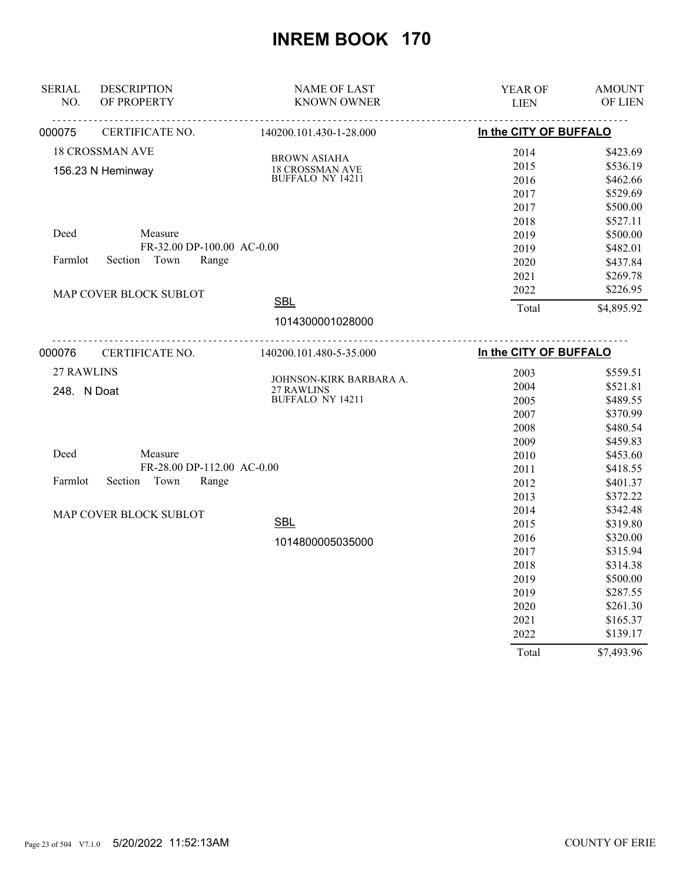# INREM BOOK 170

| SERIAL NO. | DESCRIPTION OF PROPERTY | NAME OF LAST KNOWN OWNER | YEAR OF LIEN | AMOUNT OF LIEN |
|---|---|---|---|---|

**000075** CERTIFICATE NO. 140200.101.430-1-28.000 — **In the CITY OF BUFFALO**

18 CROSSMAN AVE
156.23 N Heminway

BROWN ASIAHA
18 CROSSMAN AVE
BUFFALO NY 14211

Deed Measure
FR-32.00 DP-100.00 AC-0.00
Farmlot Section Town Range

MAP COVER BLOCK SUBLOT

SBL
1014300001028000

| YEAR OF LIEN | AMOUNT OF LIEN |
|---|---|
| 2014 | $423.69 |
| 2015 | $536.19 |
| 2016 | $462.66 |
| 2017 | $529.69 |
| 2017 | $500.00 |
| 2018 | $527.11 |
| 2019 | $500.00 |
| 2019 | $482.01 |
| 2020 | $437.84 |
| 2021 | $269.78 |
| 2022 | $226.95 |
| Total | $4,895.92 |

**000076** CERTIFICATE NO. 140200.101.480-5-35.000 — **In the CITY OF BUFFALO**

27 RAWLINS
248. N Doat

JOHNSON-KIRK BARBARA A.
27 RAWLINS
BUFFALO NY 14211

Deed Measure
FR-28.00 DP-112.00 AC-0.00
Farmlot Section Town Range

MAP COVER BLOCK SUBLOT

SBL
1014800005035000

| YEAR OF LIEN | AMOUNT OF LIEN |
|---|---|
| 2003 | $559.51 |
| 2004 | $521.81 |
| 2005 | $489.55 |
| 2007 | $370.99 |
| 2008 | $480.54 |
| 2009 | $459.83 |
| 2010 | $453.60 |
| 2011 | $418.55 |
| 2012 | $401.37 |
| 2013 | $372.22 |
| 2014 | $342.48 |
| 2015 | $319.80 |
| 2016 | $320.00 |
| 2017 | $315.94 |
| 2018 | $314.38 |
| 2019 | $500.00 |
| 2019 | $287.55 |
| 2020 | $261.30 |
| 2021 | $165.37 |
| 2022 | $139.17 |
| Total | $7,493.96 |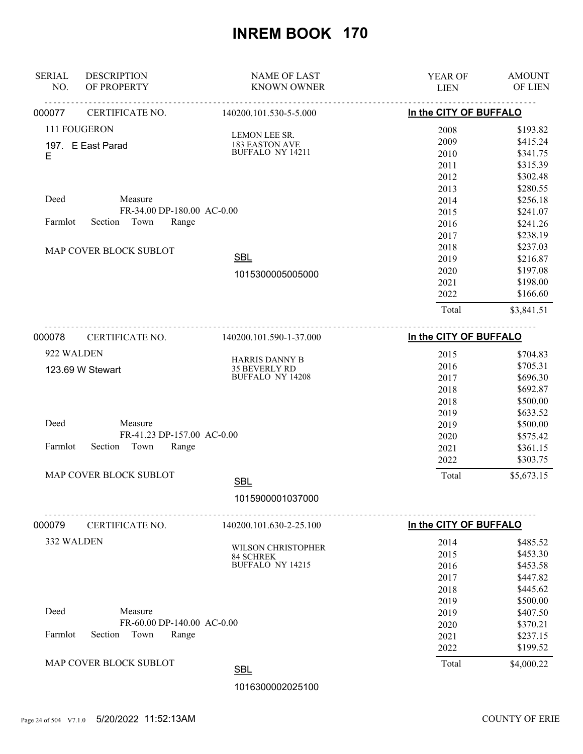# INREM BOOK 170

| SERIAL NO. | DESCRIPTION OF PROPERTY | NAME OF LAST KNOWN OWNER | YEAR OF LIEN | AMOUNT OF LIEN |
|---|---|---|---|---|

**000077** CERTIFICATE NO. 140200.101.530-5-5.000 — **In the CITY OF BUFFALO**

111 FOUGERON

197. E East Parad E

LEMON LEE SR.
183 EASTON AVE
BUFFALO NY 14211

Deed Measure
FR-34.00 DP-180.00 AC-0.00

Farmlot Section Town Range

MAP COVER BLOCK SUBLOT

SBL
1015300005005000

| YEAR OF LIEN | AMOUNT OF LIEN |
|---|---|
| 2008 | $193.82 |
| 2009 | $415.24 |
| 2010 | $341.75 |
| 2011 | $315.39 |
| 2012 | $302.48 |
| 2013 | $280.55 |
| 2014 | $256.18 |
| 2015 | $241.07 |
| 2016 | $241.26 |
| 2017 | $238.19 |
| 2018 | $237.03 |
| 2019 | $216.87 |
| 2020 | $197.08 |
| 2021 | $198.00 |
| 2022 | $166.60 |
| Total | $3,841.51 |

**000078** CERTIFICATE NO. 140200.101.590-1-37.000 — **In the CITY OF BUFFALO**

922 WALDEN

123.69 W Stewart

HARRIS DANNY B
35 BEVERLY RD
BUFFALO NY 14208

Deed Measure
FR-41.23 DP-157.00 AC-0.00

Farmlot Section Town Range

MAP COVER BLOCK SUBLOT

SBL
1015900001037000

| YEAR OF LIEN | AMOUNT OF LIEN |
|---|---|
| 2015 | $704.83 |
| 2016 | $705.31 |
| 2017 | $696.30 |
| 2018 | $692.87 |
| 2018 | $500.00 |
| 2019 | $633.52 |
| 2019 | $500.00 |
| 2020 | $575.42 |
| 2021 | $361.15 |
| 2022 | $303.75 |
| Total | $5,673.15 |

**000079** CERTIFICATE NO. 140200.101.630-2-25.100 — **In the CITY OF BUFFALO**

332 WALDEN

WILSON CHRISTOPHER
84 SCHREK
BUFFALO NY 14215

Deed Measure
FR-60.00 DP-140.00 AC-0.00

Farmlot Section Town Range

MAP COVER BLOCK SUBLOT

SBL
1016300002025100

| YEAR OF LIEN | AMOUNT OF LIEN |
|---|---|
| 2014 | $485.52 |
| 2015 | $453.30 |
| 2016 | $453.58 |
| 2017 | $447.82 |
| 2018 | $445.62 |
| 2019 | $500.00 |
| 2019 | $407.50 |
| 2020 | $370.21 |
| 2021 | $237.15 |
| 2022 | $199.52 |
| Total | $4,000.22 |

5/20/2022 11:52:13AM — COUNTY OF ERIE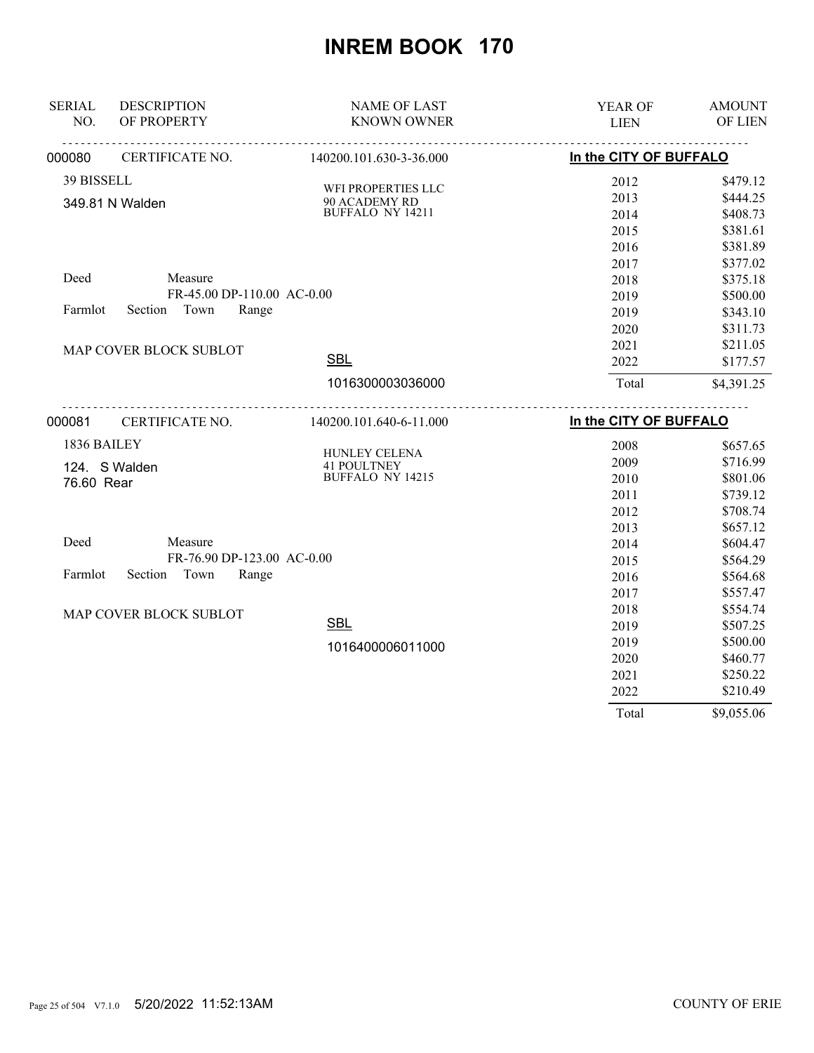# INREM BOOK 170

| SERIAL NO. | DESCRIPTION OF PROPERTY | NAME OF LAST KNOWN OWNER | YEAR OF LIEN | AMOUNT OF LIEN |
|---|---|---|---|---|
| 000080 | CERTIFICATE NO. | 140200.101.630-3-36.000 | In the CITY OF BUFFALO | |
| | 39 BISSELL | WFI PROPERTIES LLC | 2012 | $479.12 |
| | 349.81 N Walden | 90 ACADEMY RD | 2013 | $444.25 |
| | | BUFFALO NY 14211 | 2014 | $408.73 |
| | | | 2015 | $381.61 |
| | | | 2016 | $381.89 |
| | | | 2017 | $377.02 |
| | Deed Measure | | 2018 | $375.18 |
| | FR-45.00 DP-110.00 AC-0.00 | | 2019 | $500.00 |
| | Farmlot Section Town Range | | 2019 | $343.10 |
| | | | 2020 | $311.73 |
| | MAP COVER BLOCK SUBLOT | | 2021 | $211.05 |
| | | SBL | 2022 | $177.57 |
| | | 1016300003036000 | Total | $4,391.25 |
| 000081 | CERTIFICATE NO. | 140200.101.640-6-11.000 | In the CITY OF BUFFALO | |
| | 1836 BAILEY | HUNLEY CELENA | 2008 | $657.65 |
| | 124. S Walden | 41 POULTNEY | 2009 | $716.99 |
| | 76.60 Rear | BUFFALO NY 14215 | 2010 | $801.06 |
| | | | 2011 | $739.12 |
| | | | 2012 | $708.74 |
| | | | 2013 | $657.12 |
| | Deed Measure | | 2014 | $604.47 |
| | FR-76.90 DP-123.00 AC-0.00 | | 2015 | $564.29 |
| | Farmlot Section Town Range | | 2016 | $564.68 |
| | | | 2017 | $557.47 |
| | MAP COVER BLOCK SUBLOT | | 2018 | $554.74 |
| | | SBL | 2019 | $507.25 |
| | | 1016400006011000 | 2019 | $500.00 |
| | | | 2020 | $460.77 |
| | | | 2021 | $250.22 |
| | | | 2022 | $210.49 |
| | | | Total | $9,055.06 |

5/20/2022 11:52:13AM COUNTY OF ERIE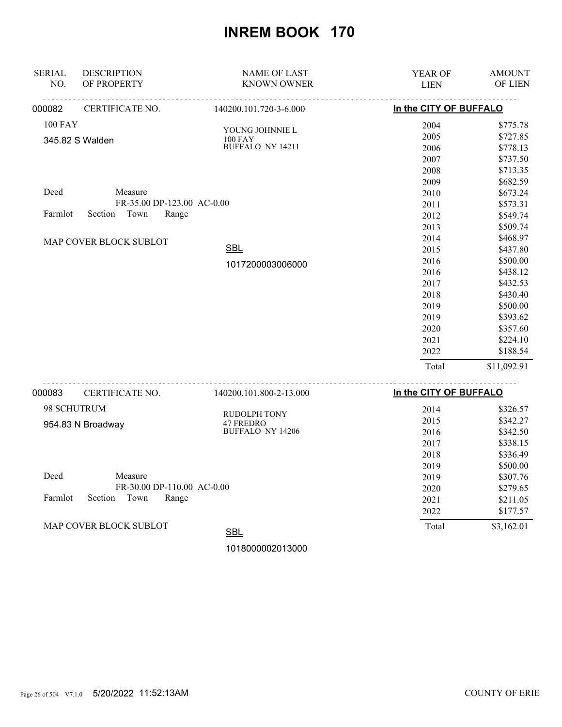# INREM BOOK 170

| SERIAL NO. | DESCRIPTION OF PROPERTY | NAME OF LAST KNOWN OWNER | YEAR OF LIEN | AMOUNT OF LIEN |
|---|---|---|---|---|
| 000082 | CERTIFICATE NO. | 140200.101.720-3-6.000 | In the CITY OF BUFFALO | |
| | 100 FAY | YOUNG JOHNNIE L | 2004 | $775.78 |
| | 345.82 S Walden | 100 FAY | 2005 | $727.85 |
| | | BUFFALO NY 14211 | 2006 | $778.13 |
| | | | 2007 | $737.50 |
| | | | 2008 | $713.35 |
| | | | 2009 | $682.59 |
| | Deed Measure | | 2010 | $673.24 |
| | FR-35.00 DP-123.00 AC-0.00 | | 2011 | $573.31 |
| | Farmlot Section Town Range | | 2012 | $549.74 |
| | | | 2013 | $509.74 |
| | MAP COVER BLOCK SUBLOT | | 2014 | $468.97 |
| | | SBL | 2015 | $437.80 |
| | | 1017200003006000 | 2016 | $500.00 |
| | | | 2016 | $438.12 |
| | | | 2017 | $432.53 |
| | | | 2018 | $430.40 |
| | | | 2019 | $500.00 |
| | | | 2019 | $393.62 |
| | | | 2020 | $357.60 |
| | | | 2021 | $224.10 |
| | | | 2022 | $188.54 |
| | | | Total | $11,092.91 |
| 000083 | CERTIFICATE NO. | 140200.101.800-2-13.000 | In the CITY OF BUFFALO | |
| | 98 SCHUTRUM | RUDOLPH TONY | 2014 | $326.57 |
| | 954.83 N Broadway | 47 FREDRO | 2015 | $342.27 |
| | | BUFFALO NY 14206 | 2016 | $342.50 |
| | | | 2017 | $338.15 |
| | | | 2018 | $336.49 |
| | | | 2019 | $500.00 |
| | Deed Measure | | 2019 | $307.76 |
| | FR-30.00 DP-110.00 AC-0.00 | | 2020 | $279.65 |
| | Farmlot Section Town Range | | 2021 | $211.05 |
| | | | 2022 | $177.57 |
| | MAP COVER BLOCK SUBLOT | SBL | Total | $3,162.01 |
| | | 1018000002013000 | | |

5/20/2022 11:52:13AM COUNTY OF ERIE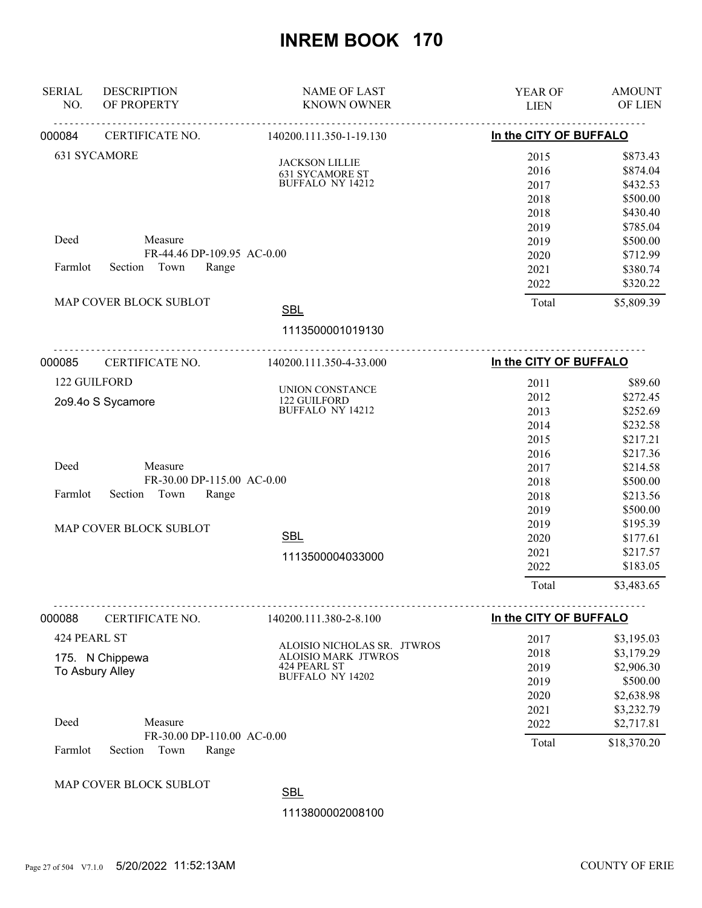# INREM BOOK 170

| SERIAL NO. | DESCRIPTION OF PROPERTY | NAME OF LAST KNOWN OWNER | YEAR OF LIEN | AMOUNT OF LIEN |
|---|---|---|---|---|

## 000084 CERTIFICATE NO. 140200.111.350-1-19.130 — In the CITY OF BUFFALO

631 SYCAMORE

JACKSON LILLIE
631 SYCAMORE ST
BUFFALO NY 14212

Deed Measure
FR-44.46 DP-109.95 AC-0.00

Farmlot Section Town Range

MAP COVER BLOCK SUBLOT

SBL
1113500001019130

| YEAR OF LIEN | AMOUNT OF LIEN |
|---|---|
| 2015 | $873.43 |
| 2016 | $874.04 |
| 2017 | $432.53 |
| 2018 | $500.00 |
| 2018 | $430.40 |
| 2019 | $785.04 |
| 2019 | $500.00 |
| 2020 | $712.99 |
| 2021 | $380.74 |
| 2022 | $320.22 |
| Total | $5,809.39 |

## 000085 CERTIFICATE NO. 140200.111.350-4-33.000 — In the CITY OF BUFFALO

122 GUILFORD

2o9.4o S Sycamore

UNION CONSTANCE
122 GUILFORD
BUFFALO NY 14212

Deed Measure
FR-30.00 DP-115.00 AC-0.00

Farmlot Section Town Range

MAP COVER BLOCK SUBLOT

SBL
1113500004033000

| YEAR OF LIEN | AMOUNT OF LIEN |
|---|---|
| 2011 | $89.60 |
| 2012 | $272.45 |
| 2013 | $252.69 |
| 2014 | $232.58 |
| 2015 | $217.21 |
| 2016 | $217.36 |
| 2017 | $214.58 |
| 2018 | $500.00 |
| 2018 | $213.56 |
| 2019 | $500.00 |
| 2019 | $195.39 |
| 2020 | $177.61 |
| 2021 | $217.57 |
| 2022 | $183.05 |
| Total | $3,483.65 |

## 000088 CERTIFICATE NO. 140200.111.380-2-8.100 — In the CITY OF BUFFALO

424 PEARL ST

175. N Chippewa
To Asbury Alley

ALOISIO NICHOLAS SR. JTWROS
ALOISIO MARK JTWROS
424 PEARL ST
BUFFALO NY 14202

Deed Measure
FR-30.00 DP-110.00 AC-0.00

Farmlot Section Town Range

MAP COVER BLOCK SUBLOT

SBL
1113800002008100

| YEAR OF LIEN | AMOUNT OF LIEN |
|---|---|
| 2017 | $3,195.03 |
| 2018 | $3,179.29 |
| 2019 | $2,906.30 |
| 2019 | $500.00 |
| 2020 | $2,638.98 |
| 2021 | $3,232.79 |
| 2022 | $2,717.81 |
| Total | $18,370.20 |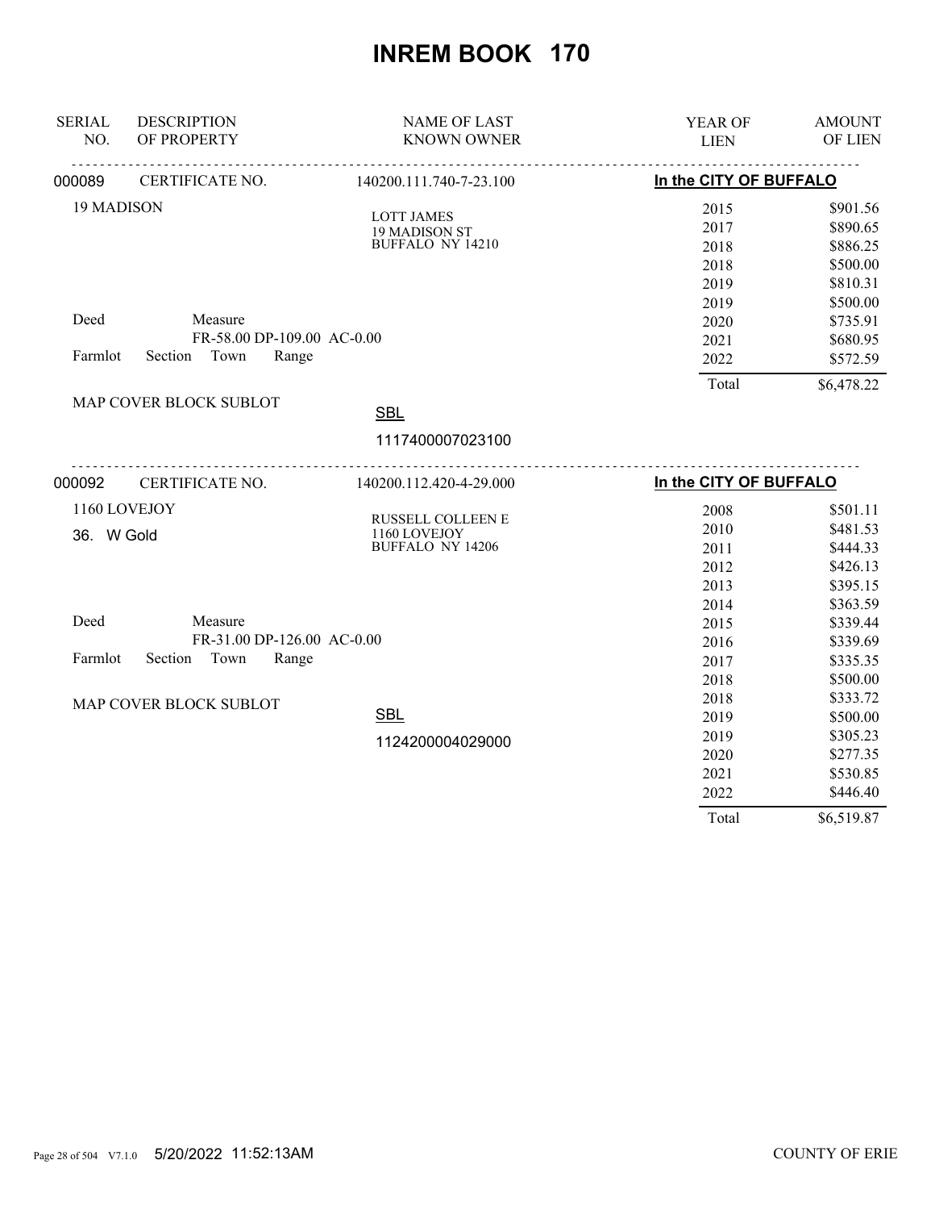# INREM BOOK 170

| SERIAL NO. | DESCRIPTION OF PROPERTY | NAME OF LAST KNOWN OWNER | YEAR OF LIEN | AMOUNT OF LIEN |
|---|---|---|---|---|

**000089** CERTIFICATE NO. 140200.111.740-7-23.100 — **In the CITY OF BUFFALO**

19 MADISON

LOTT JAMES
19 MADISON ST
BUFFALO NY 14210

Deed Measure
FR-58.00 DP-109.00 AC-0.00
Farmlot Section Town Range

MAP COVER BLOCK SUBLOT

SBL
1117400007023100

| YEAR OF LIEN | AMOUNT OF LIEN |
|---|---|
| 2015 | $901.56 |
| 2017 | $890.65 |
| 2018 | $886.25 |
| 2018 | $500.00 |
| 2019 | $810.31 |
| 2019 | $500.00 |
| 2020 | $735.91 |
| 2021 | $680.95 |
| 2022 | $572.59 |
| Total | $6,478.22 |

**000092** CERTIFICATE NO. 140200.112.420-4-29.000 — **In the CITY OF BUFFALO**

1160 LOVEJOY
36. W Gold

RUSSELL COLLEEN E
1160 LOVEJOY
BUFFALO NY 14206

Deed Measure
FR-31.00 DP-126.00 AC-0.00
Farmlot Section Town Range

MAP COVER BLOCK SUBLOT

SBL
1124200004029000

| YEAR OF LIEN | AMOUNT OF LIEN |
|---|---|
| 2008 | $501.11 |
| 2010 | $481.53 |
| 2011 | $444.33 |
| 2012 | $426.13 |
| 2013 | $395.15 |
| 2014 | $363.59 |
| 2015 | $339.44 |
| 2016 | $339.69 |
| 2017 | $335.35 |
| 2018 | $500.00 |
| 2018 | $333.72 |
| 2019 | $500.00 |
| 2019 | $305.23 |
| 2020 | $277.35 |
| 2021 | $530.85 |
| 2022 | $446.40 |
| Total | $6,519.87 |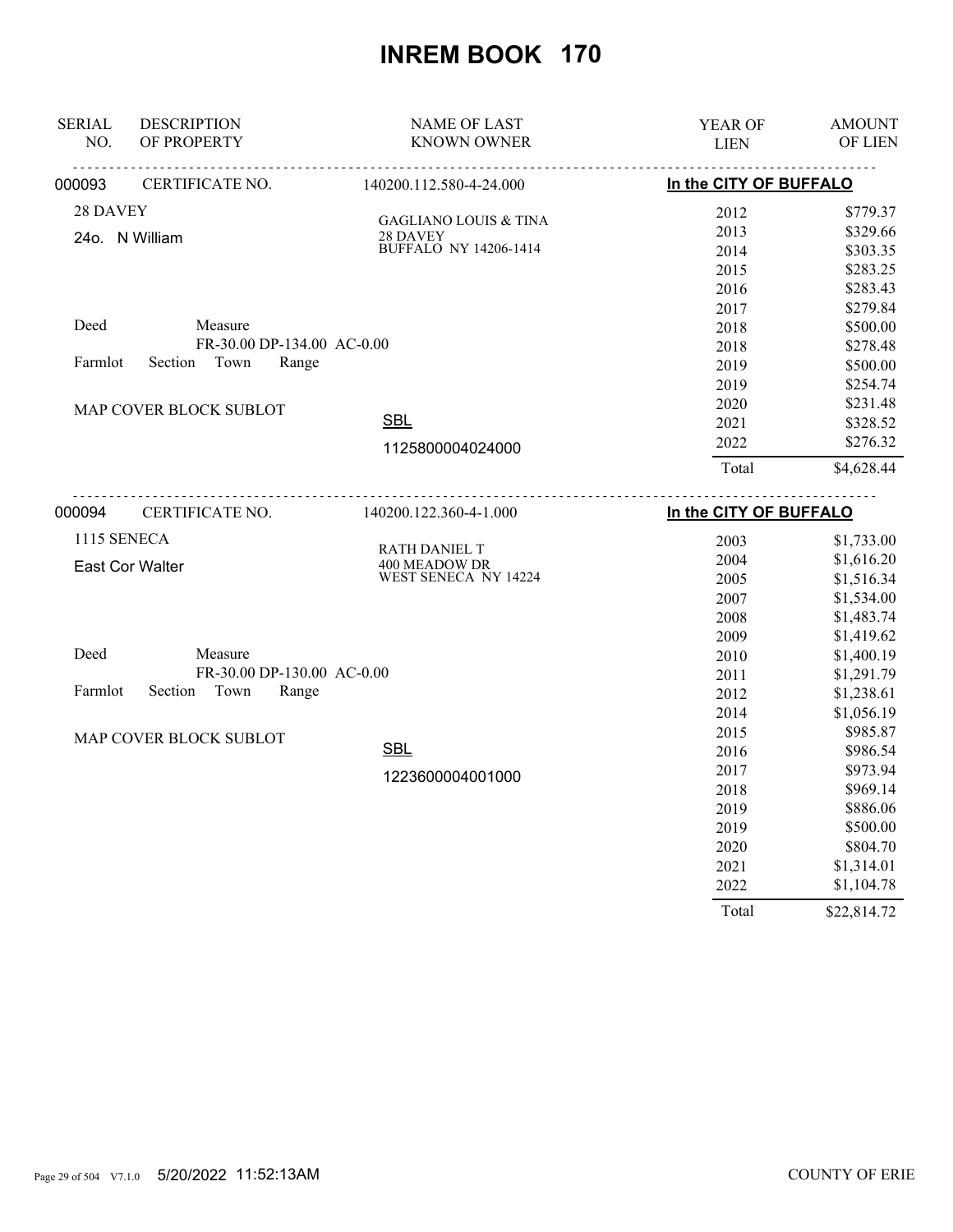# INREM BOOK 170

| SERIAL NO. | DESCRIPTION OF PROPERTY | NAME OF LAST KNOWN OWNER | YEAR OF LIEN | AMOUNT OF LIEN |
|---|---|---|---|---|
| 000093 | CERTIFICATE NO. | 140200.112.580-4-24.000 | **In the CITY OF BUFFALO** | |
| | 28 DAVEY | GAGLIANO LOUIS & TINA | 2012 | $779.37 |
| | 24o. N William | 28 DAVEY | 2013 | $329.66 |
| | | BUFFALO NY 14206-1414 | 2014 | $303.35 |
| | | | 2015 | $283.25 |
| | | | 2016 | $283.43 |
| | | | 2017 | $279.84 |
| | Deed Measure | | 2018 | $500.00 |
| | FR-30.00 DP-134.00 AC-0.00 | | 2018 | $278.48 |
| | Farmlot Section Town Range | | 2019 | $500.00 |
| | | | 2019 | $254.74 |
| | MAP COVER BLOCK SUBLOT | | 2020 | $231.48 |
| | | SBL | 2021 | $328.52 |
| | | 1125800004024000 | 2022 | $276.32 |
| | | | Total | $4,628.44 |
| 000094 | CERTIFICATE NO. | 140200.122.360-4-1.000 | **In the CITY OF BUFFALO** | |
| | 1115 SENECA | RATH DANIEL T | 2003 | $1,733.00 |
| | East Cor Walter | 400 MEADOW DR | 2004 | $1,616.20 |
| | | WEST SENECA NY 14224 | 2005 | $1,516.34 |
| | | | 2007 | $1,534.00 |
| | | | 2008 | $1,483.74 |
| | | | 2009 | $1,419.62 |
| | Deed Measure | | 2010 | $1,400.19 |
| | FR-30.00 DP-130.00 AC-0.00 | | 2011 | $1,291.79 |
| | Farmlot Section Town Range | | 2012 | $1,238.61 |
| | | | 2014 | $1,056.19 |
| | MAP COVER BLOCK SUBLOT | | 2015 | $985.87 |
| | | SBL | 2016 | $986.54 |
| | | 1223600004001000 | 2017 | $973.94 |
| | | | 2018 | $969.14 |
| | | | 2019 | $886.06 |
| | | | 2019 | $500.00 |
| | | | 2020 | $804.70 |
| | | | 2021 | $1,314.01 |
| | | | 2022 | $1,104.78 |
| | | | Total | $22,814.72 |

5/20/2022 11:52:13AM COUNTY OF ERIE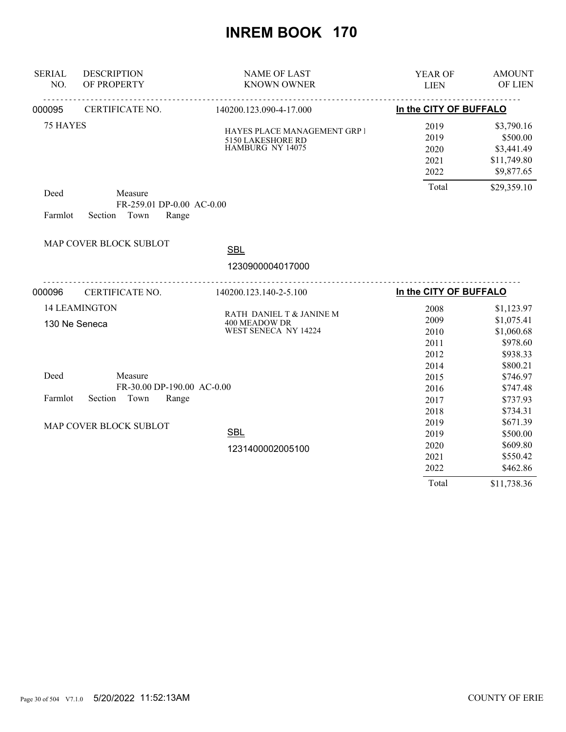# INREM BOOK 170

| SERIAL NO. | DESCRIPTION OF PROPERTY | NAME OF LAST KNOWN OWNER | YEAR OF LIEN | AMOUNT OF LIEN |
|---|---|---|---|---|
| 000095 | CERTIFICATE NO. | 140200.123.090-4-17.000 | **In the CITY OF BUFFALO** | |
| | 75 HAYES | HAYES PLACE MANAGEMENT GRP I<br>5150 LAKESHORE RD<br>HAMBURG NY 14075 | 2019 | \$3,790.16 |
| | | | 2019 | \$500.00 |
| | | | 2020 | \$3,441.49 |
| | | | 2021 | \$11,749.80 |
| | | | 2022 | \$9,877.65 |
| | Deed Measure FR-259.01 DP-0.00 AC-0.00 | | Total | \$29,359.10 |
| | Farmlot Section Town Range | | | |
| | MAP COVER BLOCK SUBLOT | SBL 1230900004017000 | | |
| 000096 | CERTIFICATE NO. | 140200.123.140-2-5.100 | **In the CITY OF BUFFALO** | |
| | 14 LEAMINGTON<br>130 Ne Seneca | RATH DANIEL T & JANINE M<br>400 MEADOW DR<br>WEST SENECA NY 14224 | 2008 | \$1,123.97 |
| | | | 2009 | \$1,075.41 |
| | | | 2010 | \$1,060.68 |
| | | | 2011 | \$978.60 |
| | | | 2012 | \$938.33 |
| | | | 2014 | \$800.21 |
| | Deed Measure FR-30.00 DP-190.00 AC-0.00 | | 2015 | \$746.97 |
| | | | 2016 | \$747.48 |
| | Farmlot Section Town Range | | 2017 | \$737.93 |
| | | | 2018 | \$734.31 |
| | MAP COVER BLOCK SUBLOT | | 2019 | \$671.39 |
| | | SBL | 2019 | \$500.00 |
| | | 1231400002005100 | 2020 | \$609.80 |
| | | | 2021 | \$550.42 |
| | | | 2022 | \$462.86 |
| | | | Total | \$11,738.36 |

5/20/2022 11:52:13AM COUNTY OF ERIE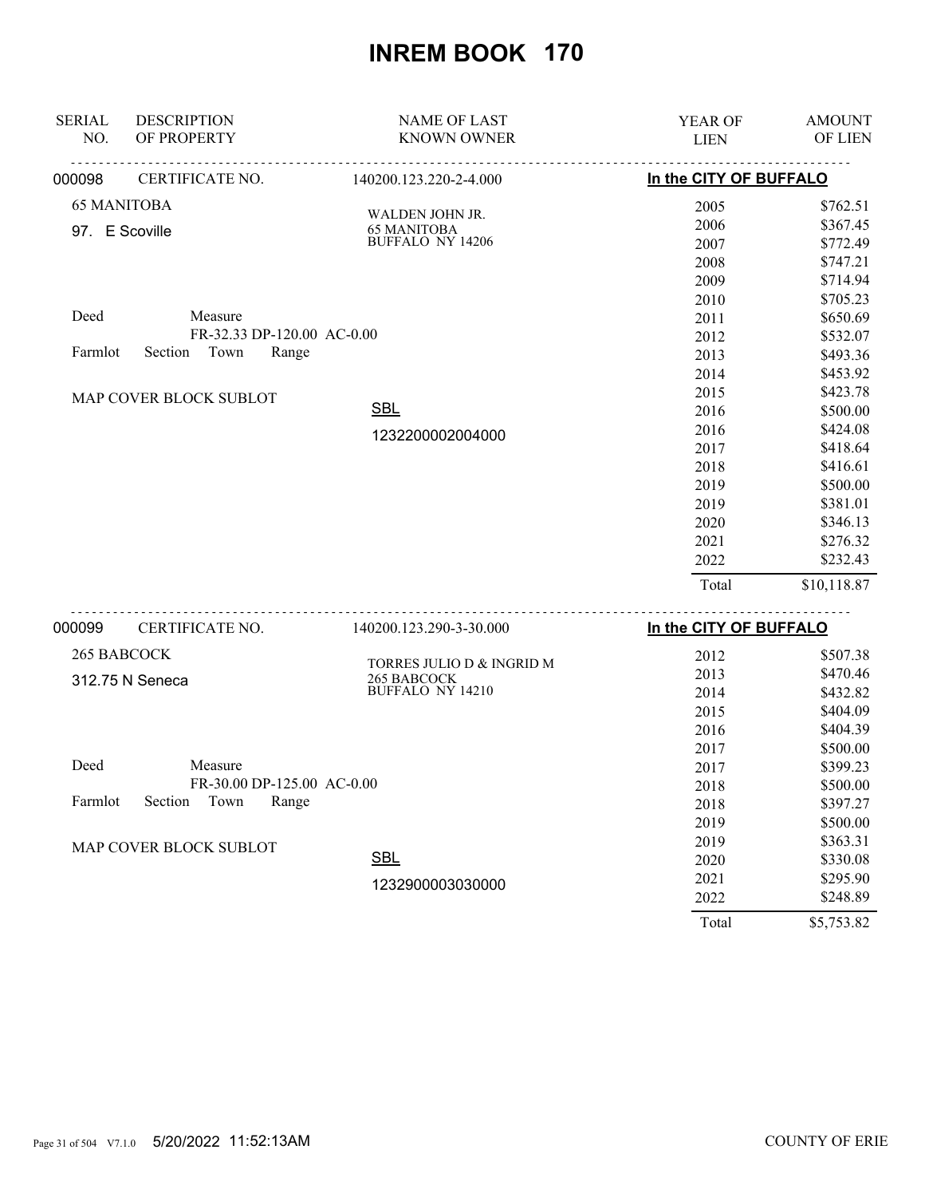# INREM BOOK 170

| SERIAL NO. | DESCRIPTION OF PROPERTY | NAME OF LAST KNOWN OWNER | YEAR OF LIEN | AMOUNT OF LIEN |
|---|---|---|---|---|
| 000098 | CERTIFICATE NO. | 140200.123.220-2-4.000 | In the CITY OF BUFFALO | |
| | 65 MANITOBA | WALDEN JOHN JR. | 2005 | $762.51 |
| | 97. E Scoville | 65 MANITOBA | 2006 | $367.45 |
| | | BUFFALO NY 14206 | 2007 | $772.49 |
| | | | 2008 | $747.21 |
| | | | 2009 | $714.94 |
| | | | 2010 | $705.23 |
| | Deed Measure | | 2011 | $650.69 |
| | FR-32.33 DP-120.00 AC-0.00 | | 2012 | $532.07 |
| | Farmlot Section Town Range | | 2013 | $493.36 |
| | | | 2014 | $453.92 |
| | MAP COVER BLOCK SUBLOT | | 2015 | $423.78 |
| | | SBL | 2016 | $500.00 |
| | | 1232200002004000 | 2016 | $424.08 |
| | | | 2017 | $418.64 |
| | | | 2018 | $416.61 |
| | | | 2019 | $500.00 |
| | | | 2019 | $381.01 |
| | | | 2020 | $346.13 |
| | | | 2021 | $276.32 |
| | | | 2022 | $232.43 |
| | | | Total | $10,118.87 |

| SERIAL NO. | DESCRIPTION OF PROPERTY | NAME OF LAST KNOWN OWNER | YEAR OF LIEN | AMOUNT OF LIEN |
|---|---|---|---|---|
| 000099 | CERTIFICATE NO. | 140200.123.290-3-30.000 | In the CITY OF BUFFALO | |
| | 265 BABCOCK | TORRES JULIO D & INGRID M | 2012 | $507.38 |
| | 312.75 N Seneca | 265 BABCOCK | 2013 | $470.46 |
| | | BUFFALO NY 14210 | 2014 | $432.82 |
| | | | 2015 | $404.09 |
| | | | 2016 | $404.39 |
| | | | 2017 | $500.00 |
| | Deed Measure | | 2017 | $399.23 |
| | FR-30.00 DP-125.00 AC-0.00 | | 2018 | $500.00 |
| | Farmlot Section Town Range | | 2018 | $397.27 |
| | | | 2019 | $500.00 |
| | MAP COVER BLOCK SUBLOT | | 2019 | $363.31 |
| | | SBL | 2020 | $330.08 |
| | | 1232900003030000 | 2021 | $295.90 |
| | | | 2022 | $248.89 |
| | | | Total | $5,753.82 |

5/20/2022 11:52:13AM COUNTY OF ERIE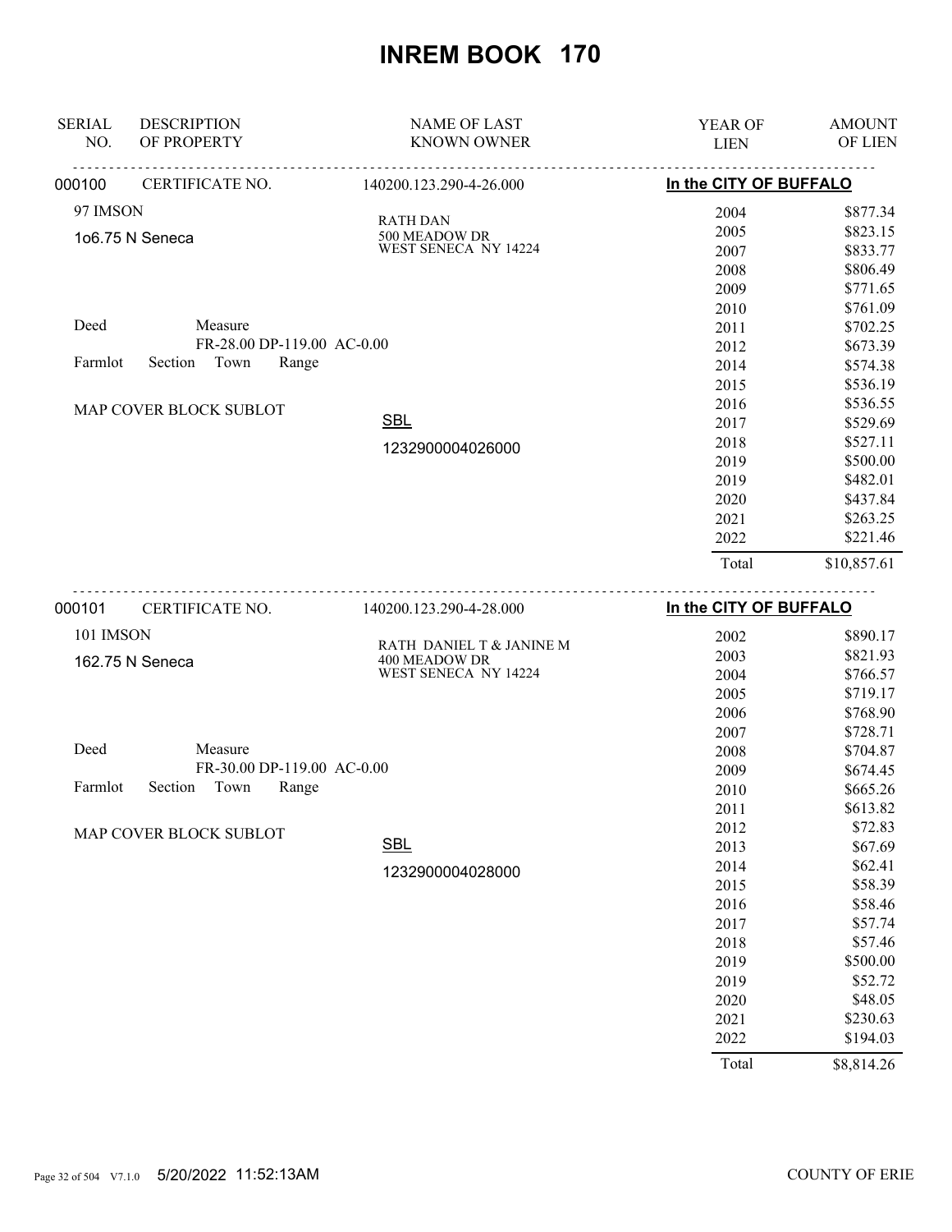# INREM BOOK 170

| SERIAL NO. | DESCRIPTION OF PROPERTY | NAME OF LAST KNOWN OWNER | YEAR OF LIEN | AMOUNT OF LIEN |
|---|---|---|---|---|
| 000100 | CERTIFICATE NO. | 140200.123.290-4-26.000 | In the CITY OF BUFFALO | |
| | 97 IMSON | RATH DAN | 2004 | $877.34 |
| | 1o6.75 N Seneca | 500 MEADOW DR | 2005 | $823.15 |
| | | WEST SENECA NY 14224 | 2007 | $833.77 |
| | | | 2008 | $806.49 |
| | | | 2009 | $771.65 |
| | | | 2010 | $761.09 |
| | Deed Measure | | 2011 | $702.25 |
| | FR-28.00 DP-119.00 AC-0.00 | | 2012 | $673.39 |
| | Farmlot Section Town Range | | 2014 | $574.38 |
| | | | 2015 | $536.19 |
| | MAP COVER BLOCK SUBLOT | | 2016 | $536.55 |
| | | SBL | 2017 | $529.69 |
| | | 1232900004026000 | 2018 | $527.11 |
| | | | 2019 | $500.00 |
| | | | 2019 | $482.01 |
| | | | 2020 | $437.84 |
| | | | 2021 | $263.25 |
| | | | 2022 | $221.46 |
| | | | Total | $10,857.61 |
| 000101 | CERTIFICATE NO. | 140200.123.290-4-28.000 | In the CITY OF BUFFALO | |
| | 101 IMSON | RATH DANIEL T & JANINE M | 2002 | $890.17 |
| | 162.75 N Seneca | 400 MEADOW DR | 2003 | $821.93 |
| | | WEST SENECA NY 14224 | 2004 | $766.57 |
| | | | 2005 | $719.17 |
| | | | 2006 | $768.90 |
| | | | 2007 | $728.71 |
| | Deed Measure | | 2008 | $704.87 |
| | FR-30.00 DP-119.00 AC-0.00 | | 2009 | $674.45 |
| | Farmlot Section Town Range | | 2010 | $665.26 |
| | | | 2011 | $613.82 |
| | MAP COVER BLOCK SUBLOT | | 2012 | $72.83 |
| | | SBL | 2013 | $67.69 |
| | | 1232900004028000 | 2014 | $62.41 |
| | | | 2015 | $58.39 |
| | | | 2016 | $58.46 |
| | | | 2017 | $57.74 |
| | | | 2018 | $57.46 |
| | | | 2019 | $500.00 |
| | | | 2019 | $52.72 |
| | | | 2020 | $48.05 |
| | | | 2021 | $230.63 |
| | | | 2022 | $194.03 |
| | | | Total | $8,814.26 |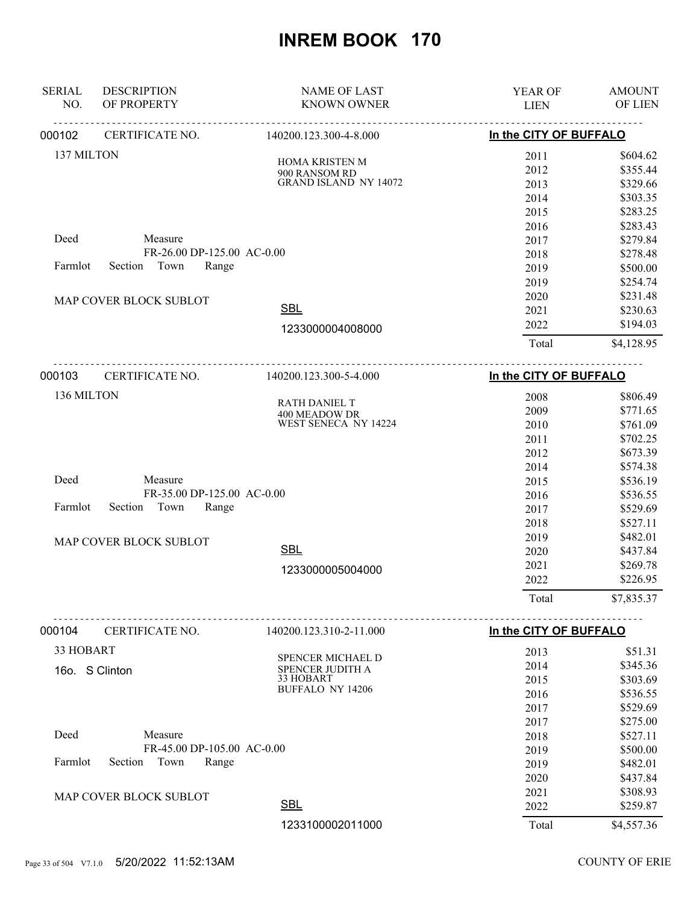# INREM BOOK 170

| SERIAL NO. | DESCRIPTION OF PROPERTY | NAME OF LAST KNOWN OWNER | YEAR OF LIEN | AMOUNT OF LIEN |
|---|---|---|---|---|

**000102** CERTIFICATE NO. 140200.123.300-4-8.000 — **In the CITY OF BUFFALO**

137 MILTON

HOMA KRISTEN M
900 RANSOM RD
GRAND ISLAND NY 14072

Deed — Measure FR-26.00 DP-125.00 AC-0.00

Farmlot Section Town Range

MAP COVER BLOCK SUBLOT

SBL 1233000004008000

| YEAR OF LIEN | AMOUNT OF LIEN |
|---|---|
| 2011 | $604.62 |
| 2012 | $355.44 |
| 2013 | $329.66 |
| 2014 | $303.35 |
| 2015 | $283.25 |
| 2016 | $283.43 |
| 2017 | $279.84 |
| 2018 | $278.48 |
| 2019 | $500.00 |
| 2019 | $254.74 |
| 2020 | $231.48 |
| 2021 | $230.63 |
| 2022 | $194.03 |
| Total | $4,128.95 |

**000103** CERTIFICATE NO. 140200.123.300-5-4.000 — **In the CITY OF BUFFALO**

136 MILTON

RATH DANIEL T
400 MEADOW DR
WEST SENECA NY 14224

Deed — Measure FR-35.00 DP-125.00 AC-0.00

Farmlot Section Town Range

MAP COVER BLOCK SUBLOT

SBL 1233000005004000

| YEAR OF LIEN | AMOUNT OF LIEN |
|---|---|
| 2008 | $806.49 |
| 2009 | $771.65 |
| 2010 | $761.09 |
| 2011 | $702.25 |
| 2012 | $673.39 |
| 2014 | $574.38 |
| 2015 | $536.19 |
| 2016 | $536.55 |
| 2017 | $529.69 |
| 2018 | $527.11 |
| 2019 | $482.01 |
| 2020 | $437.84 |
| 2021 | $269.78 |
| 2022 | $226.95 |
| Total | $7,835.37 |

**000104** CERTIFICATE NO. 140200.123.310-2-11.000 — **In the CITY OF BUFFALO**

33 HOBART

16o. S Clinton

SPENCER MICHAEL D
SPENCER JUDITH A
33 HOBART
BUFFALO NY 14206

Deed — Measure FR-45.00 DP-105.00 AC-0.00

Farmlot Section Town Range

MAP COVER BLOCK SUBLOT

SBL 1233100002011000

| YEAR OF LIEN | AMOUNT OF LIEN |
|---|---|
| 2013 | $51.31 |
| 2014 | $345.36 |
| 2015 | $303.69 |
| 2016 | $536.55 |
| 2017 | $529.69 |
| 2017 | $275.00 |
| 2018 | $527.11 |
| 2019 | $500.00 |
| 2019 | $482.01 |
| 2020 | $437.84 |
| 2021 | $308.93 |
| 2022 | $259.87 |
| Total | $4,557.36 |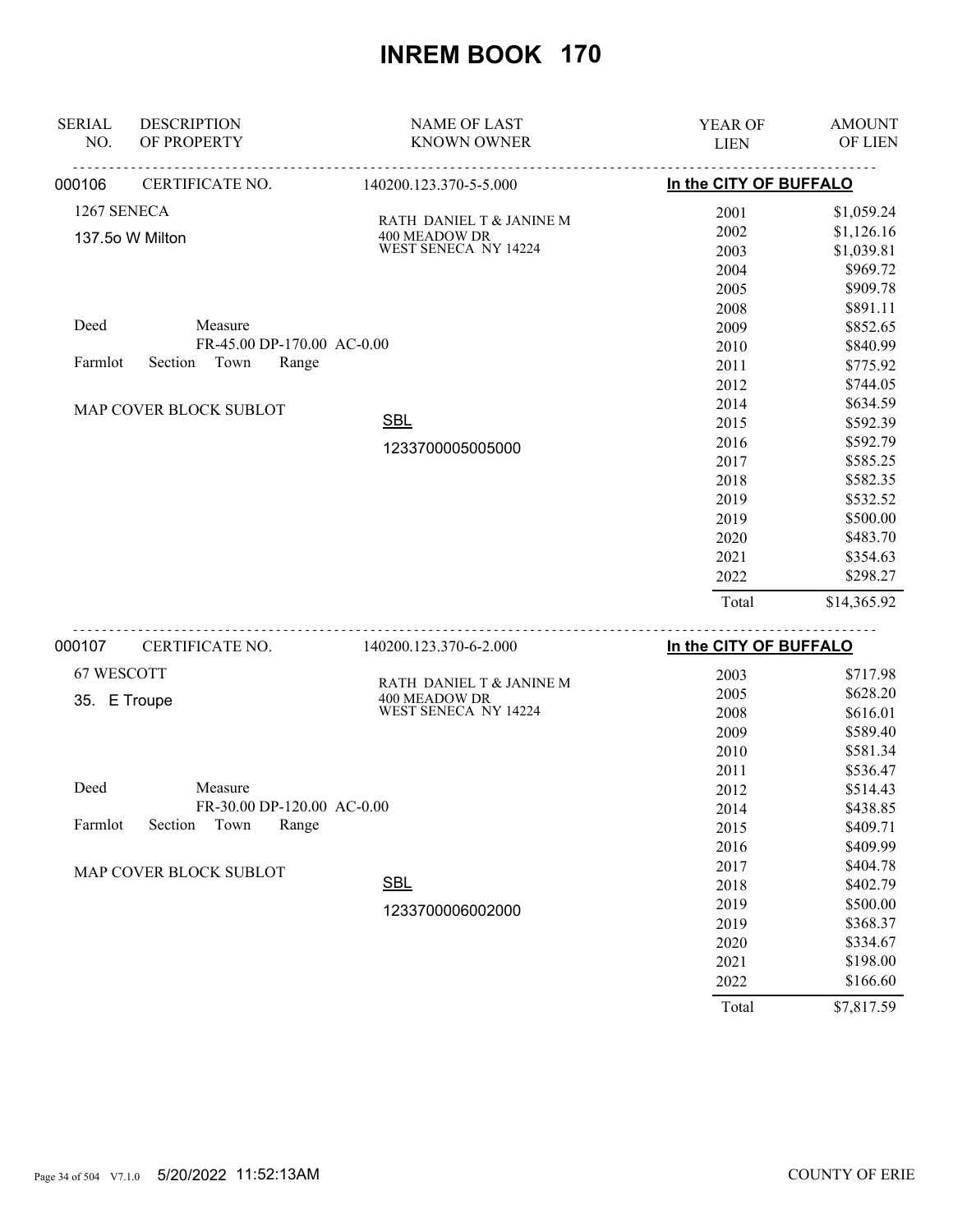# INREM BOOK 170

| SERIAL NO. | DESCRIPTION OF PROPERTY | NAME OF LAST KNOWN OWNER | YEAR OF LIEN | AMOUNT OF LIEN |
|---|---|---|---|---|
| 000106 | CERTIFICATE NO. | 140200.123.370-5-5.000 | In the CITY OF BUFFALO | |
| | 1267 SENECA | RATH DANIEL T & JANINE M | 2001 | $1,059.24 |
| | 137.5o W Milton | 400 MEADOW DR | 2002 | $1,126.16 |
| | | WEST SENECA NY 14224 | 2003 | $1,039.81 |
| | | | 2004 | $969.72 |
| | | | 2005 | $909.78 |
| | | | 2008 | $891.11 |
| | Deed Measure | | 2009 | $852.65 |
| | FR-45.00 DP-170.00 AC-0.00 | | 2010 | $840.99 |
| | Farmlot Section Town Range | | 2011 | $775.92 |
| | | | 2012 | $744.05 |
| | MAP COVER BLOCK SUBLOT | | 2014 | $634.59 |
| | | SBL | 2015 | $592.39 |
| | | 1233700005005000 | 2016 | $592.79 |
| | | | 2017 | $585.25 |
| | | | 2018 | $582.35 |
| | | | 2019 | $532.52 |
| | | | 2019 | $500.00 |
| | | | 2020 | $483.70 |
| | | | 2021 | $354.63 |
| | | | 2022 | $298.27 |
| | | | Total | $14,365.92 |

| SERIAL NO. | DESCRIPTION OF PROPERTY | NAME OF LAST KNOWN OWNER | YEAR OF LIEN | AMOUNT OF LIEN |
|---|---|---|---|---|
| 000107 | CERTIFICATE NO. | 140200.123.370-6-2.000 | In the CITY OF BUFFALO | |
| | 67 WESCOTT | RATH DANIEL T & JANINE M | 2003 | $717.98 |
| | 35. E Troupe | 400 MEADOW DR | 2005 | $628.20 |
| | | WEST SENECA NY 14224 | 2008 | $616.01 |
| | | | 2009 | $589.40 |
| | | | 2010 | $581.34 |
| | | | 2011 | $536.47 |
| | Deed Measure | | 2012 | $514.43 |
| | FR-30.00 DP-120.00 AC-0.00 | | 2014 | $438.85 |
| | Farmlot Section Town Range | | 2015 | $409.71 |
| | | | 2016 | $409.99 |
| | MAP COVER BLOCK SUBLOT | | 2017 | $404.78 |
| | | SBL | 2018 | $402.79 |
| | | 1233700006002000 | 2019 | $500.00 |
| | | | 2019 | $368.37 |
| | | | 2020 | $334.67 |
| | | | 2021 | $198.00 |
| | | | 2022 | $166.60 |
| | | | Total | $7,817.59 |

5/20/2022 11:52:13AM COUNTY OF ERIE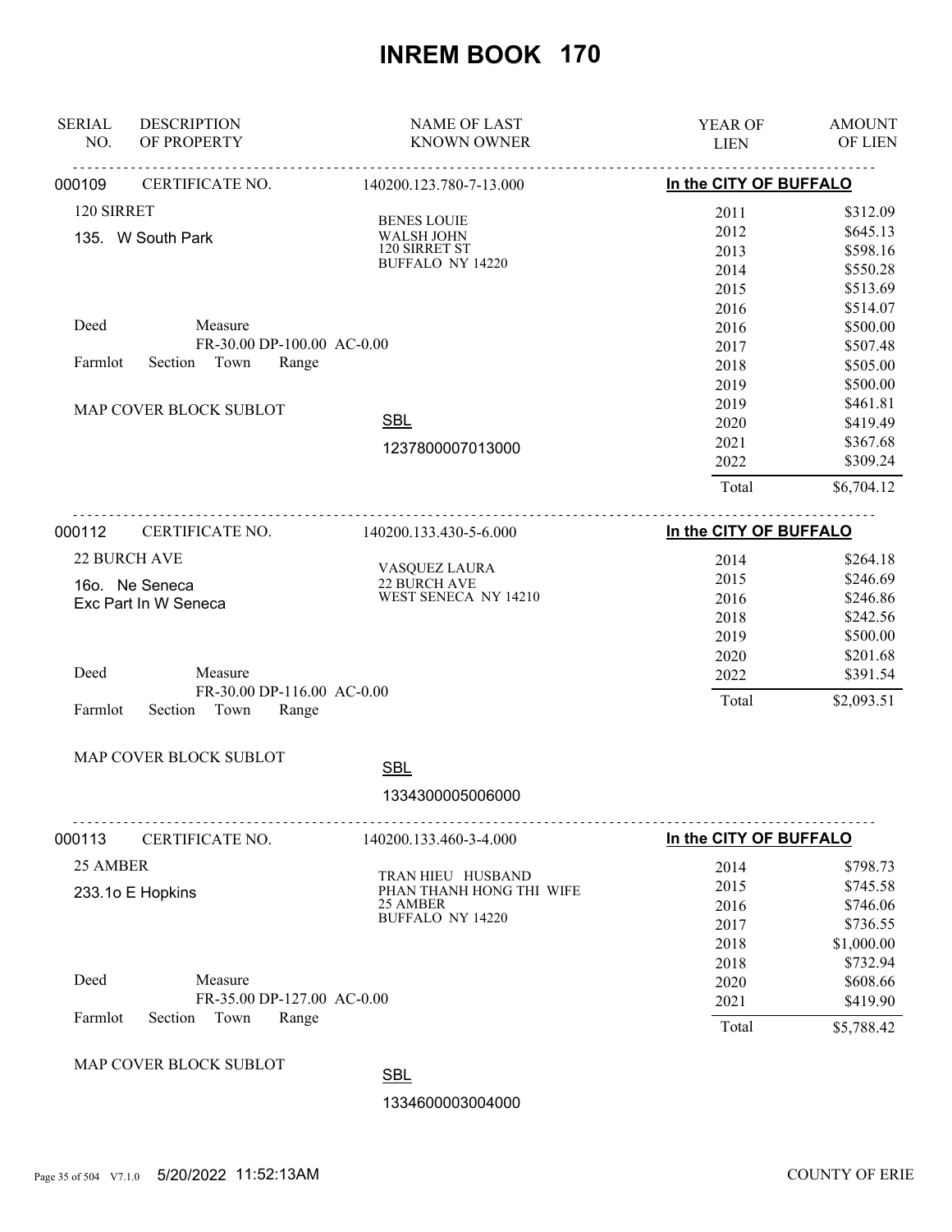# INREM BOOK 170

| SERIAL NO. | DESCRIPTION OF PROPERTY | NAME OF LAST KNOWN OWNER | YEAR OF LIEN | AMOUNT OF LIEN |
|---|---|---|---|---|

---

**000109** CERTIFICATE NO. 140200.123.780-7-13.000 — **In the CITY OF BUFFALO**

120 SIRRET

135. W South Park

BENES LOUIE
WALSH JOHN
120 SIRRET ST
BUFFALO NY 14220

Deed — Measure FR-30.00 DP-100.00 AC-0.00

Farmlot Section Town Range

MAP COVER BLOCK SUBLOT

SBL 1237800007013000

| YEAR OF LIEN | AMOUNT OF LIEN |
|---|---|
| 2011 | $312.09 |
| 2012 | $645.13 |
| 2013 | $598.16 |
| 2014 | $550.28 |
| 2015 | $513.69 |
| 2016 | $514.07 |
| 2016 | $500.00 |
| 2017 | $507.48 |
| 2018 | $505.00 |
| 2019 | $500.00 |
| 2019 | $461.81 |
| 2020 | $419.49 |
| 2021 | $367.68 |
| 2022 | $309.24 |
| Total | $6,704.12 |

---

**000112** CERTIFICATE NO. 140200.133.430-5-6.000 — **In the CITY OF BUFFALO**

22 BURCH AVE

16o. Ne Seneca
Exc Part In W Seneca

VASQUEZ LAURA
22 BURCH AVE
WEST SENECA NY 14210

Deed — Measure FR-30.00 DP-116.00 AC-0.00

Farmlot Section Town Range

MAP COVER BLOCK SUBLOT

SBL 1334300005006000

| YEAR OF LIEN | AMOUNT OF LIEN |
|---|---|
| 2014 | $264.18 |
| 2015 | $246.69 |
| 2016 | $246.86 |
| 2018 | $242.56 |
| 2019 | $500.00 |
| 2020 | $201.68 |
| 2022 | $391.54 |
| Total | $2,093.51 |

---

**000113** CERTIFICATE NO. 140200.133.460-3-4.000 — **In the CITY OF BUFFALO**

25 AMBER

233.1o E Hopkins

TRAN HIEU HUSBAND
PHAN THANH HONG THI WIFE
25 AMBER
BUFFALO NY 14220

Deed — Measure FR-35.00 DP-127.00 AC-0.00

Farmlot Section Town Range

MAP COVER BLOCK SUBLOT

SBL 1334600003004000

| YEAR OF LIEN | AMOUNT OF LIEN |
|---|---|
| 2014 | $798.73 |
| 2015 | $745.58 |
| 2016 | $746.06 |
| 2017 | $736.55 |
| 2018 | $1,000.00 |
| 2018 | $732.94 |
| 2020 | $608.66 |
| 2021 | $419.90 |
| Total | $5,788.42 |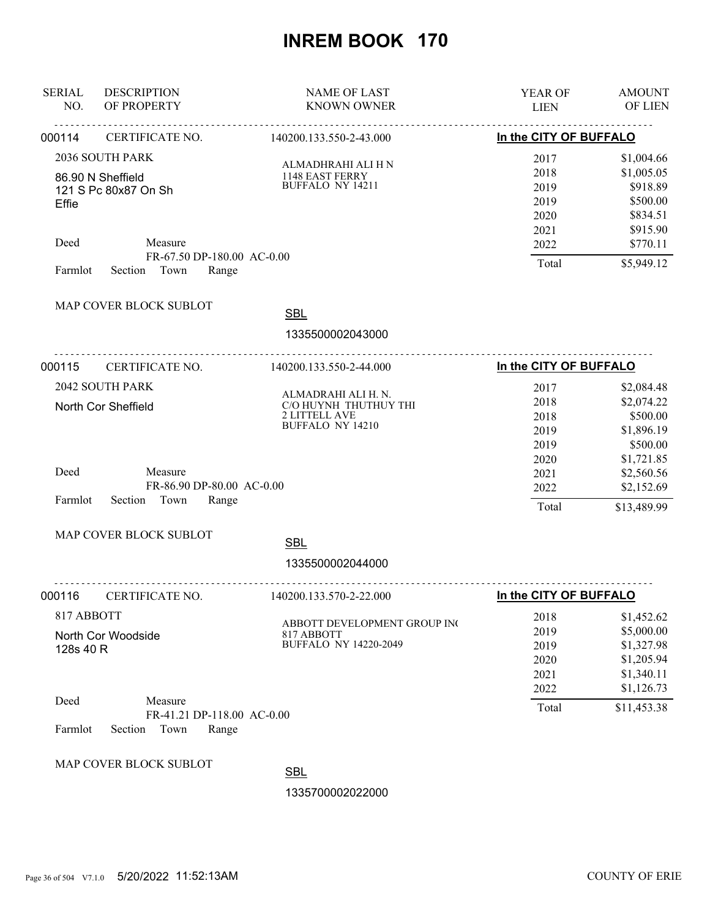# INREM BOOK 170

| SERIAL NO. | DESCRIPTION OF PROPERTY | NAME OF LAST KNOWN OWNER | YEAR OF LIEN | AMOUNT OF LIEN |
|---|---|---|---|---|

---

**000114** CERTIFICATE NO. 140200.133.550-2-43.000 — **In the CITY OF BUFFALO**

2036 SOUTH PARK

86.90 N Sheffield
121 S Pc 80x87 On Sh
Effie

ALMADHRAHI ALI H N
1148 EAST FERRY
BUFFALO NY 14211

| YEAR OF LIEN | AMOUNT OF LIEN |
|---|---|
| 2017 | $1,004.66 |
| 2018 | $1,005.05 |
| 2019 | $918.89 |
| 2019 | $500.00 |
| 2020 | $834.51 |
| 2021 | $915.90 |
| 2022 | $770.11 |
| Total | $5,949.12 |

Deed Measure FR-67.50 DP-180.00 AC-0.00

Farmlot Section Town Range

MAP COVER BLOCK SUBLOT

SBL 1335500002043000

---

**000115** CERTIFICATE NO. 140200.133.550-2-44.000 — **In the CITY OF BUFFALO**

2042 SOUTH PARK

North Cor Sheffield

ALMADRAHI ALI H. N.
C/O HUYNH THUTHUY THI
2 LITTELL AVE
BUFFALO NY 14210

| YEAR OF LIEN | AMOUNT OF LIEN |
|---|---|
| 2017 | $2,084.48 |
| 2018 | $2,074.22 |
| 2018 | $500.00 |
| 2019 | $1,896.19 |
| 2019 | $500.00 |
| 2020 | $1,721.85 |
| 2021 | $2,560.56 |
| 2022 | $2,152.69 |
| Total | $13,489.99 |

Deed Measure FR-86.90 DP-80.00 AC-0.00

Farmlot Section Town Range

MAP COVER BLOCK SUBLOT

SBL 1335500002044000

---

**000116** CERTIFICATE NO. 140200.133.570-2-22.000 — **In the CITY OF BUFFALO**

817 ABBOTT

North Cor Woodside
128s 40 R

ABBOTT DEVELOPMENT GROUP INC
817 ABBOTT
BUFFALO NY 14220-2049

| YEAR OF LIEN | AMOUNT OF LIEN |
|---|---|
| 2018 | $1,452.62 |
| 2019 | $5,000.00 |
| 2019 | $1,327.98 |
| 2020 | $1,205.94 |
| 2021 | $1,340.11 |
| 2022 | $1,126.73 |
| Total | $11,453.38 |

Deed Measure FR-41.21 DP-118.00 AC-0.00

Farmlot Section Town Range

MAP COVER BLOCK SUBLOT

SBL 1335700002022000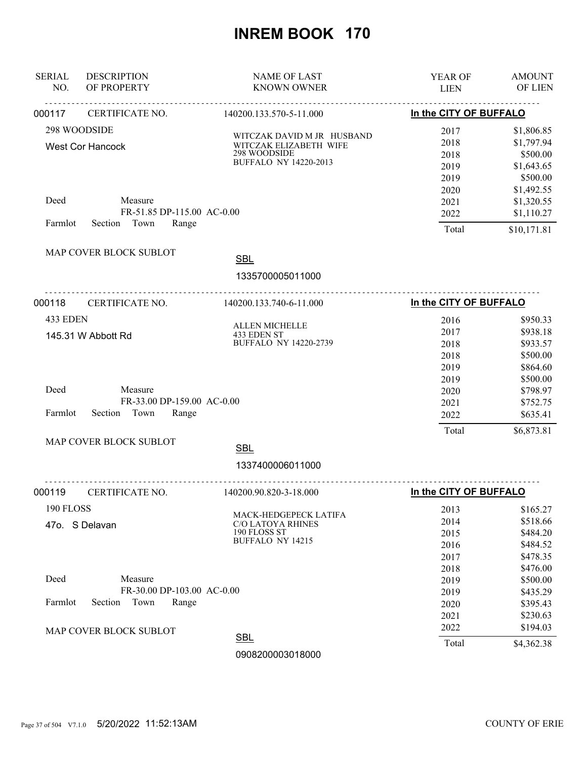# INREM BOOK 170

| SERIAL NO. | DESCRIPTION OF PROPERTY | NAME OF LAST KNOWN OWNER | YEAR OF LIEN | AMOUNT OF LIEN |
|---|---|---|---|---|
| 000117 | CERTIFICATE NO. | 140200.133.570-5-11.000 | In the CITY OF BUFFALO | |
| | 298 WOODSIDE | WITCZAK DAVID M JR HUSBAND | 2017 | $1,806.85 |
| | West Cor Hancock | WITCZAK ELIZABETH WIFE | 2018 | $1,797.94 |
| | | 298 WOODSIDE | 2018 | $500.00 |
| | | BUFFALO NY 14220-2013 | 2019 | $1,643.65 |
| | | | 2019 | $500.00 |
| | | | 2020 | $1,492.55 |
| | Deed Measure | | 2021 | $1,320.55 |
| | FR-51.85 DP-115.00 AC-0.00 | | 2022 | $1,110.27 |
| | Farmlot Section Town Range | | Total | $10,171.81 |
| | MAP COVER BLOCK SUBLOT | SBL 1335700005011000 | | |
| 000118 | CERTIFICATE NO. | 140200.133.740-6-11.000 | In the CITY OF BUFFALO | |
| | 433 EDEN | ALLEN MICHELLE | 2016 | $950.33 |
| | 145.31 W Abbott Rd | 433 EDEN ST | 2017 | $938.18 |
| | | BUFFALO NY 14220-2739 | 2018 | $933.57 |
| | | | 2018 | $500.00 |
| | | | 2019 | $864.60 |
| | | | 2019 | $500.00 |
| | Deed Measure | | 2020 | $798.97 |
| | FR-33.00 DP-159.00 AC-0.00 | | 2021 | $752.75 |
| | Farmlot Section Town Range | | 2022 | $635.41 |
| | | | Total | $6,873.81 |
| | MAP COVER BLOCK SUBLOT | SBL 1337400006011000 | | |
| 000119 | CERTIFICATE NO. | 140200.90.820-3-18.000 | In the CITY OF BUFFALO | |
| | 190 FLOSS | MACK-HEDGEPECK LATIFA | 2013 | $165.27 |
| | 47o. S Delavan | C/O LATOYA RHINES | 2014 | $518.66 |
| | | 190 FLOSS ST | 2015 | $484.20 |
| | | BUFFALO NY 14215 | 2016 | $484.52 |
| | | | 2017 | $478.35 |
| | | | 2018 | $476.00 |
| | Deed Measure | | 2019 | $500.00 |
| | FR-30.00 DP-103.00 AC-0.00 | | 2019 | $435.29 |
| | Farmlot Section Town Range | | 2020 | $395.43 |
| | | | 2021 | $230.63 |
| | MAP COVER BLOCK SUBLOT | | 2022 | $194.03 |
| | | SBL 0908200003018000 | Total | $4,362.38 |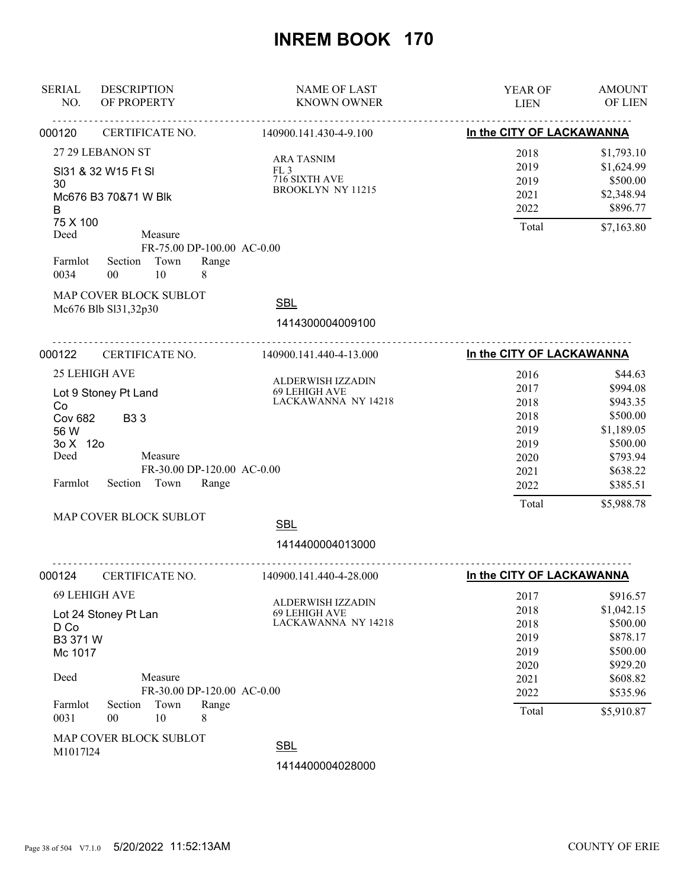# INREM BOOK 170

| SERIAL NO. | DESCRIPTION OF PROPERTY | NAME OF LAST KNOWN OWNER | YEAR OF LIEN | AMOUNT OF LIEN |
|---|---|---|---|---|

---

**000120** CERTIFICATE NO. 140900.141.430-4-9.100 — **In the CITY OF LACKAWANNA**

27 29 LEBANON ST
Sl31 & 32 W15 Ft Sl
30
Mc676 B3 70&71 W Blk
B
75 X 100

Deed — Measure
FR-75.00 DP-100.00 AC-0.00

| Farmlot | Section | Town | Range |
|---|---|---|---|
| 0034 | 00 | 10 | 8 |

MAP COVER BLOCK SUBLOT
Mc676 Blb Sl31,32p30

NAME OF LAST KNOWN OWNER:
ARA TASNIM
FL 3
716 SIXTH AVE
BROOKLYN NY 11215

SBL
1414300004009100

| YEAR OF LIEN | AMOUNT OF LIEN |
|---|---|
| 2018 | $1,793.10 |
| 2019 | $1,624.99 |
| 2019 | $500.00 |
| 2021 | $2,348.94 |
| 2022 | $896.77 |
| Total | $7,163.80 |

---

**000122** CERTIFICATE NO. 140900.141.440-4-13.000 — **In the CITY OF LACKAWANNA**

25 LEHIGH AVE
Lot 9 Stoney Pt Land
Co
Cov 682 B3 3
56 W
3o X 12o

Deed — Measure
FR-30.00 DP-120.00 AC-0.00

| Farmlot | Section | Town | Range |
|---|---|---|---|
| | | | |

MAP COVER BLOCK SUBLOT

NAME OF LAST KNOWN OWNER:
ALDERWISH IZZADIN
69 LEHIGH AVE
LACKAWANNA NY 14218

SBL
1414400004013000

| YEAR OF LIEN | AMOUNT OF LIEN |
|---|---|
| 2016 | $44.63 |
| 2017 | $994.08 |
| 2018 | $943.35 |
| 2018 | $500.00 |
| 2019 | $1,189.05 |
| 2019 | $500.00 |
| 2020 | $793.94 |
| 2021 | $638.22 |
| 2022 | $385.51 |
| Total | $5,988.78 |

---

**000124** CERTIFICATE NO. 140900.141.440-4-28.000 — **In the CITY OF LACKAWANNA**

69 LEHIGH AVE
Lot 24 Stoney Pt Lan
D Co
B3 371 W
Mc 1017

Deed — Measure
FR-30.00 DP-120.00 AC-0.00

| Farmlot | Section | Town | Range |
|---|---|---|---|
| 0031 | 00 | 10 | 8 |

MAP COVER BLOCK SUBLOT
M1017l24

NAME OF LAST KNOWN OWNER:
ALDERWISH IZZADIN
69 LEHIGH AVE
LACKAWANNA NY 14218

SBL
1414400004028000

| YEAR OF LIEN | AMOUNT OF LIEN |
|---|---|
| 2017 | $916.57 |
| 2018 | $1,042.15 |
| 2018 | $500.00 |
| 2019 | $878.17 |
| 2019 | $500.00 |
| 2020 | $929.20 |
| 2021 | $608.82 |
| 2022 | $535.96 |
| Total | $5,910.87 |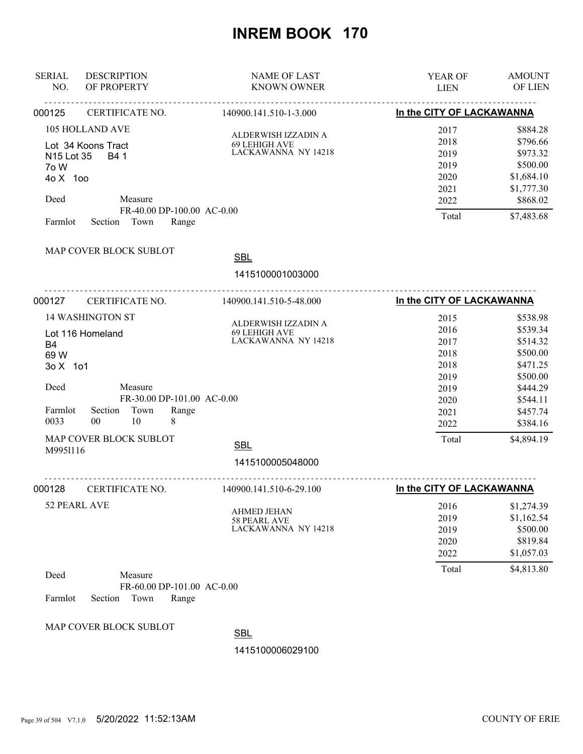# INREM BOOK 170

| SERIAL NO. | DESCRIPTION OF PROPERTY | NAME OF LAST KNOWN OWNER | YEAR OF LIEN | AMOUNT OF LIEN |
|---|---|---|---|---|

**000125** CERTIFICATE NO. 140900.141.510-1-3.000 — **In the CITY OF LACKAWANNA**

105 HOLLAND AVE

Lot 34 Koons Tract
N15 Lot 35 B4 1
7o W
4o X 1oo

Deed Measure
FR-40.00 DP-100.00 AC-0.00
Farmlot Section Town Range

MAP COVER BLOCK SUBLOT

ALDERWISH IZZADIN A
69 LEHIGH AVE
LACKAWANNA NY 14218

| YEAR OF LIEN | AMOUNT OF LIEN |
|---|---|
| 2017 | $884.28 |
| 2018 | $796.66 |
| 2019 | $973.32 |
| 2019 | $500.00 |
| 2020 | $1,684.10 |
| 2021 | $1,777.30 |
| 2022 | $868.02 |
| Total | $7,483.68 |

SBL
1415100001003000

---

**000127** CERTIFICATE NO. 140900.141.510-5-48.000 — **In the CITY OF LACKAWANNA**

14 WASHINGTON ST

Lot 116 Homeland
B4
69 W
3o X 1o1

Deed Measure
FR-30.00 DP-101.00 AC-0.00
Farmlot Section Town Range
0033 00 10 8

MAP COVER BLOCK SUBLOT
M995l116

ALDERWISH IZZADIN A
69 LEHIGH AVE
LACKAWANNA NY 14218

| YEAR OF LIEN | AMOUNT OF LIEN |
|---|---|
| 2015 | $538.98 |
| 2016 | $539.34 |
| 2017 | $514.32 |
| 2018 | $500.00 |
| 2018 | $471.25 |
| 2019 | $500.00 |
| 2019 | $444.29 |
| 2020 | $544.11 |
| 2021 | $457.74 |
| 2022 | $384.16 |
| Total | $4,894.19 |

SBL
1415100005048000

---

**000128** CERTIFICATE NO. 140900.141.510-6-29.100 — **In the CITY OF LACKAWANNA**

52 PEARL AVE

Deed Measure
FR-60.00 DP-101.00 AC-0.00
Farmlot Section Town Range

MAP COVER BLOCK SUBLOT

AHMED JEHAN
58 PEARL AVE
LACKAWANNA NY 14218

| YEAR OF LIEN | AMOUNT OF LIEN |
|---|---|
| 2016 | $1,274.39 |
| 2019 | $1,162.54 |
| 2019 | $500.00 |
| 2020 | $819.84 |
| 2022 | $1,057.03 |
| Total | $4,813.80 |

SBL
1415100006029100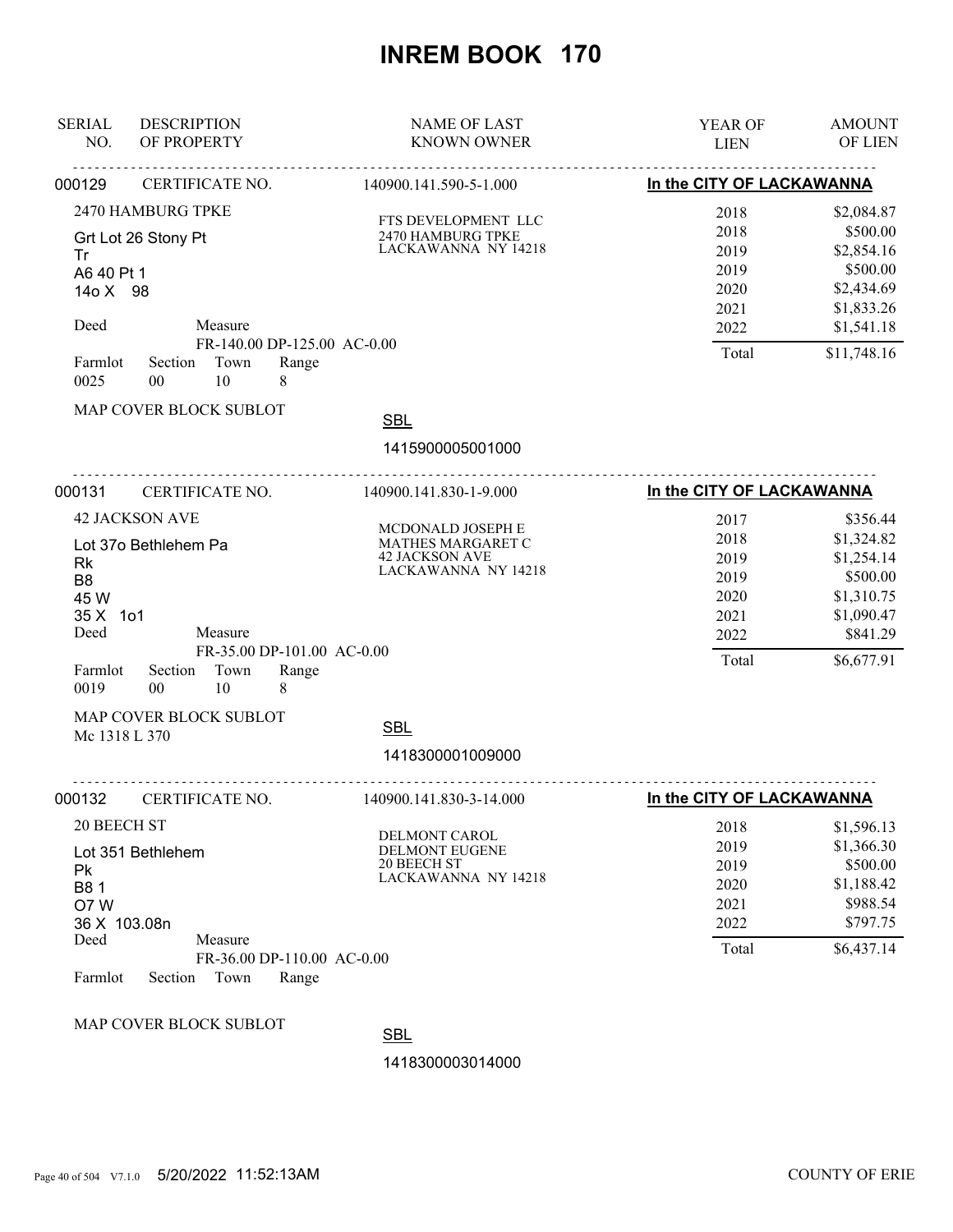# INREM BOOK 170

| SERIAL NO. | DESCRIPTION OF PROPERTY | NAME OF LAST KNOWN OWNER | YEAR OF LIEN | AMOUNT OF LIEN |
|---|---|---|---|---|

---

**000129** CERTIFICATE NO. 140900.141.590-5-1.000 — **In the CITY OF LACKAWANNA**

2470 HAMBURG TPKE

Grt Lot 26 Stony Pt
Tr
A6 40 Pt 1
14o X 98

Deed Measure
FR-140.00 DP-125.00 AC-0.00

| Farmlot | Section | Town | Range |
|---|---|---|---|
| 0025 | 00 | 10 | 8 |

MAP COVER BLOCK SUBLOT

FTS DEVELOPMENT LLC
2470 HAMBURG TPKE
LACKAWANNA NY 14218

| YEAR OF LIEN | AMOUNT OF LIEN |
|---|---|
| 2018 | $2,084.87 |
| 2018 | $500.00 |
| 2019 | $2,854.16 |
| 2019 | $500.00 |
| 2020 | $2,434.69 |
| 2021 | $1,833.26 |
| 2022 | $1,541.18 |
| Total | $11,748.16 |

SBL
1415900005001000

---

**000131** CERTIFICATE NO. 140900.141.830-1-9.000 — **In the CITY OF LACKAWANNA**

42 JACKSON AVE

Lot 37o Bethlehem Pa
Rk
B8
45 W
35 X 1o1

Deed Measure
FR-35.00 DP-101.00 AC-0.00

| Farmlot | Section | Town | Range |
|---|---|---|---|
| 0019 | 00 | 10 | 8 |

MAP COVER BLOCK SUBLOT
Mc 1318 L 370

MCDONALD JOSEPH E
MATHES MARGARET C
42 JACKSON AVE
LACKAWANNA NY 14218

| YEAR OF LIEN | AMOUNT OF LIEN |
|---|---|
| 2017 | $356.44 |
| 2018 | $1,324.82 |
| 2019 | $1,254.14 |
| 2019 | $500.00 |
| 2020 | $1,310.75 |
| 2021 | $1,090.47 |
| 2022 | $841.29 |
| Total | $6,677.91 |

SBL
1418300001009000

---

**000132** CERTIFICATE NO. 140900.141.830-3-14.000 — **In the CITY OF LACKAWANNA**

20 BEECH ST

Lot 351 Bethlehem
Pk
B8 1
O7 W
36 X 103.08n

Deed Measure
FR-36.00 DP-110.00 AC-0.00

| Farmlot | Section | Town | Range |
|---|---|---|---|
| | | | |

MAP COVER BLOCK SUBLOT

DELMONT CAROL
DELMONT EUGENE
20 BEECH ST
LACKAWANNA NY 14218

| YEAR OF LIEN | AMOUNT OF LIEN |
|---|---|
| 2018 | $1,596.13 |
| 2019 | $1,366.30 |
| 2019 | $500.00 |
| 2020 | $1,188.42 |
| 2021 | $988.54 |
| 2022 | $797.75 |
| Total | $6,437.14 |

SBL
1418300003014000

5/20/2022 11:52:13AM COUNTY OF ERIE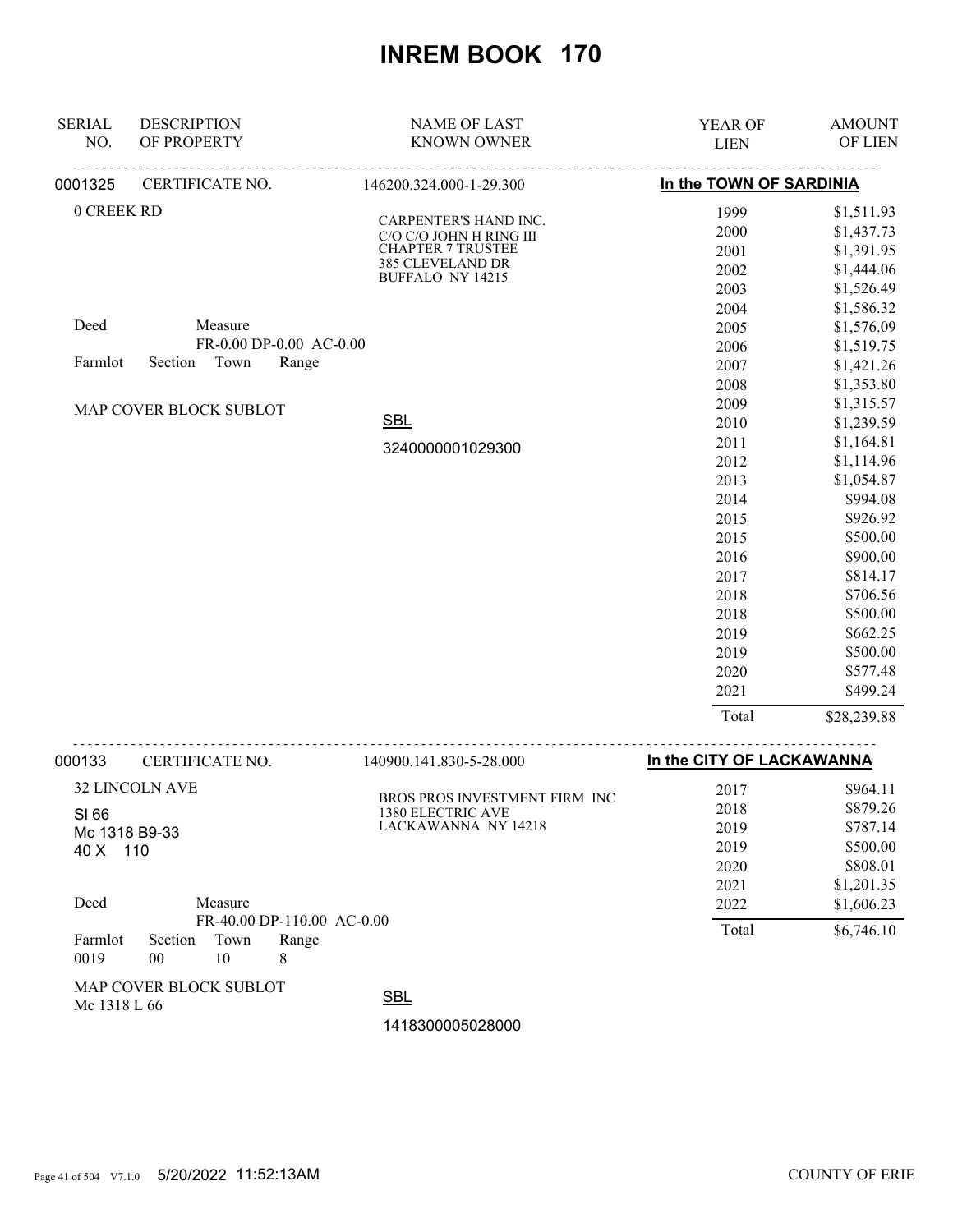# INREM BOOK 170

| SERIAL NO. | DESCRIPTION OF PROPERTY | NAME OF LAST KNOWN OWNER | YEAR OF LIEN | AMOUNT OF LIEN |
|---|---|---|---|---|

---

**0001325** CERTIFICATE NO. 146200.324.000-1-29.300 — **In the TOWN OF SARDINIA**

0 CREEK RD

CARPENTER'S HAND INC.
C/O C/O JOHN H RING III
CHAPTER 7 TRUSTEE
385 CLEVELAND DR
BUFFALO NY 14215

Deed Measure
FR-0.00 DP-0.00 AC-0.00

Farmlot Section Town Range

MAP COVER BLOCK SUBLOT

SBL
3240000001029300

| YEAR OF LIEN | AMOUNT OF LIEN |
|---|---|
| 1999 | $1,511.93 |
| 2000 | $1,437.73 |
| 2001 | $1,391.95 |
| 2002 | $1,444.06 |
| 2003 | $1,526.49 |
| 2004 | $1,586.32 |
| 2005 | $1,576.09 |
| 2006 | $1,519.75 |
| 2007 | $1,421.26 |
| 2008 | $1,353.80 |
| 2009 | $1,315.57 |
| 2010 | $1,239.59 |
| 2011 | $1,164.81 |
| 2012 | $1,114.96 |
| 2013 | $1,054.87 |
| 2014 | $994.08 |
| 2015 | $926.92 |
| 2015 | $500.00 |
| 2016 | $900.00 |
| 2017 | $814.17 |
| 2018 | $706.56 |
| 2018 | $500.00 |
| 2019 | $662.25 |
| 2019 | $500.00 |
| 2020 | $577.48 |
| 2021 | $499.24 |
| Total | $28,239.88 |

---

**000133** CERTIFICATE NO. 140900.141.830-5-28.000 — **In the CITY OF LACKAWANNA**

32 LINCOLN AVE
SI 66
Mc 1318 B9-33
40 X 110

BROS PROS INVESTMENT FIRM INC
1380 ELECTRIC AVE
LACKAWANNA NY 14218

Deed Measure
FR-40.00 DP-110.00 AC-0.00

| Farmlot | Section | Town | Range |
|---|---|---|---|
| 0019 | 00 | 10 | 8 |

MAP COVER BLOCK SUBLOT
Mc 1318 L 66

SBL
1418300005028000

| YEAR OF LIEN | AMOUNT OF LIEN |
|---|---|
| 2017 | $964.11 |
| 2018 | $879.26 |
| 2019 | $787.14 |
| 2019 | $500.00 |
| 2020 | $808.01 |
| 2021 | $1,201.35 |
| 2022 | $1,606.23 |
| Total | $6,746.10 |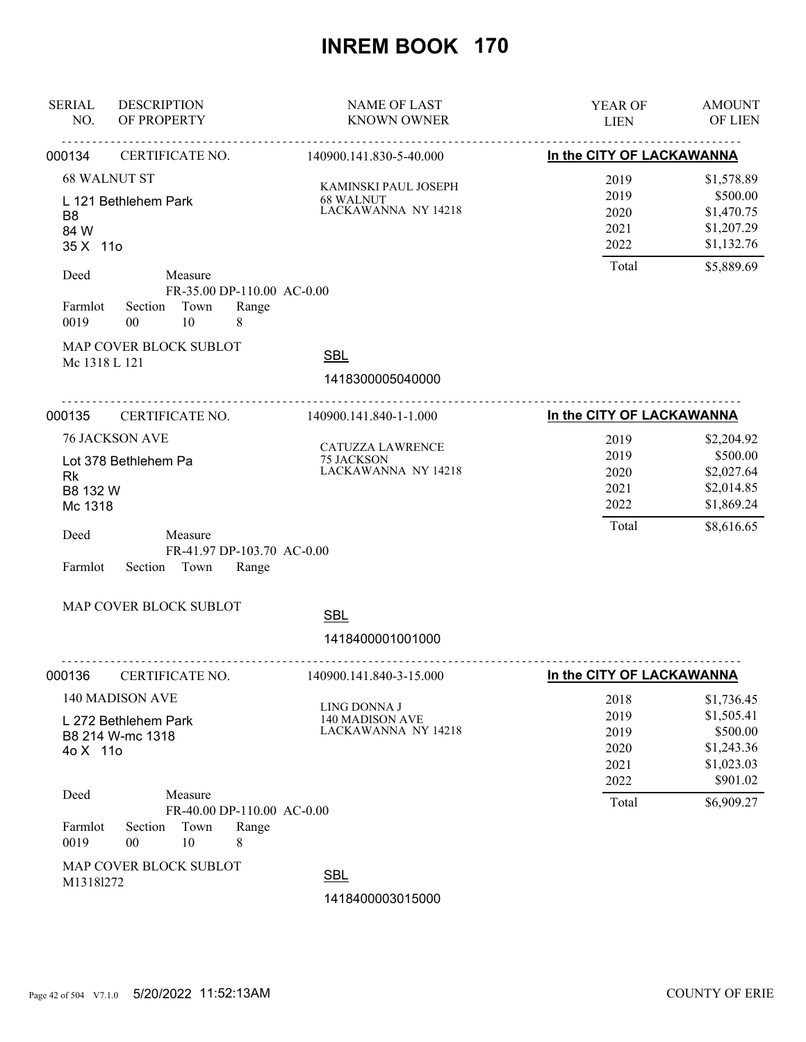# INREM BOOK 170

| SERIAL NO. | DESCRIPTION OF PROPERTY | NAME OF LAST KNOWN OWNER | YEAR OF LIEN | AMOUNT OF LIEN |
|---|---|---|---|---|

---

**000134** CERTIFICATE NO. 140900.141.830-5-40.000 — **In the CITY OF LACKAWANNA**

68 WALNUT ST

L 121 Bethlehem Park
B8
84 W
35 X 11o

KAMINSKI PAUL JOSEPH
68 WALNUT
LACKAWANNA NY 14218

| YEAR OF LIEN | AMOUNT OF LIEN |
|---|---|
| 2019 | $1,578.89 |
| 2019 | $500.00 |
| 2020 | $1,470.75 |
| 2021 | $1,207.29 |
| 2022 | $1,132.76 |
| Total | $5,889.69 |

Deed Measure
FR-35.00 DP-110.00 AC-0.00

| Farmlot | Section | Town | Range |
|---|---|---|---|
| 0019 | 00 | 10 | 8 |

MAP COVER BLOCK SUBLOT
Mc 1318 L 121

SBL
1418300005040000

---

**000135** CERTIFICATE NO. 140900.141.840-1-1.000 — **In the CITY OF LACKAWANNA**

76 JACKSON AVE

Lot 378 Bethlehem Pa
Rk
B8 132 W
Mc 1318

CATUZZA LAWRENCE
75 JACKSON
LACKAWANNA NY 14218

| YEAR OF LIEN | AMOUNT OF LIEN |
|---|---|
| 2019 | $2,204.92 |
| 2019 | $500.00 |
| 2020 | $2,027.64 |
| 2021 | $2,014.85 |
| 2022 | $1,869.24 |
| Total | $8,616.65 |

Deed Measure
FR-41.97 DP-103.70 AC-0.00

Farmlot Section Town Range

MAP COVER BLOCK SUBLOT

SBL
1418400001001000

---

**000136** CERTIFICATE NO. 140900.141.840-3-15.000 — **In the CITY OF LACKAWANNA**

140 MADISON AVE

L 272 Bethlehem Park
B8 214 W-mc 1318
4o X 11o

LING DONNA J
140 MADISON AVE
LACKAWANNA NY 14218

| YEAR OF LIEN | AMOUNT OF LIEN |
|---|---|
| 2018 | $1,736.45 |
| 2019 | $1,505.41 |
| 2019 | $500.00 |
| 2020 | $1,243.36 |
| 2021 | $1,023.03 |
| 2022 | $901.02 |
| Total | $6,909.27 |

Deed Measure
FR-40.00 DP-110.00 AC-0.00

| Farmlot | Section | Town | Range |
|---|---|---|---|
| 0019 | 00 | 10 | 8 |

MAP COVER BLOCK SUBLOT
M1318l272

SBL
1418400003015000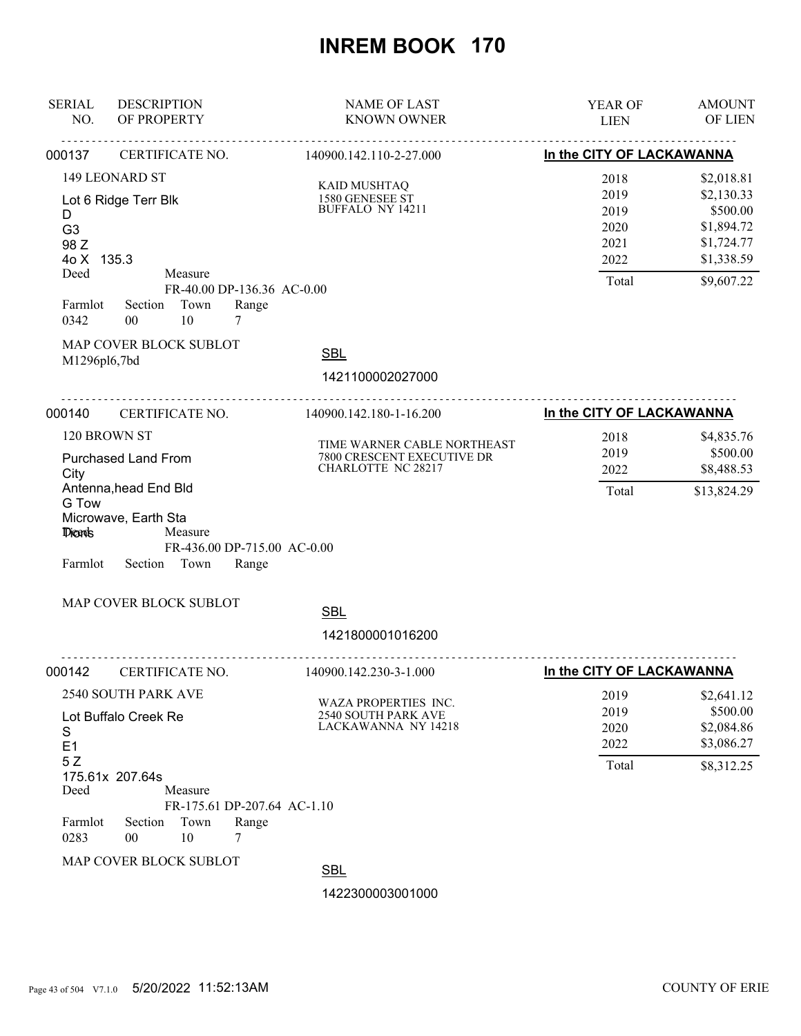# INREM BOOK 170

| SERIAL NO. | DESCRIPTION OF PROPERTY | NAME OF LAST KNOWN OWNER | YEAR OF LIEN | AMOUNT OF LIEN |
|---|---|---|---|---|

---

**000137** CERTIFICATE NO. 140900.142.110-2-27.000 — **In the CITY OF LACKAWANNA**

149 LEONARD ST

Lot 6 Ridge Terr Blk
D
G3
98 Z
4o X 135.3

Deed Measure
FR-40.00 DP-136.36 AC-0.00

| Farmlot | Section | Town | Range |
|---|---|---|---|
| 0342 | 00 | 10 | 7 |

MAP COVER BLOCK SUBLOT
M1296pl6,7bd

KAID MUSHTAQ
1580 GENESEE ST
BUFFALO NY 14211

SBL
1421100002027000

| YEAR OF LIEN | AMOUNT OF LIEN |
|---|---|
| 2018 | $2,018.81 |
| 2019 | $2,130.33 |
| 2019 | $500.00 |
| 2020 | $1,894.72 |
| 2021 | $1,724.77 |
| 2022 | $1,338.59 |
| Total | $9,607.22 |

---

**000140** CERTIFICATE NO. 140900.142.180-1-16.200 — **In the CITY OF LACKAWANNA**

120 BROWN ST

Purchased Land From
City
Antenna,head End Bld
G Tow
Microwave, Earth Sta
Tions

Deed Measure
FR-436.00 DP-715.00 AC-0.00

| Farmlot | Section | Town | Range |
|---|---|---|---|

MAP COVER BLOCK SUBLOT

TIME WARNER CABLE NORTHEAST
7800 CRESCENT EXECUTIVE DR
CHARLOTTE NC 28217

SBL
1421800001016200

| YEAR OF LIEN | AMOUNT OF LIEN |
|---|---|
| 2018 | $4,835.76 |
| 2019 | $500.00 |
| 2022 | $8,488.53 |
| Total | $13,824.29 |

---

**000142** CERTIFICATE NO. 140900.142.230-3-1.000 — **In the CITY OF LACKAWANNA**

2540 SOUTH PARK AVE

Lot Buffalo Creek Re
S
E1
5 Z
175.61x 207.64s

Deed Measure
FR-175.61 DP-207.64 AC-1.10

| Farmlot | Section | Town | Range |
|---|---|---|---|
| 0283 | 00 | 10 | 7 |

MAP COVER BLOCK SUBLOT

WAZA PROPERTIES INC.
2540 SOUTH PARK AVE
LACKAWANNA NY 14218

SBL
1422300003001000

| YEAR OF LIEN | AMOUNT OF LIEN |
|---|---|
| 2019 | $2,641.12 |
| 2019 | $500.00 |
| 2020 | $2,084.86 |
| 2022 | $3,086.27 |
| Total | $8,312.25 |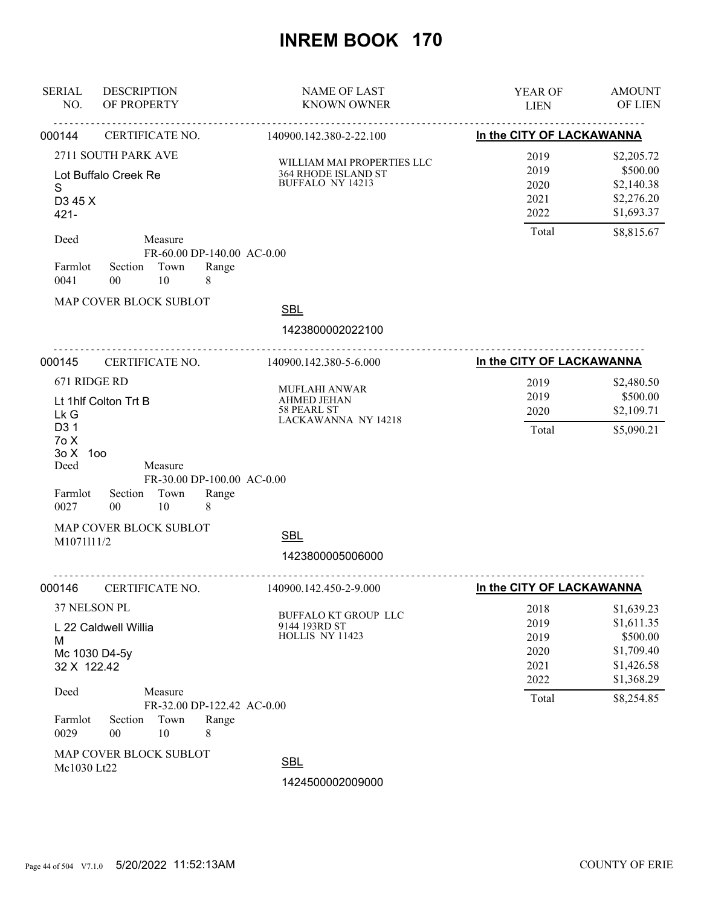# INREM BOOK 170

| SERIAL NO. | DESCRIPTION OF PROPERTY | NAME OF LAST KNOWN OWNER | YEAR OF LIEN | AMOUNT OF LIEN |
|---|---|---|---|---|

---

**000144** CERTIFICATE NO. 140900.142.380-2-22.100 — **In the CITY OF LACKAWANNA**

2711 SOUTH PARK AVE

Lot Buffalo Creek Re
S
D3 45 X
421-

Deed — Measure: FR-60.00 DP-140.00 AC-0.00

| Farmlot | Section | Town | Range |
|---|---|---|---|
| 0041 | 00 | 10 | 8 |

MAP COVER BLOCK SUBLOT

**Name of Last Known Owner:**
WILLIAM MAI PROPERTIES LLC
364 RHODE ISLAND ST
BUFFALO NY 14213

SBL: 1423800002022100

| YEAR OF LIEN | AMOUNT OF LIEN |
|---|---|
| 2019 | $2,205.72 |
| 2019 | $500.00 |
| 2020 | $2,140.38 |
| 2021 | $2,276.20 |
| 2022 | $1,693.37 |
| Total | $8,815.67 |

---

**000145** CERTIFICATE NO. 140900.142.380-5-6.000 — **In the CITY OF LACKAWANNA**

671 RIDGE RD

Lt 1hlf Colton Trt B
Lk G
D3 1
7o X
3o X 1oo

Deed — Measure: FR-30.00 DP-100.00 AC-0.00

| Farmlot | Section | Town | Range |
|---|---|---|---|
| 0027 | 00 | 10 | 8 |

MAP COVER BLOCK SUBLOT
M1071l11/2

**Name of Last Known Owner:**
MUFLAHI ANWAR
AHMED JEHAN
58 PEARL ST
LACKAWANNA NY 14218

SBL: 1423800005006000

| YEAR OF LIEN | AMOUNT OF LIEN |
|---|---|
| 2019 | $2,480.50 |
| 2019 | $500.00 |
| 2020 | $2,109.71 |
| Total | $5,090.21 |

---

**000146** CERTIFICATE NO. 140900.142.450-2-9.000 — **In the CITY OF LACKAWANNA**

37 NELSON PL

L 22 Caldwell Willia
M
Mc 1030 D4-5y
32 X 122.42

Deed — Measure: FR-32.00 DP-122.42 AC-0.00

| Farmlot | Section | Town | Range |
|---|---|---|---|
| 0029 | 00 | 10 | 8 |

MAP COVER BLOCK SUBLOT
Mc1030 Lt22

**Name of Last Known Owner:**
BUFFALO KT GROUP LLC
9144 193RD ST
HOLLIS NY 11423

SBL: 1424500002009000

| YEAR OF LIEN | AMOUNT OF LIEN |
|---|---|
| 2018 | $1,639.23 |
| 2019 | $1,611.35 |
| 2019 | $500.00 |
| 2020 | $1,709.40 |
| 2021 | $1,426.58 |
| 2022 | $1,368.29 |
| Total | $8,254.85 |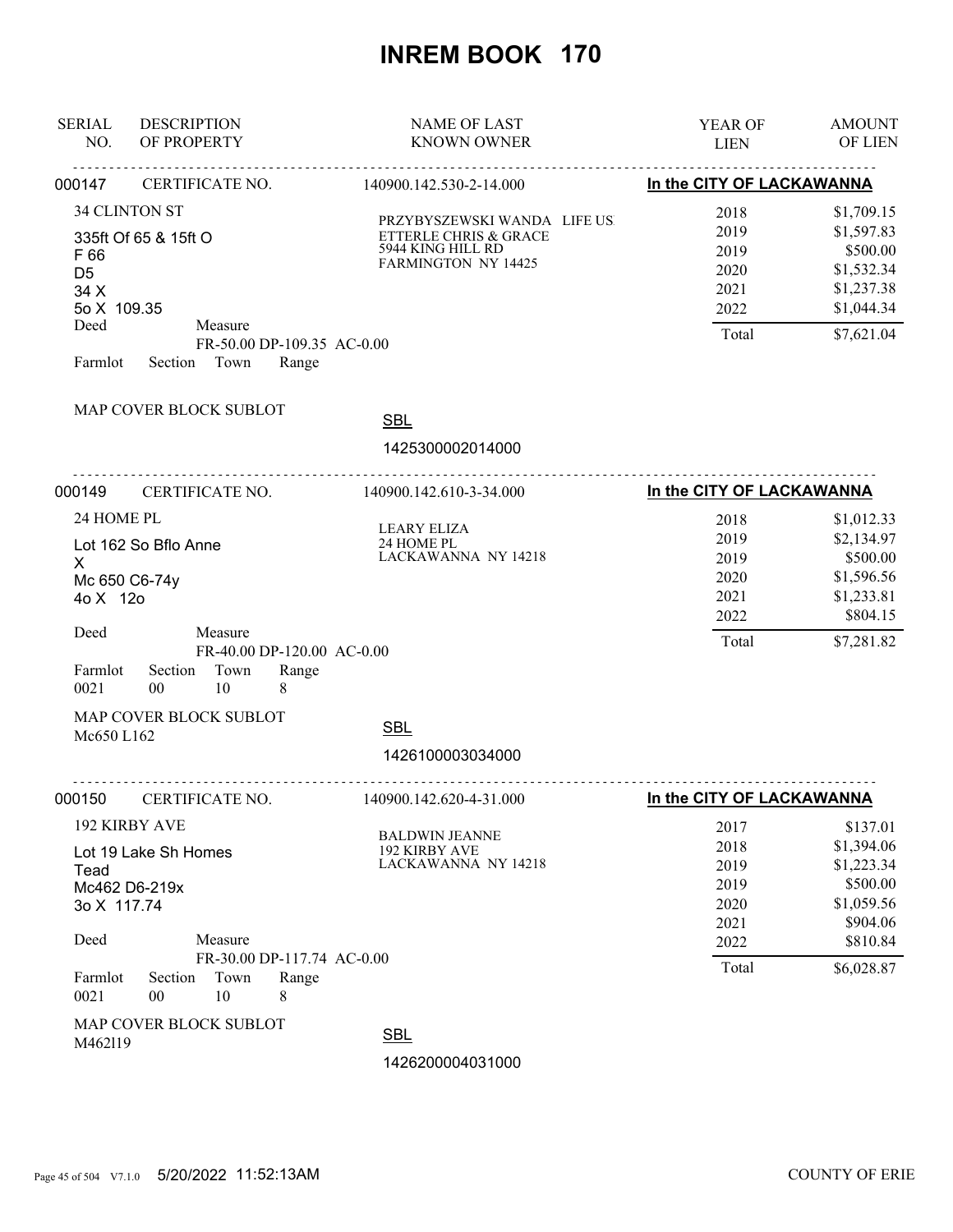# INREM BOOK 170

| SERIAL NO. | DESCRIPTION OF PROPERTY | NAME OF LAST KNOWN OWNER | YEAR OF LIEN | AMOUNT OF LIEN |
|---|---|---|---|---|

**000147** CERTIFICATE NO. 140900.142.530-2-14.000 — **In the CITY OF LACKAWANNA**

34 CLINTON ST

335ft Of 65 & 15ft O
F 66
D5
34 X
5o X 109.35

Deed — Measure FR-50.00 DP-109.35 AC-0.00

Farmlot Section Town Range

MAP COVER BLOCK SUBLOT

SBL 1425300002014000

PRZYBYSZEWSKI WANDA LIFE US
ETTERLE CHRIS & GRACE
5944 KING HILL RD
FARMINGTON NY 14425

| YEAR OF LIEN | AMOUNT OF LIEN |
|---|---|
| 2018 | $1,709.15 |
| 2019 | $1,597.83 |
| 2019 | $500.00 |
| 2020 | $1,532.34 |
| 2021 | $1,237.38 |
| 2022 | $1,044.34 |
| Total | $7,621.04 |

**000149** CERTIFICATE NO. 140900.142.610-3-34.000 — **In the CITY OF LACKAWANNA**

24 HOME PL

Lot 162 So Bflo Anne
X
Mc 650 C6-74y
4o X 12o

Deed — Measure FR-40.00 DP-120.00 AC-0.00

| Farmlot | Section | Town | Range |
|---|---|---|---|
| 0021 | 00 | 10 | 8 |

MAP COVER BLOCK SUBLOT
Mc650 L162

SBL 1426100003034000

LEARY ELIZA
24 HOME PL
LACKAWANNA NY 14218

| YEAR OF LIEN | AMOUNT OF LIEN |
|---|---|
| 2018 | $1,012.33 |
| 2019 | $2,134.97 |
| 2019 | $500.00 |
| 2020 | $1,596.56 |
| 2021 | $1,233.81 |
| 2022 | $804.15 |
| Total | $7,281.82 |

**000150** CERTIFICATE NO. 140900.142.620-4-31.000 — **In the CITY OF LACKAWANNA**

192 KIRBY AVE

Lot 19 Lake Sh Homes
Tead
Mc462 D6-219x
3o X 117.74

Deed — Measure FR-30.00 DP-117.74 AC-0.00

| Farmlot | Section | Town | Range |
|---|---|---|---|
| 0021 | 00 | 10 | 8 |

MAP COVER BLOCK SUBLOT
M462l19

SBL 1426200004031000

BALDWIN JEANNE
192 KIRBY AVE
LACKAWANNA NY 14218

| YEAR OF LIEN | AMOUNT OF LIEN |
|---|---|
| 2017 | $137.01 |
| 2018 | $1,394.06 |
| 2019 | $1,223.34 |
| 2019 | $500.00 |
| 2020 | $1,059.56 |
| 2021 | $904.06 |
| 2022 | $810.84 |
| Total | $6,028.87 |

5/20/2022 11:52:13AM — COUNTY OF ERIE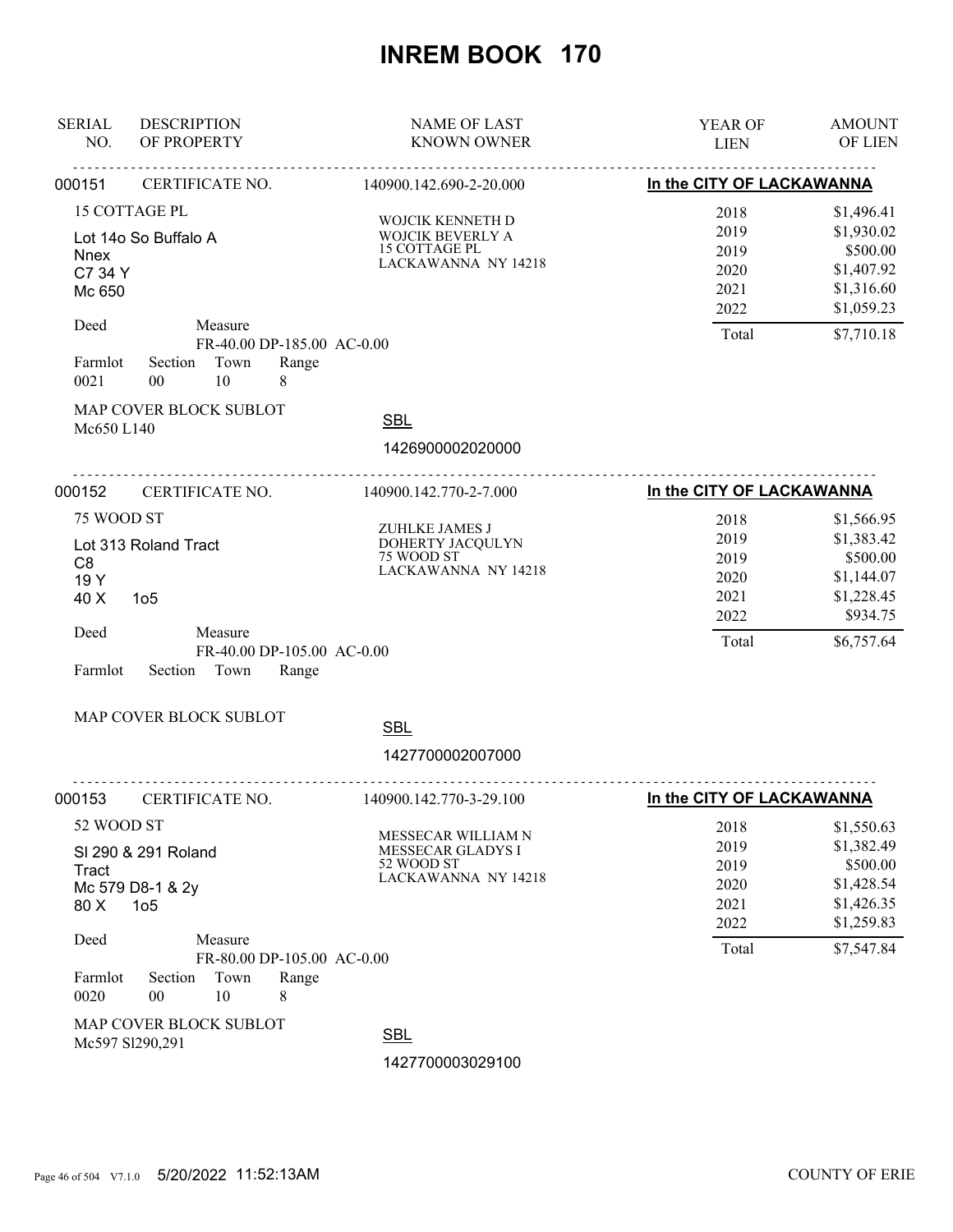# INREM BOOK 170

| SERIAL NO. | DESCRIPTION OF PROPERTY | NAME OF LAST KNOWN OWNER | YEAR OF LIEN | AMOUNT OF LIEN |
|---|---|---|---|---|

---

**000151** CERTIFICATE NO. 140900.142.690-2-20.000 — **In the CITY OF LACKAWANNA**

15 COTTAGE PL

Lot 14o So Buffalo A
Nnex
C7 34 Y
Mc 650

Deed Measure FR-40.00 DP-185.00 AC-0.00

| Farmlot | Section | Town | Range |
|---|---|---|---|
| 0021 | 00 | 10 | 8 |

MAP COVER BLOCK SUBLOT
Mc650 L140

SBL 1426900002020000

WOJCIK KENNETH D
WOJCIK BEVERLY A
15 COTTAGE PL
LACKAWANNA NY 14218

| YEAR OF LIEN | AMOUNT OF LIEN |
|---|---|
| 2018 | $1,496.41 |
| 2019 | $1,930.02 |
| 2019 | $500.00 |
| 2020 | $1,407.92 |
| 2021 | $1,316.60 |
| 2022 | $1,059.23 |
| Total | $7,710.18 |

---

**000152** CERTIFICATE NO. 140900.142.770-2-7.000 — **In the CITY OF LACKAWANNA**

75 WOOD ST

Lot 313 Roland Tract
C8
19 Y
40 X 1o5

Deed Measure FR-40.00 DP-105.00 AC-0.00

| Farmlot | Section | Town | Range |
|---|---|---|---|
| | | | |

MAP COVER BLOCK SUBLOT

SBL 1427700002007000

ZUHLKE JAMES J
DOHERTY JACQULYN
75 WOOD ST
LACKAWANNA NY 14218

| YEAR OF LIEN | AMOUNT OF LIEN |
|---|---|
| 2018 | $1,566.95 |
| 2019 | $1,383.42 |
| 2019 | $500.00 |
| 2020 | $1,144.07 |
| 2021 | $1,228.45 |
| 2022 | $934.75 |
| Total | $6,757.64 |

---

**000153** CERTIFICATE NO. 140900.142.770-3-29.100 — **In the CITY OF LACKAWANNA**

52 WOOD ST

Sl 290 & 291 Roland
Tract
Mc 579 D8-1 & 2y
80 X 1o5

Deed Measure FR-80.00 DP-105.00 AC-0.00

| Farmlot | Section | Town | Range |
|---|---|---|---|
| 0020 | 00 | 10 | 8 |

MAP COVER BLOCK SUBLOT
Mc597 Sl290,291

SBL 1427700003029100

MESSECAR WILLIAM N
MESSECAR GLADYS I
52 WOOD ST
LACKAWANNA NY 14218

| YEAR OF LIEN | AMOUNT OF LIEN |
|---|---|
| 2018 | $1,550.63 |
| 2019 | $1,382.49 |
| 2019 | $500.00 |
| 2020 | $1,428.54 |
| 2021 | $1,426.35 |
| 2022 | $1,259.83 |
| Total | $7,547.84 |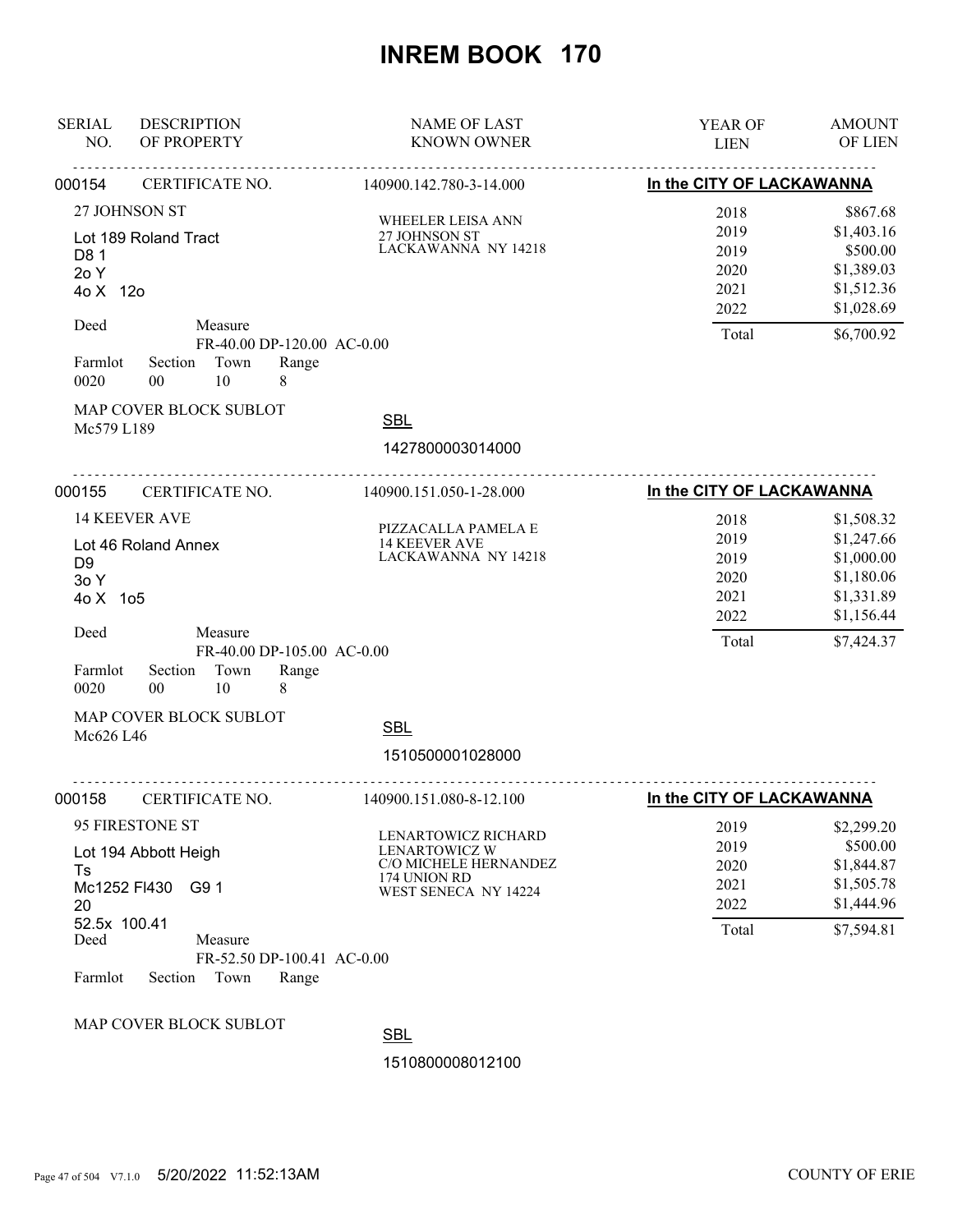# INREM BOOK 170

| SERIAL NO. | DESCRIPTION OF PROPERTY | NAME OF LAST KNOWN OWNER | YEAR OF LIEN | AMOUNT OF LIEN |
|---|---|---|---|---|

---

**000154** CERTIFICATE NO. 140900.142.780-3-14.000 — **In the CITY OF LACKAWANNA**

27 JOHNSON ST
Lot 189 Roland Tract
D8 1
2o Y
4o X 12o

Deed Measure
FR-40.00 DP-120.00 AC-0.00

| Farmlot | Section | Town | Range |
|---|---|---|---|
| 0020 | 00 | 10 | 8 |

MAP COVER BLOCK SUBLOT
Mc579 L189

WHEELER LEISA ANN
27 JOHNSON ST
LACKAWANNA NY 14218

| YEAR OF LIEN | AMOUNT OF LIEN |
|---|---|
| 2018 | $867.68 |
| 2019 | $1,403.16 |
| 2019 | $500.00 |
| 2020 | $1,389.03 |
| 2021 | $1,512.36 |
| 2022 | $1,028.69 |
| Total | $6,700.92 |

SBL
1427800003014000

---

**000155** CERTIFICATE NO. 140900.151.050-1-28.000 — **In the CITY OF LACKAWANNA**

14 KEEVER AVE
Lot 46 Roland Annex
D9
3o Y
4o X 1o5

Deed Measure
FR-40.00 DP-105.00 AC-0.00

| Farmlot | Section | Town | Range |
|---|---|---|---|
| 0020 | 00 | 10 | 8 |

MAP COVER BLOCK SUBLOT
Mc626 L46

PIZZACALLA PAMELA E
14 KEEVER AVE
LACKAWANNA NY 14218

| YEAR OF LIEN | AMOUNT OF LIEN |
|---|---|
| 2018 | $1,508.32 |
| 2019 | $1,247.66 |
| 2019 | $1,000.00 |
| 2020 | $1,180.06 |
| 2021 | $1,331.89 |
| 2022 | $1,156.44 |
| Total | $7,424.37 |

SBL
1510500001028000

---

**000158** CERTIFICATE NO. 140900.151.080-8-12.100 — **In the CITY OF LACKAWANNA**

95 FIRESTONE ST
Lot 194 Abbott Heigh
Ts
Mc1252 Fl430 G9 1
20
52.5x 100.41

Deed Measure
FR-52.50 DP-100.41 AC-0.00

| Farmlot | Section | Town | Range |
|---|---|---|---|
| | | | |

MAP COVER BLOCK SUBLOT

LENARTOWICZ RICHARD
LENARTOWICZ W
C/O MICHELE HERNANDEZ
174 UNION RD
WEST SENECA NY 14224

| YEAR OF LIEN | AMOUNT OF LIEN |
|---|---|
| 2019 | $2,299.20 |
| 2019 | $500.00 |
| 2020 | $1,844.87 |
| 2021 | $1,505.78 |
| 2022 | $1,444.96 |
| Total | $7,594.81 |

SBL
1510800008012100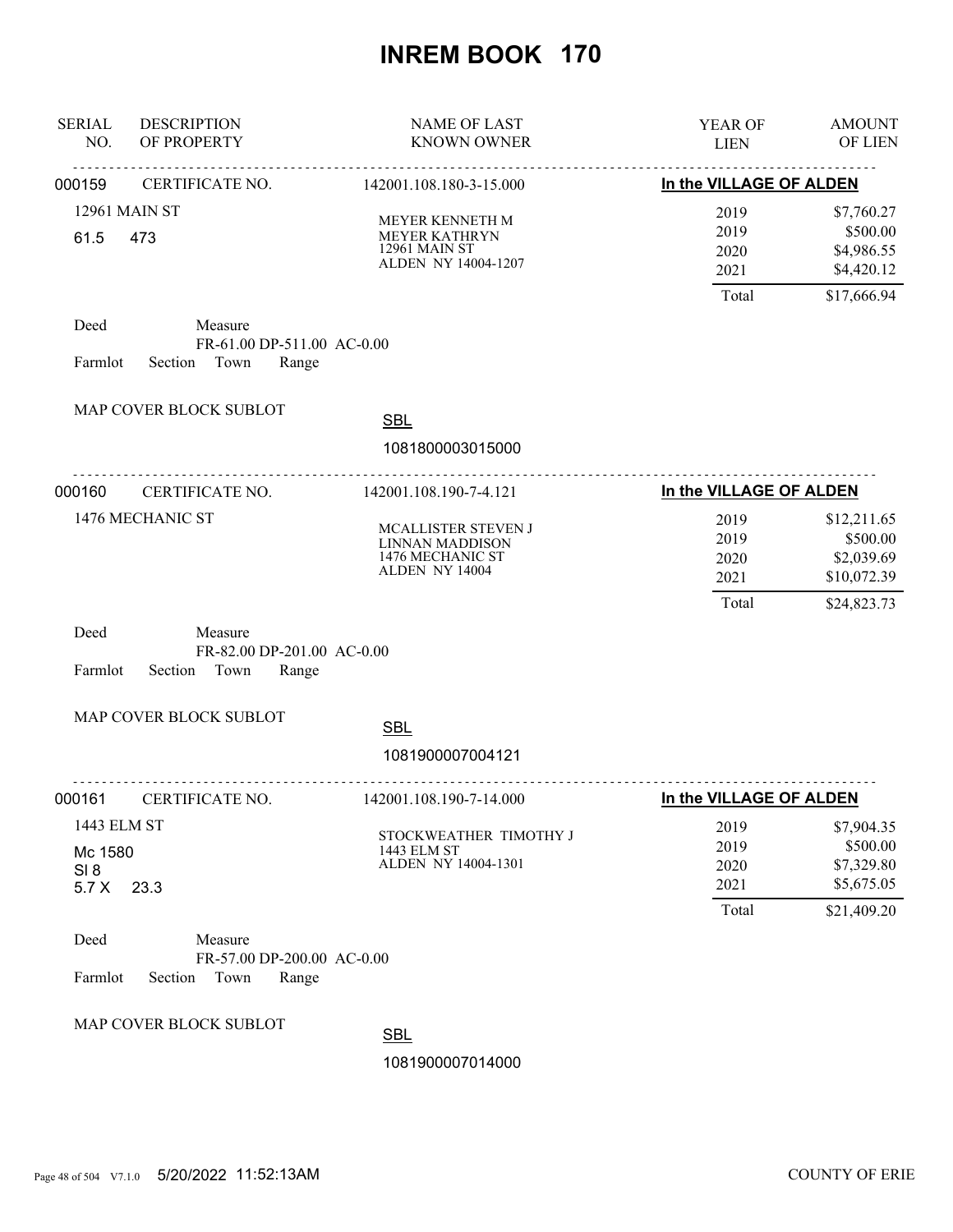# INREM BOOK 170

| SERIAL NO. | DESCRIPTION OF PROPERTY | NAME OF LAST KNOWN OWNER | YEAR OF LIEN | AMOUNT OF LIEN |
|---|---|---|---|---|

---

**000159** CERTIFICATE NO. 142001.108.180-3-15.000 — **In the VILLAGE OF ALDEN**

12961 MAIN ST
61.5 473

MEYER KENNETH M
MEYER KATHRYN
12961 MAIN ST
ALDEN NY 14004-1207

| YEAR OF LIEN | AMOUNT OF LIEN |
|---|---|
| 2019 | $7,760.27 |
| 2019 | $500.00 |
| 2020 | $4,986.55 |
| 2021 | $4,420.12 |
| Total | $17,666.94 |

Deed Measure
FR-61.00 DP-511.00 AC-0.00
Farmlot Section Town Range

MAP COVER BLOCK SUBLOT

SBL
1081800003015000

---

**000160** CERTIFICATE NO. 142001.108.190-7-4.121 — **In the VILLAGE OF ALDEN**

1476 MECHANIC ST

MCALLISTER STEVEN J
LINNAN MADDISON
1476 MECHANIC ST
ALDEN NY 14004

| YEAR OF LIEN | AMOUNT OF LIEN |
|---|---|
| 2019 | $12,211.65 |
| 2019 | $500.00 |
| 2020 | $2,039.69 |
| 2021 | $10,072.39 |
| Total | $24,823.73 |

Deed Measure
FR-82.00 DP-201.00 AC-0.00
Farmlot Section Town Range

MAP COVER BLOCK SUBLOT

SBL
1081900007004121

---

**000161** CERTIFICATE NO. 142001.108.190-7-14.000 — **In the VILLAGE OF ALDEN**

1443 ELM ST
Mc 1580
Sl 8
5.7 X 23.3

STOCKWEATHER TIMOTHY J
1443 ELM ST
ALDEN NY 14004-1301

| YEAR OF LIEN | AMOUNT OF LIEN |
|---|---|
| 2019 | $7,904.35 |
| 2019 | $500.00 |
| 2020 | $7,329.80 |
| 2021 | $5,675.05 |
| Total | $21,409.20 |

Deed Measure
FR-57.00 DP-200.00 AC-0.00
Farmlot Section Town Range

MAP COVER BLOCK SUBLOT

SBL
1081900007014000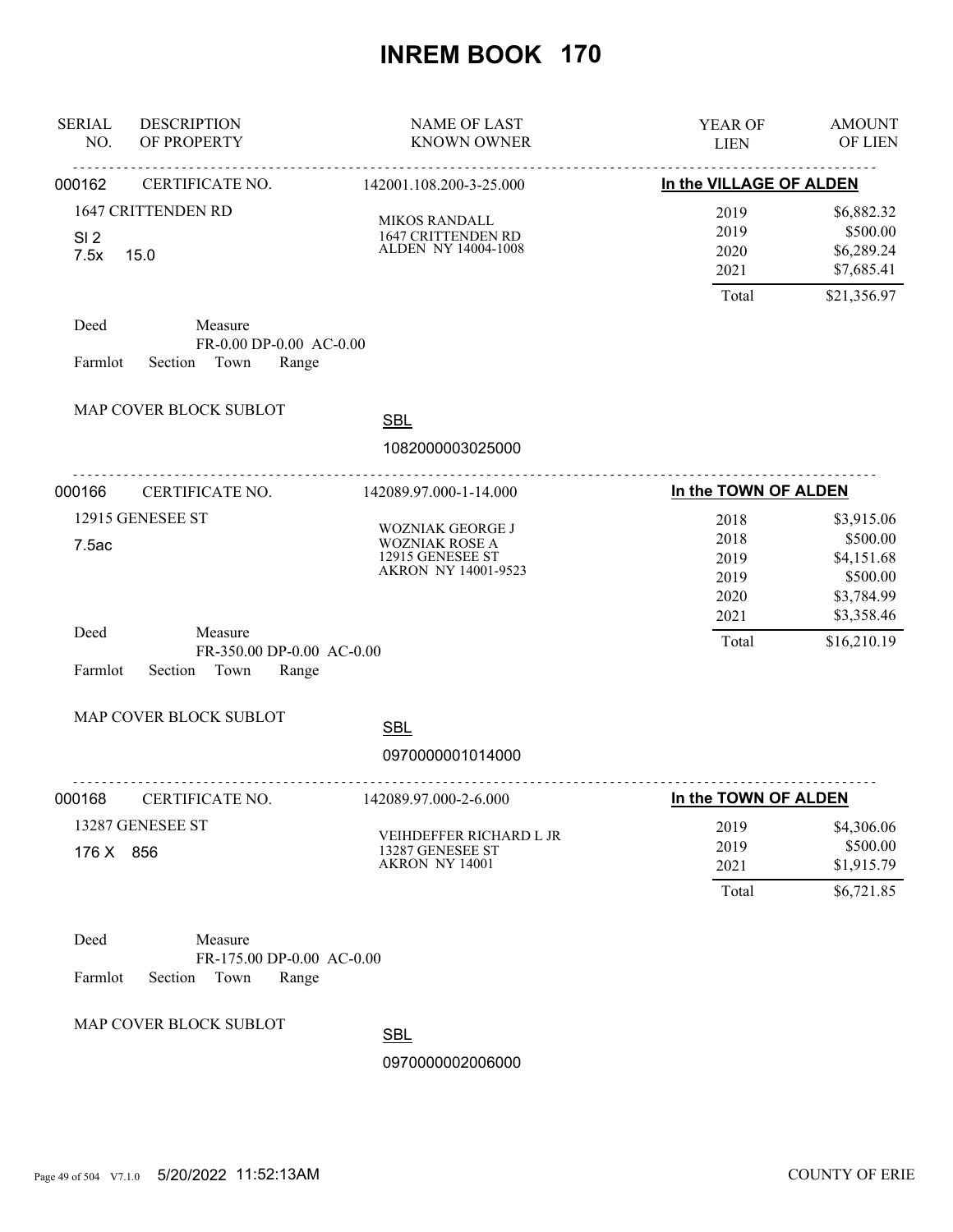# INREM BOOK 170

| SERIAL NO. | DESCRIPTION OF PROPERTY | NAME OF LAST KNOWN OWNER | YEAR OF LIEN | AMOUNT OF LIEN |
|---|---|---|---|---|

---

**000162** CERTIFICATE NO. 142001.108.200-3-25.000 — **In the VILLAGE OF ALDEN**

1647 CRITTENDEN RD
Sl 2
7.5x 15.0

MIKOS RANDALL
1647 CRITTENDEN RD
ALDEN NY 14004-1008

| YEAR OF LIEN | AMOUNT OF LIEN |
|---|---|
| 2019 | $6,882.32 |
| 2019 | $500.00 |
| 2020 | $6,289.24 |
| 2021 | $7,685.41 |
| Total | $21,356.97 |

Deed Measure FR-0.00 DP-0.00 AC-0.00
Farmlot Section Town Range

MAP COVER BLOCK SUBLOT

SBL
1082000003025000

---

**000166** CERTIFICATE NO. 142089.97.000-1-14.000 — **In the TOWN OF ALDEN**

12915 GENESEE ST
7.5ac

WOZNIAK GEORGE J
WOZNIAK ROSE A
12915 GENESEE ST
AKRON NY 14001-9523

| YEAR OF LIEN | AMOUNT OF LIEN |
|---|---|
| 2018 | $3,915.06 |
| 2018 | $500.00 |
| 2019 | $4,151.68 |
| 2019 | $500.00 |
| 2020 | $3,784.99 |
| 2021 | $3,358.46 |
| Total | $16,210.19 |

Deed Measure FR-350.00 DP-0.00 AC-0.00
Farmlot Section Town Range

MAP COVER BLOCK SUBLOT

SBL
0970000001014000

---

**000168** CERTIFICATE NO. 142089.97.000-2-6.000 — **In the TOWN OF ALDEN**

13287 GENESEE ST
176 X 856

VEIHDEFFER RICHARD L JR
13287 GENESEE ST
AKRON NY 14001

| YEAR OF LIEN | AMOUNT OF LIEN |
|---|---|
| 2019 | $4,306.06 |
| 2019 | $500.00 |
| 2021 | $1,915.79 |
| Total | $6,721.85 |

Deed Measure FR-175.00 DP-0.00 AC-0.00
Farmlot Section Town Range

MAP COVER BLOCK SUBLOT

SBL
0970000002006000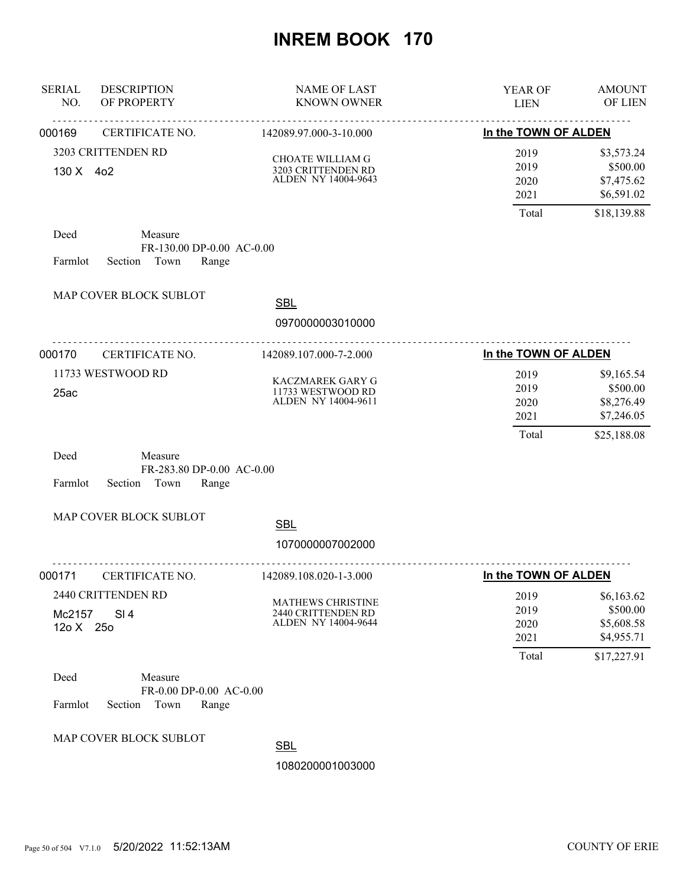# INREM BOOK 170

| SERIAL NO. | DESCRIPTION OF PROPERTY | NAME OF LAST KNOWN OWNER | YEAR OF LIEN | AMOUNT OF LIEN |
|---|---|---|---|---|
| 000169 | CERTIFICATE NO. | 142089.97.000-3-10.000 | In the TOWN OF ALDEN | |
| | 3203 CRITTENDEN RD | CHOATE WILLIAM G | 2019 | $3,573.24 |
| | 130 X 4o2 | 3203 CRITTENDEN RD | 2019 | $500.00 |
| | | ALDEN NY 14004-9643 | 2020 | $7,475.62 |
| | | | 2021 | $6,591.02 |
| | | | Total | $18,139.88 |

Deed Measure
FR-130.00 DP-0.00 AC-0.00
Farmlot Section Town Range

MAP COVER BLOCK SUBLOT

SBL
0970000003010000

| SERIAL NO. | DESCRIPTION OF PROPERTY | NAME OF LAST KNOWN OWNER | YEAR OF LIEN | AMOUNT OF LIEN |
|---|---|---|---|---|
| 000170 | CERTIFICATE NO. | 142089.107.000-7-2.000 | In the TOWN OF ALDEN | |
| | 11733 WESTWOOD RD | KACZMAREK GARY G | 2019 | $9,165.54 |
| | 25ac | 11733 WESTWOOD RD | 2019 | $500.00 |
| | | ALDEN NY 14004-9611 | 2020 | $8,276.49 |
| | | | 2021 | $7,246.05 |
| | | | Total | $25,188.08 |

Deed Measure
FR-283.80 DP-0.00 AC-0.00
Farmlot Section Town Range

MAP COVER BLOCK SUBLOT

SBL
1070000007002000

| SERIAL NO. | DESCRIPTION OF PROPERTY | NAME OF LAST KNOWN OWNER | YEAR OF LIEN | AMOUNT OF LIEN |
|---|---|---|---|---|
| 000171 | CERTIFICATE NO. | 142089.108.020-1-3.000 | In the TOWN OF ALDEN | |
| | 2440 CRITTENDEN RD | MATHEWS CHRISTINE | 2019 | $6,163.62 |
| | Mc2157 Sl 4 | 2440 CRITTENDEN RD | 2019 | $500.00 |
| | 12o X 25o | ALDEN NY 14004-9644 | 2020 | $5,608.58 |
| | | | 2021 | $4,955.71 |
| | | | Total | $17,227.91 |

Deed Measure
FR-0.00 DP-0.00 AC-0.00
Farmlot Section Town Range

MAP COVER BLOCK SUBLOT

SBL
1080200001003000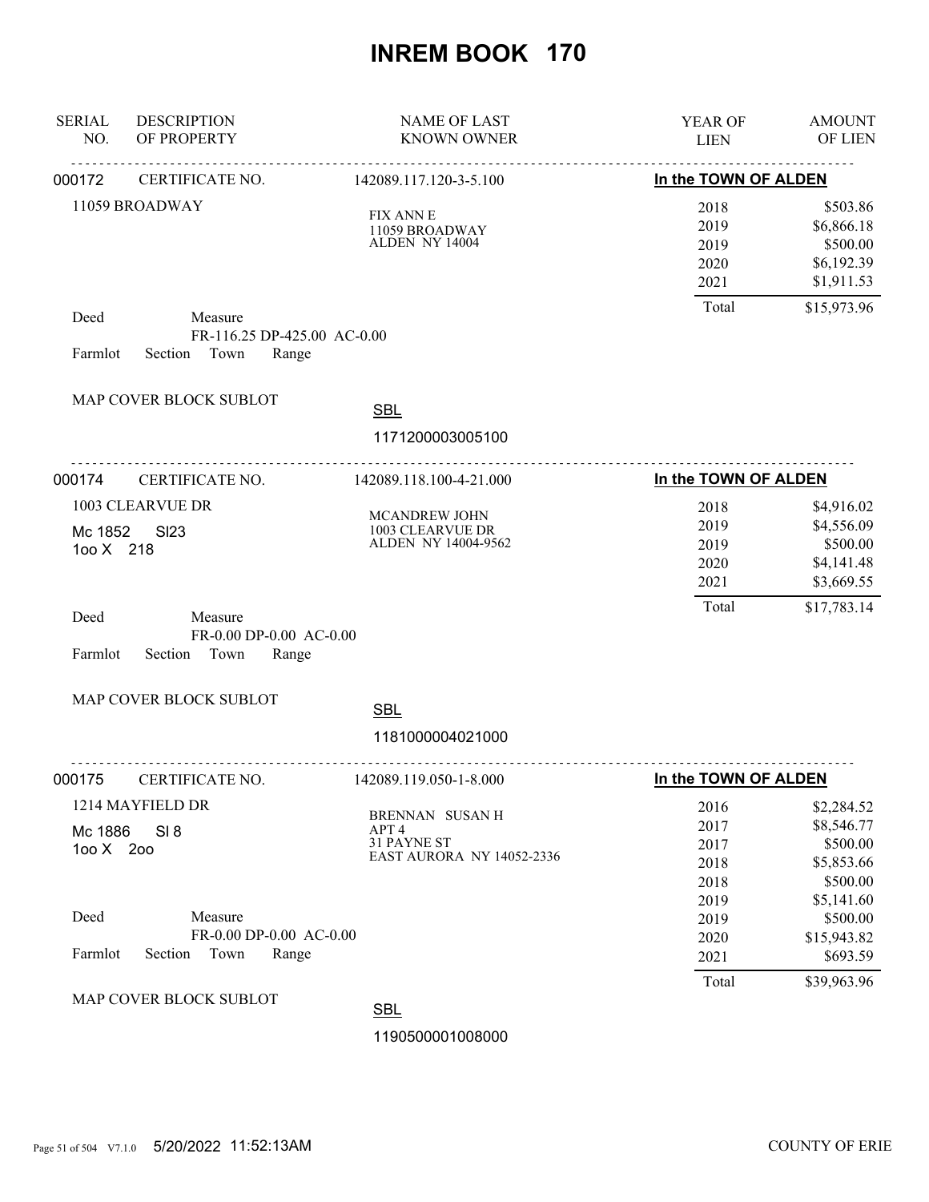# INREM BOOK 170

| SERIAL NO. | DESCRIPTION OF PROPERTY | NAME OF LAST KNOWN OWNER | YEAR OF LIEN | AMOUNT OF LIEN |
|---|---|---|---|---|

---

**000172** CERTIFICATE NO. 142089.117.120-3-5.100 — **In the TOWN OF ALDEN**

11059 BROADWAY

FIX ANN E
11059 BROADWAY
ALDEN NY 14004

| YEAR OF LIEN | AMOUNT OF LIEN |
|---|---|
| 2018 | $503.86 |
| 2019 | $6,866.18 |
| 2019 | $500.00 |
| 2020 | $6,192.39 |
| 2021 | $1,911.53 |
| Total | $15,973.96 |

Deed Measure
FR-116.25 DP-425.00 AC-0.00
Farmlot Section Town Range

MAP COVER BLOCK SUBLOT

SBL
1171200003005100

---

**000174** CERTIFICATE NO. 142089.118.100-4-21.000 — **In the TOWN OF ALDEN**

1003 CLEARVUE DR
Mc 1852 Sl23
1oo X 218

MCANDREW JOHN
1003 CLEARVUE DR
ALDEN NY 14004-9562

| YEAR OF LIEN | AMOUNT OF LIEN |
|---|---|
| 2018 | $4,916.02 |
| 2019 | $4,556.09 |
| 2019 | $500.00 |
| 2020 | $4,141.48 |
| 2021 | $3,669.55 |
| Total | $17,783.14 |

Deed Measure
FR-0.00 DP-0.00 AC-0.00
Farmlot Section Town Range

MAP COVER BLOCK SUBLOT

SBL
1181000004021000

---

**000175** CERTIFICATE NO. 142089.119.050-1-8.000 — **In the TOWN OF ALDEN**

1214 MAYFIELD DR
Mc 1886 Sl 8
1oo X 2oo

BRENNAN SUSAN H
APT 4
31 PAYNE ST
EAST AURORA NY 14052-2336

| YEAR OF LIEN | AMOUNT OF LIEN |
|---|---|
| 2016 | $2,284.52 |
| 2017 | $8,546.77 |
| 2017 | $500.00 |
| 2018 | $5,853.66 |
| 2018 | $500.00 |
| 2019 | $5,141.60 |
| 2019 | $500.00 |
| 2020 | $15,943.82 |
| 2021 | $693.59 |
| Total | $39,963.96 |

Deed Measure
FR-0.00 DP-0.00 AC-0.00
Farmlot Section Town Range

MAP COVER BLOCK SUBLOT

SBL
1190500001008000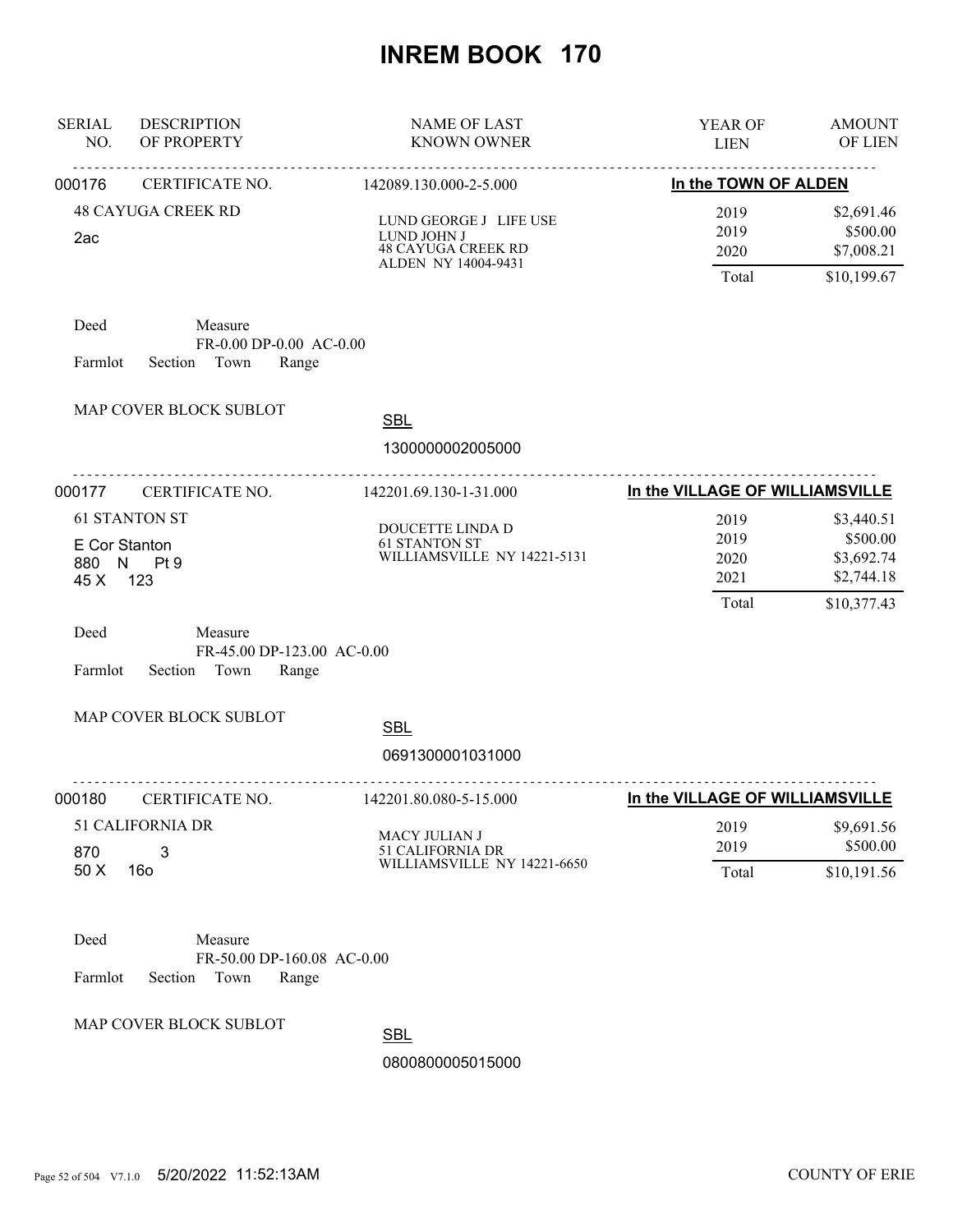# INREM BOOK 170

| SERIAL NO. | DESCRIPTION OF PROPERTY | NAME OF LAST KNOWN OWNER | YEAR OF LIEN | AMOUNT OF LIEN |
|---|---|---|---|---|

---

**000176** CERTIFICATE NO. 142089.130.000-2-5.000 — **In the TOWN OF ALDEN**

48 CAYUGA CREEK RD
2ac

LUND GEORGE J LIFE USE
LUND JOHN J
48 CAYUGA CREEK RD
ALDEN NY 14004-9431

| YEAR OF LIEN | AMOUNT OF LIEN |
|---|---|
| 2019 | $2,691.46 |
| 2019 | $500.00 |
| 2020 | $7,008.21 |
| Total | $10,199.67 |

Deed Measure
FR-0.00 DP-0.00 AC-0.00
Farmlot Section Town Range

MAP COVER BLOCK SUBLOT

SBL
1300000002005000

---

**000177** CERTIFICATE NO. 142201.69.130-1-31.000 — **In the VILLAGE OF WILLIAMSVILLE**

61 STANTON ST
E Cor Stanton
880 N Pt 9
45 X 123

DOUCETTE LINDA D
61 STANTON ST
WILLIAMSVILLE NY 14221-5131

| YEAR OF LIEN | AMOUNT OF LIEN |
|---|---|
| 2019 | $3,440.51 |
| 2019 | $500.00 |
| 2020 | $3,692.74 |
| 2021 | $2,744.18 |
| Total | $10,377.43 |

Deed Measure
FR-45.00 DP-123.00 AC-0.00
Farmlot Section Town Range

MAP COVER BLOCK SUBLOT

SBL
0691300001031000

---

**000180** CERTIFICATE NO. 142201.80.080-5-15.000 — **In the VILLAGE OF WILLIAMSVILLE**

51 CALIFORNIA DR
870 3
50 X 16o

MACY JULIAN J
51 CALIFORNIA DR
WILLIAMSVILLE NY 14221-6650

| YEAR OF LIEN | AMOUNT OF LIEN |
|---|---|
| 2019 | $9,691.56 |
| 2019 | $500.00 |
| Total | $10,191.56 |

Deed Measure
FR-50.00 DP-160.08 AC-0.00
Farmlot Section Town Range

MAP COVER BLOCK SUBLOT

SBL
0800800005015000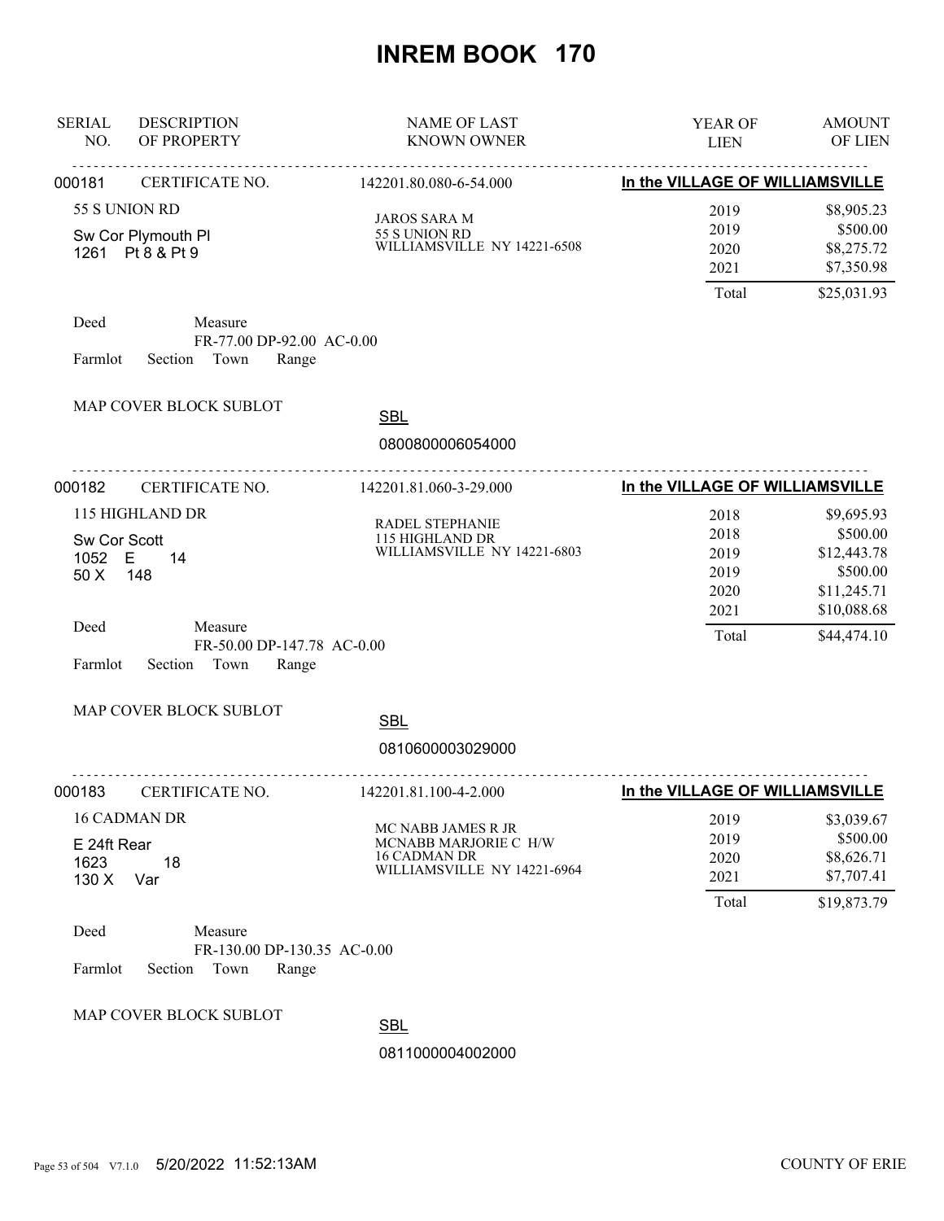# INREM BOOK 170

| SERIAL NO. | DESCRIPTION OF PROPERTY | NAME OF LAST KNOWN OWNER | YEAR OF LIEN | AMOUNT OF LIEN |
|---|---|---|---|---|

---

**000181** CERTIFICATE NO. 142201.80.080-6-54.000 — **In the VILLAGE OF WILLIAMSVILLE**

55 S UNION RD
Sw Cor Plymouth Pl
1261 Pt 8 & Pt 9

JAROS SARA M
55 S UNION RD
WILLIAMSVILLE NY 14221-6508

| YEAR OF LIEN | AMOUNT OF LIEN |
|---|---|
| 2019 | $8,905.23 |
| 2019 | $500.00 |
| 2020 | $8,275.72 |
| 2021 | $7,350.98 |
| Total | $25,031.93 |

Deed — Measure FR-77.00 DP-92.00 AC-0.00
Farmlot Section Town Range

MAP COVER BLOCK SUBLOT

SBL 0800800006054000

---

**000182** CERTIFICATE NO. 142201.81.060-3-29.000 — **In the VILLAGE OF WILLIAMSVILLE**

115 HIGHLAND DR
Sw Cor Scott
1052 E 14
50 X 148

RADEL STEPHANIE
115 HIGHLAND DR
WILLIAMSVILLE NY 14221-6803

| YEAR OF LIEN | AMOUNT OF LIEN |
|---|---|
| 2018 | $9,695.93 |
| 2018 | $500.00 |
| 2019 | $12,443.78 |
| 2019 | $500.00 |
| 2020 | $11,245.71 |
| 2021 | $10,088.68 |
| Total | $44,474.10 |

Deed — Measure FR-50.00 DP-147.78 AC-0.00
Farmlot Section Town Range

MAP COVER BLOCK SUBLOT

SBL 0810600003029000

---

**000183** CERTIFICATE NO. 142201.81.100-4-2.000 — **In the VILLAGE OF WILLIAMSVILLE**

16 CADMAN DR
E 24ft Rear
1623 18
130 X Var

MC NABB JAMES R JR
MCNABB MARJORIE C H/W
16 CADMAN DR
WILLIAMSVILLE NY 14221-6964

| YEAR OF LIEN | AMOUNT OF LIEN |
|---|---|
| 2019 | $3,039.67 |
| 2019 | $500.00 |
| 2020 | $8,626.71 |
| 2021 | $7,707.41 |
| Total | $19,873.79 |

Deed — Measure FR-130.00 DP-130.35 AC-0.00
Farmlot Section Town Range

MAP COVER BLOCK SUBLOT

SBL 0811000004002000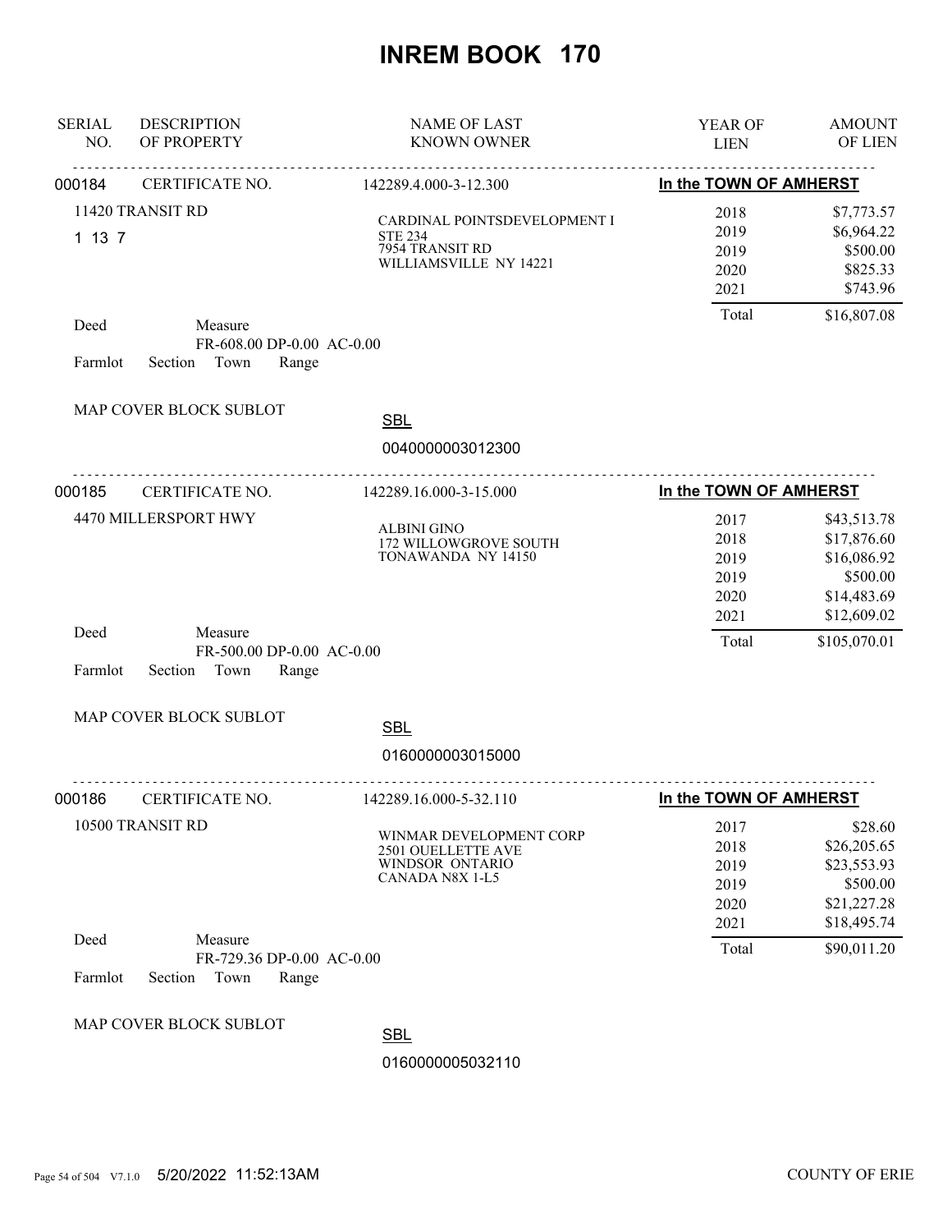# INREM BOOK 170

| SERIAL NO. | DESCRIPTION OF PROPERTY | NAME OF LAST KNOWN OWNER | YEAR OF LIEN | AMOUNT OF LIEN |
|---|---|---|---|---|

---

**000184** CERTIFICATE NO. 142289.4.000-3-12.300 — **In the TOWN OF AMHERST**

11420 TRANSIT RD
1 13 7

CARDINAL POINTSDEVELOPMENT I
STE 234
7954 TRANSIT RD
WILLIAMSVILLE NY 14221

| YEAR OF LIEN | AMOUNT OF LIEN |
|---|---|
| 2018 | $7,773.57 |
| 2019 | $6,964.22 |
| 2019 | $500.00 |
| 2020 | $825.33 |
| 2021 | $743.96 |
| Total | $16,807.08 |

Deed Measure
FR-608.00 DP-0.00 AC-0.00
Farmlot Section Town Range

MAP COVER BLOCK SUBLOT

SBL
0040000003012300

---

**000185** CERTIFICATE NO. 142289.16.000-3-15.000 — **In the TOWN OF AMHERST**

4470 MILLERSPORT HWY

ALBINI GINO
172 WILLOWGROVE SOUTH
TONAWANDA NY 14150

| YEAR OF LIEN | AMOUNT OF LIEN |
|---|---|
| 2017 | $43,513.78 |
| 2018 | $17,876.60 |
| 2019 | $16,086.92 |
| 2019 | $500.00 |
| 2020 | $14,483.69 |
| 2021 | $12,609.02 |
| Total | $105,070.01 |

Deed Measure
FR-500.00 DP-0.00 AC-0.00
Farmlot Section Town Range

MAP COVER BLOCK SUBLOT

SBL
0160000003015000

---

**000186** CERTIFICATE NO. 142289.16.000-5-32.110 — **In the TOWN OF AMHERST**

10500 TRANSIT RD

WINMAR DEVELOPMENT CORP
2501 OUELLETTE AVE
WINDSOR ONTARIO
CANADA N8X 1-L5

| YEAR OF LIEN | AMOUNT OF LIEN |
|---|---|
| 2017 | $28.60 |
| 2018 | $26,205.65 |
| 2019 | $23,553.93 |
| 2019 | $500.00 |
| 2020 | $21,227.28 |
| 2021 | $18,495.74 |
| Total | $90,011.20 |

Deed Measure
FR-729.36 DP-0.00 AC-0.00
Farmlot Section Town Range

MAP COVER BLOCK SUBLOT

SBL
0160000005032110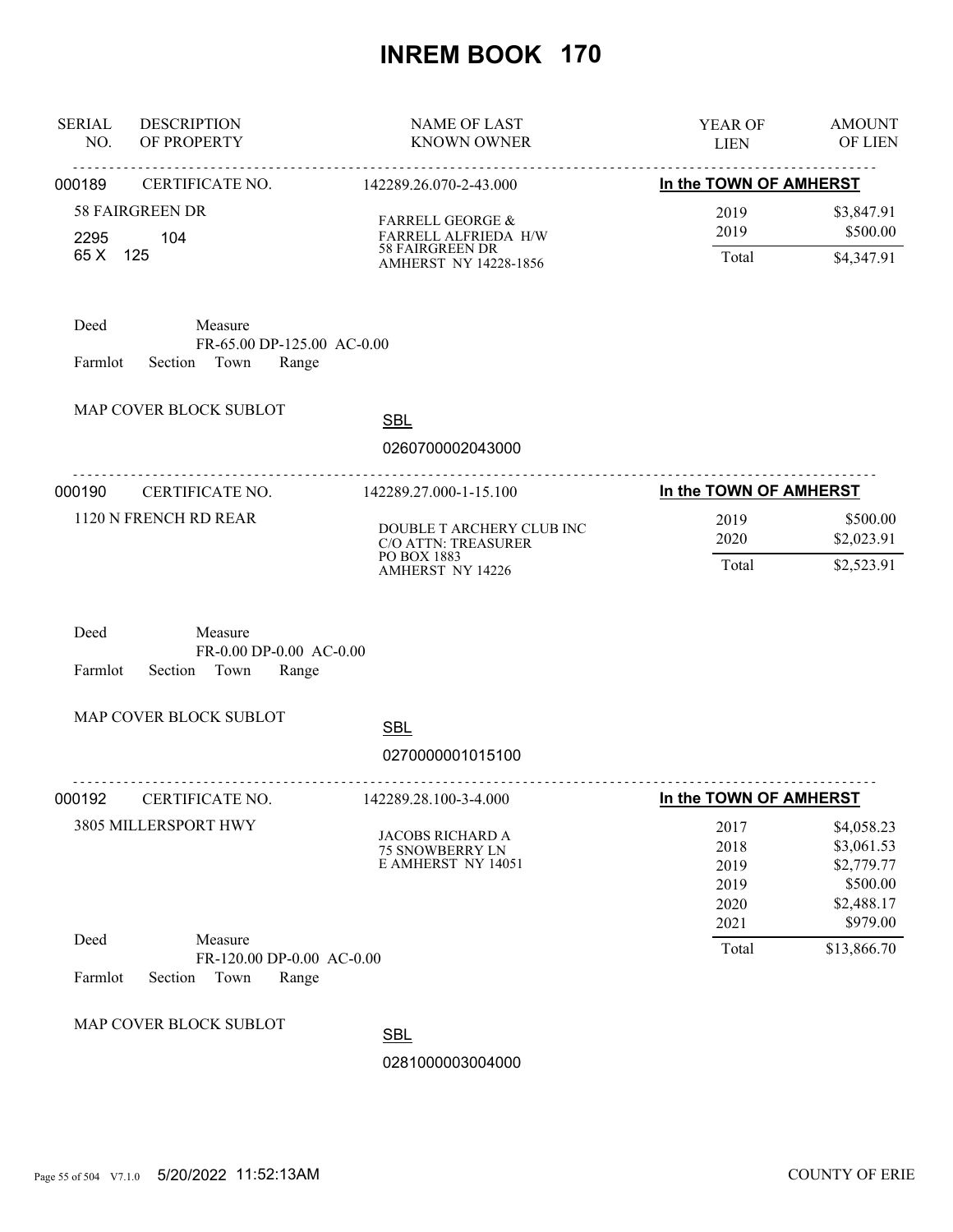# INREM BOOK 170

| SERIAL NO. | DESCRIPTION OF PROPERTY | NAME OF LAST KNOWN OWNER | YEAR OF LIEN | AMOUNT OF LIEN |
|---|---|---|---|---|

---

**000189** CERTIFICATE NO. 142289.26.070-2-43.000 — **In the TOWN OF AMHERST**

58 FAIRGREEN DR
2295 104
65 X 125

FARRELL GEORGE &
FARRELL ALFRIEDA H/W
58 FAIRGREEN DR
AMHERST NY 14228-1856

| YEAR OF LIEN | AMOUNT OF LIEN |
|---|---|
| 2019 | $3,847.91 |
| 2019 | $500.00 |
| Total | $4,347.91 |

Deed Measure
FR-65.00 DP-125.00 AC-0.00
Farmlot Section Town Range

MAP COVER BLOCK SUBLOT

SBL
0260700002043000

---

**000190** CERTIFICATE NO. 142289.27.000-1-15.100 — **In the TOWN OF AMHERST**

1120 N FRENCH RD REAR

DOUBLE T ARCHERY CLUB INC
C/O ATTN: TREASURER
PO BOX 1883
AMHERST NY 14226

| YEAR OF LIEN | AMOUNT OF LIEN |
|---|---|
| 2019 | $500.00 |
| 2020 | $2,023.91 |
| Total | $2,523.91 |

Deed Measure
FR-0.00 DP-0.00 AC-0.00
Farmlot Section Town Range

MAP COVER BLOCK SUBLOT

SBL
0270000001015100

---

**000192** CERTIFICATE NO. 142289.28.100-3-4.000 — **In the TOWN OF AMHERST**

3805 MILLERSPORT HWY

JACOBS RICHARD A
75 SNOWBERRY LN
E AMHERST NY 14051

| YEAR OF LIEN | AMOUNT OF LIEN |
|---|---|
| 2017 | $4,058.23 |
| 2018 | $3,061.53 |
| 2019 | $2,779.77 |
| 2019 | $500.00 |
| 2020 | $2,488.17 |
| 2021 | $979.00 |
| Total | $13,866.70 |

Deed Measure
FR-120.00 DP-0.00 AC-0.00
Farmlot Section Town Range

MAP COVER BLOCK SUBLOT

SBL
0281000003004000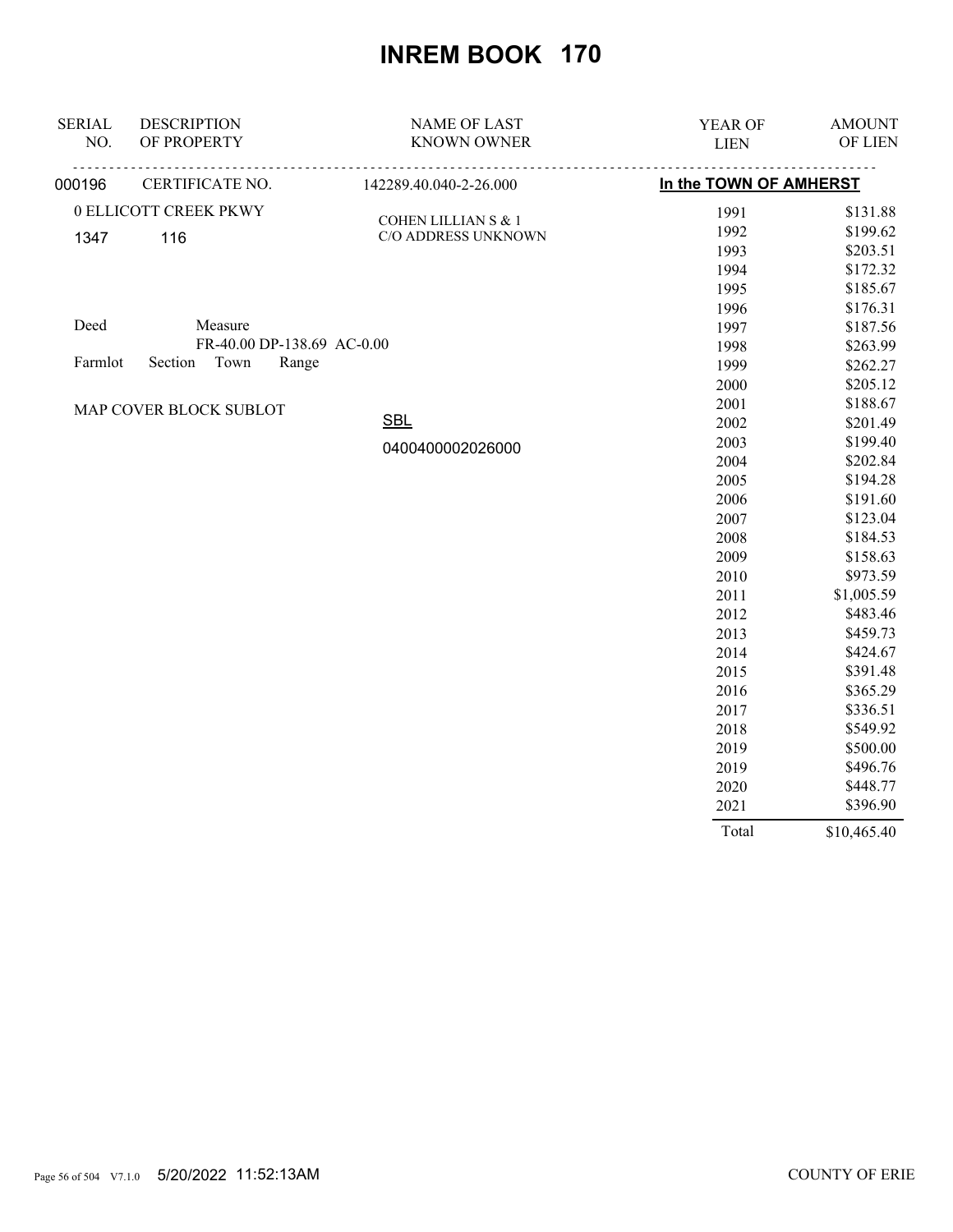# INREM BOOK 170

| SERIAL NO. | DESCRIPTION OF PROPERTY | NAME OF LAST KNOWN OWNER | YEAR OF LIEN | AMOUNT OF LIEN |
|---|---|---|---|---|
| 000196 | CERTIFICATE NO. | 142289.40.040-2-26.000 | In the TOWN OF AMHERST | |
| | 0 ELLICOTT CREEK PKWY | COHEN LILLIAN S & 1 | 1991 | $131.88 |
| 1347 | 116 | C/O ADDRESS UNKNOWN | 1992 | $199.62 |
| | | | 1993 | $203.51 |
| | | | 1994 | $172.32 |
| | | | 1995 | $185.67 |
| | | | 1996 | $176.31 |
| Deed | Measure | | 1997 | $187.56 |
| | FR-40.00 DP-138.69 AC-0.00 | | 1998 | $263.99 |
| Farmlot | Section Town Range | | 1999 | $262.27 |
| | | | 2000 | $205.12 |
| | MAP COVER BLOCK SUBLOT | | 2001 | $188.67 |
| | | SBL | 2002 | $201.49 |
| | | 0400400002026000 | 2003 | $199.40 |
| | | | 2004 | $202.84 |
| | | | 2005 | $194.28 |
| | | | 2006 | $191.60 |
| | | | 2007 | $123.04 |
| | | | 2008 | $184.53 |
| | | | 2009 | $158.63 |
| | | | 2010 | $973.59 |
| | | | 2011 | $1,005.59 |
| | | | 2012 | $483.46 |
| | | | 2013 | $459.73 |
| | | | 2014 | $424.67 |
| | | | 2015 | $391.48 |
| | | | 2016 | $365.29 |
| | | | 2017 | $336.51 |
| | | | 2018 | $549.92 |
| | | | 2019 | $500.00 |
| | | | 2019 | $496.76 |
| | | | 2020 | $448.77 |
| | | | 2021 | $396.90 |
| | | | Total | $10,465.40 |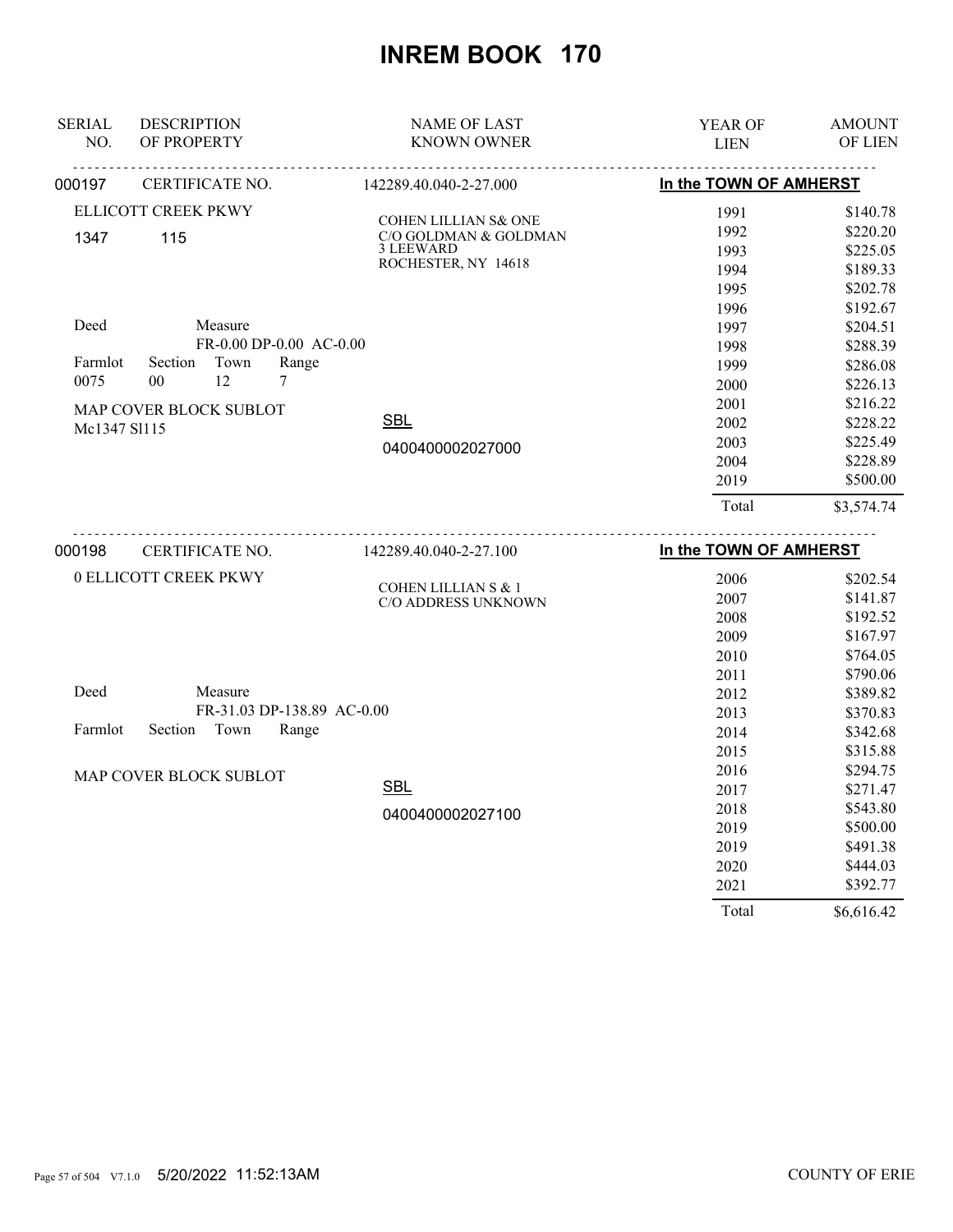# INREM BOOK 170

| SERIAL NO. | DESCRIPTION OF PROPERTY | NAME OF LAST KNOWN OWNER | YEAR OF LIEN | AMOUNT OF LIEN |
|---|---|---|---|---|

**000197** CERTIFICATE NO. 142289.40.040-2-27.000 — **In the TOWN OF AMHERST**

ELLICOTT CREEK PKWY
1347 115

Deed — Measure FR-0.00 DP-0.00 AC-0.00

| Farmlot | Section | Town | Range |
|---|---|---|---|
| 0075 | 00 | 12 | 7 |

MAP COVER BLOCK SUBLOT
Mc1347 Sl115

COHEN LILLIAN S& ONE
C/O GOLDMAN & GOLDMAN
3 LEEWARD
ROCHESTER, NY 14618

SBL
0400400002027000

| YEAR OF LIEN | AMOUNT OF LIEN |
|---|---|
| 1991 | $140.78 |
| 1992 | $220.20 |
| 1993 | $225.05 |
| 1994 | $189.33 |
| 1995 | $202.78 |
| 1996 | $192.67 |
| 1997 | $204.51 |
| 1998 | $288.39 |
| 1999 | $286.08 |
| 2000 | $226.13 |
| 2001 | $216.22 |
| 2002 | $228.22 |
| 2003 | $225.49 |
| 2004 | $228.89 |
| 2019 | $500.00 |
| Total | $3,574.74 |

**000198** CERTIFICATE NO. 142289.40.040-2-27.100 — **In the TOWN OF AMHERST**

0 ELLICOTT CREEK PKWY

Deed — Measure FR-31.03 DP-138.89 AC-0.00

Farmlot Section Town Range

MAP COVER BLOCK SUBLOT

COHEN LILLIAN S & 1
C/O ADDRESS UNKNOWN

SBL
0400400002027100

| YEAR OF LIEN | AMOUNT OF LIEN |
|---|---|
| 2006 | $202.54 |
| 2007 | $141.87 |
| 2008 | $192.52 |
| 2009 | $167.97 |
| 2010 | $764.05 |
| 2011 | $790.06 |
| 2012 | $389.82 |
| 2013 | $370.83 |
| 2014 | $342.68 |
| 2015 | $315.88 |
| 2016 | $294.75 |
| 2017 | $271.47 |
| 2018 | $543.80 |
| 2019 | $500.00 |
| 2019 | $491.38 |
| 2020 | $444.03 |
| 2021 | $392.77 |
| Total | $6,616.42 |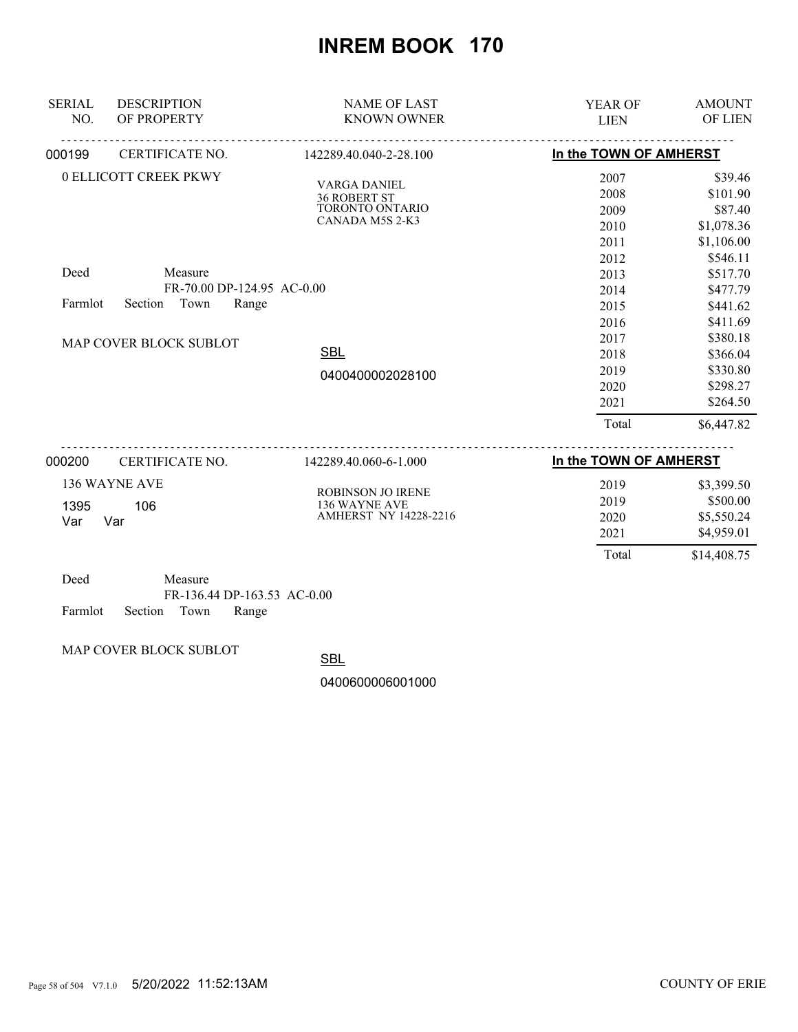# INREM BOOK 170

| SERIAL NO. | DESCRIPTION OF PROPERTY | NAME OF LAST KNOWN OWNER | YEAR OF LIEN | AMOUNT OF LIEN |
|---|---|---|---|---|

---

**000199** CERTIFICATE NO. 142289.40.040-2-28.100 — **In the TOWN OF AMHERST**

0 ELLICOTT CREEK PKWY

VARGA DANIEL
36 ROBERT ST
TORONTO ONTARIO
CANADA M5S 2-K3

Deed Measure
FR-70.00 DP-124.95 AC-0.00
Farmlot Section Town Range

MAP COVER BLOCK SUBLOT

SBL
0400400002028100

| YEAR OF LIEN | AMOUNT OF LIEN |
|---|---|
| 2007 | $39.46 |
| 2008 | $101.90 |
| 2009 | $87.40 |
| 2010 | $1,078.36 |
| 2011 | $1,106.00 |
| 2012 | $546.11 |
| 2013 | $517.70 |
| 2014 | $477.79 |
| 2015 | $441.62 |
| 2016 | $411.69 |
| 2017 | $380.18 |
| 2018 | $366.04 |
| 2019 | $330.80 |
| 2020 | $298.27 |
| 2021 | $264.50 |
| Total | $6,447.82 |

---

**000200** CERTIFICATE NO. 142289.40.060-6-1.000 — **In the TOWN OF AMHERST**

136 WAYNE AVE
1395 106
Var Var

ROBINSON JO IRENE
136 WAYNE AVE
AMHERST NY 14228-2216

| YEAR OF LIEN | AMOUNT OF LIEN |
|---|---|
| 2019 | $3,399.50 |
| 2019 | $500.00 |
| 2020 | $5,550.24 |
| 2021 | $4,959.01 |
| Total | $14,408.75 |

Deed Measure
FR-136.44 DP-163.53 AC-0.00
Farmlot Section Town Range

MAP COVER BLOCK SUBLOT

SBL
0400600006001000

5/20/2022 11:52:13AM COUNTY OF ERIE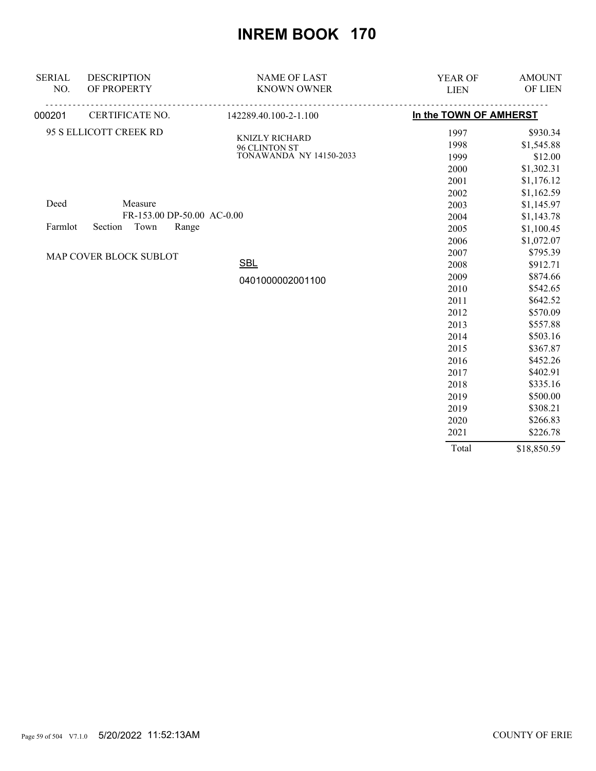# INREM BOOK 170

| SERIAL NO. | DESCRIPTION OF PROPERTY | NAME OF LAST KNOWN OWNER | YEAR OF LIEN | AMOUNT OF LIEN |
|---|---|---|---|---|
| 000201 | CERTIFICATE NO. | 142289.40.100-2-1.100 | **In the TOWN OF AMHERST** | |
| | 95 S ELLICOTT CREEK RD | KNIZLY RICHARD<br>96 CLINTON ST<br>TONAWANDA NY 14150-2033 | 1997 | $930.34 |
| | | | 1998 | $1,545.88 |
| | | | 1999 | $12.00 |
| | | | 2000 | $1,302.31 |
| | | | 2001 | $1,176.12 |
| | | | 2002 | $1,162.59 |
| | Deed Measure | | 2003 | $1,145.97 |
| | FR-153.00 DP-50.00 AC-0.00 | | 2004 | $1,143.78 |
| | Farmlot Section Town Range | | 2005 | $1,100.45 |
| | | | 2006 | $1,072.07 |
| | MAP COVER BLOCK SUBLOT | | 2007 | $795.39 |
| | | SBL | 2008 | $912.71 |
| | | 0401000002001100 | 2009 | $874.66 |
| | | | 2010 | $542.65 |
| | | | 2011 | $642.52 |
| | | | 2012 | $570.09 |
| | | | 2013 | $557.88 |
| | | | 2014 | $503.16 |
| | | | 2015 | $367.87 |
| | | | 2016 | $452.26 |
| | | | 2017 | $402.91 |
| | | | 2018 | $335.16 |
| | | | 2019 | $500.00 |
| | | | 2019 | $308.21 |
| | | | 2020 | $266.83 |
| | | | 2021 | $226.78 |
| | | | Total | $18,850.59 |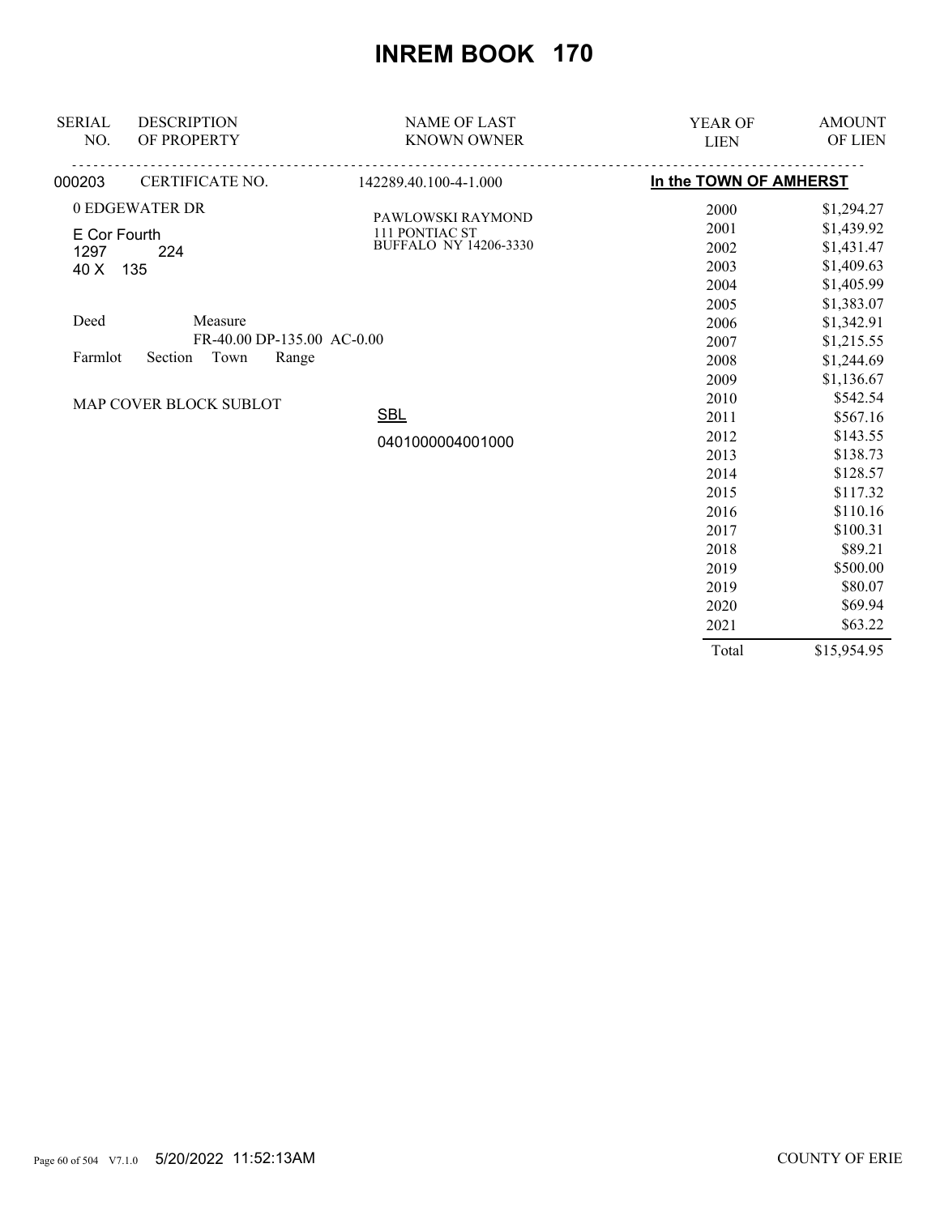# INREM BOOK 170

| SERIAL NO. | DESCRIPTION OF PROPERTY | NAME OF LAST KNOWN OWNER | YEAR OF LIEN | AMOUNT OF LIEN |
|---|---|---|---|---|
| 000203 | CERTIFICATE NO. | 142289.40.100-4-1.000 | **In the TOWN OF AMHERST** | |
| | 0 EDGEWATER DR | PAWLOWSKI RAYMOND | 2000 | $1,294.27 |
| | E Cor Fourth | 111 PONTIAC ST | 2001 | $1,439.92 |
| | 1297 224 | BUFFALO NY 14206-3330 | 2002 | $1,431.47 |
| | 40 X 135 | | 2003 | $1,409.63 |
| | | | 2004 | $1,405.99 |
| | | | 2005 | $1,383.07 |
| | Deed Measure | | 2006 | $1,342.91 |
| | FR-40.00 DP-135.00 AC-0.00 | | 2007 | $1,215.55 |
| | Farmlot Section Town Range | | 2008 | $1,244.69 |
| | | | 2009 | $1,136.67 |
| | MAP COVER BLOCK SUBLOT | | 2010 | $542.54 |
| | | SBL | 2011 | $567.16 |
| | | 0401000004001000 | 2012 | $143.55 |
| | | | 2013 | $138.73 |
| | | | 2014 | $128.57 |
| | | | 2015 | $117.32 |
| | | | 2016 | $110.16 |
| | | | 2017 | $100.31 |
| | | | 2018 | $89.21 |
| | | | 2019 | $500.00 |
| | | | 2019 | $80.07 |
| | | | 2020 | $69.94 |
| | | | 2021 | $63.22 |
| | | | Total | $15,954.95 |

5/20/2022 11:52:13AM COUNTY OF ERIE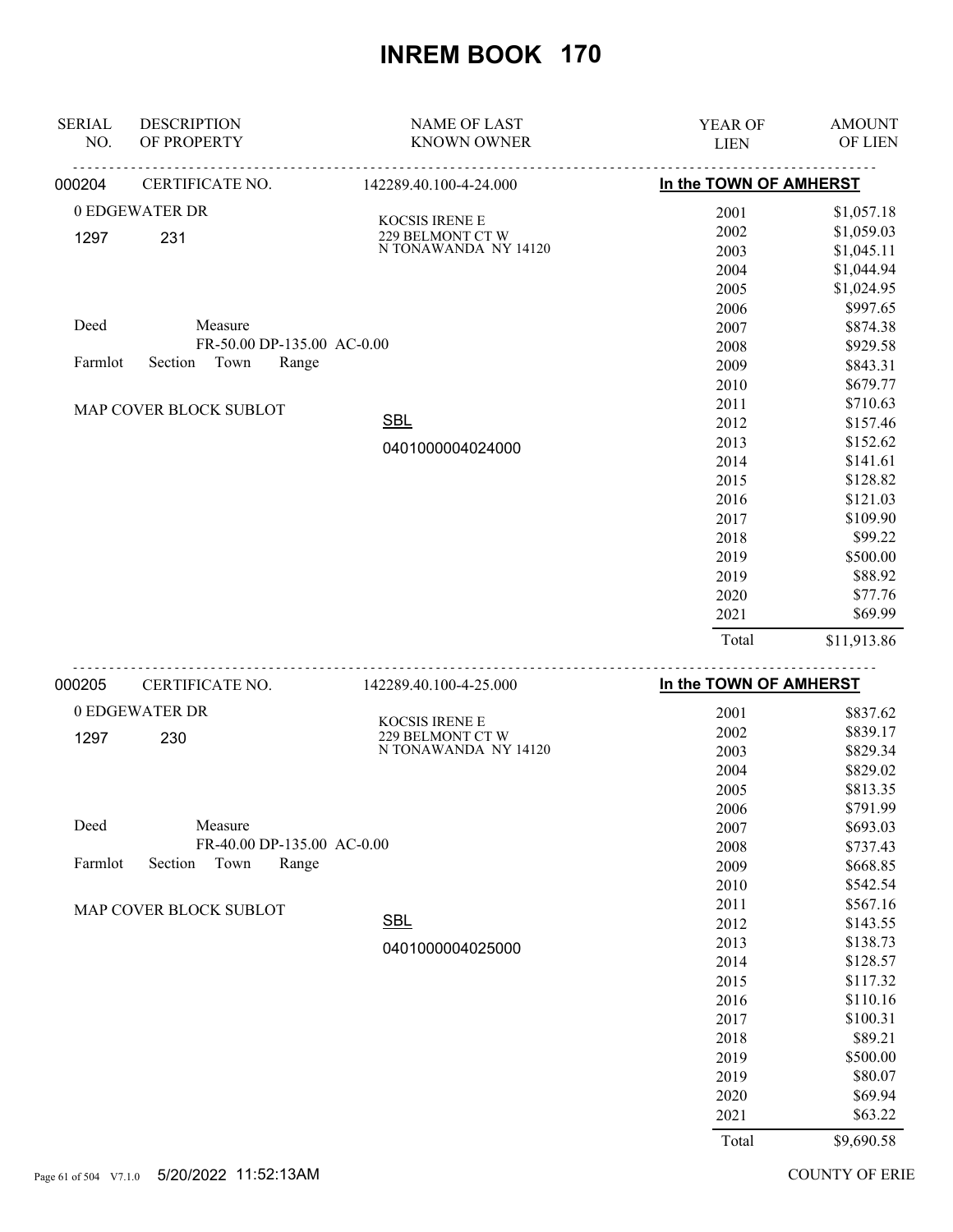# INREM BOOK 170

| SERIAL NO. | DESCRIPTION OF PROPERTY | NAME OF LAST KNOWN OWNER | YEAR OF LIEN | AMOUNT OF LIEN |
|---|---|---|---|---|
| 000204 | CERTIFICATE NO. | 142289.40.100-4-24.000 | **In the TOWN OF AMHERST** | |
| | 0 EDGEWATER DR | KOCSIS IRENE E | 2001 | $1,057.18 |
| 1297 | 231 | 229 BELMONT CT W | 2002 | $1,059.03 |
| | | N TONAWANDA NY 14120 | 2003 | $1,045.11 |
| | | | 2004 | $1,044.94 |
| | | | 2005 | $1,024.95 |
| | | | 2006 | $997.65 |
| Deed | Measure | | 2007 | $874.38 |
| | FR-50.00 DP-135.00 AC-0.00 | | 2008 | $929.58 |
| Farmlot | Section Town Range | | 2009 | $843.31 |
| | | | 2010 | $679.77 |
| | MAP COVER BLOCK SUBLOT | | 2011 | $710.63 |
| | | SBL | 2012 | $157.46 |
| | | 0401000004024000 | 2013 | $152.62 |
| | | | 2014 | $141.61 |
| | | | 2015 | $128.82 |
| | | | 2016 | $121.03 |
| | | | 2017 | $109.90 |
| | | | 2018 | $99.22 |
| | | | 2019 | $500.00 |
| | | | 2019 | $88.92 |
| | | | 2020 | $77.76 |
| | | | 2021 | $69.99 |
| | | | Total | $11,913.86 |

| SERIAL NO. | DESCRIPTION OF PROPERTY | NAME OF LAST KNOWN OWNER | YEAR OF LIEN | AMOUNT OF LIEN |
|---|---|---|---|---|
| 000205 | CERTIFICATE NO. | 142289.40.100-4-25.000 | **In the TOWN OF AMHERST** | |
| | 0 EDGEWATER DR | KOCSIS IRENE E | 2001 | $837.62 |
| 1297 | 230 | 229 BELMONT CT W | 2002 | $839.17 |
| | | N TONAWANDA NY 14120 | 2003 | $829.34 |
| | | | 2004 | $829.02 |
| | | | 2005 | $813.35 |
| | | | 2006 | $791.99 |
| Deed | Measure | | 2007 | $693.03 |
| | FR-40.00 DP-135.00 AC-0.00 | | 2008 | $737.43 |
| Farmlot | Section Town Range | | 2009 | $668.85 |
| | | | 2010 | $542.54 |
| | MAP COVER BLOCK SUBLOT | | 2011 | $567.16 |
| | | SBL | 2012 | $143.55 |
| | | 0401000004025000 | 2013 | $138.73 |
| | | | 2014 | $128.57 |
| | | | 2015 | $117.32 |
| | | | 2016 | $110.16 |
| | | | 2017 | $100.31 |
| | | | 2018 | $89.21 |
| | | | 2019 | $500.00 |
| | | | 2019 | $80.07 |
| | | | 2020 | $69.94 |
| | | | 2021 | $63.22 |
| | | | Total | $9,690.58 |

5/20/2022 11:52:13AM COUNTY OF ERIE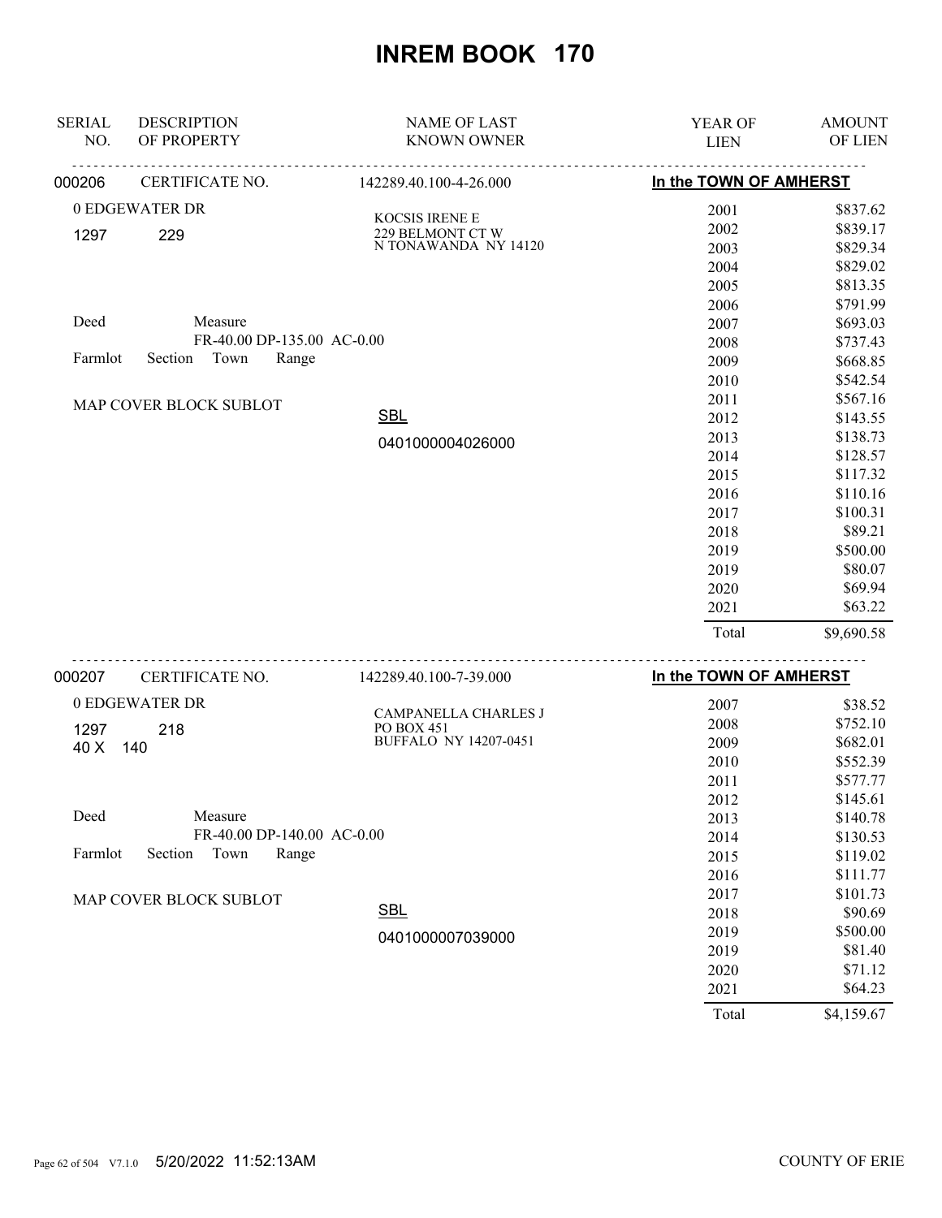# INREM BOOK 170

| SERIAL NO. | DESCRIPTION OF PROPERTY | NAME OF LAST KNOWN OWNER | YEAR OF LIEN | AMOUNT OF LIEN |
|---|---|---|---|---|
| 000206 | CERTIFICATE NO. | 142289.40.100-4-26.000 | In the TOWN OF AMHERST | |
| | 0 EDGEWATER DR | KOCSIS IRENE E | 2001 | $837.62 |
| | 1297 229 | 229 BELMONT CT W | 2002 | $839.17 |
| | | N TONAWANDA NY 14120 | 2003 | $829.34 |
| | | | 2004 | $829.02 |
| | | | 2005 | $813.35 |
| | | | 2006 | $791.99 |
| | Deed Measure | | 2007 | $693.03 |
| | FR-40.00 DP-135.00 AC-0.00 | | 2008 | $737.43 |
| | Farmlot Section Town Range | | 2009 | $668.85 |
| | | | 2010 | $542.54 |
| | MAP COVER BLOCK SUBLOT | | 2011 | $567.16 |
| | | SBL | 2012 | $143.55 |
| | | 0401000004026000 | 2013 | $138.73 |
| | | | 2014 | $128.57 |
| | | | 2015 | $117.32 |
| | | | 2016 | $110.16 |
| | | | 2017 | $100.31 |
| | | | 2018 | $89.21 |
| | | | 2019 | $500.00 |
| | | | 2019 | $80.07 |
| | | | 2020 | $69.94 |
| | | | 2021 | $63.22 |
| | | | Total | $9,690.58 |
| 000207 | CERTIFICATE NO. | 142289.40.100-7-39.000 | In the TOWN OF AMHERST | |
| | 0 EDGEWATER DR | CAMPANELLA CHARLES J | 2007 | $38.52 |
| | 1297 218 | PO BOX 451 | 2008 | $752.10 |
| | 40 X 140 | BUFFALO NY 14207-0451 | 2009 | $682.01 |
| | | | 2010 | $552.39 |
| | | | 2011 | $577.77 |
| | | | 2012 | $145.61 |
| | Deed Measure | | 2013 | $140.78 |
| | FR-40.00 DP-140.00 AC-0.00 | | 2014 | $130.53 |
| | Farmlot Section Town Range | | 2015 | $119.02 |
| | | | 2016 | $111.77 |
| | MAP COVER BLOCK SUBLOT | | 2017 | $101.73 |
| | | SBL | 2018 | $90.69 |
| | | 0401000007039000 | 2019 | $500.00 |
| | | | 2019 | $81.40 |
| | | | 2020 | $71.12 |
| | | | 2021 | $64.23 |
| | | | Total | $4,159.67 |

5/20/2022 11:52:13AM COUNTY OF ERIE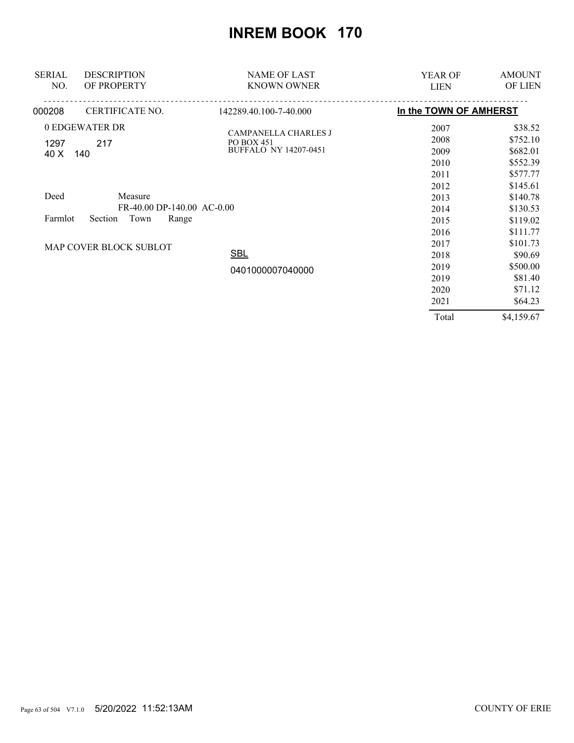# INREM BOOK 170

| SERIAL NO. | DESCRIPTION OF PROPERTY | NAME OF LAST KNOWN OWNER | YEAR OF LIEN | AMOUNT OF LIEN |
|---|---|---|---|---|
| 000208 | CERTIFICATE NO. | 142289.40.100-7-40.000 | **In the TOWN OF AMHERST** | |
| | 0 EDGEWATER DR | CAMPANELLA CHARLES J | 2007 | \$38.52 |
| | 1297 217 | PO BOX 451 | 2008 | \$752.10 |
| | 40 X 140 | BUFFALO NY 14207-0451 | 2009 | \$682.01 |
| | | | 2010 | \$552.39 |
| | | | 2011 | \$577.77 |
| | | | 2012 | \$145.61 |
| | Deed Measure | | 2013 | \$140.78 |
| | FR-40.00 DP-140.00 AC-0.00 | | 2014 | \$130.53 |
| | Farmlot Section Town Range | | 2015 | \$119.02 |
| | | | 2016 | \$111.77 |
| | MAP COVER BLOCK SUBLOT | | 2017 | \$101.73 |
| | | SBL | 2018 | \$90.69 |
| | | 0401000007040000 | 2019 | \$500.00 |
| | | | 2019 | \$81.40 |
| | | | 2020 | \$71.12 |
| | | | 2021 | \$64.23 |
| | | | Total | \$4,159.67 |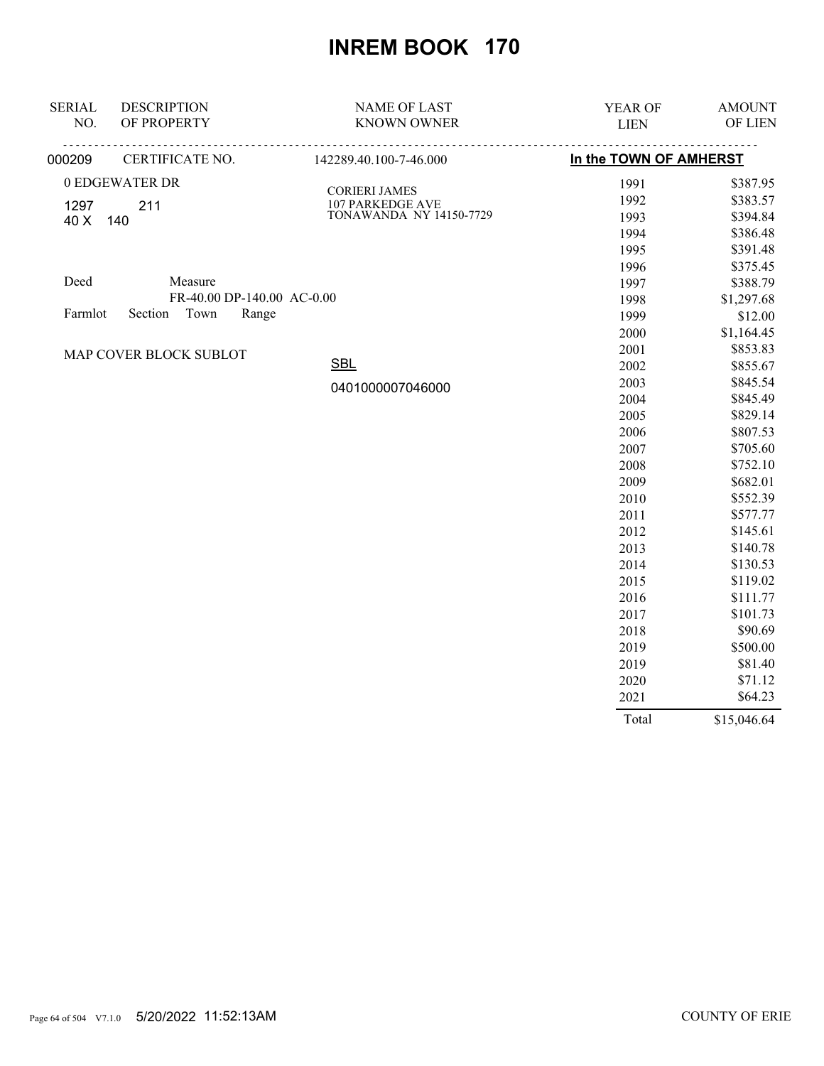# INREM BOOK 170

| SERIAL NO. | DESCRIPTION OF PROPERTY | NAME OF LAST KNOWN OWNER | YEAR OF LIEN | AMOUNT OF LIEN |
|---|---|---|---|---|
| 000209 | CERTIFICATE NO. | 142289.40.100-7-46.000 | In the TOWN OF AMHERST | |
| | 0 EDGEWATER DR | CORIERI JAMES | 1991 | $387.95 |
| | 1297 211 | 107 PARKEDGE AVE | 1992 | $383.57 |
| | 40 X 140 | TONAWANDA NY 14150-7729 | 1993 | $394.84 |
| | | | 1994 | $386.48 |
| | | | 1995 | $391.48 |
| | | | 1996 | $375.45 |
| | Deed Measure | | 1997 | $388.79 |
| | FR-40.00 DP-140.00 AC-0.00 | | 1998 | $1,297.68 |
| | Farmlot Section Town Range | | 1999 | $12.00 |
| | | | 2000 | $1,164.45 |
| | MAP COVER BLOCK SUBLOT | | 2001 | $853.83 |
| | | SBL | 2002 | $855.67 |
| | | 0401000007046000 | 2003 | $845.54 |
| | | | 2004 | $845.49 |
| | | | 2005 | $829.14 |
| | | | 2006 | $807.53 |
| | | | 2007 | $705.60 |
| | | | 2008 | $752.10 |
| | | | 2009 | $682.01 |
| | | | 2010 | $552.39 |
| | | | 2011 | $577.77 |
| | | | 2012 | $145.61 |
| | | | 2013 | $140.78 |
| | | | 2014 | $130.53 |
| | | | 2015 | $119.02 |
| | | | 2016 | $111.77 |
| | | | 2017 | $101.73 |
| | | | 2018 | $90.69 |
| | | | 2019 | $500.00 |
| | | | 2019 | $81.40 |
| | | | 2020 | $71.12 |
| | | | 2021 | $64.23 |
| | | | Total | $15,046.64 |

5/20/2022 11:52:13AM

COUNTY OF ERIE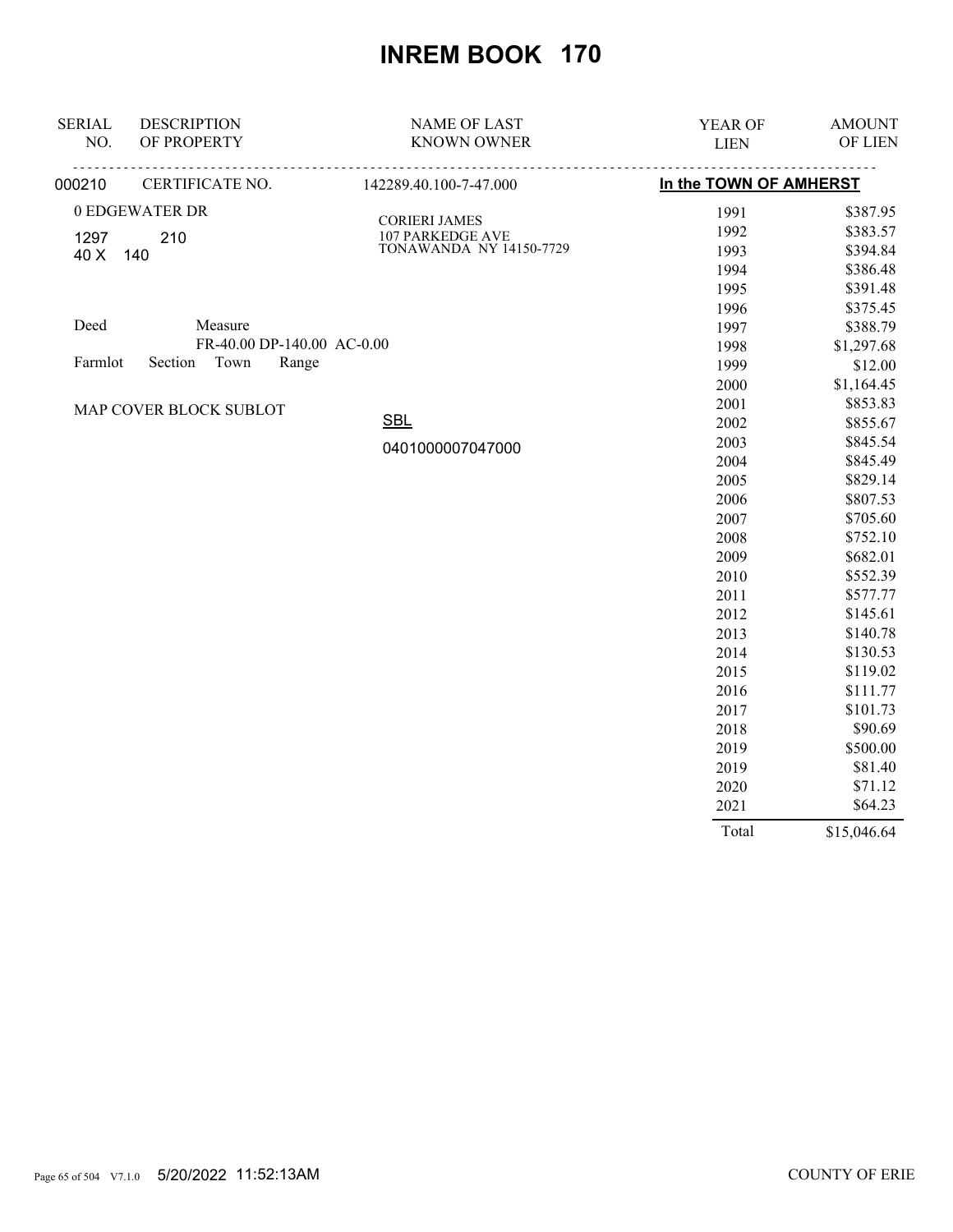# INREM BOOK 170

| SERIAL NO. | DESCRIPTION OF PROPERTY | NAME OF LAST KNOWN OWNER | YEAR OF LIEN | AMOUNT OF LIEN |
|---|---|---|---|---|
| 000210 | CERTIFICATE NO. | 142289.40.100-7-47.000 | **In the TOWN OF AMHERST** | |

0 EDGEWATER DR

1297 210

40 X 140

Deed Measure

FR-40.00 DP-140.00 AC-0.00

Farmlot Section Town Range

MAP COVER BLOCK SUBLOT

CORIERI JAMES
107 PARKEDGE AVE
TONAWANDA NY 14150-7729

SBL

0401000007047000

| YEAR OF LIEN | AMOUNT OF LIEN |
|---|---|
| 1991 | $387.95 |
| 1992 | $383.57 |
| 1993 | $394.84 |
| 1994 | $386.48 |
| 1995 | $391.48 |
| 1996 | $375.45 |
| 1997 | $388.79 |
| 1998 | $1,297.68 |
| 1999 | $12.00 |
| 2000 | $1,164.45 |
| 2001 | $853.83 |
| 2002 | $855.67 |
| 2003 | $845.54 |
| 2004 | $845.49 |
| 2005 | $829.14 |
| 2006 | $807.53 |
| 2007 | $705.60 |
| 2008 | $752.10 |
| 2009 | $682.01 |
| 2010 | $552.39 |
| 2011 | $577.77 |
| 2012 | $145.61 |
| 2013 | $140.78 |
| 2014 | $130.53 |
| 2015 | $119.02 |
| 2016 | $111.77 |
| 2017 | $101.73 |
| 2018 | $90.69 |
| 2019 | $500.00 |
| 2019 | $81.40 |
| 2020 | $71.12 |
| 2021 | $64.23 |
| Total | $15,046.64 |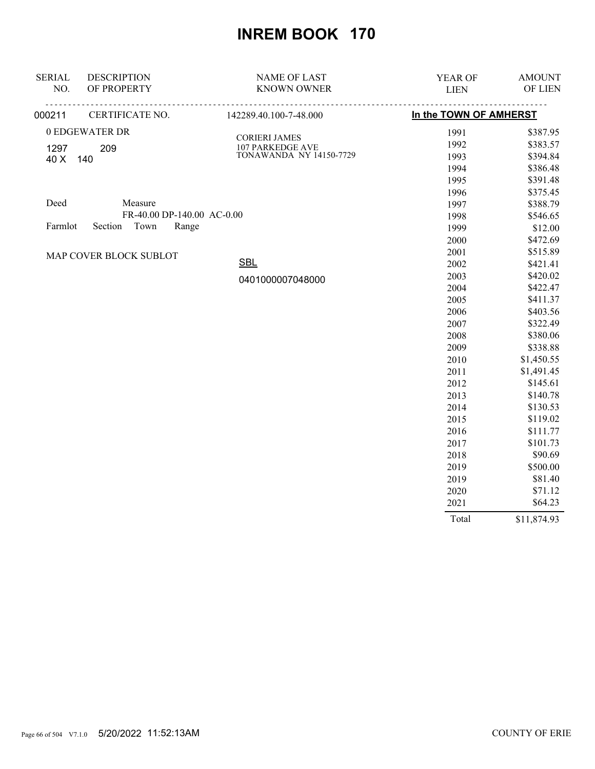# INREM BOOK 170

| SERIAL NO. | DESCRIPTION OF PROPERTY | NAME OF LAST KNOWN OWNER | YEAR OF LIEN | AMOUNT OF LIEN |
|---|---|---|---|---|
| 000211 | CERTIFICATE NO. | 142289.40.100-7-48.000 | In the TOWN OF AMHERST | |
| | 0 EDGEWATER DR | CORIERI JAMES | 1991 | $387.95 |
| | 1297 209 | 107 PARKEDGE AVE | 1992 | $383.57 |
| | 40 X 140 | TONAWANDA NY 14150-7729 | 1993 | $394.84 |
| | | | 1994 | $386.48 |
| | | | 1995 | $391.48 |
| | | | 1996 | $375.45 |
| | Deed Measure | | 1997 | $388.79 |
| | FR-40.00 DP-140.00 AC-0.00 | | 1998 | $546.65 |
| | Farmlot Section Town Range | | 1999 | $12.00 |
| | | | 2000 | $472.69 |
| | MAP COVER BLOCK SUBLOT | | 2001 | $515.89 |
| | | SBL | 2002 | $421.41 |
| | | 0401000007048000 | 2003 | $420.02 |
| | | | 2004 | $422.47 |
| | | | 2005 | $411.37 |
| | | | 2006 | $403.56 |
| | | | 2007 | $322.49 |
| | | | 2008 | $380.06 |
| | | | 2009 | $338.88 |
| | | | 2010 | $1,450.55 |
| | | | 2011 | $1,491.45 |
| | | | 2012 | $145.61 |
| | | | 2013 | $140.78 |
| | | | 2014 | $130.53 |
| | | | 2015 | $119.02 |
| | | | 2016 | $111.77 |
| | | | 2017 | $101.73 |
| | | | 2018 | $90.69 |
| | | | 2019 | $500.00 |
| | | | 2019 | $81.40 |
| | | | 2020 | $71.12 |
| | | | 2021 | $64.23 |
| | | | Total | $11,874.93 |

5/20/2022 11:52:13AM COUNTY OF ERIE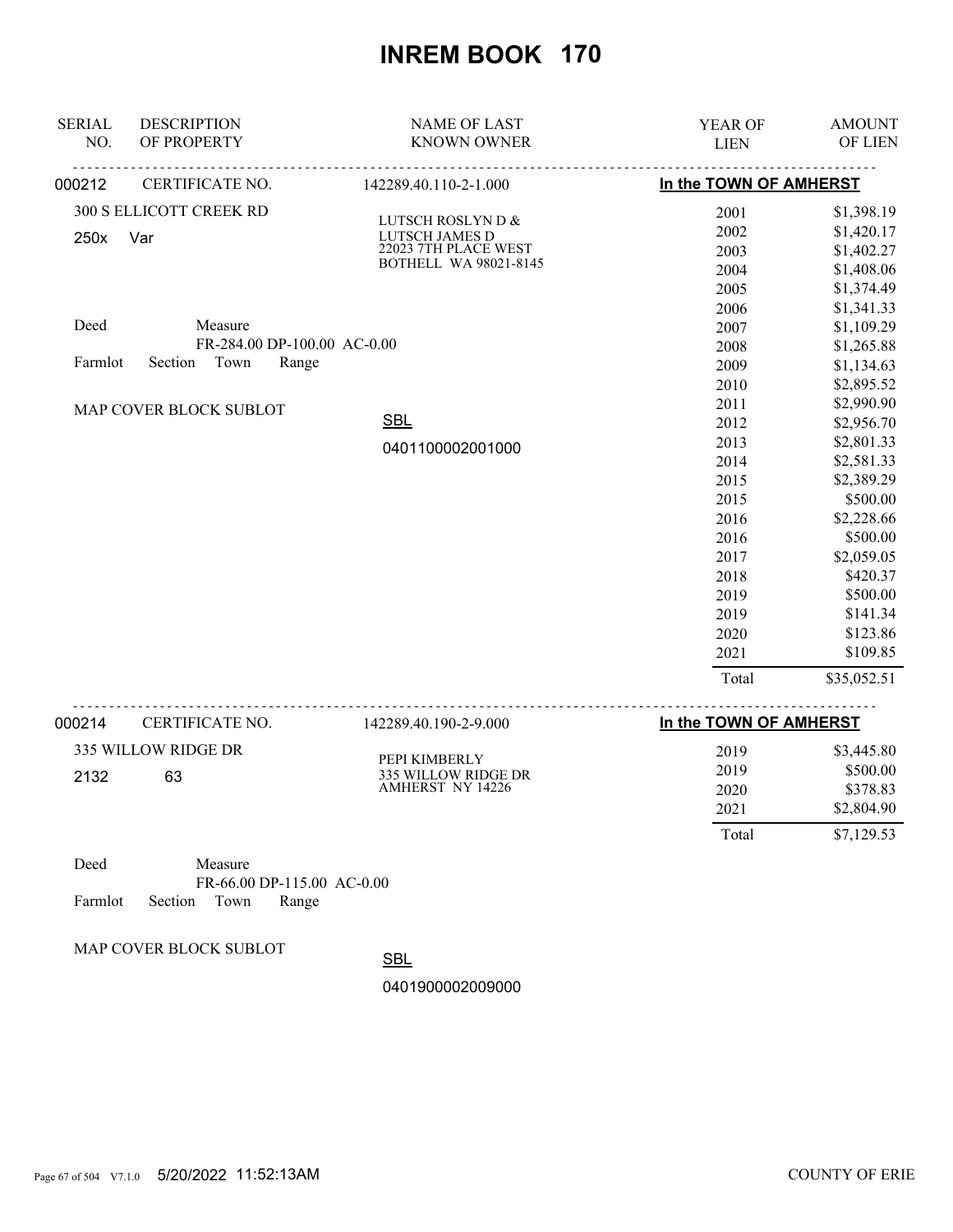# INREM BOOK 170

| SERIAL NO. | DESCRIPTION OF PROPERTY | NAME OF LAST KNOWN OWNER | YEAR OF LIEN | AMOUNT OF LIEN |
|---|---|---|---|---|
| 000212 | CERTIFICATE NO. | 142289.40.110-2-1.000 | In the TOWN OF AMHERST | |

300 S ELLICOTT CREEK RD

250x Var

LUTSCH ROSLYN D &
LUTSCH JAMES D
22023 7TH PLACE WEST
BOTHELL WA 98021-8145

Deed Measure
FR-284.00 DP-100.00 AC-0.00
Farmlot Section Town Range

MAP COVER BLOCK SUBLOT

SBL
0401100002001000

| YEAR OF LIEN | AMOUNT OF LIEN |
|---|---|
| 2001 | $1,398.19 |
| 2002 | $1,420.17 |
| 2003 | $1,402.27 |
| 2004 | $1,408.06 |
| 2005 | $1,374.49 |
| 2006 | $1,341.33 |
| 2007 | $1,109.29 |
| 2008 | $1,265.88 |
| 2009 | $1,134.63 |
| 2010 | $2,895.52 |
| 2011 | $2,990.90 |
| 2012 | $2,956.70 |
| 2013 | $2,801.33 |
| 2014 | $2,581.33 |
| 2015 | $2,389.29 |
| 2015 | $500.00 |
| 2016 | $2,228.66 |
| 2016 | $500.00 |
| 2017 | $2,059.05 |
| 2018 | $420.37 |
| 2019 | $500.00 |
| 2019 | $141.34 |
| 2020 | $123.86 |
| 2021 | $109.85 |
| Total | $35,052.51 |

| SERIAL NO. | DESCRIPTION OF PROPERTY | NAME OF LAST KNOWN OWNER | YEAR OF LIEN | AMOUNT OF LIEN |
|---|---|---|---|---|
| 000214 | CERTIFICATE NO. | 142289.40.190-2-9.000 | In the TOWN OF AMHERST | |

335 WILLOW RIDGE DR

2132 63

PEPI KIMBERLY
335 WILLOW RIDGE DR
AMHERST NY 14226

| YEAR OF LIEN | AMOUNT OF LIEN |
|---|---|
| 2019 | $3,445.80 |
| 2019 | $500.00 |
| 2020 | $378.83 |
| 2021 | $2,804.90 |
| Total | $7,129.53 |

Deed Measure
FR-66.00 DP-115.00 AC-0.00
Farmlot Section Town Range

MAP COVER BLOCK SUBLOT

SBL
0401900002009000

5/20/2022 11:52:13AM COUNTY OF ERIE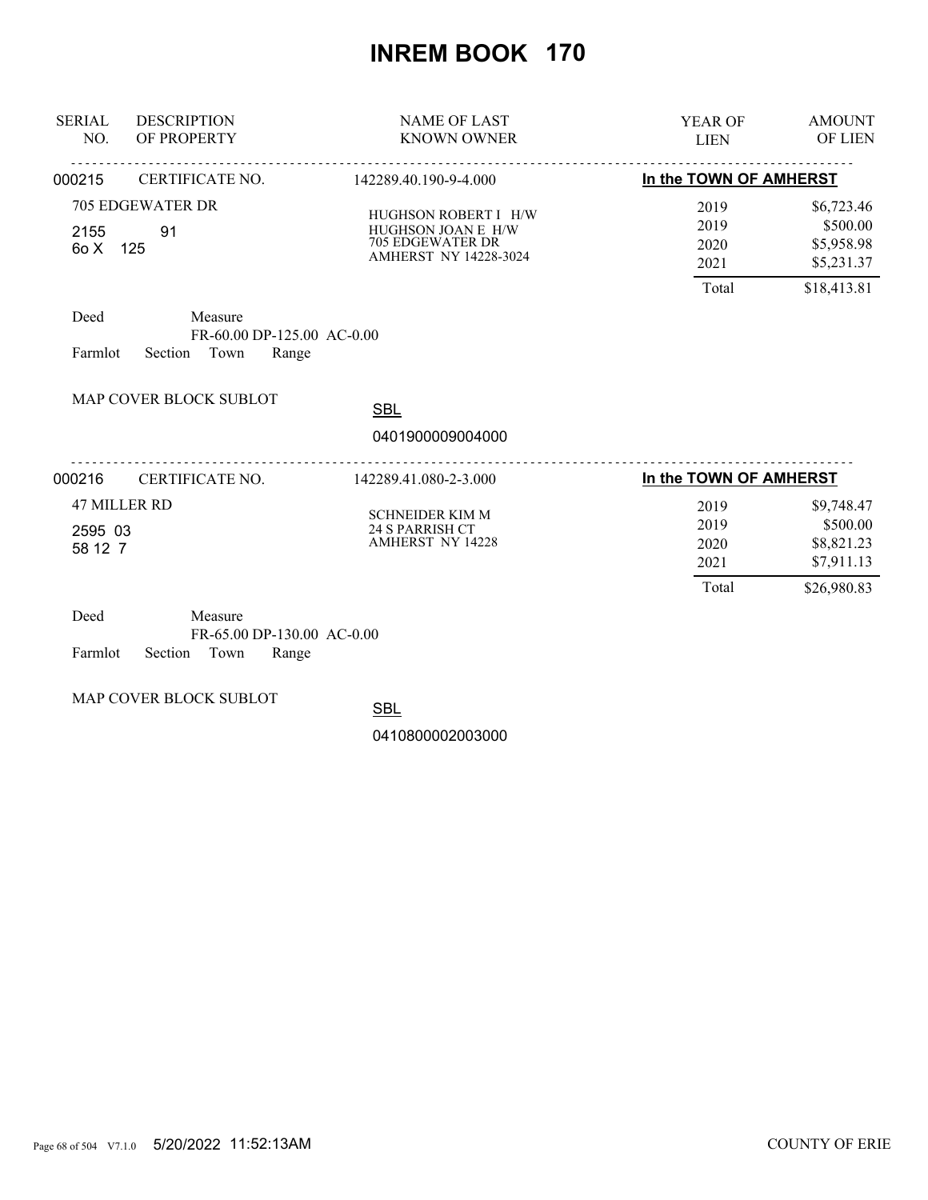# INREM BOOK 170

| SERIAL NO. | DESCRIPTION OF PROPERTY | NAME OF LAST KNOWN OWNER | YEAR OF LIEN | AMOUNT OF LIEN |
|---|---|---|---|---|

---

**000215** CERTIFICATE NO. 142289.40.190-9-4.000 — **In the TOWN OF AMHERST**

705 EDGEWATER DR
2155 91
6o X 125

HUGHSON ROBERT I H/W
HUGHSON JOAN E H/W
705 EDGEWATER DR
AMHERST NY 14228-3024

| YEAR OF LIEN | AMOUNT OF LIEN |
|---|---|
| 2019 | $6,723.46 |
| 2019 | $500.00 |
| 2020 | $5,958.98 |
| 2021 | $5,231.37 |
| Total | $18,413.81 |

Deed Measure
FR-60.00 DP-125.00 AC-0.00
Farmlot Section Town Range

MAP COVER BLOCK SUBLOT

SBL
0401900009004000

---

**000216** CERTIFICATE NO. 142289.41.080-2-3.000 — **In the TOWN OF AMHERST**

47 MILLER RD
2595 03
58 12 7

SCHNEIDER KIM M
24 S PARRISH CT
AMHERST NY 14228

| YEAR OF LIEN | AMOUNT OF LIEN |
|---|---|
| 2019 | $9,748.47 |
| 2019 | $500.00 |
| 2020 | $8,821.23 |
| 2021 | $7,911.13 |
| Total | $26,980.83 |

Deed Measure
FR-65.00 DP-130.00 AC-0.00
Farmlot Section Town Range

MAP COVER BLOCK SUBLOT

SBL
0410800002003000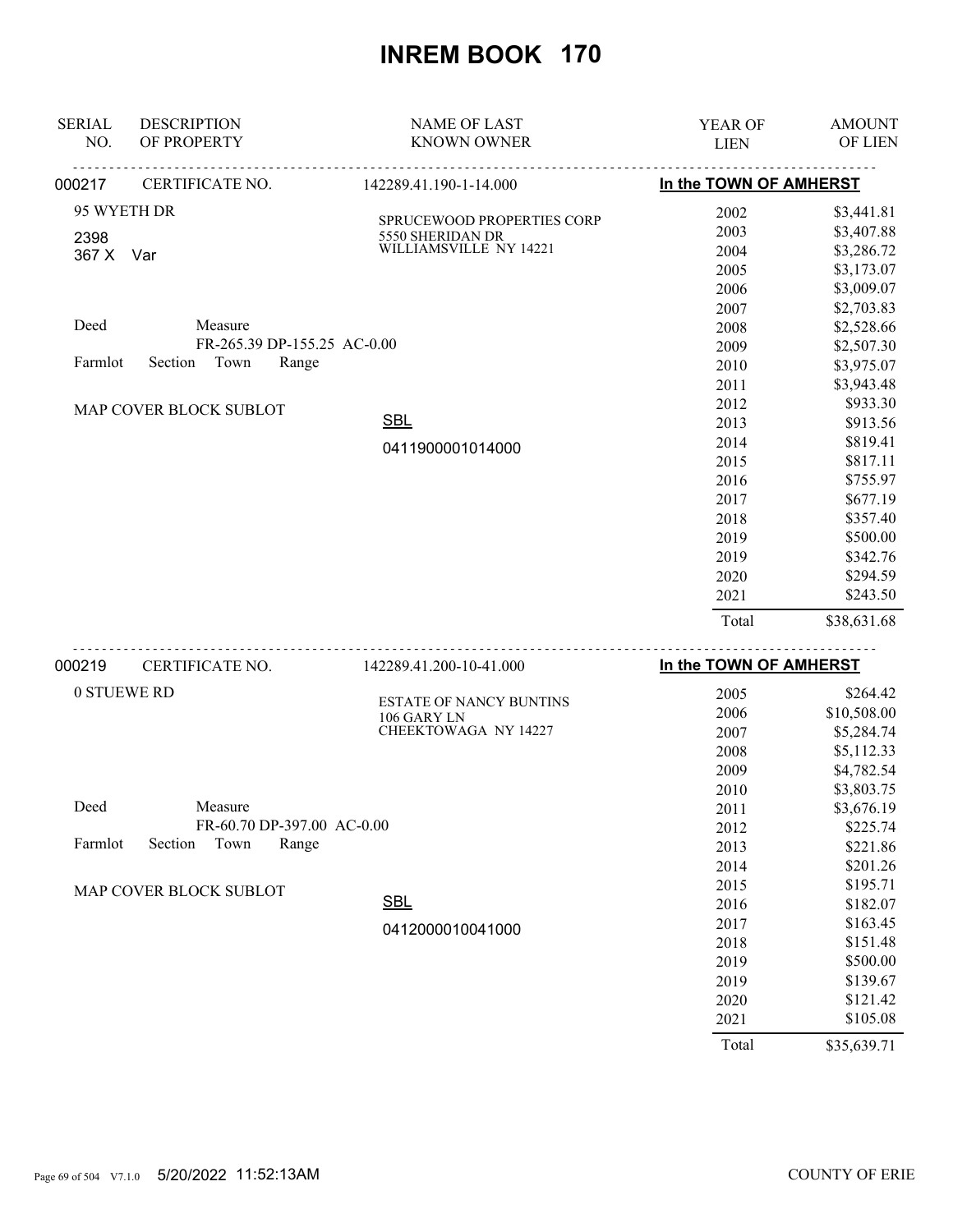# INREM BOOK 170

| SERIAL NO. | DESCRIPTION OF PROPERTY | NAME OF LAST KNOWN OWNER | YEAR OF LIEN | AMOUNT OF LIEN |
|---|---|---|---|---|

## 000217 — CERTIFICATE NO. 142289.41.190-1-14.000 — In the TOWN OF AMHERST

95 WYETH DR
2398
367 X Var

SPRUCEWOOD PROPERTIES CORP
5550 SHERIDAN DR
WILLIAMSVILLE NY 14221

Deed Measure
FR-265.39 DP-155.25 AC-0.00
Farmlot Section Town Range

MAP COVER BLOCK SUBLOT

SBL
0411900001014000

| YEAR OF LIEN | AMOUNT OF LIEN |
|---|---|
| 2002 | $3,441.81 |
| 2003 | $3,407.88 |
| 2004 | $3,286.72 |
| 2005 | $3,173.07 |
| 2006 | $3,009.07 |
| 2007 | $2,703.83 |
| 2008 | $2,528.66 |
| 2009 | $2,507.30 |
| 2010 | $3,975.07 |
| 2011 | $3,943.48 |
| 2012 | $933.30 |
| 2013 | $913.56 |
| 2014 | $819.41 |
| 2015 | $817.11 |
| 2016 | $755.97 |
| 2017 | $677.19 |
| 2018 | $357.40 |
| 2019 | $500.00 |
| 2019 | $342.76 |
| 2020 | $294.59 |
| 2021 | $243.50 |
| Total | $38,631.68 |

## 000219 — CERTIFICATE NO. 142289.41.200-10-41.000 — In the TOWN OF AMHERST

0 STUEWE RD

ESTATE OF NANCY BUNTINS
106 GARY LN
CHEEKTOWAGA NY 14227

Deed Measure
FR-60.70 DP-397.00 AC-0.00
Farmlot Section Town Range

MAP COVER BLOCK SUBLOT

SBL
0412000010041000

| YEAR OF LIEN | AMOUNT OF LIEN |
|---|---|
| 2005 | $264.42 |
| 2006 | $10,508.00 |
| 2007 | $5,284.74 |
| 2008 | $5,112.33 |
| 2009 | $4,782.54 |
| 2010 | $3,803.75 |
| 2011 | $3,676.19 |
| 2012 | $225.74 |
| 2013 | $221.86 |
| 2014 | $201.26 |
| 2015 | $195.71 |
| 2016 | $182.07 |
| 2017 | $163.45 |
| 2018 | $151.48 |
| 2019 | $500.00 |
| 2019 | $139.67 |
| 2020 | $121.42 |
| 2021 | $105.08 |
| Total | $35,639.71 |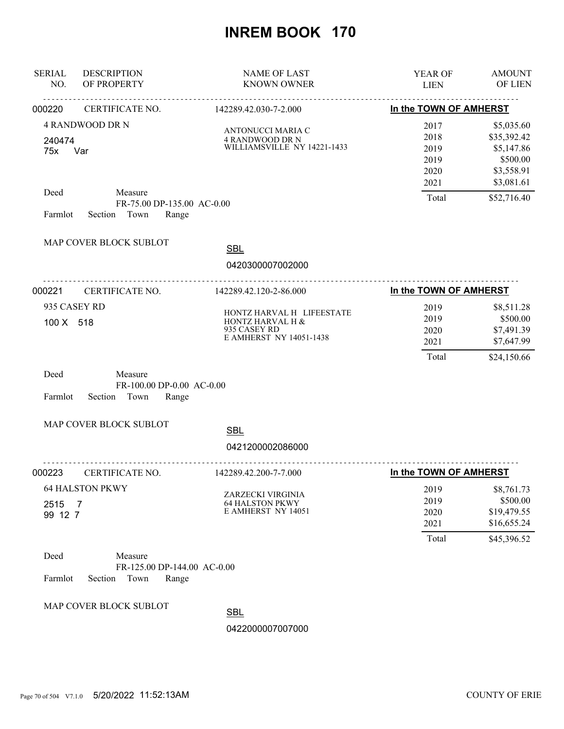# INREM BOOK 170

| SERIAL NO. | DESCRIPTION OF PROPERTY | NAME OF LAST KNOWN OWNER | YEAR OF LIEN | AMOUNT OF LIEN |
|---|---|---|---|---|

---

**000220** CERTIFICATE NO. 142289.42.030-7-2.000 — **In the TOWN OF AMHERST**

4 RANDWOOD DR N
240474
75x Var

ANTONUCCI MARIA C
4 RANDWOOD DR N
WILLIAMSVILLE NY 14221-1433

| YEAR OF LIEN | AMOUNT OF LIEN |
|---|---|
| 2017 | $5,035.60 |
| 2018 | $35,392.42 |
| 2019 | $5,147.86 |
| 2019 | $500.00 |
| 2020 | $3,558.91 |
| 2021 | $3,081.61 |
| Total | $52,716.40 |

Deed Measure
FR-75.00 DP-135.00 AC-0.00
Farmlot Section Town Range

MAP COVER BLOCK SUBLOT

SBL
0420300007002000

---

**000221** CERTIFICATE NO. 142289.42.120-2-86.000 — **In the TOWN OF AMHERST**

935 CASEY RD
100 X 518

HONTZ HARVAL H LIFEESTATE
HONTZ HARVAL H &
935 CASEY RD
E AMHERST NY 14051-1438

| YEAR OF LIEN | AMOUNT OF LIEN |
|---|---|
| 2019 | $8,511.28 |
| 2019 | $500.00 |
| 2020 | $7,491.39 |
| 2021 | $7,647.99 |
| Total | $24,150.66 |

Deed Measure
FR-100.00 DP-0.00 AC-0.00
Farmlot Section Town Range

MAP COVER BLOCK SUBLOT

SBL
0421200002086000

---

**000223** CERTIFICATE NO. 142289.42.200-7-7.000 — **In the TOWN OF AMHERST**

64 HALSTON PKWY
2515 7
99 12 7

ZARZECKI VIRGINIA
64 HALSTON PKWY
E AMHERST NY 14051

| YEAR OF LIEN | AMOUNT OF LIEN |
|---|---|
| 2019 | $8,761.73 |
| 2019 | $500.00 |
| 2020 | $19,479.55 |
| 2021 | $16,655.24 |
| Total | $45,396.52 |

Deed Measure
FR-125.00 DP-144.00 AC-0.00
Farmlot Section Town Range

MAP COVER BLOCK SUBLOT

SBL
0422000007007000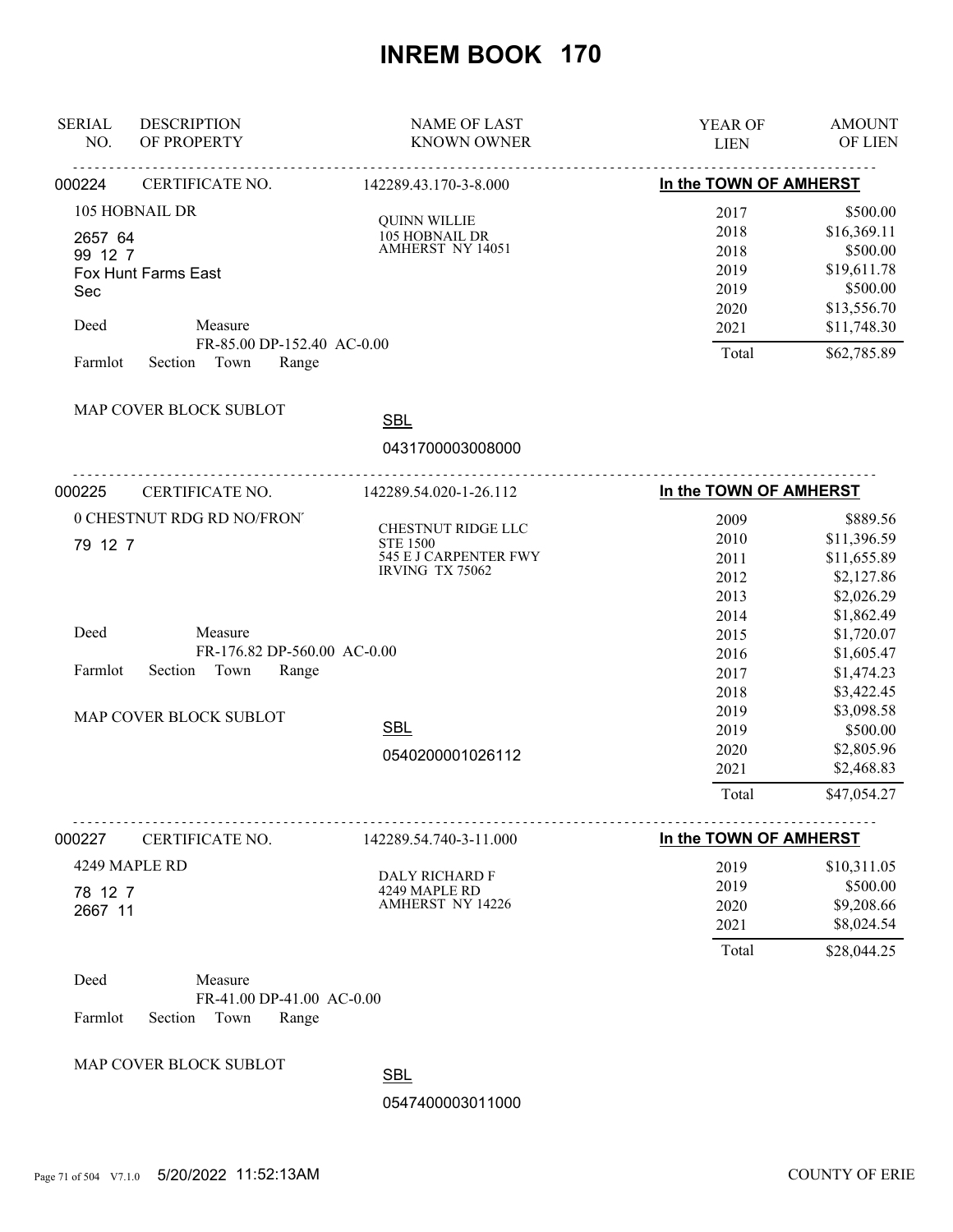# INREM BOOK 170

| SERIAL NO. | DESCRIPTION OF PROPERTY | NAME OF LAST KNOWN OWNER | YEAR OF LIEN | AMOUNT OF LIEN |
|---|---|---|---|---|

**000224** CERTIFICATE NO. 142289.43.170-3-8.000 — **In the TOWN OF AMHERST**

105 HOBNAIL DR
2657 64
99 12 7
Fox Hunt Farms East
Sec

Deed Measure
FR-85.00 DP-152.40 AC-0.00
Farmlot Section Town Range

MAP COVER BLOCK SUBLOT

SBL
0431700003008000

QUINN WILLIE
105 HOBNAIL DR
AMHERST NY 14051

| YEAR OF LIEN | AMOUNT OF LIEN |
|---|---|
| 2017 | $500.00 |
| 2018 | $16,369.11 |
| 2018 | $500.00 |
| 2019 | $19,611.78 |
| 2019 | $500.00 |
| 2020 | $13,556.70 |
| 2021 | $11,748.30 |
| Total | $62,785.89 |

---

**000225** CERTIFICATE NO. 142289.54.020-1-26.112 — **In the TOWN OF AMHERST**

0 CHESTNUT RDG RD NO/FRON'
79 12 7

Deed Measure
FR-176.82 DP-560.00 AC-0.00
Farmlot Section Town Range

MAP COVER BLOCK SUBLOT

SBL
0540200001026112

CHESTNUT RIDGE LLC
STE 1500
545 E J CARPENTER FWY
IRVING TX 75062

| YEAR OF LIEN | AMOUNT OF LIEN |
|---|---|
| 2009 | $889.56 |
| 2010 | $11,396.59 |
| 2011 | $11,655.89 |
| 2012 | $2,127.86 |
| 2013 | $2,026.29 |
| 2014 | $1,862.49 |
| 2015 | $1,720.07 |
| 2016 | $1,605.47 |
| 2017 | $1,474.23 |
| 2018 | $3,422.45 |
| 2019 | $3,098.58 |
| 2019 | $500.00 |
| 2020 | $2,805.96 |
| 2021 | $2,468.83 |
| Total | $47,054.27 |

---

**000227** CERTIFICATE NO. 142289.54.740-3-11.000 — **In the TOWN OF AMHERST**

4249 MAPLE RD
78 12 7
2667 11

Deed Measure
FR-41.00 DP-41.00 AC-0.00
Farmlot Section Town Range

MAP COVER BLOCK SUBLOT

SBL
0547400003011000

DALY RICHARD F
4249 MAPLE RD
AMHERST NY 14226

| YEAR OF LIEN | AMOUNT OF LIEN |
|---|---|
| 2019 | $10,311.05 |
| 2019 | $500.00 |
| 2020 | $9,208.66 |
| 2021 | $8,024.54 |
| Total | $28,044.25 |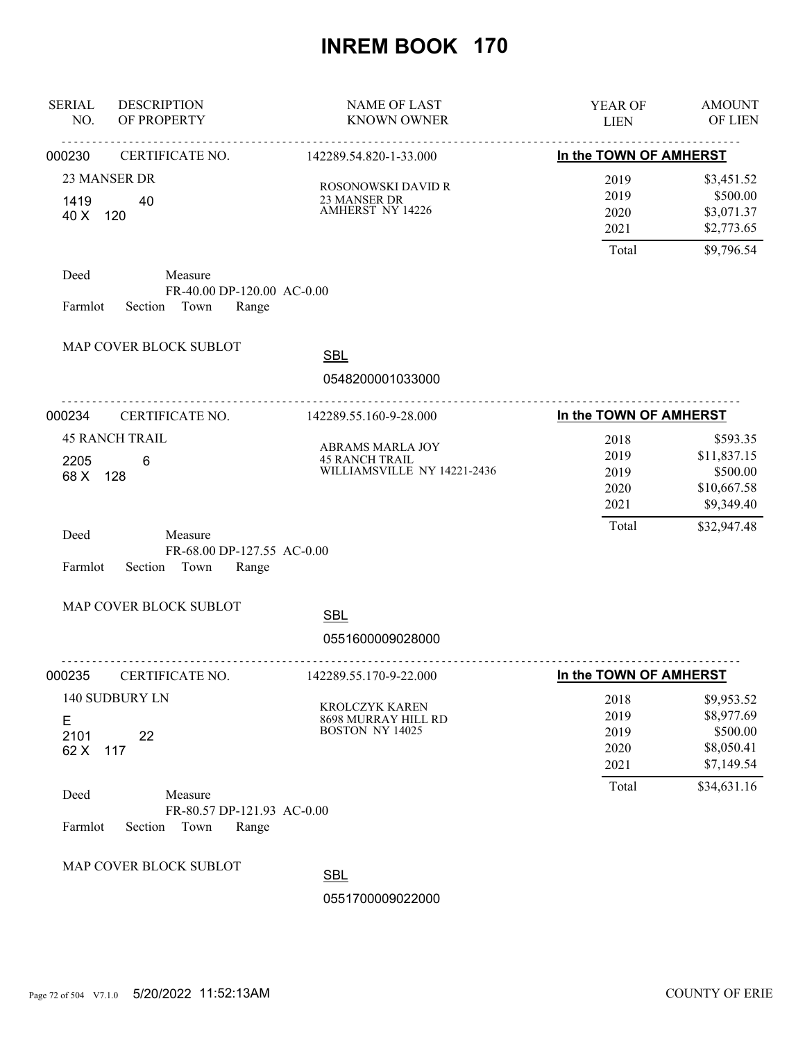# INREM BOOK 170

| SERIAL NO. | DESCRIPTION OF PROPERTY | NAME OF LAST KNOWN OWNER | YEAR OF LIEN | AMOUNT OF LIEN |
|---|---|---|---|---|
| 000230 | CERTIFICATE NO. | 142289.54.820-1-33.000 | **In the TOWN OF AMHERST** | |
| | 23 MANSER DR | ROSONOWSKI DAVID R | 2019 | $3,451.52 |
| | 1419 40 | 23 MANSER DR | 2019 | $500.00 |
| | 40 X 120 | AMHERST NY 14226 | 2020 | $3,071.37 |
| | | | 2021 | $2,773.65 |
| | | | Total | $9,796.54 |

Deed Measure
FR-40.00 DP-120.00 AC-0.00
Farmlot Section Town Range

MAP COVER BLOCK SUBLOT

SBL
0548200001033000

| SERIAL NO. | DESCRIPTION OF PROPERTY | NAME OF LAST KNOWN OWNER | YEAR OF LIEN | AMOUNT OF LIEN |
|---|---|---|---|---|
| 000234 | CERTIFICATE NO. | 142289.55.160-9-28.000 | **In the TOWN OF AMHERST** | |
| | 45 RANCH TRAIL | ABRAMS MARLA JOY | 2018 | $593.35 |
| | 2205 6 | 45 RANCH TRAIL | 2019 | $11,837.15 |
| | 68 X 128 | WILLIAMSVILLE NY 14221-2436 | 2019 | $500.00 |
| | | | 2020 | $10,667.58 |
| | | | 2021 | $9,349.40 |
| | | | Total | $32,947.48 |

Deed Measure
FR-68.00 DP-127.55 AC-0.00
Farmlot Section Town Range

MAP COVER BLOCK SUBLOT

SBL
0551600009028000

| SERIAL NO. | DESCRIPTION OF PROPERTY | NAME OF LAST KNOWN OWNER | YEAR OF LIEN | AMOUNT OF LIEN |
|---|---|---|---|---|
| 000235 | CERTIFICATE NO. | 142289.55.170-9-22.000 | **In the TOWN OF AMHERST** | |
| | 140 SUDBURY LN | KROLCZYK KAREN | 2018 | $9,953.52 |
| | E | 8698 MURRAY HILL RD | 2019 | $8,977.69 |
| | 2101 22 | BOSTON NY 14025 | 2019 | $500.00 |
| | 62 X 117 | | 2020 | $8,050.41 |
| | | | 2021 | $7,149.54 |
| | | | Total | $34,631.16 |

Deed Measure
FR-80.57 DP-121.93 AC-0.00
Farmlot Section Town Range

MAP COVER BLOCK SUBLOT

SBL
0551700009022000

5/20/2022 11:52:13AM COUNTY OF ERIE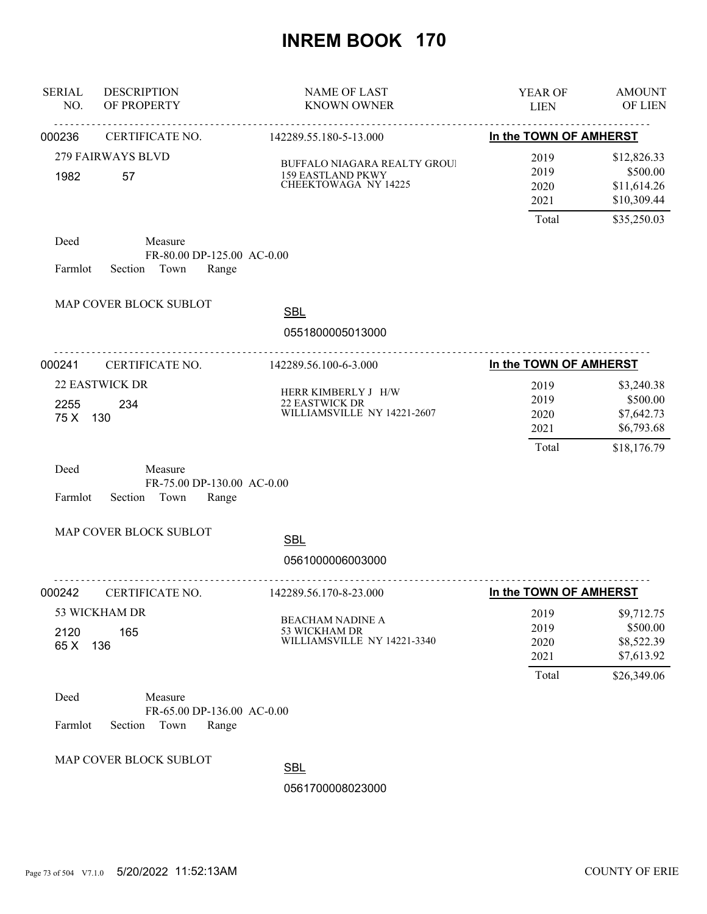# INREM BOOK 170

| SERIAL NO. | DESCRIPTION OF PROPERTY | NAME OF LAST KNOWN OWNER | YEAR OF LIEN | AMOUNT OF LIEN |
|---|---|---|---|---|

---

**000236** CERTIFICATE NO. 142289.55.180-5-13.000 — **In the TOWN OF AMHERST**

279 FAIRWAYS BLVD
1982 57

BUFFALO NIAGARA REALTY GROUI
159 EASTLAND PKWY
CHEEKTOWAGA NY 14225

| YEAR OF LIEN | AMOUNT OF LIEN |
|---|---|
| 2019 | $12,826.33 |
| 2019 | $500.00 |
| 2020 | $11,614.26 |
| 2021 | $10,309.44 |
| Total | $35,250.03 |

Deed Measure
FR-80.00 DP-125.00 AC-0.00
Farmlot Section Town Range

MAP COVER BLOCK SUBLOT

SBL
0551800005013000

---

**000241** CERTIFICATE NO. 142289.56.100-6-3.000 — **In the TOWN OF AMHERST**

22 EASTWICK DR
2255 234
75 X 130

HERR KIMBERLY J H/W
22 EASTWICK DR
WILLIAMSVILLE NY 14221-2607

| YEAR OF LIEN | AMOUNT OF LIEN |
|---|---|
| 2019 | $3,240.38 |
| 2019 | $500.00 |
| 2020 | $7,642.73 |
| 2021 | $6,793.68 |
| Total | $18,176.79 |

Deed Measure
FR-75.00 DP-130.00 AC-0.00
Farmlot Section Town Range

MAP COVER BLOCK SUBLOT

SBL
0561000006003000

---

**000242** CERTIFICATE NO. 142289.56.170-8-23.000 — **In the TOWN OF AMHERST**

53 WICKHAM DR
2120 165
65 X 136

BEACHAM NADINE A
53 WICKHAM DR
WILLIAMSVILLE NY 14221-3340

| YEAR OF LIEN | AMOUNT OF LIEN |
|---|---|
| 2019 | $9,712.75 |
| 2019 | $500.00 |
| 2020 | $8,522.39 |
| 2021 | $7,613.92 |
| Total | $26,349.06 |

Deed Measure
FR-65.00 DP-136.00 AC-0.00
Farmlot Section Town Range

MAP COVER BLOCK SUBLOT

SBL
0561700008023000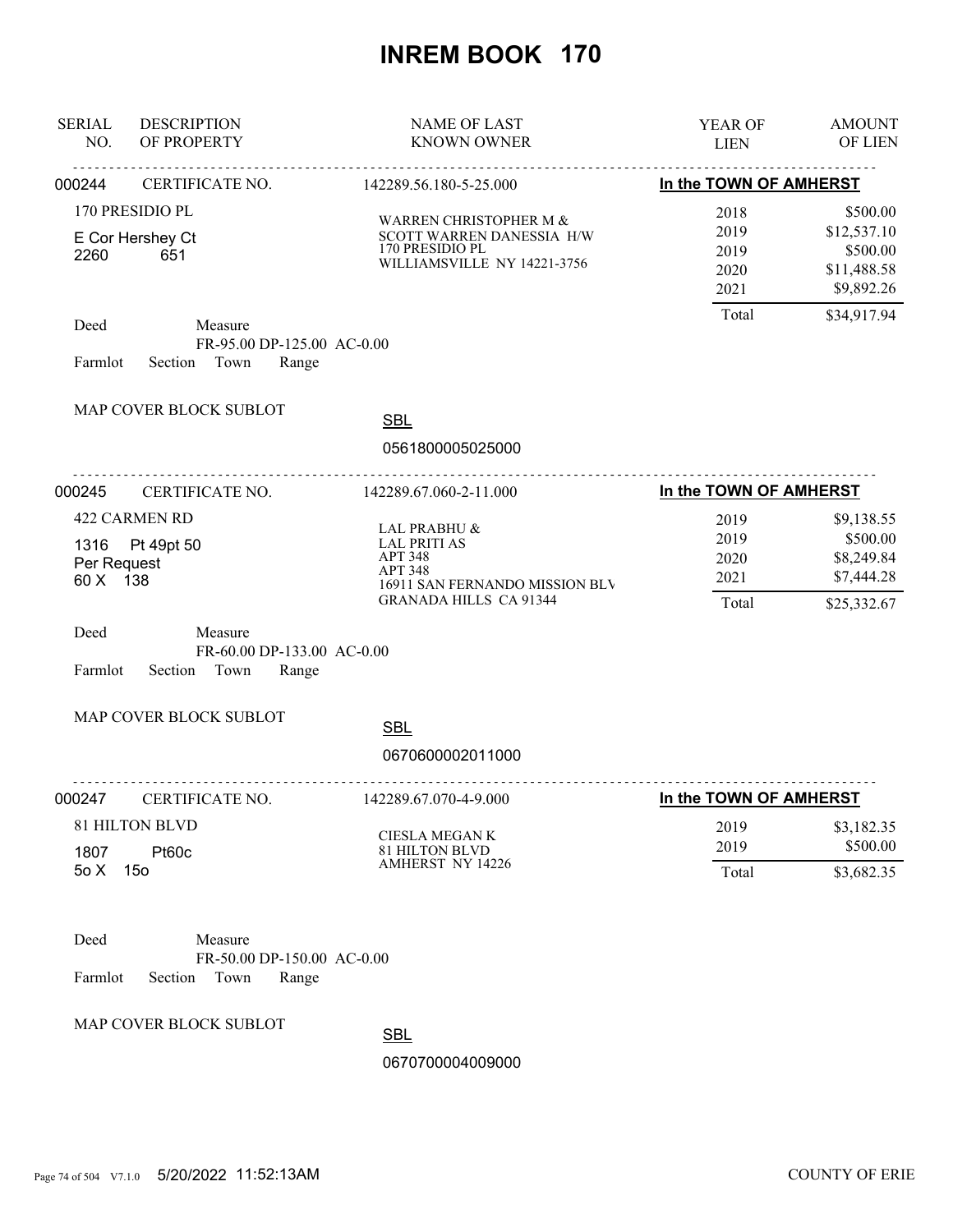# INREM BOOK 170

| SERIAL NO. | DESCRIPTION OF PROPERTY | NAME OF LAST KNOWN OWNER | YEAR OF LIEN | AMOUNT OF LIEN |
|---|---|---|---|---|

---

**000244** CERTIFICATE NO. 142289.56.180-5-25.000 — **In the TOWN OF AMHERST**

170 PRESIDIO PL
E Cor Hershey Ct
2260 651

WARREN CHRISTOPHER M &
SCOTT WARREN DANESSIA H/W
170 PRESIDIO PL
WILLIAMSVILLE NY 14221-3756

| YEAR OF LIEN | AMOUNT OF LIEN |
|---|---|
| 2018 | $500.00 |
| 2019 | $12,537.10 |
| 2019 | $500.00 |
| 2020 | $11,488.58 |
| 2021 | $9,892.26 |
| Total | $34,917.94 |

Deed Measure
FR-95.00 DP-125.00 AC-0.00
Farmlot Section Town Range

MAP COVER BLOCK SUBLOT

SBL
0561800005025000

---

**000245** CERTIFICATE NO. 142289.67.060-2-11.000 — **In the TOWN OF AMHERST**

422 CARMEN RD
1316 Pt 49pt 50
Per Request
60 X 138

LAL PRABHU &
LAL PRITI AS
APT 348
APT 348
16911 SAN FERNANDO MISSION BLV
GRANADA HILLS CA 91344

| YEAR OF LIEN | AMOUNT OF LIEN |
|---|---|
| 2019 | $9,138.55 |
| 2019 | $500.00 |
| 2020 | $8,249.84 |
| 2021 | $7,444.28 |
| Total | $25,332.67 |

Deed Measure
FR-60.00 DP-133.00 AC-0.00
Farmlot Section Town Range

MAP COVER BLOCK SUBLOT

SBL
0670600002011000

---

**000247** CERTIFICATE NO. 142289.67.070-4-9.000 — **In the TOWN OF AMHERST**

81 HILTON BLVD
1807 Pt60c
5o X 15o

CIESLA MEGAN K
81 HILTON BLVD
AMHERST NY 14226

| YEAR OF LIEN | AMOUNT OF LIEN |
|---|---|
| 2019 | $3,182.35 |
| 2019 | $500.00 |
| Total | $3,682.35 |

Deed Measure
FR-50.00 DP-150.00 AC-0.00
Farmlot Section Town Range

MAP COVER BLOCK SUBLOT

SBL
0670700004009000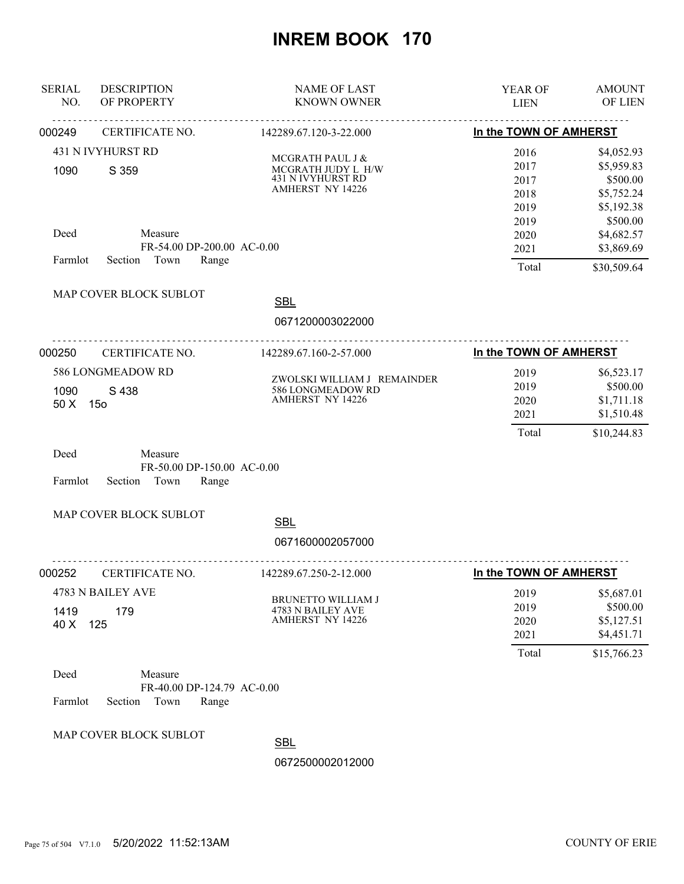# INREM BOOK 170

| SERIAL NO. | DESCRIPTION OF PROPERTY | NAME OF LAST KNOWN OWNER | YEAR OF LIEN | AMOUNT OF LIEN |
|---|---|---|---|---|

---

**000249** CERTIFICATE NO. 142289.67.120-3-22.000 — **In the TOWN OF AMHERST**

431 N IVYHURST RD
1090 S 359

MCGRATH PAUL J &
MCGRATH JUDY L H/W
431 N IVYHURST RD
AMHERST NY 14226

| YEAR OF LIEN | AMOUNT OF LIEN |
|---|---|
| 2016 | $4,052.93 |
| 2017 | $5,959.83 |
| 2017 | $500.00 |
| 2018 | $5,752.24 |
| 2019 | $5,192.38 |
| 2019 | $500.00 |
| 2020 | $4,682.57 |
| 2021 | $3,869.69 |
| Total | $30,509.64 |

Deed Measure
FR-54.00 DP-200.00 AC-0.00
Farmlot Section Town Range

MAP COVER BLOCK SUBLOT

SBL
0671200003022000

---

**000250** CERTIFICATE NO. 142289.67.160-2-57.000 — **In the TOWN OF AMHERST**

586 LONGMEADOW RD
1090 S 438
50 X 15o

ZWOLSKI WILLIAM J REMAINDER
586 LONGMEADOW RD
AMHERST NY 14226

| YEAR OF LIEN | AMOUNT OF LIEN |
|---|---|
| 2019 | $6,523.17 |
| 2019 | $500.00 |
| 2020 | $1,711.18 |
| 2021 | $1,510.48 |
| Total | $10,244.83 |

Deed Measure
FR-50.00 DP-150.00 AC-0.00
Farmlot Section Town Range

MAP COVER BLOCK SUBLOT

SBL
0671600002057000

---

**000252** CERTIFICATE NO. 142289.67.250-2-12.000 — **In the TOWN OF AMHERST**

4783 N BAILEY AVE
1419 179
40 X 125

BRUNETTO WILLIAM J
4783 N BAILEY AVE
AMHERST NY 14226

| YEAR OF LIEN | AMOUNT OF LIEN |
|---|---|
| 2019 | $5,687.01 |
| 2019 | $500.00 |
| 2020 | $5,127.51 |
| 2021 | $4,451.71 |
| Total | $15,766.23 |

Deed Measure
FR-40.00 DP-124.79 AC-0.00
Farmlot Section Town Range

MAP COVER BLOCK SUBLOT

SBL
0672500002012000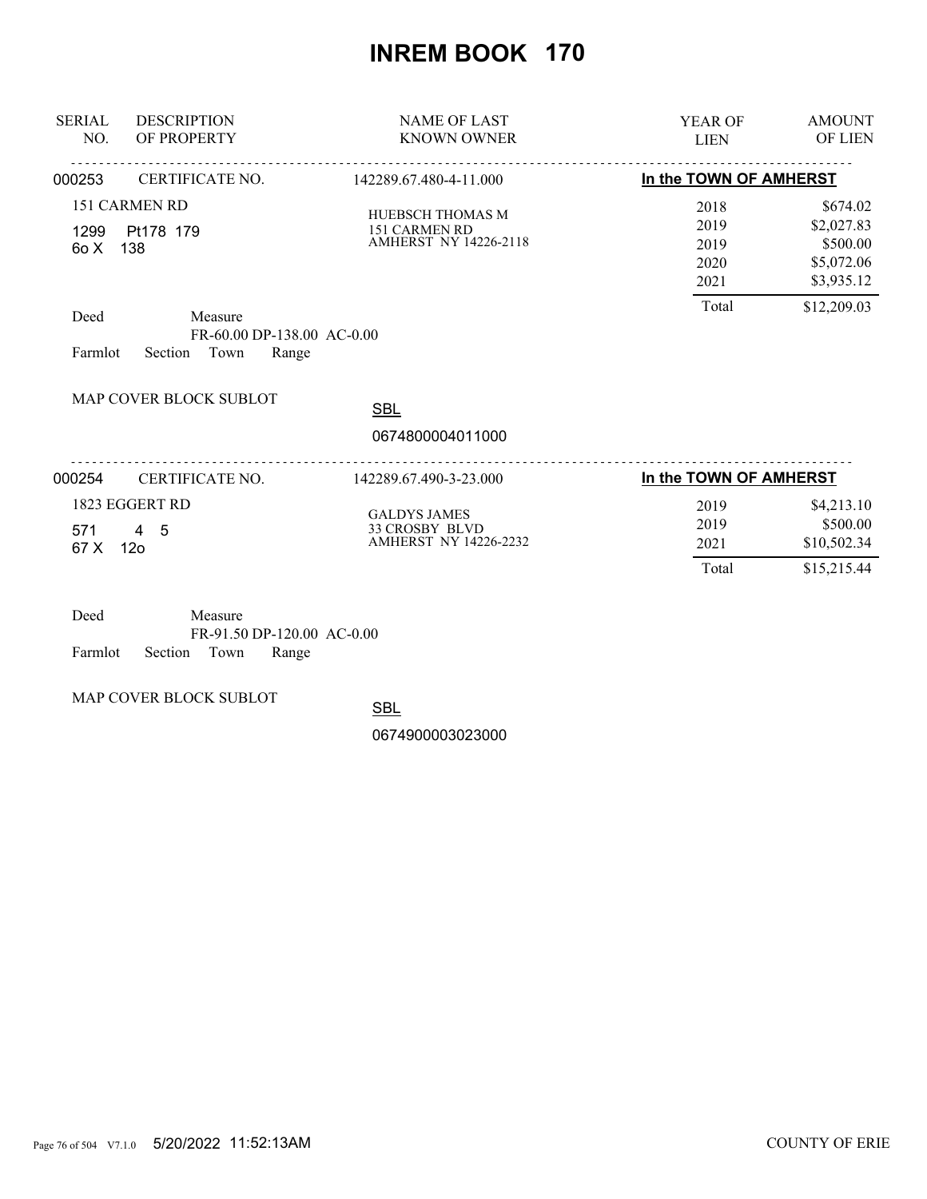# INREM BOOK 170

| SERIAL NO. | DESCRIPTION OF PROPERTY | NAME OF LAST KNOWN OWNER | YEAR OF LIEN | AMOUNT OF LIEN |
|---|---|---|---|---|
| 000253 | CERTIFICATE NO. | 142289.67.480-4-11.000 | In the TOWN OF AMHERST | |
| | 151 CARMEN RD | HUEBSCH THOMAS M | 2018 | $674.02 |
| | 1299 Pt178 179 | 151 CARMEN RD | 2019 | $2,027.83 |
| | 6o X 138 | AMHERST NY 14226-2118 | 2019 | $500.00 |
| | | | 2020 | $5,072.06 |
| | | | 2021 | $3,935.12 |
| | | | Total | $12,209.03 |

Deed Measure
FR-60.00 DP-138.00 AC-0.00
Farmlot Section Town Range

MAP COVER BLOCK SUBLOT

SBL
0674800004011000

| SERIAL NO. | DESCRIPTION OF PROPERTY | NAME OF LAST KNOWN OWNER | YEAR OF LIEN | AMOUNT OF LIEN |
|---|---|---|---|---|
| 000254 | CERTIFICATE NO. | 142289.67.490-3-23.000 | In the TOWN OF AMHERST | |
| | 1823 EGGERT RD | GALDYS JAMES | 2019 | $4,213.10 |
| | 571 4 5 | 33 CROSBY BLVD | 2019 | $500.00 |
| | 67 X 12o | AMHERST NY 14226-2232 | 2021 | $10,502.34 |
| | | | Total | $15,215.44 |

Deed Measure
FR-91.50 DP-120.00 AC-0.00
Farmlot Section Town Range

MAP COVER BLOCK SUBLOT

SBL
0674900003023000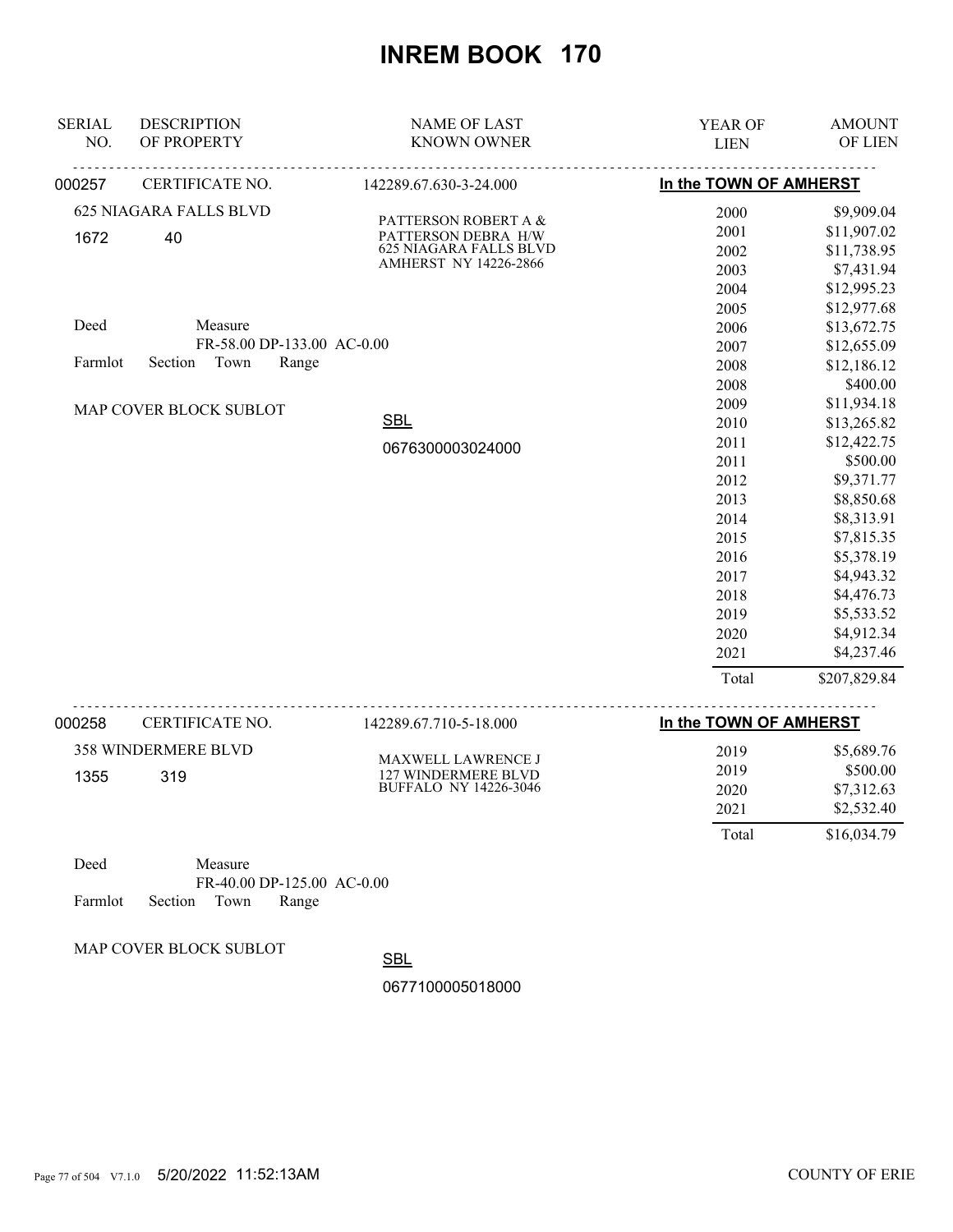# INREM BOOK 170

| SERIAL NO. | DESCRIPTION OF PROPERTY | NAME OF LAST KNOWN OWNER | YEAR OF LIEN | AMOUNT OF LIEN |
|---|---|---|---|---|
| 000257 | CERTIFICATE NO. | 142289.67.630-3-24.000 | In the TOWN OF AMHERST | |
| | 625 NIAGARA FALLS BLVD | PATTERSON ROBERT A & | 2000 | $9,909.04 |
| 1672 | 40 | PATTERSON DEBRA H/W | 2001 | $11,907.02 |
| | | 625 NIAGARA FALLS BLVD | 2002 | $11,738.95 |
| | | AMHERST NY 14226-2866 | 2003 | $7,431.94 |
| | | | 2004 | $12,995.23 |
| Deed | Measure | | 2005 | $12,977.68 |
| | FR-58.00 DP-133.00 AC-0.00 | | 2006 | $13,672.75 |
| Farmlot | Section Town Range | | 2007 | $12,655.09 |
| | | | 2008 | $12,186.12 |
| | | | 2008 | $400.00 |
| | MAP COVER BLOCK SUBLOT | | 2009 | $11,934.18 |
| | | SBL | 2010 | $13,265.82 |
| | | 0676300003024000 | 2011 | $12,422.75 |
| | | | 2011 | $500.00 |
| | | | 2012 | $9,371.77 |
| | | | 2013 | $8,850.68 |
| | | | 2014 | $8,313.91 |
| | | | 2015 | $7,815.35 |
| | | | 2016 | $5,378.19 |
| | | | 2017 | $4,943.32 |
| | | | 2018 | $4,476.73 |
| | | | 2019 | $5,533.52 |
| | | | 2020 | $4,912.34 |
| | | | 2021 | $4,237.46 |
| | | | Total | $207,829.84 |

| SERIAL NO. | DESCRIPTION OF PROPERTY | NAME OF LAST KNOWN OWNER | YEAR OF LIEN | AMOUNT OF LIEN |
|---|---|---|---|---|
| 000258 | CERTIFICATE NO. | 142289.67.710-5-18.000 | In the TOWN OF AMHERST | |
| | 358 WINDERMERE BLVD | MAXWELL LAWRENCE J | 2019 | $5,689.76 |
| 1355 | 319 | 127 WINDERMERE BLVD | 2019 | $500.00 |
| | | BUFFALO NY 14226-3046 | 2020 | $7,312.63 |
| | | | 2021 | $2,532.40 |
| | | | Total | $16,034.79 |
| Deed | Measure | | | |
| | FR-40.00 DP-125.00 AC-0.00 | | | |
| Farmlot | Section Town Range | | | |
| | MAP COVER BLOCK SUBLOT | SBL | | |
| | | 0677100005018000 | | |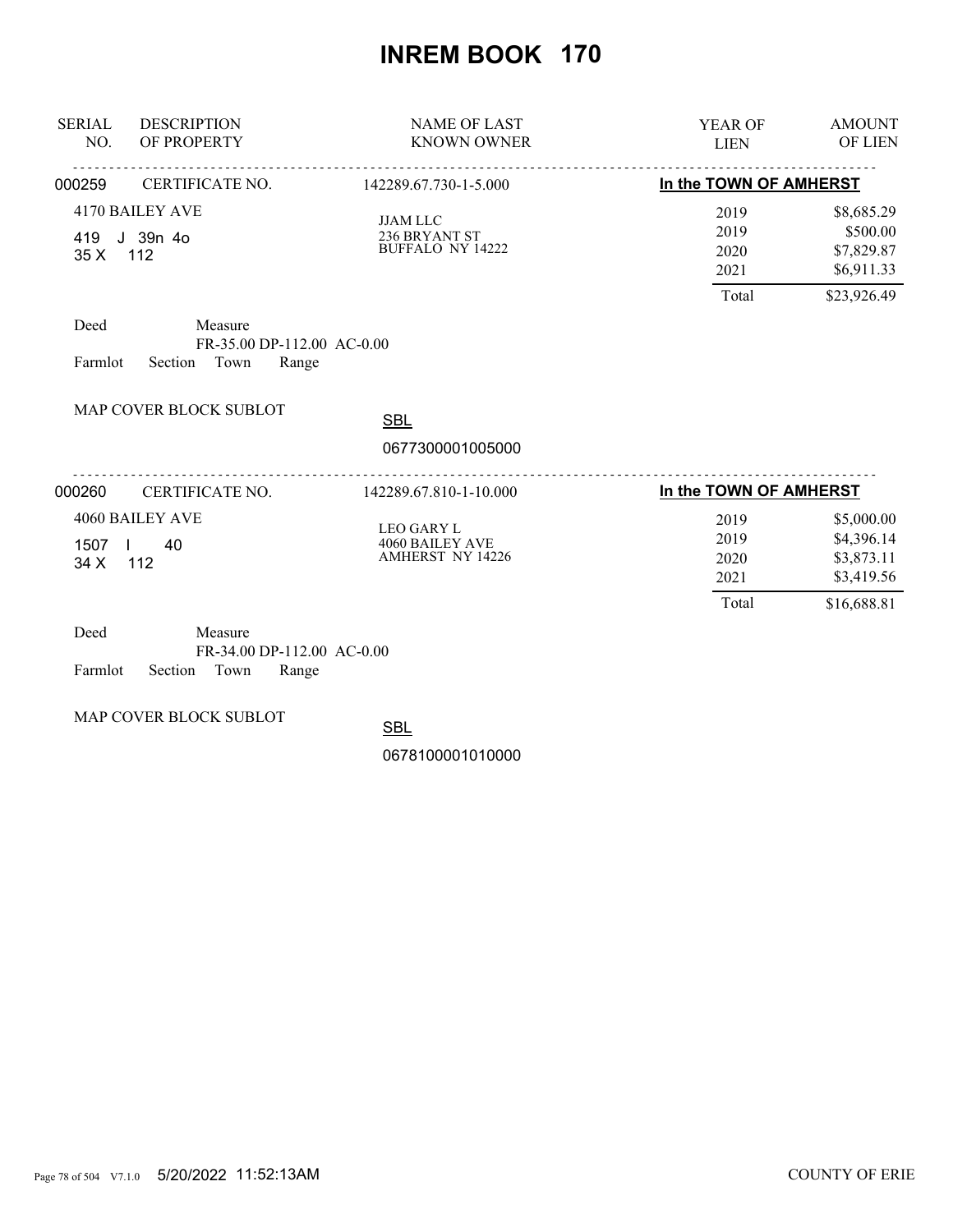# INREM BOOK 170

| SERIAL NO. | DESCRIPTION OF PROPERTY | NAME OF LAST KNOWN OWNER | YEAR OF LIEN | AMOUNT OF LIEN |
|---|---|---|---|---|
| 000259 | CERTIFICATE NO. | 142289.67.730-1-5.000 | **In the TOWN OF AMHERST** | |
| | 4170 BAILEY AVE | JJAM LLC | 2019 | $8,685.29 |
| | 419 J 39n 4o | 236 BRYANT ST | 2019 | $500.00 |
| | 35 X 112 | BUFFALO NY 14222 | 2020 | $7,829.87 |
| | | | 2021 | $6,911.33 |
| | | | Total | $23,926.49 |

Deed Measure
FR-35.00 DP-112.00 AC-0.00
Farmlot Section Town Range

MAP COVER BLOCK SUBLOT

SBL
0677300001005000

| SERIAL NO. | DESCRIPTION OF PROPERTY | NAME OF LAST KNOWN OWNER | YEAR OF LIEN | AMOUNT OF LIEN |
|---|---|---|---|---|
| 000260 | CERTIFICATE NO. | 142289.67.810-1-10.000 | **In the TOWN OF AMHERST** | |
| | 4060 BAILEY AVE | LEO GARY L | 2019 | $5,000.00 |
| | 1507 I 40 | 4060 BAILEY AVE | 2019 | $4,396.14 |
| | 34 X 112 | AMHERST NY 14226 | 2020 | $3,873.11 |
| | | | 2021 | $3,419.56 |
| | | | Total | $16,688.81 |

Deed Measure
FR-34.00 DP-112.00 AC-0.00
Farmlot Section Town Range

MAP COVER BLOCK SUBLOT

SBL
0678100001010000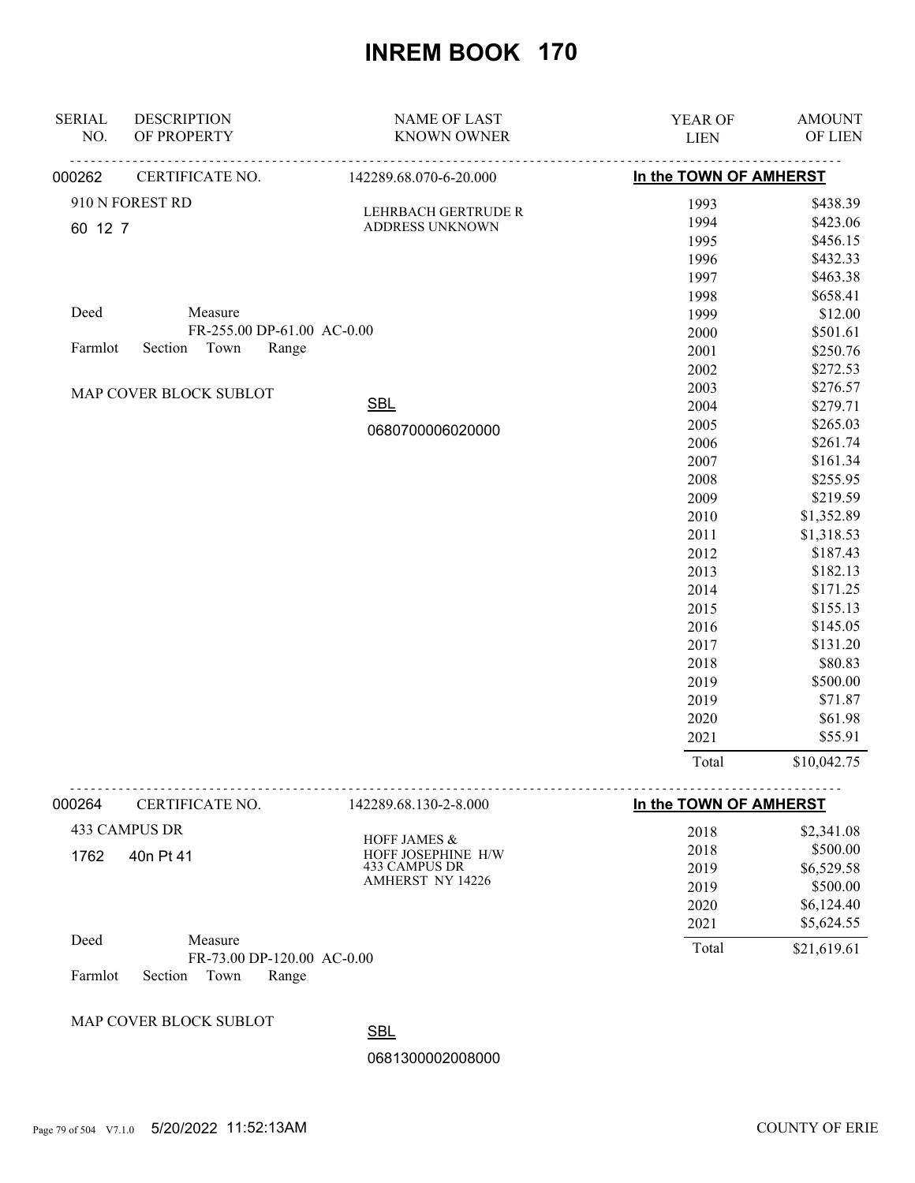# INREM BOOK 170

| SERIAL NO. | DESCRIPTION OF PROPERTY | NAME OF LAST KNOWN OWNER | YEAR OF LIEN | AMOUNT OF LIEN |
|---|---|---|---|---|
| 000262 | CERTIFICATE NO. | 142289.68.070-6-20.000 | **In the TOWN OF AMHERST** | |
| | 910 N FOREST RD | LEHRBACH GERTRUDE R | 1993 | $438.39 |
| | 60 12 7 | ADDRESS UNKNOWN | 1994 | $423.06 |
| | | | 1995 | $456.15 |
| | | | 1996 | $432.33 |
| | | | 1997 | $463.38 |
| | | | 1998 | $658.41 |
| | Deed Measure | | 1999 | $12.00 |
| | FR-255.00 DP-61.00 AC-0.00 | | 2000 | $501.61 |
| | Farmlot Section Town Range | | 2001 | $250.76 |
| | | | 2002 | $272.53 |
| | MAP COVER BLOCK SUBLOT | | 2003 | $276.57 |
| | | SBL | 2004 | $279.71 |
| | | 0680700006020000 | 2005 | $265.03 |
| | | | 2006 | $261.74 |
| | | | 2007 | $161.34 |
| | | | 2008 | $255.95 |
| | | | 2009 | $219.59 |
| | | | 2010 | $1,352.89 |
| | | | 2011 | $1,318.53 |
| | | | 2012 | $187.43 |
| | | | 2013 | $182.13 |
| | | | 2014 | $171.25 |
| | | | 2015 | $155.13 |
| | | | 2016 | $145.05 |
| | | | 2017 | $131.20 |
| | | | 2018 | $80.83 |
| | | | 2019 | $500.00 |
| | | | 2019 | $71.87 |
| | | | 2020 | $61.98 |
| | | | 2021 | $55.91 |
| | | | Total | $10,042.75 |

| SERIAL NO. | DESCRIPTION OF PROPERTY | NAME OF LAST KNOWN OWNER | YEAR OF LIEN | AMOUNT OF LIEN |
|---|---|---|---|---|
| 000264 | CERTIFICATE NO. | 142289.68.130-2-8.000 | **In the TOWN OF AMHERST** | |
| | 433 CAMPUS DR | HOFF JAMES & | 2018 | $2,341.08 |
| | 1762 40n Pt 41 | HOFF JOSEPHINE H/W | 2018 | $500.00 |
| | | 433 CAMPUS DR | 2019 | $6,529.58 |
| | | AMHERST NY 14226 | 2019 | $500.00 |
| | | | 2020 | $6,124.40 |
| | | | 2021 | $5,624.55 |
| | Deed Measure | | Total | $21,619.61 |
| | FR-73.00 DP-120.00 AC-0.00 | | | |
| | Farmlot Section Town Range | | | |
| | MAP COVER BLOCK SUBLOT | SBL | | |
| | | 0681300002008000 | | |

5/20/2022 11:52:13AM COUNTY OF ERIE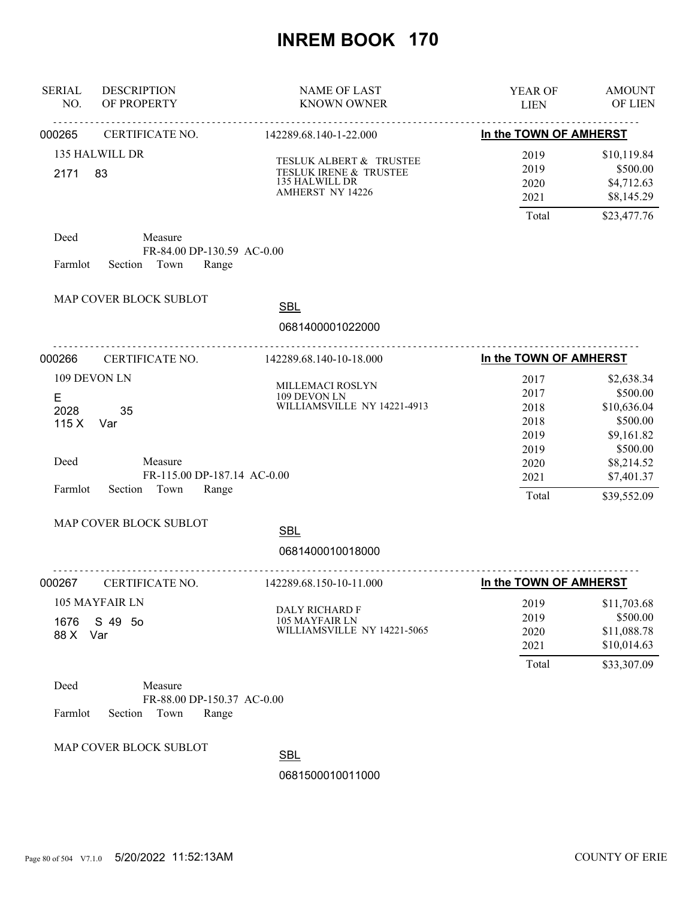# INREM BOOK 170

| SERIAL NO. | DESCRIPTION OF PROPERTY | NAME OF LAST KNOWN OWNER | YEAR OF LIEN | AMOUNT OF LIEN |
|---|---|---|---|---|

---

**000265** CERTIFICATE NO. 142289.68.140-1-22.000 — **In the TOWN OF AMHERST**

135 HALWILL DR
2171 83

TESLUK ALBERT & TRUSTEE
TESLUK IRENE & TRUSTEE
135 HALWILL DR
AMHERST NY 14226

| YEAR OF LIEN | AMOUNT OF LIEN |
|---|---|
| 2019 | $10,119.84 |
| 2019 | $500.00 |
| 2020 | $4,712.63 |
| 2021 | $8,145.29 |
| Total | $23,477.76 |

Deed  Measure
FR-84.00 DP-130.59 AC-0.00
Farmlot  Section  Town  Range

MAP COVER BLOCK SUBLOT

SBL
0681400001022000

---

**000266** CERTIFICATE NO. 142289.68.140-10-18.000 — **In the TOWN OF AMHERST**

109 DEVON LN
E
2028 35
115 X Var

MILLEMACI ROSLYN
109 DEVON LN
WILLIAMSVILLE NY 14221-4913

| YEAR OF LIEN | AMOUNT OF LIEN |
|---|---|
| 2017 | $2,638.34 |
| 2017 | $500.00 |
| 2018 | $10,636.04 |
| 2018 | $500.00 |
| 2019 | $9,161.82 |
| 2019 | $500.00 |
| 2020 | $8,214.52 |
| 2021 | $7,401.37 |
| Total | $39,552.09 |

Deed  Measure
FR-115.00 DP-187.14 AC-0.00
Farmlot  Section  Town  Range

MAP COVER BLOCK SUBLOT

SBL
0681400010018000

---

**000267** CERTIFICATE NO. 142289.68.150-10-11.000 — **In the TOWN OF AMHERST**

105 MAYFAIR LN
1676 S 49 5o
88 X Var

DALY RICHARD F
105 MAYFAIR LN
WILLIAMSVILLE NY 14221-5065

| YEAR OF LIEN | AMOUNT OF LIEN |
|---|---|
| 2019 | $11,703.68 |
| 2019 | $500.00 |
| 2020 | $11,088.78 |
| 2021 | $10,014.63 |
| Total | $33,307.09 |

Deed  Measure
FR-88.00 DP-150.37 AC-0.00
Farmlot  Section  Town  Range

MAP COVER BLOCK SUBLOT

SBL
0681500010011000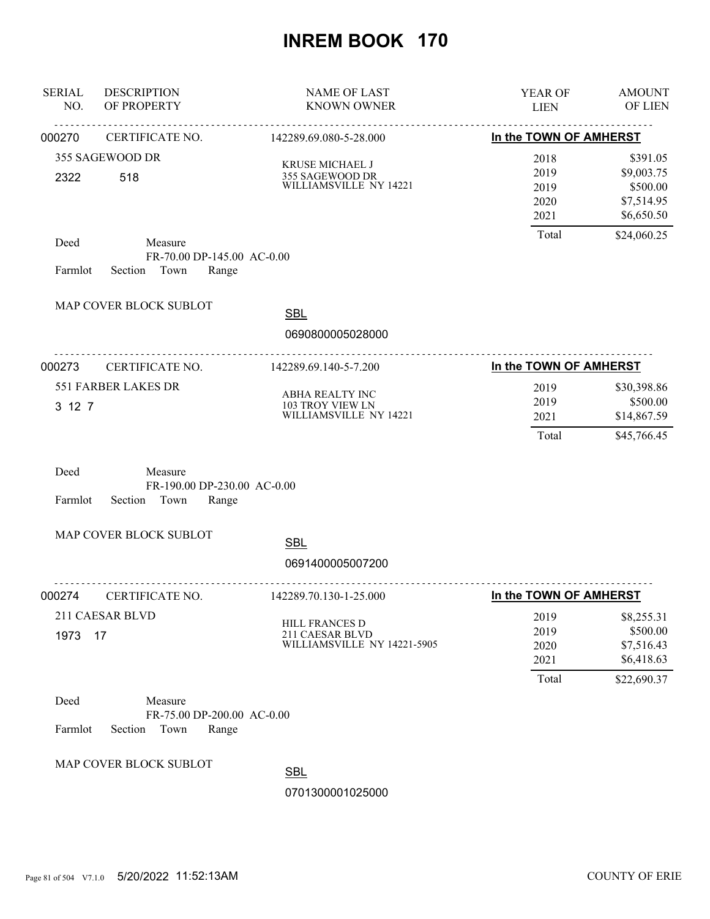# INREM BOOK 170

| SERIAL NO. | DESCRIPTION OF PROPERTY | NAME OF LAST KNOWN OWNER | YEAR OF LIEN | AMOUNT OF LIEN |
|---|---|---|---|---|

---

**000270** CERTIFICATE NO. 142289.69.080-5-28.000 **In the TOWN OF AMHERST**

355 SAGEWOOD DR
2322 518

KRUSE MICHAEL J
355 SAGEWOOD DR
WILLIAMSVILLE NY 14221

| YEAR OF LIEN | AMOUNT OF LIEN |
|---|---|
| 2018 | $391.05 |
| 2019 | $9,003.75 |
| 2019 | $500.00 |
| 2020 | $7,514.95 |
| 2021 | $6,650.50 |
| Total | $24,060.25 |

Deed Measure
FR-70.00 DP-145.00 AC-0.00
Farmlot Section Town Range

MAP COVER BLOCK SUBLOT

SBL
0690800005028000

---

**000273** CERTIFICATE NO. 142289.69.140-5-7.200 **In the TOWN OF AMHERST**

551 FARBER LAKES DR
3 12 7

ABHA REALTY INC
103 TROY VIEW LN
WILLIAMSVILLE NY 14221

| YEAR OF LIEN | AMOUNT OF LIEN |
|---|---|
| 2019 | $30,398.86 |
| 2019 | $500.00 |
| 2021 | $14,867.59 |
| Total | $45,766.45 |

Deed Measure
FR-190.00 DP-230.00 AC-0.00
Farmlot Section Town Range

MAP COVER BLOCK SUBLOT

SBL
0691400005007200

---

**000274** CERTIFICATE NO. 142289.70.130-1-25.000 **In the TOWN OF AMHERST**

211 CAESAR BLVD
1973 17

HILL FRANCES D
211 CAESAR BLVD
WILLIAMSVILLE NY 14221-5905

| YEAR OF LIEN | AMOUNT OF LIEN |
|---|---|
| 2019 | $8,255.31 |
| 2019 | $500.00 |
| 2020 | $7,516.43 |
| 2021 | $6,418.63 |
| Total | $22,690.37 |

Deed Measure
FR-75.00 DP-200.00 AC-0.00
Farmlot Section Town Range

MAP COVER BLOCK SUBLOT

SBL
0701300001025000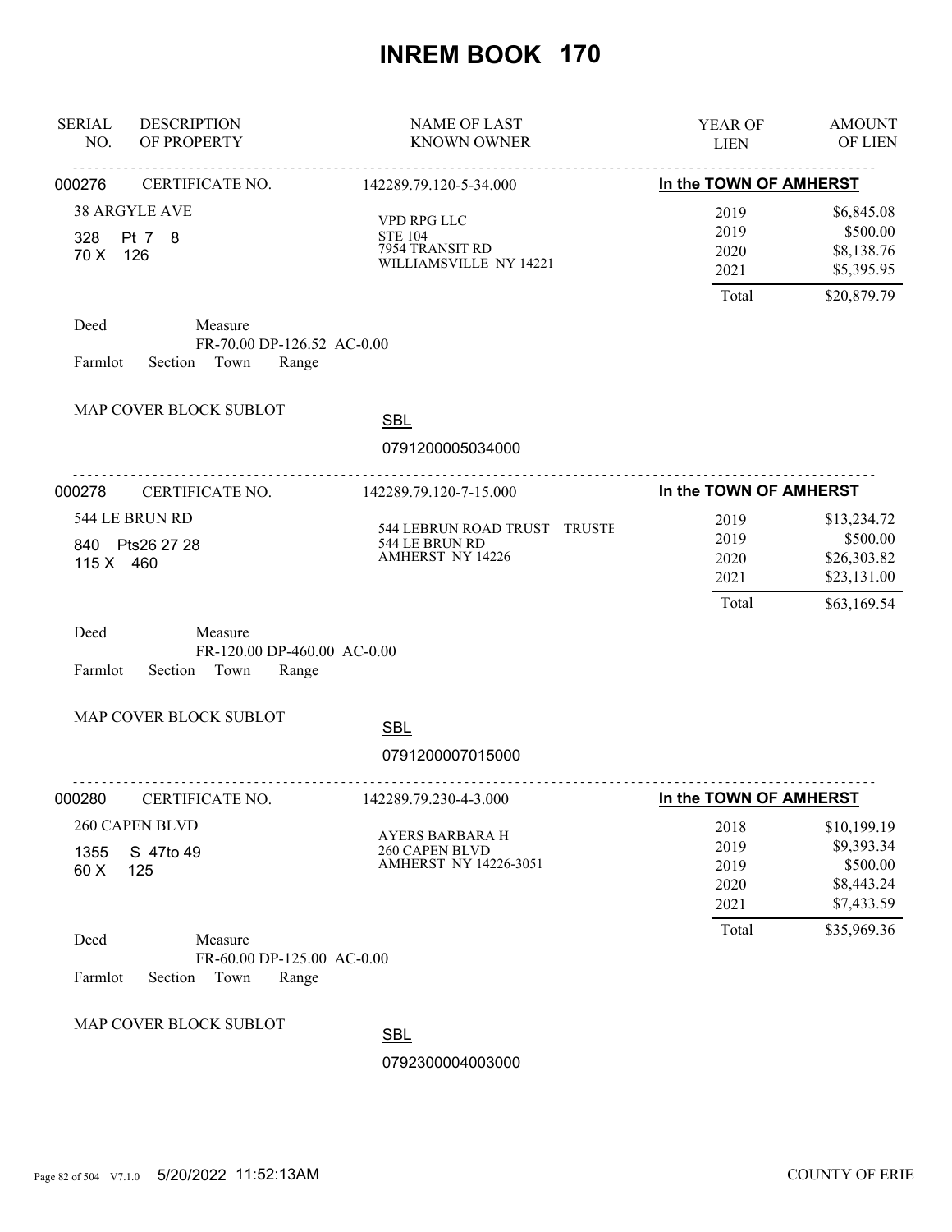# INREM BOOK 170

| SERIAL NO. | DESCRIPTION OF PROPERTY | NAME OF LAST KNOWN OWNER | YEAR OF LIEN | AMOUNT OF LIEN |
|---|---|---|---|---|

---

**000276** CERTIFICATE NO. 142289.79.120-5-34.000 **In the TOWN OF AMHERST**

38 ARGYLE AVE
328 Pt 7 8
70 X 126

VPD RPG LLC
STE 104
7954 TRANSIT RD
WILLIAMSVILLE NY 14221

| YEAR OF LIEN | AMOUNT OF LIEN |
|---|---|
| 2019 | $6,845.08 |
| 2019 | $500.00 |
| 2020 | $8,138.76 |
| 2021 | $5,395.95 |
| Total | $20,879.79 |

Deed Measure
FR-70.00 DP-126.52 AC-0.00
Farmlot Section Town Range

MAP COVER BLOCK SUBLOT

SBL
0791200005034000

---

**000278** CERTIFICATE NO. 142289.79.120-7-15.000 **In the TOWN OF AMHERST**

544 LE BRUN RD
840 Pts26 27 28
115 X 460

544 LEBRUN ROAD TRUST TRUSTE
544 LE BRUN RD
AMHERST NY 14226

| YEAR OF LIEN | AMOUNT OF LIEN |
|---|---|
| 2019 | $13,234.72 |
| 2019 | $500.00 |
| 2020 | $26,303.82 |
| 2021 | $23,131.00 |
| Total | $63,169.54 |

Deed Measure
FR-120.00 DP-460.00 AC-0.00
Farmlot Section Town Range

MAP COVER BLOCK SUBLOT

SBL
0791200007015000

---

**000280** CERTIFICATE NO. 142289.79.230-4-3.000 **In the TOWN OF AMHERST**

260 CAPEN BLVD
1355 S 47to 49
60 X 125

AYERS BARBARA H
260 CAPEN BLVD
AMHERST NY 14226-3051

| YEAR OF LIEN | AMOUNT OF LIEN |
|---|---|
| 2018 | $10,199.19 |
| 2019 | $9,393.34 |
| 2019 | $500.00 |
| 2020 | $8,443.24 |
| 2021 | $7,433.59 |
| Total | $35,969.36 |

Deed Measure
FR-60.00 DP-125.00 AC-0.00
Farmlot Section Town Range

MAP COVER BLOCK SUBLOT

SBL
0792300004003000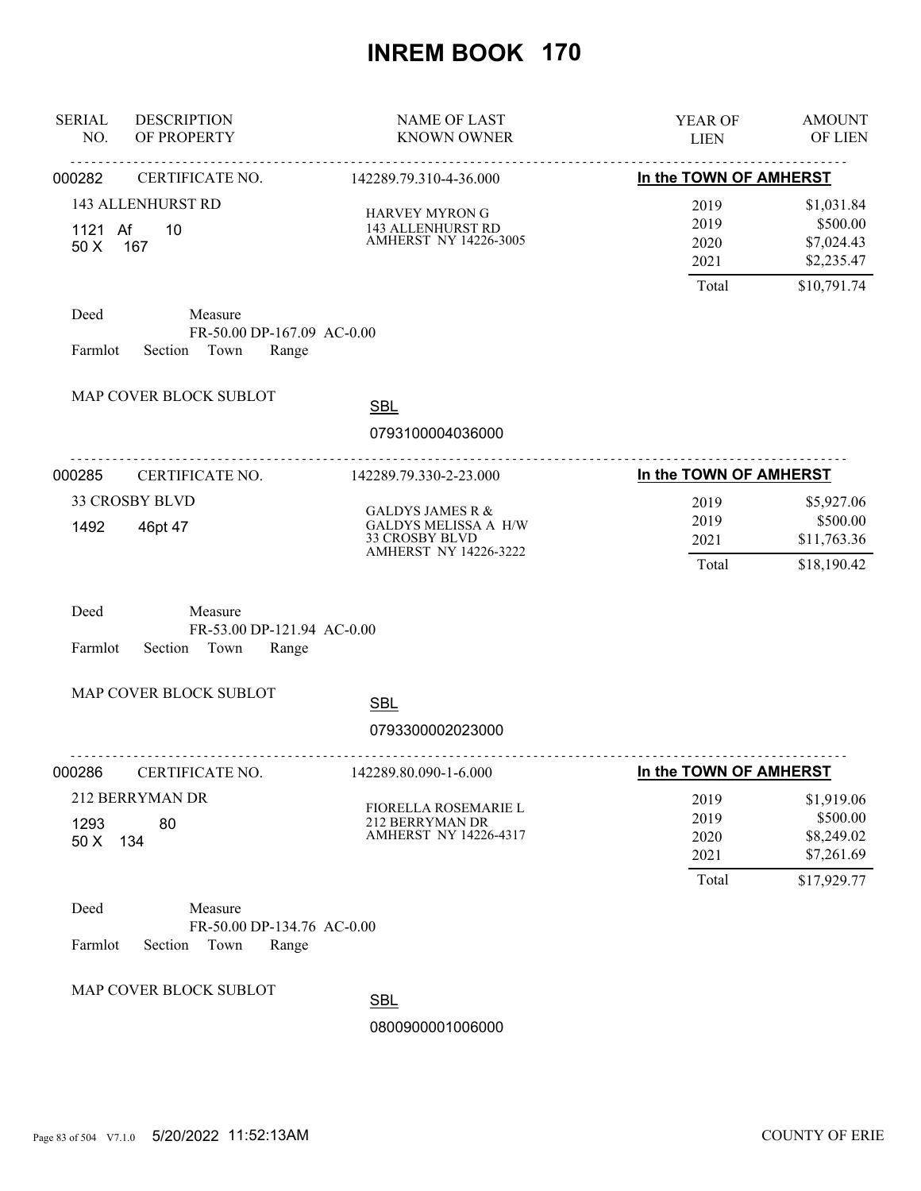# INREM BOOK 170

| SERIAL NO. | DESCRIPTION OF PROPERTY | NAME OF LAST KNOWN OWNER | YEAR OF LIEN | AMOUNT OF LIEN |
|---|---|---|---|---|

---

**000282** CERTIFICATE NO. 142289.79.310-4-36.000 — **In the TOWN OF AMHERST**

143 ALLENHURST RD
1121 Af 10
50 X 167

HARVEY MYRON G
143 ALLENHURST RD
AMHERST NY 14226-3005

| YEAR OF LIEN | AMOUNT OF LIEN |
|---|---|
| 2019 | $1,031.84 |
| 2019 | $500.00 |
| 2020 | $7,024.43 |
| 2021 | $2,235.47 |
| Total | $10,791.74 |

Deed Measure
FR-50.00 DP-167.09 AC-0.00
Farmlot Section Town Range

MAP COVER BLOCK SUBLOT

SBL
0793100004036000

---

**000285** CERTIFICATE NO. 142289.79.330-2-23.000 — **In the TOWN OF AMHERST**

33 CROSBY BLVD
1492 46pt 47

GALDYS JAMES R &
GALDYS MELISSA A H/W
33 CROSBY BLVD
AMHERST NY 14226-3222

| YEAR OF LIEN | AMOUNT OF LIEN |
|---|---|
| 2019 | $5,927.06 |
| 2019 | $500.00 |
| 2021 | $11,763.36 |
| Total | $18,190.42 |

Deed Measure
FR-53.00 DP-121.94 AC-0.00
Farmlot Section Town Range

MAP COVER BLOCK SUBLOT

SBL
0793300002023000

---

**000286** CERTIFICATE NO. 142289.80.090-1-6.000 — **In the TOWN OF AMHERST**

212 BERRYMAN DR
1293 80
50 X 134

FIORELLA ROSEMARIE L
212 BERRYMAN DR
AMHERST NY 14226-4317

| YEAR OF LIEN | AMOUNT OF LIEN |
|---|---|
| 2019 | $1,919.06 |
| 2019 | $500.00 |
| 2020 | $8,249.02 |
| 2021 | $7,261.69 |
| Total | $17,929.77 |

Deed Measure
FR-50.00 DP-134.76 AC-0.00
Farmlot Section Town Range

MAP COVER BLOCK SUBLOT

SBL
0800900001006000

5/20/2022 11:52:13AM COUNTY OF ERIE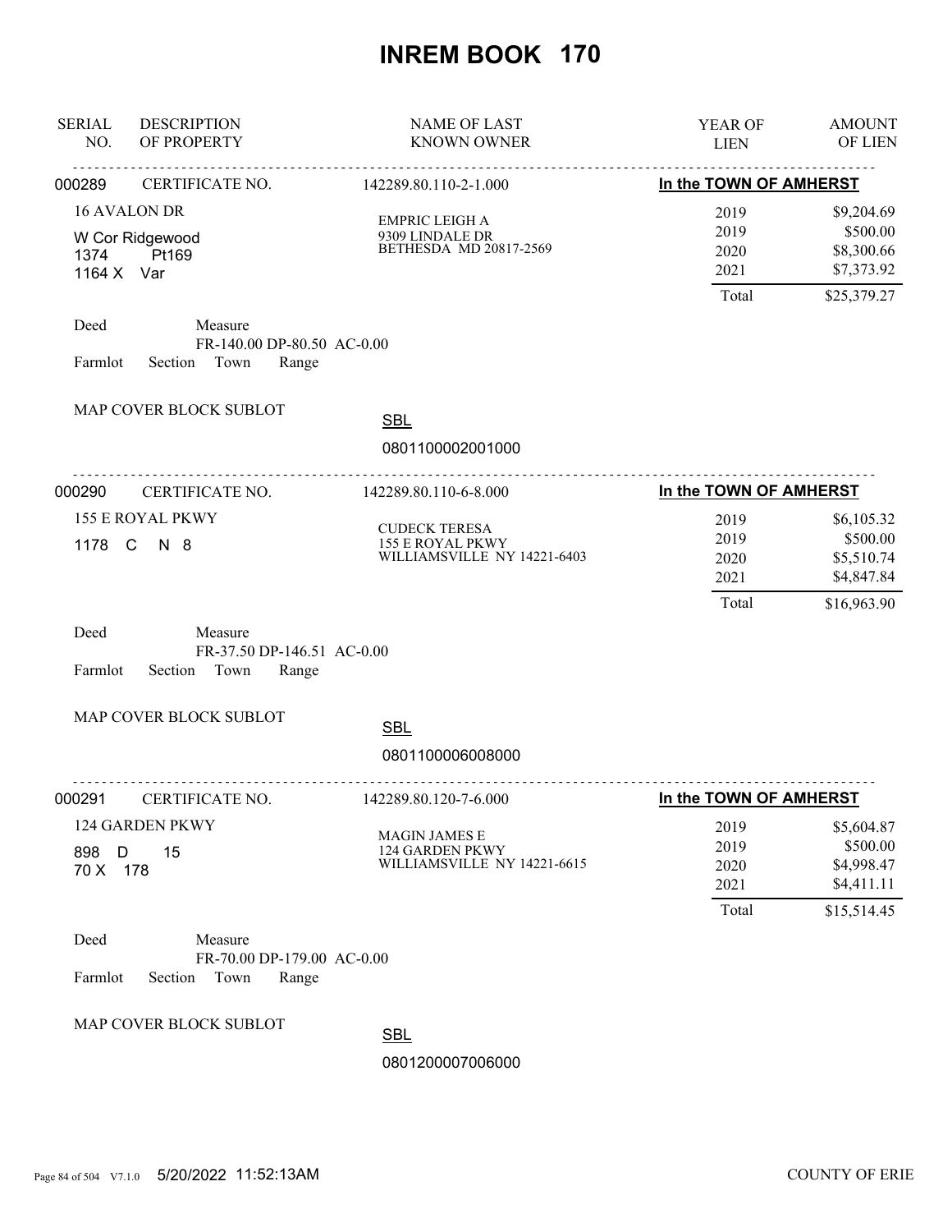# INREM BOOK 170

| SERIAL NO. | DESCRIPTION OF PROPERTY | NAME OF LAST KNOWN OWNER | YEAR OF LIEN | AMOUNT OF LIEN |
|---|---|---|---|---|

---

**000289** CERTIFICATE NO. 142289.80.110-2-1.000 — **In the TOWN OF AMHERST**

16 AVALON DR
W Cor Ridgewood
1374 Pt169
1164 X Var

EMPRIC LEIGH A
9309 LINDALE DR
BETHESDA MD 20817-2569

| YEAR OF LIEN | AMOUNT OF LIEN |
|---|---|
| 2019 | $9,204.69 |
| 2019 | $500.00 |
| 2020 | $8,300.66 |
| 2021 | $7,373.92 |
| Total | $25,379.27 |

Deed Measure
FR-140.00 DP-80.50 AC-0.00
Farmlot Section Town Range

MAP COVER BLOCK SUBLOT

SBL
0801100002001000

---

**000290** CERTIFICATE NO. 142289.80.110-6-8.000 — **In the TOWN OF AMHERST**

155 E ROYAL PKWY
1178 C N 8

CUDECK TERESA
155 E ROYAL PKWY
WILLIAMSVILLE NY 14221-6403

| YEAR OF LIEN | AMOUNT OF LIEN |
|---|---|
| 2019 | $6,105.32 |
| 2019 | $500.00 |
| 2020 | $5,510.74 |
| 2021 | $4,847.84 |
| Total | $16,963.90 |

Deed Measure
FR-37.50 DP-146.51 AC-0.00
Farmlot Section Town Range

MAP COVER BLOCK SUBLOT

SBL
0801100006008000

---

**000291** CERTIFICATE NO. 142289.80.120-7-6.000 — **In the TOWN OF AMHERST**

124 GARDEN PKWY
898 D 15
70 X 178

MAGIN JAMES E
124 GARDEN PKWY
WILLIAMSVILLE NY 14221-6615

| YEAR OF LIEN | AMOUNT OF LIEN |
|---|---|
| 2019 | $5,604.87 |
| 2019 | $500.00 |
| 2020 | $4,998.47 |
| 2021 | $4,411.11 |
| Total | $15,514.45 |

Deed Measure
FR-70.00 DP-179.00 AC-0.00
Farmlot Section Town Range

MAP COVER BLOCK SUBLOT

SBL
0801200007006000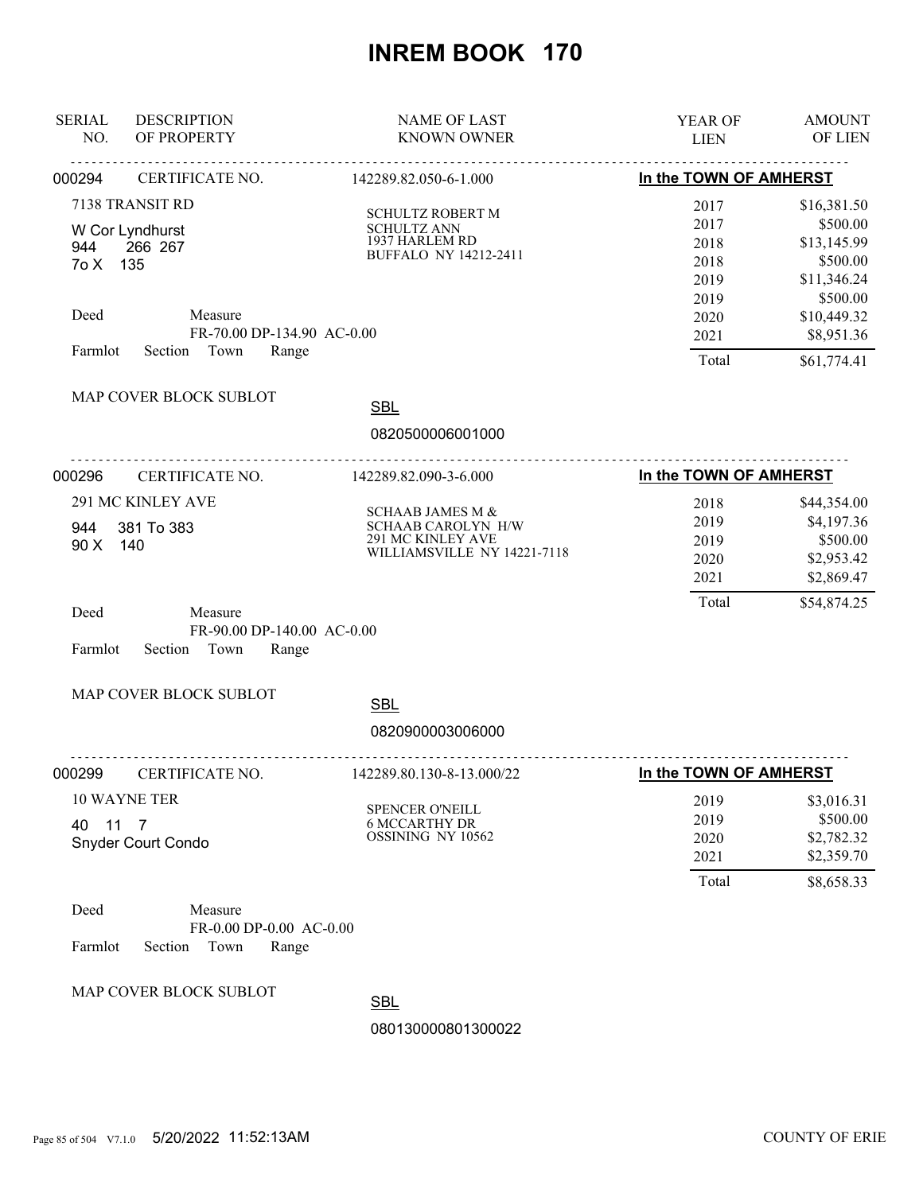# INREM BOOK 170

| SERIAL NO. | DESCRIPTION OF PROPERTY | NAME OF LAST KNOWN OWNER | YEAR OF LIEN | AMOUNT OF LIEN |
|---|---|---|---|---|
| 000294 | CERTIFICATE NO. | 142289.82.050-6-1.000 | In the TOWN OF AMHERST | |
| | 7138 TRANSIT RD | SCHULTZ ROBERT M | 2017 | $16,381.50 |
| | W Cor Lyndhurst | SCHULTZ ANN | 2017 | $500.00 |
| | 944 266 267 | 1937 HARLEM RD | 2018 | $13,145.99 |
| | 7o X 135 | BUFFALO NY 14212-2411 | 2018 | $500.00 |
| | | | 2019 | $11,346.24 |
| | | | 2019 | $500.00 |
| | Deed Measure | | 2020 | $10,449.32 |
| | FR-70.00 DP-134.90 AC-0.00 | | 2021 | $8,951.36 |
| | Farmlot Section Town Range | | Total | $61,774.41 |
| | MAP COVER BLOCK SUBLOT | SBL 0820500006001000 | | |
| 000296 | CERTIFICATE NO. | 142289.82.090-3-6.000 | In the TOWN OF AMHERST | |
| | 291 MC KINLEY AVE | SCHAAB JAMES M & | 2018 | $44,354.00 |
| | 944 381 To 383 | SCHAAB CAROLYN H/W | 2019 | $4,197.36 |
| | 90 X 140 | 291 MC KINLEY AVE | 2019 | $500.00 |
| | | WILLIAMSVILLE NY 14221-7118 | 2020 | $2,953.42 |
| | | | 2021 | $2,869.47 |
| | Deed Measure | | Total | $54,874.25 |
| | FR-90.00 DP-140.00 AC-0.00 | | | |
| | Farmlot Section Town Range | | | |
| | MAP COVER BLOCK SUBLOT | SBL 0820900003006000 | | |
| 000299 | CERTIFICATE NO. | 142289.80.130-8-13.000/22 | In the TOWN OF AMHERST | |
| | 10 WAYNE TER | SPENCER O'NEILL | 2019 | $3,016.31 |
| | 40 11 7 | 6 MCCARTHY DR | 2019 | $500.00 |
| | Snyder Court Condo | OSSINING NY 10562 | 2020 | $2,782.32 |
| | | | 2021 | $2,359.70 |
| | | | Total | $8,658.33 |
| | Deed Measure | | | |
| | FR-0.00 DP-0.00 AC-0.00 | | | |
| | Farmlot Section Town Range | | | |
| | MAP COVER BLOCK SUBLOT | SBL 080130000801300022 | | |

5/20/2022 11:52:13AM

COUNTY OF ERIE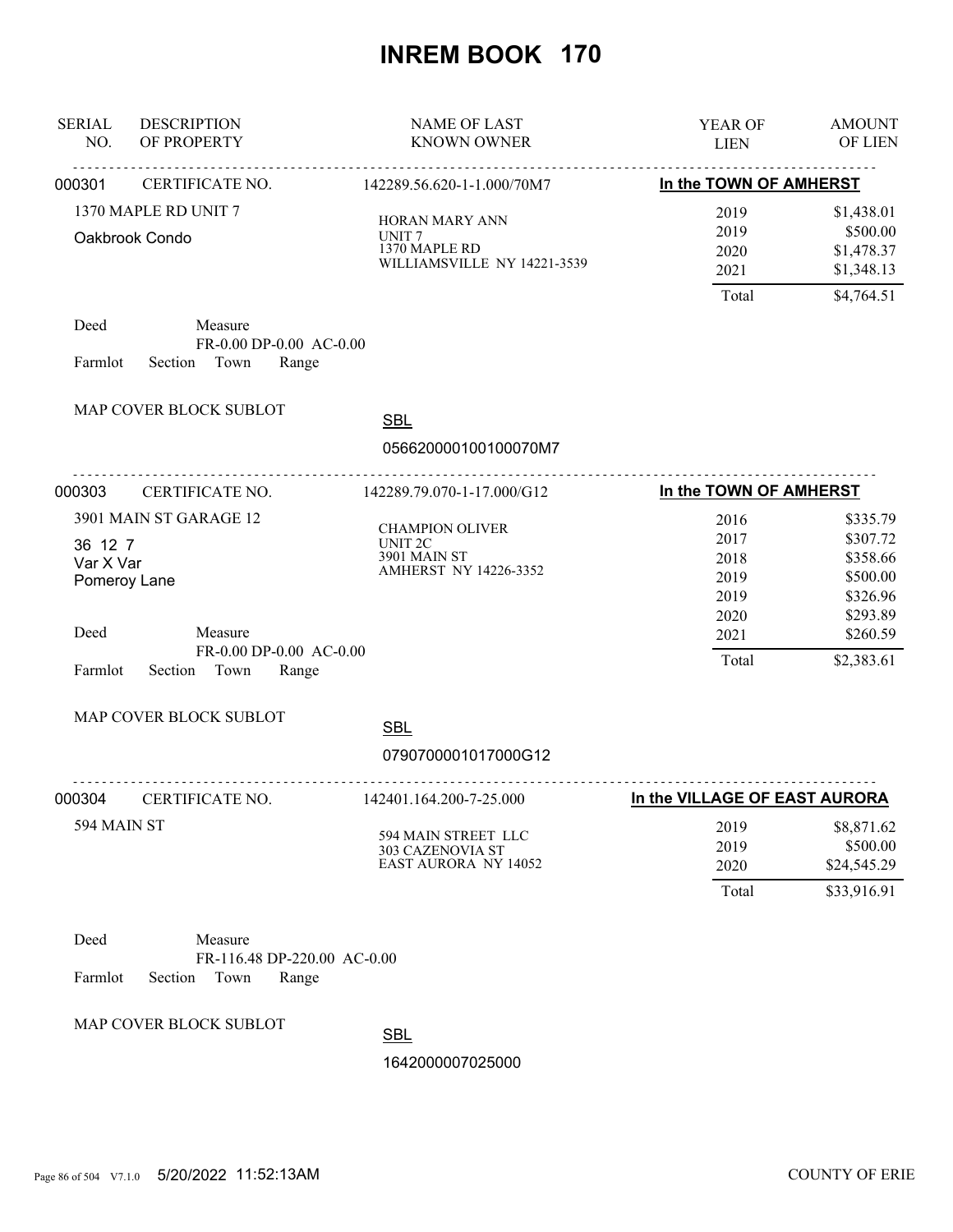# INREM BOOK 170

| SERIAL NO. | DESCRIPTION OF PROPERTY | NAME OF LAST KNOWN OWNER | YEAR OF LIEN | AMOUNT OF LIEN |
|---|---|---|---|---|
| 000301 | CERTIFICATE NO. | 142289.56.620-1-1.000/70M7 | In the TOWN OF AMHERST | |
| | 1370 MAPLE RD UNIT 7 | HORAN MARY ANN | 2019 | $1,438.01 |
| | Oakbrook Condo | UNIT 7 | 2019 | $500.00 |
| | | 1370 MAPLE RD | 2020 | $1,478.37 |
| | | WILLIAMSVILLE NY 14221-3539 | 2021 | $1,348.13 |
| | | | Total | $4,764.51 |

Deed Measure
FR-0.00 DP-0.00 AC-0.00
Farmlot Section Town Range

MAP COVER BLOCK SUBLOT

SBL
056620000100100070M7

| SERIAL NO. | DESCRIPTION OF PROPERTY | NAME OF LAST KNOWN OWNER | YEAR OF LIEN | AMOUNT OF LIEN |
|---|---|---|---|---|
| 000303 | CERTIFICATE NO. | 142289.79.070-1-17.000/G12 | In the TOWN OF AMHERST | |
| | 3901 MAIN ST GARAGE 12 | CHAMPION OLIVER | 2016 | $335.79 |
| | 36 12 7 | UNIT 2C | 2017 | $307.72 |
| | Var X Var | 3901 MAIN ST | 2018 | $358.66 |
| | Pomeroy Lane | AMHERST NY 14226-3352 | 2019 | $500.00 |
| | | | 2019 | $326.96 |
| | | | 2020 | $293.89 |
| | | | 2021 | $260.59 |
| | | | Total | $2,383.61 |

Deed Measure
FR-0.00 DP-0.00 AC-0.00
Farmlot Section Town Range

MAP COVER BLOCK SUBLOT

SBL
0790700001017000G12

| SERIAL NO. | DESCRIPTION OF PROPERTY | NAME OF LAST KNOWN OWNER | YEAR OF LIEN | AMOUNT OF LIEN |
|---|---|---|---|---|
| 000304 | CERTIFICATE NO. | 142401.164.200-7-25.000 | In the VILLAGE OF EAST AURORA | |
| | 594 MAIN ST | 594 MAIN STREET LLC | 2019 | $8,871.62 |
| | | 303 CAZENOVIA ST | 2019 | $500.00 |
| | | EAST AURORA NY 14052 | 2020 | $24,545.29 |
| | | | Total | $33,916.91 |

Deed Measure
FR-116.48 DP-220.00 AC-0.00
Farmlot Section Town Range

MAP COVER BLOCK SUBLOT

SBL
1642000007025000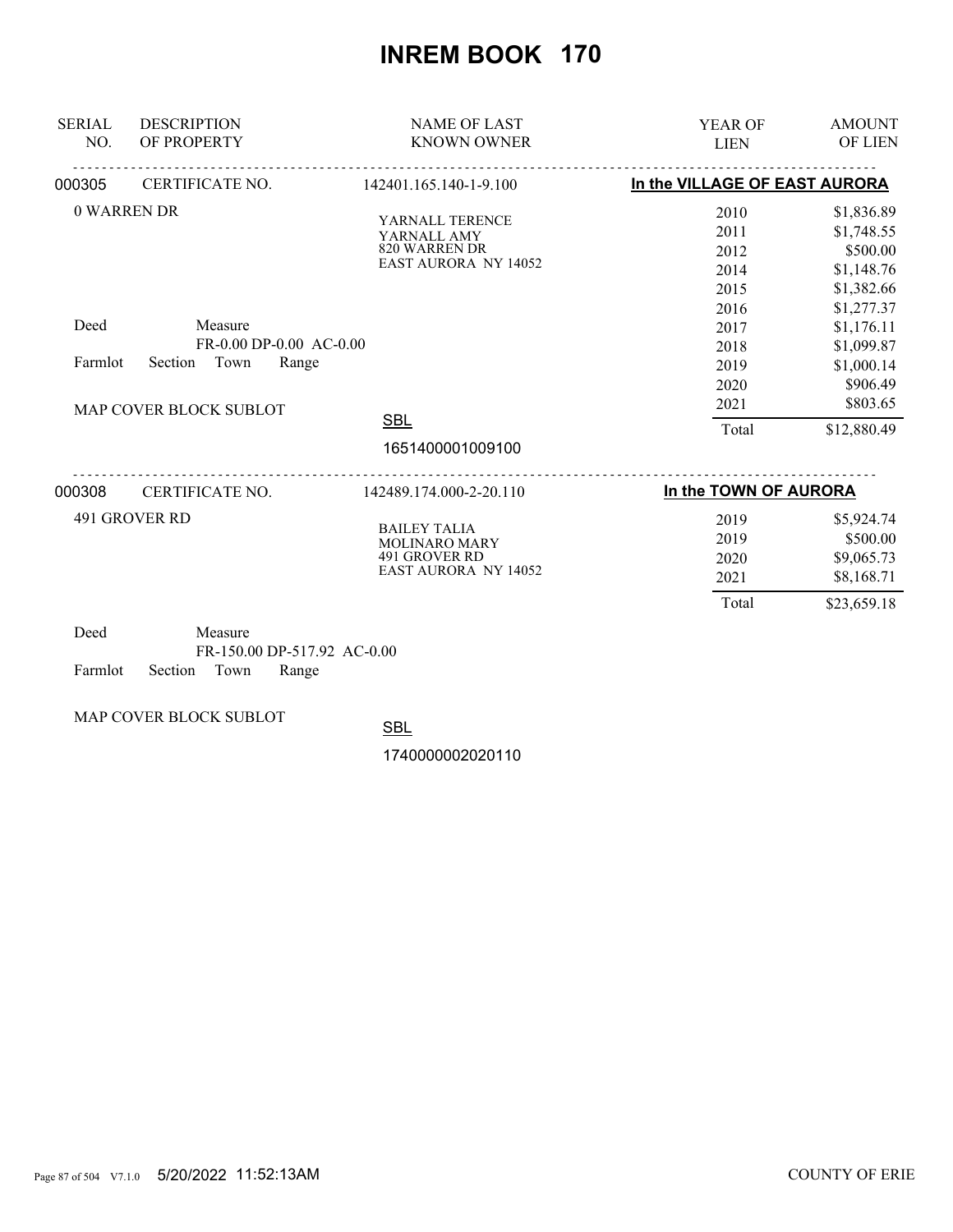# INREM BOOK 170

| SERIAL NO. | DESCRIPTION OF PROPERTY | NAME OF LAST KNOWN OWNER | YEAR OF LIEN | AMOUNT OF LIEN |
|---|---|---|---|---|
| 000305 | CERTIFICATE NO. | 142401.165.140-1-9.100 | In the VILLAGE OF EAST AURORA | |
| | 0 WARREN DR | YARNALL TERENCE<br>YARNALL AMY<br>820 WARREN DR<br>EAST AURORA NY 14052 | 2010 | $1,836.89 |
| | | | 2011 | $1,748.55 |
| | | | 2012 | $500.00 |
| | | | 2014 | $1,148.76 |
| | | | 2015 | $1,382.66 |
| | | | 2016 | $1,277.37 |
| | Deed Measure<br>FR-0.00 DP-0.00 AC-0.00 | | 2017 | $1,176.11 |
| | | | 2018 | $1,099.87 |
| | Farmlot Section Town Range | | 2019 | $1,000.14 |
| | | | 2020 | $906.49 |
| | MAP COVER BLOCK SUBLOT | | 2021 | $803.65 |
| | | SBL<br>1651400001009100 | Total | $12,880.49 |
| 000308 | CERTIFICATE NO. | 142489.174.000-2-20.110 | In the TOWN OF AURORA | |
| | 491 GROVER RD | BAILEY TALIA<br>MOLINARO MARY<br>491 GROVER RD<br>EAST AURORA NY 14052 | 2019 | $5,924.74 |
| | | | 2019 | $500.00 |
| | | | 2020 | $9,065.73 |
| | | | 2021 | $8,168.71 |
| | | | Total | $23,659.18 |
| | Deed Measure<br>FR-150.00 DP-517.92 AC-0.00 | | | |
| | Farmlot Section Town Range | | | |
| | MAP COVER BLOCK SUBLOT | SBL<br>1740000002020110 | | |

5/20/2022 11:52:13AM COUNTY OF ERIE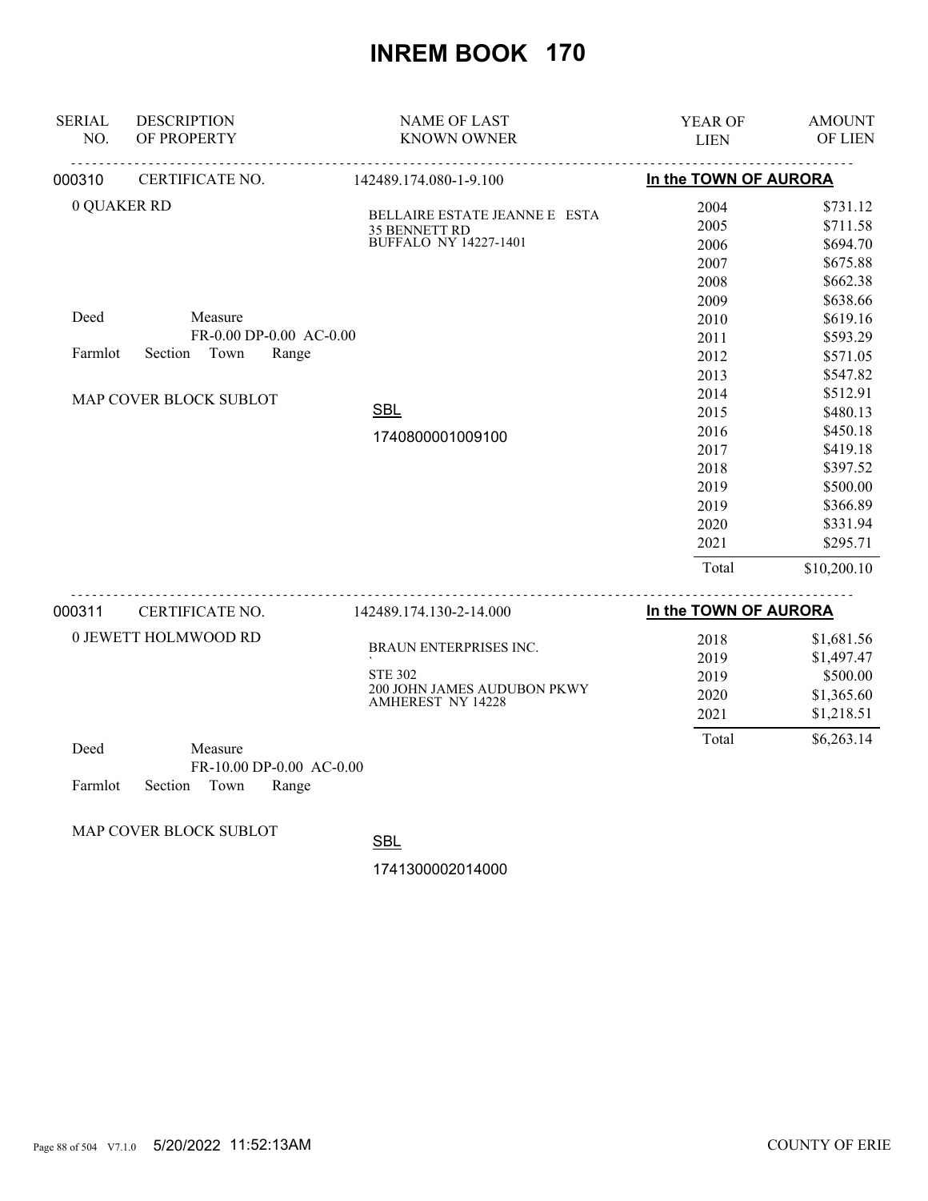# INREM BOOK 170

| SERIAL NO. | DESCRIPTION OF PROPERTY | NAME OF LAST KNOWN OWNER | YEAR OF LIEN | AMOUNT OF LIEN |
|---|---|---|---|---|

**000310** CERTIFICATE NO. 142489.174.080-1-9.100 — **In the TOWN OF AURORA**

0 QUAKER RD

BELLAIRE ESTATE JEANNE E ESTA
35 BENNETT RD
BUFFALO NY 14227-1401

Deed Measure
FR-0.00 DP-0.00 AC-0.00
Farmlot Section Town Range

MAP COVER BLOCK SUBLOT

SBL
1740800001009100

| YEAR OF LIEN | AMOUNT OF LIEN |
|---|---|
| 2004 | $731.12 |
| 2005 | $711.58 |
| 2006 | $694.70 |
| 2007 | $675.88 |
| 2008 | $662.38 |
| 2009 | $638.66 |
| 2010 | $619.16 |
| 2011 | $593.29 |
| 2012 | $571.05 |
| 2013 | $547.82 |
| 2014 | $512.91 |
| 2015 | $480.13 |
| 2016 | $450.18 |
| 2017 | $419.18 |
| 2018 | $397.52 |
| 2019 | $500.00 |
| 2019 | $366.89 |
| 2020 | $331.94 |
| 2021 | $295.71 |
| Total | $10,200.10 |

---

**000311** CERTIFICATE NO. 142489.174.130-2-14.000 — **In the TOWN OF AURORA**

0 JEWETT HOLMWOOD RD

BRAUN ENTERPRISES INC.
`
STE 302
200 JOHN JAMES AUDUBON PKWY
AMHERST NY 14228

Deed Measure
FR-10.00 DP-0.00 AC-0.00
Farmlot Section Town Range

MAP COVER BLOCK SUBLOT

SBL
1741300002014000

| YEAR OF LIEN | AMOUNT OF LIEN |
|---|---|
| 2018 | $1,681.56 |
| 2019 | $1,497.47 |
| 2019 | $500.00 |
| 2020 | $1,365.60 |
| 2021 | $1,218.51 |
| Total | $6,263.14 |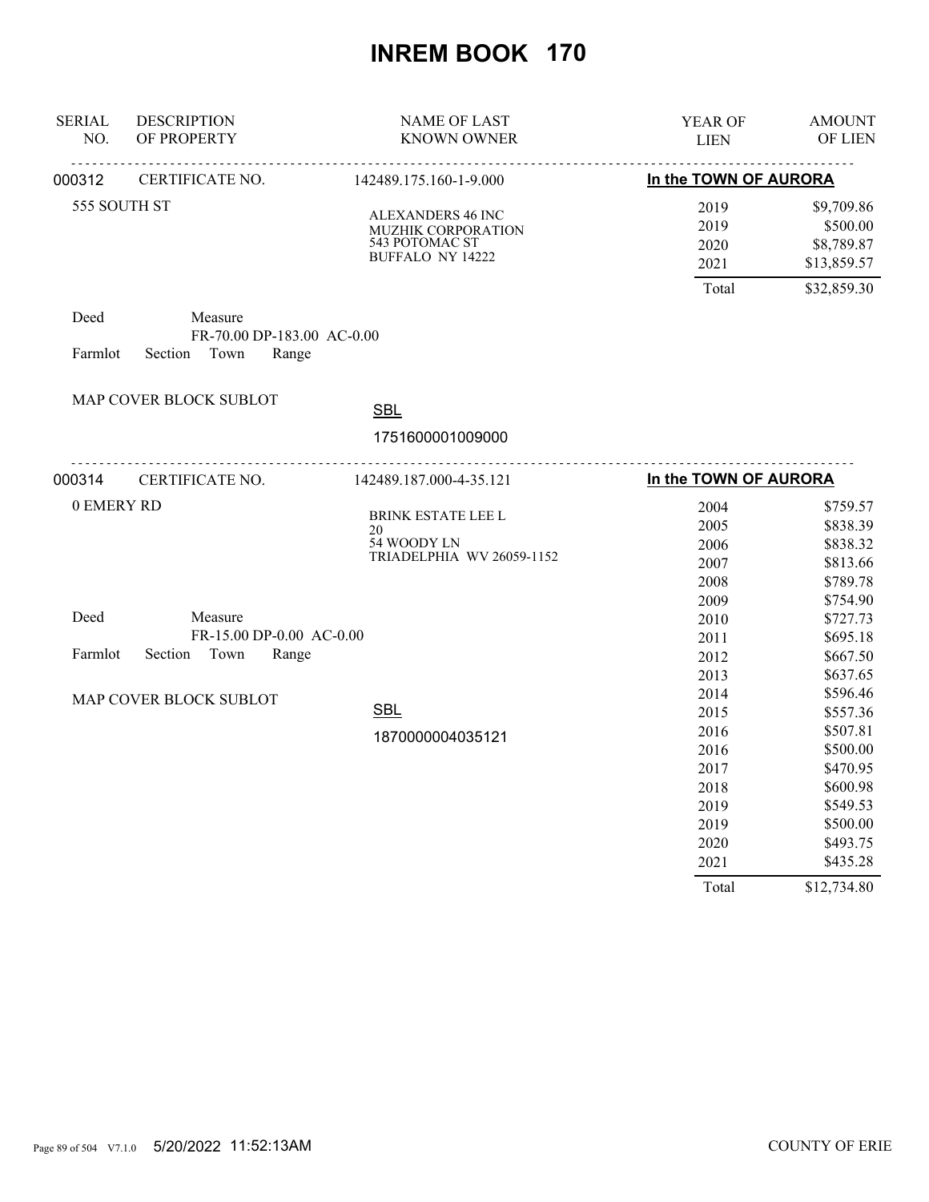# INREM BOOK 170

| SERIAL NO. | DESCRIPTION OF PROPERTY | NAME OF LAST KNOWN OWNER | YEAR OF LIEN | AMOUNT OF LIEN |
|---|---|---|---|---|
| 000312 | CERTIFICATE NO. | 142489.175.160-1-9.000 | In the TOWN OF AURORA | |
| | 555 SOUTH ST | ALEXANDERS 46 INC<br>MUZHIK CORPORATION<br>543 POTOMAC ST<br>BUFFALO NY 14222 | 2019 | $9,709.86 |
| | | | 2019 | $500.00 |
| | | | 2020 | $8,789.87 |
| | | | 2021 | $13,859.57 |
| | | | Total | $32,859.30 |

Deed Measure
FR-70.00 DP-183.00 AC-0.00
Farmlot Section Town Range

MAP COVER BLOCK SUBLOT

SBL
1751600001009000

| SERIAL NO. | DESCRIPTION OF PROPERTY | NAME OF LAST KNOWN OWNER | YEAR OF LIEN | AMOUNT OF LIEN |
|---|---|---|---|---|
| 000314 | CERTIFICATE NO. | 142489.187.000-4-35.121 | In the TOWN OF AURORA | |
| | 0 EMERY RD | BRINK ESTATE LEE L<br>20<br>54 WOODY LN<br>TRIADELPHIA WV 26059-1152 | 2004 | $759.57 |
| | | | 2005 | $838.39 |
| | | | 2006 | $838.32 |
| | | | 2007 | $813.66 |
| | | | 2008 | $789.78 |
| | | | 2009 | $754.90 |
| | | | 2010 | $727.73 |
| | | | 2011 | $695.18 |
| | | | 2012 | $667.50 |
| | | | 2013 | $637.65 |
| | | | 2014 | $596.46 |
| | | | 2015 | $557.36 |
| | | | 2016 | $507.81 |
| | | | 2016 | $500.00 |
| | | | 2017 | $470.95 |
| | | | 2018 | $600.98 |
| | | | 2019 | $549.53 |
| | | | 2019 | $500.00 |
| | | | 2020 | $493.75 |
| | | | 2021 | $435.28 |
| | | | Total | $12,734.80 |

Deed Measure
FR-15.00 DP-0.00 AC-0.00
Farmlot Section Town Range

MAP COVER BLOCK SUBLOT

SBL
1870000004035121

5/20/2022 11:52:13AM COUNTY OF ERIE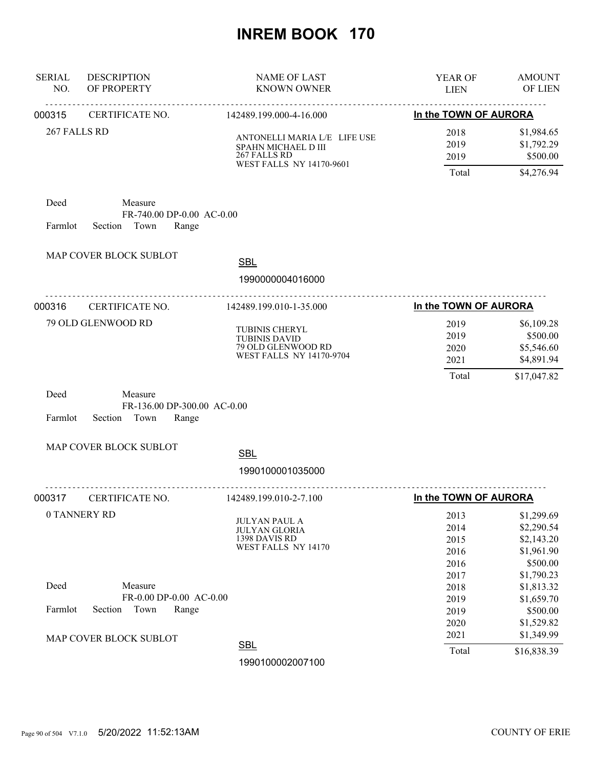# INREM BOOK 170

| SERIAL NO. | DESCRIPTION OF PROPERTY | NAME OF LAST KNOWN OWNER | YEAR OF LIEN | AMOUNT OF LIEN |
|---|---|---|---|---|

**000315** CERTIFICATE NO. 142489.199.000-4-16.000 — **In the TOWN OF AURORA**

267 FALLS RD

ANTONELLI MARIA L/E LIFE USE
SPAHN MICHAEL D III
267 FALLS RD
WEST FALLS NY 14170-9601

| YEAR OF LIEN | AMOUNT OF LIEN |
|---|---|
| 2018 | $1,984.65 |
| 2019 | $1,792.29 |
| 2019 | $500.00 |
| Total | $4,276.94 |

Deed — Measure: FR-740.00 DP-0.00 AC-0.00

Farmlot — Section — Town — Range

MAP COVER BLOCK SUBLOT

SBL: 1990000004016000

---

**000316** CERTIFICATE NO. 142489.199.010-1-35.000 — **In the TOWN OF AURORA**

79 OLD GLENWOOD RD

TUBINIS CHERYL
TUBINIS DAVID
79 OLD GLENWOOD RD
WEST FALLS NY 14170-9704

| YEAR OF LIEN | AMOUNT OF LIEN |
|---|---|
| 2019 | $6,109.28 |
| 2019 | $500.00 |
| 2020 | $5,546.60 |
| 2021 | $4,891.94 |
| Total | $17,047.82 |

Deed — Measure: FR-136.00 DP-300.00 AC-0.00

Farmlot — Section — Town — Range

MAP COVER BLOCK SUBLOT

SBL: 1990100001035000

---

**000317** CERTIFICATE NO. 142489.199.010-2-7.100 — **In the TOWN OF AURORA**

0 TANNERY RD

JULYAN PAUL A
JULYAN GLORIA
1398 DAVIS RD
WEST FALLS NY 14170

| YEAR OF LIEN | AMOUNT OF LIEN |
|---|---|
| 2013 | $1,299.69 |
| 2014 | $2,290.54 |
| 2015 | $2,143.20 |
| 2016 | $1,961.90 |
| 2016 | $500.00 |
| 2017 | $1,790.23 |
| 2018 | $1,813.32 |
| 2019 | $1,659.70 |
| 2019 | $500.00 |
| 2020 | $1,529.82 |
| 2021 | $1,349.99 |
| Total | $16,838.39 |

Deed — Measure: FR-0.00 DP-0.00 AC-0.00

Farmlot — Section — Town — Range

MAP COVER BLOCK SUBLOT

SBL: 1990100002007100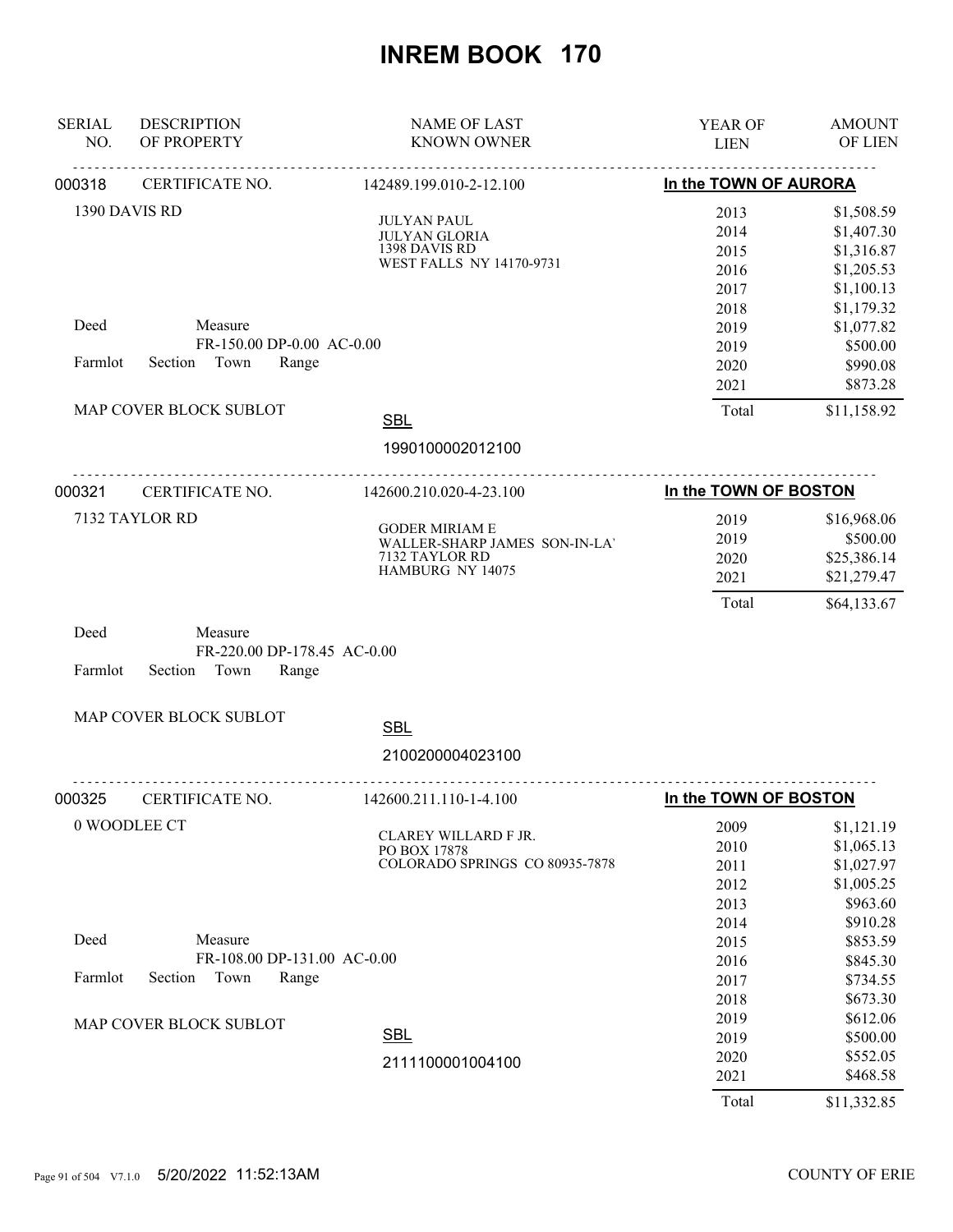# INREM BOOK 170

| SERIAL NO. | DESCRIPTION OF PROPERTY | NAME OF LAST KNOWN OWNER | YEAR OF LIEN | AMOUNT OF LIEN |
|---|---|---|---|---|

---

**000318** CERTIFICATE NO. 142489.199.010-2-12.100 — **In the TOWN OF AURORA**

1390 DAVIS RD

JULYAN PAUL
JULYAN GLORIA
1398 DAVIS RD
WEST FALLS NY 14170-9731

Deed Measure FR-150.00 DP-0.00 AC-0.00

Farmlot Section Town Range

MAP COVER BLOCK SUBLOT

SBL 1990100002012100

| YEAR OF LIEN | AMOUNT OF LIEN |
|---|---|
| 2013 | $1,508.59 |
| 2014 | $1,407.30 |
| 2015 | $1,316.87 |
| 2016 | $1,205.53 |
| 2017 | $1,100.13 |
| 2018 | $1,179.32 |
| 2019 | $1,077.82 |
| 2019 | $500.00 |
| 2020 | $990.08 |
| 2021 | $873.28 |
| Total | $11,158.92 |

---

**000321** CERTIFICATE NO. 142600.210.020-4-23.100 — **In the TOWN OF BOSTON**

7132 TAYLOR RD

GODER MIRIAM E
WALLER-SHARP JAMES SON-IN-LA'
7132 TAYLOR RD
HAMBURG NY 14075

Deed Measure FR-220.00 DP-178.45 AC-0.00

Farmlot Section Town Range

MAP COVER BLOCK SUBLOT

SBL 2100200004023100

| YEAR OF LIEN | AMOUNT OF LIEN |
|---|---|
| 2019 | $16,968.06 |
| 2019 | $500.00 |
| 2020 | $25,386.14 |
| 2021 | $21,279.47 |
| Total | $64,133.67 |

---

**000325** CERTIFICATE NO. 142600.211.110-1-4.100 — **In the TOWN OF BOSTON**

0 WOODLEE CT

CLAREY WILLARD F JR.
PO BOX 17878
COLORADO SPRINGS CO 80935-7878

Deed Measure FR-108.00 DP-131.00 AC-0.00

Farmlot Section Town Range

MAP COVER BLOCK SUBLOT

SBL 2111100001004100

| YEAR OF LIEN | AMOUNT OF LIEN |
|---|---|
| 2009 | $1,121.19 |
| 2010 | $1,065.13 |
| 2011 | $1,027.97 |
| 2012 | $1,005.25 |
| 2013 | $963.60 |
| 2014 | $910.28 |
| 2015 | $853.59 |
| 2016 | $845.30 |
| 2017 | $734.55 |
| 2018 | $673.30 |
| 2019 | $612.06 |
| 2019 | $500.00 |
| 2020 | $552.05 |
| 2021 | $468.58 |
| Total | $11,332.85 |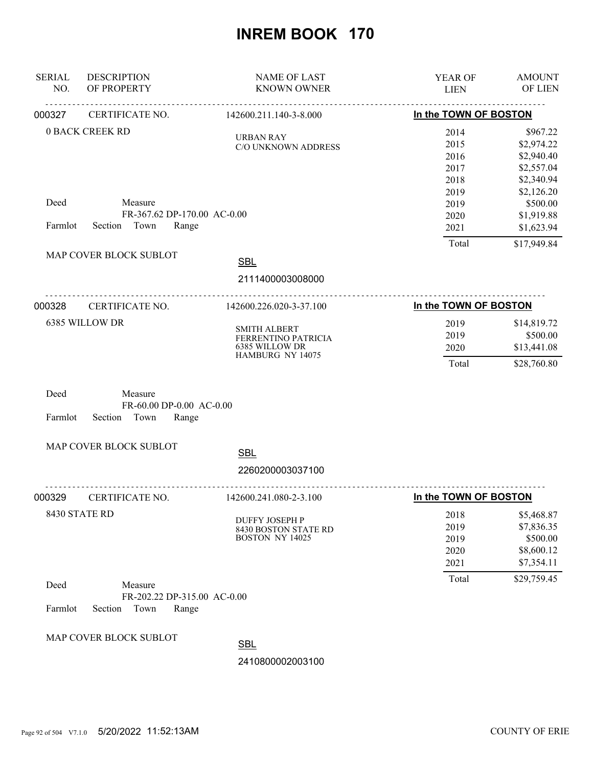# INREM BOOK 170

| SERIAL NO. | DESCRIPTION OF PROPERTY | NAME OF LAST KNOWN OWNER | YEAR OF LIEN | AMOUNT OF LIEN |
|---|---|---|---|---|

---

**000327** CERTIFICATE NO. 142600.211.140-3-8.000 — **In the TOWN OF BOSTON**

0 BACK CREEK RD

URBAN RAY
C/O UNKNOWN ADDRESS

| YEAR OF LIEN | AMOUNT OF LIEN |
|---|---|
| 2014 | $967.22 |
| 2015 | $2,974.22 |
| 2016 | $2,940.40 |
| 2017 | $2,557.04 |
| 2018 | $2,340.94 |
| 2019 | $2,126.20 |
| 2019 | $500.00 |
| 2020 | $1,919.88 |
| 2021 | $1,623.94 |
| Total | $17,949.84 |

Deed Measure
FR-367.62 DP-170.00 AC-0.00
Farmlot Section Town Range

MAP COVER BLOCK SUBLOT

SBL
2111400003008000

---

**000328** CERTIFICATE NO. 142600.226.020-3-37.100 — **In the TOWN OF BOSTON**

6385 WILLOW DR

SMITH ALBERT
FERRENTINO PATRICIA
6385 WILLOW DR
HAMBURG NY 14075

| YEAR OF LIEN | AMOUNT OF LIEN |
|---|---|
| 2019 | $14,819.72 |
| 2019 | $500.00 |
| 2020 | $13,441.08 |
| Total | $28,760.80 |

Deed Measure
FR-60.00 DP-0.00 AC-0.00
Farmlot Section Town Range

MAP COVER BLOCK SUBLOT

SBL
2260200003037100

---

**000329** CERTIFICATE NO. 142600.241.080-2-3.100 — **In the TOWN OF BOSTON**

8430 STATE RD

DUFFY JOSEPH P
8430 BOSTON STATE RD
BOSTON NY 14025

| YEAR OF LIEN | AMOUNT OF LIEN |
|---|---|
| 2018 | $5,468.87 |
| 2019 | $7,836.35 |
| 2019 | $500.00 |
| 2020 | $8,600.12 |
| 2021 | $7,354.11 |
| Total | $29,759.45 |

Deed Measure
FR-202.22 DP-315.00 AC-0.00
Farmlot Section Town Range

MAP COVER BLOCK SUBLOT

SBL
2410800002003100

5/20/2022 11:52:13AM COUNTY OF ERIE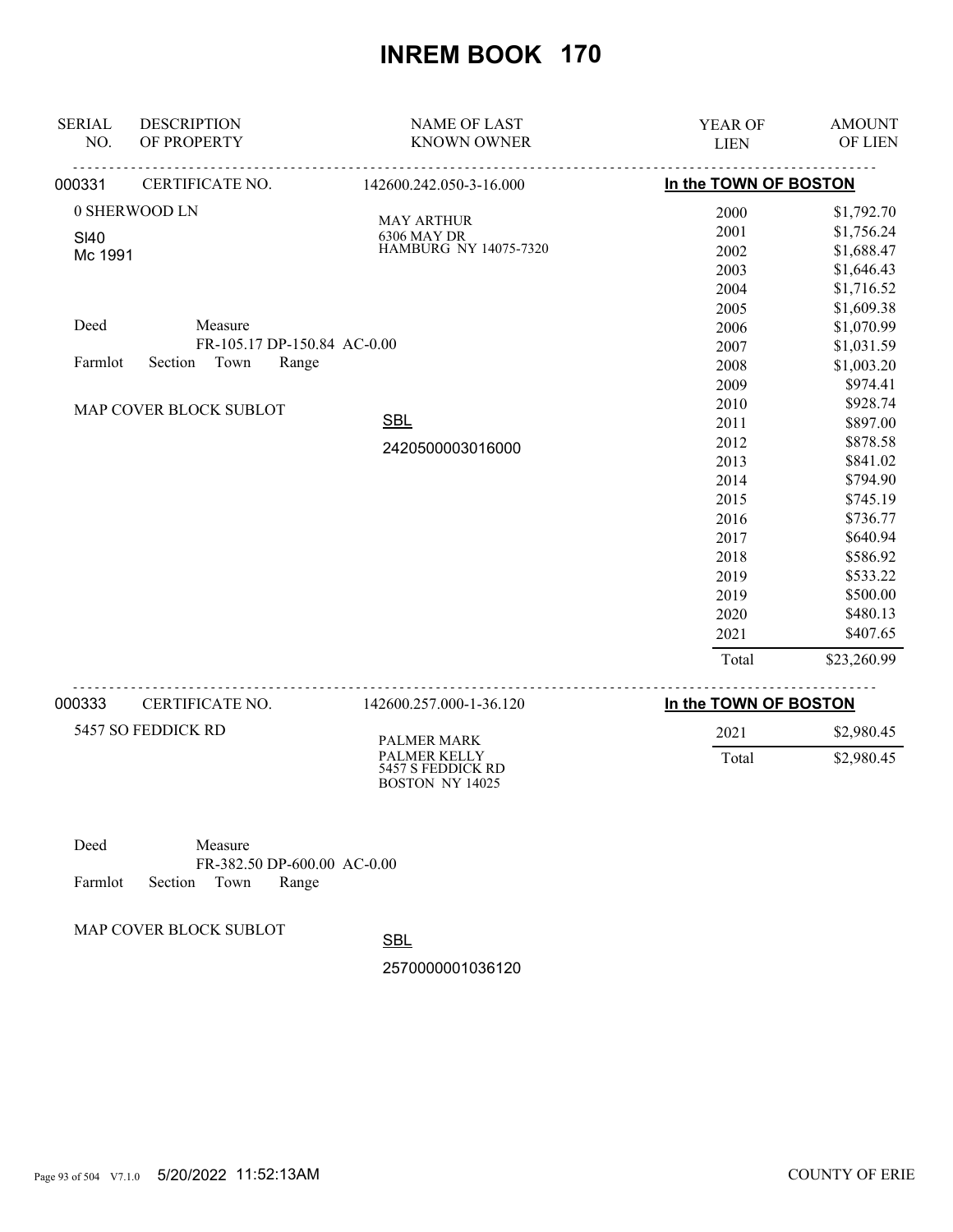# INREM BOOK 170

| SERIAL NO. | DESCRIPTION OF PROPERTY | NAME OF LAST KNOWN OWNER | YEAR OF LIEN | AMOUNT OF LIEN |
|---|---|---|---|---|

**000331** CERTIFICATE NO. 142600.242.050-3-16.000 — **In the TOWN OF BOSTON**

0 SHERWOOD LN
SI40
Mc 1991

MAY ARTHUR
6306 MAY DR
HAMBURG NY 14075-7320

Deed Measure
FR-105.17 DP-150.84 AC-0.00
Farmlot Section Town Range

MAP COVER BLOCK SUBLOT

SBL
2420500003016000

| YEAR OF LIEN | AMOUNT OF LIEN |
|---|---|
| 2000 | $1,792.70 |
| 2001 | $1,756.24 |
| 2002 | $1,688.47 |
| 2003 | $1,646.43 |
| 2004 | $1,716.52 |
| 2005 | $1,609.38 |
| 2006 | $1,070.99 |
| 2007 | $1,031.59 |
| 2008 | $1,003.20 |
| 2009 | $974.41 |
| 2010 | $928.74 |
| 2011 | $897.00 |
| 2012 | $878.58 |
| 2013 | $841.02 |
| 2014 | $794.90 |
| 2015 | $745.19 |
| 2016 | $736.77 |
| 2017 | $640.94 |
| 2018 | $586.92 |
| 2019 | $533.22 |
| 2019 | $500.00 |
| 2020 | $480.13 |
| 2021 | $407.65 |
| Total | $23,260.99 |

**000333** CERTIFICATE NO. 142600.257.000-1-36.120 — **In the TOWN OF BOSTON**

5457 SO FEDDICK RD

PALMER MARK
PALMER KELLY
5457 S FEDDICK RD
BOSTON NY 14025

Deed Measure
FR-382.50 DP-600.00 AC-0.00
Farmlot Section Town Range

MAP COVER BLOCK SUBLOT

SBL
2570000001036120

| YEAR OF LIEN | AMOUNT OF LIEN |
|---|---|
| 2021 | $2,980.45 |
| Total | $2,980.45 |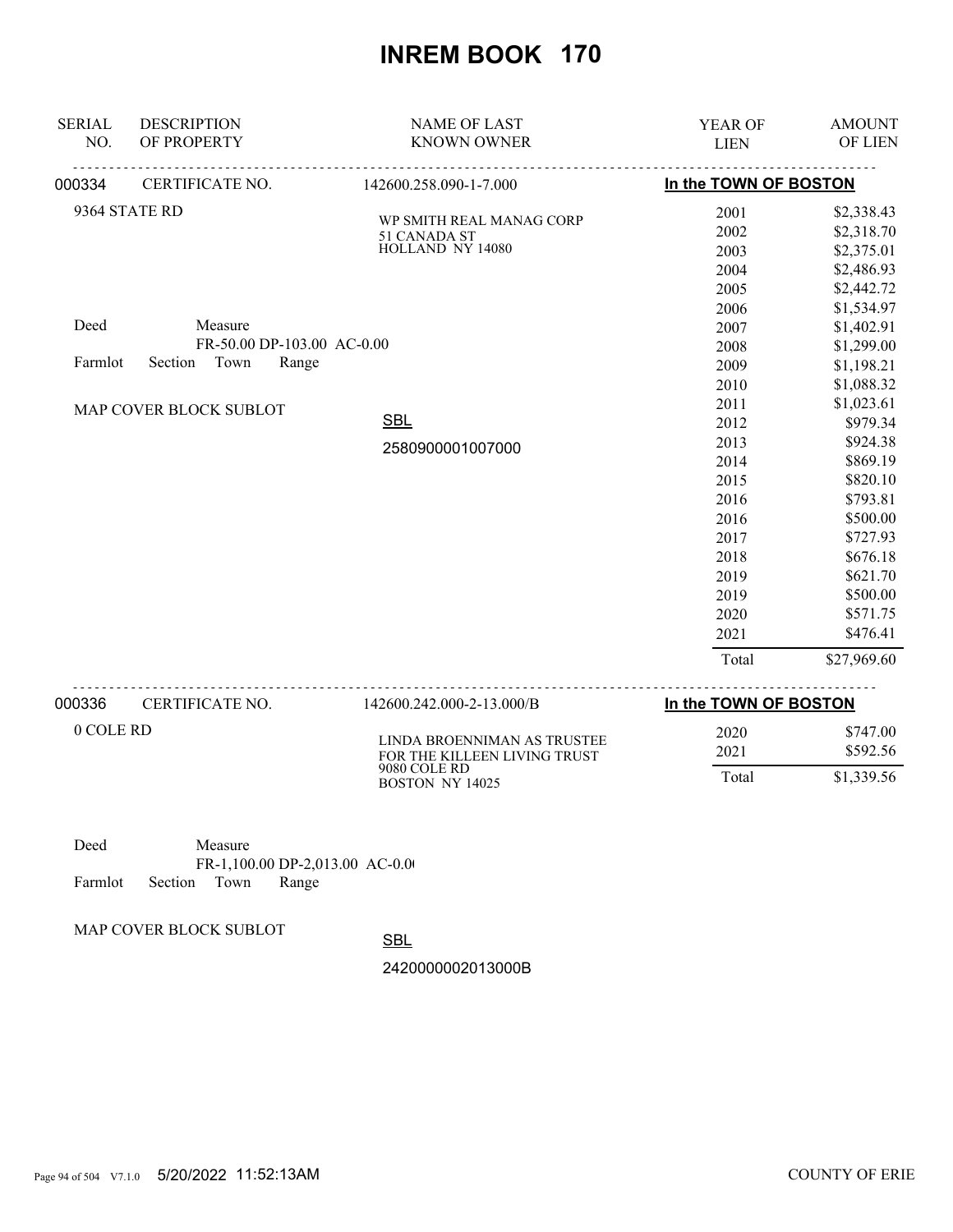# INREM BOOK 170

| SERIAL NO. | DESCRIPTION OF PROPERTY | NAME OF LAST KNOWN OWNER | YEAR OF LIEN | AMOUNT OF LIEN |
|---|---|---|---|---|

**000334** CERTIFICATE NO. 142600.258.090-1-7.000 — **In the TOWN OF BOSTON**

9364 STATE RD

WP SMITH REAL MANAG CORP
51 CANADA ST
HOLLAND NY 14080

Deed Measure
FR-50.00 DP-103.00 AC-0.00
Farmlot Section Town Range

MAP COVER BLOCK SUBLOT

SBL
2580900001007000

| YEAR OF LIEN | AMOUNT OF LIEN |
|---|---|
| 2001 | $2,338.43 |
| 2002 | $2,318.70 |
| 2003 | $2,375.01 |
| 2004 | $2,486.93 |
| 2005 | $2,442.72 |
| 2006 | $1,534.97 |
| 2007 | $1,402.91 |
| 2008 | $1,299.00 |
| 2009 | $1,198.21 |
| 2010 | $1,088.32 |
| 2011 | $1,023.61 |
| 2012 | $979.34 |
| 2013 | $924.38 |
| 2014 | $869.19 |
| 2015 | $820.10 |
| 2016 | $793.81 |
| 2016 | $500.00 |
| 2017 | $727.93 |
| 2018 | $676.18 |
| 2019 | $621.70 |
| 2019 | $500.00 |
| 2020 | $571.75 |
| 2021 | $476.41 |
| Total | $27,969.60 |

**000336** CERTIFICATE NO. 142600.242.000-2-13.000/B — **In the TOWN OF BOSTON**

0 COLE RD

LINDA BROENNIMAN AS TRUSTEE
FOR THE KILLEEN LIVING TRUST
9080 COLE RD
BOSTON NY 14025

| YEAR OF LIEN | AMOUNT OF LIEN |
|---|---|
| 2020 | $747.00 |
| 2021 | $592.56 |
| Total | $1,339.56 |

Deed Measure
FR-1,100.00 DP-2,013.00 AC-0.0
Farmlot Section Town Range

MAP COVER BLOCK SUBLOT

SBL
2420000002013000B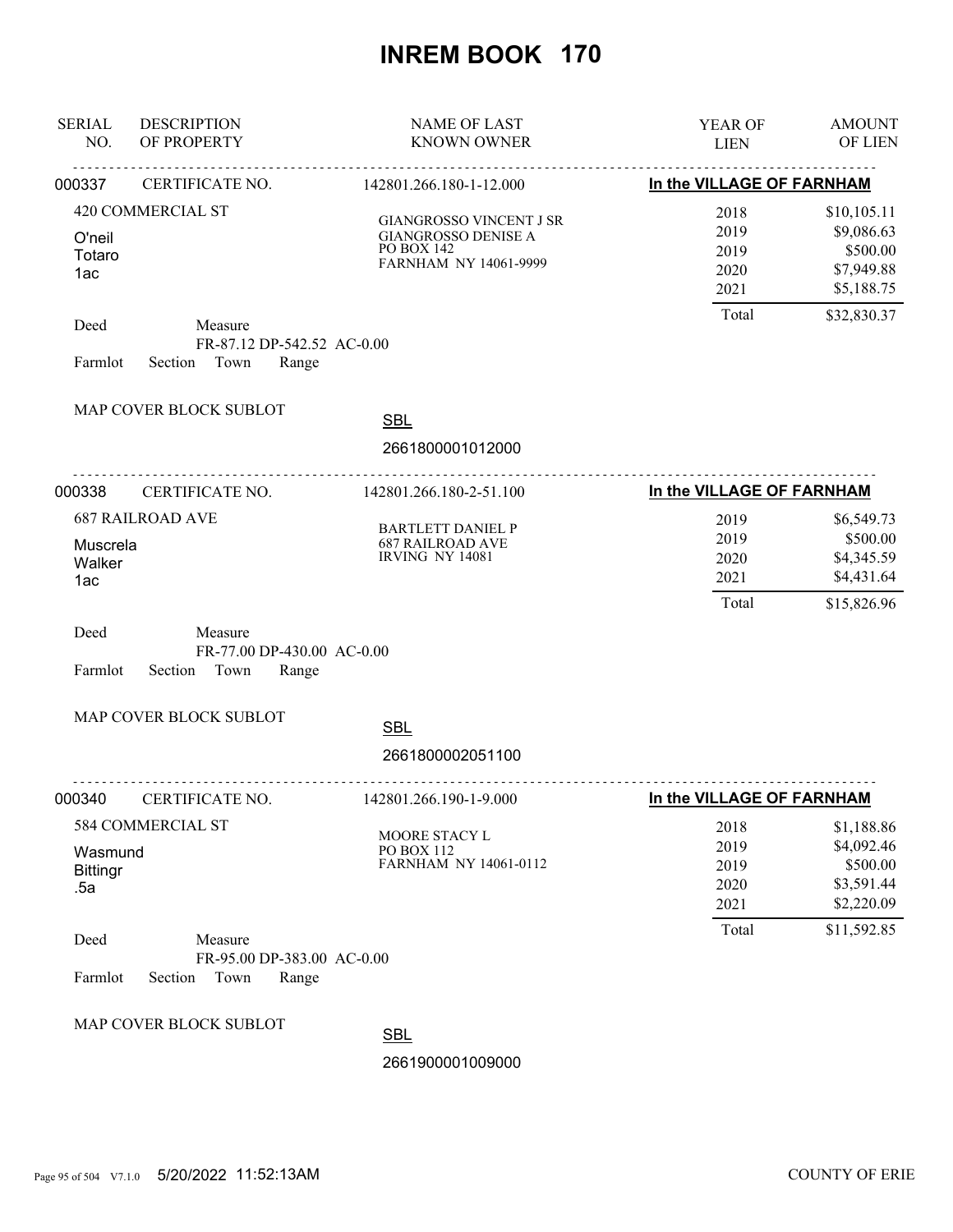# INREM BOOK 170

| SERIAL NO. | DESCRIPTION OF PROPERTY | NAME OF LAST KNOWN OWNER | YEAR OF LIEN | AMOUNT OF LIEN |
|---|---|---|---|---|

---

**000337** CERTIFICATE NO. 142801.266.180-1-12.000 — **In the VILLAGE OF FARNHAM**

420 COMMERCIAL ST
O'neil
Totaro
1ac

GIANGROSSO VINCENT J SR
GIANGROSSO DENISE A
PO BOX 142
FARNHAM NY 14061-9999

| YEAR OF LIEN | AMOUNT OF LIEN |
|---|---|
| 2018 | $10,105.11 |
| 2019 | $9,086.63 |
| 2019 | $500.00 |
| 2020 | $7,949.88 |
| 2021 | $5,188.75 |
| Total | $32,830.37 |

Deed Measure
FR-87.12 DP-542.52 AC-0.00
Farmlot Section Town Range

MAP COVER BLOCK SUBLOT

SBL
2661800001012000

---

**000338** CERTIFICATE NO. 142801.266.180-2-51.100 — **In the VILLAGE OF FARNHAM**

687 RAILROAD AVE
Muscrela
Walker
1ac

BARTLETT DANIEL P
687 RAILROAD AVE
IRVING NY 14081

| YEAR OF LIEN | AMOUNT OF LIEN |
|---|---|
| 2019 | $6,549.73 |
| 2019 | $500.00 |
| 2020 | $4,345.59 |
| 2021 | $4,431.64 |
| Total | $15,826.96 |

Deed Measure
FR-77.00 DP-430.00 AC-0.00
Farmlot Section Town Range

MAP COVER BLOCK SUBLOT

SBL
2661800002051100

---

**000340** CERTIFICATE NO. 142801.266.190-1-9.000 — **In the VILLAGE OF FARNHAM**

584 COMMERCIAL ST
Wasmund
Bittingr
.5a

MOORE STACY L
PO BOX 112
FARNHAM NY 14061-0112

| YEAR OF LIEN | AMOUNT OF LIEN |
|---|---|
| 2018 | $1,188.86 |
| 2019 | $4,092.46 |
| 2019 | $500.00 |
| 2020 | $3,591.44 |
| 2021 | $2,220.09 |
| Total | $11,592.85 |

Deed Measure
FR-95.00 DP-383.00 AC-0.00
Farmlot Section Town Range

MAP COVER BLOCK SUBLOT

SBL
2661900001009000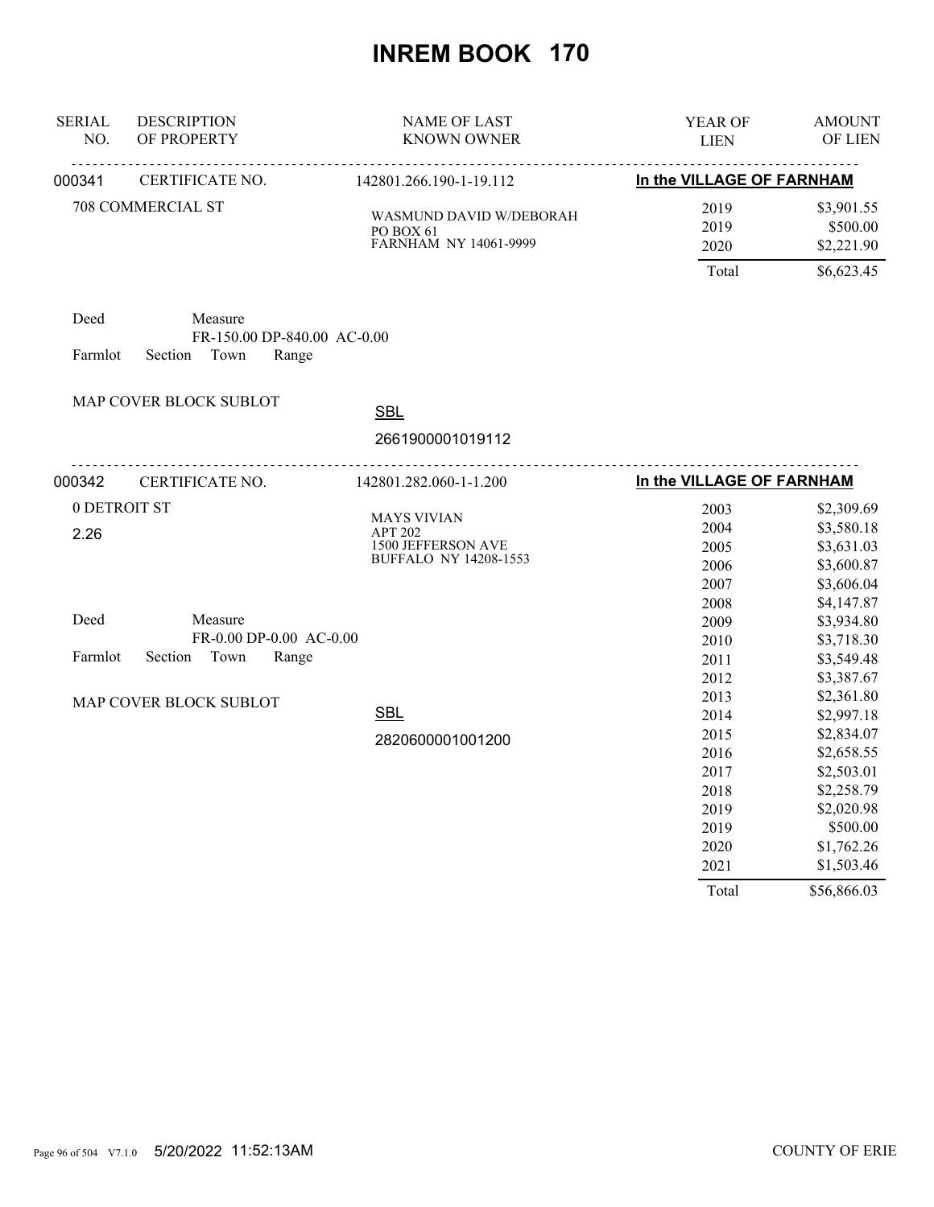# INREM BOOK 170

| SERIAL NO. | DESCRIPTION OF PROPERTY | NAME OF LAST KNOWN OWNER | YEAR OF LIEN | AMOUNT OF LIEN |
|---|---|---|---|---|

---

**000341** CERTIFICATE NO. 142801.266.190-1-19.112 — **In the VILLAGE OF FARNHAM**

708 COMMERCIAL ST

WASMUND DAVID W/DEBORAH
PO BOX 61
FARNHAM NY 14061-9999

| YEAR OF LIEN | AMOUNT OF LIEN |
|---|---|
| 2019 | $3,901.55 |
| 2019 | $500.00 |
| 2020 | $2,221.90 |
| Total | $6,623.45 |

Deed Measure
FR-150.00 DP-840.00 AC-0.00
Farmlot Section Town Range

MAP COVER BLOCK SUBLOT

SBL
2661900001019112

---

**000342** CERTIFICATE NO. 142801.282.060-1-1.200 — **In the VILLAGE OF FARNHAM**

0 DETROIT ST
2.26

MAYS VIVIAN
APT 202
1500 JEFFERSON AVE
BUFFALO NY 14208-1553

| YEAR OF LIEN | AMOUNT OF LIEN |
|---|---|
| 2003 | $2,309.69 |
| 2004 | $3,580.18 |
| 2005 | $3,631.03 |
| 2006 | $3,600.87 |
| 2007 | $3,606.04 |
| 2008 | $4,147.87 |
| 2009 | $3,934.80 |
| 2010 | $3,718.30 |
| 2011 | $3,549.48 |
| 2012 | $3,387.67 |
| 2013 | $2,361.80 |
| 2014 | $2,997.18 |
| 2015 | $2,834.07 |
| 2016 | $2,658.55 |
| 2017 | $2,503.01 |
| 2018 | $2,258.79 |
| 2019 | $2,020.98 |
| 2019 | $500.00 |
| 2020 | $1,762.26 |
| 2021 | $1,503.46 |
| Total | $56,866.03 |

Deed Measure
FR-0.00 DP-0.00 AC-0.00
Farmlot Section Town Range

MAP COVER BLOCK SUBLOT

SBL
2820600001001200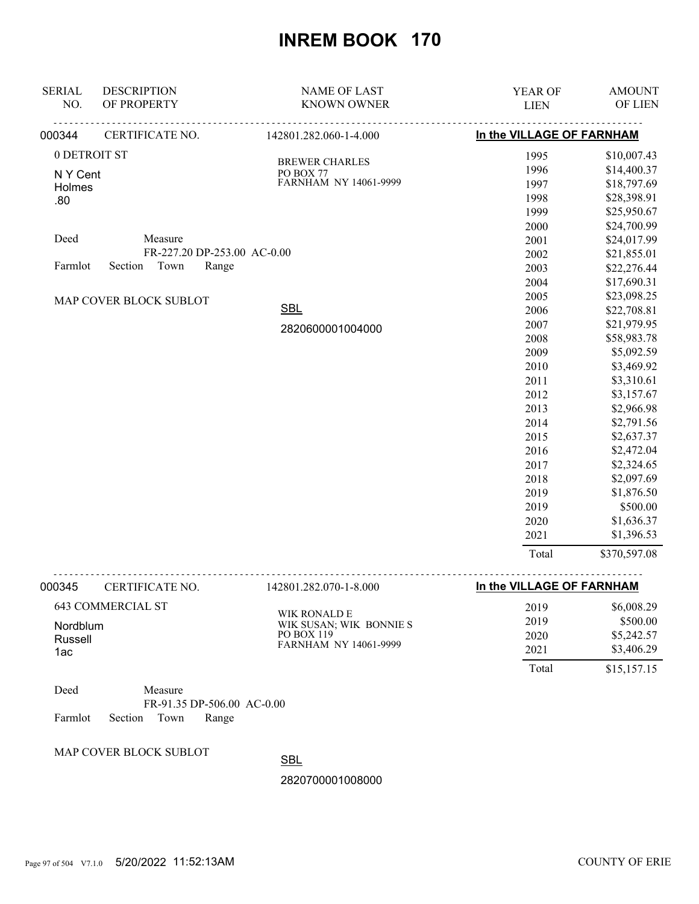# INREM BOOK 170

| SERIAL NO. | DESCRIPTION OF PROPERTY | NAME OF LAST KNOWN OWNER | YEAR OF LIEN | AMOUNT OF LIEN |
|---|---|---|---|---|

**000344** CERTIFICATE NO. 142801.282.060-1-4.000 — **In the VILLAGE OF FARNHAM**

0 DETROIT ST
N Y Cent
Holmes
.80

Deed Measure
FR-227.20 DP-253.00 AC-0.00
Farmlot Section Town Range

MAP COVER BLOCK SUBLOT

BREWER CHARLES
PO BOX 77
FARNHAM NY 14061-9999

SBL
2820600001004000

| YEAR OF LIEN | AMOUNT OF LIEN |
|---|---|
| 1995 | $10,007.43 |
| 1996 | $14,400.37 |
| 1997 | $18,797.69 |
| 1998 | $28,398.91 |
| 1999 | $25,950.67 |
| 2000 | $24,700.99 |
| 2001 | $24,017.99 |
| 2002 | $21,855.01 |
| 2003 | $22,276.44 |
| 2004 | $17,690.31 |
| 2005 | $23,098.25 |
| 2006 | $22,708.81 |
| 2007 | $21,979.95 |
| 2008 | $58,983.78 |
| 2009 | $5,092.59 |
| 2010 | $3,469.92 |
| 2011 | $3,310.61 |
| 2012 | $3,157.67 |
| 2013 | $2,966.98 |
| 2014 | $2,791.56 |
| 2015 | $2,637.37 |
| 2016 | $2,472.04 |
| 2017 | $2,324.65 |
| 2018 | $2,097.69 |
| 2019 | $1,876.50 |
| 2019 | $500.00 |
| 2020 | $1,636.37 |
| 2021 | $1,396.53 |
| Total | $370,597.08 |

**000345** CERTIFICATE NO. 142801.282.070-1-8.000 — **In the VILLAGE OF FARNHAM**

643 COMMERCIAL ST
Nordblum
Russell
1ac

Deed Measure
FR-91.35 DP-506.00 AC-0.00
Farmlot Section Town Range

MAP COVER BLOCK SUBLOT

WIK RONALD E
WIK SUSAN; WIK BONNIE S
PO BOX 119
FARNHAM NY 14061-9999

SBL
2820700001008000

| YEAR OF LIEN | AMOUNT OF LIEN |
|---|---|
| 2019 | $6,008.29 |
| 2019 | $500.00 |
| 2020 | $5,242.57 |
| 2021 | $3,406.29 |
| Total | $15,157.15 |

5/20/2022 11:52:13AM COUNTY OF ERIE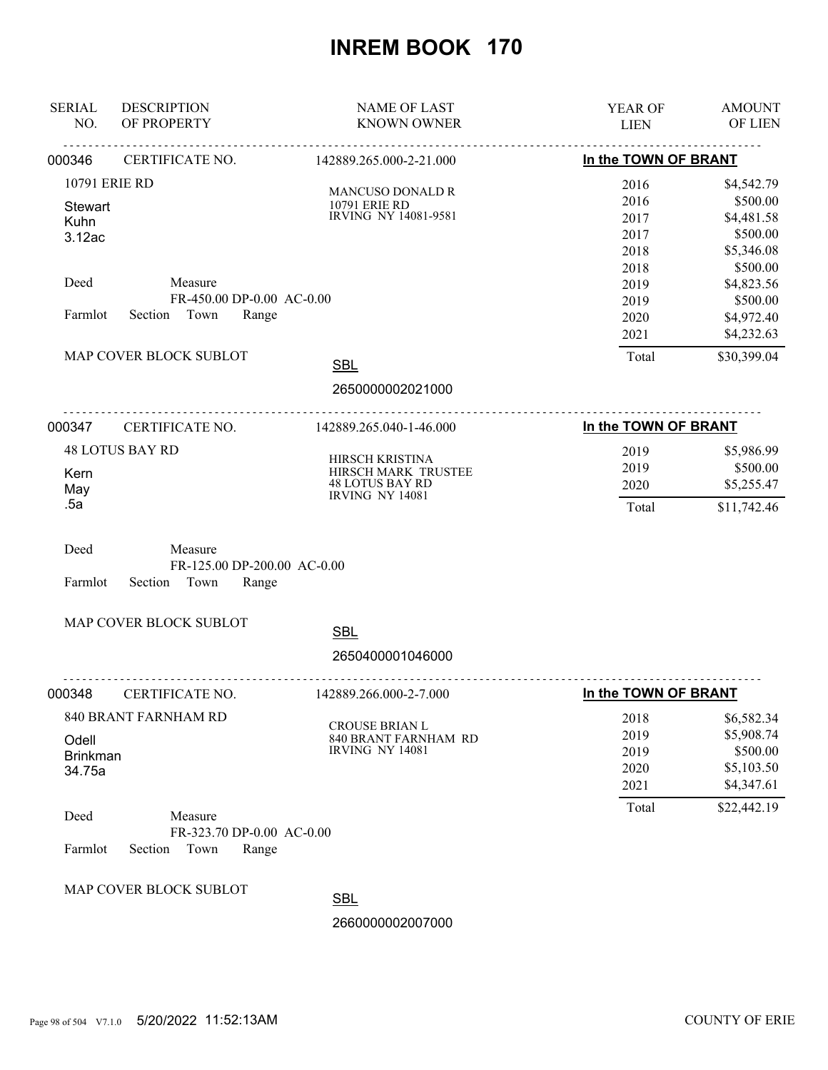# INREM BOOK 170

| SERIAL NO. | DESCRIPTION OF PROPERTY | NAME OF LAST KNOWN OWNER | YEAR OF LIEN | AMOUNT OF LIEN |
|---|---|---|---|---|

**000346** CERTIFICATE NO. 142889.265.000-2-21.000 — **In the TOWN OF BRANT**

10791 ERIE RD
Stewart
Kuhn
3.12ac

Deed — Measure: FR-450.00 DP-0.00 AC-0.00
Farmlot Section Town Range
MAP COVER BLOCK SUBLOT

MANCUSO DONALD R
10791 ERIE RD
IRVING NY 14081-9581

SBL
2650000002021000

| YEAR OF LIEN | AMOUNT OF LIEN |
|---|---|
| 2016 | $4,542.79 |
| 2016 | $500.00 |
| 2017 | $4,481.58 |
| 2017 | $500.00 |
| 2018 | $5,346.08 |
| 2018 | $500.00 |
| 2019 | $4,823.56 |
| 2019 | $500.00 |
| 2020 | $4,972.40 |
| 2021 | $4,232.63 |
| Total | $30,399.04 |

---

**000347** CERTIFICATE NO. 142889.265.040-1-46.000 — **In the TOWN OF BRANT**

48 LOTUS BAY RD
Kern
May
.5a

Deed — Measure: FR-125.00 DP-200.00 AC-0.00
Farmlot Section Town Range
MAP COVER BLOCK SUBLOT

HIRSCH KRISTINA
HIRSCH MARK TRUSTEE
48 LOTUS BAY RD
IRVING NY 14081

SBL
2650400001046000

| YEAR OF LIEN | AMOUNT OF LIEN |
|---|---|
| 2019 | $5,986.99 |
| 2019 | $500.00 |
| 2020 | $5,255.47 |
| Total | $11,742.46 |

---

**000348** CERTIFICATE NO. 142889.266.000-2-7.000 — **In the TOWN OF BRANT**

840 BRANT FARNHAM RD
Odell
Brinkman
34.75a

Deed — Measure: FR-323.70 DP-0.00 AC-0.00
Farmlot Section Town Range
MAP COVER BLOCK SUBLOT

CROUSE BRIAN L
840 BRANT FARNHAM RD
IRVING NY 14081

SBL
2660000002007000

| YEAR OF LIEN | AMOUNT OF LIEN |
|---|---|
| 2018 | $6,582.34 |
| 2019 | $5,908.74 |
| 2019 | $500.00 |
| 2020 | $5,103.50 |
| 2021 | $4,347.61 |
| Total | $22,442.19 |

5/20/2022 11:52:13AM — COUNTY OF ERIE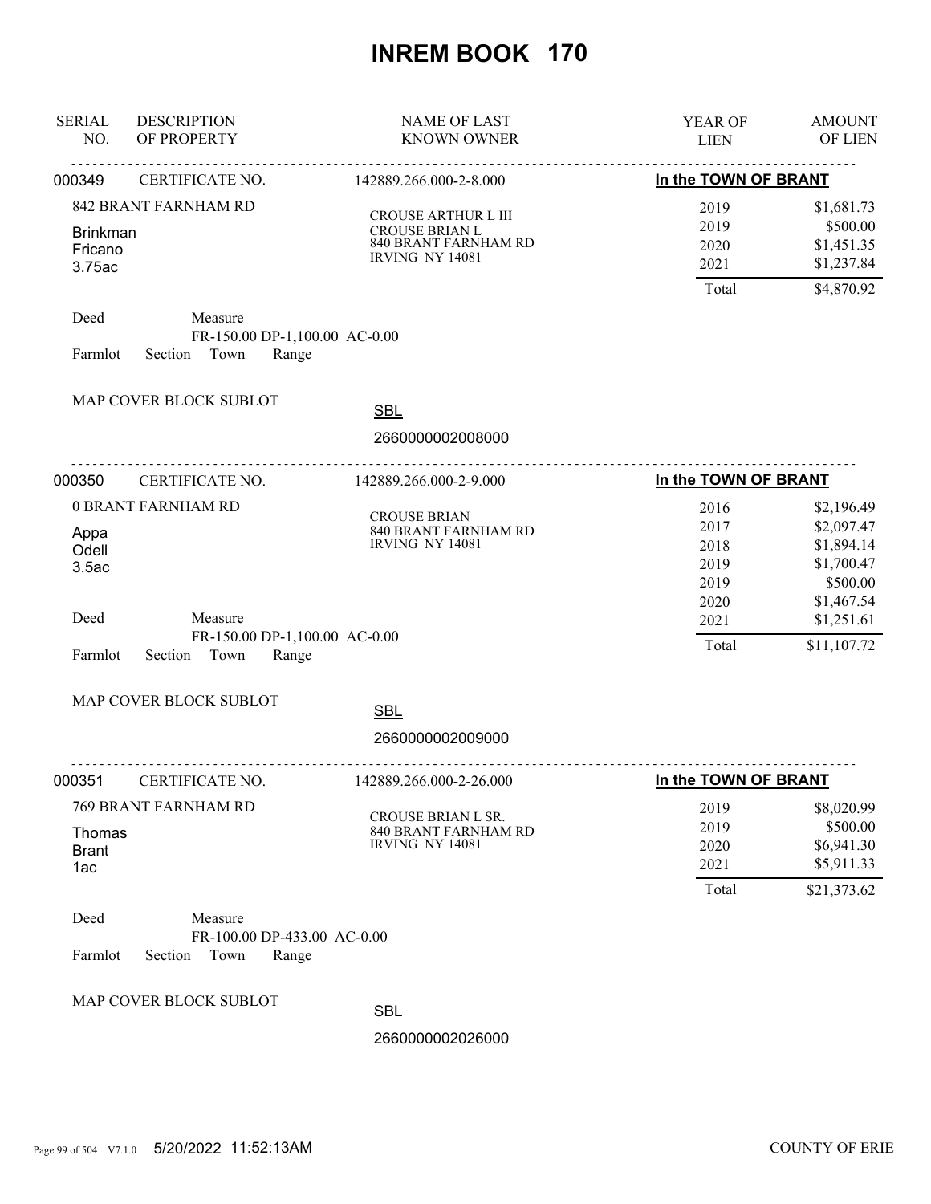# INREM BOOK 170

| SERIAL NO. | DESCRIPTION OF PROPERTY | NAME OF LAST KNOWN OWNER | YEAR OF LIEN | AMOUNT OF LIEN |
|---|---|---|---|---|

---

**000349** CERTIFICATE NO. 142889.266.000-2-8.000 — **In the TOWN OF BRANT**

842 BRANT FARNHAM RD

Brinkman
Fricano
3.75ac

CROUSE ARTHUR L III
CROUSE BRIAN L
840 BRANT FARNHAM RD
IRVING NY 14081

| YEAR OF LIEN | AMOUNT OF LIEN |
|---|---|
| 2019 | $1,681.73 |
| 2019 | $500.00 |
| 2020 | $1,451.35 |
| 2021 | $1,237.84 |
| Total | $4,870.92 |

Deed Measure
FR-150.00 DP-1,100.00 AC-0.00
Farmlot Section Town Range

MAP COVER BLOCK SUBLOT

SBL
2660000002008000

---

**000350** CERTIFICATE NO. 142889.266.000-2-9.000 — **In the TOWN OF BRANT**

0 BRANT FARNHAM RD

Appa
Odell
3.5ac

CROUSE BRIAN
840 BRANT FARNHAM RD
IRVING NY 14081

| YEAR OF LIEN | AMOUNT OF LIEN |
|---|---|
| 2016 | $2,196.49 |
| 2017 | $2,097.47 |
| 2018 | $1,894.14 |
| 2019 | $1,700.47 |
| 2019 | $500.00 |
| 2020 | $1,467.54 |
| 2021 | $1,251.61 |
| Total | $11,107.72 |

Deed Measure
FR-150.00 DP-1,100.00 AC-0.00
Farmlot Section Town Range

MAP COVER BLOCK SUBLOT

SBL
2660000002009000

---

**000351** CERTIFICATE NO. 142889.266.000-2-26.000 — **In the TOWN OF BRANT**

769 BRANT FARNHAM RD

Thomas
Brant
1ac

CROUSE BRIAN L SR.
840 BRANT FARNHAM RD
IRVING NY 14081

| YEAR OF LIEN | AMOUNT OF LIEN |
|---|---|
| 2019 | $8,020.99 |
| 2019 | $500.00 |
| 2020 | $6,941.30 |
| 2021 | $5,911.33 |
| Total | $21,373.62 |

Deed Measure
FR-100.00 DP-433.00 AC-0.00
Farmlot Section Town Range

MAP COVER BLOCK SUBLOT

SBL
2660000002026000

5/20/2022 11:52:13AM COUNTY OF ERIE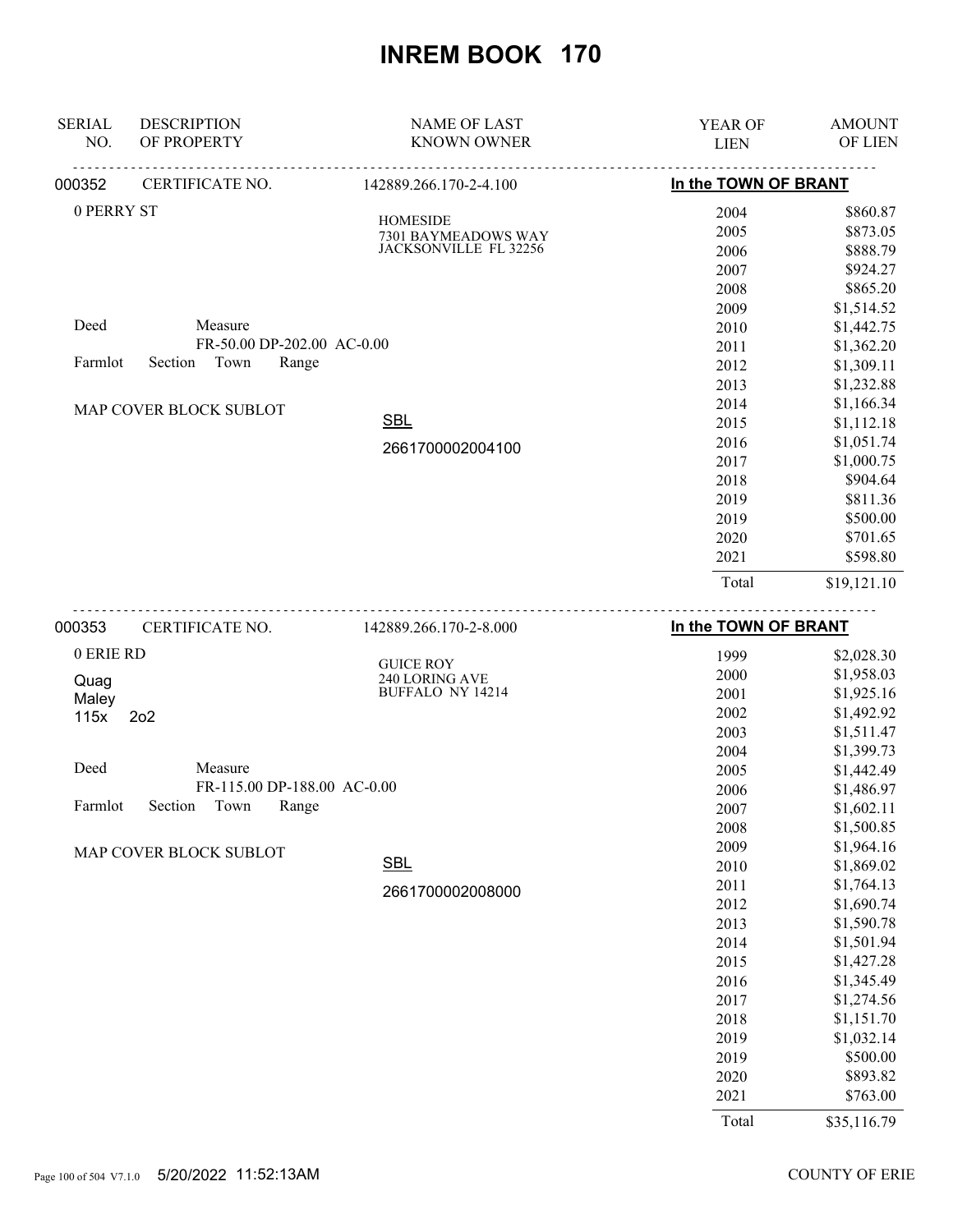# INREM BOOK 170

| SERIAL NO. | DESCRIPTION OF PROPERTY | NAME OF LAST KNOWN OWNER | YEAR OF LIEN | AMOUNT OF LIEN |
|---|---|---|---|---|

**000352** CERTIFICATE NO. 142889.266.170-2-4.100 — **In the TOWN OF BRANT**

0 PERRY ST

HOMESIDE
7301 BAYMEADOWS WAY
JACKSONVILLE FL 32256

Deed Measure
FR-50.00 DP-202.00 AC-0.00
Farmlot Section Town Range

MAP COVER BLOCK SUBLOT

SBL
2661700002004100

| YEAR OF LIEN | AMOUNT OF LIEN |
|---|---|
| 2004 | $860.87 |
| 2005 | $873.05 |
| 2006 | $888.79 |
| 2007 | $924.27 |
| 2008 | $865.20 |
| 2009 | $1,514.52 |
| 2010 | $1,442.75 |
| 2011 | $1,362.20 |
| 2012 | $1,309.11 |
| 2013 | $1,232.88 |
| 2014 | $1,166.34 |
| 2015 | $1,112.18 |
| 2016 | $1,051.74 |
| 2017 | $1,000.75 |
| 2018 | $904.64 |
| 2019 | $811.36 |
| 2019 | $500.00 |
| 2020 | $701.65 |
| 2021 | $598.80 |
| Total | $19,121.10 |

**000353** CERTIFICATE NO. 142889.266.170-2-8.000 — **In the TOWN OF BRANT**

0 ERIE RD
Quag
Maley
115x 2o2

GUICE ROY
240 LORING AVE
BUFFALO NY 14214

Deed Measure
FR-115.00 DP-188.00 AC-0.00
Farmlot Section Town Range

MAP COVER BLOCK SUBLOT

SBL
2661700002008000

| YEAR OF LIEN | AMOUNT OF LIEN |
|---|---|
| 1999 | $2,028.30 |
| 2000 | $1,958.03 |
| 2001 | $1,925.16 |
| 2002 | $1,492.92 |
| 2003 | $1,511.47 |
| 2004 | $1,399.73 |
| 2005 | $1,442.49 |
| 2006 | $1,486.97 |
| 2007 | $1,602.11 |
| 2008 | $1,500.85 |
| 2009 | $1,964.16 |
| 2010 | $1,869.02 |
| 2011 | $1,764.13 |
| 2012 | $1,690.74 |
| 2013 | $1,590.78 |
| 2014 | $1,501.94 |
| 2015 | $1,427.28 |
| 2016 | $1,345.49 |
| 2017 | $1,274.56 |
| 2018 | $1,151.70 |
| 2019 | $1,032.14 |
| 2019 | $500.00 |
| 2020 | $893.82 |
| 2021 | $763.00 |
| Total | $35,116.79 |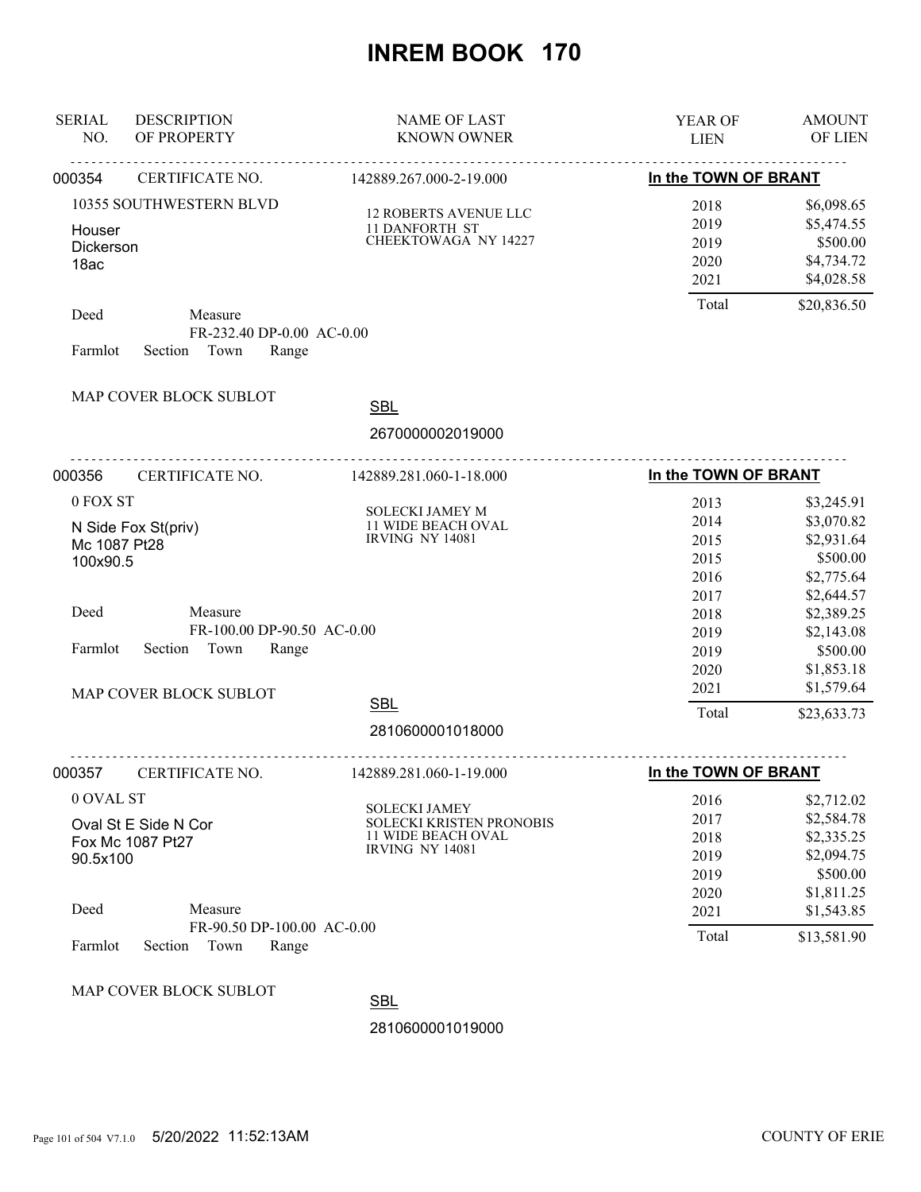# INREM BOOK 170

| SERIAL NO. | DESCRIPTION OF PROPERTY | NAME OF LAST KNOWN OWNER | YEAR OF LIEN | AMOUNT OF LIEN |
|---|---|---|---|---|

**000354** CERTIFICATE NO. 142889.267.000-2-19.000 — **In the TOWN OF BRANT**

10355 SOUTHWESTERN BLVD
Houser
Dickerson
18ac

12 ROBERTS AVENUE LLC
11 DANFORTH ST
CHEEKTOWAGA NY 14227

| YEAR OF LIEN | AMOUNT OF LIEN |
|---|---|
| 2018 | $6,098.65 |
| 2019 | $5,474.55 |
| 2019 | $500.00 |
| 2020 | $4,734.72 |
| 2021 | $4,028.58 |
| Total | $20,836.50 |

Deed Measure
FR-232.40 DP-0.00 AC-0.00
Farmlot Section Town Range

MAP COVER BLOCK SUBLOT

SBL
2670000002019000

---

**000356** CERTIFICATE NO. 142889.281.060-1-18.000 — **In the TOWN OF BRANT**

0 FOX ST
N Side Fox St(priv)
Mc 1087 Pt28
100x90.5

SOLECKI JAMEY M
11 WIDE BEACH OVAL
IRVING NY 14081

| YEAR OF LIEN | AMOUNT OF LIEN |
|---|---|
| 2013 | $3,245.91 |
| 2014 | $3,070.82 |
| 2015 | $2,931.64 |
| 2015 | $500.00 |
| 2016 | $2,775.64 |
| 2017 | $2,644.57 |
| 2018 | $2,389.25 |
| 2019 | $2,143.08 |
| 2019 | $500.00 |
| 2020 | $1,853.18 |
| 2021 | $1,579.64 |
| Total | $23,633.73 |

Deed Measure
FR-100.00 DP-90.50 AC-0.00
Farmlot Section Town Range

MAP COVER BLOCK SUBLOT

SBL
2810600001018000

---

**000357** CERTIFICATE NO. 142889.281.060-1-19.000 — **In the TOWN OF BRANT**

0 OVAL ST
Oval St E Side N Cor
Fox Mc 1087 Pt27
90.5x100

SOLECKI JAMEY
SOLECKI KRISTEN PRONOBIS
11 WIDE BEACH OVAL
IRVING NY 14081

| YEAR OF LIEN | AMOUNT OF LIEN |
|---|---|
| 2016 | $2,712.02 |
| 2017 | $2,584.78 |
| 2018 | $2,335.25 |
| 2019 | $2,094.75 |
| 2019 | $500.00 |
| 2020 | $1,811.25 |
| 2021 | $1,543.85 |
| Total | $13,581.90 |

Deed Measure
FR-90.50 DP-100.00 AC-0.00
Farmlot Section Town Range

MAP COVER BLOCK SUBLOT

SBL
2810600001019000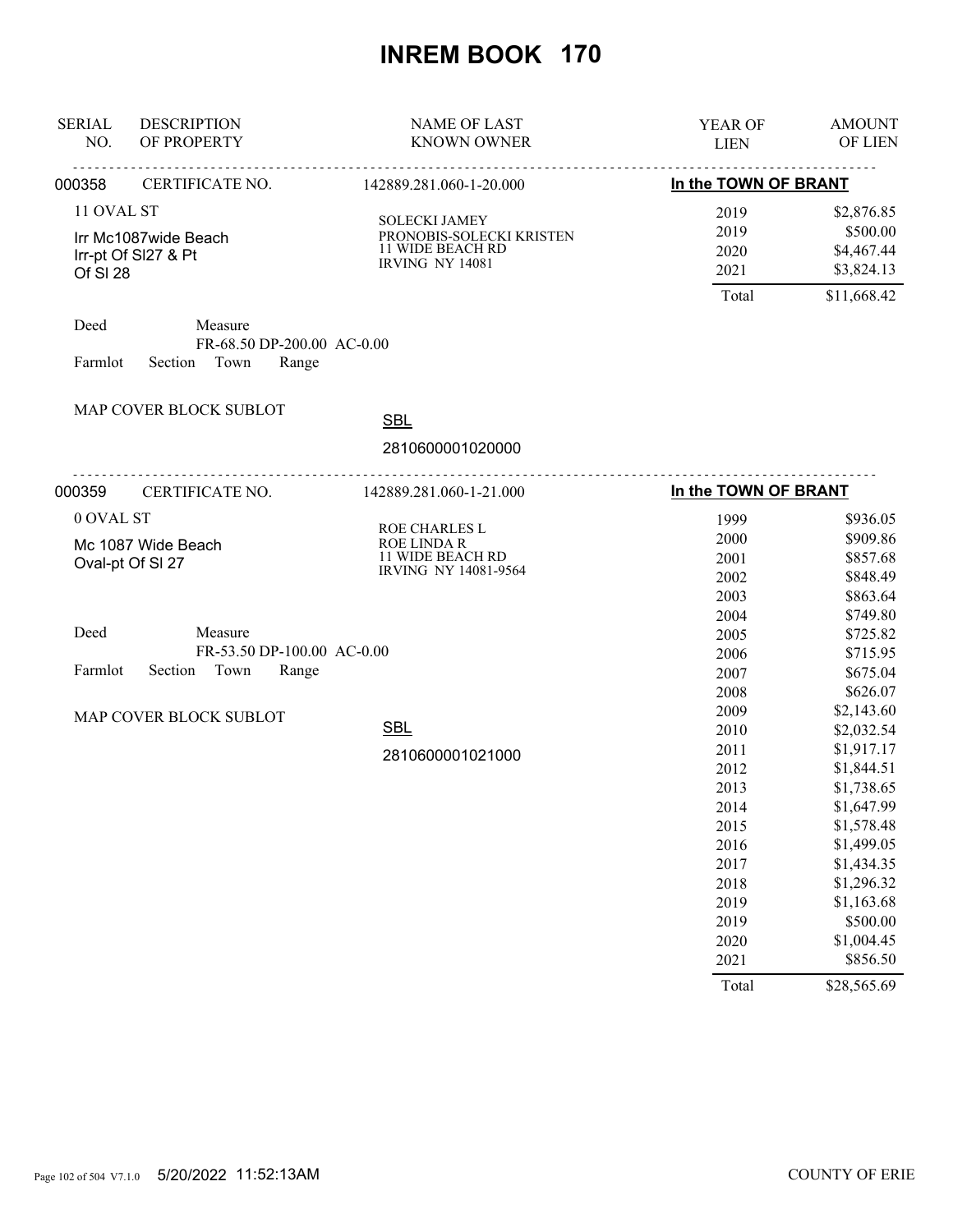# INREM BOOK 170

| SERIAL NO. | DESCRIPTION OF PROPERTY | NAME OF LAST KNOWN OWNER | YEAR OF LIEN | AMOUNT OF LIEN |
|---|---|---|---|---|
| 000358 | CERTIFICATE NO. | 142889.281.060-1-20.000 | In the TOWN OF BRANT | |
| | 11 OVAL ST | SOLECKI JAMEY | 2019 | $2,876.85 |
| | Irr Mc1087wide Beach | PRONOBIS-SOLECKI KRISTEN | 2019 | $500.00 |
| | Irr-pt Of Sl27 & Pt | 11 WIDE BEACH RD | 2020 | $4,467.44 |
| | Of Sl 28 | IRVING NY 14081 | 2021 | $3,824.13 |
| | | | Total | $11,668.42 |

Deed Measure
FR-68.50 DP-200.00 AC-0.00
Farmlot Section Town Range

MAP COVER BLOCK SUBLOT

SBL
2810600001020000

| SERIAL NO. | DESCRIPTION OF PROPERTY | NAME OF LAST KNOWN OWNER | YEAR OF LIEN | AMOUNT OF LIEN |
|---|---|---|---|---|
| 000359 | CERTIFICATE NO. | 142889.281.060-1-21.000 | In the TOWN OF BRANT | |
| | 0 OVAL ST | ROE CHARLES L | 1999 | $936.05 |
| | Mc 1087 Wide Beach | ROE LINDA R | 2000 | $909.86 |
| | Oval-pt Of Sl 27 | 11 WIDE BEACH RD | 2001 | $857.68 |
| | | IRVING NY 14081-9564 | 2002 | $848.49 |
| | | | 2003 | $863.64 |
| | | | 2004 | $749.80 |
| | | | 2005 | $725.82 |
| | | | 2006 | $715.95 |
| | | | 2007 | $675.04 |
| | | | 2008 | $626.07 |
| | | | 2009 | $2,143.60 |
| | | | 2010 | $2,032.54 |
| | | | 2011 | $1,917.17 |
| | | | 2012 | $1,844.51 |
| | | | 2013 | $1,738.65 |
| | | | 2014 | $1,647.99 |
| | | | 2015 | $1,578.48 |
| | | | 2016 | $1,499.05 |
| | | | 2017 | $1,434.35 |
| | | | 2018 | $1,296.32 |
| | | | 2019 | $1,163.68 |
| | | | 2019 | $500.00 |
| | | | 2020 | $1,004.45 |
| | | | 2021 | $856.50 |
| | | | Total | $28,565.69 |

Deed Measure
FR-53.50 DP-100.00 AC-0.00
Farmlot Section Town Range

MAP COVER BLOCK SUBLOT

SBL
2810600001021000

5/20/2022 11:52:13AM COUNTY OF ERIE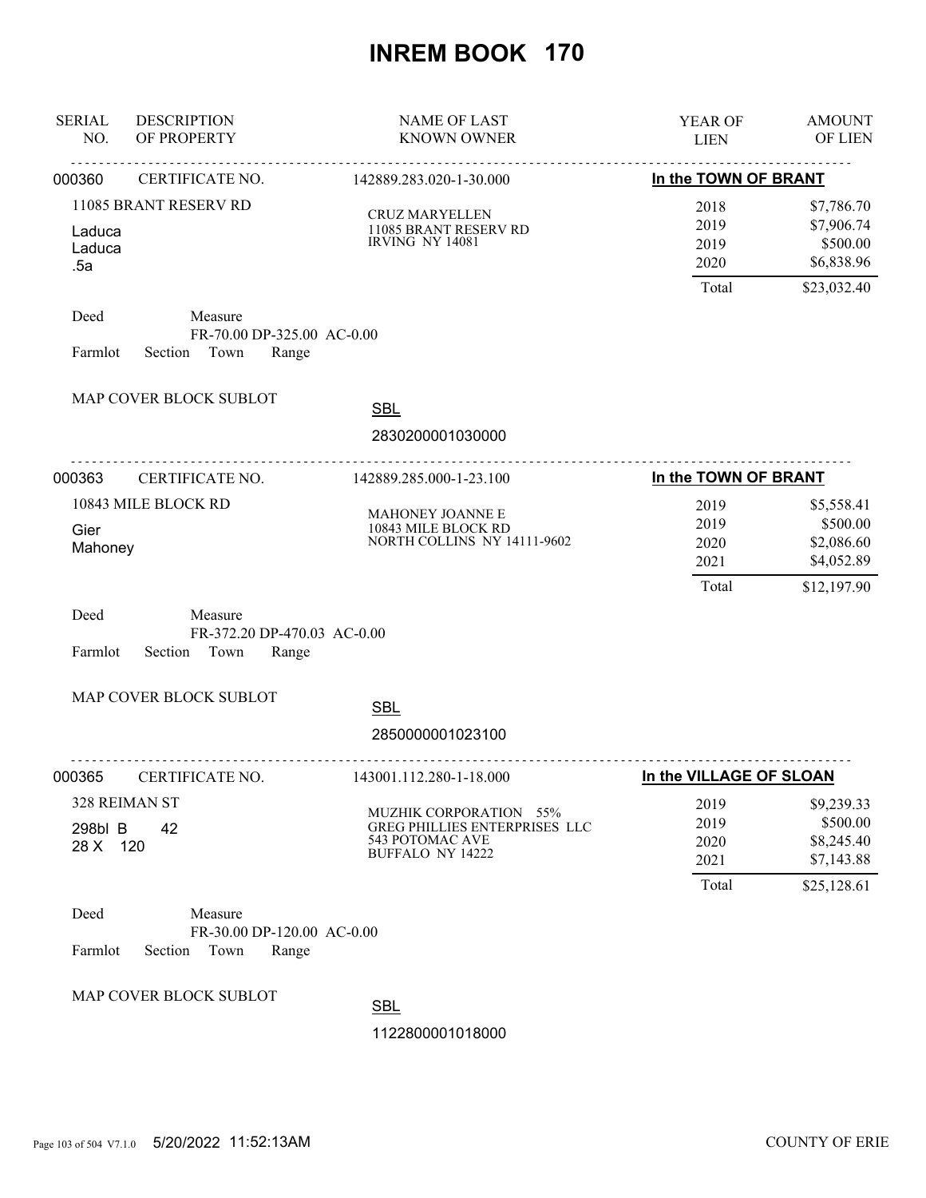# INREM BOOK 170

| SERIAL NO. | DESCRIPTION OF PROPERTY | NAME OF LAST KNOWN OWNER | YEAR OF LIEN | AMOUNT OF LIEN |
|---|---|---|---|---|

---

**000360** CERTIFICATE NO. 142889.283.020-1-30.000 — **In the TOWN OF BRANT**

11085 BRANT RESERV RD
Laduca
Laduca
.5a

CRUZ MARYELLEN
11085 BRANT RESERV RD
IRVING NY 14081

| YEAR OF LIEN | AMOUNT OF LIEN |
|---|---|
| 2018 | $7,786.70 |
| 2019 | $7,906.74 |
| 2019 | $500.00 |
| 2020 | $6,838.96 |
| Total | $23,032.40 |

Deed Measure
FR-70.00 DP-325.00 AC-0.00
Farmlot Section Town Range

MAP COVER BLOCK SUBLOT

SBL
2830200001030000

---

**000363** CERTIFICATE NO. 142889.285.000-1-23.100 — **In the TOWN OF BRANT**

10843 MILE BLOCK RD
Gier
Mahoney

MAHONEY JOANNE E
10843 MILE BLOCK RD
NORTH COLLINS NY 14111-9602

| YEAR OF LIEN | AMOUNT OF LIEN |
|---|---|
| 2019 | $5,558.41 |
| 2019 | $500.00 |
| 2020 | $2,086.60 |
| 2021 | $4,052.89 |
| Total | $12,197.90 |

Deed Measure
FR-372.20 DP-470.03 AC-0.00
Farmlot Section Town Range

MAP COVER BLOCK SUBLOT

SBL
2850000001023100

---

**000365** CERTIFICATE NO. 143001.112.280-1-18.000 — **In the VILLAGE OF SLOAN**

328 REIMAN ST
298bl B 42
28 X 120

MUZHIK CORPORATION 55%
GREG PHILLIES ENTERPRISES LLC
543 POTOMAC AVE
BUFFALO NY 14222

| YEAR OF LIEN | AMOUNT OF LIEN |
|---|---|
| 2019 | $9,239.33 |
| 2019 | $500.00 |
| 2020 | $8,245.40 |
| 2021 | $7,143.88 |
| Total | $25,128.61 |

Deed Measure
FR-30.00 DP-120.00 AC-0.00
Farmlot Section Town Range

MAP COVER BLOCK SUBLOT

SBL
1122800001018000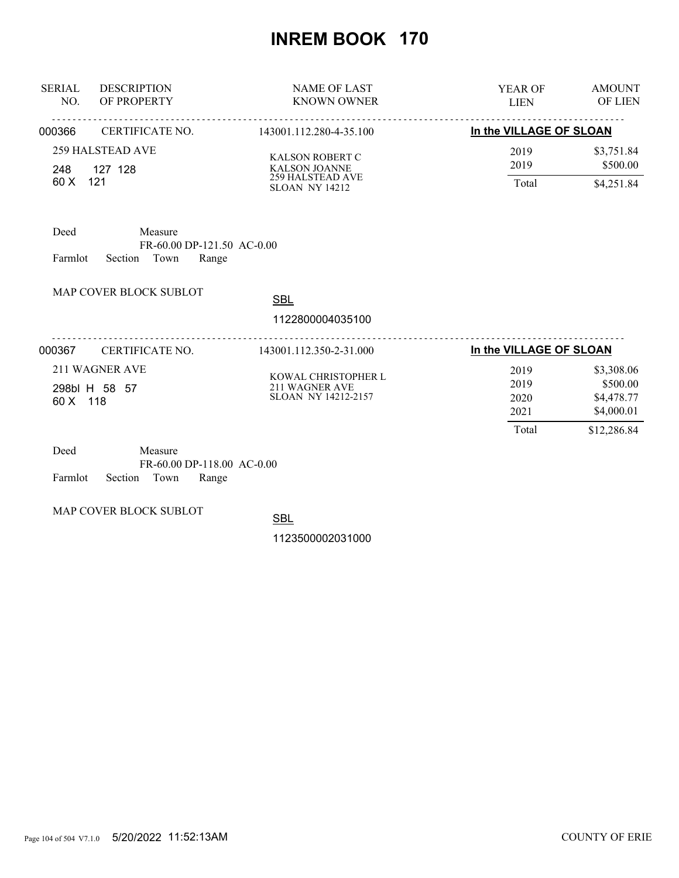# INREM BOOK 170

| SERIAL NO. | DESCRIPTION OF PROPERTY | NAME OF LAST KNOWN OWNER | YEAR OF LIEN | AMOUNT OF LIEN |
|---|---|---|---|---|
| 000366 | CERTIFICATE NO. | 143001.112.280-4-35.100 | **In the VILLAGE OF SLOAN** | |
| | 259 HALSTEAD AVE | KALSON ROBERT C | 2019 | $3,751.84 |
| | 248 127 128 | KALSON JOANNE | 2019 | $500.00 |
| | 60 X 121 | 259 HALSTEAD AVE | Total | $4,251.84 |
| | | SLOAN NY 14212 | | |

Deed Measure
FR-60.00 DP-121.50 AC-0.00
Farmlot Section Town Range

MAP COVER BLOCK SUBLOT

SBL
1122800004035100

| SERIAL NO. | DESCRIPTION OF PROPERTY | NAME OF LAST KNOWN OWNER | YEAR OF LIEN | AMOUNT OF LIEN |
|---|---|---|---|---|
| 000367 | CERTIFICATE NO. | 143001.112.350-2-31.000 | **In the VILLAGE OF SLOAN** | |
| | 211 WAGNER AVE | KOWAL CHRISTOPHER L | 2019 | $3,308.06 |
| | 298bl H 58 57 | 211 WAGNER AVE | 2019 | $500.00 |
| | 60 X 118 | SLOAN NY 14212-2157 | 2020 | $4,478.77 |
| | | | 2021 | $4,000.01 |
| | | | Total | $12,286.84 |

Deed Measure
FR-60.00 DP-118.00 AC-0.00
Farmlot Section Town Range

MAP COVER BLOCK SUBLOT

SBL
1123500002031000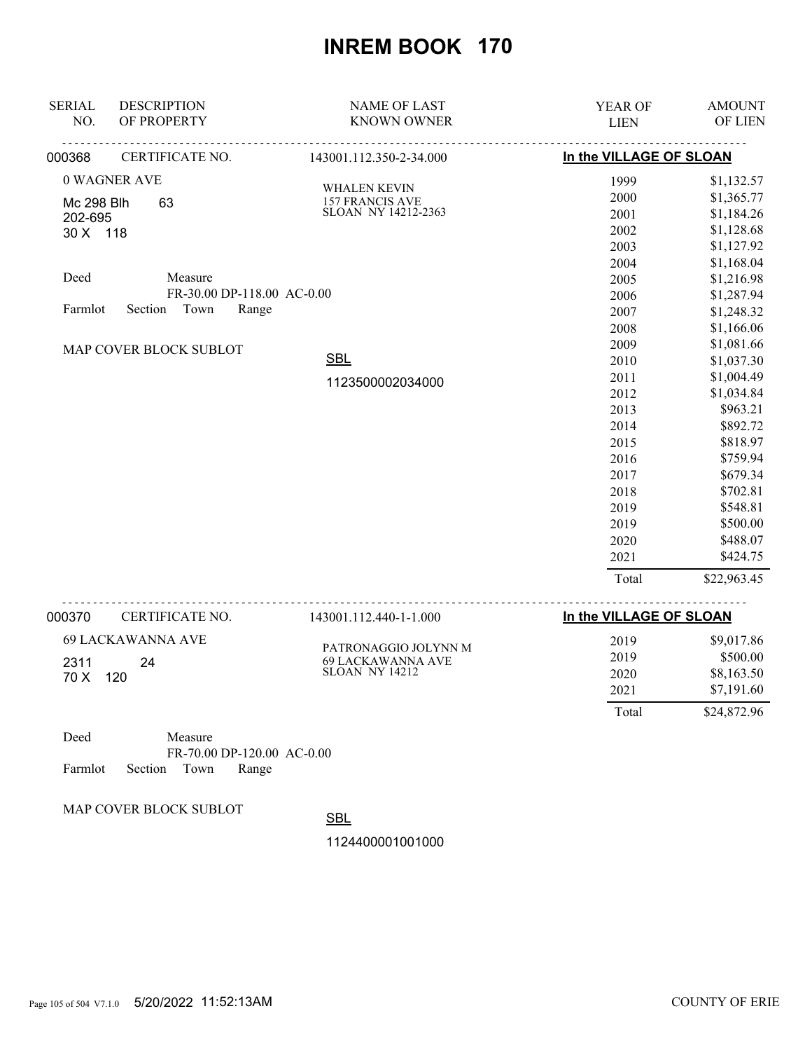# INREM BOOK 170

| SERIAL NO. | DESCRIPTION OF PROPERTY | NAME OF LAST KNOWN OWNER | YEAR OF LIEN | AMOUNT OF LIEN |
|---|---|---|---|---|
| 000368 | CERTIFICATE NO. | 143001.112.350-2-34.000 | In the VILLAGE OF SLOAN | |
| | 0 WAGNER AVE | WHALEN KEVIN<br>157 FRANCIS AVE<br>SLOAN NY 14212-2363 | 1999 | $1,132.57 |
| | Mc 298 Blh 63 | | 2000 | $1,365.77 |
| | 202-695 | | 2001 | $1,184.26 |
| | 30 X 118 | | 2002 | $1,128.68 |
| | | | 2003 | $1,127.92 |
| | | | 2004 | $1,168.04 |
| | Deed Measure | | 2005 | $1,216.98 |
| | FR-30.00 DP-118.00 AC-0.00 | | 2006 | $1,287.94 |
| | Farmlot Section Town Range | | 2007 | $1,248.32 |
| | | | 2008 | $1,166.06 |
| | MAP COVER BLOCK SUBLOT | | 2009 | $1,081.66 |
| | | SBL | 2010 | $1,037.30 |
| | | 1123500002034000 | 2011 | $1,004.49 |
| | | | 2012 | $1,034.84 |
| | | | 2013 | $963.21 |
| | | | 2014 | $892.72 |
| | | | 2015 | $818.97 |
| | | | 2016 | $759.94 |
| | | | 2017 | $679.34 |
| | | | 2018 | $702.81 |
| | | | 2019 | $548.81 |
| | | | 2019 | $500.00 |
| | | | 2020 | $488.07 |
| | | | 2021 | $424.75 |
| | | | Total | $22,963.45 |

| SERIAL NO. | DESCRIPTION OF PROPERTY | NAME OF LAST KNOWN OWNER | YEAR OF LIEN | AMOUNT OF LIEN |
|---|---|---|---|---|
| 000370 | CERTIFICATE NO. | 143001.112.440-1-1.000 | In the VILLAGE OF SLOAN | |
| | 69 LACKAWANNA AVE | PATRONAGGIO JOLYNN M<br>69 LACKAWANNA AVE<br>SLOAN NY 14212 | 2019 | $9,017.86 |
| | 2311 24 | | 2019 | $500.00 |
| | 70 X 120 | | 2020 | $8,163.50 |
| | | | 2021 | $7,191.60 |
| | | | Total | $24,872.96 |
| | Deed Measure | | | |
| | FR-70.00 DP-120.00 AC-0.00 | | | |
| | Farmlot Section Town Range | | | |
| | MAP COVER BLOCK SUBLOT | SBL | | |
| | | 1124400001001000 | | |

5/20/2022 11:52:13AM — COUNTY OF ERIE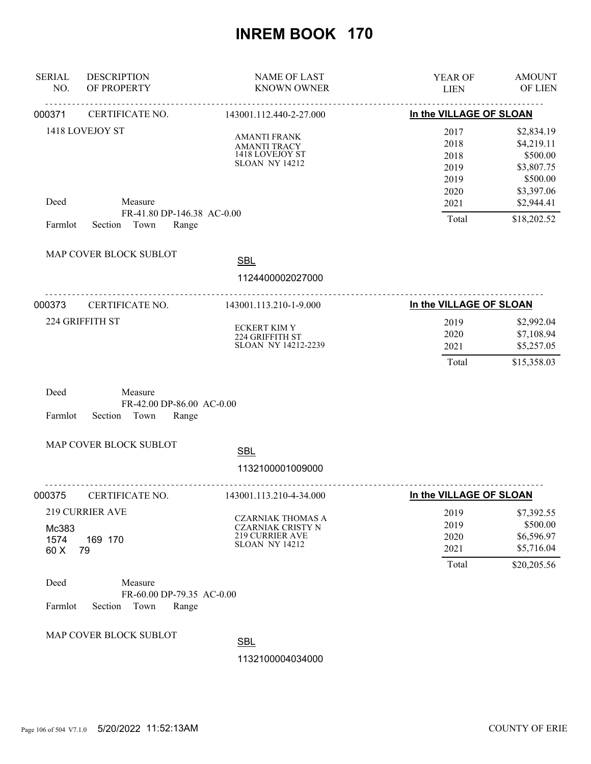# INREM BOOK 170

| SERIAL NO. | DESCRIPTION OF PROPERTY | NAME OF LAST KNOWN OWNER | YEAR OF LIEN | AMOUNT OF LIEN |
|---|---|---|---|---|

---

**000371** CERTIFICATE NO. 143001.112.440-2-27.000 — **In the VILLAGE OF SLOAN**

1418 LOVEJOY ST

AMANTI FRANK
AMANTI TRACY
1418 LOVEJOY ST
SLOAN NY 14212

| YEAR OF LIEN | AMOUNT OF LIEN |
|---|---|
| 2017 | $2,834.19 |
| 2018 | $4,219.11 |
| 2018 | $500.00 |
| 2019 | $3,807.75 |
| 2019 | $500.00 |
| 2020 | $3,397.06 |
| 2021 | $2,944.41 |
| Total | $18,202.52 |

Deed Measure
FR-41.80 DP-146.38 AC-0.00
Farmlot Section Town Range

MAP COVER BLOCK SUBLOT

SBL
1124400002027000

---

**000373** CERTIFICATE NO. 143001.113.210-1-9.000 — **In the VILLAGE OF SLOAN**

224 GRIFFITH ST

ECKERT KIM Y
224 GRIFFITH ST
SLOAN NY 14212-2239

| YEAR OF LIEN | AMOUNT OF LIEN |
|---|---|
| 2019 | $2,992.04 |
| 2020 | $7,108.94 |
| 2021 | $5,257.05 |
| Total | $15,358.03 |

Deed Measure
FR-42.00 DP-86.00 AC-0.00
Farmlot Section Town Range

MAP COVER BLOCK SUBLOT

SBL
1132100001009000

---

**000375** CERTIFICATE NO. 143001.113.210-4-34.000 — **In the VILLAGE OF SLOAN**

219 CURRIER AVE
Mc383
1574 169 170
60 X 79

CZARNIAK THOMAS A
CZARNIAK CRISTY N
219 CURRIER AVE
SLOAN NY 14212

| YEAR OF LIEN | AMOUNT OF LIEN |
|---|---|
| 2019 | $7,392.55 |
| 2019 | $500.00 |
| 2020 | $6,596.97 |
| 2021 | $5,716.04 |
| Total | $20,205.56 |

Deed Measure
FR-60.00 DP-79.35 AC-0.00
Farmlot Section Town Range

MAP COVER BLOCK SUBLOT

SBL
1132100004034000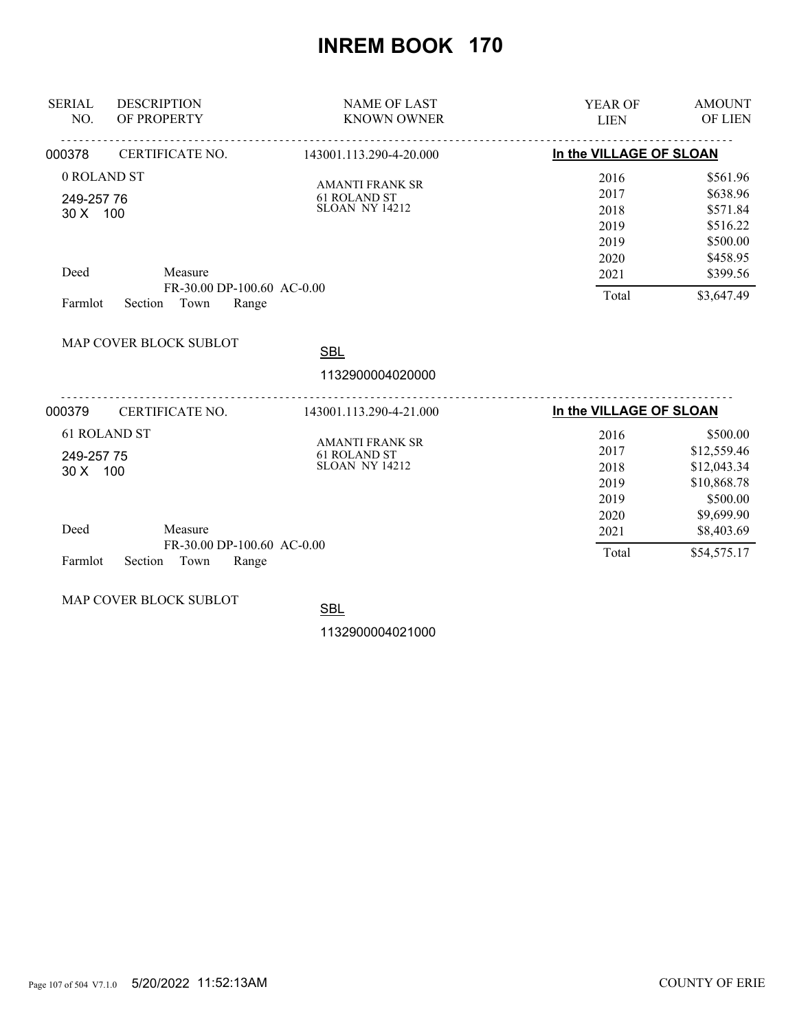# INREM BOOK 170

| SERIAL NO. | DESCRIPTION OF PROPERTY | NAME OF LAST KNOWN OWNER | YEAR OF LIEN | AMOUNT OF LIEN |
|---|---|---|---|---|

**000378** CERTIFICATE NO. 143001.113.290-4-20.000 — **In the VILLAGE OF SLOAN**

0 ROLAND ST
249-257 76
30 X 100

AMANTI FRANK SR
61 ROLAND ST
SLOAN NY 14212

Deed — Measure: FR-30.00 DP-100.60 AC-0.00
Farmlot Section Town Range

MAP COVER BLOCK SUBLOT

SBL 1132900004020000

| YEAR OF LIEN | AMOUNT OF LIEN |
|---|---|
| 2016 | $561.96 |
| 2017 | $638.96 |
| 2018 | $571.84 |
| 2019 | $516.22 |
| 2019 | $500.00 |
| 2020 | $458.95 |
| 2021 | $399.56 |
| Total | $3,647.49 |

---

**000379** CERTIFICATE NO. 143001.113.290-4-21.000 — **In the VILLAGE OF SLOAN**

61 ROLAND ST
249-257 75
30 X 100

AMANTI FRANK SR
61 ROLAND ST
SLOAN NY 14212

Deed — Measure: FR-30.00 DP-100.60 AC-0.00
Farmlot Section Town Range

MAP COVER BLOCK SUBLOT

SBL 1132900004021000

| YEAR OF LIEN | AMOUNT OF LIEN |
|---|---|
| 2016 | $500.00 |
| 2017 | $12,559.46 |
| 2018 | $12,043.34 |
| 2019 | $10,868.78 |
| 2019 | $500.00 |
| 2020 | $9,699.90 |
| 2021 | $8,403.69 |
| Total | $54,575.17 |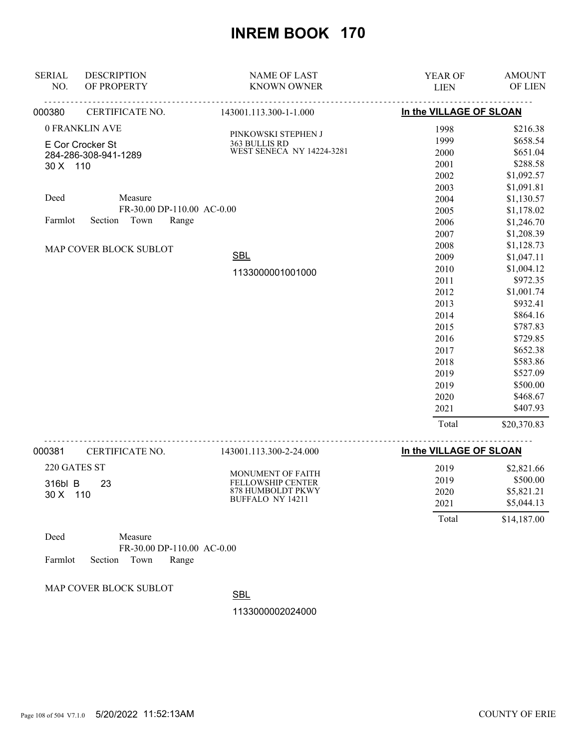# INREM BOOK 170

| SERIAL NO. | DESCRIPTION OF PROPERTY | NAME OF LAST KNOWN OWNER | YEAR OF LIEN | AMOUNT OF LIEN |
|---|---|---|---|---|
| 000380 | CERTIFICATE NO. | 143001.113.300-1-1.000 | **In the VILLAGE OF SLOAN** | |
| | 0 FRANKLIN AVE | PINKOWSKI STEPHEN J | 1998 | $216.38 |
| | E Cor Crocker St | 363 BULLIS RD | 1999 | $658.54 |
| | 284-286-308-941-1289 | WEST SENECA NY 14224-3281 | 2000 | $651.04 |
| | 30 X 110 | | 2001 | $288.58 |
| | | | 2002 | $1,092.57 |
| | | | 2003 | $1,091.81 |
| | Deed Measure | | 2004 | $1,130.57 |
| | FR-30.00 DP-110.00 AC-0.00 | | 2005 | $1,178.02 |
| | Farmlot Section Town Range | | 2006 | $1,246.70 |
| | | | 2007 | $1,208.39 |
| | MAP COVER BLOCK SUBLOT | | 2008 | $1,128.73 |
| | | SBL | 2009 | $1,047.11 |
| | | 1133000001001000 | 2010 | $1,004.12 |
| | | | 2011 | $972.35 |
| | | | 2012 | $1,001.74 |
| | | | 2013 | $932.41 |
| | | | 2014 | $864.16 |
| | | | 2015 | $787.83 |
| | | | 2016 | $729.85 |
| | | | 2017 | $652.38 |
| | | | 2018 | $583.86 |
| | | | 2019 | $527.09 |
| | | | 2019 | $500.00 |
| | | | 2020 | $468.67 |
| | | | 2021 | $407.93 |
| | | | Total | $20,370.83 |
| 000381 | CERTIFICATE NO. | 143001.113.300-2-24.000 | **In the VILLAGE OF SLOAN** | |
| | 220 GATES ST | MONUMENT OF FAITH | 2019 | $2,821.66 |
| | 316bl B 23 | FELLOWSHIP CENTER | 2019 | $500.00 |
| | 30 X 110 | 878 HUMBOLDT PKWY | 2020 | $5,821.21 |
| | | BUFFALO NY 14211 | 2021 | $5,044.13 |
| | | | Total | $14,187.00 |
| | Deed Measure | | | |
| | FR-30.00 DP-110.00 AC-0.00 | | | |
| | Farmlot Section Town Range | | | |
| | MAP COVER BLOCK SUBLOT | SBL | | |
| | | 1133000002024000 | | |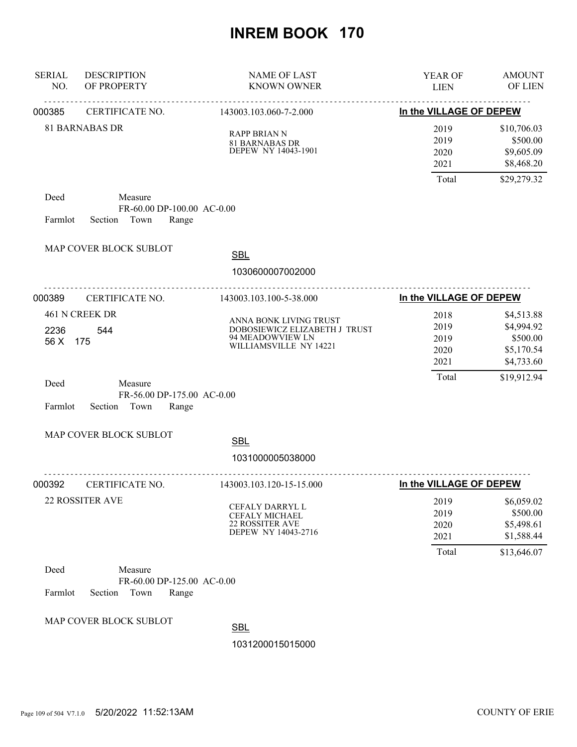# INREM BOOK 170

| SERIAL NO. | DESCRIPTION OF PROPERTY | NAME OF LAST KNOWN OWNER | YEAR OF LIEN | AMOUNT OF LIEN |
|---|---|---|---|---|

---

**000385** CERTIFICATE NO. 143003.103.060-7-2.000 — **In the VILLAGE OF DEPEW**

81 BARNABAS DR

RAPP BRIAN N
81 BARNABAS DR
DEPEW NY 14043-1901

| YEAR OF LIEN | AMOUNT OF LIEN |
|---|---|
| 2019 | $10,706.03 |
| 2019 | $500.00 |
| 2020 | $9,605.09 |
| 2021 | $8,468.20 |
| Total | $29,279.32 |

Deed Measure
FR-60.00 DP-100.00 AC-0.00
Farmlot Section Town Range

MAP COVER BLOCK SUBLOT

SBL
1030600007002000

---

**000389** CERTIFICATE NO. 143003.103.100-5-38.000 — **In the VILLAGE OF DEPEW**

461 N CREEK DR
2236 544
56 X 175

ANNA BONK LIVING TRUST
DOBOSIEWICZ ELIZABETH J TRUST
94 MEADOWVIEW LN
WILLIAMSVILLE NY 14221

| YEAR OF LIEN | AMOUNT OF LIEN |
|---|---|
| 2018 | $4,513.88 |
| 2019 | $4,994.92 |
| 2019 | $500.00 |
| 2020 | $5,170.54 |
| 2021 | $4,733.60 |
| Total | $19,912.94 |

Deed Measure
FR-56.00 DP-175.00 AC-0.00
Farmlot Section Town Range

MAP COVER BLOCK SUBLOT

SBL
1031000005038000

---

**000392** CERTIFICATE NO. 143003.103.120-15-15.000 — **In the VILLAGE OF DEPEW**

22 ROSSITER AVE

CEFALY DARRYL L
CEFALY MICHAEL
22 ROSSITER AVE
DEPEW NY 14043-2716

| YEAR OF LIEN | AMOUNT OF LIEN |
|---|---|
| 2019 | $6,059.02 |
| 2019 | $500.00 |
| 2020 | $5,498.61 |
| 2021 | $1,588.44 |
| Total | $13,646.07 |

Deed Measure
FR-60.00 DP-125.00 AC-0.00
Farmlot Section Town Range

MAP COVER BLOCK SUBLOT

SBL
1031200015015000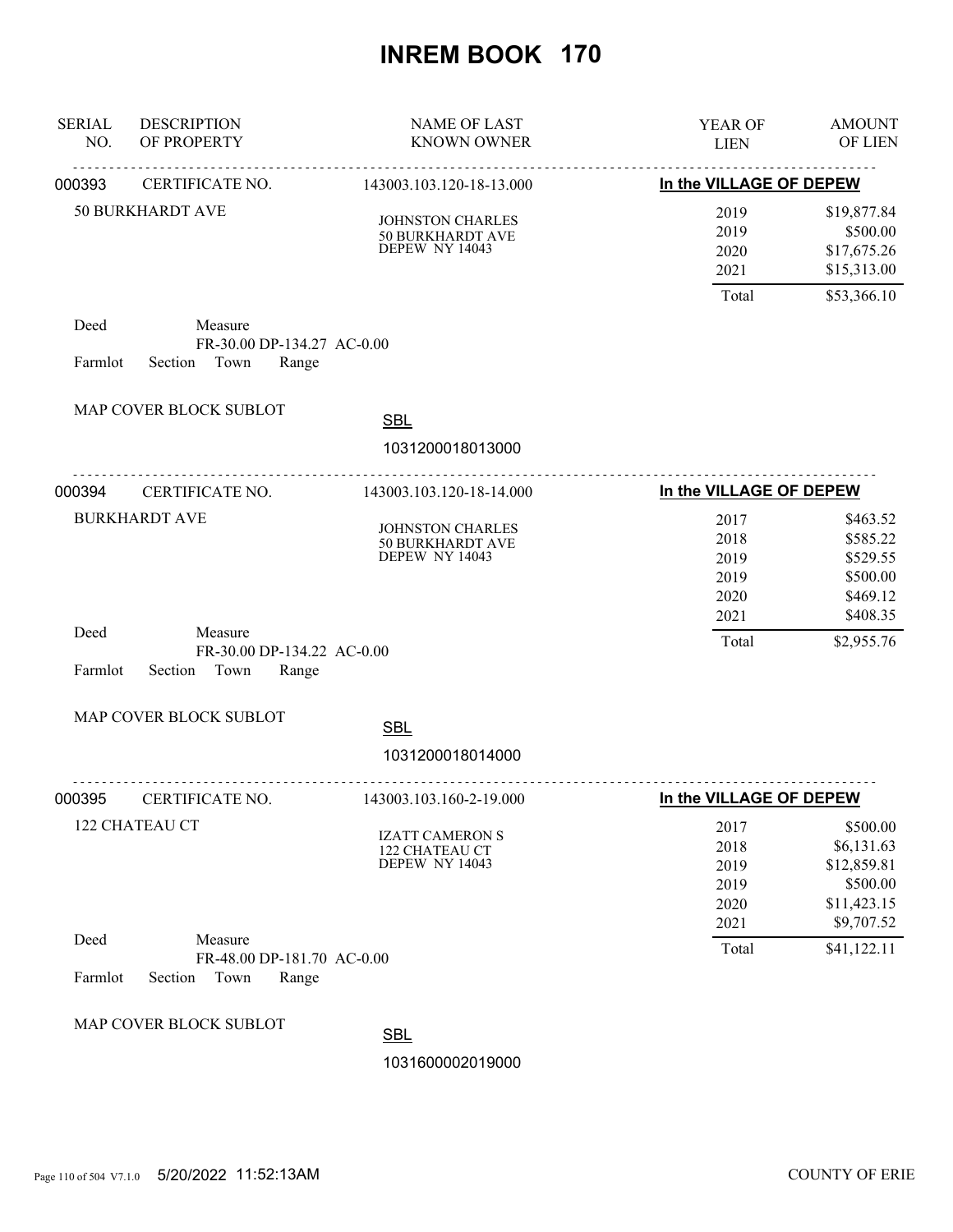# INREM BOOK 170

| SERIAL NO. | DESCRIPTION OF PROPERTY | NAME OF LAST KNOWN OWNER | YEAR OF LIEN | AMOUNT OF LIEN |
|---|---|---|---|---|
| 000393 | CERTIFICATE NO. | 143003.103.120-18-13.000 | **In the VILLAGE OF DEPEW** | |
| | 50 BURKHARDT AVE | JOHNSTON CHARLES<br>50 BURKHARDT AVE<br>DEPEW NY 14043 | 2019 | $19,877.84 |
| | | | 2019 | $500.00 |
| | | | 2020 | $17,675.26 |
| | | | 2021 | $15,313.00 |
| | | | Total | $53,366.10 |

Deed Measure
FR-30.00 DP-134.27 AC-0.00
Farmlot Section Town Range

MAP COVER BLOCK SUBLOT

SBL
1031200018013000

| SERIAL NO. | DESCRIPTION OF PROPERTY | NAME OF LAST KNOWN OWNER | YEAR OF LIEN | AMOUNT OF LIEN |
|---|---|---|---|---|
| 000394 | CERTIFICATE NO. | 143003.103.120-18-14.000 | **In the VILLAGE OF DEPEW** | |
| | BURKHARDT AVE | JOHNSTON CHARLES<br>50 BURKHARDT AVE<br>DEPEW NY 14043 | 2017 | $463.52 |
| | | | 2018 | $585.22 |
| | | | 2019 | $529.55 |
| | | | 2019 | $500.00 |
| | | | 2020 | $469.12 |
| | | | 2021 | $408.35 |
| | | | Total | $2,955.76 |

Deed Measure
FR-30.00 DP-134.22 AC-0.00
Farmlot Section Town Range

MAP COVER BLOCK SUBLOT

SBL
1031200018014000

| SERIAL NO. | DESCRIPTION OF PROPERTY | NAME OF LAST KNOWN OWNER | YEAR OF LIEN | AMOUNT OF LIEN |
|---|---|---|---|---|
| 000395 | CERTIFICATE NO. | 143003.103.160-2-19.000 | **In the VILLAGE OF DEPEW** | |
| | 122 CHATEAU CT | IZATT CAMERON S<br>122 CHATEAU CT<br>DEPEW NY 14043 | 2017 | $500.00 |
| | | | 2018 | $6,131.63 |
| | | | 2019 | $12,859.81 |
| | | | 2019 | $500.00 |
| | | | 2020 | $11,423.15 |
| | | | 2021 | $9,707.52 |
| | | | Total | $41,122.11 |

Deed Measure
FR-48.00 DP-181.70 AC-0.00
Farmlot Section Town Range

MAP COVER BLOCK SUBLOT

SBL
1031600002019000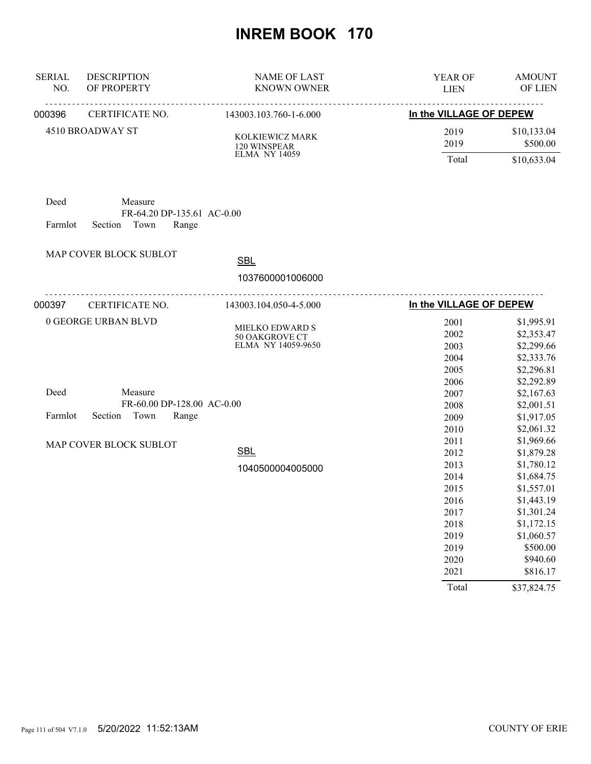# INREM BOOK 170

| SERIAL NO. | DESCRIPTION OF PROPERTY | NAME OF LAST KNOWN OWNER | YEAR OF LIEN | AMOUNT OF LIEN |
|---|---|---|---|---|
| 000396 | CERTIFICATE NO. | 143003.103.760-1-6.000 | In the VILLAGE OF DEPEW | |
| | 4510 BROADWAY ST | KOLKIEWICZ MARK<br>120 WINSPEAR<br>ELMA NY 14059 | 2019 | $10,133.04 |
| | | | 2019 | $500.00 |
| | | | Total | $10,633.04 |

Deed Measure
FR-64.20 DP-135.61 AC-0.00
Farmlot Section Town Range

MAP COVER BLOCK SUBLOT

SBL
1037600001006000

| SERIAL NO. | DESCRIPTION OF PROPERTY | NAME OF LAST KNOWN OWNER | YEAR OF LIEN | AMOUNT OF LIEN |
|---|---|---|---|---|
| 000397 | CERTIFICATE NO. | 143003.104.050-4-5.000 | In the VILLAGE OF DEPEW | |
| | 0 GEORGE URBAN BLVD | MIELKO EDWARD S<br>50 OAKGROVE CT<br>ELMA NY 14059-9650 | 2001 | $1,995.91 |
| | | | 2002 | $2,353.47 |
| | | | 2003 | $2,299.66 |
| | | | 2004 | $2,333.76 |
| | | | 2005 | $2,296.81 |
| | | | 2006 | $2,292.89 |
| | | | 2007 | $2,167.63 |
| | | | 2008 | $2,001.51 |
| | | | 2009 | $1,917.05 |
| | | | 2010 | $2,061.32 |
| | | | 2011 | $1,969.66 |
| | | | 2012 | $1,879.28 |
| | | | 2013 | $1,780.12 |
| | | | 2014 | $1,684.75 |
| | | | 2015 | $1,557.01 |
| | | | 2016 | $1,443.19 |
| | | | 2017 | $1,301.24 |
| | | | 2018 | $1,172.15 |
| | | | 2019 | $1,060.57 |
| | | | 2019 | $500.00 |
| | | | 2020 | $940.60 |
| | | | 2021 | $816.17 |
| | | | Total | $37,824.75 |

Deed Measure
FR-60.00 DP-128.00 AC-0.00
Farmlot Section Town Range

MAP COVER BLOCK SUBLOT

SBL
1040500004005000

5/20/2022 11:52:13AM COUNTY OF ERIE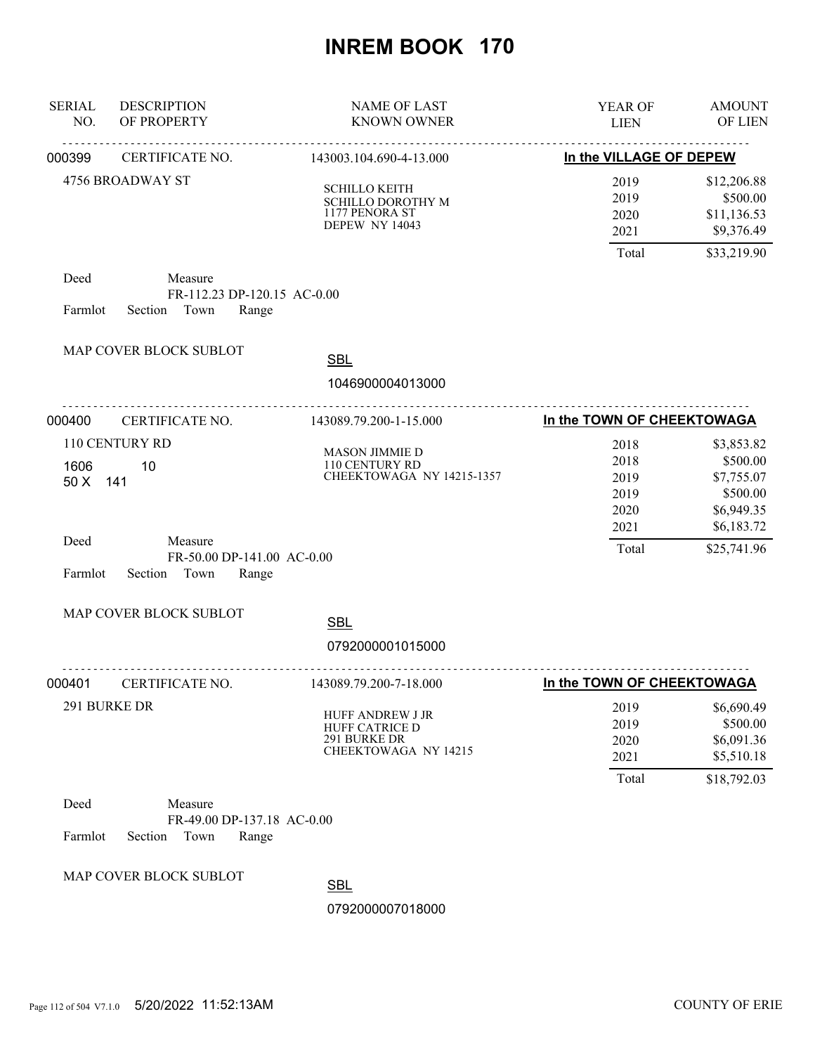# INREM BOOK 170

| SERIAL NO. | DESCRIPTION OF PROPERTY | NAME OF LAST KNOWN OWNER | YEAR OF LIEN | AMOUNT OF LIEN |
|---|---|---|---|---|

---

**000399** CERTIFICATE NO. 143003.104.690-4-13.000 **In the VILLAGE OF DEPEW**

4756 BROADWAY ST

SCHILLO KEITH
SCHILLO DOROTHY M
1177 PENORA ST
DEPEW NY 14043

| YEAR OF LIEN | AMOUNT OF LIEN |
|---|---|
| 2019 | $12,206.88 |
| 2019 | $500.00 |
| 2020 | $11,136.53 |
| 2021 | $9,376.49 |
| Total | $33,219.90 |

Deed — Measure: FR-112.23 DP-120.15 AC-0.00

Farmlot — Section — Town — Range

MAP COVER BLOCK SUBLOT

SBL: 1046900004013000

---

**000400** CERTIFICATE NO. 143089.79.200-1-15.000 **In the TOWN OF CHEEKTOWAGA**

110 CENTURY RD
1606 10
50 X 141

MASON JIMMIE D
110 CENTURY RD
CHEEKTOWAGA NY 14215-1357

| YEAR OF LIEN | AMOUNT OF LIEN |
|---|---|
| 2018 | $3,853.82 |
| 2018 | $500.00 |
| 2019 | $7,755.07 |
| 2019 | $500.00 |
| 2020 | $6,949.35 |
| 2021 | $6,183.72 |
| Total | $25,741.96 |

Deed — Measure: FR-50.00 DP-141.00 AC-0.00

Farmlot — Section — Town — Range

MAP COVER BLOCK SUBLOT

SBL: 0792000001015000

---

**000401** CERTIFICATE NO. 143089.79.200-7-18.000 **In the TOWN OF CHEEKTOWAGA**

291 BURKE DR

HUFF ANDREW J JR
HUFF CATRICE D
291 BURKE DR
CHEEKTOWAGA NY 14215

| YEAR OF LIEN | AMOUNT OF LIEN |
|---|---|
| 2019 | $6,690.49 |
| 2019 | $500.00 |
| 2020 | $6,091.36 |
| 2021 | $5,510.18 |
| Total | $18,792.03 |

Deed — Measure: FR-49.00 DP-137.18 AC-0.00

Farmlot — Section — Town — Range

MAP COVER BLOCK SUBLOT

SBL: 0792000007018000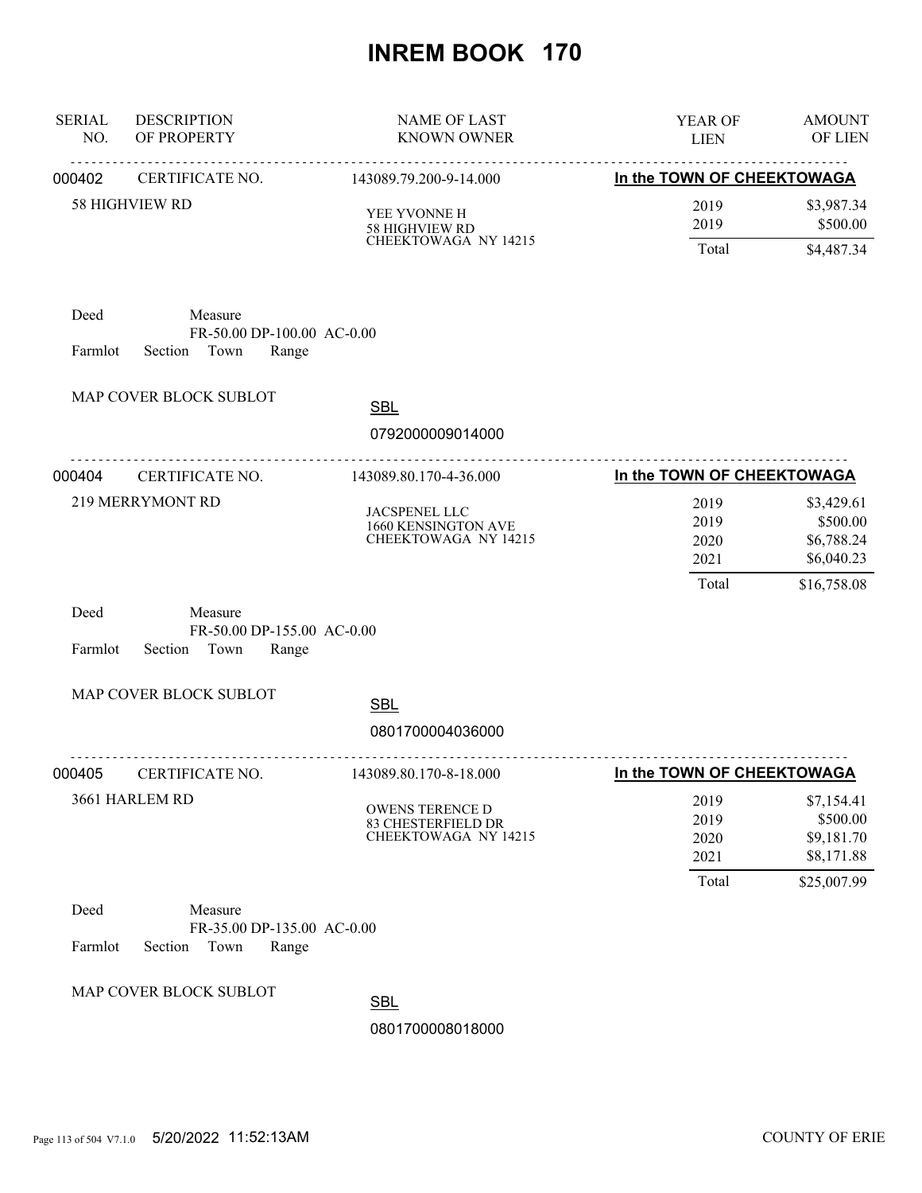# INREM BOOK 170

| SERIAL NO. | DESCRIPTION OF PROPERTY | NAME OF LAST KNOWN OWNER | YEAR OF LIEN | AMOUNT OF LIEN |
|---|---|---|---|---|

---

**000402** CERTIFICATE NO. 143089.79.200-9-14.000 — **In the TOWN OF CHEEKTOWAGA**

58 HIGHVIEW RD

YEE YVONNE H
58 HIGHVIEW RD
CHEEKTOWAGA NY 14215

| YEAR OF LIEN | AMOUNT OF LIEN |
|---|---|
| 2019 | $3,987.34 |
| 2019 | $500.00 |
| Total | $4,487.34 |

Deed | Measure FR-50.00 DP-100.00 AC-0.00
Farmlot | Section | Town | Range

MAP COVER BLOCK SUBLOT

SBL 0792000009014000

---

**000404** CERTIFICATE NO. 143089.80.170-4-36.000 — **In the TOWN OF CHEEKTOWAGA**

219 MERRYMONT RD

JACSPENEL LLC
1660 KENSINGTON AVE
CHEEKTOWAGA NY 14215

| YEAR OF LIEN | AMOUNT OF LIEN |
|---|---|
| 2019 | $3,429.61 |
| 2019 | $500.00 |
| 2020 | $6,788.24 |
| 2021 | $6,040.23 |
| Total | $16,758.08 |

Deed | Measure FR-50.00 DP-155.00 AC-0.00
Farmlot | Section | Town | Range

MAP COVER BLOCK SUBLOT

SBL 0801700004036000

---

**000405** CERTIFICATE NO. 143089.80.170-8-18.000 — **In the TOWN OF CHEEKTOWAGA**

3661 HARLEM RD

OWENS TERENCE D
83 CHESTERFIELD DR
CHEEKTOWAGA NY 14215

| YEAR OF LIEN | AMOUNT OF LIEN |
|---|---|
| 2019 | $7,154.41 |
| 2019 | $500.00 |
| 2020 | $9,181.70 |
| 2021 | $8,171.88 |
| Total | $25,007.99 |

Deed | Measure FR-35.00 DP-135.00 AC-0.00
Farmlot | Section | Town | Range

MAP COVER BLOCK SUBLOT

SBL 0801700008018000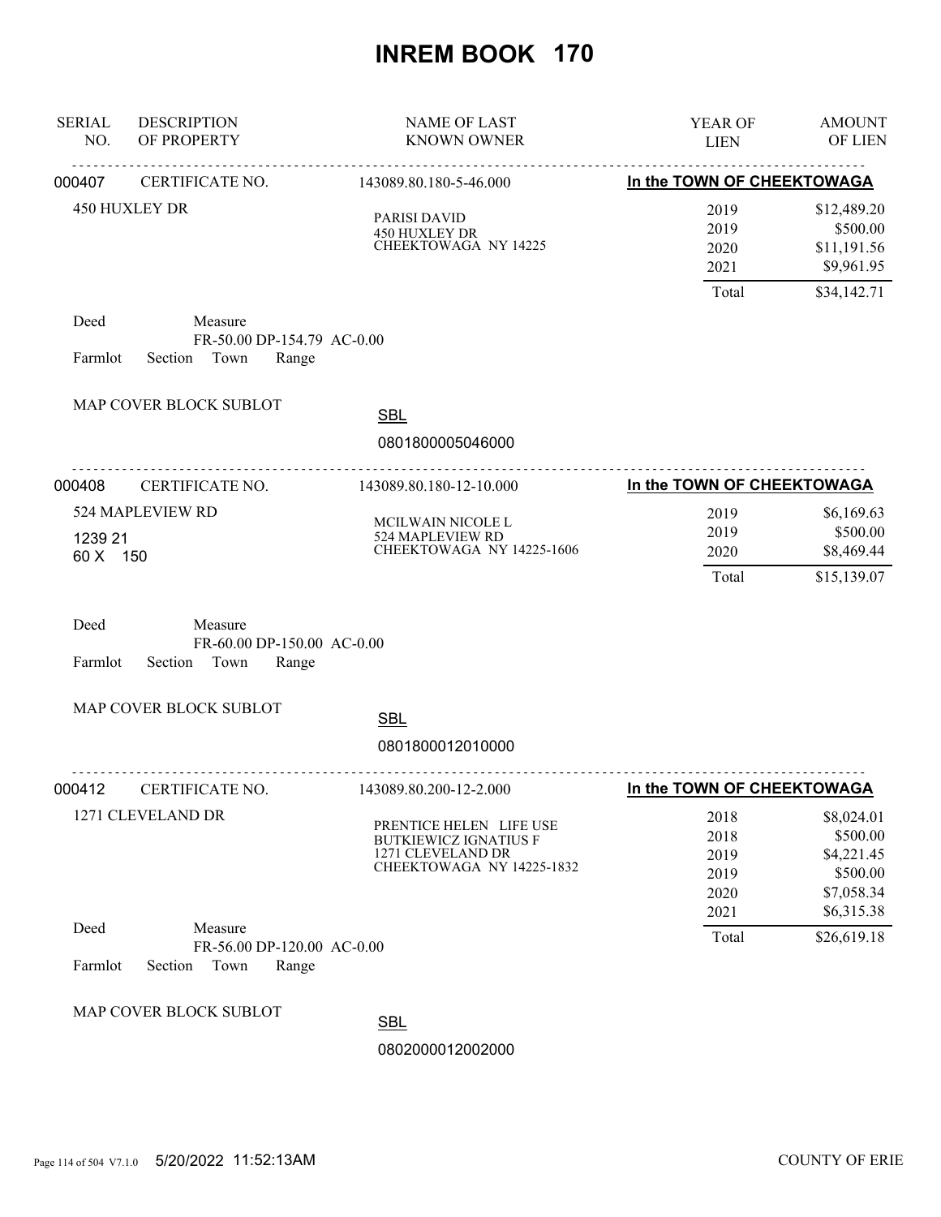# INREM BOOK 170

| SERIAL NO. | DESCRIPTION OF PROPERTY | NAME OF LAST KNOWN OWNER | YEAR OF LIEN | AMOUNT OF LIEN |
|---|---|---|---|---|

---

**000407** CERTIFICATE NO. 143089.80.180-5-46.000 — **In the TOWN OF CHEEKTOWAGA**

450 HUXLEY DR

PARISI DAVID
450 HUXLEY DR
CHEEKTOWAGA NY 14225

| YEAR OF LIEN | AMOUNT OF LIEN |
|---|---|
| 2019 | $12,489.20 |
| 2019 | $500.00 |
| 2020 | $11,191.56 |
| 2021 | $9,961.95 |
| Total | $34,142.71 |

Deed Measure FR-50.00 DP-154.79 AC-0.00

Farmlot Section Town Range

MAP COVER BLOCK SUBLOT

SBL 0801800005046000

---

**000408** CERTIFICATE NO. 143089.80.180-12-10.000 — **In the TOWN OF CHEEKTOWAGA**

524 MAPLEVIEW RD
1239 21
60 X 150

MCILWAIN NICOLE L
524 MAPLEVIEW RD
CHEEKTOWAGA NY 14225-1606

| YEAR OF LIEN | AMOUNT OF LIEN |
|---|---|
| 2019 | $6,169.63 |
| 2019 | $500.00 |
| 2020 | $8,469.44 |
| Total | $15,139.07 |

Deed Measure FR-60.00 DP-150.00 AC-0.00

Farmlot Section Town Range

MAP COVER BLOCK SUBLOT

SBL 0801800012010000

---

**000412** CERTIFICATE NO. 143089.80.200-12-2.000 — **In the TOWN OF CHEEKTOWAGA**

1271 CLEVELAND DR

PRENTICE HELEN LIFE USE
BUTKIEWICZ IGNATIUS F
1271 CLEVELAND DR
CHEEKTOWAGA NY 14225-1832

| YEAR OF LIEN | AMOUNT OF LIEN |
|---|---|
| 2018 | $8,024.01 |
| 2018 | $500.00 |
| 2019 | $4,221.45 |
| 2019 | $500.00 |
| 2020 | $7,058.34 |
| 2021 | $6,315.38 |
| Total | $26,619.18 |

Deed Measure FR-56.00 DP-120.00 AC-0.00

Farmlot Section Town Range

MAP COVER BLOCK SUBLOT

SBL 0802000012002000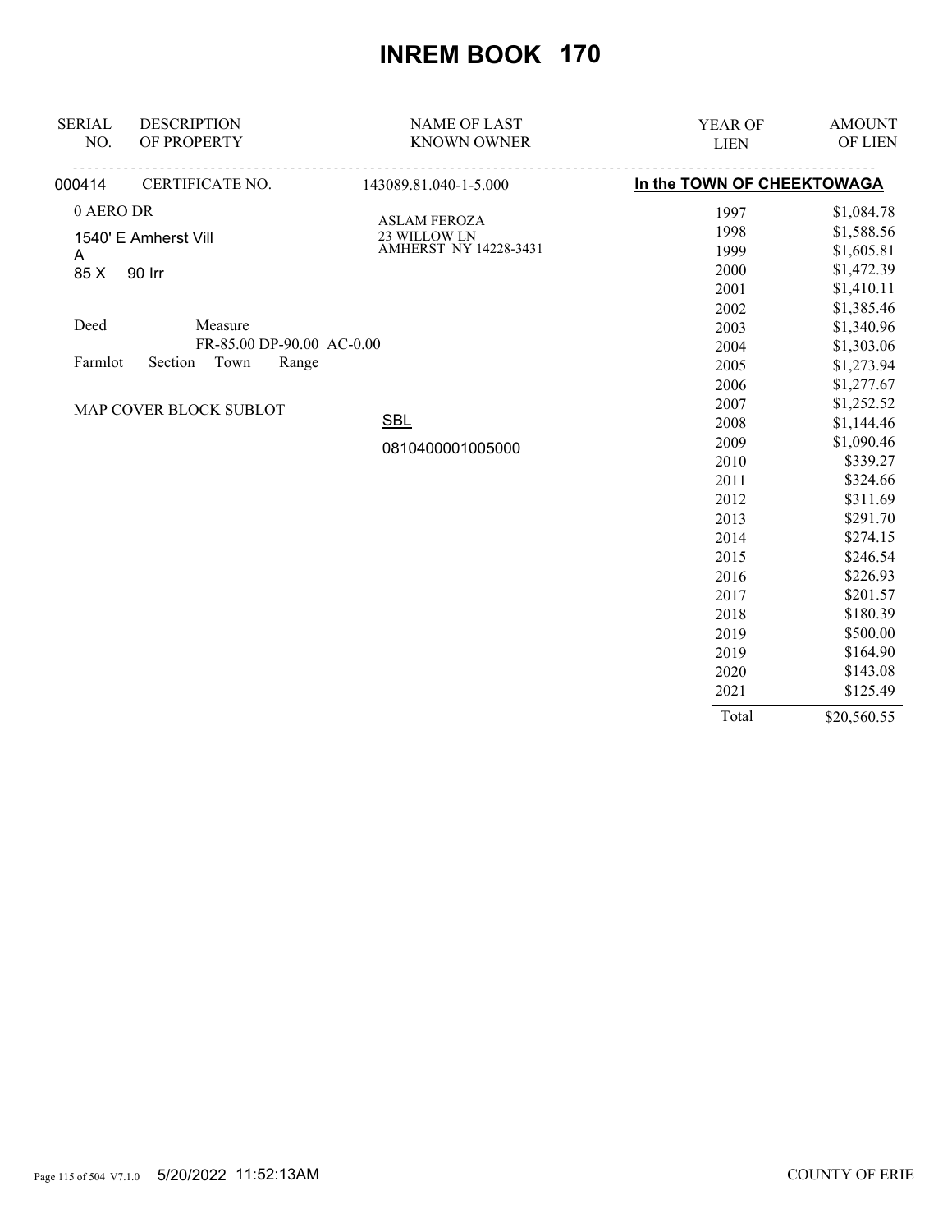# INREM BOOK 170

| SERIAL NO. | DESCRIPTION OF PROPERTY | NAME OF LAST KNOWN OWNER | YEAR OF LIEN | AMOUNT OF LIEN |
|---|---|---|---|---|
| 000414 | CERTIFICATE NO. | 143089.81.040-1-5.000 | In the TOWN OF CHEEKTOWAGA | |
| | 0 AERO DR | ASLAM FEROZA | 1997 | $1,084.78 |
| | 1540' E Amherst Vill A | 23 WILLOW LN | 1998 | $1,588.56 |
| | 85 X 90 Irr | AMHERST NY 14228-3431 | 1999 | $1,605.81 |
| | | | 2000 | $1,472.39 |
| | | | 2001 | $1,410.11 |
| | | | 2002 | $1,385.46 |
| | Deed Measure | | 2003 | $1,340.96 |
| | FR-85.00 DP-90.00 AC-0.00 | | 2004 | $1,303.06 |
| | Farmlot Section Town Range | | 2005 | $1,273.94 |
| | | | 2006 | $1,277.67 |
| | MAP COVER BLOCK SUBLOT | | 2007 | $1,252.52 |
| | | SBL | 2008 | $1,144.46 |
| | | 0810400001005000 | 2009 | $1,090.46 |
| | | | 2010 | $339.27 |
| | | | 2011 | $324.66 |
| | | | 2012 | $311.69 |
| | | | 2013 | $291.70 |
| | | | 2014 | $274.15 |
| | | | 2015 | $246.54 |
| | | | 2016 | $226.93 |
| | | | 2017 | $201.57 |
| | | | 2018 | $180.39 |
| | | | 2019 | $500.00 |
| | | | 2019 | $164.90 |
| | | | 2020 | $143.08 |
| | | | 2021 | $125.49 |
| | | | Total | $20,560.55 |

COUNTY OF ERIE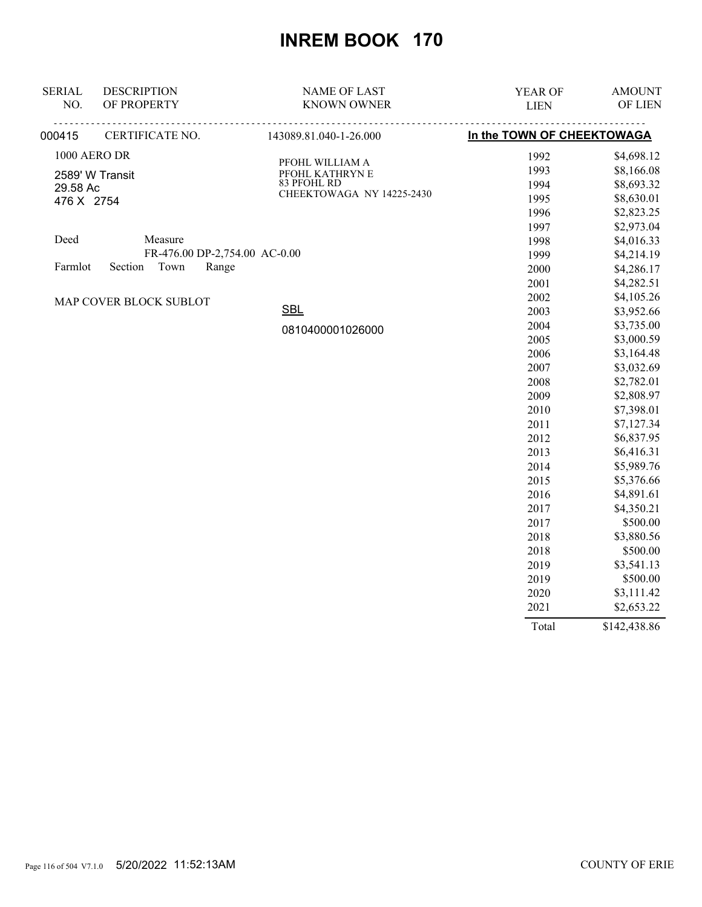# INREM BOOK 170

| SERIAL NO. | DESCRIPTION OF PROPERTY | NAME OF LAST KNOWN OWNER | YEAR OF LIEN | AMOUNT OF LIEN |
|---|---|---|---|---|
| 000415 | CERTIFICATE NO. | 143089.81.040-1-26.000 | In the TOWN OF CHEEKTOWAGA | |
| | 1000 AERO DR | PFOHL WILLIAM A | 1992 | $4,698.12 |
| | 2589' W Transit | PFOHL KATHRYN E | 1993 | $8,166.08 |
| | 29.58 Ac | 83 PFOHL RD | 1994 | $8,693.32 |
| | 476 X 2754 | CHEEKTOWAGA NY 14225-2430 | 1995 | $8,630.01 |
| | | | 1996 | $2,823.25 |
| | | | 1997 | $2,973.04 |
| | Deed Measure | | 1998 | $4,016.33 |
| | FR-476.00 DP-2,754.00 AC-0.00 | | 1999 | $4,214.19 |
| | Farmlot Section Town Range | | 2000 | $4,286.17 |
| | | | 2001 | $4,282.51 |
| | MAP COVER BLOCK SUBLOT | | 2002 | $4,105.26 |
| | | SBL | 2003 | $3,952.66 |
| | | 0810400001026000 | 2004 | $3,735.00 |
| | | | 2005 | $3,000.59 |
| | | | 2006 | $3,164.48 |
| | | | 2007 | $3,032.69 |
| | | | 2008 | $2,782.01 |
| | | | 2009 | $2,808.97 |
| | | | 2010 | $7,398.01 |
| | | | 2011 | $7,127.34 |
| | | | 2012 | $6,837.95 |
| | | | 2013 | $6,416.31 |
| | | | 2014 | $5,989.76 |
| | | | 2015 | $5,376.66 |
| | | | 2016 | $4,891.61 |
| | | | 2017 | $4,350.21 |
| | | | 2017 | $500.00 |
| | | | 2018 | $3,880.56 |
| | | | 2018 | $500.00 |
| | | | 2019 | $3,541.13 |
| | | | 2019 | $500.00 |
| | | | 2020 | $3,111.42 |
| | | | 2021 | $2,653.22 |
| | | | Total | $142,438.86 |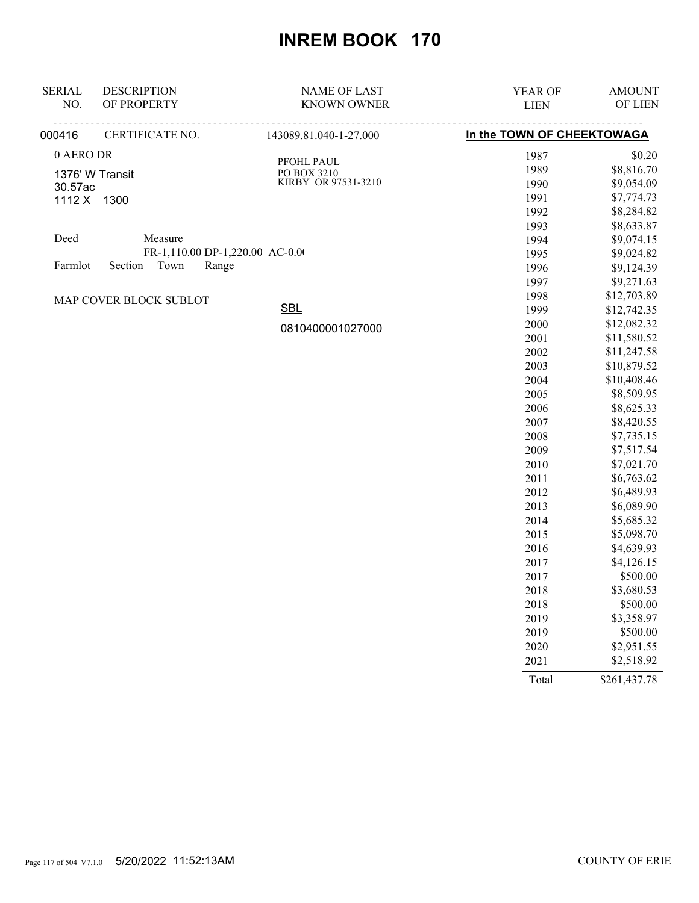# INREM BOOK 170

| SERIAL NO. | DESCRIPTION OF PROPERTY | NAME OF LAST KNOWN OWNER | YEAR OF LIEN | AMOUNT OF LIEN |
|---|---|---|---|---|
| 000416 | CERTIFICATE NO. | 143089.81.040-1-27.000 | **In the TOWN OF CHEEKTOWAGA** | |
| | 0 AERO DR | PFOHL PAUL | 1987 | $0.20 |
| | 1376' W Transit | PO BOX 3210 | 1989 | $8,816.70 |
| | 30.57ac | KIRBY OR 97531-3210 | 1990 | $9,054.09 |
| | 1112 X 1300 | | 1991 | $7,774.73 |
| | | | 1992 | $8,284.82 |
| | | | 1993 | $8,633.87 |
| | Deed Measure | | 1994 | $9,074.15 |
| | FR-1,110.00 DP-1,220.00 AC-0.0 | | 1995 | $9,024.82 |
| | Farmlot Section Town Range | | 1996 | $9,124.39 |
| | | | 1997 | $9,271.63 |
| | MAP COVER BLOCK SUBLOT | | 1998 | $12,703.89 |
| | | SBL | 1999 | $12,742.35 |
| | | 0810400001027000 | 2000 | $12,082.32 |
| | | | 2001 | $11,580.52 |
| | | | 2002 | $11,247.58 |
| | | | 2003 | $10,879.52 |
| | | | 2004 | $10,408.46 |
| | | | 2005 | $8,509.95 |
| | | | 2006 | $8,625.33 |
| | | | 2007 | $8,420.55 |
| | | | 2008 | $7,735.15 |
| | | | 2009 | $7,517.54 |
| | | | 2010 | $7,021.70 |
| | | | 2011 | $6,763.62 |
| | | | 2012 | $6,489.93 |
| | | | 2013 | $6,089.90 |
| | | | 2014 | $5,685.32 |
| | | | 2015 | $5,098.70 |
| | | | 2016 | $4,639.93 |
| | | | 2017 | $4,126.15 |
| | | | 2017 | $500.00 |
| | | | 2018 | $3,680.53 |
| | | | 2018 | $500.00 |
| | | | 2019 | $3,358.97 |
| | | | 2019 | $500.00 |
| | | | 2020 | $2,951.55 |
| | | | 2021 | $2,518.92 |
| | | | Total | $261,437.78 |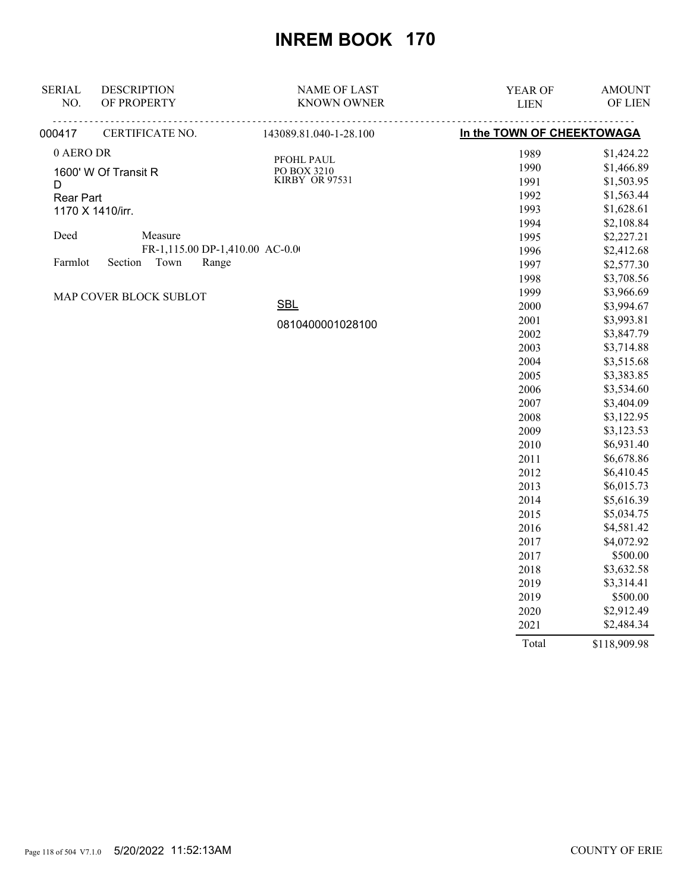# INREM BOOK 170

| SERIAL NO. | DESCRIPTION OF PROPERTY | NAME OF LAST KNOWN OWNER | YEAR OF LIEN | AMOUNT OF LIEN |
|---|---|---|---|---|
| 000417 | CERTIFICATE NO. | 143089.81.040-1-28.100 | **In the TOWN OF CHEEKTOWAGA** | |
| | 0 AERO DR | PFOHL PAUL | 1989 | $1,424.22 |
| | 1600' W Of Transit R D | PO BOX 3210 KIRBY OR 97531 | 1990 | $1,466.89 |
| | Rear Part | | 1991 | $1,503.95 |
| | 1170 X 1410/irr. | | 1992 | $1,563.44 |
| | | | 1993 | $1,628.61 |
| | Deed Measure | | 1994 | $2,108.84 |
| | FR-1,115.00 DP-1,410.00 AC-0.0 | | 1995 | $2,227.21 |
| | Farmlot Section Town Range | | 1996 | $2,412.68 |
| | | | 1997 | $2,577.30 |
| | | | 1998 | $3,708.56 |
| | MAP COVER BLOCK SUBLOT | | 1999 | $3,966.69 |
| | | SBL | 2000 | $3,994.67 |
| | | 0810400001028100 | 2001 | $3,993.81 |
| | | | 2002 | $3,847.79 |
| | | | 2003 | $3,714.88 |
| | | | 2004 | $3,515.68 |
| | | | 2005 | $3,383.85 |
| | | | 2006 | $3,534.60 |
| | | | 2007 | $3,404.09 |
| | | | 2008 | $3,122.95 |
| | | | 2009 | $3,123.53 |
| | | | 2010 | $6,931.40 |
| | | | 2011 | $6,678.86 |
| | | | 2012 | $6,410.45 |
| | | | 2013 | $6,015.73 |
| | | | 2014 | $5,616.39 |
| | | | 2015 | $5,034.75 |
| | | | 2016 | $4,581.42 |
| | | | 2017 | $4,072.92 |
| | | | 2017 | $500.00 |
| | | | 2018 | $3,632.58 |
| | | | 2019 | $3,314.41 |
| | | | 2019 | $500.00 |
| | | | 2020 | $2,912.49 |
| | | | 2021 | $2,484.34 |
| | | | Total | $118,909.98 |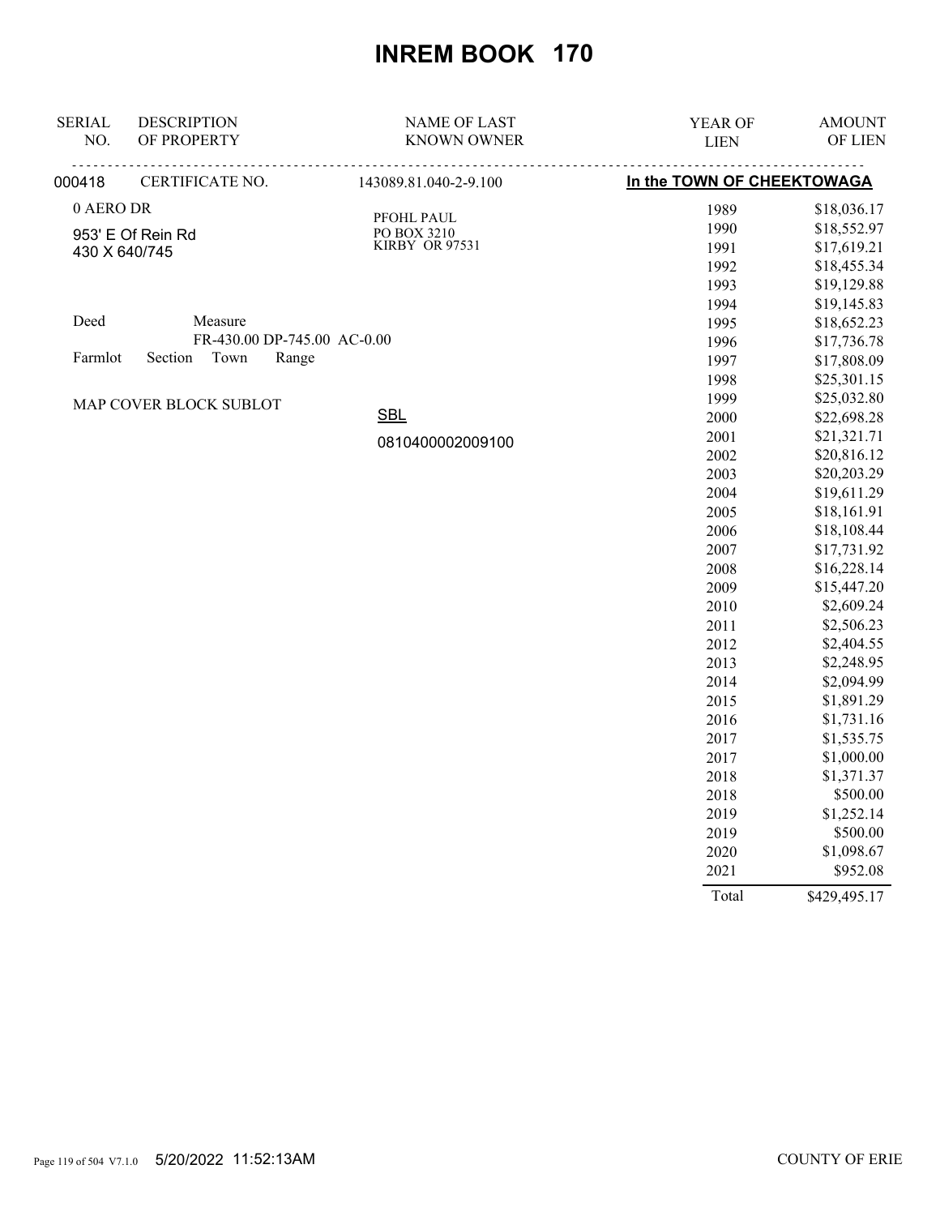# INREM BOOK 170

| SERIAL NO. | DESCRIPTION OF PROPERTY | NAME OF LAST KNOWN OWNER | YEAR OF LIEN | AMOUNT OF LIEN |
|---|---|---|---|---|
| 000418 | CERTIFICATE NO. | 143089.81.040-2-9.100 | **In the TOWN OF CHEEKTOWAGA** | |

0 AERO DR

953' E Of Rein Rd
430 X 640/745

Deed　　Measure
FR-430.00 DP-745.00 AC-0.00

Farmlot　Section　Town　Range

MAP COVER BLOCK SUBLOT

PFOHL PAUL
PO BOX 3210
KIRBY OR 97531

SBL
0810400002009100

| YEAR OF LIEN | AMOUNT OF LIEN |
|---|---|
| 1989 | $18,036.17 |
| 1990 | $18,552.97 |
| 1991 | $17,619.21 |
| 1992 | $18,455.34 |
| 1993 | $19,129.88 |
| 1994 | $19,145.83 |
| 1995 | $18,652.23 |
| 1996 | $17,736.78 |
| 1997 | $17,808.09 |
| 1998 | $25,301.15 |
| 1999 | $25,032.80 |
| 2000 | $22,698.28 |
| 2001 | $21,321.71 |
| 2002 | $20,816.12 |
| 2003 | $20,203.29 |
| 2004 | $19,611.29 |
| 2005 | $18,161.91 |
| 2006 | $18,108.44 |
| 2007 | $17,731.92 |
| 2008 | $16,228.14 |
| 2009 | $15,447.20 |
| 2010 | $2,609.24 |
| 2011 | $2,506.23 |
| 2012 | $2,404.55 |
| 2013 | $2,248.95 |
| 2014 | $2,094.99 |
| 2015 | $1,891.29 |
| 2016 | $1,731.16 |
| 2017 | $1,535.75 |
| 2017 | $1,000.00 |
| 2018 | $1,371.37 |
| 2018 | $500.00 |
| 2019 | $1,252.14 |
| 2019 | $500.00 |
| 2020 | $1,098.67 |
| 2021 | $952.08 |
| Total | $429,495.17 |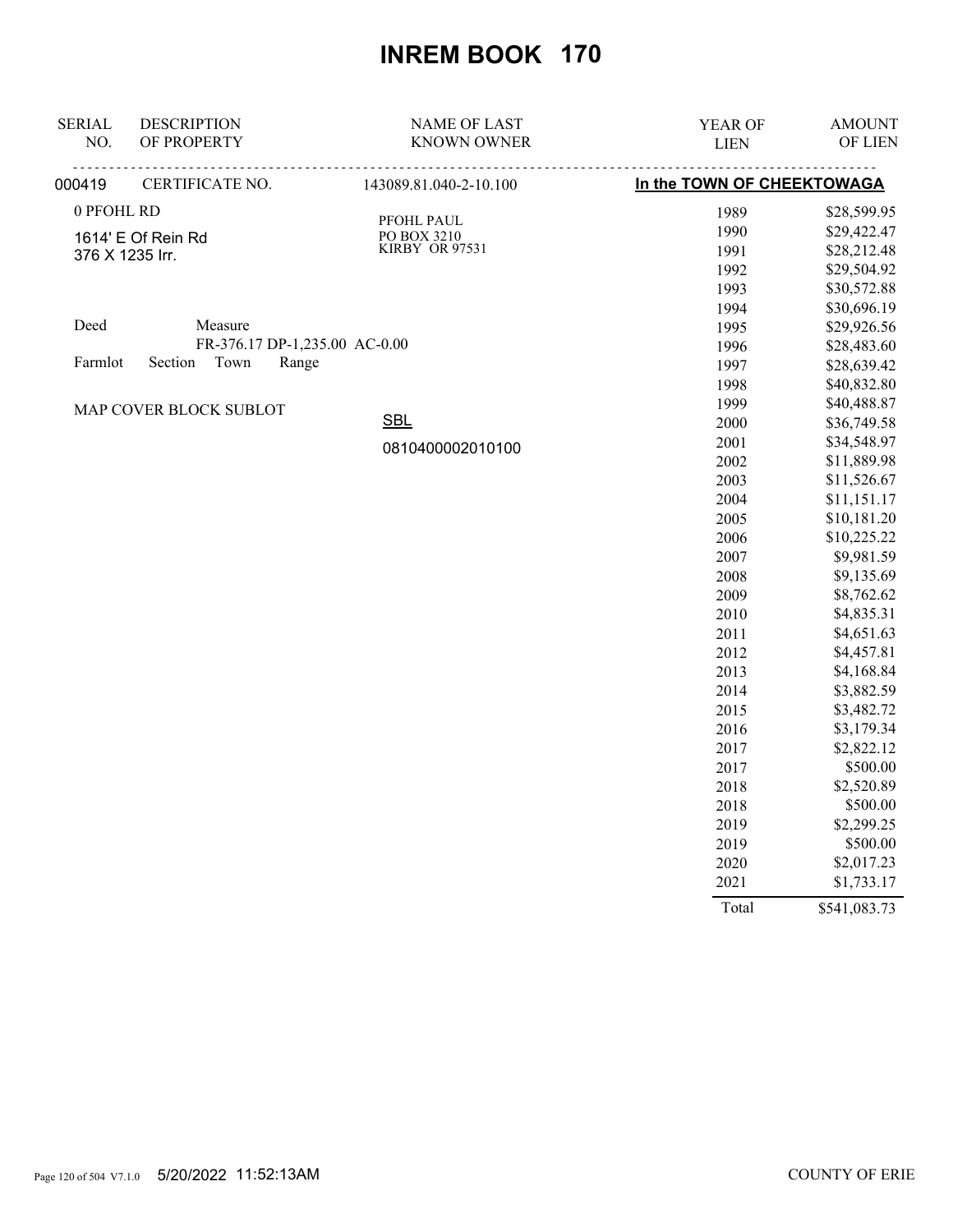# INREM BOOK 170

| SERIAL NO. | DESCRIPTION OF PROPERTY | NAME OF LAST KNOWN OWNER | YEAR OF LIEN | AMOUNT OF LIEN |
|---|---|---|---|---|
| 000419 | CERTIFICATE NO. | 143089.81.040-2-10.100 | In the TOWN OF CHEEKTOWAGA | |

0 PFOHL RD

1614' E Of Rein Rd
376 X 1235 Irr.

PFOHL PAUL
PO BOX 3210
KIRBY OR 97531

Deed Measure
FR-376.17 DP-1,235.00 AC-0.00
Farmlot Section Town Range

MAP COVER BLOCK SUBLOT

SBL
0810400002010100

| YEAR OF LIEN | AMOUNT OF LIEN |
|---|---|
| 1989 | $28,599.95 |
| 1990 | $29,422.47 |
| 1991 | $28,212.48 |
| 1992 | $29,504.92 |
| 1993 | $30,572.88 |
| 1994 | $30,696.19 |
| 1995 | $29,926.56 |
| 1996 | $28,483.60 |
| 1997 | $28,639.42 |
| 1998 | $40,832.80 |
| 1999 | $40,488.87 |
| 2000 | $36,749.58 |
| 2001 | $34,548.97 |
| 2002 | $11,889.98 |
| 2003 | $11,526.67 |
| 2004 | $11,151.17 |
| 2005 | $10,181.20 |
| 2006 | $10,225.22 |
| 2007 | $9,981.59 |
| 2008 | $9,135.69 |
| 2009 | $8,762.62 |
| 2010 | $4,835.31 |
| 2011 | $4,651.63 |
| 2012 | $4,457.81 |
| 2013 | $4,168.84 |
| 2014 | $3,882.59 |
| 2015 | $3,482.72 |
| 2016 | $3,179.34 |
| 2017 | $2,822.12 |
| 2017 | $500.00 |
| 2018 | $2,520.89 |
| 2018 | $500.00 |
| 2019 | $2,299.25 |
| 2019 | $500.00 |
| 2020 | $2,017.23 |
| 2021 | $1,733.17 |
| Total | $541,083.73 |

5/20/2022 11:52:13AM

COUNTY OF ERIE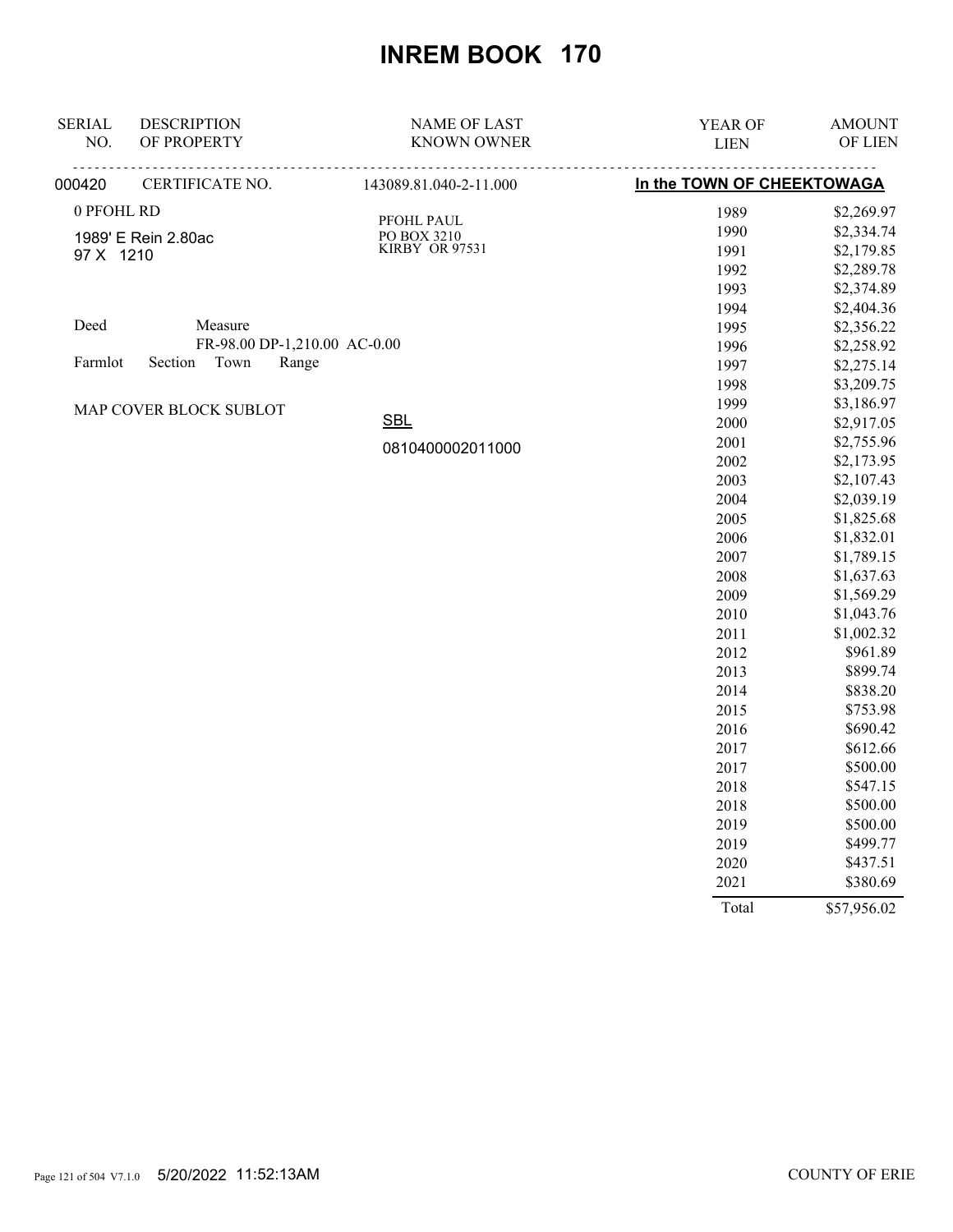# INREM BOOK 170

| SERIAL NO. | DESCRIPTION OF PROPERTY | NAME OF LAST KNOWN OWNER | YEAR OF LIEN | AMOUNT OF LIEN |
|---|---|---|---|---|
| 000420 | CERTIFICATE NO. | 143089.81.040-2-11.000 | In the TOWN OF CHEEKTOWAGA | |

0 PFOHL RD

1989' E Rein 2.80ac
97 X 1210

PFOHL PAUL
PO BOX 3210
KIRBY OR 97531

Deed Measure
FR-98.00 DP-1,210.00 AC-0.00
Farmlot Section Town Range

MAP COVER BLOCK SUBLOT

SBL
0810400002011000

| YEAR OF LIEN | AMOUNT OF LIEN |
|---|---|
| 1989 | $2,269.97 |
| 1990 | $2,334.74 |
| 1991 | $2,179.85 |
| 1992 | $2,289.78 |
| 1993 | $2,374.89 |
| 1994 | $2,404.36 |
| 1995 | $2,356.22 |
| 1996 | $2,258.92 |
| 1997 | $2,275.14 |
| 1998 | $3,209.75 |
| 1999 | $3,186.97 |
| 2000 | $2,917.05 |
| 2001 | $2,755.96 |
| 2002 | $2,173.95 |
| 2003 | $2,107.43 |
| 2004 | $2,039.19 |
| 2005 | $1,825.68 |
| 2006 | $1,832.01 |
| 2007 | $1,789.15 |
| 2008 | $1,637.63 |
| 2009 | $1,569.29 |
| 2010 | $1,043.76 |
| 2011 | $1,002.32 |
| 2012 | $961.89 |
| 2013 | $899.74 |
| 2014 | $838.20 |
| 2015 | $753.98 |
| 2016 | $690.42 |
| 2017 | $612.66 |
| 2017 | $500.00 |
| 2018 | $547.15 |
| 2018 | $500.00 |
| 2019 | $500.00 |
| 2019 | $499.77 |
| 2020 | $437.51 |
| 2021 | $380.69 |
| Total | $57,956.02 |

5/20/2022 11:52:13AM COUNTY OF ERIE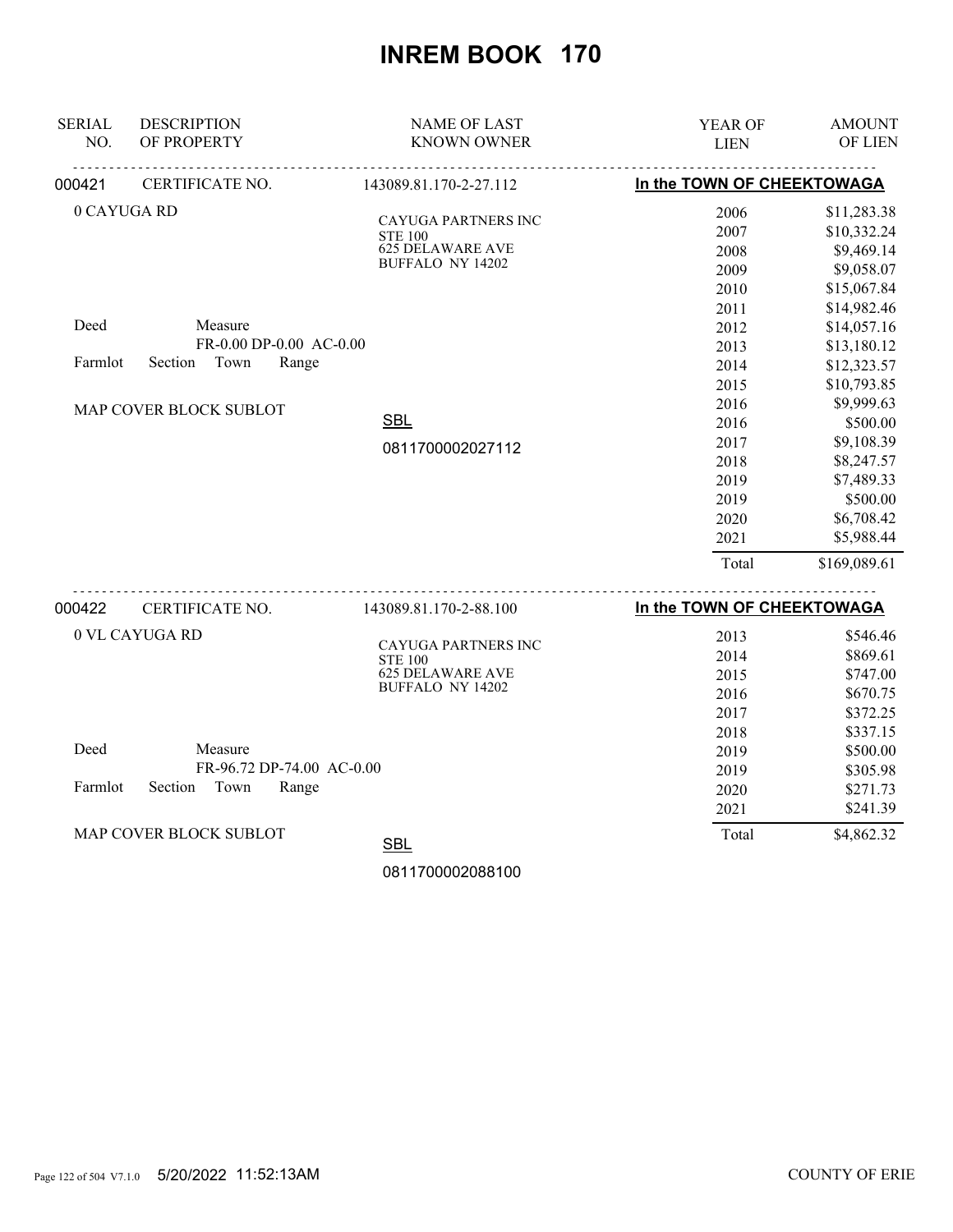# INREM BOOK 170

| SERIAL NO. | DESCRIPTION OF PROPERTY | NAME OF LAST KNOWN OWNER | YEAR OF LIEN | AMOUNT OF LIEN |
|---|---|---|---|---|
| 000421 | CERTIFICATE NO. | 143089.81.170-2-27.112 | In the TOWN OF CHEEKTOWAGA | |
| | 0 CAYUGA RD | CAYUGA PARTNERS INC<br>STE 100<br>625 DELAWARE AVE<br>BUFFALO NY 14202 | 2006 | $11,283.38 |
| | | | 2007 | $10,332.24 |
| | | | 2008 | $9,469.14 |
| | | | 2009 | $9,058.07 |
| | | | 2010 | $15,067.84 |
| | | | 2011 | $14,982.46 |
| | Deed Measure | | 2012 | $14,057.16 |
| | FR-0.00 DP-0.00 AC-0.00 | | 2013 | $13,180.12 |
| | Farmlot Section Town Range | | 2014 | $12,323.57 |
| | | | 2015 | $10,793.85 |
| | MAP COVER BLOCK SUBLOT | | 2016 | $9,999.63 |
| | | SBL | 2016 | $500.00 |
| | | 0811700002027112 | 2017 | $9,108.39 |
| | | | 2018 | $8,247.57 |
| | | | 2019 | $7,489.33 |
| | | | 2019 | $500.00 |
| | | | 2020 | $6,708.42 |
| | | | 2021 | $5,988.44 |
| | | | Total | $169,089.61 |

| SERIAL NO. | DESCRIPTION OF PROPERTY | NAME OF LAST KNOWN OWNER | YEAR OF LIEN | AMOUNT OF LIEN |
|---|---|---|---|---|
| 000422 | CERTIFICATE NO. | 143089.81.170-2-88.100 | In the TOWN OF CHEEKTOWAGA | |
| | 0 VL CAYUGA RD | CAYUGA PARTNERS INC<br>STE 100<br>625 DELAWARE AVE<br>BUFFALO NY 14202 | 2013 | $546.46 |
| | | | 2014 | $869.61 |
| | | | 2015 | $747.00 |
| | | | 2016 | $670.75 |
| | | | 2017 | $372.25 |
| | | | 2018 | $337.15 |
| | Deed Measure | | 2019 | $500.00 |
| | FR-96.72 DP-74.00 AC-0.00 | | 2019 | $305.98 |
| | Farmlot Section Town Range | | 2020 | $271.73 |
| | | | 2021 | $241.39 |
| | MAP COVER BLOCK SUBLOT | SBL | Total | $4,862.32 |
| | | 0811700002088100 | | |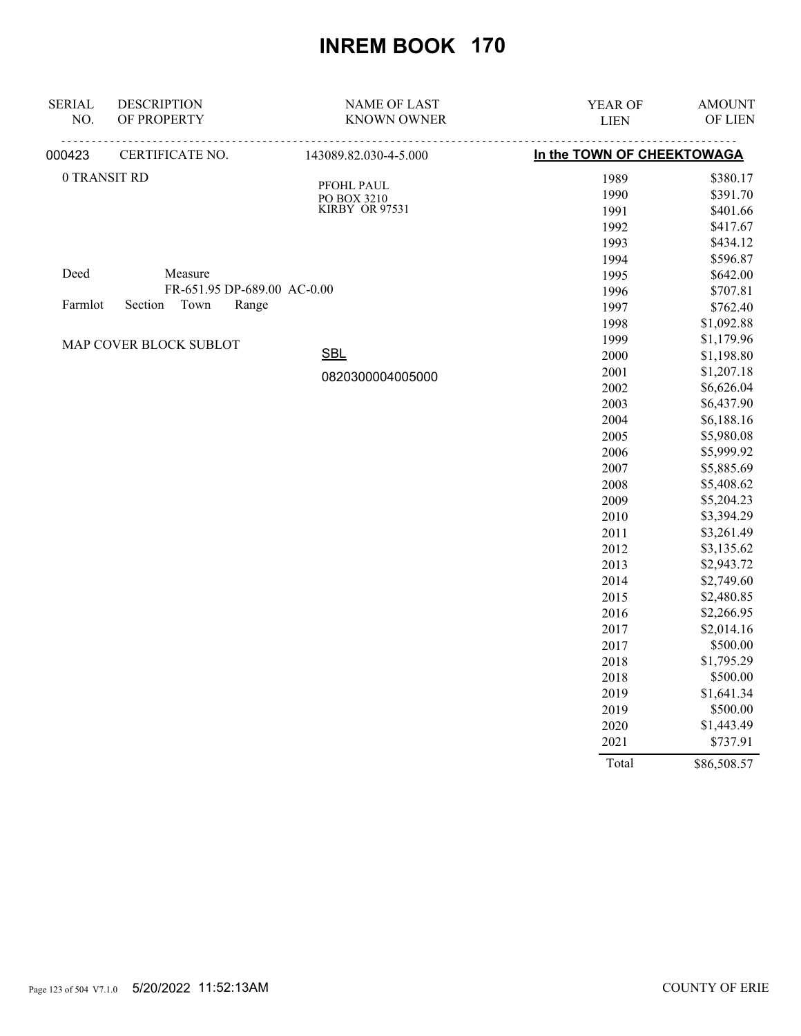# INREM BOOK 170

| SERIAL NO. | DESCRIPTION OF PROPERTY | NAME OF LAST KNOWN OWNER | YEAR OF LIEN | AMOUNT OF LIEN |
|---|---|---|---|---|
| 000423 | CERTIFICATE NO. | 143089.82.030-4-5.000 | **In the TOWN OF CHEEKTOWAGA** | |

0 TRANSIT RD

PFOHL PAUL
PO BOX 3210
KIRBY OR 97531

Deed Measure
FR-651.95 DP-689.00 AC-0.00

Farmlot Section Town Range

MAP COVER BLOCK SUBLOT

SBL
0820300004005000

| YEAR OF LIEN | AMOUNT OF LIEN |
|---|---|
| 1989 | $380.17 |
| 1990 | $391.70 |
| 1991 | $401.66 |
| 1992 | $417.67 |
| 1993 | $434.12 |
| 1994 | $596.87 |
| 1995 | $642.00 |
| 1996 | $707.81 |
| 1997 | $762.40 |
| 1998 | $1,092.88 |
| 1999 | $1,179.96 |
| 2000 | $1,198.80 |
| 2001 | $1,207.18 |
| 2002 | $6,626.04 |
| 2003 | $6,437.90 |
| 2004 | $6,188.16 |
| 2005 | $5,980.08 |
| 2006 | $5,999.92 |
| 2007 | $5,885.69 |
| 2008 | $5,408.62 |
| 2009 | $5,204.23 |
| 2010 | $3,394.29 |
| 2011 | $3,261.49 |
| 2012 | $3,135.62 |
| 2013 | $2,943.72 |
| 2014 | $2,749.60 |
| 2015 | $2,480.85 |
| 2016 | $2,266.95 |
| 2017 | $2,014.16 |
| 2017 | $500.00 |
| 2018 | $1,795.29 |
| 2018 | $500.00 |
| 2019 | $1,641.34 |
| 2019 | $500.00 |
| 2020 | $1,443.49 |
| 2021 | $737.91 |
| Total | $86,508.57 |

5/20/2022 11:52:13AM

COUNTY OF ERIE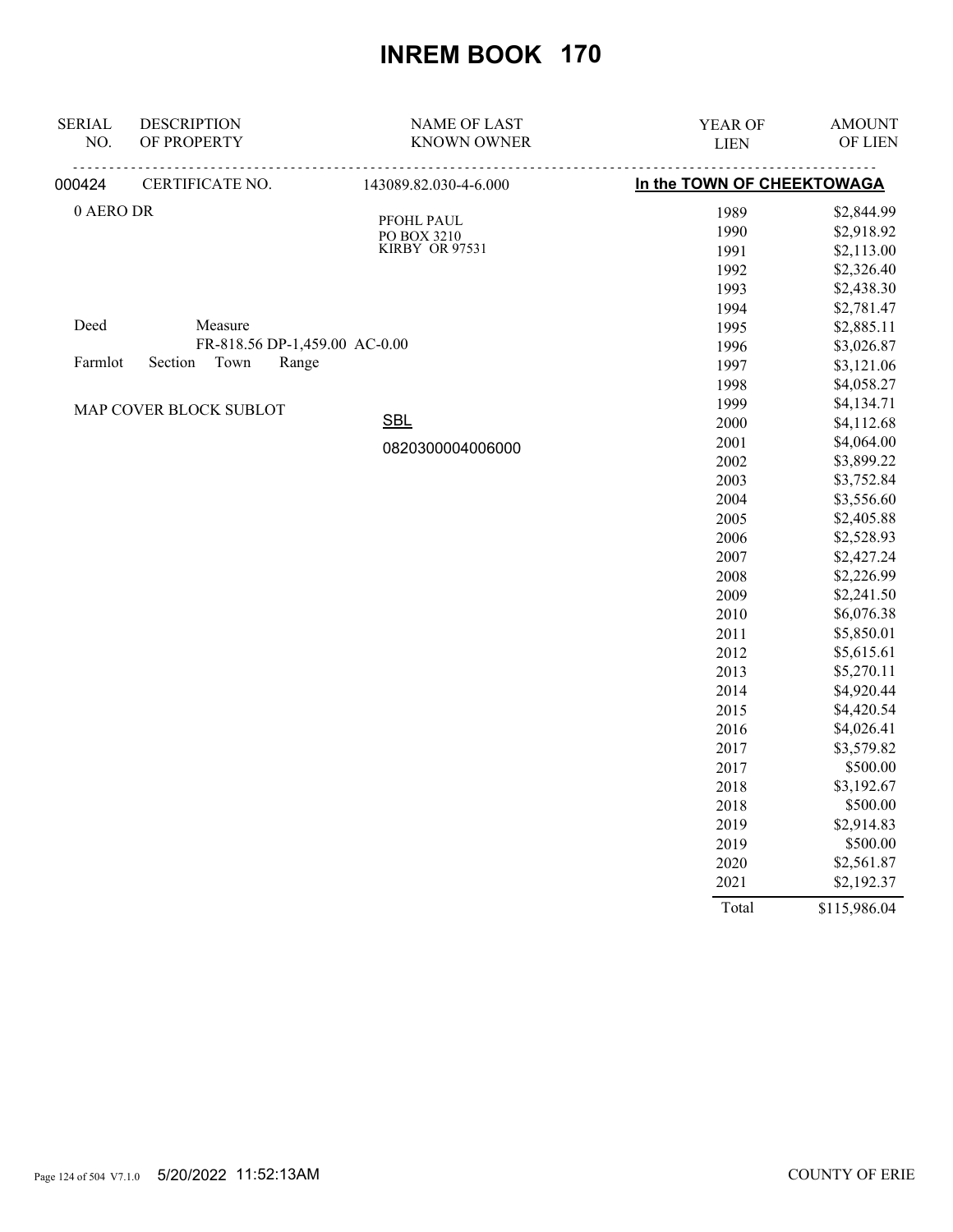# INREM BOOK 170

| SERIAL NO. | DESCRIPTION OF PROPERTY | NAME OF LAST KNOWN OWNER | YEAR OF LIEN | AMOUNT OF LIEN |
|---|---|---|---|---|
| 000424 | CERTIFICATE NO. | 143089.82.030-4-6.000 | **In the TOWN OF CHEEKTOWAGA** | |

0 AERO DR

PFOHL PAUL
PO BOX 3210
KIRBY OR 97531

Deed Measure
FR-818.56 DP-1,459.00 AC-0.00
Farmlot Section Town Range

MAP COVER BLOCK SUBLOT

SBL
0820300004006000

| YEAR OF LIEN | AMOUNT OF LIEN |
|---|---|
| 1989 | $2,844.99 |
| 1990 | $2,918.92 |
| 1991 | $2,113.00 |
| 1992 | $2,326.40 |
| 1993 | $2,438.30 |
| 1994 | $2,781.47 |
| 1995 | $2,885.11 |
| 1996 | $3,026.87 |
| 1997 | $3,121.06 |
| 1998 | $4,058.27 |
| 1999 | $4,134.71 |
| 2000 | $4,112.68 |
| 2001 | $4,064.00 |
| 2002 | $3,899.22 |
| 2003 | $3,752.84 |
| 2004 | $3,556.60 |
| 2005 | $2,405.88 |
| 2006 | $2,528.93 |
| 2007 | $2,427.24 |
| 2008 | $2,226.99 |
| 2009 | $2,241.50 |
| 2010 | $6,076.38 |
| 2011 | $5,850.01 |
| 2012 | $5,615.61 |
| 2013 | $5,270.11 |
| 2014 | $4,920.44 |
| 2015 | $4,420.54 |
| 2016 | $4,026.41 |
| 2017 | $3,579.82 |
| 2017 | $500.00 |
| 2018 | $3,192.67 |
| 2018 | $500.00 |
| 2019 | $2,914.83 |
| 2019 | $500.00 |
| 2020 | $2,561.87 |
| 2021 | $2,192.37 |
| Total | $115,986.04 |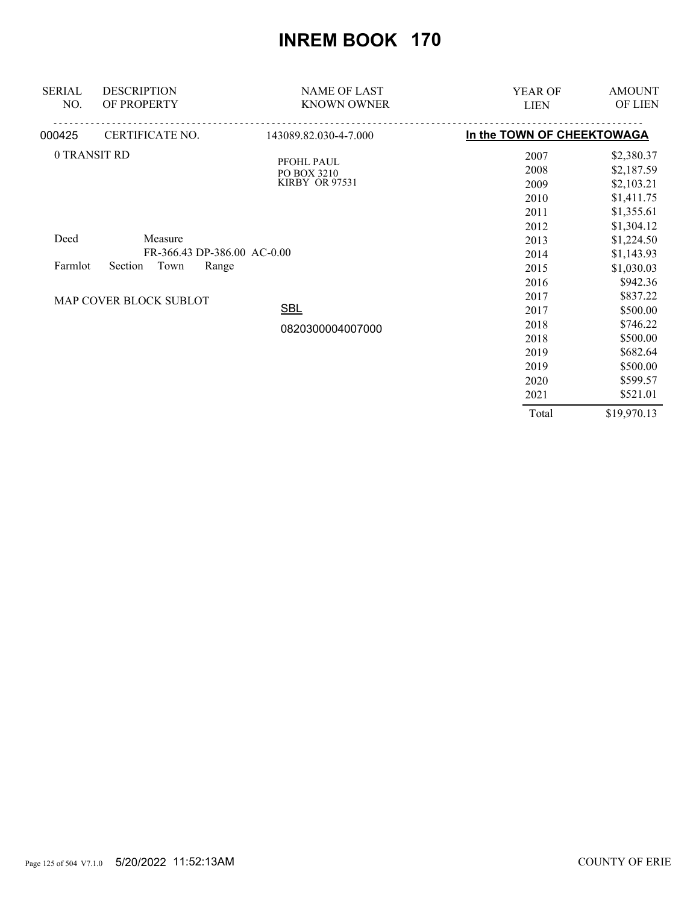# INREM BOOK 170

| SERIAL NO. | DESCRIPTION OF PROPERTY | NAME OF LAST KNOWN OWNER | YEAR OF LIEN | AMOUNT OF LIEN |
|---|---|---|---|---|
| 000425 | CERTIFICATE NO. | 143089.82.030-4-7.000 | **In the TOWN OF CHEEKTOWAGA** | |
| | 0 TRANSIT RD | PFOHL PAUL<br>PO BOX 3210<br>KIRBY OR 97531 | 2007 | $2,380.37 |
| | | | 2008 | $2,187.59 |
| | | | 2009 | $2,103.21 |
| | | | 2010 | $1,411.75 |
| | | | 2011 | $1,355.61 |
| | | | 2012 | $1,304.12 |
| | Deed Measure | | 2013 | $1,224.50 |
| | FR-366.43 DP-386.00 AC-0.00 | | 2014 | $1,143.93 |
| | Farmlot Section Town Range | | 2015 | $1,030.03 |
| | | | 2016 | $942.36 |
| | MAP COVER BLOCK SUBLOT | | 2017 | $837.22 |
| | | SBL | 2017 | $500.00 |
| | | 0820300004007000 | 2018 | $746.22 |
| | | | 2018 | $500.00 |
| | | | 2019 | $682.64 |
| | | | 2019 | $500.00 |
| | | | 2020 | $599.57 |
| | | | 2021 | $521.01 |
| | | | Total | $19,970.13 |

5/20/2022 11:52:13AM

COUNTY OF ERIE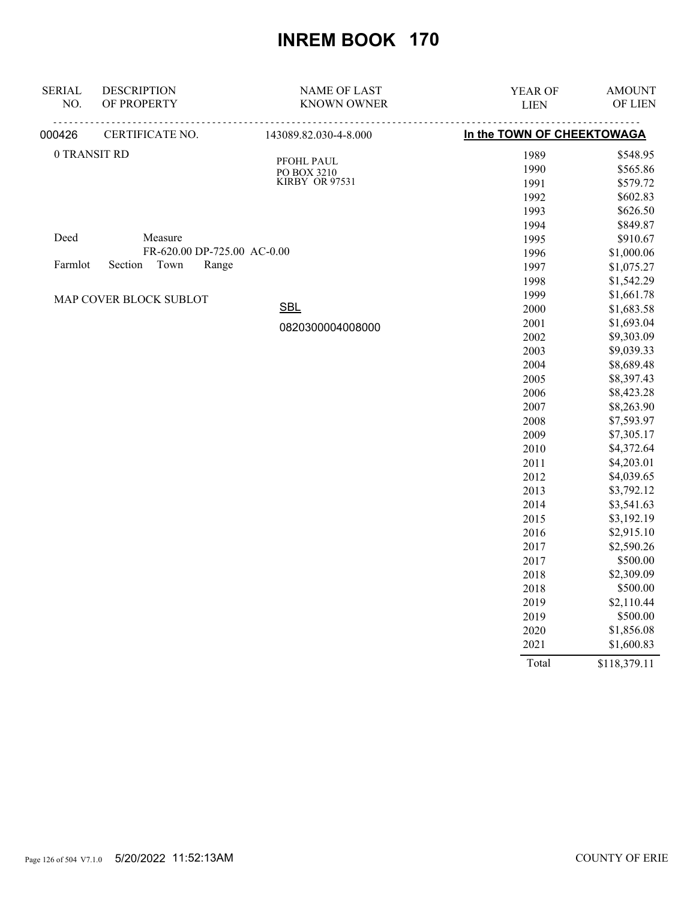# INREM BOOK 170

| SERIAL NO. | DESCRIPTION OF PROPERTY | NAME OF LAST KNOWN OWNER | YEAR OF LIEN | AMOUNT OF LIEN |
|---|---|---|---|---|
| 000426 | CERTIFICATE NO. | 143089.82.030-4-8.000 | **In the TOWN OF CHEEKTOWAGA** | |
| | 0 TRANSIT RD | PFOHL PAUL<br>PO BOX 3210<br>KIRBY OR 97531 | 1989 | $548.95 |
| | | | 1990 | $565.86 |
| | | | 1991 | $579.72 |
| | | | 1992 | $602.83 |
| | | | 1993 | $626.50 |
| | | | 1994 | $849.87 |
| | Deed Measure | | 1995 | $910.67 |
| | FR-620.00 DP-725.00 AC-0.00 | | 1996 | $1,000.06 |
| | Farmlot Section Town Range | | 1997 | $1,075.27 |
| | | | 1998 | $1,542.29 |
| | MAP COVER BLOCK SUBLOT | | 1999 | $1,661.78 |
| | | SBL | 2000 | $1,683.58 |
| | | 0820300004008000 | 2001 | $1,693.04 |
| | | | 2002 | $9,303.09 |
| | | | 2003 | $9,039.33 |
| | | | 2004 | $8,689.48 |
| | | | 2005 | $8,397.43 |
| | | | 2006 | $8,423.28 |
| | | | 2007 | $8,263.90 |
| | | | 2008 | $7,593.97 |
| | | | 2009 | $7,305.17 |
| | | | 2010 | $4,372.64 |
| | | | 2011 | $4,203.01 |
| | | | 2012 | $4,039.65 |
| | | | 2013 | $3,792.12 |
| | | | 2014 | $3,541.63 |
| | | | 2015 | $3,192.19 |
| | | | 2016 | $2,915.10 |
| | | | 2017 | $2,590.26 |
| | | | 2017 | $500.00 |
| | | | 2018 | $2,309.09 |
| | | | 2018 | $500.00 |
| | | | 2019 | $2,110.44 |
| | | | 2019 | $500.00 |
| | | | 2020 | $1,856.08 |
| | | | 2021 | $1,600.83 |
| | | | Total | $118,379.11 |

5/20/2022 11:52:13AM COUNTY OF ERIE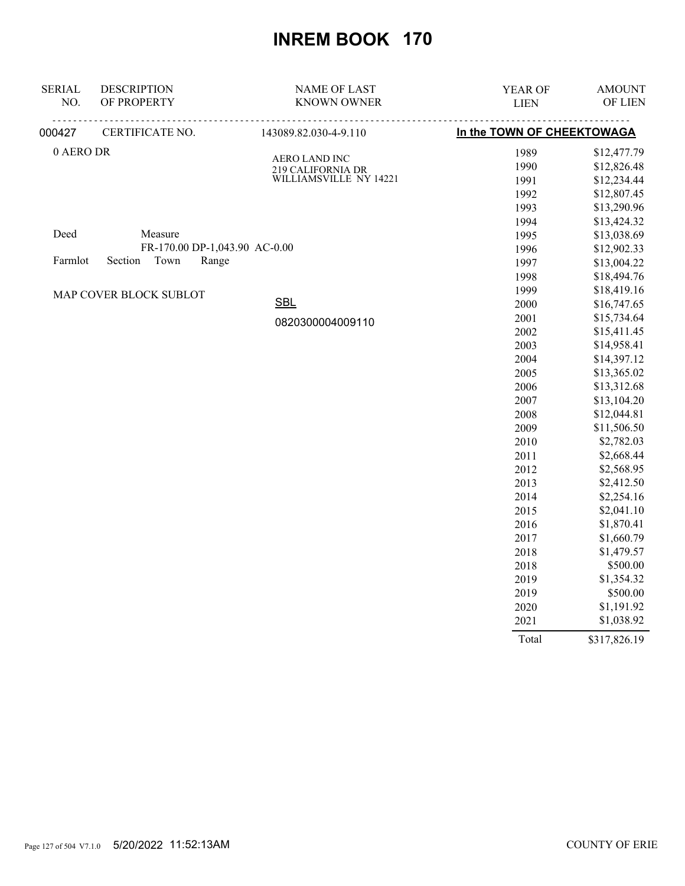# INREM BOOK 170

| SERIAL NO. | DESCRIPTION OF PROPERTY | NAME OF LAST KNOWN OWNER | YEAR OF LIEN | AMOUNT OF LIEN |
|---|---|---|---|---|
| 000427 | CERTIFICATE NO. | 143089.82.030-4-9.110 | In the TOWN OF CHEEKTOWAGA | |
| | 0 AERO DR | AERO LAND INC<br>219 CALIFORNIA DR<br>WILLIAMSVILLE NY 14221 | 1989 | $12,477.79 |
| | | | 1990 | $12,826.48 |
| | | | 1991 | $12,234.44 |
| | | | 1992 | $12,807.45 |
| | | | 1993 | $13,290.96 |
| | | | 1994 | $13,424.32 |
| | Deed Measure | | 1995 | $13,038.69 |
| | FR-170.00 DP-1,043.90 AC-0.00 | | 1996 | $12,902.33 |
| | Farmlot Section Town Range | | 1997 | $13,004.22 |
| | | | 1998 | $18,494.76 |
| | MAP COVER BLOCK SUBLOT | | 1999 | $18,419.16 |
| | | SBL | 2000 | $16,747.65 |
| | | 0820300004009110 | 2001 | $15,734.64 |
| | | | 2002 | $15,411.45 |
| | | | 2003 | $14,958.41 |
| | | | 2004 | $14,397.12 |
| | | | 2005 | $13,365.02 |
| | | | 2006 | $13,312.68 |
| | | | 2007 | $13,104.20 |
| | | | 2008 | $12,044.81 |
| | | | 2009 | $11,506.50 |
| | | | 2010 | $2,782.03 |
| | | | 2011 | $2,668.44 |
| | | | 2012 | $2,568.95 |
| | | | 2013 | $2,412.50 |
| | | | 2014 | $2,254.16 |
| | | | 2015 | $2,041.10 |
| | | | 2016 | $1,870.41 |
| | | | 2017 | $1,660.79 |
| | | | 2018 | $1,479.57 |
| | | | 2018 | $500.00 |
| | | | 2019 | $1,354.32 |
| | | | 2019 | $500.00 |
| | | | 2020 | $1,191.92 |
| | | | 2021 | $1,038.92 |
| | | | Total | $317,826.19 |

5/20/2022 11:52:13AM COUNTY OF ERIE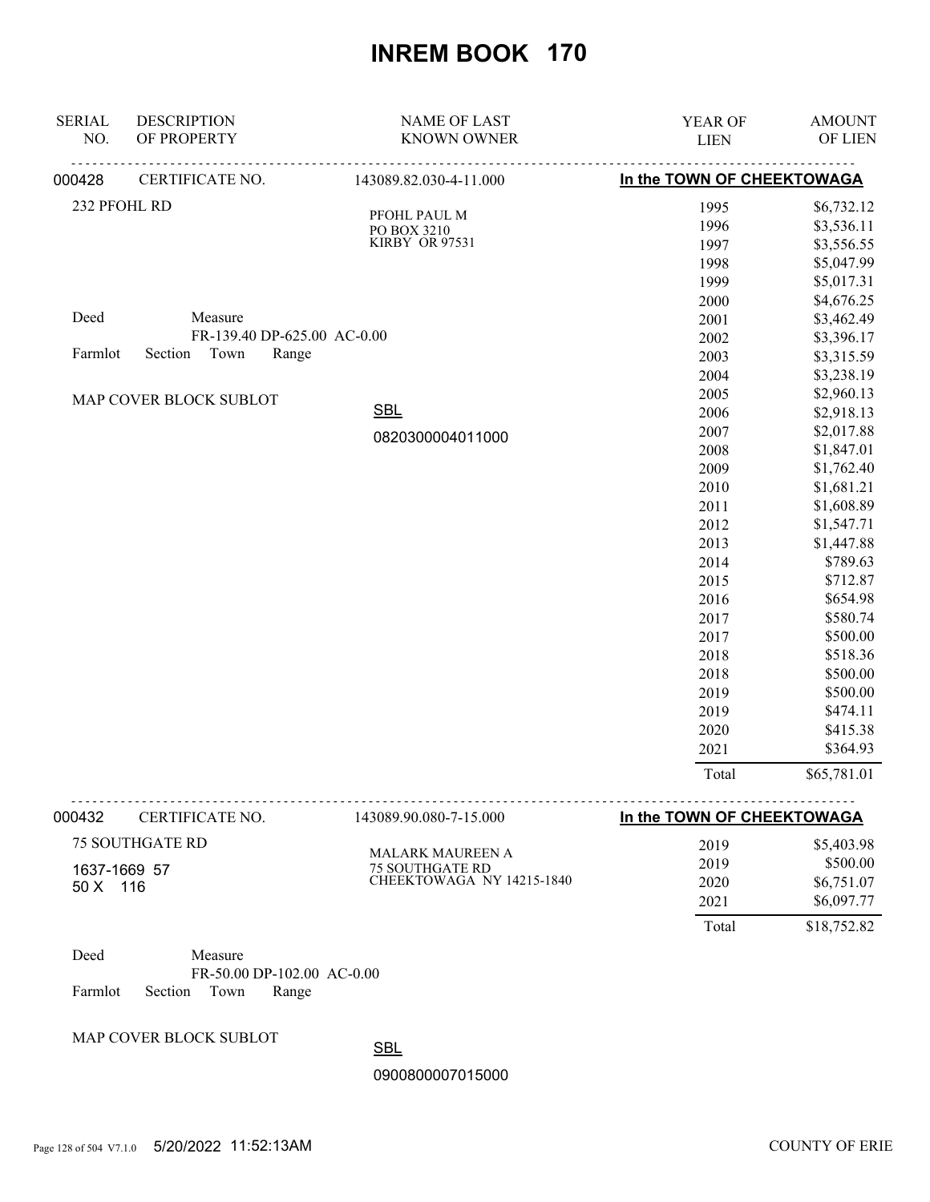# INREM BOOK 170

| SERIAL NO. | DESCRIPTION OF PROPERTY | NAME OF LAST KNOWN OWNER | YEAR OF LIEN | AMOUNT OF LIEN |
|---|---|---|---|---|

**000428** CERTIFICATE NO. 143089.82.030-4-11.000 — **In the TOWN OF CHEEKTOWAGA**

232 PFOHL RD

PFOHL PAUL M
PO BOX 3210
KIRBY OR 97531

Deed Measure
FR-139.40 DP-625.00 AC-0.00
Farmlot Section Town Range

MAP COVER BLOCK SUBLOT

SBL
0820300004011000

| YEAR OF LIEN | AMOUNT OF LIEN |
|---|---|
| 1995 | $6,732.12 |
| 1996 | $3,536.11 |
| 1997 | $3,556.55 |
| 1998 | $5,047.99 |
| 1999 | $5,017.31 |
| 2000 | $4,676.25 |
| 2001 | $3,462.49 |
| 2002 | $3,396.17 |
| 2003 | $3,315.59 |
| 2004 | $3,238.19 |
| 2005 | $2,960.13 |
| 2006 | $2,918.13 |
| 2007 | $2,017.88 |
| 2008 | $1,847.01 |
| 2009 | $1,762.40 |
| 2010 | $1,681.21 |
| 2011 | $1,608.89 |
| 2012 | $1,547.71 |
| 2013 | $1,447.88 |
| 2014 | $789.63 |
| 2015 | $712.87 |
| 2016 | $654.98 |
| 2017 | $580.74 |
| 2017 | $500.00 |
| 2018 | $518.36 |
| 2018 | $500.00 |
| 2019 | $500.00 |
| 2019 | $474.11 |
| 2020 | $415.38 |
| 2021 | $364.93 |
| Total | $65,781.01 |

**000432** CERTIFICATE NO. 143089.90.080-7-15.000 — **In the TOWN OF CHEEKTOWAGA**

75 SOUTHGATE RD
1637-1669 57
50 X 116

MALARK MAUREEN A
75 SOUTHGATE RD
CHEEKTOWAGA NY 14215-1840

| YEAR OF LIEN | AMOUNT OF LIEN |
|---|---|
| 2019 | $5,403.98 |
| 2019 | $500.00 |
| 2020 | $6,751.07 |
| 2021 | $6,097.77 |
| Total | $18,752.82 |

Deed Measure
FR-50.00 DP-102.00 AC-0.00
Farmlot Section Town Range

MAP COVER BLOCK SUBLOT

SBL
0900800007015000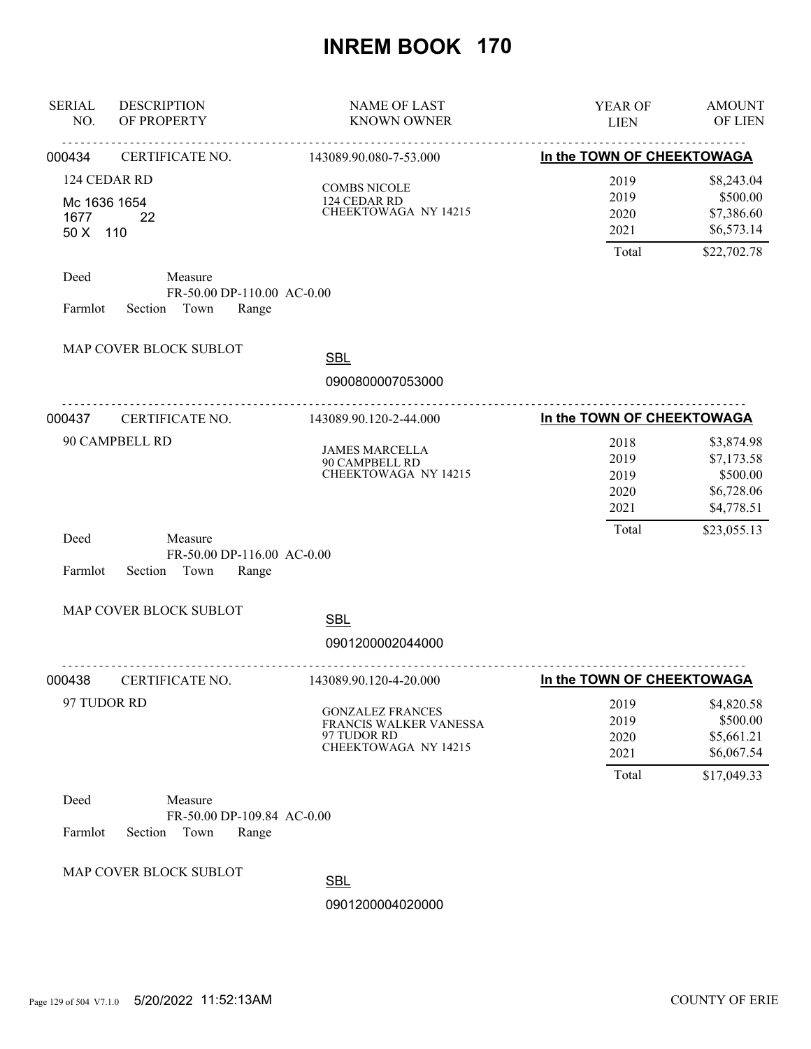# INREM BOOK 170

| SERIAL NO. | DESCRIPTION OF PROPERTY | NAME OF LAST KNOWN OWNER | YEAR OF LIEN | AMOUNT OF LIEN |
|---|---|---|---|---|

---

**000434** CERTIFICATE NO. 143089.90.080-7-53.000 — **In the TOWN OF CHEEKTOWAGA**

124 CEDAR RD
Mc 1636 1654
1677 22
50 X 110

COMBS NICOLE
124 CEDAR RD
CHEEKTOWAGA NY 14215

| YEAR OF LIEN | AMOUNT OF LIEN |
|---|---|
| 2019 | $8,243.04 |
| 2019 | $500.00 |
| 2020 | $7,386.60 |
| 2021 | $6,573.14 |
| Total | $22,702.78 |

Deed Measure
FR-50.00 DP-110.00 AC-0.00
Farmlot Section Town Range

MAP COVER BLOCK SUBLOT

SBL
0900800007053000

---

**000437** CERTIFICATE NO. 143089.90.120-2-44.000 — **In the TOWN OF CHEEKTOWAGA**

90 CAMPBELL RD

JAMES MARCELLA
90 CAMPBELL RD
CHEEKTOWAGA NY 14215

| YEAR OF LIEN | AMOUNT OF LIEN |
|---|---|
| 2018 | $3,874.98 |
| 2019 | $7,173.58 |
| 2019 | $500.00 |
| 2020 | $6,728.06 |
| 2021 | $4,778.51 |
| Total | $23,055.13 |

Deed Measure
FR-50.00 DP-116.00 AC-0.00
Farmlot Section Town Range

MAP COVER BLOCK SUBLOT

SBL
0901200002044000

---

**000438** CERTIFICATE NO. 143089.90.120-4-20.000 — **In the TOWN OF CHEEKTOWAGA**

97 TUDOR RD

GONZALEZ FRANCES
FRANCIS WALKER VANESSA
97 TUDOR RD
CHEEKTOWAGA NY 14215

| YEAR OF LIEN | AMOUNT OF LIEN |
|---|---|
| 2019 | $4,820.58 |
| 2019 | $500.00 |
| 2020 | $5,661.21 |
| 2021 | $6,067.54 |
| Total | $17,049.33 |

Deed Measure
FR-50.00 DP-109.84 AC-0.00
Farmlot Section Town Range

MAP COVER BLOCK SUBLOT

SBL
0901200004020000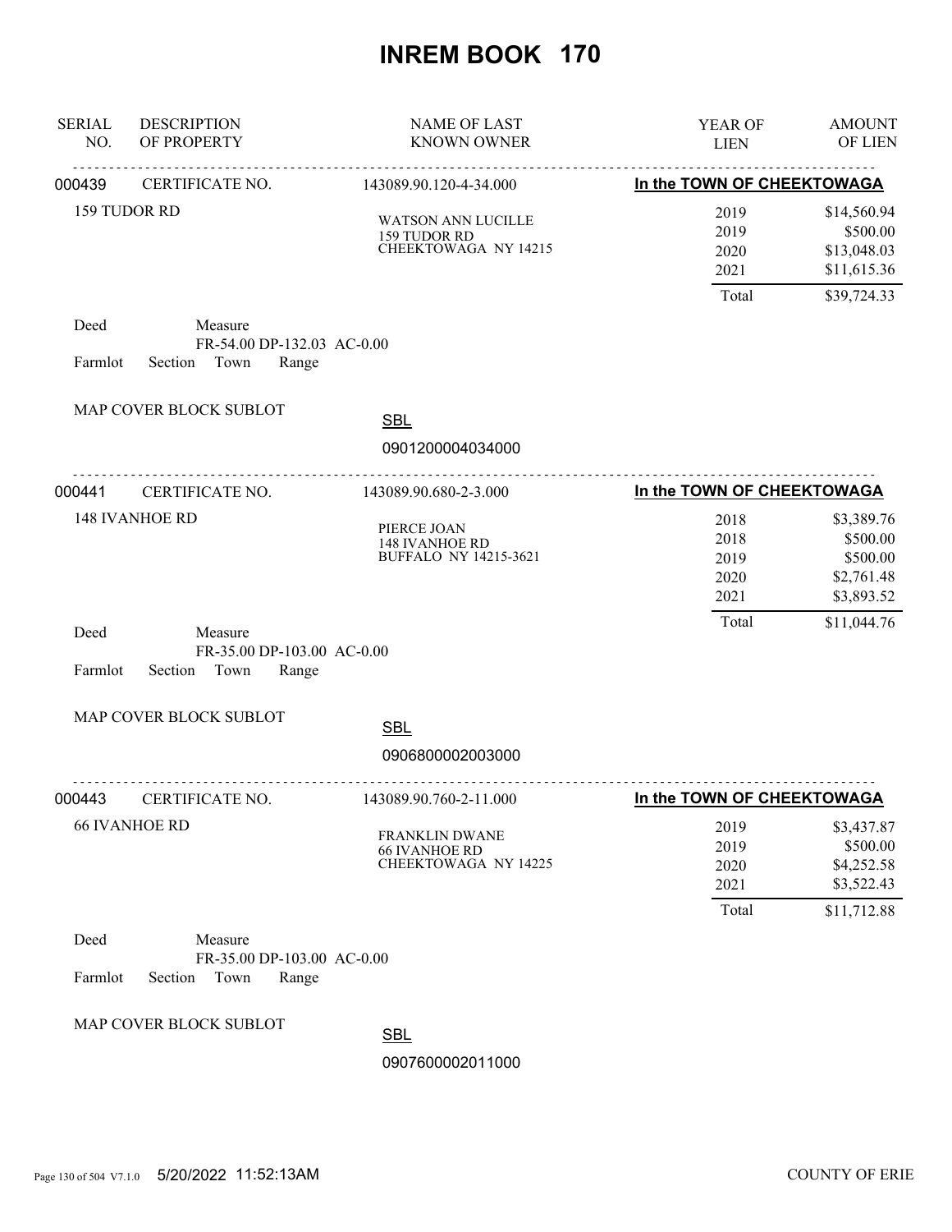# INREM BOOK 170

| SERIAL NO. | DESCRIPTION OF PROPERTY | NAME OF LAST KNOWN OWNER | YEAR OF LIEN | AMOUNT OF LIEN |
|---|---|---|---|---|

---

**000439** CERTIFICATE NO. 143089.90.120-4-34.000 **In the TOWN OF CHEEKTOWAGA**

159 TUDOR RD

WATSON ANN LUCILLE
159 TUDOR RD
CHEEKTOWAGA NY 14215

| YEAR OF LIEN | AMOUNT OF LIEN |
|---|---|
| 2019 | $14,560.94 |
| 2019 | $500.00 |
| 2020 | $13,048.03 |
| 2021 | $11,615.36 |
| Total | $39,724.33 |

Deed Measure
FR-54.00 DP-132.03 AC-0.00
Farmlot Section Town Range

MAP COVER BLOCK SUBLOT

SBL
0901200004034000

---

**000441** CERTIFICATE NO. 143089.90.680-2-3.000 **In the TOWN OF CHEEKTOWAGA**

148 IVANHOE RD

PIERCE JOAN
148 IVANHOE RD
BUFFALO NY 14215-3621

| YEAR OF LIEN | AMOUNT OF LIEN |
|---|---|
| 2018 | $3,389.76 |
| 2018 | $500.00 |
| 2019 | $500.00 |
| 2020 | $2,761.48 |
| 2021 | $3,893.52 |
| Total | $11,044.76 |

Deed Measure
FR-35.00 DP-103.00 AC-0.00
Farmlot Section Town Range

MAP COVER BLOCK SUBLOT

SBL
0906800002003000

---

**000443** CERTIFICATE NO. 143089.90.760-2-11.000 **In the TOWN OF CHEEKTOWAGA**

66 IVANHOE RD

FRANKLIN DWANE
66 IVANHOE RD
CHEEKTOWAGA NY 14225

| YEAR OF LIEN | AMOUNT OF LIEN |
|---|---|
| 2019 | $3,437.87 |
| 2019 | $500.00 |
| 2020 | $4,252.58 |
| 2021 | $3,522.43 |
| Total | $11,712.88 |

Deed Measure
FR-35.00 DP-103.00 AC-0.00
Farmlot Section Town Range

MAP COVER BLOCK SUBLOT

SBL
0907600002011000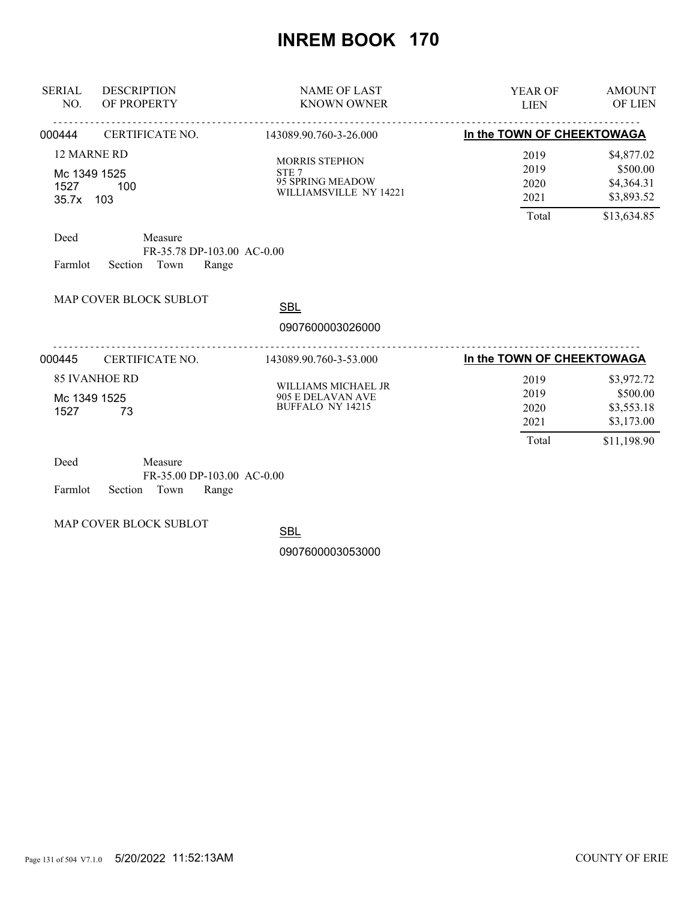# INREM BOOK 170

| SERIAL NO. | DESCRIPTION OF PROPERTY | NAME OF LAST KNOWN OWNER | YEAR OF LIEN | AMOUNT OF LIEN |
|---|---|---|---|---|

---

**000444** CERTIFICATE NO. 143089.90.760-3-26.000 **In the TOWN OF CHEEKTOWAGA**

12 MARNE RD
Mc 1349 1525
1527 100
35.7x 103

MORRIS STEPHON
STE 7
95 SPRING MEADOW
WILLIAMSVILLE NY 14221

| YEAR OF LIEN | AMOUNT OF LIEN |
|---|---|
| 2019 | $4,877.02 |
| 2019 | $500.00 |
| 2020 | $4,364.31 |
| 2021 | $3,893.52 |
| Total | $13,634.85 |

Deed Measure
FR-35.78 DP-103.00 AC-0.00
Farmlot Section Town Range

MAP COVER BLOCK SUBLOT

SBL
0907600003026000

---

**000445** CERTIFICATE NO. 143089.90.760-3-53.000 **In the TOWN OF CHEEKTOWAGA**

85 IVANHOE RD
Mc 1349 1525
1527 73

WILLIAMS MICHAEL JR
905 E DELAVAN AVE
BUFFALO NY 14215

| YEAR OF LIEN | AMOUNT OF LIEN |
|---|---|
| 2019 | $3,972.72 |
| 2019 | $500.00 |
| 2020 | $3,553.18 |
| 2021 | $3,173.00 |
| Total | $11,198.90 |

Deed Measure
FR-35.00 DP-103.00 AC-0.00
Farmlot Section Town Range

MAP COVER BLOCK SUBLOT

SBL
0907600003053000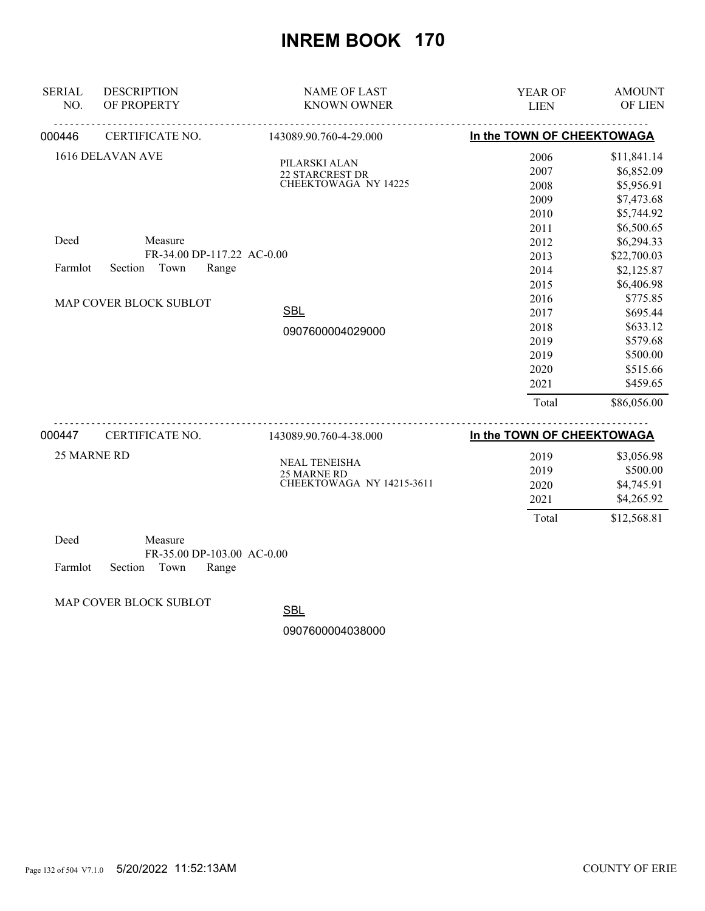# INREM BOOK 170

| SERIAL NO. | DESCRIPTION OF PROPERTY | NAME OF LAST KNOWN OWNER | YEAR OF LIEN | AMOUNT OF LIEN |
|---|---|---|---|---|

---

**000446** CERTIFICATE NO. 143089.90.760-4-29.000 — **In the TOWN OF CHEEKTOWAGA**

1616 DELAVAN AVE

PILARSKI ALAN
22 STARCREST DR
CHEEKTOWAGA NY 14225

Deed Measure
FR-34.00 DP-117.22 AC-0.00
Farmlot Section Town Range

MAP COVER BLOCK SUBLOT

SBL
0907600004029000

| YEAR OF LIEN | AMOUNT OF LIEN |
|---|---|
| 2006 | $11,841.14 |
| 2007 | $6,852.09 |
| 2008 | $5,956.91 |
| 2009 | $7,473.68 |
| 2010 | $5,744.92 |
| 2011 | $6,500.65 |
| 2012 | $6,294.33 |
| 2013 | $22,700.03 |
| 2014 | $2,125.87 |
| 2015 | $6,406.98 |
| 2016 | $775.85 |
| 2017 | $695.44 |
| 2018 | $633.12 |
| 2019 | $579.68 |
| 2019 | $500.00 |
| 2020 | $515.66 |
| 2021 | $459.65 |
| Total | $86,056.00 |

---

**000447** CERTIFICATE NO. 143089.90.760-4-38.000 — **In the TOWN OF CHEEKTOWAGA**

25 MARNE RD

NEAL TENEISHA
25 MARNE RD
CHEEKTOWAGA NY 14215-3611

| YEAR OF LIEN | AMOUNT OF LIEN |
|---|---|
| 2019 | $3,056.98 |
| 2019 | $500.00 |
| 2020 | $4,745.91 |
| 2021 | $4,265.92 |
| Total | $12,568.81 |

Deed Measure
FR-35.00 DP-103.00 AC-0.00
Farmlot Section Town Range

MAP COVER BLOCK SUBLOT

SBL
0907600004038000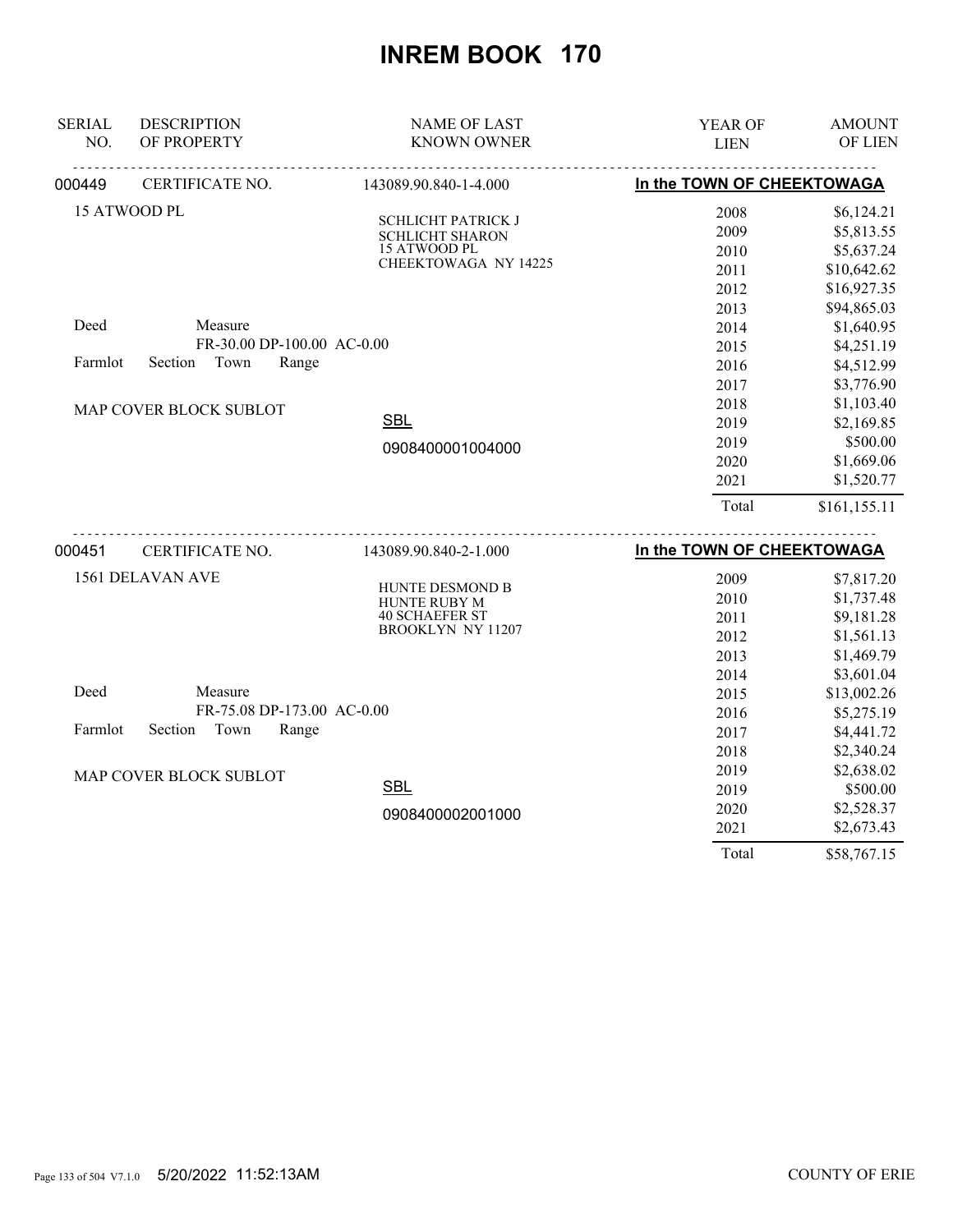# INREM BOOK 170

| SERIAL NO. | DESCRIPTION OF PROPERTY | NAME OF LAST KNOWN OWNER | YEAR OF LIEN | AMOUNT OF LIEN |
|---|---|---|---|---|

## 000449 — CERTIFICATE NO. 143089.90.840-1-4.000 — In the TOWN OF CHEEKTOWAGA

15 ATWOOD PL

SCHLICHT PATRICK J
SCHLICHT SHARON
15 ATWOOD PL
CHEEKTOWAGA NY 14225

Deed — Measure: FR-30.00 DP-100.00 AC-0.00

Farmlot Section Town Range

MAP COVER BLOCK SUBLOT

SBL: 0908400001004000

| YEAR OF LIEN | AMOUNT OF LIEN |
|---|---|
| 2008 | $6,124.21 |
| 2009 | $5,813.55 |
| 2010 | $5,637.24 |
| 2011 | $10,642.62 |
| 2012 | $16,927.35 |
| 2013 | $94,865.03 |
| 2014 | $1,640.95 |
| 2015 | $4,251.19 |
| 2016 | $4,512.99 |
| 2017 | $3,776.90 |
| 2018 | $1,103.40 |
| 2019 | $2,169.85 |
| 2019 | $500.00 |
| 2020 | $1,669.06 |
| 2021 | $1,520.77 |
| Total | $161,155.11 |

## 000451 — CERTIFICATE NO. 143089.90.840-2-1.000 — In the TOWN OF CHEEKTOWAGA

1561 DELAVAN AVE

HUNTE DESMOND B
HUNTE RUBY M
40 SCHAEFER ST
BROOKLYN NY 11207

Deed — Measure: FR-75.08 DP-173.00 AC-0.00

Farmlot Section Town Range

MAP COVER BLOCK SUBLOT

SBL: 0908400002001000

| YEAR OF LIEN | AMOUNT OF LIEN |
|---|---|
| 2009 | $7,817.20 |
| 2010 | $1,737.48 |
| 2011 | $9,181.28 |
| 2012 | $1,561.13 |
| 2013 | $1,469.79 |
| 2014 | $3,601.04 |
| 2015 | $13,002.26 |
| 2016 | $5,275.19 |
| 2017 | $4,441.72 |
| 2018 | $2,340.24 |
| 2019 | $2,638.02 |
| 2019 | $500.00 |
| 2020 | $2,528.37 |
| 2021 | $2,673.43 |
| Total | $58,767.15 |

5/20/2022 11:52:13AM — COUNTY OF ERIE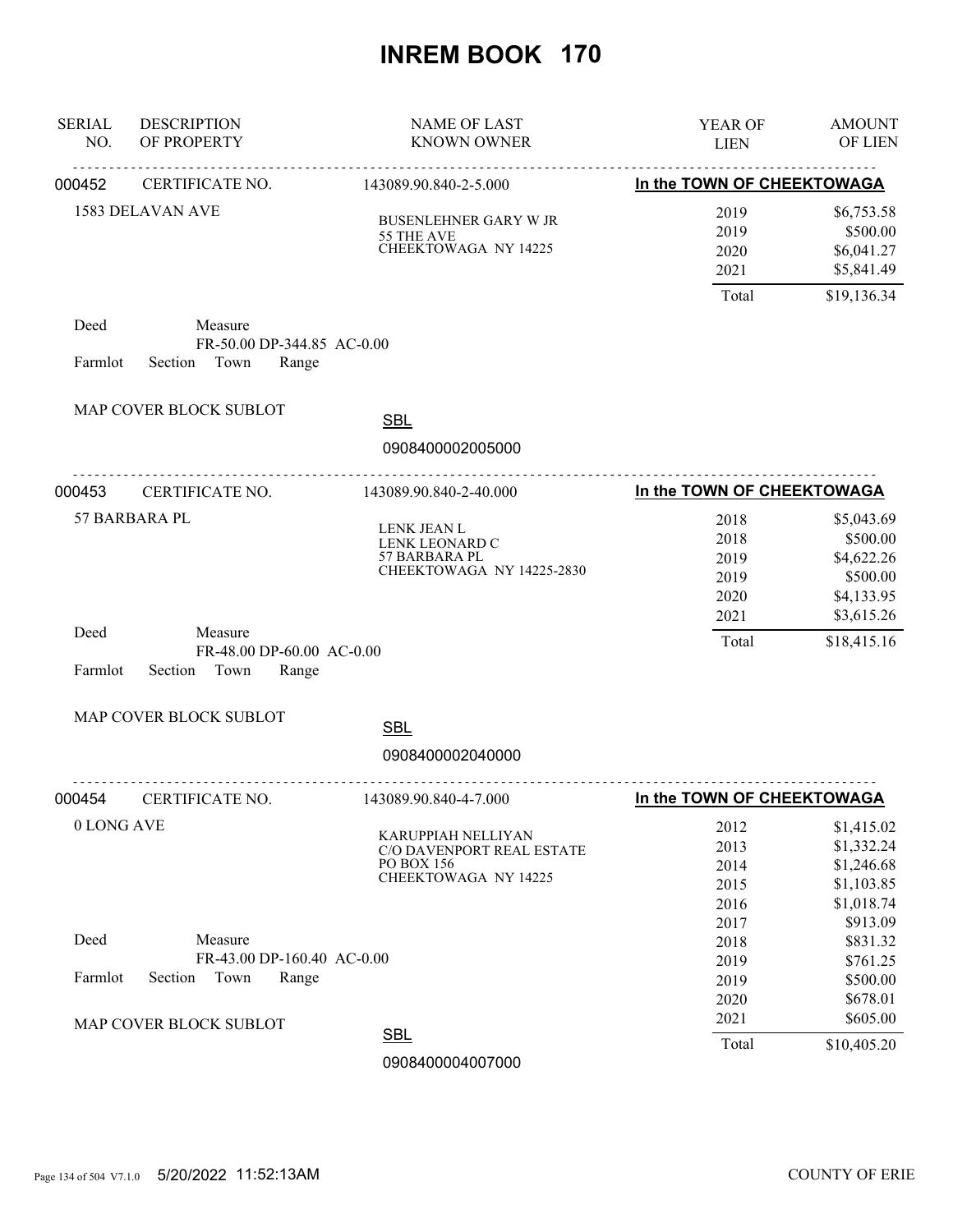# INREM BOOK 170

| SERIAL NO. | DESCRIPTION OF PROPERTY | NAME OF LAST KNOWN OWNER | YEAR OF LIEN | AMOUNT OF LIEN |
|---|---|---|---|---|

---

**000452** CERTIFICATE NO. 143089.90.840-2-5.000 — **In the TOWN OF CHEEKTOWAGA**

1583 DELAVAN AVE

BUSENLEHNER GARY W JR
55 THE AVE
CHEEKTOWAGA NY 14225

| YEAR OF LIEN | AMOUNT OF LIEN |
|---|---|
| 2019 | $6,753.58 |
| 2019 | $500.00 |
| 2020 | $6,041.27 |
| 2021 | $5,841.49 |
| Total | $19,136.34 |

Deed Measure
FR-50.00 DP-344.85 AC-0.00
Farmlot Section Town Range

MAP COVER BLOCK SUBLOT

SBL
0908400002005000

---

**000453** CERTIFICATE NO. 143089.90.840-2-40.000 — **In the TOWN OF CHEEKTOWAGA**

57 BARBARA PL

LENK JEAN L
LENK LEONARD C
57 BARBARA PL
CHEEKTOWAGA NY 14225-2830

| YEAR OF LIEN | AMOUNT OF LIEN |
|---|---|
| 2018 | $5,043.69 |
| 2018 | $500.00 |
| 2019 | $4,622.26 |
| 2019 | $500.00 |
| 2020 | $4,133.95 |
| 2021 | $3,615.26 |
| Total | $18,415.16 |

Deed Measure
FR-48.00 DP-60.00 AC-0.00
Farmlot Section Town Range

MAP COVER BLOCK SUBLOT

SBL
0908400002040000

---

**000454** CERTIFICATE NO. 143089.90.840-4-7.000 — **In the TOWN OF CHEEKTOWAGA**

0 LONG AVE

KARUPPIAH NELLIYAN
C/O DAVENPORT REAL ESTATE
PO BOX 156
CHEEKTOWAGA NY 14225

| YEAR OF LIEN | AMOUNT OF LIEN |
|---|---|
| 2012 | $1,415.02 |
| 2013 | $1,332.24 |
| 2014 | $1,246.68 |
| 2015 | $1,103.85 |
| 2016 | $1,018.74 |
| 2017 | $913.09 |
| 2018 | $831.32 |
| 2019 | $761.25 |
| 2019 | $500.00 |
| 2020 | $678.01 |
| 2021 | $605.00 |
| Total | $10,405.20 |

Deed Measure
FR-43.00 DP-160.40 AC-0.00
Farmlot Section Town Range

MAP COVER BLOCK SUBLOT

SBL
0908400004007000

5/20/2022 11:52:13AM COUNTY OF ERIE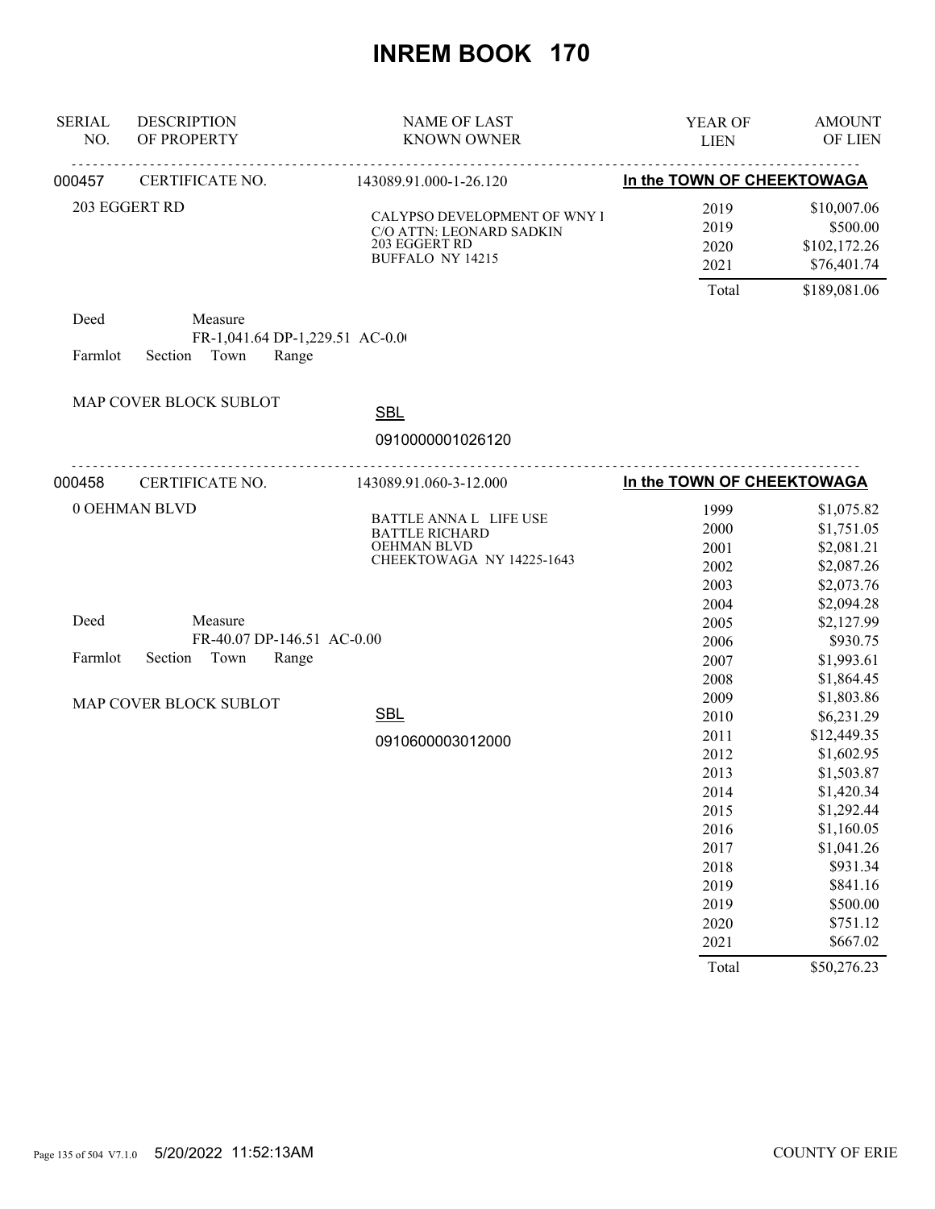# INREM BOOK 170

| SERIAL NO. | DESCRIPTION OF PROPERTY | NAME OF LAST KNOWN OWNER | YEAR OF LIEN | AMOUNT OF LIEN |
|---|---|---|---|---|
| 000457 | CERTIFICATE NO. | 143089.91.000-1-26.120 | In the TOWN OF CHEEKTOWAGA | |
| | 203 EGGERT RD | CALYPSO DEVELOPMENT OF WNY I<br>C/O ATTN: LEONARD SADKIN<br>203 EGGERT RD<br>BUFFALO NY 14215 | 2019 | $10,007.06 |
| | | | 2019 | $500.00 |
| | | | 2020 | $102,172.26 |
| | | | 2021 | $76,401.74 |
| | | | Total | $189,081.06 |

Deed Measure
FR-1,041.64 DP-1,229.51 AC-0.0(

Farmlot Section Town Range

MAP COVER BLOCK SUBLOT

SBL
0910000001026120

| SERIAL NO. | DESCRIPTION OF PROPERTY | NAME OF LAST KNOWN OWNER | YEAR OF LIEN | AMOUNT OF LIEN |
|---|---|---|---|---|
| 000458 | CERTIFICATE NO. | 143089.91.060-3-12.000 | In the TOWN OF CHEEKTOWAGA | |
| | 0 OEHMAN BLVD | BATTLE ANNA L LIFE USE<br>BATTLE RICHARD<br>OEHMAN BLVD<br>CHEEKTOWAGA NY 14225-1643 | 1999 | $1,075.82 |
| | | | 2000 | $1,751.05 |
| | | | 2001 | $2,081.21 |
| | | | 2002 | $2,087.26 |
| | | | 2003 | $2,073.76 |
| | | | 2004 | $2,094.28 |
| | | | 2005 | $2,127.99 |
| | | | 2006 | $930.75 |
| | | | 2007 | $1,993.61 |
| | | | 2008 | $1,864.45 |
| | | | 2009 | $1,803.86 |
| | | | 2010 | $6,231.29 |
| | | | 2011 | $12,449.35 |
| | | | 2012 | $1,602.95 |
| | | | 2013 | $1,503.87 |
| | | | 2014 | $1,420.34 |
| | | | 2015 | $1,292.44 |
| | | | 2016 | $1,160.05 |
| | | | 2017 | $1,041.26 |
| | | | 2018 | $931.34 |
| | | | 2019 | $841.16 |
| | | | 2019 | $500.00 |
| | | | 2020 | $751.12 |
| | | | 2021 | $667.02 |
| | | | Total | $50,276.23 |

Deed Measure
FR-40.07 DP-146.51 AC-0.00

Farmlot Section Town Range

MAP COVER BLOCK SUBLOT

SBL
0910600003012000

5/20/2022 11:52:13AM

COUNTY OF ERIE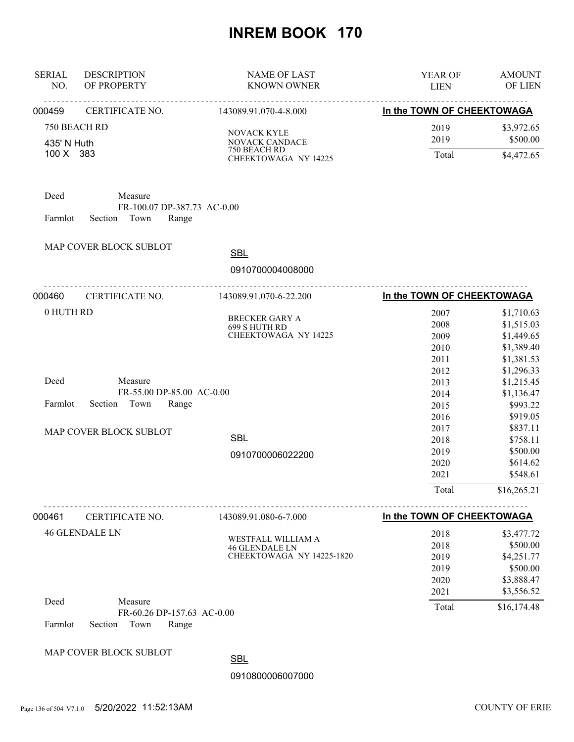# INREM BOOK 170

| SERIAL NO. | DESCRIPTION OF PROPERTY | NAME OF LAST KNOWN OWNER | YEAR OF LIEN | AMOUNT OF LIEN |
|---|---|---|---|---|

---

**000459** CERTIFICATE NO. 143089.91.070-4-8.000 — **In the TOWN OF CHEEKTOWAGA**

750 BEACH RD
435' N Huth
100 X 383

NOVACK KYLE
NOVACK CANDACE
750 BEACH RD
CHEEKTOWAGA NY 14225

| YEAR OF LIEN | AMOUNT OF LIEN |
|---|---|
| 2019 | $3,972.65 |
| 2019 | $500.00 |
| Total | $4,472.65 |

Deed Measure
FR-100.07 DP-387.73 AC-0.00
Farmlot Section Town Range

MAP COVER BLOCK SUBLOT

SBL
0910700004008000

---

**000460** CERTIFICATE NO. 143089.91.070-6-22.200 — **In the TOWN OF CHEEKTOWAGA**

0 HUTH RD

BRECKER GARY A
699 S HUTH RD
CHEEKTOWAGA NY 14225

| YEAR OF LIEN | AMOUNT OF LIEN |
|---|---|
| 2007 | $1,710.63 |
| 2008 | $1,515.03 |
| 2009 | $1,449.65 |
| 2010 | $1,389.40 |
| 2011 | $1,381.53 |
| 2012 | $1,296.33 |
| 2013 | $1,215.45 |
| 2014 | $1,136.47 |
| 2015 | $993.22 |
| 2016 | $919.05 |
| 2017 | $837.11 |
| 2018 | $758.11 |
| 2019 | $500.00 |
| 2020 | $614.62 |
| 2021 | $548.61 |
| Total | $16,265.21 |

Deed Measure
FR-55.00 DP-85.00 AC-0.00
Farmlot Section Town Range

MAP COVER BLOCK SUBLOT

SBL
0910700006022200

---

**000461** CERTIFICATE NO. 143089.91.080-6-7.000 — **In the TOWN OF CHEEKTOWAGA**

46 GLENDALE LN

WESTFALL WILLIAM A
46 GLENDALE LN
CHEEKTOWAGA NY 14225-1820

| YEAR OF LIEN | AMOUNT OF LIEN |
|---|---|
| 2018 | $3,477.72 |
| 2018 | $500.00 |
| 2019 | $4,251.77 |
| 2019 | $500.00 |
| 2020 | $3,888.47 |
| 2021 | $3,556.52 |
| Total | $16,174.48 |

Deed Measure
FR-60.26 DP-157.63 AC-0.00
Farmlot Section Town Range

MAP COVER BLOCK SUBLOT

SBL
0910800006007000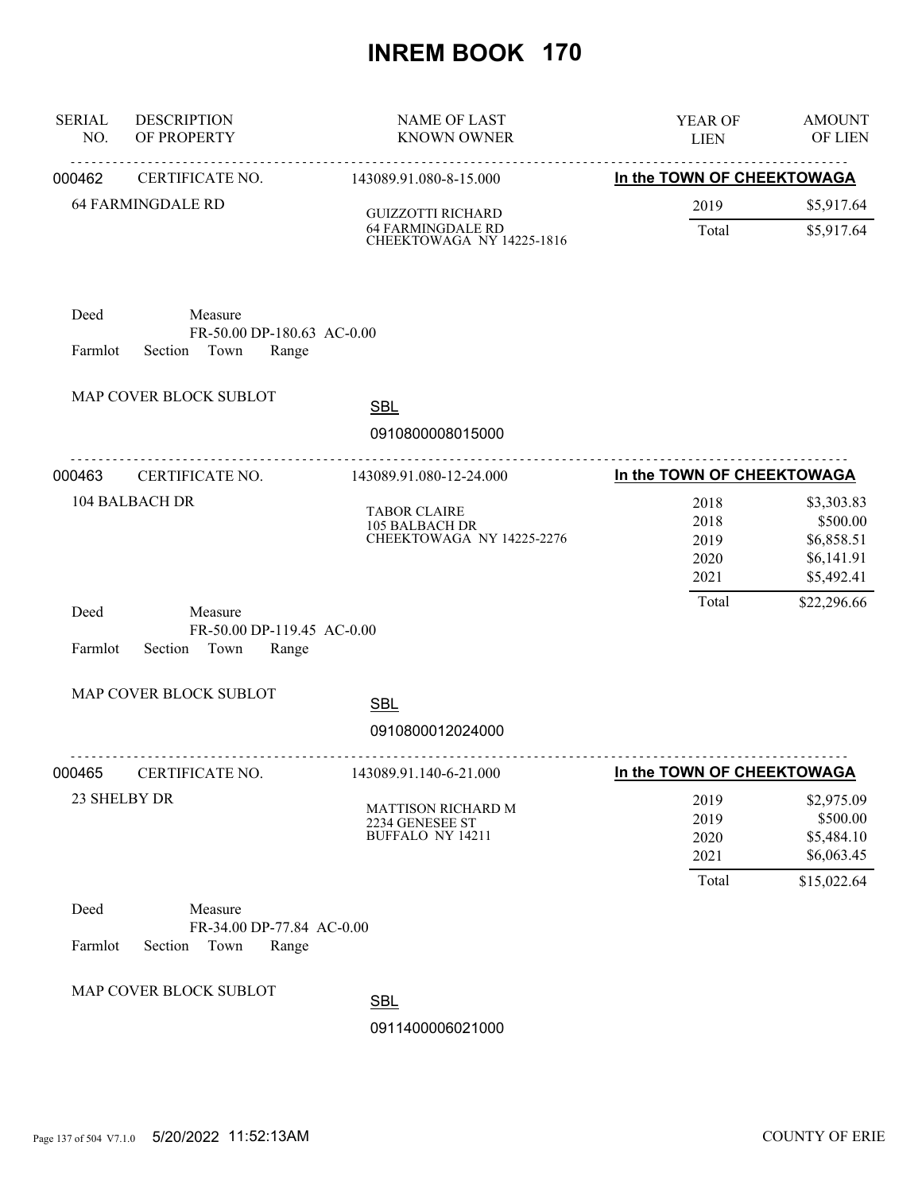# INREM BOOK 170

| SERIAL NO. | DESCRIPTION OF PROPERTY | NAME OF LAST KNOWN OWNER | YEAR OF LIEN | AMOUNT OF LIEN |
|---|---|---|---|---|
| 000462 | CERTIFICATE NO. | 143089.91.080-8-15.000 | In the TOWN OF CHEEKTOWAGA | |
| | 64 FARMINGDALE RD | GUIZZOTTI RICHARD<br>64 FARMINGDALE RD<br>CHEEKTOWAGA NY 14225-1816 | 2019 | $5,917.64 |
| | | | Total | $5,917.64 |

Deed Measure
FR-50.00 DP-180.63 AC-0.00
Farmlot Section Town Range

MAP COVER BLOCK SUBLOT

SBL
0910800008015000

| SERIAL NO. | DESCRIPTION OF PROPERTY | NAME OF LAST KNOWN OWNER | YEAR OF LIEN | AMOUNT OF LIEN |
|---|---|---|---|---|
| 000463 | CERTIFICATE NO. | 143089.91.080-12-24.000 | In the TOWN OF CHEEKTOWAGA | |
| | 104 BALBACH DR | TABOR CLAIRE<br>105 BALBACH DR<br>CHEEKTOWAGA NY 14225-2276 | 2018 | $3,303.83 |
| | | | 2018 | $500.00 |
| | | | 2019 | $6,858.51 |
| | | | 2020 | $6,141.91 |
| | | | 2021 | $5,492.41 |
| | | | Total | $22,296.66 |

Deed Measure
FR-50.00 DP-119.45 AC-0.00
Farmlot Section Town Range

MAP COVER BLOCK SUBLOT

SBL
0910800012024000

| SERIAL NO. | DESCRIPTION OF PROPERTY | NAME OF LAST KNOWN OWNER | YEAR OF LIEN | AMOUNT OF LIEN |
|---|---|---|---|---|
| 000465 | CERTIFICATE NO. | 143089.91.140-6-21.000 | In the TOWN OF CHEEKTOWAGA | |
| | 23 SHELBY DR | MATTISON RICHARD M<br>2234 GENESEE ST<br>BUFFALO NY 14211 | 2019 | $2,975.09 |
| | | | 2019 | $500.00 |
| | | | 2020 | $5,484.10 |
| | | | 2021 | $6,063.45 |
| | | | Total | $15,022.64 |

Deed Measure
FR-34.00 DP-77.84 AC-0.00
Farmlot Section Town Range

MAP COVER BLOCK SUBLOT

SBL
0911400006021000

5/20/2022 11:52:13AM COUNTY OF ERIE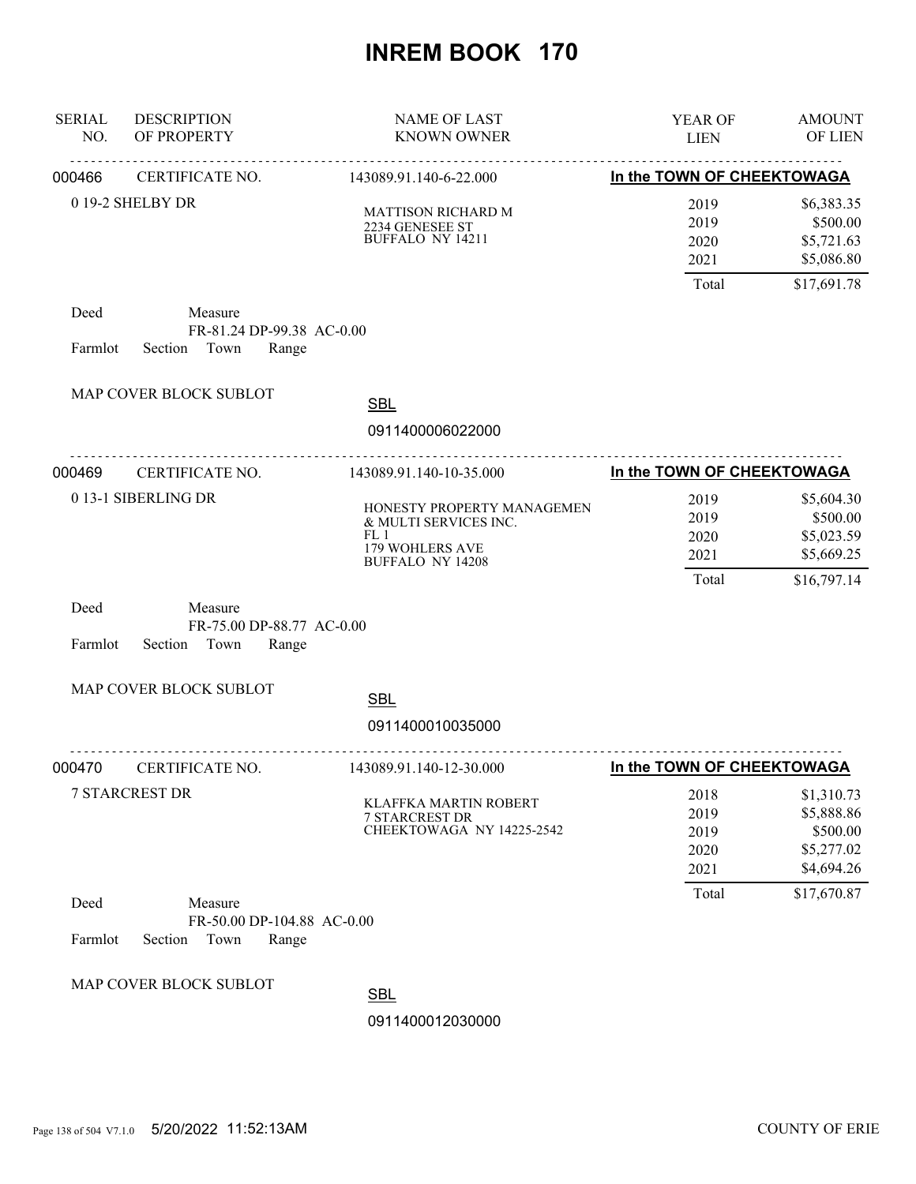# INREM BOOK 170

| SERIAL NO. | DESCRIPTION OF PROPERTY | NAME OF LAST KNOWN OWNER | YEAR OF LIEN | AMOUNT OF LIEN |
|---|---|---|---|---|

---

**000466** CERTIFICATE NO. 143089.91.140-6-22.000 — **In the TOWN OF CHEEKTOWAGA**

0 19-2 SHELBY DR

MATTISON RICHARD M
2234 GENESEE ST
BUFFALO NY 14211

| YEAR OF LIEN | AMOUNT OF LIEN |
|---|---|
| 2019 | $6,383.35 |
| 2019 | $500.00 |
| 2020 | $5,721.63 |
| 2021 | $5,086.80 |
| Total | $17,691.78 |

Deed — Measure: FR-81.24 DP-99.38 AC-0.00

Farmlot Section Town Range

MAP COVER BLOCK SUBLOT

SBL: 0911400006022000

---

**000469** CERTIFICATE NO. 143089.91.140-10-35.000 — **In the TOWN OF CHEEKTOWAGA**

0 13-1 SIBERLING DR

HONESTY PROPERTY MANAGEMEN
& MULTI SERVICES INC.
FL 1
179 WOHLERS AVE
BUFFALO NY 14208

| YEAR OF LIEN | AMOUNT OF LIEN |
|---|---|
| 2019 | $5,604.30 |
| 2019 | $500.00 |
| 2020 | $5,023.59 |
| 2021 | $5,669.25 |
| Total | $16,797.14 |

Deed — Measure: FR-75.00 DP-88.77 AC-0.00

Farmlot Section Town Range

MAP COVER BLOCK SUBLOT

SBL: 0911400010035000

---

**000470** CERTIFICATE NO. 143089.91.140-12-30.000 — **In the TOWN OF CHEEKTOWAGA**

7 STARCREST DR

KLAFFKA MARTIN ROBERT
7 STARCREST DR
CHEEKTOWAGA NY 14225-2542

| YEAR OF LIEN | AMOUNT OF LIEN |
|---|---|
| 2018 | $1,310.73 |
| 2019 | $5,888.86 |
| 2019 | $500.00 |
| 2020 | $5,277.02 |
| 2021 | $4,694.26 |
| Total | $17,670.87 |

Deed — Measure: FR-50.00 DP-104.88 AC-0.00

Farmlot Section Town Range

MAP COVER BLOCK SUBLOT

SBL: 0911400012030000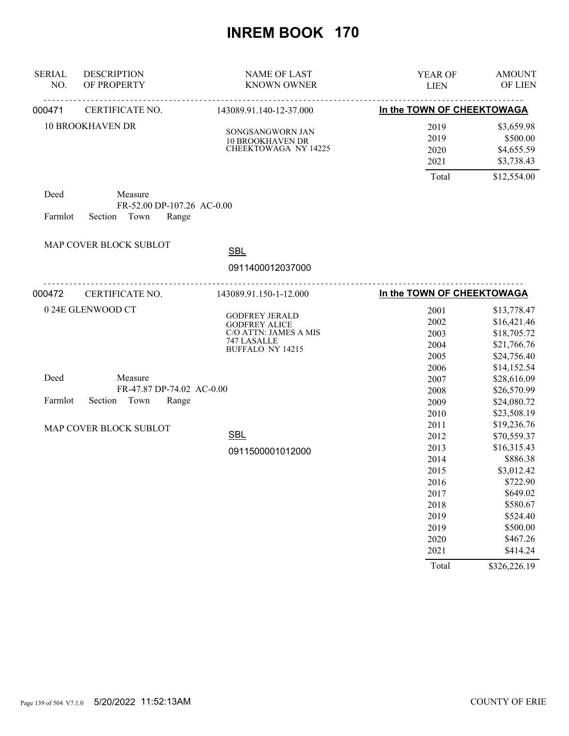# INREM BOOK 170

| SERIAL NO. | DESCRIPTION OF PROPERTY | NAME OF LAST KNOWN OWNER | YEAR OF LIEN | AMOUNT OF LIEN |
|---|---|---|---|---|
| 000471 | CERTIFICATE NO. | 143089.91.140-12-37.000 | In the TOWN OF CHEEKTOWAGA | |
| | 10 BROOKHAVEN DR | SONGSANGWORN JAN<br>10 BROOKHAVEN DR<br>CHEEKTOWAGA NY 14225 | 2019 | $3,659.98 |
| | | | 2019 | $500.00 |
| | | | 2020 | $4,655.59 |
| | | | 2021 | $3,738.43 |
| | | | Total | $12,554.00 |

Deed Measure
FR-52.00 DP-107.26 AC-0.00
Farmlot Section Town Range

MAP COVER BLOCK SUBLOT

SBL
0911400012037000

| SERIAL NO. | DESCRIPTION OF PROPERTY | NAME OF LAST KNOWN OWNER | YEAR OF LIEN | AMOUNT OF LIEN |
|---|---|---|---|---|
| 000472 | CERTIFICATE NO. | 143089.91.150-1-12.000 | In the TOWN OF CHEEKTOWAGA | |
| | 0 24E GLENWOOD CT | GODFREY JERALD<br>GODFREY ALICE<br>C/O ATTN: JAMES A MIS<br>747 LASALLE<br>BUFFALO NY 14215 | 2001 | $13,778.47 |
| | | | 2002 | $16,421.46 |
| | | | 2003 | $18,705.72 |
| | | | 2004 | $21,766.76 |
| | | | 2005 | $24,756.40 |
| | | | 2006 | $14,152.54 |
| | | | 2007 | $28,616.09 |
| | | | 2008 | $26,570.99 |
| | | | 2009 | $24,080.72 |
| | | | 2010 | $23,508.19 |
| | | | 2011 | $19,236.76 |
| | | | 2012 | $70,559.37 |
| | | | 2013 | $16,315.43 |
| | | | 2014 | $886.38 |
| | | | 2015 | $3,012.42 |
| | | | 2016 | $722.90 |
| | | | 2017 | $649.02 |
| | | | 2018 | $580.67 |
| | | | 2019 | $524.40 |
| | | | 2019 | $500.00 |
| | | | 2020 | $467.26 |
| | | | 2021 | $414.24 |
| | | | Total | $326,226.19 |

Deed Measure
FR-47.87 DP-74.02 AC-0.00
Farmlot Section Town Range

MAP COVER BLOCK SUBLOT

SBL
0911500001012000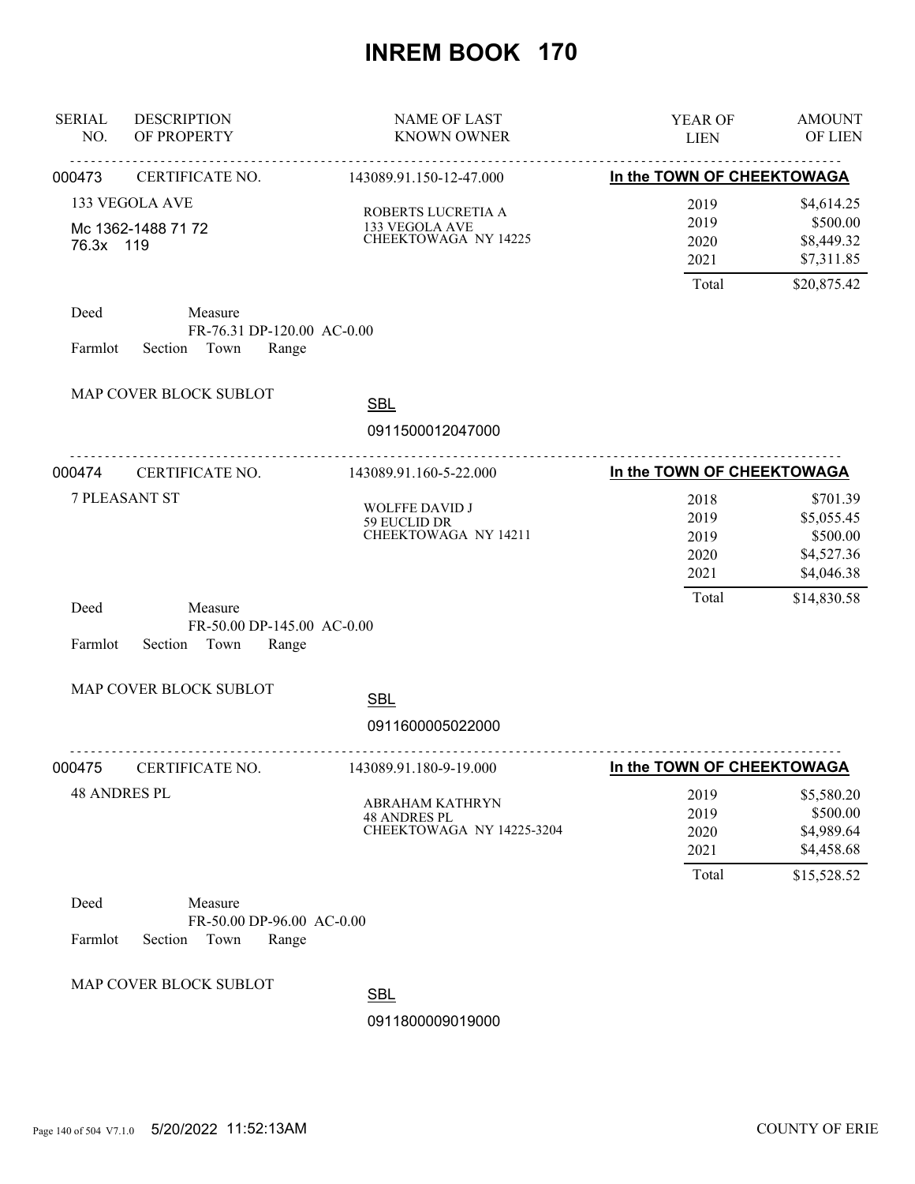# INREM BOOK 170

| SERIAL NO. | DESCRIPTION OF PROPERTY | NAME OF LAST KNOWN OWNER | YEAR OF LIEN | AMOUNT OF LIEN |
|---|---|---|---|---|

---

**000473** CERTIFICATE NO. 143089.91.150-12-47.000 **In the TOWN OF CHEEKTOWAGA**

133 VEGOLA AVE
Mc 1362-1488 71 72
76.3x 119

ROBERTS LUCRETIA A
133 VEGOLA AVE
CHEEKTOWAGA NY 14225

| YEAR OF LIEN | AMOUNT OF LIEN |
|---|---|
| 2019 | $4,614.25 |
| 2019 | $500.00 |
| 2020 | $8,449.32 |
| 2021 | $7,311.85 |
| Total | $20,875.42 |

Deed Measure
FR-76.31 DP-120.00 AC-0.00
Farmlot Section Town Range

MAP COVER BLOCK SUBLOT

SBL
0911500012047000

---

**000474** CERTIFICATE NO. 143089.91.160-5-22.000 **In the TOWN OF CHEEKTOWAGA**

7 PLEASANT ST

WOLFFE DAVID J
59 EUCLID DR
CHEEKTOWAGA NY 14211

| YEAR OF LIEN | AMOUNT OF LIEN |
|---|---|
| 2018 | $701.39 |
| 2019 | $5,055.45 |
| 2019 | $500.00 |
| 2020 | $4,527.36 |
| 2021 | $4,046.38 |
| Total | $14,830.58 |

Deed Measure
FR-50.00 DP-145.00 AC-0.00
Farmlot Section Town Range

MAP COVER BLOCK SUBLOT

SBL
0911600005022000

---

**000475** CERTIFICATE NO. 143089.91.180-9-19.000 **In the TOWN OF CHEEKTOWAGA**

48 ANDRES PL

ABRAHAM KATHRYN
48 ANDRES PL
CHEEKTOWAGA NY 14225-3204

| YEAR OF LIEN | AMOUNT OF LIEN |
|---|---|
| 2019 | $5,580.20 |
| 2019 | $500.00 |
| 2020 | $4,989.64 |
| 2021 | $4,458.68 |
| Total | $15,528.52 |

Deed Measure
FR-50.00 DP-96.00 AC-0.00
Farmlot Section Town Range

MAP COVER BLOCK SUBLOT

SBL
0911800009019000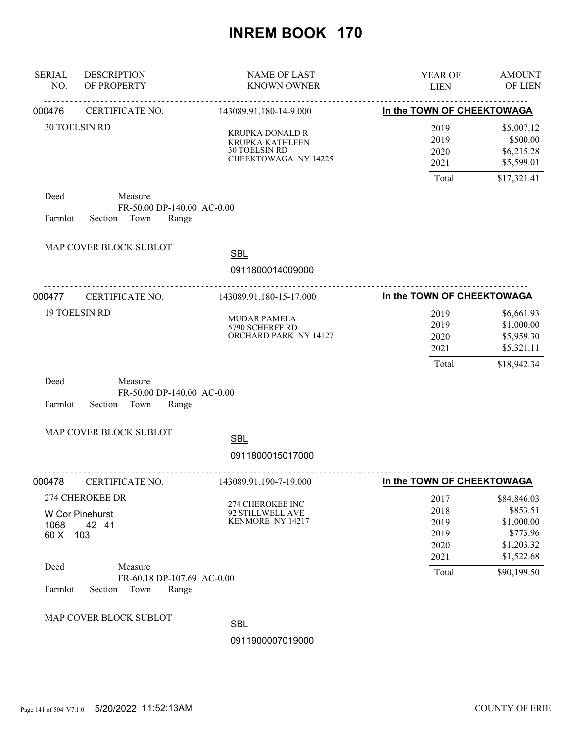# INREM BOOK 170

| SERIAL NO. | DESCRIPTION OF PROPERTY | NAME OF LAST KNOWN OWNER | YEAR OF LIEN | AMOUNT OF LIEN |
|---|---|---|---|---|

---

**000476** CERTIFICATE NO. 143089.91.180-14-9.000 — **In the TOWN OF CHEEKTOWAGA**

30 TOELSIN RD

KRUPKA DONALD R
KRUPKA KATHLEEN
30 TOELSIN RD
CHEEKTOWAGA NY 14225

| YEAR OF LIEN | AMOUNT OF LIEN |
|---|---|
| 2019 | $5,007.12 |
| 2019 | $500.00 |
| 2020 | $6,215.28 |
| 2021 | $5,599.01 |
| Total | $17,321.41 |

Deed Measure
FR-50.00 DP-140.00 AC-0.00
Farmlot Section Town Range

MAP COVER BLOCK SUBLOT

SBL
0911800014009000

---

**000477** CERTIFICATE NO. 143089.91.180-15-17.000 — **In the TOWN OF CHEEKTOWAGA**

19 TOELSIN RD

MUDAR PAMELA
5790 SCHERFF RD
ORCHARD PARK NY 14127

| YEAR OF LIEN | AMOUNT OF LIEN |
|---|---|
| 2019 | $6,661.93 |
| 2019 | $1,000.00 |
| 2020 | $5,959.30 |
| 2021 | $5,321.11 |
| Total | $18,942.34 |

Deed Measure
FR-50.00 DP-140.00 AC-0.00
Farmlot Section Town Range

MAP COVER BLOCK SUBLOT

SBL
0911800015017000

---

**000478** CERTIFICATE NO. 143089.91.190-7-19.000 — **In the TOWN OF CHEEKTOWAGA**

274 CHEROKEE DR
W Cor Pinehurst
1068 42 41
60 X 103

274 CHEROKEE INC
92 STILLWELL AVE
KENMORE NY 14217

| YEAR OF LIEN | AMOUNT OF LIEN |
|---|---|
| 2017 | $84,846.03 |
| 2018 | $853.51 |
| 2019 | $1,000.00 |
| 2019 | $773.96 |
| 2020 | $1,203.32 |
| 2021 | $1,522.68 |
| Total | $90,199.50 |

Deed Measure
FR-60.18 DP-107.69 AC-0.00
Farmlot Section Town Range

MAP COVER BLOCK SUBLOT

SBL
0911900007019000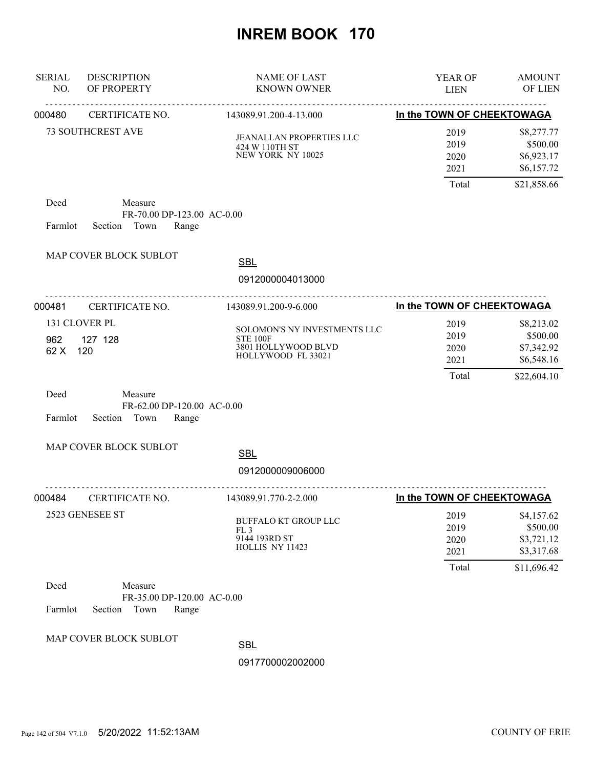# INREM BOOK 170

| SERIAL NO. | DESCRIPTION OF PROPERTY | NAME OF LAST KNOWN OWNER | YEAR OF LIEN | AMOUNT OF LIEN |
|---|---|---|---|---|

---

**000480** CERTIFICATE NO. 143089.91.200-4-13.000 — **In the TOWN OF CHEEKTOWAGA**

73 SOUTHCREST AVE

JEANALLAN PROPERTIES LLC
424 W 110TH ST
NEW YORK NY 10025

| YEAR OF LIEN | AMOUNT OF LIEN |
|---|---|
| 2019 | $8,277.77 |
| 2019 | $500.00 |
| 2020 | $6,923.17 |
| 2021 | $6,157.72 |
| Total | $21,858.66 |

Deed
Measure
FR-70.00 DP-123.00 AC-0.00
Farmlot Section Town Range

MAP COVER BLOCK SUBLOT

SBL
0912000004013000

---

**000481** CERTIFICATE NO. 143089.91.200-9-6.000 — **In the TOWN OF CHEEKTOWAGA**

131 CLOVER PL
962 127 128
62 X 120

SOLOMON'S NY INVESTMENTS LLC
STE 100F
3801 HOLLYWOOD BLVD
HOLLYWOOD FL 33021

| YEAR OF LIEN | AMOUNT OF LIEN |
|---|---|
| 2019 | $8,213.02 |
| 2019 | $500.00 |
| 2020 | $7,342.92 |
| 2021 | $6,548.16 |
| Total | $22,604.10 |

Deed
Measure
FR-62.00 DP-120.00 AC-0.00
Farmlot Section Town Range

MAP COVER BLOCK SUBLOT

SBL
0912000009006000

---

**000484** CERTIFICATE NO. 143089.91.770-2-2.000 — **In the TOWN OF CHEEKTOWAGA**

2523 GENESEE ST

BUFFALO KT GROUP LLC
FL 3
9144 193RD ST
HOLLIS NY 11423

| YEAR OF LIEN | AMOUNT OF LIEN |
|---|---|
| 2019 | $4,157.62 |
| 2019 | $500.00 |
| 2020 | $3,721.12 |
| 2021 | $3,317.68 |
| Total | $11,696.42 |

Deed
Measure
FR-35.00 DP-120.00 AC-0.00
Farmlot Section Town Range

MAP COVER BLOCK SUBLOT

SBL
0917700002002000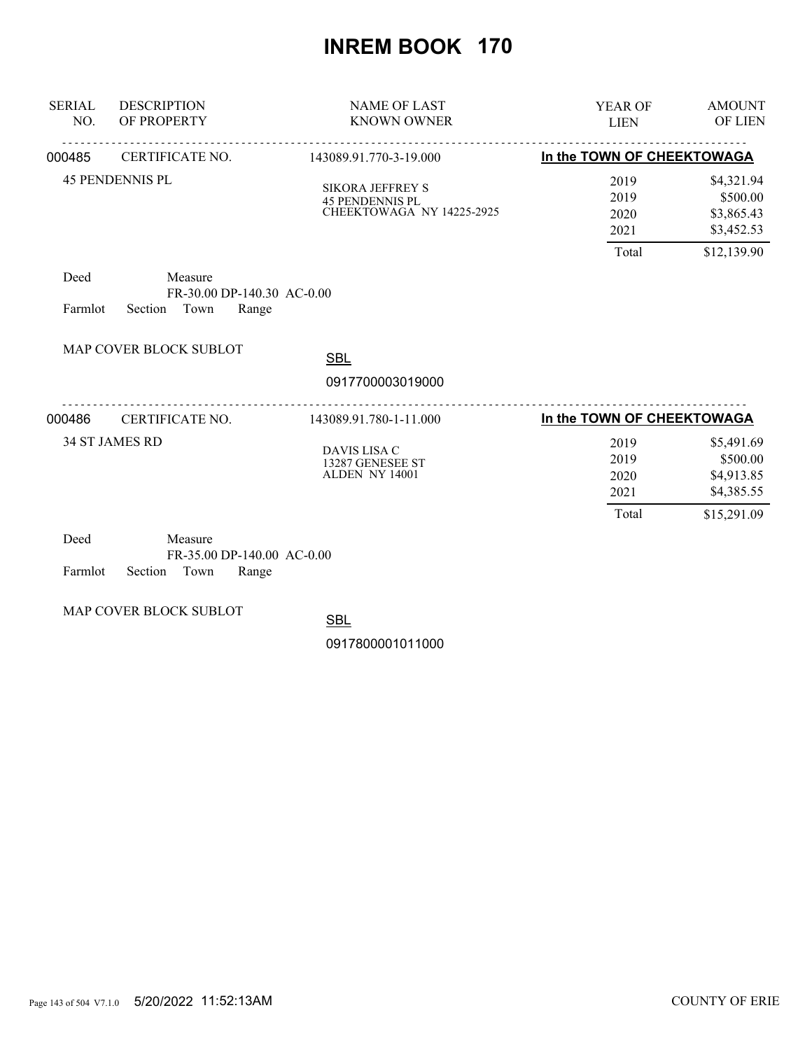# INREM BOOK 170

| SERIAL NO. | DESCRIPTION OF PROPERTY | NAME OF LAST KNOWN OWNER | YEAR OF LIEN | AMOUNT OF LIEN |
|---|---|---|---|---|
| 000485 | CERTIFICATE NO. | 143089.91.770-3-19.000 | **In the TOWN OF CHEEKTOWAGA** | |
| | 45 PENDENNIS PL | SIKORA JEFFREY S<br>45 PENDENNIS PL<br>CHEEKTOWAGA NY 14225-2925 | 2019 | $4,321.94 |
| | | | 2019 | $500.00 |
| | | | 2020 | $3,865.43 |
| | | | 2021 | $3,452.53 |
| | | | Total | $12,139.90 |

Deed Measure
FR-30.00 DP-140.30 AC-0.00
Farmlot Section Town Range

MAP COVER BLOCK SUBLOT

SBL
0917700003019000

| SERIAL NO. | DESCRIPTION OF PROPERTY | NAME OF LAST KNOWN OWNER | YEAR OF LIEN | AMOUNT OF LIEN |
|---|---|---|---|---|
| 000486 | CERTIFICATE NO. | 143089.91.780-1-11.000 | **In the TOWN OF CHEEKTOWAGA** | |
| | 34 ST JAMES RD | DAVIS LISA C<br>13287 GENESEE ST<br>ALDEN NY 14001 | 2019 | $5,491.69 |
| | | | 2019 | $500.00 |
| | | | 2020 | $4,913.85 |
| | | | 2021 | $4,385.55 |
| | | | Total | $15,291.09 |

Deed Measure
FR-35.00 DP-140.00 AC-0.00
Farmlot Section Town Range

MAP COVER BLOCK SUBLOT

SBL
0917800001011000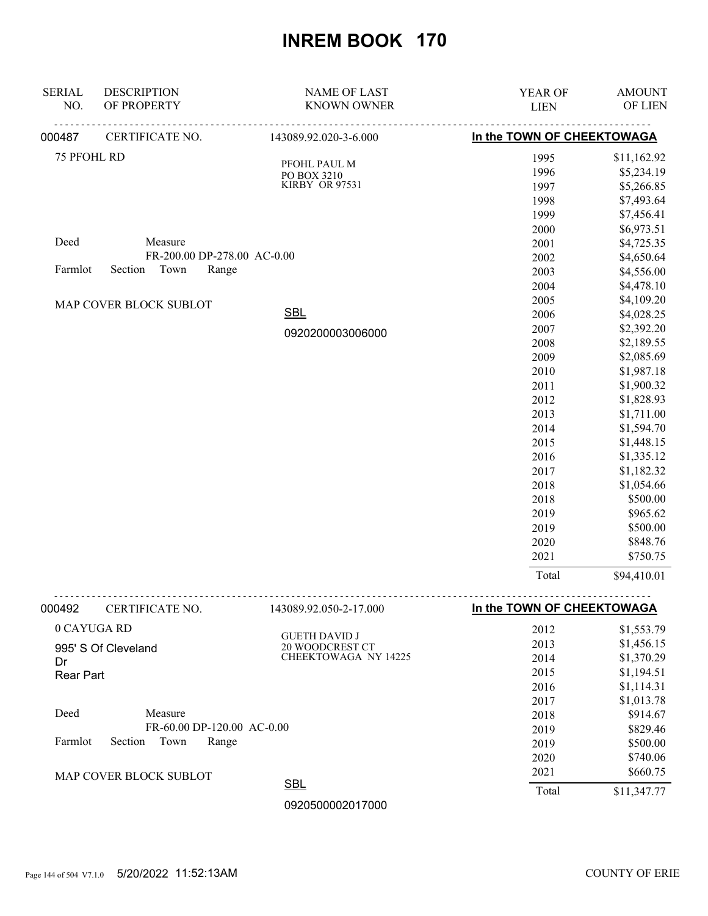# INREM BOOK 170

| SERIAL NO. | DESCRIPTION OF PROPERTY | NAME OF LAST KNOWN OWNER | YEAR OF LIEN | AMOUNT OF LIEN |
|---|---|---|---|---|

## 000487 CERTIFICATE NO. 143089.92.020-3-6.000 — In the TOWN OF CHEEKTOWAGA

75 PFOHL RD

PFOHL PAUL M
PO BOX 3210
KIRBY OR 97531

Deed Measure
FR-200.00 DP-278.00 AC-0.00

Farmlot Section Town Range

MAP COVER BLOCK SUBLOT

SBL
0920200003006000

| YEAR OF LIEN | AMOUNT OF LIEN |
|---|---|
| 1995 | $11,162.92 |
| 1996 | $5,234.19 |
| 1997 | $5,266.85 |
| 1998 | $7,493.64 |
| 1999 | $7,456.41 |
| 2000 | $6,973.51 |
| 2001 | $4,725.35 |
| 2002 | $4,650.64 |
| 2003 | $4,556.00 |
| 2004 | $4,478.10 |
| 2005 | $4,109.20 |
| 2006 | $4,028.25 |
| 2007 | $2,392.20 |
| 2008 | $2,189.55 |
| 2009 | $2,085.69 |
| 2010 | $1,987.18 |
| 2011 | $1,900.32 |
| 2012 | $1,828.93 |
| 2013 | $1,711.00 |
| 2014 | $1,594.70 |
| 2015 | $1,448.15 |
| 2016 | $1,335.12 |
| 2017 | $1,182.32 |
| 2018 | $1,054.66 |
| 2018 | $500.00 |
| 2019 | $965.62 |
| 2019 | $500.00 |
| 2020 | $848.76 |
| 2021 | $750.75 |
| Total | $94,410.01 |

## 000492 CERTIFICATE NO. 143089.92.050-2-17.000 — In the TOWN OF CHEEKTOWAGA

0 CAYUGA RD

995' S Of Cleveland Dr
Rear Part

GUETH DAVID J
20 WOODCREST CT
CHEEKTOWAGA NY 14225

Deed Measure
FR-60.00 DP-120.00 AC-0.00

Farmlot Section Town Range

MAP COVER BLOCK SUBLOT

SBL
0920500002017000

| YEAR OF LIEN | AMOUNT OF LIEN |
|---|---|
| 2012 | $1,553.79 |
| 2013 | $1,456.15 |
| 2014 | $1,370.29 |
| 2015 | $1,194.51 |
| 2016 | $1,114.31 |
| 2017 | $1,013.78 |
| 2018 | $914.67 |
| 2019 | $829.46 |
| 2019 | $500.00 |
| 2020 | $740.06 |
| 2021 | $660.75 |
| Total | $11,347.77 |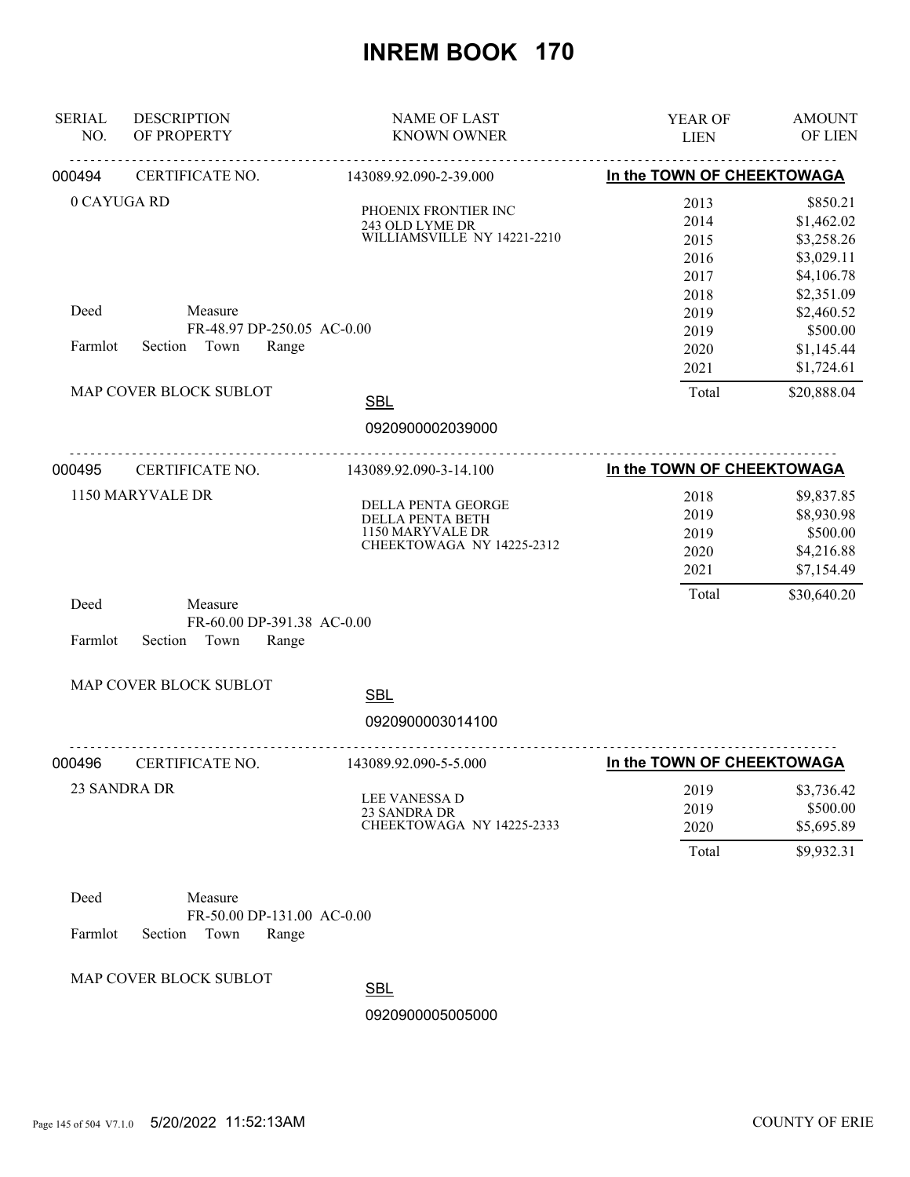# INREM BOOK 170

| SERIAL NO. | DESCRIPTION OF PROPERTY | NAME OF LAST KNOWN OWNER | YEAR OF LIEN | AMOUNT OF LIEN |
|---|---|---|---|---|

**000494** CERTIFICATE NO. 143089.92.090-2-39.000 — **In the TOWN OF CHEEKTOWAGA**

0 CAYUGA RD

PHOENIX FRONTIER INC
243 OLD LYME DR
WILLIAMSVILLE NY 14221-2210

Deed — Measure: FR-48.97 DP-250.05 AC-0.00

Farmlot — Section — Town — Range

MAP COVER BLOCK SUBLOT

SBL: 0920900002039000

| YEAR OF LIEN | AMOUNT OF LIEN |
|---|---|
| 2013 | $850.21 |
| 2014 | $1,462.02 |
| 2015 | $3,258.26 |
| 2016 | $3,029.11 |
| 2017 | $4,106.78 |
| 2018 | $2,351.09 |
| 2019 | $2,460.52 |
| 2019 | $500.00 |
| 2020 | $1,145.44 |
| 2021 | $1,724.61 |
| Total | $20,888.04 |

---

**000495** CERTIFICATE NO. 143089.92.090-3-14.100 — **In the TOWN OF CHEEKTOWAGA**

1150 MARYVALE DR

DELLA PENTA GEORGE
DELLA PENTA BETH
1150 MARYVALE DR
CHEEKTOWAGA NY 14225-2312

Deed — Measure: FR-60.00 DP-391.38 AC-0.00

Farmlot — Section — Town — Range

MAP COVER BLOCK SUBLOT

SBL: 0920900003014100

| YEAR OF LIEN | AMOUNT OF LIEN |
|---|---|
| 2018 | $9,837.85 |
| 2019 | $8,930.98 |
| 2019 | $500.00 |
| 2020 | $4,216.88 |
| 2021 | $7,154.49 |
| Total | $30,640.20 |

---

**000496** CERTIFICATE NO. 143089.92.090-5-5.000 — **In the TOWN OF CHEEKTOWAGA**

23 SANDRA DR

LEE VANESSA D
23 SANDRA DR
CHEEKTOWAGA NY 14225-2333

Deed — Measure: FR-50.00 DP-131.00 AC-0.00

Farmlot — Section — Town — Range

MAP COVER BLOCK SUBLOT

SBL: 0920900005005000

| YEAR OF LIEN | AMOUNT OF LIEN |
|---|---|
| 2019 | $3,736.42 |
| 2019 | $500.00 |
| 2020 | $5,695.89 |
| Total | $9,932.31 |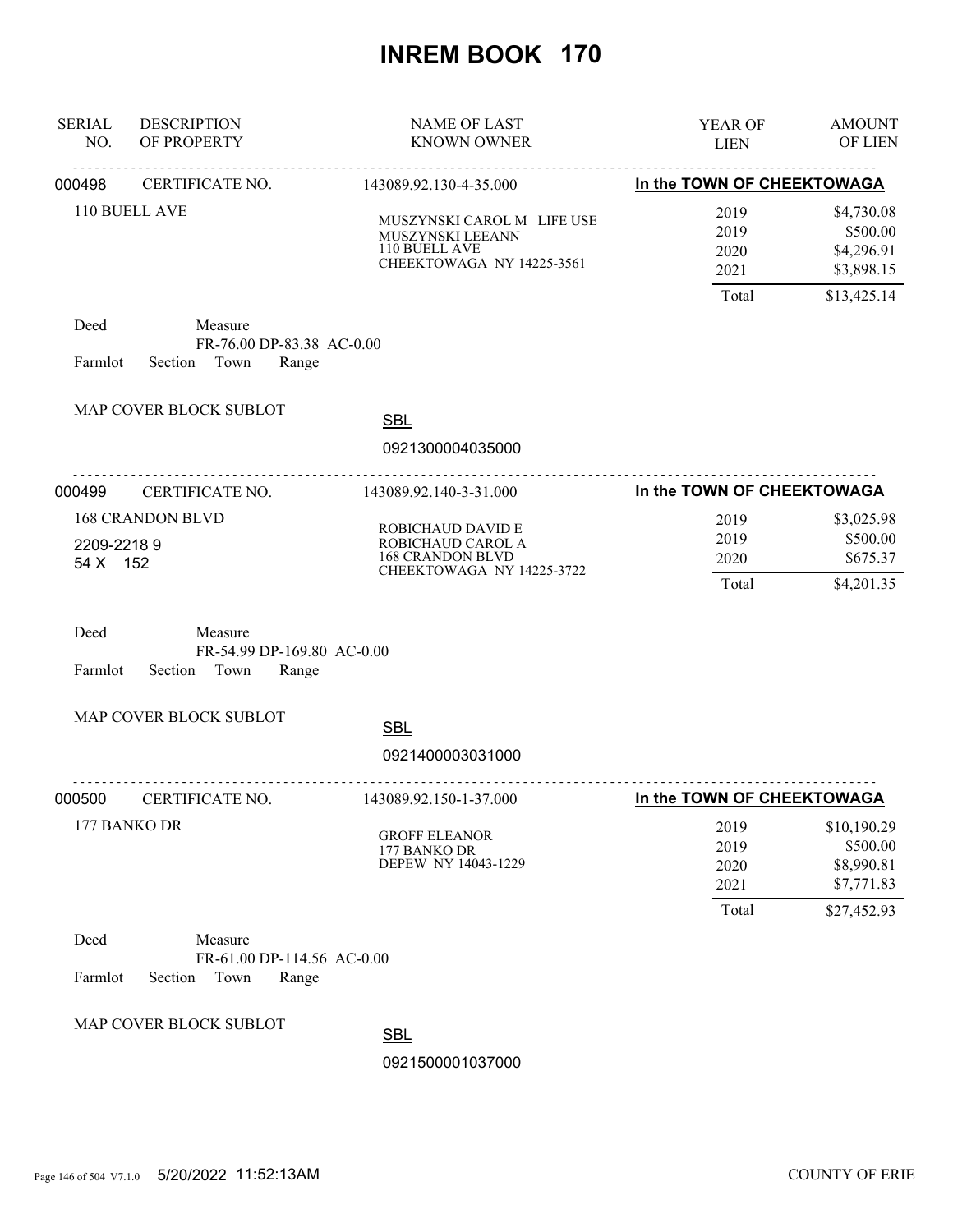# INREM BOOK 170

| SERIAL NO. | DESCRIPTION OF PROPERTY | NAME OF LAST KNOWN OWNER | YEAR OF LIEN | AMOUNT OF LIEN |
|---|---|---|---|---|

**000498** CERTIFICATE NO. 143089.92.130-4-35.000 — **In the TOWN OF CHEEKTOWAGA**

110 BUELL AVE

MUSZYNSKI CAROL M LIFE USE
MUSZYNSKI LEEANN
110 BUELL AVE
CHEEKTOWAGA NY 14225-3561

| YEAR OF LIEN | AMOUNT OF LIEN |
|---|---|
| 2019 | $4,730.08 |
| 2019 | $500.00 |
| 2020 | $4,296.91 |
| 2021 | $3,898.15 |
| Total | $13,425.14 |

Deed Measure
FR-76.00 DP-83.38 AC-0.00
Farmlot Section Town Range

MAP COVER BLOCK SUBLOT

SBL
0921300004035000

---

**000499** CERTIFICATE NO. 143089.92.140-3-31.000 — **In the TOWN OF CHEEKTOWAGA**

168 CRANDON BLVD
2209-2218 9
54 X 152

ROBICHAUD DAVID E
ROBICHAUD CAROL A
168 CRANDON BLVD
CHEEKTOWAGA NY 14225-3722

| YEAR OF LIEN | AMOUNT OF LIEN |
|---|---|
| 2019 | $3,025.98 |
| 2019 | $500.00 |
| 2020 | $675.37 |
| Total | $4,201.35 |

Deed Measure
FR-54.99 DP-169.80 AC-0.00
Farmlot Section Town Range

MAP COVER BLOCK SUBLOT

SBL
0921400003031000

---

**000500** CERTIFICATE NO. 143089.92.150-1-37.000 — **In the TOWN OF CHEEKTOWAGA**

177 BANKO DR

GROFF ELEANOR
177 BANKO DR
DEPEW NY 14043-1229

| YEAR OF LIEN | AMOUNT OF LIEN |
|---|---|
| 2019 | $10,190.29 |
| 2019 | $500.00 |
| 2020 | $8,990.81 |
| 2021 | $7,771.83 |
| Total | $27,452.93 |

Deed Measure
FR-61.00 DP-114.56 AC-0.00
Farmlot Section Town Range

MAP COVER BLOCK SUBLOT

SBL
0921500001037000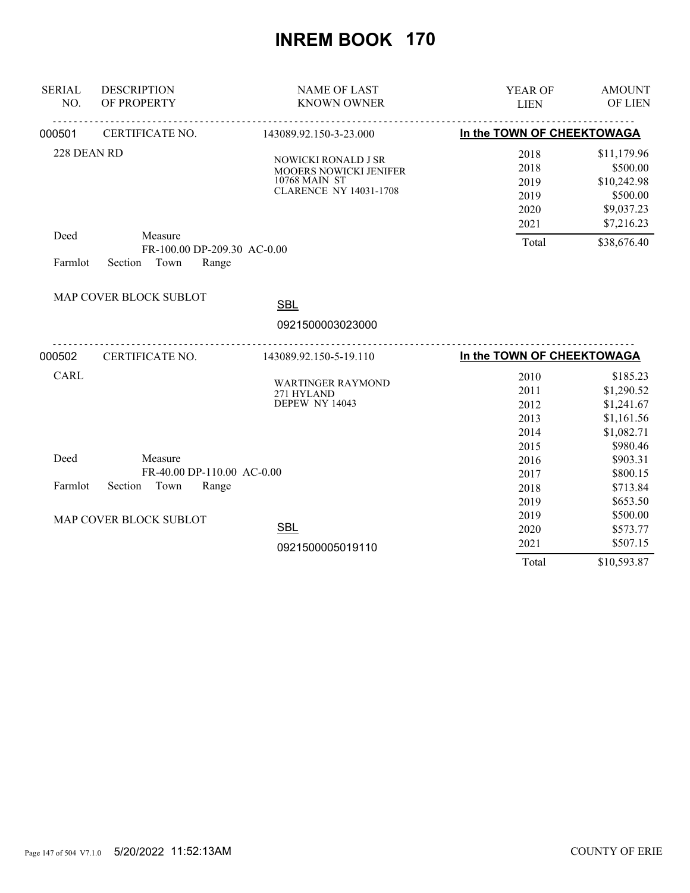# INREM BOOK 170

| SERIAL NO. | DESCRIPTION OF PROPERTY | NAME OF LAST KNOWN OWNER | YEAR OF LIEN | AMOUNT OF LIEN |
|---|---|---|---|---|
| 000501 | CERTIFICATE NO. | 143089.92.150-3-23.000 | In the TOWN OF CHEEKTOWAGA | |
| | 228 DEAN RD | NOWICKI RONALD J SR<br>MOOERS NOWICKI JENIFER<br>10768 MAIN ST<br>CLARENCE NY 14031-1708 | 2018 | $11,179.96 |
| | | | 2018 | $500.00 |
| | | | 2019 | $10,242.98 |
| | | | 2019 | $500.00 |
| | | | 2020 | $9,037.23 |
| | | | 2021 | $7,216.23 |
| | Deed Measure FR-100.00 DP-209.30 AC-0.00 | | Total | $38,676.40 |
| | Farmlot Section Town Range | | | |
| | MAP COVER BLOCK SUBLOT | SBL 0921500003023000 | | |
| 000502 | CERTIFICATE NO. | 143089.92.150-5-19.110 | In the TOWN OF CHEEKTOWAGA | |
| | CARL | WARTINGER RAYMOND<br>271 HYLAND<br>DEPEW NY 14043 | 2010 | $185.23 |
| | | | 2011 | $1,290.52 |
| | | | 2012 | $1,241.67 |
| | | | 2013 | $1,161.56 |
| | | | 2014 | $1,082.71 |
| | | | 2015 | $980.46 |
| | Deed Measure FR-40.00 DP-110.00 AC-0.00 | | 2016 | $903.31 |
| | | | 2017 | $800.15 |
| | Farmlot Section Town Range | | 2018 | $713.84 |
| | | | 2019 | $653.50 |
| | MAP COVER BLOCK SUBLOT | | 2019 | $500.00 |
| | | SBL 0921500005019110 | 2020 | $573.77 |
| | | | 2021 | $507.15 |
| | | | Total | $10,593.87 |

5/20/2022 11:52:13AM COUNTY OF ERIE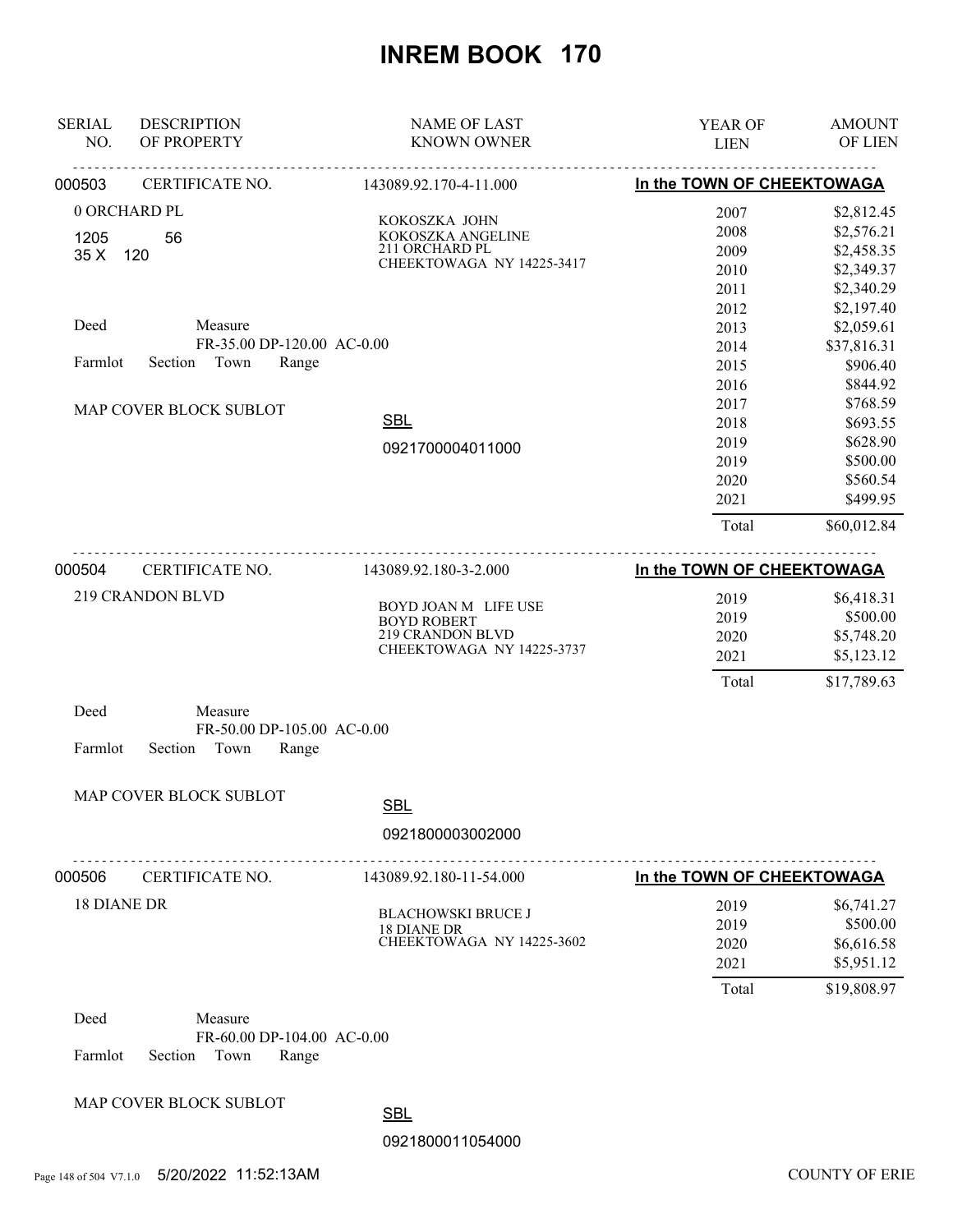# INREM BOOK 170

| SERIAL NO. | DESCRIPTION OF PROPERTY | NAME OF LAST KNOWN OWNER | YEAR OF LIEN | AMOUNT OF LIEN |
|---|---|---|---|---|

---

**000503** CERTIFICATE NO. 143089.92.170-4-11.000 — **In the TOWN OF CHEEKTOWAGA**

0 ORCHARD PL
1205 56
35 X 120

KOKOSZKA JOHN
KOKOSZKA ANGELINE
211 ORCHARD PL
CHEEKTOWAGA NY 14225-3417

Deed Measure
FR-35.00 DP-120.00 AC-0.00
Farmlot Section Town Range

MAP COVER BLOCK SUBLOT

SBL
0921700004011000

| YEAR OF LIEN | AMOUNT OF LIEN |
|---|---|
| 2007 | $2,812.45 |
| 2008 | $2,576.21 |
| 2009 | $2,458.35 |
| 2010 | $2,349.37 |
| 2011 | $2,340.29 |
| 2012 | $2,197.40 |
| 2013 | $2,059.61 |
| 2014 | $37,816.31 |
| 2015 | $906.40 |
| 2016 | $844.92 |
| 2017 | $768.59 |
| 2018 | $693.55 |
| 2019 | $628.90 |
| 2019 | $500.00 |
| 2020 | $560.54 |
| 2021 | $499.95 |
| Total | $60,012.84 |

---

**000504** CERTIFICATE NO. 143089.92.180-3-2.000 — **In the TOWN OF CHEEKTOWAGA**

219 CRANDON BLVD

BOYD JOAN M LIFE USE
BOYD ROBERT
219 CRANDON BLVD
CHEEKTOWAGA NY 14225-3737

| YEAR OF LIEN | AMOUNT OF LIEN |
|---|---|
| 2019 | $6,418.31 |
| 2019 | $500.00 |
| 2020 | $5,748.20 |
| 2021 | $5,123.12 |
| Total | $17,789.63 |

Deed Measure
FR-50.00 DP-105.00 AC-0.00
Farmlot Section Town Range

MAP COVER BLOCK SUBLOT

SBL
0921800003002000

---

**000506** CERTIFICATE NO. 143089.92.180-11-54.000 — **In the TOWN OF CHEEKTOWAGA**

18 DIANE DR

BLACHOWSKI BRUCE J
18 DIANE DR
CHEEKTOWAGA NY 14225-3602

| YEAR OF LIEN | AMOUNT OF LIEN |
|---|---|
| 2019 | $6,741.27 |
| 2019 | $500.00 |
| 2020 | $6,616.58 |
| 2021 | $5,951.12 |
| Total | $19,808.97 |

Deed Measure
FR-60.00 DP-104.00 AC-0.00
Farmlot Section Town Range

MAP COVER BLOCK SUBLOT

SBL
0921800011054000

5/20/2022 11:52:13AM COUNTY OF ERIE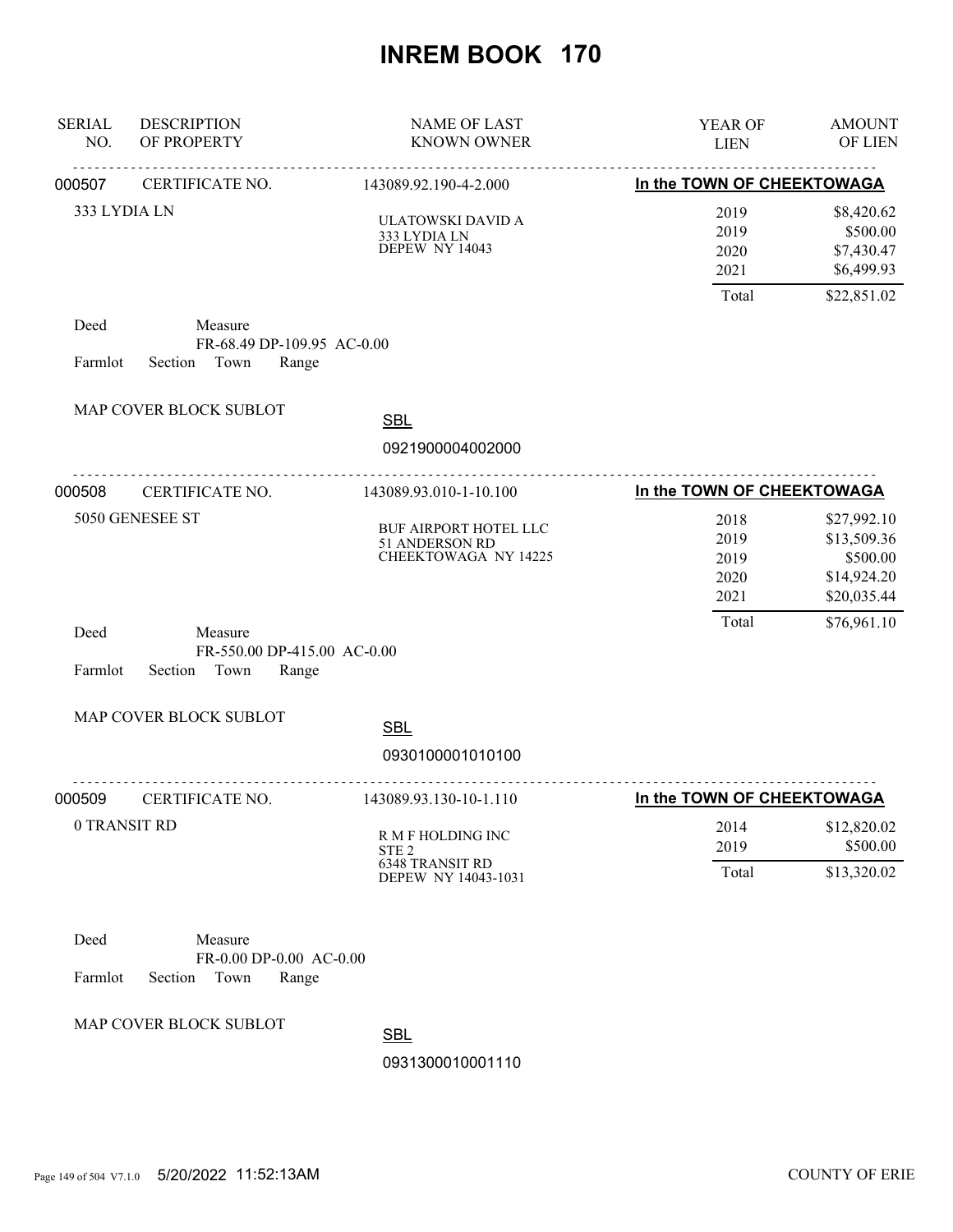# INREM BOOK 170

| SERIAL NO. | DESCRIPTION OF PROPERTY | NAME OF LAST KNOWN OWNER | YEAR OF LIEN | AMOUNT OF LIEN |
|---|---|---|---|---|

---

**000507** CERTIFICATE NO. 143089.92.190-4-2.000 — **In the TOWN OF CHEEKTOWAGA**

333 LYDIA LN

ULATOWSKI DAVID A
333 LYDIA LN
DEPEW NY 14043

| YEAR OF LIEN | AMOUNT OF LIEN |
|---|---|
| 2019 | $8,420.62 |
| 2019 | $500.00 |
| 2020 | $7,430.47 |
| 2021 | $6,499.93 |
| Total | $22,851.02 |

Deed  Measure
FR-68.49 DP-109.95 AC-0.00
Farmlot  Section  Town  Range

MAP COVER BLOCK SUBLOT

SBL
0921900004002000

---

**000508** CERTIFICATE NO. 143089.93.010-1-10.100 — **In the TOWN OF CHEEKTOWAGA**

5050 GENESEE ST

BUF AIRPORT HOTEL LLC
51 ANDERSON RD
CHEEKTOWAGA NY 14225

| YEAR OF LIEN | AMOUNT OF LIEN |
|---|---|
| 2018 | $27,992.10 |
| 2019 | $13,509.36 |
| 2019 | $500.00 |
| 2020 | $14,924.20 |
| 2021 | $20,035.44 |
| Total | $76,961.10 |

Deed  Measure
FR-550.00 DP-415.00 AC-0.00
Farmlot  Section  Town  Range

MAP COVER BLOCK SUBLOT

SBL
0930100001010100

---

**000509** CERTIFICATE NO. 143089.93.130-10-1.110 — **In the TOWN OF CHEEKTOWAGA**

0 TRANSIT RD

R M F HOLDING INC
STE 2
6348 TRANSIT RD
DEPEW NY 14043-1031

| YEAR OF LIEN | AMOUNT OF LIEN |
|---|---|
| 2014 | $12,820.02 |
| 2019 | $500.00 |
| Total | $13,320.02 |

Deed  Measure
FR-0.00 DP-0.00 AC-0.00
Farmlot  Section  Town  Range

MAP COVER BLOCK SUBLOT

SBL
0931300010001110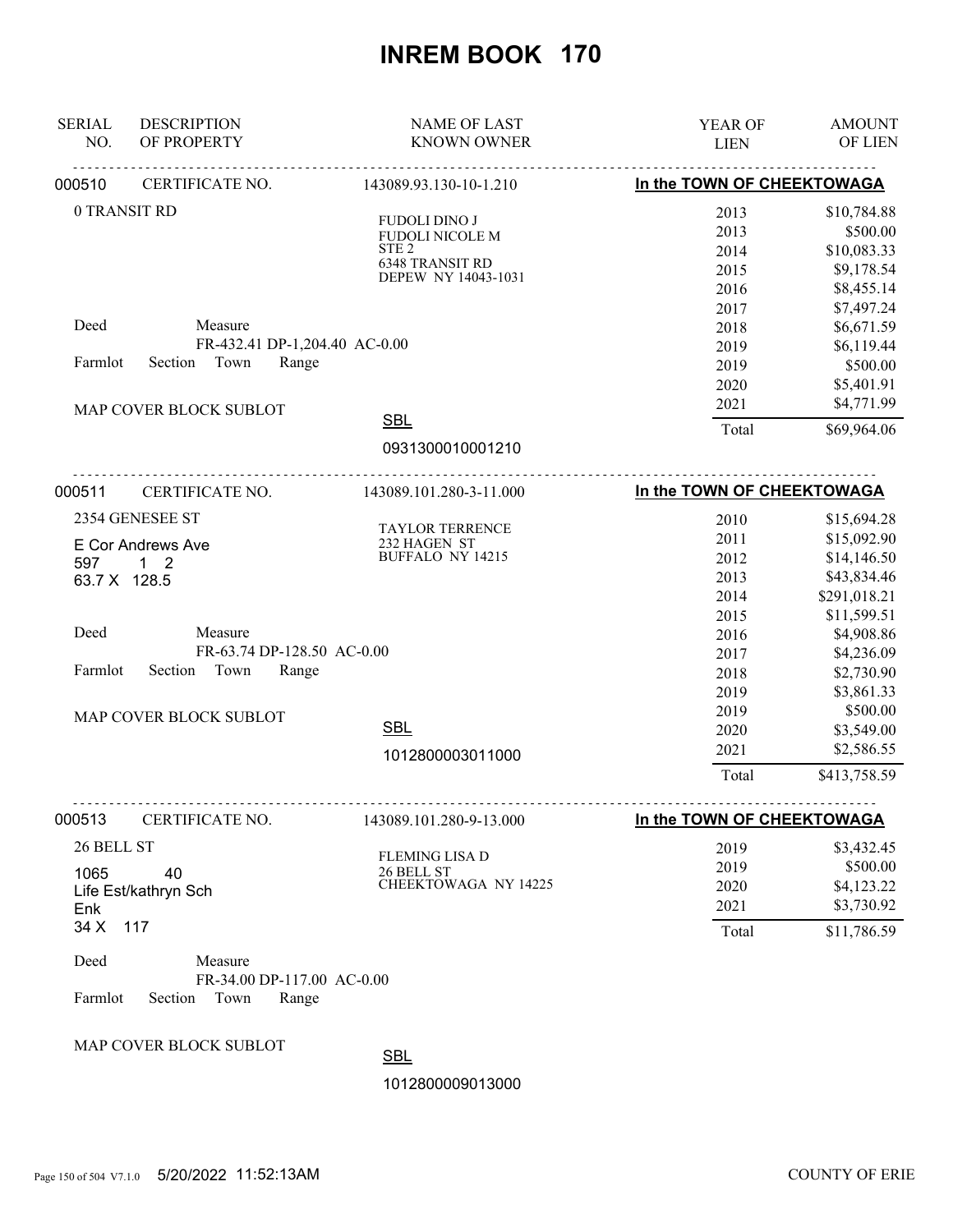# INREM BOOK 170

| SERIAL NO. | DESCRIPTION OF PROPERTY | NAME OF LAST KNOWN OWNER | YEAR OF LIEN | AMOUNT OF LIEN |
|---|---|---|---|---|

---

**000510** CERTIFICATE NO. 143089.93.130-10-1.210 — **In the TOWN OF CHEEKTOWAGA**

0 TRANSIT RD

FUDOLI DINO J
FUDOLI NICOLE M
STE 2
6348 TRANSIT RD
DEPEW NY 14043-1031

Deed Measure
FR-432.41 DP-1,204.40 AC-0.00
Farmlot Section Town Range

MAP COVER BLOCK SUBLOT

SBL
0931300010001210

| YEAR OF LIEN | AMOUNT OF LIEN |
|---|---|
| 2013 | $10,784.88 |
| 2013 | $500.00 |
| 2014 | $10,083.33 |
| 2015 | $9,178.54 |
| 2016 | $8,455.14 |
| 2017 | $7,497.24 |
| 2018 | $6,671.59 |
| 2019 | $6,119.44 |
| 2019 | $500.00 |
| 2020 | $5,401.91 |
| 2021 | $4,771.99 |
| Total | $69,964.06 |

---

**000511** CERTIFICATE NO. 143089.101.280-3-11.000 — **In the TOWN OF CHEEKTOWAGA**

2354 GENESEE ST
E Cor Andrews Ave
597 1 2
63.7 X 128.5

TAYLOR TERRENCE
232 HAGEN ST
BUFFALO NY 14215

Deed Measure
FR-63.74 DP-128.50 AC-0.00
Farmlot Section Town Range

MAP COVER BLOCK SUBLOT

SBL
1012800003011000

| YEAR OF LIEN | AMOUNT OF LIEN |
|---|---|
| 2010 | $15,694.28 |
| 2011 | $15,092.90 |
| 2012 | $14,146.50 |
| 2013 | $43,834.46 |
| 2014 | $291,018.21 |
| 2015 | $11,599.51 |
| 2016 | $4,908.86 |
| 2017 | $4,236.09 |
| 2018 | $2,730.90 |
| 2019 | $3,861.33 |
| 2019 | $500.00 |
| 2020 | $3,549.00 |
| 2021 | $2,586.55 |
| Total | $413,758.59 |

---

**000513** CERTIFICATE NO. 143089.101.280-9-13.000 — **In the TOWN OF CHEEKTOWAGA**

26 BELL ST
1065 40
Life Est/kathryn Sch
Enk
34 X 117

FLEMING LISA D
26 BELL ST
CHEEKTOWAGA NY 14225

Deed Measure
FR-34.00 DP-117.00 AC-0.00
Farmlot Section Town Range

MAP COVER BLOCK SUBLOT

SBL
1012800009013000

| YEAR OF LIEN | AMOUNT OF LIEN |
|---|---|
| 2019 | $3,432.45 |
| 2019 | $500.00 |
| 2020 | $4,123.22 |
| 2021 | $3,730.92 |
| Total | $11,786.59 |

5/20/2022 11:52:13AM COUNTY OF ERIE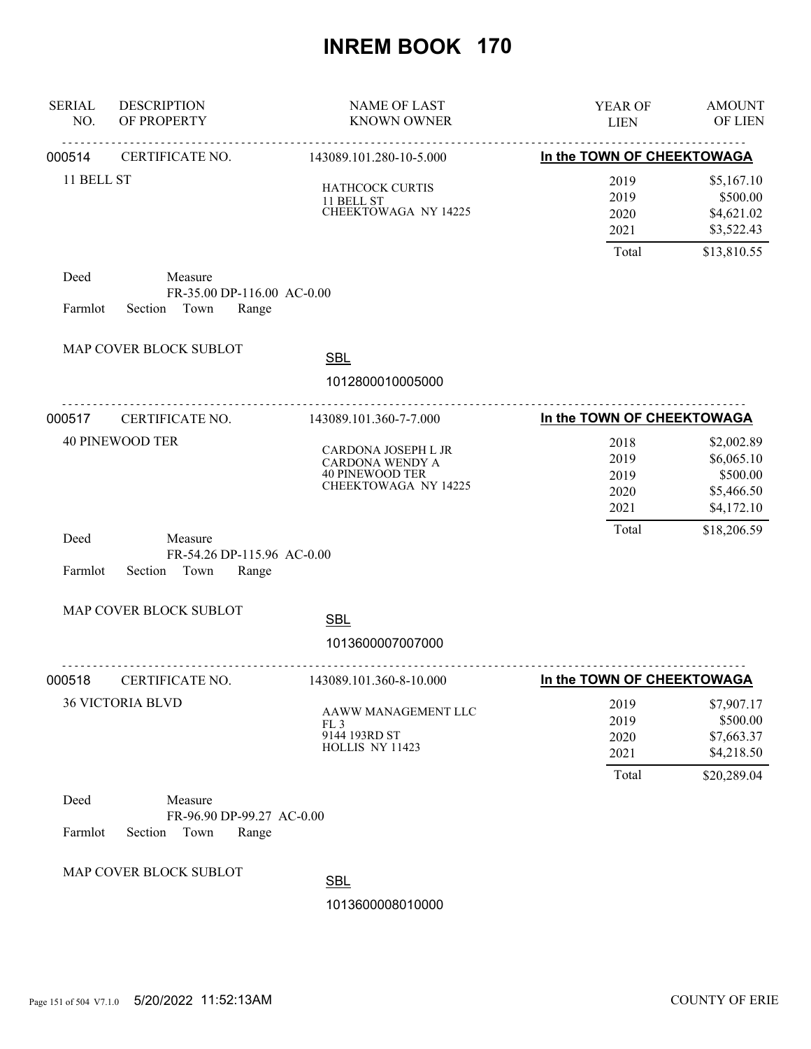# INREM BOOK 170

| SERIAL NO. | DESCRIPTION OF PROPERTY | NAME OF LAST KNOWN OWNER | YEAR OF LIEN | AMOUNT OF LIEN |
|---|---|---|---|---|
| 000514 | CERTIFICATE NO. | 143089.101.280-10-5.000 | **In the TOWN OF CHEEKTOWAGA** | |
| | 11 BELL ST | HATHCOCK CURTIS<br>11 BELL ST<br>CHEEKTOWAGA NY 14225 | 2019 | $5,167.10 |
| | | | 2019 | $500.00 |
| | | | 2020 | $4,621.02 |
| | | | 2021 | $3,522.43 |
| | | | Total | $13,810.55 |

Deed Measure
FR-35.00 DP-116.00 AC-0.00
Farmlot Section Town Range

MAP COVER BLOCK SUBLOT

SBL
1012800010005000

| SERIAL NO. | DESCRIPTION OF PROPERTY | NAME OF LAST KNOWN OWNER | YEAR OF LIEN | AMOUNT OF LIEN |
|---|---|---|---|---|
| 000517 | CERTIFICATE NO. | 143089.101.360-7-7.000 | **In the TOWN OF CHEEKTOWAGA** | |
| | 40 PINEWOOD TER | CARDONA JOSEPH L JR<br>CARDONA WENDY A<br>40 PINEWOOD TER<br>CHEEKTOWAGA NY 14225 | 2018 | $2,002.89 |
| | | | 2019 | $6,065.10 |
| | | | 2019 | $500.00 |
| | | | 2020 | $5,466.50 |
| | | | 2021 | $4,172.10 |
| | | | Total | $18,206.59 |

Deed Measure
FR-54.26 DP-115.96 AC-0.00
Farmlot Section Town Range

MAP COVER BLOCK SUBLOT

SBL
1013600007007000

| SERIAL NO. | DESCRIPTION OF PROPERTY | NAME OF LAST KNOWN OWNER | YEAR OF LIEN | AMOUNT OF LIEN |
|---|---|---|---|---|
| 000518 | CERTIFICATE NO. | 143089.101.360-8-10.000 | **In the TOWN OF CHEEKTOWAGA** | |
| | 36 VICTORIA BLVD | AAWW MANAGEMENT LLC<br>FL 3<br>9144 193RD ST<br>HOLLIS NY 11423 | 2019 | $7,907.17 |
| | | | 2019 | $500.00 |
| | | | 2020 | $7,663.37 |
| | | | 2021 | $4,218.50 |
| | | | Total | $20,289.04 |

Deed Measure
FR-96.90 DP-99.27 AC-0.00
Farmlot Section Town Range

MAP COVER BLOCK SUBLOT

SBL
1013600008010000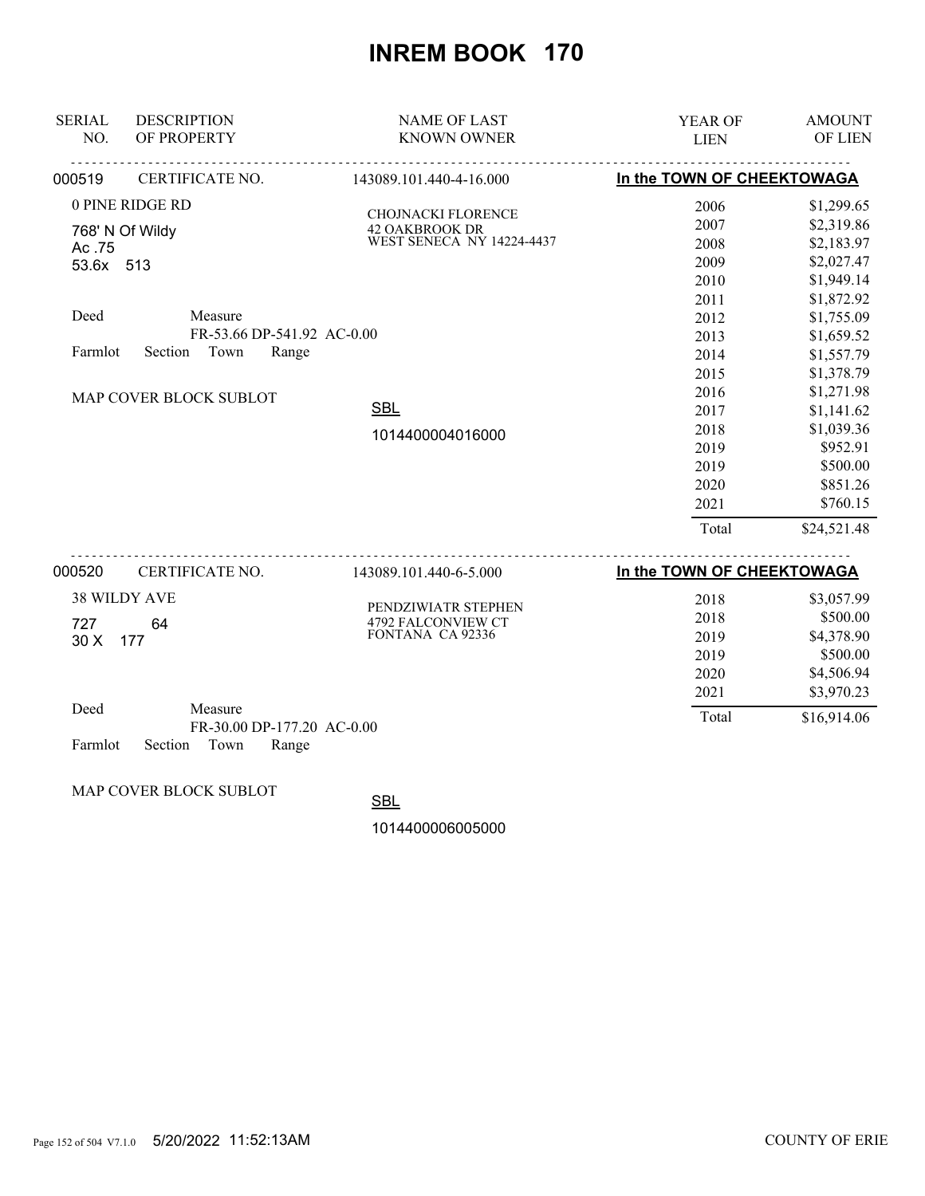# INREM BOOK 170

| SERIAL NO. | DESCRIPTION OF PROPERTY | NAME OF LAST KNOWN OWNER | YEAR OF LIEN | AMOUNT OF LIEN |
|---|---|---|---|---|

**000519** CERTIFICATE NO. 143089.101.440-4-16.000 — **In the TOWN OF CHEEKTOWAGA**

0 PINE RIDGE RD
768' N Of Wildy
Ac .75
53.6x 513

CHOJNACKI FLORENCE
42 OAKBROOK DR
WEST SENECA NY 14224-4437

Deed Measure
FR-53.66 DP-541.92 AC-0.00
Farmlot Section Town Range

MAP COVER BLOCK SUBLOT

SBL
1014400004016000

| YEAR OF LIEN | AMOUNT OF LIEN |
|---|---|
| 2006 | $1,299.65 |
| 2007 | $2,319.86 |
| 2008 | $2,183.97 |
| 2009 | $2,027.47 |
| 2010 | $1,949.14 |
| 2011 | $1,872.92 |
| 2012 | $1,755.09 |
| 2013 | $1,659.52 |
| 2014 | $1,557.79 |
| 2015 | $1,378.79 |
| 2016 | $1,271.98 |
| 2017 | $1,141.62 |
| 2018 | $1,039.36 |
| 2019 | $952.91 |
| 2019 | $500.00 |
| 2020 | $851.26 |
| 2021 | $760.15 |
| Total | $24,521.48 |

**000520** CERTIFICATE NO. 143089.101.440-6-5.000 — **In the TOWN OF CHEEKTOWAGA**

38 WILDY AVE
727 64
30 X 177

PENDZIWIATR STEPHEN
4792 FALCONVIEW CT
FONTANA CA 92336

Deed Measure
FR-30.00 DP-177.20 AC-0.00
Farmlot Section Town Range

MAP COVER BLOCK SUBLOT

SBL
1014400006005000

| YEAR OF LIEN | AMOUNT OF LIEN |
|---|---|
| 2018 | $3,057.99 |
| 2018 | $500.00 |
| 2019 | $4,378.90 |
| 2019 | $500.00 |
| 2020 | $4,506.94 |
| 2021 | $3,970.23 |
| Total | $16,914.06 |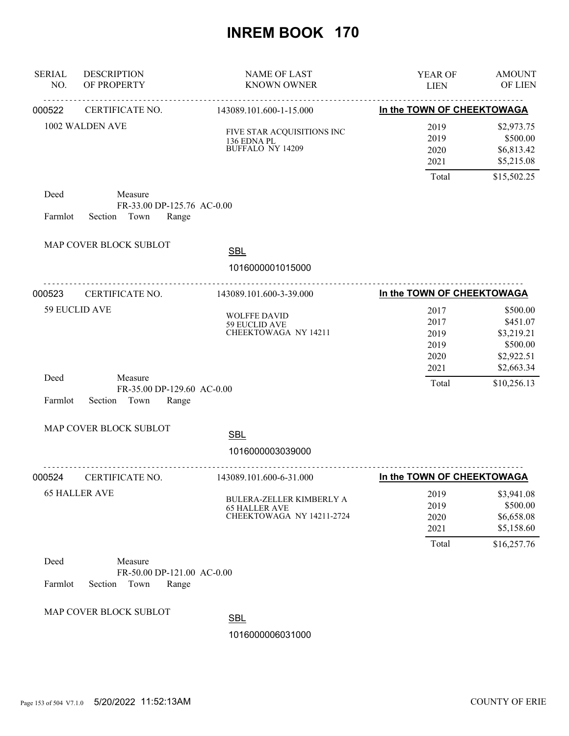# INREM BOOK 170

| SERIAL NO. | DESCRIPTION OF PROPERTY | NAME OF LAST KNOWN OWNER | YEAR OF LIEN | AMOUNT OF LIEN |
|---|---|---|---|---|
| 000522 | CERTIFICATE NO. | 143089.101.600-1-15.000 | In the TOWN OF CHEEKTOWAGA | |
| | 1002 WALDEN AVE | FIVE STAR ACQUISITIONS INC<br>136 EDNA PL<br>BUFFALO NY 14209 | 2019 | $2,973.75 |
| | | | 2019 | $500.00 |
| | | | 2020 | $6,813.42 |
| | | | 2021 | $5,215.08 |
| | | | Total | $15,502.25 |

Deed Measure
FR-33.00 DP-125.76 AC-0.00
Farmlot Section Town Range

MAP COVER BLOCK SUBLOT

SBL
1016000001015000

| SERIAL NO. | DESCRIPTION OF PROPERTY | NAME OF LAST KNOWN OWNER | YEAR OF LIEN | AMOUNT OF LIEN |
|---|---|---|---|---|
| 000523 | CERTIFICATE NO. | 143089.101.600-3-39.000 | In the TOWN OF CHEEKTOWAGA | |
| | 59 EUCLID AVE | WOLFFE DAVID<br>59 EUCLID AVE<br>CHEEKTOWAGA NY 14211 | 2017 | $500.00 |
| | | | 2017 | $451.07 |
| | | | 2019 | $3,219.21 |
| | | | 2019 | $500.00 |
| | | | 2020 | $2,922.51 |
| | | | 2021 | $2,663.34 |
| | | | Total | $10,256.13 |

Deed Measure
FR-35.00 DP-129.60 AC-0.00
Farmlot Section Town Range

MAP COVER BLOCK SUBLOT

SBL
1016000003039000

| SERIAL NO. | DESCRIPTION OF PROPERTY | NAME OF LAST KNOWN OWNER | YEAR OF LIEN | AMOUNT OF LIEN |
|---|---|---|---|---|
| 000524 | CERTIFICATE NO. | 143089.101.600-6-31.000 | In the TOWN OF CHEEKTOWAGA | |
| | 65 HALLER AVE | BULERA-ZELLER KIMBERLY A<br>65 HALLER AVE<br>CHEEKTOWAGA NY 14211-2724 | 2019 | $3,941.08 |
| | | | 2019 | $500.00 |
| | | | 2020 | $6,658.08 |
| | | | 2021 | $5,158.60 |
| | | | Total | $16,257.76 |

Deed Measure
FR-50.00 DP-121.00 AC-0.00
Farmlot Section Town Range

MAP COVER BLOCK SUBLOT

SBL
1016000006031000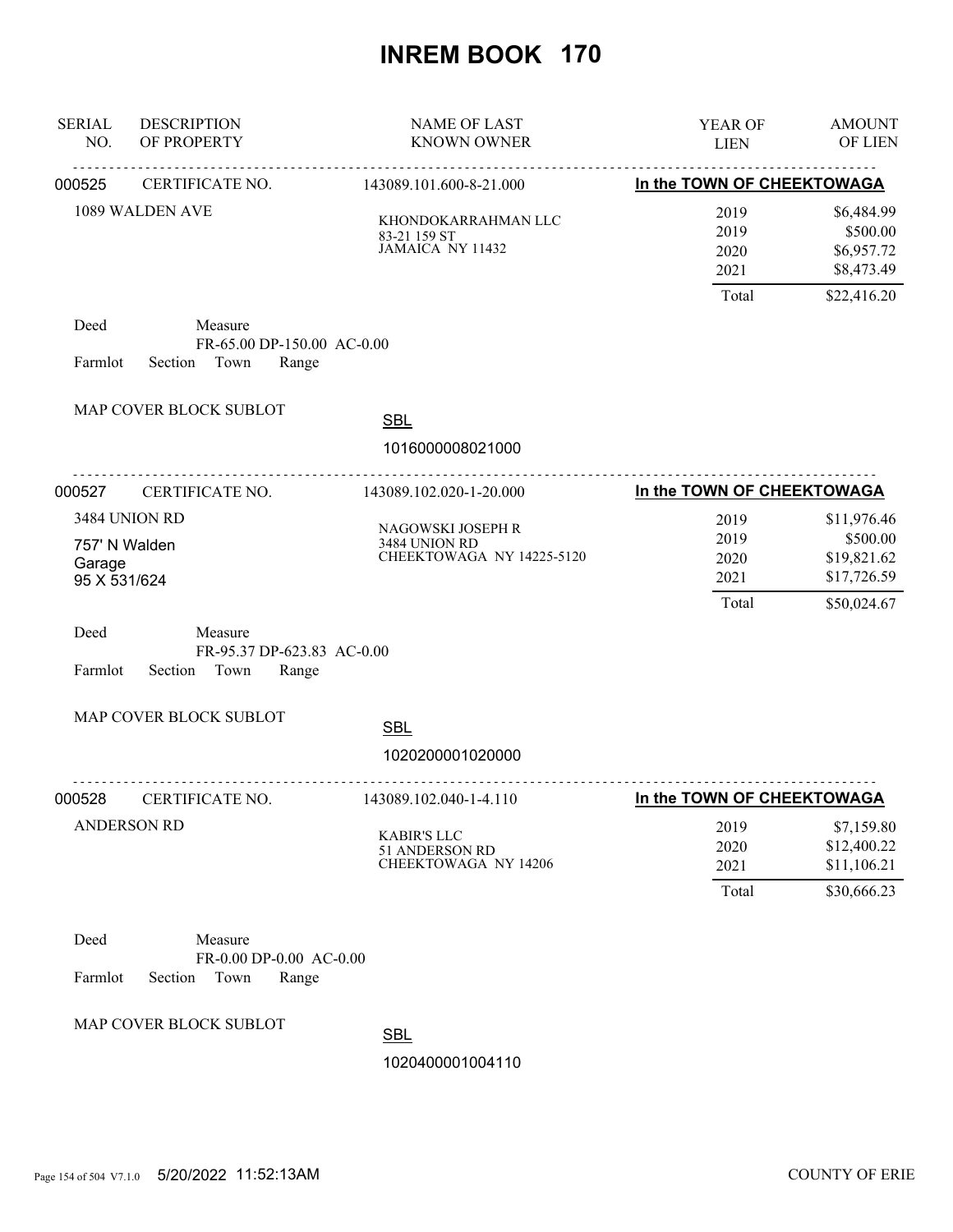# INREM BOOK 170

| SERIAL NO. | DESCRIPTION OF PROPERTY | NAME OF LAST KNOWN OWNER | YEAR OF LIEN | AMOUNT OF LIEN |
|---|---|---|---|---|

---

**000525** CERTIFICATE NO. 143089.101.600-8-21.000 — **In the TOWN OF CHEEKTOWAGA**

1089 WALDEN AVE

KHONDOKARRAHMAN LLC
83-21 159 ST
JAMAICA NY 11432

| YEAR OF LIEN | AMOUNT OF LIEN |
|---|---|
| 2019 | $6,484.99 |
| 2019 | $500.00 |
| 2020 | $6,957.72 |
| 2021 | $8,473.49 |
| Total | $22,416.20 |

Deed Measure
FR-65.00 DP-150.00 AC-0.00
Farmlot Section Town Range

MAP COVER BLOCK SUBLOT

SBL
1016000008021000

---

**000527** CERTIFICATE NO. 143089.102.020-1-20.000 — **In the TOWN OF CHEEKTOWAGA**

3484 UNION RD
757' N Walden
Garage
95 X 531/624

NAGOWSKI JOSEPH R
3484 UNION RD
CHEEKTOWAGA NY 14225-5120

| YEAR OF LIEN | AMOUNT OF LIEN |
|---|---|
| 2019 | $11,976.46 |
| 2019 | $500.00 |
| 2020 | $19,821.62 |
| 2021 | $17,726.59 |
| Total | $50,024.67 |

Deed Measure
FR-95.37 DP-623.83 AC-0.00
Farmlot Section Town Range

MAP COVER BLOCK SUBLOT

SBL
1020200001020000

---

**000528** CERTIFICATE NO. 143089.102.040-1-4.110 — **In the TOWN OF CHEEKTOWAGA**

ANDERSON RD

KABIR'S LLC
51 ANDERSON RD
CHEEKTOWAGA NY 14206

| YEAR OF LIEN | AMOUNT OF LIEN |
|---|---|
| 2019 | $7,159.80 |
| 2020 | $12,400.22 |
| 2021 | $11,106.21 |
| Total | $30,666.23 |

Deed Measure
FR-0.00 DP-0.00 AC-0.00
Farmlot Section Town Range

MAP COVER BLOCK SUBLOT

SBL
1020400001004110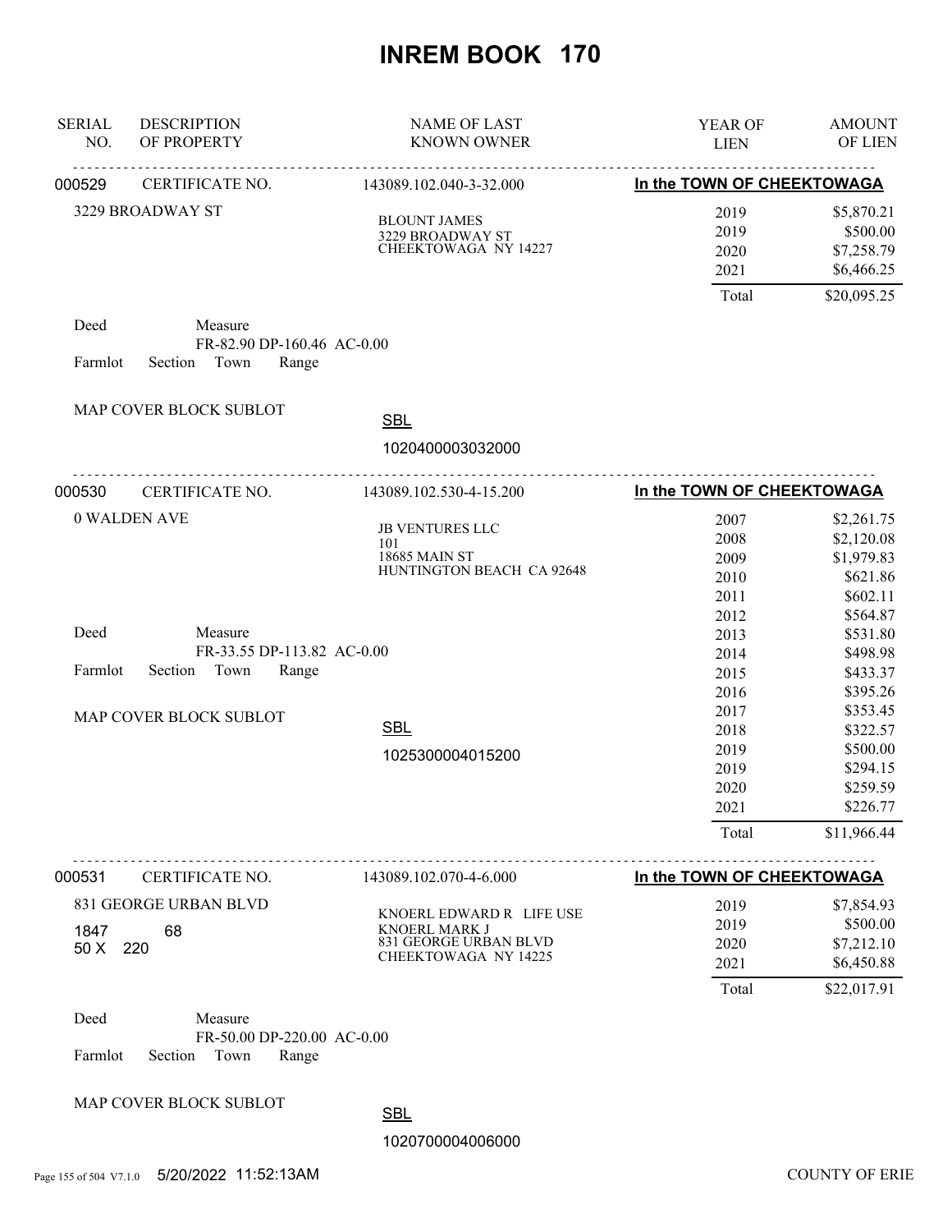# INREM BOOK 170

| SERIAL NO. | DESCRIPTION OF PROPERTY | NAME OF LAST KNOWN OWNER | YEAR OF LIEN | AMOUNT OF LIEN |
|---|---|---|---|---|

---

**000529** CERTIFICATE NO. 143089.102.040-3-32.000 — **In the TOWN OF CHEEKTOWAGA**

3229 BROADWAY ST

BLOUNT JAMES
3229 BROADWAY ST
CHEEKTOWAGA NY 14227

| YEAR OF LIEN | AMOUNT OF LIEN |
|---|---|
| 2019 | $5,870.21 |
| 2019 | $500.00 |
| 2020 | $7,258.79 |
| 2021 | $6,466.25 |
| Total | $20,095.25 |

Deed Measure
FR-82.90 DP-160.46 AC-0.00
Farmlot Section Town Range

MAP COVER BLOCK SUBLOT

SBL
1020400003032000

---

**000530** CERTIFICATE NO. 143089.102.530-4-15.200 — **In the TOWN OF CHEEKTOWAGA**

0 WALDEN AVE

JB VENTURES LLC
101
18685 MAIN ST
HUNTINGTON BEACH CA 92648

| YEAR OF LIEN | AMOUNT OF LIEN |
|---|---|
| 2007 | $2,261.75 |
| 2008 | $2,120.08 |
| 2009 | $1,979.83 |
| 2010 | $621.86 |
| 2011 | $602.11 |
| 2012 | $564.87 |
| 2013 | $531.80 |
| 2014 | $498.98 |
| 2015 | $433.37 |
| 2016 | $395.26 |
| 2017 | $353.45 |
| 2018 | $322.57 |
| 2019 | $500.00 |
| 2019 | $294.15 |
| 2020 | $259.59 |
| 2021 | $226.77 |
| Total | $11,966.44 |

Deed Measure
FR-33.55 DP-113.82 AC-0.00
Farmlot Section Town Range

MAP COVER BLOCK SUBLOT

SBL
1025300004015200

---

**000531** CERTIFICATE NO. 143089.102.070-4-6.000 — **In the TOWN OF CHEEKTOWAGA**

831 GEORGE URBAN BLVD
1847 68
50 X 220

KNOERL EDWARD R LIFE USE
KNOERL MARK J
831 GEORGE URBAN BLVD
CHEEKTOWAGA NY 14225

| YEAR OF LIEN | AMOUNT OF LIEN |
|---|---|
| 2019 | $7,854.93 |
| 2019 | $500.00 |
| 2020 | $7,212.10 |
| 2021 | $6,450.88 |
| Total | $22,017.91 |

Deed Measure
FR-50.00 DP-220.00 AC-0.00
Farmlot Section Town Range

MAP COVER BLOCK SUBLOT

SBL
1020700004006000

5/20/2022 11:52:13AM COUNTY OF ERIE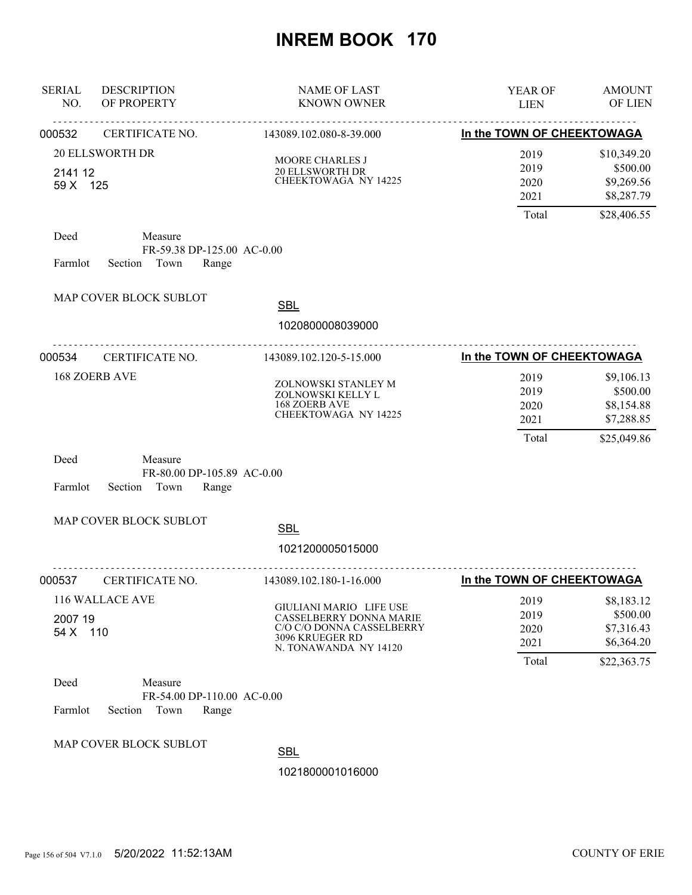# INREM BOOK 170

| SERIAL NO. | DESCRIPTION OF PROPERTY | NAME OF LAST KNOWN OWNER | YEAR OF LIEN | AMOUNT OF LIEN |
|---|---|---|---|---|

---

**000532** CERTIFICATE NO. 143089.102.080-8-39.000 — **In the TOWN OF CHEEKTOWAGA**

20 ELLSWORTH DR
2141 12
59 X 125

MOORE CHARLES J
20 ELLSWORTH DR
CHEEKTOWAGA NY 14225

| YEAR OF LIEN | AMOUNT OF LIEN |
|---|---|
| 2019 | $10,349.20 |
| 2019 | $500.00 |
| 2020 | $9,269.56 |
| 2021 | $8,287.79 |
| Total | $28,406.55 |

Deed Measure
FR-59.38 DP-125.00 AC-0.00
Farmlot Section Town Range

MAP COVER BLOCK SUBLOT

SBL
1020800008039000

---

**000534** CERTIFICATE NO. 143089.102.120-5-15.000 — **In the TOWN OF CHEEKTOWAGA**

168 ZOERB AVE

ZOLNOWSKI STANLEY M
ZOLNOWSKI KELLY L
168 ZOERB AVE
CHEEKTOWAGA NY 14225

| YEAR OF LIEN | AMOUNT OF LIEN |
|---|---|
| 2019 | $9,106.13 |
| 2019 | $500.00 |
| 2020 | $8,154.88 |
| 2021 | $7,288.85 |
| Total | $25,049.86 |

Deed Measure
FR-80.00 DP-105.89 AC-0.00
Farmlot Section Town Range

MAP COVER BLOCK SUBLOT

SBL
1021200005015000

---

**000537** CERTIFICATE NO. 143089.102.180-1-16.000 — **In the TOWN OF CHEEKTOWAGA**

116 WALLACE AVE
2007 19
54 X 110

GIULIANI MARIO LIFE USE
CASSELBERRY DONNA MARIE
C/O C/O DONNA CASSELBERRY
3096 KRUEGER RD
N. TONAWANDA NY 14120

| YEAR OF LIEN | AMOUNT OF LIEN |
|---|---|
| 2019 | $8,183.12 |
| 2019 | $500.00 |
| 2020 | $7,316.43 |
| 2021 | $6,364.20 |
| Total | $22,363.75 |

Deed Measure
FR-54.00 DP-110.00 AC-0.00
Farmlot Section Town Range

MAP COVER BLOCK SUBLOT

SBL
1021800001016000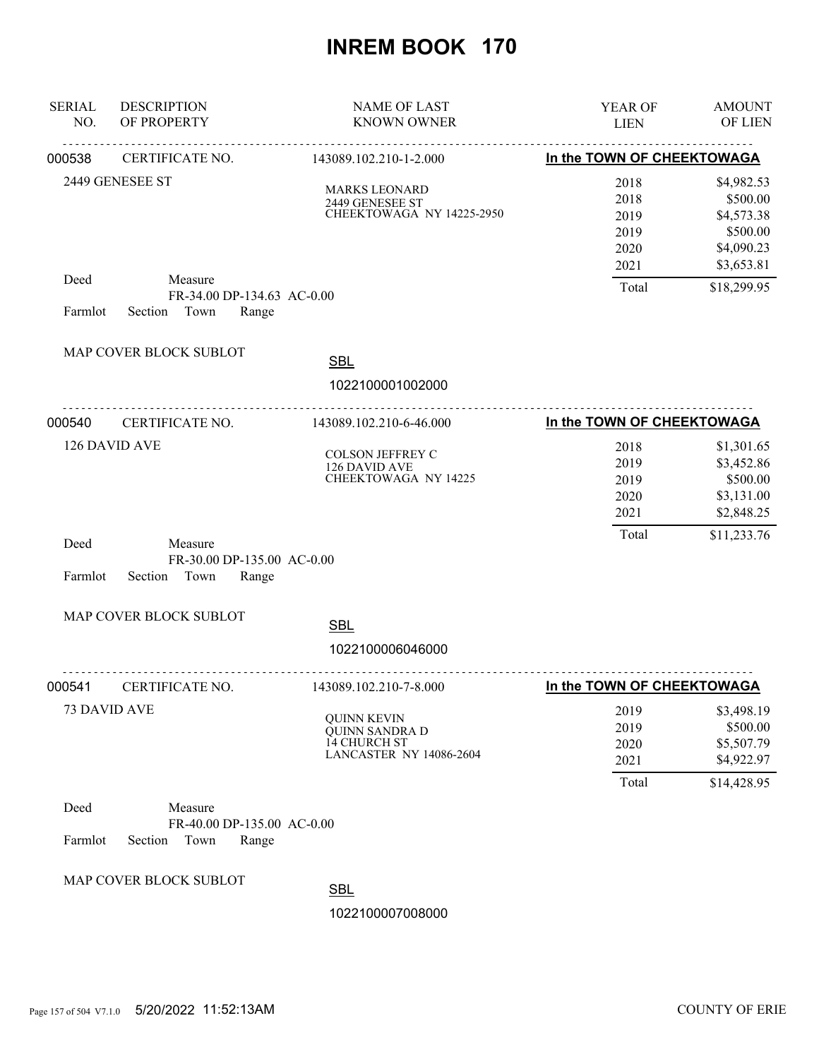# INREM BOOK 170

| SERIAL NO. | DESCRIPTION OF PROPERTY | NAME OF LAST KNOWN OWNER | YEAR OF LIEN | AMOUNT OF LIEN |
|---|---|---|---|---|

---

**000538** CERTIFICATE NO. 143089.102.210-1-2.000 — **In the TOWN OF CHEEKTOWAGA**

2449 GENESEE ST

MARKS LEONARD
2449 GENESEE ST
CHEEKTOWAGA NY 14225-2950

| YEAR OF LIEN | AMOUNT OF LIEN |
|---|---|
| 2018 | $4,982.53 |
| 2018 | $500.00 |
| 2019 | $4,573.38 |
| 2019 | $500.00 |
| 2020 | $4,090.23 |
| 2021 | $3,653.81 |
| Total | $18,299.95 |

Deed Measure
FR-34.00 DP-134.63 AC-0.00
Farmlot Section Town Range

MAP COVER BLOCK SUBLOT

SBL
1022100001002000

---

**000540** CERTIFICATE NO. 143089.102.210-6-46.000 — **In the TOWN OF CHEEKTOWAGA**

126 DAVID AVE

COLSON JEFFREY C
126 DAVID AVE
CHEEKTOWAGA NY 14225

| YEAR OF LIEN | AMOUNT OF LIEN |
|---|---|
| 2018 | $1,301.65 |
| 2019 | $3,452.86 |
| 2019 | $500.00 |
| 2020 | $3,131.00 |
| 2021 | $2,848.25 |
| Total | $11,233.76 |

Deed Measure
FR-30.00 DP-135.00 AC-0.00
Farmlot Section Town Range

MAP COVER BLOCK SUBLOT

SBL
1022100006046000

---

**000541** CERTIFICATE NO. 143089.102.210-7-8.000 — **In the TOWN OF CHEEKTOWAGA**

73 DAVID AVE

QUINN KEVIN
QUINN SANDRA D
14 CHURCH ST
LANCASTER NY 14086-2604

| YEAR OF LIEN | AMOUNT OF LIEN |
|---|---|
| 2019 | $3,498.19 |
| 2019 | $500.00 |
| 2020 | $5,507.79 |
| 2021 | $4,922.97 |
| Total | $14,428.95 |

Deed Measure
FR-40.00 DP-135.00 AC-0.00
Farmlot Section Town Range

MAP COVER BLOCK SUBLOT

SBL
1022100007008000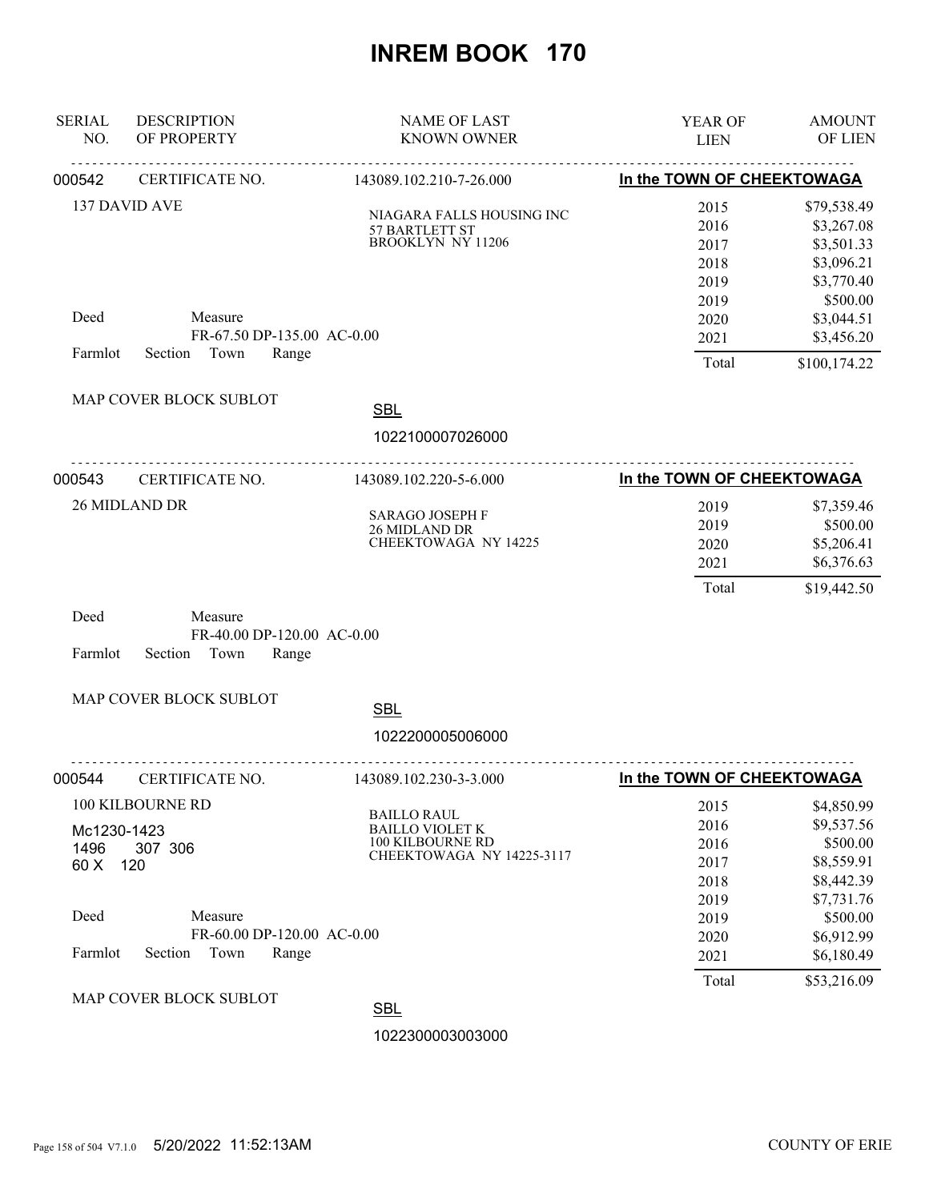# INREM BOOK 170

| SERIAL NO. | DESCRIPTION OF PROPERTY | NAME OF LAST KNOWN OWNER | YEAR OF LIEN | AMOUNT OF LIEN |
|---|---|---|---|---|

---

**000542** CERTIFICATE NO. 143089.102.210-7-26.000 — **In the TOWN OF CHEEKTOWAGA**

137 DAVID AVE

NIAGARA FALLS HOUSING INC
57 BARTLETT ST
BROOKLYN NY 11206

| YEAR OF LIEN | AMOUNT OF LIEN |
|---|---|
| 2015 | \$79,538.49 |
| 2016 | \$3,267.08 |
| 2017 | \$3,501.33 |
| 2018 | \$3,096.21 |
| 2019 | \$3,770.40 |
| 2019 | \$500.00 |
| 2020 | \$3,044.51 |
| 2021 | \$3,456.20 |
| Total | \$100,174.22 |

Deed Measure
FR-67.50 DP-135.00 AC-0.00
Farmlot Section Town Range

MAP COVER BLOCK SUBLOT

SBL
1022100007026000

---

**000543** CERTIFICATE NO. 143089.102.220-5-6.000 — **In the TOWN OF CHEEKTOWAGA**

26 MIDLAND DR

SARAGO JOSEPH F
26 MIDLAND DR
CHEEKTOWAGA NY 14225

| YEAR OF LIEN | AMOUNT OF LIEN |
|---|---|
| 2019 | \$7,359.46 |
| 2019 | \$500.00 |
| 2020 | \$5,206.41 |
| 2021 | \$6,376.63 |
| Total | \$19,442.50 |

Deed Measure
FR-40.00 DP-120.00 AC-0.00
Farmlot Section Town Range

MAP COVER BLOCK SUBLOT

SBL
1022200005006000

---

**000544** CERTIFICATE NO. 143089.102.230-3-3.000 — **In the TOWN OF CHEEKTOWAGA**

100 KILBOURNE RD
Mc1230-1423
1496 307 306
60 X 120

BAILLO RAUL
BAILLO VIOLET K
100 KILBOURNE RD
CHEEKTOWAGA NY 14225-3117

| YEAR OF LIEN | AMOUNT OF LIEN |
|---|---|
| 2015 | \$4,850.99 |
| 2016 | \$9,537.56 |
| 2016 | \$500.00 |
| 2017 | \$8,559.91 |
| 2018 | \$8,442.39 |
| 2019 | \$7,731.76 |
| 2019 | \$500.00 |
| 2020 | \$6,912.99 |
| 2021 | \$6,180.49 |
| Total | \$53,216.09 |

Deed Measure
FR-60.00 DP-120.00 AC-0.00
Farmlot Section Town Range

MAP COVER BLOCK SUBLOT

SBL
1022300003003000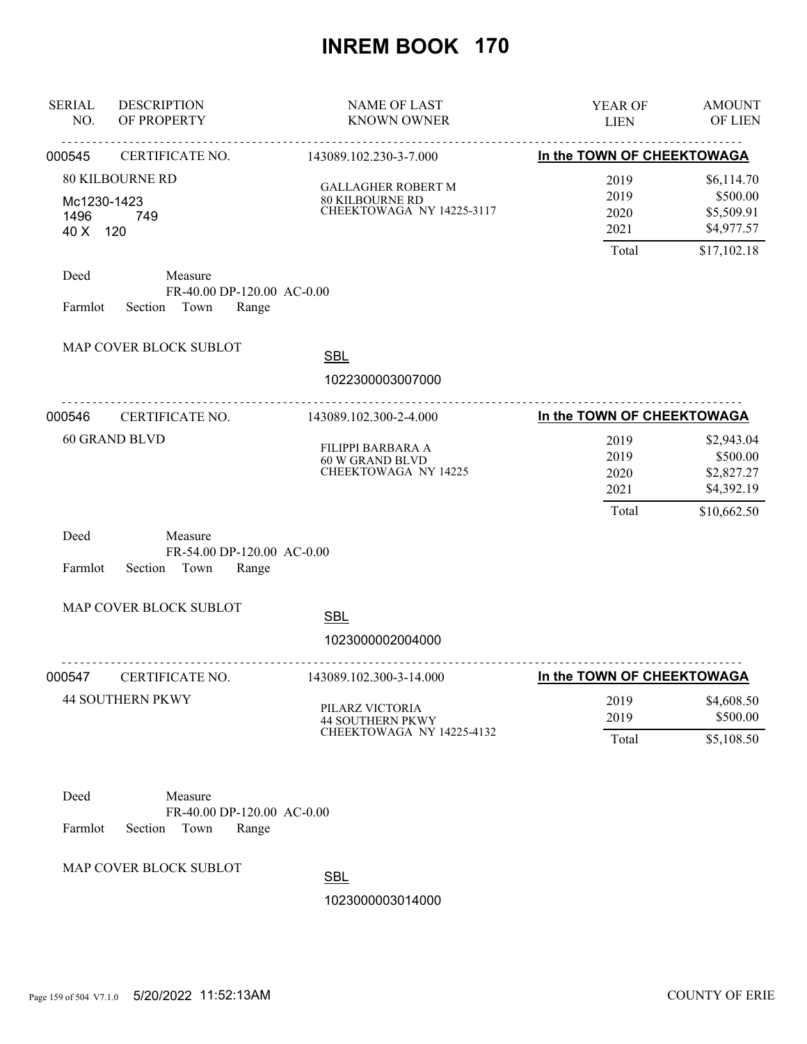# INREM BOOK 170

| SERIAL NO. | DESCRIPTION OF PROPERTY | NAME OF LAST KNOWN OWNER | YEAR OF LIEN | AMOUNT OF LIEN |
|---|---|---|---|---|

---

**000545** CERTIFICATE NO. 143089.102.230-3-7.000 — **In the TOWN OF CHEEKTOWAGA**

80 KILBOURNE RD
Mc1230-1423
1496 749
40 X 120

GALLAGHER ROBERT M
80 KILBOURNE RD
CHEEKTOWAGA NY 14225-3117

| YEAR OF LIEN | AMOUNT OF LIEN |
|---|---|
| 2019 | $6,114.70 |
| 2019 | $500.00 |
| 2020 | $5,509.91 |
| 2021 | $4,977.57 |
| Total | $17,102.18 |

Deed Measure
FR-40.00 DP-120.00 AC-0.00
Farmlot Section Town Range

MAP COVER BLOCK SUBLOT

SBL
1022300003007000

---

**000546** CERTIFICATE NO. 143089.102.300-2-4.000 — **In the TOWN OF CHEEKTOWAGA**

60 GRAND BLVD

FILIPPI BARBARA A
60 W GRAND BLVD
CHEEKTOWAGA NY 14225

| YEAR OF LIEN | AMOUNT OF LIEN |
|---|---|
| 2019 | $2,943.04 |
| 2019 | $500.00 |
| 2020 | $2,827.27 |
| 2021 | $4,392.19 |
| Total | $10,662.50 |

Deed Measure
FR-54.00 DP-120.00 AC-0.00
Farmlot Section Town Range

MAP COVER BLOCK SUBLOT

SBL
1023000002004000

---

**000547** CERTIFICATE NO. 143089.102.300-3-14.000 — **In the TOWN OF CHEEKTOWAGA**

44 SOUTHERN PKWY

PILARZ VICTORIA
44 SOUTHERN PKWY
CHEEKTOWAGA NY 14225-4132

| YEAR OF LIEN | AMOUNT OF LIEN |
|---|---|
| 2019 | $4,608.50 |
| 2019 | $500.00 |
| Total | $5,108.50 |

Deed Measure
FR-40.00 DP-120.00 AC-0.00
Farmlot Section Town Range

MAP COVER BLOCK SUBLOT

SBL
1023000003014000

5/20/2022 11:52:13AM COUNTY OF ERIE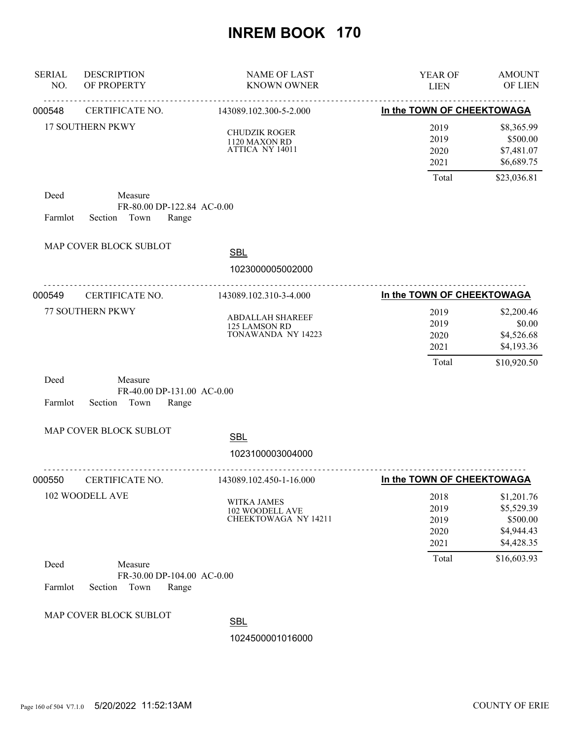# INREM BOOK 170

| SERIAL NO. | DESCRIPTION OF PROPERTY | NAME OF LAST KNOWN OWNER | YEAR OF LIEN | AMOUNT OF LIEN |
|---|---|---|---|---|
| 000548 | CERTIFICATE NO. | 143089.102.300-5-2.000 | In the TOWN OF CHEEKTOWAGA | |
| | 17 SOUTHERN PKWY | CHUDZIK ROGER<br>1120 MAXON RD<br>ATTICA NY 14011 | 2019 | $8,365.99 |
| | | | 2019 | $500.00 |
| | | | 2020 | $7,481.07 |
| | | | 2021 | $6,689.75 |
| | | | Total | $23,036.81 |

Deed    Measure
FR-80.00 DP-122.84 AC-0.00
Farmlot    Section    Town    Range

MAP COVER BLOCK SUBLOT

SBL
1023000005002000

| SERIAL NO. | DESCRIPTION OF PROPERTY | NAME OF LAST KNOWN OWNER | YEAR OF LIEN | AMOUNT OF LIEN |
|---|---|---|---|---|
| 000549 | CERTIFICATE NO. | 143089.102.310-3-4.000 | In the TOWN OF CHEEKTOWAGA | |
| | 77 SOUTHERN PKWY | ABDALLAH SHAREEF<br>125 LAMSON RD<br>TONAWANDA NY 14223 | 2019 | $2,200.46 |
| | | | 2019 | $0.00 |
| | | | 2020 | $4,526.68 |
| | | | 2021 | $4,193.36 |
| | | | Total | $10,920.50 |

Deed    Measure
FR-40.00 DP-131.00 AC-0.00
Farmlot    Section    Town    Range

MAP COVER BLOCK SUBLOT

SBL
1023100003004000

| SERIAL NO. | DESCRIPTION OF PROPERTY | NAME OF LAST KNOWN OWNER | YEAR OF LIEN | AMOUNT OF LIEN |
|---|---|---|---|---|
| 000550 | CERTIFICATE NO. | 143089.102.450-1-16.000 | In the TOWN OF CHEEKTOWAGA | |
| | 102 WOODELL AVE | WITKA JAMES<br>102 WOODELL AVE<br>CHEEKTOWAGA NY 14211 | 2018 | $1,201.76 |
| | | | 2019 | $5,529.39 |
| | | | 2019 | $500.00 |
| | | | 2020 | $4,944.43 |
| | | | 2021 | $4,428.35 |
| | | | Total | $16,603.93 |

Deed    Measure
FR-30.00 DP-104.00 AC-0.00
Farmlot    Section    Town    Range

MAP COVER BLOCK SUBLOT

SBL
1024500001016000

5/20/2022 11:52:13AM    COUNTY OF ERIE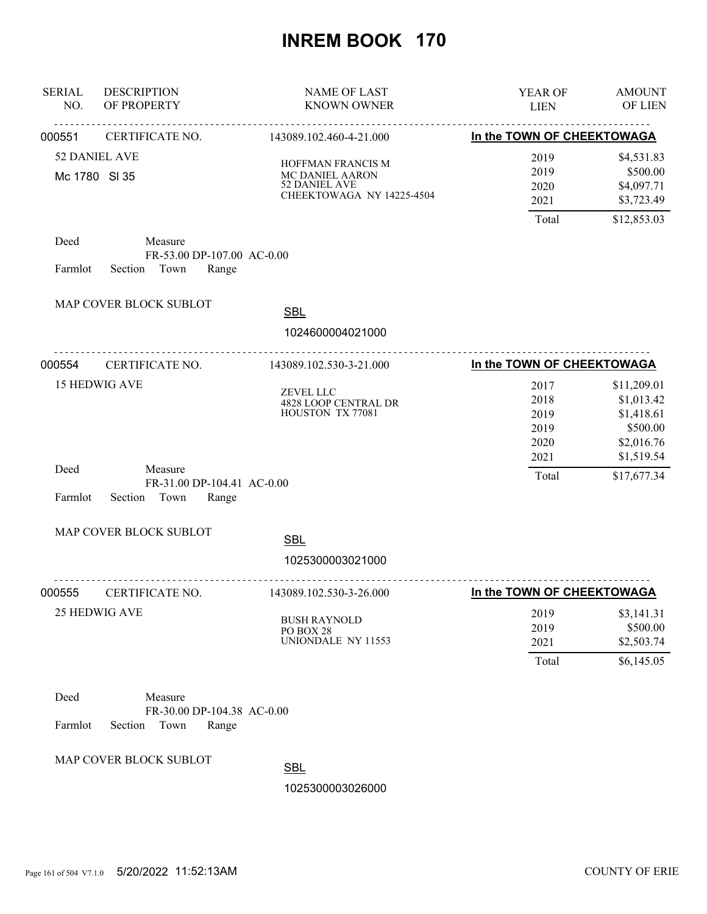# INREM BOOK 170

| SERIAL NO. | DESCRIPTION OF PROPERTY | NAME OF LAST KNOWN OWNER | YEAR OF LIEN | AMOUNT OF LIEN |
|---|---|---|---|---|

---

**000551** CERTIFICATE NO. 143089.102.460-4-21.000 — **In the TOWN OF CHEEKTOWAGA**

52 DANIEL AVE
Mc 1780 Sl 35

HOFFMAN FRANCIS M
MC DANIEL AARON
52 DANIEL AVE
CHEEKTOWAGA NY 14225-4504

| YEAR OF LIEN | AMOUNT OF LIEN |
|---|---|
| 2019 | $4,531.83 |
| 2019 | $500.00 |
| 2020 | $4,097.71 |
| 2021 | $3,723.49 |
| Total | $12,853.03 |

Deed Measure
FR-53.00 DP-107.00 AC-0.00
Farmlot Section Town Range

MAP COVER BLOCK SUBLOT

SBL
1024600004021000

---

**000554** CERTIFICATE NO. 143089.102.530-3-21.000 — **In the TOWN OF CHEEKTOWAGA**

15 HEDWIG AVE

ZEVEL LLC
4828 LOOP CENTRAL DR
HOUSTON TX 77081

| YEAR OF LIEN | AMOUNT OF LIEN |
|---|---|
| 2017 | $11,209.01 |
| 2018 | $1,013.42 |
| 2019 | $1,418.61 |
| 2019 | $500.00 |
| 2020 | $2,016.76 |
| 2021 | $1,519.54 |
| Total | $17,677.34 |

Deed Measure
FR-31.00 DP-104.41 AC-0.00
Farmlot Section Town Range

MAP COVER BLOCK SUBLOT

SBL
1025300003021000

---

**000555** CERTIFICATE NO. 143089.102.530-3-26.000 — **In the TOWN OF CHEEKTOWAGA**

25 HEDWIG AVE

BUSH RAYNOLD
PO BOX 28
UNIONDALE NY 11553

| YEAR OF LIEN | AMOUNT OF LIEN |
|---|---|
| 2019 | $3,141.31 |
| 2019 | $500.00 |
| 2021 | $2,503.74 |
| Total | $6,145.05 |

Deed Measure
FR-30.00 DP-104.38 AC-0.00
Farmlot Section Town Range

MAP COVER BLOCK SUBLOT

SBL
1025300003026000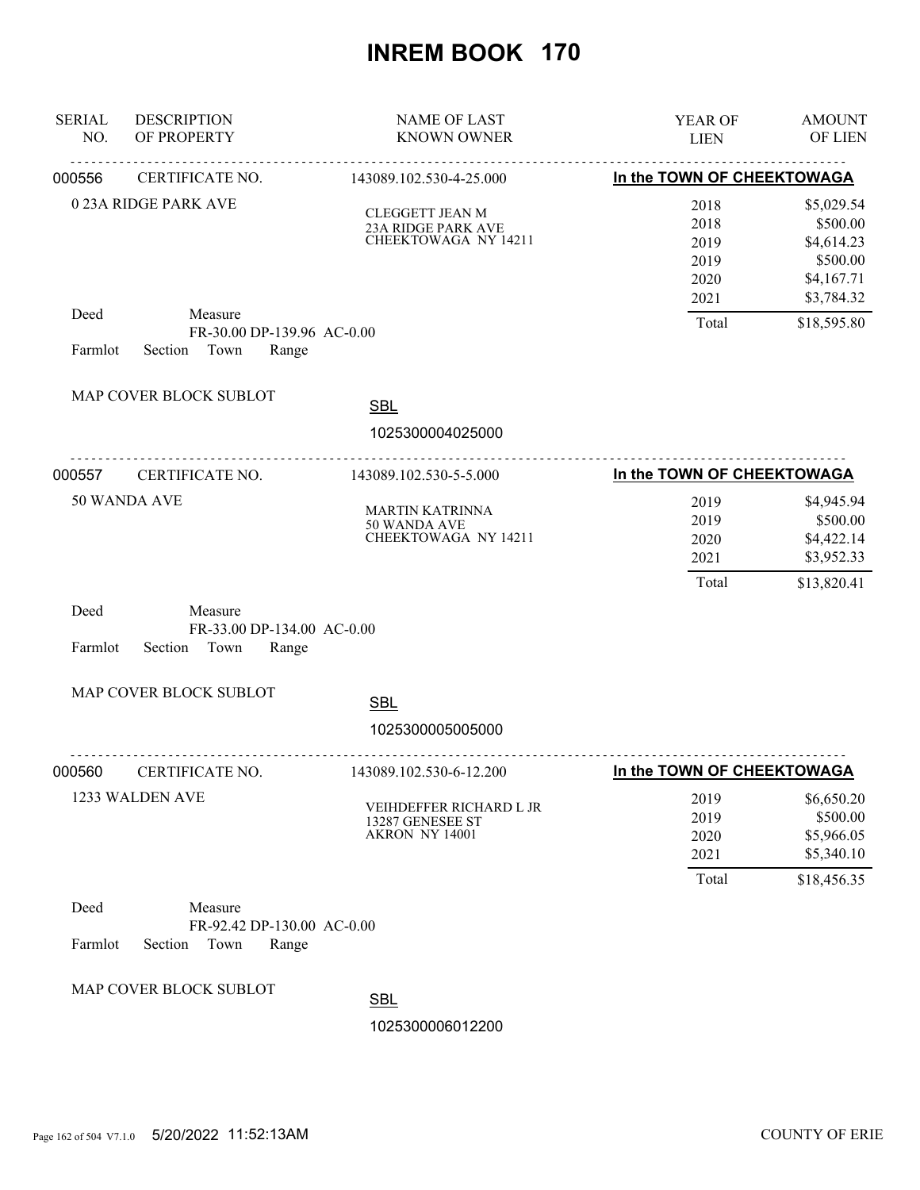# INREM BOOK 170

| SERIAL NO. | DESCRIPTION OF PROPERTY | NAME OF LAST KNOWN OWNER | YEAR OF LIEN | AMOUNT OF LIEN |
|---|---|---|---|---|

**000556** CERTIFICATE NO. 143089.102.530-4-25.000 — **In the TOWN OF CHEEKTOWAGA**

0 23A RIDGE PARK AVE

CLEGGETT JEAN M
23A RIDGE PARK AVE
CHEEKTOWAGA NY 14211

| YEAR OF LIEN | AMOUNT OF LIEN |
|---|---|
| 2018 | $5,029.54 |
| 2018 | $500.00 |
| 2019 | $4,614.23 |
| 2019 | $500.00 |
| 2020 | $4,167.71 |
| 2021 | $3,784.32 |
| Total | $18,595.80 |

Deed Measure
FR-30.00 DP-139.96 AC-0.00
Farmlot Section Town Range

MAP COVER BLOCK SUBLOT

SBL
1025300004025000

---

**000557** CERTIFICATE NO. 143089.102.530-5-5.000 — **In the TOWN OF CHEEKTOWAGA**

50 WANDA AVE

MARTIN KATRINNA
50 WANDA AVE
CHEEKTOWAGA NY 14211

| YEAR OF LIEN | AMOUNT OF LIEN |
|---|---|
| 2019 | $4,945.94 |
| 2019 | $500.00 |
| 2020 | $4,422.14 |
| 2021 | $3,952.33 |
| Total | $13,820.41 |

Deed Measure
FR-33.00 DP-134.00 AC-0.00
Farmlot Section Town Range

MAP COVER BLOCK SUBLOT

SBL
1025300005005000

---

**000560** CERTIFICATE NO. 143089.102.530-6-12.200 — **In the TOWN OF CHEEKTOWAGA**

1233 WALDEN AVE

VEIHDEFFER RICHARD L JR
13287 GENESEE ST
AKRON NY 14001

| YEAR OF LIEN | AMOUNT OF LIEN |
|---|---|
| 2019 | $6,650.20 |
| 2019 | $500.00 |
| 2020 | $5,966.05 |
| 2021 | $5,340.10 |
| Total | $18,456.35 |

Deed Measure
FR-92.42 DP-130.00 AC-0.00
Farmlot Section Town Range

MAP COVER BLOCK SUBLOT

SBL
1025300006012200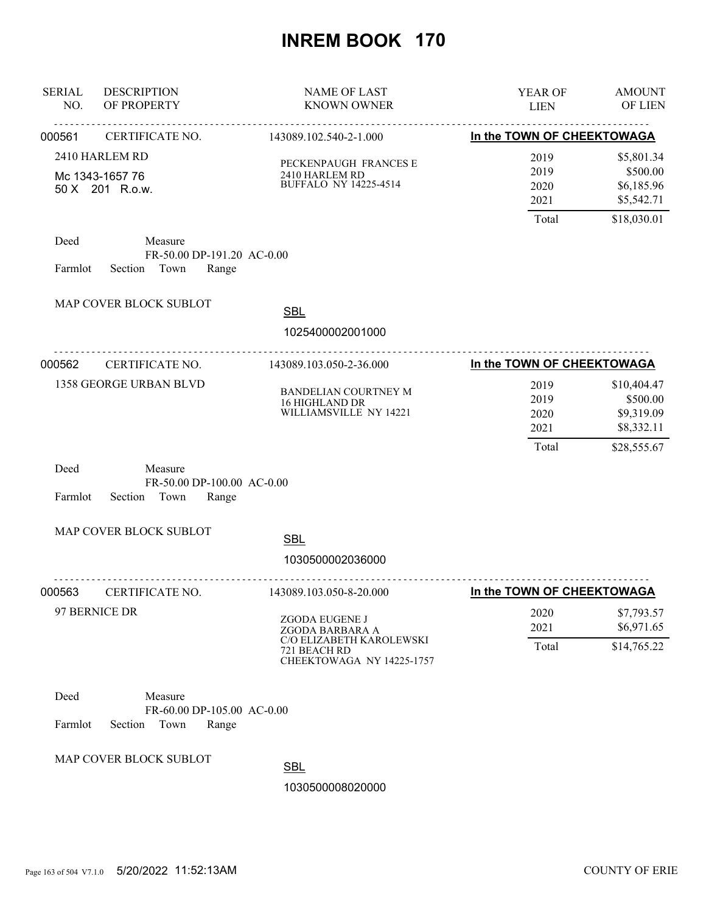# INREM BOOK 170

| SERIAL NO. | DESCRIPTION OF PROPERTY | NAME OF LAST KNOWN OWNER | YEAR OF LIEN | AMOUNT OF LIEN |
|---|---|---|---|---|

---

**000561** CERTIFICATE NO. 143089.102.540-2-1.000 — **In the TOWN OF CHEEKTOWAGA**

2410 HARLEM RD
Mc 1343-1657 76
50 X 201 R.o.w.

PECKENPAUGH FRANCES E
2410 HARLEM RD
BUFFALO NY 14225-4514

| YEAR OF LIEN | AMOUNT OF LIEN |
|---|---|
| 2019 | $5,801.34 |
| 2019 | $500.00 |
| 2020 | $6,185.96 |
| 2021 | $5,542.71 |
| Total | $18,030.01 |

Deed Measure
FR-50.00 DP-191.20 AC-0.00
Farmlot Section Town Range

MAP COVER BLOCK SUBLOT

SBL
1025400002001000

---

**000562** CERTIFICATE NO. 143089.103.050-2-36.000 — **In the TOWN OF CHEEKTOWAGA**

1358 GEORGE URBAN BLVD

BANDELIAN COURTNEY M
16 HIGHLAND DR
WILLIAMSVILLE NY 14221

| YEAR OF LIEN | AMOUNT OF LIEN |
|---|---|
| 2019 | $10,404.47 |
| 2019 | $500.00 |
| 2020 | $9,319.09 |
| 2021 | $8,332.11 |
| Total | $28,555.67 |

Deed Measure
FR-50.00 DP-100.00 AC-0.00
Farmlot Section Town Range

MAP COVER BLOCK SUBLOT

SBL
1030500002036000

---

**000563** CERTIFICATE NO. 143089.103.050-8-20.000 — **In the TOWN OF CHEEKTOWAGA**

97 BERNICE DR

ZGODA EUGENE J
ZGODA BARBARA A
C/O ELIZABETH KAROLEWSKI
721 BEACH RD
CHEEKTOWAGA NY 14225-1757

| YEAR OF LIEN | AMOUNT OF LIEN |
|---|---|
| 2020 | $7,793.57 |
| 2021 | $6,971.65 |
| Total | $14,765.22 |

Deed Measure
FR-60.00 DP-105.00 AC-0.00
Farmlot Section Town Range

MAP COVER BLOCK SUBLOT

SBL
1030500008020000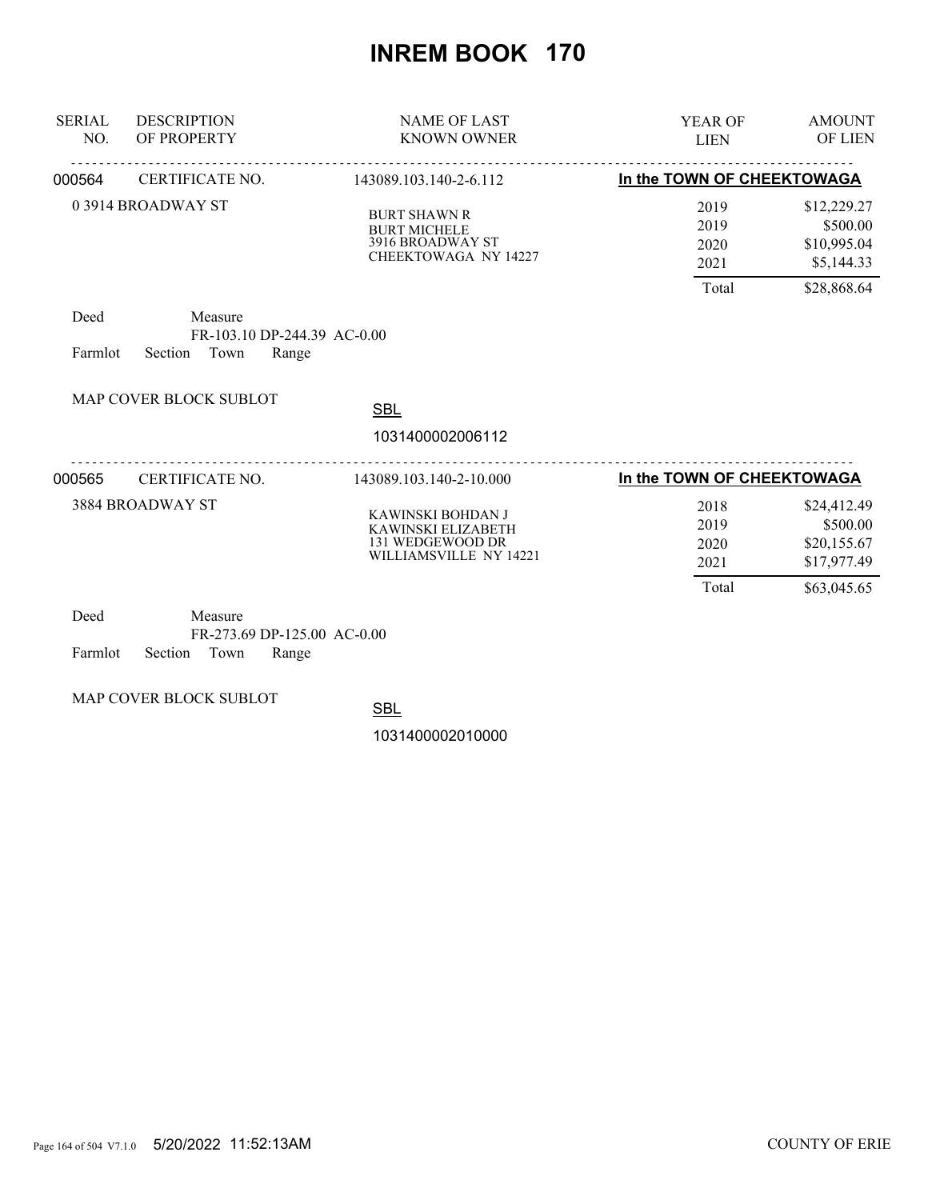# INREM BOOK 170

| SERIAL NO. | DESCRIPTION OF PROPERTY | NAME OF LAST KNOWN OWNER | YEAR OF LIEN | AMOUNT OF LIEN |
|---|---|---|---|---|

**000564** CERTIFICATE NO. 143089.103.140-2-6.112 **In the TOWN OF CHEEKTOWAGA**

0 3914 BROADWAY ST

BURT SHAWN R
BURT MICHELE
3916 BROADWAY ST
CHEEKTOWAGA NY 14227

| YEAR OF LIEN | AMOUNT OF LIEN |
|---|---|
| 2019 | $12,229.27 |
| 2019 | $500.00 |
| 2020 | $10,995.04 |
| 2021 | $5,144.33 |
| Total | $28,868.64 |

Deed Measure
FR-103.10 DP-244.39 AC-0.00
Farmlot Section Town Range

MAP COVER BLOCK SUBLOT

SBL
1031400002006112

---

**000565** CERTIFICATE NO. 143089.103.140-2-10.000 **In the TOWN OF CHEEKTOWAGA**

3884 BROADWAY ST

KAWINSKI BOHDAN J
KAWINSKI ELIZABETH
131 WEDGEWOOD DR
WILLIAMSVILLE NY 14221

| YEAR OF LIEN | AMOUNT OF LIEN |
|---|---|
| 2018 | $24,412.49 |
| 2019 | $500.00 |
| 2020 | $20,155.67 |
| 2021 | $17,977.49 |
| Total | $63,045.65 |

Deed Measure
FR-273.69 DP-125.00 AC-0.00
Farmlot Section Town Range

MAP COVER BLOCK SUBLOT

SBL
1031400002010000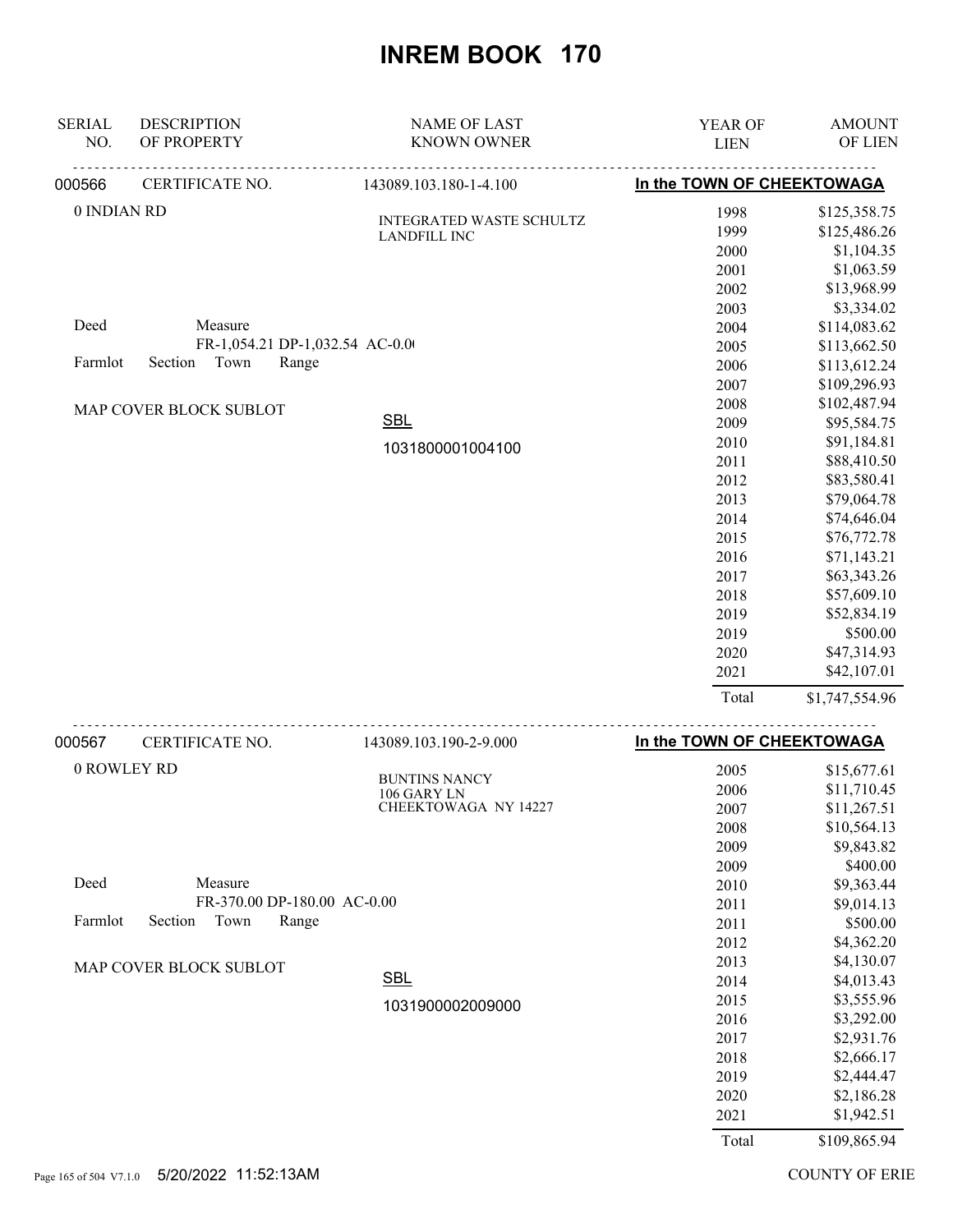# INREM BOOK 170

| SERIAL NO. | DESCRIPTION OF PROPERTY | NAME OF LAST KNOWN OWNER | YEAR OF LIEN | AMOUNT OF LIEN |
|---|---|---|---|---|

---

**000566** CERTIFICATE NO. 143089.103.180-1-4.100 — **In the TOWN OF CHEEKTOWAGA**

0 INDIAN RD

INTEGRATED WASTE SCHULTZ LANDFILL INC

Deed — Measure: FR-1,054.21 DP-1,032.54 AC-0.0(

Farmlot — Section — Town — Range

MAP COVER BLOCK SUBLOT

SBL: 1031800001004100

| YEAR OF LIEN | AMOUNT OF LIEN |
|---|---|
| 1998 | $125,358.75 |
| 1999 | $125,486.26 |
| 2000 | $1,104.35 |
| 2001 | $1,063.59 |
| 2002 | $13,968.99 |
| 2003 | $3,334.02 |
| 2004 | $114,083.62 |
| 2005 | $113,662.50 |
| 2006 | $113,612.24 |
| 2007 | $109,296.93 |
| 2008 | $102,487.94 |
| 2009 | $95,584.75 |
| 2010 | $91,184.81 |
| 2011 | $88,410.50 |
| 2012 | $83,580.41 |
| 2013 | $79,064.78 |
| 2014 | $74,646.04 |
| 2015 | $76,772.78 |
| 2016 | $71,143.21 |
| 2017 | $63,343.26 |
| 2018 | $57,609.10 |
| 2019 | $52,834.19 |
| 2019 | $500.00 |
| 2020 | $47,314.93 |
| 2021 | $42,107.01 |
| Total | $1,747,554.96 |

---

**000567** CERTIFICATE NO. 143089.103.190-2-9.000 — **In the TOWN OF CHEEKTOWAGA**

0 ROWLEY RD

BUNTINS NANCY
106 GARY LN
CHEEKTOWAGA NY 14227

Deed — Measure: FR-370.00 DP-180.00 AC-0.00

Farmlot — Section — Town — Range

MAP COVER BLOCK SUBLOT

SBL: 1031900002009000

| YEAR OF LIEN | AMOUNT OF LIEN |
|---|---|
| 2005 | $15,677.61 |
| 2006 | $11,710.45 |
| 2007 | $11,267.51 |
| 2008 | $10,564.13 |
| 2009 | $9,843.82 |
| 2009 | $400.00 |
| 2010 | $9,363.44 |
| 2011 | $9,014.13 |
| 2011 | $500.00 |
| 2012 | $4,362.20 |
| 2013 | $4,130.07 |
| 2014 | $4,013.43 |
| 2015 | $3,555.96 |
| 2016 | $3,292.00 |
| 2017 | $2,931.76 |
| 2018 | $2,666.17 |
| 2019 | $2,444.47 |
| 2020 | $2,186.28 |
| 2021 | $1,942.51 |
| Total | $109,865.94 |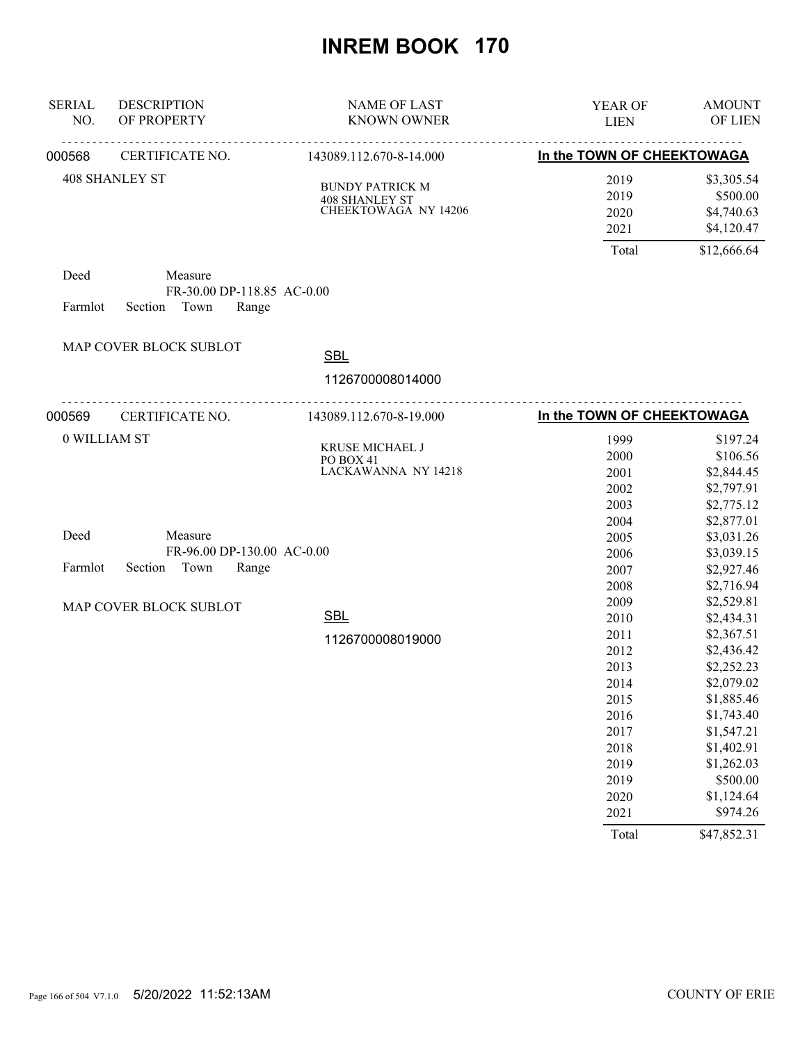# INREM BOOK 170

| SERIAL NO. | DESCRIPTION OF PROPERTY | NAME OF LAST KNOWN OWNER | YEAR OF LIEN | AMOUNT OF LIEN |
|---|---|---|---|---|
| 000568 | CERTIFICATE NO. | 143089.112.670-8-14.000 | In the TOWN OF CHEEKTOWAGA | |
| | 408 SHANLEY ST | BUNDY PATRICK M<br>408 SHANLEY ST<br>CHEEKTOWAGA NY 14206 | 2019 | $3,305.54 |
| | | | 2019 | $500.00 |
| | | | 2020 | $4,740.63 |
| | | | 2021 | $4,120.47 |
| | | | Total | $12,666.64 |

Deed Measure
FR-30.00 DP-118.85 AC-0.00
Farmlot Section Town Range

MAP COVER BLOCK SUBLOT

SBL
1126700008014000

| SERIAL NO. | DESCRIPTION OF PROPERTY | NAME OF LAST KNOWN OWNER | YEAR OF LIEN | AMOUNT OF LIEN |
|---|---|---|---|---|
| 000569 | CERTIFICATE NO. | 143089.112.670-8-19.000 | In the TOWN OF CHEEKTOWAGA | |
| | 0 WILLIAM ST | KRUSE MICHAEL J<br>PO BOX 41<br>LACKAWANNA NY 14218 | 1999 | $197.24 |
| | | | 2000 | $106.56 |
| | | | 2001 | $2,844.45 |
| | | | 2002 | $2,797.91 |
| | | | 2003 | $2,775.12 |
| | | | 2004 | $2,877.01 |
| | | | 2005 | $3,031.26 |
| | | | 2006 | $3,039.15 |
| | | | 2007 | $2,927.46 |
| | | | 2008 | $2,716.94 |
| | | | 2009 | $2,529.81 |
| | | | 2010 | $2,434.31 |
| | | | 2011 | $2,367.51 |
| | | | 2012 | $2,436.42 |
| | | | 2013 | $2,252.23 |
| | | | 2014 | $2,079.02 |
| | | | 2015 | $1,885.46 |
| | | | 2016 | $1,743.40 |
| | | | 2017 | $1,547.21 |
| | | | 2018 | $1,402.91 |
| | | | 2019 | $1,262.03 |
| | | | 2019 | $500.00 |
| | | | 2020 | $1,124.64 |
| | | | 2021 | $974.26 |
| | | | Total | $47,852.31 |

Deed Measure
FR-96.00 DP-130.00 AC-0.00
Farmlot Section Town Range

MAP COVER BLOCK SUBLOT

SBL
1126700008019000

5/20/2022 11:52:13AM COUNTY OF ERIE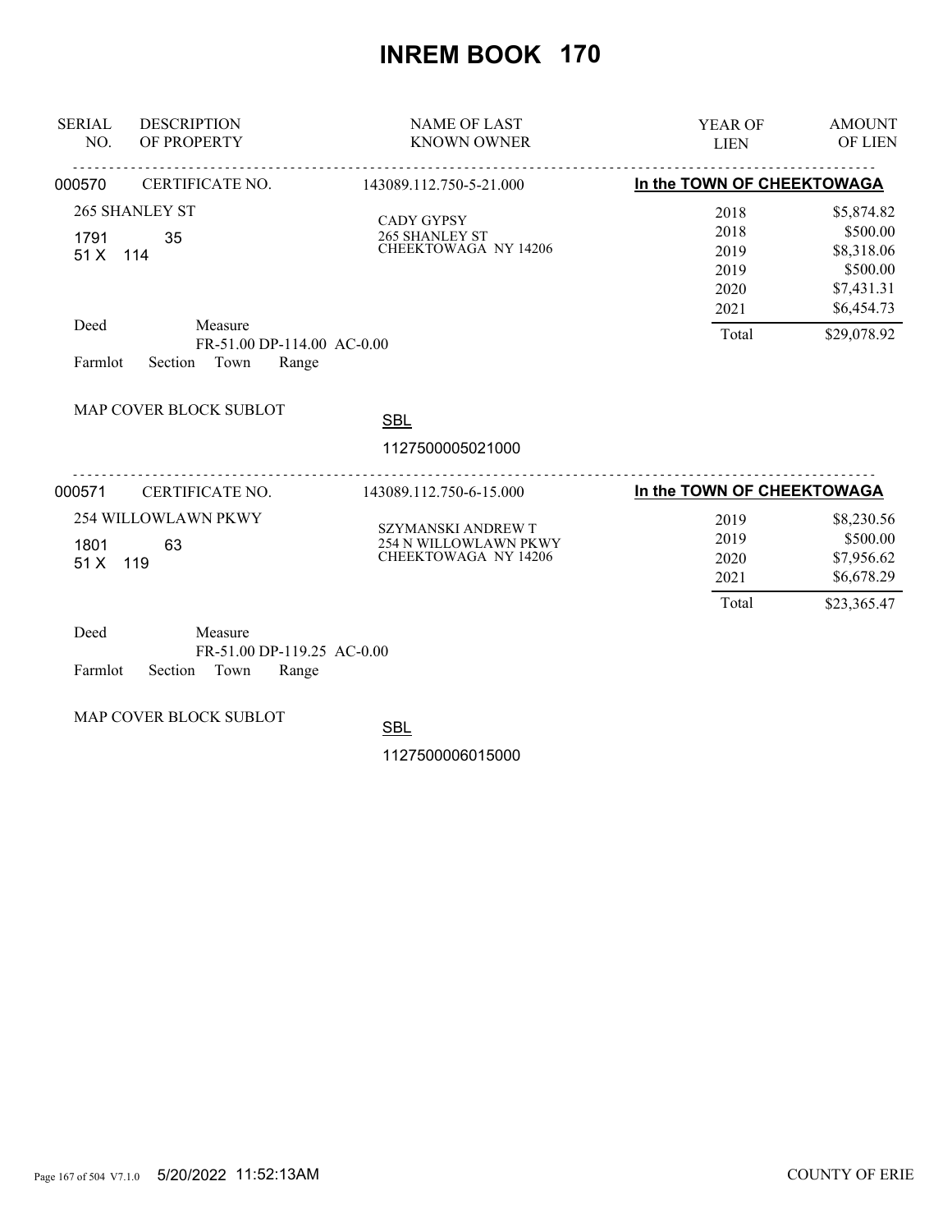# INREM BOOK 170

| SERIAL NO. | DESCRIPTION OF PROPERTY | NAME OF LAST KNOWN OWNER | YEAR OF LIEN | AMOUNT OF LIEN |
|---|---|---|---|---|
| 000570 | CERTIFICATE NO. | 143089.112.750-5-21.000 | **In the TOWN OF CHEEKTOWAGA** | |
| | 265 SHANLEY ST | CADY GYPSY | 2018 | $5,874.82 |
| | 1791 35 | 265 SHANLEY ST | 2018 | $500.00 |
| | 51 X 114 | CHEEKTOWAGA NY 14206 | 2019 | $8,318.06 |
| | | | 2019 | $500.00 |
| | | | 2020 | $7,431.31 |
| | | | 2021 | $6,454.73 |
| | Deed Measure FR-51.00 DP-114.00 AC-0.00 | | Total | $29,078.92 |
| | Farmlot Section Town Range | | | |
| | MAP COVER BLOCK SUBLOT | SBL 1127500005021000 | | |
| 000571 | CERTIFICATE NO. | 143089.112.750-6-15.000 | **In the TOWN OF CHEEKTOWAGA** | |
| | 254 WILLOWLAWN PKWY | SZYMANSKI ANDREW T | 2019 | $8,230.56 |
| | 1801 63 | 254 N WILLOWLAWN PKWY | 2019 | $500.00 |
| | 51 X 119 | CHEEKTOWAGA NY 14206 | 2020 | $7,956.62 |
| | | | 2021 | $6,678.29 |
| | | | Total | $23,365.47 |
| | Deed Measure FR-51.00 DP-119.25 AC-0.00 | | | |
| | Farmlot Section Town Range | | | |
| | MAP COVER BLOCK SUBLOT | SBL 1127500006015000 | | |

5/20/2022 11:52:13AM

COUNTY OF ERIE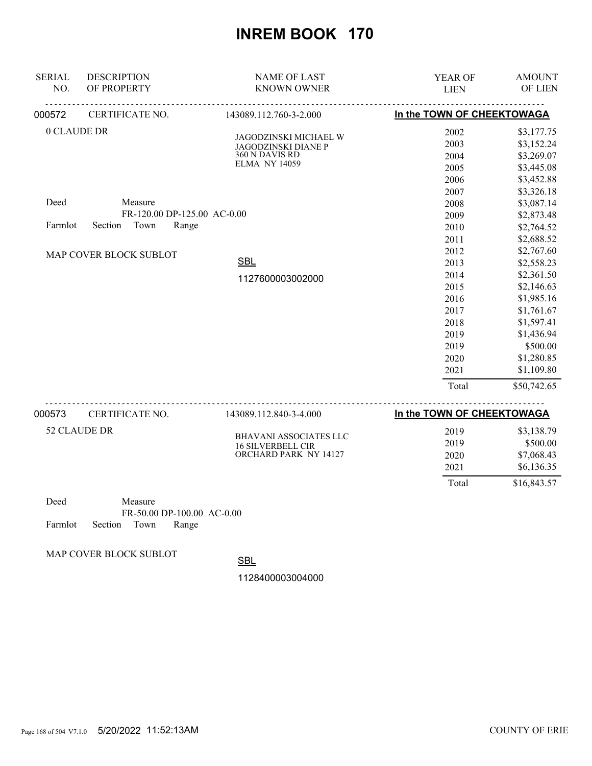# INREM BOOK 170

| SERIAL NO. | DESCRIPTION OF PROPERTY | NAME OF LAST KNOWN OWNER | YEAR OF LIEN | AMOUNT OF LIEN |
|---|---|---|---|---|
| 000572 | CERTIFICATE NO. | 143089.112.760-3-2.000 | In the TOWN OF CHEEKTOWAGA | |

0 CLAUDE DR

JAGODZINSKI MICHAEL W
JAGODZINSKI DIANE P
360 N DAVIS RD
ELMA NY 14059

Deed    Measure
FR-120.00 DP-125.00 AC-0.00
Farmlot    Section    Town    Range

MAP COVER BLOCK SUBLOT

SBL
1127600003002000

| YEAR OF LIEN | AMOUNT OF LIEN |
|---|---|
| 2002 | $3,177.75 |
| 2003 | $3,152.24 |
| 2004 | $3,269.07 |
| 2005 | $3,445.08 |
| 2006 | $3,452.88 |
| 2007 | $3,326.18 |
| 2008 | $3,087.14 |
| 2009 | $2,873.48 |
| 2010 | $2,764.52 |
| 2011 | $2,688.52 |
| 2012 | $2,767.60 |
| 2013 | $2,558.23 |
| 2014 | $2,361.50 |
| 2015 | $2,146.63 |
| 2016 | $1,985.16 |
| 2017 | $1,761.67 |
| 2018 | $1,597.41 |
| 2019 | $1,436.94 |
| 2019 | $500.00 |
| 2020 | $1,280.85 |
| 2021 | $1,109.80 |
| Total | $50,742.65 |

| SERIAL NO. | DESCRIPTION OF PROPERTY | NAME OF LAST KNOWN OWNER | YEAR OF LIEN | AMOUNT OF LIEN |
|---|---|---|---|---|
| 000573 | CERTIFICATE NO. | 143089.112.840-3-4.000 | In the TOWN OF CHEEKTOWAGA | |

52 CLAUDE DR

BHAVANI ASSOCIATES LLC
16 SILVERBELL CIR
ORCHARD PARK NY 14127

| YEAR OF LIEN | AMOUNT OF LIEN |
|---|---|
| 2019 | $3,138.79 |
| 2019 | $500.00 |
| 2020 | $7,068.43 |
| 2021 | $6,136.35 |
| Total | $16,843.57 |

Deed    Measure
FR-50.00 DP-100.00 AC-0.00
Farmlot    Section    Town    Range

MAP COVER BLOCK SUBLOT

SBL
1128400003004000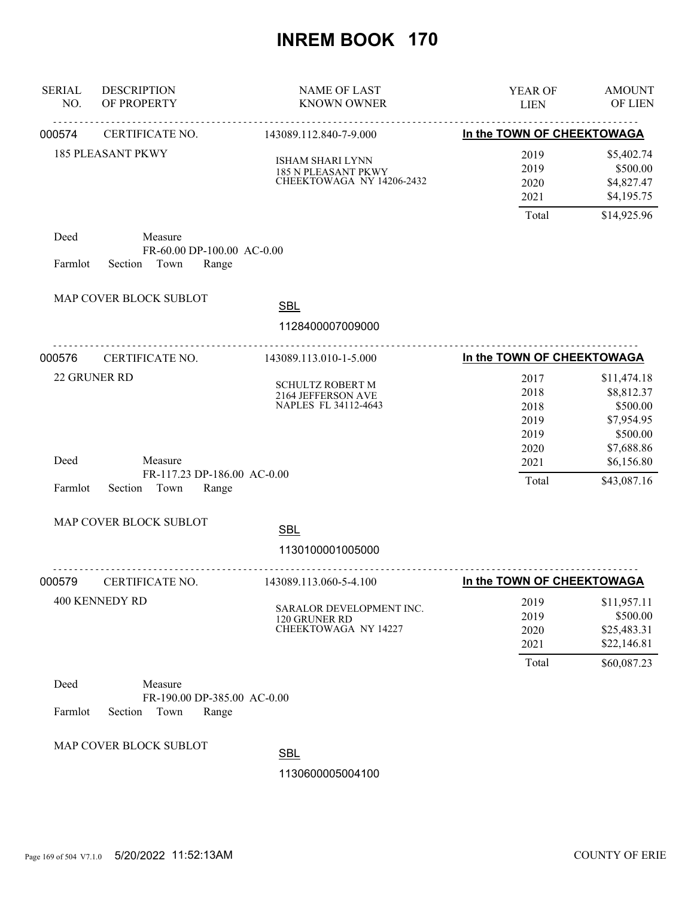# INREM BOOK 170

| SERIAL NO. | DESCRIPTION OF PROPERTY | NAME OF LAST KNOWN OWNER | YEAR OF LIEN | AMOUNT OF LIEN |
|---|---|---|---|---|

---

**000574** CERTIFICATE NO. 143089.112.840-7-9.000 — **In the TOWN OF CHEEKTOWAGA**

185 PLEASANT PKWY

ISHAM SHARI LYNN
185 N PLEASANT PKWY
CHEEKTOWAGA NY 14206-2432

| YEAR OF LIEN | AMOUNT OF LIEN |
|---|---|
| 2019 | $5,402.74 |
| 2019 | $500.00 |
| 2020 | $4,827.47 |
| 2021 | $4,195.75 |
| Total | $14,925.96 |

Deed — Measure: FR-60.00 DP-100.00 AC-0.00

Farmlot — Section — Town — Range

MAP COVER BLOCK SUBLOT

SBL: 1128400007009000

---

**000576** CERTIFICATE NO. 143089.113.010-1-5.000 — **In the TOWN OF CHEEKTOWAGA**

22 GRUNER RD

SCHULTZ ROBERT M
2164 JEFFERSON AVE
NAPLES FL 34112-4643

| YEAR OF LIEN | AMOUNT OF LIEN |
|---|---|
| 2017 | $11,474.18 |
| 2018 | $8,812.37 |
| 2018 | $500.00 |
| 2019 | $7,954.95 |
| 2019 | $500.00 |
| 2020 | $7,688.86 |
| 2021 | $6,156.80 |
| Total | $43,087.16 |

Deed — Measure: FR-117.23 DP-186.00 AC-0.00

Farmlot — Section — Town — Range

MAP COVER BLOCK SUBLOT

SBL: 1130100001005000

---

**000579** CERTIFICATE NO. 143089.113.060-5-4.100 — **In the TOWN OF CHEEKTOWAGA**

400 KENNEDY RD

SARALOR DEVELOPMENT INC.
120 GRUNER RD
CHEEKTOWAGA NY 14227

| YEAR OF LIEN | AMOUNT OF LIEN |
|---|---|
| 2019 | $11,957.11 |
| 2019 | $500.00 |
| 2020 | $25,483.31 |
| 2021 | $22,146.81 |
| Total | $60,087.23 |

Deed — Measure: FR-190.00 DP-385.00 AC-0.00

Farmlot — Section — Town — Range

MAP COVER BLOCK SUBLOT

SBL: 1130600005004100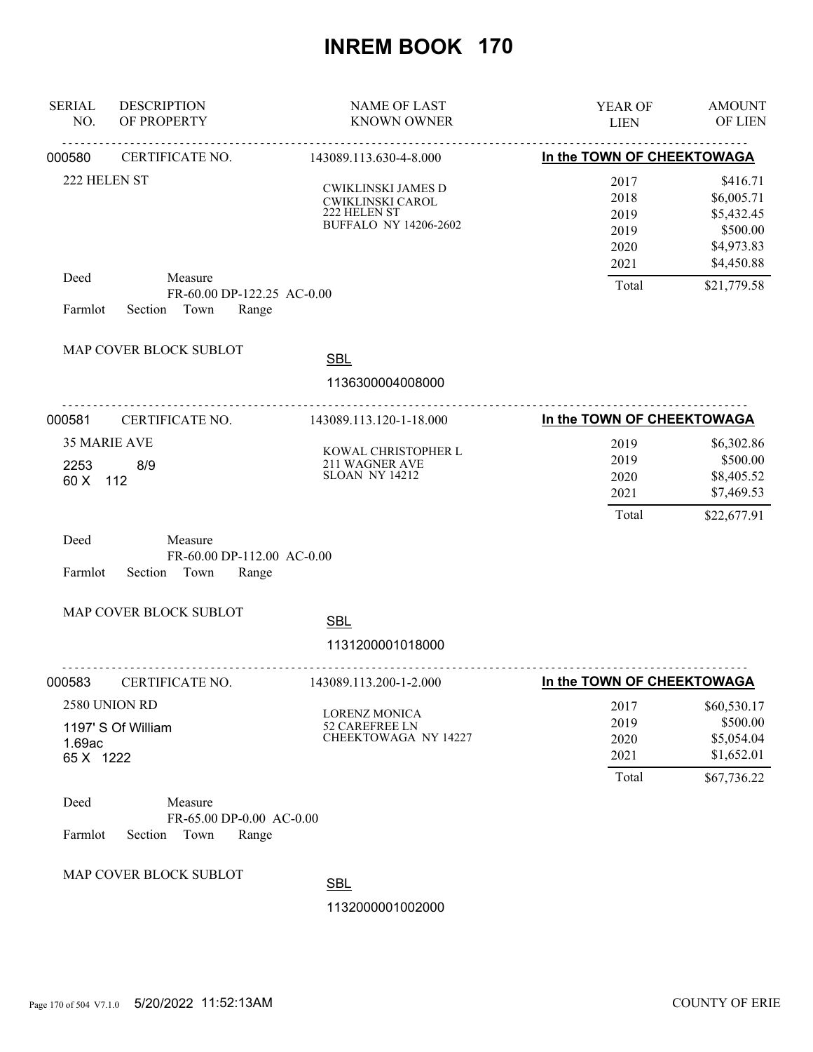# INREM BOOK 170

| SERIAL NO. | DESCRIPTION OF PROPERTY | NAME OF LAST KNOWN OWNER | YEAR OF LIEN | AMOUNT OF LIEN |
|---|---|---|---|---|

**000580** CERTIFICATE NO. 143089.113.630-4-8.000 — **In the TOWN OF CHEEKTOWAGA**

222 HELEN ST

CWIKLINSKI JAMES D
CWIKLINSKI CAROL
222 HELEN ST
BUFFALO NY 14206-2602

| YEAR OF LIEN | AMOUNT OF LIEN |
|---|---|
| 2017 | $416.71 |
| 2018 | $6,005.71 |
| 2019 | $5,432.45 |
| 2019 | $500.00 |
| 2020 | $4,973.83 |
| 2021 | $4,450.88 |
| Total | $21,779.58 |

Deed Measure
FR-60.00 DP-122.25 AC-0.00
Farmlot Section Town Range

MAP COVER BLOCK SUBLOT

SBL
1136300004008000

---

**000581** CERTIFICATE NO. 143089.113.120-1-18.000 — **In the TOWN OF CHEEKTOWAGA**

35 MARIE AVE
2253 8/9
60 X 112

KOWAL CHRISTOPHER L
211 WAGNER AVE
SLOAN NY 14212

| YEAR OF LIEN | AMOUNT OF LIEN |
|---|---|
| 2019 | $6,302.86 |
| 2019 | $500.00 |
| 2020 | $8,405.52 |
| 2021 | $7,469.53 |
| Total | $22,677.91 |

Deed Measure
FR-60.00 DP-112.00 AC-0.00
Farmlot Section Town Range

MAP COVER BLOCK SUBLOT

SBL
1131200001018000

---

**000583** CERTIFICATE NO. 143089.113.200-1-2.000 — **In the TOWN OF CHEEKTOWAGA**

2580 UNION RD
1197' S Of William
1.69ac
65 X 1222

LORENZ MONICA
52 CAREFREE LN
CHEEKTOWAGA NY 14227

| YEAR OF LIEN | AMOUNT OF LIEN |
|---|---|
| 2017 | $60,530.17 |
| 2019 | $500.00 |
| 2020 | $5,054.04 |
| 2021 | $1,652.01 |
| Total | $67,736.22 |

Deed Measure
FR-65.00 DP-0.00 AC-0.00
Farmlot Section Town Range

MAP COVER BLOCK SUBLOT

SBL
1132000001002000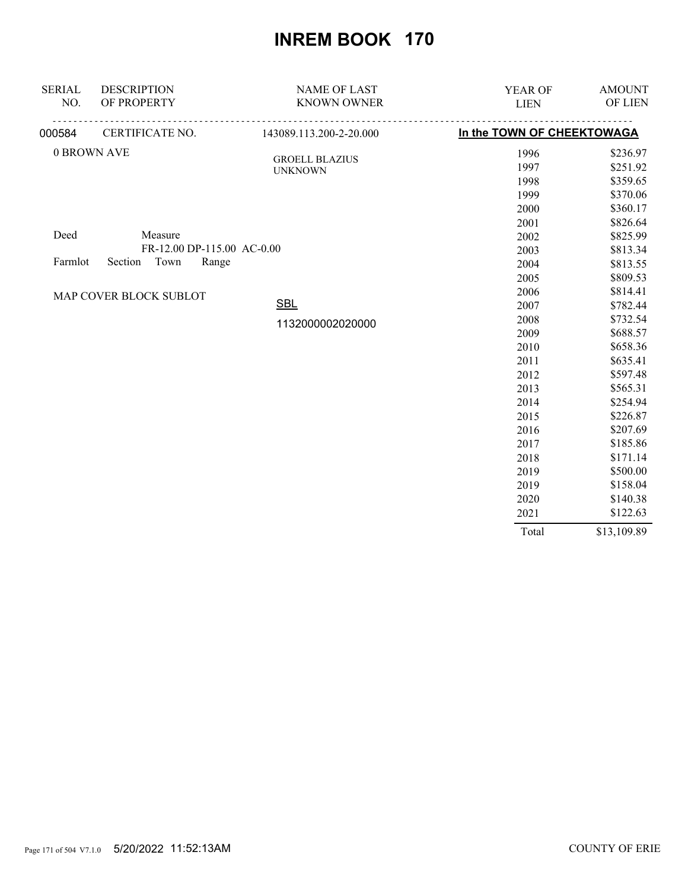# INREM BOOK 170

| SERIAL NO. | DESCRIPTION OF PROPERTY | NAME OF LAST KNOWN OWNER | YEAR OF LIEN | AMOUNT OF LIEN |
|---|---|---|---|---|
| 000584 | CERTIFICATE NO. | 143089.113.200-2-20.000 | **In the TOWN OF CHEEKTOWAGA** | |
| | 0 BROWN AVE | GROELL BLAZIUS | 1996 | $236.97 |
| | | UNKNOWN | 1997 | $251.92 |
| | | | 1998 | $359.65 |
| | | | 1999 | $370.06 |
| | | | 2000 | $360.17 |
| | | | 2001 | $826.64 |
| | Deed Measure | | 2002 | $825.99 |
| | FR-12.00 DP-115.00 AC-0.00 | | 2003 | $813.34 |
| | Farmlot Section Town Range | | 2004 | $813.55 |
| | | | 2005 | $809.53 |
| | MAP COVER BLOCK SUBLOT | | 2006 | $814.41 |
| | | SBL | 2007 | $782.44 |
| | | 1132000002020000 | 2008 | $732.54 |
| | | | 2009 | $688.57 |
| | | | 2010 | $658.36 |
| | | | 2011 | $635.41 |
| | | | 2012 | $597.48 |
| | | | 2013 | $565.31 |
| | | | 2014 | $254.94 |
| | | | 2015 | $226.87 |
| | | | 2016 | $207.69 |
| | | | 2017 | $185.86 |
| | | | 2018 | $171.14 |
| | | | 2019 | $500.00 |
| | | | 2019 | $158.04 |
| | | | 2020 | $140.38 |
| | | | 2021 | $122.63 |
| | | | Total | $13,109.89 |

5/20/2022 11:52:13AM

COUNTY OF ERIE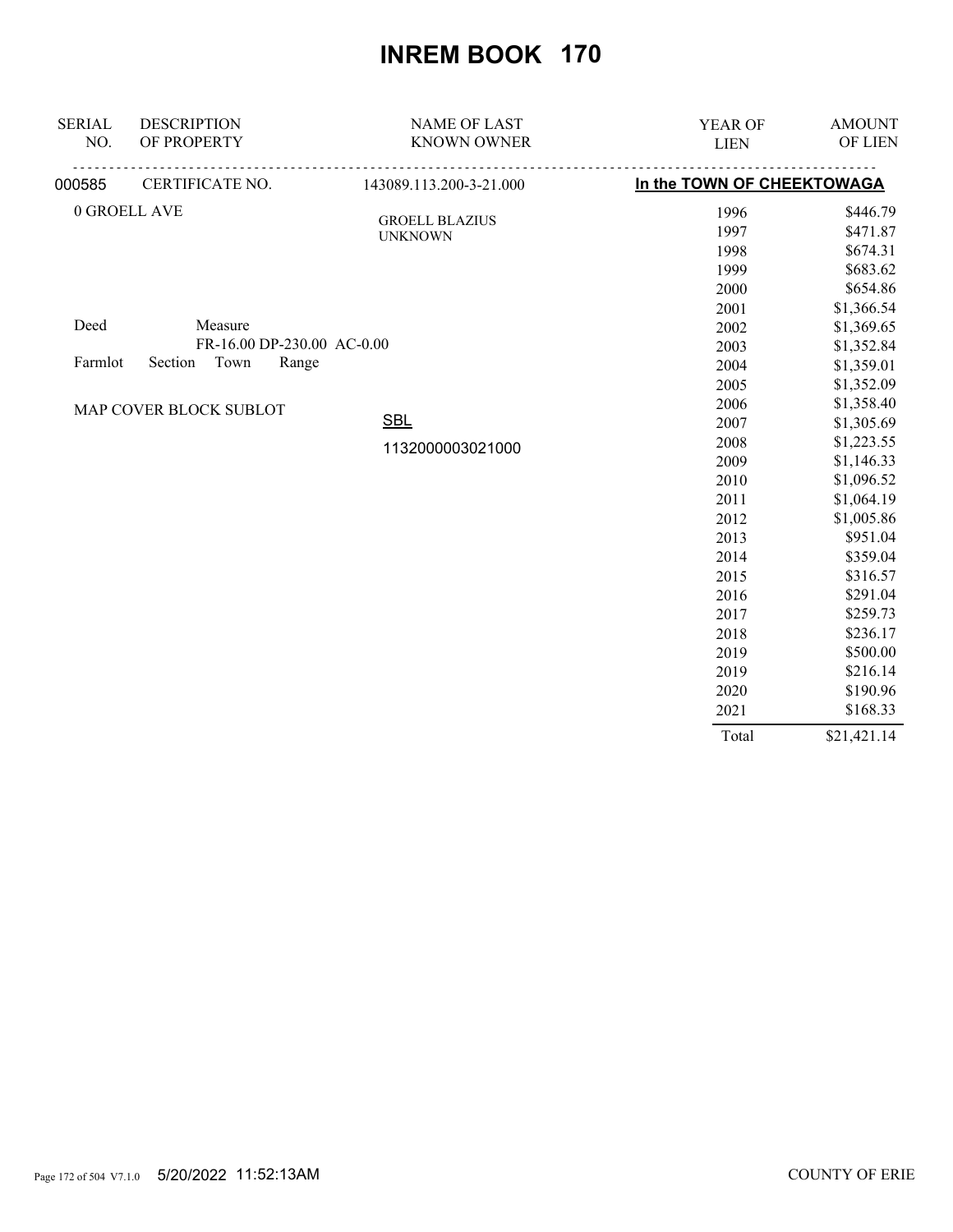# INREM BOOK 170

| SERIAL NO. | DESCRIPTION OF PROPERTY | NAME OF LAST KNOWN OWNER | YEAR OF LIEN | AMOUNT OF LIEN |
|---|---|---|---|---|
| 000585 | CERTIFICATE NO. | 143089.113.200-3-21.000 | In the TOWN OF CHEEKTOWAGA | |
| | 0 GROELL AVE | GROELL BLAZIUS | 1996 | $446.79 |
| | | UNKNOWN | 1997 | $471.87 |
| | | | 1998 | $674.31 |
| | | | 1999 | $683.62 |
| | | | 2000 | $654.86 |
| | | | 2001 | $1,366.54 |
| | Deed Measure | | 2002 | $1,369.65 |
| | FR-16.00 DP-230.00 AC-0.00 | | 2003 | $1,352.84 |
| | Farmlot Section Town Range | | 2004 | $1,359.01 |
| | | | 2005 | $1,352.09 |
| | MAP COVER BLOCK SUBLOT | | 2006 | $1,358.40 |
| | | SBL | 2007 | $1,305.69 |
| | | 1132000003021000 | 2008 | $1,223.55 |
| | | | 2009 | $1,146.33 |
| | | | 2010 | $1,096.52 |
| | | | 2011 | $1,064.19 |
| | | | 2012 | $1,005.86 |
| | | | 2013 | $951.04 |
| | | | 2014 | $359.04 |
| | | | 2015 | $316.57 |
| | | | 2016 | $291.04 |
| | | | 2017 | $259.73 |
| | | | 2018 | $236.17 |
| | | | 2019 | $500.00 |
| | | | 2019 | $216.14 |
| | | | 2020 | $190.96 |
| | | | 2021 | $168.33 |
| | | | Total | $21,421.14 |

5/20/2022 11:52:13AM

COUNTY OF ERIE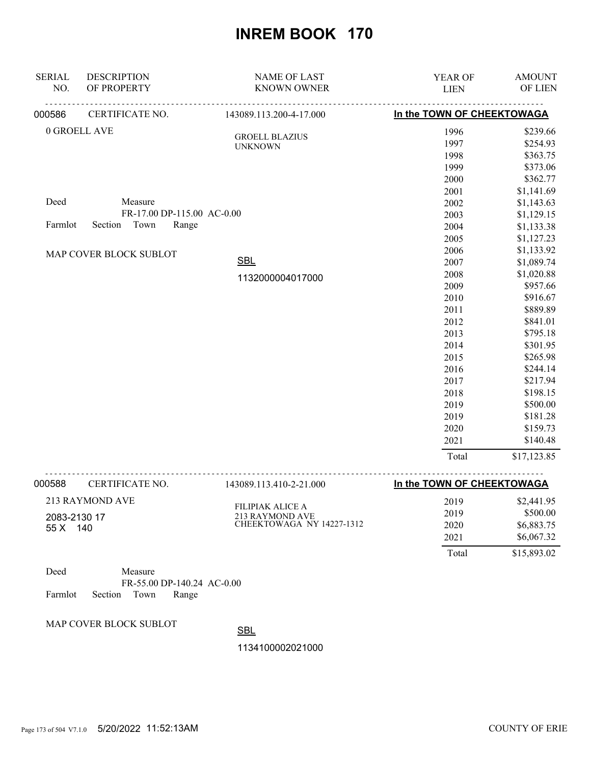# INREM BOOK 170

| SERIAL NO. | DESCRIPTION OF PROPERTY | NAME OF LAST KNOWN OWNER | YEAR OF LIEN | AMOUNT OF LIEN |
|---|---|---|---|---|
| 000586 | CERTIFICATE NO. | 143089.113.200-4-17.000 | In the TOWN OF CHEEKTOWAGA | |
| | 0 GROELL AVE | GROELL BLAZIUS UNKNOWN | 1996 | $239.66 |
| | | | 1997 | $254.93 |
| | | | 1998 | $363.75 |
| | | | 1999 | $373.06 |
| | | | 2000 | $362.77 |
| | | | 2001 | $1,141.69 |
| | Deed Measure | | 2002 | $1,143.63 |
| | FR-17.00 DP-115.00 AC-0.00 | | 2003 | $1,129.15 |
| | Farmlot Section Town Range | | 2004 | $1,133.38 |
| | | | 2005 | $1,127.23 |
| | MAP COVER BLOCK SUBLOT | | 2006 | $1,133.92 |
| | | SBL | 2007 | $1,089.74 |
| | | 1132000004017000 | 2008 | $1,020.88 |
| | | | 2009 | $957.66 |
| | | | 2010 | $916.67 |
| | | | 2011 | $889.89 |
| | | | 2012 | $841.01 |
| | | | 2013 | $795.18 |
| | | | 2014 | $301.95 |
| | | | 2015 | $265.98 |
| | | | 2016 | $244.14 |
| | | | 2017 | $217.94 |
| | | | 2018 | $198.15 |
| | | | 2019 | $500.00 |
| | | | 2019 | $181.28 |
| | | | 2020 | $159.73 |
| | | | 2021 | $140.48 |
| | | | Total | $17,123.85 |
| 000588 | CERTIFICATE NO. | 143089.113.410-2-21.000 | In the TOWN OF CHEEKTOWAGA | |
| | 213 RAYMOND AVE | FILIPIAK ALICE A 213 RAYMOND AVE CHEEKTOWAGA NY 14227-1312 | 2019 | $2,441.95 |
| | 2083-2130 17 | | 2019 | $500.00 |
| | 55 X 140 | | 2020 | $6,883.75 |
| | | | 2021 | $6,067.32 |
| | | | Total | $15,893.02 |
| | Deed Measure | | | |
| | FR-55.00 DP-140.24 AC-0.00 | | | |
| | Farmlot Section Town Range | | | |
| | MAP COVER BLOCK SUBLOT | SBL | | |
| | | 1134100002021000 | | |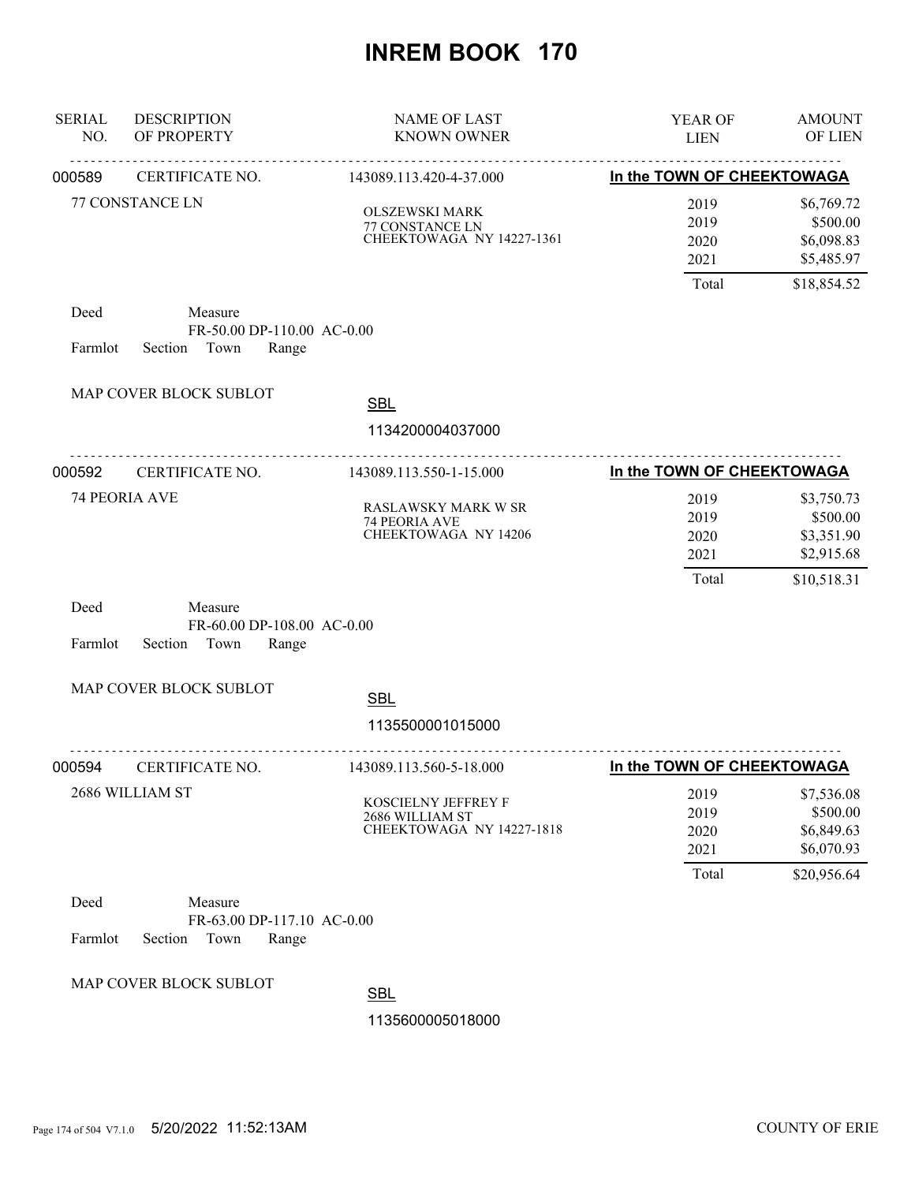# INREM BOOK 170

| SERIAL NO. | DESCRIPTION OF PROPERTY | NAME OF LAST KNOWN OWNER | YEAR OF LIEN | AMOUNT OF LIEN |
|---|---|---|---|---|
| 000589 | CERTIFICATE NO. | 143089.113.420-4-37.000 | In the TOWN OF CHEEKTOWAGA | |
| | 77 CONSTANCE LN | OLSZEWSKI MARK<br>77 CONSTANCE LN<br>CHEEKTOWAGA NY 14227-1361 | 2019 | $6,769.72 |
| | | | 2019 | $500.00 |
| | | | 2020 | $6,098.83 |
| | | | 2021 | $5,485.97 |
| | | | Total | $18,854.52 |

Deed Measure
FR-50.00 DP-110.00 AC-0.00
Farmlot Section Town Range

MAP COVER BLOCK SUBLOT

SBL
1134200004037000

| SERIAL NO. | DESCRIPTION OF PROPERTY | NAME OF LAST KNOWN OWNER | YEAR OF LIEN | AMOUNT OF LIEN |
|---|---|---|---|---|
| 000592 | CERTIFICATE NO. | 143089.113.550-1-15.000 | In the TOWN OF CHEEKTOWAGA | |
| | 74 PEORIA AVE | RASLAWSKY MARK W SR<br>74 PEORIA AVE<br>CHEEKTOWAGA NY 14206 | 2019 | $3,750.73 |
| | | | 2019 | $500.00 |
| | | | 2020 | $3,351.90 |
| | | | 2021 | $2,915.68 |
| | | | Total | $10,518.31 |

Deed Measure
FR-60.00 DP-108.00 AC-0.00
Farmlot Section Town Range

MAP COVER BLOCK SUBLOT

SBL
1135500001015000

| SERIAL NO. | DESCRIPTION OF PROPERTY | NAME OF LAST KNOWN OWNER | YEAR OF LIEN | AMOUNT OF LIEN |
|---|---|---|---|---|
| 000594 | CERTIFICATE NO. | 143089.113.560-5-18.000 | In the TOWN OF CHEEKTOWAGA | |
| | 2686 WILLIAM ST | KOSCIELNY JEFFREY F<br>2686 WILLIAM ST<br>CHEEKTOWAGA NY 14227-1818 | 2019 | $7,536.08 |
| | | | 2019 | $500.00 |
| | | | 2020 | $6,849.63 |
| | | | 2021 | $6,070.93 |
| | | | Total | $20,956.64 |

Deed Measure
FR-63.00 DP-117.10 AC-0.00
Farmlot Section Town Range

MAP COVER BLOCK SUBLOT

SBL
1135600005018000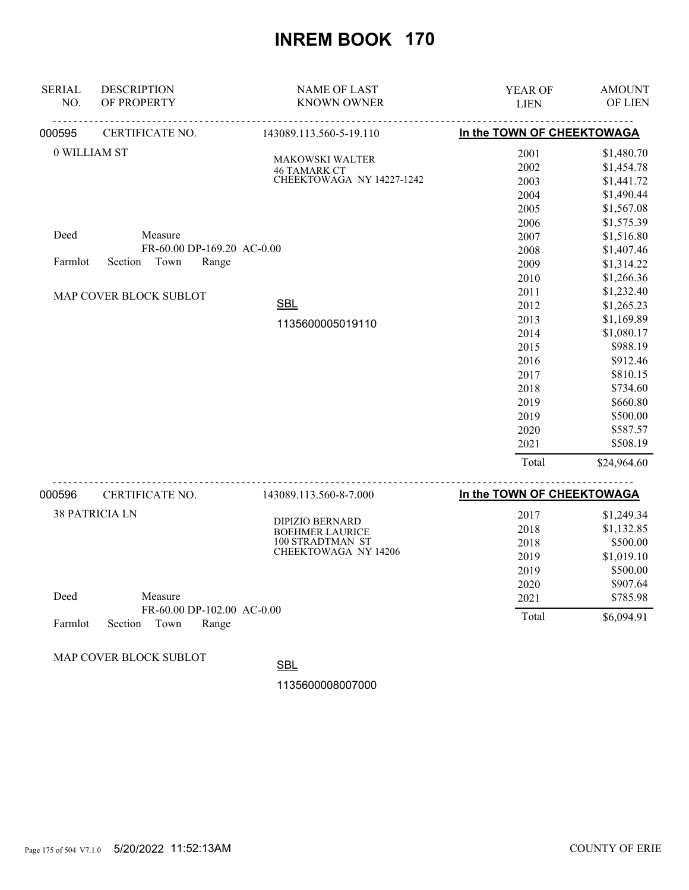# INREM BOOK 170

| SERIAL NO. | DESCRIPTION OF PROPERTY | NAME OF LAST KNOWN OWNER | YEAR OF LIEN | AMOUNT OF LIEN |
|---|---|---|---|---|

**000595** CERTIFICATE NO. 143089.113.560-5-19.110 — **In the TOWN OF CHEEKTOWAGA**

0 WILLIAM ST

MAKOWSKI WALTER
46 TAMARK CT
CHEEKTOWAGA NY 14227-1242

Deed Measure
FR-60.00 DP-169.20 AC-0.00
Farmlot Section Town Range

MAP COVER BLOCK SUBLOT

SBL
1135600005019110

| YEAR OF LIEN | AMOUNT OF LIEN |
|---|---|
| 2001 | $1,480.70 |
| 2002 | $1,454.78 |
| 2003 | $1,441.72 |
| 2004 | $1,490.44 |
| 2005 | $1,567.08 |
| 2006 | $1,575.39 |
| 2007 | $1,516.80 |
| 2008 | $1,407.46 |
| 2009 | $1,314.22 |
| 2010 | $1,266.36 |
| 2011 | $1,232.40 |
| 2012 | $1,265.23 |
| 2013 | $1,169.89 |
| 2014 | $1,080.17 |
| 2015 | $988.19 |
| 2016 | $912.46 |
| 2017 | $810.15 |
| 2018 | $734.60 |
| 2019 | $660.80 |
| 2019 | $500.00 |
| 2020 | $587.57 |
| 2021 | $508.19 |
| Total | $24,964.60 |

**000596** CERTIFICATE NO. 143089.113.560-8-7.000 — **In the TOWN OF CHEEKTOWAGA**

38 PATRICIA LN

DIPIZIO BERNARD
BOEHMER LAURICE
100 STRADTMAN ST
CHEEKTOWAGA NY 14206

Deed Measure
FR-60.00 DP-102.00 AC-0.00
Farmlot Section Town Range

MAP COVER BLOCK SUBLOT

SBL
1135600008007000

| YEAR OF LIEN | AMOUNT OF LIEN |
|---|---|
| 2017 | $1,249.34 |
| 2018 | $1,132.85 |
| 2018 | $500.00 |
| 2019 | $1,019.10 |
| 2019 | $500.00 |
| 2020 | $907.64 |
| 2021 | $785.98 |
| Total | $6,094.91 |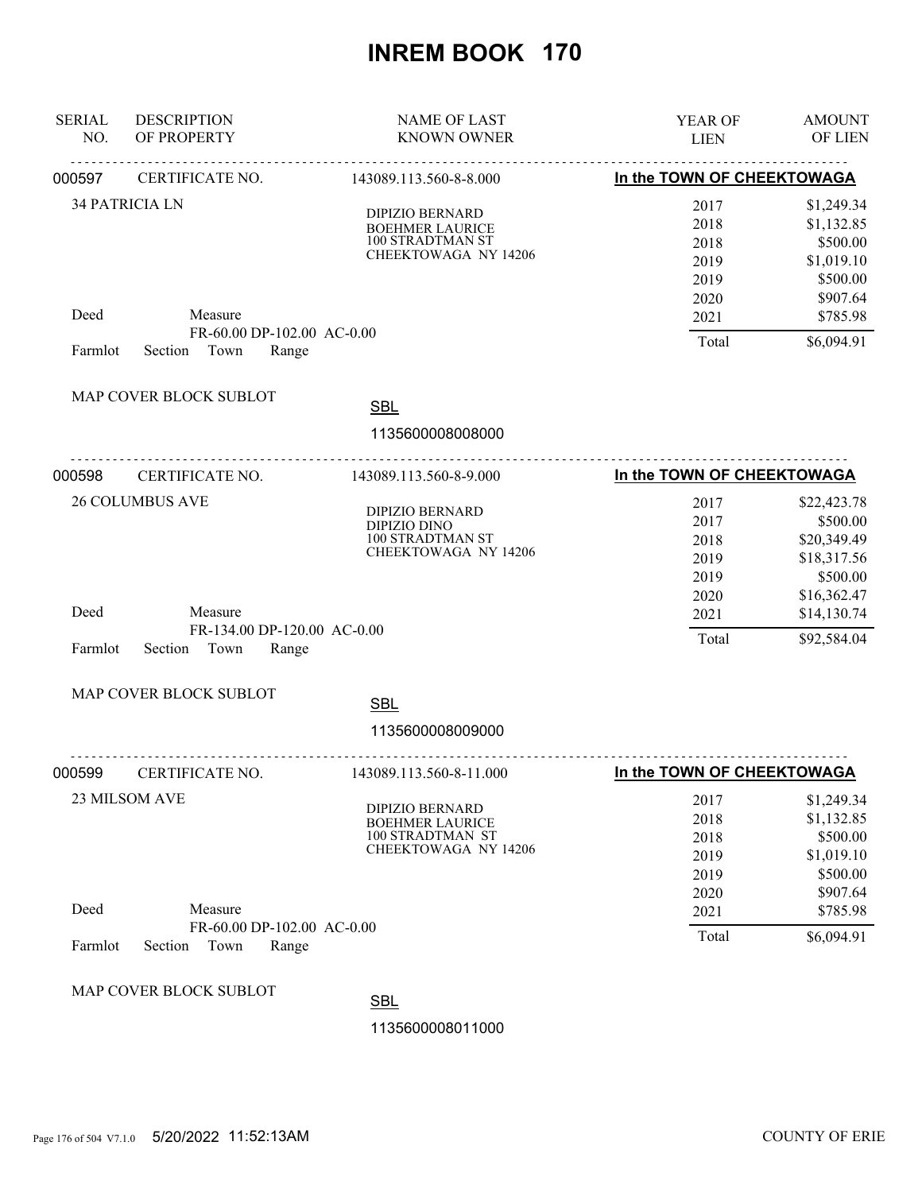# INREM BOOK 170

| SERIAL NO. | DESCRIPTION OF PROPERTY | NAME OF LAST KNOWN OWNER | YEAR OF LIEN | AMOUNT OF LIEN |
|---|---|---|---|---|

---

**000597** CERTIFICATE NO. 143089.113.560-8-8.000 — **In the TOWN OF CHEEKTOWAGA**

34 PATRICIA LN

DIPIZIO BERNARD
BOEHMER LAURICE
100 STRADTMAN ST
CHEEKTOWAGA NY 14206

| YEAR OF LIEN | AMOUNT OF LIEN |
|---|---|
| 2017 | $1,249.34 |
| 2018 | $1,132.85 |
| 2018 | $500.00 |
| 2019 | $1,019.10 |
| 2019 | $500.00 |
| 2020 | $907.64 |
| 2021 | $785.98 |
| Total | $6,094.91 |

Deed Measure
FR-60.00 DP-102.00 AC-0.00
Farmlot Section Town Range

MAP COVER BLOCK SUBLOT

SBL
1135600008008000

---

**000598** CERTIFICATE NO. 143089.113.560-8-9.000 — **In the TOWN OF CHEEKTOWAGA**

26 COLUMBUS AVE

DIPIZIO BERNARD
DIPIZIO DINO
100 STRADTMAN ST
CHEEKTOWAGA NY 14206

| YEAR OF LIEN | AMOUNT OF LIEN |
|---|---|
| 2017 | $22,423.78 |
| 2017 | $500.00 |
| 2018 | $20,349.49 |
| 2019 | $18,317.56 |
| 2019 | $500.00 |
| 2020 | $16,362.47 |
| 2021 | $14,130.74 |
| Total | $92,584.04 |

Deed Measure
FR-134.00 DP-120.00 AC-0.00
Farmlot Section Town Range

MAP COVER BLOCK SUBLOT

SBL
1135600008009000

---

**000599** CERTIFICATE NO. 143089.113.560-8-11.000 — **In the TOWN OF CHEEKTOWAGA**

23 MILSOM AVE

DIPIZIO BERNARD
BOEHMER LAURICE
100 STRADTMAN ST
CHEEKTOWAGA NY 14206

| YEAR OF LIEN | AMOUNT OF LIEN |
|---|---|
| 2017 | $1,249.34 |
| 2018 | $1,132.85 |
| 2018 | $500.00 |
| 2019 | $1,019.10 |
| 2019 | $500.00 |
| 2020 | $907.64 |
| 2021 | $785.98 |
| Total | $6,094.91 |

Deed Measure
FR-60.00 DP-102.00 AC-0.00
Farmlot Section Town Range

MAP COVER BLOCK SUBLOT

SBL
1135600008011000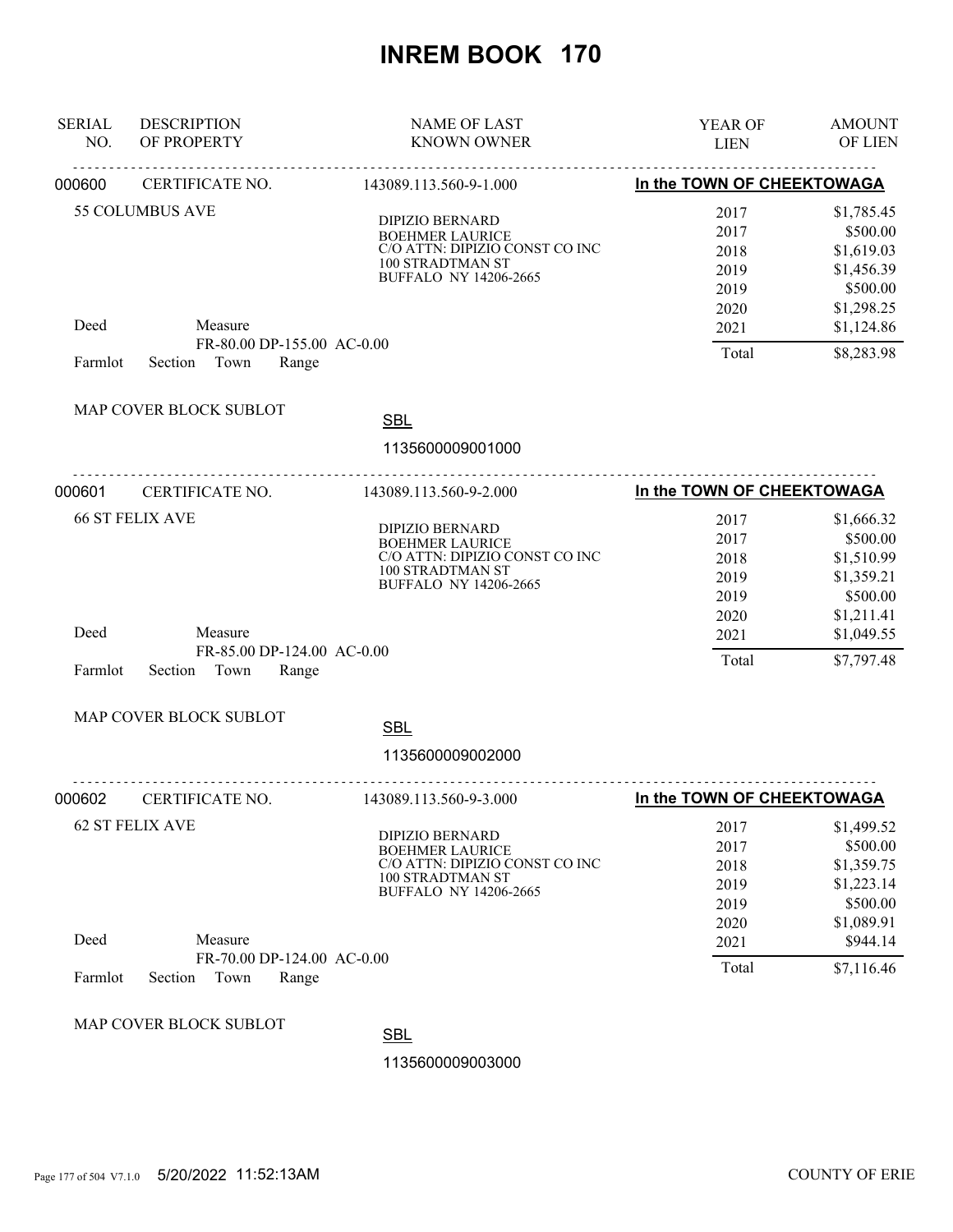# INREM BOOK 170

| SERIAL NO. | DESCRIPTION OF PROPERTY | NAME OF LAST KNOWN OWNER | YEAR OF LIEN | AMOUNT OF LIEN |
|---|---|---|---|---|

---

**000600** CERTIFICATE NO. 143089.113.560-9-1.000 — **In the TOWN OF CHEEKTOWAGA**

55 COLUMBUS AVE

DIPIZIO BERNARD
BOEHMER LAURICE
C/O ATTN: DIPIZIO CONST CO INC
100 STRADTMAN ST
BUFFALO NY 14206-2665

| YEAR OF LIEN | AMOUNT OF LIEN |
|---|---|
| 2017 | $1,785.45 |
| 2017 | $500.00 |
| 2018 | $1,619.03 |
| 2019 | $1,456.39 |
| 2019 | $500.00 |
| 2020 | $1,298.25 |
| 2021 | $1,124.86 |
| Total | $8,283.98 |

Deed Measure
FR-80.00 DP-155.00 AC-0.00
Farmlot Section Town Range

MAP COVER BLOCK SUBLOT

SBL
1135600009001000

---

**000601** CERTIFICATE NO. 143089.113.560-9-2.000 — **In the TOWN OF CHEEKTOWAGA**

66 ST FELIX AVE

DIPIZIO BERNARD
BOEHMER LAURICE
C/O ATTN: DIPIZIO CONST CO INC
100 STRADTMAN ST
BUFFALO NY 14206-2665

| YEAR OF LIEN | AMOUNT OF LIEN |
|---|---|
| 2017 | $1,666.32 |
| 2017 | $500.00 |
| 2018 | $1,510.99 |
| 2019 | $1,359.21 |
| 2019 | $500.00 |
| 2020 | $1,211.41 |
| 2021 | $1,049.55 |
| Total | $7,797.48 |

Deed Measure
FR-85.00 DP-124.00 AC-0.00
Farmlot Section Town Range

MAP COVER BLOCK SUBLOT

SBL
1135600009002000

---

**000602** CERTIFICATE NO. 143089.113.560-9-3.000 — **In the TOWN OF CHEEKTOWAGA**

62 ST FELIX AVE

DIPIZIO BERNARD
BOEHMER LAURICE
C/O ATTN: DIPIZIO CONST CO INC
100 STRADTMAN ST
BUFFALO NY 14206-2665

| YEAR OF LIEN | AMOUNT OF LIEN |
|---|---|
| 2017 | $1,499.52 |
| 2017 | $500.00 |
| 2018 | $1,359.75 |
| 2019 | $1,223.14 |
| 2019 | $500.00 |
| 2020 | $1,089.91 |
| 2021 | $944.14 |
| Total | $7,116.46 |

Deed Measure
FR-70.00 DP-124.00 AC-0.00
Farmlot Section Town Range

MAP COVER BLOCK SUBLOT

SBL
1135600009003000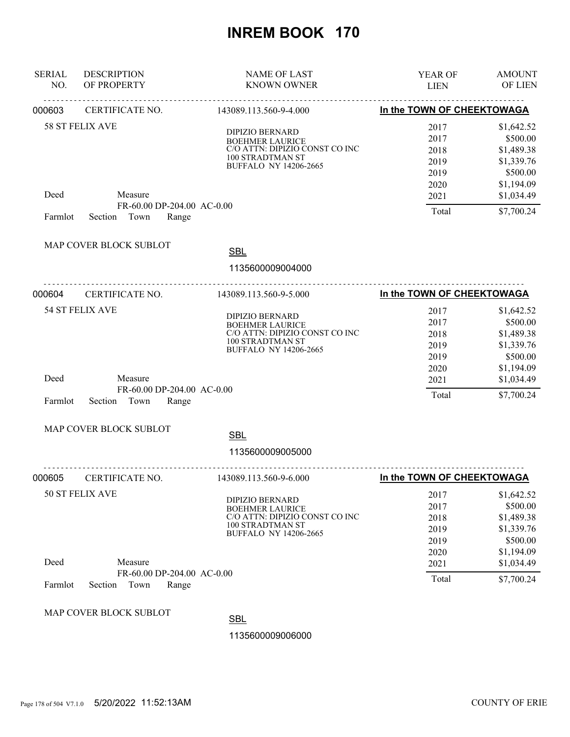# INREM BOOK 170

| SERIAL NO. | DESCRIPTION OF PROPERTY | NAME OF LAST KNOWN OWNER | YEAR OF LIEN | AMOUNT OF LIEN |
|---|---|---|---|---|

## 000603

CERTIFICATE NO. 143089.113.560-9-4.000 — **In the TOWN OF CHEEKTOWAGA**

58 ST FELIX AVE

DIPIZIO BERNARD
BOEHMER LAURICE
C/O ATTN: DIPIZIO CONST CO INC
100 STRADTMAN ST
BUFFALO NY 14206-2665

| YEAR OF LIEN | AMOUNT OF LIEN |
|---|---|
| 2017 | $1,642.52 |
| 2017 | $500.00 |
| 2018 | $1,489.38 |
| 2019 | $1,339.76 |
| 2019 | $500.00 |
| 2020 | $1,194.09 |
| 2021 | $1,034.49 |
| Total | $7,700.24 |

Deed Measure FR-60.00 DP-204.00 AC-0.00

Farmlot Section Town Range

MAP COVER BLOCK SUBLOT

SBL 1135600009004000

## 000604

CERTIFICATE NO. 143089.113.560-9-5.000 — **In the TOWN OF CHEEKTOWAGA**

54 ST FELIX AVE

DIPIZIO BERNARD
BOEHMER LAURICE
C/O ATTN: DIPIZIO CONST CO INC
100 STRADTMAN ST
BUFFALO NY 14206-2665

| YEAR OF LIEN | AMOUNT OF LIEN |
|---|---|
| 2017 | $1,642.52 |
| 2017 | $500.00 |
| 2018 | $1,489.38 |
| 2019 | $1,339.76 |
| 2019 | $500.00 |
| 2020 | $1,194.09 |
| 2021 | $1,034.49 |
| Total | $7,700.24 |

Deed Measure FR-60.00 DP-204.00 AC-0.00

Farmlot Section Town Range

MAP COVER BLOCK SUBLOT

SBL 1135600009005000

## 000605

CERTIFICATE NO. 143089.113.560-9-6.000 — **In the TOWN OF CHEEKTOWAGA**

50 ST FELIX AVE

DIPIZIO BERNARD
BOEHMER LAURICE
C/O ATTN: DIPIZIO CONST CO INC
100 STRADTMAN ST
BUFFALO NY 14206-2665

| YEAR OF LIEN | AMOUNT OF LIEN |
|---|---|
| 2017 | $1,642.52 |
| 2017 | $500.00 |
| 2018 | $1,489.38 |
| 2019 | $1,339.76 |
| 2019 | $500.00 |
| 2020 | $1,194.09 |
| 2021 | $1,034.49 |
| Total | $7,700.24 |

Deed Measure FR-60.00 DP-204.00 AC-0.00

Farmlot Section Town Range

MAP COVER BLOCK SUBLOT

SBL 1135600009006000

5/20/2022 11:52:13AM COUNTY OF ERIE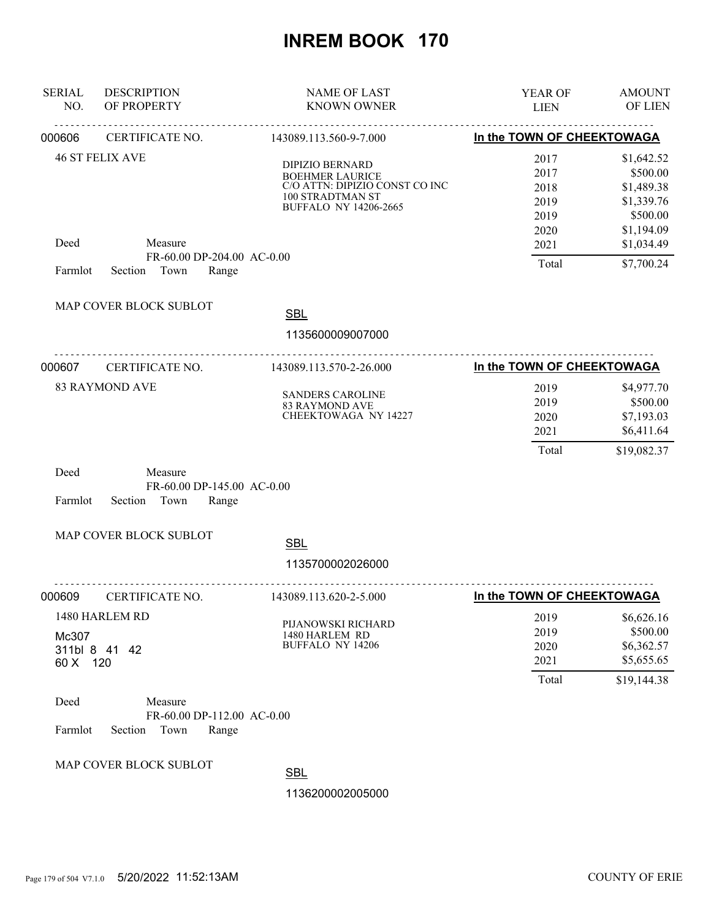# INREM BOOK 170

| SERIAL NO. | DESCRIPTION OF PROPERTY | NAME OF LAST KNOWN OWNER | YEAR OF LIEN | AMOUNT OF LIEN |
|---|---|---|---|---|

---

**000606** CERTIFICATE NO. 143089.113.560-9-7.000 — **In the TOWN OF CHEEKTOWAGA**

46 ST FELIX AVE

DIPIZIO BERNARD
BOEHMER LAURICE
C/O ATTN: DIPIZIO CONST CO INC
100 STRADTMAN ST
BUFFALO NY 14206-2665

| YEAR OF LIEN | AMOUNT OF LIEN |
|---|---|
| 2017 | $1,642.52 |
| 2017 | $500.00 |
| 2018 | $1,489.38 |
| 2019 | $1,339.76 |
| 2019 | $500.00 |
| 2020 | $1,194.09 |
| 2021 | $1,034.49 |
| Total | $7,700.24 |

Deed Measure
FR-60.00 DP-204.00 AC-0.00
Farmlot Section Town Range

MAP COVER BLOCK SUBLOT

SBL
1135600009007000

---

**000607** CERTIFICATE NO. 143089.113.570-2-26.000 — **In the TOWN OF CHEEKTOWAGA**

83 RAYMOND AVE

SANDERS CAROLINE
83 RAYMOND AVE
CHEEKTOWAGA NY 14227

| YEAR OF LIEN | AMOUNT OF LIEN |
|---|---|
| 2019 | $4,977.70 |
| 2019 | $500.00 |
| 2020 | $7,193.03 |
| 2021 | $6,411.64 |
| Total | $19,082.37 |

Deed Measure
FR-60.00 DP-145.00 AC-0.00
Farmlot Section Town Range

MAP COVER BLOCK SUBLOT

SBL
1135700002026000

---

**000609** CERTIFICATE NO. 143089.113.620-2-5.000 — **In the TOWN OF CHEEKTOWAGA**

1480 HARLEM RD
Mc307
311bl 8 41 42
60 X 120

PIJANOWSKI RICHARD
1480 HARLEM RD
BUFFALO NY 14206

| YEAR OF LIEN | AMOUNT OF LIEN |
|---|---|
| 2019 | $6,626.16 |
| 2019 | $500.00 |
| 2020 | $6,362.57 |
| 2021 | $5,655.65 |
| Total | $19,144.38 |

Deed Measure
FR-60.00 DP-112.00 AC-0.00
Farmlot Section Town Range

MAP COVER BLOCK SUBLOT

SBL
1136200002005000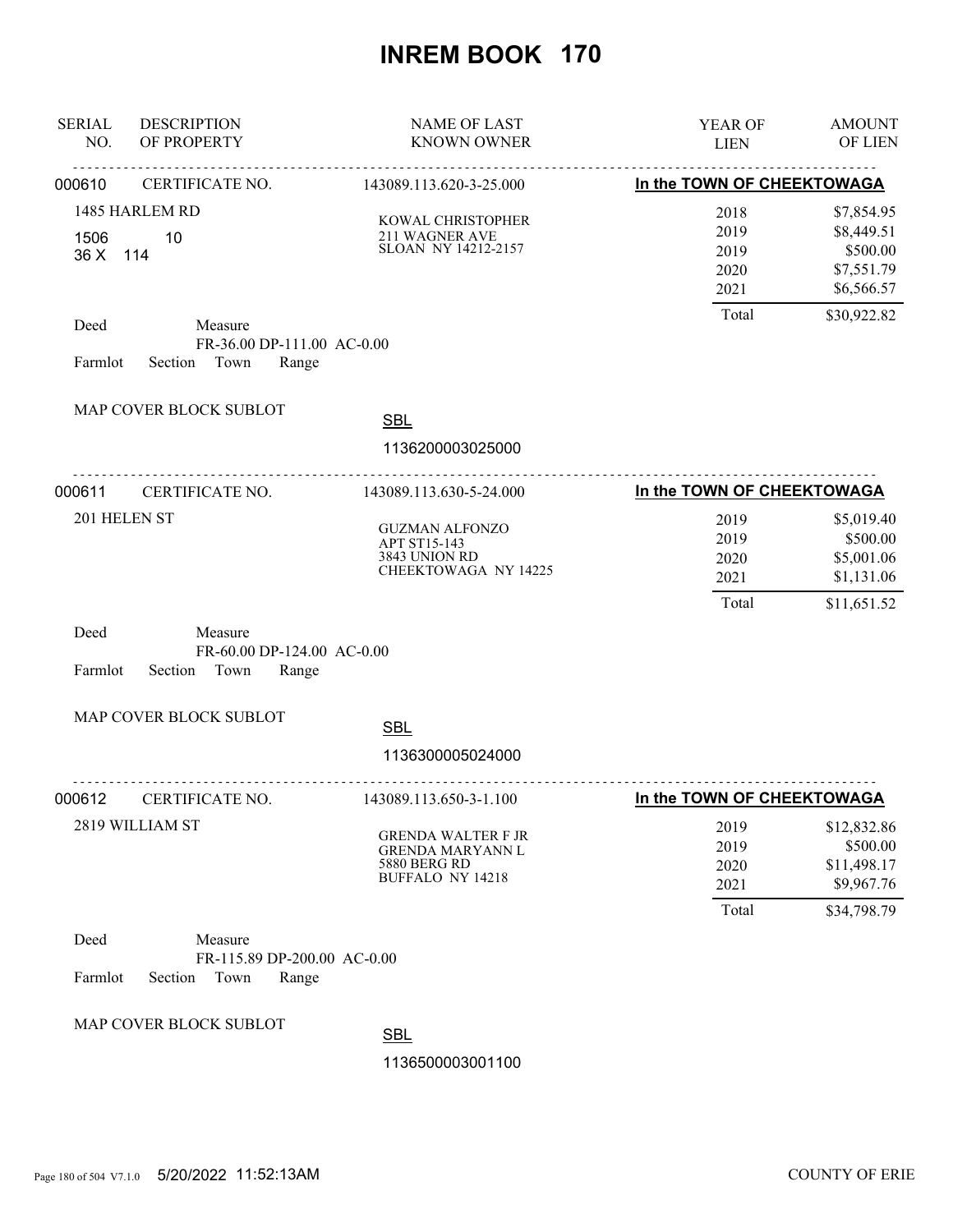# INREM BOOK 170

| SERIAL NO. | DESCRIPTION OF PROPERTY | NAME OF LAST KNOWN OWNER | YEAR OF LIEN | AMOUNT OF LIEN |
|---|---|---|---|---|

## 000610 — CERTIFICATE NO. 143089.113.620-3-25.000 — In the TOWN OF CHEEKTOWAGA

1485 HARLEM RD
1506 10
36 X 114

KOWAL CHRISTOPHER
211 WAGNER AVE
SLOAN NY 14212-2157

| YEAR OF LIEN | AMOUNT OF LIEN |
|---|---|
| 2018 | $7,854.95 |
| 2019 | $8,449.51 |
| 2019 | $500.00 |
| 2020 | $7,551.79 |
| 2021 | $6,566.57 |
| Total | $30,922.82 |

Deed Measure
FR-36.00 DP-111.00 AC-0.00
Farmlot Section Town Range

MAP COVER BLOCK SUBLOT

SBL
1136200003025000

## 000611 — CERTIFICATE NO. 143089.113.630-5-24.000 — In the TOWN OF CHEEKTOWAGA

201 HELEN ST

GUZMAN ALFONZO
APT ST15-143
3843 UNION RD
CHEEKTOWAGA NY 14225

| YEAR OF LIEN | AMOUNT OF LIEN |
|---|---|
| 2019 | $5,019.40 |
| 2019 | $500.00 |
| 2020 | $5,001.06 |
| 2021 | $1,131.06 |
| Total | $11,651.52 |

Deed Measure
FR-60.00 DP-124.00 AC-0.00
Farmlot Section Town Range

MAP COVER BLOCK SUBLOT

SBL
1136300005024000

## 000612 — CERTIFICATE NO. 143089.113.650-3-1.100 — In the TOWN OF CHEEKTOWAGA

2819 WILLIAM ST

GRENDA WALTER F JR
GRENDA MARYANN L
5880 BERG RD
BUFFALO NY 14218

| YEAR OF LIEN | AMOUNT OF LIEN |
|---|---|
| 2019 | $12,832.86 |
| 2019 | $500.00 |
| 2020 | $11,498.17 |
| 2021 | $9,967.76 |
| Total | $34,798.79 |

Deed Measure
FR-115.89 DP-200.00 AC-0.00
Farmlot Section Town Range

MAP COVER BLOCK SUBLOT

SBL
1136500003001100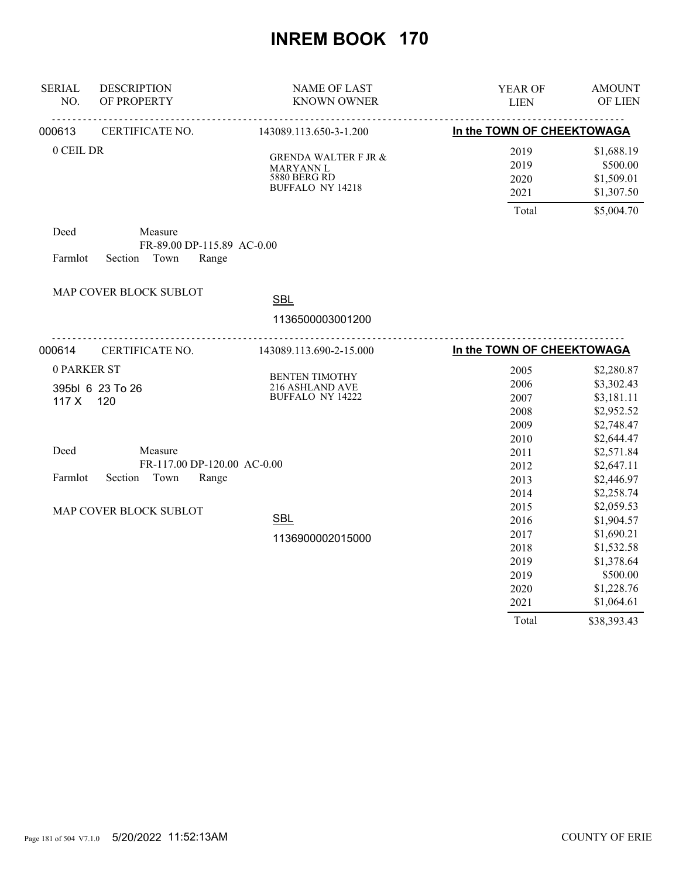# INREM BOOK 170

| SERIAL NO. | DESCRIPTION OF PROPERTY | NAME OF LAST KNOWN OWNER | YEAR OF LIEN | AMOUNT OF LIEN |
|---|---|---|---|---|
| 000613 | CERTIFICATE NO. | 143089.113.650-3-1.200 | In the TOWN OF CHEEKTOWAGA | |
| | 0 CEIL DR | GRENDA WALTER F JR & MARYANN L<br>5880 BERG RD<br>BUFFALO NY 14218 | 2019 | $1,688.19 |
| | | | 2019 | $500.00 |
| | | | 2020 | $1,509.01 |
| | | | 2021 | $1,307.50 |
| | | | Total | $5,004.70 |

Deed    Measure
FR-89.00 DP-115.89 AC-0.00
Farmlot    Section    Town    Range

MAP COVER BLOCK SUBLOT

SBL
1136500003001200

| SERIAL NO. | DESCRIPTION OF PROPERTY | NAME OF LAST KNOWN OWNER | YEAR OF LIEN | AMOUNT OF LIEN |
|---|---|---|---|---|
| 000614 | CERTIFICATE NO. | 143089.113.690-2-15.000 | In the TOWN OF CHEEKTOWAGA | |
| | 0 PARKER ST<br>395bl 6 23 To 26<br>117 X 120 | BENTEN TIMOTHY<br>216 ASHLAND AVE<br>BUFFALO NY 14222 | 2005 | $2,280.87 |
| | | | 2006 | $3,302.43 |
| | | | 2007 | $3,181.11 |
| | | | 2008 | $2,952.52 |
| | | | 2009 | $2,748.47 |
| | | | 2010 | $2,644.47 |
| | | | 2011 | $2,571.84 |
| | | | 2012 | $2,647.11 |
| | | | 2013 | $2,446.97 |
| | | | 2014 | $2,258.74 |
| | | | 2015 | $2,059.53 |
| | | | 2016 | $1,904.57 |
| | | | 2017 | $1,690.21 |
| | | | 2018 | $1,532.58 |
| | | | 2019 | $1,378.64 |
| | | | 2019 | $500.00 |
| | | | 2020 | $1,228.76 |
| | | | 2021 | $1,064.61 |
| | | | Total | $38,393.43 |

Deed    Measure
FR-117.00 DP-120.00 AC-0.00
Farmlot    Section    Town    Range

MAP COVER BLOCK SUBLOT

SBL
1136900002015000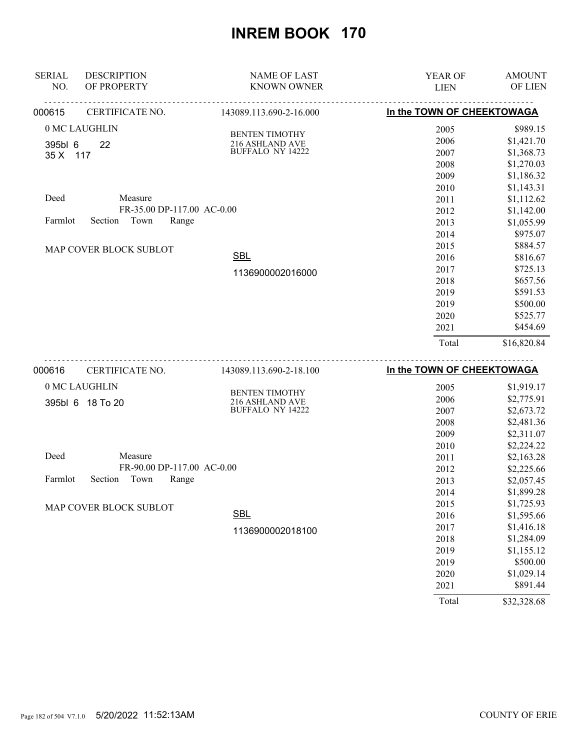# INREM BOOK 170

| SERIAL NO. | DESCRIPTION OF PROPERTY | NAME OF LAST KNOWN OWNER | YEAR OF LIEN | AMOUNT OF LIEN |
|---|---|---|---|---|
| 000615 | CERTIFICATE NO. | 143089.113.690-2-16.000 | In the TOWN OF CHEEKTOWAGA | |
| | 0 MC LAUGHLIN | BENTEN TIMOTHY | 2005 | $989.15 |
| | 395bl 6 22 | 216 ASHLAND AVE | 2006 | $1,421.70 |
| | 35 X 117 | BUFFALO NY 14222 | 2007 | $1,368.73 |
| | | | 2008 | $1,270.03 |
| | | | 2009 | $1,186.32 |
| | | | 2010 | $1,143.31 |
| | Deed Measure | | 2011 | $1,112.62 |
| | FR-35.00 DP-117.00 AC-0.00 | | 2012 | $1,142.00 |
| | Farmlot Section Town Range | | 2013 | $1,055.99 |
| | | | 2014 | $975.07 |
| | MAP COVER BLOCK SUBLOT | | 2015 | $884.57 |
| | | SBL | 2016 | $816.67 |
| | | 1136900002016000 | 2017 | $725.13 |
| | | | 2018 | $657.56 |
| | | | 2019 | $591.53 |
| | | | 2019 | $500.00 |
| | | | 2020 | $525.77 |
| | | | 2021 | $454.69 |
| | | | Total | $16,820.84 |
| 000616 | CERTIFICATE NO. | 143089.113.690-2-18.100 | In the TOWN OF CHEEKTOWAGA | |
| | 0 MC LAUGHLIN | BENTEN TIMOTHY | 2005 | $1,919.17 |
| | 395bl 6 18 To 20 | 216 ASHLAND AVE | 2006 | $2,775.91 |
| | | BUFFALO NY 14222 | 2007 | $2,673.72 |
| | | | 2008 | $2,481.36 |
| | | | 2009 | $2,311.07 |
| | | | 2010 | $2,224.22 |
| | Deed Measure | | 2011 | $2,163.28 |
| | FR-90.00 DP-117.00 AC-0.00 | | 2012 | $2,225.66 |
| | Farmlot Section Town Range | | 2013 | $2,057.45 |
| | | | 2014 | $1,899.28 |
| | MAP COVER BLOCK SUBLOT | | 2015 | $1,725.93 |
| | | SBL | 2016 | $1,595.66 |
| | | 1136900002018100 | 2017 | $1,416.18 |
| | | | 2018 | $1,284.09 |
| | | | 2019 | $1,155.12 |
| | | | 2019 | $500.00 |
| | | | 2020 | $1,029.14 |
| | | | 2021 | $891.44 |
| | | | Total | $32,328.68 |

5/20/2022 11:52:13AM COUNTY OF ERIE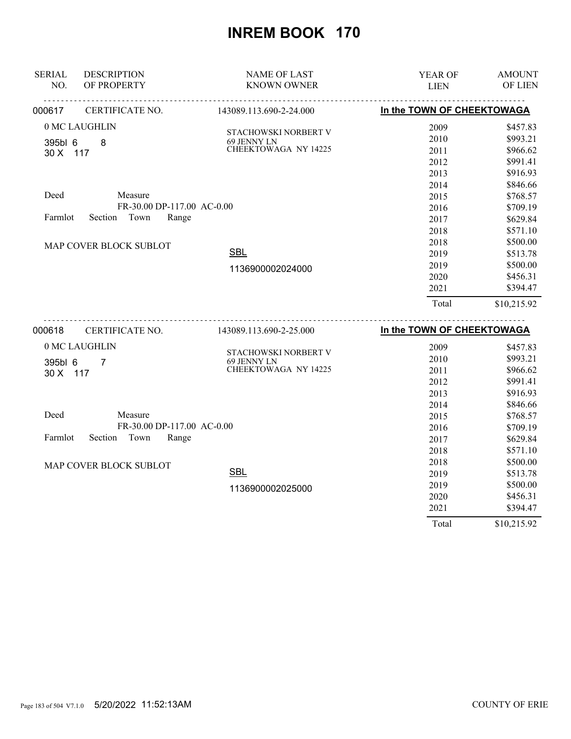# INREM BOOK 170

| SERIAL NO. | DESCRIPTION OF PROPERTY | NAME OF LAST KNOWN OWNER | YEAR OF LIEN | AMOUNT OF LIEN |
|---|---|---|---|---|

**000617** CERTIFICATE NO. 143089.113.690-2-24.000 — **In the TOWN OF CHEEKTOWAGA**

0 MC LAUGHLIN
395bl 6 8
30 X 117

Deed Measure
FR-30.00 DP-117.00 AC-0.00
Farmlot Section Town Range

MAP COVER BLOCK SUBLOT

STACHOWSKI NORBERT V
69 JENNY LN
CHEEKTOWAGA NY 14225

SBL
1136900002024000

| YEAR OF LIEN | AMOUNT OF LIEN |
|---|---|
| 2009 | $457.83 |
| 2010 | $993.21 |
| 2011 | $966.62 |
| 2012 | $991.41 |
| 2013 | $916.93 |
| 2014 | $846.66 |
| 2015 | $768.57 |
| 2016 | $709.19 |
| 2017 | $629.84 |
| 2018 | $571.10 |
| 2018 | $500.00 |
| 2019 | $513.78 |
| 2019 | $500.00 |
| 2020 | $456.31 |
| 2021 | $394.47 |
| Total | $10,215.92 |

**000618** CERTIFICATE NO. 143089.113.690-2-25.000 — **In the TOWN OF CHEEKTOWAGA**

0 MC LAUGHLIN
395bl 6 7
30 X 117

Deed Measure
FR-30.00 DP-117.00 AC-0.00
Farmlot Section Town Range

MAP COVER BLOCK SUBLOT

STACHOWSKI NORBERT V
69 JENNY LN
CHEEKTOWAGA NY 14225

SBL
1136900002025000

| YEAR OF LIEN | AMOUNT OF LIEN |
|---|---|
| 2009 | $457.83 |
| 2010 | $993.21 |
| 2011 | $966.62 |
| 2012 | $991.41 |
| 2013 | $916.93 |
| 2014 | $846.66 |
| 2015 | $768.57 |
| 2016 | $709.19 |
| 2017 | $629.84 |
| 2018 | $571.10 |
| 2018 | $500.00 |
| 2019 | $513.78 |
| 2019 | $500.00 |
| 2020 | $456.31 |
| 2021 | $394.47 |
| Total | $10,215.92 |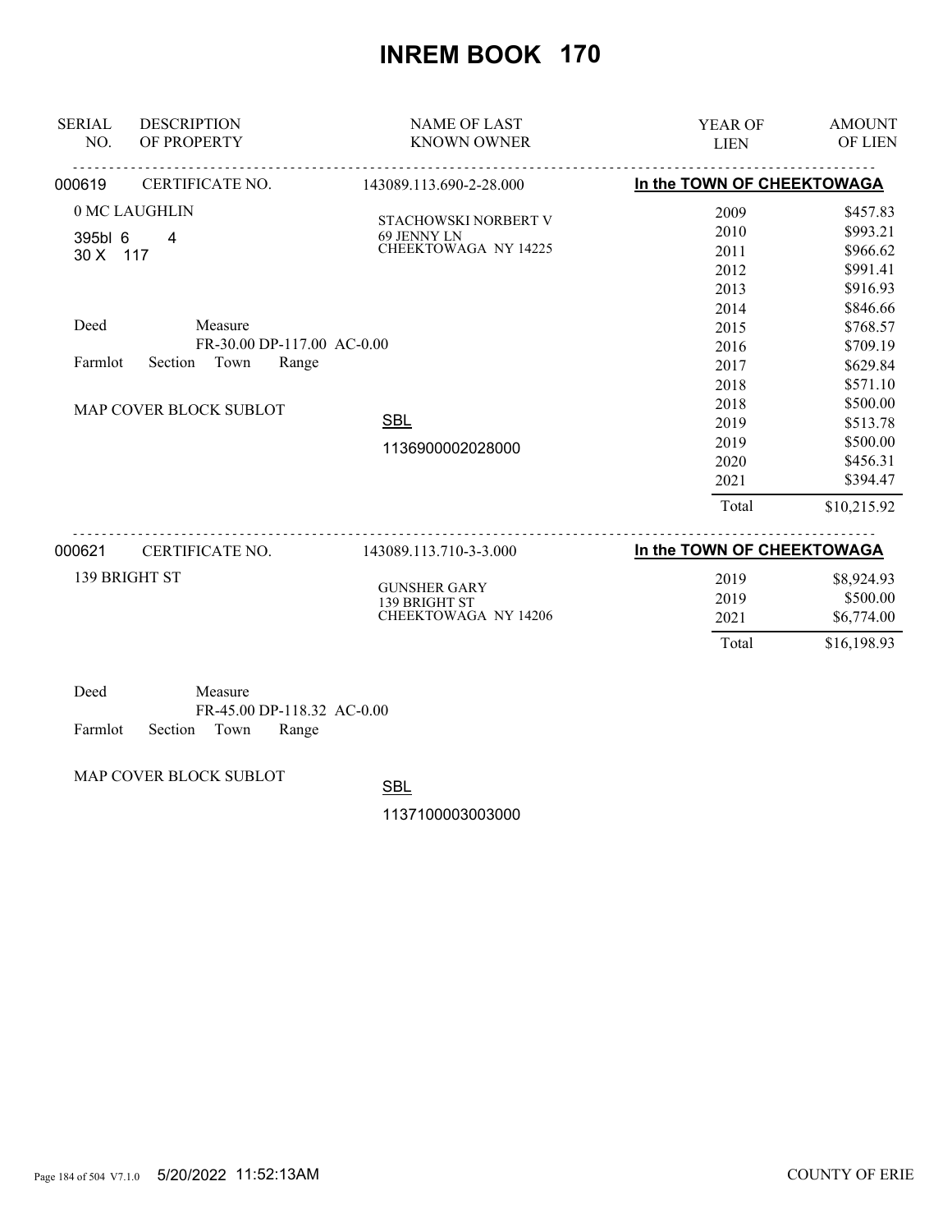# INREM BOOK 170

| SERIAL NO. | DESCRIPTION OF PROPERTY | NAME OF LAST KNOWN OWNER | YEAR OF LIEN | AMOUNT OF LIEN |
|---|---|---|---|---|
| 000619 | CERTIFICATE NO. | 143089.113.690-2-28.000 | In the TOWN OF CHEEKTOWAGA | |
| | 0 MC LAUGHLIN | STACHOWSKI NORBERT V<br>69 JENNY LN<br>CHEEKTOWAGA NY 14225 | 2009 | $457.83 |
| | 395bl 6 4 | | 2010 | $993.21 |
| | 30 X 117 | | 2011 | $966.62 |
| | | | 2012 | $991.41 |
| | | | 2013 | $916.93 |
| | | | 2014 | $846.66 |
| | Deed Measure | | 2015 | $768.57 |
| | FR-30.00 DP-117.00 AC-0.00 | | 2016 | $709.19 |
| | Farmlot Section Town Range | | 2017 | $629.84 |
| | | | 2018 | $571.10 |
| | MAP COVER BLOCK SUBLOT | | 2018 | $500.00 |
| | | SBL | 2019 | $513.78 |
| | | 1136900002028000 | 2019 | $500.00 |
| | | | 2020 | $456.31 |
| | | | 2021 | $394.47 |
| | | | Total | $10,215.92 |
| 000621 | CERTIFICATE NO. | 143089.113.710-3-3.000 | In the TOWN OF CHEEKTOWAGA | |
| | 139 BRIGHT ST | GUNSHER GARY<br>139 BRIGHT ST<br>CHEEKTOWAGA NY 14206 | 2019 | $8,924.93 |
| | | | 2019 | $500.00 |
| | | | 2021 | $6,774.00 |
| | | | Total | $16,198.93 |
| | Deed Measure | | | |
| | FR-45.00 DP-118.32 AC-0.00 | | | |
| | Farmlot Section Town Range | | | |
| | MAP COVER BLOCK SUBLOT | SBL | | |
| | | 1137100003003000 | | |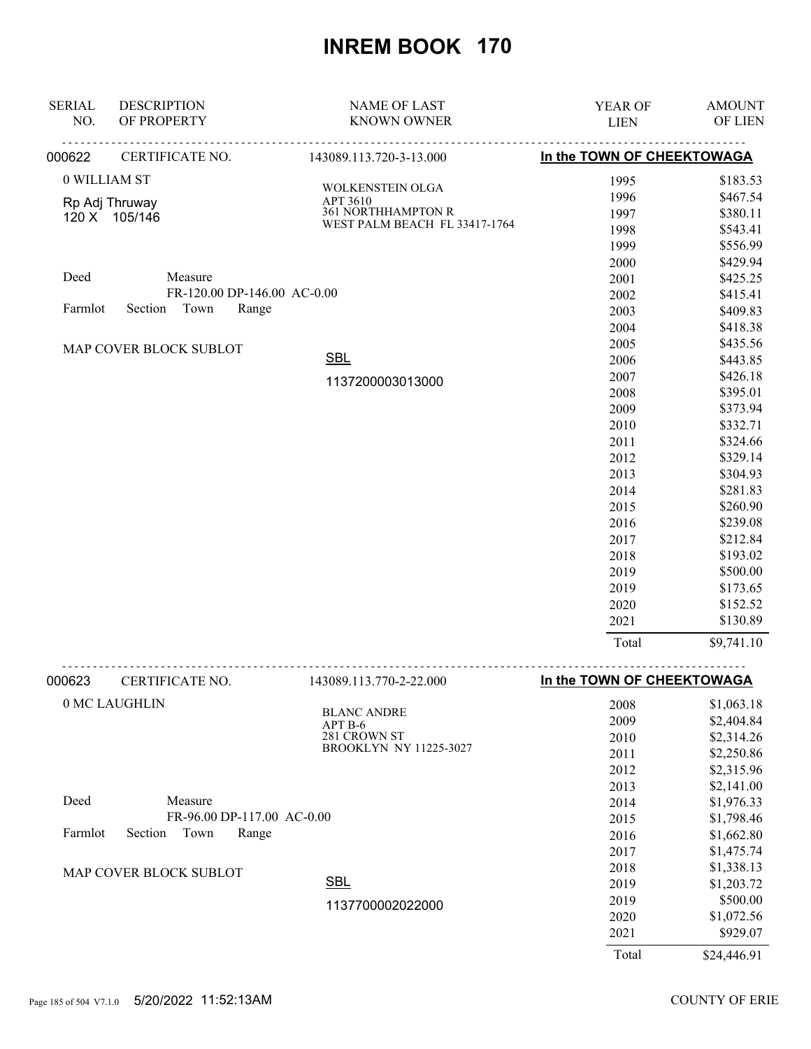# INREM BOOK 170

| SERIAL NO. | DESCRIPTION OF PROPERTY | NAME OF LAST KNOWN OWNER | YEAR OF LIEN | AMOUNT OF LIEN |
|---|---|---|---|---|

**000622** CERTIFICATE NO. 143089.113.720-3-13.000 — **In the TOWN OF CHEEKTOWAGA**

0 WILLIAM ST

Rp Adj Thruway
120 X 105/146

WOLKENSTEIN OLGA
APT 3610
361 NORTHHAMPTON R
WEST PALM BEACH FL 33417-1764

Deed Measure
FR-120.00 DP-146.00 AC-0.00
Farmlot Section Town Range

MAP COVER BLOCK SUBLOT

SBL
1137200003013000

| YEAR OF LIEN | AMOUNT OF LIEN |
|---|---|
| 1995 | $183.53 |
| 1996 | $467.54 |
| 1997 | $380.11 |
| 1998 | $543.41 |
| 1999 | $556.99 |
| 2000 | $429.94 |
| 2001 | $425.25 |
| 2002 | $415.41 |
| 2003 | $409.83 |
| 2004 | $418.38 |
| 2005 | $435.56 |
| 2006 | $443.85 |
| 2007 | $426.18 |
| 2008 | $395.01 |
| 2009 | $373.94 |
| 2010 | $332.71 |
| 2011 | $324.66 |
| 2012 | $329.14 |
| 2013 | $304.93 |
| 2014 | $281.83 |
| 2015 | $260.90 |
| 2016 | $239.08 |
| 2017 | $212.84 |
| 2018 | $193.02 |
| 2019 | $500.00 |
| 2019 | $173.65 |
| 2020 | $152.52 |
| 2021 | $130.89 |
| Total | $9,741.10 |

**000623** CERTIFICATE NO. 143089.113.770-2-22.000 — **In the TOWN OF CHEEKTOWAGA**

0 MC LAUGHLIN

BLANC ANDRE
APT B-6
281 CROWN ST
BROOKLYN NY 11225-3027

Deed Measure
FR-96.00 DP-117.00 AC-0.00
Farmlot Section Town Range

MAP COVER BLOCK SUBLOT

SBL
1137700002022000

| YEAR OF LIEN | AMOUNT OF LIEN |
|---|---|
| 2008 | $1,063.18 |
| 2009 | $2,404.84 |
| 2010 | $2,314.26 |
| 2011 | $2,250.86 |
| 2012 | $2,315.96 |
| 2013 | $2,141.00 |
| 2014 | $1,976.33 |
| 2015 | $1,798.46 |
| 2016 | $1,662.80 |
| 2017 | $1,475.74 |
| 2018 | $1,338.13 |
| 2019 | $1,203.72 |
| 2019 | $500.00 |
| 2020 | $1,072.56 |
| 2021 | $929.07 |
| Total | $24,446.91 |

5/20/2022 11:52:13AM — COUNTY OF ERIE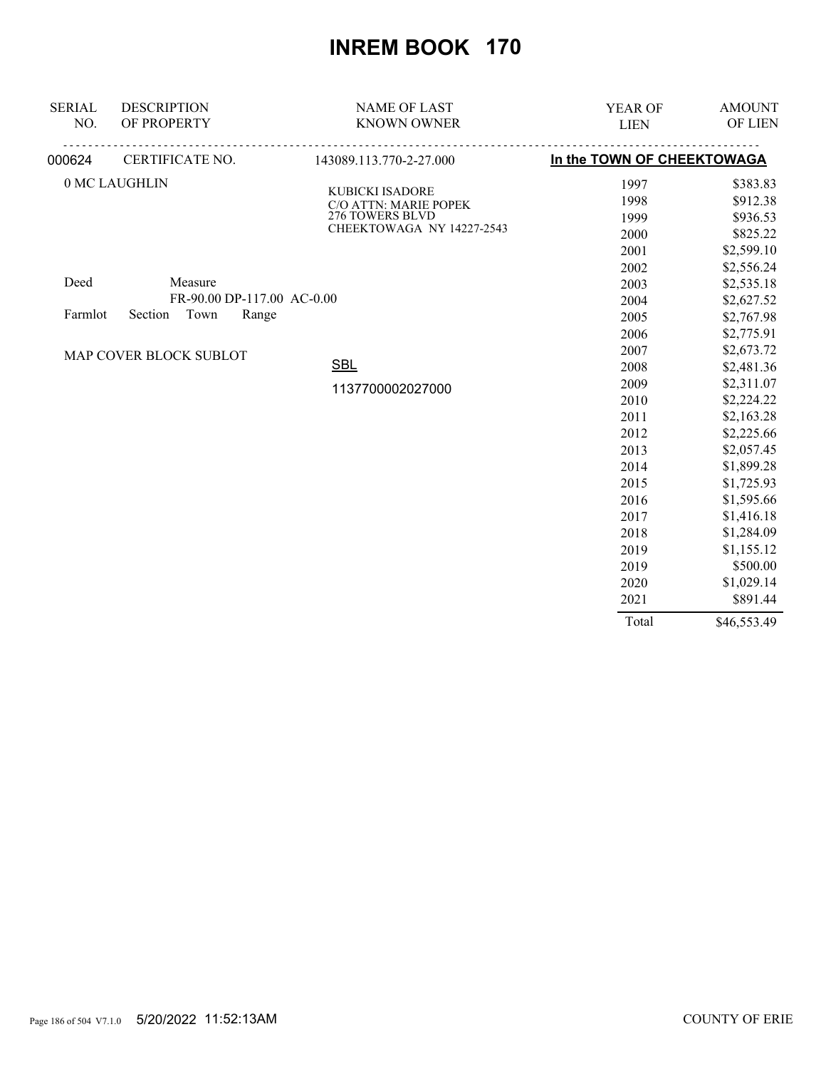# INREM BOOK 170

| SERIAL NO. | DESCRIPTION OF PROPERTY | NAME OF LAST KNOWN OWNER | YEAR OF LIEN | AMOUNT OF LIEN |
|---|---|---|---|---|
| 000624 | CERTIFICATE NO. | 143089.113.770-2-27.000 | In the TOWN OF CHEEKTOWAGA | |
| | 0 MC LAUGHLIN | KUBICKI ISADORE<br>C/O ATTN: MARIE POPEK<br>276 TOWERS BLVD<br>CHEEKTOWAGA NY 14227-2543 | 1997 | $383.83 |
| | | | 1998 | $912.38 |
| | | | 1999 | $936.53 |
| | | | 2000 | $825.22 |
| | | | 2001 | $2,599.10 |
| | | | 2002 | $2,556.24 |
| Deed | Measure | | 2003 | $2,535.18 |
| | FR-90.00 DP-117.00 AC-0.00 | | 2004 | $2,627.52 |
| Farmlot | Section Town Range | | 2005 | $2,767.98 |
| | | | 2006 | $2,775.91 |
| | MAP COVER BLOCK SUBLOT | | 2007 | $2,673.72 |
| | | SBL | 2008 | $2,481.36 |
| | | 1137700002027000 | 2009 | $2,311.07 |
| | | | 2010 | $2,224.22 |
| | | | 2011 | $2,163.28 |
| | | | 2012 | $2,225.66 |
| | | | 2013 | $2,057.45 |
| | | | 2014 | $1,899.28 |
| | | | 2015 | $1,725.93 |
| | | | 2016 | $1,595.66 |
| | | | 2017 | $1,416.18 |
| | | | 2018 | $1,284.09 |
| | | | 2019 | $1,155.12 |
| | | | 2019 | $500.00 |
| | | | 2020 | $1,029.14 |
| | | | 2021 | $891.44 |
| | | | Total | $46,553.49 |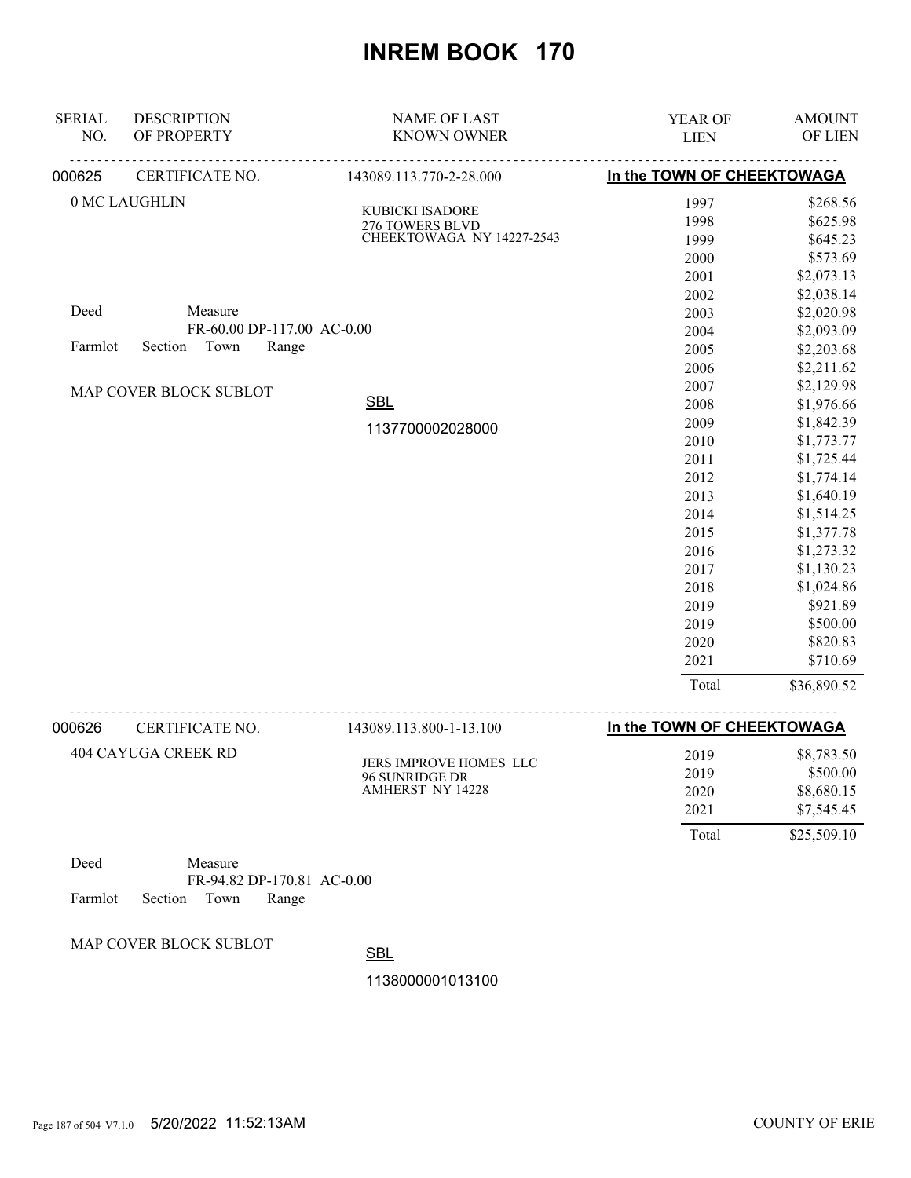# INREM BOOK 170

| SERIAL NO. | DESCRIPTION OF PROPERTY | NAME OF LAST KNOWN OWNER | YEAR OF LIEN | AMOUNT OF LIEN |
|---|---|---|---|---|
| 000625 | CERTIFICATE NO. | 143089.113.770-2-28.000 | In the TOWN OF CHEEKTOWAGA | |
| | 0 MC LAUGHLIN | KUBICKI ISADORE<br>276 TOWERS BLVD<br>CHEEKTOWAGA NY 14227-2543 | 1997 | $268.56 |
| | | | 1998 | $625.98 |
| | | | 1999 | $645.23 |
| | | | 2000 | $573.69 |
| | | | 2001 | $2,073.13 |
| | | | 2002 | $2,038.14 |
| | Deed Measure<br>FR-60.00 DP-117.00 AC-0.00 | | 2003 | $2,020.98 |
| | Farmlot Section Town Range | | 2004 | $2,093.09 |
| | | | 2005 | $2,203.68 |
| | | | 2006 | $2,211.62 |
| | MAP COVER BLOCK SUBLOT | | 2007 | $2,129.98 |
| | | SBL | 2008 | $1,976.66 |
| | | 1137700002028000 | 2009 | $1,842.39 |
| | | | 2010 | $1,773.77 |
| | | | 2011 | $1,725.44 |
| | | | 2012 | $1,774.14 |
| | | | 2013 | $1,640.19 |
| | | | 2014 | $1,514.25 |
| | | | 2015 | $1,377.78 |
| | | | 2016 | $1,273.32 |
| | | | 2017 | $1,130.23 |
| | | | 2018 | $1,024.86 |
| | | | 2019 | $921.89 |
| | | | 2019 | $500.00 |
| | | | 2020 | $820.83 |
| | | | 2021 | $710.69 |
| | | | Total | $36,890.52 |
| 000626 | CERTIFICATE NO. | 143089.113.800-1-13.100 | In the TOWN OF CHEEKTOWAGA | |
| | 404 CAYUGA CREEK RD | JERS IMPROVE HOMES LLC<br>96 SUNRIDGE DR<br>AMHERST NY 14228 | 2019 | $8,783.50 |
| | | | 2019 | $500.00 |
| | | | 2020 | $8,680.15 |
| | | | 2021 | $7,545.45 |
| | | | Total | $25,509.10 |
| | Deed Measure<br>FR-94.82 DP-170.81 AC-0.00 | | | |
| | Farmlot Section Town Range | | | |
| | MAP COVER BLOCK SUBLOT | SBL | | |
| | | 1138000001013100 | | |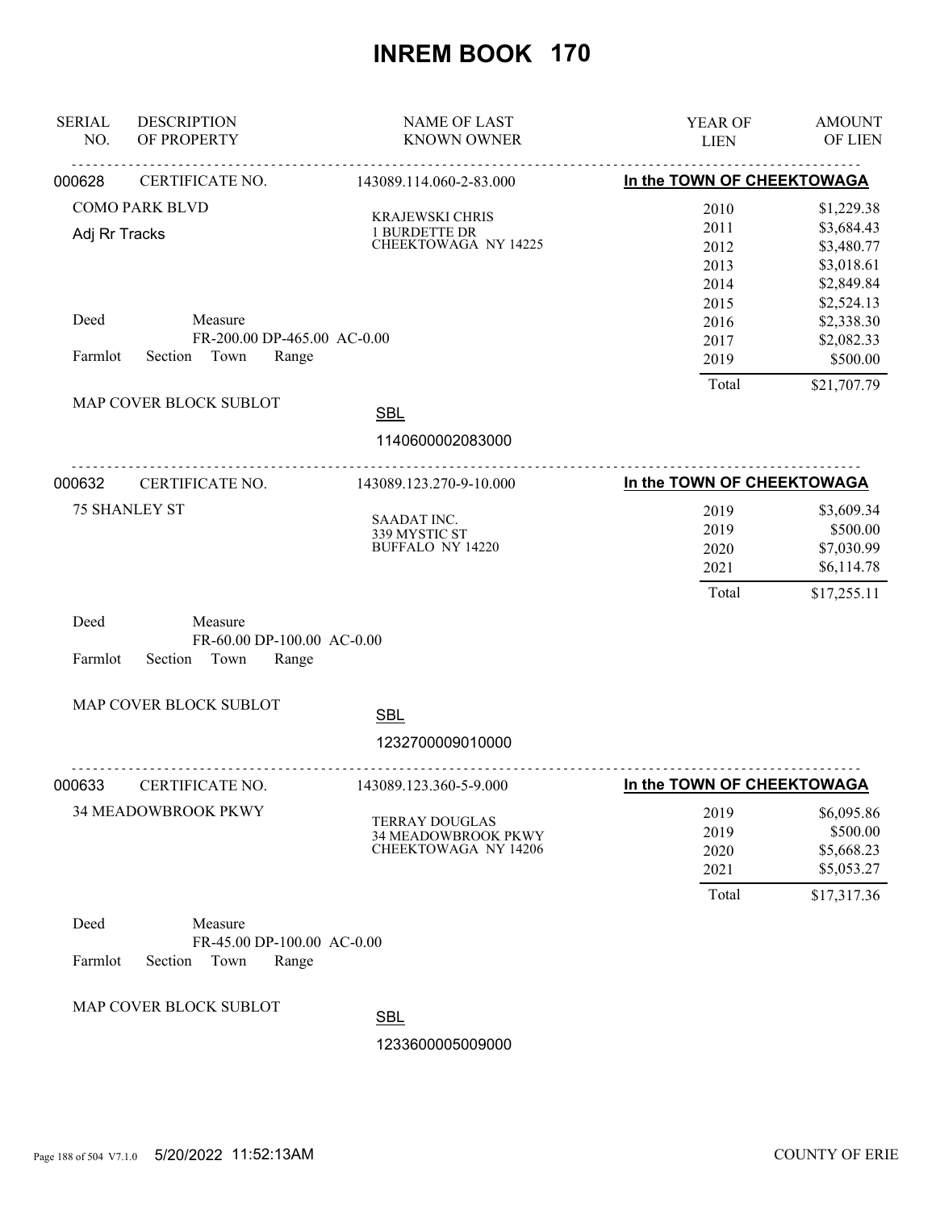# INREM BOOK 170

| SERIAL NO. | DESCRIPTION OF PROPERTY | NAME OF LAST KNOWN OWNER | YEAR OF LIEN | AMOUNT OF LIEN |
|---|---|---|---|---|
| 000628 | CERTIFICATE NO. | 143089.114.060-2-83.000 | In the TOWN OF CHEEKTOWAGA | |
| | COMO PARK BLVD | KRAJEWSKI CHRIS | 2010 | $1,229.38 |
| | Adj Rr Tracks | 1 BURDETTE DR | 2011 | $3,684.43 |
| | | CHEEKTOWAGA NY 14225 | 2012 | $3,480.77 |
| | | | 2013 | $3,018.61 |
| | | | 2014 | $2,849.84 |
| | | | 2015 | $2,524.13 |
| | Deed Measure | | 2016 | $2,338.30 |
| | FR-200.00 DP-465.00 AC-0.00 | | 2017 | $2,082.33 |
| | Farmlot Section Town Range | | 2019 | $500.00 |
| | | | Total | $21,707.79 |
| | MAP COVER BLOCK SUBLOT | SBL 1140600002083000 | | |

| SERIAL NO. | DESCRIPTION OF PROPERTY | NAME OF LAST KNOWN OWNER | YEAR OF LIEN | AMOUNT OF LIEN |
|---|---|---|---|---|
| 000632 | CERTIFICATE NO. | 143089.123.270-9-10.000 | In the TOWN OF CHEEKTOWAGA | |
| | 75 SHANLEY ST | SAADAT INC. | 2019 | $3,609.34 |
| | | 339 MYSTIC ST | 2019 | $500.00 |
| | | BUFFALO NY 14220 | 2020 | $7,030.99 |
| | | | 2021 | $6,114.78 |
| | | | Total | $17,255.11 |
| | Deed Measure | | | |
| | FR-60.00 DP-100.00 AC-0.00 | | | |
| | Farmlot Section Town Range | | | |
| | MAP COVER BLOCK SUBLOT | SBL 1232700009010000 | | |

| SERIAL NO. | DESCRIPTION OF PROPERTY | NAME OF LAST KNOWN OWNER | YEAR OF LIEN | AMOUNT OF LIEN |
|---|---|---|---|---|
| 000633 | CERTIFICATE NO. | 143089.123.360-5-9.000 | In the TOWN OF CHEEKTOWAGA | |
| | 34 MEADOWBROOK PKWY | TERRAY DOUGLAS | 2019 | $6,095.86 |
| | | 34 MEADOWBROOK PKWY | 2019 | $500.00 |
| | | CHEEKTOWAGA NY 14206 | 2020 | $5,668.23 |
| | | | 2021 | $5,053.27 |
| | | | Total | $17,317.36 |
| | Deed Measure | | | |
| | FR-45.00 DP-100.00 AC-0.00 | | | |
| | Farmlot Section Town Range | | | |
| | MAP COVER BLOCK SUBLOT | SBL 1233600005009000 | | |

5/20/2022 11:52:13AM — COUNTY OF ERIE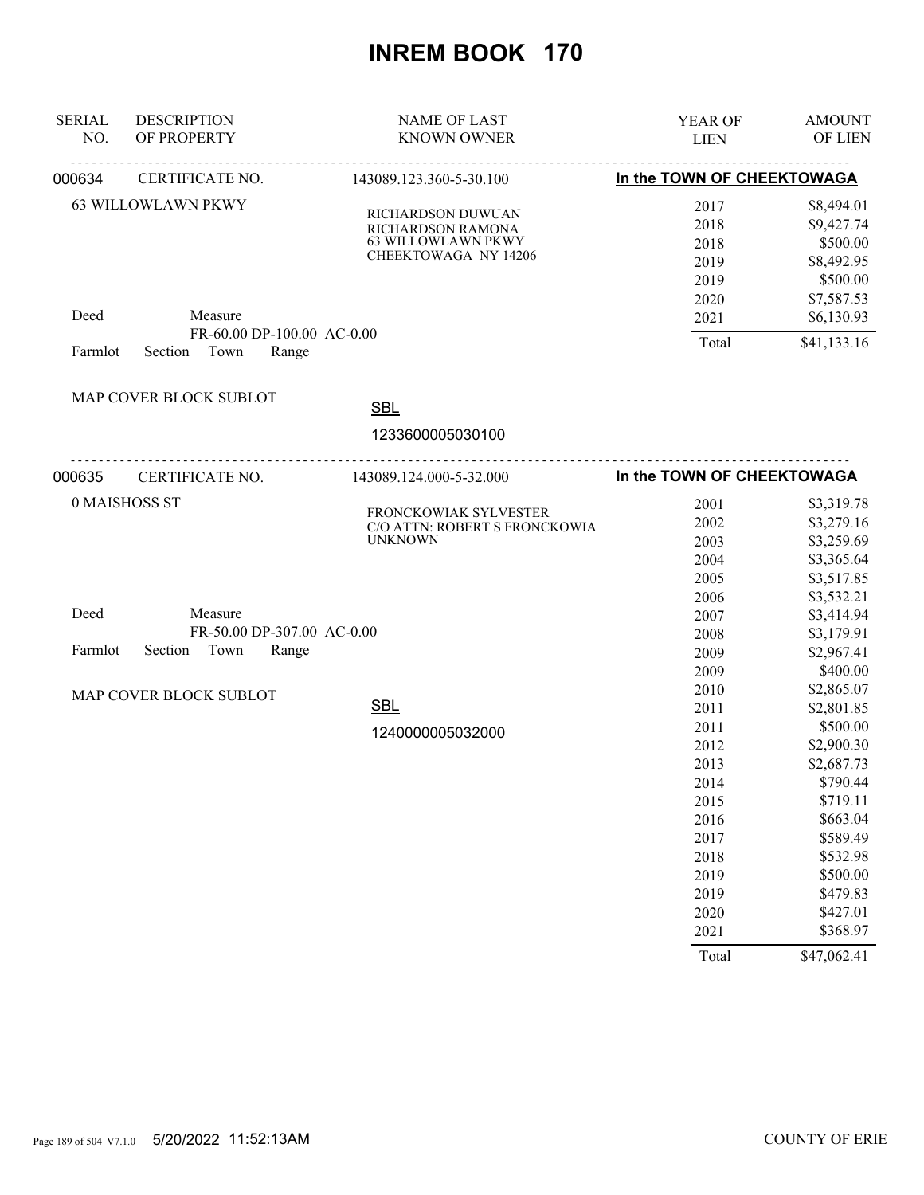# INREM BOOK 170

| SERIAL NO. | DESCRIPTION OF PROPERTY | NAME OF LAST KNOWN OWNER | YEAR OF LIEN | AMOUNT OF LIEN |
|---|---|---|---|---|

**000634** CERTIFICATE NO. 143089.123.360-5-30.100 — **In the TOWN OF CHEEKTOWAGA**

63 WILLOWLAWN PKWY

RICHARDSON DUWUAN
RICHARDSON RAMONA
63 WILLOWLAWN PKWY
CHEEKTOWAGA NY 14206

Deed Measure
FR-60.00 DP-100.00 AC-0.00
Farmlot Section Town Range

MAP COVER BLOCK SUBLOT

SBL
1233600005030100

| YEAR OF LIEN | AMOUNT OF LIEN |
|---|---|
| 2017 | $8,494.01 |
| 2018 | $9,427.74 |
| 2018 | $500.00 |
| 2019 | $8,492.95 |
| 2019 | $500.00 |
| 2020 | $7,587.53 |
| 2021 | $6,130.93 |
| Total | $41,133.16 |

**000635** CERTIFICATE NO. 143089.124.000-5-32.000 — **In the TOWN OF CHEEKTOWAGA**

0 MAISHOSS ST

FRONCKOWIAK SYLVESTER
C/O ATTN: ROBERT S FRONCKOWIA
UNKNOWN

Deed Measure
FR-50.00 DP-307.00 AC-0.00
Farmlot Section Town Range

MAP COVER BLOCK SUBLOT

SBL
1240000005032000

| YEAR OF LIEN | AMOUNT OF LIEN |
|---|---|
| 2001 | $3,319.78 |
| 2002 | $3,279.16 |
| 2003 | $3,259.69 |
| 2004 | $3,365.64 |
| 2005 | $3,517.85 |
| 2006 | $3,532.21 |
| 2007 | $3,414.94 |
| 2008 | $3,179.91 |
| 2009 | $2,967.41 |
| 2009 | $400.00 |
| 2010 | $2,865.07 |
| 2011 | $2,801.85 |
| 2011 | $500.00 |
| 2012 | $2,900.30 |
| 2013 | $2,687.73 |
| 2014 | $790.44 |
| 2015 | $719.11 |
| 2016 | $663.04 |
| 2017 | $589.49 |
| 2018 | $532.98 |
| 2019 | $500.00 |
| 2019 | $479.83 |
| 2020 | $427.01 |
| 2021 | $368.97 |
| Total | $47,062.41 |

5/20/2022 11:52:13AM COUNTY OF ERIE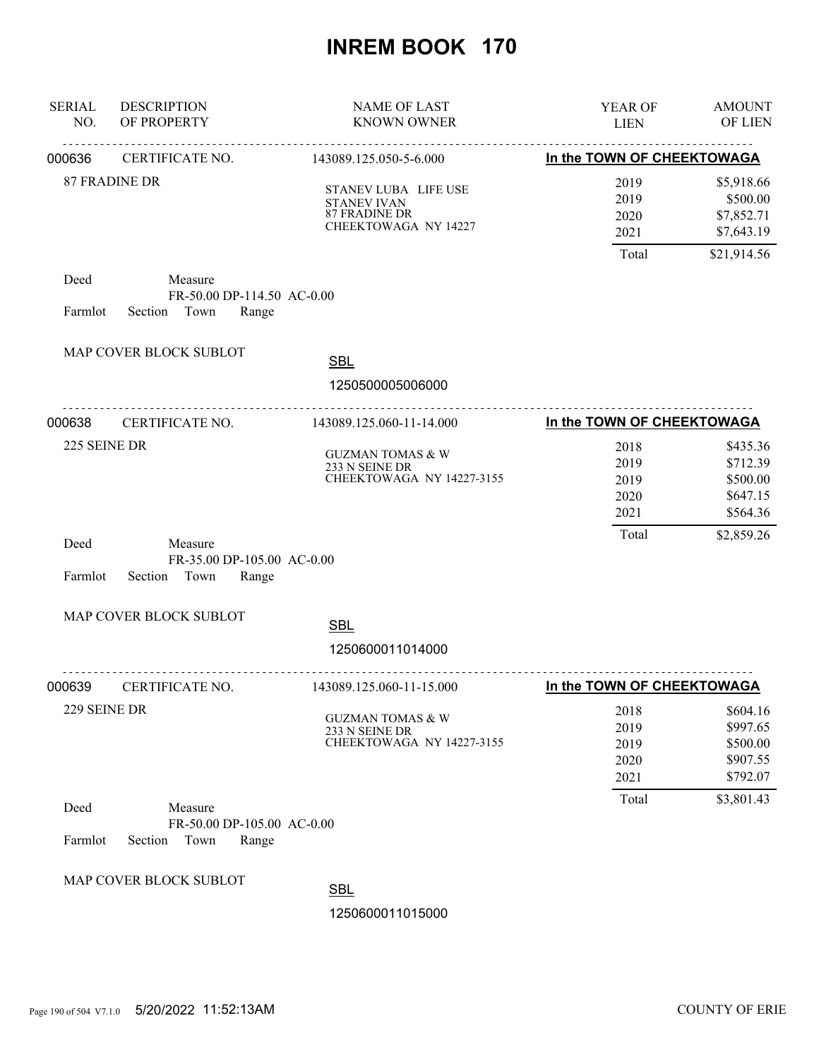# INREM BOOK 170

| SERIAL NO. | DESCRIPTION OF PROPERTY | NAME OF LAST KNOWN OWNER | YEAR OF LIEN | AMOUNT OF LIEN |
|---|---|---|---|---|

---

**000636** CERTIFICATE NO. 143089.125.050-5-6.000 **In the TOWN OF CHEEKTOWAGA**

87 FRADINE DR

STANEV LUBA LIFE USE
STANEV IVAN
87 FRADINE DR
CHEEKTOWAGA NY 14227

| YEAR OF LIEN | AMOUNT OF LIEN |
|---|---|
| 2019 | $5,918.66 |
| 2019 | $500.00 |
| 2020 | $7,852.71 |
| 2021 | $7,643.19 |
| Total | $21,914.56 |

Deed Measure
FR-50.00 DP-114.50 AC-0.00
Farmlot Section Town Range

MAP COVER BLOCK SUBLOT

SBL
1250500005006000

---

**000638** CERTIFICATE NO. 143089.125.060-11-14.000 **In the TOWN OF CHEEKTOWAGA**

225 SEINE DR

GUZMAN TOMAS & W
233 N SEINE DR
CHEEKTOWAGA NY 14227-3155

| YEAR OF LIEN | AMOUNT OF LIEN |
|---|---|
| 2018 | $435.36 |
| 2019 | $712.39 |
| 2019 | $500.00 |
| 2020 | $647.15 |
| 2021 | $564.36 |
| Total | $2,859.26 |

Deed Measure
FR-35.00 DP-105.00 AC-0.00
Farmlot Section Town Range

MAP COVER BLOCK SUBLOT

SBL
1250600011014000

---

**000639** CERTIFICATE NO. 143089.125.060-11-15.000 **In the TOWN OF CHEEKTOWAGA**

229 SEINE DR

GUZMAN TOMAS & W
233 N SEINE DR
CHEEKTOWAGA NY 14227-3155

| YEAR OF LIEN | AMOUNT OF LIEN |
|---|---|
| 2018 | $604.16 |
| 2019 | $997.65 |
| 2019 | $500.00 |
| 2020 | $907.55 |
| 2021 | $792.07 |
| Total | $3,801.43 |

Deed Measure
FR-50.00 DP-105.00 AC-0.00
Farmlot Section Town Range

MAP COVER BLOCK SUBLOT

SBL
1250600011015000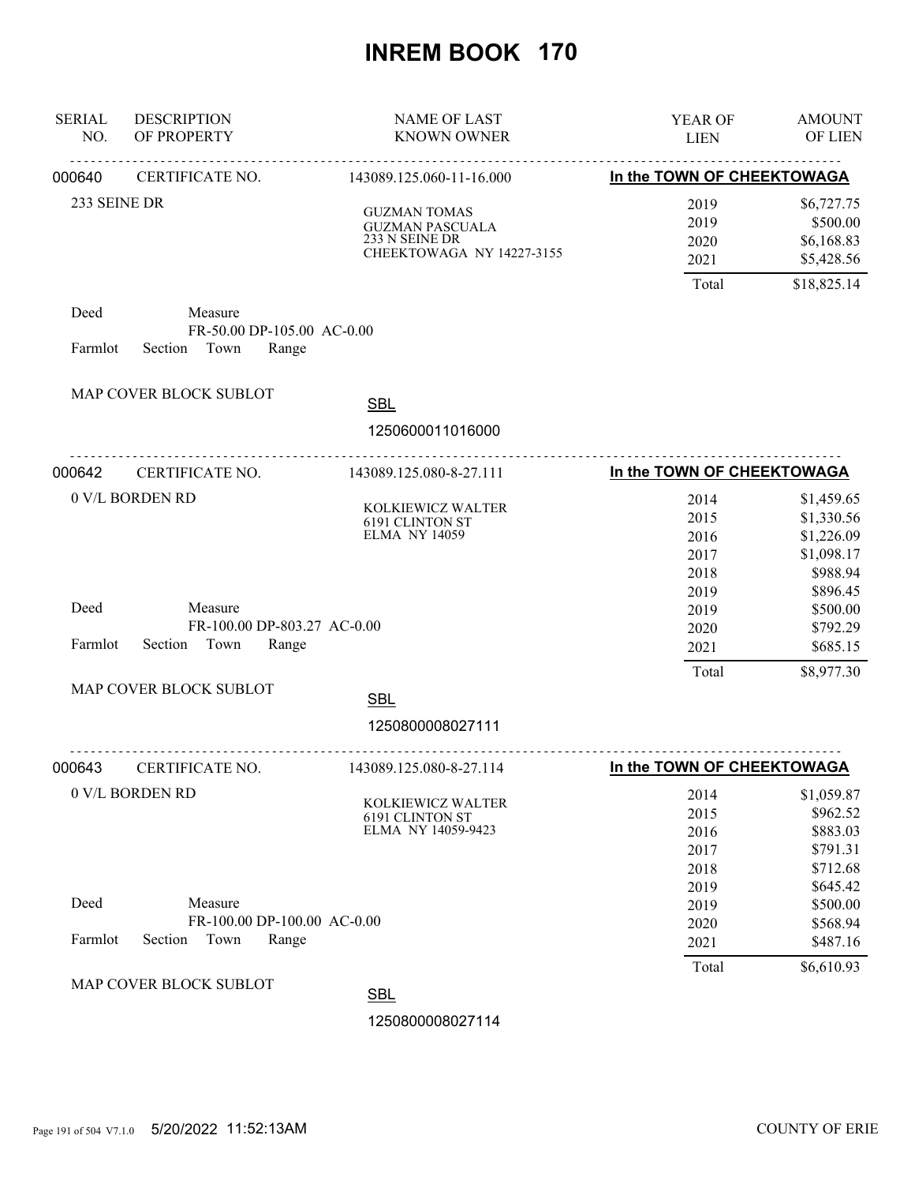# INREM BOOK 170

| SERIAL NO. | DESCRIPTION OF PROPERTY | NAME OF LAST KNOWN OWNER | YEAR OF LIEN | AMOUNT OF LIEN |
|---|---|---|---|---|
| 000640 | CERTIFICATE NO. | 143089.125.060-11-16.000 | In the TOWN OF CHEEKTOWAGA | |
| | 233 SEINE DR | GUZMAN TOMAS<br>GUZMAN PASCUALA<br>233 N SEINE DR<br>CHEEKTOWAGA NY 14227-3155 | 2019 | $6,727.75 |
| | | | 2019 | $500.00 |
| | | | 2020 | $6,168.83 |
| | | | 2021 | $5,428.56 |
| | | | Total | $18,825.14 |

Deed &nbsp;&nbsp; Measure
FR-50.00 DP-105.00 AC-0.00
Farmlot &nbsp;&nbsp; Section &nbsp; Town &nbsp; Range

MAP COVER BLOCK SUBLOT

SBL
1250600011016000

| SERIAL NO. | DESCRIPTION OF PROPERTY | NAME OF LAST KNOWN OWNER | YEAR OF LIEN | AMOUNT OF LIEN |
|---|---|---|---|---|
| 000642 | CERTIFICATE NO. | 143089.125.080-8-27.111 | In the TOWN OF CHEEKTOWAGA | |
| | 0 V/L BORDEN RD | KOLKIEWICZ WALTER<br>6191 CLINTON ST<br>ELMA NY 14059 | 2014 | $1,459.65 |
| | | | 2015 | $1,330.56 |
| | | | 2016 | $1,226.09 |
| | | | 2017 | $1,098.17 |
| | | | 2018 | $988.94 |
| | | | 2019 | $896.45 |
| | | | 2019 | $500.00 |
| | | | 2020 | $792.29 |
| | | | 2021 | $685.15 |
| | | | Total | $8,977.30 |

Deed &nbsp;&nbsp; Measure
FR-100.00 DP-803.27 AC-0.00
Farmlot &nbsp;&nbsp; Section &nbsp; Town &nbsp; Range

MAP COVER BLOCK SUBLOT

SBL
1250800008027111

| SERIAL NO. | DESCRIPTION OF PROPERTY | NAME OF LAST KNOWN OWNER | YEAR OF LIEN | AMOUNT OF LIEN |
|---|---|---|---|---|
| 000643 | CERTIFICATE NO. | 143089.125.080-8-27.114 | In the TOWN OF CHEEKTOWAGA | |
| | 0 V/L BORDEN RD | KOLKIEWICZ WALTER<br>6191 CLINTON ST<br>ELMA NY 14059-9423 | 2014 | $1,059.87 |
| | | | 2015 | $962.52 |
| | | | 2016 | $883.03 |
| | | | 2017 | $791.31 |
| | | | 2018 | $712.68 |
| | | | 2019 | $645.42 |
| | | | 2019 | $500.00 |
| | | | 2020 | $568.94 |
| | | | 2021 | $487.16 |
| | | | Total | $6,610.93 |

Deed &nbsp;&nbsp; Measure
FR-100.00 DP-100.00 AC-0.00
Farmlot &nbsp;&nbsp; Section &nbsp; Town &nbsp; Range

MAP COVER BLOCK SUBLOT

SBL
1250800008027114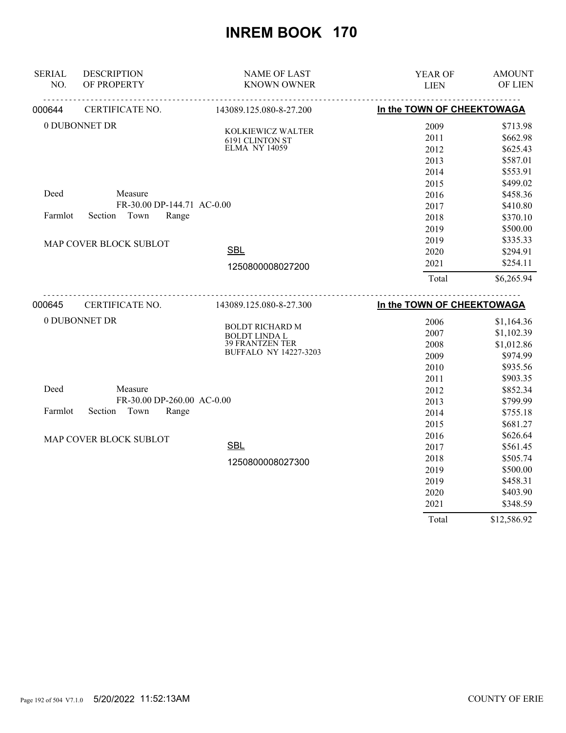# INREM BOOK 170

| SERIAL NO. | DESCRIPTION OF PROPERTY | NAME OF LAST KNOWN OWNER | YEAR OF LIEN | AMOUNT OF LIEN |
|---|---|---|---|---|
| 000644 | CERTIFICATE NO. | 143089.125.080-8-27.200 | In the TOWN OF CHEEKTOWAGA | |
| | 0 DUBONNET DR | KOLKIEWICZ WALTER<br>6191 CLINTON ST<br>ELMA NY 14059 | 2009 | $713.98 |
| | | | 2011 | $662.98 |
| | | | 2012 | $625.43 |
| | | | 2013 | $587.01 |
| | | | 2014 | $553.91 |
| | | | 2015 | $499.02 |
| | Deed Measure | | 2016 | $458.36 |
| | FR-30.00 DP-144.71 AC-0.00 | | 2017 | $410.80 |
| | Farmlot Section Town Range | | 2018 | $370.10 |
| | | | 2019 | $500.00 |
| | MAP COVER BLOCK SUBLOT | | 2019 | $335.33 |
| | | SBL | 2020 | $294.91 |
| | | 1250800008027200 | 2021 | $254.11 |
| | | | Total | $6,265.94 |
| 000645 | CERTIFICATE NO. | 143089.125.080-8-27.300 | In the TOWN OF CHEEKTOWAGA | |
| | 0 DUBONNET DR | BOLDT RICHARD M<br>BOLDT LINDA L<br>39 FRANTZEN TER<br>BUFFALO NY 14227-3203 | 2006 | $1,164.36 |
| | | | 2007 | $1,102.39 |
| | | | 2008 | $1,012.86 |
| | | | 2009 | $974.99 |
| | | | 2010 | $935.56 |
| | | | 2011 | $903.35 |
| | Deed Measure | | 2012 | $852.34 |
| | FR-30.00 DP-260.00 AC-0.00 | | 2013 | $799.99 |
| | Farmlot Section Town Range | | 2014 | $755.18 |
| | | | 2015 | $681.27 |
| | MAP COVER BLOCK SUBLOT | | 2016 | $626.64 |
| | | SBL | 2017 | $561.45 |
| | | 1250800008027300 | 2018 | $505.74 |
| | | | 2019 | $500.00 |
| | | | 2019 | $458.31 |
| | | | 2020 | $403.90 |
| | | | 2021 | $348.59 |
| | | | Total | $12,586.92 |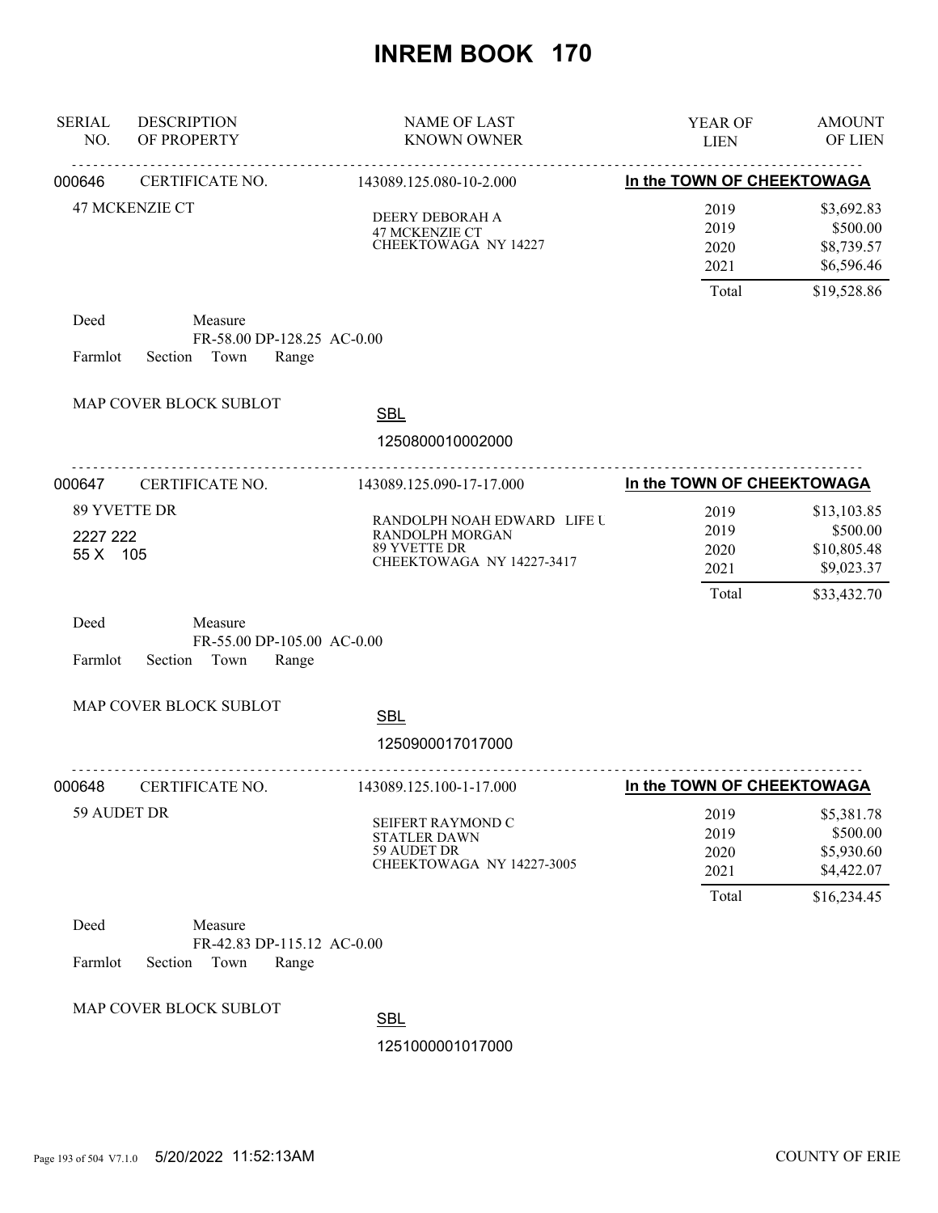# INREM BOOK 170

| SERIAL NO. | DESCRIPTION OF PROPERTY | NAME OF LAST KNOWN OWNER | YEAR OF LIEN | AMOUNT OF LIEN |
|---|---|---|---|---|

---

**000646** CERTIFICATE NO. 143089.125.080-10-2.000 — **In the TOWN OF CHEEKTOWAGA**

47 MCKENZIE CT

DEERY DEBORAH A
47 MCKENZIE CT
CHEEKTOWAGA NY 14227

| YEAR OF LIEN | AMOUNT OF LIEN |
|---|---|
| 2019 | $3,692.83 |
| 2019 | $500.00 |
| 2020 | $8,739.57 |
| 2021 | $6,596.46 |
| Total | $19,528.86 |

Deed Measure
FR-58.00 DP-128.25 AC-0.00
Farmlot Section Town Range

MAP COVER BLOCK SUBLOT

SBL
1250800010002000

---

**000647** CERTIFICATE NO. 143089.125.090-17-17.000 — **In the TOWN OF CHEEKTOWAGA**

89 YVETTE DR
2227 222
55 X 105

RANDOLPH NOAH EDWARD LIFE U
RANDOLPH MORGAN
89 YVETTE DR
CHEEKTOWAGA NY 14227-3417

| YEAR OF LIEN | AMOUNT OF LIEN |
|---|---|
| 2019 | $13,103.85 |
| 2019 | $500.00 |
| 2020 | $10,805.48 |
| 2021 | $9,023.37 |
| Total | $33,432.70 |

Deed Measure
FR-55.00 DP-105.00 AC-0.00
Farmlot Section Town Range

MAP COVER BLOCK SUBLOT

SBL
1250900017017000

---

**000648** CERTIFICATE NO. 143089.125.100-1-17.000 — **In the TOWN OF CHEEKTOWAGA**

59 AUDET DR

SEIFERT RAYMOND C
STATLER DAWN
59 AUDET DR
CHEEKTOWAGA NY 14227-3005

| YEAR OF LIEN | AMOUNT OF LIEN |
|---|---|
| 2019 | $5,381.78 |
| 2019 | $500.00 |
| 2020 | $5,930.60 |
| 2021 | $4,422.07 |
| Total | $16,234.45 |

Deed Measure
FR-42.83 DP-115.12 AC-0.00
Farmlot Section Town Range

MAP COVER BLOCK SUBLOT

SBL
1251000001017000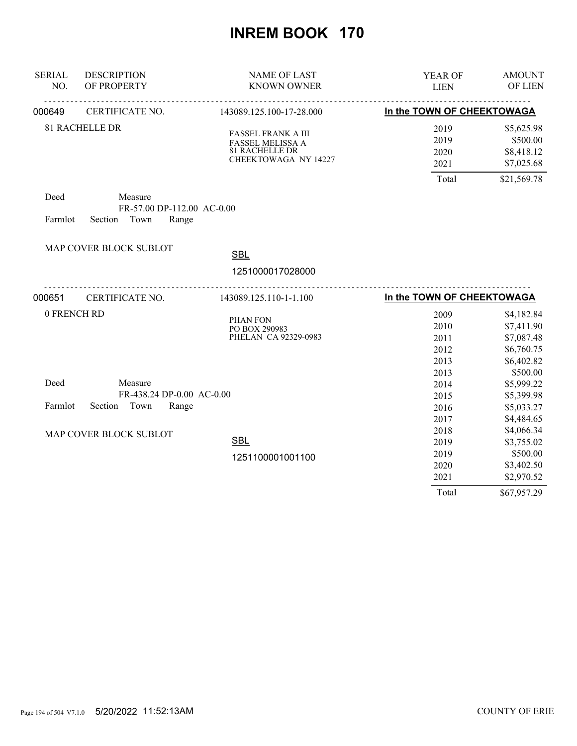# INREM BOOK 170

| SERIAL NO. | DESCRIPTION OF PROPERTY | NAME OF LAST KNOWN OWNER | YEAR OF LIEN | AMOUNT OF LIEN |
|---|---|---|---|---|
| 000649 | CERTIFICATE NO. | 143089.125.100-17-28.000 | In the TOWN OF CHEEKTOWAGA | |

81 RACHELLE DR

FASSEL FRANK A III
FASSEL MELISSA A
81 RACHELLE DR
CHEEKTOWAGA NY 14227

| YEAR OF LIEN | AMOUNT OF LIEN |
|---|---|
| 2019 | $5,625.98 |
| 2019 | $500.00 |
| 2020 | $8,418.12 |
| 2021 | $7,025.68 |
| Total | $21,569.78 |

Deed Measure
FR-57.00 DP-112.00 AC-0.00
Farmlot Section Town Range

MAP COVER BLOCK SUBLOT

SBL
1251000017028000

| SERIAL NO. | DESCRIPTION OF PROPERTY | NAME OF LAST KNOWN OWNER | YEAR OF LIEN | AMOUNT OF LIEN |
|---|---|---|---|---|
| 000651 | CERTIFICATE NO. | 143089.125.110-1-1.100 | In the TOWN OF CHEEKTOWAGA | |

0 FRENCH RD

PHAN FON
PO BOX 290983
PHELAN CA 92329-0983

| YEAR OF LIEN | AMOUNT OF LIEN |
|---|---|
| 2009 | $4,182.84 |
| 2010 | $7,411.90 |
| 2011 | $7,087.48 |
| 2012 | $6,760.75 |
| 2013 | $6,402.82 |
| 2013 | $500.00 |
| 2014 | $5,999.22 |
| 2015 | $5,399.98 |
| 2016 | $5,033.27 |
| 2017 | $4,484.65 |
| 2018 | $4,066.34 |
| 2019 | $3,755.02 |
| 2019 | $500.00 |
| 2020 | $3,402.50 |
| 2021 | $2,970.52 |
| Total | $67,957.29 |

Deed Measure
FR-438.24 DP-0.00 AC-0.00
Farmlot Section Town Range

MAP COVER BLOCK SUBLOT

SBL
1251100001001100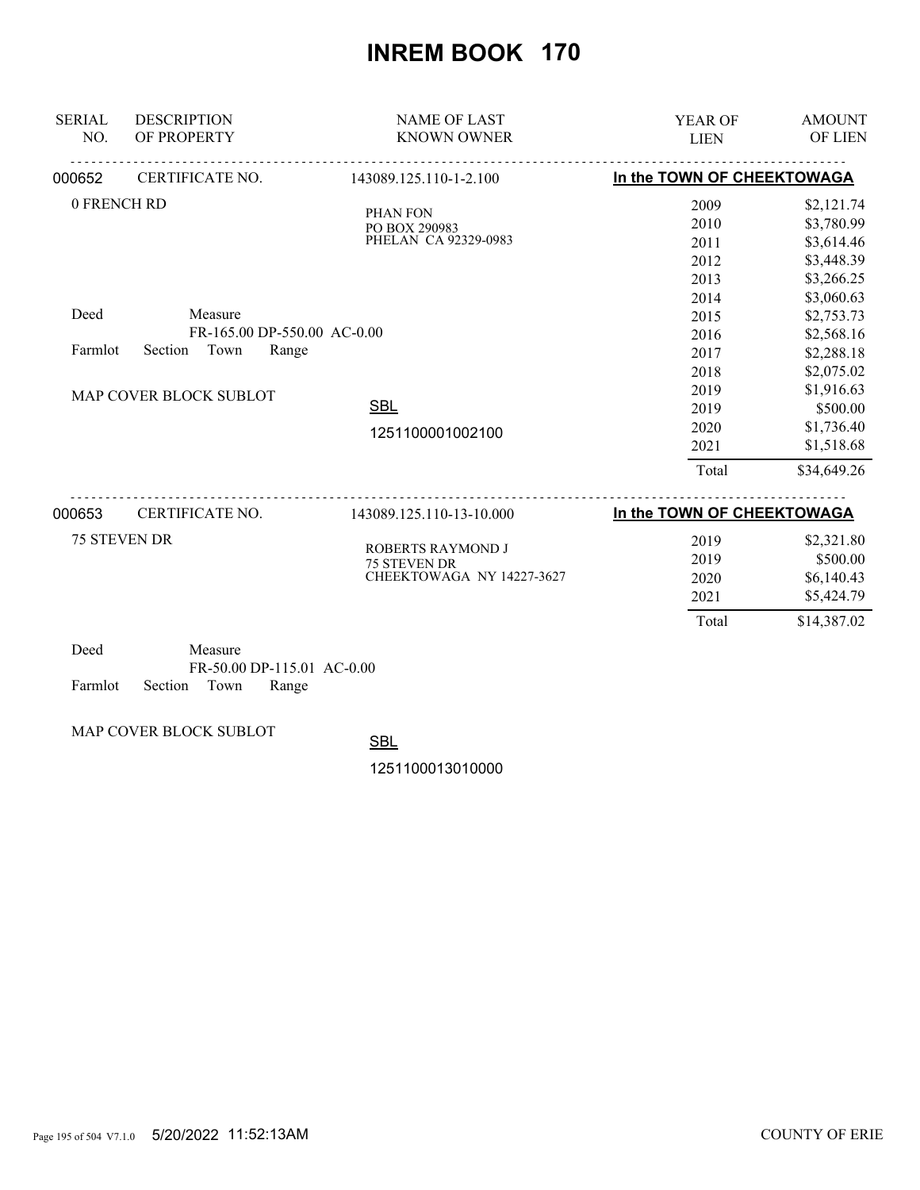# INREM BOOK 170

| SERIAL NO. | DESCRIPTION OF PROPERTY | NAME OF LAST KNOWN OWNER | YEAR OF LIEN | AMOUNT OF LIEN |
|---|---|---|---|---|

**000652** CERTIFICATE NO. 143089.125.110-1-2.100 **In the TOWN OF CHEEKTOWAGA**

0 FRENCH RD

PHAN FON
PO BOX 290983
PHELAN CA 92329-0983

Deed Measure
FR-165.00 DP-550.00 AC-0.00

Farmlot Section Town Range

MAP COVER BLOCK SUBLOT

SBL
1251100001002100

| YEAR OF LIEN | AMOUNT OF LIEN |
|---|---|
| 2009 | $2,121.74 |
| 2010 | $3,780.99 |
| 2011 | $3,614.46 |
| 2012 | $3,448.39 |
| 2013 | $3,266.25 |
| 2014 | $3,060.63 |
| 2015 | $2,753.73 |
| 2016 | $2,568.16 |
| 2017 | $2,288.18 |
| 2018 | $2,075.02 |
| 2019 | $1,916.63 |
| 2019 | $500.00 |
| 2020 | $1,736.40 |
| 2021 | $1,518.68 |
| Total | $34,649.26 |

**000653** CERTIFICATE NO. 143089.125.110-13-10.000 **In the TOWN OF CHEEKTOWAGA**

75 STEVEN DR

ROBERTS RAYMOND J
75 STEVEN DR
CHEEKTOWAGA NY 14227-3627

| YEAR OF LIEN | AMOUNT OF LIEN |
|---|---|
| 2019 | $2,321.80 |
| 2019 | $500.00 |
| 2020 | $6,140.43 |
| 2021 | $5,424.79 |
| Total | $14,387.02 |

Deed Measure
FR-50.00 DP-115.01 AC-0.00

Farmlot Section Town Range

MAP COVER BLOCK SUBLOT

SBL
1251100013010000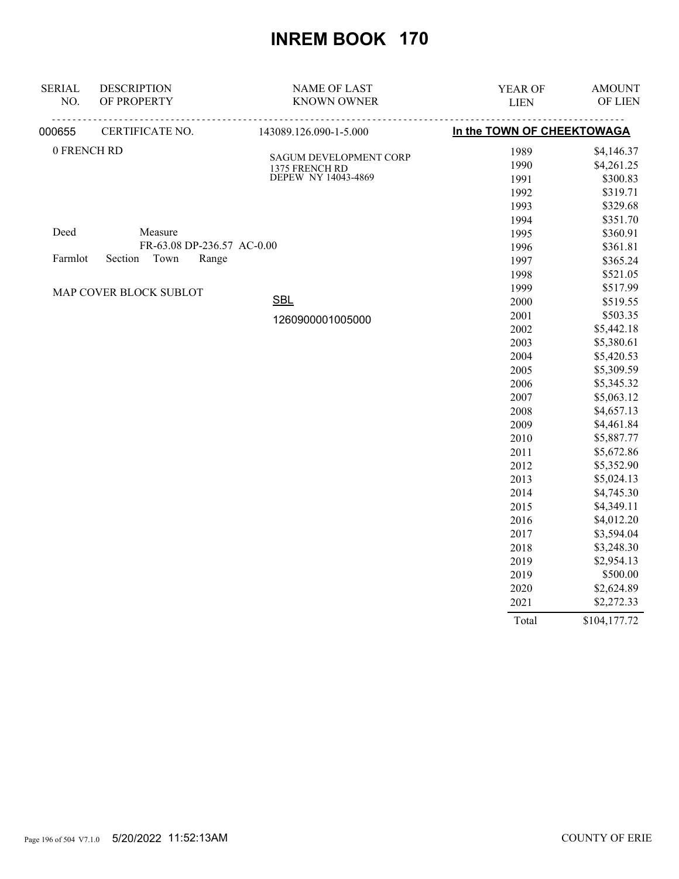# INREM BOOK 170

| SERIAL NO. | DESCRIPTION OF PROPERTY | NAME OF LAST KNOWN OWNER | YEAR OF LIEN | AMOUNT OF LIEN |
|---|---|---|---|---|
| 000655 | CERTIFICATE NO. | 143089.126.090-1-5.000 | In the TOWN OF CHEEKTOWAGA | |
| | 0 FRENCH RD | SAGUM DEVELOPMENT CORP<br>1375 FRENCH RD<br>DEPEW NY 14043-4869 | 1989 | $4,146.37 |
| | | | 1990 | $4,261.25 |
| | | | 1991 | $300.83 |
| | | | 1992 | $319.71 |
| | | | 1993 | $329.68 |
| | | | 1994 | $351.70 |
| | Deed Measure | | 1995 | $360.91 |
| | FR-63.08 DP-236.57 AC-0.00 | | 1996 | $361.81 |
| | Farmlot Section Town Range | | 1997 | $365.24 |
| | | | 1998 | $521.05 |
| | MAP COVER BLOCK SUBLOT | | 1999 | $517.99 |
| | | SBL | 2000 | $519.55 |
| | | 1260900001005000 | 2001 | $503.35 |
| | | | 2002 | $5,442.18 |
| | | | 2003 | $5,380.61 |
| | | | 2004 | $5,420.53 |
| | | | 2005 | $5,309.59 |
| | | | 2006 | $5,345.32 |
| | | | 2007 | $5,063.12 |
| | | | 2008 | $4,657.13 |
| | | | 2009 | $4,461.84 |
| | | | 2010 | $5,887.77 |
| | | | 2011 | $5,672.86 |
| | | | 2012 | $5,352.90 |
| | | | 2013 | $5,024.13 |
| | | | 2014 | $4,745.30 |
| | | | 2015 | $4,349.11 |
| | | | 2016 | $4,012.20 |
| | | | 2017 | $3,594.04 |
| | | | 2018 | $3,248.30 |
| | | | 2019 | $2,954.13 |
| | | | 2019 | $500.00 |
| | | | 2020 | $2,624.89 |
| | | | 2021 | $2,272.33 |
| | | | Total | $104,177.72 |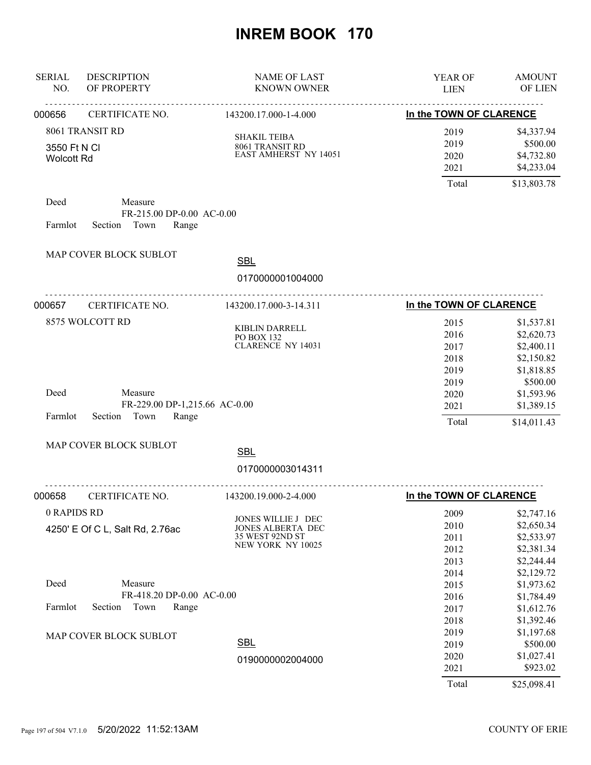# INREM BOOK 170

| SERIAL NO. | DESCRIPTION OF PROPERTY | NAME OF LAST KNOWN OWNER | YEAR OF LIEN | AMOUNT OF LIEN |
|---|---|---|---|---|

**000656** CERTIFICATE NO. 143200.17.000-1-4.000 — In the TOWN OF CLARENCE

8061 TRANSIT RD
3550 Ft N Cl
Wolcott Rd

SHAKIL TEIBA
8061 TRANSIT RD
EAST AMHERST NY 14051

| YEAR OF LIEN | AMOUNT OF LIEN |
|---|---|
| 2019 | $4,337.94 |
| 2019 | $500.00 |
| 2020 | $4,732.80 |
| 2021 | $4,233.04 |
| Total | $13,803.78 |

Deed — Measure FR-215.00 DP-0.00 AC-0.00
Farmlot Section Town Range

MAP COVER BLOCK SUBLOT

SBL 0170000001004000

---

**000657** CERTIFICATE NO. 143200.17.000-3-14.311 — In the TOWN OF CLARENCE

8575 WOLCOTT RD

KIBLIN DARRELL
PO BOX 132
CLARENCE NY 14031

| YEAR OF LIEN | AMOUNT OF LIEN |
|---|---|
| 2015 | $1,537.81 |
| 2016 | $2,620.73 |
| 2017 | $2,400.11 |
| 2018 | $2,150.82 |
| 2019 | $1,818.85 |
| 2019 | $500.00 |
| 2020 | $1,593.96 |
| 2021 | $1,389.15 |
| Total | $14,011.43 |

Deed — Measure FR-229.00 DP-1,215.66 AC-0.00
Farmlot Section Town Range

MAP COVER BLOCK SUBLOT

SBL 0170000003014311

---

**000658** CERTIFICATE NO. 143200.19.000-2-4.000 — In the TOWN OF CLARENCE

0 RAPIDS RD
4250' E Of C L, Salt Rd, 2.76ac

JONES WILLIE J DEC
JONES ALBERTA DEC
35 WEST 92ND ST
NEW YORK NY 10025

| YEAR OF LIEN | AMOUNT OF LIEN |
|---|---|
| 2009 | $2,747.16 |
| 2010 | $2,650.34 |
| 2011 | $2,533.97 |
| 2012 | $2,381.34 |
| 2013 | $2,244.44 |
| 2014 | $2,129.72 |
| 2015 | $1,973.62 |
| 2016 | $1,784.49 |
| 2017 | $1,612.76 |
| 2018 | $1,392.46 |
| 2019 | $1,197.68 |
| 2019 | $500.00 |
| 2020 | $1,027.41 |
| 2021 | $923.02 |
| Total | $25,098.41 |

Deed — Measure FR-418.20 DP-0.00 AC-0.00
Farmlot Section Town Range

MAP COVER BLOCK SUBLOT

SBL 0190000002004000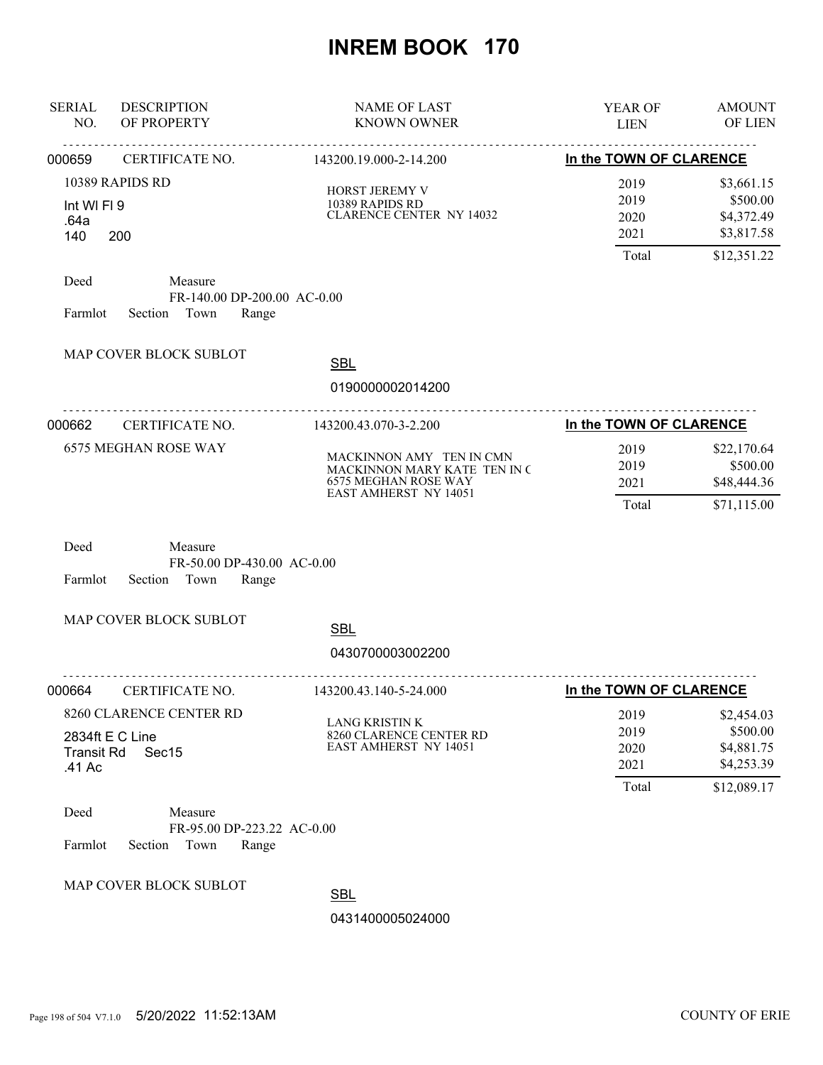# INREM BOOK 170

| SERIAL NO. | DESCRIPTION OF PROPERTY | NAME OF LAST KNOWN OWNER | YEAR OF LIEN | AMOUNT OF LIEN |
|---|---|---|---|---|

---

**000659** CERTIFICATE NO. 143200.19.000-2-14.200 — **In the TOWN OF CLARENCE**

10389 RAPIDS RD
Int Wl Fl 9
.64a
140 200

HORST JEREMY V
10389 RAPIDS RD
CLARENCE CENTER NY 14032

| YEAR OF LIEN | AMOUNT OF LIEN |
|---|---|
| 2019 | $3,661.15 |
| 2019 | $500.00 |
| 2020 | $4,372.49 |
| 2021 | $3,817.58 |
| Total | $12,351.22 |

Deed Measure
FR-140.00 DP-200.00 AC-0.00
Farmlot Section Town Range

MAP COVER BLOCK SUBLOT

SBL
0190000002014200

---

**000662** CERTIFICATE NO. 143200.43.070-3-2.200 — **In the TOWN OF CLARENCE**

6575 MEGHAN ROSE WAY

MACKINNON AMY TEN IN CMN
MACKINNON MARY KATE TEN IN C
6575 MEGHAN ROSE WAY
EAST AMHERST NY 14051

| YEAR OF LIEN | AMOUNT OF LIEN |
|---|---|
| 2019 | $22,170.64 |
| 2019 | $500.00 |
| 2021 | $48,444.36 |
| Total | $71,115.00 |

Deed Measure
FR-50.00 DP-430.00 AC-0.00
Farmlot Section Town Range

MAP COVER BLOCK SUBLOT

SBL
0430700003002200

---

**000664** CERTIFICATE NO. 143200.43.140-5-24.000 — **In the TOWN OF CLARENCE**

8260 CLARENCE CENTER RD
2834ft E C Line
Transit Rd Sec15
.41 Ac

LANG KRISTIN K
8260 CLARENCE CENTER RD
EAST AMHERST NY 14051

| YEAR OF LIEN | AMOUNT OF LIEN |
|---|---|
| 2019 | $2,454.03 |
| 2019 | $500.00 |
| 2020 | $4,881.75 |
| 2021 | $4,253.39 |
| Total | $12,089.17 |

Deed Measure
FR-95.00 DP-223.22 AC-0.00
Farmlot Section Town Range

MAP COVER BLOCK SUBLOT

SBL
0431400005024000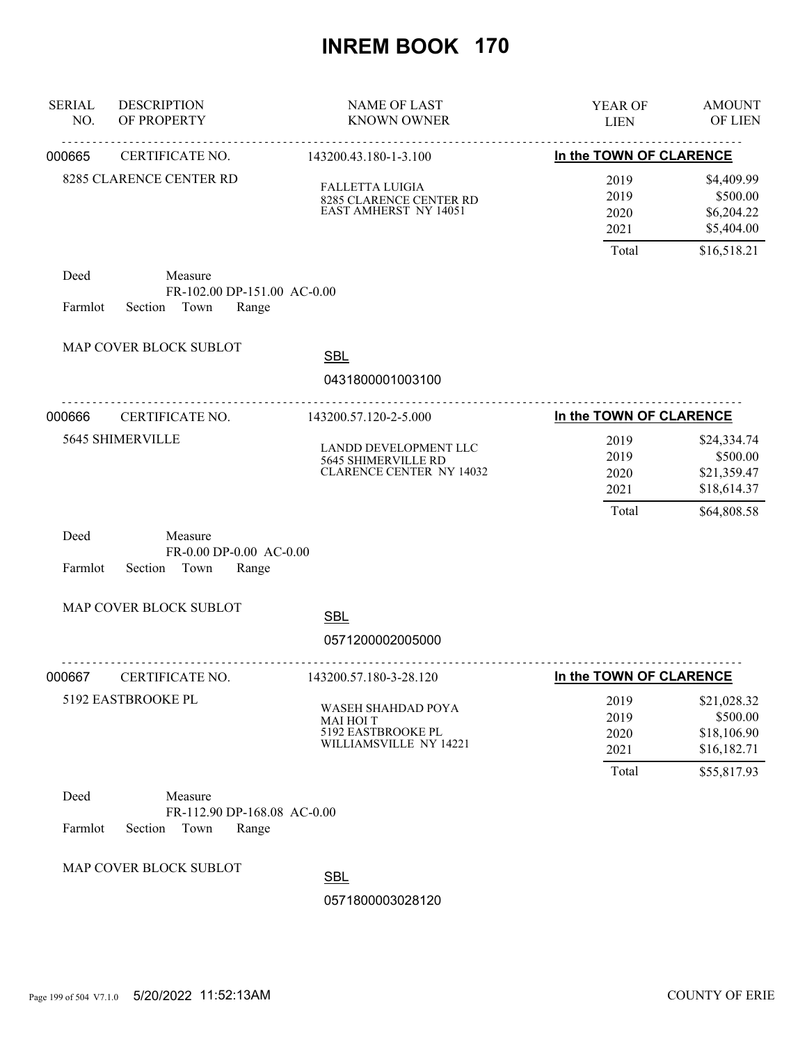# INREM BOOK 170

| SERIAL NO. | DESCRIPTION OF PROPERTY | NAME OF LAST KNOWN OWNER | YEAR OF LIEN | AMOUNT OF LIEN |
|---|---|---|---|---|
| 000665 | CERTIFICATE NO. | 143200.43.180-1-3.100 | In the TOWN OF CLARENCE | |
| | 8285 CLARENCE CENTER RD | FALLETTA LUIGIA<br>8285 CLARENCE CENTER RD<br>EAST AMHERST NY 14051 | 2019 | $4,409.99 |
| | | | 2019 | $500.00 |
| | | | 2020 | $6,204.22 |
| | | | 2021 | $5,404.00 |
| | | | Total | $16,518.21 |

Deed Measure
FR-102.00 DP-151.00 AC-0.00
Farmlot Section Town Range

MAP COVER BLOCK SUBLOT

SBL
0431800001003100

| SERIAL NO. | DESCRIPTION OF PROPERTY | NAME OF LAST KNOWN OWNER | YEAR OF LIEN | AMOUNT OF LIEN |
|---|---|---|---|---|
| 000666 | CERTIFICATE NO. | 143200.57.120-2-5.000 | In the TOWN OF CLARENCE | |
| | 5645 SHIMERVILLE | LANDD DEVELOPMENT LLC<br>5645 SHIMERVILLE RD<br>CLARENCE CENTER NY 14032 | 2019 | $24,334.74 |
| | | | 2019 | $500.00 |
| | | | 2020 | $21,359.47 |
| | | | 2021 | $18,614.37 |
| | | | Total | $64,808.58 |

Deed Measure
FR-0.00 DP-0.00 AC-0.00
Farmlot Section Town Range

MAP COVER BLOCK SUBLOT

SBL
0571200002005000

| SERIAL NO. | DESCRIPTION OF PROPERTY | NAME OF LAST KNOWN OWNER | YEAR OF LIEN | AMOUNT OF LIEN |
|---|---|---|---|---|
| 000667 | CERTIFICATE NO. | 143200.57.180-3-28.120 | In the TOWN OF CLARENCE | |
| | 5192 EASTBROOKE PL | WASEH SHAHDAD POYA<br>MAI HOI T<br>5192 EASTBROOKE PL<br>WILLIAMSVILLE NY 14221 | 2019 | $21,028.32 |
| | | | 2019 | $500.00 |
| | | | 2020 | $18,106.90 |
| | | | 2021 | $16,182.71 |
| | | | Total | $55,817.93 |

Deed Measure
FR-112.90 DP-168.08 AC-0.00
Farmlot Section Town Range

MAP COVER BLOCK SUBLOT

SBL
0571800003028120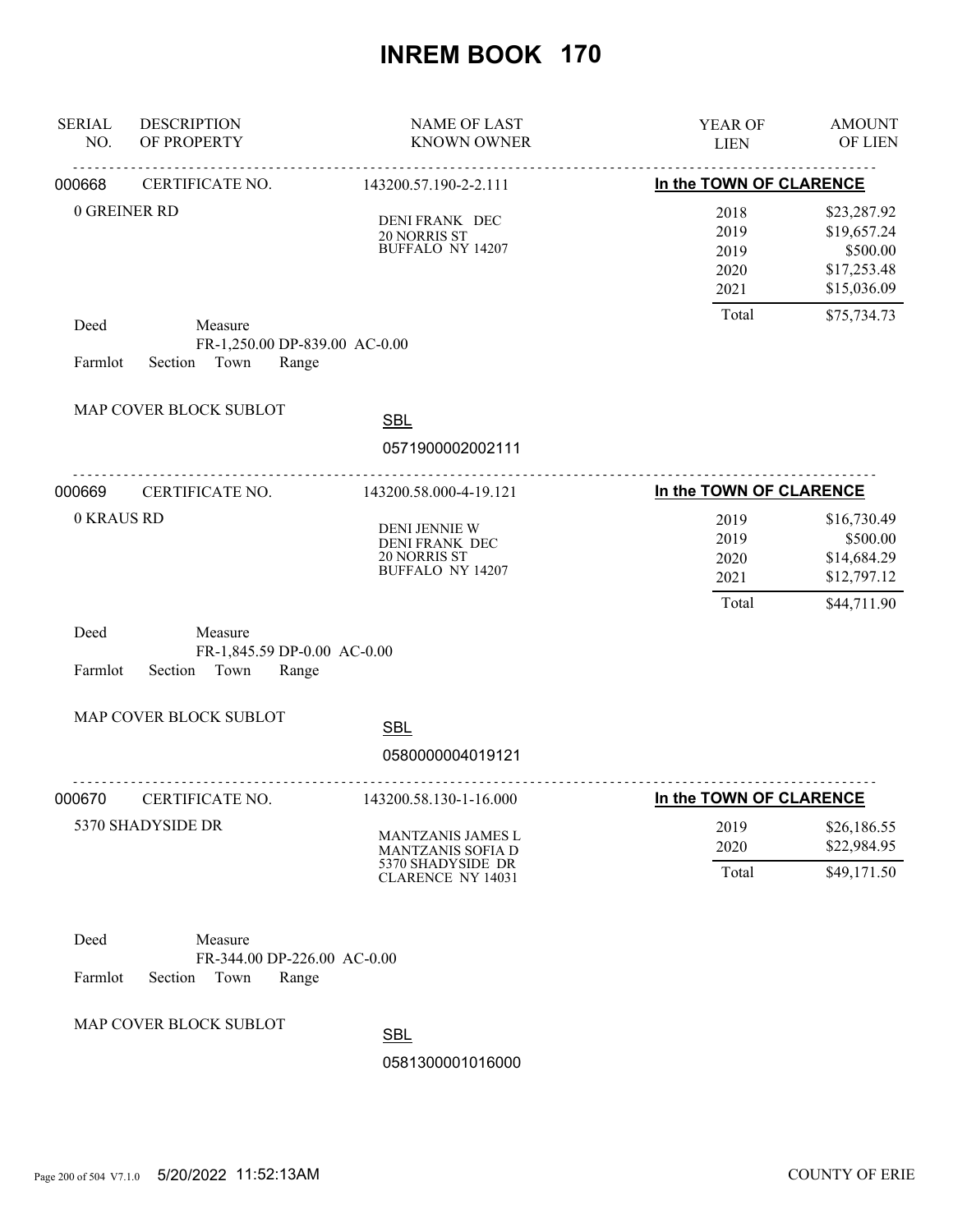# INREM BOOK 170

| SERIAL NO. | DESCRIPTION OF PROPERTY | NAME OF LAST KNOWN OWNER | YEAR OF LIEN | AMOUNT OF LIEN |
|---|---|---|---|---|
| 000668 | CERTIFICATE NO. | 143200.57.190-2-2.111 | In the TOWN OF CLARENCE | |
| | 0 GREINER RD | DENI FRANK DEC<br>20 NORRIS ST<br>BUFFALO NY 14207 | 2018 | $23,287.92 |
| | | | 2019 | $19,657.24 |
| | | | 2019 | $500.00 |
| | | | 2020 | $17,253.48 |
| | | | 2021 | $15,036.09 |
| | | | Total | $75,734.73 |

Deed Measure
FR-1,250.00 DP-839.00 AC-0.00
Farmlot Section Town Range

MAP COVER BLOCK SUBLOT

SBL
0571900002002111

| SERIAL NO. | DESCRIPTION OF PROPERTY | NAME OF LAST KNOWN OWNER | YEAR OF LIEN | AMOUNT OF LIEN |
|---|---|---|---|---|
| 000669 | CERTIFICATE NO. | 143200.58.000-4-19.121 | In the TOWN OF CLARENCE | |
| | 0 KRAUS RD | DENI JENNIE W<br>DENI FRANK DEC<br>20 NORRIS ST<br>BUFFALO NY 14207 | 2019 | $16,730.49 |
| | | | 2019 | $500.00 |
| | | | 2020 | $14,684.29 |
| | | | 2021 | $12,797.12 |
| | | | Total | $44,711.90 |

Deed Measure
FR-1,845.59 DP-0.00 AC-0.00
Farmlot Section Town Range

MAP COVER BLOCK SUBLOT

SBL
0580000004019121

| SERIAL NO. | DESCRIPTION OF PROPERTY | NAME OF LAST KNOWN OWNER | YEAR OF LIEN | AMOUNT OF LIEN |
|---|---|---|---|---|
| 000670 | CERTIFICATE NO. | 143200.58.130-1-16.000 | In the TOWN OF CLARENCE | |
| | 5370 SHADYSIDE DR | MANTZANIS JAMES L<br>MANTZANIS SOFIA D<br>5370 SHADYSIDE DR<br>CLARENCE NY 14031 | 2019 | $26,186.55 |
| | | | 2020 | $22,984.95 |
| | | | Total | $49,171.50 |

Deed Measure
FR-344.00 DP-226.00 AC-0.00
Farmlot Section Town Range

MAP COVER BLOCK SUBLOT

SBL
0581300001016000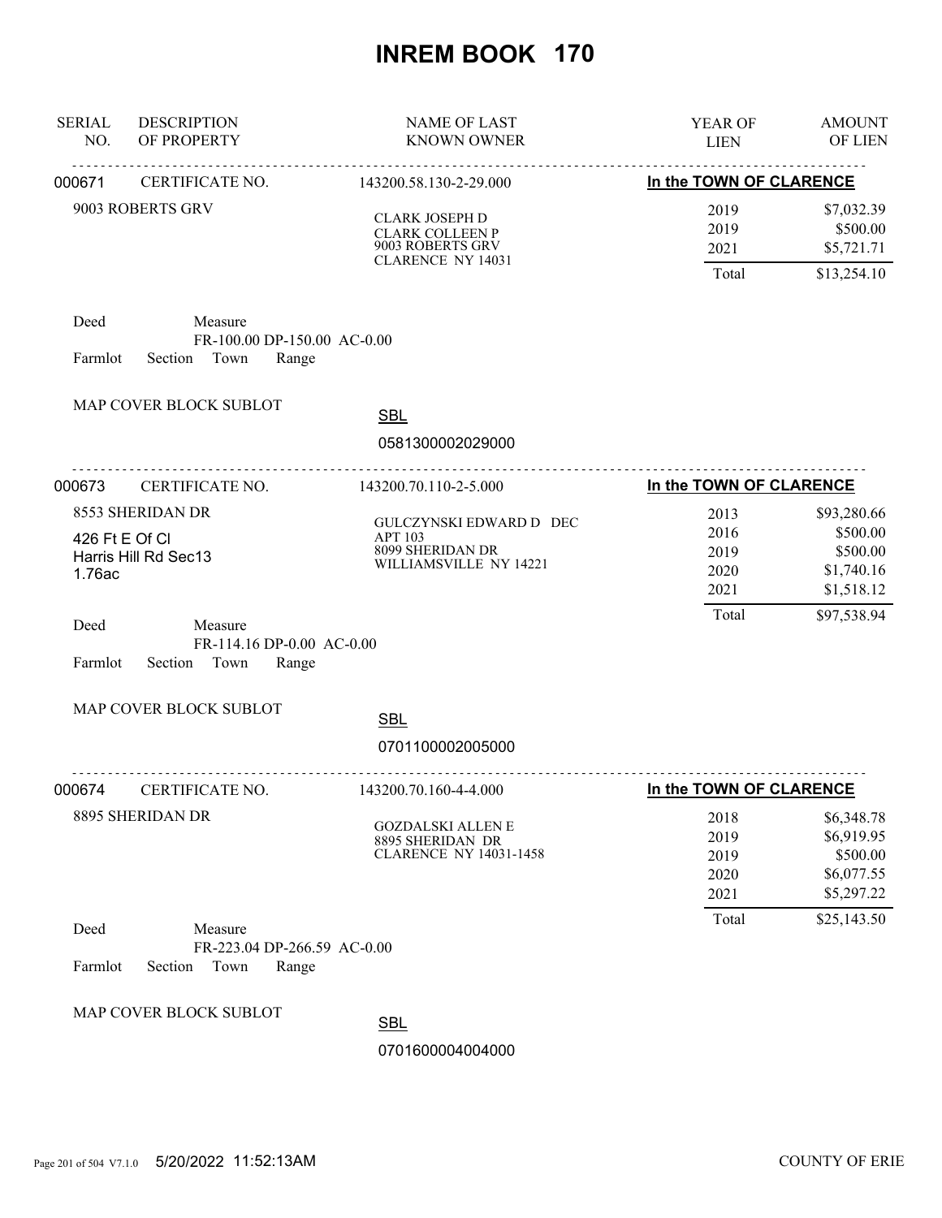# INREM BOOK 170

| SERIAL NO. | DESCRIPTION OF PROPERTY | NAME OF LAST KNOWN OWNER | YEAR OF LIEN | AMOUNT OF LIEN |
|---|---|---|---|---|
| 000671 | CERTIFICATE NO. | 143200.58.130-2-29.000 | In the TOWN OF CLARENCE | |
| | 9003 ROBERTS GRV | CLARK JOSEPH D<br>CLARK COLLEEN P<br>9003 ROBERTS GRV<br>CLARENCE NY 14031 | 2019 | $7,032.39 |
| | | | 2019 | $500.00 |
| | | | 2021 | $5,721.71 |
| | | | Total | $13,254.10 |

Deed　Measure
FR-100.00 DP-150.00 AC-0.00
Farmlot　Section　Town　Range

MAP COVER BLOCK SUBLOT

SBL
0581300002029000

| SERIAL NO. | DESCRIPTION OF PROPERTY | NAME OF LAST KNOWN OWNER | YEAR OF LIEN | AMOUNT OF LIEN |
|---|---|---|---|---|
| 000673 | CERTIFICATE NO. | 143200.70.110-2-5.000 | In the TOWN OF CLARENCE | |
| | 8553 SHERIDAN DR<br>426 Ft E Of Cl<br>Harris Hill Rd Sec13<br>1.76ac | GULCZYNSKI EDWARD D DEC<br>APT 103<br>8099 SHERIDAN DR<br>WILLIAMSVILLE NY 14221 | 2013 | $93,280.66 |
| | | | 2016 | $500.00 |
| | | | 2019 | $500.00 |
| | | | 2020 | $1,740.16 |
| | | | 2021 | $1,518.12 |
| | | | Total | $97,538.94 |

Deed　Measure
FR-114.16 DP-0.00 AC-0.00
Farmlot　Section　Town　Range

MAP COVER BLOCK SUBLOT

SBL
0701100002005000

| SERIAL NO. | DESCRIPTION OF PROPERTY | NAME OF LAST KNOWN OWNER | YEAR OF LIEN | AMOUNT OF LIEN |
|---|---|---|---|---|
| 000674 | CERTIFICATE NO. | 143200.70.160-4-4.000 | In the TOWN OF CLARENCE | |
| | 8895 SHERIDAN DR | GOZDALSKI ALLEN E<br>8895 SHERIDAN DR<br>CLARENCE NY 14031-1458 | 2018 | $6,348.78 |
| | | | 2019 | $6,919.95 |
| | | | 2019 | $500.00 |
| | | | 2020 | $6,077.55 |
| | | | 2021 | $5,297.22 |
| | | | Total | $25,143.50 |

Deed　Measure
FR-223.04 DP-266.59 AC-0.00
Farmlot　Section　Town　Range

MAP COVER BLOCK SUBLOT

SBL
0701600004004000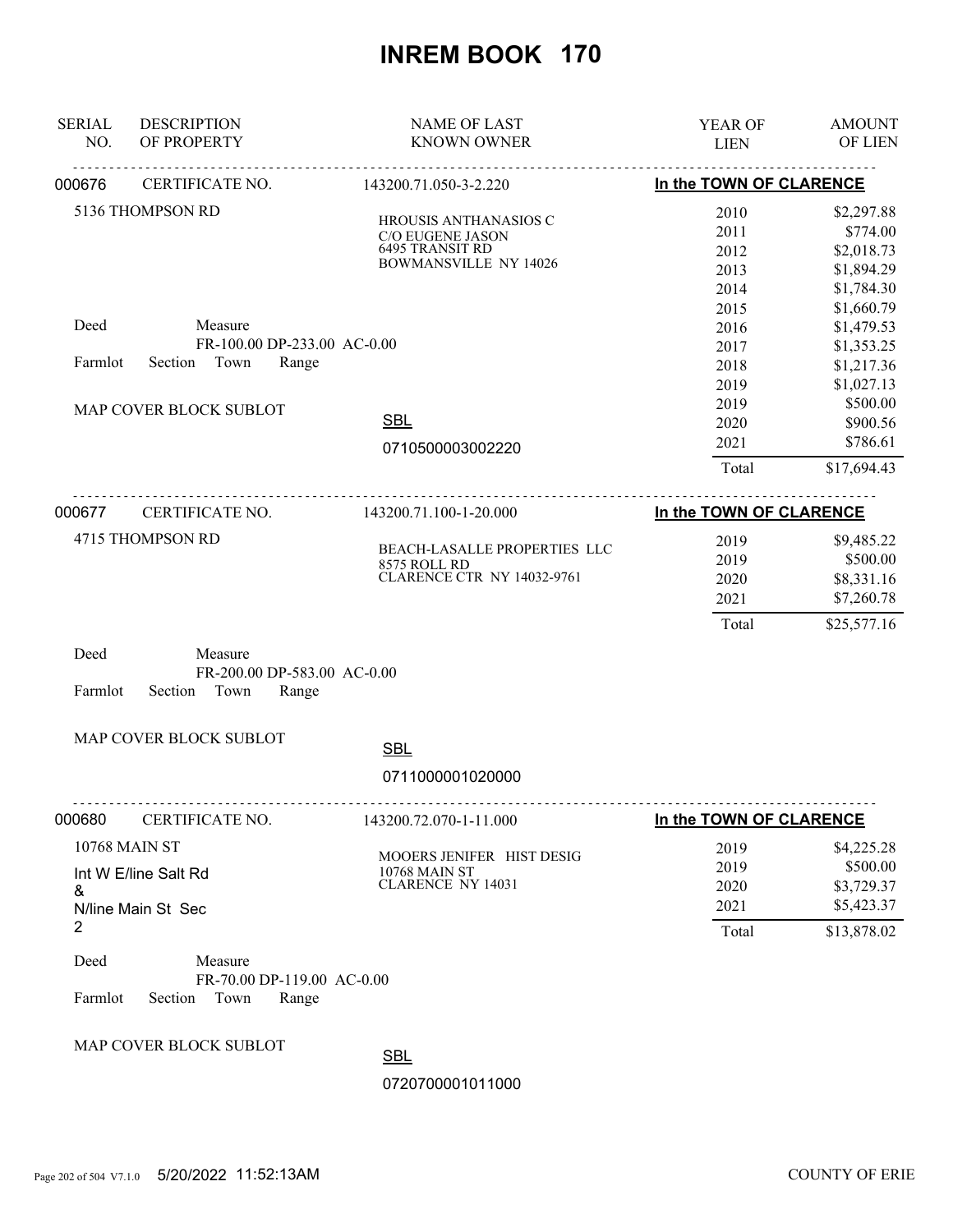# INREM BOOK 170

| SERIAL NO. | DESCRIPTION OF PROPERTY | NAME OF LAST KNOWN OWNER | YEAR OF LIEN | AMOUNT OF LIEN |
|---|---|---|---|---|

**000676** CERTIFICATE NO. 143200.71.050-3-2.220 — In the TOWN OF CLARENCE

5136 THOMPSON RD

HROUSIS ANTHANASIOS C
C/O EUGENE JASON
6495 TRANSIT RD
BOWMANSVILLE NY 14026

Deed Measure
FR-100.00 DP-233.00 AC-0.00
Farmlot Section Town Range

MAP COVER BLOCK SUBLOT

SBL
0710500003002220

| YEAR OF LIEN | AMOUNT OF LIEN |
|---|---|
| 2010 | $2,297.88 |
| 2011 | $774.00 |
| 2012 | $2,018.73 |
| 2013 | $1,894.29 |
| 2014 | $1,784.30 |
| 2015 | $1,660.79 |
| 2016 | $1,479.53 |
| 2017 | $1,353.25 |
| 2018 | $1,217.36 |
| 2019 | $1,027.13 |
| 2019 | $500.00 |
| 2020 | $900.56 |
| 2021 | $786.61 |
| Total | $17,694.43 |

**000677** CERTIFICATE NO. 143200.71.100-1-20.000 — In the TOWN OF CLARENCE

4715 THOMPSON RD

BEACH-LASALLE PROPERTIES LLC
8575 ROLL RD
CLARENCE CTR NY 14032-9761

| YEAR OF LIEN | AMOUNT OF LIEN |
|---|---|
| 2019 | $9,485.22 |
| 2019 | $500.00 |
| 2020 | $8,331.16 |
| 2021 | $7,260.78 |
| Total | $25,577.16 |

Deed Measure
FR-200.00 DP-583.00 AC-0.00
Farmlot Section Town Range

MAP COVER BLOCK SUBLOT

SBL
0711000001020000

**000680** CERTIFICATE NO. 143200.72.070-1-11.000 — In the TOWN OF CLARENCE

10768 MAIN ST
Int W E/line Salt Rd
&
N/line Main St Sec
2

MOOERS JENIFER HIST DESIG
10768 MAIN ST
CLARENCE NY 14031

| YEAR OF LIEN | AMOUNT OF LIEN |
|---|---|
| 2019 | $4,225.28 |
| 2019 | $500.00 |
| 2020 | $3,729.37 |
| 2021 | $5,423.37 |
| Total | $13,878.02 |

Deed Measure
FR-70.00 DP-119.00 AC-0.00
Farmlot Section Town Range

MAP COVER BLOCK SUBLOT

SBL
0720700001011000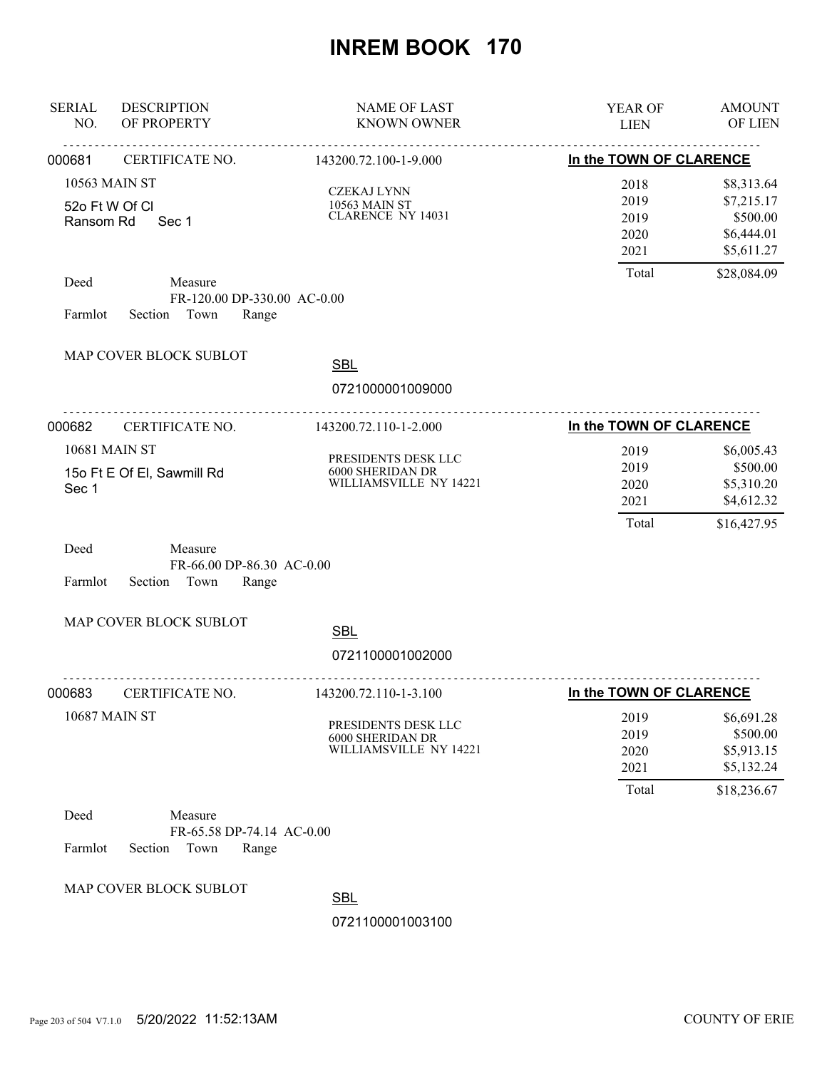# INREM BOOK 170

| SERIAL NO. | DESCRIPTION OF PROPERTY | NAME OF LAST KNOWN OWNER | YEAR OF LIEN | AMOUNT OF LIEN |
|---|---|---|---|---|

---

**000681** CERTIFICATE NO. 143200.72.100-1-9.000 — **In the TOWN OF CLARENCE**

10563 MAIN ST
52o Ft W Of Cl
Ransom Rd Sec 1

CZEKAJ LYNN
10563 MAIN ST
CLARENCE NY 14031

| YEAR OF LIEN | AMOUNT OF LIEN |
|---|---|
| 2018 | $8,313.64 |
| 2019 | $7,215.17 |
| 2019 | $500.00 |
| 2020 | $6,444.01 |
| 2021 | $5,611.27 |
| Total | $28,084.09 |

Deed Measure
FR-120.00 DP-330.00 AC-0.00
Farmlot Section Town Range

MAP COVER BLOCK SUBLOT

SBL
0721000001009000

---

**000682** CERTIFICATE NO. 143200.72.110-1-2.000 — **In the TOWN OF CLARENCE**

10681 MAIN ST
15o Ft E Of El, Sawmill Rd
Sec 1

PRESIDENTS DESK LLC
6000 SHERIDAN DR
WILLIAMSVILLE NY 14221

| YEAR OF LIEN | AMOUNT OF LIEN |
|---|---|
| 2019 | $6,005.43 |
| 2019 | $500.00 |
| 2020 | $5,310.20 |
| 2021 | $4,612.32 |
| Total | $16,427.95 |

Deed Measure
FR-66.00 DP-86.30 AC-0.00
Farmlot Section Town Range

MAP COVER BLOCK SUBLOT

SBL
0721100001002000

---

**000683** CERTIFICATE NO. 143200.72.110-1-3.100 — **In the TOWN OF CLARENCE**

10687 MAIN ST

PRESIDENTS DESK LLC
6000 SHERIDAN DR
WILLIAMSVILLE NY 14221

| YEAR OF LIEN | AMOUNT OF LIEN |
|---|---|
| 2019 | $6,691.28 |
| 2019 | $500.00 |
| 2020 | $5,913.15 |
| 2021 | $5,132.24 |
| Total | $18,236.67 |

Deed Measure
FR-65.58 DP-74.14 AC-0.00
Farmlot Section Town Range

MAP COVER BLOCK SUBLOT

SBL
0721100001003100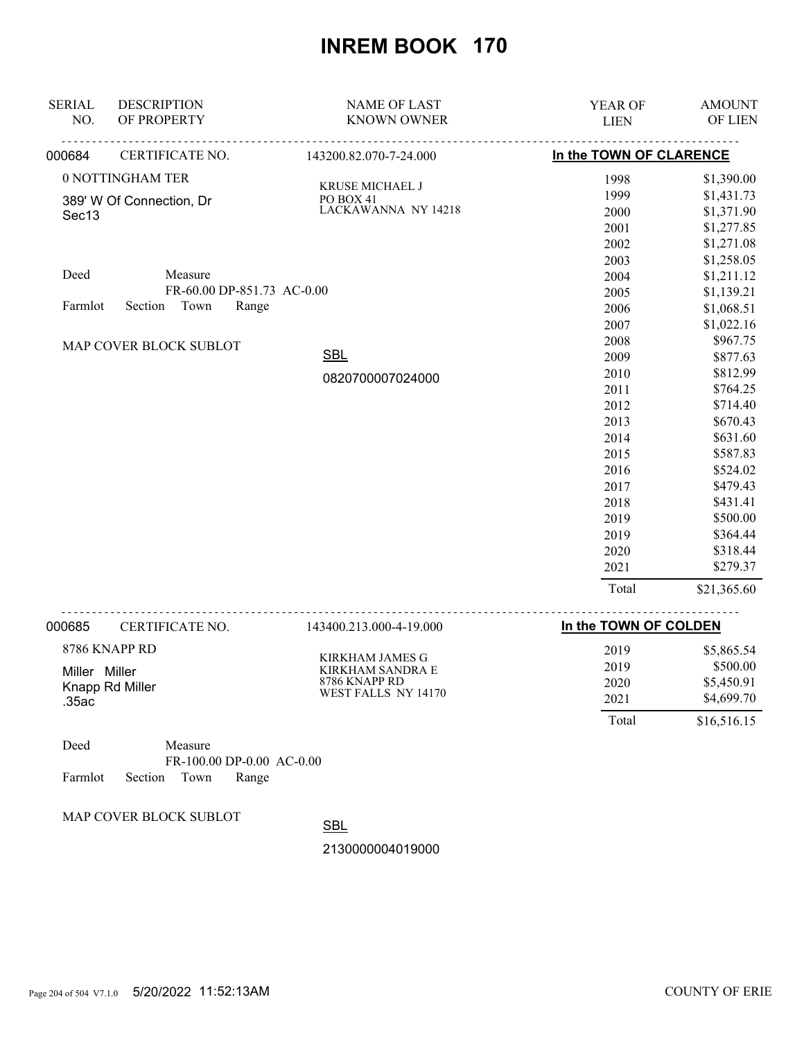# INREM BOOK 170

| SERIAL NO. | DESCRIPTION OF PROPERTY | NAME OF LAST KNOWN OWNER | YEAR OF LIEN | AMOUNT OF LIEN |
|---|---|---|---|---|
| 000684 | CERTIFICATE NO. | 143200.82.070-7-24.000 | In the TOWN OF CLARENCE | |
| | 0 NOTTINGHAM TER | KRUSE MICHAEL J | 1998 | $1,390.00 |
| | 389' W Of Connection, Dr | PO BOX 41 | 1999 | $1,431.73 |
| | Sec13 | LACKAWANNA NY 14218 | 2000 | $1,371.90 |
| | | | 2001 | $1,277.85 |
| | | | 2002 | $1,271.08 |
| | | | 2003 | $1,258.05 |
| | Deed Measure | | 2004 | $1,211.12 |
| | FR-60.00 DP-851.73 AC-0.00 | | 2005 | $1,139.21 |
| | Farmlot Section Town Range | | 2006 | $1,068.51 |
| | | | 2007 | $1,022.16 |
| | MAP COVER BLOCK SUBLOT | | 2008 | $967.75 |
| | | SBL | 2009 | $877.63 |
| | | 0820700007024000 | 2010 | $812.99 |
| | | | 2011 | $764.25 |
| | | | 2012 | $714.40 |
| | | | 2013 | $670.43 |
| | | | 2014 | $631.60 |
| | | | 2015 | $587.83 |
| | | | 2016 | $524.02 |
| | | | 2017 | $479.43 |
| | | | 2018 | $431.41 |
| | | | 2019 | $500.00 |
| | | | 2019 | $364.44 |
| | | | 2020 | $318.44 |
| | | | 2021 | $279.37 |
| | | | Total | $21,365.60 |
| 000685 | CERTIFICATE NO. | 143400.213.000-4-19.000 | In the TOWN OF COLDEN | |
| | 8786 KNAPP RD | KIRKHAM JAMES G | 2019 | $5,865.54 |
| | Miller Miller | KIRKHAM SANDRA E | 2019 | $500.00 |
| | Knapp Rd Miller | 8786 KNAPP RD | 2020 | $5,450.91 |
| | .35ac | WEST FALLS NY 14170 | 2021 | $4,699.70 |
| | | | Total | $16,516.15 |
| | Deed Measure | | | |
| | FR-100.00 DP-0.00 AC-0.00 | | | |
| | Farmlot Section Town Range | | | |
| | MAP COVER BLOCK SUBLOT | SBL | | |
| | | 2130000004019000 | | |

5/20/2022 11:52:13AM COUNTY OF ERIE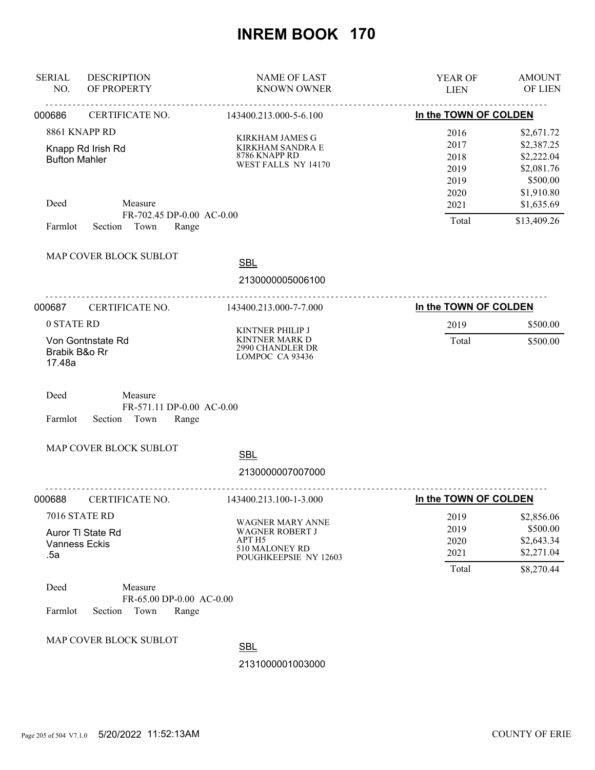# INREM BOOK 170

| SERIAL NO. | DESCRIPTION OF PROPERTY | NAME OF LAST KNOWN OWNER | YEAR OF LIEN | AMOUNT OF LIEN |
|---|---|---|---|---|

---

**000686** CERTIFICATE NO. 143400.213.000-5-6.100 — **In the TOWN OF COLDEN**

8861 KNAPP RD
Knapp Rd Irish Rd
Bufton Mahler

KIRKHAM JAMES G
KIRKHAM SANDRA E
8786 KNAPP RD
WEST FALLS NY 14170

| YEAR OF LIEN | AMOUNT OF LIEN |
|---|---|
| 2016 | $2,671.72 |
| 2017 | $2,387.25 |
| 2018 | $2,222.04 |
| 2019 | $2,081.76 |
| 2019 | $500.00 |
| 2020 | $1,910.80 |
| 2021 | $1,635.69 |
| Total | $13,409.26 |

Deed Measure
FR-702.45 DP-0.00 AC-0.00
Farmlot Section Town Range

MAP COVER BLOCK SUBLOT

SBL
2130000005006100

---

**000687** CERTIFICATE NO. 143400.213.000-7-7.000 — **In the TOWN OF COLDEN**

0 STATE RD
Von Gontnstate Rd
Brabik B&o Rr
17.48a

KINTNER PHILIP J
KINTNER MARK D
2990 CHANDLER DR
LOMPOC CA 93436

| YEAR OF LIEN | AMOUNT OF LIEN |
|---|---|
| 2019 | $500.00 |
| Total | $500.00 |

Deed Measure
FR-571.11 DP-0.00 AC-0.00
Farmlot Section Town Range

MAP COVER BLOCK SUBLOT

SBL
2130000007007000

---

**000688** CERTIFICATE NO. 143400.213.100-1-3.000 — **In the TOWN OF COLDEN**

7016 STATE RD
Auror Tl State Rd
Vanness Eckis
.5a

WAGNER MARY ANNE
WAGNER ROBERT J
APT H5
510 MALONEY RD
POUGHKEEPSIE NY 12603

| YEAR OF LIEN | AMOUNT OF LIEN |
|---|---|
| 2019 | $2,856.06 |
| 2019 | $500.00 |
| 2020 | $2,643.34 |
| 2021 | $2,271.04 |
| Total | $8,270.44 |

Deed Measure
FR-65.00 DP-0.00 AC-0.00
Farmlot Section Town Range

MAP COVER BLOCK SUBLOT

SBL
2131000001003000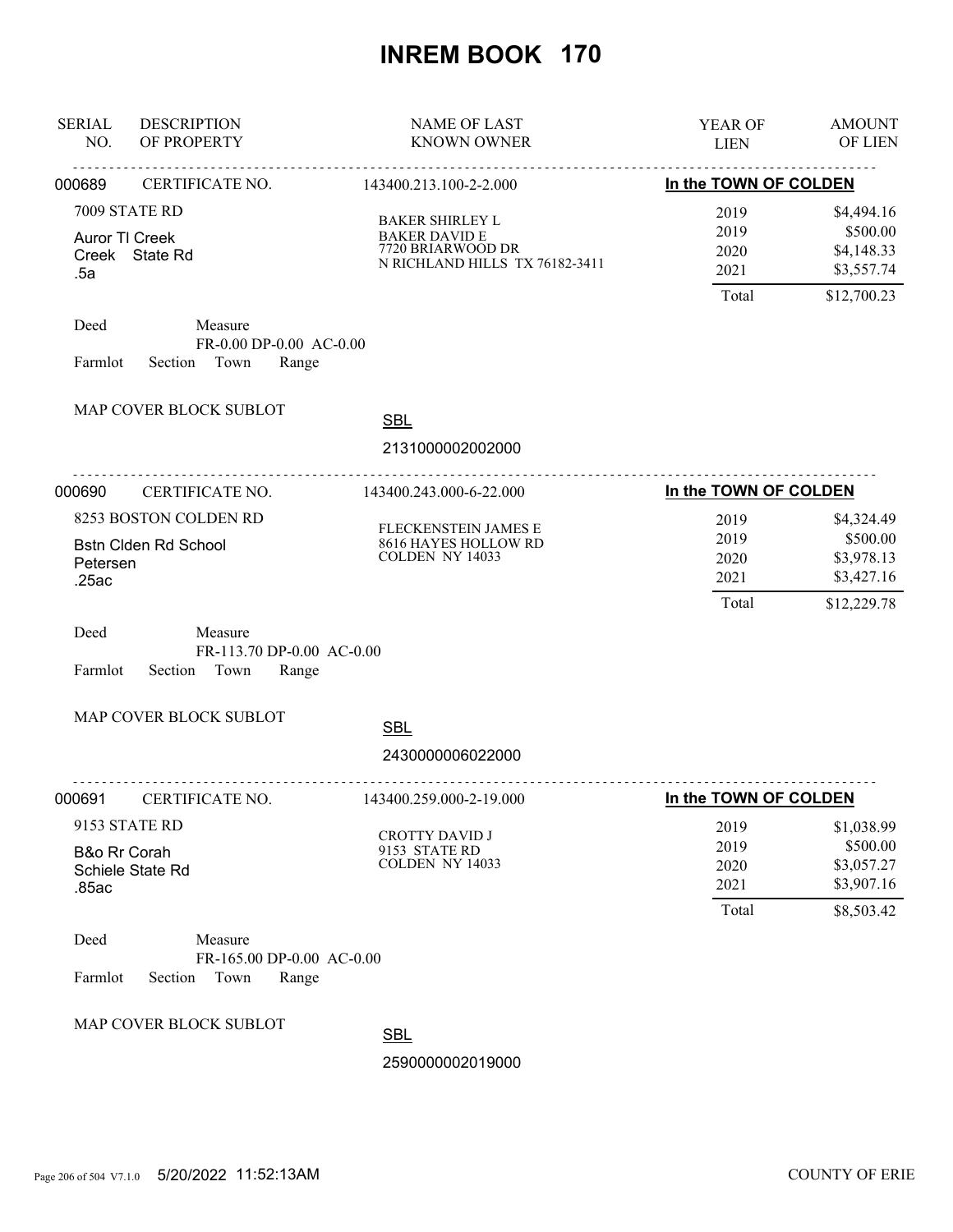# INREM BOOK 170

| SERIAL NO. | DESCRIPTION OF PROPERTY | NAME OF LAST KNOWN OWNER | YEAR OF LIEN | AMOUNT OF LIEN |
|---|---|---|---|---|

---

**000689** CERTIFICATE NO. 143400.213.100-2-2.000 — **In the TOWN OF COLDEN**

7009 STATE RD
Auror Tl Creek
Creek State Rd
.5a

BAKER SHIRLEY L
BAKER DAVID E
7720 BRIARWOOD DR
N RICHLAND HILLS TX 76182-3411

| YEAR OF LIEN | AMOUNT OF LIEN |
|---|---|
| 2019 | $4,494.16 |
| 2019 | $500.00 |
| 2020 | $4,148.33 |
| 2021 | $3,557.74 |
| Total | $12,700.23 |

Deed Measure FR-0.00 DP-0.00 AC-0.00
Farmlot Section Town Range

MAP COVER BLOCK SUBLOT

SBL
2131000002002000

---

**000690** CERTIFICATE NO. 143400.243.000-6-22.000 — **In the TOWN OF COLDEN**

8253 BOSTON COLDEN RD
Bstn Clden Rd School
Petersen
.25ac

FLECKENSTEIN JAMES E
8616 HAYES HOLLOW RD
COLDEN NY 14033

| YEAR OF LIEN | AMOUNT OF LIEN |
|---|---|
| 2019 | $4,324.49 |
| 2019 | $500.00 |
| 2020 | $3,978.13 |
| 2021 | $3,427.16 |
| Total | $12,229.78 |

Deed Measure FR-113.70 DP-0.00 AC-0.00
Farmlot Section Town Range

MAP COVER BLOCK SUBLOT

SBL
2430000006022000

---

**000691** CERTIFICATE NO. 143400.259.000-2-19.000 — **In the TOWN OF COLDEN**

9153 STATE RD
B&o Rr Corah
Schiele State Rd
.85ac

CROTTY DAVID J
9153 STATE RD
COLDEN NY 14033

| YEAR OF LIEN | AMOUNT OF LIEN |
|---|---|
| 2019 | $1,038.99 |
| 2019 | $500.00 |
| 2020 | $3,057.27 |
| 2021 | $3,907.16 |
| Total | $8,503.42 |

Deed Measure FR-165.00 DP-0.00 AC-0.00
Farmlot Section Town Range

MAP COVER BLOCK SUBLOT

SBL
2590000002019000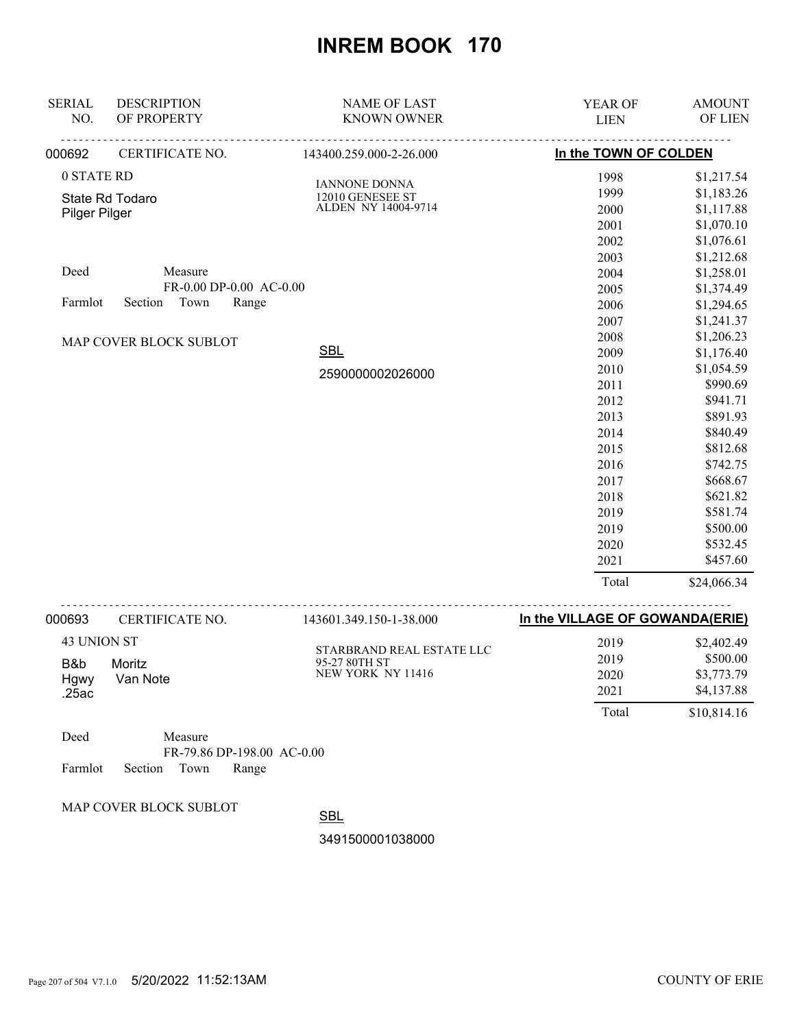# INREM BOOK 170

| SERIAL NO. | DESCRIPTION OF PROPERTY | NAME OF LAST KNOWN OWNER | YEAR OF LIEN | AMOUNT OF LIEN |
|---|---|---|---|---|

**000692** CERTIFICATE NO. 143400.259.000-2-26.000 — **In the TOWN OF COLDEN**

0 STATE RD

State Rd Todaro
Pilger Pilger

IANNONE DONNA
12010 GENESEE ST
ALDEN NY 14004-9714

Deed Measure
FR-0.00 DP-0.00 AC-0.00
Farmlot Section Town Range

MAP COVER BLOCK SUBLOT

SBL
2590000002026000

| YEAR OF LIEN | AMOUNT OF LIEN |
|---|---|
| 1998 | $1,217.54 |
| 1999 | $1,183.26 |
| 2000 | $1,117.88 |
| 2001 | $1,070.10 |
| 2002 | $1,076.61 |
| 2003 | $1,212.68 |
| 2004 | $1,258.01 |
| 2005 | $1,374.49 |
| 2006 | $1,294.65 |
| 2007 | $1,241.37 |
| 2008 | $1,206.23 |
| 2009 | $1,176.40 |
| 2010 | $1,054.59 |
| 2011 | $990.69 |
| 2012 | $941.71 |
| 2013 | $891.93 |
| 2014 | $840.49 |
| 2015 | $812.68 |
| 2016 | $742.75 |
| 2017 | $668.67 |
| 2018 | $621.82 |
| 2019 | $581.74 |
| 2019 | $500.00 |
| 2020 | $532.45 |
| 2021 | $457.60 |
| Total | $24,066.34 |

**000693** CERTIFICATE NO. 143601.349.150-1-38.000 — **In the VILLAGE OF GOWANDA(ERIE)**

43 UNION ST

B&b Moritz
Hgwy Van Note
.25ac

STARBRAND REAL ESTATE LLC
95-27 80TH ST
NEW YORK NY 11416

| YEAR OF LIEN | AMOUNT OF LIEN |
|---|---|
| 2019 | $2,402.49 |
| 2019 | $500.00 |
| 2020 | $3,773.79 |
| 2021 | $4,137.88 |
| Total | $10,814.16 |

Deed Measure
FR-79.86 DP-198.00 AC-0.00
Farmlot Section Town Range

MAP COVER BLOCK SUBLOT

SBL
3491500001038000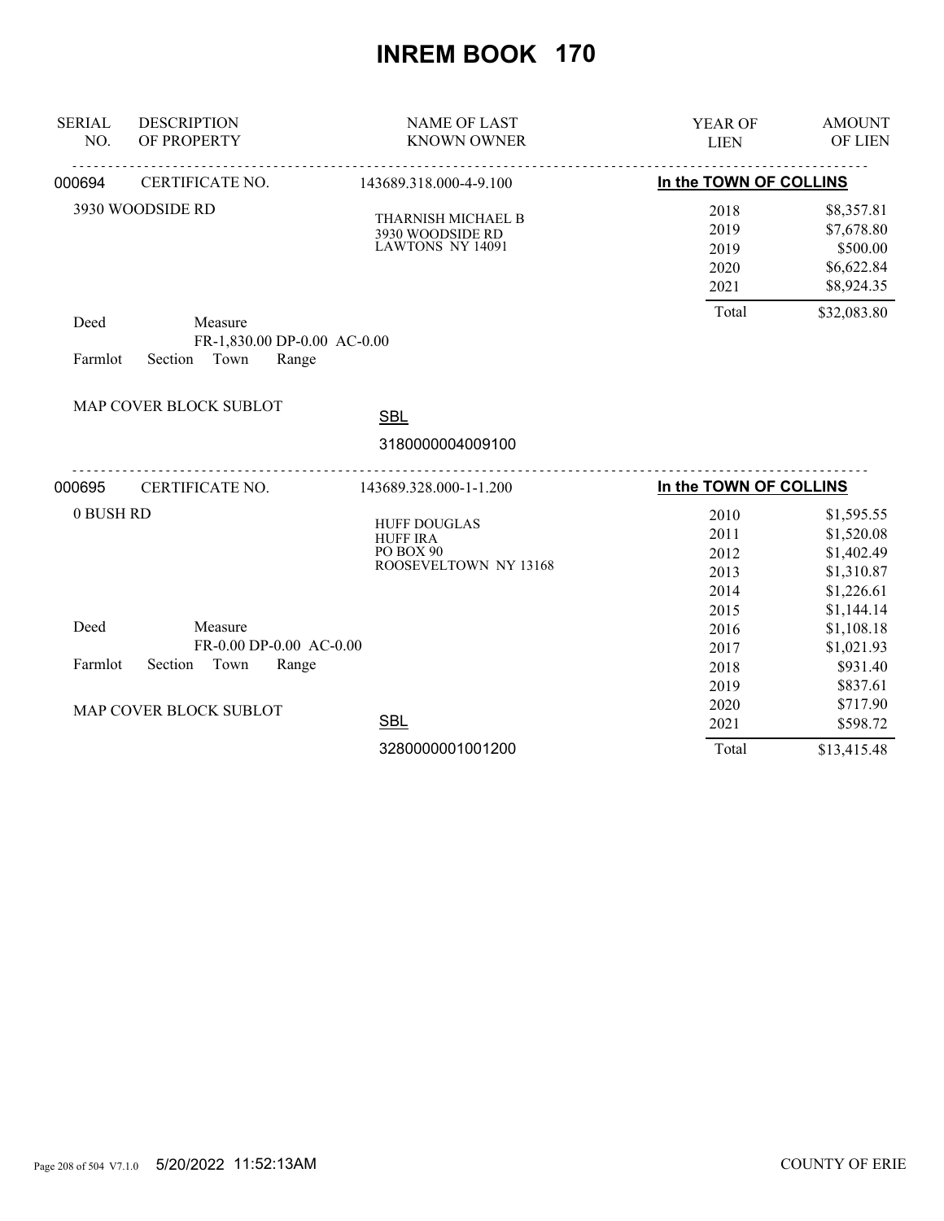# INREM BOOK 170

| SERIAL NO. | DESCRIPTION OF PROPERTY | NAME OF LAST KNOWN OWNER | YEAR OF LIEN | AMOUNT OF LIEN |
|---|---|---|---|---|

---

**000694** CERTIFICATE NO. 143689.318.000-4-9.100 **In the TOWN OF COLLINS**

3930 WOODSIDE RD

THARNISH MICHAEL B
3930 WOODSIDE RD
LAWTONS NY 14091

| YEAR OF LIEN | AMOUNT OF LIEN |
|---|---|
| 2018 | $8,357.81 |
| 2019 | $7,678.80 |
| 2019 | $500.00 |
| 2020 | $6,622.84 |
| 2021 | $8,924.35 |
| Total | $32,083.80 |

Deed Measure
FR-1,830.00 DP-0.00 AC-0.00
Farmlot Section Town Range

MAP COVER BLOCK SUBLOT

SBL
3180000004009100

---

**000695** CERTIFICATE NO. 143689.328.000-1-1.200 **In the TOWN OF COLLINS**

0 BUSH RD

HUFF DOUGLAS
HUFF IRA
PO BOX 90
ROOSEVELTOWN NY 13168

| YEAR OF LIEN | AMOUNT OF LIEN |
|---|---|
| 2010 | $1,595.55 |
| 2011 | $1,520.08 |
| 2012 | $1,402.49 |
| 2013 | $1,310.87 |
| 2014 | $1,226.61 |
| 2015 | $1,144.14 |
| 2016 | $1,108.18 |
| 2017 | $1,021.93 |
| 2018 | $931.40 |
| 2019 | $837.61 |
| 2020 | $717.90 |
| 2021 | $598.72 |
| Total | $13,415.48 |

Deed Measure
FR-0.00 DP-0.00 AC-0.00
Farmlot Section Town Range

MAP COVER BLOCK SUBLOT

SBL
3280000001001200

5/20/2022 11:52:13AM COUNTY OF ERIE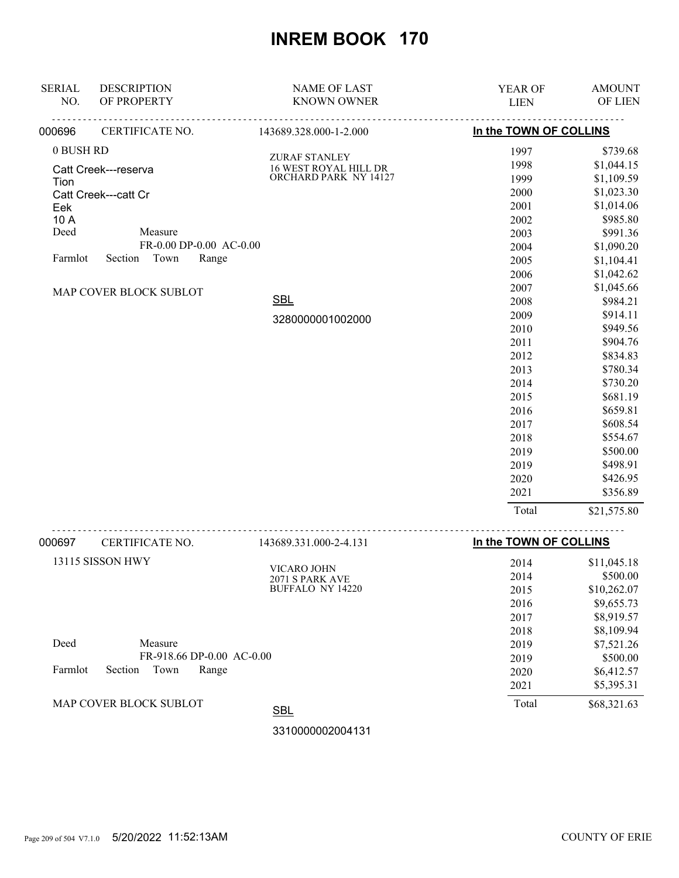# INREM BOOK 170

| SERIAL NO. | DESCRIPTION OF PROPERTY | NAME OF LAST KNOWN OWNER | YEAR OF LIEN | AMOUNT OF LIEN |
|---|---|---|---|---|

**000696** CERTIFICATE NO. 143689.328.000-1-2.000 — **In the TOWN OF COLLINS**

0 BUSH RD

Catt Creek---reserva
Tion
Catt Creek---catt Cr
Eek
10 A

Deed Measure
FR-0.00 DP-0.00 AC-0.00

Farmlot Section Town Range

MAP COVER BLOCK SUBLOT

ZURAF STANLEY
16 WEST ROYAL HILL DR
ORCHARD PARK NY 14127

SBL
3280000001002000

| YEAR OF LIEN | AMOUNT OF LIEN |
|---|---|
| 1997 | $739.68 |
| 1998 | $1,044.15 |
| 1999 | $1,109.59 |
| 2000 | $1,023.30 |
| 2001 | $1,014.06 |
| 2002 | $985.80 |
| 2003 | $991.36 |
| 2004 | $1,090.20 |
| 2005 | $1,104.41 |
| 2006 | $1,042.62 |
| 2007 | $1,045.66 |
| 2008 | $984.21 |
| 2009 | $914.11 |
| 2010 | $949.56 |
| 2011 | $904.76 |
| 2012 | $834.83 |
| 2013 | $780.34 |
| 2014 | $730.20 |
| 2015 | $681.19 |
| 2016 | $659.81 |
| 2017 | $608.54 |
| 2018 | $554.67 |
| 2019 | $500.00 |
| 2019 | $498.91 |
| 2020 | $426.95 |
| 2021 | $356.89 |
| Total | $21,575.80 |

**000697** CERTIFICATE NO. 143689.331.000-2-4.131 — **In the TOWN OF COLLINS**

13115 SISSON HWY

Deed Measure
FR-918.66 DP-0.00 AC-0.00

Farmlot Section Town Range

MAP COVER BLOCK SUBLOT

VICARO JOHN
2071 S PARK AVE
BUFFALO NY 14220

SBL
3310000002004131

| YEAR OF LIEN | AMOUNT OF LIEN |
|---|---|
| 2014 | $11,045.18 |
| 2014 | $500.00 |
| 2015 | $10,262.07 |
| 2016 | $9,655.73 |
| 2017 | $8,919.57 |
| 2018 | $8,109.94 |
| 2019 | $7,521.26 |
| 2019 | $500.00 |
| 2020 | $6,412.57 |
| 2021 | $5,395.31 |
| Total | $68,321.63 |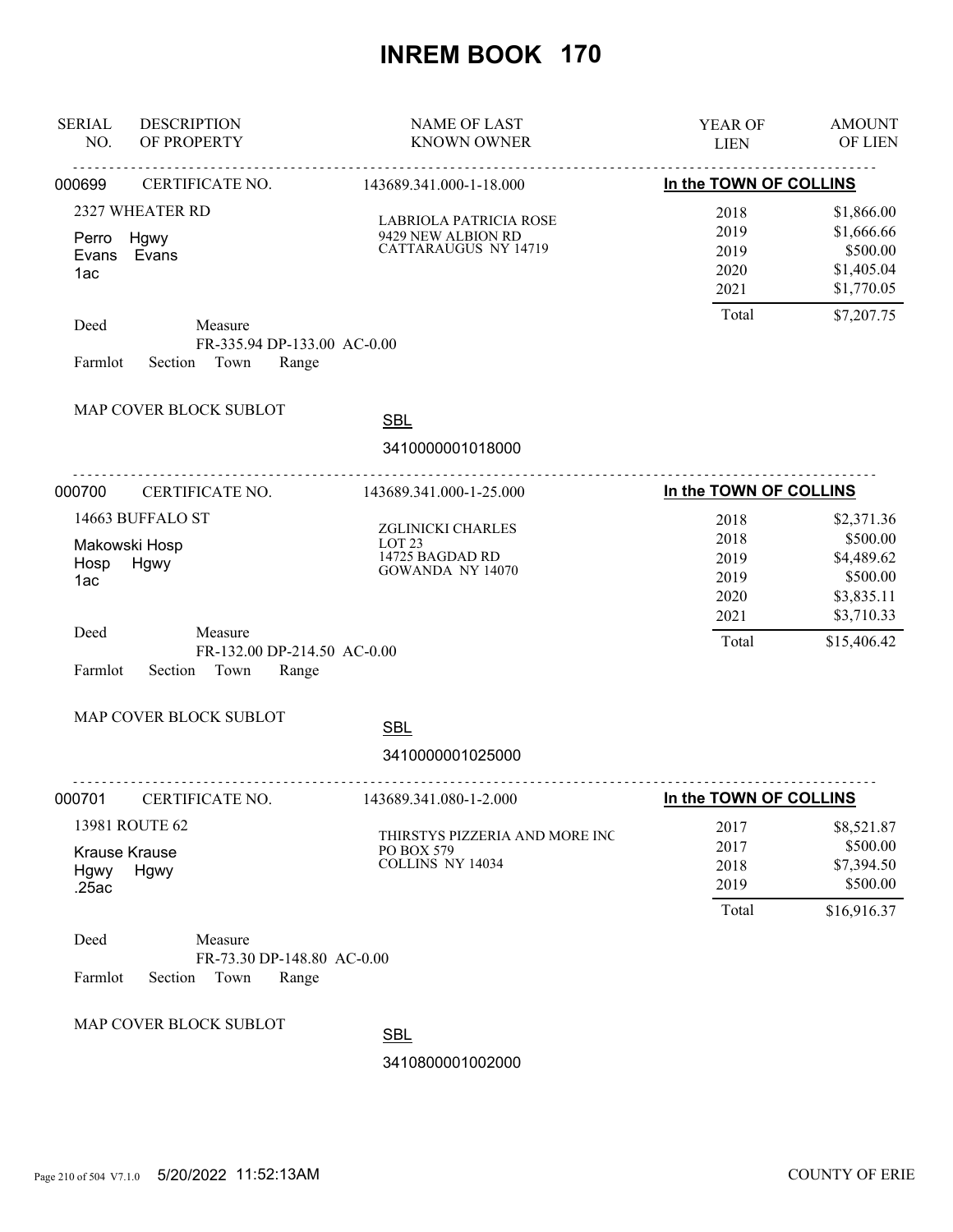# INREM BOOK 170

| SERIAL NO. | DESCRIPTION OF PROPERTY | NAME OF LAST KNOWN OWNER | YEAR OF LIEN | AMOUNT OF LIEN |
|---|---|---|---|---|

---

**000699** CERTIFICATE NO. 143689.341.000-1-18.000 — **In the TOWN OF COLLINS**

2327 WHEATER RD
Perro Hgwy
Evans Evans
1ac

LABRIOLA PATRICIA ROSE
9429 NEW ALBION RD
CATTARAUGUS NY 14719

| YEAR OF LIEN | AMOUNT OF LIEN |
|---|---|
| 2018 | $1,866.00 |
| 2019 | $1,666.66 |
| 2019 | $500.00 |
| 2020 | $1,405.04 |
| 2021 | $1,770.05 |
| Total | $7,207.75 |

Deed Measure
FR-335.94 DP-133.00 AC-0.00
Farmlot Section Town Range

MAP COVER BLOCK SUBLOT

SBL
3410000001018000

---

**000700** CERTIFICATE NO. 143689.341.000-1-25.000 — **In the TOWN OF COLLINS**

14663 BUFFALO ST
Makowski Hosp
Hosp Hgwy
1ac

ZGLINICKI CHARLES
LOT 23
14725 BAGDAD RD
GOWANDA NY 14070

| YEAR OF LIEN | AMOUNT OF LIEN |
|---|---|
| 2018 | $2,371.36 |
| 2018 | $500.00 |
| 2019 | $4,489.62 |
| 2019 | $500.00 |
| 2020 | $3,835.11 |
| 2021 | $3,710.33 |
| Total | $15,406.42 |

Deed Measure
FR-132.00 DP-214.50 AC-0.00
Farmlot Section Town Range

MAP COVER BLOCK SUBLOT

SBL
3410000001025000

---

**000701** CERTIFICATE NO. 143689.341.080-1-2.000 — **In the TOWN OF COLLINS**

13981 ROUTE 62
Krause Krause
Hgwy Hgwy
.25ac

THIRSTYS PIZZERIA AND MORE INC
PO BOX 579
COLLINS NY 14034

| YEAR OF LIEN | AMOUNT OF LIEN |
|---|---|
| 2017 | $8,521.87 |
| 2017 | $500.00 |
| 2018 | $7,394.50 |
| 2019 | $500.00 |
| Total | $16,916.37 |

Deed Measure
FR-73.30 DP-148.80 AC-0.00
Farmlot Section Town Range

MAP COVER BLOCK SUBLOT

SBL
3410800001002000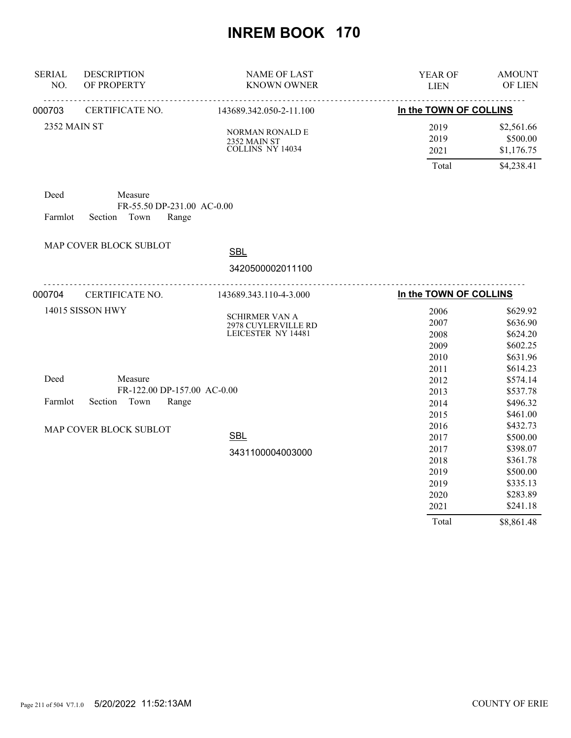# INREM BOOK 170

| SERIAL NO. | DESCRIPTION OF PROPERTY | NAME OF LAST KNOWN OWNER | YEAR OF LIEN | AMOUNT OF LIEN |
|---|---|---|---|---|
| 000703 | CERTIFICATE NO. | 143689.342.050-2-11.100 | In the TOWN OF COLLINS | |
| | 2352 MAIN ST | NORMAN RONALD E<br>2352 MAIN ST<br>COLLINS NY 14034 | 2019 | $2,561.66 |
| | | | 2019 | $500.00 |
| | | | 2021 | $1,176.75 |
| | | | Total | $4,238.41 |

Deed Measure
FR-55.50 DP-231.00 AC-0.00
Farmlot Section Town Range

MAP COVER BLOCK SUBLOT

SBL
3420500002011100

| SERIAL NO. | DESCRIPTION OF PROPERTY | NAME OF LAST KNOWN OWNER | YEAR OF LIEN | AMOUNT OF LIEN |
|---|---|---|---|---|
| 000704 | CERTIFICATE NO. | 143689.343.110-4-3.000 | In the TOWN OF COLLINS | |
| | 14015 SISSON HWY | SCHIRMER VAN A<br>2978 CUYLERVILLE RD<br>LEICESTER NY 14481 | 2006 | $629.92 |
| | | | 2007 | $636.90 |
| | | | 2008 | $624.20 |
| | | | 2009 | $602.25 |
| | | | 2010 | $631.96 |
| | | | 2011 | $614.23 |
| | | | 2012 | $574.14 |
| | | | 2013 | $537.78 |
| | | | 2014 | $496.32 |
| | | | 2015 | $461.00 |
| | | | 2016 | $432.73 |
| | | | 2017 | $500.00 |
| | | | 2017 | $398.07 |
| | | | 2018 | $361.78 |
| | | | 2019 | $500.00 |
| | | | 2019 | $335.13 |
| | | | 2020 | $283.89 |
| | | | 2021 | $241.18 |
| | | | Total | $8,861.48 |

Deed Measure
FR-122.00 DP-157.00 AC-0.00
Farmlot Section Town Range

MAP COVER BLOCK SUBLOT

SBL
3431100004003000

5/20/2022 11:52:13AM COUNTY OF ERIE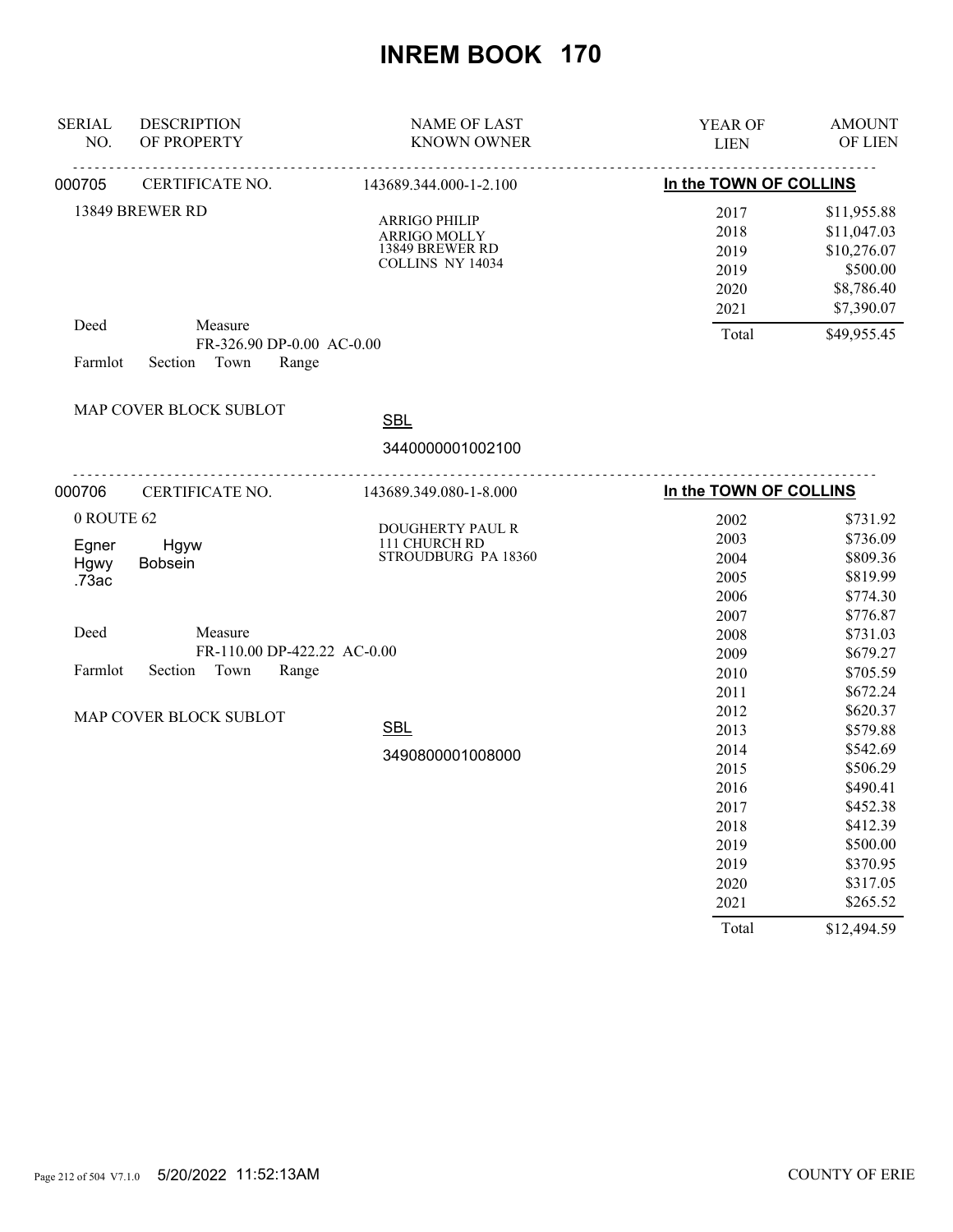# INREM BOOK 170

| SERIAL NO. | DESCRIPTION OF PROPERTY | NAME OF LAST KNOWN OWNER | YEAR OF LIEN | AMOUNT OF LIEN |
|---|---|---|---|---|
| 000705 | CERTIFICATE NO. | 143689.344.000-1-2.100 | In the TOWN OF COLLINS | |
| | 13849 BREWER RD | ARRIGO PHILIP<br>ARRIGO MOLLY<br>13849 BREWER RD<br>COLLINS NY 14034 | 2017 | $11,955.88 |
| | | | 2018 | $11,047.03 |
| | | | 2019 | $10,276.07 |
| | | | 2019 | $500.00 |
| | | | 2020 | $8,786.40 |
| | | | 2021 | $7,390.07 |
| | Deed Measure FR-326.90 DP-0.00 AC-0.00 | | Total | $49,955.45 |
| | Farmlot Section Town Range | | | |
| | MAP COVER BLOCK SUBLOT | SBL 3440000001002100 | | |
| 000706 | CERTIFICATE NO. | 143689.349.080-1-8.000 | In the TOWN OF COLLINS | |
| | 0 ROUTE 62<br>Egner Hgyw<br>Hgwy Bobsein<br>.73ac | DOUGHERTY PAUL R<br>111 CHURCH RD<br>STROUDBURG PA 18360 | 2002 | $731.92 |
| | | | 2003 | $736.09 |
| | | | 2004 | $809.36 |
| | | | 2005 | $819.99 |
| | | | 2006 | $774.30 |
| | | | 2007 | $776.87 |
| | Deed Measure FR-110.00 DP-422.22 AC-0.00 | | 2008 | $731.03 |
| | | | 2009 | $679.27 |
| | Farmlot Section Town Range | | 2010 | $705.59 |
| | | | 2011 | $672.24 |
| | MAP COVER BLOCK SUBLOT | SBL 3490800001008000 | 2012 | $620.37 |
| | | | 2013 | $579.88 |
| | | | 2014 | $542.69 |
| | | | 2015 | $506.29 |
| | | | 2016 | $490.41 |
| | | | 2017 | $452.38 |
| | | | 2018 | $412.39 |
| | | | 2019 | $500.00 |
| | | | 2019 | $370.95 |
| | | | 2020 | $317.05 |
| | | | 2021 | $265.52 |
| | | | Total | $12,494.59 |

5/20/2022 11:52:13AM COUNTY OF ERIE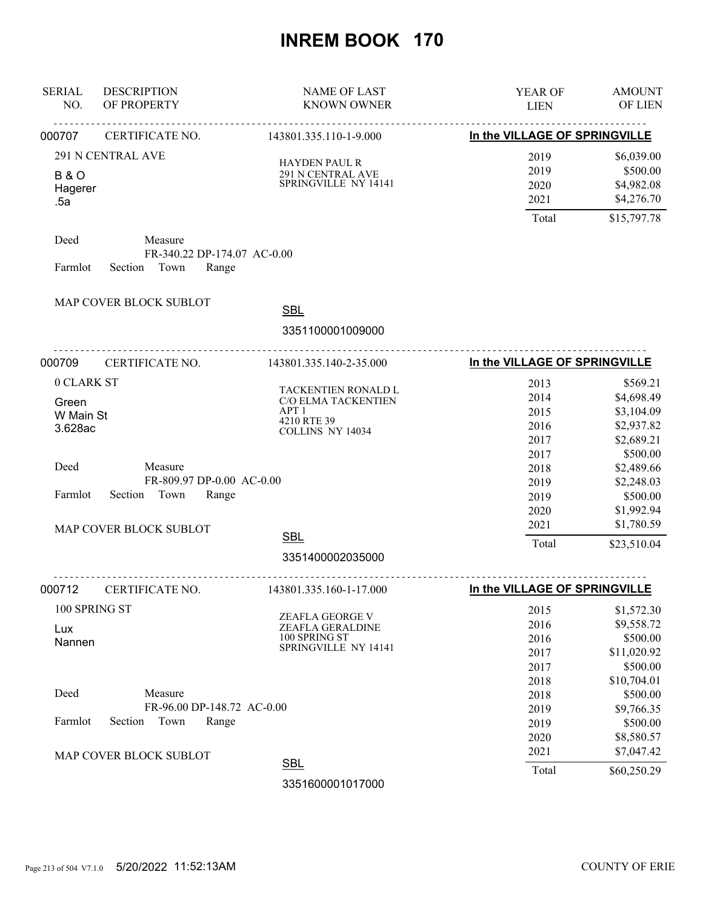# INREM BOOK 170

| SERIAL NO. | DESCRIPTION OF PROPERTY | NAME OF LAST KNOWN OWNER | YEAR OF LIEN | AMOUNT OF LIEN |
|---|---|---|---|---|

**000707** CERTIFICATE NO. 143801.335.110-1-9.000 — **In the VILLAGE OF SPRINGVILLE**

291 N CENTRAL AVE
B & O
Hagerer
.5a

HAYDEN PAUL R
291 N CENTRAL AVE
SPRINGVILLE NY 14141

| YEAR OF LIEN | AMOUNT OF LIEN |
|---|---|
| 2019 | $6,039.00 |
| 2019 | $500.00 |
| 2020 | $4,982.08 |
| 2021 | $4,276.70 |
| Total | $15,797.78 |

Deed Measure
FR-340.22 DP-174.07 AC-0.00
Farmlot Section Town Range

MAP COVER BLOCK SUBLOT

SBL
3351100001009000

---

**000709** CERTIFICATE NO. 143801.335.140-2-35.000 — **In the VILLAGE OF SPRINGVILLE**

0 CLARK ST
Green
W Main St
3.628ac

TACKENTIEN RONALD L
C/O ELMA TACKENTIEN
APT 1
4210 RTE 39
COLLINS NY 14034

| YEAR OF LIEN | AMOUNT OF LIEN |
|---|---|
| 2013 | $569.21 |
| 2014 | $4,698.49 |
| 2015 | $3,104.09 |
| 2016 | $2,937.82 |
| 2017 | $2,689.21 |
| 2017 | $500.00 |
| 2018 | $2,489.66 |
| 2019 | $2,248.03 |
| 2019 | $500.00 |
| 2020 | $1,992.94 |
| 2021 | $1,780.59 |
| Total | $23,510.04 |

Deed Measure
FR-809.97 DP-0.00 AC-0.00
Farmlot Section Town Range

MAP COVER BLOCK SUBLOT

SBL
3351400002035000

---

**000712** CERTIFICATE NO. 143801.335.160-1-17.000 — **In the VILLAGE OF SPRINGVILLE**

100 SPRING ST
Lux
Nannen

ZEAFLA GEORGE V
ZEAFLA GERALDINE
100 SPRING ST
SPRINGVILLE NY 14141

| YEAR OF LIEN | AMOUNT OF LIEN |
|---|---|
| 2015 | $1,572.30 |
| 2016 | $9,558.72 |
| 2016 | $500.00 |
| 2017 | $11,020.92 |
| 2017 | $500.00 |
| 2018 | $10,704.01 |
| 2018 | $500.00 |
| 2019 | $9,766.35 |
| 2019 | $500.00 |
| 2020 | $8,580.57 |
| 2021 | $7,047.42 |
| Total | $60,250.29 |

Deed Measure
FR-96.00 DP-148.72 AC-0.00
Farmlot Section Town Range

MAP COVER BLOCK SUBLOT

SBL
3351600001017000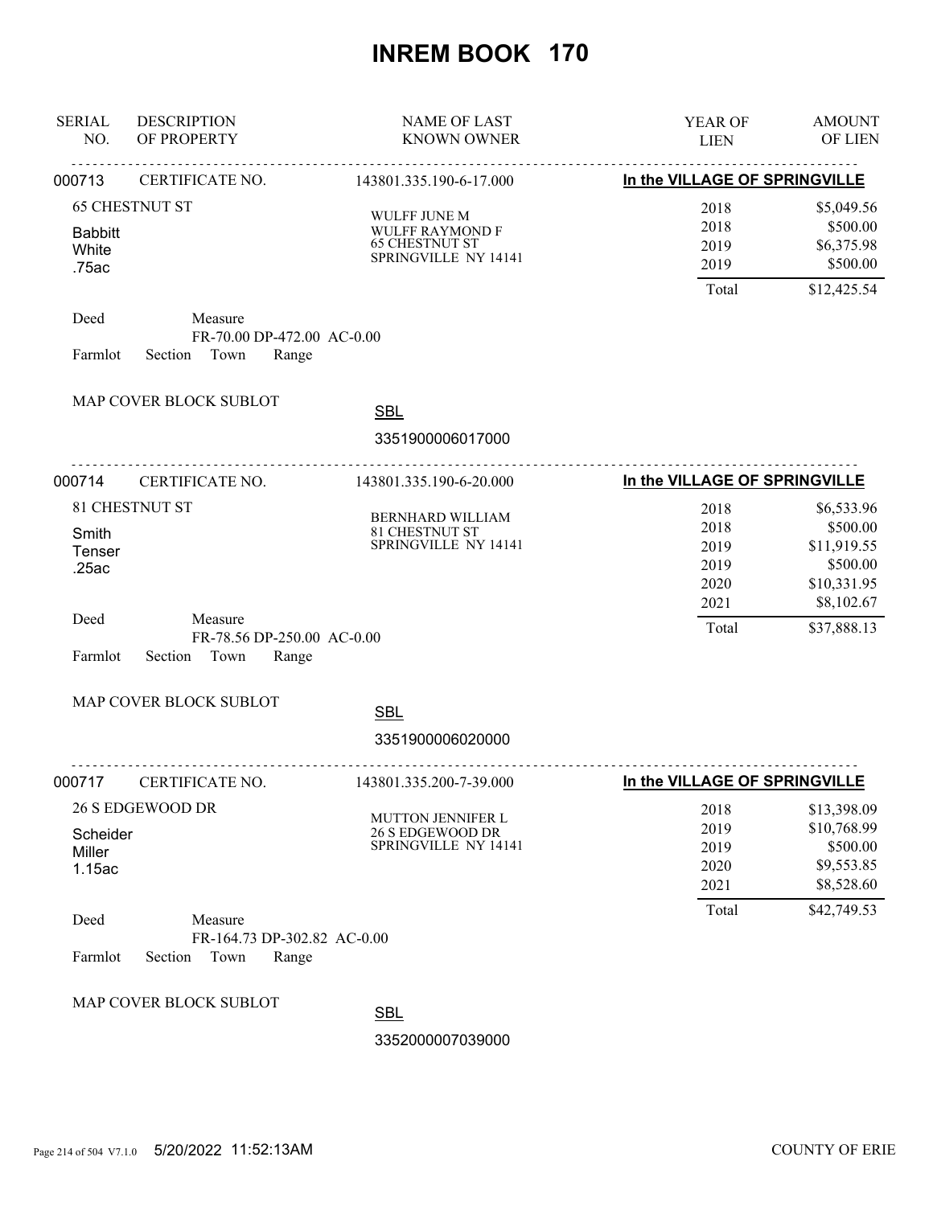# INREM BOOK 170

| SERIAL NO. | DESCRIPTION OF PROPERTY | NAME OF LAST KNOWN OWNER | YEAR OF LIEN | AMOUNT OF LIEN |
|---|---|---|---|---|
| 000713 | CERTIFICATE NO. | 143801.335.190-6-17.000 | In the VILLAGE OF SPRINGVILLE | |
| | 65 CHESTNUT ST<br>Babbitt<br>White<br>.75ac | WULFF JUNE M<br>WULFF RAYMOND F<br>65 CHESTNUT ST<br>SPRINGVILLE NY 14141 | 2018<br>2018<br>2019<br>2019 | \$5,049.56<br>\$500.00<br>\$6,375.98<br>\$500.00 |
| | | | Total | \$12,425.54 |

Deed Measure
FR-70.00 DP-472.00 AC-0.00
Farmlot Section Town Range

MAP COVER BLOCK SUBLOT

SBL
3351900006017000

| SERIAL NO. | DESCRIPTION OF PROPERTY | NAME OF LAST KNOWN OWNER | YEAR OF LIEN | AMOUNT OF LIEN |
|---|---|---|---|---|
| 000714 | CERTIFICATE NO. | 143801.335.190-6-20.000 | In the VILLAGE OF SPRINGVILLE | |
| | 81 CHESTNUT ST<br>Smith<br>Tenser<br>.25ac | BERNHARD WILLIAM<br>81 CHESTNUT ST<br>SPRINGVILLE NY 14141 | 2018<br>2018<br>2019<br>2019<br>2020<br>2021 | \$6,533.96<br>\$500.00<br>\$11,919.55<br>\$500.00<br>\$10,331.95<br>\$8,102.67 |
| | | | Total | \$37,888.13 |

Deed Measure
FR-78.56 DP-250.00 AC-0.00
Farmlot Section Town Range

MAP COVER BLOCK SUBLOT

SBL
3351900006020000

| SERIAL NO. | DESCRIPTION OF PROPERTY | NAME OF LAST KNOWN OWNER | YEAR OF LIEN | AMOUNT OF LIEN |
|---|---|---|---|---|
| 000717 | CERTIFICATE NO. | 143801.335.200-7-39.000 | In the VILLAGE OF SPRINGVILLE | |
| | 26 S EDGEWOOD DR<br>Scheider<br>Miller<br>1.15ac | MUTTON JENNIFER L<br>26 S EDGEWOOD DR<br>SPRINGVILLE NY 14141 | 2018<br>2019<br>2019<br>2020<br>2021 | \$13,398.09<br>\$10,768.99<br>\$500.00<br>\$9,553.85<br>\$8,528.60 |
| | | | Total | \$42,749.53 |

Deed Measure
FR-164.73 DP-302.82 AC-0.00
Farmlot Section Town Range

MAP COVER BLOCK SUBLOT

SBL
3352000007039000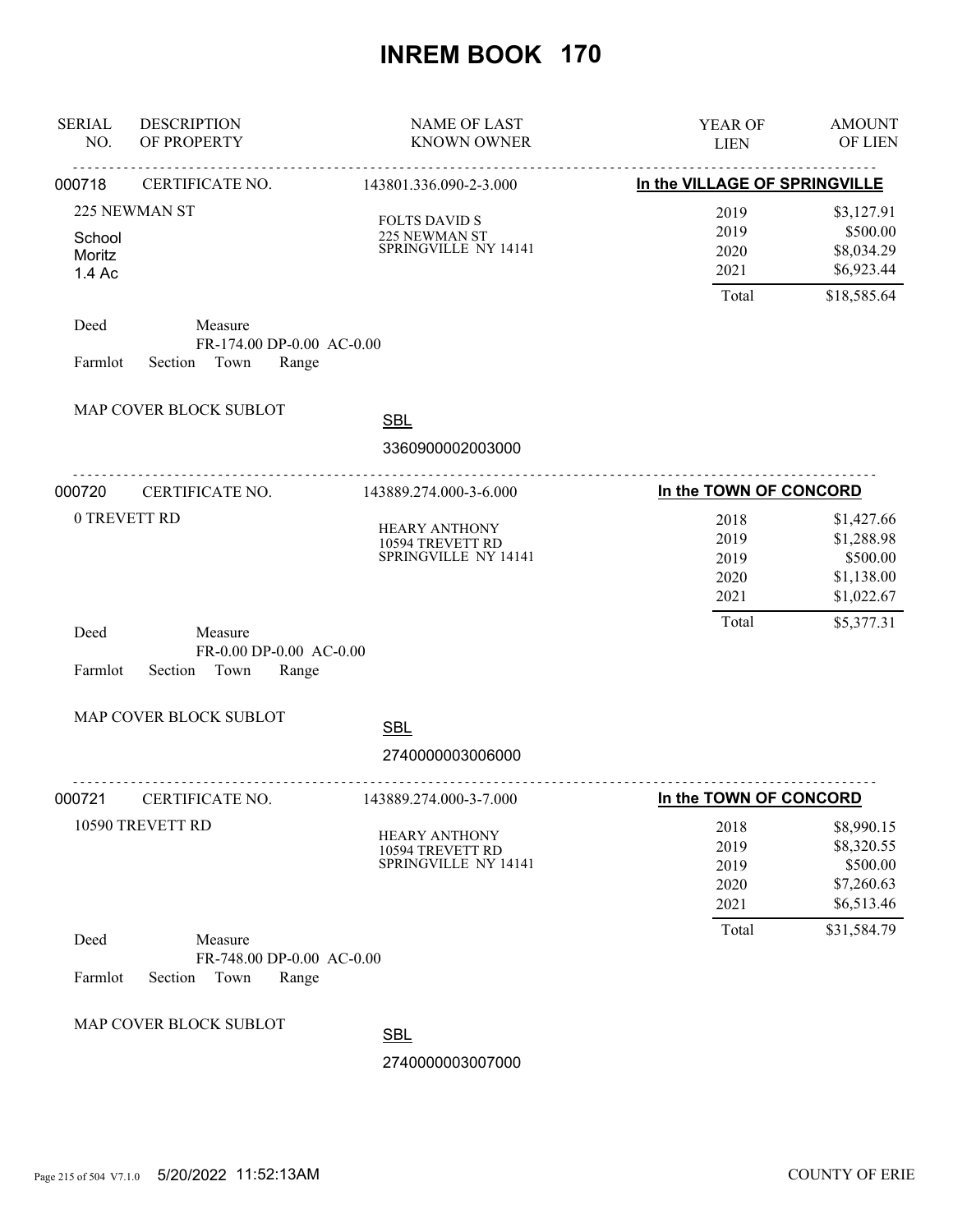# INREM BOOK 170

| SERIAL NO. | DESCRIPTION OF PROPERTY | NAME OF LAST KNOWN OWNER | YEAR OF LIEN | AMOUNT OF LIEN |
|---|---|---|---|---|
| 000718 | CERTIFICATE NO. | 143801.336.090-2-3.000 | In the VILLAGE OF SPRINGVILLE | |
| | 225 NEWMAN ST | FOLTS DAVID S | 2019 | $3,127.91 |
| | School | 225 NEWMAN ST | 2019 | $500.00 |
| | Moritz | SPRINGVILLE NY 14141 | 2020 | $8,034.29 |
| | 1.4 Ac | | 2021 | $6,923.44 |
| | | | Total | $18,585.64 |

Deed　　Measure
FR-174.00 DP-0.00 AC-0.00
Farmlot　Section　Town　Range

MAP COVER BLOCK SUBLOT

SBL
3360900002003000

| SERIAL NO. | DESCRIPTION OF PROPERTY | NAME OF LAST KNOWN OWNER | YEAR OF LIEN | AMOUNT OF LIEN |
|---|---|---|---|---|
| 000720 | CERTIFICATE NO. | 143889.274.000-3-6.000 | In the TOWN OF CONCORD | |
| | 0 TREVETT RD | HEARY ANTHONY | 2018 | $1,427.66 |
| | | 10594 TREVETT RD | 2019 | $1,288.98 |
| | | SPRINGVILLE NY 14141 | 2019 | $500.00 |
| | | | 2020 | $1,138.00 |
| | | | 2021 | $1,022.67 |
| | | | Total | $5,377.31 |

Deed　　Measure
FR-0.00 DP-0.00 AC-0.00
Farmlot　Section　Town　Range

MAP COVER BLOCK SUBLOT

SBL
2740000003006000

| SERIAL NO. | DESCRIPTION OF PROPERTY | NAME OF LAST KNOWN OWNER | YEAR OF LIEN | AMOUNT OF LIEN |
|---|---|---|---|---|
| 000721 | CERTIFICATE NO. | 143889.274.000-3-7.000 | In the TOWN OF CONCORD | |
| | 10590 TREVETT RD | HEARY ANTHONY | 2018 | $8,990.15 |
| | | 10594 TREVETT RD | 2019 | $8,320.55 |
| | | SPRINGVILLE NY 14141 | 2019 | $500.00 |
| | | | 2020 | $7,260.63 |
| | | | 2021 | $6,513.46 |
| | | | Total | $31,584.79 |

Deed　　Measure
FR-748.00 DP-0.00 AC-0.00
Farmlot　Section　Town　Range

MAP COVER BLOCK SUBLOT

SBL
2740000003007000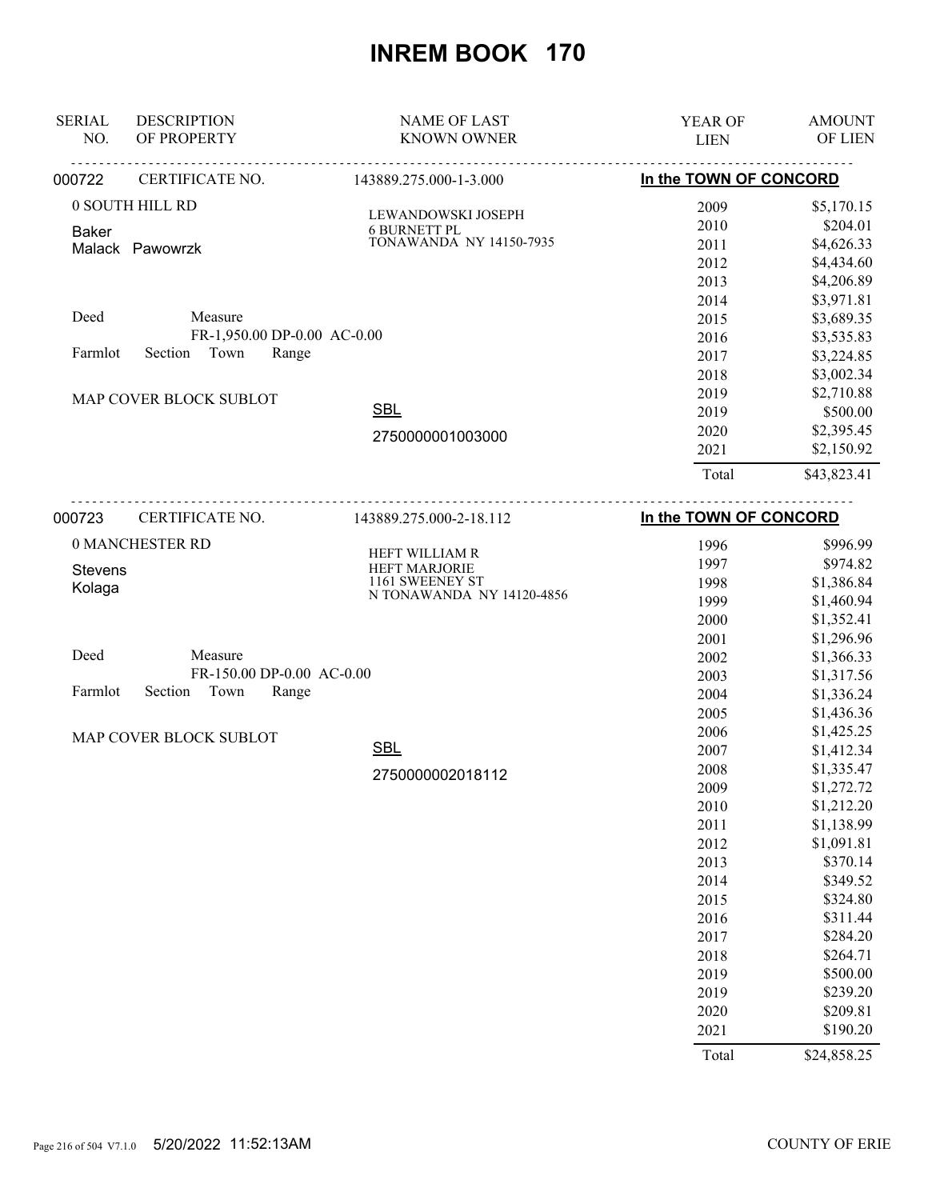# INREM BOOK 170

| SERIAL NO. | DESCRIPTION OF PROPERTY | NAME OF LAST KNOWN OWNER | YEAR OF LIEN | AMOUNT OF LIEN |
|---|---|---|---|---|
| 000722 | CERTIFICATE NO. | 143889.275.000-1-3.000 | **In the TOWN OF CONCORD** | |
| | 0 SOUTH HILL RD | LEWANDOWSKI JOSEPH | 2009 | $5,170.15 |
| | Baker | 6 BURNETT PL | 2010 | $204.01 |
| | Malack Pawowrzk | TONAWANDA NY 14150-7935 | 2011 | $4,626.33 |
| | | | 2012 | $4,434.60 |
| | | | 2013 | $4,206.89 |
| | | | 2014 | $3,971.81 |
| | Deed Measure | | 2015 | $3,689.35 |
| | FR-1,950.00 DP-0.00 AC-0.00 | | 2016 | $3,535.83 |
| | Farmlot Section Town Range | | 2017 | $3,224.85 |
| | | | 2018 | $3,002.34 |
| | MAP COVER BLOCK SUBLOT | | 2019 | $2,710.88 |
| | | SBL | 2019 | $500.00 |
| | | 2750000001003000 | 2020 | $2,395.45 |
| | | | 2021 | $2,150.92 |
| | | | Total | $43,823.41 |
| 000723 | CERTIFICATE NO. | 143889.275.000-2-18.112 | **In the TOWN OF CONCORD** | |
| | 0 MANCHESTER RD | HEFT WILLIAM R | 1996 | $996.99 |
| | Stevens | HEFT MARJORIE | 1997 | $974.82 |
| | Kolaga | 1161 SWEENEY ST | 1998 | $1,386.84 |
| | | N TONAWANDA NY 14120-4856 | 1999 | $1,460.94 |
| | | | 2000 | $1,352.41 |
| | | | 2001 | $1,296.96 |
| | Deed Measure | | 2002 | $1,366.33 |
| | FR-150.00 DP-0.00 AC-0.00 | | 2003 | $1,317.56 |
| | Farmlot Section Town Range | | 2004 | $1,336.24 |
| | | | 2005 | $1,436.36 |
| | MAP COVER BLOCK SUBLOT | | 2006 | $1,425.25 |
| | | SBL | 2007 | $1,412.34 |
| | | 2750000002018112 | 2008 | $1,335.47 |
| | | | 2009 | $1,272.72 |
| | | | 2010 | $1,212.20 |
| | | | 2011 | $1,138.99 |
| | | | 2012 | $1,091.81 |
| | | | 2013 | $370.14 |
| | | | 2014 | $349.52 |
| | | | 2015 | $324.80 |
| | | | 2016 | $311.44 |
| | | | 2017 | $284.20 |
| | | | 2018 | $264.71 |
| | | | 2019 | $500.00 |
| | | | 2019 | $239.20 |
| | | | 2020 | $209.81 |
| | | | 2021 | $190.20 |
| | | | Total | $24,858.25 |

5/20/2022 11:52:13AM COUNTY OF ERIE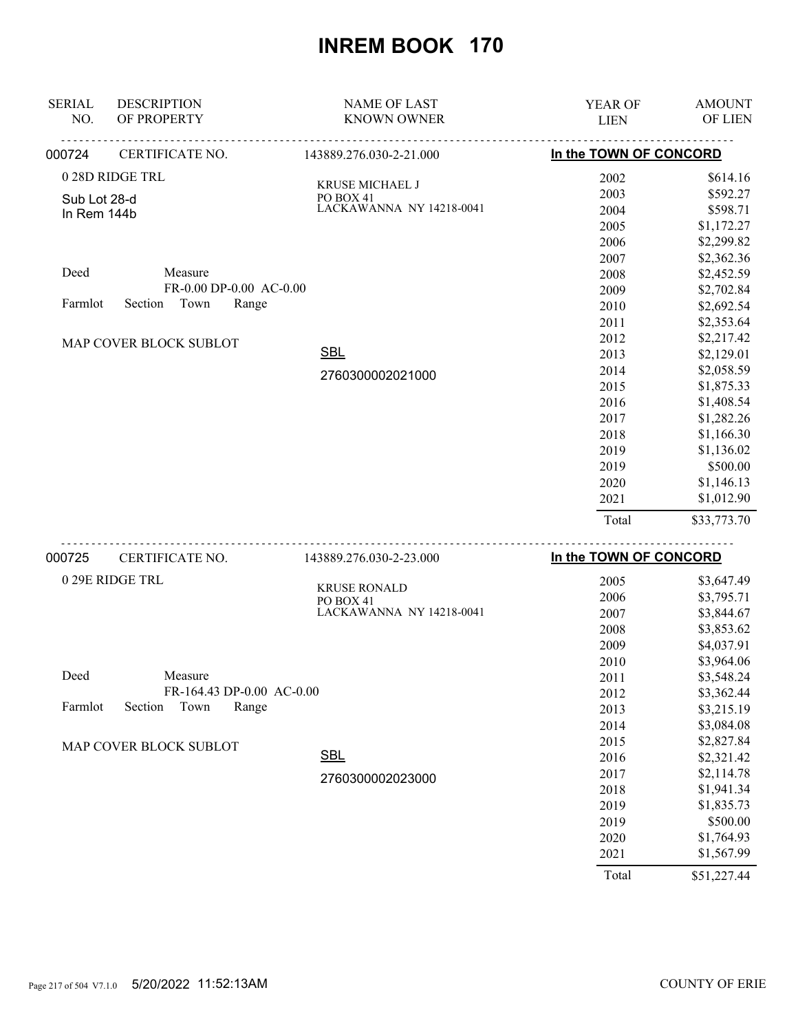# INREM BOOK 170

| SERIAL NO. | DESCRIPTION OF PROPERTY | NAME OF LAST KNOWN OWNER | YEAR OF LIEN | AMOUNT OF LIEN |
|---|---|---|---|---|

**000724** CERTIFICATE NO. 143889.276.030-2-21.000 — **In the TOWN OF CONCORD**

0 28D RIDGE TRL
Sub Lot 28-d
In Rem 144b

Deed Measure FR-0.00 DP-0.00 AC-0.00
Farmlot Section Town Range

MAP COVER BLOCK SUBLOT

KRUSE MICHAEL J
PO BOX 41
LACKAWANNA NY 14218-0041

SBL
2760300002021000

| YEAR OF LIEN | AMOUNT OF LIEN |
|---|---|
| 2002 | $614.16 |
| 2003 | $592.27 |
| 2004 | $598.71 |
| 2005 | $1,172.27 |
| 2006 | $2,299.82 |
| 2007 | $2,362.36 |
| 2008 | $2,452.59 |
| 2009 | $2,702.84 |
| 2010 | $2,692.54 |
| 2011 | $2,353.64 |
| 2012 | $2,217.42 |
| 2013 | $2,129.01 |
| 2014 | $2,058.59 |
| 2015 | $1,875.33 |
| 2016 | $1,408.54 |
| 2017 | $1,282.26 |
| 2018 | $1,166.30 |
| 2019 | $1,136.02 |
| 2019 | $500.00 |
| 2020 | $1,146.13 |
| 2021 | $1,012.90 |
| Total | $33,773.70 |

**000725** CERTIFICATE NO. 143889.276.030-2-23.000 — **In the TOWN OF CONCORD**

0 29E RIDGE TRL

Deed Measure FR-164.43 DP-0.00 AC-0.00
Farmlot Section Town Range

MAP COVER BLOCK SUBLOT

KRUSE RONALD
PO BOX 41
LACKAWANNA NY 14218-0041

SBL
2760300002023000

| YEAR OF LIEN | AMOUNT OF LIEN |
|---|---|
| 2005 | $3,647.49 |
| 2006 | $3,795.71 |
| 2007 | $3,844.67 |
| 2008 | $3,853.62 |
| 2009 | $4,037.91 |
| 2010 | $3,964.06 |
| 2011 | $3,548.24 |
| 2012 | $3,362.44 |
| 2013 | $3,215.19 |
| 2014 | $3,084.08 |
| 2015 | $2,827.84 |
| 2016 | $2,321.42 |
| 2017 | $2,114.78 |
| 2018 | $1,941.34 |
| 2019 | $1,835.73 |
| 2019 | $500.00 |
| 2020 | $1,764.93 |
| 2021 | $1,567.99 |
| Total | $51,227.44 |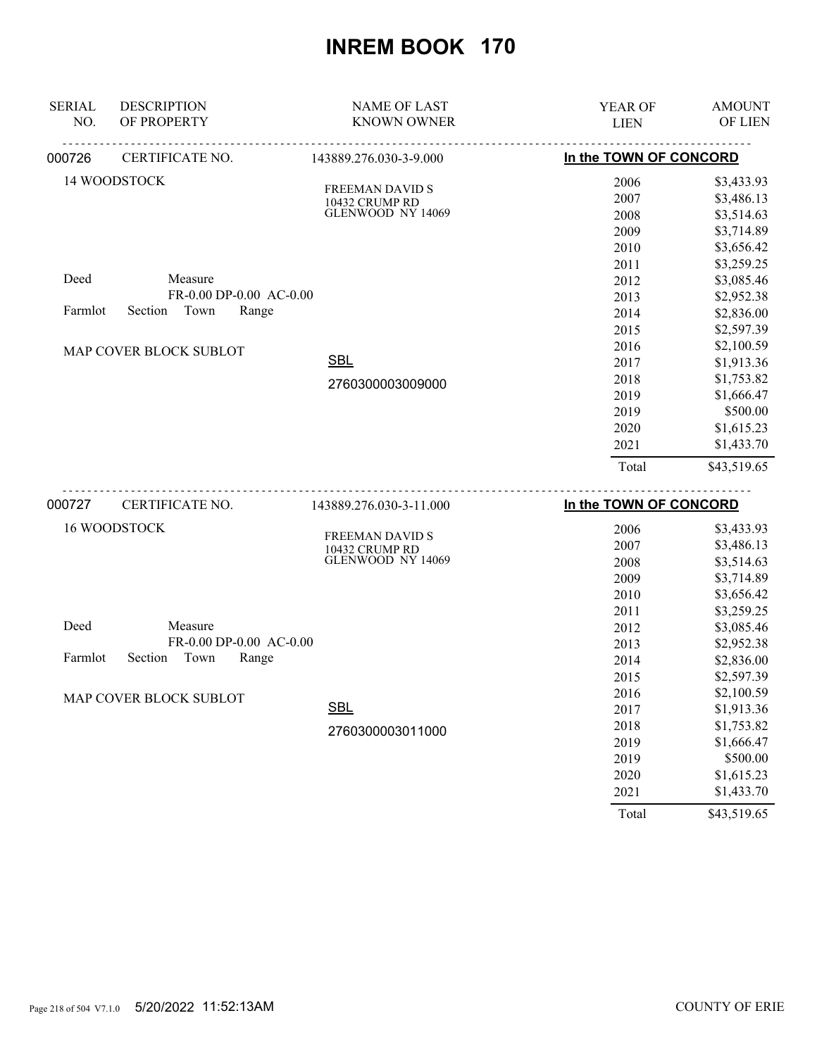# INREM BOOK 170

| SERIAL NO. | DESCRIPTION OF PROPERTY | NAME OF LAST KNOWN OWNER | YEAR OF LIEN | AMOUNT OF LIEN |
|---|---|---|---|---|
| 000726 | CERTIFICATE NO. | 143889.276.030-3-9.000 | In the TOWN OF CONCORD | |
| | 14 WOODSTOCK | FREEMAN DAVID S<br>10432 CRUMP RD<br>GLENWOOD NY 14069 | 2006 | $3,433.93 |
| | | | 2007 | $3,486.13 |
| | | | 2008 | $3,514.63 |
| | | | 2009 | $3,714.89 |
| | | | 2010 | $3,656.42 |
| | | | 2011 | $3,259.25 |
| | Deed Measure | | 2012 | $3,085.46 |
| | FR-0.00 DP-0.00 AC-0.00 | | 2013 | $2,952.38 |
| | Farmlot Section Town Range | | 2014 | $2,836.00 |
| | | | 2015 | $2,597.39 |
| | MAP COVER BLOCK SUBLOT | | 2016 | $2,100.59 |
| | | SBL | 2017 | $1,913.36 |
| | | 2760300003009000 | 2018 | $1,753.82 |
| | | | 2019 | $1,666.47 |
| | | | 2019 | $500.00 |
| | | | 2020 | $1,615.23 |
| | | | 2021 | $1,433.70 |
| | | | Total | $43,519.65 |
| 000727 | CERTIFICATE NO. | 143889.276.030-3-11.000 | In the TOWN OF CONCORD | |
| | 16 WOODSTOCK | FREEMAN DAVID S<br>10432 CRUMP RD<br>GLENWOOD NY 14069 | 2006 | $3,433.93 |
| | | | 2007 | $3,486.13 |
| | | | 2008 | $3,514.63 |
| | | | 2009 | $3,714.89 |
| | | | 2010 | $3,656.42 |
| | | | 2011 | $3,259.25 |
| | Deed Measure | | 2012 | $3,085.46 |
| | FR-0.00 DP-0.00 AC-0.00 | | 2013 | $2,952.38 |
| | Farmlot Section Town Range | | 2014 | $2,836.00 |
| | | | 2015 | $2,597.39 |
| | MAP COVER BLOCK SUBLOT | | 2016 | $2,100.59 |
| | | SBL | 2017 | $1,913.36 |
| | | 2760300003011000 | 2018 | $1,753.82 |
| | | | 2019 | $1,666.47 |
| | | | 2019 | $500.00 |
| | | | 2020 | $1,615.23 |
| | | | 2021 | $1,433.70 |
| | | | Total | $43,519.65 |

5/20/2022 11:52:13AM COUNTY OF ERIE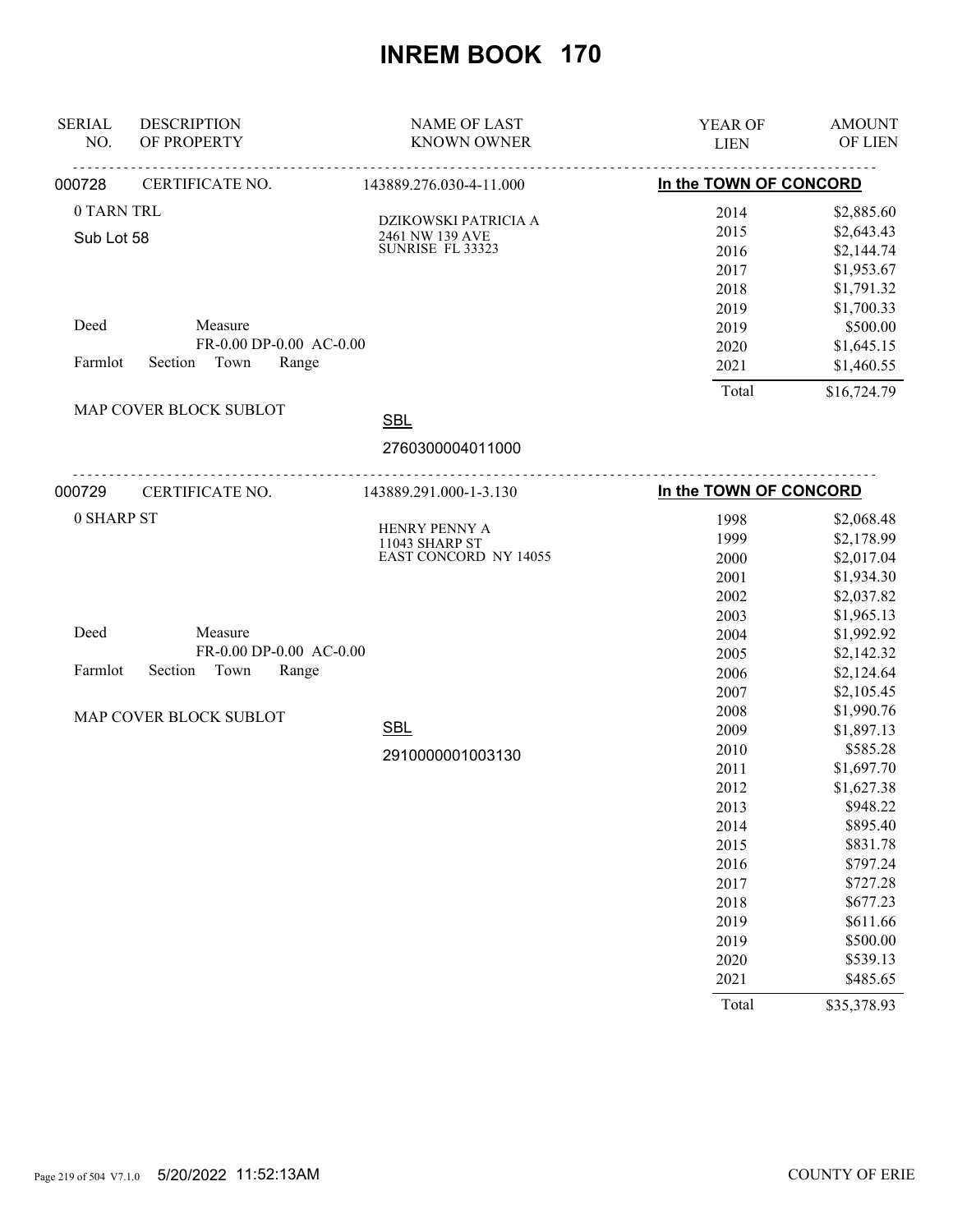# INREM BOOK 170

| SERIAL NO. | DESCRIPTION OF PROPERTY | NAME OF LAST KNOWN OWNER | YEAR OF LIEN | AMOUNT OF LIEN |
|---|---|---|---|---|
| 000728 | CERTIFICATE NO. | 143889.276.030-4-11.000 | In the TOWN OF CONCORD | |
| | 0 TARN TRL | DZIKOWSKI PATRICIA A | 2014 | $2,885.60 |
| | Sub Lot 58 | 2461 NW 139 AVE | 2015 | $2,643.43 |
| | | SUNRISE FL 33323 | 2016 | $2,144.74 |
| | | | 2017 | $1,953.67 |
| | | | 2018 | $1,791.32 |
| | | | 2019 | $1,700.33 |
| | Deed Measure | | 2019 | $500.00 |
| | FR-0.00 DP-0.00 AC-0.00 | | 2020 | $1,645.15 |
| | Farmlot Section Town Range | | 2021 | $1,460.55 |
| | | | Total | $16,724.79 |
| | MAP COVER BLOCK SUBLOT | SBL | | |
| | | 2760300004011000 | | |

| SERIAL NO. | DESCRIPTION OF PROPERTY | NAME OF LAST KNOWN OWNER | YEAR OF LIEN | AMOUNT OF LIEN |
|---|---|---|---|---|
| 000729 | CERTIFICATE NO. | 143889.291.000-1-3.130 | In the TOWN OF CONCORD | |
| | 0 SHARP ST | HENRY PENNY A | 1998 | $2,068.48 |
| | | 11043 SHARP ST | 1999 | $2,178.99 |
| | | EAST CONCORD NY 14055 | 2000 | $2,017.04 |
| | | | 2001 | $1,934.30 |
| | | | 2002 | $2,037.82 |
| | | | 2003 | $1,965.13 |
| | Deed Measure | | 2004 | $1,992.92 |
| | FR-0.00 DP-0.00 AC-0.00 | | 2005 | $2,142.32 |
| | Farmlot Section Town Range | | 2006 | $2,124.64 |
| | | | 2007 | $2,105.45 |
| | MAP COVER BLOCK SUBLOT | | 2008 | $1,990.76 |
| | | SBL | 2009 | $1,897.13 |
| | | 2910000001003130 | 2010 | $585.28 |
| | | | 2011 | $1,697.70 |
| | | | 2012 | $1,627.38 |
| | | | 2013 | $948.22 |
| | | | 2014 | $895.40 |
| | | | 2015 | $831.78 |
| | | | 2016 | $797.24 |
| | | | 2017 | $727.28 |
| | | | 2018 | $677.23 |
| | | | 2019 | $611.66 |
| | | | 2019 | $500.00 |
| | | | 2020 | $539.13 |
| | | | 2021 | $485.65 |
| | | | Total | $35,378.93 |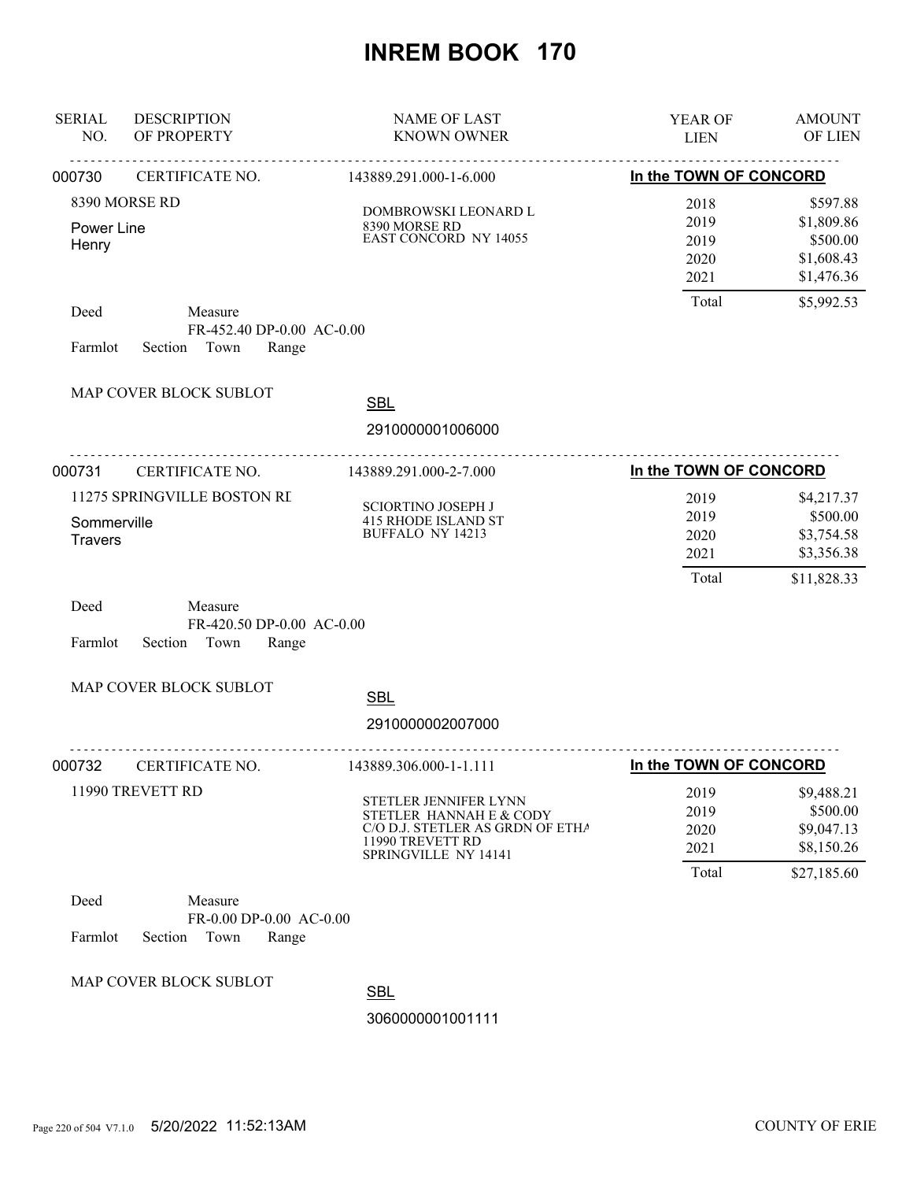# INREM BOOK 170

| SERIAL NO. | DESCRIPTION OF PROPERTY | NAME OF LAST KNOWN OWNER | YEAR OF LIEN | AMOUNT OF LIEN |
|---|---|---|---|---|

---

**000730** CERTIFICATE NO. 143889.291.000-1-6.000 — **In the TOWN OF CONCORD**

8390 MORSE RD
Power Line
Henry

DOMBROWSKI LEONARD L
8390 MORSE RD
EAST CONCORD NY 14055

| YEAR OF LIEN | AMOUNT OF LIEN |
|---|---|
| 2018 | $597.88 |
| 2019 | $1,809.86 |
| 2019 | $500.00 |
| 2020 | $1,608.43 |
| 2021 | $1,476.36 |
| Total | $5,992.53 |

Deed Measure
FR-452.40 DP-0.00 AC-0.00
Farmlot Section Town Range

MAP COVER BLOCK SUBLOT

SBL
2910000001006000

---

**000731** CERTIFICATE NO. 143889.291.000-2-7.000 — **In the TOWN OF CONCORD**

11275 SPRINGVILLE BOSTON RD
Sommerville
Travers

SCIORTINO JOSEPH J
415 RHODE ISLAND ST
BUFFALO NY 14213

| YEAR OF LIEN | AMOUNT OF LIEN |
|---|---|
| 2019 | $4,217.37 |
| 2019 | $500.00 |
| 2020 | $3,754.58 |
| 2021 | $3,356.38 |
| Total | $11,828.33 |

Deed Measure
FR-420.50 DP-0.00 AC-0.00
Farmlot Section Town Range

MAP COVER BLOCK SUBLOT

SBL
2910000002007000

---

**000732** CERTIFICATE NO. 143889.306.000-1-1.111 — **In the TOWN OF CONCORD**

11990 TREVETT RD

STETLER JENNIFER LYNN
STETLER HANNAH E & CODY
C/O D.J. STETLER AS GRDN OF ETHA
11990 TREVETT RD
SPRINGVILLE NY 14141

| YEAR OF LIEN | AMOUNT OF LIEN |
|---|---|
| 2019 | $9,488.21 |
| 2019 | $500.00 |
| 2020 | $9,047.13 |
| 2021 | $8,150.26 |
| Total | $27,185.60 |

Deed Measure
FR-0.00 DP-0.00 AC-0.00
Farmlot Section Town Range

MAP COVER BLOCK SUBLOT

SBL
3060000001001111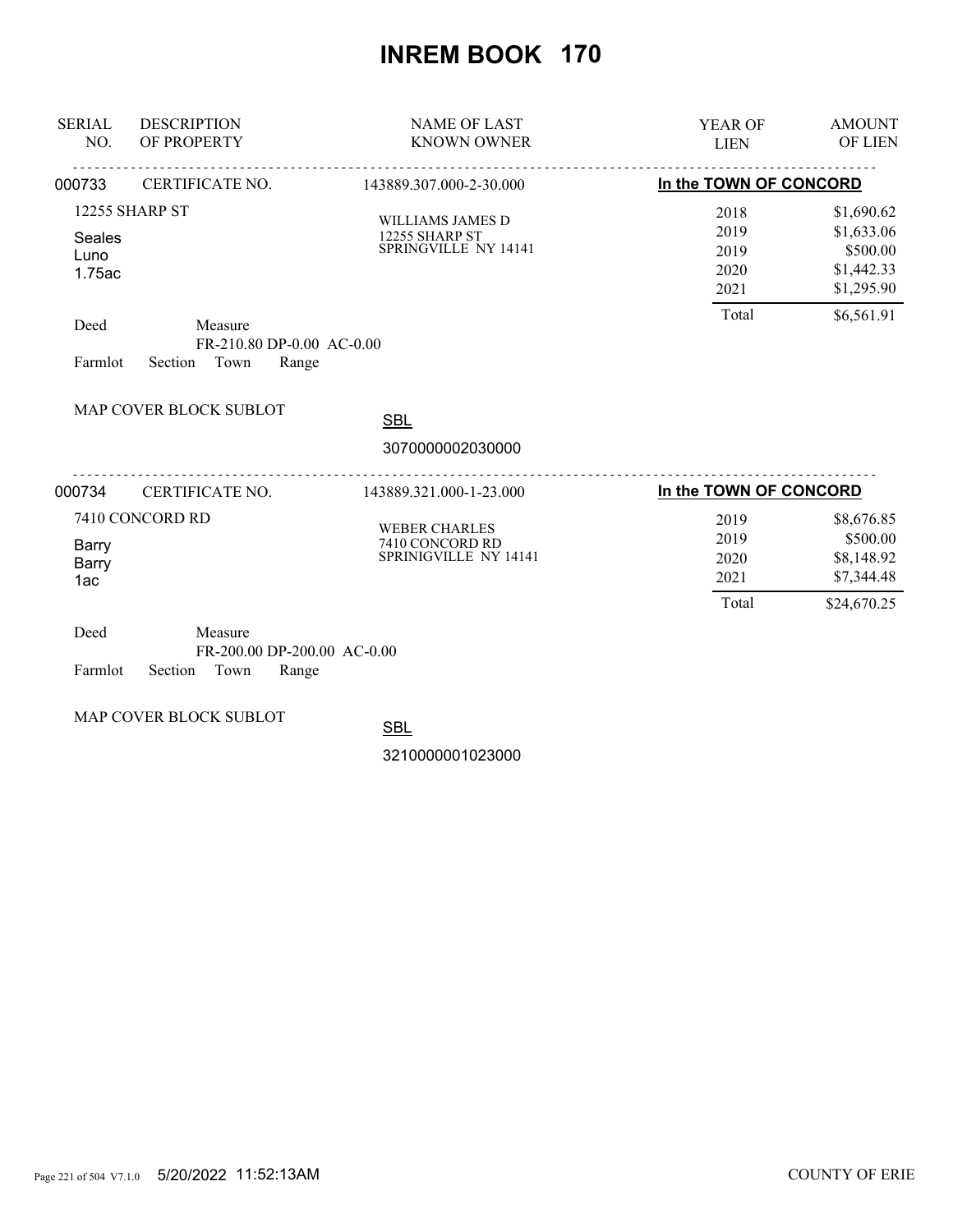# INREM BOOK 170

| SERIAL NO. | DESCRIPTION OF PROPERTY | NAME OF LAST KNOWN OWNER | YEAR OF LIEN | AMOUNT OF LIEN |
|---|---|---|---|---|
| 000733 | CERTIFICATE NO. | 143889.307.000-2-30.000 | **In the TOWN OF CONCORD** | |
| | 12255 SHARP ST | WILLIAMS JAMES D | 2018 | $1,690.62 |
| | Seales | 12255 SHARP ST | 2019 | $1,633.06 |
| | Luno | SPRINGVILLE NY 14141 | 2019 | $500.00 |
| | 1.75ac | | 2020 | $1,442.33 |
| | | | 2021 | $1,295.90 |
| | | | Total | $6,561.91 |

Deed Measure
FR-210.80 DP-0.00 AC-0.00
Farmlot Section Town Range

MAP COVER BLOCK SUBLOT

SBL
3070000002030000

| SERIAL NO. | DESCRIPTION OF PROPERTY | NAME OF LAST KNOWN OWNER | YEAR OF LIEN | AMOUNT OF LIEN |
|---|---|---|---|---|
| 000734 | CERTIFICATE NO. | 143889.321.000-1-23.000 | **In the TOWN OF CONCORD** | |
| | 7410 CONCORD RD | WEBER CHARLES | 2019 | $8,676.85 |
| | Barry | 7410 CONCORD RD | 2019 | $500.00 |
| | Barry | SPRINIGVILLE NY 14141 | 2020 | $8,148.92 |
| | 1ac | | 2021 | $7,344.48 |
| | | | Total | $24,670.25 |

Deed Measure
FR-200.00 DP-200.00 AC-0.00
Farmlot Section Town Range

MAP COVER BLOCK SUBLOT

SBL
3210000001023000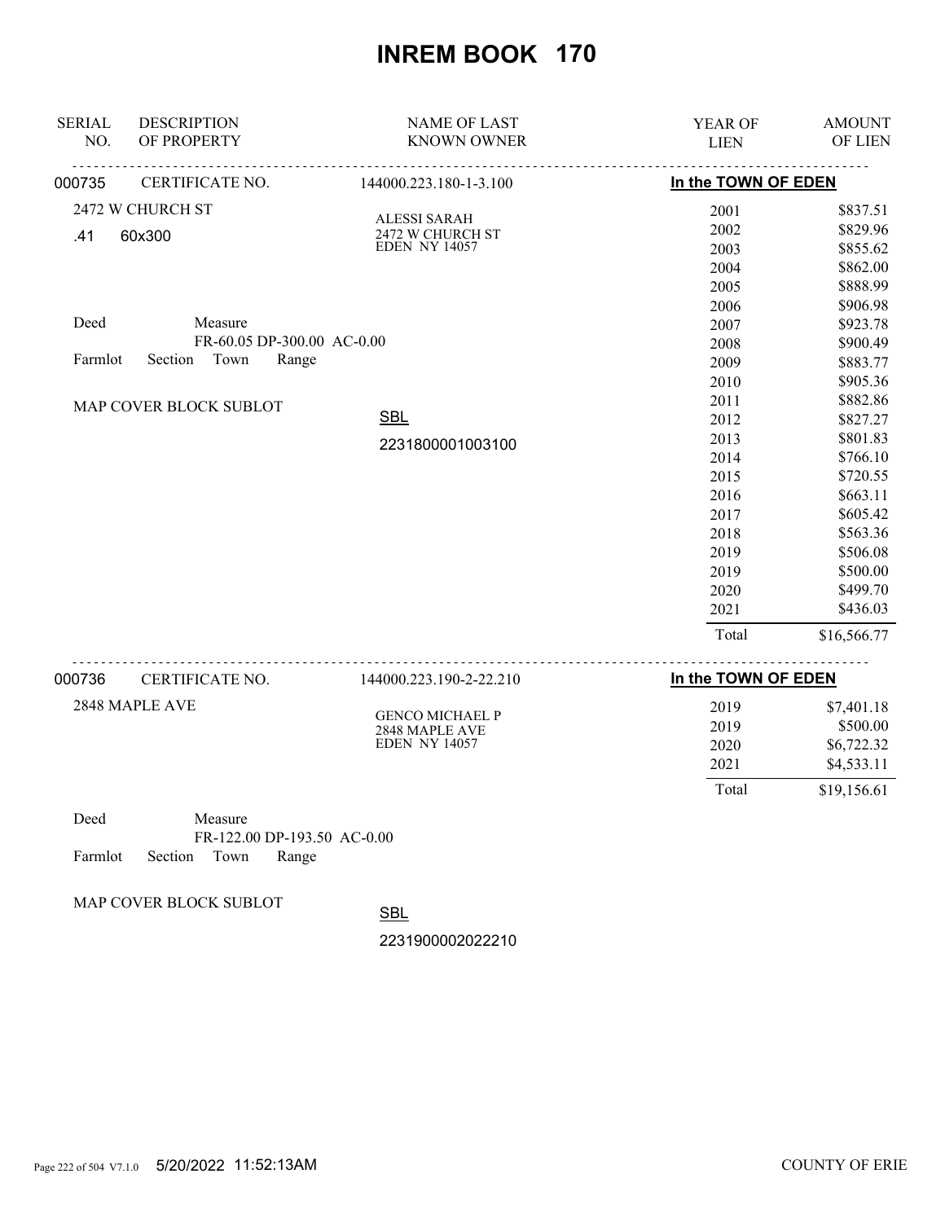# INREM BOOK 170

| SERIAL NO. | DESCRIPTION OF PROPERTY | NAME OF LAST KNOWN OWNER | YEAR OF LIEN | AMOUNT OF LIEN |
|---|---|---|---|---|
| 000735 | CERTIFICATE NO. | 144000.223.180-1-3.100 | In the TOWN OF EDEN | |
| | 2472 W CHURCH ST | ALESSI SARAH<br>2472 W CHURCH ST<br>EDEN NY 14057 | 2001 | $837.51 |
| | .41 60x300 | | 2002 | $829.96 |
| | | | 2003 | $855.62 |
| | | | 2004 | $862.00 |
| | | | 2005 | $888.99 |
| | | | 2006 | $906.98 |
| | Deed Measure<br>FR-60.05 DP-300.00 AC-0.00 | | 2007 | $923.78 |
| | | | 2008 | $900.49 |
| | Farmlot Section Town Range | | 2009 | $883.77 |
| | | | 2010 | $905.36 |
| | MAP COVER BLOCK SUBLOT | SBL | 2011 | $882.86 |
| | | | 2012 | $827.27 |
| | | 2231800001003100 | 2013 | $801.83 |
| | | | 2014 | $766.10 |
| | | | 2015 | $720.55 |
| | | | 2016 | $663.11 |
| | | | 2017 | $605.42 |
| | | | 2018 | $563.36 |
| | | | 2019 | $506.08 |
| | | | 2019 | $500.00 |
| | | | 2020 | $499.70 |
| | | | 2021 | $436.03 |
| | | | Total | $16,566.77 |
| 000736 | CERTIFICATE NO. | 144000.223.190-2-22.210 | In the TOWN OF EDEN | |
| | 2848 MAPLE AVE | GENCO MICHAEL P<br>2848 MAPLE AVE<br>EDEN NY 14057 | 2019 | $7,401.18 |
| | | | 2019 | $500.00 |
| | | | 2020 | $6,722.32 |
| | | | 2021 | $4,533.11 |
| | | | Total | $19,156.61 |
| | Deed Measure<br>FR-122.00 DP-193.50 AC-0.00 | | | |
| | Farmlot Section Town Range | | | |
| | MAP COVER BLOCK SUBLOT | SBL | | |
| | | 2231900002022210 | | |

5/20/2022 11:52:13AM COUNTY OF ERIE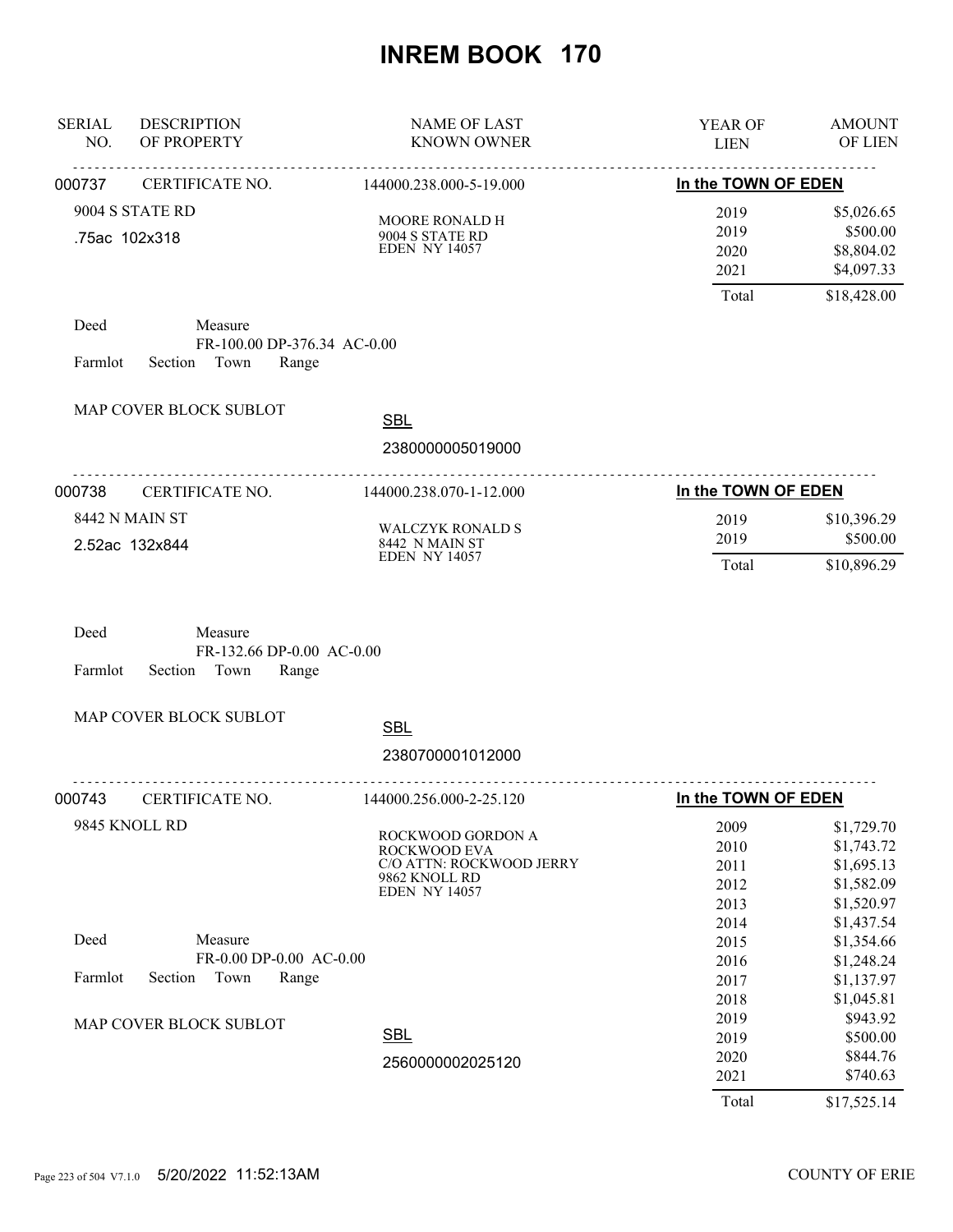# INREM BOOK 170

| SERIAL NO. | DESCRIPTION OF PROPERTY | NAME OF LAST KNOWN OWNER | YEAR OF LIEN | AMOUNT OF LIEN |
|---|---|---|---|---|

---

**000737** CERTIFICATE NO. 144000.238.000-5-19.000 — **In the TOWN OF EDEN**

9004 S STATE RD
.75ac 102x318

MOORE RONALD H
9004 S STATE RD
EDEN NY 14057

| YEAR OF LIEN | AMOUNT OF LIEN |
|---|---|
| 2019 | $5,026.65 |
| 2019 | $500.00 |
| 2020 | $8,804.02 |
| 2021 | $4,097.33 |
| Total | $18,428.00 |

Deed Measure
FR-100.00 DP-376.34 AC-0.00
Farmlot Section Town Range

MAP COVER BLOCK SUBLOT

SBL
2380000005019000

---

**000738** CERTIFICATE NO. 144000.238.070-1-12.000 — **In the TOWN OF EDEN**

8442 N MAIN ST
2.52ac 132x844

WALCZYK RONALD S
8442 N MAIN ST
EDEN NY 14057

| YEAR OF LIEN | AMOUNT OF LIEN |
|---|---|
| 2019 | $10,396.29 |
| 2019 | $500.00 |
| Total | $10,896.29 |

Deed Measure
FR-132.66 DP-0.00 AC-0.00
Farmlot Section Town Range

MAP COVER BLOCK SUBLOT

SBL
2380700001012000

---

**000743** CERTIFICATE NO. 144000.256.000-2-25.120 — **In the TOWN OF EDEN**

9845 KNOLL RD

ROCKWOOD GORDON A
ROCKWOOD EVA
C/O ATTN: ROCKWOOD JERRY
9862 KNOLL RD
EDEN NY 14057

| YEAR OF LIEN | AMOUNT OF LIEN |
|---|---|
| 2009 | $1,729.70 |
| 2010 | $1,743.72 |
| 2011 | $1,695.13 |
| 2012 | $1,582.09 |
| 2013 | $1,520.97 |
| 2014 | $1,437.54 |
| 2015 | $1,354.66 |
| 2016 | $1,248.24 |
| 2017 | $1,137.97 |
| 2018 | $1,045.81 |
| 2019 | $943.92 |
| 2019 | $500.00 |
| 2020 | $844.76 |
| 2021 | $740.63 |
| Total | $17,525.14 |

Deed Measure
FR-0.00 DP-0.00 AC-0.00
Farmlot Section Town Range

MAP COVER BLOCK SUBLOT

SBL
2560000002025120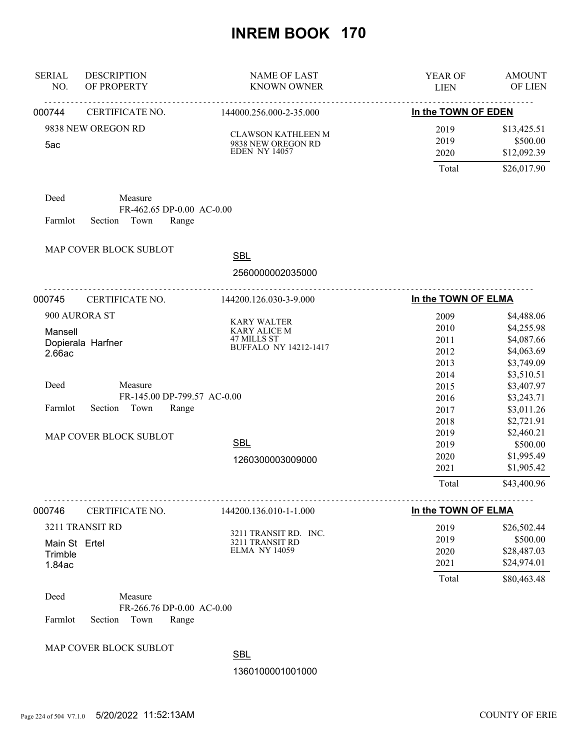# INREM BOOK 170

| SERIAL NO. | DESCRIPTION OF PROPERTY | NAME OF LAST KNOWN OWNER | YEAR OF LIEN | AMOUNT OF LIEN |
|---|---|---|---|---|

---

**000744** CERTIFICATE NO. 144000.256.000-2-35.000 — **In the TOWN OF EDEN**

9838 NEW OREGON RD
5ac

CLAWSON KATHLEEN M
9838 NEW OREGON RD
EDEN NY 14057

| YEAR OF LIEN | AMOUNT OF LIEN |
|---|---|
| 2019 | $13,425.51 |
| 2019 | $500.00 |
| 2020 | $12,092.39 |
| Total | $26,017.90 |

Deed Measure
FR-462.65 DP-0.00 AC-0.00
Farmlot Section Town Range

MAP COVER BLOCK SUBLOT

SBL
2560000002035000

---

**000745** CERTIFICATE NO. 144200.126.030-3-9.000 — **In the TOWN OF ELMA**

900 AURORA ST
Mansell
Dopierala Harfner
2.66ac

KARY WALTER
KARY ALICE M
47 MILLS ST
BUFFALO NY 14212-1417

| YEAR OF LIEN | AMOUNT OF LIEN |
|---|---|
| 2009 | $4,488.06 |
| 2010 | $4,255.98 |
| 2011 | $4,087.66 |
| 2012 | $4,063.69 |
| 2013 | $3,749.09 |
| 2014 | $3,510.51 |
| 2015 | $3,407.97 |
| 2016 | $3,243.71 |
| 2017 | $3,011.26 |
| 2018 | $2,721.91 |
| 2019 | $2,460.21 |
| 2019 | $500.00 |
| 2020 | $1,995.49 |
| 2021 | $1,905.42 |
| Total | $43,400.96 |

Deed Measure
FR-145.00 DP-799.57 AC-0.00
Farmlot Section Town Range

MAP COVER BLOCK SUBLOT

SBL
1260300003009000

---

**000746** CERTIFICATE NO. 144200.136.010-1-1.000 — **In the TOWN OF ELMA**

3211 TRANSIT RD
Main St Ertel
Trimble
1.84ac

3211 TRANSIT RD. INC.
3211 TRANSIT RD
ELMA NY 14059

| YEAR OF LIEN | AMOUNT OF LIEN |
|---|---|
| 2019 | $26,502.44 |
| 2019 | $500.00 |
| 2020 | $28,487.03 |
| 2021 | $24,974.01 |
| Total | $80,463.48 |

Deed Measure
FR-266.76 DP-0.00 AC-0.00
Farmlot Section Town Range

MAP COVER BLOCK SUBLOT

SBL
1360100001001000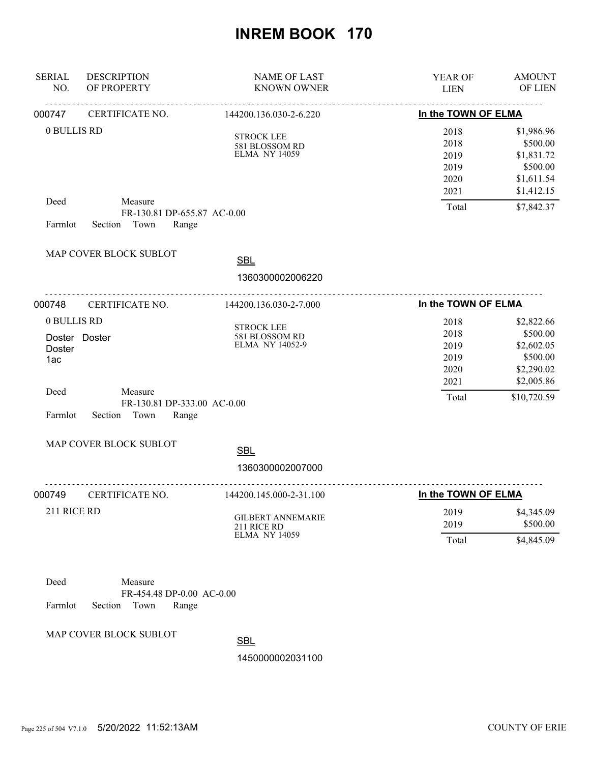# INREM BOOK 170

| SERIAL NO. | DESCRIPTION OF PROPERTY | NAME OF LAST KNOWN OWNER | YEAR OF LIEN | AMOUNT OF LIEN |
|---|---|---|---|---|
| 000747 | CERTIFICATE NO. | 144200.136.030-2-6.220 | In the TOWN OF ELMA | |
| | 0 BULLIS RD | STROCK LEE<br>581 BLOSSOM RD<br>ELMA NY 14059 | 2018 | $1,986.96 |
| | | | 2018 | $500.00 |
| | | | 2019 | $1,831.72 |
| | | | 2019 | $500.00 |
| | | | 2020 | $1,611.54 |
| | | | 2021 | $1,412.15 |
| | Deed Measure FR-130.81 DP-655.87 AC-0.00 | | Total | $7,842.37 |
| | Farmlot Section Town Range | | | |
| | MAP COVER BLOCK SUBLOT | SBL 1360300002006220 | | |
| 000748 | CERTIFICATE NO. | 144200.136.030-2-7.000 | In the TOWN OF ELMA | |
| | 0 BULLIS RD<br>Doster Doster<br>Doster<br>1ac | STROCK LEE<br>581 BLOSSOM RD<br>ELMA NY 14052-9 | 2018 | $2,822.66 |
| | | | 2018 | $500.00 |
| | | | 2019 | $2,602.05 |
| | | | 2019 | $500.00 |
| | | | 2020 | $2,290.02 |
| | | | 2021 | $2,005.86 |
| | Deed Measure FR-130.81 DP-333.00 AC-0.00 | | Total | $10,720.59 |
| | Farmlot Section Town Range | | | |
| | MAP COVER BLOCK SUBLOT | SBL 1360300002007000 | | |
| 000749 | CERTIFICATE NO. | 144200.145.000-2-31.100 | In the TOWN OF ELMA | |
| | 211 RICE RD | GILBERT ANNEMARIE<br>211 RICE RD<br>ELMA NY 14059 | 2019 | $4,345.09 |
| | | | 2019 | $500.00 |
| | | | Total | $4,845.09 |
| | Deed Measure FR-454.48 DP-0.00 AC-0.00 | | | |
| | Farmlot Section Town Range | | | |
| | MAP COVER BLOCK SUBLOT | SBL 1450000002031100 | | |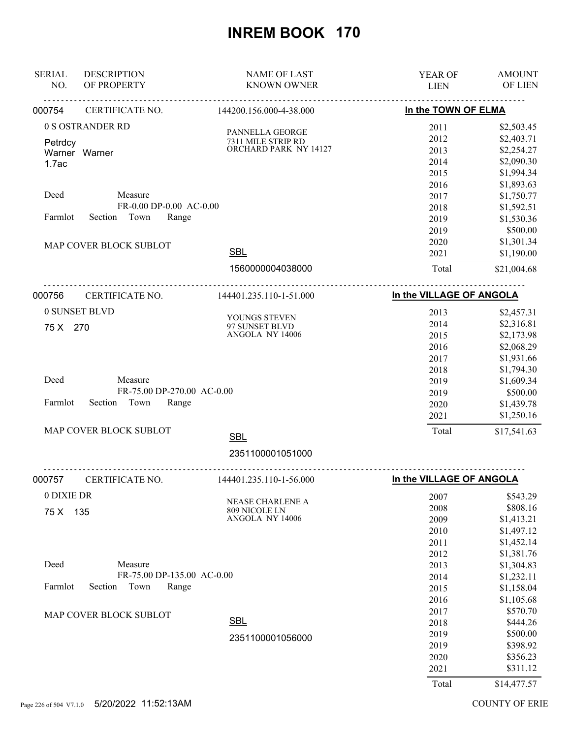# INREM BOOK 170

| SERIAL NO. | DESCRIPTION OF PROPERTY | NAME OF LAST KNOWN OWNER | YEAR OF LIEN | AMOUNT OF LIEN |
|---|---|---|---|---|

## 000754 — CERTIFICATE NO. 144200.156.000-4-38.000 — In the TOWN OF ELMA

0 S OSTRANDER RD
Petrdcy
Warner Warner
1.7ac

Deed Measure
FR-0.00 DP-0.00 AC-0.00
Farmlot Section Town Range

MAP COVER BLOCK SUBLOT

PANNELLA GEORGE
7311 MILE STRIP RD
ORCHARD PARK NY 14127

SBL
1560000004038000

| YEAR OF LIEN | AMOUNT OF LIEN |
|---|---|
| 2011 | $2,503.45 |
| 2012 | $2,403.71 |
| 2013 | $2,254.27 |
| 2014 | $2,090.30 |
| 2015 | $1,994.34 |
| 2016 | $1,893.63 |
| 2017 | $1,750.77 |
| 2018 | $1,592.51 |
| 2019 | $1,530.36 |
| 2019 | $500.00 |
| 2020 | $1,301.34 |
| 2021 | $1,190.00 |
| Total | $21,004.68 |

## 000756 — CERTIFICATE NO. 144401.235.110-1-51.000 — In the VILLAGE OF ANGOLA

0 SUNSET BLVD
75 X 270

Deed Measure
FR-75.00 DP-270.00 AC-0.00
Farmlot Section Town Range

MAP COVER BLOCK SUBLOT

YOUNGS STEVEN
97 SUNSET BLVD
ANGOLA NY 14006

SBL
2351100001051000

| YEAR OF LIEN | AMOUNT OF LIEN |
|---|---|
| 2013 | $2,457.31 |
| 2014 | $2,316.81 |
| 2015 | $2,173.98 |
| 2016 | $2,068.29 |
| 2017 | $1,931.66 |
| 2018 | $1,794.30 |
| 2019 | $1,609.34 |
| 2019 | $500.00 |
| 2020 | $1,439.78 |
| 2021 | $1,250.16 |
| Total | $17,541.63 |

## 000757 — CERTIFICATE NO. 144401.235.110-1-56.000 — In the VILLAGE OF ANGOLA

0 DIXIE DR
75 X 135

Deed Measure
FR-75.00 DP-135.00 AC-0.00
Farmlot Section Town Range

MAP COVER BLOCK SUBLOT

NEASE CHARLENE A
809 NICOLE LN
ANGOLA NY 14006

SBL
2351100001056000

| YEAR OF LIEN | AMOUNT OF LIEN |
|---|---|
| 2007 | $543.29 |
| 2008 | $808.16 |
| 2009 | $1,413.21 |
| 2010 | $1,497.12 |
| 2011 | $1,452.14 |
| 2012 | $1,381.76 |
| 2013 | $1,304.83 |
| 2014 | $1,232.11 |
| 2015 | $1,158.04 |
| 2016 | $1,105.68 |
| 2017 | $570.70 |
| 2018 | $444.26 |
| 2019 | $500.00 |
| 2019 | $398.92 |
| 2020 | $356.23 |
| 2021 | $311.12 |
| Total | $14,477.57 |

5/20/2022 11:52:13AM — COUNTY OF ERIE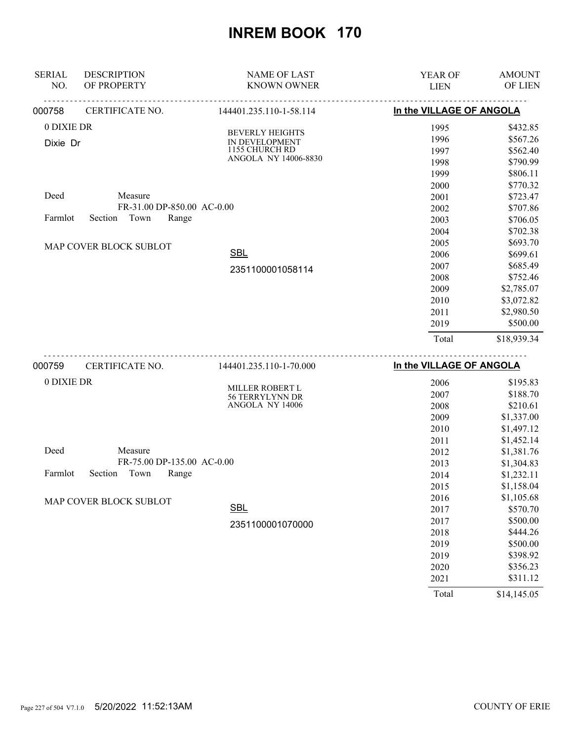# INREM BOOK 170

| SERIAL NO. | DESCRIPTION OF PROPERTY | NAME OF LAST KNOWN OWNER | YEAR OF LIEN | AMOUNT OF LIEN |
|---|---|---|---|---|

**000758** CERTIFICATE NO. 144401.235.110-1-58.114 — **In the VILLAGE OF ANGOLA**

0 DIXIE DR
Dixie Dr

BEVERLY HEIGHTS
IN DEVELOPMENT
1155 CHURCH RD
ANGOLA NY 14006-8830

Deed Measure
FR-31.00 DP-850.00 AC-0.00
Farmlot Section Town Range

MAP COVER BLOCK SUBLOT

SBL
2351100001058114

| YEAR OF LIEN | AMOUNT OF LIEN |
|---|---|
| 1995 | $432.85 |
| 1996 | $567.26 |
| 1997 | $562.40 |
| 1998 | $790.99 |
| 1999 | $806.11 |
| 2000 | $770.32 |
| 2001 | $723.47 |
| 2002 | $707.86 |
| 2003 | $706.05 |
| 2004 | $702.38 |
| 2005 | $693.70 |
| 2006 | $699.61 |
| 2007 | $685.49 |
| 2008 | $752.46 |
| 2009 | $2,785.07 |
| 2010 | $3,072.82 |
| 2011 | $2,980.50 |
| 2019 | $500.00 |
| Total | $18,939.34 |

**000759** CERTIFICATE NO. 144401.235.110-1-70.000 — **In the VILLAGE OF ANGOLA**

0 DIXIE DR

MILLER ROBERT L
56 TERRYLYNN DR
ANGOLA NY 14006

Deed Measure
FR-75.00 DP-135.00 AC-0.00
Farmlot Section Town Range

MAP COVER BLOCK SUBLOT

SBL
2351100001070000

| YEAR OF LIEN | AMOUNT OF LIEN |
|---|---|
| 2006 | $195.83 |
| 2007 | $188.70 |
| 2008 | $210.61 |
| 2009 | $1,337.00 |
| 2010 | $1,497.12 |
| 2011 | $1,452.14 |
| 2012 | $1,381.76 |
| 2013 | $1,304.83 |
| 2014 | $1,232.11 |
| 2015 | $1,158.04 |
| 2016 | $1,105.68 |
| 2017 | $570.70 |
| 2017 | $500.00 |
| 2018 | $444.26 |
| 2019 | $500.00 |
| 2019 | $398.92 |
| 2020 | $356.23 |
| 2021 | $311.12 |
| Total | $14,145.05 |

5/20/2022 11:52:13AM — COUNTY OF ERIE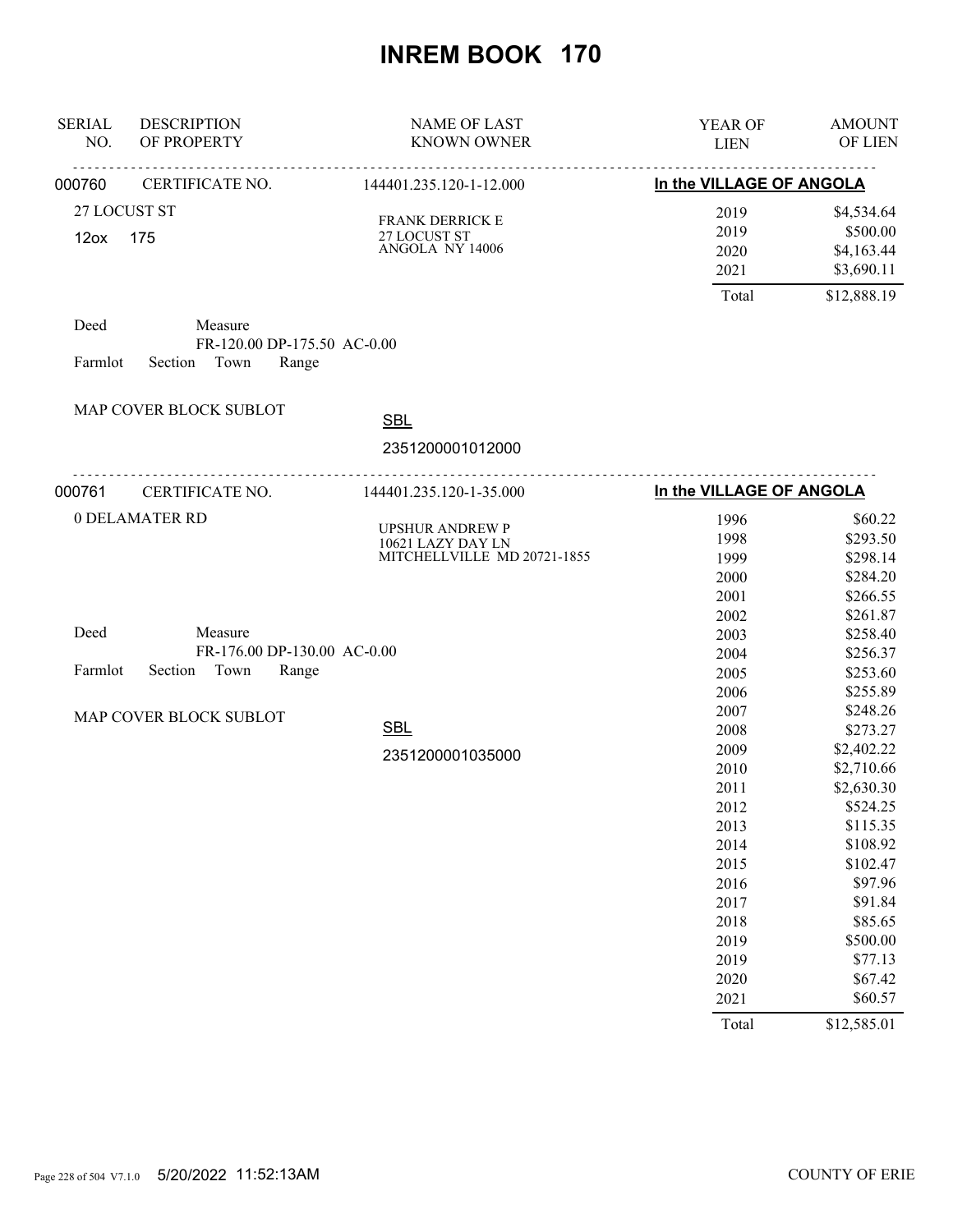# INREM BOOK 170

| SERIAL NO. | DESCRIPTION OF PROPERTY | NAME OF LAST KNOWN OWNER | YEAR OF LIEN | AMOUNT OF LIEN |
|---|---|---|---|---|
| 000760 | CERTIFICATE NO. | 144401.235.120-1-12.000 | **In the VILLAGE OF ANGOLA** | |
| | 27 LOCUST ST | FRANK DERRICK E | 2019 | $4,534.64 |
| | 12ox 175 | 27 LOCUST ST | 2019 | $500.00 |
| | | ANGOLA NY 14006 | 2020 | $4,163.44 |
| | | | 2021 | $3,690.11 |
| | | | Total | $12,888.19 |

Deed Measure
FR-120.00 DP-175.50 AC-0.00
Farmlot Section Town Range

MAP COVER BLOCK SUBLOT

SBL
2351200001012000

| SERIAL NO. | DESCRIPTION OF PROPERTY | NAME OF LAST KNOWN OWNER | YEAR OF LIEN | AMOUNT OF LIEN |
|---|---|---|---|---|
| 000761 | CERTIFICATE NO. | 144401.235.120-1-35.000 | **In the VILLAGE OF ANGOLA** | |
| | 0 DELAMATER RD | UPSHUR ANDREW P | 1996 | $60.22 |
| | | 10621 LAZY DAY LN | 1998 | $293.50 |
| | | MITCHELLVILLE MD 20721-1855 | 1999 | $298.14 |
| | | | 2000 | $284.20 |
| | | | 2001 | $266.55 |
| | | | 2002 | $261.87 |
| | | | 2003 | $258.40 |
| | | | 2004 | $256.37 |
| | | | 2005 | $253.60 |
| | | | 2006 | $255.89 |
| | | | 2007 | $248.26 |
| | | | 2008 | $273.27 |
| | | | 2009 | $2,402.22 |
| | | | 2010 | $2,710.66 |
| | | | 2011 | $2,630.30 |
| | | | 2012 | $524.25 |
| | | | 2013 | $115.35 |
| | | | 2014 | $108.92 |
| | | | 2015 | $102.47 |
| | | | 2016 | $97.96 |
| | | | 2017 | $91.84 |
| | | | 2018 | $85.65 |
| | | | 2019 | $500.00 |
| | | | 2019 | $77.13 |
| | | | 2020 | $67.42 |
| | | | 2021 | $60.57 |
| | | | Total | $12,585.01 |

Deed Measure
FR-176.00 DP-130.00 AC-0.00
Farmlot Section Town Range

MAP COVER BLOCK SUBLOT

SBL
2351200001035000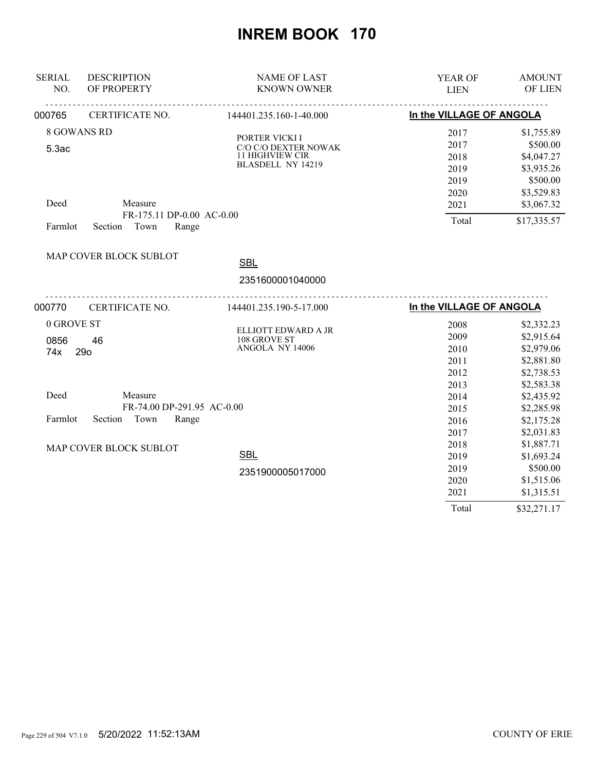# INREM BOOK 170

| SERIAL NO. | DESCRIPTION OF PROPERTY | NAME OF LAST KNOWN OWNER | YEAR OF LIEN | AMOUNT OF LIEN |
|---|---|---|---|---|
| 000765 | CERTIFICATE NO. | 144401.235.160-1-40.000 | In the VILLAGE OF ANGOLA | |
| | 8 GOWANS RD | PORTER VICKI I | 2017 | $1,755.89 |
| | 5.3ac | C/O C/O DEXTER NOWAK | 2017 | $500.00 |
| | | 11 HIGHVIEW CIR | 2018 | $4,047.27 |
| | | BLASDELL NY 14219 | 2019 | $3,935.26 |
| | | | 2019 | $500.00 |
| | | | 2020 | $3,529.83 |
| | Deed Measure | | 2021 | $3,067.32 |
| | FR-175.11 DP-0.00 AC-0.00 | | Total | $17,335.57 |
| | Farmlot Section Town Range | | | |
| | MAP COVER BLOCK SUBLOT | SBL | | |
| | | 2351600001040000 | | |
| 000770 | CERTIFICATE NO. | 144401.235.190-5-17.000 | In the VILLAGE OF ANGOLA | |
| | 0 GROVE ST | ELLIOTT EDWARD A JR | 2008 | $2,332.23 |
| | 0856 46 | 108 GROVE ST | 2009 | $2,915.64 |
| | 74x 29o | ANGOLA NY 14006 | 2010 | $2,979.06 |
| | | | 2011 | $2,881.80 |
| | | | 2012 | $2,738.53 |
| | | | 2013 | $2,583.38 |
| | Deed Measure | | 2014 | $2,435.92 |
| | FR-74.00 DP-291.95 AC-0.00 | | 2015 | $2,285.98 |
| | Farmlot Section Town Range | | 2016 | $2,175.28 |
| | | | 2017 | $2,031.83 |
| | MAP COVER BLOCK SUBLOT | | 2018 | $1,887.71 |
| | | SBL | 2019 | $1,693.24 |
| | | 2351900005017000 | 2019 | $500.00 |
| | | | 2020 | $1,515.06 |
| | | | 2021 | $1,315.51 |
| | | | Total | $32,271.17 |

5/20/2022 11:52:13AM COUNTY OF ERIE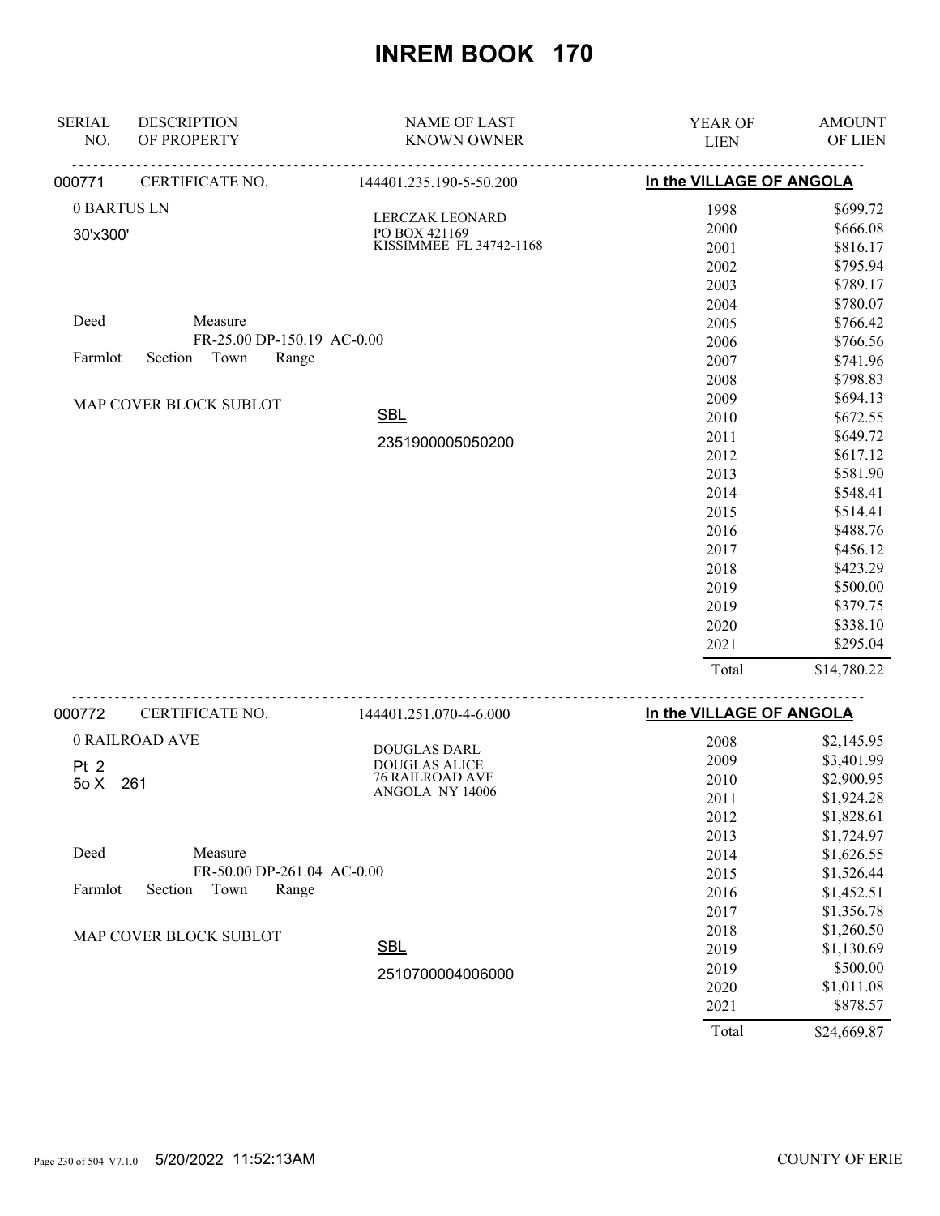# INREM BOOK 170

| SERIAL NO. | DESCRIPTION OF PROPERTY | NAME OF LAST KNOWN OWNER | YEAR OF LIEN | AMOUNT OF LIEN |
|---|---|---|---|---|

**000771** CERTIFICATE NO. 144401.235.190-5-50.200 — **In the VILLAGE OF ANGOLA**

0 BARTUS LN
30'x300'

LERCZAK LEONARD
PO BOX 421169
KISSIMMEE FL 34742-1168

Deed Measure
FR-25.00 DP-150.19 AC-0.00
Farmlot Section Town Range

MAP COVER BLOCK SUBLOT

SBL
2351900005050200

| YEAR OF LIEN | AMOUNT OF LIEN |
|---|---|
| 1998 | $699.72 |
| 2000 | $666.08 |
| 2001 | $816.17 |
| 2002 | $795.94 |
| 2003 | $789.17 |
| 2004 | $780.07 |
| 2005 | $766.42 |
| 2006 | $766.56 |
| 2007 | $741.96 |
| 2008 | $798.83 |
| 2009 | $694.13 |
| 2010 | $672.55 |
| 2011 | $649.72 |
| 2012 | $617.12 |
| 2013 | $581.90 |
| 2014 | $548.41 |
| 2015 | $514.41 |
| 2016 | $488.76 |
| 2017 | $456.12 |
| 2018 | $423.29 |
| 2019 | $500.00 |
| 2019 | $379.75 |
| 2020 | $338.10 |
| 2021 | $295.04 |
| Total | $14,780.22 |

**000772** CERTIFICATE NO. 144401.251.070-4-6.000 — **In the VILLAGE OF ANGOLA**

0 RAILROAD AVE
Pt 2
5o X 261

DOUGLAS DARL
DOUGLAS ALICE
76 RAILROAD AVE
ANGOLA NY 14006

Deed Measure
FR-50.00 DP-261.04 AC-0.00
Farmlot Section Town Range

MAP COVER BLOCK SUBLOT

SBL
2510700004006000

| YEAR OF LIEN | AMOUNT OF LIEN |
|---|---|
| 2008 | $2,145.95 |
| 2009 | $3,401.99 |
| 2010 | $2,900.95 |
| 2011 | $1,924.28 |
| 2012 | $1,828.61 |
| 2013 | $1,724.97 |
| 2014 | $1,626.55 |
| 2015 | $1,526.44 |
| 2016 | $1,452.51 |
| 2017 | $1,356.78 |
| 2018 | $1,260.50 |
| 2019 | $1,130.69 |
| 2019 | $500.00 |
| 2020 | $1,011.08 |
| 2021 | $878.57 |
| Total | $24,669.87 |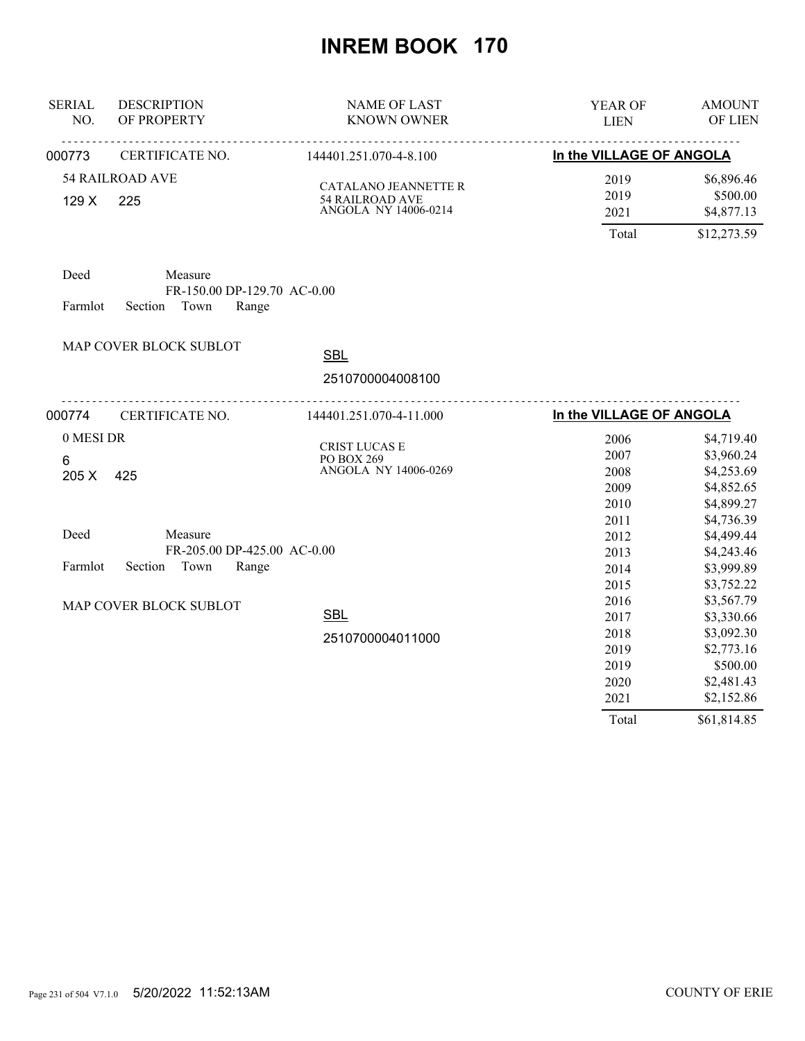# INREM BOOK 170

| SERIAL NO. | DESCRIPTION OF PROPERTY | NAME OF LAST KNOWN OWNER | YEAR OF LIEN | AMOUNT OF LIEN |
|---|---|---|---|---|
| 000773 | CERTIFICATE NO. | 144401.251.070-4-8.100 | **In the VILLAGE OF ANGOLA** | |
| | 54 RAILROAD AVE | CATALANO JEANNETTE R | 2019 | $6,896.46 |
| | 129 X 225 | 54 RAILROAD AVE | 2019 | $500.00 |
| | | ANGOLA NY 14006-0214 | 2021 | $4,877.13 |
| | | | Total | $12,273.59 |

Deed Measure
FR-150.00 DP-129.70 AC-0.00
Farmlot Section Town Range

MAP COVER BLOCK SUBLOT

SBL
2510700004008100

| SERIAL NO. | DESCRIPTION OF PROPERTY | NAME OF LAST KNOWN OWNER | YEAR OF LIEN | AMOUNT OF LIEN |
|---|---|---|---|---|
| 000774 | CERTIFICATE NO. | 144401.251.070-4-11.000 | **In the VILLAGE OF ANGOLA** | |
| | 0 MESI DR | CRIST LUCAS E | 2006 | $4,719.40 |
| | 6 | PO BOX 269 | 2007 | $3,960.24 |
| | 205 X 425 | ANGOLA NY 14006-0269 | 2008 | $4,253.69 |
| | | | 2009 | $4,852.65 |
| | | | 2010 | $4,899.27 |
| | | | 2011 | $4,736.39 |
| | | | 2012 | $4,499.44 |
| | | | 2013 | $4,243.46 |
| | | | 2014 | $3,999.89 |
| | | | 2015 | $3,752.22 |
| | | | 2016 | $3,567.79 |
| | | | 2017 | $3,330.66 |
| | | | 2018 | $3,092.30 |
| | | | 2019 | $2,773.16 |
| | | | 2019 | $500.00 |
| | | | 2020 | $2,481.43 |
| | | | 2021 | $2,152.86 |
| | | | Total | $61,814.85 |

Deed Measure
FR-205.00 DP-425.00 AC-0.00
Farmlot Section Town Range

MAP COVER BLOCK SUBLOT

SBL
2510700004011000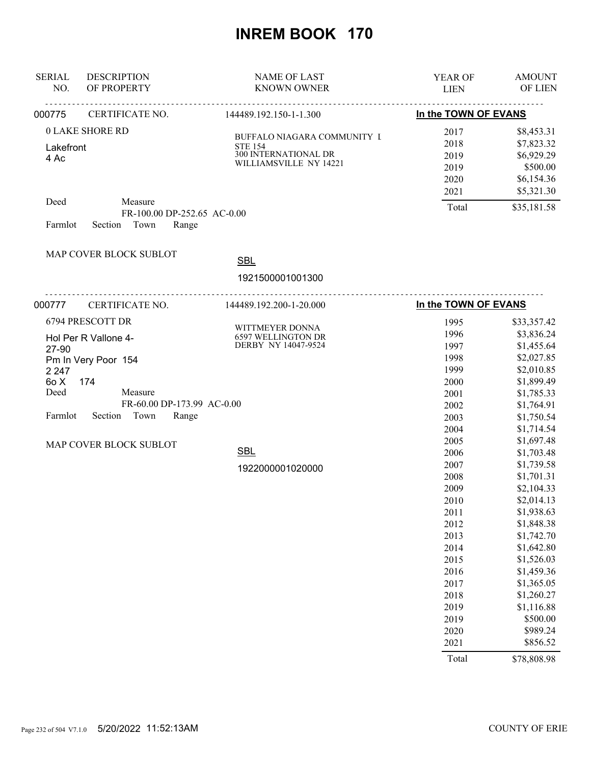# INREM BOOK 170

| SERIAL NO. | DESCRIPTION OF PROPERTY | NAME OF LAST KNOWN OWNER | YEAR OF LIEN | AMOUNT OF LIEN |
|---|---|---|---|---|
| 000775 | CERTIFICATE NO. | 144489.192.150-1-1.300 | In the TOWN OF EVANS | |
| | 0 LAKE SHORE RD | BUFFALO NIAGARA COMMUNITY I | 2017 | $8,453.31 |
| | Lakefront | STE 154 | 2018 | $7,823.32 |
| | 4 Ac | 300 INTERNATIONAL DR | 2019 | $6,929.29 |
| | | WILLIAMSVILLE NY 14221 | 2019 | $500.00 |
| | | | 2020 | $6,154.36 |
| | | | 2021 | $5,321.30 |
| | Deed Measure FR-100.00 DP-252.65 AC-0.00 | | Total | $35,181.58 |
| | Farmlot Section Town Range | | | |
| | MAP COVER BLOCK SUBLOT | SBL 1921500001001300 | | |

| SERIAL NO. | DESCRIPTION OF PROPERTY | NAME OF LAST KNOWN OWNER | YEAR OF LIEN | AMOUNT OF LIEN |
|---|---|---|---|---|
| 000777 | CERTIFICATE NO. | 144489.192.200-1-20.000 | In the TOWN OF EVANS | |
| | 6794 PRESCOTT DR | WITTMEYER DONNA | 1995 | $33,357.42 |
| | Hol Per R Vallone 4-27-90 | 6597 WELLINGTON DR | 1996 | $3,836.24 |
| | Pm In Very Poor 154 | DERBY NY 14047-9524 | 1997 | $1,455.64 |
| | 2 247 | | 1998 | $2,027.85 |
| | 6o X 174 | | 1999 | $2,010.85 |
| | Deed Measure FR-60.00 DP-173.99 AC-0.00 | | 2000 | $1,899.49 |
| | Farmlot Section Town Range | | 2001 | $1,785.33 |
| | | | 2002 | $1,764.91 |
| | | | 2003 | $1,750.54 |
| | | | 2004 | $1,714.54 |
| | MAP COVER BLOCK SUBLOT | SBL 1922000001020000 | 2005 | $1,697.48 |
| | | | 2006 | $1,703.48 |
| | | | 2007 | $1,739.58 |
| | | | 2008 | $1,701.31 |
| | | | 2009 | $2,104.33 |
| | | | 2010 | $2,014.13 |
| | | | 2011 | $1,938.63 |
| | | | 2012 | $1,848.38 |
| | | | 2013 | $1,742.70 |
| | | | 2014 | $1,642.80 |
| | | | 2015 | $1,526.03 |
| | | | 2016 | $1,459.36 |
| | | | 2017 | $1,365.05 |
| | | | 2018 | $1,260.27 |
| | | | 2019 | $1,116.88 |
| | | | 2019 | $500.00 |
| | | | 2020 | $989.24 |
| | | | 2021 | $856.52 |
| | | | Total | $78,808.98 |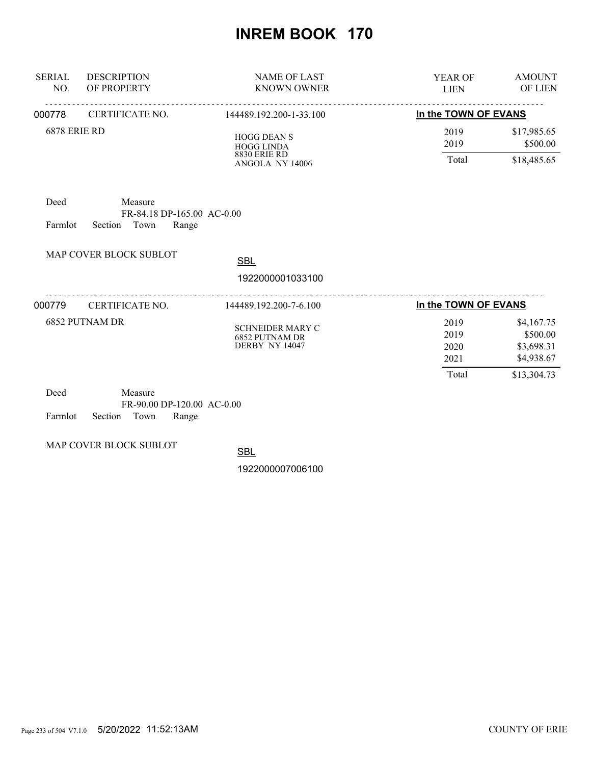# INREM BOOK 170

| SERIAL NO. | DESCRIPTION OF PROPERTY | NAME OF LAST KNOWN OWNER | YEAR OF LIEN | AMOUNT OF LIEN |
|---|---|---|---|---|
| 000778 | CERTIFICATE NO. | 144489.192.200-1-33.100 | In the TOWN OF EVANS | |
| | 6878 ERIE RD | HOGG DEAN S<br>HOGG LINDA<br>8830 ERIE RD<br>ANGOLA NY 14006 | 2019 | $17,985.65 |
| | | | 2019 | $500.00 |
| | | | Total | $18,485.65 |

Deed Measure
FR-84.18 DP-165.00 AC-0.00
Farmlot Section Town Range

MAP COVER BLOCK SUBLOT

SBL
1922000001033100

| SERIAL NO. | DESCRIPTION OF PROPERTY | NAME OF LAST KNOWN OWNER | YEAR OF LIEN | AMOUNT OF LIEN |
|---|---|---|---|---|
| 000779 | CERTIFICATE NO. | 144489.192.200-7-6.100 | In the TOWN OF EVANS | |
| | 6852 PUTNAM DR | SCHNEIDER MARY C<br>6852 PUTNAM DR<br>DERBY NY 14047 | 2019 | $4,167.75 |
| | | | 2019 | $500.00 |
| | | | 2020 | $3,698.31 |
| | | | 2021 | $4,938.67 |
| | | | Total | $13,304.73 |

Deed Measure
FR-90.00 DP-120.00 AC-0.00
Farmlot Section Town Range

MAP COVER BLOCK SUBLOT

SBL
1922000007006100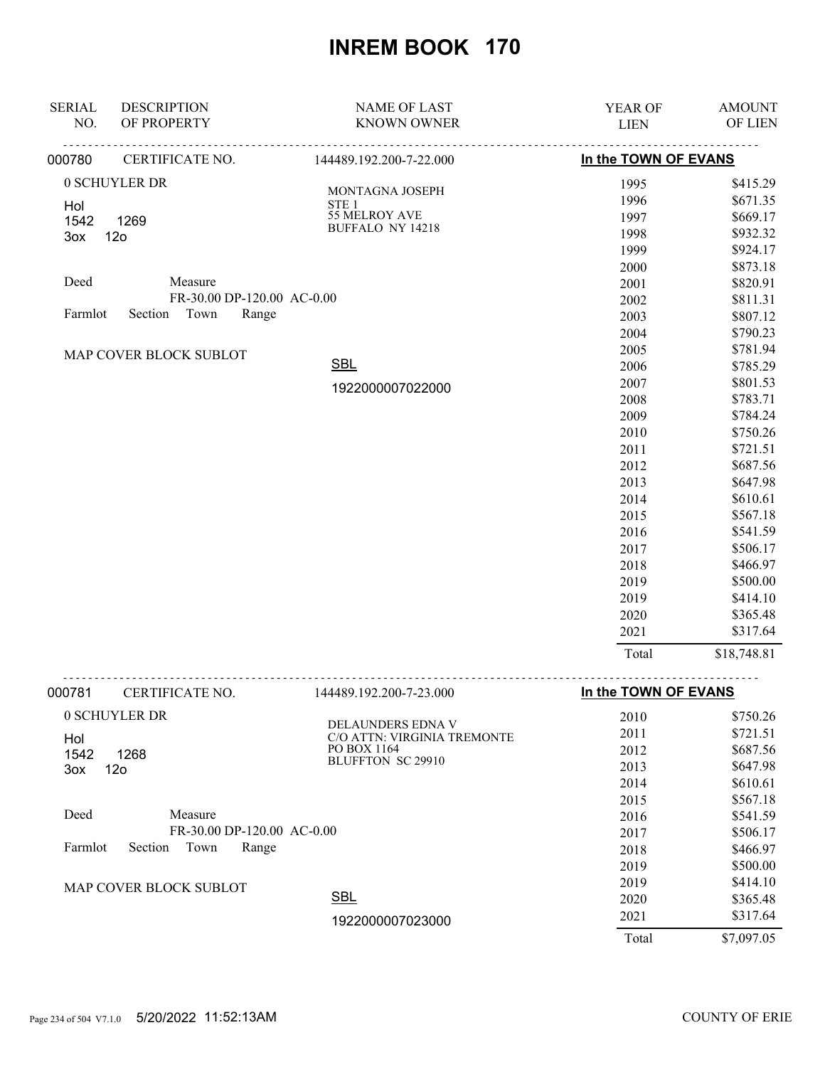# INREM BOOK 170

| SERIAL NO. | DESCRIPTION OF PROPERTY | NAME OF LAST KNOWN OWNER | YEAR OF LIEN | AMOUNT OF LIEN |
|---|---|---|---|---|
| 000780 | CERTIFICATE NO. | 144489.192.200-7-22.000 | In the TOWN OF EVANS | |
| | 0 SCHUYLER DR | MONTAGNA JOSEPH | 1995 | $415.29 |
| | Hol | STE 1 | 1996 | $671.35 |
| | 1542 1269 | 55 MELROY AVE | 1997 | $669.17 |
| | 3ox 12o | BUFFALO NY 14218 | 1998 | $932.32 |
| | | | 1999 | $924.17 |
| | Deed Measure | | 2000 | $873.18 |
| | FR-30.00 DP-120.00 AC-0.00 | | 2001 | $820.91 |
| | Farmlot Section Town Range | | 2002 | $811.31 |
| | | | 2003 | $807.12 |
| | | | 2004 | $790.23 |
| | MAP COVER BLOCK SUBLOT | | 2005 | $781.94 |
| | | SBL | 2006 | $785.29 |
| | | 1922000007022000 | 2007 | $801.53 |
| | | | 2008 | $783.71 |
| | | | 2009 | $784.24 |
| | | | 2010 | $750.26 |
| | | | 2011 | $721.51 |
| | | | 2012 | $687.56 |
| | | | 2013 | $647.98 |
| | | | 2014 | $610.61 |
| | | | 2015 | $567.18 |
| | | | 2016 | $541.59 |
| | | | 2017 | $506.17 |
| | | | 2018 | $466.97 |
| | | | 2019 | $500.00 |
| | | | 2019 | $414.10 |
| | | | 2020 | $365.48 |
| | | | 2021 | $317.64 |
| | | | Total | $18,748.81 |
| 000781 | CERTIFICATE NO. | 144489.192.200-7-23.000 | In the TOWN OF EVANS | |
| | 0 SCHUYLER DR | DELAUNDERS EDNA V | 2010 | $750.26 |
| | Hol | C/O ATTN: VIRGINIA TREMONTE | 2011 | $721.51 |
| | 1542 1268 | PO BOX 1164 | 2012 | $687.56 |
| | 3ox 12o | BLUFFTON SC 29910 | 2013 | $647.98 |
| | | | 2014 | $610.61 |
| | Deed Measure | | 2015 | $567.18 |
| | FR-30.00 DP-120.00 AC-0.00 | | 2016 | $541.59 |
| | Farmlot Section Town Range | | 2017 | $506.17 |
| | | | 2018 | $466.97 |
| | | | 2019 | $500.00 |
| | MAP COVER BLOCK SUBLOT | | 2019 | $414.10 |
| | | SBL | 2020 | $365.48 |
| | | 1922000007023000 | 2021 | $317.64 |
| | | | Total | $7,097.05 |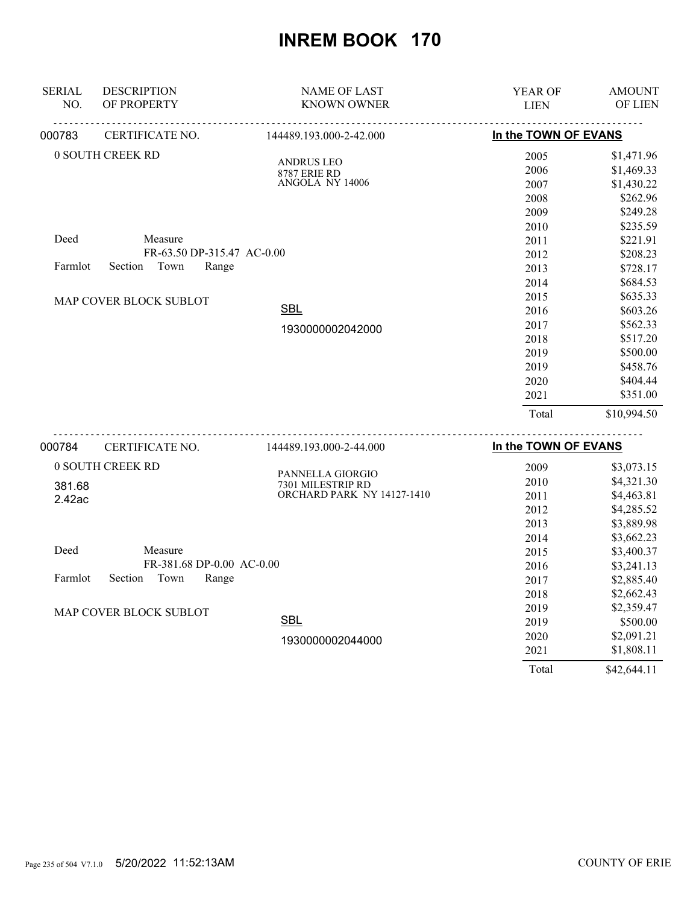# INREM BOOK 170

| SERIAL NO. | DESCRIPTION OF PROPERTY | NAME OF LAST KNOWN OWNER | YEAR OF LIEN | AMOUNT OF LIEN |
|---|---|---|---|---|
| 000783 | CERTIFICATE NO. | 144489.193.000-2-42.000 | **In the TOWN OF EVANS** | |
| | 0 SOUTH CREEK RD | ANDRUS LEO<br>8787 ERIE RD<br>ANGOLA NY 14006 | 2005 | $1,471.96 |
| | | | 2006 | $1,469.33 |
| | | | 2007 | $1,430.22 |
| | | | 2008 | $262.96 |
| | | | 2009 | $249.28 |
| | | | 2010 | $235.59 |
| | Deed Measure | | 2011 | $221.91 |
| | FR-63.50 DP-315.47 AC-0.00 | | 2012 | $208.23 |
| | Farmlot Section Town Range | | 2013 | $728.17 |
| | | | 2014 | $684.53 |
| | MAP COVER BLOCK SUBLOT | | 2015 | $635.33 |
| | | SBL | 2016 | $603.26 |
| | | 1930000002042000 | 2017 | $562.33 |
| | | | 2018 | $517.20 |
| | | | 2019 | $500.00 |
| | | | 2019 | $458.76 |
| | | | 2020 | $404.44 |
| | | | 2021 | $351.00 |
| | | | Total | $10,994.50 |

| SERIAL NO. | DESCRIPTION OF PROPERTY | NAME OF LAST KNOWN OWNER | YEAR OF LIEN | AMOUNT OF LIEN |
|---|---|---|---|---|
| 000784 | CERTIFICATE NO. | 144489.193.000-2-44.000 | **In the TOWN OF EVANS** | |
| | 0 SOUTH CREEK RD | PANNELLA GIORGIO<br>7301 MILESTRIP RD<br>ORCHARD PARK NY 14127-1410 | 2009 | $3,073.15 |
| | 381.68 | | 2010 | $4,321.30 |
| | 2.42ac | | 2011 | $4,463.81 |
| | | | 2012 | $4,285.52 |
| | | | 2013 | $3,889.98 |
| | | | 2014 | $3,662.23 |
| | Deed Measure | | 2015 | $3,400.37 |
| | FR-381.68 DP-0.00 AC-0.00 | | 2016 | $3,241.13 |
| | Farmlot Section Town Range | | 2017 | $2,885.40 |
| | | | 2018 | $2,662.43 |
| | MAP COVER BLOCK SUBLOT | | 2019 | $2,359.47 |
| | | SBL | 2019 | $500.00 |
| | | 1930000002044000 | 2020 | $2,091.21 |
| | | | 2021 | $1,808.11 |
| | | | Total | $42,644.11 |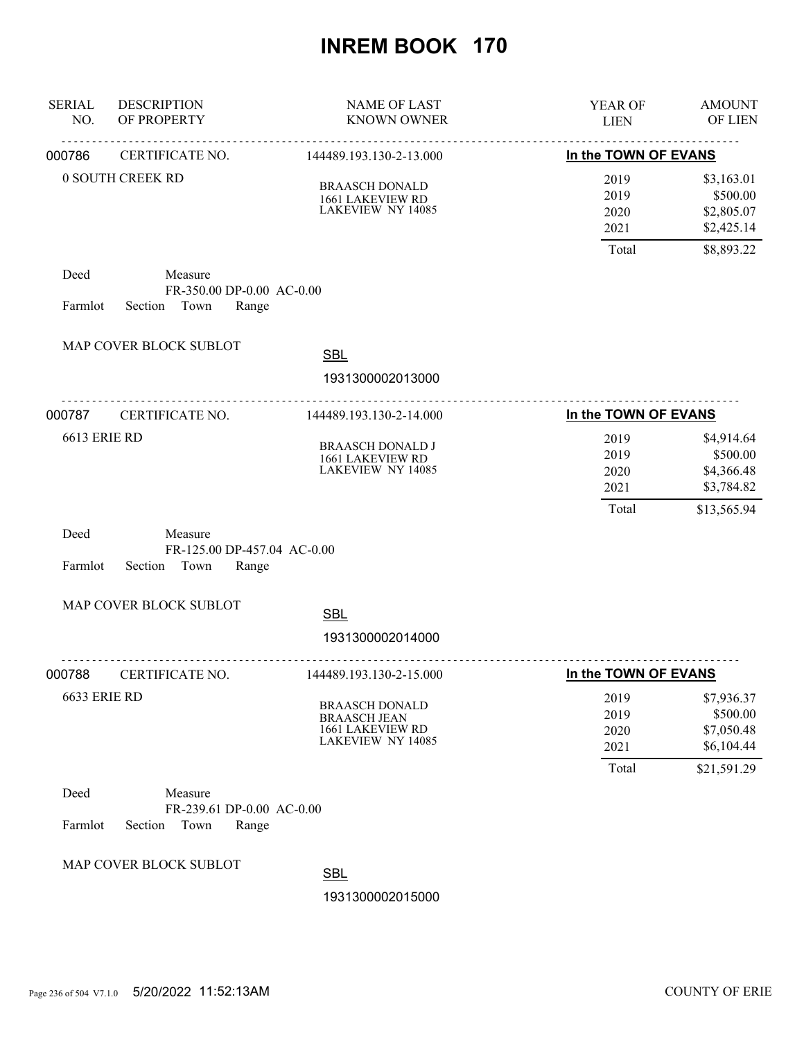# INREM BOOK 170

| SERIAL NO. | DESCRIPTION OF PROPERTY | NAME OF LAST KNOWN OWNER | YEAR OF LIEN | AMOUNT OF LIEN |
|---|---|---|---|---|
| 000786 | CERTIFICATE NO. | 144489.193.130-2-13.000 | **In the TOWN OF EVANS** | |
| | 0 SOUTH CREEK RD | BRAASCH DONALD<br>1661 LAKEVIEW RD<br>LAKEVIEW NY 14085 | 2019 | $3,163.01 |
| | | | 2019 | $500.00 |
| | | | 2020 | $2,805.07 |
| | | | 2021 | $2,425.14 |
| | | | Total | $8,893.22 |

Deed Measure
FR-350.00 DP-0.00 AC-0.00
Farmlot Section Town Range

MAP COVER BLOCK SUBLOT

SBL
1931300002013000

| SERIAL NO. | DESCRIPTION OF PROPERTY | NAME OF LAST KNOWN OWNER | YEAR OF LIEN | AMOUNT OF LIEN |
|---|---|---|---|---|
| 000787 | CERTIFICATE NO. | 144489.193.130-2-14.000 | **In the TOWN OF EVANS** | |
| | 6613 ERIE RD | BRAASCH DONALD J<br>1661 LAKEVIEW RD<br>LAKEVIEW NY 14085 | 2019 | $4,914.64 |
| | | | 2019 | $500.00 |
| | | | 2020 | $4,366.48 |
| | | | 2021 | $3,784.82 |
| | | | Total | $13,565.94 |

Deed Measure
FR-125.00 DP-457.04 AC-0.00
Farmlot Section Town Range

MAP COVER BLOCK SUBLOT

SBL
1931300002014000

| SERIAL NO. | DESCRIPTION OF PROPERTY | NAME OF LAST KNOWN OWNER | YEAR OF LIEN | AMOUNT OF LIEN |
|---|---|---|---|---|
| 000788 | CERTIFICATE NO. | 144489.193.130-2-15.000 | **In the TOWN OF EVANS** | |
| | 6633 ERIE RD | BRAASCH DONALD<br>BRAASCH JEAN<br>1661 LAKEVIEW RD<br>LAKEVIEW NY 14085 | 2019 | $7,936.37 |
| | | | 2019 | $500.00 |
| | | | 2020 | $7,050.48 |
| | | | 2021 | $6,104.44 |
| | | | Total | $21,591.29 |

Deed Measure
FR-239.61 DP-0.00 AC-0.00
Farmlot Section Town Range

MAP COVER BLOCK SUBLOT

SBL
1931300002015000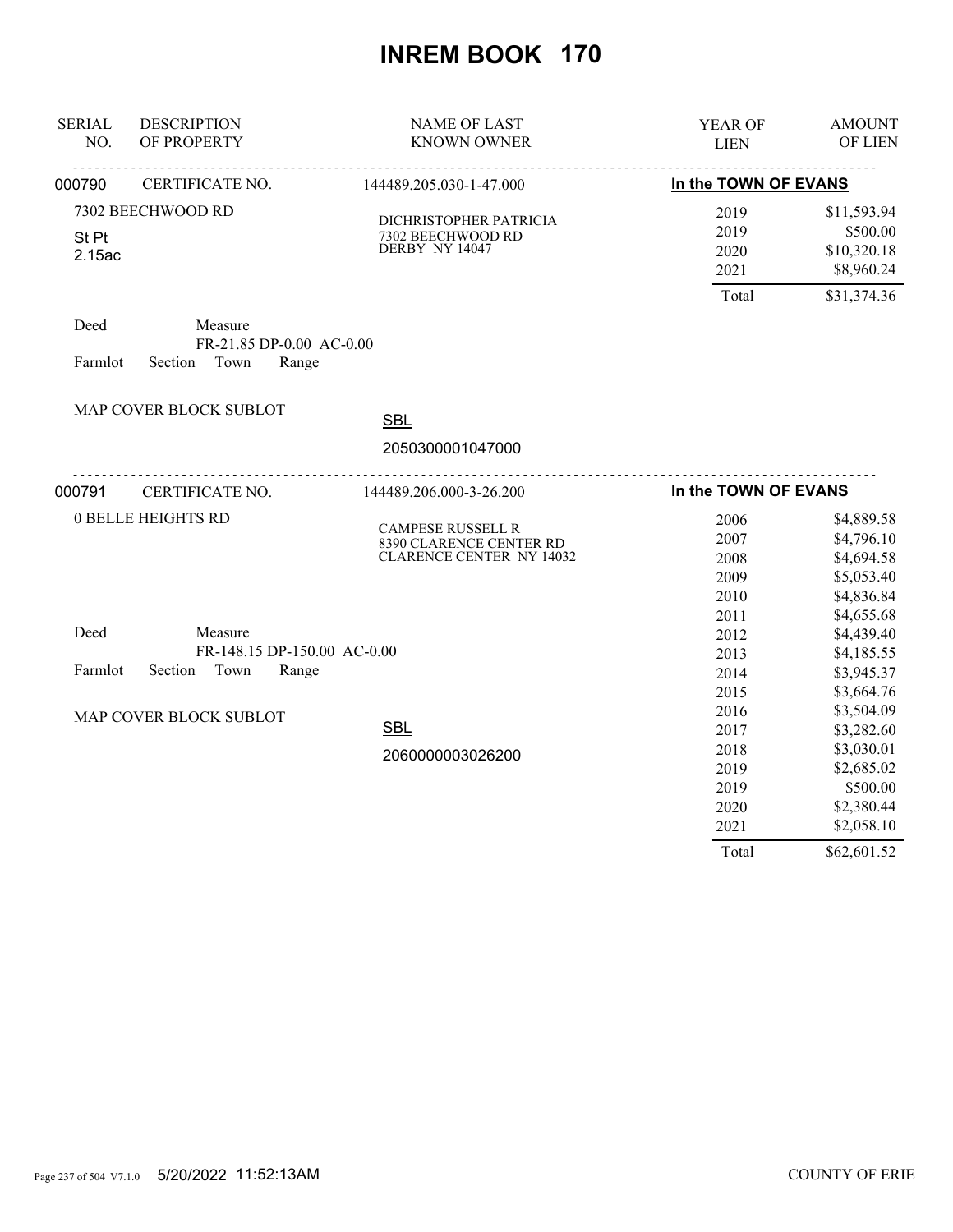# INREM BOOK 170

| SERIAL NO. | DESCRIPTION OF PROPERTY | NAME OF LAST KNOWN OWNER | YEAR OF LIEN | AMOUNT OF LIEN |
|---|---|---|---|---|
| 000790 | CERTIFICATE NO. | 144489.205.030-1-47.000 | **In the TOWN OF EVANS** | |
| | 7302 BEECHWOOD RD | DICHRISTOPHER PATRICIA | 2019 | $11,593.94 |
| | St Pt | 7302 BEECHWOOD RD | 2019 | $500.00 |
| | 2.15ac | DERBY NY 14047 | 2020 | $10,320.18 |
| | | | 2021 | $8,960.24 |
| | | | Total | $31,374.36 |

Deed Measure
FR-21.85 DP-0.00 AC-0.00
Farmlot Section Town Range

MAP COVER BLOCK SUBLOT

SBL
2050300001047000

| SERIAL NO. | DESCRIPTION OF PROPERTY | NAME OF LAST KNOWN OWNER | YEAR OF LIEN | AMOUNT OF LIEN |
|---|---|---|---|---|
| 000791 | CERTIFICATE NO. | 144489.206.000-3-26.200 | **In the TOWN OF EVANS** | |
| | 0 BELLE HEIGHTS RD | CAMPESE RUSSELL R | 2006 | $4,889.58 |
| | | 8390 CLARENCE CENTER RD | 2007 | $4,796.10 |
| | | CLARENCE CENTER NY 14032 | 2008 | $4,694.58 |
| | | | 2009 | $5,053.40 |
| | | | 2010 | $4,836.84 |
| | | | 2011 | $4,655.68 |
| | | | 2012 | $4,439.40 |
| | | | 2013 | $4,185.55 |
| | | | 2014 | $3,945.37 |
| | | | 2015 | $3,664.76 |
| | | | 2016 | $3,504.09 |
| | | | 2017 | $3,282.60 |
| | | | 2018 | $3,030.01 |
| | | | 2019 | $2,685.02 |
| | | | 2019 | $500.00 |
| | | | 2020 | $2,380.44 |
| | | | 2021 | $2,058.10 |
| | | | Total | $62,601.52 |

Deed Measure
FR-148.15 DP-150.00 AC-0.00
Farmlot Section Town Range

MAP COVER BLOCK SUBLOT

SBL
2060000003026200

5/20/2022 11:52:13AM COUNTY OF ERIE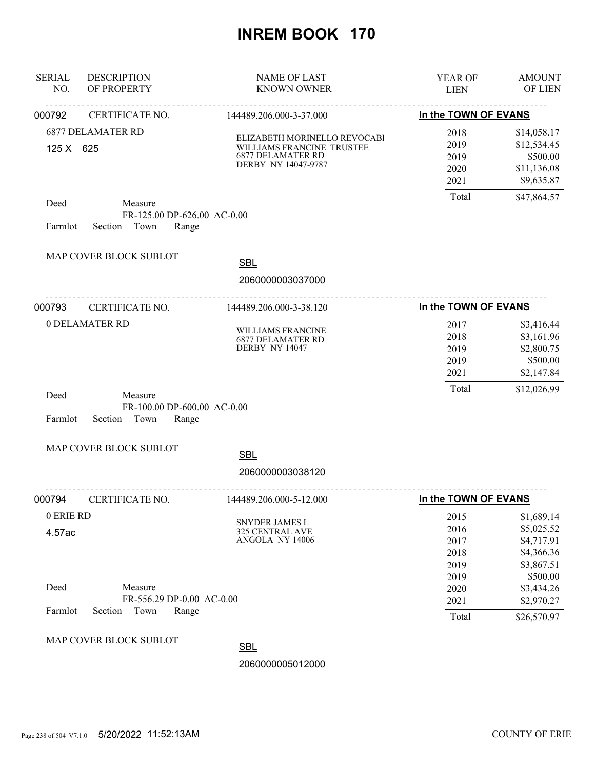# INREM BOOK 170

| SERIAL NO. | DESCRIPTION OF PROPERTY | NAME OF LAST KNOWN OWNER | YEAR OF LIEN | AMOUNT OF LIEN |
|---|---|---|---|---|

---

**000792** CERTIFICATE NO. 144489.206.000-3-37.000 — **In the TOWN OF EVANS**

6877 DELAMATER RD
125 X 625

ELIZABETH MORINELLO REVOCABI
WILLIAMS FRANCINE TRUSTEE
6877 DELAMATER RD
DERBY NY 14047-9787

| YEAR OF LIEN | AMOUNT OF LIEN |
|---|---|
| 2018 | $14,058.17 |
| 2019 | $12,534.45 |
| 2019 | $500.00 |
| 2020 | $11,136.08 |
| 2021 | $9,635.87 |
| Total | $47,864.57 |

Deed Measure
FR-125.00 DP-626.00 AC-0.00
Farmlot Section Town Range

MAP COVER BLOCK SUBLOT

SBL
2060000003037000

---

**000793** CERTIFICATE NO. 144489.206.000-3-38.120 — **In the TOWN OF EVANS**

0 DELAMATER RD

WILLIAMS FRANCINE
6877 DELAMATER RD
DERBY NY 14047

| YEAR OF LIEN | AMOUNT OF LIEN |
|---|---|
| 2017 | $3,416.44 |
| 2018 | $3,161.96 |
| 2019 | $2,800.75 |
| 2019 | $500.00 |
| 2021 | $2,147.84 |
| Total | $12,026.99 |

Deed Measure
FR-100.00 DP-600.00 AC-0.00
Farmlot Section Town Range

MAP COVER BLOCK SUBLOT

SBL
2060000003038120

---

**000794** CERTIFICATE NO. 144489.206.000-5-12.000 — **In the TOWN OF EVANS**

0 ERIE RD
4.57ac

SNYDER JAMES L
325 CENTRAL AVE
ANGOLA NY 14006

| YEAR OF LIEN | AMOUNT OF LIEN |
|---|---|
| 2015 | $1,689.14 |
| 2016 | $5,025.52 |
| 2017 | $4,717.91 |
| 2018 | $4,366.36 |
| 2019 | $3,867.51 |
| 2019 | $500.00 |
| 2020 | $3,434.26 |
| 2021 | $2,970.27 |
| Total | $26,570.97 |

Deed Measure
FR-556.29 DP-0.00 AC-0.00
Farmlot Section Town Range

MAP COVER BLOCK SUBLOT

SBL
2060000005012000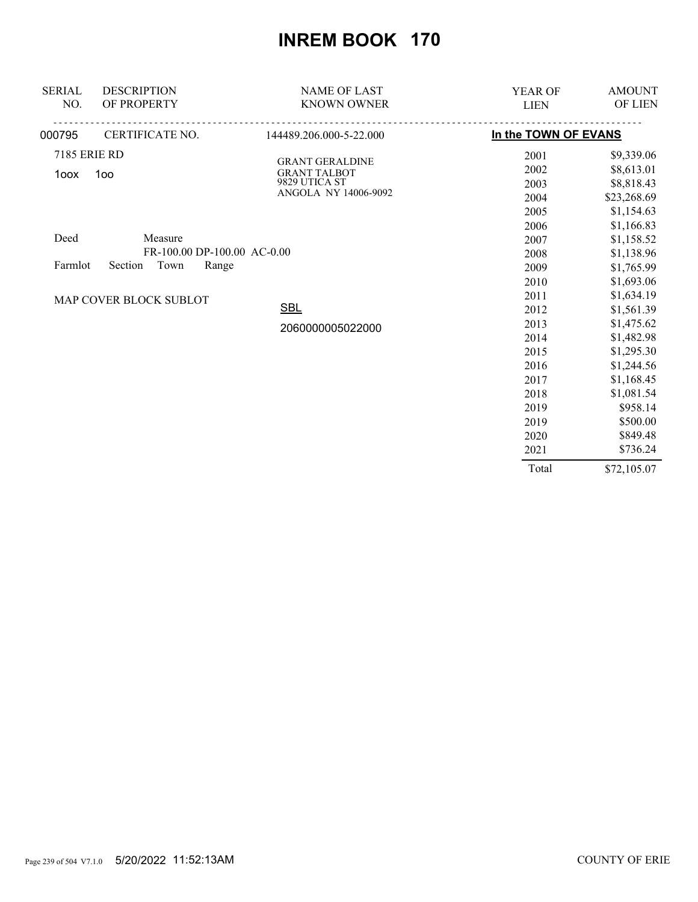# INREM BOOK 170

| SERIAL NO. | DESCRIPTION OF PROPERTY | NAME OF LAST KNOWN OWNER | YEAR OF LIEN | AMOUNT OF LIEN |
|---|---|---|---|---|
| 000795 | CERTIFICATE NO. | 144489.206.000-5-22.000 | In the TOWN OF EVANS | |

7185 ERIE RD

1oox 1oo

GRANT GERALDINE
GRANT TALBOT
9829 UTICA ST
ANGOLA NY 14006-9092

Deed Measure
FR-100.00 DP-100.00 AC-0.00

Farmlot Section Town Range

MAP COVER BLOCK SUBLOT

SBL

2060000005022000

| YEAR OF LIEN | AMOUNT OF LIEN |
|---|---|
| 2001 | $9,339.06 |
| 2002 | $8,613.01 |
| 2003 | $8,818.43 |
| 2004 | $23,268.69 |
| 2005 | $1,154.63 |
| 2006 | $1,166.83 |
| 2007 | $1,158.52 |
| 2008 | $1,138.96 |
| 2009 | $1,765.99 |
| 2010 | $1,693.06 |
| 2011 | $1,634.19 |
| 2012 | $1,561.39 |
| 2013 | $1,475.62 |
| 2014 | $1,482.98 |
| 2015 | $1,295.30 |
| 2016 | $1,244.56 |
| 2017 | $1,168.45 |
| 2018 | $1,081.54 |
| 2019 | $958.14 |
| 2019 | $500.00 |
| 2020 | $849.48 |
| 2021 | $736.24 |
| Total | $72,105.07 |

5/20/2022 11:52:13AM

COUNTY OF ERIE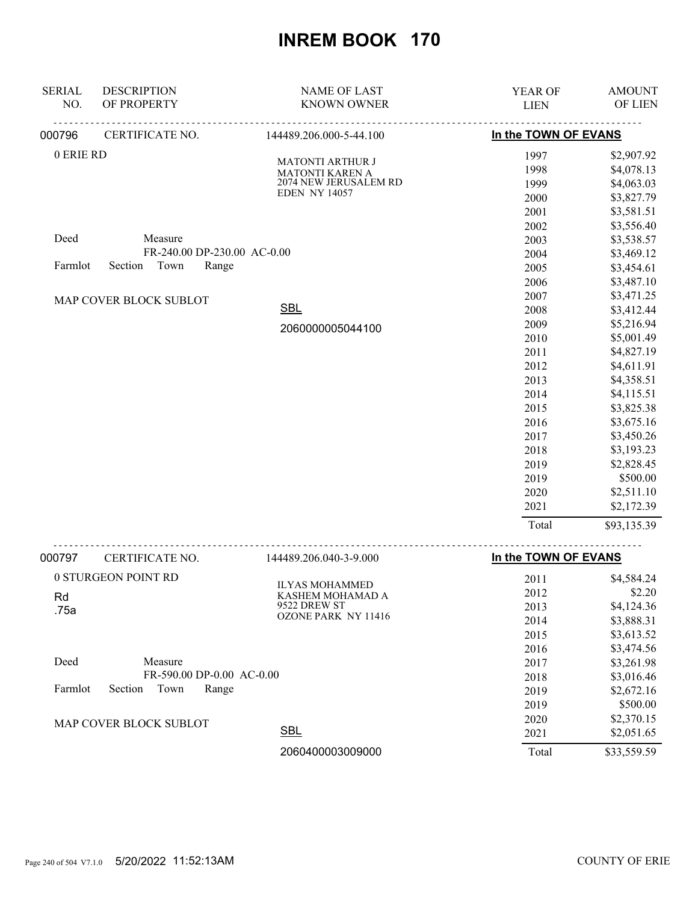# INREM BOOK 170

| SERIAL NO. | DESCRIPTION OF PROPERTY | NAME OF LAST KNOWN OWNER | YEAR OF LIEN | AMOUNT OF LIEN |
|---|---|---|---|---|

**000796** CERTIFICATE NO. 144489.206.000-5-44.100 — **In the TOWN OF EVANS**

0 ERIE RD

MATONTI ARTHUR J
MATONTI KAREN A
2074 NEW JERUSALEM RD
EDEN NY 14057

Deed Measure
FR-240.00 DP-230.00 AC-0.00
Farmlot Section Town Range

MAP COVER BLOCK SUBLOT

SBL
2060000005044100

| YEAR OF LIEN | AMOUNT OF LIEN |
|---|---|
| 1997 | $2,907.92 |
| 1998 | $4,078.13 |
| 1999 | $4,063.03 |
| 2000 | $3,827.79 |
| 2001 | $3,581.51 |
| 2002 | $3,556.40 |
| 2003 | $3,538.57 |
| 2004 | $3,469.12 |
| 2005 | $3,454.61 |
| 2006 | $3,487.10 |
| 2007 | $3,471.25 |
| 2008 | $3,412.44 |
| 2009 | $5,216.94 |
| 2010 | $5,001.49 |
| 2011 | $4,827.19 |
| 2012 | $4,611.91 |
| 2013 | $4,358.51 |
| 2014 | $4,115.51 |
| 2015 | $3,825.38 |
| 2016 | $3,675.16 |
| 2017 | $3,450.26 |
| 2018 | $3,193.23 |
| 2019 | $2,828.45 |
| 2019 | $500.00 |
| 2020 | $2,511.10 |
| 2021 | $2,172.39 |
| Total | $93,135.39 |

**000797** CERTIFICATE NO. 144489.206.040-3-9.000 — **In the TOWN OF EVANS**

0 STURGEON POINT RD
Rd
.75a

ILYAS MOHAMMED
KASHEM MOHAMAD A
9522 DREW ST
OZONE PARK NY 11416

Deed Measure
FR-590.00 DP-0.00 AC-0.00
Farmlot Section Town Range

MAP COVER BLOCK SUBLOT

SBL
2060400003009000

| YEAR OF LIEN | AMOUNT OF LIEN |
|---|---|
| 2011 | $4,584.24 |
| 2012 | $2.20 |
| 2013 | $4,124.36 |
| 2014 | $3,888.31 |
| 2015 | $3,613.52 |
| 2016 | $3,474.56 |
| 2017 | $3,261.98 |
| 2018 | $3,016.46 |
| 2019 | $2,672.16 |
| 2019 | $500.00 |
| 2020 | $2,370.15 |
| 2021 | $2,051.65 |
| Total | $33,559.59 |

5/20/2022 11:52:13AM — COUNTY OF ERIE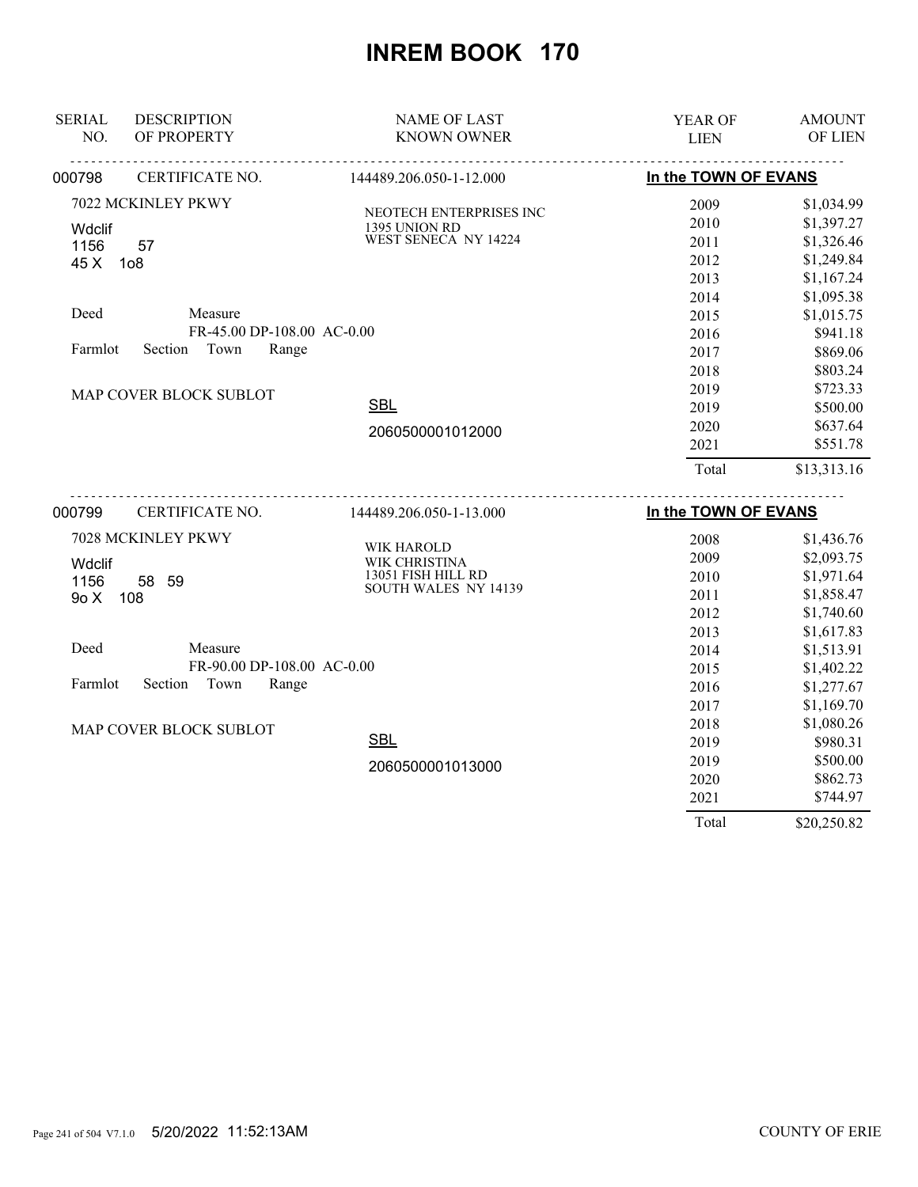# INREM BOOK 170

| SERIAL NO. | DESCRIPTION OF PROPERTY | NAME OF LAST KNOWN OWNER | YEAR OF LIEN | AMOUNT OF LIEN |
|---|---|---|---|---|

**000798** CERTIFICATE NO. 144489.206.050-1-12.000 — **In the TOWN OF EVANS**

7022 MCKINLEY PKWY
Wdclif
1156 57
45 X 1o8

Deed Measure
FR-45.00 DP-108.00 AC-0.00
Farmlot Section Town Range

MAP COVER BLOCK SUBLOT

NEOTECH ENTERPRISES INC
1395 UNION RD
WEST SENECA NY 14224

SBL
2060500001012000

| YEAR OF LIEN | AMOUNT OF LIEN |
|---|---|
| 2009 | $1,034.99 |
| 2010 | $1,397.27 |
| 2011 | $1,326.46 |
| 2012 | $1,249.84 |
| 2013 | $1,167.24 |
| 2014 | $1,095.38 |
| 2015 | $1,015.75 |
| 2016 | $941.18 |
| 2017 | $869.06 |
| 2018 | $803.24 |
| 2019 | $723.33 |
| 2019 | $500.00 |
| 2020 | $637.64 |
| 2021 | $551.78 |
| Total | $13,313.16 |

**000799** CERTIFICATE NO. 144489.206.050-1-13.000 — **In the TOWN OF EVANS**

7028 MCKINLEY PKWY
Wdclif
1156 58 59
9o X 108

Deed Measure
FR-90.00 DP-108.00 AC-0.00
Farmlot Section Town Range

MAP COVER BLOCK SUBLOT

WIK HAROLD
WIK CHRISTINA
13051 FISH HILL RD
SOUTH WALES NY 14139

SBL
2060500001013000

| YEAR OF LIEN | AMOUNT OF LIEN |
|---|---|
| 2008 | $1,436.76 |
| 2009 | $2,093.75 |
| 2010 | $1,971.64 |
| 2011 | $1,858.47 |
| 2012 | $1,740.60 |
| 2013 | $1,617.83 |
| 2014 | $1,513.91 |
| 2015 | $1,402.22 |
| 2016 | $1,277.67 |
| 2017 | $1,169.70 |
| 2018 | $1,080.26 |
| 2019 | $980.31 |
| 2019 | $500.00 |
| 2020 | $862.73 |
| 2021 | $744.97 |
| Total | $20,250.82 |

5/20/2022 11:52:13AM COUNTY OF ERIE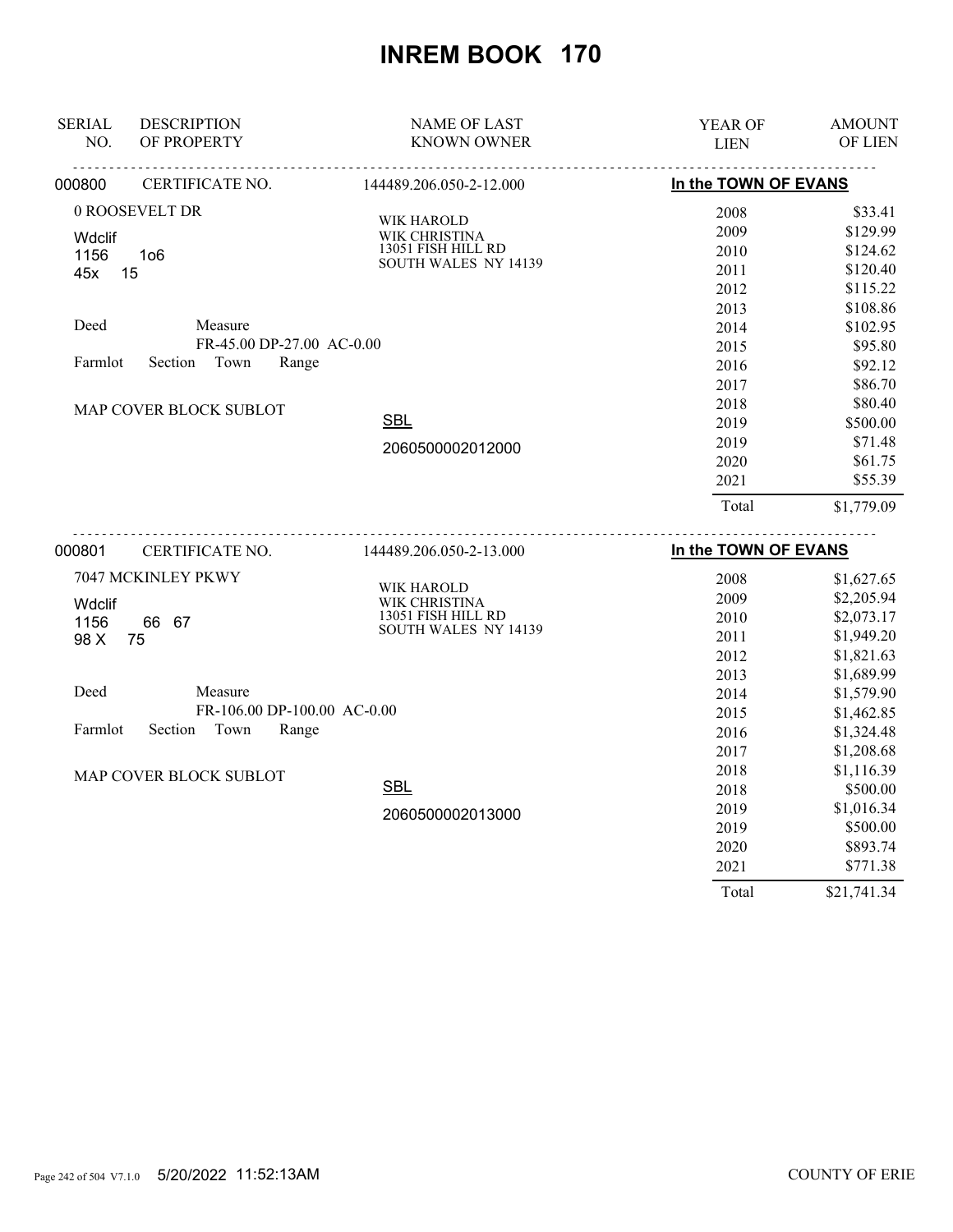# INREM BOOK 170

| SERIAL NO. | DESCRIPTION OF PROPERTY | NAME OF LAST KNOWN OWNER | YEAR OF LIEN | AMOUNT OF LIEN |
|---|---|---|---|---|

**000800** CERTIFICATE NO. 144489.206.050-2-12.000 — **In the TOWN OF EVANS**

0 ROOSEVELT DR
Wdclif
1156 1o6
45x 15

Deed Measure
FR-45.00 DP-27.00 AC-0.00
Farmlot Section Town Range

MAP COVER BLOCK SUBLOT

WIK HAROLD
WIK CHRISTINA
13051 FISH HILL RD
SOUTH WALES NY 14139

SBL
2060500002012000

| YEAR OF LIEN | AMOUNT OF LIEN |
|---|---|
| 2008 | $33.41 |
| 2009 | $129.99 |
| 2010 | $124.62 |
| 2011 | $120.40 |
| 2012 | $115.22 |
| 2013 | $108.86 |
| 2014 | $102.95 |
| 2015 | $95.80 |
| 2016 | $92.12 |
| 2017 | $86.70 |
| 2018 | $80.40 |
| 2019 | $500.00 |
| 2019 | $71.48 |
| 2020 | $61.75 |
| 2021 | $55.39 |
| Total | $1,779.09 |

**000801** CERTIFICATE NO. 144489.206.050-2-13.000 — **In the TOWN OF EVANS**

7047 MCKINLEY PKWY
Wdclif
1156 66 67
98 X 75

Deed Measure
FR-106.00 DP-100.00 AC-0.00
Farmlot Section Town Range

MAP COVER BLOCK SUBLOT

WIK HAROLD
WIK CHRISTINA
13051 FISH HILL RD
SOUTH WALES NY 14139

SBL
2060500002013000

| YEAR OF LIEN | AMOUNT OF LIEN |
|---|---|
| 2008 | $1,627.65 |
| 2009 | $2,205.94 |
| 2010 | $2,073.17 |
| 2011 | $1,949.20 |
| 2012 | $1,821.63 |
| 2013 | $1,689.99 |
| 2014 | $1,579.90 |
| 2015 | $1,462.85 |
| 2016 | $1,324.48 |
| 2017 | $1,208.68 |
| 2018 | $1,116.39 |
| 2018 | $500.00 |
| 2019 | $1,016.34 |
| 2019 | $500.00 |
| 2020 | $893.74 |
| 2021 | $771.38 |
| Total | $21,741.34 |

5/20/2022 11:52:13AM COUNTY OF ERIE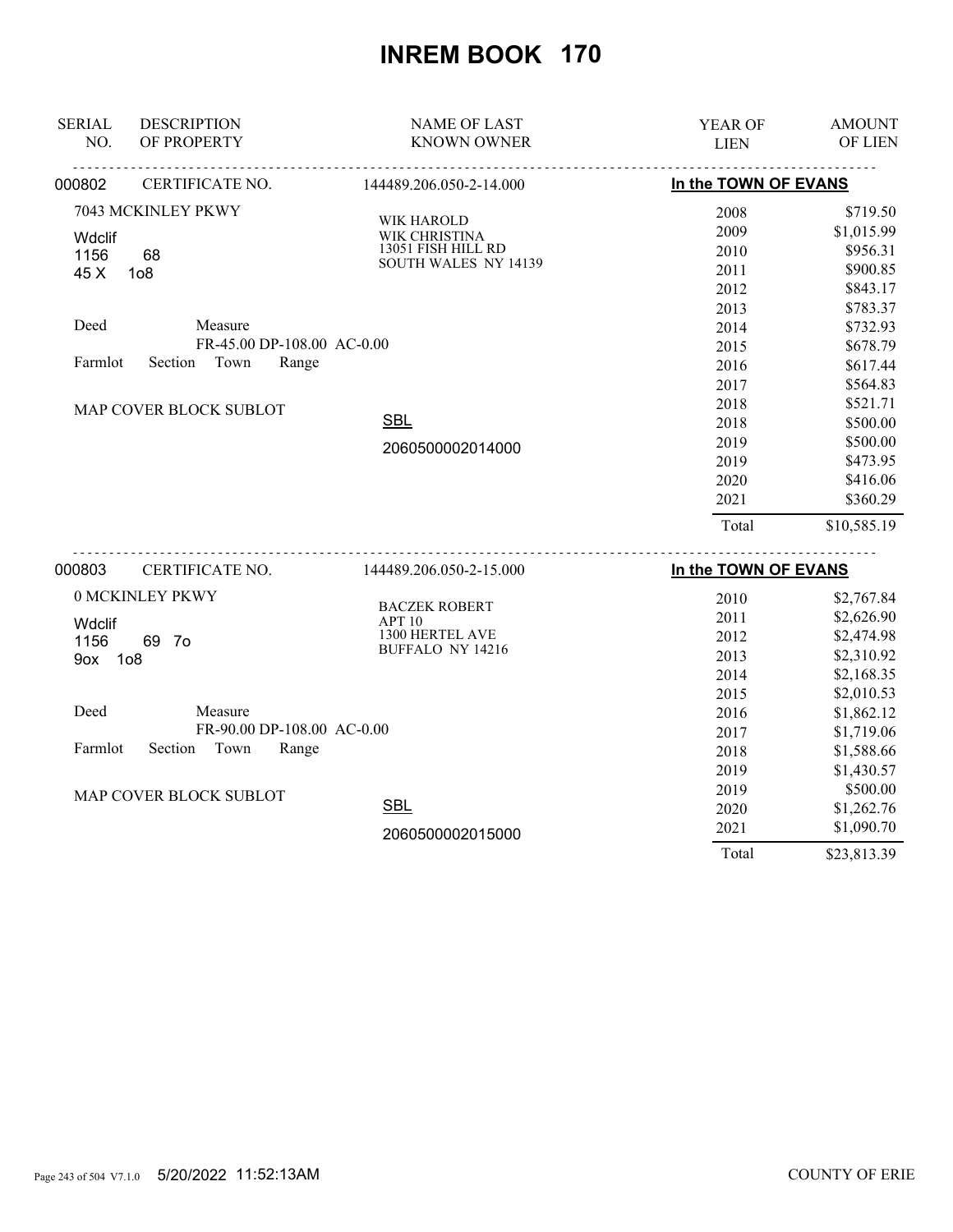# INREM BOOK 170

| SERIAL NO. | DESCRIPTION OF PROPERTY | NAME OF LAST KNOWN OWNER | YEAR OF LIEN | AMOUNT OF LIEN |
|---|---|---|---|---|
| 000802 | CERTIFICATE NO. | 144489.206.050-2-14.000 | **In the TOWN OF EVANS** | |
| | 7043 MCKINLEY PKWY | WIK HAROLD | 2008 | $719.50 |
| | Wdclif | WIK CHRISTINA | 2009 | $1,015.99 |
| | 1156 68 | 13051 FISH HILL RD | 2010 | $956.31 |
| | 45 X 1o8 | SOUTH WALES NY 14139 | 2011 | $900.85 |
| | | | 2012 | $843.17 |
| | | | 2013 | $783.37 |
| | Deed Measure | | 2014 | $732.93 |
| | FR-45.00 DP-108.00 AC-0.00 | | 2015 | $678.79 |
| | Farmlot Section Town Range | | 2016 | $617.44 |
| | | | 2017 | $564.83 |
| | MAP COVER BLOCK SUBLOT | | 2018 | $521.71 |
| | | SBL | 2018 | $500.00 |
| | | 2060500002014000 | 2019 | $500.00 |
| | | | 2019 | $473.95 |
| | | | 2020 | $416.06 |
| | | | 2021 | $360.29 |
| | | | Total | $10,585.19 |
| 000803 | CERTIFICATE NO. | 144489.206.050-2-15.000 | **In the TOWN OF EVANS** | |
| | 0 MCKINLEY PKWY | BACZEK ROBERT | 2010 | $2,767.84 |
| | Wdclif | APT 10 | 2011 | $2,626.90 |
| | 1156 69 7o | 1300 HERTEL AVE | 2012 | $2,474.98 |
| | 9ox 1o8 | BUFFALO NY 14216 | 2013 | $2,310.92 |
| | | | 2014 | $2,168.35 |
| | | | 2015 | $2,010.53 |
| | Deed Measure | | 2016 | $1,862.12 |
| | FR-90.00 DP-108.00 AC-0.00 | | 2017 | $1,719.06 |
| | Farmlot Section Town Range | | 2018 | $1,588.66 |
| | | | 2019 | $1,430.57 |
| | MAP COVER BLOCK SUBLOT | | 2019 | $500.00 |
| | | SBL | 2020 | $1,262.76 |
| | | 2060500002015000 | 2021 | $1,090.70 |
| | | | Total | $23,813.39 |

5/20/2022 11:52:13AM COUNTY OF ERIE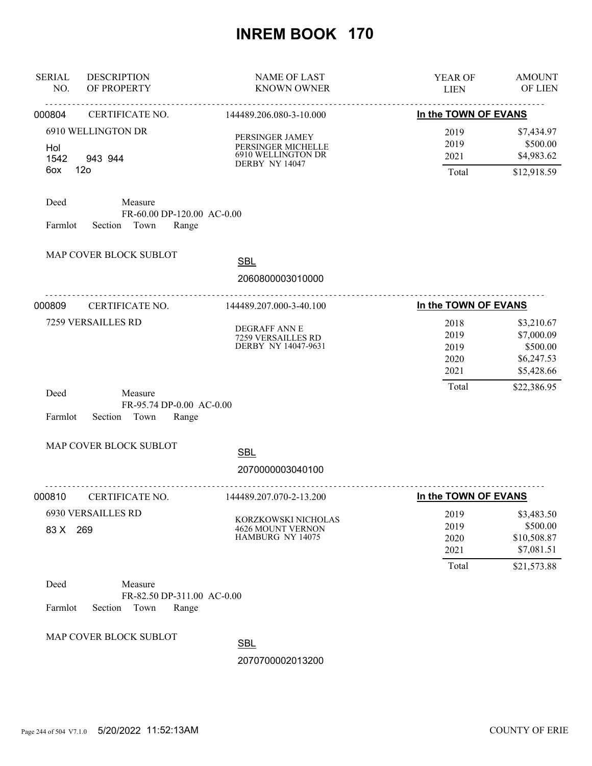# INREM BOOK 170

| SERIAL NO. | DESCRIPTION OF PROPERTY | NAME OF LAST KNOWN OWNER | YEAR OF LIEN | AMOUNT OF LIEN |
|---|---|---|---|---|
| 000804 | CERTIFICATE NO. | 144489.206.080-3-10.000 | In the TOWN OF EVANS | |
| | 6910 WELLINGTON DR | PERSINGER JAMEY | 2019 | $7,434.97 |
| | Hol | PERSINGER MICHELLE | 2019 | $500.00 |
| | 1542 943 944 | 6910 WELLINGTON DR | 2021 | $4,983.62 |
| | 6ox 12o | DERBY NY 14047 | Total | $12,918.59 |

Deed Measure
FR-60.00 DP-120.00 AC-0.00
Farmlot Section Town Range

MAP COVER BLOCK SUBLOT

SBL
2060800003010000

| SERIAL NO. | DESCRIPTION OF PROPERTY | NAME OF LAST KNOWN OWNER | YEAR OF LIEN | AMOUNT OF LIEN |
|---|---|---|---|---|
| 000809 | CERTIFICATE NO. | 144489.207.000-3-40.100 | In the TOWN OF EVANS | |
| | 7259 VERSAILLES RD | DEGRAFF ANN E | 2018 | $3,210.67 |
| | | 7259 VERSAILLES RD | 2019 | $7,000.09 |
| | | DERBY NY 14047-9631 | 2019 | $500.00 |
| | | | 2020 | $6,247.53 |
| | | | 2021 | $5,428.66 |
| | | | Total | $22,386.95 |

Deed Measure
FR-95.74 DP-0.00 AC-0.00
Farmlot Section Town Range

MAP COVER BLOCK SUBLOT

SBL
2070000003040100

| SERIAL NO. | DESCRIPTION OF PROPERTY | NAME OF LAST KNOWN OWNER | YEAR OF LIEN | AMOUNT OF LIEN |
|---|---|---|---|---|
| 000810 | CERTIFICATE NO. | 144489.207.070-2-13.200 | In the TOWN OF EVANS | |
| | 6930 VERSAILLES RD | KORZKOWSKI NICHOLAS | 2019 | $3,483.50 |
| | 83 X 269 | 4626 MOUNT VERNON | 2019 | $500.00 |
| | | HAMBURG NY 14075 | 2020 | $10,508.87 |
| | | | 2021 | $7,081.51 |
| | | | Total | $21,573.88 |

Deed Measure
FR-82.50 DP-311.00 AC-0.00
Farmlot Section Town Range

MAP COVER BLOCK SUBLOT

SBL
2070700002013200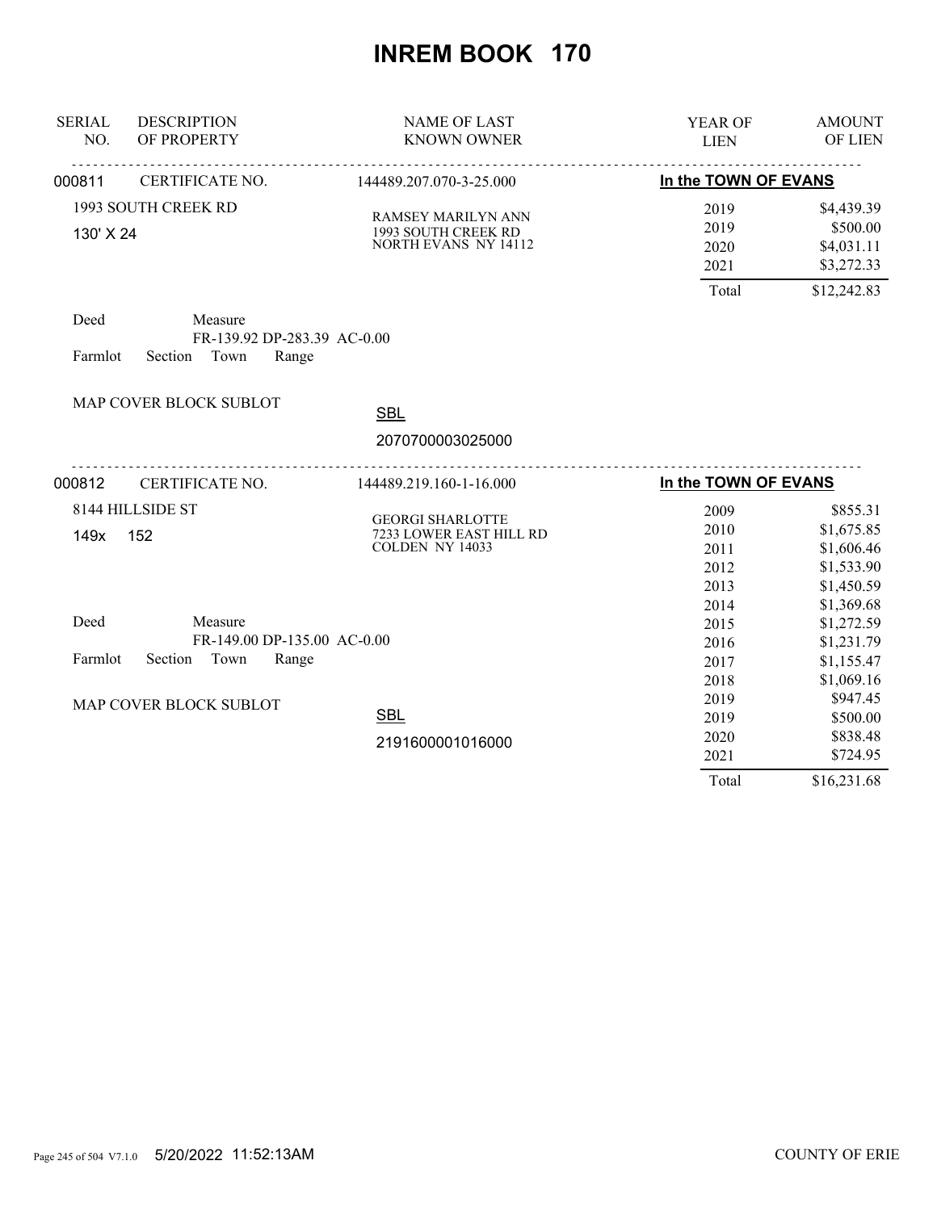# INREM BOOK 170

| SERIAL NO. | DESCRIPTION OF PROPERTY | NAME OF LAST KNOWN OWNER | YEAR OF LIEN | AMOUNT OF LIEN |
|---|---|---|---|---|

**000811** CERTIFICATE NO. 144489.207.070-3-25.000 — **In the TOWN OF EVANS**

1993 SOUTH CREEK RD
130' X 24

RAMSEY MARILYN ANN
1993 SOUTH CREEK RD
NORTH EVANS NY 14112

| YEAR OF LIEN | AMOUNT OF LIEN |
|---|---|
| 2019 | $4,439.39 |
| 2019 | $500.00 |
| 2020 | $4,031.11 |
| 2021 | $3,272.33 |
| Total | $12,242.83 |

Deed Measure
FR-139.92 DP-283.39 AC-0.00
Farmlot Section Town Range

MAP COVER BLOCK SUBLOT

SBL
2070700003025000

---

**000812** CERTIFICATE NO. 144489.219.160-1-16.000 — **In the TOWN OF EVANS**

8144 HILLSIDE ST
149x 152

GEORGI SHARLOTTE
7233 LOWER EAST HILL RD
COLDEN NY 14033

| YEAR OF LIEN | AMOUNT OF LIEN |
|---|---|
| 2009 | $855.31 |
| 2010 | $1,675.85 |
| 2011 | $1,606.46 |
| 2012 | $1,533.90 |
| 2013 | $1,450.59 |
| 2014 | $1,369.68 |
| 2015 | $1,272.59 |
| 2016 | $1,231.79 |
| 2017 | $1,155.47 |
| 2018 | $1,069.16 |
| 2019 | $947.45 |
| 2019 | $500.00 |
| 2020 | $838.48 |
| 2021 | $724.95 |
| Total | $16,231.68 |

Deed Measure
FR-149.00 DP-135.00 AC-0.00
Farmlot Section Town Range

MAP COVER BLOCK SUBLOT

SBL
2191600001016000

5/20/2022 11:52:13AM COUNTY OF ERIE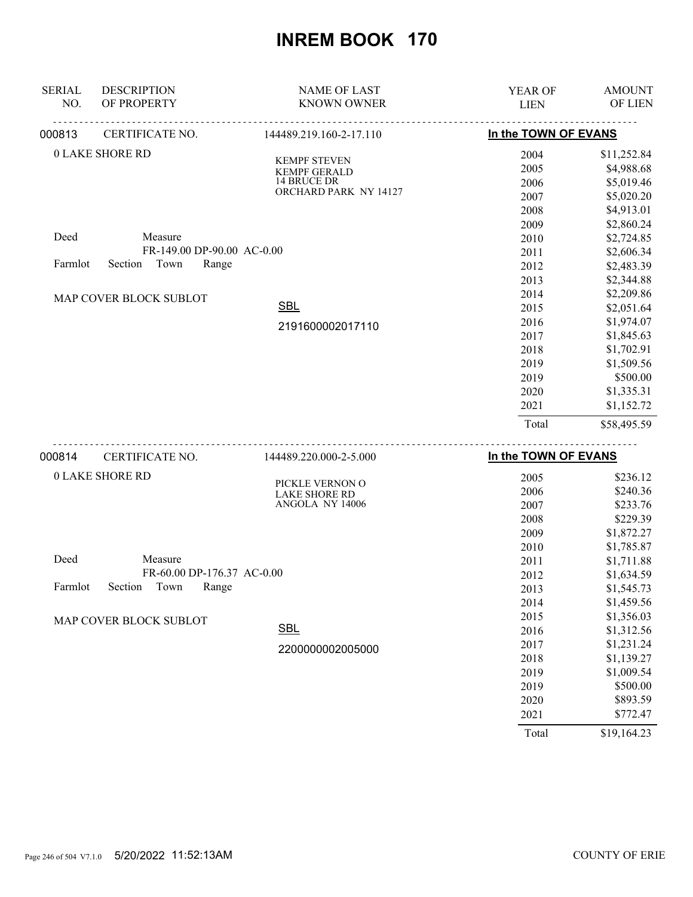# INREM BOOK 170

| SERIAL NO. | DESCRIPTION OF PROPERTY | NAME OF LAST KNOWN OWNER | YEAR OF LIEN | AMOUNT OF LIEN |
|---|---|---|---|---|
| 000813 | CERTIFICATE NO. | 144489.219.160-2-17.110 | In the TOWN OF EVANS | |
| | 0 LAKE SHORE RD | KEMPF STEVEN<br>KEMPF GERALD<br>14 BRUCE DR<br>ORCHARD PARK NY 14127 | 2004 | $11,252.84 |
| | | | 2005 | $4,988.68 |
| | | | 2006 | $5,019.46 |
| | | | 2007 | $5,020.20 |
| | | | 2008 | $4,913.01 |
| | | | 2009 | $2,860.24 |
| Deed | Measure | | 2010 | $2,724.85 |
| | FR-149.00 DP-90.00 AC-0.00 | | 2011 | $2,606.34 |
| Farmlot | Section Town Range | | 2012 | $2,483.39 |
| | | | 2013 | $2,344.88 |
| | MAP COVER BLOCK SUBLOT | | 2014 | $2,209.86 |
| | | SBL | 2015 | $2,051.64 |
| | | 2191600002017110 | 2016 | $1,974.07 |
| | | | 2017 | $1,845.63 |
| | | | 2018 | $1,702.91 |
| | | | 2019 | $1,509.56 |
| | | | 2019 | $500.00 |
| | | | 2020 | $1,335.31 |
| | | | 2021 | $1,152.72 |
| | | | Total | $58,495.59 |
| 000814 | CERTIFICATE NO. | 144489.220.000-2-5.000 | In the TOWN OF EVANS | |
| | 0 LAKE SHORE RD | PICKLE VERNON O<br>LAKE SHORE RD<br>ANGOLA NY 14006 | 2005 | $236.12 |
| | | | 2006 | $240.36 |
| | | | 2007 | $233.76 |
| | | | 2008 | $229.39 |
| | | | 2009 | $1,872.27 |
| | | | 2010 | $1,785.87 |
| Deed | Measure | | 2011 | $1,711.88 |
| | FR-60.00 DP-176.37 AC-0.00 | | 2012 | $1,634.59 |
| Farmlot | Section Town Range | | 2013 | $1,545.73 |
| | | | 2014 | $1,459.56 |
| | MAP COVER BLOCK SUBLOT | | 2015 | $1,356.03 |
| | | SBL | 2016 | $1,312.56 |
| | | 2200000002005000 | 2017 | $1,231.24 |
| | | | 2018 | $1,139.27 |
| | | | 2019 | $1,009.54 |
| | | | 2019 | $500.00 |
| | | | 2020 | $893.59 |
| | | | 2021 | $772.47 |
| | | | Total | $19,164.23 |

5/20/2022 11:52:13AM COUNTY OF ERIE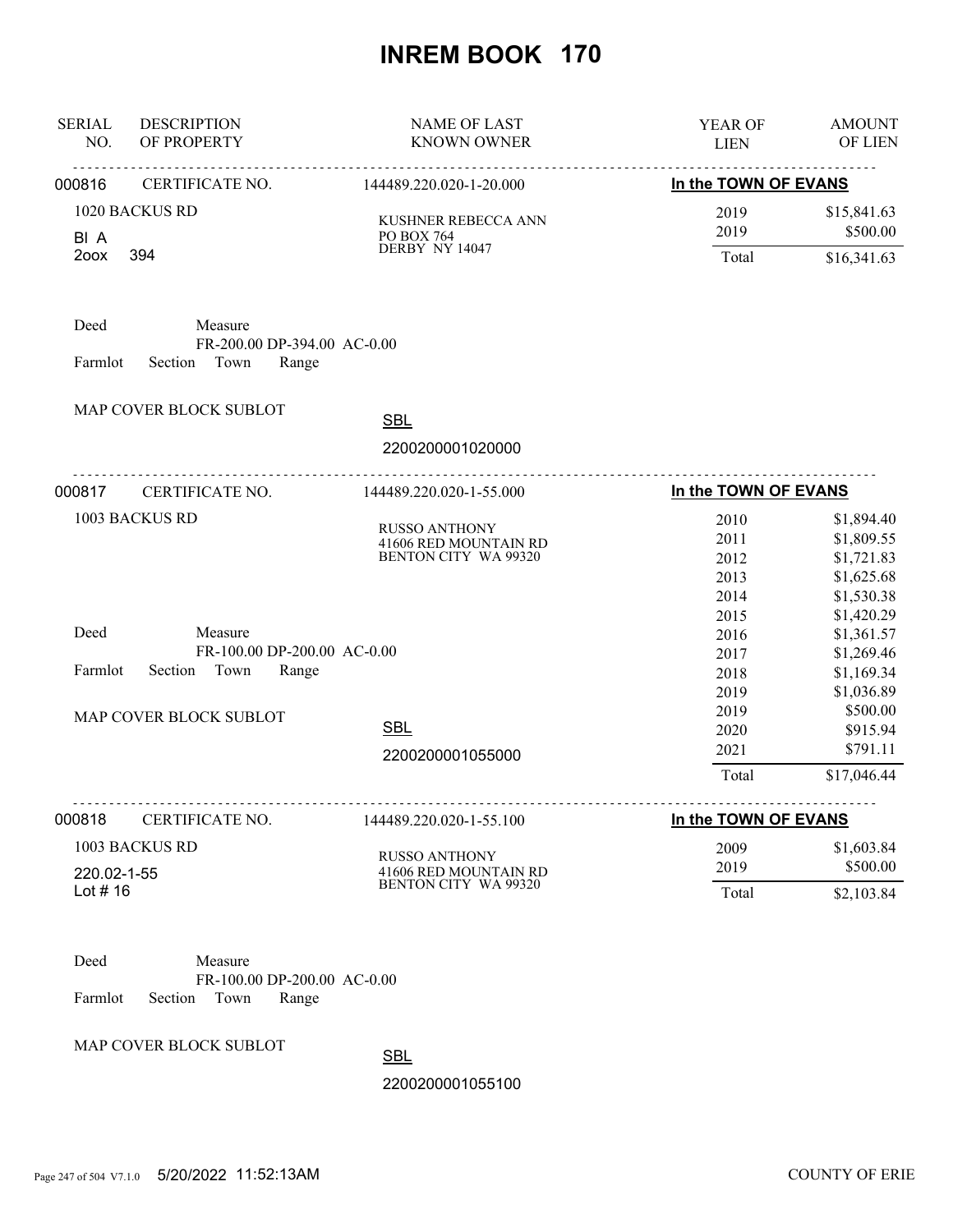# INREM BOOK 170

| SERIAL NO. | DESCRIPTION OF PROPERTY | NAME OF LAST KNOWN OWNER | YEAR OF LIEN | AMOUNT OF LIEN |
|---|---|---|---|---|
| 000816 | CERTIFICATE NO. | 144489.220.020-1-20.000 | In the TOWN OF EVANS | |
| | 1020 BACKUS RD | KUSHNER REBECCA ANN | 2019 | $15,841.63 |
| | Bl A | PO BOX 764 | 2019 | $500.00 |
| | 2oox 394 | DERBY NY 14047 | Total | $16,341.63 |

Deed Measure
FR-200.00 DP-394.00 AC-0.00
Farmlot Section Town Range

MAP COVER BLOCK SUBLOT

SBL
2200200001020000

| SERIAL NO. | DESCRIPTION OF PROPERTY | NAME OF LAST KNOWN OWNER | YEAR OF LIEN | AMOUNT OF LIEN |
|---|---|---|---|---|
| 000817 | CERTIFICATE NO. | 144489.220.020-1-55.000 | In the TOWN OF EVANS | |
| | 1003 BACKUS RD | RUSSO ANTHONY | 2010 | $1,894.40 |
| | | 41606 RED MOUNTAIN RD | 2011 | $1,809.55 |
| | | BENTON CITY WA 99320 | 2012 | $1,721.83 |
| | | | 2013 | $1,625.68 |
| | | | 2014 | $1,530.38 |
| | | | 2015 | $1,420.29 |
| | | | 2016 | $1,361.57 |
| | | | 2017 | $1,269.46 |
| | | | 2018 | $1,169.34 |
| | | | 2019 | $1,036.89 |
| | | | 2019 | $500.00 |
| | | | 2020 | $915.94 |
| | | | 2021 | $791.11 |
| | | | Total | $17,046.44 |

Deed Measure
FR-100.00 DP-200.00 AC-0.00
Farmlot Section Town Range

MAP COVER BLOCK SUBLOT

SBL
2200200001055000

| SERIAL NO. | DESCRIPTION OF PROPERTY | NAME OF LAST KNOWN OWNER | YEAR OF LIEN | AMOUNT OF LIEN |
|---|---|---|---|---|
| 000818 | CERTIFICATE NO. | 144489.220.020-1-55.100 | In the TOWN OF EVANS | |
| | 1003 BACKUS RD | RUSSO ANTHONY | 2009 | $1,603.84 |
| | 220.02-1-55 | 41606 RED MOUNTAIN RD | 2019 | $500.00 |
| | Lot # 16 | BENTON CITY WA 99320 | Total | $2,103.84 |

Deed Measure
FR-100.00 DP-200.00 AC-0.00
Farmlot Section Town Range

MAP COVER BLOCK SUBLOT

SBL
2200200001055100

5/20/2022 11:52:13AM COUNTY OF ERIE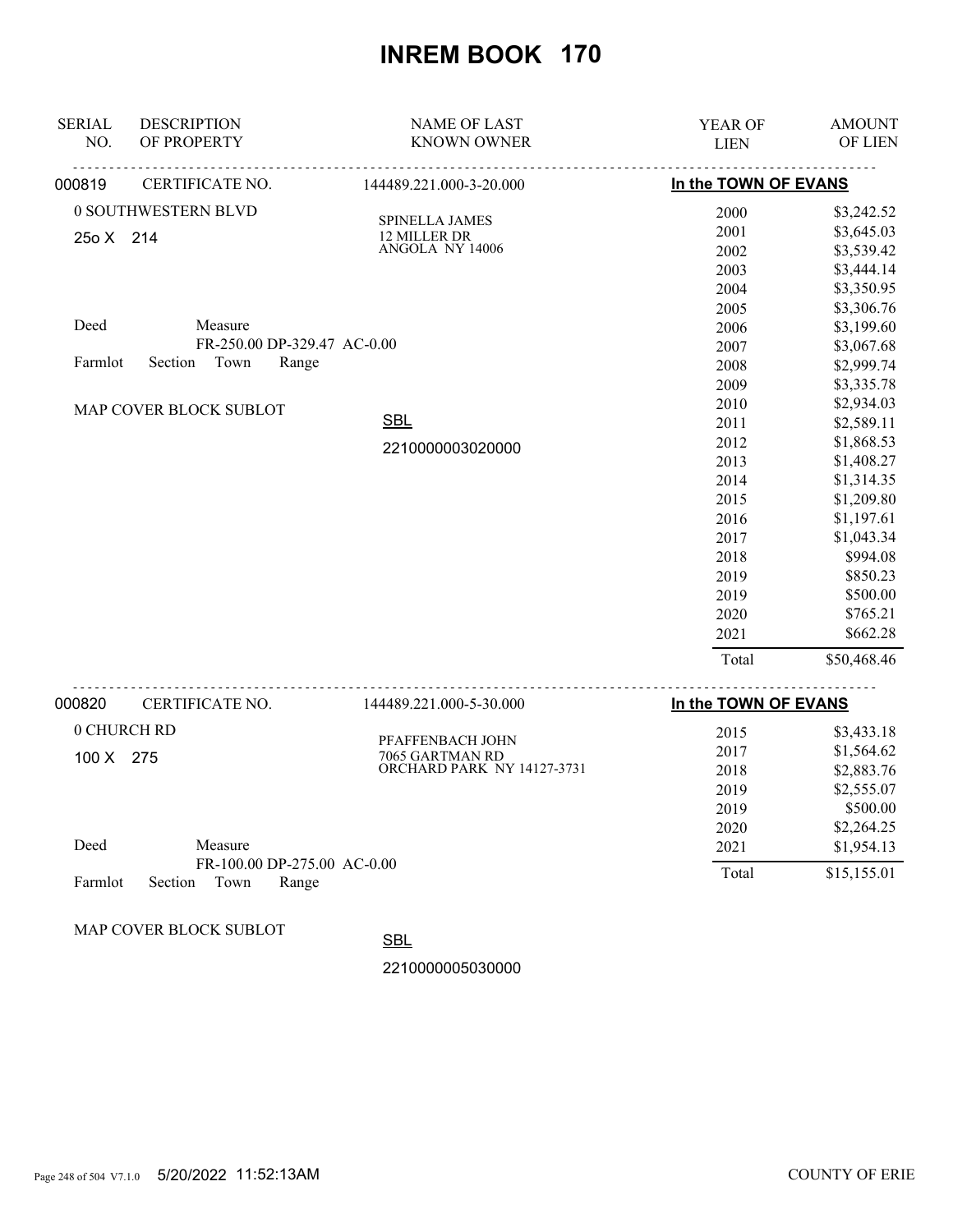# INREM BOOK 170

| SERIAL NO. | DESCRIPTION OF PROPERTY | NAME OF LAST KNOWN OWNER | YEAR OF LIEN | AMOUNT OF LIEN |
|---|---|---|---|---|

**000819** CERTIFICATE NO. 144489.221.000-3-20.000 — **In the TOWN OF EVANS**

0 SOUTHWESTERN BLVD

25o X 214

SPINELLA JAMES
12 MILLER DR
ANGOLA NY 14006

Deed Measure
FR-250.00 DP-329.47 AC-0.00

Farmlot Section Town Range

MAP COVER BLOCK SUBLOT

SBL
2210000003020000

| YEAR OF LIEN | AMOUNT OF LIEN |
|---|---|
| 2000 | $3,242.52 |
| 2001 | $3,645.03 |
| 2002 | $3,539.42 |
| 2003 | $3,444.14 |
| 2004 | $3,350.95 |
| 2005 | $3,306.76 |
| 2006 | $3,199.60 |
| 2007 | $3,067.68 |
| 2008 | $2,999.74 |
| 2009 | $3,335.78 |
| 2010 | $2,934.03 |
| 2011 | $2,589.11 |
| 2012 | $1,868.53 |
| 2013 | $1,408.27 |
| 2014 | $1,314.35 |
| 2015 | $1,209.80 |
| 2016 | $1,197.61 |
| 2017 | $1,043.34 |
| 2018 | $994.08 |
| 2019 | $850.23 |
| 2019 | $500.00 |
| 2020 | $765.21 |
| 2021 | $662.28 |
| Total | $50,468.46 |

**000820** CERTIFICATE NO. 144489.221.000-5-30.000 — **In the TOWN OF EVANS**

0 CHURCH RD

100 X 275

PFAFFENBACH JOHN
7065 GARTMAN RD
ORCHARD PARK NY 14127-3731

Deed Measure
FR-100.00 DP-275.00 AC-0.00

Farmlot Section Town Range

MAP COVER BLOCK SUBLOT

SBL
2210000005030000

| YEAR OF LIEN | AMOUNT OF LIEN |
|---|---|
| 2015 | $3,433.18 |
| 2017 | $1,564.62 |
| 2018 | $2,883.76 |
| 2019 | $2,555.07 |
| 2019 | $500.00 |
| 2020 | $2,264.25 |
| 2021 | $1,954.13 |
| Total | $15,155.01 |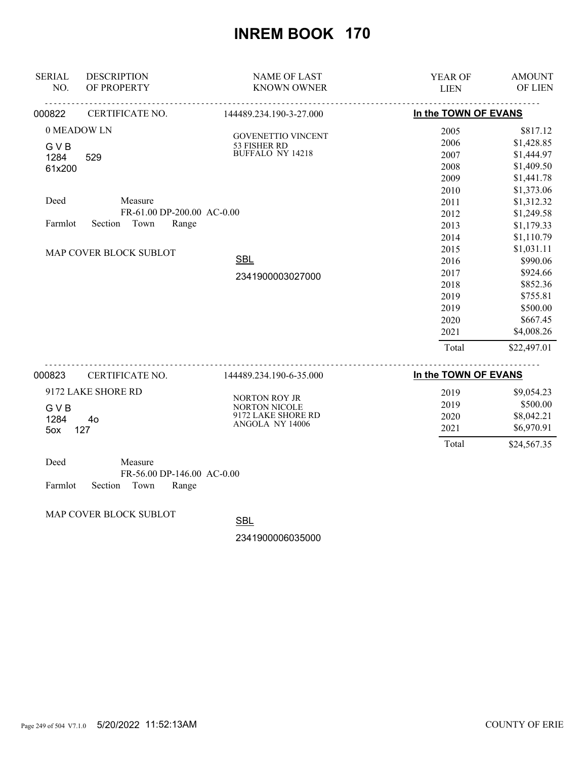# INREM BOOK 170

| SERIAL NO. | DESCRIPTION OF PROPERTY | NAME OF LAST KNOWN OWNER | YEAR OF LIEN | AMOUNT OF LIEN |
|---|---|---|---|---|
| 000822 | CERTIFICATE NO. | 144489.234.190-3-27.000 | In the TOWN OF EVANS | |

0 MEADOW LN
G V B
1284 529
61x200

Deed Measure
FR-61.00 DP-200.00 AC-0.00
Farmlot Section Town Range

MAP COVER BLOCK SUBLOT

GOVENETTIO VINCENT
53 FISHER RD
BUFFALO NY 14218

SBL
2341900003027000

| YEAR OF LIEN | AMOUNT OF LIEN |
|---|---|
| 2005 | $817.12 |
| 2006 | $1,428.85 |
| 2007 | $1,444.97 |
| 2008 | $1,409.50 |
| 2009 | $1,441.78 |
| 2010 | $1,373.06 |
| 2011 | $1,312.32 |
| 2012 | $1,249.58 |
| 2013 | $1,179.33 |
| 2014 | $1,110.79 |
| 2015 | $1,031.11 |
| 2016 | $990.06 |
| 2017 | $924.66 |
| 2018 | $852.36 |
| 2019 | $755.81 |
| 2019 | $500.00 |
| 2020 | $667.45 |
| 2021 | $4,008.26 |
| Total | $22,497.01 |

| SERIAL NO. | DESCRIPTION OF PROPERTY | NAME OF LAST KNOWN OWNER | YEAR OF LIEN | AMOUNT OF LIEN |
|---|---|---|---|---|
| 000823 | CERTIFICATE NO. | 144489.234.190-6-35.000 | In the TOWN OF EVANS | |

9172 LAKE SHORE RD
G V B
1284 4o
5ox 127

NORTON ROY JR
NORTON NICOLE
9172 LAKE SHORE RD
ANGOLA NY 14006

| YEAR OF LIEN | AMOUNT OF LIEN |
|---|---|
| 2019 | $9,054.23 |
| 2019 | $500.00 |
| 2020 | $8,042.21 |
| 2021 | $6,970.91 |
| Total | $24,567.35 |

Deed Measure
FR-56.00 DP-146.00 AC-0.00
Farmlot Section Town Range

MAP COVER BLOCK SUBLOT

SBL
2341900006035000

5/20/2022 11:52:13AM

COUNTY OF ERIE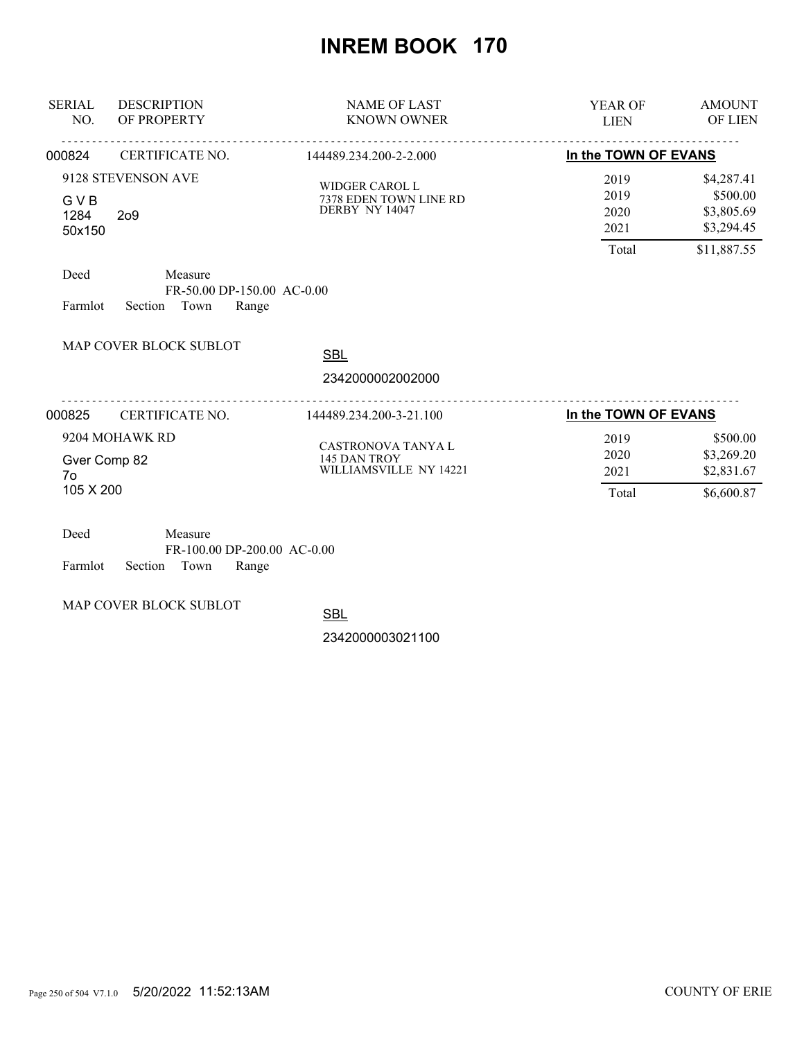# INREM BOOK 170

| SERIAL NO. | DESCRIPTION OF PROPERTY | NAME OF LAST KNOWN OWNER | YEAR OF LIEN | AMOUNT OF LIEN |
|---|---|---|---|---|
| 000824 | CERTIFICATE NO. | 144489.234.200-2-2.000 | In the TOWN OF EVANS | |
| | 9128 STEVENSON AVE | WIDGER CAROL L | 2019 | $4,287.41 |
| | G V B | 7378 EDEN TOWN LINE RD | 2019 | $500.00 |
| | 1284 2o9 | DERBY NY 14047 | 2020 | $3,805.69 |
| | 50x150 | | 2021 | $3,294.45 |
| | | | Total | $11,887.55 |

Deed Measure
FR-50.00 DP-150.00 AC-0.00
Farmlot Section Town Range

MAP COVER BLOCK SUBLOT

SBL
2342000002002000

| SERIAL NO. | DESCRIPTION OF PROPERTY | NAME OF LAST KNOWN OWNER | YEAR OF LIEN | AMOUNT OF LIEN |
|---|---|---|---|---|
| 000825 | CERTIFICATE NO. | 144489.234.200-3-21.100 | In the TOWN OF EVANS | |
| | 9204 MOHAWK RD | CASTRONOVA TANYA L | 2019 | $500.00 |
| | Gver Comp 82 | 145 DAN TROY | 2020 | $3,269.20 |
| | 7o | WILLIAMSVILLE NY 14221 | 2021 | $2,831.67 |
| | 105 X 200 | | Total | $6,600.87 |

Deed Measure
FR-100.00 DP-200.00 AC-0.00
Farmlot Section Town Range

MAP COVER BLOCK SUBLOT

SBL
2342000003021100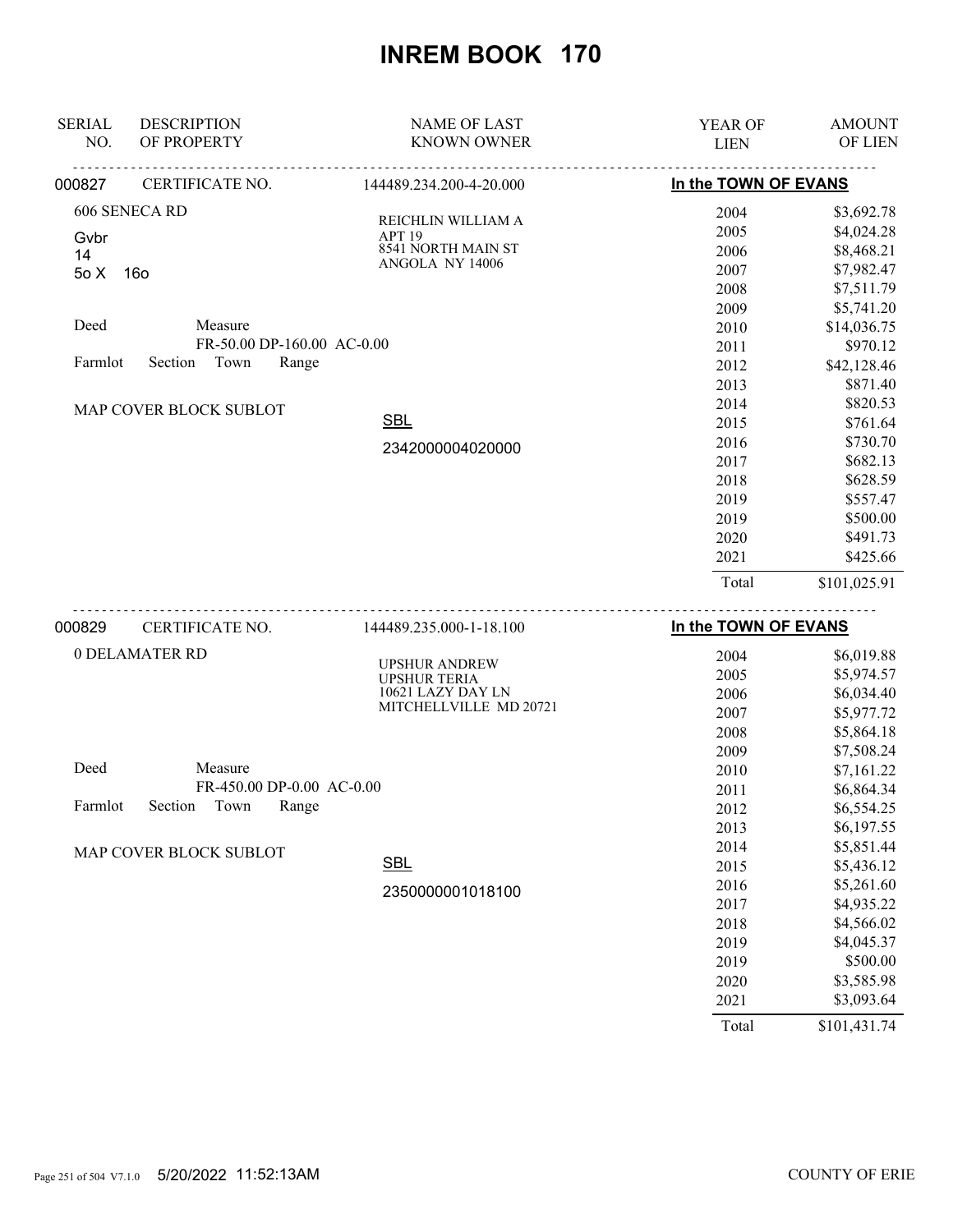# INREM BOOK 170

| SERIAL NO. | DESCRIPTION OF PROPERTY | NAME OF LAST KNOWN OWNER | YEAR OF LIEN | AMOUNT OF LIEN |
|---|---|---|---|---|

**000827** CERTIFICATE NO. 144489.234.200-4-20.000 — **In the TOWN OF EVANS**

606 SENECA RD
Gvbr
14
5o X 16o

REICHLIN WILLIAM A
APT 19
8541 NORTH MAIN ST
ANGOLA NY 14006

Deed Measure
FR-50.00 DP-160.00 AC-0.00
Farmlot Section Town Range

MAP COVER BLOCK SUBLOT

SBL
2342000004020000

| YEAR OF LIEN | AMOUNT OF LIEN |
|---|---|
| 2004 | $3,692.78 |
| 2005 | $4,024.28 |
| 2006 | $8,468.21 |
| 2007 | $7,982.47 |
| 2008 | $7,511.79 |
| 2009 | $5,741.20 |
| 2010 | $14,036.75 |
| 2011 | $970.12 |
| 2012 | $42,128.46 |
| 2013 | $871.40 |
| 2014 | $820.53 |
| 2015 | $761.64 |
| 2016 | $730.70 |
| 2017 | $682.13 |
| 2018 | $628.59 |
| 2019 | $557.47 |
| 2019 | $500.00 |
| 2020 | $491.73 |
| 2021 | $425.66 |
| Total | $101,025.91 |

**000829** CERTIFICATE NO. 144489.235.000-1-18.100 — **In the TOWN OF EVANS**

0 DELAMATER RD

UPSHUR ANDREW
UPSHUR TERIA
10621 LAZY DAY LN
MITCHELLVILLE MD 20721

Deed Measure
FR-450.00 DP-0.00 AC-0.00
Farmlot Section Town Range

MAP COVER BLOCK SUBLOT

SBL
2350000001018100

| YEAR OF LIEN | AMOUNT OF LIEN |
|---|---|
| 2004 | $6,019.88 |
| 2005 | $5,974.57 |
| 2006 | $6,034.40 |
| 2007 | $5,977.72 |
| 2008 | $5,864.18 |
| 2009 | $7,508.24 |
| 2010 | $7,161.22 |
| 2011 | $6,864.34 |
| 2012 | $6,554.25 |
| 2013 | $6,197.55 |
| 2014 | $5,851.44 |
| 2015 | $5,436.12 |
| 2016 | $5,261.60 |
| 2017 | $4,935.22 |
| 2018 | $4,566.02 |
| 2019 | $4,045.37 |
| 2019 | $500.00 |
| 2020 | $3,585.98 |
| 2021 | $3,093.64 |
| Total | $101,431.74 |

5/20/2022 11:52:13AM COUNTY OF ERIE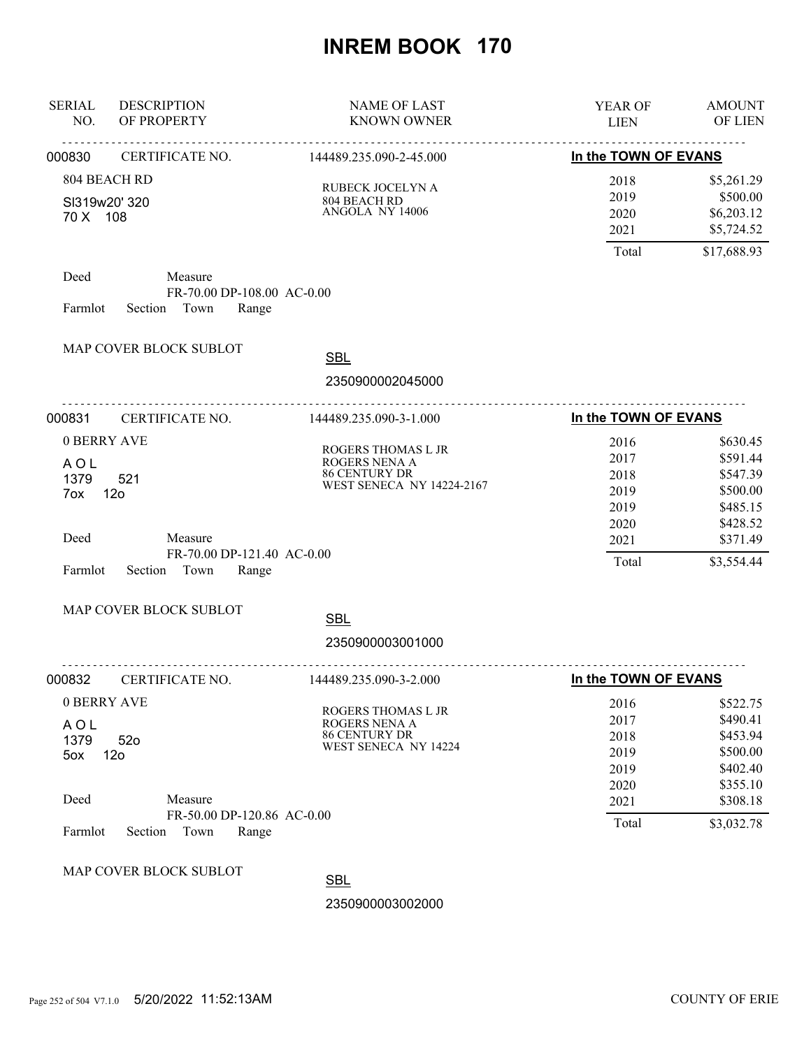# INREM BOOK 170

| SERIAL NO. | DESCRIPTION OF PROPERTY | NAME OF LAST KNOWN OWNER | YEAR OF LIEN | AMOUNT OF LIEN |
|---|---|---|---|---|

---

**000830** CERTIFICATE NO. 144489.235.090-2-45.000 — **In the TOWN OF EVANS**

804 BEACH RD
Sl319w20' 320
70 X 108

RUBECK JOCELYN A
804 BEACH RD
ANGOLA NY 14006

| YEAR OF LIEN | AMOUNT OF LIEN |
|---|---|
| 2018 | $5,261.29 |
| 2019 | $500.00 |
| 2020 | $6,203.12 |
| 2021 | $5,724.52 |
| Total | $17,688.93 |

Deed Measure
FR-70.00 DP-108.00 AC-0.00
Farmlot Section Town Range

MAP COVER BLOCK SUBLOT

SBL
2350900002045000

---

**000831** CERTIFICATE NO. 144489.235.090-3-1.000 — **In the TOWN OF EVANS**

0 BERRY AVE
A O L
1379 521
7ox 12o

ROGERS THOMAS L JR
ROGERS NENA A
86 CENTURY DR
WEST SENECA NY 14224-2167

| YEAR OF LIEN | AMOUNT OF LIEN |
|---|---|
| 2016 | $630.45 |
| 2017 | $591.44 |
| 2018 | $547.39 |
| 2019 | $500.00 |
| 2019 | $485.15 |
| 2020 | $428.52 |
| 2021 | $371.49 |
| Total | $3,554.44 |

Deed Measure
FR-70.00 DP-121.40 AC-0.00
Farmlot Section Town Range

MAP COVER BLOCK SUBLOT

SBL
2350900003001000

---

**000832** CERTIFICATE NO. 144489.235.090-3-2.000 — **In the TOWN OF EVANS**

0 BERRY AVE
A O L
1379 52o
5ox 12o

ROGERS THOMAS L JR
ROGERS NENA A
86 CENTURY DR
WEST SENECA NY 14224

| YEAR OF LIEN | AMOUNT OF LIEN |
|---|---|
| 2016 | $522.75 |
| 2017 | $490.41 |
| 2018 | $453.94 |
| 2019 | $500.00 |
| 2019 | $402.40 |
| 2020 | $355.10 |
| 2021 | $308.18 |
| Total | $3,032.78 |

Deed Measure
FR-50.00 DP-120.86 AC-0.00
Farmlot Section Town Range

MAP COVER BLOCK SUBLOT

SBL
2350900003002000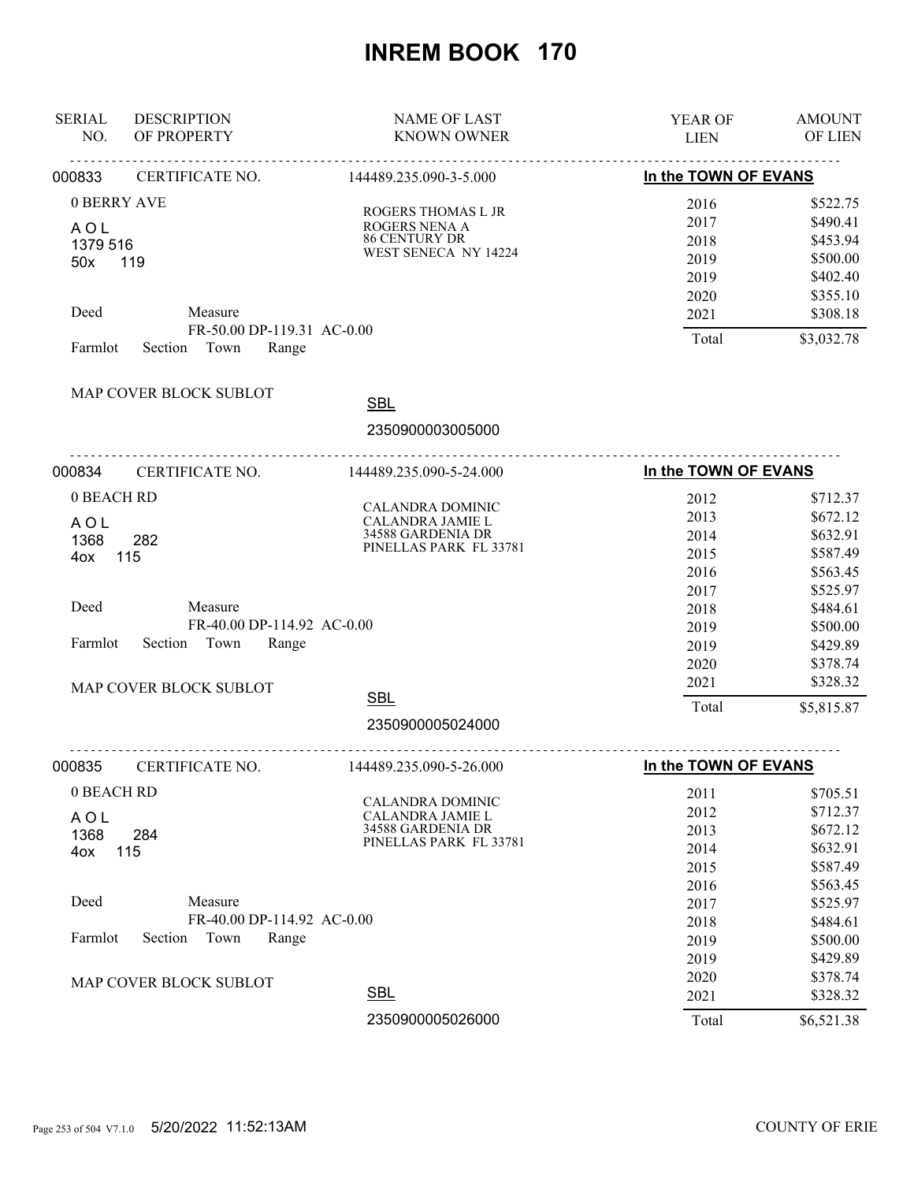# INREM BOOK 170

| SERIAL NO. | DESCRIPTION OF PROPERTY | NAME OF LAST KNOWN OWNER | YEAR OF LIEN | AMOUNT OF LIEN |
|---|---|---|---|---|

---

**000833** CERTIFICATE NO. 144489.235.090-3-5.000 — **In the TOWN OF EVANS**

0 BERRY AVE
A O L
1379 516
50x 119

Deed Measure
FR-50.00 DP-119.31 AC-0.00
Farmlot Section Town Range

MAP COVER BLOCK SUBLOT

SBL
2350900003005000

ROGERS THOMAS L JR
ROGERS NENA A
86 CENTURY DR
WEST SENECA NY 14224

| YEAR OF LIEN | AMOUNT OF LIEN |
|---|---|
| 2016 | \$522.75 |
| 2017 | \$490.41 |
| 2018 | \$453.94 |
| 2019 | \$500.00 |
| 2019 | \$402.40 |
| 2020 | \$355.10 |
| 2021 | \$308.18 |
| Total | \$3,032.78 |

---

**000834** CERTIFICATE NO. 144489.235.090-5-24.000 — **In the TOWN OF EVANS**

0 BEACH RD
A O L
1368 282
4ox 115

Deed Measure
FR-40.00 DP-114.92 AC-0.00
Farmlot Section Town Range

MAP COVER BLOCK SUBLOT

SBL
2350900005024000

CALANDRA DOMINIC
CALANDRA JAMIE L
34588 GARDENIA DR
PINELLAS PARK FL 33781

| YEAR OF LIEN | AMOUNT OF LIEN |
|---|---|
| 2012 | \$712.37 |
| 2013 | \$672.12 |
| 2014 | \$632.91 |
| 2015 | \$587.49 |
| 2016 | \$563.45 |
| 2017 | \$525.97 |
| 2018 | \$484.61 |
| 2019 | \$500.00 |
| 2019 | \$429.89 |
| 2020 | \$378.74 |
| 2021 | \$328.32 |
| Total | \$5,815.87 |

---

**000835** CERTIFICATE NO. 144489.235.090-5-26.000 — **In the TOWN OF EVANS**

0 BEACH RD
A O L
1368 284
4ox 115

Deed Measure
FR-40.00 DP-114.92 AC-0.00
Farmlot Section Town Range

MAP COVER BLOCK SUBLOT

SBL
2350900005026000

CALANDRA DOMINIC
CALANDRA JAMIE L
34588 GARDENIA DR
PINELLAS PARK FL 33781

| YEAR OF LIEN | AMOUNT OF LIEN |
|---|---|
| 2011 | \$705.51 |
| 2012 | \$712.37 |
| 2013 | \$672.12 |
| 2014 | \$632.91 |
| 2015 | \$587.49 |
| 2016 | \$563.45 |
| 2017 | \$525.97 |
| 2018 | \$484.61 |
| 2019 | \$500.00 |
| 2019 | \$429.89 |
| 2020 | \$378.74 |
| 2021 | \$328.32 |
| Total | \$6,521.38 |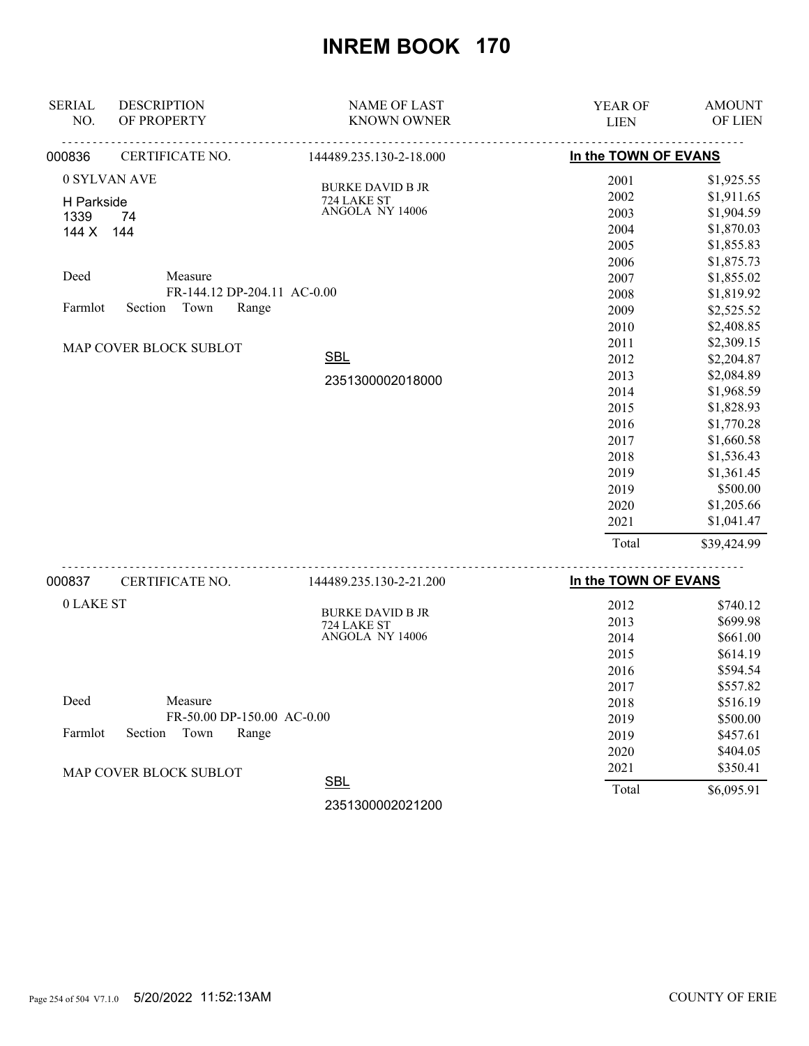# INREM BOOK 170

| SERIAL NO. | DESCRIPTION OF PROPERTY | NAME OF LAST KNOWN OWNER | YEAR OF LIEN | AMOUNT OF LIEN |
|---|---|---|---|---|

**000836** CERTIFICATE NO. 144489.235.130-2-18.000 — **In the TOWN OF EVANS**

0 SYLVAN AVE
H Parkside
1339 74
144 X 144

Deed Measure
FR-144.12 DP-204.11 AC-0.00
Farmlot Section Town Range

MAP COVER BLOCK SUBLOT

BURKE DAVID B JR
724 LAKE ST
ANGOLA NY 14006

SBL
2351300002018000

| YEAR OF LIEN | AMOUNT OF LIEN |
|---|---|
| 2001 | $1,925.55 |
| 2002 | $1,911.65 |
| 2003 | $1,904.59 |
| 2004 | $1,870.03 |
| 2005 | $1,855.83 |
| 2006 | $1,875.73 |
| 2007 | $1,855.02 |
| 2008 | $1,819.92 |
| 2009 | $2,525.52 |
| 2010 | $2,408.85 |
| 2011 | $2,309.15 |
| 2012 | $2,204.87 |
| 2013 | $2,084.89 |
| 2014 | $1,968.59 |
| 2015 | $1,828.93 |
| 2016 | $1,770.28 |
| 2017 | $1,660.58 |
| 2018 | $1,536.43 |
| 2019 | $1,361.45 |
| 2019 | $500.00 |
| 2020 | $1,205.66 |
| 2021 | $1,041.47 |
| Total | $39,424.99 |

**000837** CERTIFICATE NO. 144489.235.130-2-21.200 — **In the TOWN OF EVANS**

0 LAKE ST

Deed Measure
FR-50.00 DP-150.00 AC-0.00
Farmlot Section Town Range

MAP COVER BLOCK SUBLOT

BURKE DAVID B JR
724 LAKE ST
ANGOLA NY 14006

SBL
2351300002021200

| YEAR OF LIEN | AMOUNT OF LIEN |
|---|---|
| 2012 | $740.12 |
| 2013 | $699.98 |
| 2014 | $661.00 |
| 2015 | $614.19 |
| 2016 | $594.54 |
| 2017 | $557.82 |
| 2018 | $516.19 |
| 2019 | $500.00 |
| 2019 | $457.61 |
| 2020 | $404.05 |
| 2021 | $350.41 |
| Total | $6,095.91 |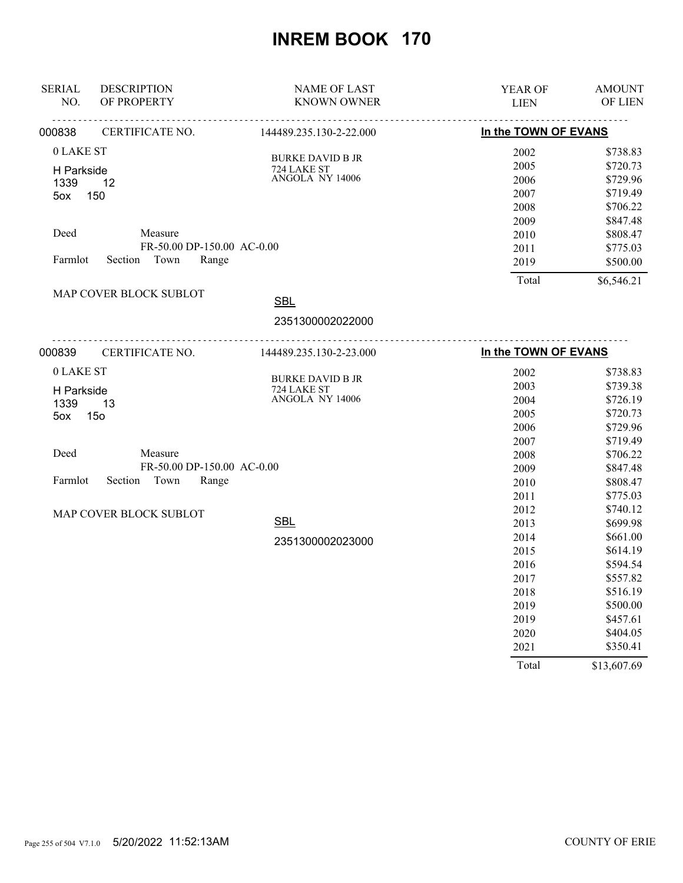# INREM BOOK 170

| SERIAL NO. | DESCRIPTION OF PROPERTY | NAME OF LAST KNOWN OWNER | YEAR OF LIEN | AMOUNT OF LIEN |
|---|---|---|---|---|
| 000838 | CERTIFICATE NO. | 144489.235.130-2-22.000 | **In the TOWN OF EVANS** | |
| | 0 LAKE ST | BURKE DAVID B JR<br>724 LAKE ST<br>ANGOLA NY 14006 | 2002 | $738.83 |
| | H Parkside | | 2005 | $720.73 |
| | 1339 12 | | 2006 | $729.96 |
| | 5ox 150 | | 2007 | $719.49 |
| | | | 2008 | $706.22 |
| | | | 2009 | $847.48 |
| | Deed Measure | | 2010 | $808.47 |
| | FR-50.00 DP-150.00 AC-0.00 | | 2011 | $775.03 |
| | Farmlot Section Town Range | | 2019 | $500.00 |
| | | | Total | $6,546.21 |
| | MAP COVER BLOCK SUBLOT | SBL<br>2351300002022000 | | |
| 000839 | CERTIFICATE NO. | 144489.235.130-2-23.000 | **In the TOWN OF EVANS** | |
| | 0 LAKE ST | BURKE DAVID B JR<br>724 LAKE ST<br>ANGOLA NY 14006 | 2002 | $738.83 |
| | H Parkside | | 2003 | $739.38 |
| | 1339 13 | | 2004 | $726.19 |
| | 5ox 15o | | 2005 | $720.73 |
| | | | 2006 | $729.96 |
| | | | 2007 | $719.49 |
| | Deed Measure | | 2008 | $706.22 |
| | FR-50.00 DP-150.00 AC-0.00 | | 2009 | $847.48 |
| | Farmlot Section Town Range | | 2010 | $808.47 |
| | | | 2011 | $775.03 |
| | MAP COVER BLOCK SUBLOT | | 2012 | $740.12 |
| | | SBL | 2013 | $699.98 |
| | | 2351300002023000 | 2014 | $661.00 |
| | | | 2015 | $614.19 |
| | | | 2016 | $594.54 |
| | | | 2017 | $557.82 |
| | | | 2018 | $516.19 |
| | | | 2019 | $500.00 |
| | | | 2019 | $457.61 |
| | | | 2020 | $404.05 |
| | | | 2021 | $350.41 |
| | | | Total | $13,607.69 |

5/20/2022 11:52:13AM COUNTY OF ERIE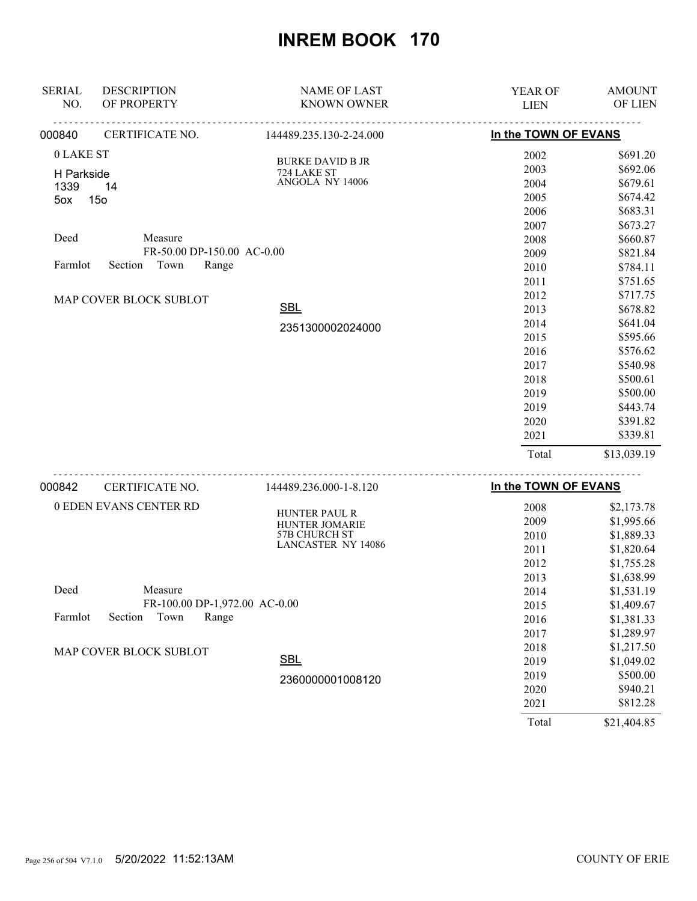# INREM BOOK 170

| SERIAL NO. | DESCRIPTION OF PROPERTY | NAME OF LAST KNOWN OWNER | YEAR OF LIEN | AMOUNT OF LIEN |
|---|---|---|---|---|
| 000840 | CERTIFICATE NO. | 144489.235.130-2-24.000 | In the TOWN OF EVANS | |
| | 0 LAKE ST | BURKE DAVID B JR<br>724 LAKE ST<br>ANGOLA NY 14006 | 2002 | $691.20 |
| | H Parkside | | 2003 | $692.06 |
| | 1339 14 | | 2004 | $679.61 |
| | 5ox 15o | | 2005 | $674.42 |
| | | | 2006 | $683.31 |
| | | | 2007 | $673.27 |
| | Deed Measure | | 2008 | $660.87 |
| | FR-50.00 DP-150.00 AC-0.00 | | 2009 | $821.84 |
| | Farmlot Section Town Range | | 2010 | $784.11 |
| | | | 2011 | $751.65 |
| | MAP COVER BLOCK SUBLOT | | 2012 | $717.75 |
| | | SBL | 2013 | $678.82 |
| | | 2351300002024000 | 2014 | $641.04 |
| | | | 2015 | $595.66 |
| | | | 2016 | $576.62 |
| | | | 2017 | $540.98 |
| | | | 2018 | $500.61 |
| | | | 2019 | $500.00 |
| | | | 2019 | $443.74 |
| | | | 2020 | $391.82 |
| | | | 2021 | $339.81 |
| | | | Total | $13,039.19 |

| SERIAL NO. | DESCRIPTION OF PROPERTY | NAME OF LAST KNOWN OWNER | YEAR OF LIEN | AMOUNT OF LIEN |
|---|---|---|---|---|
| 000842 | CERTIFICATE NO. | 144489.236.000-1-8.120 | In the TOWN OF EVANS | |
| | 0 EDEN EVANS CENTER RD | HUNTER PAUL R<br>HUNTER JOMARIE<br>57B CHURCH ST<br>LANCASTER NY 14086 | 2008 | $2,173.78 |
| | | | 2009 | $1,995.66 |
| | | | 2010 | $1,889.33 |
| | | | 2011 | $1,820.64 |
| | | | 2012 | $1,755.28 |
| | | | 2013 | $1,638.99 |
| | Deed Measure | | 2014 | $1,531.19 |
| | FR-100.00 DP-1,972.00 AC-0.00 | | 2015 | $1,409.67 |
| | Farmlot Section Town Range | | 2016 | $1,381.33 |
| | | | 2017 | $1,289.97 |
| | MAP COVER BLOCK SUBLOT | | 2018 | $1,217.50 |
| | | SBL | 2019 | $1,049.02 |
| | | 2360000001008120 | 2019 | $500.00 |
| | | | 2020 | $940.21 |
| | | | 2021 | $812.28 |
| | | | Total | $21,404.85 |

5/20/2022 11:52:13AM COUNTY OF ERIE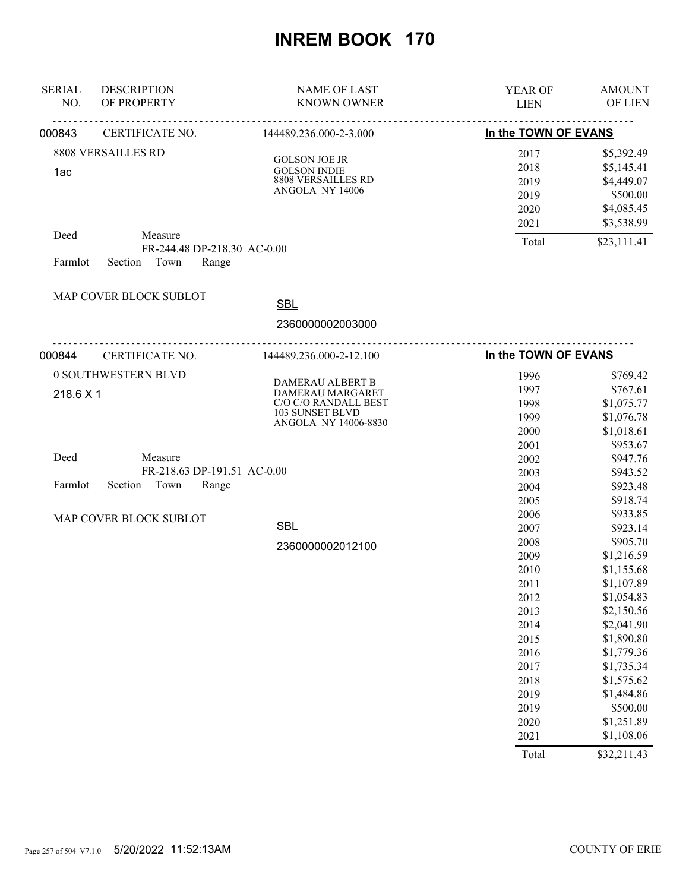# INREM BOOK 170

| SERIAL NO. | DESCRIPTION OF PROPERTY | NAME OF LAST KNOWN OWNER | YEAR OF LIEN | AMOUNT OF LIEN |
|---|---|---|---|---|
| 000843 | CERTIFICATE NO. | 144489.236.000-2-3.000 | In the TOWN OF EVANS | |
| | 8808 VERSAILLES RD | GOLSON JOE JR | 2017 | $5,392.49 |
| | 1ac | GOLSON INDIE | 2018 | $5,145.41 |
| | | 8808 VERSAILLES RD | 2019 | $4,449.07 |
| | | ANGOLA NY 14006 | 2019 | $500.00 |
| | | | 2020 | $4,085.45 |
| | | | 2021 | $3,538.99 |
| | Deed Measure FR-244.48 DP-218.30 AC-0.00 | | Total | $23,111.41 |
| | Farmlot Section Town Range | | | |
| | MAP COVER BLOCK SUBLOT | SBL 2360000002003000 | | |

| SERIAL NO. | DESCRIPTION OF PROPERTY | NAME OF LAST KNOWN OWNER | YEAR OF LIEN | AMOUNT OF LIEN |
|---|---|---|---|---|
| 000844 | CERTIFICATE NO. | 144489.236.000-2-12.100 | In the TOWN OF EVANS | |
| | 0 SOUTHWESTERN BLVD | DAMERAU ALBERT B | 1996 | $769.42 |
| | 218.6 X 1 | DAMERAU MARGARET | 1997 | $767.61 |
| | | C/O C/O RANDALL BEST | 1998 | $1,075.77 |
| | | 103 SUNSET BLVD | 1999 | $1,076.78 |
| | | ANGOLA NY 14006-8830 | 2000 | $1,018.61 |
| | | | 2001 | $953.67 |
| | Deed Measure FR-218.63 DP-191.51 AC-0.00 | | 2002 | $947.76 |
| | | | 2003 | $943.52 |
| | Farmlot Section Town Range | | 2004 | $923.48 |
| | | | 2005 | $918.74 |
| | MAP COVER BLOCK SUBLOT | | 2006 | $933.85 |
| | | SBL | 2007 | $923.14 |
| | | 2360000002012100 | 2008 | $905.70 |
| | | | 2009 | $1,216.59 |
| | | | 2010 | $1,155.68 |
| | | | 2011 | $1,107.89 |
| | | | 2012 | $1,054.83 |
| | | | 2013 | $2,150.56 |
| | | | 2014 | $2,041.90 |
| | | | 2015 | $1,890.80 |
| | | | 2016 | $1,779.36 |
| | | | 2017 | $1,735.34 |
| | | | 2018 | $1,575.62 |
| | | | 2019 | $1,484.86 |
| | | | 2019 | $500.00 |
| | | | 2020 | $1,251.89 |
| | | | 2021 | $1,108.06 |
| | | | Total | $32,211.43 |

5/20/2022 11:52:13AM COUNTY OF ERIE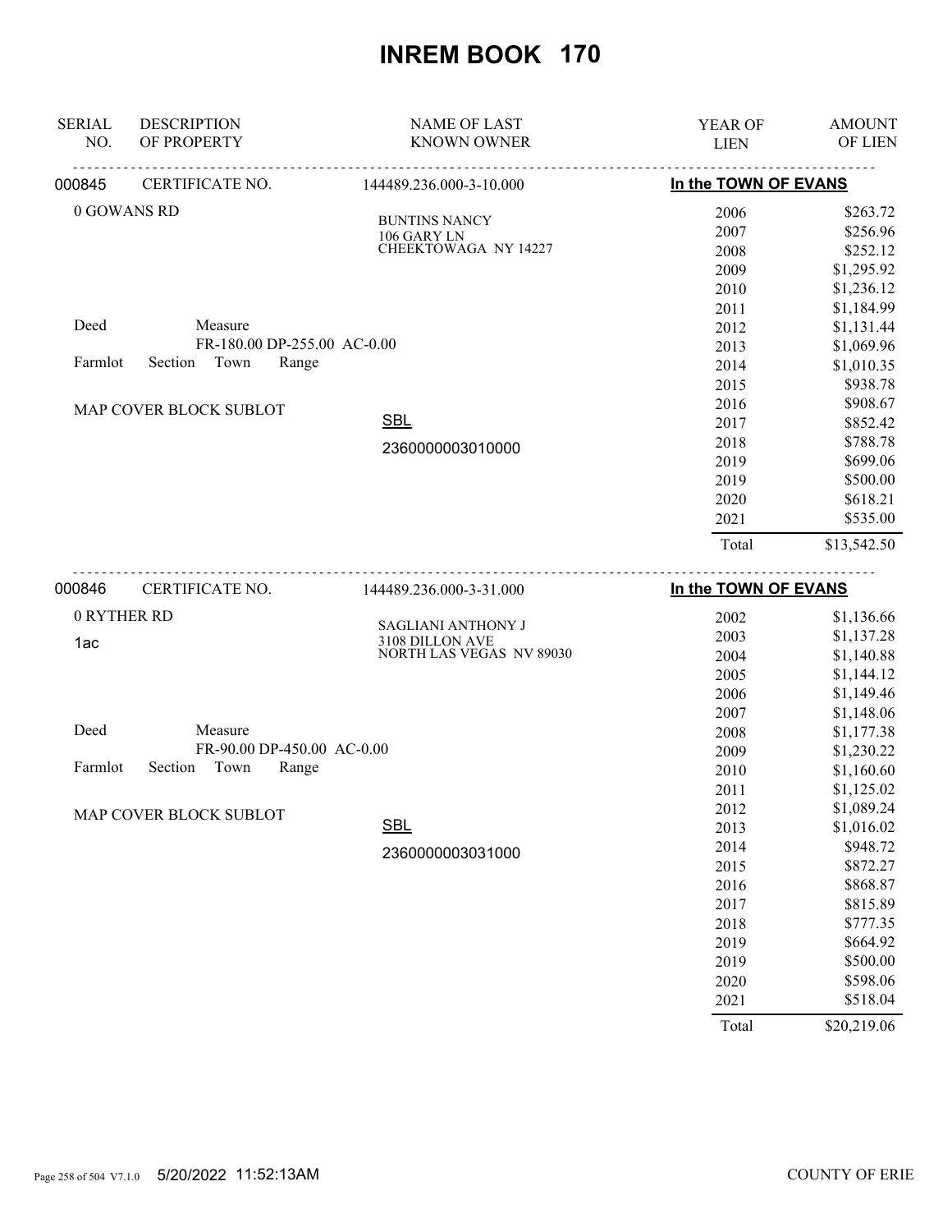# INREM BOOK 170

| SERIAL NO. | DESCRIPTION OF PROPERTY | NAME OF LAST KNOWN OWNER | YEAR OF LIEN | AMOUNT OF LIEN |
|---|---|---|---|---|

## 000845 CERTIFICATE NO. 144489.236.000-3-10.000 — In the TOWN OF EVANS

0 GOWANS RD

BUNTINS NANCY
106 GARY LN
CHEEKTOWAGA NY 14227

Deed Measure
FR-180.00 DP-255.00 AC-0.00

Farmlot Section Town Range

MAP COVER BLOCK SUBLOT

SBL
2360000003010000

| YEAR OF LIEN | AMOUNT OF LIEN |
|---|---|
| 2006 | $263.72 |
| 2007 | $256.96 |
| 2008 | $252.12 |
| 2009 | $1,295.92 |
| 2010 | $1,236.12 |
| 2011 | $1,184.99 |
| 2012 | $1,131.44 |
| 2013 | $1,069.96 |
| 2014 | $1,010.35 |
| 2015 | $938.78 |
| 2016 | $908.67 |
| 2017 | $852.42 |
| 2018 | $788.78 |
| 2019 | $699.06 |
| 2019 | $500.00 |
| 2020 | $618.21 |
| 2021 | $535.00 |
| Total | $13,542.50 |

## 000846 CERTIFICATE NO. 144489.236.000-3-31.000 — In the TOWN OF EVANS

0 RYTHER RD
1ac

SAGLIANI ANTHONY J
3108 DILLON AVE
NORTH LAS VEGAS NV 89030

Deed Measure
FR-90.00 DP-450.00 AC-0.00

Farmlot Section Town Range

MAP COVER BLOCK SUBLOT

SBL
2360000003031000

| YEAR OF LIEN | AMOUNT OF LIEN |
|---|---|
| 2002 | $1,136.66 |
| 2003 | $1,137.28 |
| 2004 | $1,140.88 |
| 2005 | $1,144.12 |
| 2006 | $1,149.46 |
| 2007 | $1,148.06 |
| 2008 | $1,177.38 |
| 2009 | $1,230.22 |
| 2010 | $1,160.60 |
| 2011 | $1,125.02 |
| 2012 | $1,089.24 |
| 2013 | $1,016.02 |
| 2014 | $948.72 |
| 2015 | $872.27 |
| 2016 | $868.87 |
| 2017 | $815.89 |
| 2018 | $777.35 |
| 2019 | $664.92 |
| 2019 | $500.00 |
| 2020 | $598.06 |
| 2021 | $518.04 |
| Total | $20,219.06 |

5/20/2022 11:52:13AM — COUNTY OF ERIE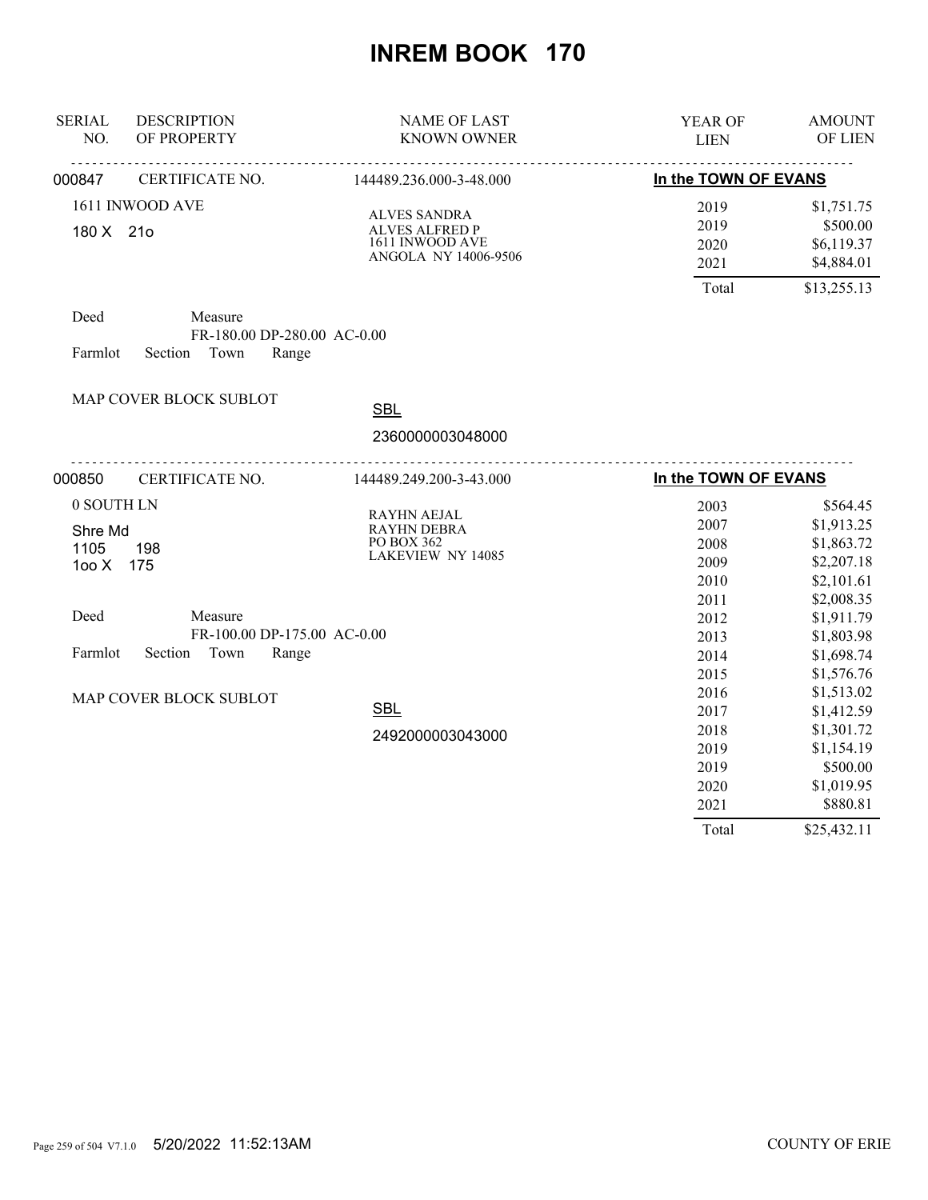# INREM BOOK 170

| SERIAL NO. | DESCRIPTION OF PROPERTY | NAME OF LAST KNOWN OWNER | YEAR OF LIEN | AMOUNT OF LIEN |
|---|---|---|---|---|
| 000847 | CERTIFICATE NO. | 144489.236.000-3-48.000 | In the TOWN OF EVANS | |
| | 1611 INWOOD AVE | ALVES SANDRA | 2019 | $1,751.75 |
| | 180 X 21o | ALVES ALFRED P | 2019 | $500.00 |
| | | 1611 INWOOD AVE | 2020 | $6,119.37 |
| | | ANGOLA NY 14006-9506 | 2021 | $4,884.01 |
| | | | Total | $13,255.13 |

Deed    Measure
FR-180.00 DP-280.00 AC-0.00
Farmlot    Section    Town    Range

MAP COVER BLOCK SUBLOT

SBL
2360000003048000

| SERIAL NO. | DESCRIPTION OF PROPERTY | NAME OF LAST KNOWN OWNER | YEAR OF LIEN | AMOUNT OF LIEN |
|---|---|---|---|---|
| 000850 | CERTIFICATE NO. | 144489.249.200-3-43.000 | In the TOWN OF EVANS | |
| | 0 SOUTH LN | RAYHN AEJAL | 2003 | $564.45 |
| | Shre Md | RAYHN DEBRA | 2007 | $1,913.25 |
| | 1105 198 | PO BOX 362 | 2008 | $1,863.72 |
| | 1oo X 175 | LAKEVIEW NY 14085 | 2009 | $2,207.18 |
| | | | 2010 | $2,101.61 |
| | | | 2011 | $2,008.35 |
| | | | 2012 | $1,911.79 |
| | | | 2013 | $1,803.98 |
| | | | 2014 | $1,698.74 |
| | | | 2015 | $1,576.76 |
| | | | 2016 | $1,513.02 |
| | | | 2017 | $1,412.59 |
| | | | 2018 | $1,301.72 |
| | | | 2019 | $1,154.19 |
| | | | 2019 | $500.00 |
| | | | 2020 | $1,019.95 |
| | | | 2021 | $880.81 |
| | | | Total | $25,432.11 |

Deed    Measure
FR-100.00 DP-175.00 AC-0.00
Farmlot    Section    Town    Range

MAP COVER BLOCK SUBLOT

SBL
2492000003043000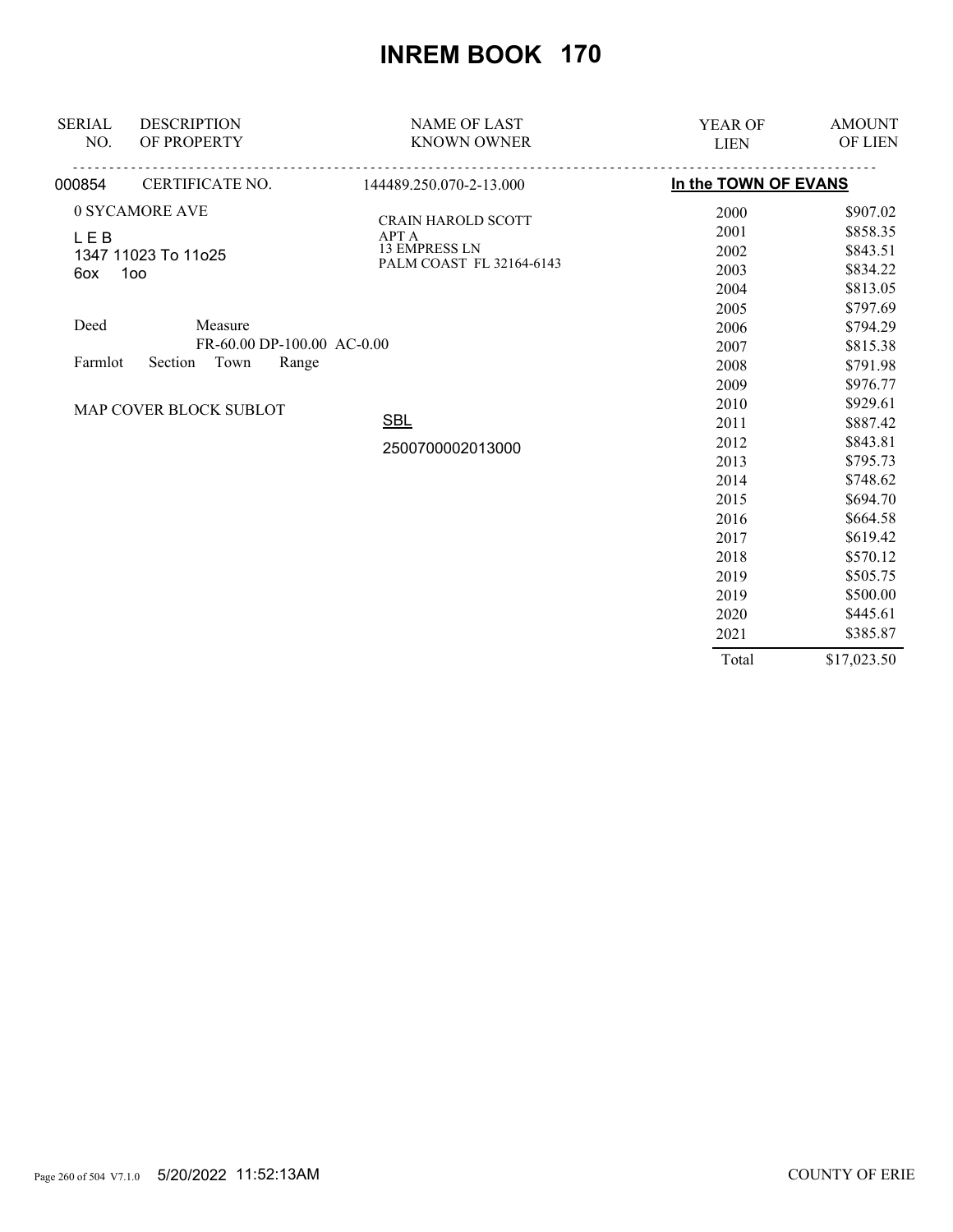# INREM BOOK 170

| SERIAL NO. | DESCRIPTION OF PROPERTY | NAME OF LAST KNOWN OWNER | YEAR OF LIEN | AMOUNT OF LIEN |
|---|---|---|---|---|
| 000854 | CERTIFICATE NO. | 144489.250.070-2-13.000 | **In the TOWN OF EVANS** | |
| | 0 SYCAMORE AVE | CRAIN HAROLD SCOTT | 2000 | $907.02 |
| | L E B | APT A | 2001 | $858.35 |
| | 1347 11023 To 11o25 | 13 EMPRESS LN | 2002 | $843.51 |
| | 6ox 1oo | PALM COAST FL 32164-6143 | 2003 | $834.22 |
| | | | 2004 | $813.05 |
| | | | 2005 | $797.69 |
| | Deed Measure | | 2006 | $794.29 |
| | FR-60.00 DP-100.00 AC-0.00 | | 2007 | $815.38 |
| | Farmlot Section Town Range | | 2008 | $791.98 |
| | | | 2009 | $976.77 |
| | MAP COVER BLOCK SUBLOT | | 2010 | $929.61 |
| | | SBL | 2011 | $887.42 |
| | | 2500700002013000 | 2012 | $843.81 |
| | | | 2013 | $795.73 |
| | | | 2014 | $748.62 |
| | | | 2015 | $694.70 |
| | | | 2016 | $664.58 |
| | | | 2017 | $619.42 |
| | | | 2018 | $570.12 |
| | | | 2019 | $505.75 |
| | | | 2019 | $500.00 |
| | | | 2020 | $445.61 |
| | | | 2021 | $385.87 |
| | | | Total | $17,023.50 |

5/20/2022 11:52:13AM COUNTY OF ERIE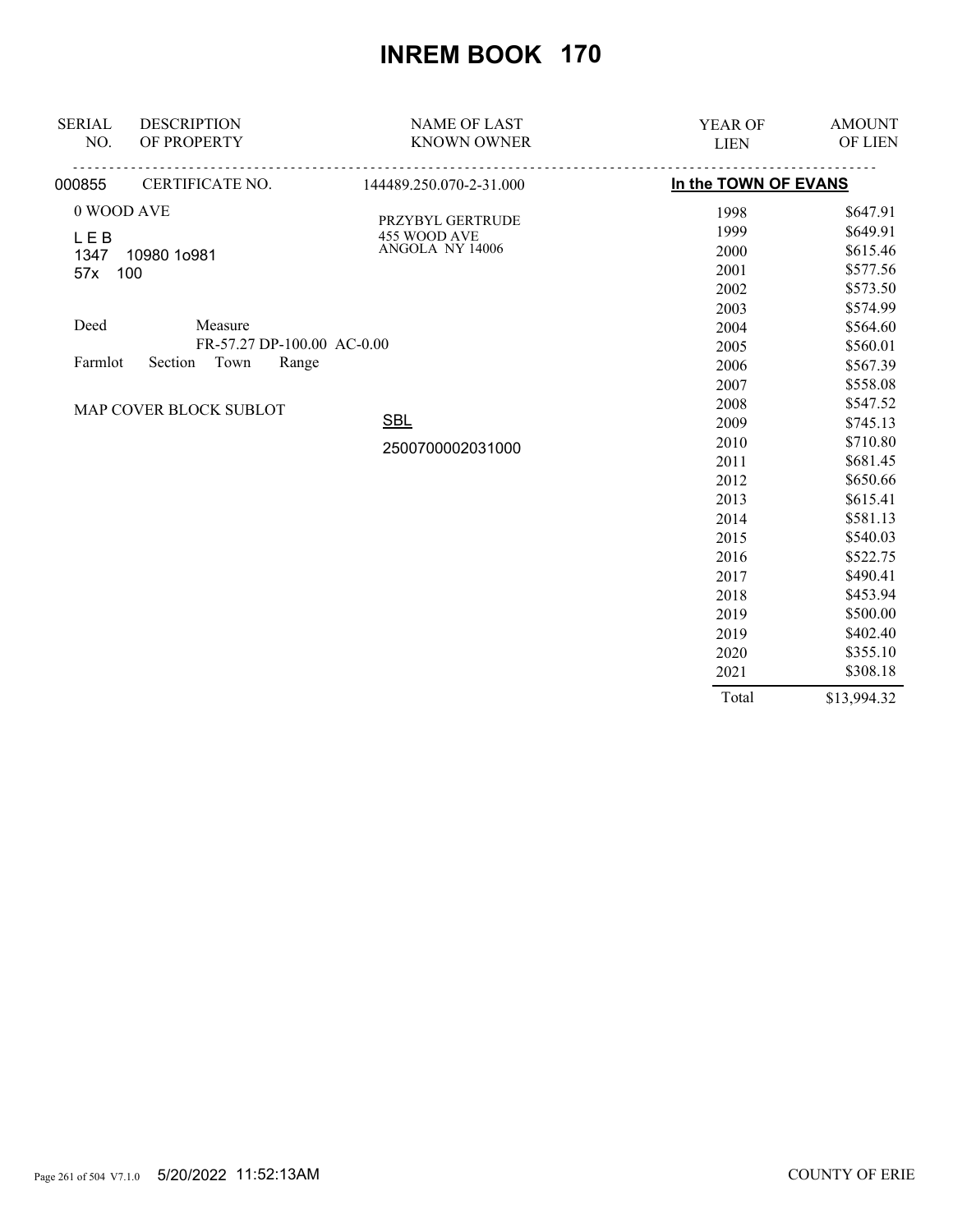# INREM BOOK 170

| SERIAL NO. | DESCRIPTION OF PROPERTY | NAME OF LAST KNOWN OWNER | YEAR OF LIEN | AMOUNT OF LIEN |
|---|---|---|---|---|
| 000855 | CERTIFICATE NO. | 144489.250.070-2-31.000 | In the TOWN OF EVANS | |
| | 0 WOOD AVE | PRZYBYL GERTRUDE | 1998 | $647.91 |
| | L E B | 455 WOOD AVE | 1999 | $649.91 |
| | 1347 10980 1o981 | ANGOLA NY 14006 | 2000 | $615.46 |
| | 57x 100 | | 2001 | $577.56 |
| | | | 2002 | $573.50 |
| | | | 2003 | $574.99 |
| | Deed Measure | | 2004 | $564.60 |
| | FR-57.27 DP-100.00 AC-0.00 | | 2005 | $560.01 |
| | Farmlot Section Town Range | | 2006 | $567.39 |
| | | | 2007 | $558.08 |
| | MAP COVER BLOCK SUBLOT | | 2008 | $547.52 |
| | | SBL | 2009 | $745.13 |
| | | 2500700002031000 | 2010 | $710.80 |
| | | | 2011 | $681.45 |
| | | | 2012 | $650.66 |
| | | | 2013 | $615.41 |
| | | | 2014 | $581.13 |
| | | | 2015 | $540.03 |
| | | | 2016 | $522.75 |
| | | | 2017 | $490.41 |
| | | | 2018 | $453.94 |
| | | | 2019 | $500.00 |
| | | | 2019 | $402.40 |
| | | | 2020 | $355.10 |
| | | | 2021 | $308.18 |
| | | | Total | $13,994.32 |

5/20/2022 11:52:13AM COUNTY OF ERIE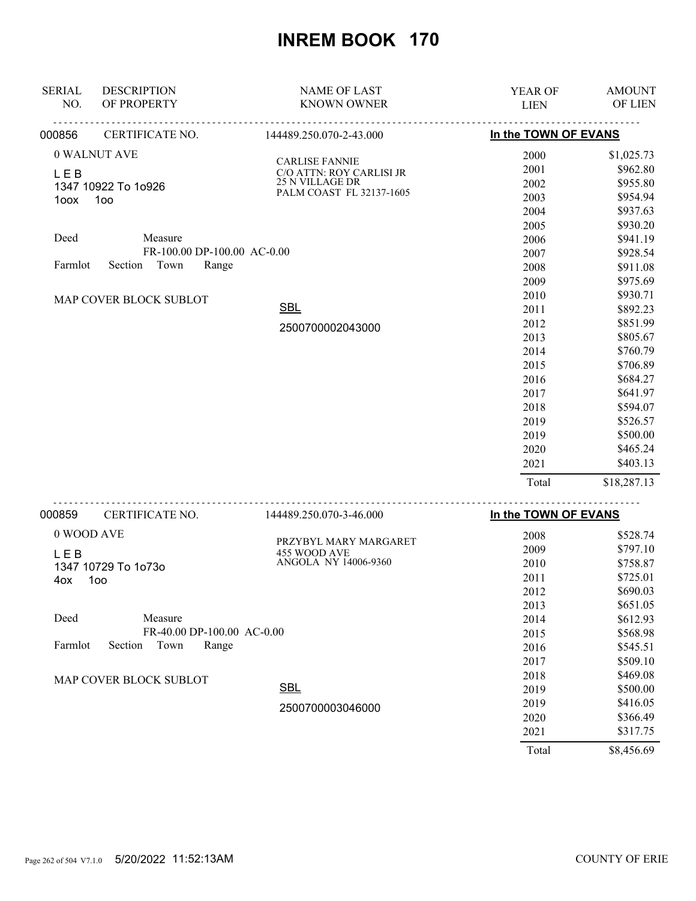# INREM BOOK 170

| SERIAL NO. | DESCRIPTION OF PROPERTY | NAME OF LAST KNOWN OWNER | YEAR OF LIEN | AMOUNT OF LIEN |
|---|---|---|---|---|
| 000856 | CERTIFICATE NO. | 144489.250.070-2-43.000 | In the TOWN OF EVANS | |
| | 0 WALNUT AVE | CARLISE FANNIE | 2000 | $1,025.73 |
| | L E B | C/O ATTN: ROY CARLISI JR | 2001 | $962.80 |
| | 1347 10922 To 1o926 | 25 N VILLAGE DR | 2002 | $955.80 |
| | 1oox 1oo | PALM COAST FL 32137-1605 | 2003 | $954.94 |
| | | | 2004 | $937.63 |
| | | | 2005 | $930.20 |
| | Deed Measure | | 2006 | $941.19 |
| | FR-100.00 DP-100.00 AC-0.00 | | 2007 | $928.54 |
| | Farmlot Section Town Range | | 2008 | $911.08 |
| | | | 2009 | $975.69 |
| | MAP COVER BLOCK SUBLOT | | 2010 | $930.71 |
| | | SBL | 2011 | $892.23 |
| | | 2500700002043000 | 2012 | $851.99 |
| | | | 2013 | $805.67 |
| | | | 2014 | $760.79 |
| | | | 2015 | $706.89 |
| | | | 2016 | $684.27 |
| | | | 2017 | $641.97 |
| | | | 2018 | $594.07 |
| | | | 2019 | $526.57 |
| | | | 2019 | $500.00 |
| | | | 2020 | $465.24 |
| | | | 2021 | $403.13 |
| | | | Total | $18,287.13 |
| 000859 | CERTIFICATE NO. | 144489.250.070-3-46.000 | In the TOWN OF EVANS | |
| | 0 WOOD AVE | PRZYBYL MARY MARGARET | 2008 | $528.74 |
| | L E B | 455 WOOD AVE | 2009 | $797.10 |
| | 1347 10729 To 1o73o | ANGOLA NY 14006-9360 | 2010 | $758.87 |
| | 4ox 1oo | | 2011 | $725.01 |
| | | | 2012 | $690.03 |
| | | | 2013 | $651.05 |
| | Deed Measure | | 2014 | $612.93 |
| | FR-40.00 DP-100.00 AC-0.00 | | 2015 | $568.98 |
| | Farmlot Section Town Range | | 2016 | $545.51 |
| | | | 2017 | $509.10 |
| | MAP COVER BLOCK SUBLOT | | 2018 | $469.08 |
| | | SBL | 2019 | $500.00 |
| | | 2500700003046000 | 2019 | $416.05 |
| | | | 2020 | $366.49 |
| | | | 2021 | $317.75 |
| | | | Total | $8,456.69 |

5/20/2022 11:52:13AM COUNTY OF ERIE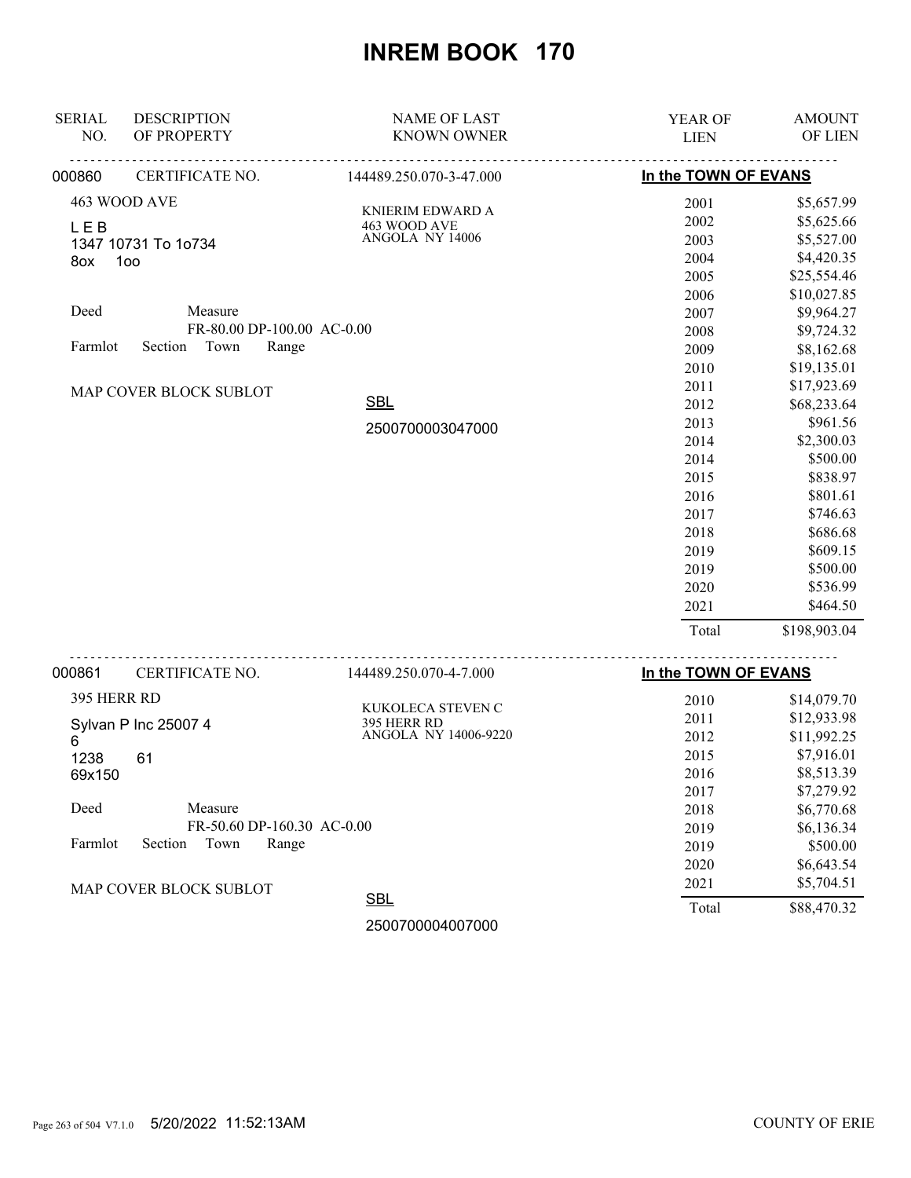# INREM BOOK 170

| SERIAL NO. | DESCRIPTION OF PROPERTY | NAME OF LAST KNOWN OWNER | YEAR OF LIEN | AMOUNT OF LIEN |
|---|---|---|---|---|
| 000860 | CERTIFICATE NO. | 144489.250.070-3-47.000 | In the TOWN OF EVANS | |
| | 463 WOOD AVE | KNIERIM EDWARD A | 2001 | $5,657.99 |
| | L E B | 463 WOOD AVE | 2002 | $5,625.66 |
| | 1347 10731 To 1o734 | ANGOLA NY 14006 | 2003 | $5,527.00 |
| | 8ox 1oo | | 2004 | $4,420.35 |
| | | | 2005 | $25,554.46 |
| | Deed Measure | | 2006 | $10,027.85 |
| | FR-80.00 DP-100.00 AC-0.00 | | 2007 | $9,964.27 |
| | Farmlot Section Town Range | | 2008 | $9,724.32 |
| | | | 2009 | $8,162.68 |
| | | | 2010 | $19,135.01 |
| | MAP COVER BLOCK SUBLOT | | 2011 | $17,923.69 |
| | | SBL | 2012 | $68,233.64 |
| | | 2500700003047000 | 2013 | $961.56 |
| | | | 2014 | $2,300.03 |
| | | | 2014 | $500.00 |
| | | | 2015 | $838.97 |
| | | | 2016 | $801.61 |
| | | | 2017 | $746.63 |
| | | | 2018 | $686.68 |
| | | | 2019 | $609.15 |
| | | | 2019 | $500.00 |
| | | | 2020 | $536.99 |
| | | | 2021 | $464.50 |
| | | | Total | $198,903.04 |

| SERIAL NO. | DESCRIPTION OF PROPERTY | NAME OF LAST KNOWN OWNER | YEAR OF LIEN | AMOUNT OF LIEN |
|---|---|---|---|---|
| 000861 | CERTIFICATE NO. | 144489.250.070-4-7.000 | In the TOWN OF EVANS | |
| | 395 HERR RD | KUKOLECA STEVEN C | 2010 | $14,079.70 |
| | Sylvan P Inc 25007 4 | 395 HERR RD | 2011 | $12,933.98 |
| | 6 | ANGOLA NY 14006-9220 | 2012 | $11,992.25 |
| | 1238 61 | | 2015 | $7,916.01 |
| | 69x150 | | 2016 | $8,513.39 |
| | | | 2017 | $7,279.92 |
| | Deed Measure | | 2018 | $6,770.68 |
| | FR-50.60 DP-160.30 AC-0.00 | | 2019 | $6,136.34 |
| | Farmlot Section Town Range | | 2019 | $500.00 |
| | | | 2020 | $6,643.54 |
| | MAP COVER BLOCK SUBLOT | | 2021 | $5,704.51 |
| | | SBL | Total | $88,470.32 |
| | | 2500700004007000 | | |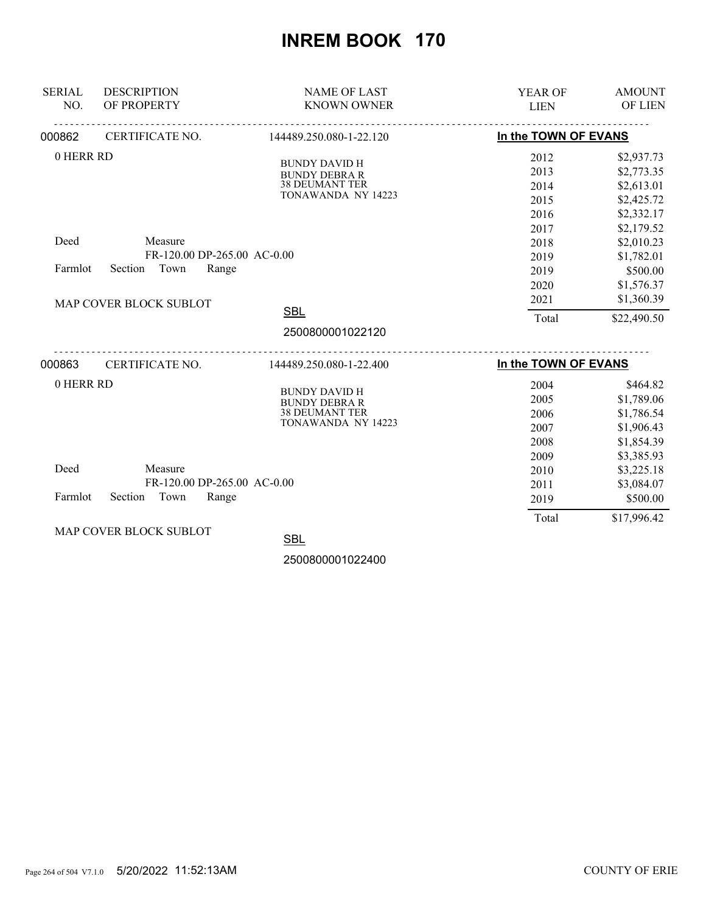# INREM BOOK 170

| SERIAL NO. | DESCRIPTION OF PROPERTY | NAME OF LAST KNOWN OWNER | YEAR OF LIEN | AMOUNT OF LIEN |
|---|---|---|---|---|
| 000862 | CERTIFICATE NO. | 144489.250.080-1-22.120 | In the TOWN OF EVANS | |
| | 0 HERR RD | BUNDY DAVID H<br>BUNDY DEBRA R<br>38 DEUMANT TER<br>TONAWANDA NY 14223 | 2012 | $2,937.73 |
| | | | 2013 | $2,773.35 |
| | | | 2014 | $2,613.01 |
| | | | 2015 | $2,425.72 |
| | | | 2016 | $2,332.17 |
| | | | 2017 | $2,179.52 |
| | Deed Measure | | 2018 | $2,010.23 |
| | FR-120.00 DP-265.00 AC-0.00 | | 2019 | $1,782.01 |
| | Farmlot Section Town Range | | 2019 | $500.00 |
| | | | 2020 | $1,576.37 |
| | MAP COVER BLOCK SUBLOT | | 2021 | $1,360.39 |
| | | SBL<br>2500800001022120 | Total | $22,490.50 |
| 000863 | CERTIFICATE NO. | 144489.250.080-1-22.400 | In the TOWN OF EVANS | |
| | 0 HERR RD | BUNDY DAVID H<br>BUNDY DEBRA R<br>38 DEUMANT TER<br>TONAWANDA NY 14223 | 2004 | $464.82 |
| | | | 2005 | $1,789.06 |
| | | | 2006 | $1,786.54 |
| | | | 2007 | $1,906.43 |
| | | | 2008 | $1,854.39 |
| | | | 2009 | $3,385.93 |
| | Deed Measure | | 2010 | $3,225.18 |
| | FR-120.00 DP-265.00 AC-0.00 | | 2011 | $3,084.07 |
| | Farmlot Section Town Range | | 2019 | $500.00 |
| | | | Total | $17,996.42 |
| | MAP COVER BLOCK SUBLOT | SBL<br>2500800001022400 | | |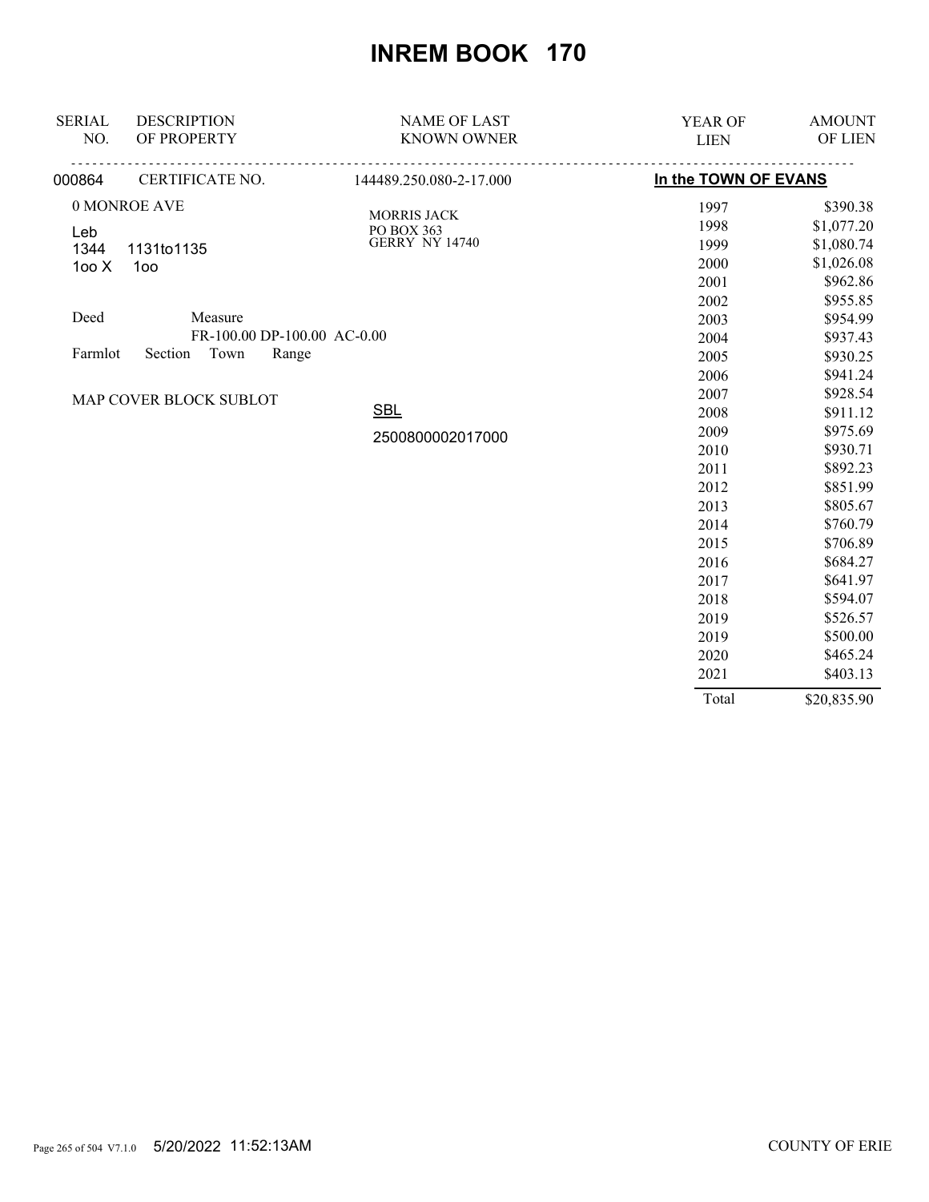# INREM BOOK 170

| SERIAL NO. | DESCRIPTION OF PROPERTY | NAME OF LAST KNOWN OWNER | YEAR OF LIEN | AMOUNT OF LIEN |
|---|---|---|---|---|
| 000864 | CERTIFICATE NO. | 144489.250.080-2-17.000 | In the TOWN OF EVANS | |
| | 0 MONROE AVE | MORRIS JACK | 1997 | $390.38 |
| | Leb | PO BOX 363 | 1998 | $1,077.20 |
| | 1344 1131to1135 | GERRY NY 14740 | 1999 | $1,080.74 |
| | 1oo X 1oo | | 2000 | $1,026.08 |
| | | | 2001 | $962.86 |
| | | | 2002 | $955.85 |
| | Deed Measure | | 2003 | $954.99 |
| | FR-100.00 DP-100.00 AC-0.00 | | 2004 | $937.43 |
| | Farmlot Section Town Range | | 2005 | $930.25 |
| | | | 2006 | $941.24 |
| | MAP COVER BLOCK SUBLOT | | 2007 | $928.54 |
| | | SBL | 2008 | $911.12 |
| | | 2500800002017000 | 2009 | $975.69 |
| | | | 2010 | $930.71 |
| | | | 2011 | $892.23 |
| | | | 2012 | $851.99 |
| | | | 2013 | $805.67 |
| | | | 2014 | $760.79 |
| | | | 2015 | $706.89 |
| | | | 2016 | $684.27 |
| | | | 2017 | $641.97 |
| | | | 2018 | $594.07 |
| | | | 2019 | $526.57 |
| | | | 2019 | $500.00 |
| | | | 2020 | $465.24 |
| | | | 2021 | $403.13 |
| | | | Total | $20,835.90 |

5/20/2022 11:52:13AM COUNTY OF ERIE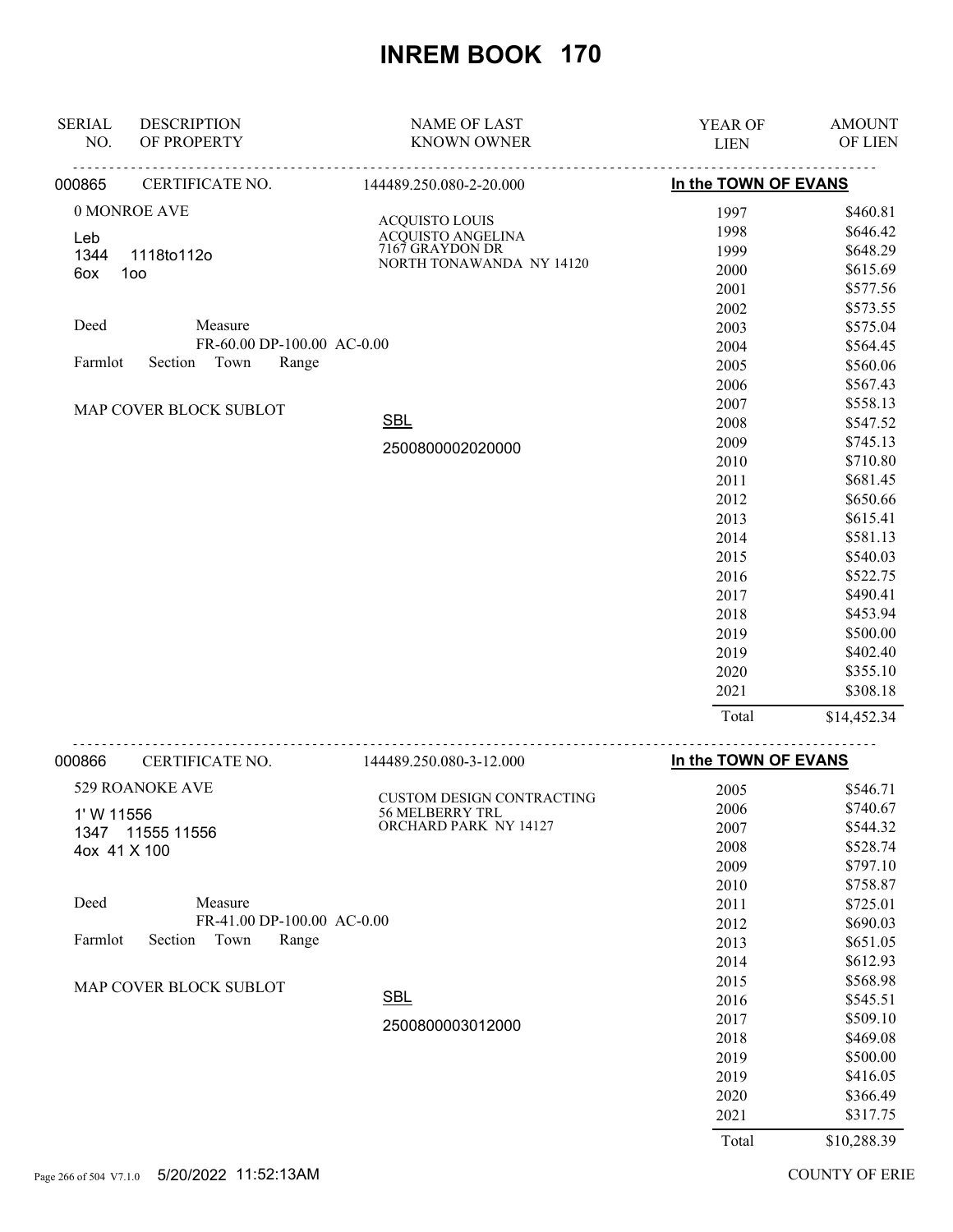# INREM BOOK 170

| SERIAL NO. | DESCRIPTION OF PROPERTY | NAME OF LAST KNOWN OWNER | YEAR OF LIEN | AMOUNT OF LIEN |
|---|---|---|---|---|

**000865** CERTIFICATE NO. 144489.250.080-2-20.000 — **In the TOWN OF EVANS**

0 MONROE AVE
Leb
1344 1118to112o
6ox 1oo

Deed Measure
FR-60.00 DP-100.00 AC-0.00
Farmlot Section Town Range

MAP COVER BLOCK SUBLOT

ACQUISTO LOUIS
ACQUISTO ANGELINA
7167 GRAYDON DR
NORTH TONAWANDA NY 14120

SBL
2500800002020000

| YEAR OF LIEN | AMOUNT OF LIEN |
|---|---|
| 1997 | $460.81 |
| 1998 | $646.42 |
| 1999 | $648.29 |
| 2000 | $615.69 |
| 2001 | $577.56 |
| 2002 | $573.55 |
| 2003 | $575.04 |
| 2004 | $564.45 |
| 2005 | $560.06 |
| 2006 | $567.43 |
| 2007 | $558.13 |
| 2008 | $547.52 |
| 2009 | $745.13 |
| 2010 | $710.80 |
| 2011 | $681.45 |
| 2012 | $650.66 |
| 2013 | $615.41 |
| 2014 | $581.13 |
| 2015 | $540.03 |
| 2016 | $522.75 |
| 2017 | $490.41 |
| 2018 | $453.94 |
| 2019 | $500.00 |
| 2019 | $402.40 |
| 2020 | $355.10 |
| 2021 | $308.18 |
| Total | $14,452.34 |

**000866** CERTIFICATE NO. 144489.250.080-3-12.000 — **In the TOWN OF EVANS**

529 ROANOKE AVE
1' W 11556
1347 11555 11556
4ox 41 X 100

Deed Measure
FR-41.00 DP-100.00 AC-0.00
Farmlot Section Town Range

MAP COVER BLOCK SUBLOT

CUSTOM DESIGN CONTRACTING
56 MELBERRY TRL
ORCHARD PARK NY 14127

SBL
2500800003012000

| YEAR OF LIEN | AMOUNT OF LIEN |
|---|---|
| 2005 | $546.71 |
| 2006 | $740.67 |
| 2007 | $544.32 |
| 2008 | $528.74 |
| 2009 | $797.10 |
| 2010 | $758.87 |
| 2011 | $725.01 |
| 2012 | $690.03 |
| 2013 | $651.05 |
| 2014 | $612.93 |
| 2015 | $568.98 |
| 2016 | $545.51 |
| 2017 | $509.10 |
| 2018 | $469.08 |
| 2019 | $500.00 |
| 2019 | $416.05 |
| 2020 | $366.49 |
| 2021 | $317.75 |
| Total | $10,288.39 |

5/20/2022 11:52:13AM COUNTY OF ERIE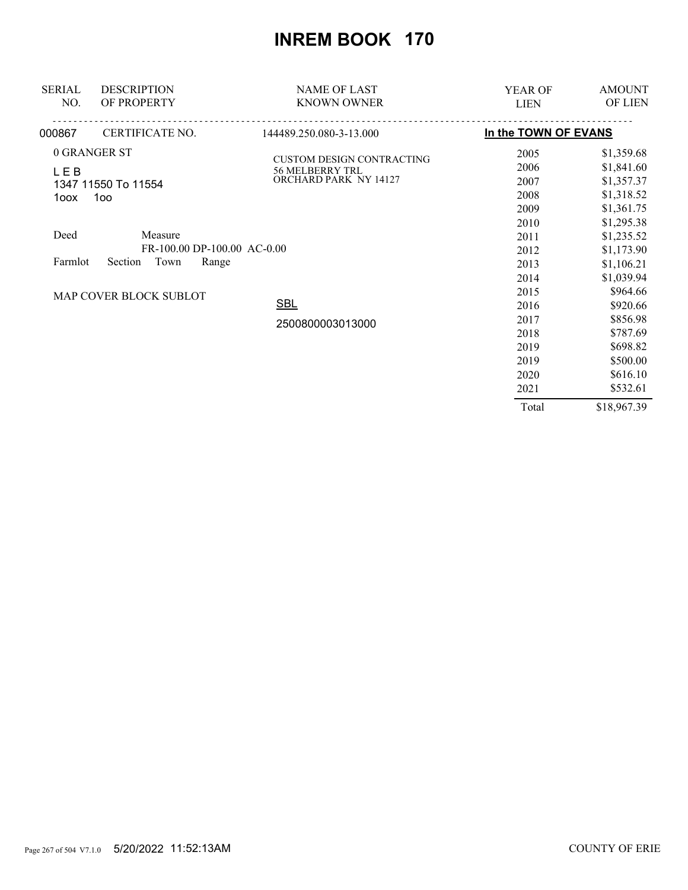# INREM BOOK 170

| SERIAL NO. | DESCRIPTION OF PROPERTY | NAME OF LAST KNOWN OWNER | YEAR OF LIEN | AMOUNT OF LIEN |
|---|---|---|---|---|
| 000867 | CERTIFICATE NO. | 144489.250.080-3-13.000 | **In the TOWN OF EVANS** | |
| | 0 GRANGER ST | CUSTOM DESIGN CONTRACTING | 2005 | $1,359.68 |
| | L E B | 56 MELBERRY TRL | 2006 | $1,841.60 |
| | 1347 11550 To 11554 | ORCHARD PARK NY 14127 | 2007 | $1,357.37 |
| | 1oox 1oo | | 2008 | $1,318.52 |
| | | | 2009 | $1,361.75 |
| | | | 2010 | $1,295.38 |
| | Deed Measure | | 2011 | $1,235.52 |
| | FR-100.00 DP-100.00 AC-0.00 | | 2012 | $1,173.90 |
| | Farmlot Section Town Range | | 2013 | $1,106.21 |
| | | | 2014 | $1,039.94 |
| | MAP COVER BLOCK SUBLOT | | 2015 | $964.66 |
| | | SBL | 2016 | $920.66 |
| | | 2500800003013000 | 2017 | $856.98 |
| | | | 2018 | $787.69 |
| | | | 2019 | $698.82 |
| | | | 2019 | $500.00 |
| | | | 2020 | $616.10 |
| | | | 2021 | $532.61 |
| | | | Total | $18,967.39 |

5/20/2022 11:52:13AM

COUNTY OF ERIE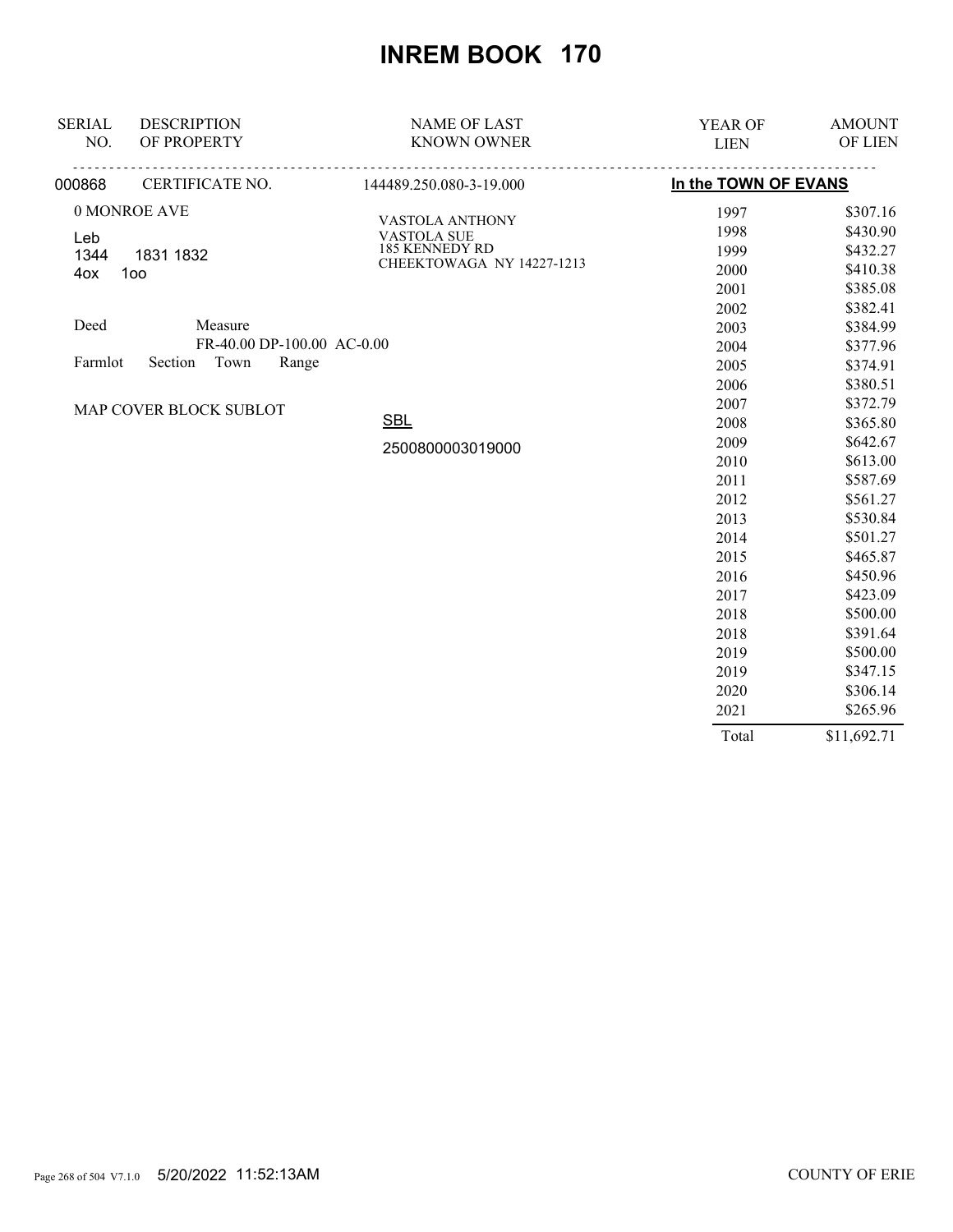# INREM BOOK 170

| SERIAL NO. | DESCRIPTION OF PROPERTY | NAME OF LAST KNOWN OWNER | YEAR OF LIEN | AMOUNT OF LIEN |
|---|---|---|---|---|
| 000868 | CERTIFICATE NO. | 144489.250.080-3-19.000 | **In the TOWN OF EVANS** | |
| | 0 MONROE AVE | VASTOLA ANTHONY | 1997 | $307.16 |
| | Leb | VASTOLA SUE | 1998 | $430.90 |
| | 1344 1831 1832 | 185 KENNEDY RD | 1999 | $432.27 |
| | 4ox 1oo | CHEEKTOWAGA NY 14227-1213 | 2000 | $410.38 |
| | | | 2001 | $385.08 |
| | | | 2002 | $382.41 |
| | Deed Measure | | 2003 | $384.99 |
| | FR-40.00 DP-100.00 AC-0.00 | | 2004 | $377.96 |
| | Farmlot Section Town Range | | 2005 | $374.91 |
| | | | 2006 | $380.51 |
| | MAP COVER BLOCK SUBLOT | | 2007 | $372.79 |
| | | SBL | 2008 | $365.80 |
| | | 2500800003019000 | 2009 | $642.67 |
| | | | 2010 | $613.00 |
| | | | 2011 | $587.69 |
| | | | 2012 | $561.27 |
| | | | 2013 | $530.84 |
| | | | 2014 | $501.27 |
| | | | 2015 | $465.87 |
| | | | 2016 | $450.96 |
| | | | 2017 | $423.09 |
| | | | 2018 | $500.00 |
| | | | 2018 | $391.64 |
| | | | 2019 | $500.00 |
| | | | 2019 | $347.15 |
| | | | 2020 | $306.14 |
| | | | 2021 | $265.96 |
| | | | Total | $11,692.71 |

5/20/2022 11:52:13AM COUNTY OF ERIE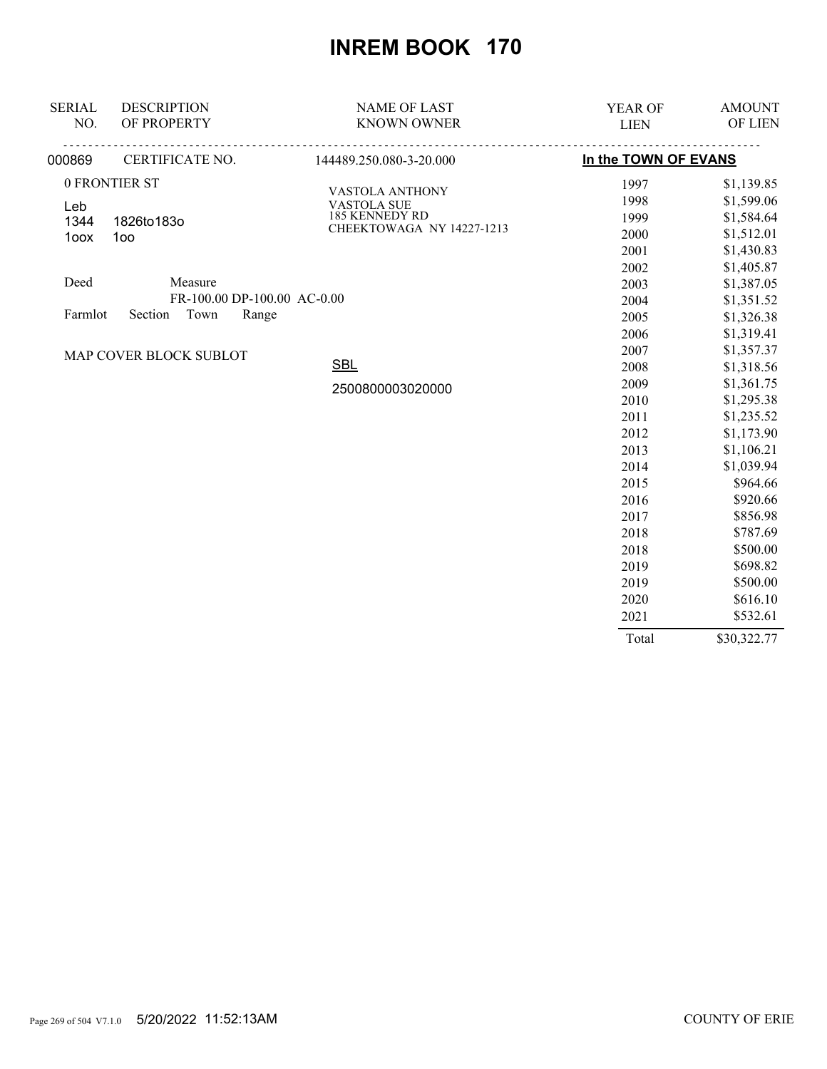# INREM BOOK 170

| SERIAL NO. | DESCRIPTION OF PROPERTY | NAME OF LAST KNOWN OWNER | YEAR OF LIEN | AMOUNT OF LIEN |
|---|---|---|---|---|
| 000869 | CERTIFICATE NO. | 144489.250.080-3-20.000 | In the TOWN OF EVANS | |

0 FRONTIER ST

Leb
1344 1826to183o
1oox 1oo

Deed Measure
FR-100.00 DP-100.00 AC-0.00

Farmlot Section Town Range

MAP COVER BLOCK SUBLOT

VASTOLA ANTHONY
VASTOLA SUE
185 KENNEDY RD
CHEEKTOWAGA NY 14227-1213

SBL
2500800003020000

| YEAR OF LIEN | AMOUNT OF LIEN |
|---|---|
| 1997 | $1,139.85 |
| 1998 | $1,599.06 |
| 1999 | $1,584.64 |
| 2000 | $1,512.01 |
| 2001 | $1,430.83 |
| 2002 | $1,405.87 |
| 2003 | $1,387.05 |
| 2004 | $1,351.52 |
| 2005 | $1,326.38 |
| 2006 | $1,319.41 |
| 2007 | $1,357.37 |
| 2008 | $1,318.56 |
| 2009 | $1,361.75 |
| 2010 | $1,295.38 |
| 2011 | $1,235.52 |
| 2012 | $1,173.90 |
| 2013 | $1,106.21 |
| 2014 | $1,039.94 |
| 2015 | $964.66 |
| 2016 | $920.66 |
| 2017 | $856.98 |
| 2018 | $787.69 |
| 2018 | $500.00 |
| 2019 | $698.82 |
| 2019 | $500.00 |
| 2020 | $616.10 |
| 2021 | $532.61 |
| Total | $30,322.77 |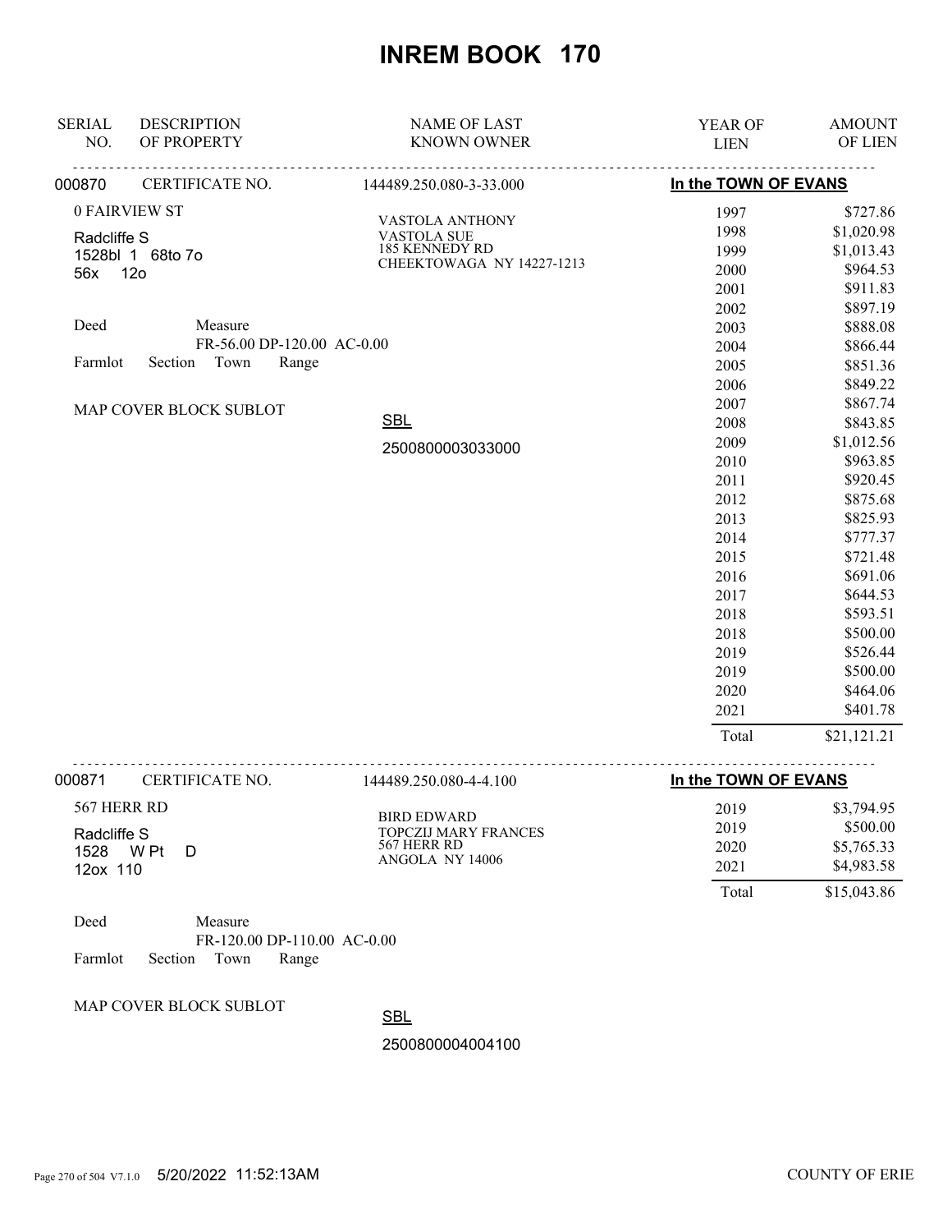# INREM BOOK 170

| SERIAL NO. | DESCRIPTION OF PROPERTY | NAME OF LAST KNOWN OWNER | YEAR OF LIEN | AMOUNT OF LIEN |
|---|---|---|---|---|

## 000870 — CERTIFICATE NO. 144489.250.080-3-33.000 — In the TOWN OF EVANS

0 FAIRVIEW ST

Radcliffe S
1528bl 1 68to 7o
56x 12o

Deed Measure
FR-56.00 DP-120.00 AC-0.00
Farmlot Section Town Range

MAP COVER BLOCK SUBLOT

VASTOLA ANTHONY
VASTOLA SUE
185 KENNEDY RD
CHEEKTOWAGA NY 14227-1213

SBL
2500800003033000

| YEAR OF LIEN | AMOUNT OF LIEN |
|---|---|
| 1997 | $727.86 |
| 1998 | $1,020.98 |
| 1999 | $1,013.43 |
| 2000 | $964.53 |
| 2001 | $911.83 |
| 2002 | $897.19 |
| 2003 | $888.08 |
| 2004 | $866.44 |
| 2005 | $851.36 |
| 2006 | $849.22 |
| 2007 | $867.74 |
| 2008 | $843.85 |
| 2009 | $1,012.56 |
| 2010 | $963.85 |
| 2011 | $920.45 |
| 2012 | $875.68 |
| 2013 | $825.93 |
| 2014 | $777.37 |
| 2015 | $721.48 |
| 2016 | $691.06 |
| 2017 | $644.53 |
| 2018 | $593.51 |
| 2018 | $500.00 |
| 2019 | $526.44 |
| 2019 | $500.00 |
| 2020 | $464.06 |
| 2021 | $401.78 |
| Total | $21,121.21 |

## 000871 — CERTIFICATE NO. 144489.250.080-4-4.100 — In the TOWN OF EVANS

567 HERR RD

Radcliffe S
1528 W Pt D
12ox 110

BIRD EDWARD
TOPCZIJ MARY FRANCES
567 HERR RD
ANGOLA NY 14006

| YEAR OF LIEN | AMOUNT OF LIEN |
|---|---|
| 2019 | $3,794.95 |
| 2019 | $500.00 |
| 2020 | $5,765.33 |
| 2021 | $4,983.58 |
| Total | $15,043.86 |

Deed Measure
FR-120.00 DP-110.00 AC-0.00
Farmlot Section Town Range

MAP COVER BLOCK SUBLOT

SBL
2500800004004100

5/20/2022 11:52:13AM COUNTY OF ERIE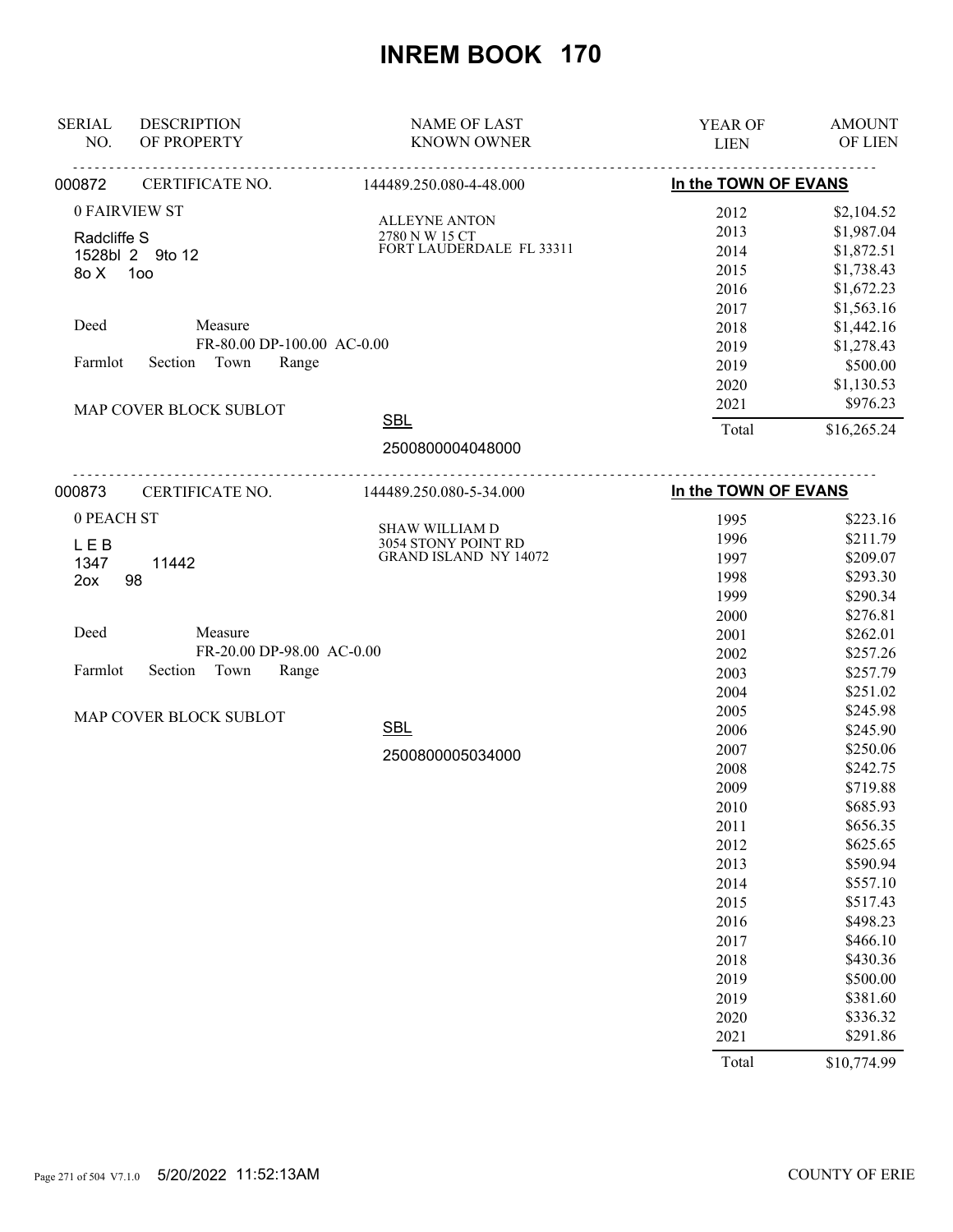# INREM BOOK 170

| SERIAL NO. | DESCRIPTION OF PROPERTY | NAME OF LAST KNOWN OWNER | YEAR OF LIEN | AMOUNT OF LIEN |
|---|---|---|---|---|
| 000872 | CERTIFICATE NO. | 144489.250.080-4-48.000 | In the TOWN OF EVANS | |
| | 0 FAIRVIEW ST | ALLEYNE ANTON | 2012 | $2,104.52 |
| | Radcliffe S | 2780 N W 15 CT | 2013 | $1,987.04 |
| | 1528bl 2 9to 12 | FORT LAUDERDALE FL 33311 | 2014 | $1,872.51 |
| | 8o X 1oo | | 2015 | $1,738.43 |
| | | | 2016 | $1,672.23 |
| | | | 2017 | $1,563.16 |
| | Deed Measure | | 2018 | $1,442.16 |
| | FR-80.00 DP-100.00 AC-0.00 | | 2019 | $1,278.43 |
| | Farmlot Section Town Range | | 2019 | $500.00 |
| | | | 2020 | $1,130.53 |
| | MAP COVER BLOCK SUBLOT | | 2021 | $976.23 |
| | | SBL 2500800004048000 | Total | $16,265.24 |
| 000873 | CERTIFICATE NO. | 144489.250.080-5-34.000 | In the TOWN OF EVANS | |
| | 0 PEACH ST | SHAW WILLIAM D | 1995 | $223.16 |
| | L E B | 3054 STONY POINT RD | 1996 | $211.79 |
| | 1347 11442 | GRAND ISLAND NY 14072 | 1997 | $209.07 |
| | 2ox 98 | | 1998 | $293.30 |
| | | | 1999 | $290.34 |
| | | | 2000 | $276.81 |
| | Deed Measure | | 2001 | $262.01 |
| | FR-20.00 DP-98.00 AC-0.00 | | 2002 | $257.26 |
| | Farmlot Section Town Range | | 2003 | $257.79 |
| | | | 2004 | $251.02 |
| | MAP COVER BLOCK SUBLOT | | 2005 | $245.98 |
| | | SBL | 2006 | $245.90 |
| | | 2500800005034000 | 2007 | $250.06 |
| | | | 2008 | $242.75 |
| | | | 2009 | $719.88 |
| | | | 2010 | $685.93 |
| | | | 2011 | $656.35 |
| | | | 2012 | $625.65 |
| | | | 2013 | $590.94 |
| | | | 2014 | $557.10 |
| | | | 2015 | $517.43 |
| | | | 2016 | $498.23 |
| | | | 2017 | $466.10 |
| | | | 2018 | $430.36 |
| | | | 2019 | $500.00 |
| | | | 2019 | $381.60 |
| | | | 2020 | $336.32 |
| | | | 2021 | $291.86 |
| | | | Total | $10,774.99 |

5/20/2022 11:52:13AM COUNTY OF ERIE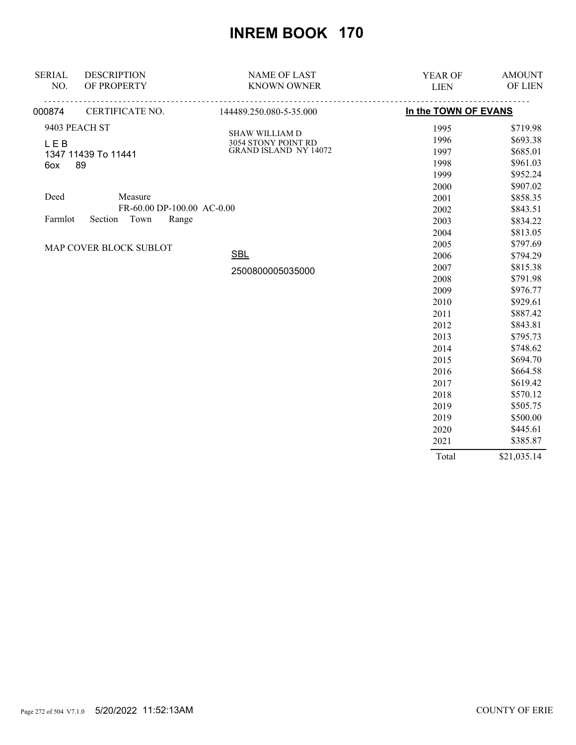# INREM BOOK 170

| SERIAL NO. | DESCRIPTION OF PROPERTY | NAME OF LAST KNOWN OWNER | YEAR OF LIEN | AMOUNT OF LIEN |
|---|---|---|---|---|
| 000874 | CERTIFICATE NO. | 144489.250.080-5-35.000 | In the TOWN OF EVANS | |

9403 PEACH ST

L E B

1347 11439 To 11441

6ox 89

Deed Measure

FR-60.00 DP-100.00 AC-0.00

Farmlot Section Town Range

MAP COVER BLOCK SUBLOT

SHAW WILLIAM D
3054 STONY POINT RD
GRAND ISLAND NY 14072

SBL

2500800005035000

| YEAR OF LIEN | AMOUNT OF LIEN |
|---|---|
| 1995 | $719.98 |
| 1996 | $693.38 |
| 1997 | $685.01 |
| 1998 | $961.03 |
| 1999 | $952.24 |
| 2000 | $907.02 |
| 2001 | $858.35 |
| 2002 | $843.51 |
| 2003 | $834.22 |
| 2004 | $813.05 |
| 2005 | $797.69 |
| 2006 | $794.29 |
| 2007 | $815.38 |
| 2008 | $791.98 |
| 2009 | $976.77 |
| 2010 | $929.61 |
| 2011 | $887.42 |
| 2012 | $843.81 |
| 2013 | $795.73 |
| 2014 | $748.62 |
| 2015 | $694.70 |
| 2016 | $664.58 |
| 2017 | $619.42 |
| 2018 | $570.12 |
| 2019 | $505.75 |
| 2019 | $500.00 |
| 2020 | $445.61 |
| 2021 | $385.87 |
| Total | $21,035.14 |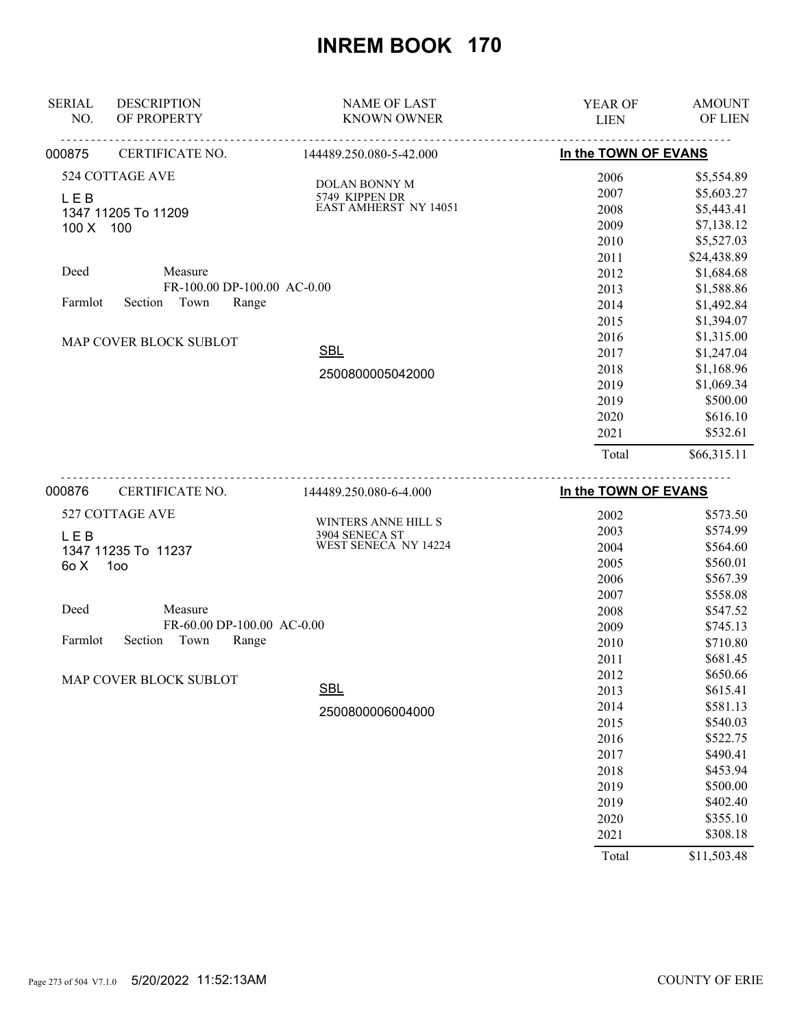# INREM BOOK 170

| SERIAL NO. | DESCRIPTION OF PROPERTY | NAME OF LAST KNOWN OWNER | YEAR OF LIEN | AMOUNT OF LIEN |
|---|---|---|---|---|
| 000875 | CERTIFICATE NO. | 144489.250.080-5-42.000 | In the TOWN OF EVANS | |
| | 524 COTTAGE AVE | DOLAN BONNY M | 2006 | $5,554.89 |
| | L E B | 5749 KIPPEN DR | 2007 | $5,603.27 |
| | 1347 11205 To 11209 | EAST AMHERST NY 14051 | 2008 | $5,443.41 |
| | 100 X 100 | | 2009 | $7,138.12 |
| | | | 2010 | $5,527.03 |
| | | | 2011 | $24,438.89 |
| | Deed Measure | | 2012 | $1,684.68 |
| | FR-100.00 DP-100.00 AC-0.00 | | 2013 | $1,588.86 |
| | Farmlot Section Town Range | | 2014 | $1,492.84 |
| | | | 2015 | $1,394.07 |
| | MAP COVER BLOCK SUBLOT | | 2016 | $1,315.00 |
| | | SBL | 2017 | $1,247.04 |
| | | 2500800005042000 | 2018 | $1,168.96 |
| | | | 2019 | $1,069.34 |
| | | | 2019 | $500.00 |
| | | | 2020 | $616.10 |
| | | | 2021 | $532.61 |
| | | | Total | $66,315.11 |

| SERIAL NO. | DESCRIPTION OF PROPERTY | NAME OF LAST KNOWN OWNER | YEAR OF LIEN | AMOUNT OF LIEN |
|---|---|---|---|---|
| 000876 | CERTIFICATE NO. | 144489.250.080-6-4.000 | In the TOWN OF EVANS | |
| | 527 COTTAGE AVE | WINTERS ANNE HILL S | 2002 | $573.50 |
| | L E B | 3904 SENECA ST | 2003 | $574.99 |
| | 1347 11235 To 11237 | WEST SENECA NY 14224 | 2004 | $564.60 |
| | 6o X 1oo | | 2005 | $560.01 |
| | | | 2006 | $567.39 |
| | | | 2007 | $558.08 |
| | Deed Measure | | 2008 | $547.52 |
| | FR-60.00 DP-100.00 AC-0.00 | | 2009 | $745.13 |
| | Farmlot Section Town Range | | 2010 | $710.80 |
| | | | 2011 | $681.45 |
| | MAP COVER BLOCK SUBLOT | | 2012 | $650.66 |
| | | SBL | 2013 | $615.41 |
| | | 2500800006004000 | 2014 | $581.13 |
| | | | 2015 | $540.03 |
| | | | 2016 | $522.75 |
| | | | 2017 | $490.41 |
| | | | 2018 | $453.94 |
| | | | 2019 | $500.00 |
| | | | 2019 | $402.40 |
| | | | 2020 | $355.10 |
| | | | 2021 | $308.18 |
| | | | Total | $11,503.48 |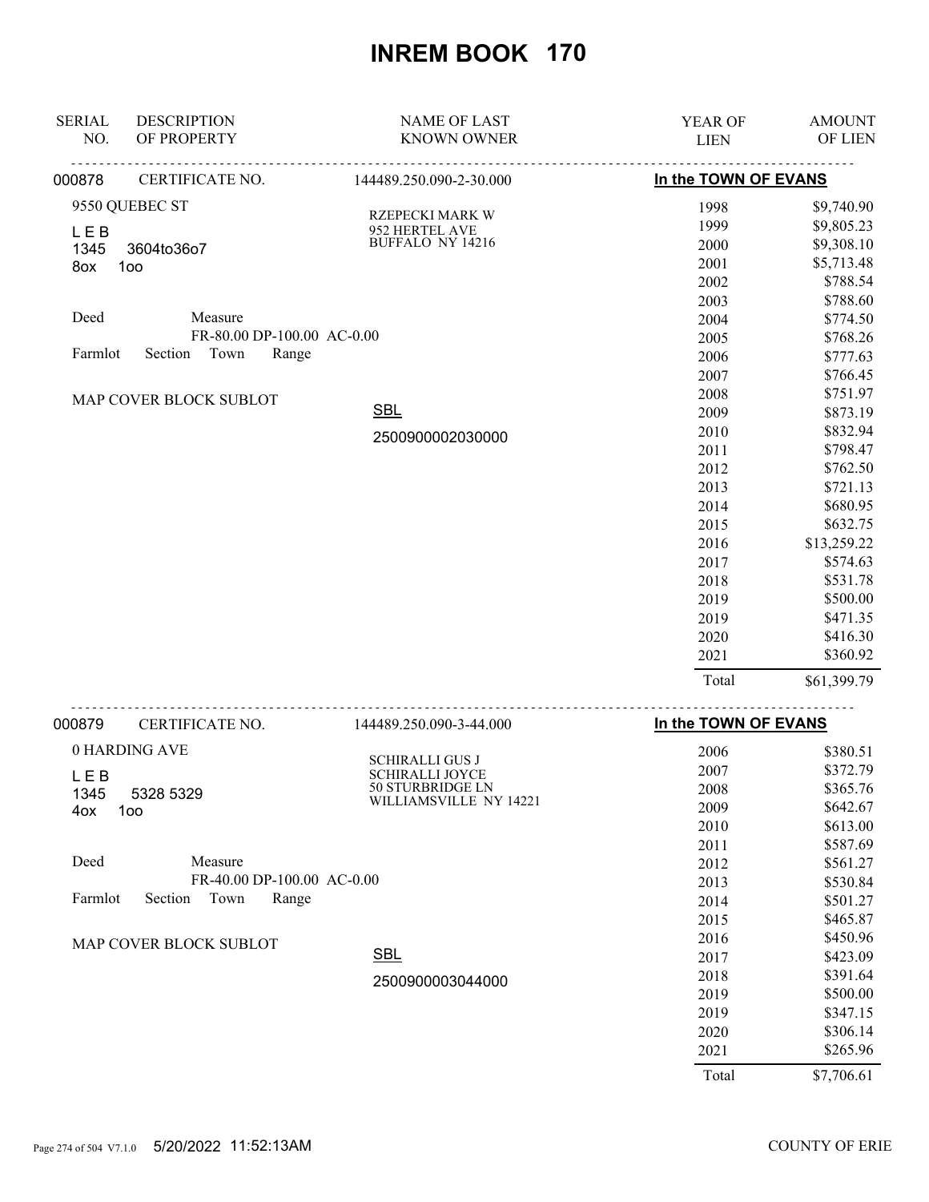# INREM BOOK 170

| SERIAL NO. | DESCRIPTION OF PROPERTY | NAME OF LAST KNOWN OWNER | YEAR OF LIEN | AMOUNT OF LIEN |
|---|---|---|---|---|
| 000878 | CERTIFICATE NO. | 144489.250.090-2-30.000 | In the TOWN OF EVANS | |
| | 9550 QUEBEC ST | RZEPECKI MARK W | 1998 | $9,740.90 |
| | L E B | 952 HERTEL AVE | 1999 | $9,805.23 |
| | 1345 3604to36o7 | BUFFALO NY 14216 | 2000 | $9,308.10 |
| | 8ox 1oo | | 2001 | $5,713.48 |
| | | | 2002 | $788.54 |
| | Deed Measure | | 2003 | $788.60 |
| | FR-80.00 DP-100.00 AC-0.00 | | 2004 | $774.50 |
| | Farmlot Section Town Range | | 2005 | $768.26 |
| | | | 2006 | $777.63 |
| | MAP COVER BLOCK SUBLOT | | 2007 | $766.45 |
| | | SBL | 2008 | $751.97 |
| | | 2500900002030000 | 2009 | $873.19 |
| | | | 2010 | $832.94 |
| | | | 2011 | $798.47 |
| | | | 2012 | $762.50 |
| | | | 2013 | $721.13 |
| | | | 2014 | $680.95 |
| | | | 2015 | $632.75 |
| | | | 2016 | $13,259.22 |
| | | | 2017 | $574.63 |
| | | | 2018 | $531.78 |
| | | | 2019 | $500.00 |
| | | | 2019 | $471.35 |
| | | | 2020 | $416.30 |
| | | | 2021 | $360.92 |
| | | | Total | $61,399.79 |
| 000879 | CERTIFICATE NO. | 144489.250.090-3-44.000 | In the TOWN OF EVANS | |
| | 0 HARDING AVE | SCHIRALLI GUS J | 2006 | $380.51 |
| | L E B | SCHIRALLI JOYCE | 2007 | $372.79 |
| | 1345 5328 5329 | 50 STURBRIDGE LN | 2008 | $365.76 |
| | 4ox 1oo | WILLIAMSVILLE NY 14221 | 2009 | $642.67 |
| | | | 2010 | $613.00 |
| | Deed Measure | | 2011 | $587.69 |
| | FR-40.00 DP-100.00 AC-0.00 | | 2012 | $561.27 |
| | Farmlot Section Town Range | | 2013 | $530.84 |
| | | | 2014 | $501.27 |
| | MAP COVER BLOCK SUBLOT | | 2015 | $465.87 |
| | | | 2016 | $450.96 |
| | | SBL | 2017 | $423.09 |
| | | 2500900003044000 | 2018 | $391.64 |
| | | | 2019 | $500.00 |
| | | | 2019 | $347.15 |
| | | | 2020 | $306.14 |
| | | | 2021 | $265.96 |
| | | | Total | $7,706.61 |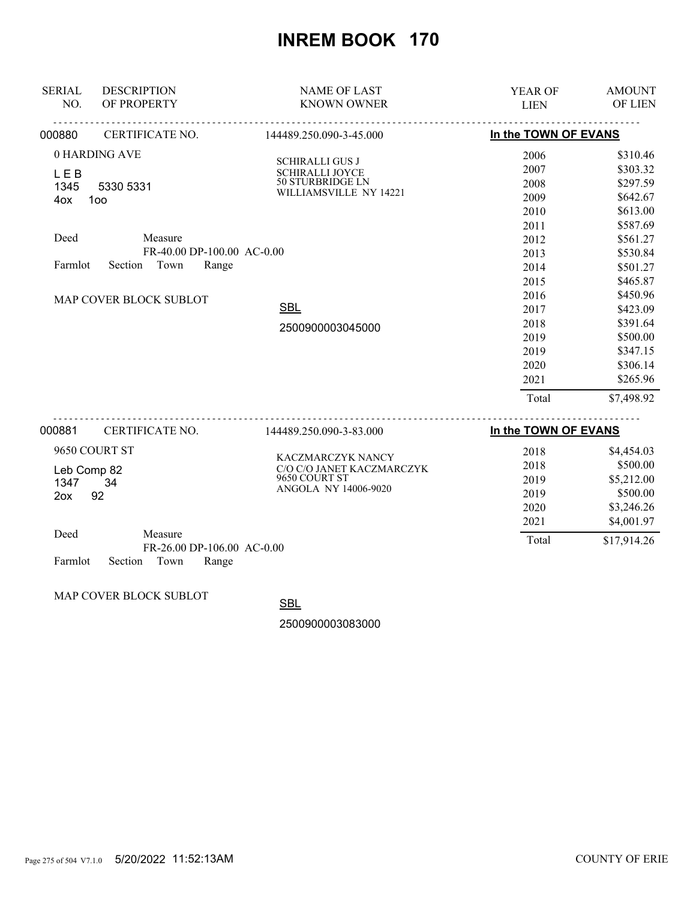# INREM BOOK 170

| SERIAL NO. | DESCRIPTION OF PROPERTY | NAME OF LAST KNOWN OWNER | YEAR OF LIEN | AMOUNT OF LIEN |
|---|---|---|---|---|
| 000880 | CERTIFICATE NO. | 144489.250.090-3-45.000 | **In the TOWN OF EVANS** | |
| | 0 HARDING AVE | SCHIRALLI GUS J | 2006 | $310.46 |
| | L E B | SCHIRALLI JOYCE | 2007 | $303.32 |
| | 1345 5330 5331 | 50 STURBRIDGE LN | 2008 | $297.59 |
| | 4ox 1oo | WILLIAMSVILLE NY 14221 | 2009 | $642.67 |
| | | | 2010 | $613.00 |
| | Deed Measure | | 2011 | $587.69 |
| | FR-40.00 DP-100.00 AC-0.00 | | 2012 | $561.27 |
| | Farmlot Section Town Range | | 2013 | $530.84 |
| | | | 2014 | $501.27 |
| | | | 2015 | $465.87 |
| | MAP COVER BLOCK SUBLOT | | 2016 | $450.96 |
| | | SBL | 2017 | $423.09 |
| | | 2500900003045000 | 2018 | $391.64 |
| | | | 2019 | $500.00 |
| | | | 2019 | $347.15 |
| | | | 2020 | $306.14 |
| | | | 2021 | $265.96 |
| | | | Total | $7,498.92 |
| 000881 | CERTIFICATE NO. | 144489.250.090-3-83.000 | **In the TOWN OF EVANS** | |
| | 9650 COURT ST | KACZMARCZYK NANCY | 2018 | $4,454.03 |
| | Leb Comp 82 | C/O C/O JANET KACZMARCZYK | 2018 | $500.00 |
| | 1347 34 | 9650 COURT ST | 2019 | $5,212.00 |
| | 2ox 92 | ANGOLA NY 14006-9020 | 2019 | $500.00 |
| | | | 2020 | $3,246.26 |
| | | | 2021 | $4,001.97 |
| | Deed Measure | | Total | $17,914.26 |
| | FR-26.00 DP-106.00 AC-0.00 | | | |
| | Farmlot Section Town Range | | | |
| | MAP COVER BLOCK SUBLOT | SBL | | |
| | | 2500900003083000 | | |

5/20/2022 11:52:13AM COUNTY OF ERIE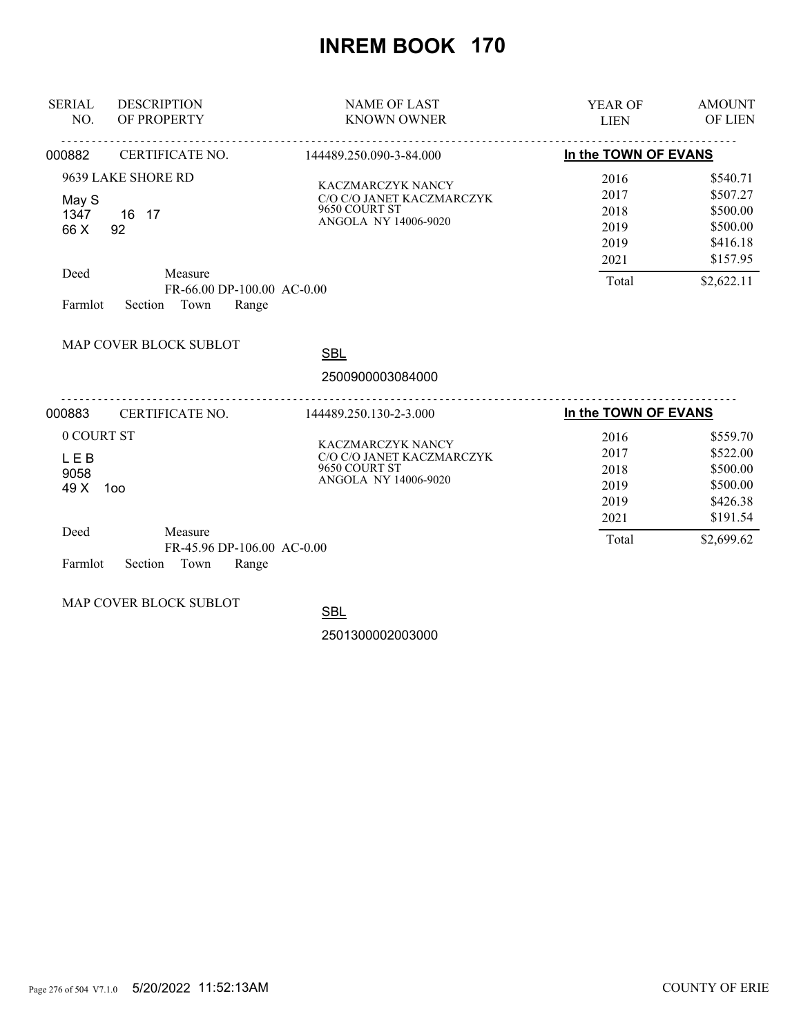# INREM BOOK 170

| SERIAL NO. | DESCRIPTION OF PROPERTY | NAME OF LAST KNOWN OWNER | YEAR OF LIEN | AMOUNT OF LIEN |
|---|---|---|---|---|

**000882** CERTIFICATE NO. 144489.250.090-3-84.000 — **In the TOWN OF EVANS**

9639 LAKE SHORE RD

May S
1347 16 17
66 X 92

KACZMARCZYK NANCY
C/O C/O JANET KACZMARCZYK
9650 COURT ST
ANGOLA NY 14006-9020

| YEAR OF LIEN | AMOUNT OF LIEN |
|---|---|
| 2016 | $540.71 |
| 2017 | $507.27 |
| 2018 | $500.00 |
| 2019 | $500.00 |
| 2019 | $416.18 |
| 2021 | $157.95 |
| Total | $2,622.11 |

Deed Measure
FR-66.00 DP-100.00 AC-0.00
Farmlot Section Town Range

MAP COVER BLOCK SUBLOT

SBL
2500900003084000

---

**000883** CERTIFICATE NO. 144489.250.130-2-3.000 — **In the TOWN OF EVANS**

0 COURT ST

L E B
9058
49 X 1oo

KACZMARCZYK NANCY
C/O C/O JANET KACZMARCZYK
9650 COURT ST
ANGOLA NY 14006-9020

| YEAR OF LIEN | AMOUNT OF LIEN |
|---|---|
| 2016 | $559.70 |
| 2017 | $522.00 |
| 2018 | $500.00 |
| 2019 | $500.00 |
| 2019 | $426.38 |
| 2021 | $191.54 |
| Total | $2,699.62 |

Deed Measure
FR-45.96 DP-106.00 AC-0.00
Farmlot Section Town Range

MAP COVER BLOCK SUBLOT

SBL
2501300002003000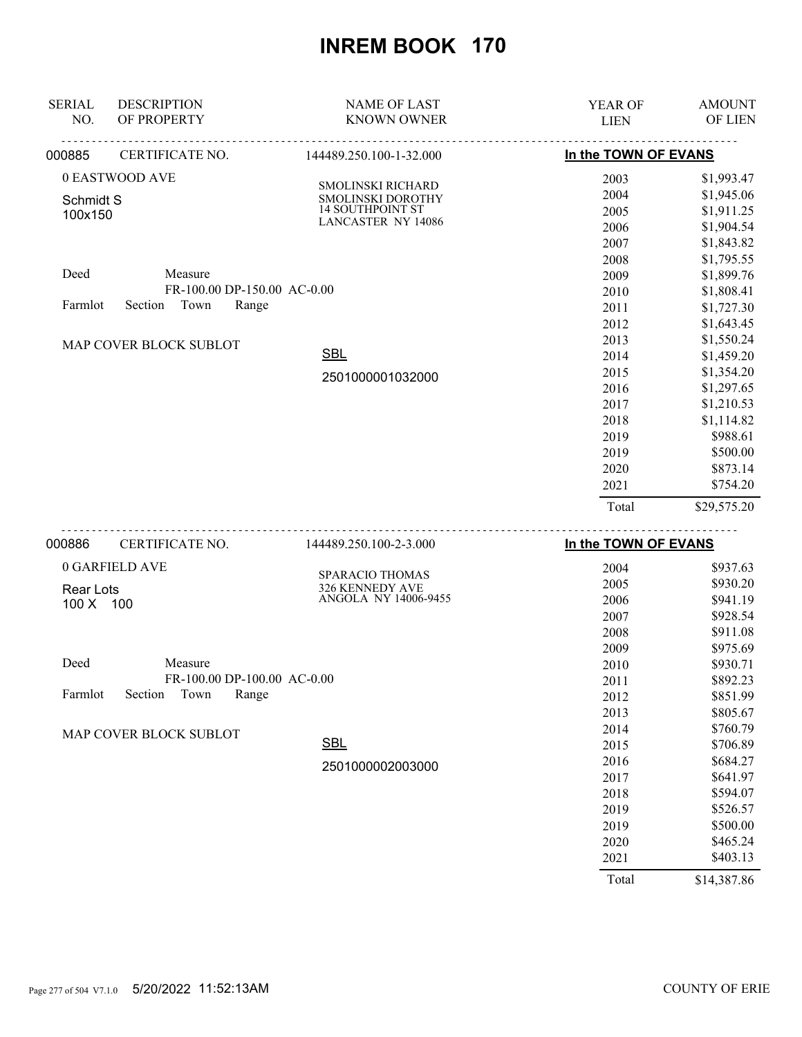# INREM BOOK 170

| SERIAL NO. | DESCRIPTION OF PROPERTY | NAME OF LAST KNOWN OWNER | YEAR OF LIEN | AMOUNT OF LIEN |
|---|---|---|---|---|
| 000885 | CERTIFICATE NO. | 144489.250.100-1-32.000 | In the TOWN OF EVANS | |
| | 0 EASTWOOD AVE | SMOLINSKI RICHARD | 2003 | $1,993.47 |
| | Schmidt S | SMOLINSKI DOROTHY | 2004 | $1,945.06 |
| | 100x150 | 14 SOUTHPOINT ST | 2005 | $1,911.25 |
| | | LANCASTER NY 14086 | 2006 | $1,904.54 |
| | | | 2007 | $1,843.82 |
| | | | 2008 | $1,795.55 |
| | Deed Measure | | 2009 | $1,899.76 |
| | FR-100.00 DP-150.00 AC-0.00 | | 2010 | $1,808.41 |
| | Farmlot Section Town Range | | 2011 | $1,727.30 |
| | | | 2012 | $1,643.45 |
| | MAP COVER BLOCK SUBLOT | | 2013 | $1,550.24 |
| | | SBL | 2014 | $1,459.20 |
| | | 2501000001032000 | 2015 | $1,354.20 |
| | | | 2016 | $1,297.65 |
| | | | 2017 | $1,210.53 |
| | | | 2018 | $1,114.82 |
| | | | 2019 | $988.61 |
| | | | 2019 | $500.00 |
| | | | 2020 | $873.14 |
| | | | 2021 | $754.20 |
| | | | Total | $29,575.20 |
| 000886 | CERTIFICATE NO. | 144489.250.100-2-3.000 | In the TOWN OF EVANS | |
| | 0 GARFIELD AVE | SPARACIO THOMAS | 2004 | $937.63 |
| | Rear Lots | 326 KENNEDY AVE | 2005 | $930.20 |
| | 100 X 100 | ANGOLA NY 14006-9455 | 2006 | $941.19 |
| | | | 2007 | $928.54 |
| | | | 2008 | $911.08 |
| | | | 2009 | $975.69 |
| | Deed Measure | | 2010 | $930.71 |
| | FR-100.00 DP-100.00 AC-0.00 | | 2011 | $892.23 |
| | Farmlot Section Town Range | | 2012 | $851.99 |
| | | | 2013 | $805.67 |
| | MAP COVER BLOCK SUBLOT | | 2014 | $760.79 |
| | | SBL | 2015 | $706.89 |
| | | 2501000002003000 | 2016 | $684.27 |
| | | | 2017 | $641.97 |
| | | | 2018 | $594.07 |
| | | | 2019 | $526.57 |
| | | | 2019 | $500.00 |
| | | | 2020 | $465.24 |
| | | | 2021 | $403.13 |
| | | | Total | $14,387.86 |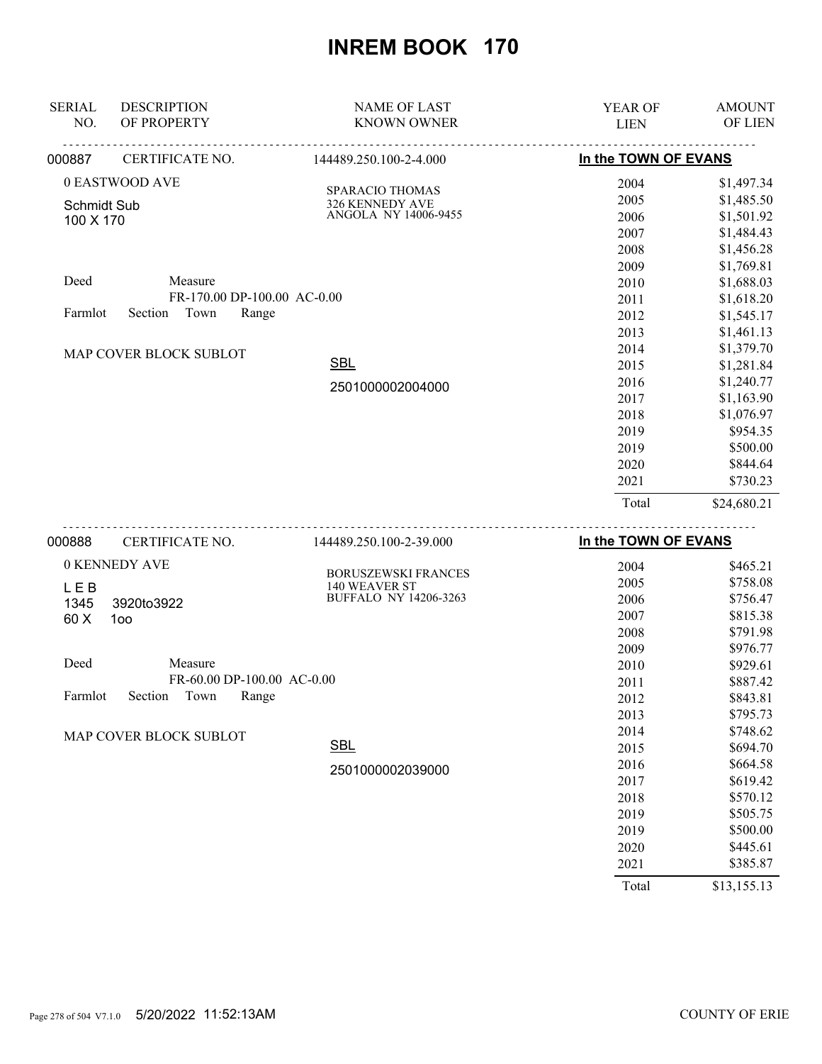# INREM BOOK 170

| SERIAL NO. | DESCRIPTION OF PROPERTY | NAME OF LAST KNOWN OWNER | YEAR OF LIEN | AMOUNT OF LIEN |
|---|---|---|---|---|
| 000887 | CERTIFICATE NO. | 144489.250.100-2-4.000 | In the TOWN OF EVANS | |
| | 0 EASTWOOD AVE | SPARACIO THOMAS | 2004 | $1,497.34 |
| | Schmidt Sub | 326 KENNEDY AVE | 2005 | $1,485.50 |
| | 100 X 170 | ANGOLA NY 14006-9455 | 2006 | $1,501.92 |
| | | | 2007 | $1,484.43 |
| | | | 2008 | $1,456.28 |
| | | | 2009 | $1,769.81 |
| | Deed Measure | | 2010 | $1,688.03 |
| | FR-170.00 DP-100.00 AC-0.00 | | 2011 | $1,618.20 |
| | Farmlot Section Town Range | | 2012 | $1,545.17 |
| | | | 2013 | $1,461.13 |
| | MAP COVER BLOCK SUBLOT | | 2014 | $1,379.70 |
| | | SBL | 2015 | $1,281.84 |
| | | 2501000002004000 | 2016 | $1,240.77 |
| | | | 2017 | $1,163.90 |
| | | | 2018 | $1,076.97 |
| | | | 2019 | $954.35 |
| | | | 2019 | $500.00 |
| | | | 2020 | $844.64 |
| | | | 2021 | $730.23 |
| | | | Total | $24,680.21 |
| 000888 | CERTIFICATE NO. | 144489.250.100-2-39.000 | In the TOWN OF EVANS | |
| | 0 KENNEDY AVE | BORUSZEWSKI FRANCES | 2004 | $465.21 |
| | L E B | 140 WEAVER ST | 2005 | $758.08 |
| | 1345 3920to3922 | BUFFALO NY 14206-3263 | 2006 | $756.47 |
| | 60 X 1oo | | 2007 | $815.38 |
| | | | 2008 | $791.98 |
| | | | 2009 | $976.77 |
| | Deed Measure | | 2010 | $929.61 |
| | FR-60.00 DP-100.00 AC-0.00 | | 2011 | $887.42 |
| | Farmlot Section Town Range | | 2012 | $843.81 |
| | | | 2013 | $795.73 |
| | MAP COVER BLOCK SUBLOT | | 2014 | $748.62 |
| | | SBL | 2015 | $694.70 |
| | | 2501000002039000 | 2016 | $664.58 |
| | | | 2017 | $619.42 |
| | | | 2018 | $570.12 |
| | | | 2019 | $505.75 |
| | | | 2019 | $500.00 |
| | | | 2020 | $445.61 |
| | | | 2021 | $385.87 |
| | | | Total | $13,155.13 |

5/20/2022 11:52:13AM COUNTY OF ERIE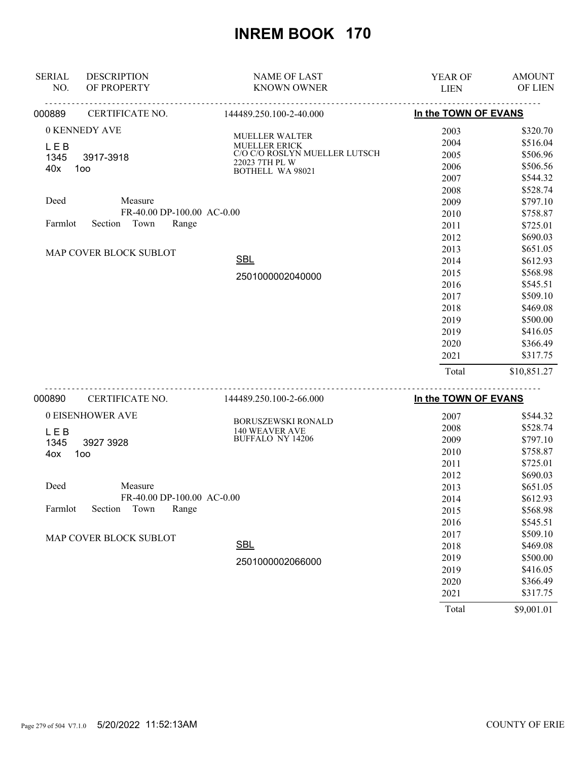# INREM BOOK 170

| SERIAL NO. | DESCRIPTION OF PROPERTY | NAME OF LAST KNOWN OWNER | YEAR OF LIEN | AMOUNT OF LIEN |
|---|---|---|---|---|

**000889** CERTIFICATE NO. 144489.250.100-2-40.000 — **In the TOWN OF EVANS**

0 KENNEDY AVE
L E B
1345 3917-3918
40x 1oo

Deed Measure
FR-40.00 DP-100.00 AC-0.00
Farmlot Section Town Range

MAP COVER BLOCK SUBLOT

MUELLER WALTER
MUELLER ERICK
C/O C/O ROSLYN MUELLER LUTSCH
22023 7TH PL W
BOTHELL WA 98021

SBL
2501000002040000

| YEAR OF LIEN | AMOUNT OF LIEN |
|---|---|
| 2003 | $320.70 |
| 2004 | $516.04 |
| 2005 | $506.96 |
| 2006 | $506.56 |
| 2007 | $544.32 |
| 2008 | $528.74 |
| 2009 | $797.10 |
| 2010 | $758.87 |
| 2011 | $725.01 |
| 2012 | $690.03 |
| 2013 | $651.05 |
| 2014 | $612.93 |
| 2015 | $568.98 |
| 2016 | $545.51 |
| 2017 | $509.10 |
| 2018 | $469.08 |
| 2019 | $500.00 |
| 2019 | $416.05 |
| 2020 | $366.49 |
| 2021 | $317.75 |
| Total | $10,851.27 |

**000890** CERTIFICATE NO. 144489.250.100-2-66.000 — **In the TOWN OF EVANS**

0 EISENHOWER AVE
L E B
1345 3927 3928
4ox 1oo

Deed Measure
FR-40.00 DP-100.00 AC-0.00
Farmlot Section Town Range

MAP COVER BLOCK SUBLOT

BORUSZEWSKI RONALD
140 WEAVER AVE
BUFFALO NY 14206

SBL
2501000002066000

| YEAR OF LIEN | AMOUNT OF LIEN |
|---|---|
| 2007 | $544.32 |
| 2008 | $528.74 |
| 2009 | $797.10 |
| 2010 | $758.87 |
| 2011 | $725.01 |
| 2012 | $690.03 |
| 2013 | $651.05 |
| 2014 | $612.93 |
| 2015 | $568.98 |
| 2016 | $545.51 |
| 2017 | $509.10 |
| 2018 | $469.08 |
| 2019 | $500.00 |
| 2019 | $416.05 |
| 2020 | $366.49 |
| 2021 | $317.75 |
| Total | $9,001.01 |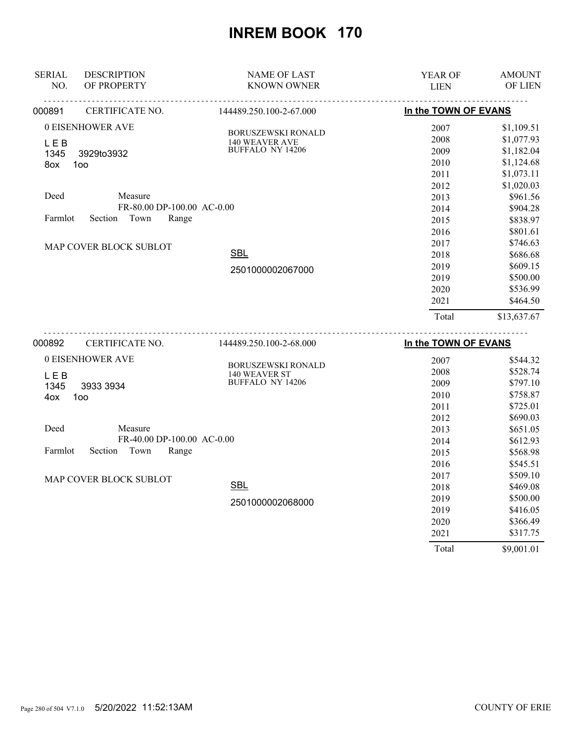# INREM BOOK 170

| SERIAL NO. | DESCRIPTION OF PROPERTY | NAME OF LAST KNOWN OWNER | YEAR OF LIEN | AMOUNT OF LIEN |
|---|---|---|---|---|
| 000891 | CERTIFICATE NO. | 144489.250.100-2-67.000 | In the TOWN OF EVANS | |
| | 0 EISENHOWER AVE | BORUSZEWSKI RONALD | 2007 | $1,109.51 |
| | L E B | 140 WEAVER AVE | 2008 | $1,077.93 |
| | 1345 3929to3932 | BUFFALO NY 14206 | 2009 | $1,182.04 |
| | 8ox 1oo | | 2010 | $1,124.68 |
| | | | 2011 | $1,073.11 |
| | | | 2012 | $1,020.03 |
| | Deed Measure | | 2013 | $961.56 |
| | FR-80.00 DP-100.00 AC-0.00 | | 2014 | $904.28 |
| | Farmlot Section Town Range | | 2015 | $838.97 |
| | | | 2016 | $801.61 |
| | MAP COVER BLOCK SUBLOT | | 2017 | $746.63 |
| | | SBL | 2018 | $686.68 |
| | | 2501000002067000 | 2019 | $609.15 |
| | | | 2019 | $500.00 |
| | | | 2020 | $536.99 |
| | | | 2021 | $464.50 |
| | | | Total | $13,637.67 |
| 000892 | CERTIFICATE NO. | 144489.250.100-2-68.000 | In the TOWN OF EVANS | |
| | 0 EISENHOWER AVE | BORUSZEWSKI RONALD | 2007 | $544.32 |
| | L E B | 140 WEAVER ST | 2008 | $528.74 |
| | 1345 3933 3934 | BUFFALO NY 14206 | 2009 | $797.10 |
| | 4ox 1oo | | 2010 | $758.87 |
| | | | 2011 | $725.01 |
| | | | 2012 | $690.03 |
| | Deed Measure | | 2013 | $651.05 |
| | FR-40.00 DP-100.00 AC-0.00 | | 2014 | $612.93 |
| | Farmlot Section Town Range | | 2015 | $568.98 |
| | | | 2016 | $545.51 |
| | MAP COVER BLOCK SUBLOT | | 2017 | $509.10 |
| | | SBL | 2018 | $469.08 |
| | | 2501000002068000 | 2019 | $500.00 |
| | | | 2019 | $416.05 |
| | | | 2020 | $366.49 |
| | | | 2021 | $317.75 |
| | | | Total | $9,001.01 |

5/20/2022 11:52:13AM COUNTY OF ERIE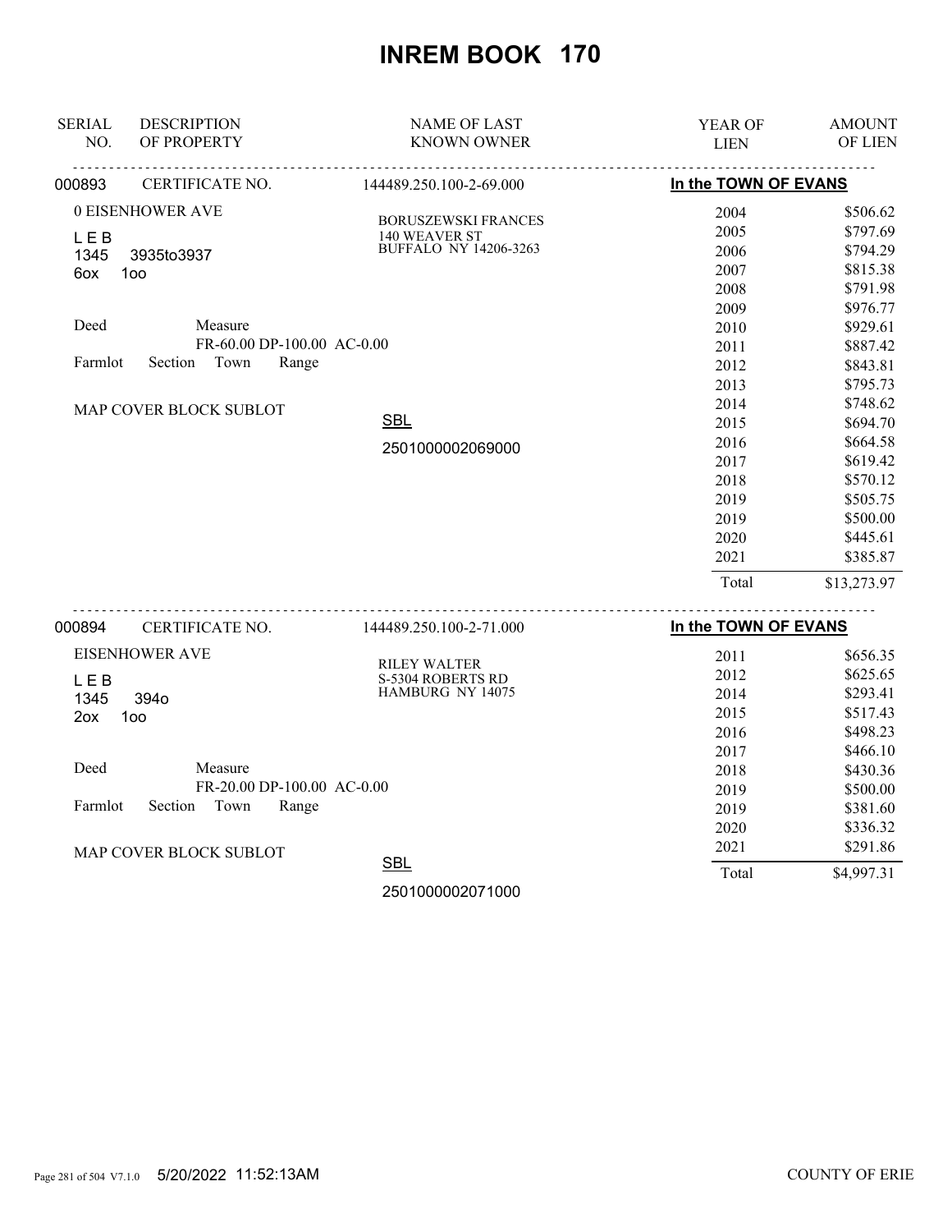# INREM BOOK 170

| SERIAL NO. | DESCRIPTION OF PROPERTY | NAME OF LAST KNOWN OWNER | YEAR OF LIEN | AMOUNT OF LIEN |
|---|---|---|---|---|
| 000893 | CERTIFICATE NO. | 144489.250.100-2-69.000 | **In the TOWN OF EVANS** | |
| | 0 EISENHOWER AVE | BORUSZEWSKI FRANCES | 2004 | $506.62 |
| | L E B | 140 WEAVER ST | 2005 | $797.69 |
| | 1345 3935to3937 | BUFFALO NY 14206-3263 | 2006 | $794.29 |
| | 6ox 1oo | | 2007 | $815.38 |
| | | | 2008 | $791.98 |
| | | | 2009 | $976.77 |
| | Deed Measure | | 2010 | $929.61 |
| | FR-60.00 DP-100.00 AC-0.00 | | 2011 | $887.42 |
| | Farmlot Section Town Range | | 2012 | $843.81 |
| | | | 2013 | $795.73 |
| | MAP COVER BLOCK SUBLOT | | 2014 | $748.62 |
| | | SBL | 2015 | $694.70 |
| | | 2501000002069000 | 2016 | $664.58 |
| | | | 2017 | $619.42 |
| | | | 2018 | $570.12 |
| | | | 2019 | $505.75 |
| | | | 2019 | $500.00 |
| | | | 2020 | $445.61 |
| | | | 2021 | $385.87 |
| | | | Total | $13,273.97 |
| 000894 | CERTIFICATE NO. | 144489.250.100-2-71.000 | **In the TOWN OF EVANS** | |
| | EISENHOWER AVE | RILEY WALTER | 2011 | $656.35 |
| | L E B | S-5304 ROBERTS RD | 2012 | $625.65 |
| | 1345 394o | HAMBURG NY 14075 | 2014 | $293.41 |
| | 2ox 1oo | | 2015 | $517.43 |
| | | | 2016 | $498.23 |
| | | | 2017 | $466.10 |
| | Deed Measure | | 2018 | $430.36 |
| | FR-20.00 DP-100.00 AC-0.00 | | 2019 | $500.00 |
| | Farmlot Section Town Range | | 2019 | $381.60 |
| | | | 2020 | $336.32 |
| | MAP COVER BLOCK SUBLOT | | 2021 | $291.86 |
| | | SBL | Total | $4,997.31 |
| | | 2501000002071000 | | |

5/20/2022 11:52:13AM COUNTY OF ERIE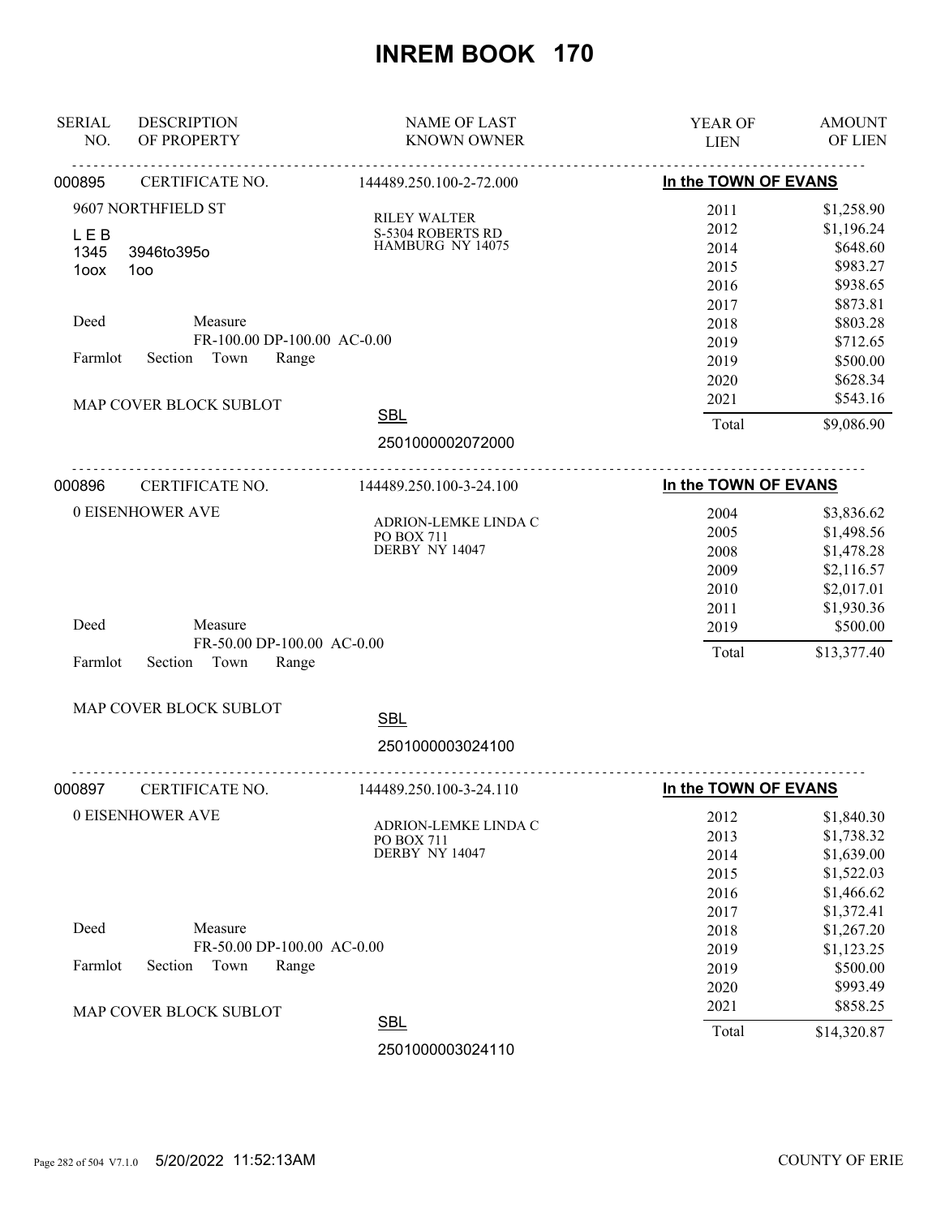# INREM BOOK 170

| SERIAL NO. | DESCRIPTION OF PROPERTY | NAME OF LAST KNOWN OWNER | YEAR OF LIEN | AMOUNT OF LIEN |
|---|---|---|---|---|

---

**000895** CERTIFICATE NO. 144489.250.100-2-72.000 — **In the TOWN OF EVANS**

9607 NORTHFIELD ST

L E B
1345 3946to395o
1oox 1oo

Deed Measure
FR-100.00 DP-100.00 AC-0.00
Farmlot Section Town Range

MAP COVER BLOCK SUBLOT

RILEY WALTER
S-5304 ROBERTS RD
HAMBURG NY 14075

SBL
2501000002072000

| YEAR OF LIEN | AMOUNT OF LIEN |
|---|---|
| 2011 | $1,258.90 |
| 2012 | $1,196.24 |
| 2014 | $648.60 |
| 2015 | $983.27 |
| 2016 | $938.65 |
| 2017 | $873.81 |
| 2018 | $803.28 |
| 2019 | $712.65 |
| 2019 | $500.00 |
| 2020 | $628.34 |
| 2021 | $543.16 |
| Total | $9,086.90 |

---

**000896** CERTIFICATE NO. 144489.250.100-3-24.100 — **In the TOWN OF EVANS**

0 EISENHOWER AVE

Deed Measure
FR-50.00 DP-100.00 AC-0.00
Farmlot Section Town Range

MAP COVER BLOCK SUBLOT

ADRION-LEMKE LINDA C
PO BOX 711
DERBY NY 14047

SBL
2501000003024100

| YEAR OF LIEN | AMOUNT OF LIEN |
|---|---|
| 2004 | $3,836.62 |
| 2005 | $1,498.56 |
| 2008 | $1,478.28 |
| 2009 | $2,116.57 |
| 2010 | $2,017.01 |
| 2011 | $1,930.36 |
| 2019 | $500.00 |
| Total | $13,377.40 |

---

**000897** CERTIFICATE NO. 144489.250.100-3-24.110 — **In the TOWN OF EVANS**

0 EISENHOWER AVE

Deed Measure
FR-50.00 DP-100.00 AC-0.00
Farmlot Section Town Range

MAP COVER BLOCK SUBLOT

ADRION-LEMKE LINDA C
PO BOX 711
DERBY NY 14047

SBL
2501000003024110

| YEAR OF LIEN | AMOUNT OF LIEN |
|---|---|
| 2012 | $1,840.30 |
| 2013 | $1,738.32 |
| 2014 | $1,639.00 |
| 2015 | $1,522.03 |
| 2016 | $1,466.62 |
| 2017 | $1,372.41 |
| 2018 | $1,267.20 |
| 2019 | $1,123.25 |
| 2019 | $500.00 |
| 2020 | $993.49 |
| 2021 | $858.25 |
| Total | $14,320.87 |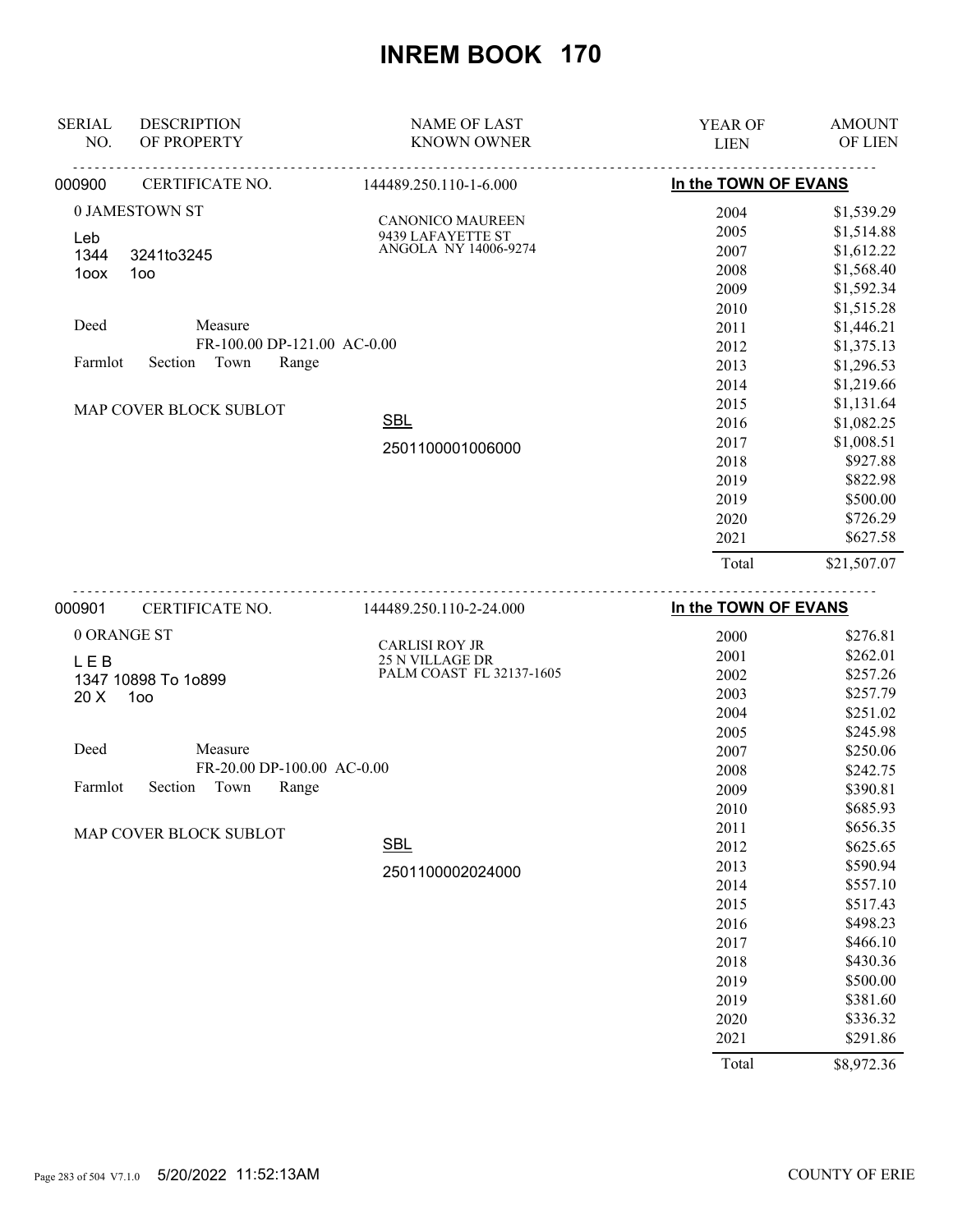# INREM BOOK 170

| SERIAL NO. | DESCRIPTION OF PROPERTY | NAME OF LAST KNOWN OWNER | YEAR OF LIEN | AMOUNT OF LIEN |
|---|---|---|---|---|
| 000900 | CERTIFICATE NO. | 144489.250.110-1-6.000 | In the TOWN OF EVANS | |

0 JAMESTOWN ST

Leb
1344 3241to3245
1oox 1oo

Deed Measure
FR-100.00 DP-121.00 AC-0.00
Farmlot Section Town Range

MAP COVER BLOCK SUBLOT

CANONICO MAUREEN
9439 LAFAYETTE ST
ANGOLA NY 14006-9274

SBL
2501100001006000

| YEAR OF LIEN | AMOUNT OF LIEN |
|---|---|
| 2004 | $1,539.29 |
| 2005 | $1,514.88 |
| 2007 | $1,612.22 |
| 2008 | $1,568.40 |
| 2009 | $1,592.34 |
| 2010 | $1,515.28 |
| 2011 | $1,446.21 |
| 2012 | $1,375.13 |
| 2013 | $1,296.53 |
| 2014 | $1,219.66 |
| 2015 | $1,131.64 |
| 2016 | $1,082.25 |
| 2017 | $1,008.51 |
| 2018 | $927.88 |
| 2019 | $822.98 |
| 2019 | $500.00 |
| 2020 | $726.29 |
| 2021 | $627.58 |
| Total | $21,507.07 |

| SERIAL NO. | DESCRIPTION OF PROPERTY | NAME OF LAST KNOWN OWNER | YEAR OF LIEN | AMOUNT OF LIEN |
|---|---|---|---|---|
| 000901 | CERTIFICATE NO. | 144489.250.110-2-24.000 | In the TOWN OF EVANS | |

0 ORANGE ST

L E B
1347 10898 To 1o899
20 X 1oo

Deed Measure
FR-20.00 DP-100.00 AC-0.00
Farmlot Section Town Range

MAP COVER BLOCK SUBLOT

CARLISI ROY JR
25 N VILLAGE DR
PALM COAST FL 32137-1605

SBL
2501100002024000

| YEAR OF LIEN | AMOUNT OF LIEN |
|---|---|
| 2000 | $276.81 |
| 2001 | $262.01 |
| 2002 | $257.26 |
| 2003 | $257.79 |
| 2004 | $251.02 |
| 2005 | $245.98 |
| 2007 | $250.06 |
| 2008 | $242.75 |
| 2009 | $390.81 |
| 2010 | $685.93 |
| 2011 | $656.35 |
| 2012 | $625.65 |
| 2013 | $590.94 |
| 2014 | $557.10 |
| 2015 | $517.43 |
| 2016 | $498.23 |
| 2017 | $466.10 |
| 2018 | $430.36 |
| 2019 | $500.00 |
| 2019 | $381.60 |
| 2020 | $336.32 |
| 2021 | $291.86 |
| Total | $8,972.36 |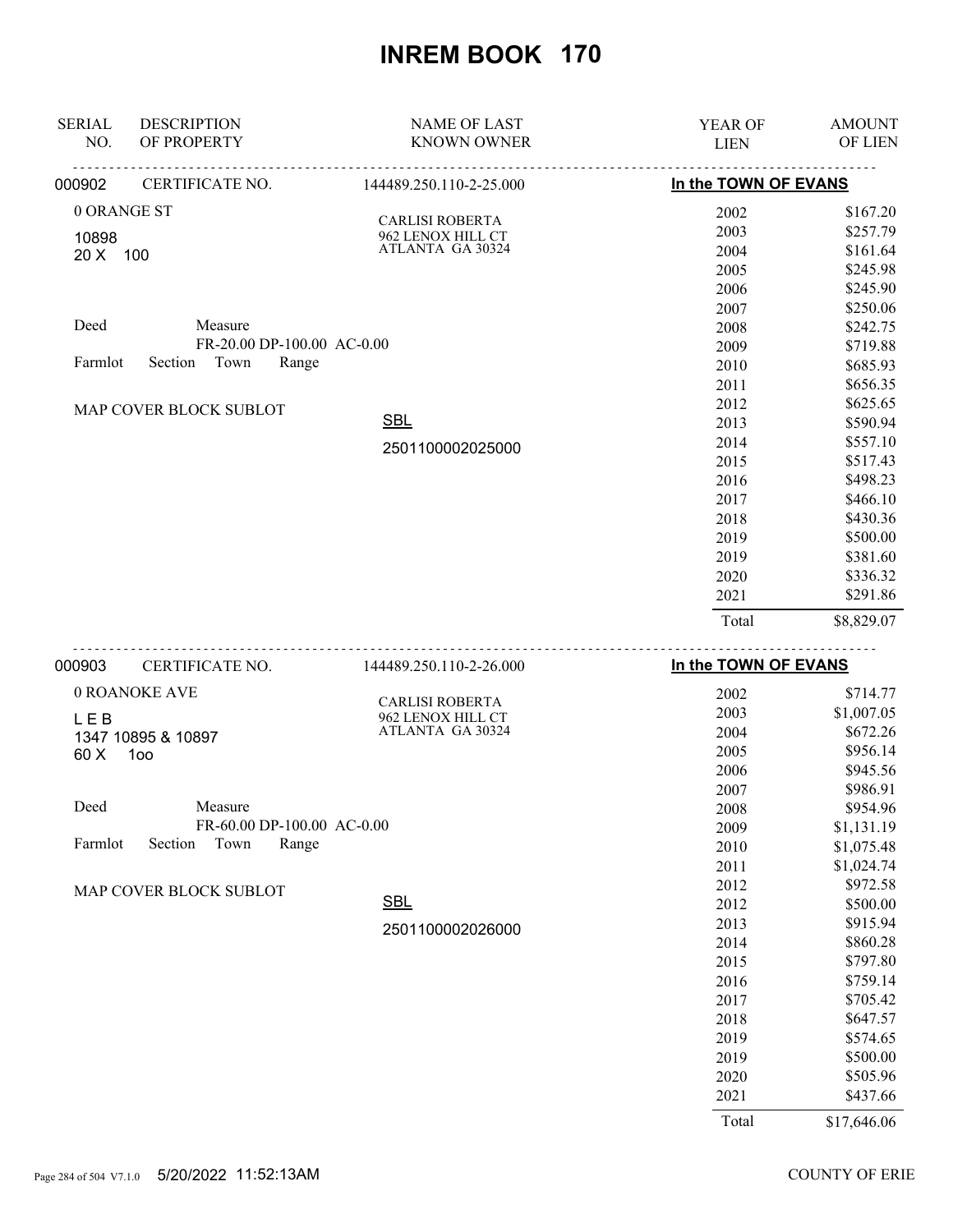# INREM BOOK 170

| SERIAL NO. | DESCRIPTION OF PROPERTY | NAME OF LAST KNOWN OWNER | YEAR OF LIEN | AMOUNT OF LIEN |
|---|---|---|---|---|
| 000902 | CERTIFICATE NO. | 144489.250.110-2-25.000 | In the TOWN OF EVANS | |
| | 0 ORANGE ST | CARLISI ROBERTA | 2002 | $167.20 |
| | 10898 | 962 LENOX HILL CT | 2003 | $257.79 |
| | 20 X 100 | ATLANTA GA 30324 | 2004 | $161.64 |
| | | | 2005 | $245.98 |
| | | | 2006 | $245.90 |
| | | | 2007 | $250.06 |
| | Deed Measure | | 2008 | $242.75 |
| | FR-20.00 DP-100.00 AC-0.00 | | 2009 | $719.88 |
| | Farmlot Section Town Range | | 2010 | $685.93 |
| | | | 2011 | $656.35 |
| | MAP COVER BLOCK SUBLOT | | 2012 | $625.65 |
| | | SBL | 2013 | $590.94 |
| | | 2501100002025000 | 2014 | $557.10 |
| | | | 2015 | $517.43 |
| | | | 2016 | $498.23 |
| | | | 2017 | $466.10 |
| | | | 2018 | $430.36 |
| | | | 2019 | $500.00 |
| | | | 2019 | $381.60 |
| | | | 2020 | $336.32 |
| | | | 2021 | $291.86 |
| | | | Total | $8,829.07 |
| 000903 | CERTIFICATE NO. | 144489.250.110-2-26.000 | In the TOWN OF EVANS | |
| | 0 ROANOKE AVE | CARLISI ROBERTA | 2002 | $714.77 |
| | L E B | 962 LENOX HILL CT | 2003 | $1,007.05 |
| | 1347 10895 & 10897 | ATLANTA GA 30324 | 2004 | $672.26 |
| | 60 X 1oo | | 2005 | $956.14 |
| | | | 2006 | $945.56 |
| | | | 2007 | $986.91 |
| | Deed Measure | | 2008 | $954.96 |
| | FR-60.00 DP-100.00 AC-0.00 | | 2009 | $1,131.19 |
| | Farmlot Section Town Range | | 2010 | $1,075.48 |
| | | | 2011 | $1,024.74 |
| | MAP COVER BLOCK SUBLOT | | 2012 | $972.58 |
| | | SBL | 2012 | $500.00 |
| | | 2501100002026000 | 2013 | $915.94 |
| | | | 2014 | $860.28 |
| | | | 2015 | $797.80 |
| | | | 2016 | $759.14 |
| | | | 2017 | $705.42 |
| | | | 2018 | $647.57 |
| | | | 2019 | $574.65 |
| | | | 2019 | $500.00 |
| | | | 2020 | $505.96 |
| | | | 2021 | $437.66 |
| | | | Total | $17,646.06 |

5/20/2022 11:52:13AM — COUNTY OF ERIE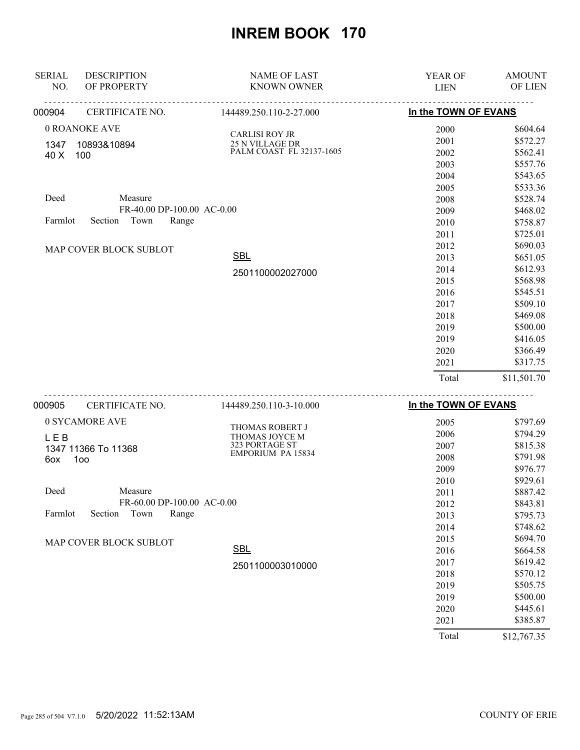# INREM BOOK 170

| SERIAL NO. | DESCRIPTION OF PROPERTY | NAME OF LAST KNOWN OWNER | YEAR OF LIEN | AMOUNT OF LIEN |
|---|---|---|---|---|
| 000904 | CERTIFICATE NO. | 144489.250.110-2-27.000 | In the TOWN OF EVANS | |
| | 0 ROANOKE AVE | CARLISI ROY JR | 2000 | $604.64 |
| | 1347 10893&10894 | 25 N VILLAGE DR | 2001 | $572.27 |
| | 40 X 100 | PALM COAST FL 32137-1605 | 2002 | $562.41 |
| | | | 2003 | $557.76 |
| | | | 2004 | $543.65 |
| | | | 2005 | $533.36 |
| | Deed Measure | | 2008 | $528.74 |
| | FR-40.00 DP-100.00 AC-0.00 | | 2009 | $468.02 |
| | Farmlot Section Town Range | | 2010 | $758.87 |
| | | | 2011 | $725.01 |
| | MAP COVER BLOCK SUBLOT | | 2012 | $690.03 |
| | | SBL | 2013 | $651.05 |
| | | 2501100002027000 | 2014 | $612.93 |
| | | | 2015 | $568.98 |
| | | | 2016 | $545.51 |
| | | | 2017 | $509.10 |
| | | | 2018 | $469.08 |
| | | | 2019 | $500.00 |
| | | | 2019 | $416.05 |
| | | | 2020 | $366.49 |
| | | | 2021 | $317.75 |
| | | | Total | $11,501.70 |

| SERIAL NO. | DESCRIPTION OF PROPERTY | NAME OF LAST KNOWN OWNER | YEAR OF LIEN | AMOUNT OF LIEN |
|---|---|---|---|---|
| 000905 | CERTIFICATE NO. | 144489.250.110-3-10.000 | In the TOWN OF EVANS | |
| | 0 SYCAMORE AVE | THOMAS ROBERT J | 2005 | $797.69 |
| | L E B | THOMAS JOYCE M | 2006 | $794.29 |
| | 1347 11366 To 11368 | 323 PORTAGE ST | 2007 | $815.38 |
| | 6ox 1oo | EMPORIUM PA 15834 | 2008 | $791.98 |
| | | | 2009 | $976.77 |
| | | | 2010 | $929.61 |
| | Deed Measure | | 2011 | $887.42 |
| | FR-60.00 DP-100.00 AC-0.00 | | 2012 | $843.81 |
| | Farmlot Section Town Range | | 2013 | $795.73 |
| | | | 2014 | $748.62 |
| | MAP COVER BLOCK SUBLOT | | 2015 | $694.70 |
| | | SBL | 2016 | $664.58 |
| | | 2501100003010000 | 2017 | $619.42 |
| | | | 2018 | $570.12 |
| | | | 2019 | $505.75 |
| | | | 2019 | $500.00 |
| | | | 2020 | $445.61 |
| | | | 2021 | $385.87 |
| | | | Total | $12,767.35 |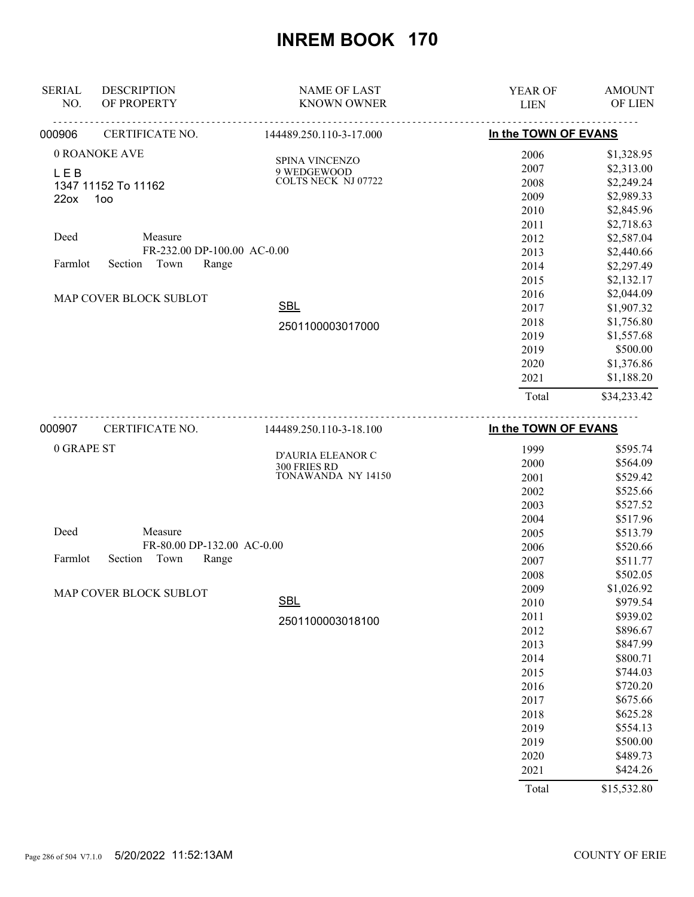# INREM BOOK 170

| SERIAL NO. | DESCRIPTION OF PROPERTY | NAME OF LAST KNOWN OWNER | YEAR OF LIEN | AMOUNT OF LIEN |
|---|---|---|---|---|
| 000906 | CERTIFICATE NO. | 144489.250.110-3-17.000 | In the TOWN OF EVANS | |
| | 0 ROANOKE AVE | SPINA VINCENZO<br>9 WEDGEWOOD<br>COLTS NECK NJ 07722 | 2006 | $1,328.95 |
| | L E B<br>1347 11152 To 11162<br>22ox 1oo | | 2007 | $2,313.00 |
| | | | 2008 | $2,249.24 |
| | | | 2009 | $2,989.33 |
| | | | 2010 | $2,845.96 |
| | | | 2011 | $2,718.63 |
| | Deed Measure<br>FR-232.00 DP-100.00 AC-0.00 | | 2012 | $2,587.04 |
| | | | 2013 | $2,440.66 |
| | Farmlot Section Town Range | | 2014 | $2,297.49 |
| | | | 2015 | $2,132.17 |
| | MAP COVER BLOCK SUBLOT | | 2016 | $2,044.09 |
| | | SBL | 2017 | $1,907.32 |
| | | 2501100003017000 | 2018 | $1,756.80 |
| | | | 2019 | $1,557.68 |
| | | | 2019 | $500.00 |
| | | | 2020 | $1,376.86 |
| | | | 2021 | $1,188.20 |
| | | | Total | $34,233.42 |

| SERIAL NO. | DESCRIPTION OF PROPERTY | NAME OF LAST KNOWN OWNER | YEAR OF LIEN | AMOUNT OF LIEN |
|---|---|---|---|---|
| 000907 | CERTIFICATE NO. | 144489.250.110-3-18.100 | In the TOWN OF EVANS | |
| | 0 GRAPE ST | D'AURIA ELEANOR C<br>300 FRIES RD<br>TONAWANDA NY 14150 | 1999 | $595.74 |
| | | | 2000 | $564.09 |
| | | | 2001 | $529.42 |
| | | | 2002 | $525.66 |
| | | | 2003 | $527.52 |
| | | | 2004 | $517.96 |
| | Deed Measure<br>FR-80.00 DP-132.00 AC-0.00 | | 2005 | $513.79 |
| | | | 2006 | $520.66 |
| | Farmlot Section Town Range | | 2007 | $511.77 |
| | | | 2008 | $502.05 |
| | MAP COVER BLOCK SUBLOT | | 2009 | $1,026.92 |
| | | SBL | 2010 | $979.54 |
| | | 2501100003018100 | 2011 | $939.02 |
| | | | 2012 | $896.67 |
| | | | 2013 | $847.99 |
| | | | 2014 | $800.71 |
| | | | 2015 | $744.03 |
| | | | 2016 | $720.20 |
| | | | 2017 | $675.66 |
| | | | 2018 | $625.28 |
| | | | 2019 | $554.13 |
| | | | 2019 | $500.00 |
| | | | 2020 | $489.73 |
| | | | 2021 | $424.26 |
| | | | Total | $15,532.80 |

5/20/2022 11:52:13AM COUNTY OF ERIE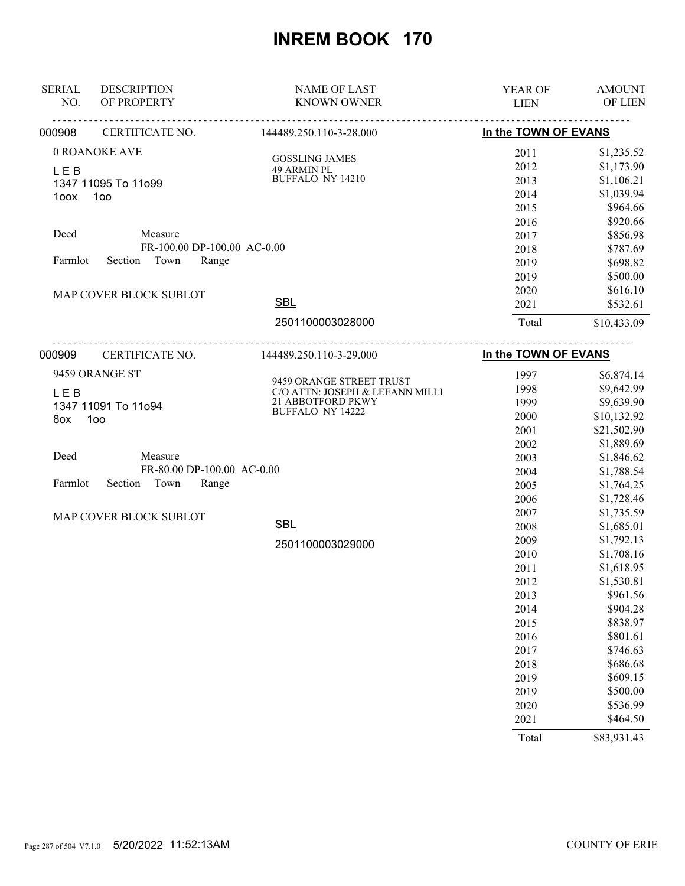# INREM BOOK 170

| SERIAL NO. | DESCRIPTION OF PROPERTY | NAME OF LAST KNOWN OWNER | YEAR OF LIEN | AMOUNT OF LIEN |
|---|---|---|---|---|

## 000908 — CERTIFICATE NO. 144489.250.110-3-28.000 — In the TOWN OF EVANS

0 ROANOKE AVE

L E B
1347 11095 To 11o99
1oox 1oo

Deed Measure
FR-100.00 DP-100.00 AC-0.00

Farmlot Section Town Range

MAP COVER BLOCK SUBLOT

GOSSLING JAMES
49 ARMIN PL
BUFFALO NY 14210

SBL
2501100003028000

| YEAR OF LIEN | AMOUNT OF LIEN |
|---|---|
| 2011 | $1,235.52 |
| 2012 | $1,173.90 |
| 2013 | $1,106.21 |
| 2014 | $1,039.94 |
| 2015 | $964.66 |
| 2016 | $920.66 |
| 2017 | $856.98 |
| 2018 | $787.69 |
| 2019 | $698.82 |
| 2019 | $500.00 |
| 2020 | $616.10 |
| 2021 | $532.61 |
| Total | $10,433.09 |

## 000909 — CERTIFICATE NO. 144489.250.110-3-29.000 — In the TOWN OF EVANS

9459 ORANGE ST

L E B
1347 11091 To 11o94
8ox 1oo

Deed Measure
FR-80.00 DP-100.00 AC-0.00

Farmlot Section Town Range

MAP COVER BLOCK SUBLOT

9459 ORANGE STREET TRUST
C/O ATTN: JOSEPH & LEEANN MILLI
21 ABBOTFORD PKWY
BUFFALO NY 14222

SBL
2501100003029000

| YEAR OF LIEN | AMOUNT OF LIEN |
|---|---|
| 1997 | $6,874.14 |
| 1998 | $9,642.99 |
| 1999 | $9,639.90 |
| 2000 | $10,132.92 |
| 2001 | $21,502.90 |
| 2002 | $1,889.69 |
| 2003 | $1,846.62 |
| 2004 | $1,788.54 |
| 2005 | $1,764.25 |
| 2006 | $1,728.46 |
| 2007 | $1,735.59 |
| 2008 | $1,685.01 |
| 2009 | $1,792.13 |
| 2010 | $1,708.16 |
| 2011 | $1,618.95 |
| 2012 | $1,530.81 |
| 2013 | $961.56 |
| 2014 | $904.28 |
| 2015 | $838.97 |
| 2016 | $801.61 |
| 2017 | $746.63 |
| 2018 | $686.68 |
| 2019 | $609.15 |
| 2019 | $500.00 |
| 2020 | $536.99 |
| 2021 | $464.50 |
| Total | $83,931.43 |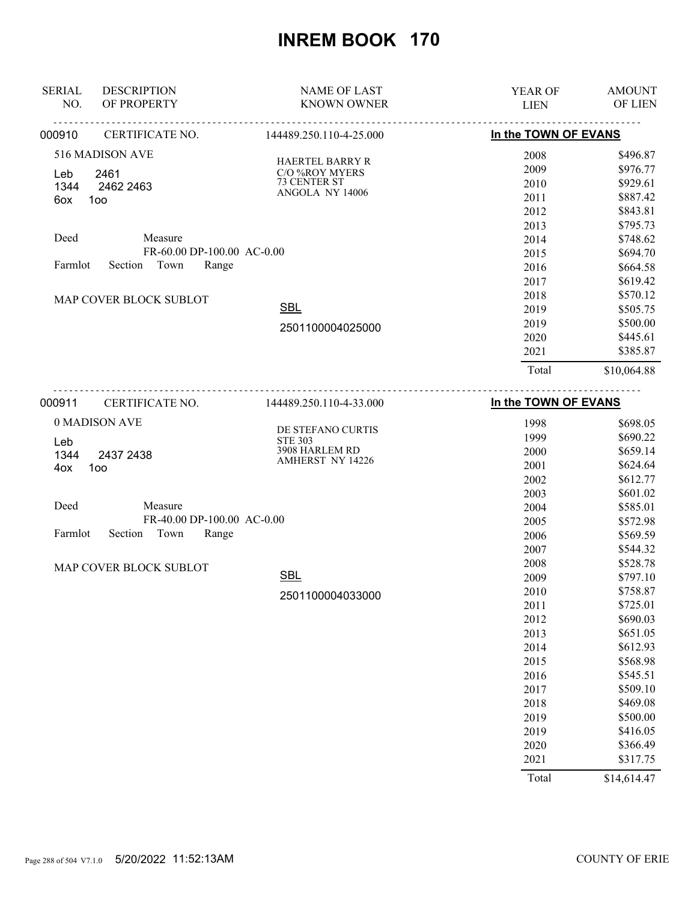# INREM BOOK 170

| SERIAL NO. | DESCRIPTION OF PROPERTY | NAME OF LAST KNOWN OWNER | YEAR OF LIEN | AMOUNT OF LIEN |
|---|---|---|---|---|
| 000910 | CERTIFICATE NO. | 144489.250.110-4-25.000 | In the TOWN OF EVANS | |
| | 516 MADISON AVE | HAERTEL BARRY R | 2008 | $496.87 |
| | Leb 2461 | C/O %ROY MYERS | 2009 | $976.77 |
| | 1344 2462 2463 | 73 CENTER ST | 2010 | $929.61 |
| | 6ox 1oo | ANGOLA NY 14006 | 2011 | $887.42 |
| | | | 2012 | $843.81 |
| | | | 2013 | $795.73 |
| | Deed Measure | | 2014 | $748.62 |
| | FR-60.00 DP-100.00 AC-0.00 | | 2015 | $694.70 |
| | Farmlot Section Town Range | | 2016 | $664.58 |
| | | | 2017 | $619.42 |
| | MAP COVER BLOCK SUBLOT | | 2018 | $570.12 |
| | | SBL | 2019 | $505.75 |
| | | 2501100004025000 | 2019 | $500.00 |
| | | | 2020 | $445.61 |
| | | | 2021 | $385.87 |
| | | | Total | $10,064.88 |
| 000911 | CERTIFICATE NO. | 144489.250.110-4-33.000 | In the TOWN OF EVANS | |
| | 0 MADISON AVE | DE STEFANO CURTIS | 1998 | $698.05 |
| | Leb | STE 303 | 1999 | $690.22 |
| | 1344 2437 2438 | 3908 HARLEM RD | 2000 | $659.14 |
| | 4ox 1oo | AMHERST NY 14226 | 2001 | $624.64 |
| | | | 2002 | $612.77 |
| | | | 2003 | $601.02 |
| | Deed Measure | | 2004 | $585.01 |
| | FR-40.00 DP-100.00 AC-0.00 | | 2005 | $572.98 |
| | Farmlot Section Town Range | | 2006 | $569.59 |
| | | | 2007 | $544.32 |
| | MAP COVER BLOCK SUBLOT | | 2008 | $528.78 |
| | | SBL | 2009 | $797.10 |
| | | 2501100004033000 | 2010 | $758.87 |
| | | | 2011 | $725.01 |
| | | | 2012 | $690.03 |
| | | | 2013 | $651.05 |
| | | | 2014 | $612.93 |
| | | | 2015 | $568.98 |
| | | | 2016 | $545.51 |
| | | | 2017 | $509.10 |
| | | | 2018 | $469.08 |
| | | | 2019 | $500.00 |
| | | | 2019 | $416.05 |
| | | | 2020 | $366.49 |
| | | | 2021 | $317.75 |
| | | | Total | $14,614.47 |

5/20/2022 11:52:13AM COUNTY OF ERIE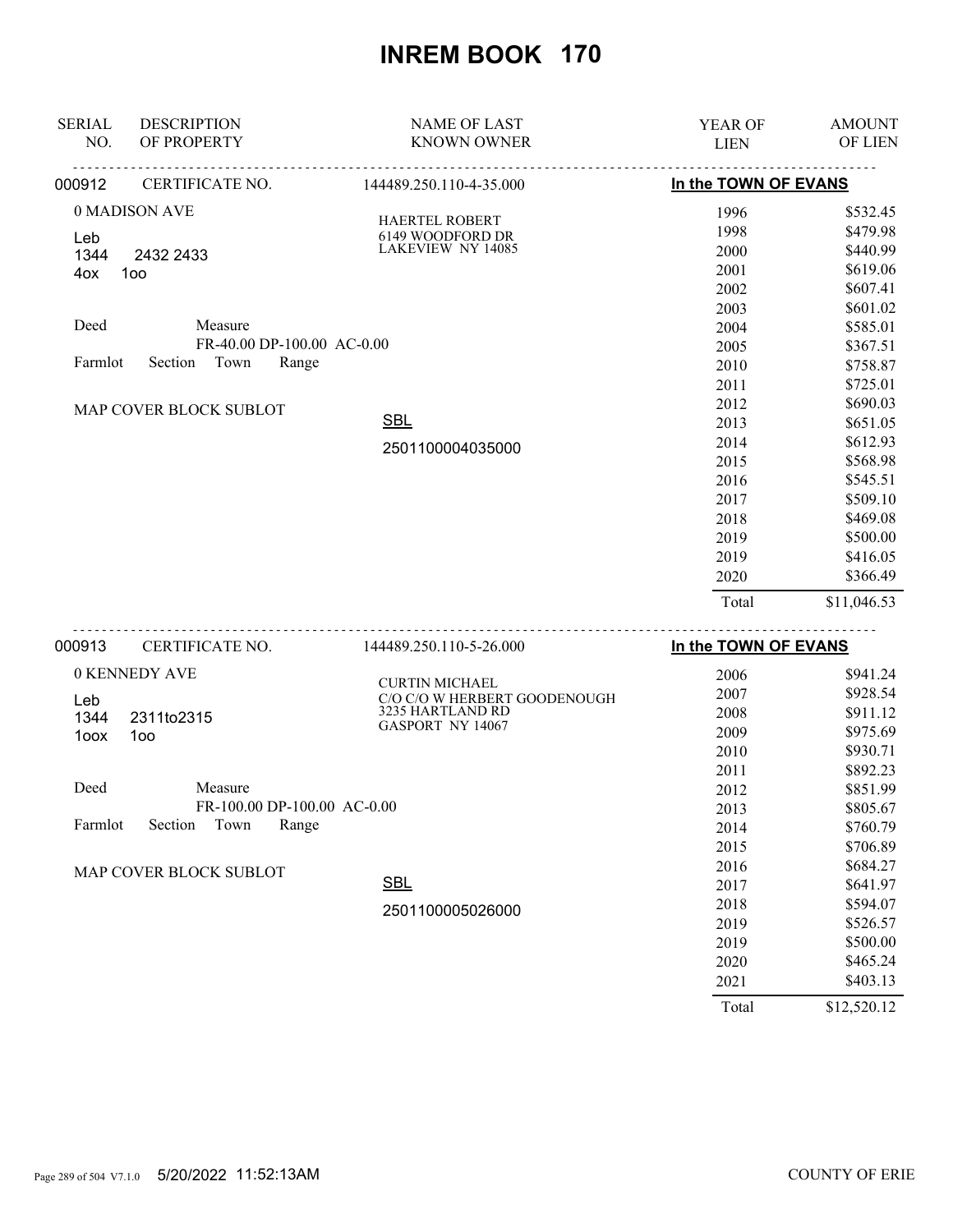# INREM BOOK 170

| SERIAL NO. | DESCRIPTION OF PROPERTY | NAME OF LAST KNOWN OWNER | YEAR OF LIEN | AMOUNT OF LIEN |
|---|---|---|---|---|

**000912** CERTIFICATE NO. 144489.250.110-4-35.000 — **In the TOWN OF EVANS**

0 MADISON AVE
Leb
1344 2432 2433
4ox 1oo

Deed Measure
FR-40.00 DP-100.00 AC-0.00
Farmlot Section Town Range

MAP COVER BLOCK SUBLOT

HAERTEL ROBERT
6149 WOODFORD DR
LAKEVIEW NY 14085

SBL
2501100004035000

| YEAR OF LIEN | AMOUNT OF LIEN |
|---|---|
| 1996 | $532.45 |
| 1998 | $479.98 |
| 2000 | $440.99 |
| 2001 | $619.06 |
| 2002 | $607.41 |
| 2003 | $601.02 |
| 2004 | $585.01 |
| 2005 | $367.51 |
| 2010 | $758.87 |
| 2011 | $725.01 |
| 2012 | $690.03 |
| 2013 | $651.05 |
| 2014 | $612.93 |
| 2015 | $568.98 |
| 2016 | $545.51 |
| 2017 | $509.10 |
| 2018 | $469.08 |
| 2019 | $500.00 |
| 2019 | $416.05 |
| 2020 | $366.49 |
| Total | $11,046.53 |

**000913** CERTIFICATE NO. 144489.250.110-5-26.000 — **In the TOWN OF EVANS**

0 KENNEDY AVE
Leb
1344 2311to2315
1oox 1oo

Deed Measure
FR-100.00 DP-100.00 AC-0.00
Farmlot Section Town Range

MAP COVER BLOCK SUBLOT

CURTIN MICHAEL
C/O C/O W HERBERT GOODENOUGH
3235 HARTLAND RD
GASPORT NY 14067

SBL
2501100005026000

| YEAR OF LIEN | AMOUNT OF LIEN |
|---|---|
| 2006 | $941.24 |
| 2007 | $928.54 |
| 2008 | $911.12 |
| 2009 | $975.69 |
| 2010 | $930.71 |
| 2011 | $892.23 |
| 2012 | $851.99 |
| 2013 | $805.67 |
| 2014 | $760.79 |
| 2015 | $706.89 |
| 2016 | $684.27 |
| 2017 | $641.97 |
| 2018 | $594.07 |
| 2019 | $526.57 |
| 2019 | $500.00 |
| 2020 | $465.24 |
| 2021 | $403.13 |
| Total | $12,520.12 |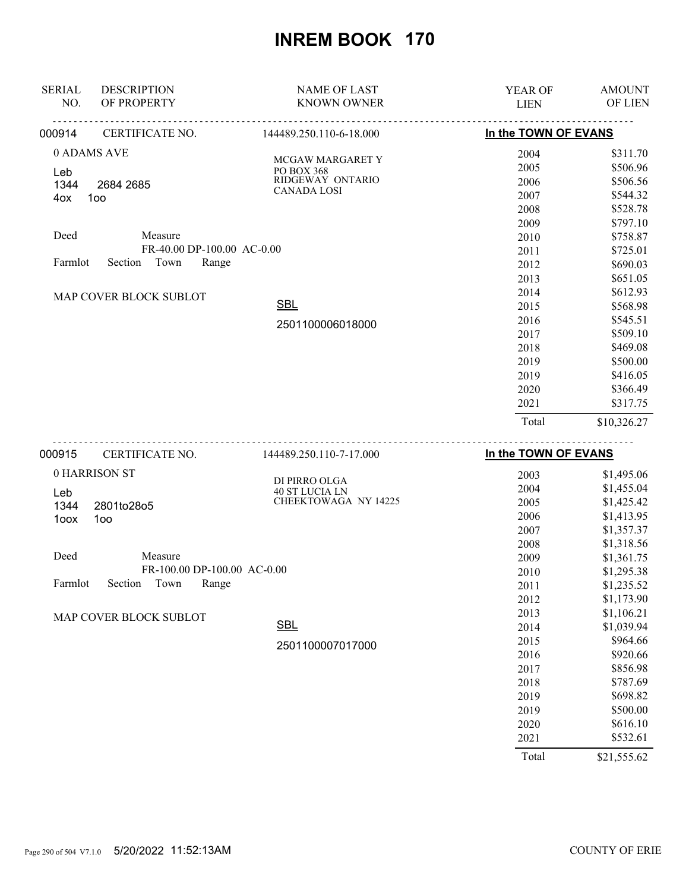# INREM BOOK 170

| SERIAL NO. | DESCRIPTION OF PROPERTY | NAME OF LAST KNOWN OWNER | YEAR OF LIEN | AMOUNT OF LIEN |
|---|---|---|---|---|
| 000914 | CERTIFICATE NO. | 144489.250.110-6-18.000 | In the TOWN OF EVANS | |
| | 0 ADAMS AVE | MCGAW MARGARET Y | 2004 | $311.70 |
| | Leb | PO BOX 368 | 2005 | $506.96 |
| | 1344 2684 2685 | RIDGEWAY ONTARIO | 2006 | $506.56 |
| | 4ox 1oo | CANADA LOSI | 2007 | $544.32 |
| | | | 2008 | $528.78 |
| | | | 2009 | $797.10 |
| | Deed Measure | | 2010 | $758.87 |
| | FR-40.00 DP-100.00 AC-0.00 | | 2011 | $725.01 |
| | Farmlot Section Town Range | | 2012 | $690.03 |
| | | | 2013 | $651.05 |
| | MAP COVER BLOCK SUBLOT | | 2014 | $612.93 |
| | | SBL | 2015 | $568.98 |
| | | 2501100006018000 | 2016 | $545.51 |
| | | | 2017 | $509.10 |
| | | | 2018 | $469.08 |
| | | | 2019 | $500.00 |
| | | | 2019 | $416.05 |
| | | | 2020 | $366.49 |
| | | | 2021 | $317.75 |
| | | | Total | $10,326.27 |

| SERIAL NO. | DESCRIPTION OF PROPERTY | NAME OF LAST KNOWN OWNER | YEAR OF LIEN | AMOUNT OF LIEN |
|---|---|---|---|---|
| 000915 | CERTIFICATE NO. | 144489.250.110-7-17.000 | In the TOWN OF EVANS | |
| | 0 HARRISON ST | DI PIRRO OLGA | 2003 | $1,495.06 |
| | Leb | 40 ST LUCIA LN | 2004 | $1,455.04 |
| | 1344 2801to28o5 | CHEEKTOWAGA NY 14225 | 2005 | $1,425.42 |
| | 1oox 1oo | | 2006 | $1,413.95 |
| | | | 2007 | $1,357.37 |
| | | | 2008 | $1,318.56 |
| | Deed Measure | | 2009 | $1,361.75 |
| | FR-100.00 DP-100.00 AC-0.00 | | 2010 | $1,295.38 |
| | Farmlot Section Town Range | | 2011 | $1,235.52 |
| | | | 2012 | $1,173.90 |
| | MAP COVER BLOCK SUBLOT | | 2013 | $1,106.21 |
| | | SBL | 2014 | $1,039.94 |
| | | 2501100007017000 | 2015 | $964.66 |
| | | | 2016 | $920.66 |
| | | | 2017 | $856.98 |
| | | | 2018 | $787.69 |
| | | | 2019 | $698.82 |
| | | | 2019 | $500.00 |
| | | | 2020 | $616.10 |
| | | | 2021 | $532.61 |
| | | | Total | $21,555.62 |

5/20/2022 11:52:13AM COUNTY OF ERIE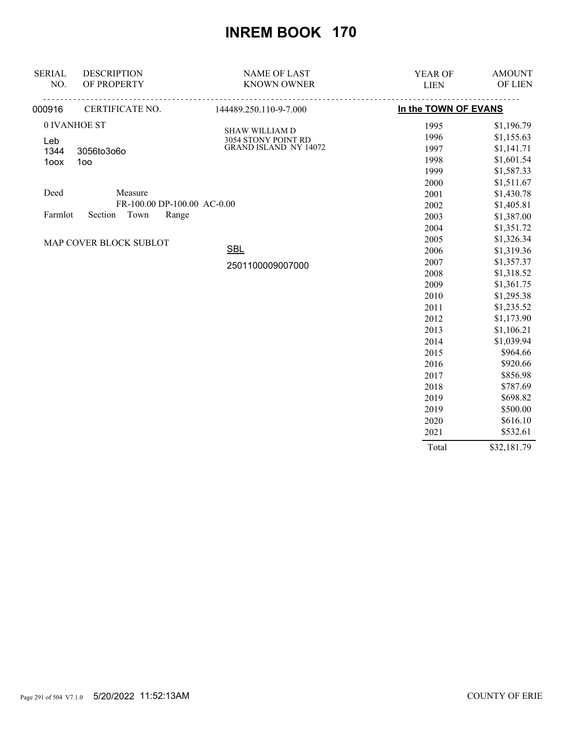# INREM BOOK 170

| SERIAL NO. | DESCRIPTION OF PROPERTY | NAME OF LAST KNOWN OWNER | YEAR OF LIEN | AMOUNT OF LIEN |
|---|---|---|---|---|
| 000916 | CERTIFICATE NO. | 144489.250.110-9-7.000 | In the TOWN OF EVANS | |
| | 0 IVANHOE ST | SHAW WILLIAM D | 1995 | $1,196.79 |
| | Leb | 3054 STONY POINT RD | 1996 | $1,155.63 |
| | 1344 3056to3o6o | GRAND ISLAND NY 14072 | 1997 | $1,141.71 |
| | 1oox 1oo | | 1998 | $1,601.54 |
| | | | 1999 | $1,587.33 |
| | | | 2000 | $1,511.67 |
| | Deed Measure | | 2001 | $1,430.78 |
| | FR-100.00 DP-100.00 AC-0.00 | | 2002 | $1,405.81 |
| | Farmlot Section Town Range | | 2003 | $1,387.00 |
| | | | 2004 | $1,351.72 |
| | MAP COVER BLOCK SUBLOT | | 2005 | $1,326.34 |
| | | SBL | 2006 | $1,319.36 |
| | | 2501100009007000 | 2007 | $1,357.37 |
| | | | 2008 | $1,318.52 |
| | | | 2009 | $1,361.75 |
| | | | 2010 | $1,295.38 |
| | | | 2011 | $1,235.52 |
| | | | 2012 | $1,173.90 |
| | | | 2013 | $1,106.21 |
| | | | 2014 | $1,039.94 |
| | | | 2015 | $964.66 |
| | | | 2016 | $920.66 |
| | | | 2017 | $856.98 |
| | | | 2018 | $787.69 |
| | | | 2019 | $698.82 |
| | | | 2019 | $500.00 |
| | | | 2020 | $616.10 |
| | | | 2021 | $532.61 |
| | | | Total | $32,181.79 |

5/20/2022 11:52:13AM COUNTY OF ERIE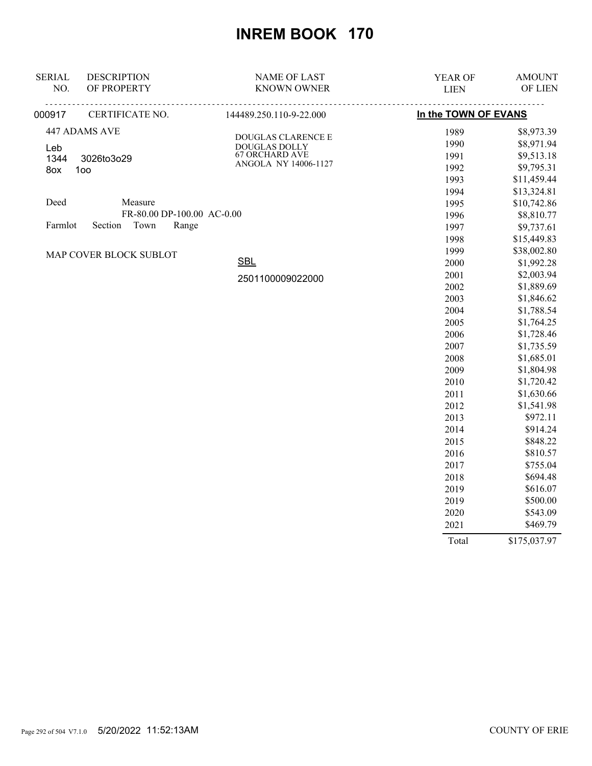# INREM BOOK 170

| SERIAL NO. | DESCRIPTION OF PROPERTY | NAME OF LAST KNOWN OWNER | YEAR OF LIEN | AMOUNT OF LIEN |
|---|---|---|---|---|
| 000917 | CERTIFICATE NO. | 144489.250.110-9-22.000 | In the TOWN OF EVANS | |
| | 447 ADAMS AVE | DOUGLAS CLARENCE E | 1989 | $8,973.39 |
| | Leb | DOUGLAS DOLLY | 1990 | $8,971.94 |
| | 1344 3026to3o29 | 67 ORCHARD AVE | 1991 | $9,513.18 |
| | 8ox 1oo | ANGOLA NY 14006-1127 | 1992 | $9,795.31 |
| | | | 1993 | $11,459.44 |
| | Deed Measure | | 1994 | $13,324.81 |
| | FR-80.00 DP-100.00 AC-0.00 | | 1995 | $10,742.86 |
| | Farmlot Section Town Range | | 1996 | $8,810.77 |
| | | | 1997 | $9,737.61 |
| | | | 1998 | $15,449.83 |
| | MAP COVER BLOCK SUBLOT | | 1999 | $38,002.80 |
| | | SBL | 2000 | $1,992.28 |
| | | 2501100009022000 | 2001 | $2,003.94 |
| | | | 2002 | $1,889.69 |
| | | | 2003 | $1,846.62 |
| | | | 2004 | $1,788.54 |
| | | | 2005 | $1,764.25 |
| | | | 2006 | $1,728.46 |
| | | | 2007 | $1,735.59 |
| | | | 2008 | $1,685.01 |
| | | | 2009 | $1,804.98 |
| | | | 2010 | $1,720.42 |
| | | | 2011 | $1,630.66 |
| | | | 2012 | $1,541.98 |
| | | | 2013 | $972.11 |
| | | | 2014 | $914.24 |
| | | | 2015 | $848.22 |
| | | | 2016 | $810.57 |
| | | | 2017 | $755.04 |
| | | | 2018 | $694.48 |
| | | | 2019 | $616.07 |
| | | | 2019 | $500.00 |
| | | | 2020 | $543.09 |
| | | | 2021 | $469.79 |
| | | | Total | $175,037.97 |

5/20/2022 11:52:13AM COUNTY OF ERIE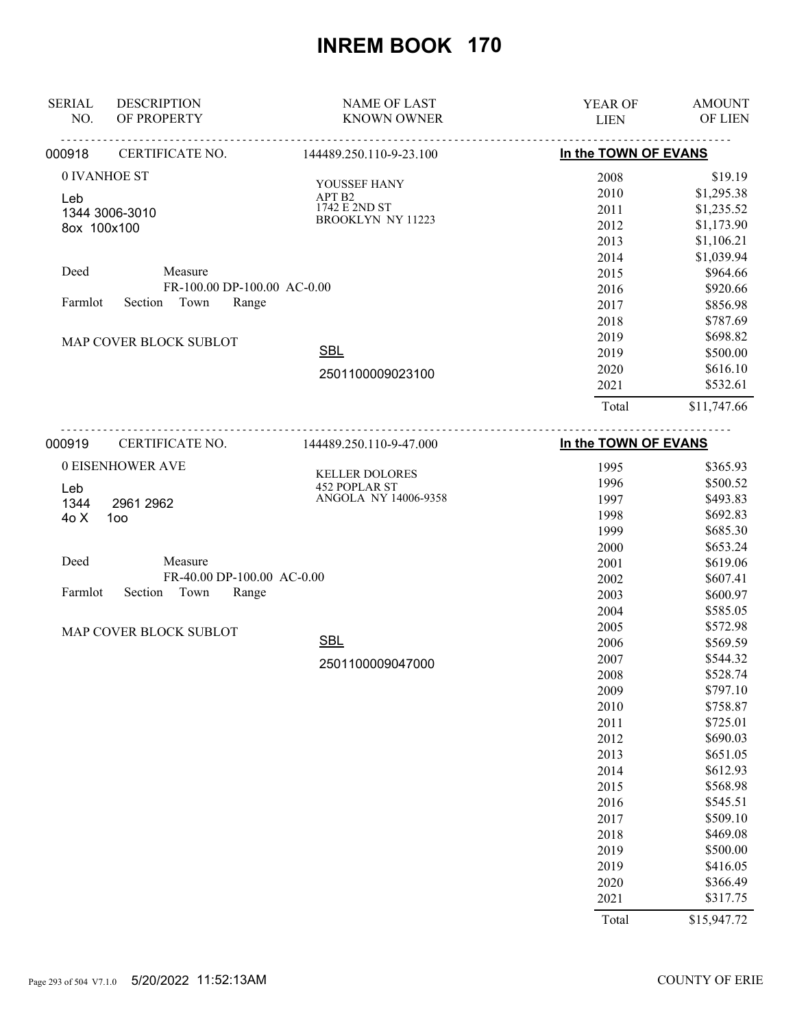# INREM BOOK 170

| SERIAL NO. | DESCRIPTION OF PROPERTY | NAME OF LAST KNOWN OWNER | YEAR OF LIEN | AMOUNT OF LIEN |
|---|---|---|---|---|

---

**000918** CERTIFICATE NO. 144489.250.110-9-23.100 — **In the TOWN OF EVANS**

0 IVANHOE ST
Leb
1344 3006-3010
8ox 100x100

Deed Measure
FR-100.00 DP-100.00 AC-0.00
Farmlot Section Town Range

MAP COVER BLOCK SUBLOT

YOUSSEF HANY
APT B2
1742 E 2ND ST
BROOKLYN NY 11223

SBL
2501100009023100

| YEAR OF LIEN | AMOUNT OF LIEN |
|---|---|
| 2008 | $19.19 |
| 2010 | $1,295.38 |
| 2011 | $1,235.52 |
| 2012 | $1,173.90 |
| 2013 | $1,106.21 |
| 2014 | $1,039.94 |
| 2015 | $964.66 |
| 2016 | $920.66 |
| 2017 | $856.98 |
| 2018 | $787.69 |
| 2019 | $698.82 |
| 2019 | $500.00 |
| 2020 | $616.10 |
| 2021 | $532.61 |
| Total | $11,747.66 |

---

**000919** CERTIFICATE NO. 144489.250.110-9-47.000 — **In the TOWN OF EVANS**

0 EISENHOWER AVE
Leb
1344 2961 2962
4o X 1oo

Deed Measure
FR-40.00 DP-100.00 AC-0.00
Farmlot Section Town Range

MAP COVER BLOCK SUBLOT

KELLER DOLORES
452 POPLAR ST
ANGOLA NY 14006-9358

SBL
2501100009047000

| YEAR OF LIEN | AMOUNT OF LIEN |
|---|---|
| 1995 | $365.93 |
| 1996 | $500.52 |
| 1997 | $493.83 |
| 1998 | $692.83 |
| 1999 | $685.30 |
| 2000 | $653.24 |
| 2001 | $619.06 |
| 2002 | $607.41 |
| 2003 | $600.97 |
| 2004 | $585.05 |
| 2005 | $572.98 |
| 2006 | $569.59 |
| 2007 | $544.32 |
| 2008 | $528.74 |
| 2009 | $797.10 |
| 2010 | $758.87 |
| 2011 | $725.01 |
| 2012 | $690.03 |
| 2013 | $651.05 |
| 2014 | $612.93 |
| 2015 | $568.98 |
| 2016 | $545.51 |
| 2017 | $509.10 |
| 2018 | $469.08 |
| 2019 | $500.00 |
| 2019 | $416.05 |
| 2020 | $366.49 |
| 2021 | $317.75 |
| Total | $15,947.72 |

5/20/2022 11:52:13AM — COUNTY OF ERIE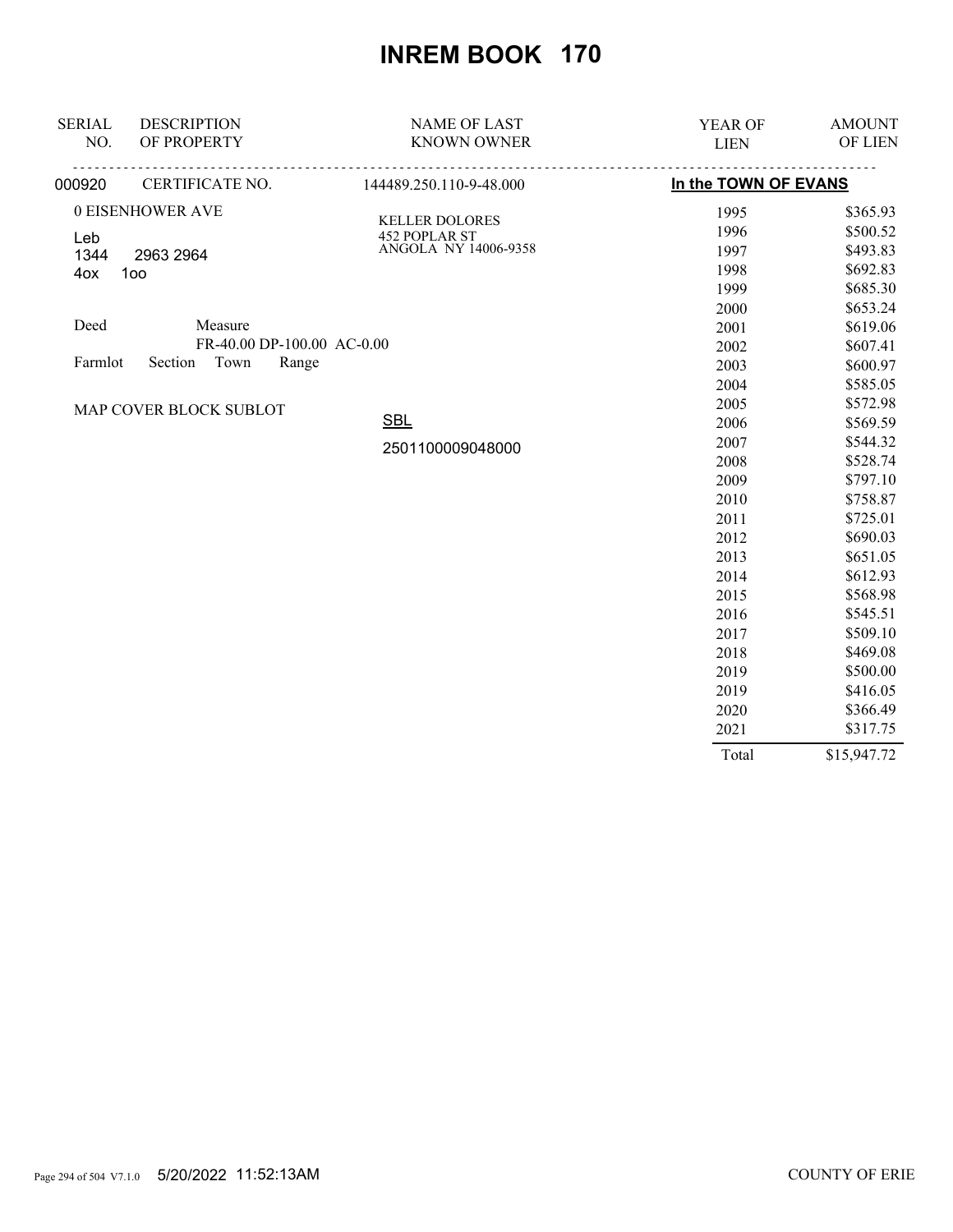# INREM BOOK 170

| SERIAL NO. | DESCRIPTION OF PROPERTY | NAME OF LAST KNOWN OWNER | YEAR OF LIEN | AMOUNT OF LIEN |
|---|---|---|---|---|
| 000920 | CERTIFICATE NO. | 144489.250.110-9-48.000 | In the TOWN OF EVANS | |

0 EISENHOWER AVE

Leb
1344 2963 2964
4ox 1oo

Deed Measure
FR-40.00 DP-100.00 AC-0.00
Farmlot Section Town Range

MAP COVER BLOCK SUBLOT

KELLER DOLORES
452 POPLAR ST
ANGOLA NY 14006-9358

SBL
2501100009048000

| YEAR OF LIEN | AMOUNT OF LIEN |
|---|---|
| 1995 | $365.93 |
| 1996 | $500.52 |
| 1997 | $493.83 |
| 1998 | $692.83 |
| 1999 | $685.30 |
| 2000 | $653.24 |
| 2001 | $619.06 |
| 2002 | $607.41 |
| 2003 | $600.97 |
| 2004 | $585.05 |
| 2005 | $572.98 |
| 2006 | $569.59 |
| 2007 | $544.32 |
| 2008 | $528.74 |
| 2009 | $797.10 |
| 2010 | $758.87 |
| 2011 | $725.01 |
| 2012 | $690.03 |
| 2013 | $651.05 |
| 2014 | $612.93 |
| 2015 | $568.98 |
| 2016 | $545.51 |
| 2017 | $509.10 |
| 2018 | $469.08 |
| 2019 | $500.00 |
| 2019 | $416.05 |
| 2020 | $366.49 |
| 2021 | $317.75 |
| Total | $15,947.72 |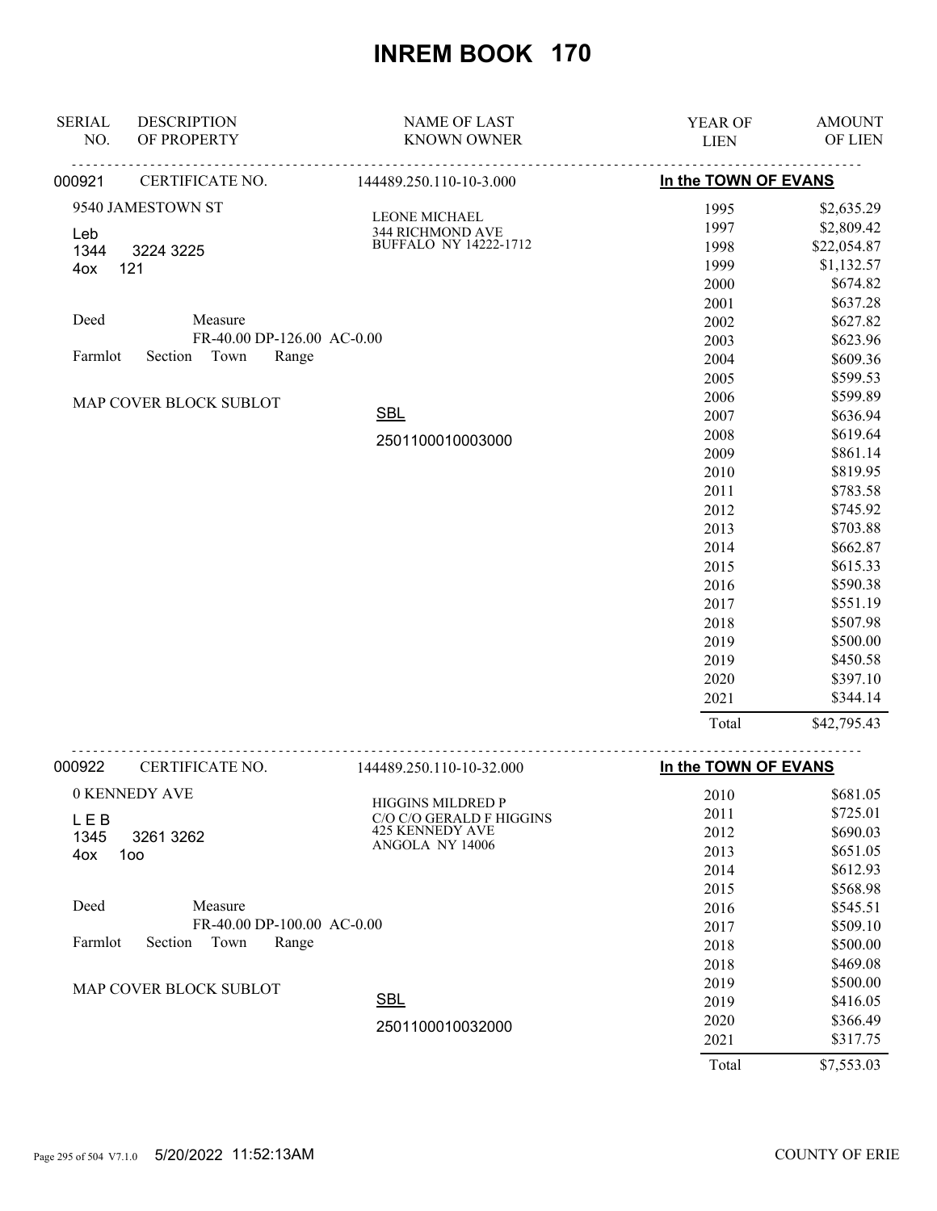# INREM BOOK 170

| SERIAL NO. | DESCRIPTION OF PROPERTY | NAME OF LAST KNOWN OWNER | YEAR OF LIEN | AMOUNT OF LIEN |
|---|---|---|---|---|
| 000921 | CERTIFICATE NO. | 144489.250.110-10-3.000 | In the TOWN OF EVANS | |
| | 9540 JAMESTOWN ST | LEONE MICHAEL | 1995 | $2,635.29 |
| | Leb | 344 RICHMOND AVE | 1997 | $2,809.42 |
| | 1344 3224 3225 | BUFFALO NY 14222-1712 | 1998 | $22,054.87 |
| | 4ox 121 | | 1999 | $1,132.57 |
| | | | 2000 | $674.82 |
| | Deed Measure | | 2001 | $637.28 |
| | FR-40.00 DP-126.00 AC-0.00 | | 2002 | $627.82 |
| | Farmlot Section Town Range | | 2003 | $623.96 |
| | | | 2004 | $609.36 |
| | | | 2005 | $599.53 |
| | MAP COVER BLOCK SUBLOT | | 2006 | $599.89 |
| | | SBL | 2007 | $636.94 |
| | | 2501100010003000 | 2008 | $619.64 |
| | | | 2009 | $861.14 |
| | | | 2010 | $819.95 |
| | | | 2011 | $783.58 |
| | | | 2012 | $745.92 |
| | | | 2013 | $703.88 |
| | | | 2014 | $662.87 |
| | | | 2015 | $615.33 |
| | | | 2016 | $590.38 |
| | | | 2017 | $551.19 |
| | | | 2018 | $507.98 |
| | | | 2019 | $500.00 |
| | | | 2019 | $450.58 |
| | | | 2020 | $397.10 |
| | | | 2021 | $344.14 |
| | | | Total | $42,795.43 |
| 000922 | CERTIFICATE NO. | 144489.250.110-10-32.000 | In the TOWN OF EVANS | |
| | 0 KENNEDY AVE | HIGGINS MILDRED P | 2010 | $681.05 |
| | L E B | C/O C/O GERALD F HIGGINS | 2011 | $725.01 |
| | 1345 3261 3262 | 425 KENNEDY AVE | 2012 | $690.03 |
| | 4ox 1oo | ANGOLA NY 14006 | 2013 | $651.05 |
| | | | 2014 | $612.93 |
| | | | 2015 | $568.98 |
| | Deed Measure | | 2016 | $545.51 |
| | FR-40.00 DP-100.00 AC-0.00 | | 2017 | $509.10 |
| | Farmlot Section Town Range | | 2018 | $500.00 |
| | | | 2018 | $469.08 |
| | MAP COVER BLOCK SUBLOT | | 2019 | $500.00 |
| | | SBL | 2019 | $416.05 |
| | | 2501100010032000 | 2020 | $366.49 |
| | | | 2021 | $317.75 |
| | | | Total | $7,553.03 |

5/20/2022 11:52:13AM COUNTY OF ERIE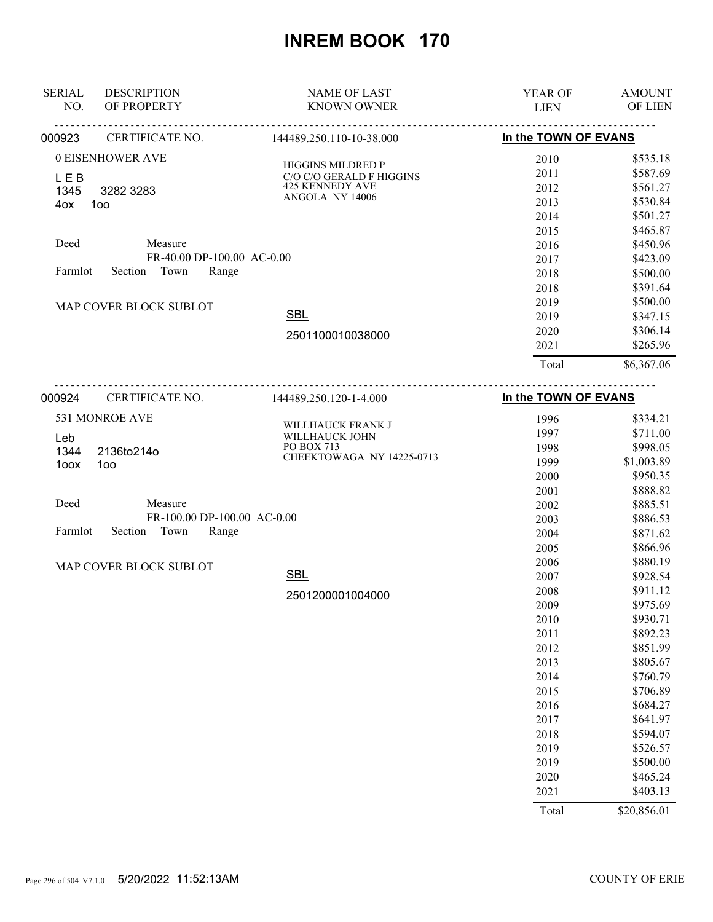# INREM BOOK 170

| SERIAL NO. | DESCRIPTION OF PROPERTY | NAME OF LAST KNOWN OWNER | YEAR OF LIEN | AMOUNT OF LIEN |
|---|---|---|---|---|

**000923** CERTIFICATE NO. 144489.250.110-10-38.000 — **In the TOWN OF EVANS**

0 EISENHOWER AVE
L E B
1345 3282 3283
4ox 1oo

Deed Measure
FR-40.00 DP-100.00 AC-0.00
Farmlot Section Town Range

MAP COVER BLOCK SUBLOT

HIGGINS MILDRED P
C/O C/O GERALD F HIGGINS
425 KENNEDY AVE
ANGOLA NY 14006

SBL
2501100010038000

| YEAR OF LIEN | AMOUNT OF LIEN |
|---|---|
| 2010 | $535.18 |
| 2011 | $587.69 |
| 2012 | $561.27 |
| 2013 | $530.84 |
| 2014 | $501.27 |
| 2015 | $465.87 |
| 2016 | $450.96 |
| 2017 | $423.09 |
| 2018 | $500.00 |
| 2018 | $391.64 |
| 2019 | $500.00 |
| 2019 | $347.15 |
| 2020 | $306.14 |
| 2021 | $265.96 |
| Total | $6,367.06 |

**000924** CERTIFICATE NO. 144489.250.120-1-4.000 — **In the TOWN OF EVANS**

531 MONROE AVE
Leb
1344 2136to214o
1oox 1oo

Deed Measure
FR-100.00 DP-100.00 AC-0.00
Farmlot Section Town Range

MAP COVER BLOCK SUBLOT

WILLHAUCK FRANK J
WILLHAUCK JOHN
PO BOX 713
CHEEKTOWAGA NY 14225-0713

SBL
2501200001004000

| YEAR OF LIEN | AMOUNT OF LIEN |
|---|---|
| 1996 | $334.21 |
| 1997 | $711.00 |
| 1998 | $998.05 |
| 1999 | $1,003.89 |
| 2000 | $950.35 |
| 2001 | $888.82 |
| 2002 | $885.51 |
| 2003 | $886.53 |
| 2004 | $871.62 |
| 2005 | $866.96 |
| 2006 | $880.19 |
| 2007 | $928.54 |
| 2008 | $911.12 |
| 2009 | $975.69 |
| 2010 | $930.71 |
| 2011 | $892.23 |
| 2012 | $851.99 |
| 2013 | $805.67 |
| 2014 | $760.79 |
| 2015 | $706.89 |
| 2016 | $684.27 |
| 2017 | $641.97 |
| 2018 | $594.07 |
| 2019 | $526.57 |
| 2019 | $500.00 |
| 2020 | $465.24 |
| 2021 | $403.13 |
| Total | $20,856.01 |

5/20/2022 11:52:13AM COUNTY OF ERIE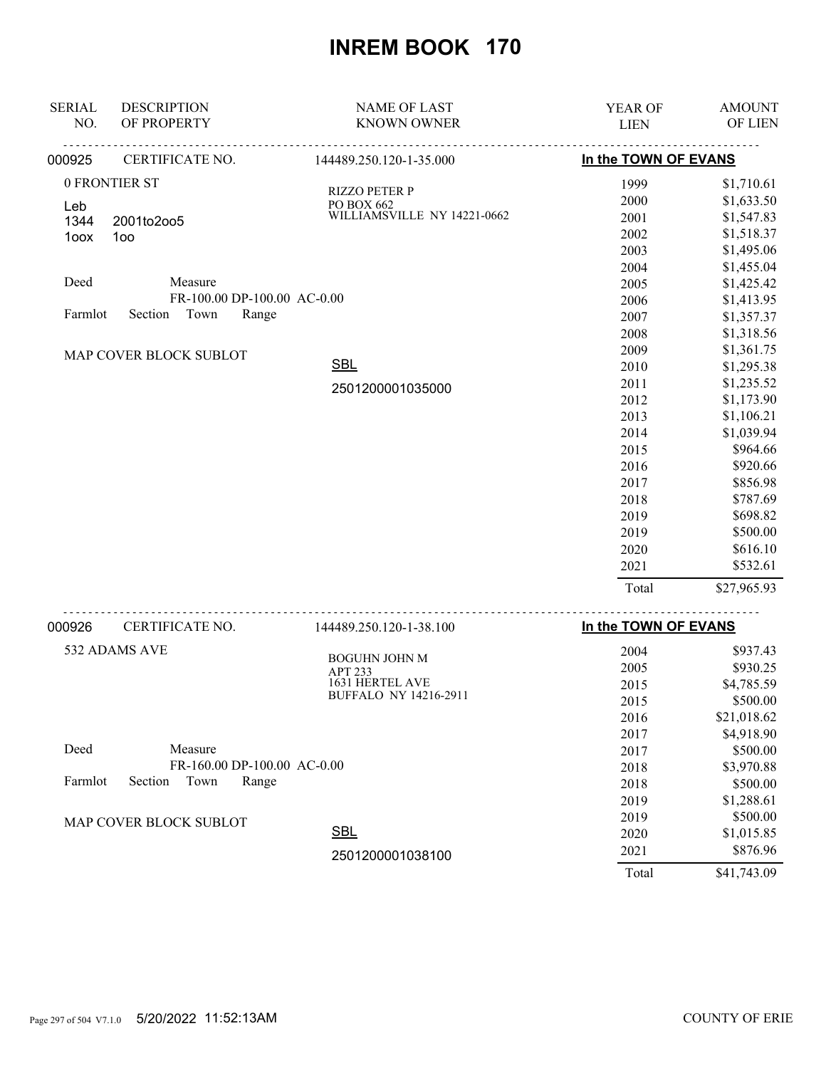# INREM BOOK 170

| SERIAL NO. | DESCRIPTION OF PROPERTY | NAME OF LAST KNOWN OWNER | YEAR OF LIEN | AMOUNT OF LIEN |
|---|---|---|---|---|
| 000925 | CERTIFICATE NO. | 144489.250.120-1-35.000 | In the TOWN OF EVANS | |
| | 0 FRONTIER ST | RIZZO PETER P | 1999 | $1,710.61 |
| | Leb | PO BOX 662 | 2000 | $1,633.50 |
| | 1344 2001to2oo5 | WILLIAMSVILLE NY 14221-0662 | 2001 | $1,547.83 |
| | 1oox 1oo | | 2002 | $1,518.37 |
| | | | 2003 | $1,495.06 |
| | | | 2004 | $1,455.04 |
| | Deed Measure | | 2005 | $1,425.42 |
| | FR-100.00 DP-100.00 AC-0.00 | | 2006 | $1,413.95 |
| | Farmlot Section Town Range | | 2007 | $1,357.37 |
| | | | 2008 | $1,318.56 |
| | MAP COVER BLOCK SUBLOT | | 2009 | $1,361.75 |
| | | SBL | 2010 | $1,295.38 |
| | | 2501200001035000 | 2011 | $1,235.52 |
| | | | 2012 | $1,173.90 |
| | | | 2013 | $1,106.21 |
| | | | 2014 | $1,039.94 |
| | | | 2015 | $964.66 |
| | | | 2016 | $920.66 |
| | | | 2017 | $856.98 |
| | | | 2018 | $787.69 |
| | | | 2019 | $698.82 |
| | | | 2019 | $500.00 |
| | | | 2020 | $616.10 |
| | | | 2021 | $532.61 |
| | | | Total | $27,965.93 |
| 000926 | CERTIFICATE NO. | 144489.250.120-1-38.100 | In the TOWN OF EVANS | |
| | 532 ADAMS AVE | BOGUHN JOHN M | 2004 | $937.43 |
| | | APT 233 | 2005 | $930.25 |
| | | 1631 HERTEL AVE | 2015 | $4,785.59 |
| | | BUFFALO NY 14216-2911 | 2015 | $500.00 |
| | | | 2016 | $21,018.62 |
| | | | 2017 | $4,918.90 |
| | Deed Measure | | 2017 | $500.00 |
| | FR-160.00 DP-100.00 AC-0.00 | | 2018 | $3,970.88 |
| | Farmlot Section Town Range | | 2018 | $500.00 |
| | | | 2019 | $1,288.61 |
| | MAP COVER BLOCK SUBLOT | | 2019 | $500.00 |
| | | SBL | 2020 | $1,015.85 |
| | | 2501200001038100 | 2021 | $876.96 |
| | | | Total | $41,743.09 |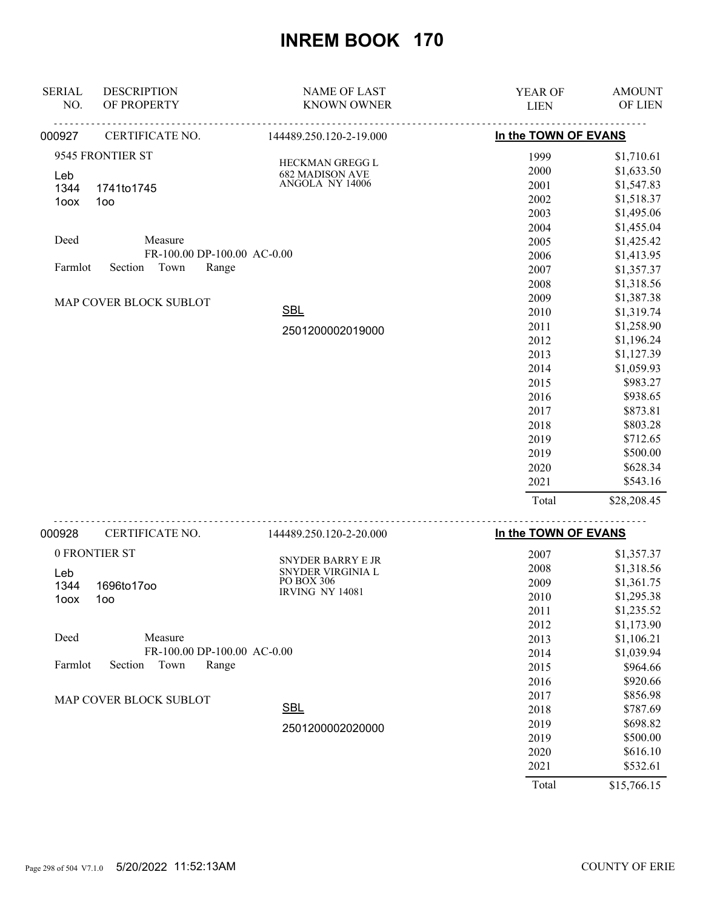# INREM BOOK 170

| SERIAL NO. | DESCRIPTION OF PROPERTY | NAME OF LAST KNOWN OWNER | YEAR OF LIEN | AMOUNT OF LIEN |
|---|---|---|---|---|
| 000927 | CERTIFICATE NO. | 144489.250.120-2-19.000 | In the TOWN OF EVANS | |
| | 9545 FRONTIER ST | HECKMAN GREGG L | 1999 | $1,710.61 |
| | Leb | 682 MADISON AVE | 2000 | $1,633.50 |
| | 1344 1741to1745 | ANGOLA NY 14006 | 2001 | $1,547.83 |
| | 1oox 1oo | | 2002 | $1,518.37 |
| | | | 2003 | $1,495.06 |
| | | | 2004 | $1,455.04 |
| | Deed Measure | | 2005 | $1,425.42 |
| | FR-100.00 DP-100.00 AC-0.00 | | 2006 | $1,413.95 |
| | Farmlot Section Town Range | | 2007 | $1,357.37 |
| | | | 2008 | $1,318.56 |
| | MAP COVER BLOCK SUBLOT | | 2009 | $1,387.38 |
| | | SBL | 2010 | $1,319.74 |
| | | 2501200002019000 | 2011 | $1,258.90 |
| | | | 2012 | $1,196.24 |
| | | | 2013 | $1,127.39 |
| | | | 2014 | $1,059.93 |
| | | | 2015 | $983.27 |
| | | | 2016 | $938.65 |
| | | | 2017 | $873.81 |
| | | | 2018 | $803.28 |
| | | | 2019 | $712.65 |
| | | | 2019 | $500.00 |
| | | | 2020 | $628.34 |
| | | | 2021 | $543.16 |
| | | | Total | $28,208.45 |

| SERIAL NO. | DESCRIPTION OF PROPERTY | NAME OF LAST KNOWN OWNER | YEAR OF LIEN | AMOUNT OF LIEN |
|---|---|---|---|---|
| 000928 | CERTIFICATE NO. | 144489.250.120-2-20.000 | In the TOWN OF EVANS | |
| | 0 FRONTIER ST | SNYDER BARRY E JR | 2007 | $1,357.37 |
| | Leb | SNYDER VIRGINIA L | 2008 | $1,318.56 |
| | 1344 1696to17oo | PO BOX 306 | 2009 | $1,361.75 |
| | 1oox 1oo | IRVING NY 14081 | 2010 | $1,295.38 |
| | | | 2011 | $1,235.52 |
| | | | 2012 | $1,173.90 |
| | Deed Measure | | 2013 | $1,106.21 |
| | FR-100.00 DP-100.00 AC-0.00 | | 2014 | $1,039.94 |
| | Farmlot Section Town Range | | 2015 | $964.66 |
| | | | 2016 | $920.66 |
| | MAP COVER BLOCK SUBLOT | | 2017 | $856.98 |
| | | SBL | 2018 | $787.69 |
| | | 2501200002020000 | 2019 | $698.82 |
| | | | 2019 | $500.00 |
| | | | 2020 | $616.10 |
| | | | 2021 | $532.61 |
| | | | Total | $15,766.15 |

5/20/2022 11:52:13AM COUNTY OF ERIE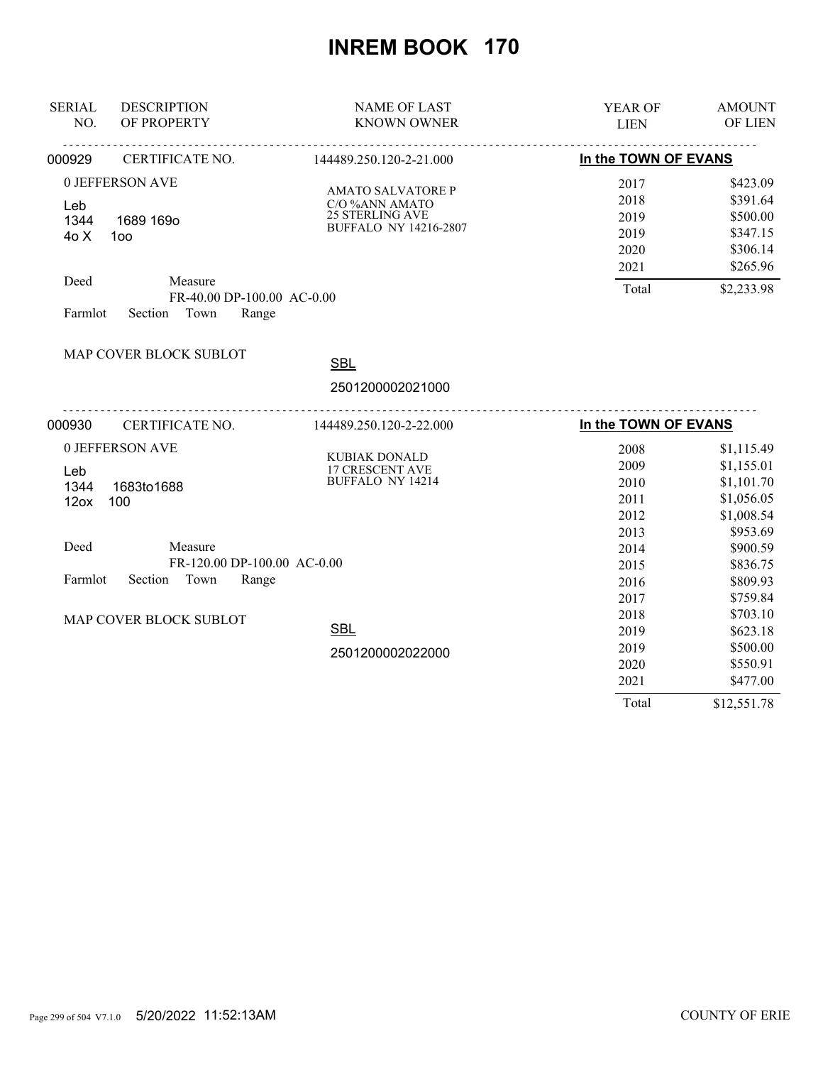# INREM BOOK 170

| SERIAL NO. | DESCRIPTION OF PROPERTY | NAME OF LAST KNOWN OWNER | YEAR OF LIEN | AMOUNT OF LIEN |
|---|---|---|---|---|

**000929** CERTIFICATE NO. 144489.250.120-2-21.000 — **In the TOWN OF EVANS**

0 JEFFERSON AVE
Leb
1344 1689 169o
4o X 1oo

AMATO SALVATORE P
C/O %ANN AMATO
25 STERLING AVE
BUFFALO NY 14216-2807

| YEAR OF LIEN | AMOUNT OF LIEN |
|---|---|
| 2017 | $423.09 |
| 2018 | $391.64 |
| 2019 | $500.00 |
| 2019 | $347.15 |
| 2020 | $306.14 |
| 2021 | $265.96 |
| Total | $2,233.98 |

Deed Measure
FR-40.00 DP-100.00 AC-0.00
Farmlot Section Town Range

MAP COVER BLOCK SUBLOT

SBL
2501200002021000

---

**000930** CERTIFICATE NO. 144489.250.120-2-22.000 — **In the TOWN OF EVANS**

0 JEFFERSON AVE
Leb
1344 1683to1688
12ox 100

KUBIAK DONALD
17 CRESCENT AVE
BUFFALO NY 14214

| YEAR OF LIEN | AMOUNT OF LIEN |
|---|---|
| 2008 | $1,115.49 |
| 2009 | $1,155.01 |
| 2010 | $1,101.70 |
| 2011 | $1,056.05 |
| 2012 | $1,008.54 |
| 2013 | $953.69 |
| 2014 | $900.59 |
| 2015 | $836.75 |
| 2016 | $809.93 |
| 2017 | $759.84 |
| 2018 | $703.10 |
| 2019 | $623.18 |
| 2019 | $500.00 |
| 2020 | $550.91 |
| 2021 | $477.00 |
| Total | $12,551.78 |

Deed Measure
FR-120.00 DP-100.00 AC-0.00
Farmlot Section Town Range

MAP COVER BLOCK SUBLOT

SBL
2501200002022000

5/20/2022 11:52:13AM COUNTY OF ERIE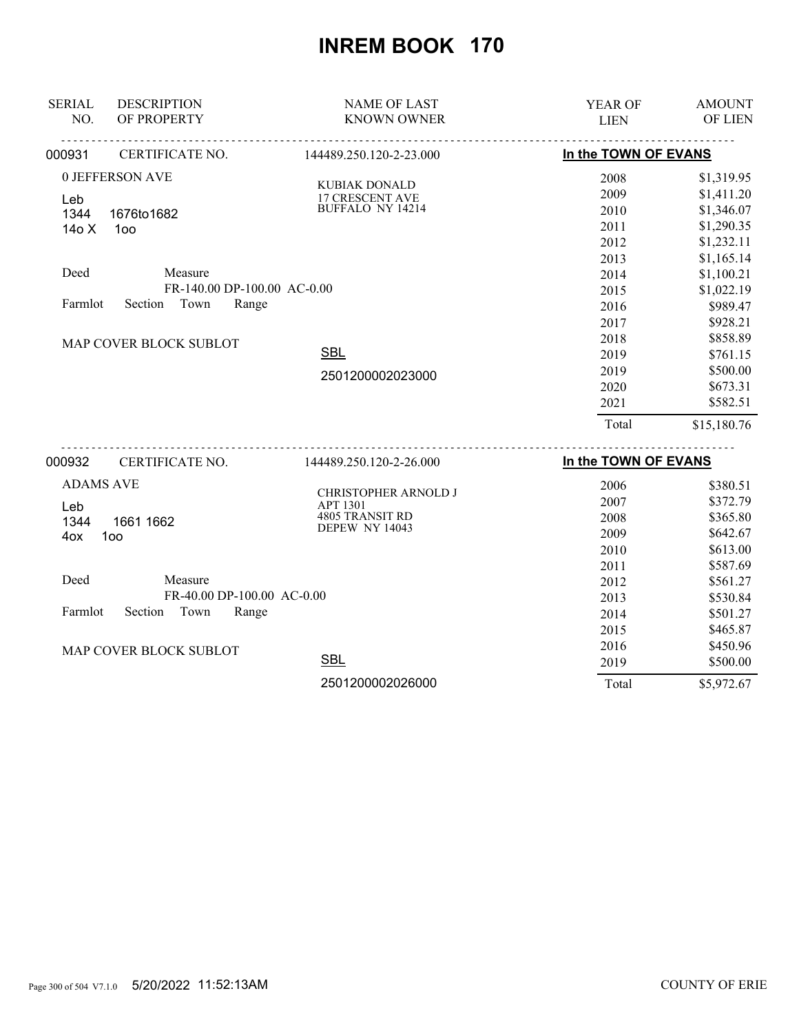# INREM BOOK 170

| SERIAL NO. | DESCRIPTION OF PROPERTY | NAME OF LAST KNOWN OWNER | YEAR OF LIEN | AMOUNT OF LIEN |
|---|---|---|---|---|

**000931** CERTIFICATE NO. 144489.250.120-2-23.000 — **In the TOWN OF EVANS**

0 JEFFERSON AVE
Leb
1344 1676to1682
14o X 1oo

Deed Measure
FR-140.00 DP-100.00 AC-0.00
Farmlot Section Town Range

MAP COVER BLOCK SUBLOT

KUBIAK DONALD
17 CRESCENT AVE
BUFFALO NY 14214

SBL
2501200002023000

| YEAR OF LIEN | AMOUNT OF LIEN |
|---|---|
| 2008 | $1,319.95 |
| 2009 | $1,411.20 |
| 2010 | $1,346.07 |
| 2011 | $1,290.35 |
| 2012 | $1,232.11 |
| 2013 | $1,165.14 |
| 2014 | $1,100.21 |
| 2015 | $1,022.19 |
| 2016 | $989.47 |
| 2017 | $928.21 |
| 2018 | $858.89 |
| 2019 | $761.15 |
| 2019 | $500.00 |
| 2020 | $673.31 |
| 2021 | $582.51 |
| Total | $15,180.76 |

**000932** CERTIFICATE NO. 144489.250.120-2-26.000 — **In the TOWN OF EVANS**

ADAMS AVE
Leb
1344 1661 1662
4ox 1oo

Deed Measure
FR-40.00 DP-100.00 AC-0.00
Farmlot Section Town Range

MAP COVER BLOCK SUBLOT

CHRISTOPHER ARNOLD J
APT 1301
4805 TRANSIT RD
DEPEW NY 14043

SBL
2501200002026000

| YEAR OF LIEN | AMOUNT OF LIEN |
|---|---|
| 2006 | $380.51 |
| 2007 | $372.79 |
| 2008 | $365.80 |
| 2009 | $642.67 |
| 2010 | $613.00 |
| 2011 | $587.69 |
| 2012 | $561.27 |
| 2013 | $530.84 |
| 2014 | $501.27 |
| 2015 | $465.87 |
| 2016 | $450.96 |
| 2019 | $500.00 |
| Total | $5,972.67 |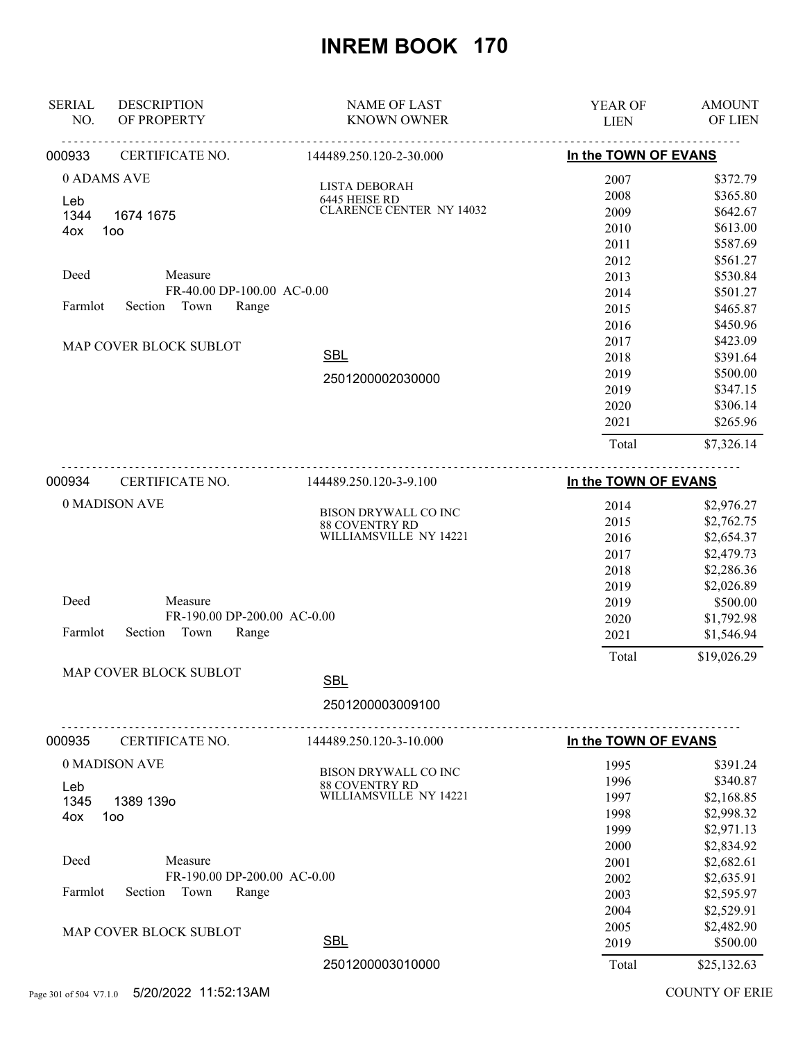# INREM BOOK 170

| SERIAL NO. | DESCRIPTION OF PROPERTY | NAME OF LAST KNOWN OWNER | YEAR OF LIEN | AMOUNT OF LIEN |
|---|---|---|---|---|

**000933** CERTIFICATE NO. 144489.250.120-2-30.000 — **In the TOWN OF EVANS**

0 ADAMS AVE

Leb
1344 1674 1675
4ox 1oo

Deed Measure
FR-40.00 DP-100.00 AC-0.00
Farmlot Section Town Range

MAP COVER BLOCK SUBLOT

LISTA DEBORAH
6445 HEISE RD
CLARENCE CENTER NY 14032

SBL
2501200002030000

| YEAR OF LIEN | AMOUNT OF LIEN |
|---|---|
| 2007 | $372.79 |
| 2008 | $365.80 |
| 2009 | $642.67 |
| 2010 | $613.00 |
| 2011 | $587.69 |
| 2012 | $561.27 |
| 2013 | $530.84 |
| 2014 | $501.27 |
| 2015 | $465.87 |
| 2016 | $450.96 |
| 2017 | $423.09 |
| 2018 | $391.64 |
| 2019 | $500.00 |
| 2019 | $347.15 |
| 2020 | $306.14 |
| 2021 | $265.96 |
| Total | $7,326.14 |

**000934** CERTIFICATE NO. 144489.250.120-3-9.100 — **In the TOWN OF EVANS**

0 MADISON AVE

Deed Measure
FR-190.00 DP-200.00 AC-0.00
Farmlot Section Town Range

MAP COVER BLOCK SUBLOT

BISON DRYWALL CO INC
88 COVENTRY RD
WILLIAMSVILLE NY 14221

SBL
2501200003009100

| YEAR OF LIEN | AMOUNT OF LIEN |
|---|---|
| 2014 | $2,976.27 |
| 2015 | $2,762.75 |
| 2016 | $2,654.37 |
| 2017 | $2,479.73 |
| 2018 | $2,286.36 |
| 2019 | $2,026.89 |
| 2019 | $500.00 |
| 2020 | $1,792.98 |
| 2021 | $1,546.94 |
| Total | $19,026.29 |

**000935** CERTIFICATE NO. 144489.250.120-3-10.000 — **In the TOWN OF EVANS**

0 MADISON AVE

Leb
1345 1389 139o
4ox 1oo

Deed Measure
FR-190.00 DP-200.00 AC-0.00
Farmlot Section Town Range

MAP COVER BLOCK SUBLOT

BISON DRYWALL CO INC
88 COVENTRY RD
WILLIAMSVILLE NY 14221

SBL
2501200003010000

| YEAR OF LIEN | AMOUNT OF LIEN |
|---|---|
| 1995 | $391.24 |
| 1996 | $340.87 |
| 1997 | $2,168.85 |
| 1998 | $2,998.32 |
| 1999 | $2,971.13 |
| 2000 | $2,834.92 |
| 2001 | $2,682.61 |
| 2002 | $2,635.91 |
| 2003 | $2,595.97 |
| 2004 | $2,529.91 |
| 2005 | $2,482.90 |
| 2019 | $500.00 |
| Total | $25,132.63 |

5/20/2022 11:52:13AM COUNTY OF ERIE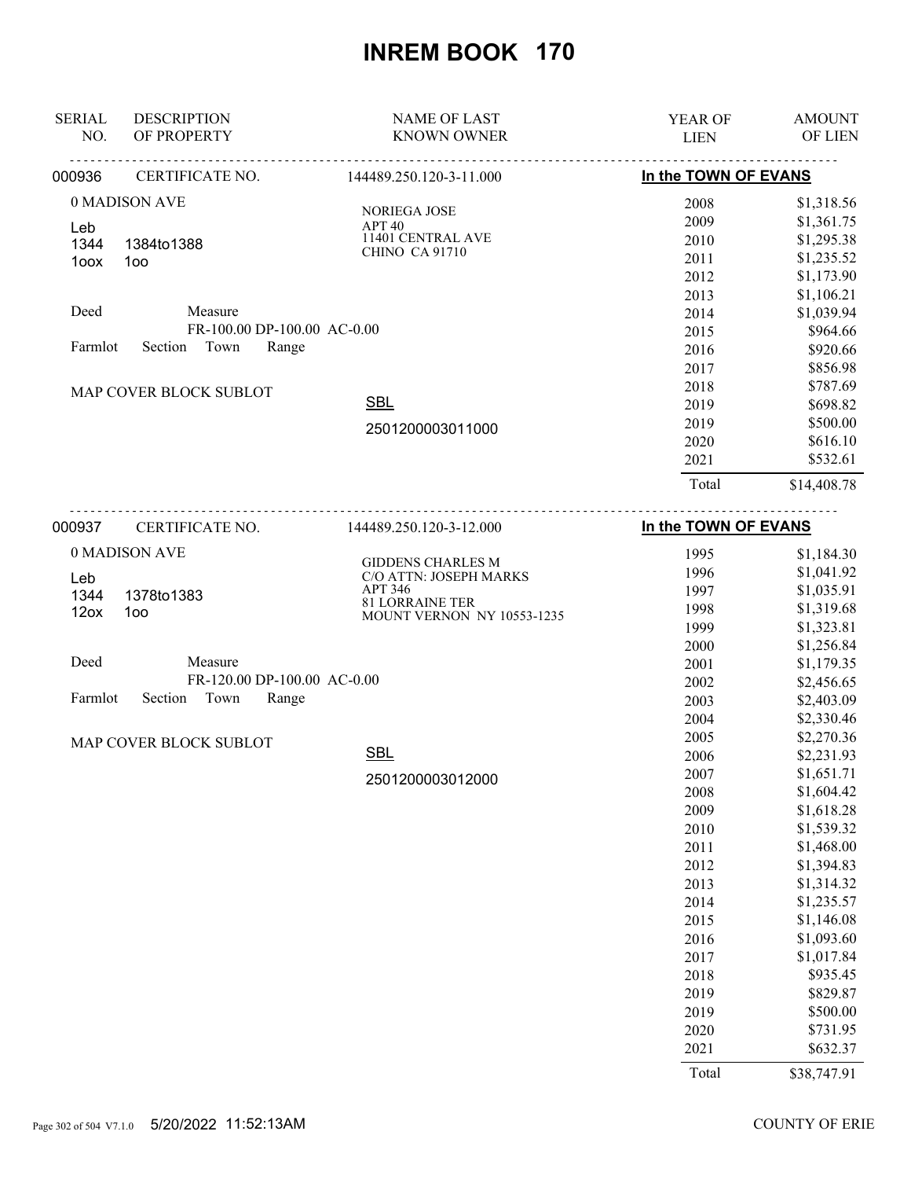# INREM BOOK 170

| SERIAL NO. | DESCRIPTION OF PROPERTY | NAME OF LAST KNOWN OWNER | YEAR OF LIEN | AMOUNT OF LIEN |
|---|---|---|---|---|
| 000936 | CERTIFICATE NO. | 144489.250.120-3-11.000 | In the TOWN OF EVANS | |
| | 0 MADISON AVE | NORIEGA JOSE | 2008 | $1,318.56 |
| | Leb | APT 40 | 2009 | $1,361.75 |
| | 1344 1384to1388 | 11401 CENTRAL AVE | 2010 | $1,295.38 |
| | 1oox 1oo | CHINO CA 91710 | 2011 | $1,235.52 |
| | | | 2012 | $1,173.90 |
| | | | 2013 | $1,106.21 |
| | Deed Measure | | 2014 | $1,039.94 |
| | FR-100.00 DP-100.00 AC-0.00 | | 2015 | $964.66 |
| | Farmlot Section Town Range | | 2016 | $920.66 |
| | | | 2017 | $856.98 |
| | MAP COVER BLOCK SUBLOT | | 2018 | $787.69 |
| | | SBL | 2019 | $698.82 |
| | | 2501200003011000 | 2019 | $500.00 |
| | | | 2020 | $616.10 |
| | | | 2021 | $532.61 |
| | | | Total | $14,408.78 |

| SERIAL NO. | DESCRIPTION OF PROPERTY | NAME OF LAST KNOWN OWNER | YEAR OF LIEN | AMOUNT OF LIEN |
|---|---|---|---|---|
| 000937 | CERTIFICATE NO. | 144489.250.120-3-12.000 | In the TOWN OF EVANS | |
| | 0 MADISON AVE | GIDDENS CHARLES M | 1995 | $1,184.30 |
| | Leb | C/O ATTN: JOSEPH MARKS | 1996 | $1,041.92 |
| | 1344 1378to1383 | APT 346 | 1997 | $1,035.91 |
| | 12ox 1oo | 81 LORRAINE TER | 1998 | $1,319.68 |
| | | MOUNT VERNON NY 10553-1235 | 1999 | $1,323.81 |
| | | | 2000 | $1,256.84 |
| | Deed Measure | | 2001 | $1,179.35 |
| | FR-120.00 DP-100.00 AC-0.00 | | 2002 | $2,456.65 |
| | Farmlot Section Town Range | | 2003 | $2,403.09 |
| | | | 2004 | $2,330.46 |
| | MAP COVER BLOCK SUBLOT | | 2005 | $2,270.36 |
| | | SBL | 2006 | $2,231.93 |
| | | 2501200003012000 | 2007 | $1,651.71 |
| | | | 2008 | $1,604.42 |
| | | | 2009 | $1,618.28 |
| | | | 2010 | $1,539.32 |
| | | | 2011 | $1,468.00 |
| | | | 2012 | $1,394.83 |
| | | | 2013 | $1,314.32 |
| | | | 2014 | $1,235.57 |
| | | | 2015 | $1,146.08 |
| | | | 2016 | $1,093.60 |
| | | | 2017 | $1,017.84 |
| | | | 2018 | $935.45 |
| | | | 2019 | $829.87 |
| | | | 2019 | $500.00 |
| | | | 2020 | $731.95 |
| | | | 2021 | $632.37 |
| | | | Total | $38,747.91 |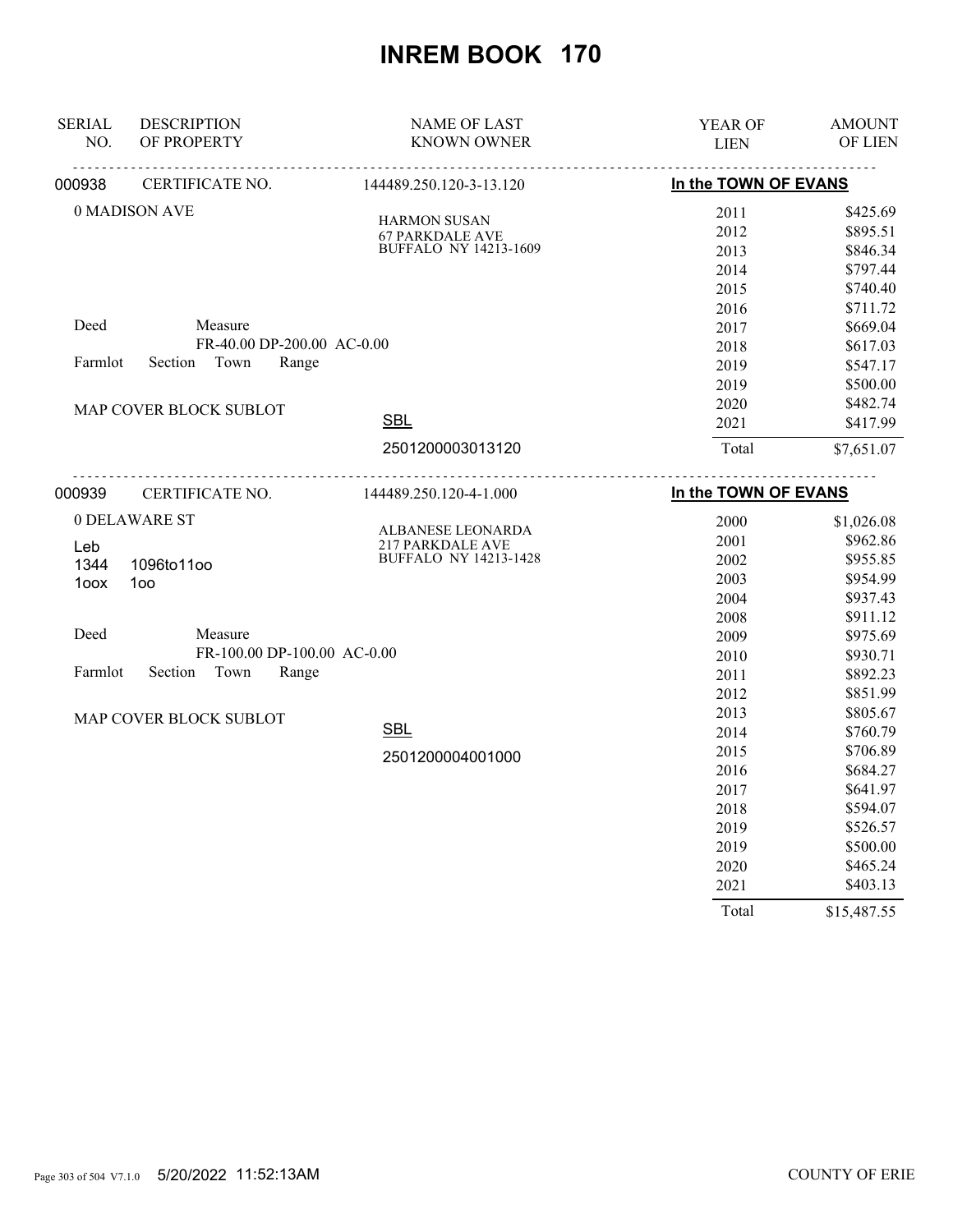# INREM BOOK 170

| SERIAL NO. | DESCRIPTION OF PROPERTY | NAME OF LAST KNOWN OWNER | YEAR OF LIEN | AMOUNT OF LIEN |
|---|---|---|---|---|
| 000938 | CERTIFICATE NO. | 144489.250.120-3-13.120 | In the TOWN OF EVANS | |
| | 0 MADISON AVE | HARMON SUSAN<br>67 PARKDALE AVE<br>BUFFALO NY 14213-1609 | 2011 | $425.69 |
| | | | 2012 | $895.51 |
| | | | 2013 | $846.34 |
| | | | 2014 | $797.44 |
| | | | 2015 | $740.40 |
| | | | 2016 | $711.72 |
| | Deed Measure | | 2017 | $669.04 |
| | FR-40.00 DP-200.00 AC-0.00 | | 2018 | $617.03 |
| | Farmlot Section Town Range | | 2019 | $547.17 |
| | | | 2019 | $500.00 |
| | MAP COVER BLOCK SUBLOT | SBL | 2020 | $482.74 |
| | | | 2021 | $417.99 |
| | | 2501200003013120 | Total | $7,651.07 |
| 000939 | CERTIFICATE NO. | 144489.250.120-4-1.000 | In the TOWN OF EVANS | |
| | 0 DELAWARE ST | ALBANESE LEONARDA<br>217 PARKDALE AVE<br>BUFFALO NY 14213-1428 | 2000 | $1,026.08 |
| | Leb | | 2001 | $962.86 |
| | 1344 1096to11oo | | 2002 | $955.85 |
| | 1oox 1oo | | 2003 | $954.99 |
| | | | 2004 | $937.43 |
| | | | 2008 | $911.12 |
| | Deed Measure | | 2009 | $975.69 |
| | FR-100.00 DP-100.00 AC-0.00 | | 2010 | $930.71 |
| | Farmlot Section Town Range | | 2011 | $892.23 |
| | | | 2012 | $851.99 |
| | MAP COVER BLOCK SUBLOT | | 2013 | $805.67 |
| | | SBL | 2014 | $760.79 |
| | | 2501200004001000 | 2015 | $706.89 |
| | | | 2016 | $684.27 |
| | | | 2017 | $641.97 |
| | | | 2018 | $594.07 |
| | | | 2019 | $526.57 |
| | | | 2019 | $500.00 |
| | | | 2020 | $465.24 |
| | | | 2021 | $403.13 |
| | | | Total | $15,487.55 |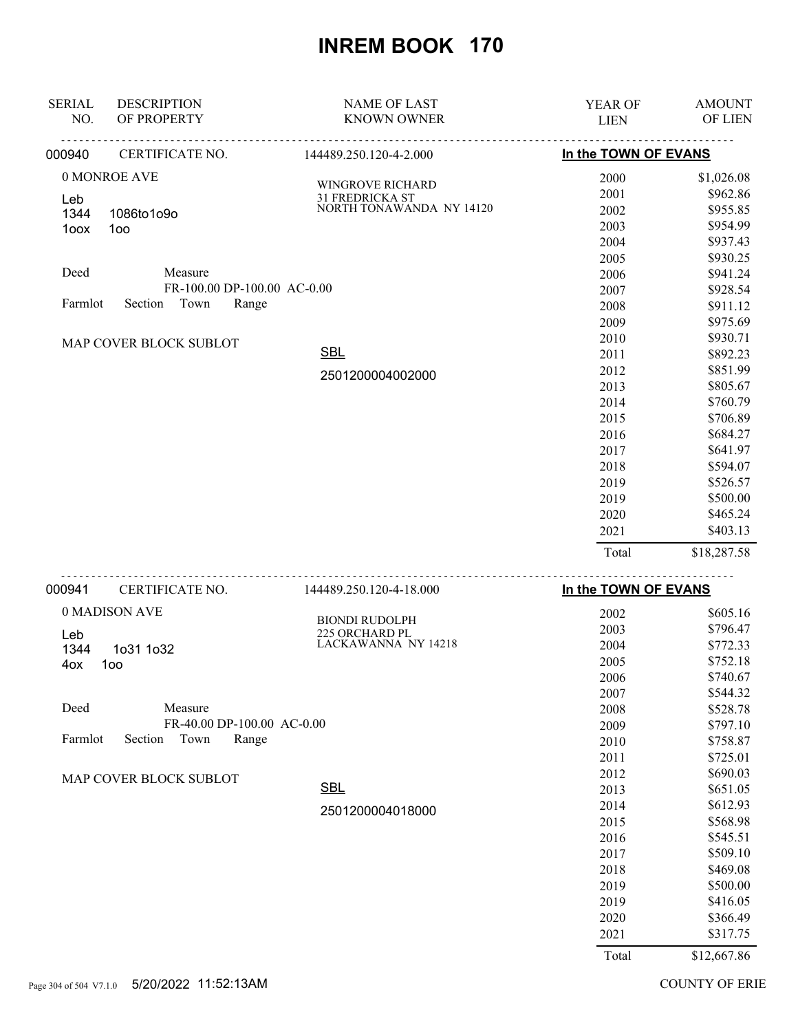# INREM BOOK 170

| SERIAL NO. | DESCRIPTION OF PROPERTY | NAME OF LAST KNOWN OWNER | YEAR OF LIEN | AMOUNT OF LIEN |
|---|---|---|---|---|

## 000940 CERTIFICATE NO. 144489.250.120-4-2.000 — In the TOWN OF EVANS

0 MONROE AVE

Leb
1344 1086to1o9o
1oox 1oo

Deed Measure
FR-100.00 DP-100.00 AC-0.00

Farmlot Section Town Range

MAP COVER BLOCK SUBLOT

WINGROVE RICHARD
31 FREDRICKA ST
NORTH TONAWANDA NY 14120

SBL
2501200004002000

| YEAR OF LIEN | AMOUNT OF LIEN |
|---|---|
| 2000 | $1,026.08 |
| 2001 | $962.86 |
| 2002 | $955.85 |
| 2003 | $954.99 |
| 2004 | $937.43 |
| 2005 | $930.25 |
| 2006 | $941.24 |
| 2007 | $928.54 |
| 2008 | $911.12 |
| 2009 | $975.69 |
| 2010 | $930.71 |
| 2011 | $892.23 |
| 2012 | $851.99 |
| 2013 | $805.67 |
| 2014 | $760.79 |
| 2015 | $706.89 |
| 2016 | $684.27 |
| 2017 | $641.97 |
| 2018 | $594.07 |
| 2019 | $526.57 |
| 2019 | $500.00 |
| 2020 | $465.24 |
| 2021 | $403.13 |
| Total | $18,287.58 |

## 000941 CERTIFICATE NO. 144489.250.120-4-18.000 — In the TOWN OF EVANS

0 MADISON AVE

Leb
1344 1o31 1o32
4ox 1oo

Deed Measure
FR-40.00 DP-100.00 AC-0.00

Farmlot Section Town Range

MAP COVER BLOCK SUBLOT

BIONDI RUDOLPH
225 ORCHARD PL
LACKAWANNA NY 14218

SBL
2501200004018000

| YEAR OF LIEN | AMOUNT OF LIEN |
|---|---|
| 2002 | $605.16 |
| 2003 | $796.47 |
| 2004 | $772.33 |
| 2005 | $752.18 |
| 2006 | $740.67 |
| 2007 | $544.32 |
| 2008 | $528.78 |
| 2009 | $797.10 |
| 2010 | $758.87 |
| 2011 | $725.01 |
| 2012 | $690.03 |
| 2013 | $651.05 |
| 2014 | $612.93 |
| 2015 | $568.98 |
| 2016 | $545.51 |
| 2017 | $509.10 |
| 2018 | $469.08 |
| 2019 | $500.00 |
| 2019 | $416.05 |
| 2020 | $366.49 |
| 2021 | $317.75 |
| Total | $12,667.86 |

5/20/2022 11:52:13AM COUNTY OF ERIE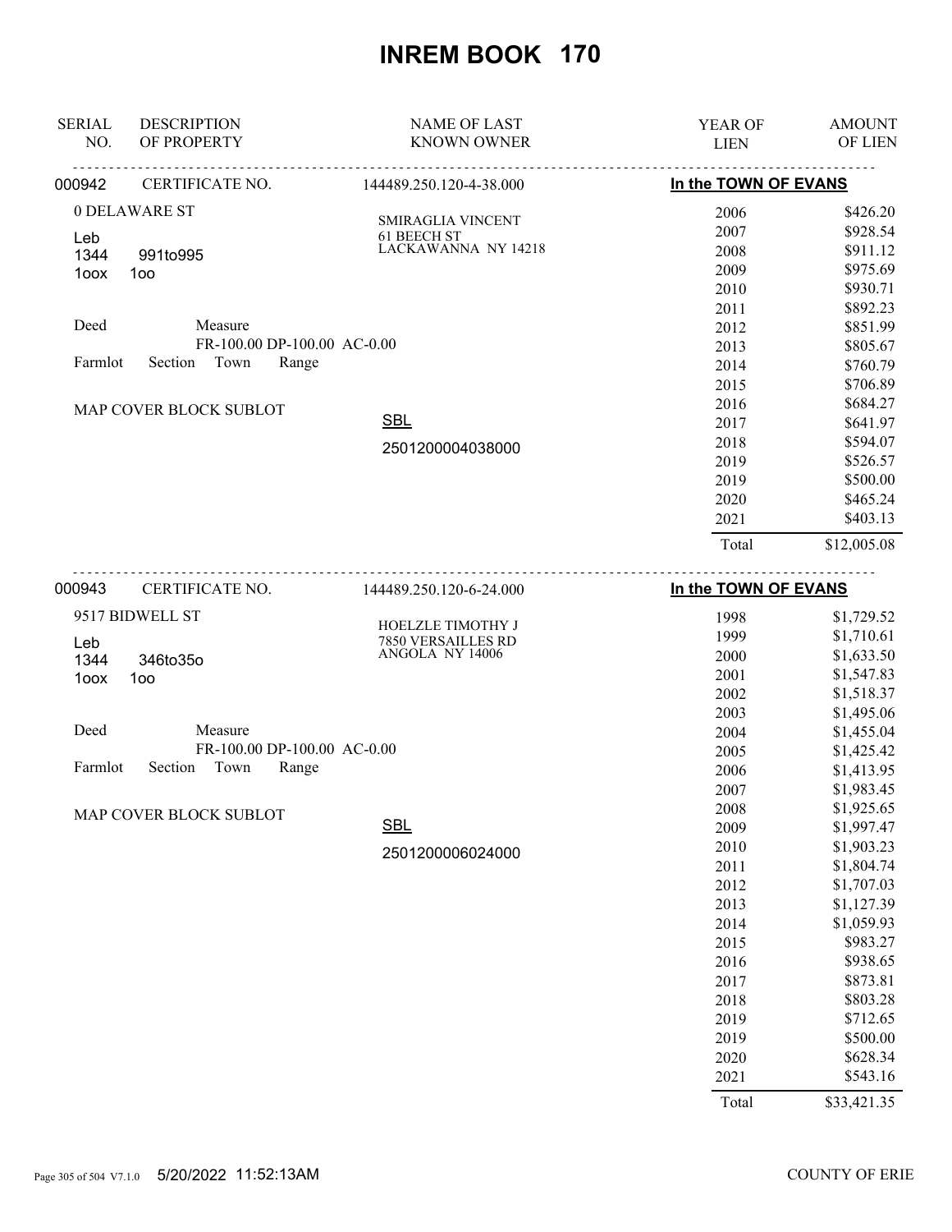# INREM BOOK 170

| SERIAL NO. | DESCRIPTION OF PROPERTY | NAME OF LAST KNOWN OWNER | YEAR OF LIEN | AMOUNT OF LIEN |
|---|---|---|---|---|

---

**000942** CERTIFICATE NO. 144489.250.120-4-38.000 — **In the TOWN OF EVANS**

0 DELAWARE ST

Leb
1344 991to995
1oox 1oo

Deed Measure
FR-100.00 DP-100.00 AC-0.00

Farmlot Section Town Range

MAP COVER BLOCK SUBLOT

SMIRAGLIA VINCENT
61 BEECH ST
LACKAWANNA NY 14218

SBL
2501200004038000

| YEAR OF LIEN | AMOUNT OF LIEN |
|---|---|
| 2006 | $426.20 |
| 2007 | $928.54 |
| 2008 | $911.12 |
| 2009 | $975.69 |
| 2010 | $930.71 |
| 2011 | $892.23 |
| 2012 | $851.99 |
| 2013 | $805.67 |
| 2014 | $760.79 |
| 2015 | $706.89 |
| 2016 | $684.27 |
| 2017 | $641.97 |
| 2018 | $594.07 |
| 2019 | $526.57 |
| 2019 | $500.00 |
| 2020 | $465.24 |
| 2021 | $403.13 |
| Total | $12,005.08 |

---

**000943** CERTIFICATE NO. 144489.250.120-6-24.000 — **In the TOWN OF EVANS**

9517 BIDWELL ST

Leb
1344 346to35o
1oox 1oo

Deed Measure
FR-100.00 DP-100.00 AC-0.00

Farmlot Section Town Range

MAP COVER BLOCK SUBLOT

HOELZLE TIMOTHY J
7850 VERSAILLES RD
ANGOLA NY 14006

SBL
2501200006024000

| YEAR OF LIEN | AMOUNT OF LIEN |
|---|---|
| 1998 | $1,729.52 |
| 1999 | $1,710.61 |
| 2000 | $1,633.50 |
| 2001 | $1,547.83 |
| 2002 | $1,518.37 |
| 2003 | $1,495.06 |
| 2004 | $1,455.04 |
| 2005 | $1,425.42 |
| 2006 | $1,413.95 |
| 2007 | $1,983.45 |
| 2008 | $1,925.65 |
| 2009 | $1,997.47 |
| 2010 | $1,903.23 |
| 2011 | $1,804.74 |
| 2012 | $1,707.03 |
| 2013 | $1,127.39 |
| 2014 | $1,059.93 |
| 2015 | $983.27 |
| 2016 | $938.65 |
| 2017 | $873.81 |
| 2018 | $803.28 |
| 2019 | $712.65 |
| 2019 | $500.00 |
| 2020 | $628.34 |
| 2021 | $543.16 |
| Total | $33,421.35 |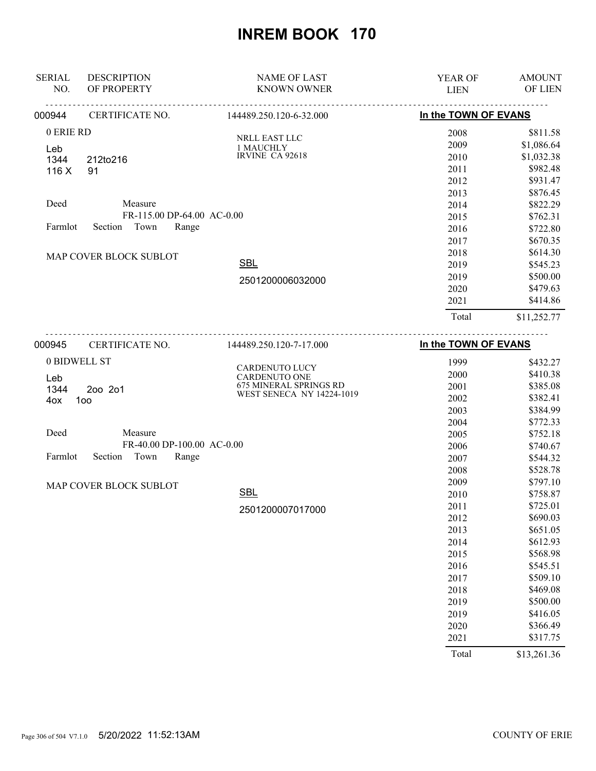# INREM BOOK 170

| SERIAL NO. | DESCRIPTION OF PROPERTY | NAME OF LAST KNOWN OWNER | YEAR OF LIEN | AMOUNT OF LIEN |
|---|---|---|---|---|
| 000944 | CERTIFICATE NO. | 144489.250.120-6-32.000 | In the TOWN OF EVANS | |
| | 0 ERIE RD | NRLL EAST LLC | 2008 | $811.58 |
| | Leb | 1 MAUCHLY | 2009 | $1,086.64 |
| | 1344 212to216 | IRVINE CA 92618 | 2010 | $1,032.38 |
| | 116 X 91 | | 2011 | $982.48 |
| | | | 2012 | $931.47 |
| | | | 2013 | $876.45 |
| | Deed Measure | | 2014 | $822.29 |
| | FR-115.00 DP-64.00 AC-0.00 | | 2015 | $762.31 |
| | Farmlot Section Town Range | | 2016 | $722.80 |
| | | | 2017 | $670.35 |
| | MAP COVER BLOCK SUBLOT | | 2018 | $614.30 |
| | | SBL | 2019 | $545.23 |
| | | 2501200006032000 | 2019 | $500.00 |
| | | | 2020 | $479.63 |
| | | | 2021 | $414.86 |
| | | | Total | $11,252.77 |
| 000945 | CERTIFICATE NO. | 144489.250.120-7-17.000 | In the TOWN OF EVANS | |
| | 0 BIDWELL ST | CARDENUTO LUCY | 1999 | $432.27 |
| | Leb | CARDENUTO ONE | 2000 | $410.38 |
| | 1344 2oo 2o1 | 675 MINERAL SPRINGS RD | 2001 | $385.08 |
| | 4ox 1oo | WEST SENECA NY 14224-1019 | 2002 | $382.41 |
| | | | 2003 | $384.99 |
| | | | 2004 | $772.33 |
| | Deed Measure | | 2005 | $752.18 |
| | FR-40.00 DP-100.00 AC-0.00 | | 2006 | $740.67 |
| | Farmlot Section Town Range | | 2007 | $544.32 |
| | | | 2008 | $528.78 |
| | MAP COVER BLOCK SUBLOT | | 2009 | $797.10 |
| | | SBL | 2010 | $758.87 |
| | | 2501200007017000 | 2011 | $725.01 |
| | | | 2012 | $690.03 |
| | | | 2013 | $651.05 |
| | | | 2014 | $612.93 |
| | | | 2015 | $568.98 |
| | | | 2016 | $545.51 |
| | | | 2017 | $509.10 |
| | | | 2018 | $469.08 |
| | | | 2019 | $500.00 |
| | | | 2019 | $416.05 |
| | | | 2020 | $366.49 |
| | | | 2021 | $317.75 |
| | | | Total | $13,261.36 |

5/20/2022 11:52:13AM COUNTY OF ERIE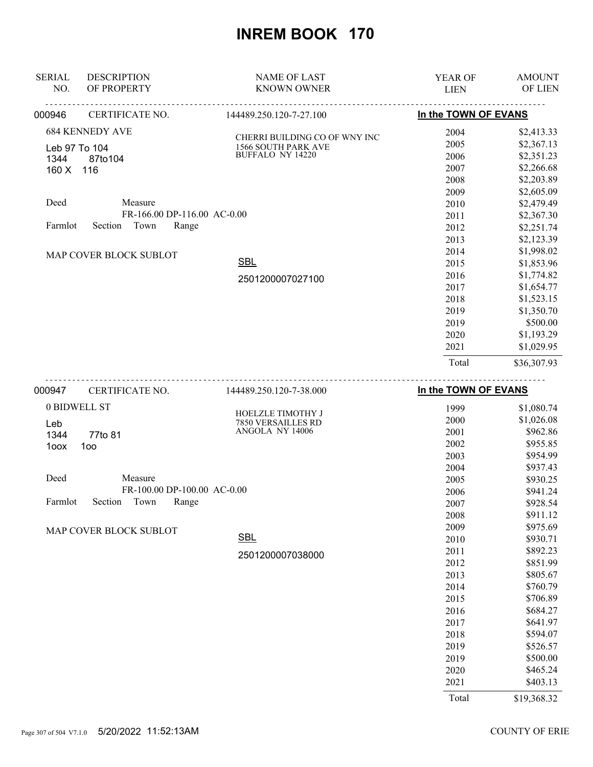# INREM BOOK 170

| SERIAL NO. | DESCRIPTION OF PROPERTY | NAME OF LAST KNOWN OWNER | YEAR OF LIEN | AMOUNT OF LIEN |
|---|---|---|---|---|
| 000946 | CERTIFICATE NO. | 144489.250.120-7-27.100 | In the TOWN OF EVANS | |
| | 684 KENNEDY AVE | CHERRI BUILDING CO OF WNY INC | 2004 | $2,413.33 |
| | Leb 97 To 104 | 1566 SOUTH PARK AVE | 2005 | $2,367.13 |
| | 1344 87to104 | BUFFALO NY 14220 | 2006 | $2,351.23 |
| | 160 X 116 | | 2007 | $2,266.68 |
| | | | 2008 | $2,203.89 |
| | | | 2009 | $2,605.09 |
| | Deed Measure | | 2010 | $2,479.49 |
| | FR-166.00 DP-116.00 AC-0.00 | | 2011 | $2,367.30 |
| | Farmlot Section Town Range | | 2012 | $2,251.74 |
| | | | 2013 | $2,123.39 |
| | MAP COVER BLOCK SUBLOT | | 2014 | $1,998.02 |
| | | SBL | 2015 | $1,853.96 |
| | | 2501200007027100 | 2016 | $1,774.82 |
| | | | 2017 | $1,654.77 |
| | | | 2018 | $1,523.15 |
| | | | 2019 | $1,350.70 |
| | | | 2019 | $500.00 |
| | | | 2020 | $1,193.29 |
| | | | 2021 | $1,029.95 |
| | | | Total | $36,307.93 |
| 000947 | CERTIFICATE NO. | 144489.250.120-7-38.000 | In the TOWN OF EVANS | |
| | 0 BIDWELL ST | HOELZLE TIMOTHY J | 1999 | $1,080.74 |
| | Leb | 7850 VERSAILLES RD | 2000 | $1,026.08 |
| | 1344 77to 81 | ANGOLA NY 14006 | 2001 | $962.86 |
| | 1oox 1oo | | 2002 | $955.85 |
| | | | 2003 | $954.99 |
| | | | 2004 | $937.43 |
| | Deed Measure | | 2005 | $930.25 |
| | FR-100.00 DP-100.00 AC-0.00 | | 2006 | $941.24 |
| | Farmlot Section Town Range | | 2007 | $928.54 |
| | | | 2008 | $911.12 |
| | MAP COVER BLOCK SUBLOT | | 2009 | $975.69 |
| | | SBL | 2010 | $930.71 |
| | | 2501200007038000 | 2011 | $892.23 |
| | | | 2012 | $851.99 |
| | | | 2013 | $805.67 |
| | | | 2014 | $760.79 |
| | | | 2015 | $706.89 |
| | | | 2016 | $684.27 |
| | | | 2017 | $641.97 |
| | | | 2018 | $594.07 |
| | | | 2019 | $526.57 |
| | | | 2019 | $500.00 |
| | | | 2020 | $465.24 |
| | | | 2021 | $403.13 |
| | | | Total | $19,368.32 |

5/20/2022 11:52:13AM COUNTY OF ERIE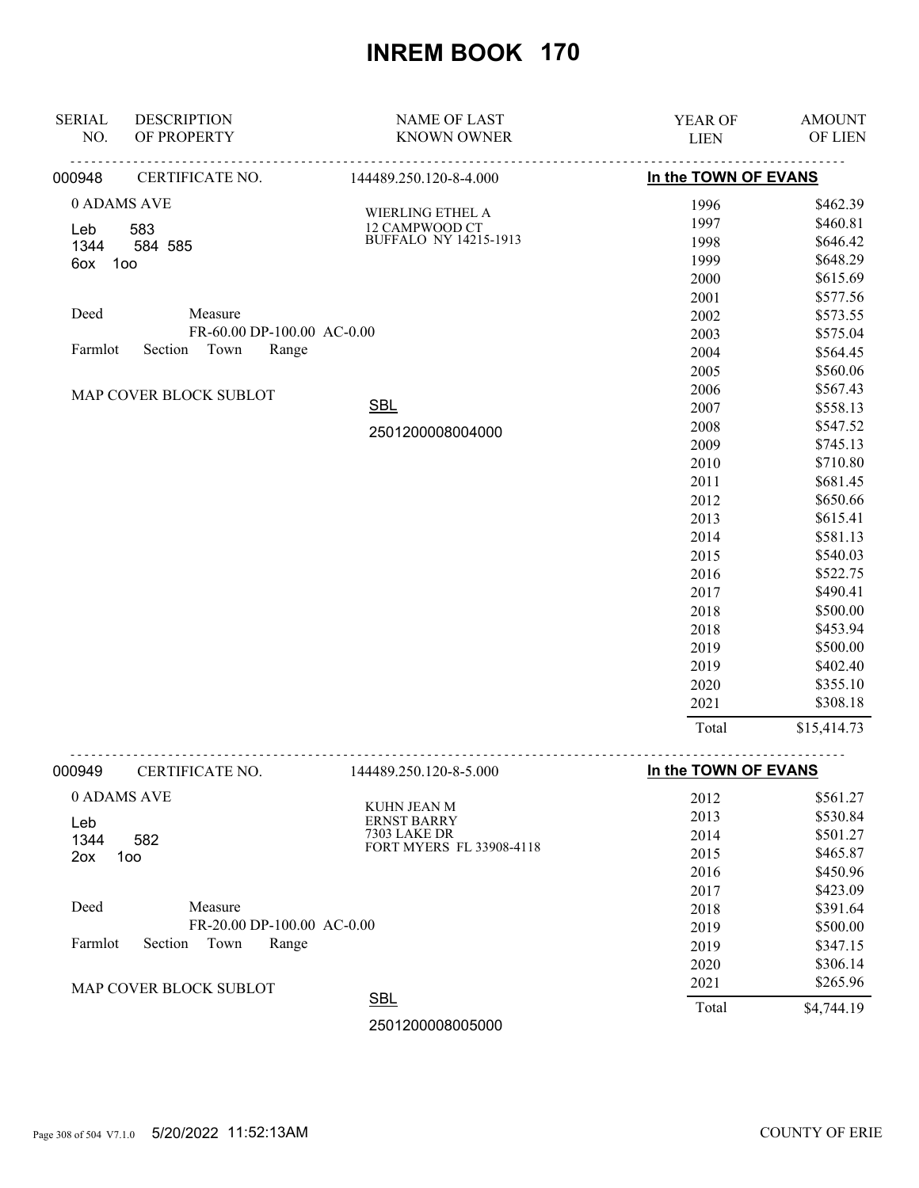# INREM BOOK 170

| SERIAL NO. | DESCRIPTION OF PROPERTY | NAME OF LAST KNOWN OWNER | YEAR OF LIEN | AMOUNT OF LIEN |
|---|---|---|---|---|

**000948** CERTIFICATE NO. 144489.250.120-8-4.000 — **In the TOWN OF EVANS**

0 ADAMS AVE
Leb 583
1344 584 585
6ox 1oo

Deed Measure
FR-60.00 DP-100.00 AC-0.00
Farmlot Section Town Range

MAP COVER BLOCK SUBLOT

WIERLING ETHEL A
12 CAMPWOOD CT
BUFFALO NY 14215-1913

SBL
2501200008004000

| YEAR OF LIEN | AMOUNT OF LIEN |
|---|---|
| 1996 | $462.39 |
| 1997 | $460.81 |
| 1998 | $646.42 |
| 1999 | $648.29 |
| 2000 | $615.69 |
| 2001 | $577.56 |
| 2002 | $573.55 |
| 2003 | $575.04 |
| 2004 | $564.45 |
| 2005 | $560.06 |
| 2006 | $567.43 |
| 2007 | $558.13 |
| 2008 | $547.52 |
| 2009 | $745.13 |
| 2010 | $710.80 |
| 2011 | $681.45 |
| 2012 | $650.66 |
| 2013 | $615.41 |
| 2014 | $581.13 |
| 2015 | $540.03 |
| 2016 | $522.75 |
| 2017 | $490.41 |
| 2018 | $500.00 |
| 2018 | $453.94 |
| 2019 | $500.00 |
| 2019 | $402.40 |
| 2020 | $355.10 |
| 2021 | $308.18 |
| Total | $15,414.73 |

**000949** CERTIFICATE NO. 144489.250.120-8-5.000 — **In the TOWN OF EVANS**

0 ADAMS AVE
Leb
1344 582
2ox 1oo

Deed Measure
FR-20.00 DP-100.00 AC-0.00
Farmlot Section Town Range

MAP COVER BLOCK SUBLOT

KUHN JEAN M
ERNST BARRY
7303 LAKE DR
FORT MYERS FL 33908-4118

SBL
2501200008005000

| YEAR OF LIEN | AMOUNT OF LIEN |
|---|---|
| 2012 | $561.27 |
| 2013 | $530.84 |
| 2014 | $501.27 |
| 2015 | $465.87 |
| 2016 | $450.96 |
| 2017 | $423.09 |
| 2018 | $391.64 |
| 2019 | $500.00 |
| 2019 | $347.15 |
| 2020 | $306.14 |
| 2021 | $265.96 |
| Total | $4,744.19 |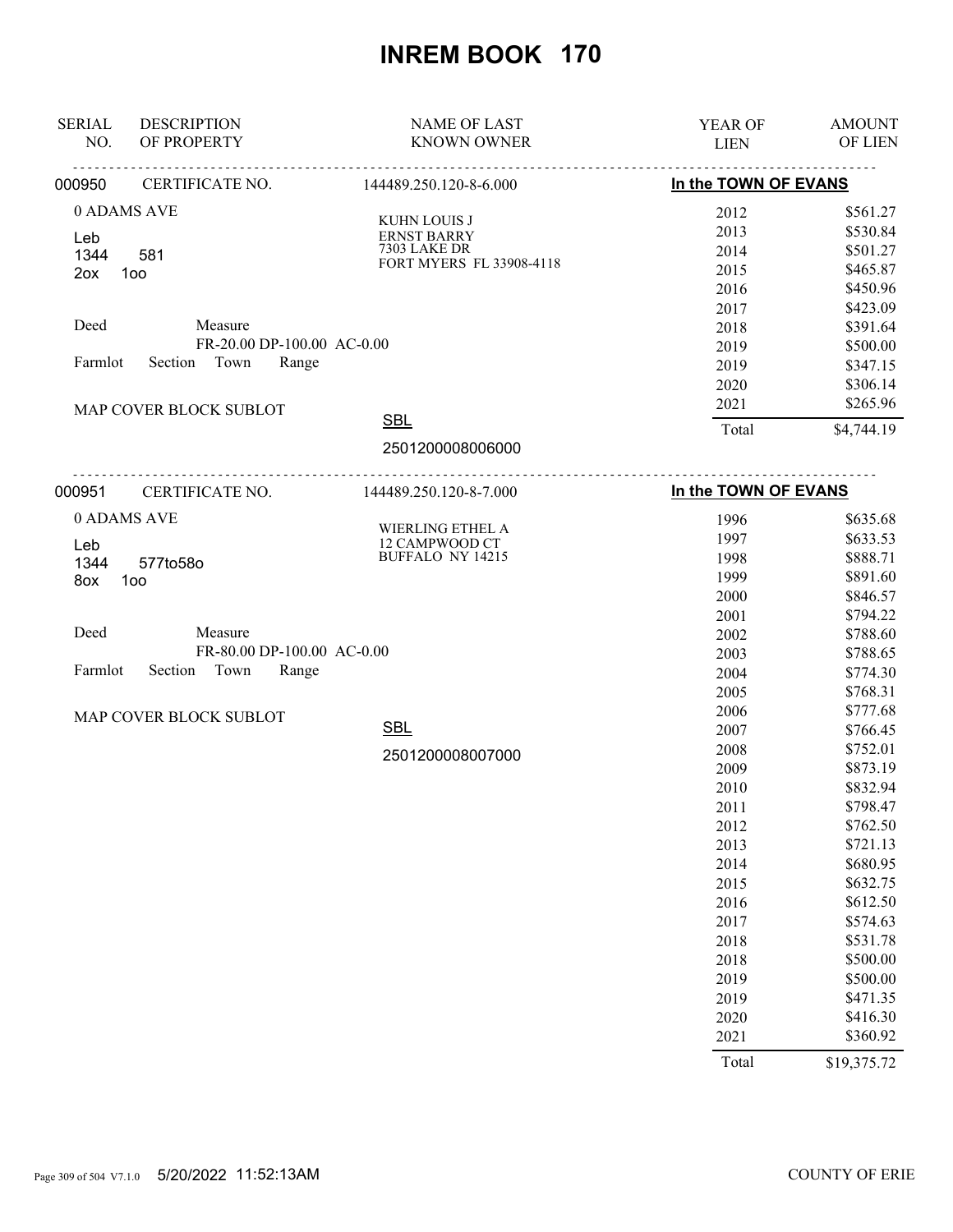# INREM BOOK 170

| SERIAL NO. | DESCRIPTION OF PROPERTY | NAME OF LAST KNOWN OWNER | YEAR OF LIEN | AMOUNT OF LIEN |
|---|---|---|---|---|

**000950** CERTIFICATE NO. 144489.250.120-8-6.000 — **In the TOWN OF EVANS**

0 ADAMS AVE
Leb
1344 581
2ox 1oo

Deed Measure
FR-20.00 DP-100.00 AC-0.00
Farmlot Section Town Range

MAP COVER BLOCK SUBLOT

KUHN LOUIS J
ERNST BARRY
7303 LAKE DR
FORT MYERS FL 33908-4118

SBL
2501200008006000

| YEAR OF LIEN | AMOUNT OF LIEN |
|---|---|
| 2012 | $561.27 |
| 2013 | $530.84 |
| 2014 | $501.27 |
| 2015 | $465.87 |
| 2016 | $450.96 |
| 2017 | $423.09 |
| 2018 | $391.64 |
| 2019 | $500.00 |
| 2019 | $347.15 |
| 2020 | $306.14 |
| 2021 | $265.96 |
| Total | $4,744.19 |

**000951** CERTIFICATE NO. 144489.250.120-8-7.000 — **In the TOWN OF EVANS**

0 ADAMS AVE
Leb
1344 577to58o
8ox 1oo

Deed Measure
FR-80.00 DP-100.00 AC-0.00
Farmlot Section Town Range

MAP COVER BLOCK SUBLOT

WIERLING ETHEL A
12 CAMPWOOD CT
BUFFALO NY 14215

SBL
2501200008007000

| YEAR OF LIEN | AMOUNT OF LIEN |
|---|---|
| 1996 | $635.68 |
| 1997 | $633.53 |
| 1998 | $888.71 |
| 1999 | $891.60 |
| 2000 | $846.57 |
| 2001 | $794.22 |
| 2002 | $788.60 |
| 2003 | $788.65 |
| 2004 | $774.30 |
| 2005 | $768.31 |
| 2006 | $777.68 |
| 2007 | $766.45 |
| 2008 | $752.01 |
| 2009 | $873.19 |
| 2010 | $832.94 |
| 2011 | $798.47 |
| 2012 | $762.50 |
| 2013 | $721.13 |
| 2014 | $680.95 |
| 2015 | $632.75 |
| 2016 | $612.50 |
| 2017 | $574.63 |
| 2018 | $531.78 |
| 2018 | $500.00 |
| 2019 | $500.00 |
| 2019 | $471.35 |
| 2020 | $416.30 |
| 2021 | $360.92 |
| Total | $19,375.72 |

5/20/2022 11:52:13AM COUNTY OF ERIE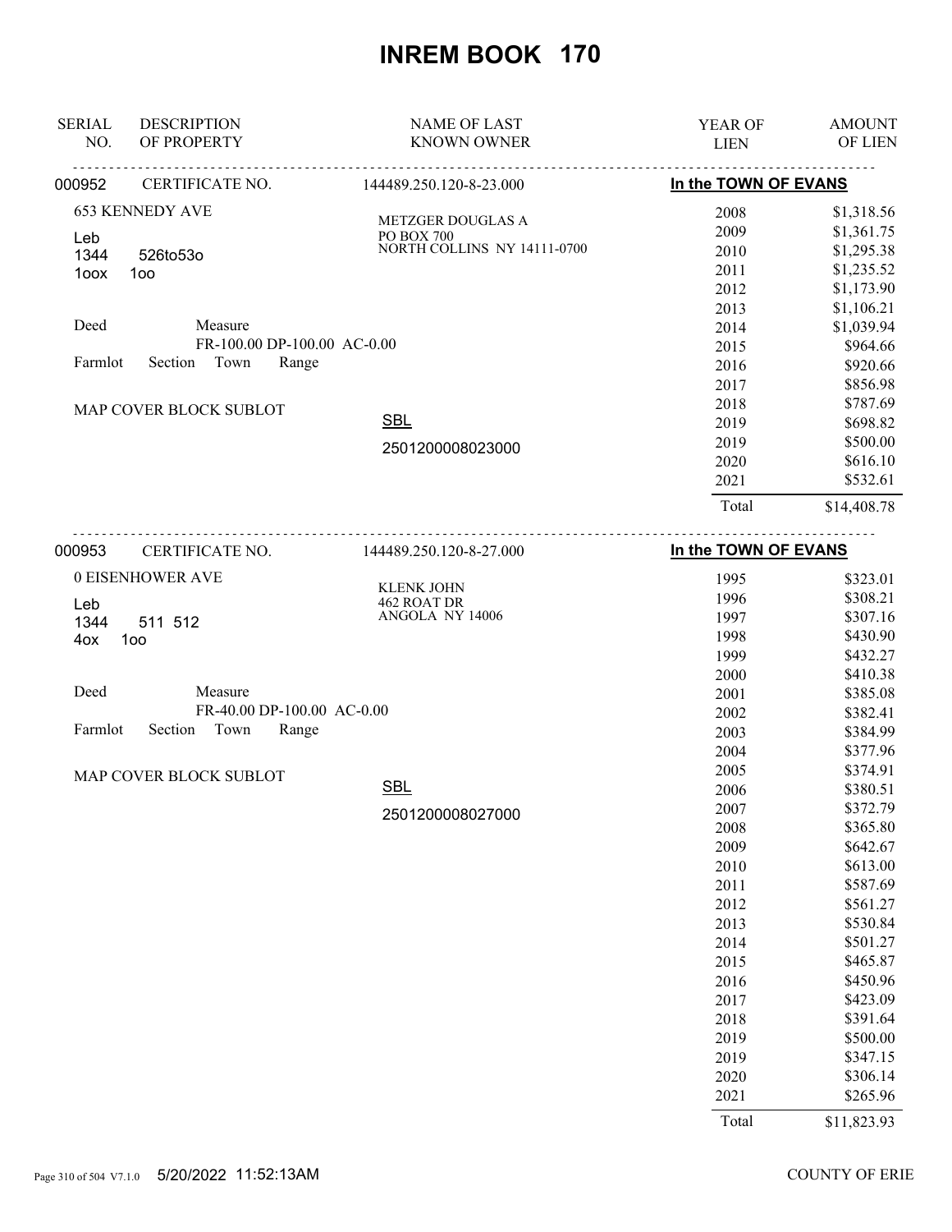# INREM BOOK 170

| SERIAL NO. | DESCRIPTION OF PROPERTY | NAME OF LAST KNOWN OWNER | YEAR OF LIEN | AMOUNT OF LIEN |
|---|---|---|---|---|

## 000952 CERTIFICATE NO. 144489.250.120-8-23.000 — In the TOWN OF EVANS

653 KENNEDY AVE
Leb
1344 526to53o
1oox 1oo

Deed Measure
FR-100.00 DP-100.00 AC-0.00
Farmlot Section Town Range

MAP COVER BLOCK SUBLOT

METZGER DOUGLAS A
PO BOX 700
NORTH COLLINS NY 14111-0700

SBL
2501200008023000

| YEAR OF LIEN | AMOUNT OF LIEN |
|---|---|
| 2008 | $1,318.56 |
| 2009 | $1,361.75 |
| 2010 | $1,295.38 |
| 2011 | $1,235.52 |
| 2012 | $1,173.90 |
| 2013 | $1,106.21 |
| 2014 | $1,039.94 |
| 2015 | $964.66 |
| 2016 | $920.66 |
| 2017 | $856.98 |
| 2018 | $787.69 |
| 2019 | $698.82 |
| 2019 | $500.00 |
| 2020 | $616.10 |
| 2021 | $532.61 |
| Total | $14,408.78 |

## 000953 CERTIFICATE NO. 144489.250.120-8-27.000 — In the TOWN OF EVANS

0 EISENHOWER AVE
Leb
1344 511 512
4ox 1oo

Deed Measure
FR-40.00 DP-100.00 AC-0.00
Farmlot Section Town Range

MAP COVER BLOCK SUBLOT

KLENK JOHN
462 ROAT DR
ANGOLA NY 14006

SBL
2501200008027000

| YEAR OF LIEN | AMOUNT OF LIEN |
|---|---|
| 1995 | $323.01 |
| 1996 | $308.21 |
| 1997 | $307.16 |
| 1998 | $430.90 |
| 1999 | $432.27 |
| 2000 | $410.38 |
| 2001 | $385.08 |
| 2002 | $382.41 |
| 2003 | $384.99 |
| 2004 | $377.96 |
| 2005 | $374.91 |
| 2006 | $380.51 |
| 2007 | $372.79 |
| 2008 | $365.80 |
| 2009 | $642.67 |
| 2010 | $613.00 |
| 2011 | $587.69 |
| 2012 | $561.27 |
| 2013 | $530.84 |
| 2014 | $501.27 |
| 2015 | $465.87 |
| 2016 | $450.96 |
| 2017 | $423.09 |
| 2018 | $391.64 |
| 2019 | $500.00 |
| 2019 | $347.15 |
| 2020 | $306.14 |
| 2021 | $265.96 |
| Total | $11,823.93 |

5/20/2022 11:52:13AM COUNTY OF ERIE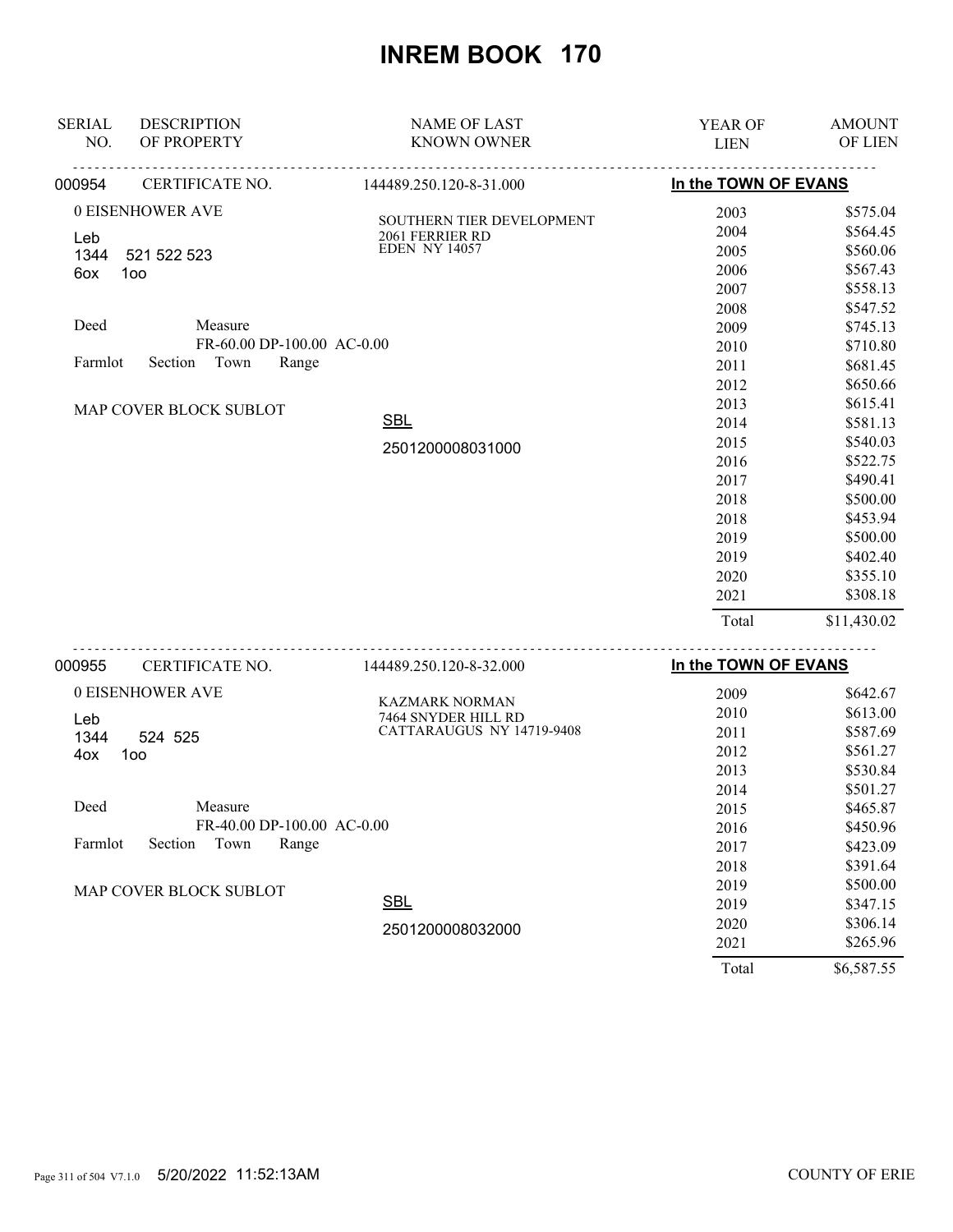# INREM BOOK 170

| SERIAL NO. | DESCRIPTION OF PROPERTY | NAME OF LAST KNOWN OWNER | YEAR OF LIEN | AMOUNT OF LIEN |
|---|---|---|---|---|
| 000954 | CERTIFICATE NO. | 144489.250.120-8-31.000 | In the TOWN OF EVANS | |
| | 0 EISENHOWER AVE | SOUTHERN TIER DEVELOPMENT | 2003 | $575.04 |
| | Leb | 2061 FERRIER RD | 2004 | $564.45 |
| | 1344 521 522 523 | EDEN NY 14057 | 2005 | $560.06 |
| | 6ox 1oo | | 2006 | $567.43 |
| | | | 2007 | $558.13 |
| | | | 2008 | $547.52 |
| | Deed Measure | | 2009 | $745.13 |
| | FR-60.00 DP-100.00 AC-0.00 | | 2010 | $710.80 |
| | Farmlot Section Town Range | | 2011 | $681.45 |
| | | | 2012 | $650.66 |
| | MAP COVER BLOCK SUBLOT | | 2013 | $615.41 |
| | | SBL | 2014 | $581.13 |
| | | 2501200008031000 | 2015 | $540.03 |
| | | | 2016 | $522.75 |
| | | | 2017 | $490.41 |
| | | | 2018 | $500.00 |
| | | | 2018 | $453.94 |
| | | | 2019 | $500.00 |
| | | | 2019 | $402.40 |
| | | | 2020 | $355.10 |
| | | | 2021 | $308.18 |
| | | | Total | $11,430.02 |

| SERIAL NO. | DESCRIPTION OF PROPERTY | NAME OF LAST KNOWN OWNER | YEAR OF LIEN | AMOUNT OF LIEN |
|---|---|---|---|---|
| 000955 | CERTIFICATE NO. | 144489.250.120-8-32.000 | In the TOWN OF EVANS | |
| | 0 EISENHOWER AVE | KAZMARK NORMAN | 2009 | $642.67 |
| | Leb | 7464 SNYDER HILL RD | 2010 | $613.00 |
| | 1344 524 525 | CATTARAUGUS NY 14719-9408 | 2011 | $587.69 |
| | 4ox 1oo | | 2012 | $561.27 |
| | | | 2013 | $530.84 |
| | | | 2014 | $501.27 |
| | Deed Measure | | 2015 | $465.87 |
| | FR-40.00 DP-100.00 AC-0.00 | | 2016 | $450.96 |
| | Farmlot Section Town Range | | 2017 | $423.09 |
| | | | 2018 | $391.64 |
| | MAP COVER BLOCK SUBLOT | | 2019 | $500.00 |
| | | SBL | 2019 | $347.15 |
| | | 2501200008032000 | 2020 | $306.14 |
| | | | 2021 | $265.96 |
| | | | Total | $6,587.55 |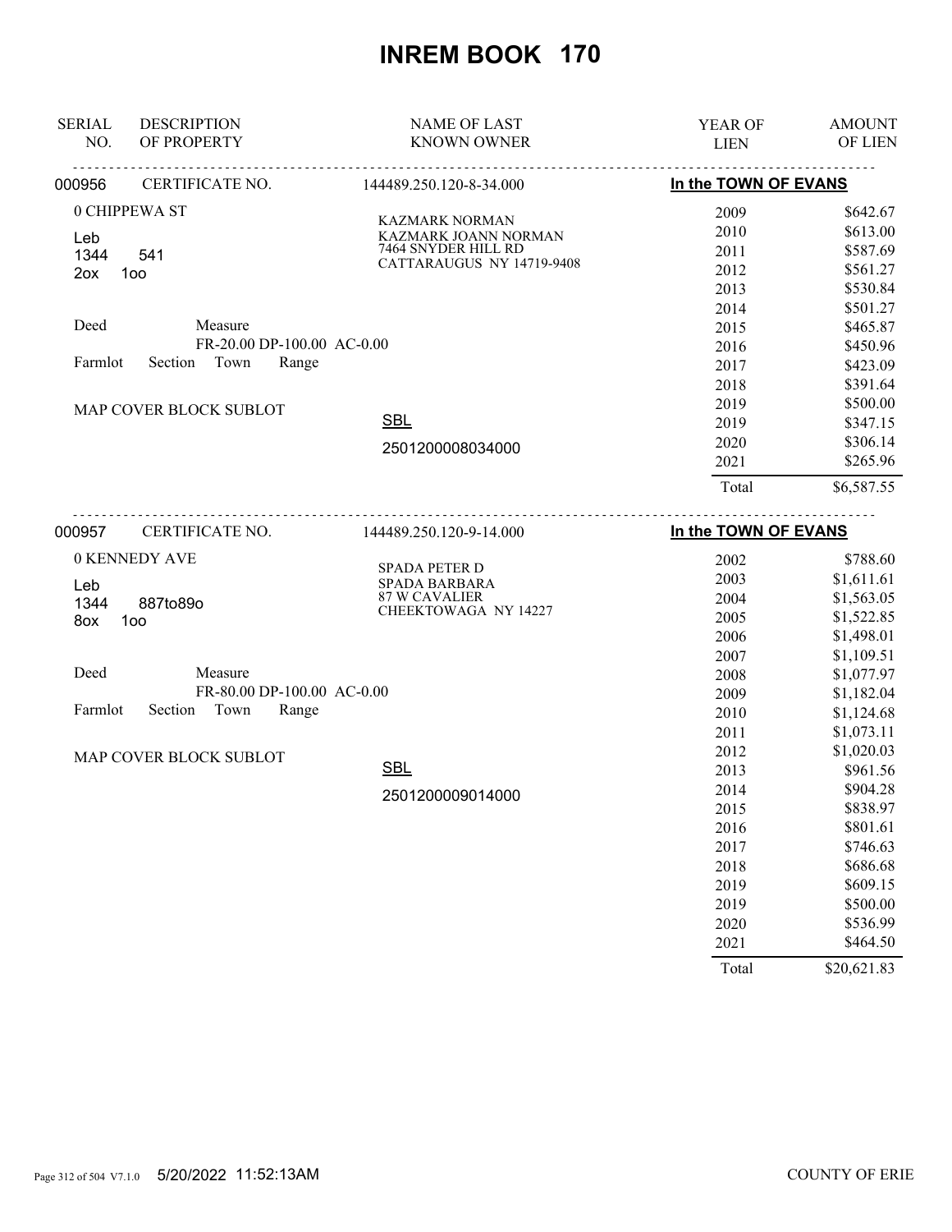# INREM BOOK 170

| SERIAL NO. | DESCRIPTION OF PROPERTY | NAME OF LAST KNOWN OWNER | YEAR OF LIEN | AMOUNT OF LIEN |
|---|---|---|---|---|
| 000956 | CERTIFICATE NO. | 144489.250.120-8-34.000 | In the TOWN OF EVANS | |
| | 0 CHIPPEWA ST | KAZMARK NORMAN | 2009 | $642.67 |
| | Leb | KAZMARK JOANN NORMAN | 2010 | $613.00 |
| | 1344 541 | 7464 SNYDER HILL RD | 2011 | $587.69 |
| | 2ox 1oo | CATTARAUGUS NY 14719-9408 | 2012 | $561.27 |
| | | | 2013 | $530.84 |
| | | | 2014 | $501.27 |
| | Deed Measure | | 2015 | $465.87 |
| | FR-20.00 DP-100.00 AC-0.00 | | 2016 | $450.96 |
| | Farmlot Section Town Range | | 2017 | $423.09 |
| | | | 2018 | $391.64 |
| | MAP COVER BLOCK SUBLOT | | 2019 | $500.00 |
| | | SBL | 2019 | $347.15 |
| | | 2501200008034000 | 2020 | $306.14 |
| | | | 2021 | $265.96 |
| | | | Total | $6,587.55 |
| 000957 | CERTIFICATE NO. | 144489.250.120-9-14.000 | In the TOWN OF EVANS | |
| | 0 KENNEDY AVE | SPADA PETER D | 2002 | $788.60 |
| | Leb | SPADA BARBARA | 2003 | $1,611.61 |
| | 1344 887to89o | 87 W CAVALIER | 2004 | $1,563.05 |
| | 8ox 1oo | CHEEKTOWAGA NY 14227 | 2005 | $1,522.85 |
| | | | 2006 | $1,498.01 |
| | | | 2007 | $1,109.51 |
| | Deed Measure | | 2008 | $1,077.97 |
| | FR-80.00 DP-100.00 AC-0.00 | | 2009 | $1,182.04 |
| | Farmlot Section Town Range | | 2010 | $1,124.68 |
| | | | 2011 | $1,073.11 |
| | MAP COVER BLOCK SUBLOT | | 2012 | $1,020.03 |
| | | SBL | 2013 | $961.56 |
| | | 2501200009014000 | 2014 | $904.28 |
| | | | 2015 | $838.97 |
| | | | 2016 | $801.61 |
| | | | 2017 | $746.63 |
| | | | 2018 | $686.68 |
| | | | 2019 | $609.15 |
| | | | 2019 | $500.00 |
| | | | 2020 | $536.99 |
| | | | 2021 | $464.50 |
| | | | Total | $20,621.83 |

5/20/2022 11:52:13AM COUNTY OF ERIE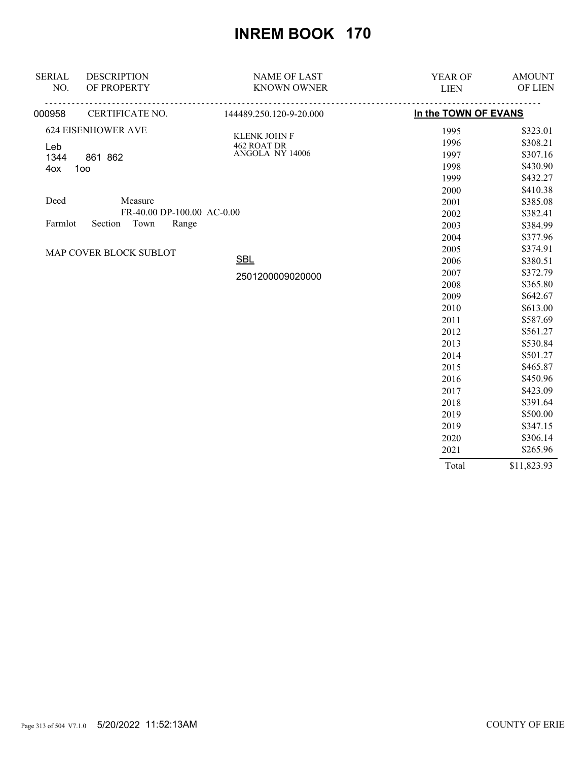# INREM BOOK 170

| SERIAL NO. | DESCRIPTION OF PROPERTY | NAME OF LAST KNOWN OWNER | YEAR OF LIEN | AMOUNT OF LIEN |
|---|---|---|---|---|
| 000958 | CERTIFICATE NO. | 144489.250.120-9-20.000 | In the TOWN OF EVANS | |
| | 624 EISENHOWER AVE | KLENK JOHN F<br>462 ROAT DR<br>ANGOLA NY 14006 | 1995 | $323.01 |
| | Leb | | 1996 | $308.21 |
| | 1344 861 862 | | 1997 | $307.16 |
| | 4ox 1oo | | 1998 | $430.90 |
| | | | 1999 | $432.27 |
| | | | 2000 | $410.38 |
| | Deed Measure | | 2001 | $385.08 |
| | FR-40.00 DP-100.00 AC-0.00 | | 2002 | $382.41 |
| | Farmlot Section Town Range | | 2003 | $384.99 |
| | | | 2004 | $377.96 |
| | MAP COVER BLOCK SUBLOT | | 2005 | $374.91 |
| | | SBL | 2006 | $380.51 |
| | | 2501200009020000 | 2007 | $372.79 |
| | | | 2008 | $365.80 |
| | | | 2009 | $642.67 |
| | | | 2010 | $613.00 |
| | | | 2011 | $587.69 |
| | | | 2012 | $561.27 |
| | | | 2013 | $530.84 |
| | | | 2014 | $501.27 |
| | | | 2015 | $465.87 |
| | | | 2016 | $450.96 |
| | | | 2017 | $423.09 |
| | | | 2018 | $391.64 |
| | | | 2019 | $500.00 |
| | | | 2019 | $347.15 |
| | | | 2020 | $306.14 |
| | | | 2021 | $265.96 |
| | | | Total | $11,823.93 |

5/20/2022 11:52:13AM COUNTY OF ERIE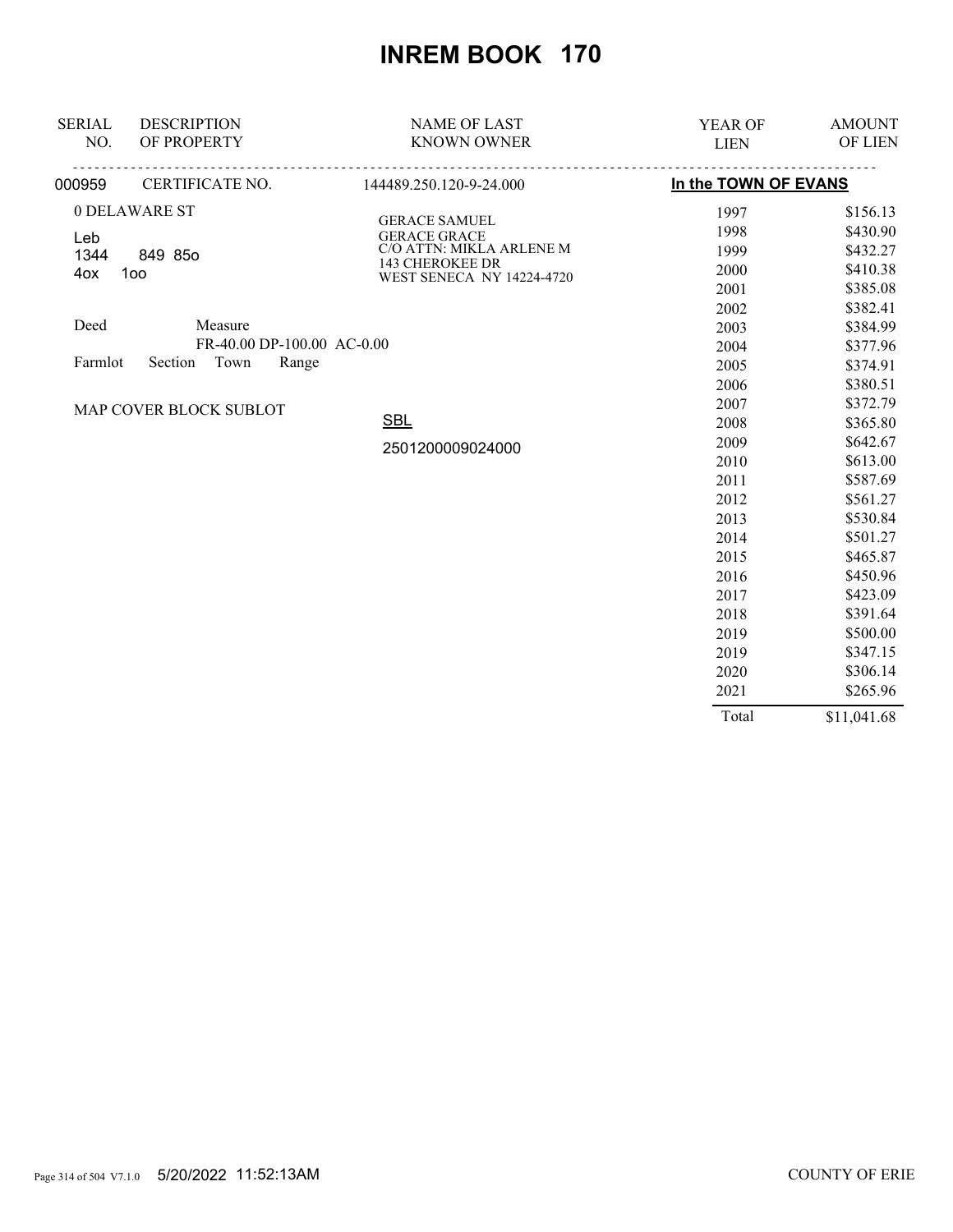# INREM BOOK 170

| SERIAL NO. | DESCRIPTION OF PROPERTY | NAME OF LAST KNOWN OWNER | YEAR OF LIEN | AMOUNT OF LIEN |
|---|---|---|---|---|
| 000959 | CERTIFICATE NO. | 144489.250.120-9-24.000 | In the TOWN OF EVANS | |
| | 0 DELAWARE ST | GERACE SAMUEL | 1997 | $156.13 |
| | Leb | GERACE GRACE | 1998 | $430.90 |
| | 1344 849 85o | C/O ATTN: MIKLA ARLENE M | 1999 | $432.27 |
| | 4ox 1oo | 143 CHEROKEE DR | 2000 | $410.38 |
| | | WEST SENECA NY 14224-4720 | 2001 | $385.08 |
| | | | 2002 | $382.41 |
| | Deed Measure | | 2003 | $384.99 |
| | FR-40.00 DP-100.00 AC-0.00 | | 2004 | $377.96 |
| | Farmlot Section Town Range | | 2005 | $374.91 |
| | | | 2006 | $380.51 |
| | MAP COVER BLOCK SUBLOT | | 2007 | $372.79 |
| | | SBL | 2008 | $365.80 |
| | | 2501200009024000 | 2009 | $642.67 |
| | | | 2010 | $613.00 |
| | | | 2011 | $587.69 |
| | | | 2012 | $561.27 |
| | | | 2013 | $530.84 |
| | | | 2014 | $501.27 |
| | | | 2015 | $465.87 |
| | | | 2016 | $450.96 |
| | | | 2017 | $423.09 |
| | | | 2018 | $391.64 |
| | | | 2019 | $500.00 |
| | | | 2019 | $347.15 |
| | | | 2020 | $306.14 |
| | | | 2021 | $265.96 |
| | | | Total | $11,041.68 |

5/20/2022 11:52:13AM COUNTY OF ERIE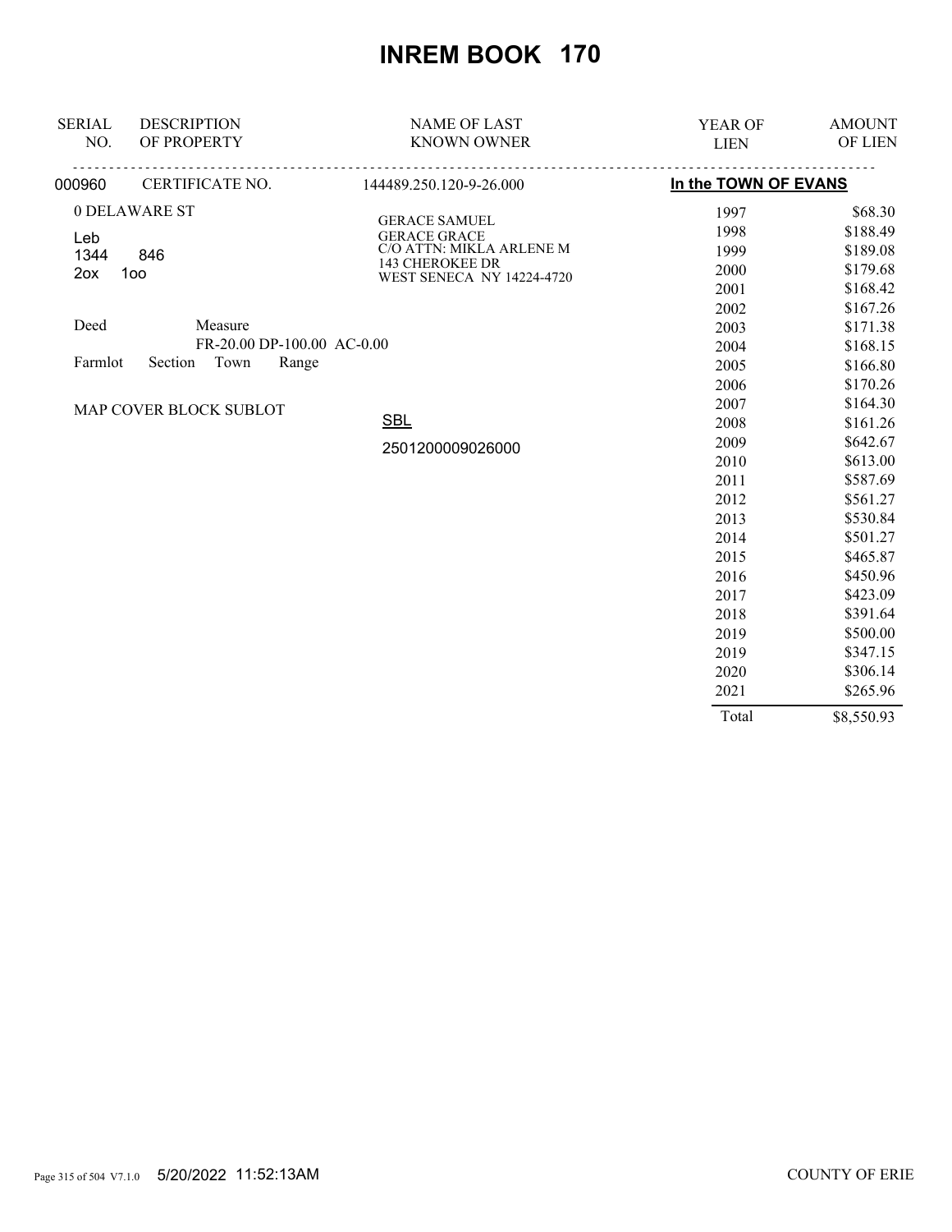# INREM BOOK 170

| SERIAL NO. | DESCRIPTION OF PROPERTY | NAME OF LAST KNOWN OWNER | YEAR OF LIEN | AMOUNT OF LIEN |
|---|---|---|---|---|
| 000960 | CERTIFICATE NO. | 144489.250.120-9-26.000 | **In the TOWN OF EVANS** | |

0 DELAWARE ST

Leb
1344 846
2ox 1oo

Deed Measure
FR-20.00 DP-100.00 AC-0.00
Farmlot Section Town Range

MAP COVER BLOCK SUBLOT

GERACE SAMUEL
GERACE GRACE
C/O ATTN: MIKLA ARLENE M
143 CHEROKEE DR
WEST SENECA NY 14224-4720

SBL
2501200009026000

| YEAR OF LIEN | AMOUNT OF LIEN |
|---|---|
| 1997 | $68.30 |
| 1998 | $188.49 |
| 1999 | $189.08 |
| 2000 | $179.68 |
| 2001 | $168.42 |
| 2002 | $167.26 |
| 2003 | $171.38 |
| 2004 | $168.15 |
| 2005 | $166.80 |
| 2006 | $170.26 |
| 2007 | $164.30 |
| 2008 | $161.26 |
| 2009 | $642.67 |
| 2010 | $613.00 |
| 2011 | $587.69 |
| 2012 | $561.27 |
| 2013 | $530.84 |
| 2014 | $501.27 |
| 2015 | $465.87 |
| 2016 | $450.96 |
| 2017 | $423.09 |
| 2018 | $391.64 |
| 2019 | $500.00 |
| 2019 | $347.15 |
| 2020 | $306.14 |
| 2021 | $265.96 |
| Total | $8,550.93 |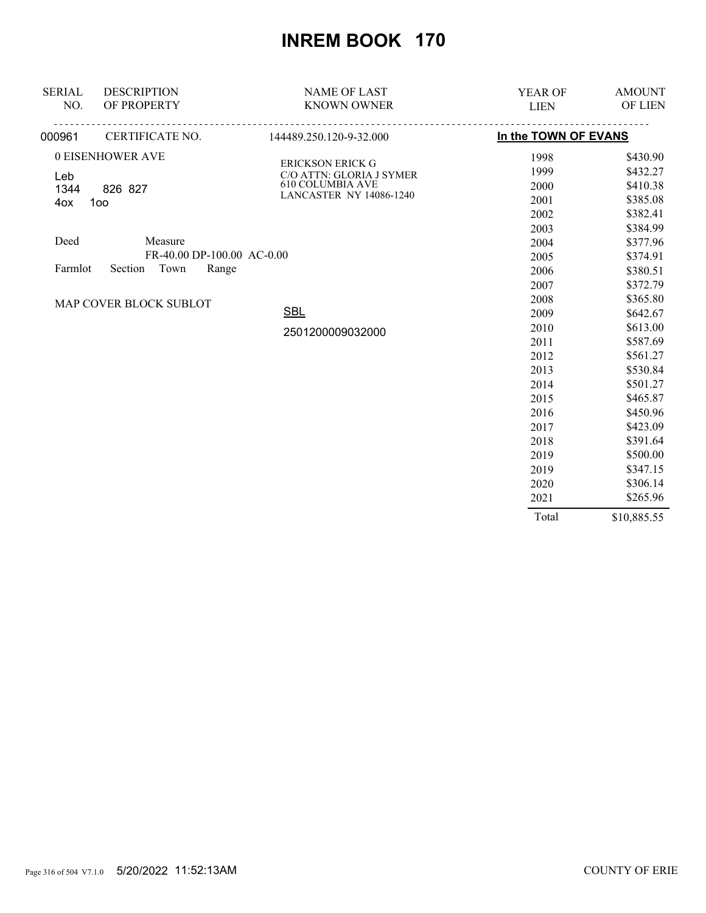# INREM BOOK 170

| SERIAL NO. | DESCRIPTION OF PROPERTY | NAME OF LAST KNOWN OWNER | YEAR OF LIEN | AMOUNT OF LIEN |
|---|---|---|---|---|
| 000961 | CERTIFICATE NO. | 144489.250.120-9-32.000 | **In the TOWN OF EVANS** | |

0 EISENHOWER AVE

Leb
1344 826 827
4ox 1oo

ERICKSON ERICK G
C/O ATTN: GLORIA J SYMER
610 COLUMBIA AVE
LANCASTER NY 14086-1240

Deed Measure
FR-40.00 DP-100.00 AC-0.00

Farmlot Section Town Range

MAP COVER BLOCK SUBLOT

SBL
2501200009032000

| YEAR OF LIEN | AMOUNT OF LIEN |
|---|---|
| 1998 | $430.90 |
| 1999 | $432.27 |
| 2000 | $410.38 |
| 2001 | $385.08 |
| 2002 | $382.41 |
| 2003 | $384.99 |
| 2004 | $377.96 |
| 2005 | $374.91 |
| 2006 | $380.51 |
| 2007 | $372.79 |
| 2008 | $365.80 |
| 2009 | $642.67 |
| 2010 | $613.00 |
| 2011 | $587.69 |
| 2012 | $561.27 |
| 2013 | $530.84 |
| 2014 | $501.27 |
| 2015 | $465.87 |
| 2016 | $450.96 |
| 2017 | $423.09 |
| 2018 | $391.64 |
| 2019 | $500.00 |
| 2019 | $347.15 |
| 2020 | $306.14 |
| 2021 | $265.96 |
| Total | $10,885.55 |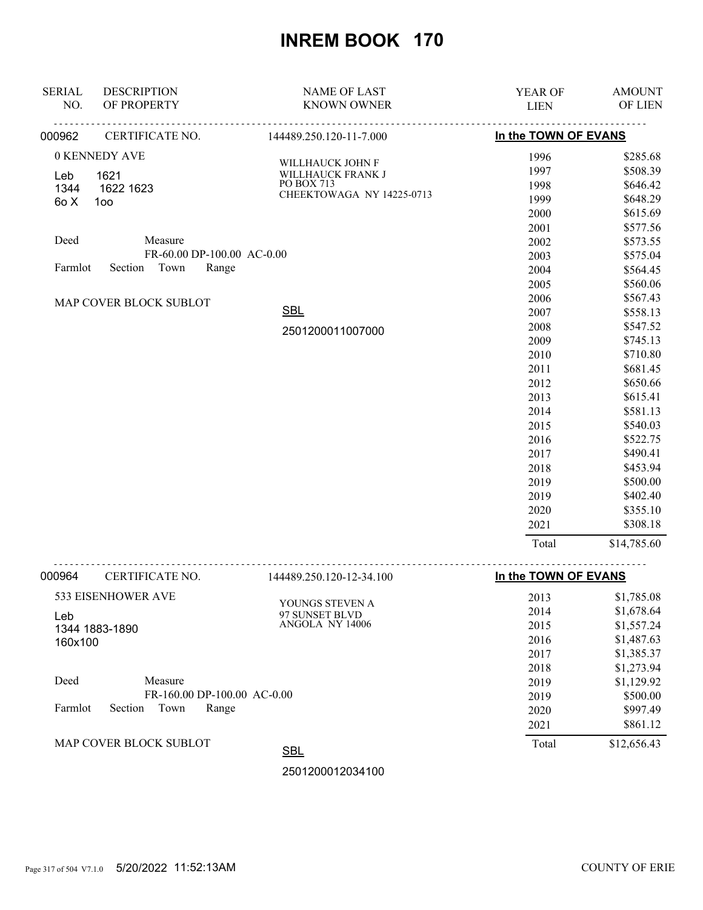# INREM BOOK 170

| SERIAL NO. | DESCRIPTION OF PROPERTY | NAME OF LAST KNOWN OWNER | YEAR OF LIEN | AMOUNT OF LIEN |
|---|---|---|---|---|

## 000962 CERTIFICATE NO. 144489.250.120-11-7.000 — In the TOWN OF EVANS

0 KENNEDY AVE

Leb 1621
1344 1622 1623
6o X 1oo

Deed Measure
FR-60.00 DP-100.00 AC-0.00
Farmlot Section Town Range

MAP COVER BLOCK SUBLOT

WILLHAUCK JOHN F
WILLHAUCK FRANK J
PO BOX 713
CHEEKTOWAGA NY 14225-0713

SBL
2501200011007000

| YEAR OF LIEN | AMOUNT OF LIEN |
|---|---|
| 1996 | $285.68 |
| 1997 | $508.39 |
| 1998 | $646.42 |
| 1999 | $648.29 |
| 2000 | $615.69 |
| 2001 | $577.56 |
| 2002 | $573.55 |
| 2003 | $575.04 |
| 2004 | $564.45 |
| 2005 | $560.06 |
| 2006 | $567.43 |
| 2007 | $558.13 |
| 2008 | $547.52 |
| 2009 | $745.13 |
| 2010 | $710.80 |
| 2011 | $681.45 |
| 2012 | $650.66 |
| 2013 | $615.41 |
| 2014 | $581.13 |
| 2015 | $540.03 |
| 2016 | $522.75 |
| 2017 | $490.41 |
| 2018 | $453.94 |
| 2019 | $500.00 |
| 2019 | $402.40 |
| 2020 | $355.10 |
| 2021 | $308.18 |
| Total | $14,785.60 |

## 000964 CERTIFICATE NO. 144489.250.120-12-34.100 — In the TOWN OF EVANS

533 EISENHOWER AVE

Leb
1344 1883-1890
160x100

Deed Measure
FR-160.00 DP-100.00 AC-0.00
Farmlot Section Town Range

MAP COVER BLOCK SUBLOT

YOUNGS STEVEN A
97 SUNSET BLVD
ANGOLA NY 14006

SBL
2501200012034100

| YEAR OF LIEN | AMOUNT OF LIEN |
|---|---|
| 2013 | $1,785.08 |
| 2014 | $1,678.64 |
| 2015 | $1,557.24 |
| 2016 | $1,487.63 |
| 2017 | $1,385.37 |
| 2018 | $1,273.94 |
| 2019 | $1,129.92 |
| 2019 | $500.00 |
| 2020 | $997.49 |
| 2021 | $861.12 |
| Total | $12,656.43 |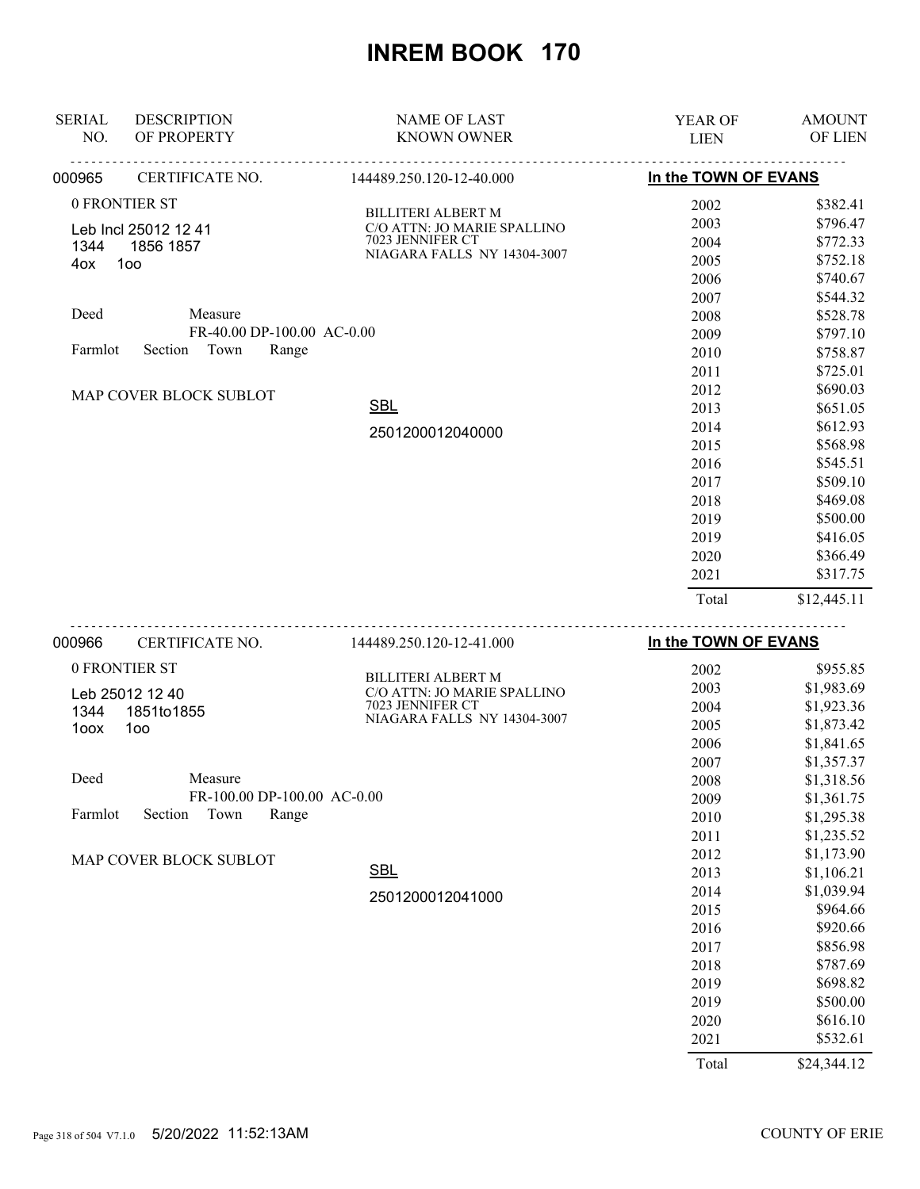# INREM BOOK 170

| SERIAL NO. | DESCRIPTION OF PROPERTY | NAME OF LAST KNOWN OWNER | YEAR OF LIEN | AMOUNT OF LIEN |
|---|---|---|---|---|

---

**000965** CERTIFICATE NO. 144489.250.120-12-40.000 — **In the TOWN OF EVANS**

0 FRONTIER ST
Leb Incl 25012 12 41
1344 1856 1857
4ox 1oo

Deed Measure
FR-40.00 DP-100.00 AC-0.00
Farmlot Section Town Range

MAP COVER BLOCK SUBLOT

BILLITERI ALBERT M
C/O ATTN: JO MARIE SPALLINO
7023 JENNIFER CT
NIAGARA FALLS NY 14304-3007

SBL
2501200012040000

| YEAR OF LIEN | AMOUNT OF LIEN |
|---|---|
| 2002 | $382.41 |
| 2003 | $796.47 |
| 2004 | $772.33 |
| 2005 | $752.18 |
| 2006 | $740.67 |
| 2007 | $544.32 |
| 2008 | $528.78 |
| 2009 | $797.10 |
| 2010 | $758.87 |
| 2011 | $725.01 |
| 2012 | $690.03 |
| 2013 | $651.05 |
| 2014 | $612.93 |
| 2015 | $568.98 |
| 2016 | $545.51 |
| 2017 | $509.10 |
| 2018 | $469.08 |
| 2019 | $500.00 |
| 2019 | $416.05 |
| 2020 | $366.49 |
| 2021 | $317.75 |
| Total | $12,445.11 |

---

**000966** CERTIFICATE NO. 144489.250.120-12-41.000 — **In the TOWN OF EVANS**

0 FRONTIER ST
Leb 25012 12 40
1344 1851to1855
1oox 1oo

Deed Measure
FR-100.00 DP-100.00 AC-0.00
Farmlot Section Town Range

MAP COVER BLOCK SUBLOT

BILLITERI ALBERT M
C/O ATTN: JO MARIE SPALLINO
7023 JENNIFER CT
NIAGARA FALLS NY 14304-3007

SBL
2501200012041000

| YEAR OF LIEN | AMOUNT OF LIEN |
|---|---|
| 2002 | $955.85 |
| 2003 | $1,983.69 |
| 2004 | $1,923.36 |
| 2005 | $1,873.42 |
| 2006 | $1,841.65 |
| 2007 | $1,357.37 |
| 2008 | $1,318.56 |
| 2009 | $1,361.75 |
| 2010 | $1,295.38 |
| 2011 | $1,235.52 |
| 2012 | $1,173.90 |
| 2013 | $1,106.21 |
| 2014 | $1,039.94 |
| 2015 | $964.66 |
| 2016 | $920.66 |
| 2017 | $856.98 |
| 2018 | $787.69 |
| 2019 | $698.82 |
| 2019 | $500.00 |
| 2020 | $616.10 |
| 2021 | $532.61 |
| Total | $24,344.12 |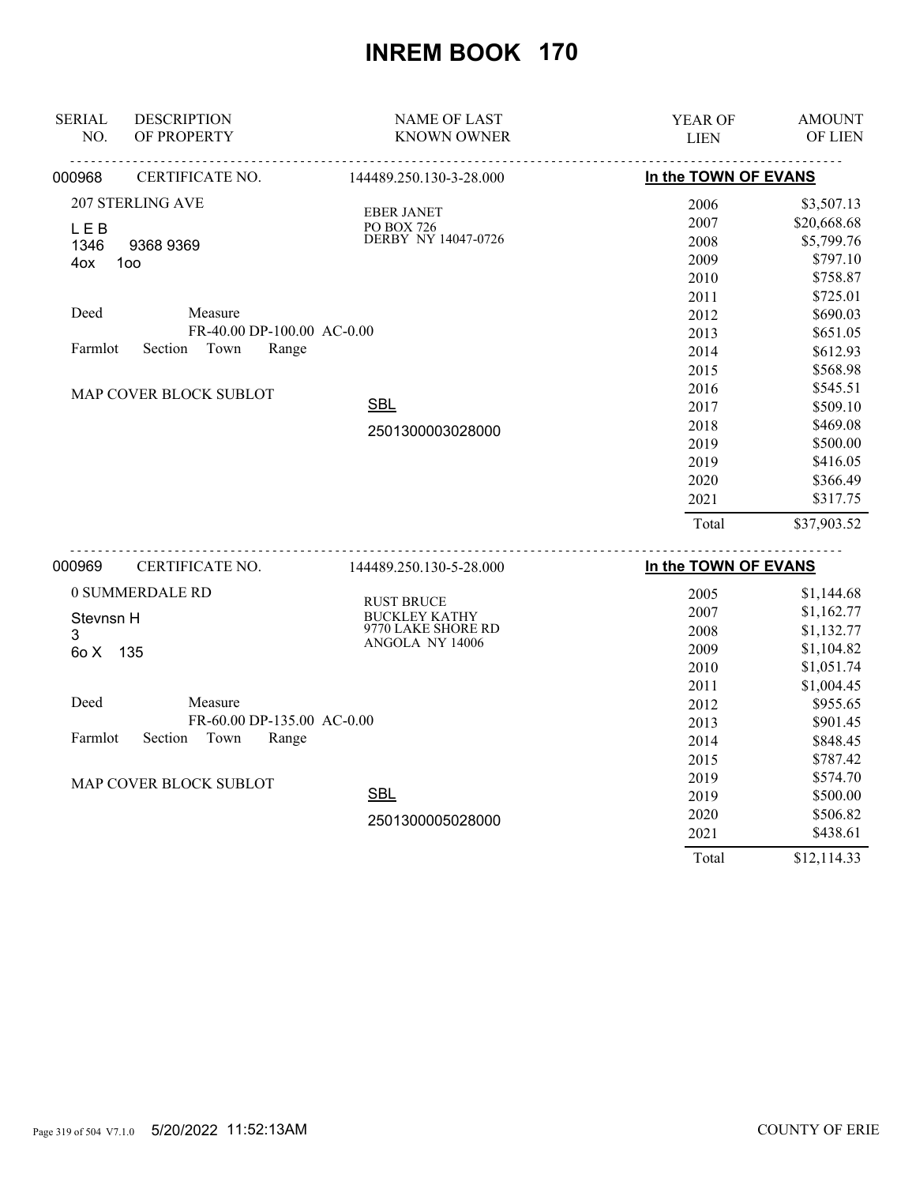# INREM BOOK 170

| SERIAL NO. | DESCRIPTION OF PROPERTY | NAME OF LAST KNOWN OWNER | YEAR OF LIEN | AMOUNT OF LIEN |
|---|---|---|---|---|
| 000968 | CERTIFICATE NO. | 144489.250.130-3-28.000 | In the TOWN OF EVANS | |
| | 207 STERLING AVE | EBER JANET | 2006 | $3,507.13 |
| | L E B | PO BOX 726 | 2007 | $20,668.68 |
| | 1346 9368 9369 | DERBY NY 14047-0726 | 2008 | $5,799.76 |
| | 4ox 1oo | | 2009 | $797.10 |
| | | | 2010 | $758.87 |
| | | | 2011 | $725.01 |
| | Deed Measure | | 2012 | $690.03 |
| | FR-40.00 DP-100.00 AC-0.00 | | 2013 | $651.05 |
| | Farmlot Section Town Range | | 2014 | $612.93 |
| | | | 2015 | $568.98 |
| | MAP COVER BLOCK SUBLOT | | 2016 | $545.51 |
| | | SBL | 2017 | $509.10 |
| | | 2501300003028000 | 2018 | $469.08 |
| | | | 2019 | $500.00 |
| | | | 2019 | $416.05 |
| | | | 2020 | $366.49 |
| | | | 2021 | $317.75 |
| | | | Total | $37,903.52 |

| SERIAL NO. | DESCRIPTION OF PROPERTY | NAME OF LAST KNOWN OWNER | YEAR OF LIEN | AMOUNT OF LIEN |
|---|---|---|---|---|
| 000969 | CERTIFICATE NO. | 144489.250.130-5-28.000 | In the TOWN OF EVANS | |
| | 0 SUMMERDALE RD | RUST BRUCE | 2005 | $1,144.68 |
| | Stevnsn H | BUCKLEY KATHY | 2007 | $1,162.77 |
| | 3 | 9770 LAKE SHORE RD | 2008 | $1,132.77 |
| | 6o X 135 | ANGOLA NY 14006 | 2009 | $1,104.82 |
| | | | 2010 | $1,051.74 |
| | | | 2011 | $1,004.45 |
| | Deed Measure | | 2012 | $955.65 |
| | FR-60.00 DP-135.00 AC-0.00 | | 2013 | $901.45 |
| | Farmlot Section Town Range | | 2014 | $848.45 |
| | | | 2015 | $787.42 |
| | MAP COVER BLOCK SUBLOT | | 2019 | $574.70 |
| | | SBL | 2019 | $500.00 |
| | | 2501300005028000 | 2020 | $506.82 |
| | | | 2021 | $438.61 |
| | | | Total | $12,114.33 |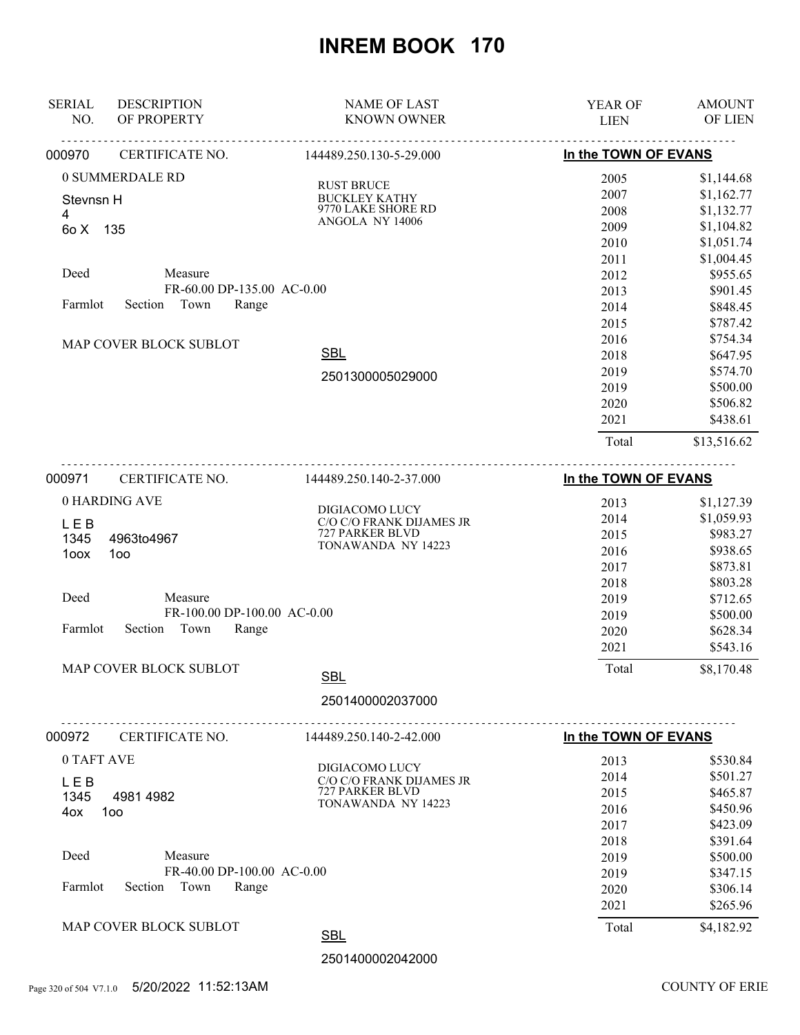# INREM BOOK 170

| SERIAL NO. | DESCRIPTION OF PROPERTY | NAME OF LAST KNOWN OWNER | YEAR OF LIEN | AMOUNT OF LIEN |
|---|---|---|---|---|

## 000970 CERTIFICATE NO. 144489.250.130-5-29.000 — In the TOWN OF EVANS

0 SUMMERDALE RD
Stevnsn H
4
6o X 135

Deed Measure
FR-60.00 DP-135.00 AC-0.00
Farmlot Section Town Range

MAP COVER BLOCK SUBLOT

RUST BRUCE
BUCKLEY KATHY
9770 LAKE SHORE RD
ANGOLA NY 14006

SBL
2501300005029000

| YEAR OF LIEN | AMOUNT OF LIEN |
|---|---|
| 2005 | $1,144.68 |
| 2007 | $1,162.77 |
| 2008 | $1,132.77 |
| 2009 | $1,104.82 |
| 2010 | $1,051.74 |
| 2011 | $1,004.45 |
| 2012 | $955.65 |
| 2013 | $901.45 |
| 2014 | $848.45 |
| 2015 | $787.42 |
| 2016 | $754.34 |
| 2018 | $647.95 |
| 2019 | $574.70 |
| 2019 | $500.00 |
| 2020 | $506.82 |
| 2021 | $438.61 |
| Total | $13,516.62 |

## 000971 CERTIFICATE NO. 144489.250.140-2-37.000 — In the TOWN OF EVANS

0 HARDING AVE
L E B
1345 4963to4967
1oox 1oo

Deed Measure
FR-100.00 DP-100.00 AC-0.00
Farmlot Section Town Range

MAP COVER BLOCK SUBLOT

DIGIACOMO LUCY
C/O C/O FRANK DIJAMES JR
727 PARKER BLVD
TONAWANDA NY 14223

SBL
2501400002037000

| YEAR OF LIEN | AMOUNT OF LIEN |
|---|---|
| 2013 | $1,127.39 |
| 2014 | $1,059.93 |
| 2015 | $983.27 |
| 2016 | $938.65 |
| 2017 | $873.81 |
| 2018 | $803.28 |
| 2019 | $712.65 |
| 2019 | $500.00 |
| 2020 | $628.34 |
| 2021 | $543.16 |
| Total | $8,170.48 |

## 000972 CERTIFICATE NO. 144489.250.140-2-42.000 — In the TOWN OF EVANS

0 TAFT AVE
L E B
1345 4981 4982
4ox 1oo

Deed Measure
FR-40.00 DP-100.00 AC-0.00
Farmlot Section Town Range

MAP COVER BLOCK SUBLOT

DIGIACOMO LUCY
C/O C/O FRANK DIJAMES JR
727 PARKER BLVD
TONAWANDA NY 14223

SBL
2501400002042000

| YEAR OF LIEN | AMOUNT OF LIEN |
|---|---|
| 2013 | $530.84 |
| 2014 | $501.27 |
| 2015 | $465.87 |
| 2016 | $450.96 |
| 2017 | $423.09 |
| 2018 | $391.64 |
| 2019 | $500.00 |
| 2019 | $347.15 |
| 2020 | $306.14 |
| 2021 | $265.96 |
| Total | $4,182.92 |

5/20/2022 11:52:13AM COUNTY OF ERIE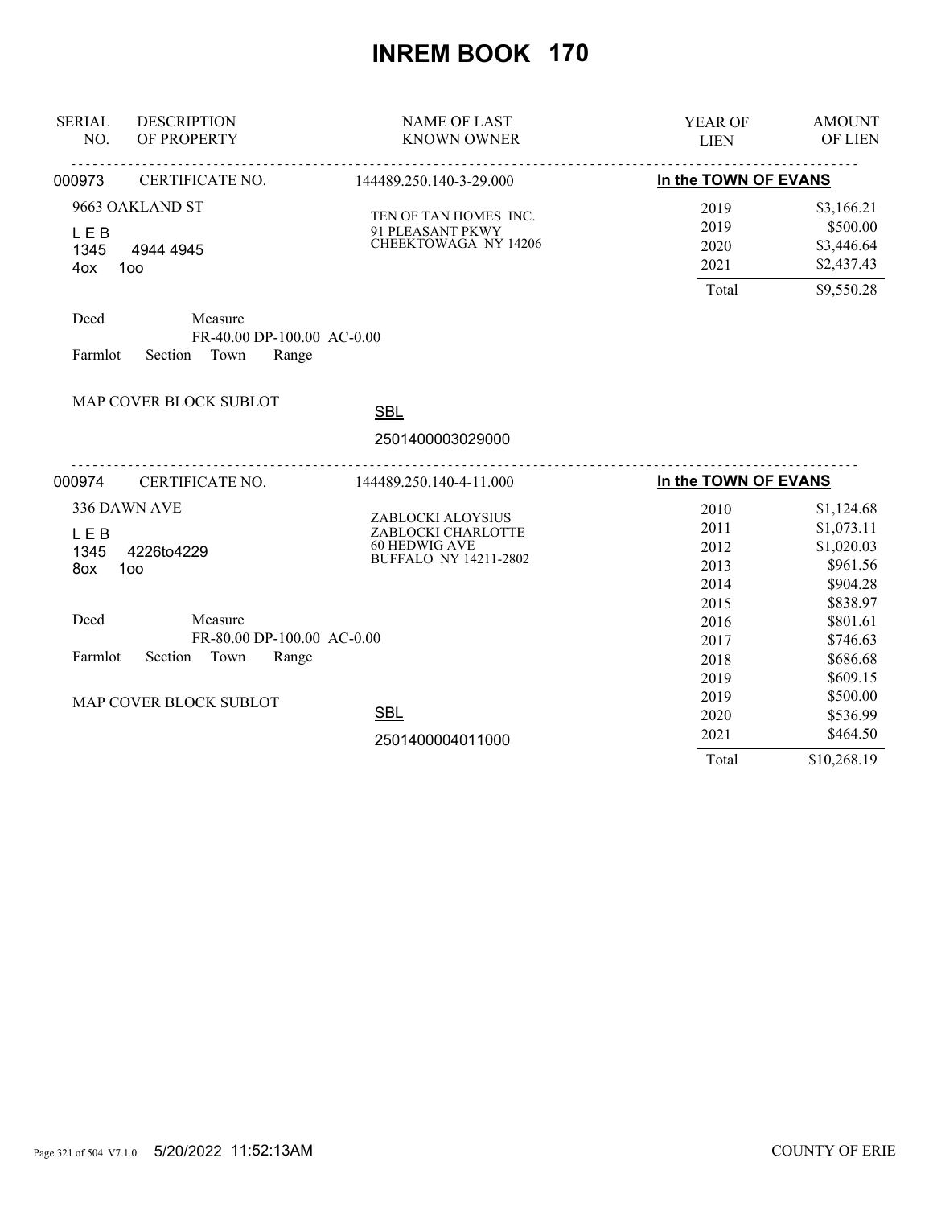# INREM BOOK 170

| SERIAL NO. | DESCRIPTION OF PROPERTY | NAME OF LAST KNOWN OWNER | YEAR OF LIEN | AMOUNT OF LIEN |
|---|---|---|---|---|
| 000973 | CERTIFICATE NO. | 144489.250.140-3-29.000 | **In the TOWN OF EVANS** | |
| | 9663 OAKLAND ST | TEN OF TAN HOMES INC. | 2019 | $3,166.21 |
| | L E B | 91 PLEASANT PKWY | 2019 | $500.00 |
| | 1345 4944 4945 | CHEEKTOWAGA NY 14206 | 2020 | $3,446.64 |
| | 4ox 1oo | | 2021 | $2,437.43 |
| | | | Total | $9,550.28 |
| | Deed Measure | | | |
| | FR-40.00 DP-100.00 AC-0.00 | | | |
| | Farmlot Section Town Range | | | |
| | MAP COVER BLOCK SUBLOT | SBL | | |
| | | 2501400003029000 | | |
| 000974 | CERTIFICATE NO. | 144489.250.140-4-11.000 | **In the TOWN OF EVANS** | |
| | 336 DAWN AVE | ZABLOCKI ALOYSIUS | 2010 | $1,124.68 |
| | L E B | ZABLOCKI CHARLOTTE | 2011 | $1,073.11 |
| | 1345 4226to4229 | 60 HEDWIG AVE | 2012 | $1,020.03 |
| | 8ox 1oo | BUFFALO NY 14211-2802 | 2013 | $961.56 |
| | | | 2014 | $904.28 |
| | | | 2015 | $838.97 |
| | Deed Measure | | 2016 | $801.61 |
| | FR-80.00 DP-100.00 AC-0.00 | | 2017 | $746.63 |
| | Farmlot Section Town Range | | 2018 | $686.68 |
| | | | 2019 | $609.15 |
| | MAP COVER BLOCK SUBLOT | | 2019 | $500.00 |
| | | SBL | 2020 | $536.99 |
| | | 2501400004011000 | 2021 | $464.50 |
| | | | Total | $10,268.19 |

5/20/2022 11:52:13AM COUNTY OF ERIE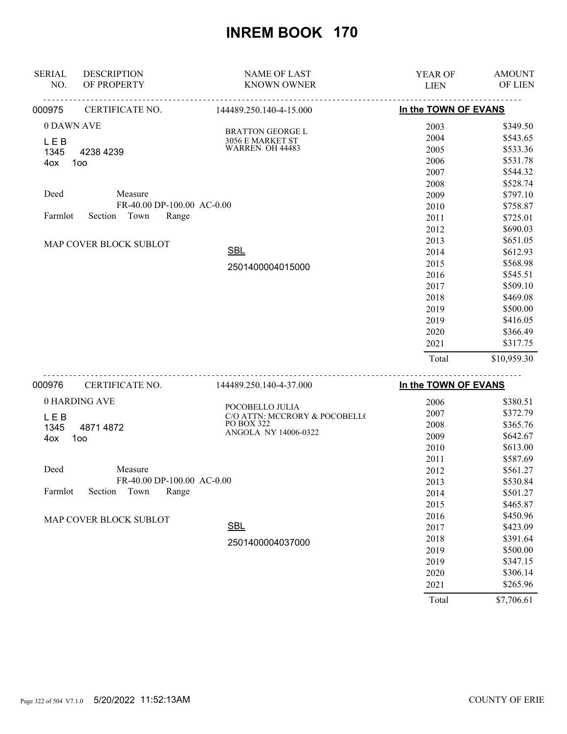# INREM BOOK 170

| SERIAL NO. | DESCRIPTION OF PROPERTY | NAME OF LAST KNOWN OWNER | YEAR OF LIEN | AMOUNT OF LIEN |
|---|---|---|---|---|
| 000975 | CERTIFICATE NO. | 144489.250.140-4-15.000 | In the TOWN OF EVANS | |
| | 0 DAWN AVE | BRATTON GEORGE L | 2003 | $349.50 |
| | L E B | 3056 E MARKET ST | 2004 | $543.65 |
| | 1345 4238 4239 | WARREN OH 44483 | 2005 | $533.36 |
| | 4ox 1oo | | 2006 | $531.78 |
| | | | 2007 | $544.32 |
| | | | 2008 | $528.74 |
| | Deed Measure | | 2009 | $797.10 |
| | FR-40.00 DP-100.00 AC-0.00 | | 2010 | $758.87 |
| | Farmlot Section Town Range | | 2011 | $725.01 |
| | | | 2012 | $690.03 |
| | MAP COVER BLOCK SUBLOT | | 2013 | $651.05 |
| | | SBL | 2014 | $612.93 |
| | | 2501400004015000 | 2015 | $568.98 |
| | | | 2016 | $545.51 |
| | | | 2017 | $509.10 |
| | | | 2018 | $469.08 |
| | | | 2019 | $500.00 |
| | | | 2019 | $416.05 |
| | | | 2020 | $366.49 |
| | | | 2021 | $317.75 |
| | | | Total | $10,959.30 |
| 000976 | CERTIFICATE NO. | 144489.250.140-4-37.000 | In the TOWN OF EVANS | |
| | 0 HARDING AVE | POCOBELLO JULIA | 2006 | $380.51 |
| | L E B | C/O ATTN: MCCRORY & POCOBELL( | 2007 | $372.79 |
| | 1345 4871 4872 | PO BOX 322 | 2008 | $365.76 |
| | 4ox 1oo | ANGOLA NY 14006-0322 | 2009 | $642.67 |
| | | | 2010 | $613.00 |
| | | | 2011 | $587.69 |
| | Deed Measure | | 2012 | $561.27 |
| | FR-40.00 DP-100.00 AC-0.00 | | 2013 | $530.84 |
| | Farmlot Section Town Range | | 2014 | $501.27 |
| | | | 2015 | $465.87 |
| | MAP COVER BLOCK SUBLOT | | 2016 | $450.96 |
| | | SBL | 2017 | $423.09 |
| | | 2501400004037000 | 2018 | $391.64 |
| | | | 2019 | $500.00 |
| | | | 2019 | $347.15 |
| | | | 2020 | $306.14 |
| | | | 2021 | $265.96 |
| | | | Total | $7,706.61 |

5/20/2022 11:52:13AM COUNTY OF ERIE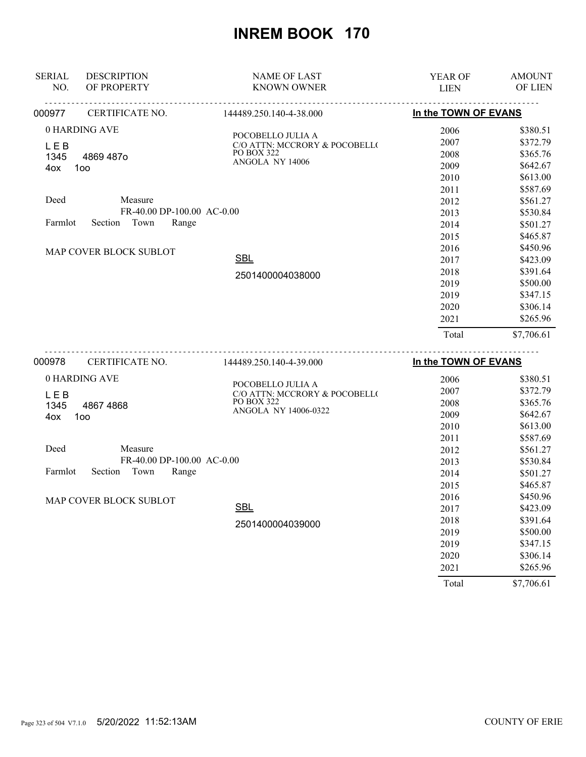# INREM BOOK 170

| SERIAL NO. | DESCRIPTION OF PROPERTY | NAME OF LAST KNOWN OWNER | YEAR OF LIEN | AMOUNT OF LIEN |
|---|---|---|---|---|

**000977** CERTIFICATE NO. 144489.250.140-4-38.000 — **In the TOWN OF EVANS**

0 HARDING AVE

L E B
1345 4869 487o
4ox 1oo

Deed Measure
FR-40.00 DP-100.00 AC-0.00
Farmlot Section Town Range

MAP COVER BLOCK SUBLOT

POCOBELLO JULIA A
C/O ATTN: MCCRORY & POCOBELL(
PO BOX 322
ANGOLA NY 14006

SBL
2501400004038000

| YEAR OF LIEN | AMOUNT OF LIEN |
|---|---|
| 2006 | $380.51 |
| 2007 | $372.79 |
| 2008 | $365.76 |
| 2009 | $642.67 |
| 2010 | $613.00 |
| 2011 | $587.69 |
| 2012 | $561.27 |
| 2013 | $530.84 |
| 2014 | $501.27 |
| 2015 | $465.87 |
| 2016 | $450.96 |
| 2017 | $423.09 |
| 2018 | $391.64 |
| 2019 | $500.00 |
| 2019 | $347.15 |
| 2020 | $306.14 |
| 2021 | $265.96 |
| Total | $7,706.61 |

**000978** CERTIFICATE NO. 144489.250.140-4-39.000 — **In the TOWN OF EVANS**

0 HARDING AVE

L E B
1345 4867 4868
4ox 1oo

Deed Measure
FR-40.00 DP-100.00 AC-0.00
Farmlot Section Town Range

MAP COVER BLOCK SUBLOT

POCOBELLO JULIA A
C/O ATTN: MCCRORY & POCOBELL(
PO BOX 322
ANGOLA NY 14006-0322

SBL
2501400004039000

| YEAR OF LIEN | AMOUNT OF LIEN |
|---|---|
| 2006 | $380.51 |
| 2007 | $372.79 |
| 2008 | $365.76 |
| 2009 | $642.67 |
| 2010 | $613.00 |
| 2011 | $587.69 |
| 2012 | $561.27 |
| 2013 | $530.84 |
| 2014 | $501.27 |
| 2015 | $465.87 |
| 2016 | $450.96 |
| 2017 | $423.09 |
| 2018 | $391.64 |
| 2019 | $500.00 |
| 2019 | $347.15 |
| 2020 | $306.14 |
| 2021 | $265.96 |
| Total | $7,706.61 |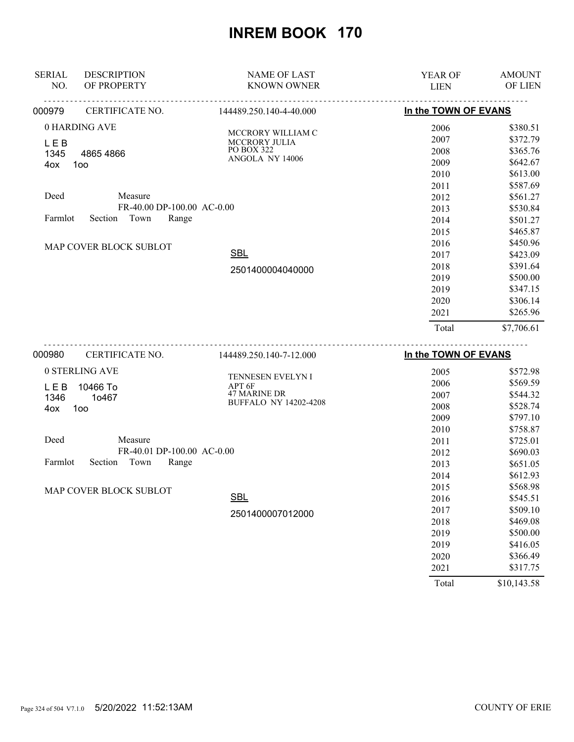# INREM BOOK 170

| SERIAL NO. | DESCRIPTION OF PROPERTY | NAME OF LAST KNOWN OWNER | YEAR OF LIEN | AMOUNT OF LIEN |
|---|---|---|---|---|

**000979** CERTIFICATE NO. 144489.250.140-4-40.000 — In the TOWN OF EVANS

0 HARDING AVE
L E B
1345 4865 4866
4ox 1oo

Deed Measure
FR-40.00 DP-100.00 AC-0.00
Farmlot Section Town Range

MAP COVER BLOCK SUBLOT

MCCRORY WILLIAM C
MCCRORY JULIA
PO BOX 322
ANGOLA NY 14006

SBL
2501400004040000

| YEAR OF LIEN | AMOUNT OF LIEN |
|---|---|
| 2006 | $380.51 |
| 2007 | $372.79 |
| 2008 | $365.76 |
| 2009 | $642.67 |
| 2010 | $613.00 |
| 2011 | $587.69 |
| 2012 | $561.27 |
| 2013 | $530.84 |
| 2014 | $501.27 |
| 2015 | $465.87 |
| 2016 | $450.96 |
| 2017 | $423.09 |
| 2018 | $391.64 |
| 2019 | $500.00 |
| 2019 | $347.15 |
| 2020 | $306.14 |
| 2021 | $265.96 |
| Total | $7,706.61 |

**000980** CERTIFICATE NO. 144489.250.140-7-12.000 — In the TOWN OF EVANS

0 STERLING AVE
L E B 10466 To
1346 1o467
4ox 1oo

Deed Measure
FR-40.01 DP-100.00 AC-0.00
Farmlot Section Town Range

MAP COVER BLOCK SUBLOT

TENNESEN EVELYN I
APT 6F
47 MARINE DR
BUFFALO NY 14202-4208

SBL
2501400007012000

| YEAR OF LIEN | AMOUNT OF LIEN |
|---|---|
| 2005 | $572.98 |
| 2006 | $569.59 |
| 2007 | $544.32 |
| 2008 | $528.74 |
| 2009 | $797.10 |
| 2010 | $758.87 |
| 2011 | $725.01 |
| 2012 | $690.03 |
| 2013 | $651.05 |
| 2014 | $612.93 |
| 2015 | $568.98 |
| 2016 | $545.51 |
| 2017 | $509.10 |
| 2018 | $469.08 |
| 2019 | $500.00 |
| 2019 | $416.05 |
| 2020 | $366.49 |
| 2021 | $317.75 |
| Total | $10,143.58 |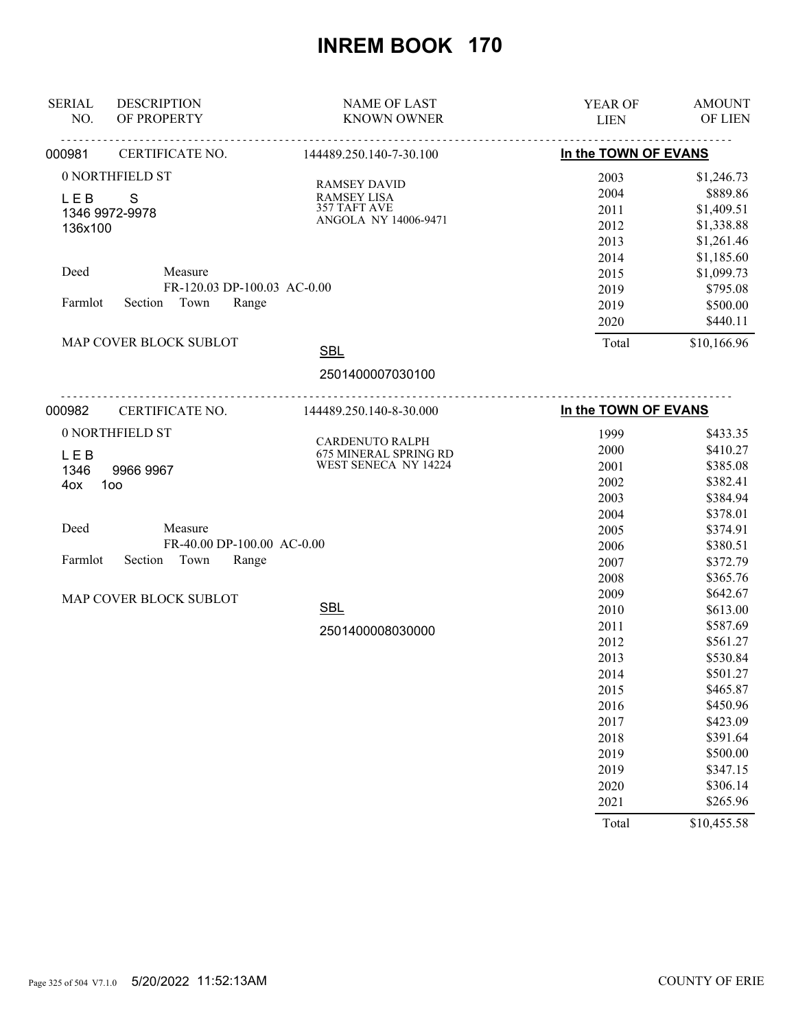# INREM BOOK 170

| SERIAL NO. | DESCRIPTION OF PROPERTY | NAME OF LAST KNOWN OWNER | YEAR OF LIEN | AMOUNT OF LIEN |
|---|---|---|---|---|

**000981** CERTIFICATE NO. 144489.250.140-7-30.100 — **In the TOWN OF EVANS**

0 NORTHFIELD ST
L E B S
1346 9972-9978
136x100

Deed Measure
FR-120.03 DP-100.03 AC-0.00
Farmlot Section Town Range

MAP COVER BLOCK SUBLOT

RAMSEY DAVID
RAMSEY LISA
357 TAFT AVE
ANGOLA NY 14006-9471

SBL
2501400007030100

| YEAR OF LIEN | AMOUNT OF LIEN |
|---|---|
| 2003 | $1,246.73 |
| 2004 | $889.86 |
| 2011 | $1,409.51 |
| 2012 | $1,338.88 |
| 2013 | $1,261.46 |
| 2014 | $1,185.60 |
| 2015 | $1,099.73 |
| 2019 | $795.08 |
| 2019 | $500.00 |
| 2020 | $440.11 |
| Total | $10,166.96 |

**000982** CERTIFICATE NO. 144489.250.140-8-30.000 — **In the TOWN OF EVANS**

0 NORTHFIELD ST
L E B
1346 9966 9967
4ox 1oo

Deed Measure
FR-40.00 DP-100.00 AC-0.00
Farmlot Section Town Range

MAP COVER BLOCK SUBLOT

CARDENUTO RALPH
675 MINERAL SPRING RD
WEST SENECA NY 14224

SBL
2501400008030000

| YEAR OF LIEN | AMOUNT OF LIEN |
|---|---|
| 1999 | $433.35 |
| 2000 | $410.27 |
| 2001 | $385.08 |
| 2002 | $382.41 |
| 2003 | $384.94 |
| 2004 | $378.01 |
| 2005 | $374.91 |
| 2006 | $380.51 |
| 2007 | $372.79 |
| 2008 | $365.76 |
| 2009 | $642.67 |
| 2010 | $613.00 |
| 2011 | $587.69 |
| 2012 | $561.27 |
| 2013 | $530.84 |
| 2014 | $501.27 |
| 2015 | $465.87 |
| 2016 | $450.96 |
| 2017 | $423.09 |
| 2018 | $391.64 |
| 2019 | $500.00 |
| 2019 | $347.15 |
| 2020 | $306.14 |
| 2021 | $265.96 |
| Total | $10,455.58 |

5/20/2022 11:52:13AM COUNTY OF ERIE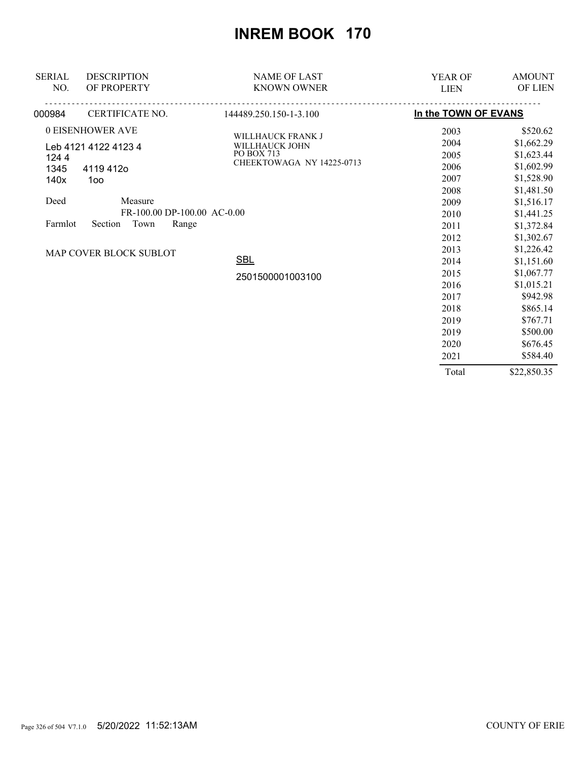# INREM BOOK 170

| SERIAL NO. | DESCRIPTION OF PROPERTY | NAME OF LAST KNOWN OWNER | YEAR OF LIEN | AMOUNT OF LIEN |
|---|---|---|---|---|
| 000984 | CERTIFICATE NO. | 144489.250.150-1-3.100 | **In the TOWN OF EVANS** | |
| | 0 EISENHOWER AVE | WILLHAUCK FRANK J | 2003 | $520.62 |
| | Leb 4121 4122 4123 4 | WILLHAUCK JOHN | 2004 | $1,662.29 |
| | 124 4 | PO BOX 713 | 2005 | $1,623.44 |
| | 1345 4119 412o | CHEEKTOWAGA NY 14225-0713 | 2006 | $1,602.99 |
| | 140x 1oo | | 2007 | $1,528.90 |
| | | | 2008 | $1,481.50 |
| | Deed Measure | | 2009 | $1,516.17 |
| | FR-100.00 DP-100.00 AC-0.00 | | 2010 | $1,441.25 |
| | Farmlot Section Town Range | | 2011 | $1,372.84 |
| | | | 2012 | $1,302.67 |
| | MAP COVER BLOCK SUBLOT | | 2013 | $1,226.42 |
| | | SBL | 2014 | $1,151.60 |
| | | 2501500001003100 | 2015 | $1,067.77 |
| | | | 2016 | $1,015.21 |
| | | | 2017 | $942.98 |
| | | | 2018 | $865.14 |
| | | | 2019 | $767.71 |
| | | | 2019 | $500.00 |
| | | | 2020 | $676.45 |
| | | | 2021 | $584.40 |
| | | | Total | $22,850.35 |

5/20/2022 11:52:13AM COUNTY OF ERIE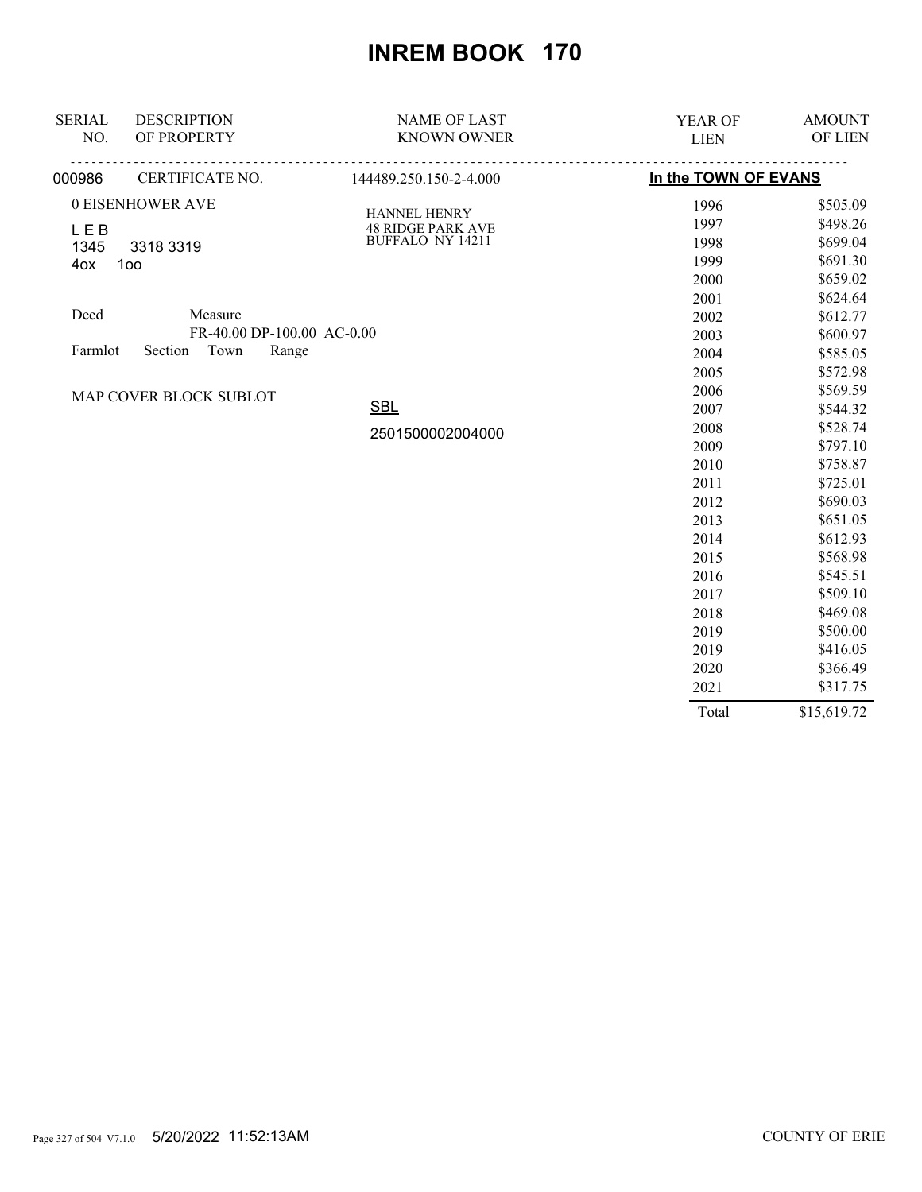# INREM BOOK 170

| SERIAL NO. | DESCRIPTION OF PROPERTY | NAME OF LAST KNOWN OWNER | YEAR OF LIEN | AMOUNT OF LIEN |
|---|---|---|---|---|
| 000986 | CERTIFICATE NO. | 144489.250.150-2-4.000 | **In the TOWN OF EVANS** | |

0 EISENHOWER AVE

L E B
1345 3318 3319
4ox 1oo

Deed Measure
FR-40.00 DP-100.00 AC-0.00
Farmlot Section Town Range

MAP COVER BLOCK SUBLOT

HANNEL HENRY
48 RIDGE PARK AVE
BUFFALO NY 14211

SBL
2501500002004000

| YEAR OF LIEN | AMOUNT OF LIEN |
|---|---|
| 1996 | $505.09 |
| 1997 | $498.26 |
| 1998 | $699.04 |
| 1999 | $691.30 |
| 2000 | $659.02 |
| 2001 | $624.64 |
| 2002 | $612.77 |
| 2003 | $600.97 |
| 2004 | $585.05 |
| 2005 | $572.98 |
| 2006 | $569.59 |
| 2007 | $544.32 |
| 2008 | $528.74 |
| 2009 | $797.10 |
| 2010 | $758.87 |
| 2011 | $725.01 |
| 2012 | $690.03 |
| 2013 | $651.05 |
| 2014 | $612.93 |
| 2015 | $568.98 |
| 2016 | $545.51 |
| 2017 | $509.10 |
| 2018 | $469.08 |
| 2019 | $500.00 |
| 2019 | $416.05 |
| 2020 | $366.49 |
| 2021 | $317.75 |
| Total | $15,619.72 |

5/20/2022 11:52:13AM COUNTY OF ERIE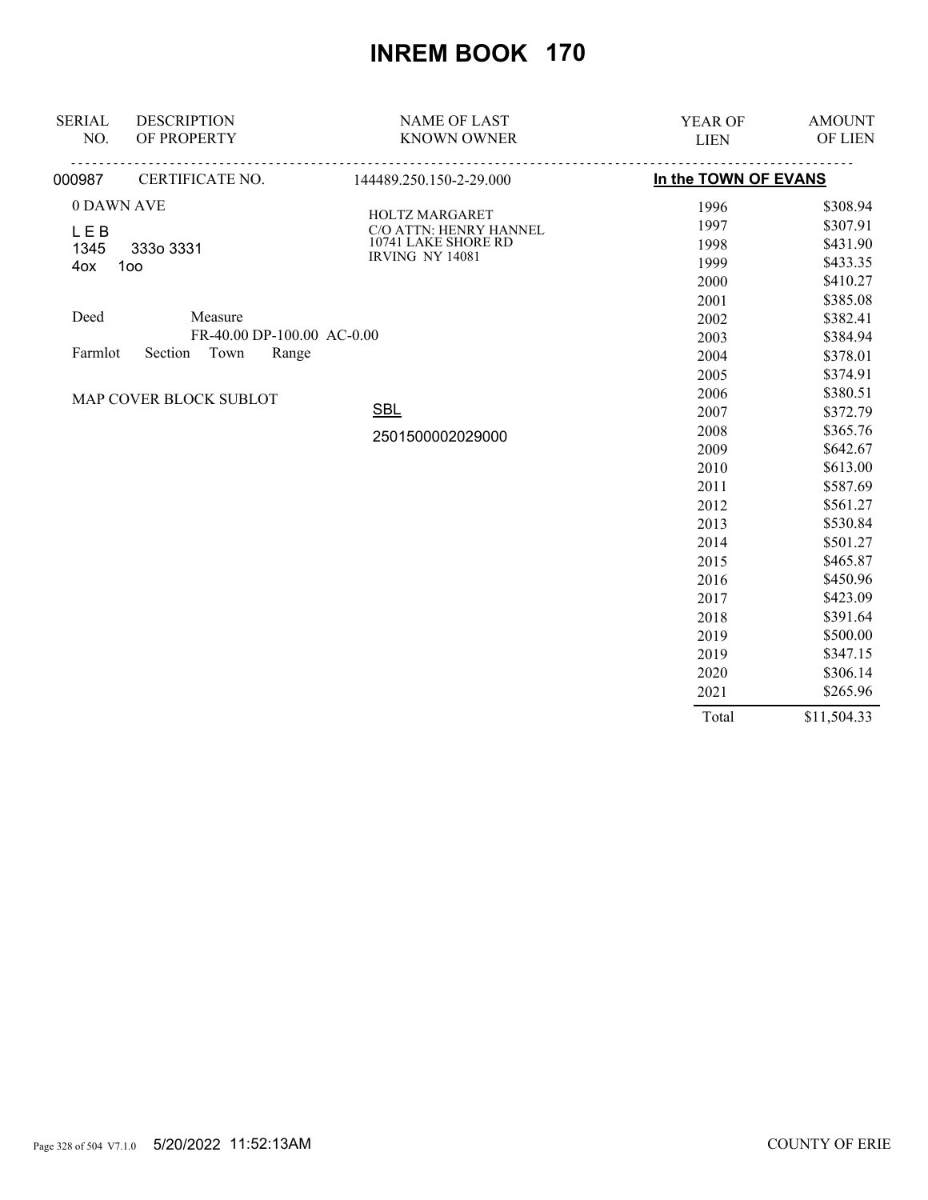# INREM BOOK 170

| SERIAL NO. | DESCRIPTION OF PROPERTY | NAME OF LAST KNOWN OWNER | YEAR OF LIEN | AMOUNT OF LIEN |
|---|---|---|---|---|
| 000987 | CERTIFICATE NO. | 144489.250.150-2-29.000 | In the TOWN OF EVANS | |

0 DAWN AVE

L E B
1345 333o 3331
4ox 1oo

Deed Measure
FR-40.00 DP-100.00 AC-0.00
Farmlot Section Town Range

MAP COVER BLOCK SUBLOT

HOLTZ MARGARET
C/O ATTN: HENRY HANNEL
10741 LAKE SHORE RD
IRVING NY 14081

SBL
2501500002029000

| YEAR OF LIEN | AMOUNT OF LIEN |
|---|---|
| 1996 | $308.94 |
| 1997 | $307.91 |
| 1998 | $431.90 |
| 1999 | $433.35 |
| 2000 | $410.27 |
| 2001 | $385.08 |
| 2002 | $382.41 |
| 2003 | $384.94 |
| 2004 | $378.01 |
| 2005 | $374.91 |
| 2006 | $380.51 |
| 2007 | $372.79 |
| 2008 | $365.76 |
| 2009 | $642.67 |
| 2010 | $613.00 |
| 2011 | $587.69 |
| 2012 | $561.27 |
| 2013 | $530.84 |
| 2014 | $501.27 |
| 2015 | $465.87 |
| 2016 | $450.96 |
| 2017 | $423.09 |
| 2018 | $391.64 |
| 2019 | $500.00 |
| 2019 | $347.15 |
| 2020 | $306.14 |
| 2021 | $265.96 |
| Total | $11,504.33 |

5/20/2022 11:52:13AM COUNTY OF ERIE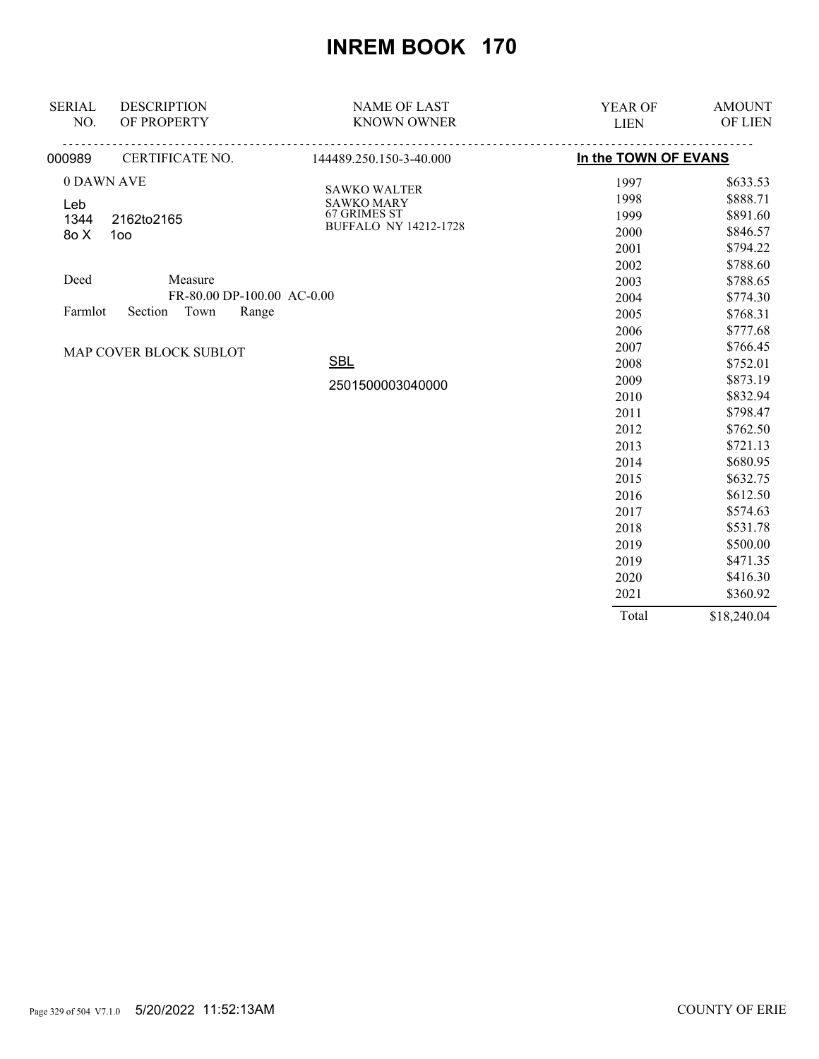# INREM BOOK 170

| SERIAL NO. | DESCRIPTION OF PROPERTY | NAME OF LAST KNOWN OWNER | YEAR OF LIEN | AMOUNT OF LIEN |
|---|---|---|---|---|
| 000989 | CERTIFICATE NO. | 144489.250.150-3-40.000 | **In the TOWN OF EVANS** | |
| | 0 DAWN AVE | SAWKO WALTER | 1997 | $633.53 |
| | Leb | SAWKO MARY | 1998 | $888.71 |
| | 1344 2162to2165 | 67 GRIMES ST | 1999 | $891.60 |
| | 8o X 1oo | BUFFALO NY 14212-1728 | 2000 | $846.57 |
| | | | 2001 | $794.22 |
| | | | 2002 | $788.60 |
| | Deed Measure | | 2003 | $788.65 |
| | FR-80.00 DP-100.00 AC-0.00 | | 2004 | $774.30 |
| | Farmlot Section Town Range | | 2005 | $768.31 |
| | | | 2006 | $777.68 |
| | MAP COVER BLOCK SUBLOT | | 2007 | $766.45 |
| | | SBL | 2008 | $752.01 |
| | | 2501500003040000 | 2009 | $873.19 |
| | | | 2010 | $832.94 |
| | | | 2011 | $798.47 |
| | | | 2012 | $762.50 |
| | | | 2013 | $721.13 |
| | | | 2014 | $680.95 |
| | | | 2015 | $632.75 |
| | | | 2016 | $612.50 |
| | | | 2017 | $574.63 |
| | | | 2018 | $531.78 |
| | | | 2019 | $500.00 |
| | | | 2019 | $471.35 |
| | | | 2020 | $416.30 |
| | | | 2021 | $360.92 |
| | | | Total | $18,240.04 |

5/20/2022 11:52:13AM COUNTY OF ERIE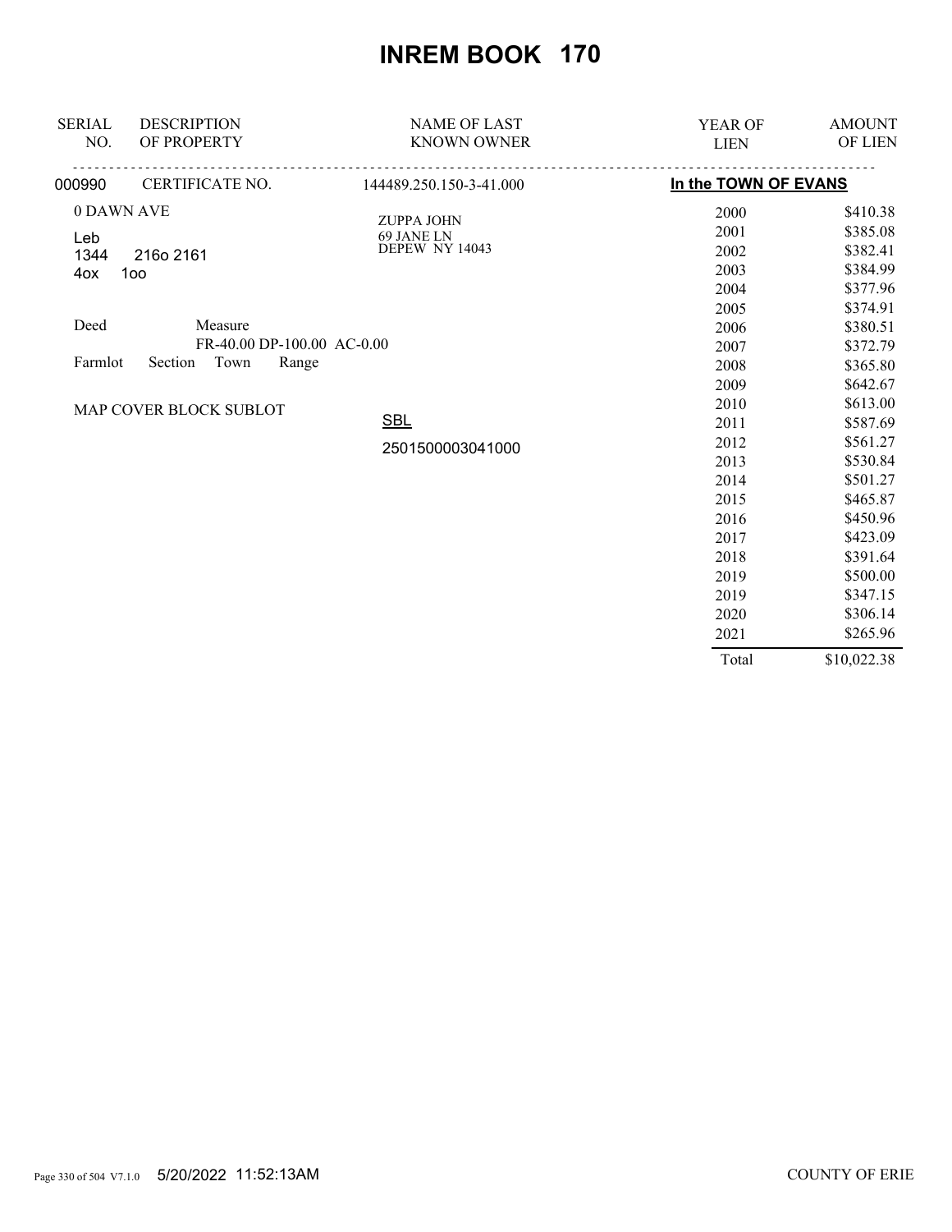# INREM BOOK 170

| SERIAL NO. | DESCRIPTION OF PROPERTY | NAME OF LAST KNOWN OWNER | YEAR OF LIEN | AMOUNT OF LIEN |
|---|---|---|---|---|
| 000990 | CERTIFICATE NO. | 144489.250.150-3-41.000 | In the TOWN OF EVANS | |
| | 0 DAWN AVE | ZUPPA JOHN<br>69 JANE LN<br>DEPEW NY 14043 | 2000 | $410.38 |
| | Leb | | 2001 | $385.08 |
| | 1344 216o 2161 | | 2002 | $382.41 |
| | 4ox 1oo | | 2003 | $384.99 |
| | | | 2004 | $377.96 |
| | | | 2005 | $374.91 |
| | Deed Measure | | 2006 | $380.51 |
| | FR-40.00 DP-100.00 AC-0.00 | | 2007 | $372.79 |
| | Farmlot Section Town Range | | 2008 | $365.80 |
| | | | 2009 | $642.67 |
| | MAP COVER BLOCK SUBLOT | | 2010 | $613.00 |
| | | SBL | 2011 | $587.69 |
| | | 2501500003041000 | 2012 | $561.27 |
| | | | 2013 | $530.84 |
| | | | 2014 | $501.27 |
| | | | 2015 | $465.87 |
| | | | 2016 | $450.96 |
| | | | 2017 | $423.09 |
| | | | 2018 | $391.64 |
| | | | 2019 | $500.00 |
| | | | 2019 | $347.15 |
| | | | 2020 | $306.14 |
| | | | 2021 | $265.96 |
| | | | Total | $10,022.38 |

5/20/2022 11:52:13AM

COUNTY OF ERIE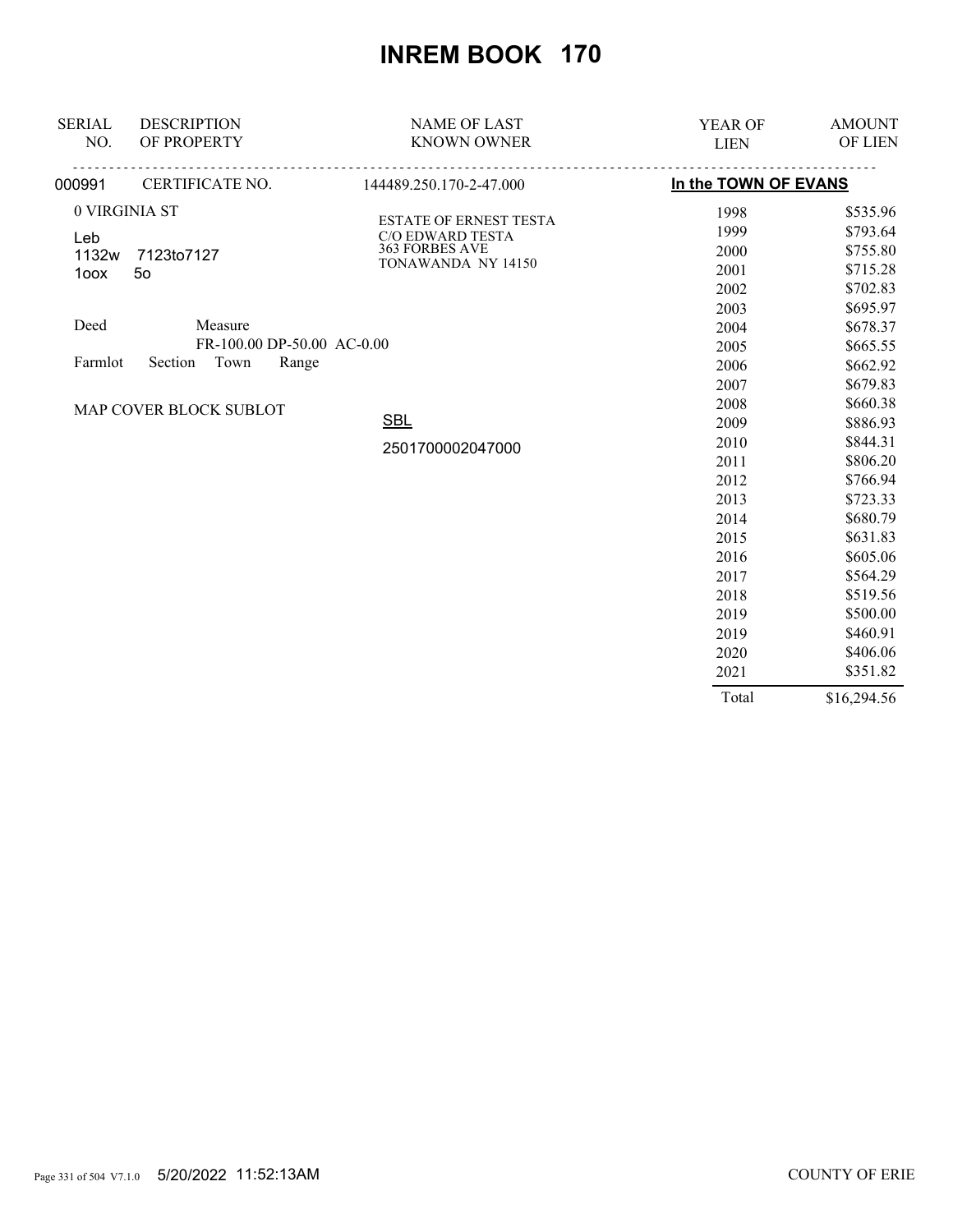# INREM BOOK 170

| SERIAL NO. | DESCRIPTION OF PROPERTY | NAME OF LAST KNOWN OWNER | YEAR OF LIEN | AMOUNT OF LIEN |
|---|---|---|---|---|
| 000991 | CERTIFICATE NO. | 144489.250.170-2-47.000 | **In the TOWN OF EVANS** | |
| | 0 VIRGINIA ST | ESTATE OF ERNEST TESTA | 1998 | $535.96 |
| | Leb | C/O EDWARD TESTA | 1999 | $793.64 |
| | 1132w 7123to7127 | 363 FORBES AVE | 2000 | $755.80 |
| | 1oox 5o | TONAWANDA NY 14150 | 2001 | $715.28 |
| | | | 2002 | $702.83 |
| | | | 2003 | $695.97 |
| | Deed Measure | | 2004 | $678.37 |
| | FR-100.00 DP-50.00 AC-0.00 | | 2005 | $665.55 |
| | Farmlot Section Town Range | | 2006 | $662.92 |
| | | | 2007 | $679.83 |
| | MAP COVER BLOCK SUBLOT | | 2008 | $660.38 |
| | | SBL | 2009 | $886.93 |
| | | 2501700002047000 | 2010 | $844.31 |
| | | | 2011 | $806.20 |
| | | | 2012 | $766.94 |
| | | | 2013 | $723.33 |
| | | | 2014 | $680.79 |
| | | | 2015 | $631.83 |
| | | | 2016 | $605.06 |
| | | | 2017 | $564.29 |
| | | | 2018 | $519.56 |
| | | | 2019 | $500.00 |
| | | | 2019 | $460.91 |
| | | | 2020 | $406.06 |
| | | | 2021 | $351.82 |
| | | | Total | $16,294.56 |

5/20/2022 11:52:13AM

COUNTY OF ERIE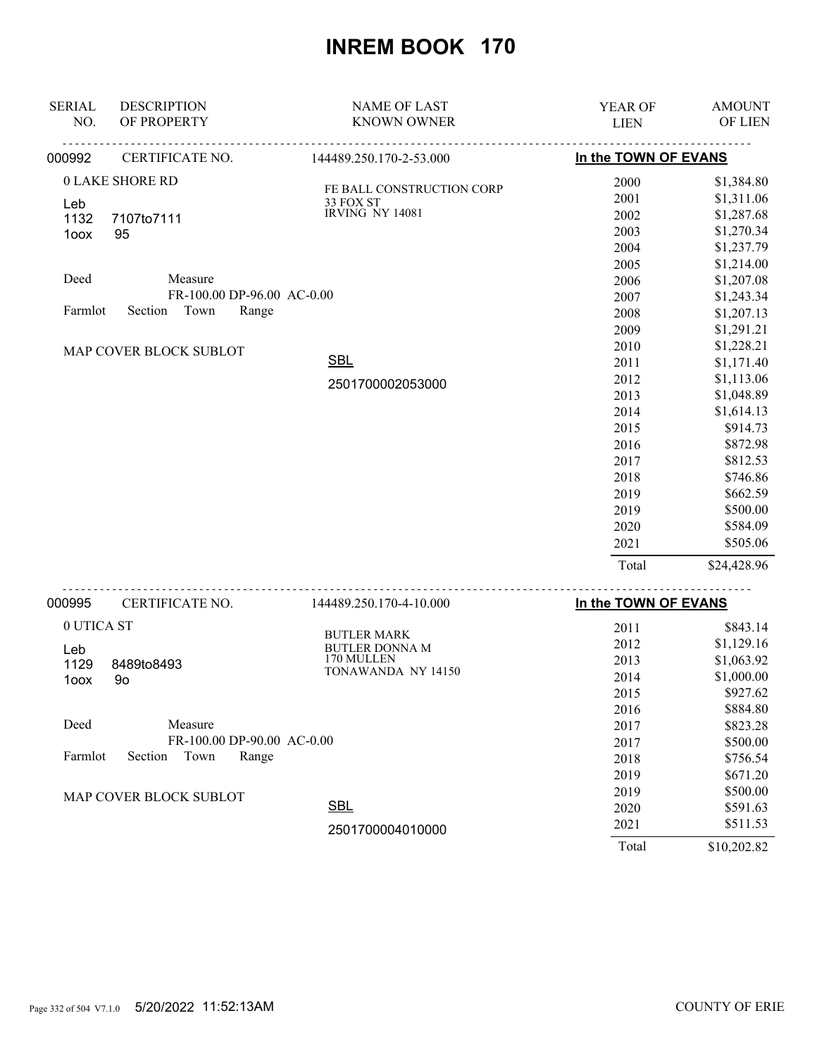# INREM BOOK 170

| SERIAL NO. | DESCRIPTION OF PROPERTY | NAME OF LAST KNOWN OWNER | YEAR OF LIEN | AMOUNT OF LIEN |
|---|---|---|---|---|
| 000992 | CERTIFICATE NO. | 144489.250.170-2-53.000 | In the TOWN OF EVANS | |
| | 0 LAKE SHORE RD | FE BALL CONSTRUCTION CORP | 2000 | $1,384.80 |
| | Leb | 33 FOX ST | 2001 | $1,311.06 |
| | 1132 7107to7111 | IRVING NY 14081 | 2002 | $1,287.68 |
| | 1oox 95 | | 2003 | $1,270.34 |
| | | | 2004 | $1,237.79 |
| | | | 2005 | $1,214.00 |
| | Deed Measure | | 2006 | $1,207.08 |
| | FR-100.00 DP-96.00 AC-0.00 | | 2007 | $1,243.34 |
| | Farmlot Section Town Range | | 2008 | $1,207.13 |
| | | | 2009 | $1,291.21 |
| | MAP COVER BLOCK SUBLOT | | 2010 | $1,228.21 |
| | | SBL | 2011 | $1,171.40 |
| | | 2501700002053000 | 2012 | $1,113.06 |
| | | | 2013 | $1,048.89 |
| | | | 2014 | $1,614.13 |
| | | | 2015 | $914.73 |
| | | | 2016 | $872.98 |
| | | | 2017 | $812.53 |
| | | | 2018 | $746.86 |
| | | | 2019 | $662.59 |
| | | | 2019 | $500.00 |
| | | | 2020 | $584.09 |
| | | | 2021 | $505.06 |
| | | | Total | $24,428.96 |
| 000995 | CERTIFICATE NO. | 144489.250.170-4-10.000 | In the TOWN OF EVANS | |
| | 0 UTICA ST | BUTLER MARK | 2011 | $843.14 |
| | Leb | BUTLER DONNA M | 2012 | $1,129.16 |
| | 1129 8489to8493 | 170 MULLEN | 2013 | $1,063.92 |
| | 1oox 9o | TONAWANDA NY 14150 | 2014 | $1,000.00 |
| | | | 2015 | $927.62 |
| | | | 2016 | $884.80 |
| | Deed Measure | | 2017 | $823.28 |
| | FR-100.00 DP-90.00 AC-0.00 | | 2017 | $500.00 |
| | Farmlot Section Town Range | | 2018 | $756.54 |
| | | | 2019 | $671.20 |
| | MAP COVER BLOCK SUBLOT | | 2019 | $500.00 |
| | | SBL | 2020 | $591.63 |
| | | 2501700004010000 | 2021 | $511.53 |
| | | | Total | $10,202.82 |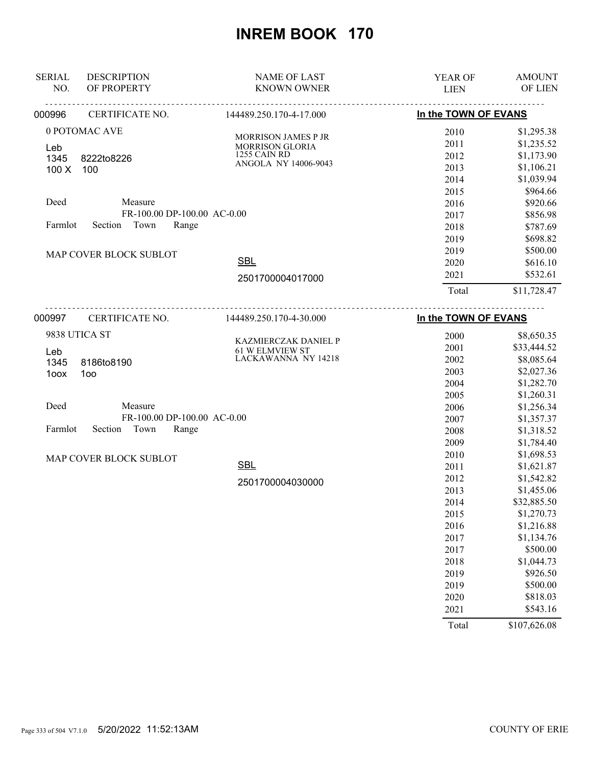# INREM BOOK 170

| SERIAL NO. | DESCRIPTION OF PROPERTY | NAME OF LAST KNOWN OWNER | YEAR OF LIEN | AMOUNT OF LIEN |
|---|---|---|---|---|
| 000996 | CERTIFICATE NO. | 144489.250.170-4-17.000 | **In the TOWN OF EVANS** | |
| | 0 POTOMAC AVE | MORRISON JAMES P JR | 2010 | $1,295.38 |
| | Leb | MORRISON GLORIA | 2011 | $1,235.52 |
| | 1345 8222to8226 | 1255 CAIN RD | 2012 | $1,173.90 |
| | 100 X 100 | ANGOLA NY 14006-9043 | 2013 | $1,106.21 |
| | | | 2014 | $1,039.94 |
| | | | 2015 | $964.66 |
| | Deed Measure | | 2016 | $920.66 |
| | FR-100.00 DP-100.00 AC-0.00 | | 2017 | $856.98 |
| | Farmlot Section Town Range | | 2018 | $787.69 |
| | | | 2019 | $698.82 |
| | MAP COVER BLOCK SUBLOT | | 2019 | $500.00 |
| | | SBL | 2020 | $616.10 |
| | | 2501700004017000 | 2021 | $532.61 |
| | | | Total | $11,728.47 |
| 000997 | CERTIFICATE NO. | 144489.250.170-4-30.000 | **In the TOWN OF EVANS** | |
| | 9838 UTICA ST | KAZMIERCZAK DANIEL P | 2000 | $8,650.35 |
| | Leb | 61 W ELMVIEW ST | 2001 | $33,444.52 |
| | 1345 8186to8190 | LACKAWANNA NY 14218 | 2002 | $8,085.64 |
| | 1oox 1oo | | 2003 | $2,027.36 |
| | | | 2004 | $1,282.70 |
| | | | 2005 | $1,260.31 |
| | Deed Measure | | 2006 | $1,256.34 |
| | FR-100.00 DP-100.00 AC-0.00 | | 2007 | $1,357.37 |
| | Farmlot Section Town Range | | 2008 | $1,318.52 |
| | | | 2009 | $1,784.40 |
| | MAP COVER BLOCK SUBLOT | | 2010 | $1,698.53 |
| | | SBL | 2011 | $1,621.87 |
| | | 2501700004030000 | 2012 | $1,542.82 |
| | | | 2013 | $1,455.06 |
| | | | 2014 | $32,885.50 |
| | | | 2015 | $1,270.73 |
| | | | 2016 | $1,216.88 |
| | | | 2017 | $1,134.76 |
| | | | 2017 | $500.00 |
| | | | 2018 | $1,044.73 |
| | | | 2019 | $926.50 |
| | | | 2019 | $500.00 |
| | | | 2020 | $818.03 |
| | | | 2021 | $543.16 |
| | | | Total | $107,626.08 |

5/20/2022 11:52:13AM COUNTY OF ERIE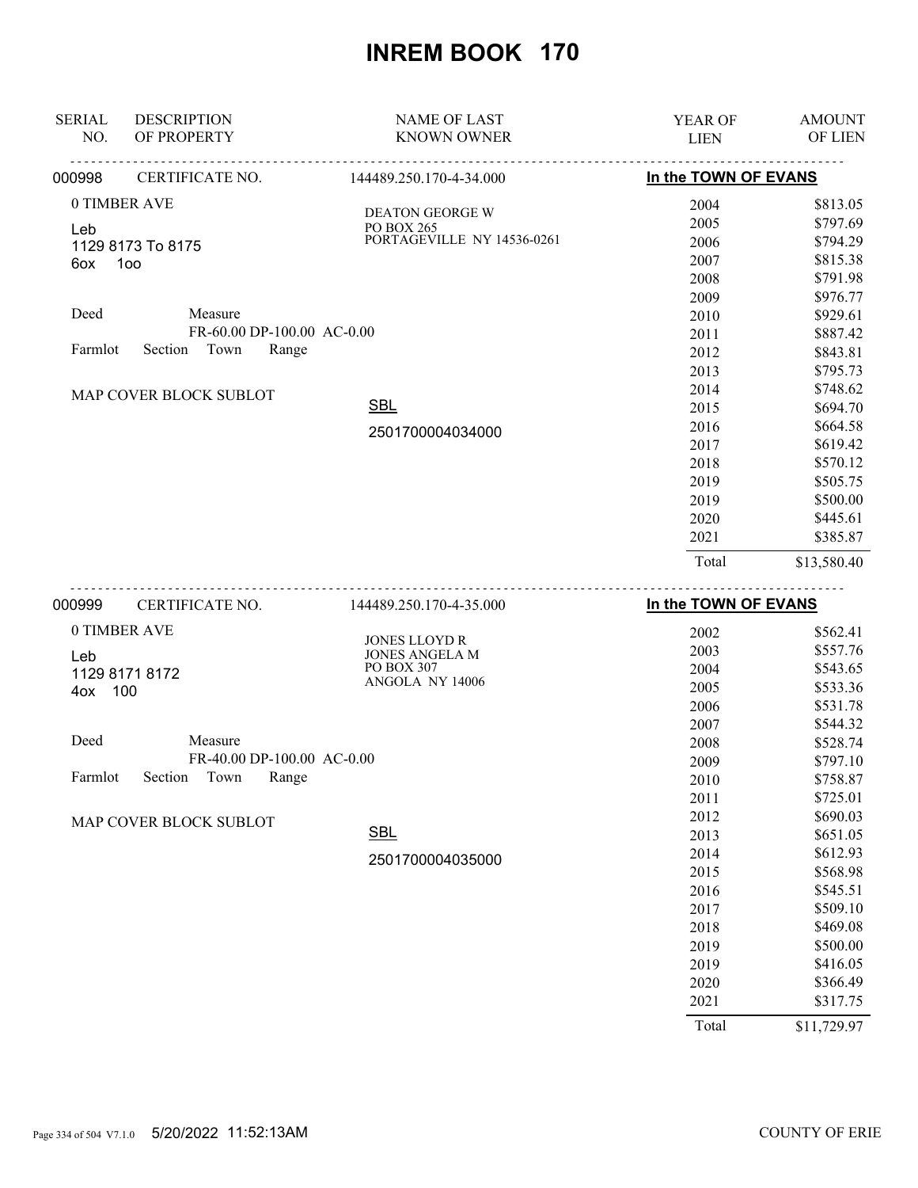# INREM BOOK 170

| SERIAL NO. | DESCRIPTION OF PROPERTY | NAME OF LAST KNOWN OWNER | YEAR OF LIEN | AMOUNT OF LIEN |
|---|---|---|---|---|
| 000998 | CERTIFICATE NO. | 144489.250.170-4-34.000 | In the TOWN OF EVANS | |
| | 0 TIMBER AVE | DEATON GEORGE W | 2004 | $813.05 |
| | Leb | PO BOX 265 | 2005 | $797.69 |
| | 1129 8173 To 8175 | PORTAGEVILLE NY 14536-0261 | 2006 | $794.29 |
| | 6ox 1oo | | 2007 | $815.38 |
| | | | 2008 | $791.98 |
| | | | 2009 | $976.77 |
| | Deed Measure | | 2010 | $929.61 |
| | FR-60.00 DP-100.00 AC-0.00 | | 2011 | $887.42 |
| | Farmlot Section Town Range | | 2012 | $843.81 |
| | | | 2013 | $795.73 |
| | MAP COVER BLOCK SUBLOT | | 2014 | $748.62 |
| | | SBL | 2015 | $694.70 |
| | | 2501700004034000 | 2016 | $664.58 |
| | | | 2017 | $619.42 |
| | | | 2018 | $570.12 |
| | | | 2019 | $505.75 |
| | | | 2019 | $500.00 |
| | | | 2020 | $445.61 |
| | | | 2021 | $385.87 |
| | | | Total | $13,580.40 |

| SERIAL NO. | DESCRIPTION OF PROPERTY | NAME OF LAST KNOWN OWNER | YEAR OF LIEN | AMOUNT OF LIEN |
|---|---|---|---|---|
| 000999 | CERTIFICATE NO. | 144489.250.170-4-35.000 | In the TOWN OF EVANS | |
| | 0 TIMBER AVE | JONES LLOYD R | 2002 | $562.41 |
| | Leb | JONES ANGELA M | 2003 | $557.76 |
| | 1129 8171 8172 | PO BOX 307 | 2004 | $543.65 |
| | 4ox 100 | ANGOLA NY 14006 | 2005 | $533.36 |
| | | | 2006 | $531.78 |
| | | | 2007 | $544.32 |
| | Deed Measure | | 2008 | $528.74 |
| | FR-40.00 DP-100.00 AC-0.00 | | 2009 | $797.10 |
| | Farmlot Section Town Range | | 2010 | $758.87 |
| | | | 2011 | $725.01 |
| | MAP COVER BLOCK SUBLOT | | 2012 | $690.03 |
| | | SBL | 2013 | $651.05 |
| | | 2501700004035000 | 2014 | $612.93 |
| | | | 2015 | $568.98 |
| | | | 2016 | $545.51 |
| | | | 2017 | $509.10 |
| | | | 2018 | $469.08 |
| | | | 2019 | $500.00 |
| | | | 2019 | $416.05 |
| | | | 2020 | $366.49 |
| | | | 2021 | $317.75 |
| | | | Total | $11,729.97 |

5/20/2022 11:52:13AM COUNTY OF ERIE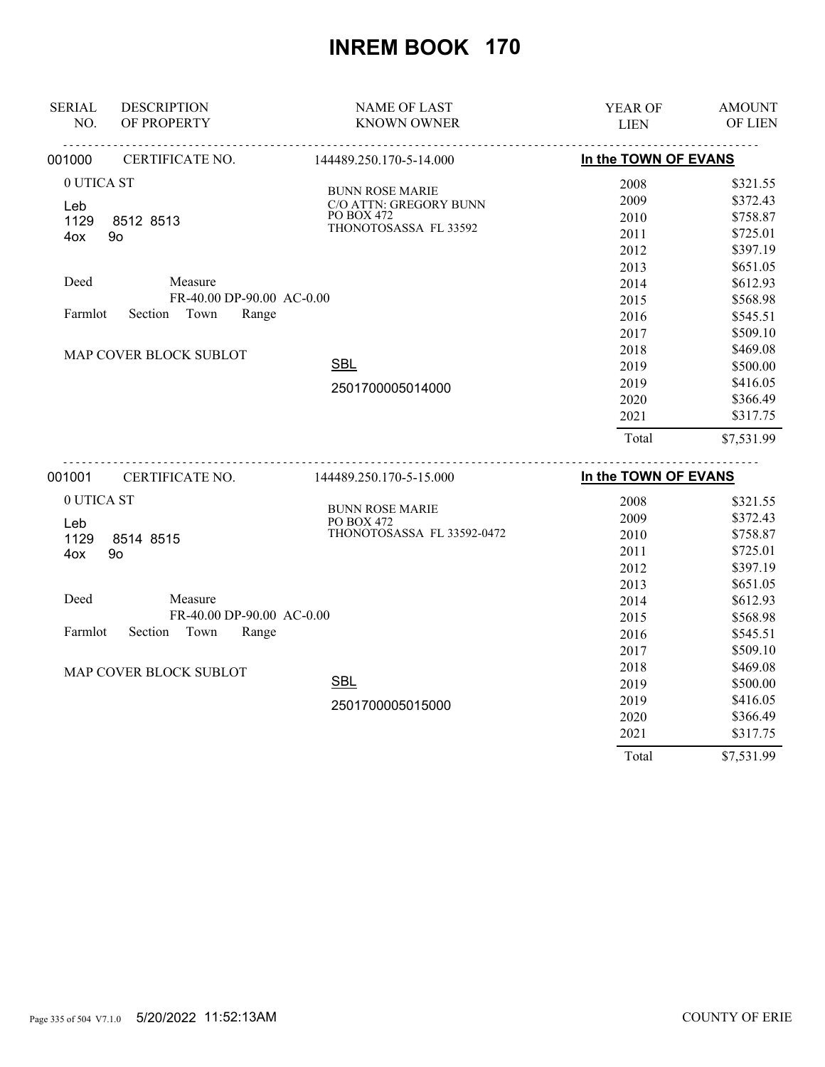# INREM BOOK 170

| SERIAL NO. | DESCRIPTION OF PROPERTY | NAME OF LAST KNOWN OWNER | YEAR OF LIEN | AMOUNT OF LIEN |
|---|---|---|---|---|
| 001000 | CERTIFICATE NO. | 144489.250.170-5-14.000 | **In the TOWN OF EVANS** | |
| | 0 UTICA ST | BUNN ROSE MARIE | 2008 | $321.55 |
| | Leb | C/O ATTN: GREGORY BUNN | 2009 | $372.43 |
| | 1129 8512 8513 | PO BOX 472 | 2010 | $758.87 |
| | 4ox 9o | THONOTOSASSA FL 33592 | 2011 | $725.01 |
| | | | 2012 | $397.19 |
| | | | 2013 | $651.05 |
| | Deed Measure | | 2014 | $612.93 |
| | FR-40.00 DP-90.00 AC-0.00 | | 2015 | $568.98 |
| | Farmlot Section Town Range | | 2016 | $545.51 |
| | | | 2017 | $509.10 |
| | MAP COVER BLOCK SUBLOT | | 2018 | $469.08 |
| | | SBL | 2019 | $500.00 |
| | | 2501700005014000 | 2019 | $416.05 |
| | | | 2020 | $366.49 |
| | | | 2021 | $317.75 |
| | | | Total | $7,531.99 |
| 001001 | CERTIFICATE NO. | 144489.250.170-5-15.000 | **In the TOWN OF EVANS** | |
| | 0 UTICA ST | BUNN ROSE MARIE | 2008 | $321.55 |
| | Leb | PO BOX 472 | 2009 | $372.43 |
| | 1129 8514 8515 | THONOTOSASSA FL 33592-0472 | 2010 | $758.87 |
| | 4ox 9o | | 2011 | $725.01 |
| | | | 2012 | $397.19 |
| | | | 2013 | $651.05 |
| | Deed Measure | | 2014 | $612.93 |
| | FR-40.00 DP-90.00 AC-0.00 | | 2015 | $568.98 |
| | Farmlot Section Town Range | | 2016 | $545.51 |
| | | | 2017 | $509.10 |
| | MAP COVER BLOCK SUBLOT | | 2018 | $469.08 |
| | | SBL | 2019 | $500.00 |
| | | 2501700005015000 | 2019 | $416.05 |
| | | | 2020 | $366.49 |
| | | | 2021 | $317.75 |
| | | | Total | $7,531.99 |

5/20/2022 11:52:13AM COUNTY OF ERIE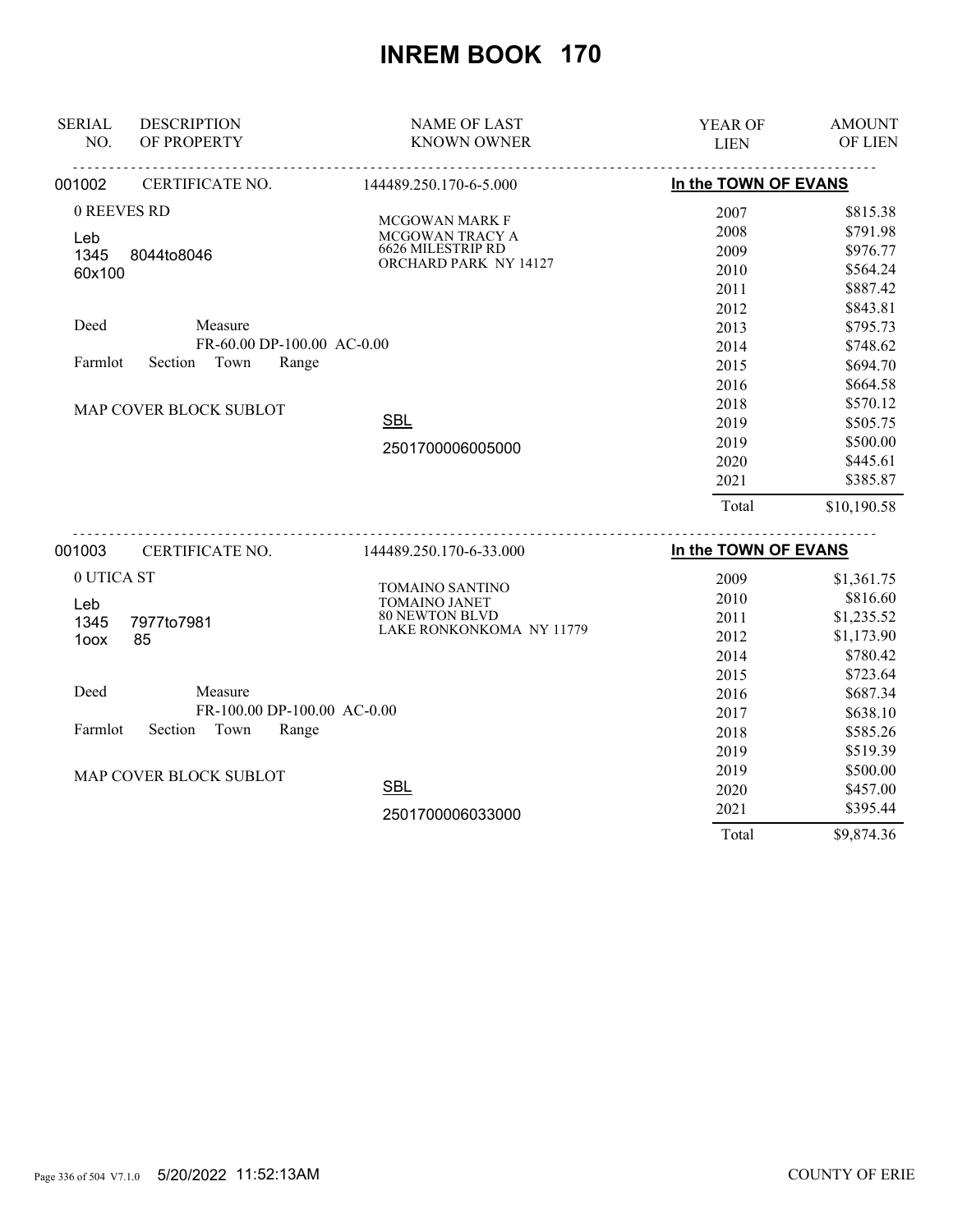# INREM BOOK 170

| SERIAL NO. | DESCRIPTION OF PROPERTY | NAME OF LAST KNOWN OWNER | YEAR OF LIEN | AMOUNT OF LIEN |
|---|---|---|---|---|

**001002** CERTIFICATE NO. 144489.250.170-6-5.000 — **In the TOWN OF EVANS**

0 REEVES RD
Leb
1345 8044to8046
60x100

Deed Measure
FR-60.00 DP-100.00 AC-0.00
Farmlot Section Town Range

MAP COVER BLOCK SUBLOT

MCGOWAN MARK F
MCGOWAN TRACY A
6626 MILESTRIP RD
ORCHARD PARK NY 14127

SBL
2501700006005000

| YEAR OF LIEN | AMOUNT OF LIEN |
|---|---|
| 2007 | $815.38 |
| 2008 | $791.98 |
| 2009 | $976.77 |
| 2010 | $564.24 |
| 2011 | $887.42 |
| 2012 | $843.81 |
| 2013 | $795.73 |
| 2014 | $748.62 |
| 2015 | $694.70 |
| 2016 | $664.58 |
| 2018 | $570.12 |
| 2019 | $505.75 |
| 2019 | $500.00 |
| 2020 | $445.61 |
| 2021 | $385.87 |
| Total | $10,190.58 |

**001003** CERTIFICATE NO. 144489.250.170-6-33.000 — **In the TOWN OF EVANS**

0 UTICA ST
Leb
1345 7977to7981
1oox 85

Deed Measure
FR-100.00 DP-100.00 AC-0.00
Farmlot Section Town Range

MAP COVER BLOCK SUBLOT

TOMAINO SANTINO
TOMAINO JANET
80 NEWTON BLVD
LAKE RONKONKOMA NY 11779

SBL
2501700006033000

| YEAR OF LIEN | AMOUNT OF LIEN |
|---|---|
| 2009 | $1,361.75 |
| 2010 | $816.60 |
| 2011 | $1,235.52 |
| 2012 | $1,173.90 |
| 2014 | $780.42 |
| 2015 | $723.64 |
| 2016 | $687.34 |
| 2017 | $638.10 |
| 2018 | $585.26 |
| 2019 | $519.39 |
| 2019 | $500.00 |
| 2020 | $457.00 |
| 2021 | $395.44 |
| Total | $9,874.36 |

5/20/2022 11:52:13AM COUNTY OF ERIE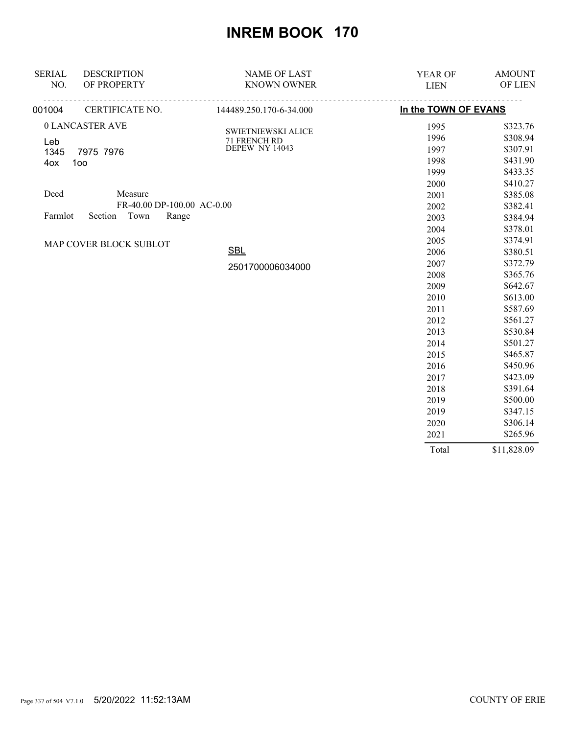# INREM BOOK 170

| SERIAL NO. | DESCRIPTION OF PROPERTY | NAME OF LAST KNOWN OWNER | YEAR OF LIEN | AMOUNT OF LIEN |
|---|---|---|---|---|
| 001004 | CERTIFICATE NO. | 144489.250.170-6-34.000 | In the TOWN OF EVANS | |
| | 0 LANCASTER AVE | SWIETNIEWSKI ALICE<br>71 FRENCH RD<br>DEPEW NY 14043 | 1995 | $323.76 |
| | Leb | | 1996 | $308.94 |
| | 1345 7975 7976 | | 1997 | $307.91 |
| | 4ox 1oo | | 1998 | $431.90 |
| | | | 1999 | $433.35 |
| | | | 2000 | $410.27 |
| | Deed Measure | | 2001 | $385.08 |
| | FR-40.00 DP-100.00 AC-0.00 | | 2002 | $382.41 |
| | Farmlot Section Town Range | | 2003 | $384.94 |
| | | | 2004 | $378.01 |
| | MAP COVER BLOCK SUBLOT | | 2005 | $374.91 |
| | | SBL | 2006 | $380.51 |
| | | 2501700006034000 | 2007 | $372.79 |
| | | | 2008 | $365.76 |
| | | | 2009 | $642.67 |
| | | | 2010 | $613.00 |
| | | | 2011 | $587.69 |
| | | | 2012 | $561.27 |
| | | | 2013 | $530.84 |
| | | | 2014 | $501.27 |
| | | | 2015 | $465.87 |
| | | | 2016 | $450.96 |
| | | | 2017 | $423.09 |
| | | | 2018 | $391.64 |
| | | | 2019 | $500.00 |
| | | | 2019 | $347.15 |
| | | | 2020 | $306.14 |
| | | | 2021 | $265.96 |
| | | | Total | $11,828.09 |

5/20/2022 11:52:13AM COUNTY OF ERIE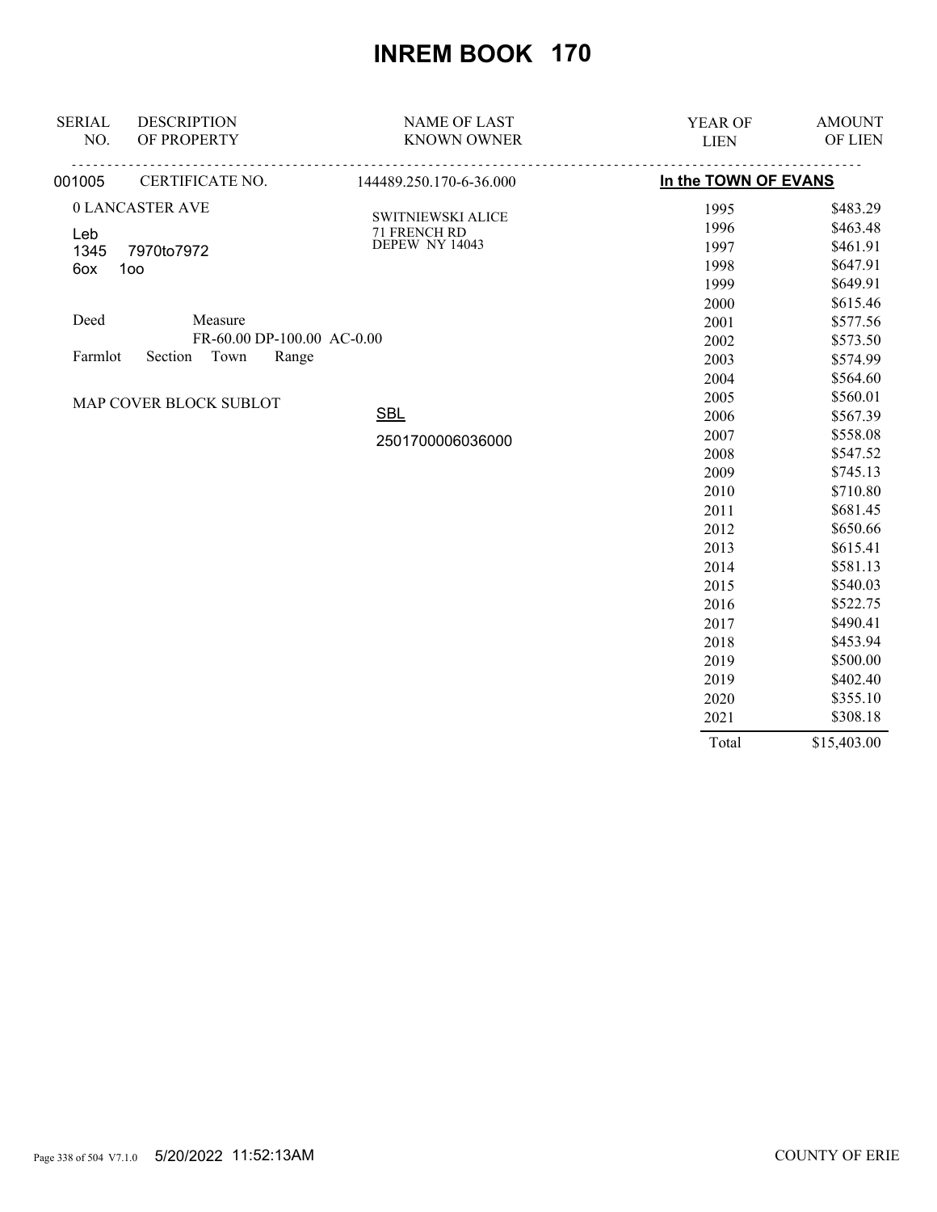# INREM BOOK 170

| SERIAL NO. | DESCRIPTION OF PROPERTY | NAME OF LAST KNOWN OWNER | YEAR OF LIEN | AMOUNT OF LIEN |
|---|---|---|---|---|
| 001005 | CERTIFICATE NO. | 144489.250.170-6-36.000 | In the TOWN OF EVANS | |
| | 0 LANCASTER AVE | SWITNIEWSKI ALICE<br>71 FRENCH RD<br>DEPEW NY 14043 | 1995 | $483.29 |
| | Leb | | 1996 | $463.48 |
| | 1345 7970to7972 | | 1997 | $461.91 |
| | 6ox 1oo | | 1998 | $647.91 |
| | | | 1999 | $649.91 |
| | | | 2000 | $615.46 |
| | Deed Measure | | 2001 | $577.56 |
| | FR-60.00 DP-100.00 AC-0.00 | | 2002 | $573.50 |
| | Farmlot Section Town Range | | 2003 | $574.99 |
| | | | 2004 | $564.60 |
| | MAP COVER BLOCK SUBLOT | | 2005 | $560.01 |
| | | SBL | 2006 | $567.39 |
| | | 2501700006036000 | 2007 | $558.08 |
| | | | 2008 | $547.52 |
| | | | 2009 | $745.13 |
| | | | 2010 | $710.80 |
| | | | 2011 | $681.45 |
| | | | 2012 | $650.66 |
| | | | 2013 | $615.41 |
| | | | 2014 | $581.13 |
| | | | 2015 | $540.03 |
| | | | 2016 | $522.75 |
| | | | 2017 | $490.41 |
| | | | 2018 | $453.94 |
| | | | 2019 | $500.00 |
| | | | 2019 | $402.40 |
| | | | 2020 | $355.10 |
| | | | 2021 | $308.18 |
| | | | Total | $15,403.00 |

5/20/2022 11:52:13AM

COUNTY OF ERIE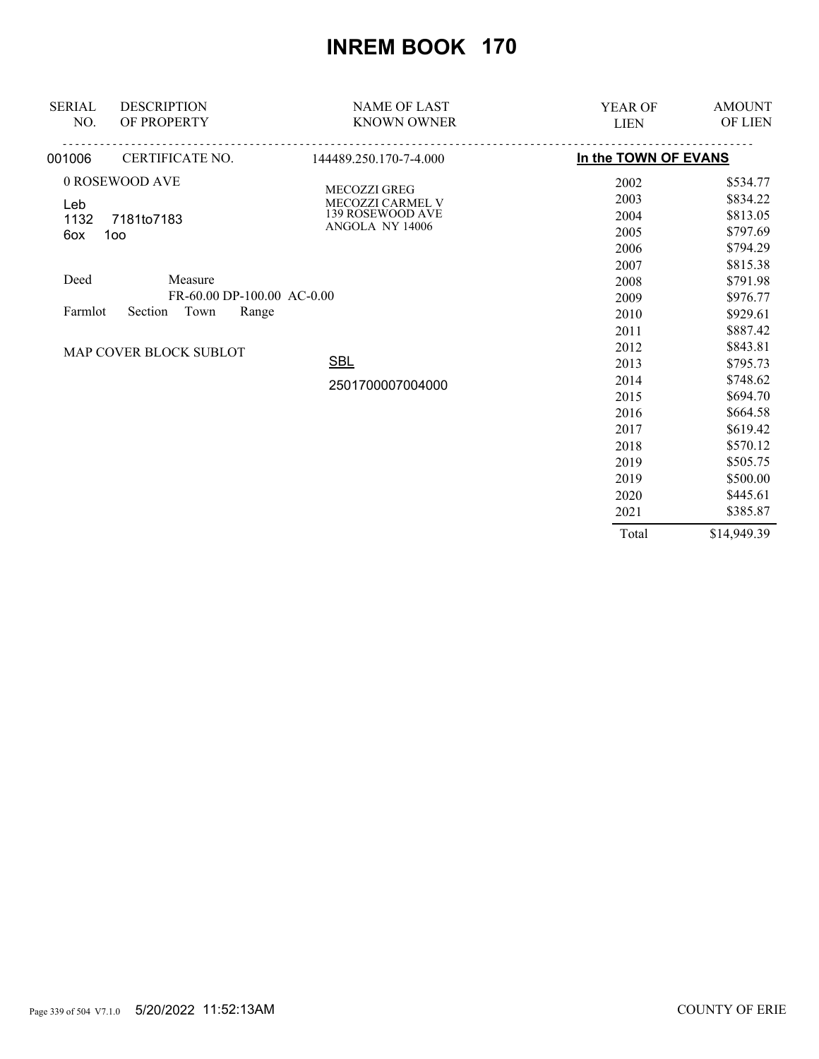# INREM BOOK 170

| SERIAL NO. | DESCRIPTION OF PROPERTY | NAME OF LAST KNOWN OWNER | YEAR OF LIEN | AMOUNT OF LIEN |
|---|---|---|---|---|
| 001006 | CERTIFICATE NO. | 144489.250.170-7-4.000 | In the TOWN OF EVANS | |
| | 0 ROSEWOOD AVE | MECOZZI GREG | 2002 | $534.77 |
| | Leb | MECOZZI CARMEL V | 2003 | $834.22 |
| | 1132 7181to7183 | 139 ROSEWOOD AVE | 2004 | $813.05 |
| | 6ox 1oo | ANGOLA NY 14006 | 2005 | $797.69 |
| | | | 2006 | $794.29 |
| | | | 2007 | $815.38 |
| | Deed Measure | | 2008 | $791.98 |
| | FR-60.00 DP-100.00 AC-0.00 | | 2009 | $976.77 |
| | Farmlot Section Town Range | | 2010 | $929.61 |
| | | | 2011 | $887.42 |
| | MAP COVER BLOCK SUBLOT | | 2012 | $843.81 |
| | | SBL | 2013 | $795.73 |
| | | 2501700007004000 | 2014 | $748.62 |
| | | | 2015 | $694.70 |
| | | | 2016 | $664.58 |
| | | | 2017 | $619.42 |
| | | | 2018 | $570.12 |
| | | | 2019 | $505.75 |
| | | | 2019 | $500.00 |
| | | | 2020 | $445.61 |
| | | | 2021 | $385.87 |
| | | | Total | $14,949.39 |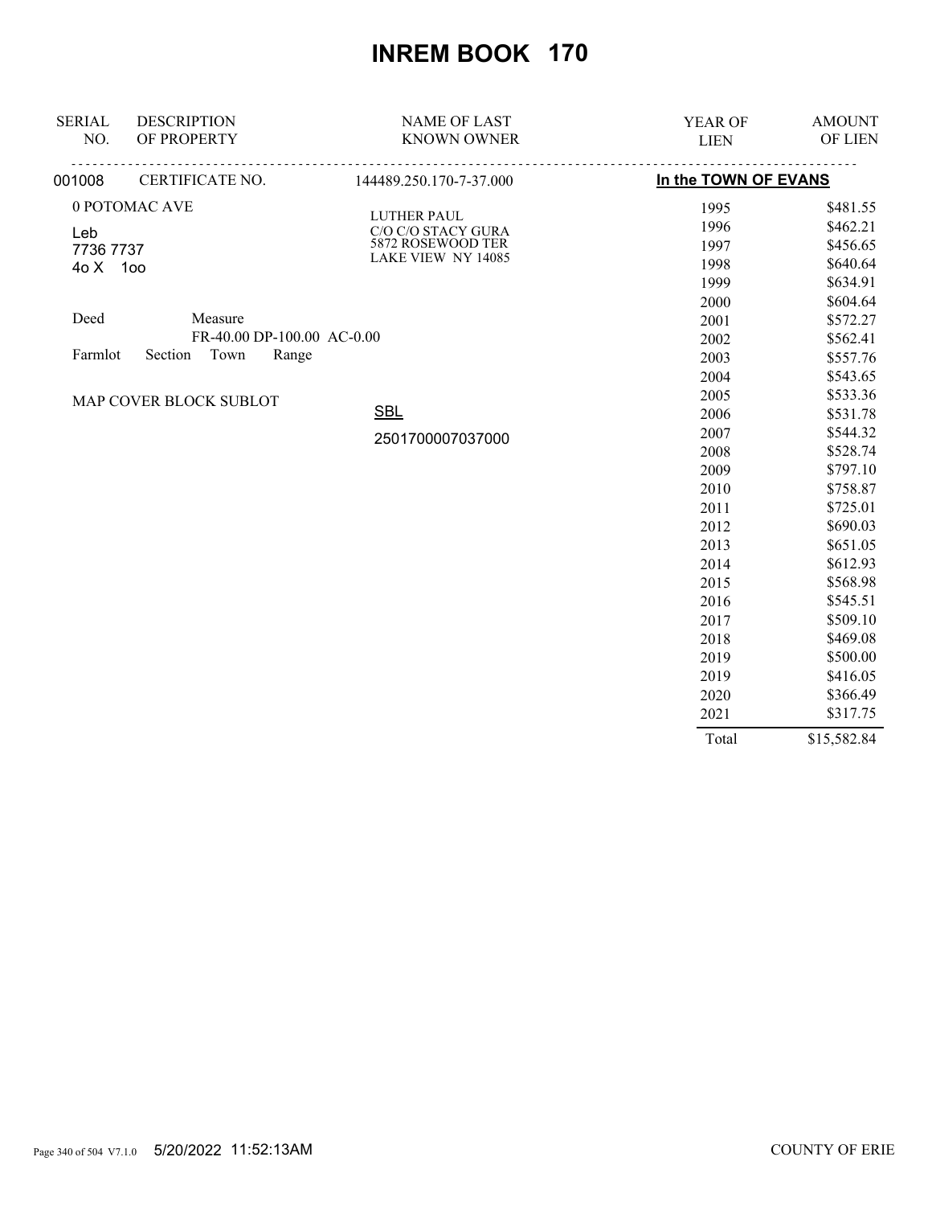# INREM BOOK 170

| SERIAL NO. | DESCRIPTION OF PROPERTY | NAME OF LAST KNOWN OWNER | YEAR OF LIEN | AMOUNT OF LIEN |
|---|---|---|---|---|
| 001008 | CERTIFICATE NO. | 144489.250.170-7-37.000 | In the TOWN OF EVANS | |
| | 0 POTOMAC AVE | LUTHER PAUL<br>C/O C/O STACY GURA<br>5872 ROSEWOOD TER<br>LAKE VIEW NY 14085 | 1995 | $481.55 |
| | Leb | | 1996 | $462.21 |
| | 7736 7737 | | 1997 | $456.65 |
| | 4o X 1oo | | 1998 | $640.64 |
| | | | 1999 | $634.91 |
| | | | 2000 | $604.64 |
| | Deed Measure | | 2001 | $572.27 |
| | FR-40.00 DP-100.00 AC-0.00 | | 2002 | $562.41 |
| | Farmlot Section Town Range | | 2003 | $557.76 |
| | | | 2004 | $543.65 |
| | MAP COVER BLOCK SUBLOT | | 2005 | $533.36 |
| | | SBL | 2006 | $531.78 |
| | | 2501700007037000 | 2007 | $544.32 |
| | | | 2008 | $528.74 |
| | | | 2009 | $797.10 |
| | | | 2010 | $758.87 |
| | | | 2011 | $725.01 |
| | | | 2012 | $690.03 |
| | | | 2013 | $651.05 |
| | | | 2014 | $612.93 |
| | | | 2015 | $568.98 |
| | | | 2016 | $545.51 |
| | | | 2017 | $509.10 |
| | | | 2018 | $469.08 |
| | | | 2019 | $500.00 |
| | | | 2019 | $416.05 |
| | | | 2020 | $366.49 |
| | | | 2021 | $317.75 |
| | | | Total | $15,582.84 |

5/20/2022 11:52:13AM

COUNTY OF ERIE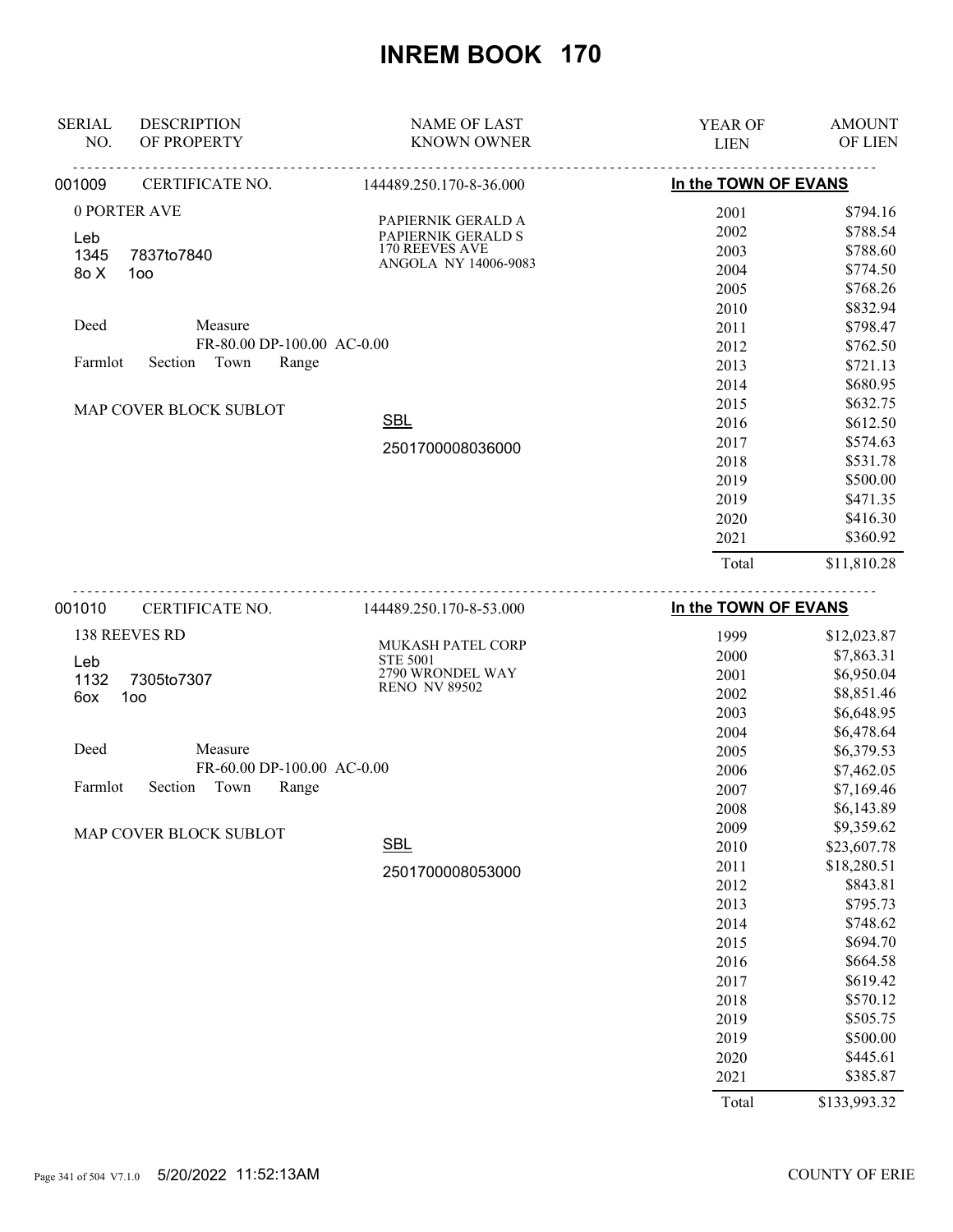# INREM BOOK 170

| SERIAL NO. | DESCRIPTION OF PROPERTY | NAME OF LAST KNOWN OWNER | YEAR OF LIEN | AMOUNT OF LIEN |
|---|---|---|---|---|
| 001009 | CERTIFICATE NO. | 144489.250.170-8-36.000 | In the TOWN OF EVANS | |

0 PORTER AVE

Leb
1345 7837to7840
8o X 1oo

Deed Measure
FR-80.00 DP-100.00 AC-0.00
Farmlot Section Town Range

MAP COVER BLOCK SUBLOT

PAPIERNIK GERALD A
PAPIERNIK GERALD S
170 REEVES AVE
ANGOLA NY 14006-9083

SBL
2501700008036000

| YEAR OF LIEN | AMOUNT OF LIEN |
|---|---|
| 2001 | $794.16 |
| 2002 | $788.54 |
| 2003 | $788.60 |
| 2004 | $774.50 |
| 2005 | $768.26 |
| 2010 | $832.94 |
| 2011 | $798.47 |
| 2012 | $762.50 |
| 2013 | $721.13 |
| 2014 | $680.95 |
| 2015 | $632.75 |
| 2016 | $612.50 |
| 2017 | $574.63 |
| 2018 | $531.78 |
| 2019 | $500.00 |
| 2019 | $471.35 |
| 2020 | $416.30 |
| 2021 | $360.92 |
| Total | $11,810.28 |

| SERIAL NO. | DESCRIPTION OF PROPERTY | NAME OF LAST KNOWN OWNER | YEAR OF LIEN | AMOUNT OF LIEN |
|---|---|---|---|---|
| 001010 | CERTIFICATE NO. | 144489.250.170-8-53.000 | In the TOWN OF EVANS | |

138 REEVES RD

Leb
1132 7305to7307
6ox 1oo

Deed Measure
FR-60.00 DP-100.00 AC-0.00
Farmlot Section Town Range

MAP COVER BLOCK SUBLOT

MUKASH PATEL CORP
STE 5001
2790 WRONDEL WAY
RENO NV 89502

SBL
2501700008053000

| YEAR OF LIEN | AMOUNT OF LIEN |
|---|---|
| 1999 | $12,023.87 |
| 2000 | $7,863.31 |
| 2001 | $6,950.04 |
| 2002 | $8,851.46 |
| 2003 | $6,648.95 |
| 2004 | $6,478.64 |
| 2005 | $6,379.53 |
| 2006 | $7,462.05 |
| 2007 | $7,169.46 |
| 2008 | $6,143.89 |
| 2009 | $9,359.62 |
| 2010 | $23,607.78 |
| 2011 | $18,280.51 |
| 2012 | $843.81 |
| 2013 | $795.73 |
| 2014 | $748.62 |
| 2015 | $694.70 |
| 2016 | $664.58 |
| 2017 | $619.42 |
| 2018 | $570.12 |
| 2019 | $505.75 |
| 2019 | $500.00 |
| 2020 | $445.61 |
| 2021 | $385.87 |
| Total | $133,993.32 |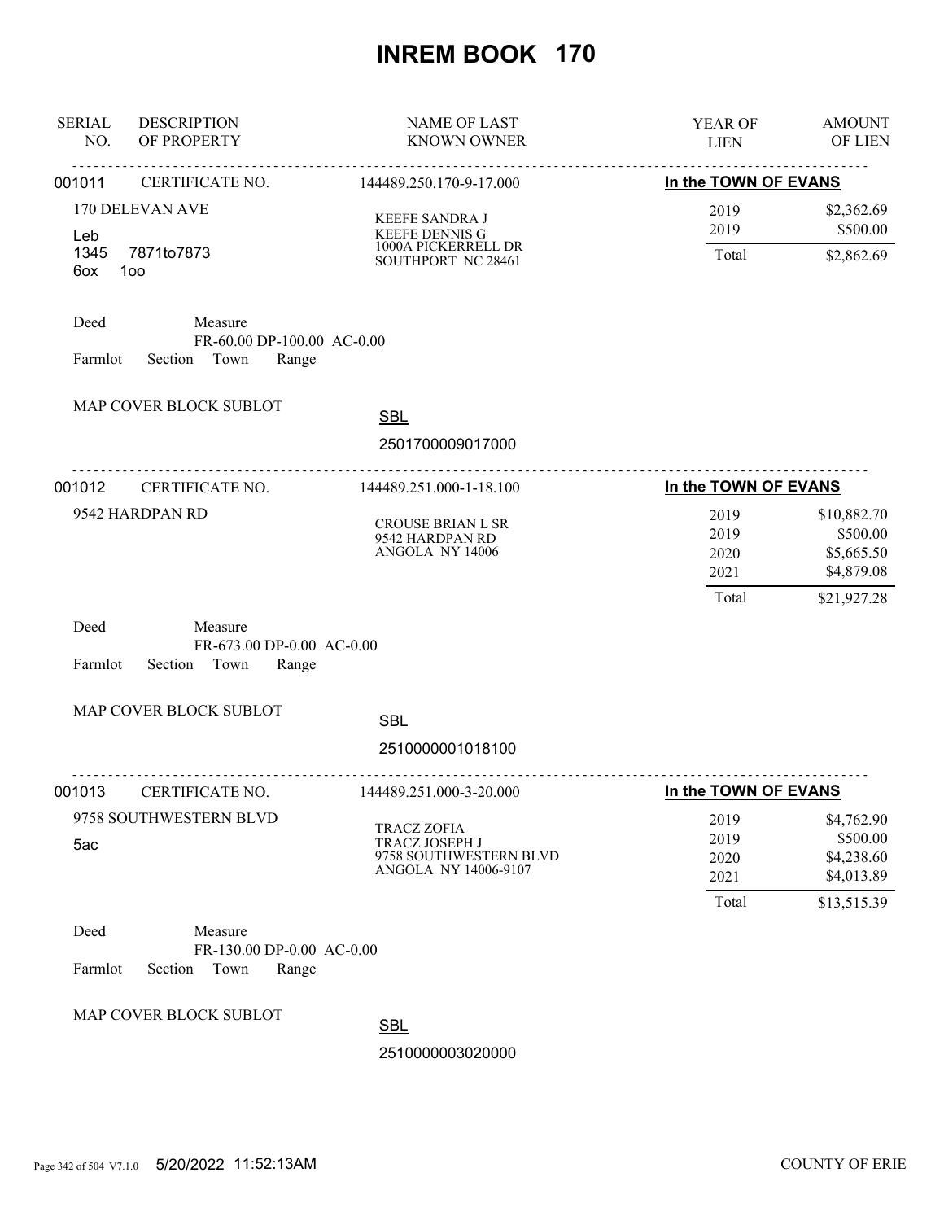# INREM BOOK 170

| SERIAL NO. | DESCRIPTION OF PROPERTY | NAME OF LAST KNOWN OWNER | YEAR OF LIEN | AMOUNT OF LIEN |
|---|---|---|---|---|

---

**001011** CERTIFICATE NO. 144489.250.170-9-17.000 — **In the TOWN OF EVANS**

170 DELEVAN AVE
Leb
1345 7871to7873
6ox 1oo

KEEFE SANDRA J
KEEFE DENNIS G
1000A PICKERRELL DR
SOUTHPORT NC 28461

| YEAR OF LIEN | AMOUNT OF LIEN |
|---|---|
| 2019 | $2,362.69 |
| 2019 | $500.00 |
| Total | $2,862.69 |

Deed Measure
FR-60.00 DP-100.00 AC-0.00
Farmlot Section Town Range

MAP COVER BLOCK SUBLOT

SBL
2501700009017000

---

**001012** CERTIFICATE NO. 144489.251.000-1-18.100 — **In the TOWN OF EVANS**

9542 HARDPAN RD

CROUSE BRIAN L SR
9542 HARDPAN RD
ANGOLA NY 14006

| YEAR OF LIEN | AMOUNT OF LIEN |
|---|---|
| 2019 | $10,882.70 |
| 2019 | $500.00 |
| 2020 | $5,665.50 |
| 2021 | $4,879.08 |
| Total | $21,927.28 |

Deed Measure
FR-673.00 DP-0.00 AC-0.00
Farmlot Section Town Range

MAP COVER BLOCK SUBLOT

SBL
2510000001018100

---

**001013** CERTIFICATE NO. 144489.251.000-3-20.000 — **In the TOWN OF EVANS**

9758 SOUTHWESTERN BLVD
5ac

TRACZ ZOFIA
TRACZ JOSEPH J
9758 SOUTHWESTERN BLVD
ANGOLA NY 14006-9107

| YEAR OF LIEN | AMOUNT OF LIEN |
|---|---|
| 2019 | $4,762.90 |
| 2019 | $500.00 |
| 2020 | $4,238.60 |
| 2021 | $4,013.89 |
| Total | $13,515.39 |

Deed Measure
FR-130.00 DP-0.00 AC-0.00
Farmlot Section Town Range

MAP COVER BLOCK SUBLOT

SBL
2510000003020000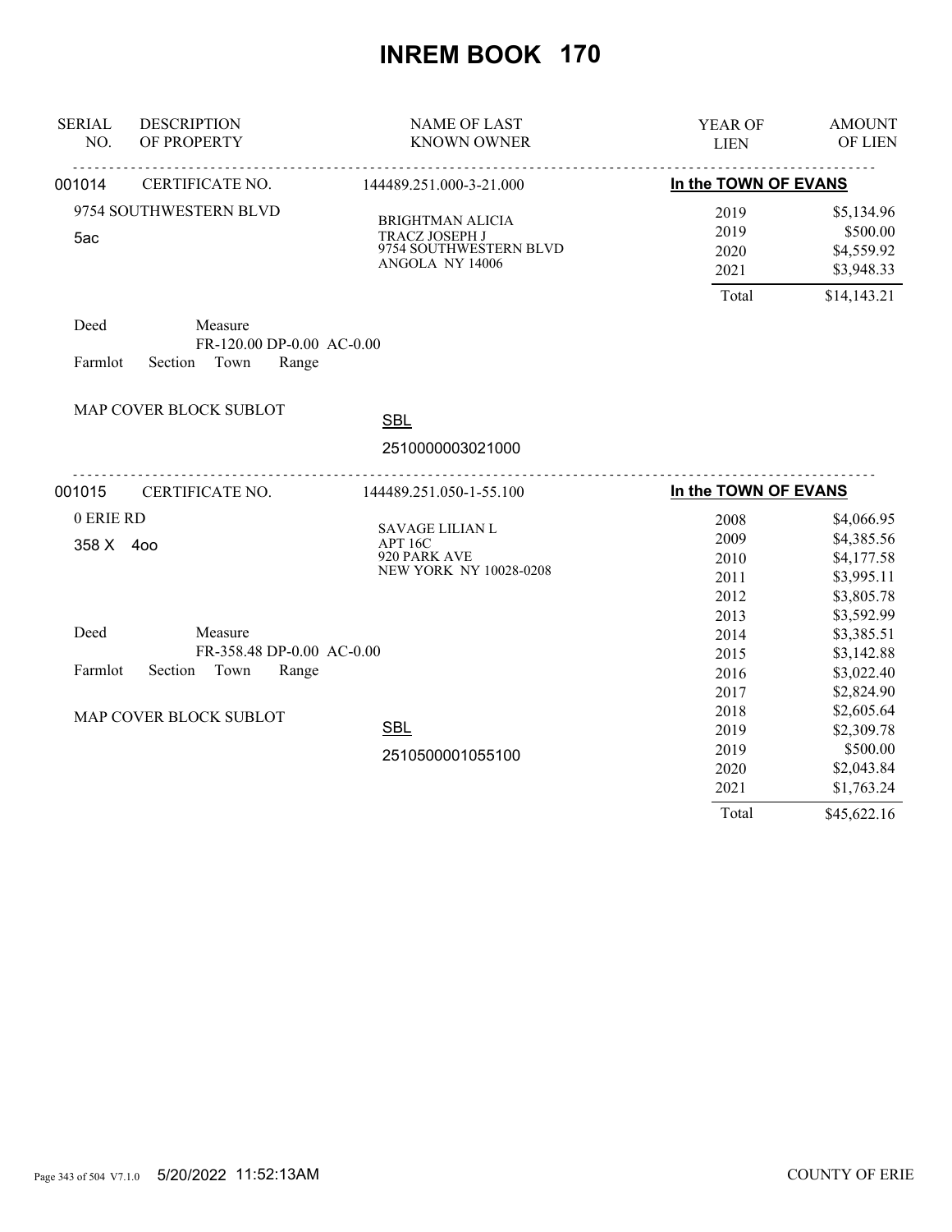# INREM BOOK 170

| SERIAL NO. | DESCRIPTION OF PROPERTY | NAME OF LAST KNOWN OWNER | YEAR OF LIEN | AMOUNT OF LIEN |
|---|---|---|---|---|
| 001014 | CERTIFICATE NO. | 144489.251.000-3-21.000 | **In the TOWN OF EVANS** | |
| | 9754 SOUTHWESTERN BLVD | BRIGHTMAN ALICIA | 2019 | $5,134.96 |
| | 5ac | TRACZ JOSEPH J | 2019 | $500.00 |
| | | 9754 SOUTHWESTERN BLVD | 2020 | $4,559.92 |
| | | ANGOLA NY 14006 | 2021 | $3,948.33 |
| | | | Total | $14,143.21 |
| | Deed Measure FR-120.00 DP-0.00 AC-0.00 | | | |
| | Farmlot Section Town Range | | | |
| | MAP COVER BLOCK SUBLOT | SBL 2510000003021000 | | |
| 001015 | CERTIFICATE NO. | 144489.251.050-1-55.100 | **In the TOWN OF EVANS** | |
| | 0 ERIE RD | SAVAGE LILIAN L | 2008 | $4,066.95 |
| | 358 X 4oo | APT 16C | 2009 | $4,385.56 |
| | | 920 PARK AVE | 2010 | $4,177.58 |
| | | NEW YORK NY 10028-0208 | 2011 | $3,995.11 |
| | | | 2012 | $3,805.78 |
| | | | 2013 | $3,592.99 |
| | Deed Measure FR-358.48 DP-0.00 AC-0.00 | | 2014 | $3,385.51 |
| | | | 2015 | $3,142.88 |
| | Farmlot Section Town Range | | 2016 | $3,022.40 |
| | | | 2017 | $2,824.90 |
| | MAP COVER BLOCK SUBLOT | | 2018 | $2,605.64 |
| | | SBL | 2019 | $2,309.78 |
| | | 2510500001055100 | 2019 | $500.00 |
| | | | 2020 | $2,043.84 |
| | | | 2021 | $1,763.24 |
| | | | Total | $45,622.16 |

5/20/2022 11:52:13AM COUNTY OF ERIE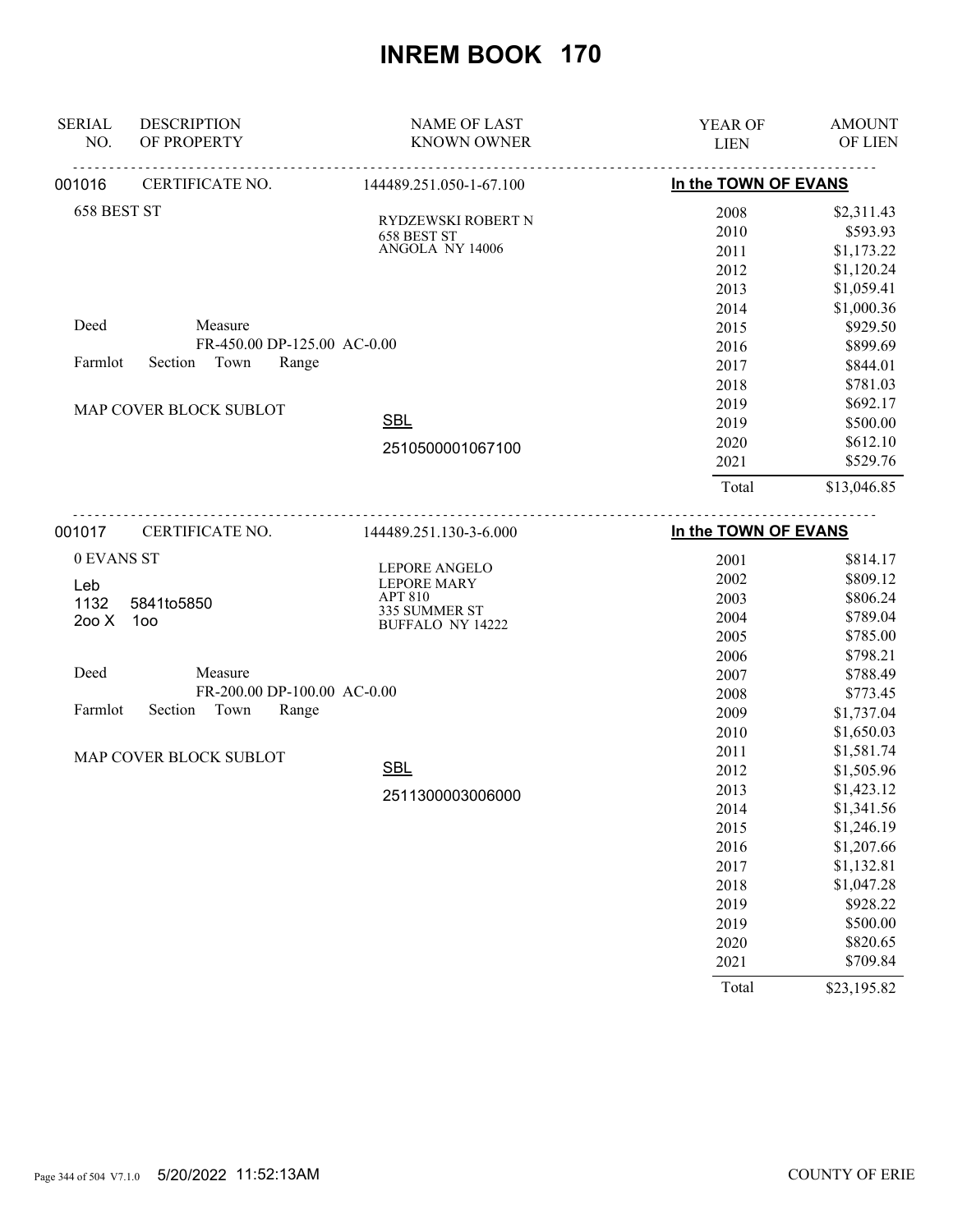# INREM BOOK 170

| SERIAL NO. | DESCRIPTION OF PROPERTY | NAME OF LAST KNOWN OWNER | YEAR OF LIEN | AMOUNT OF LIEN |
|---|---|---|---|---|
| 001016 | CERTIFICATE NO. | 144489.251.050-1-67.100 | In the TOWN OF EVANS | |
| | 658 BEST ST | RYDZEWSKI ROBERT N<br>658 BEST ST<br>ANGOLA NY 14006 | 2008 | $2,311.43 |
| | | | 2010 | $593.93 |
| | | | 2011 | $1,173.22 |
| | | | 2012 | $1,120.24 |
| | | | 2013 | $1,059.41 |
| | | | 2014 | $1,000.36 |
| | Deed Measure | | 2015 | $929.50 |
| | FR-450.00 DP-125.00 AC-0.00 | | 2016 | $899.69 |
| | Farmlot Section Town Range | | 2017 | $844.01 |
| | | | 2018 | $781.03 |
| | MAP COVER BLOCK SUBLOT | | 2019 | $692.17 |
| | | SBL | 2019 | $500.00 |
| | | 2510500001067100 | 2020 | $612.10 |
| | | | 2021 | $529.76 |
| | | | Total | $13,046.85 |
| 001017 | CERTIFICATE NO. | 144489.251.130-3-6.000 | In the TOWN OF EVANS | |
| | 0 EVANS ST | LEPORE ANGELO<br>LEPORE MARY<br>APT 810<br>335 SUMMER ST<br>BUFFALO NY 14222 | 2001 | $814.17 |
| | Leb | | 2002 | $809.12 |
| | 1132 5841to5850 | | 2003 | $806.24 |
| | 2oo X 1oo | | 2004 | $789.04 |
| | | | 2005 | $785.00 |
| | | | 2006 | $798.21 |
| | Deed Measure | | 2007 | $788.49 |
| | FR-200.00 DP-100.00 AC-0.00 | | 2008 | $773.45 |
| | Farmlot Section Town Range | | 2009 | $1,737.04 |
| | | | 2010 | $1,650.03 |
| | MAP COVER BLOCK SUBLOT | | 2011 | $1,581.74 |
| | | SBL | 2012 | $1,505.96 |
| | | 2511300003006000 | 2013 | $1,423.12 |
| | | | 2014 | $1,341.56 |
| | | | 2015 | $1,246.19 |
| | | | 2016 | $1,207.66 |
| | | | 2017 | $1,132.81 |
| | | | 2018 | $1,047.28 |
| | | | 2019 | $928.22 |
| | | | 2019 | $500.00 |
| | | | 2020 | $820.65 |
| | | | 2021 | $709.84 |
| | | | Total | $23,195.82 |

5/20/2022 11:52:13AM COUNTY OF ERIE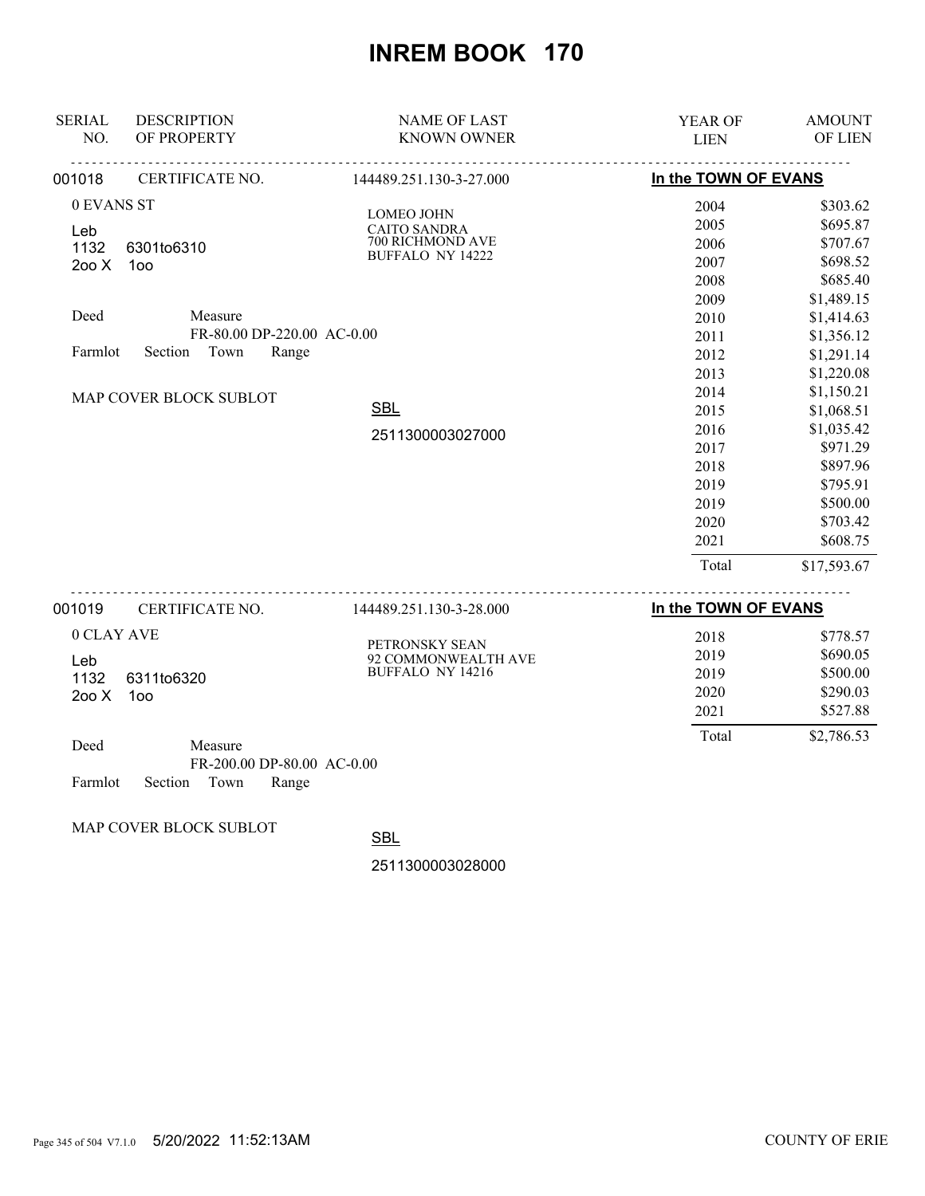# INREM BOOK 170

| SERIAL NO. | DESCRIPTION OF PROPERTY | NAME OF LAST KNOWN OWNER | YEAR OF LIEN | AMOUNT OF LIEN |
|---|---|---|---|---|

## 001018 — CERTIFICATE NO. 144489.251.130-3-27.000 — In the TOWN OF EVANS

0 EVANS ST
Leb
1132 6301to6310
2oo X 1oo

Deed Measure
FR-80.00 DP-220.00 AC-0.00
Farmlot Section Town Range

MAP COVER BLOCK SUBLOT

LOMEO JOHN
CAITO SANDRA
700 RICHMOND AVE
BUFFALO NY 14222

SBL
2511300003027000

| YEAR OF LIEN | AMOUNT OF LIEN |
|---|---|
| 2004 | $303.62 |
| 2005 | $695.87 |
| 2006 | $707.67 |
| 2007 | $698.52 |
| 2008 | $685.40 |
| 2009 | $1,489.15 |
| 2010 | $1,414.63 |
| 2011 | $1,356.12 |
| 2012 | $1,291.14 |
| 2013 | $1,220.08 |
| 2014 | $1,150.21 |
| 2015 | $1,068.51 |
| 2016 | $1,035.42 |
| 2017 | $971.29 |
| 2018 | $897.96 |
| 2019 | $795.91 |
| 2019 | $500.00 |
| 2020 | $703.42 |
| 2021 | $608.75 |
| Total | $17,593.67 |

## 001019 — CERTIFICATE NO. 144489.251.130-3-28.000 — In the TOWN OF EVANS

0 CLAY AVE
Leb
1132 6311to6320
2oo X 1oo

Deed Measure
FR-200.00 DP-80.00 AC-0.00
Farmlot Section Town Range

MAP COVER BLOCK SUBLOT

PETRONSKY SEAN
92 COMMONWEALTH AVE
BUFFALO NY 14216

SBL
2511300003028000

| YEAR OF LIEN | AMOUNT OF LIEN |
|---|---|
| 2018 | $778.57 |
| 2019 | $690.05 |
| 2019 | $500.00 |
| 2020 | $290.03 |
| 2021 | $527.88 |
| Total | $2,786.53 |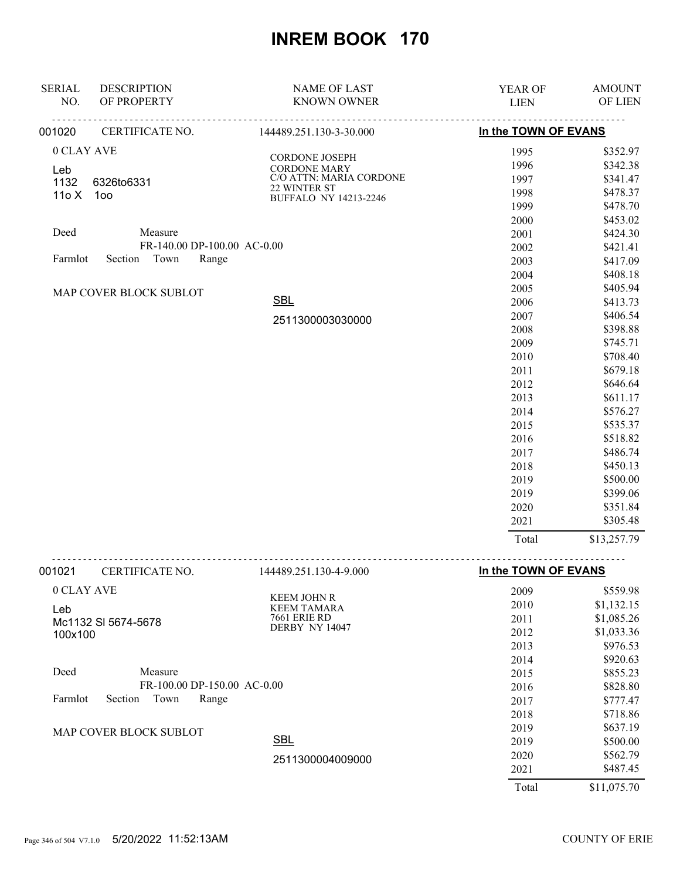# INREM BOOK 170

| SERIAL NO. | DESCRIPTION OF PROPERTY | NAME OF LAST KNOWN OWNER | YEAR OF LIEN | AMOUNT OF LIEN |
|---|---|---|---|---|

## 001020 — CERTIFICATE NO. 144489.251.130-3-30.000 — In the TOWN OF EVANS

0 CLAY AVE
Leb
1132 6326to6331
11o X 1oo

Deed Measure
FR-140.00 DP-100.00 AC-0.00
Farmlot Section Town Range

MAP COVER BLOCK SUBLOT

CORDONE JOSEPH
CORDONE MARY
C/O ATTN: MARIA CORDONE
22 WINTER ST
BUFFALO NY 14213-2246

SBL
2511300003030000

| YEAR OF LIEN | AMOUNT OF LIEN |
|---|---|
| 1995 | $352.97 |
| 1996 | $342.38 |
| 1997 | $341.47 |
| 1998 | $478.37 |
| 1999 | $478.70 |
| 2000 | $453.02 |
| 2001 | $424.30 |
| 2002 | $421.41 |
| 2003 | $417.09 |
| 2004 | $408.18 |
| 2005 | $405.94 |
| 2006 | $413.73 |
| 2007 | $406.54 |
| 2008 | $398.88 |
| 2009 | $745.71 |
| 2010 | $708.40 |
| 2011 | $679.18 |
| 2012 | $646.64 |
| 2013 | $611.17 |
| 2014 | $576.27 |
| 2015 | $535.37 |
| 2016 | $518.82 |
| 2017 | $486.74 |
| 2018 | $450.13 |
| 2019 | $500.00 |
| 2019 | $399.06 |
| 2020 | $351.84 |
| 2021 | $305.48 |
| Total | $13,257.79 |

## 001021 — CERTIFICATE NO. 144489.251.130-4-9.000 — In the TOWN OF EVANS

0 CLAY AVE
Leb
Mc1132 Sl 5674-5678
100x100

Deed Measure
FR-100.00 DP-150.00 AC-0.00
Farmlot Section Town Range

MAP COVER BLOCK SUBLOT

KEEM JOHN R
KEEM TAMARA
7661 ERIE RD
DERBY NY 14047

SBL
2511300004009000

| YEAR OF LIEN | AMOUNT OF LIEN |
|---|---|
| 2009 | $559.98 |
| 2010 | $1,132.15 |
| 2011 | $1,085.26 |
| 2012 | $1,033.36 |
| 2013 | $976.53 |
| 2014 | $920.63 |
| 2015 | $855.23 |
| 2016 | $828.80 |
| 2017 | $777.47 |
| 2018 | $718.86 |
| 2019 | $637.19 |
| 2019 | $500.00 |
| 2020 | $562.79 |
| 2021 | $487.45 |
| Total | $11,075.70 |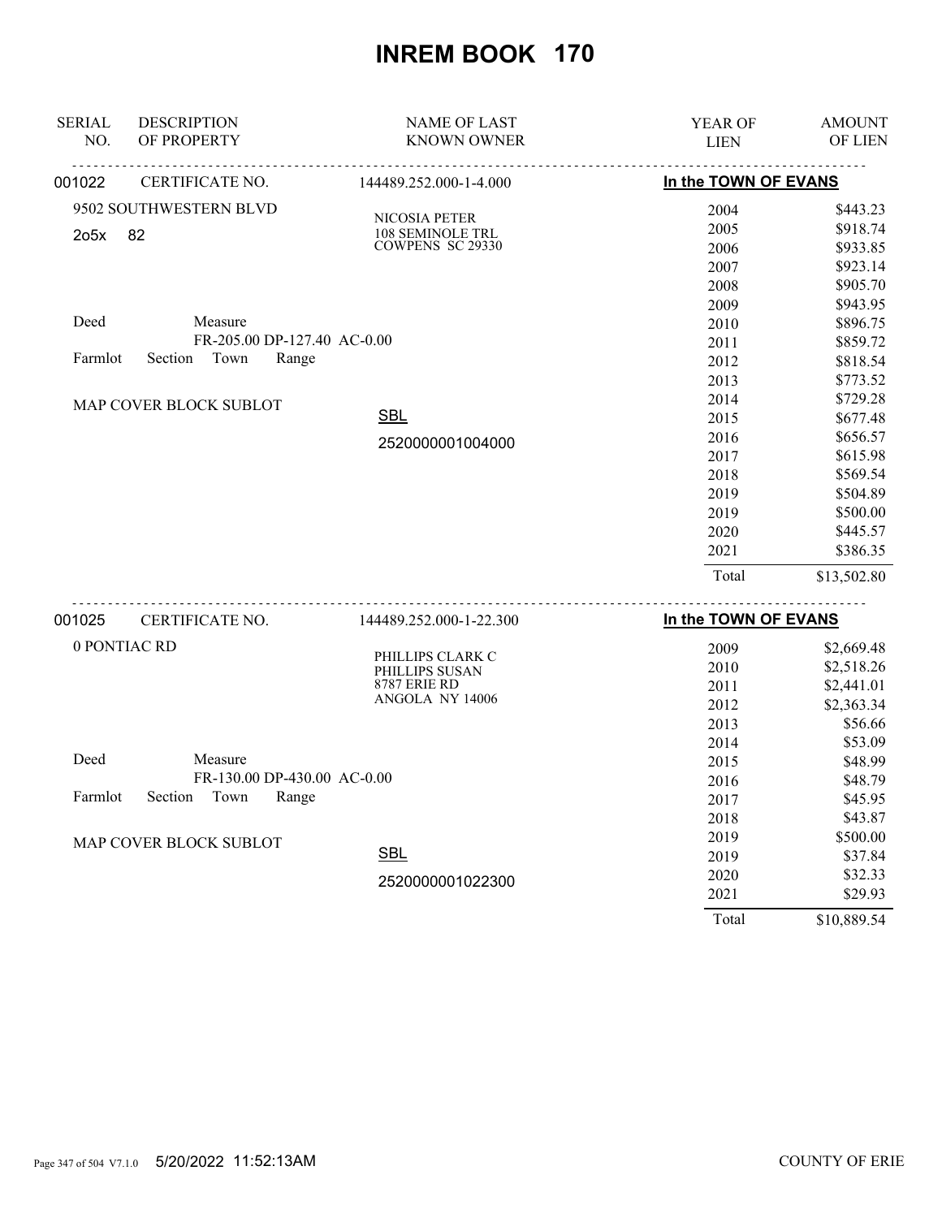# INREM BOOK 170

| SERIAL NO. | DESCRIPTION OF PROPERTY | NAME OF LAST KNOWN OWNER | YEAR OF LIEN | AMOUNT OF LIEN |
|---|---|---|---|---|

## 001022 — CERTIFICATE NO. 144489.252.000-1-4.000 — In the TOWN OF EVANS

9502 SOUTHWESTERN BLVD

2o5x 82

NICOSIA PETER
108 SEMINOLE TRL
COWPENS SC 29330

Deed Measure
FR-205.00 DP-127.40 AC-0.00

Farmlot Section Town Range

MAP COVER BLOCK SUBLOT

SBL
2520000001004000

| YEAR OF LIEN | AMOUNT OF LIEN |
|---|---|
| 2004 | $443.23 |
| 2005 | $918.74 |
| 2006 | $933.85 |
| 2007 | $923.14 |
| 2008 | $905.70 |
| 2009 | $943.95 |
| 2010 | $896.75 |
| 2011 | $859.72 |
| 2012 | $818.54 |
| 2013 | $773.52 |
| 2014 | $729.28 |
| 2015 | $677.48 |
| 2016 | $656.57 |
| 2017 | $615.98 |
| 2018 | $569.54 |
| 2019 | $504.89 |
| 2019 | $500.00 |
| 2020 | $445.57 |
| 2021 | $386.35 |
| Total | $13,502.80 |

## 001025 — CERTIFICATE NO. 144489.252.000-1-22.300 — In the TOWN OF EVANS

0 PONTIAC RD

PHILLIPS CLARK C
PHILLIPS SUSAN
8787 ERIE RD
ANGOLA NY 14006

Deed Measure
FR-130.00 DP-430.00 AC-0.00

Farmlot Section Town Range

MAP COVER BLOCK SUBLOT

SBL
2520000001022300

| YEAR OF LIEN | AMOUNT OF LIEN |
|---|---|
| 2009 | $2,669.48 |
| 2010 | $2,518.26 |
| 2011 | $2,441.01 |
| 2012 | $2,363.34 |
| 2013 | $56.66 |
| 2014 | $53.09 |
| 2015 | $48.99 |
| 2016 | $48.79 |
| 2017 | $45.95 |
| 2018 | $43.87 |
| 2019 | $500.00 |
| 2019 | $37.84 |
| 2020 | $32.33 |
| 2021 | $29.93 |
| Total | $10,889.54 |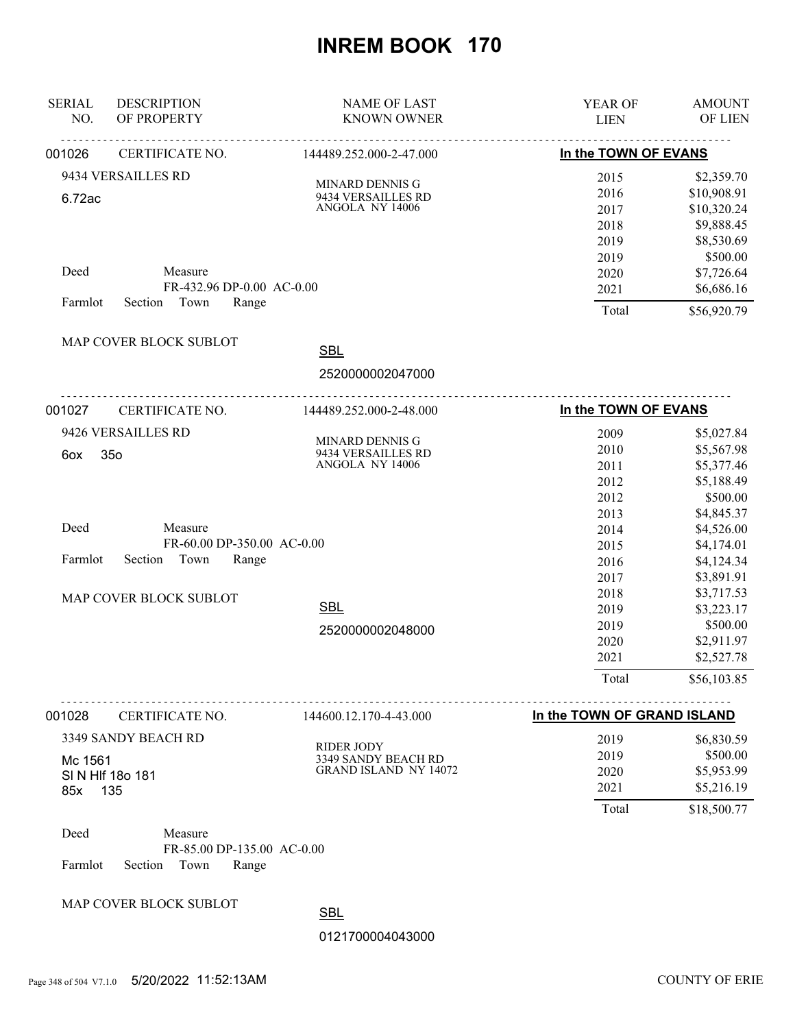# INREM BOOK 170

| SERIAL NO. | DESCRIPTION OF PROPERTY | NAME OF LAST KNOWN OWNER | YEAR OF LIEN | AMOUNT OF LIEN |
|---|---|---|---|---|
| 001026 | CERTIFICATE NO. | 144489.252.000-2-47.000 | **In the TOWN OF EVANS** | |
| | 9434 VERSAILLES RD | MINARD DENNIS G | 2015 | $2,359.70 |
| | 6.72ac | 9434 VERSAILLES RD | 2016 | $10,908.91 |
| | | ANGOLA NY 14006 | 2017 | $10,320.24 |
| | | | 2018 | $9,888.45 |
| | | | 2019 | $8,530.69 |
| | | | 2019 | $500.00 |
| | Deed Measure | | 2020 | $7,726.64 |
| | FR-432.96 DP-0.00 AC-0.00 | | 2021 | $6,686.16 |
| | Farmlot Section Town Range | | Total | $56,920.79 |
| | MAP COVER BLOCK SUBLOT | SBL 2520000002047000 | | |
| 001027 | CERTIFICATE NO. | 144489.252.000-2-48.000 | **In the TOWN OF EVANS** | |
| | 9426 VERSAILLES RD | MINARD DENNIS G | 2009 | $5,027.84 |
| | 6ox 35o | 9434 VERSAILLES RD | 2010 | $5,567.98 |
| | | ANGOLA NY 14006 | 2011 | $5,377.46 |
| | | | 2012 | $5,188.49 |
| | | | 2012 | $500.00 |
| | | | 2013 | $4,845.37 |
| | Deed Measure | | 2014 | $4,526.00 |
| | FR-60.00 DP-350.00 AC-0.00 | | 2015 | $4,174.01 |
| | Farmlot Section Town Range | | 2016 | $4,124.34 |
| | | | 2017 | $3,891.91 |
| | MAP COVER BLOCK SUBLOT | | 2018 | $3,717.53 |
| | | SBL | 2019 | $3,223.17 |
| | | 2520000002048000 | 2019 | $500.00 |
| | | | 2020 | $2,911.97 |
| | | | 2021 | $2,527.78 |
| | | | Total | $56,103.85 |
| 001028 | CERTIFICATE NO. | 144600.12.170-4-43.000 | **In the TOWN OF GRAND ISLAND** | |
| | 3349 SANDY BEACH RD | RIDER JODY | 2019 | $6,830.59 |
| | Mc 1561 | 3349 SANDY BEACH RD | 2019 | $500.00 |
| | Sl N Hlf 18o 181 | GRAND ISLAND NY 14072 | 2020 | $5,953.99 |
| | 85x 135 | | 2021 | $5,216.19 |
| | | | Total | $18,500.77 |
| | Deed Measure | | | |
| | FR-85.00 DP-135.00 AC-0.00 | | | |
| | Farmlot Section Town Range | | | |
| | MAP COVER BLOCK SUBLOT | SBL 0121700004043000 | | |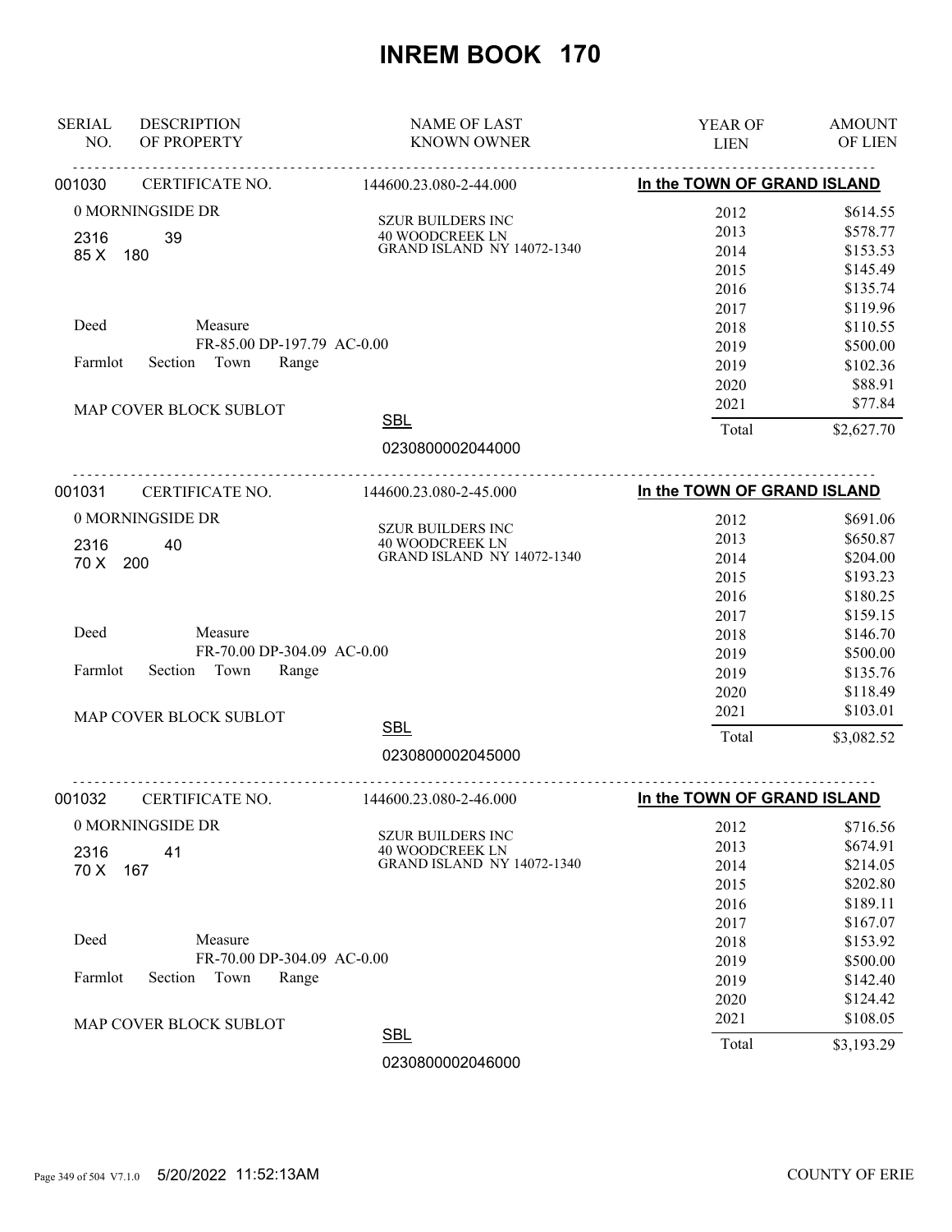# INREM BOOK 170

| SERIAL NO. | DESCRIPTION OF PROPERTY | NAME OF LAST KNOWN OWNER | YEAR OF LIEN | AMOUNT OF LIEN |
|---|---|---|---|---|

---

**001030** CERTIFICATE NO. 144600.23.080-2-44.000 — **In the TOWN OF GRAND ISLAND**

0 MORNINGSIDE DR
2316 39
85 X 180

SZUR BUILDERS INC
40 WOODCREEK LN
GRAND ISLAND NY 14072-1340

Deed Measure
FR-85.00 DP-197.79 AC-0.00
Farmlot Section Town Range

MAP COVER BLOCK SUBLOT

SBL
0230800002044000

| YEAR OF LIEN | AMOUNT OF LIEN |
|---|---|
| 2012 | $614.55 |
| 2013 | $578.77 |
| 2014 | $153.53 |
| 2015 | $145.49 |
| 2016 | $135.74 |
| 2017 | $119.96 |
| 2018 | $110.55 |
| 2019 | $500.00 |
| 2019 | $102.36 |
| 2020 | $88.91 |
| 2021 | $77.84 |
| Total | $2,627.70 |

---

**001031** CERTIFICATE NO. 144600.23.080-2-45.000 — **In the TOWN OF GRAND ISLAND**

0 MORNINGSIDE DR
2316 40
70 X 200

SZUR BUILDERS INC
40 WOODCREEK LN
GRAND ISLAND NY 14072-1340

Deed Measure
FR-70.00 DP-304.09 AC-0.00
Farmlot Section Town Range

MAP COVER BLOCK SUBLOT

SBL
0230800002045000

| YEAR OF LIEN | AMOUNT OF LIEN |
|---|---|
| 2012 | $691.06 |
| 2013 | $650.87 |
| 2014 | $204.00 |
| 2015 | $193.23 |
| 2016 | $180.25 |
| 2017 | $159.15 |
| 2018 | $146.70 |
| 2019 | $500.00 |
| 2019 | $135.76 |
| 2020 | $118.49 |
| 2021 | $103.01 |
| Total | $3,082.52 |

---

**001032** CERTIFICATE NO. 144600.23.080-2-46.000 — **In the TOWN OF GRAND ISLAND**

0 MORNINGSIDE DR
2316 41
70 X 167

SZUR BUILDERS INC
40 WOODCREEK LN
GRAND ISLAND NY 14072-1340

Deed Measure
FR-70.00 DP-304.09 AC-0.00
Farmlot Section Town Range

MAP COVER BLOCK SUBLOT

SBL
0230800002046000

| YEAR OF LIEN | AMOUNT OF LIEN |
|---|---|
| 2012 | $716.56 |
| 2013 | $674.91 |
| 2014 | $214.05 |
| 2015 | $202.80 |
| 2016 | $189.11 |
| 2017 | $167.07 |
| 2018 | $153.92 |
| 2019 | $500.00 |
| 2019 | $142.40 |
| 2020 | $124.42 |
| 2021 | $108.05 |
| Total | $3,193.29 |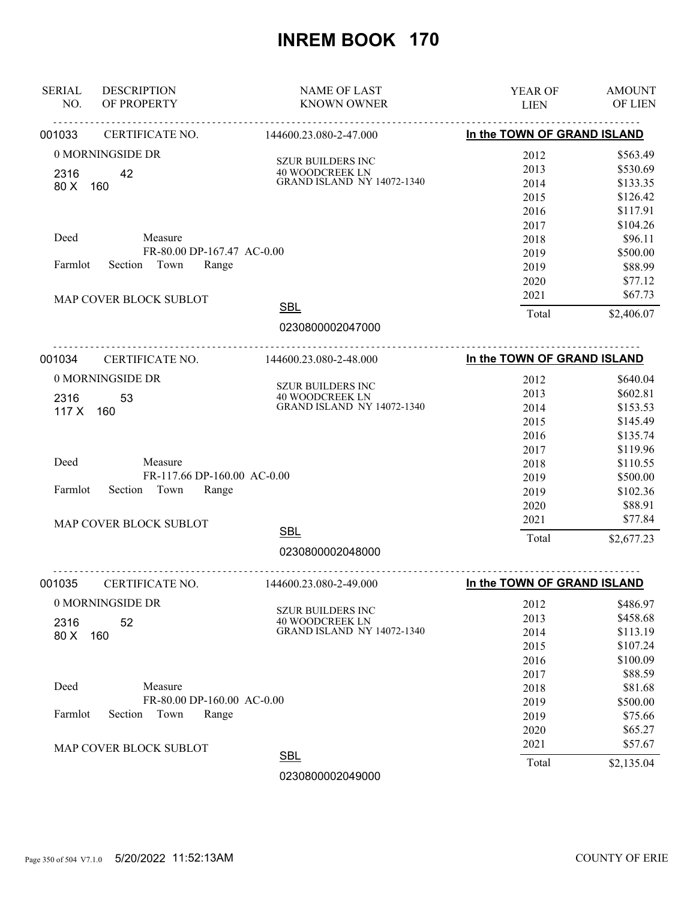# INREM BOOK 170

| SERIAL NO. | DESCRIPTION OF PROPERTY | NAME OF LAST KNOWN OWNER | YEAR OF LIEN | AMOUNT OF LIEN |
|---|---|---|---|---|

## 001033 — CERTIFICATE NO. 144600.23.080-2-47.000 — In the TOWN OF GRAND ISLAND

0 MORNINGSIDE DR
2316 42
80 X 160

Deed Measure
FR-80.00 DP-167.47 AC-0.00
Farmlot Section Town Range

MAP COVER BLOCK SUBLOT

SZUR BUILDERS INC
40 WOODCREEK LN
GRAND ISLAND NY 14072-1340

SBL
0230800002047000

| YEAR OF LIEN | AMOUNT OF LIEN |
|---|---|
| 2012 | $563.49 |
| 2013 | $530.69 |
| 2014 | $133.35 |
| 2015 | $126.42 |
| 2016 | $117.91 |
| 2017 | $104.26 |
| 2018 | $96.11 |
| 2019 | $500.00 |
| 2019 | $88.99 |
| 2020 | $77.12 |
| 2021 | $67.73 |
| Total | $2,406.07 |

## 001034 — CERTIFICATE NO. 144600.23.080-2-48.000 — In the TOWN OF GRAND ISLAND

0 MORNINGSIDE DR
2316 53
117 X 160

Deed Measure
FR-117.66 DP-160.00 AC-0.00
Farmlot Section Town Range

MAP COVER BLOCK SUBLOT

SZUR BUILDERS INC
40 WOODCREEK LN
GRAND ISLAND NY 14072-1340

SBL
0230800002048000

| YEAR OF LIEN | AMOUNT OF LIEN |
|---|---|
| 2012 | $640.04 |
| 2013 | $602.81 |
| 2014 | $153.53 |
| 2015 | $145.49 |
| 2016 | $135.74 |
| 2017 | $119.96 |
| 2018 | $110.55 |
| 2019 | $500.00 |
| 2019 | $102.36 |
| 2020 | $88.91 |
| 2021 | $77.84 |
| Total | $2,677.23 |

## 001035 — CERTIFICATE NO. 144600.23.080-2-49.000 — In the TOWN OF GRAND ISLAND

0 MORNINGSIDE DR
2316 52
80 X 160

Deed Measure
FR-80.00 DP-160.00 AC-0.00
Farmlot Section Town Range

MAP COVER BLOCK SUBLOT

SZUR BUILDERS INC
40 WOODCREEK LN
GRAND ISLAND NY 14072-1340

SBL
0230800002049000

| YEAR OF LIEN | AMOUNT OF LIEN |
|---|---|
| 2012 | $486.97 |
| 2013 | $458.68 |
| 2014 | $113.19 |
| 2015 | $107.24 |
| 2016 | $100.09 |
| 2017 | $88.59 |
| 2018 | $81.68 |
| 2019 | $500.00 |
| 2019 | $75.66 |
| 2020 | $65.27 |
| 2021 | $57.67 |
| Total | $2,135.04 |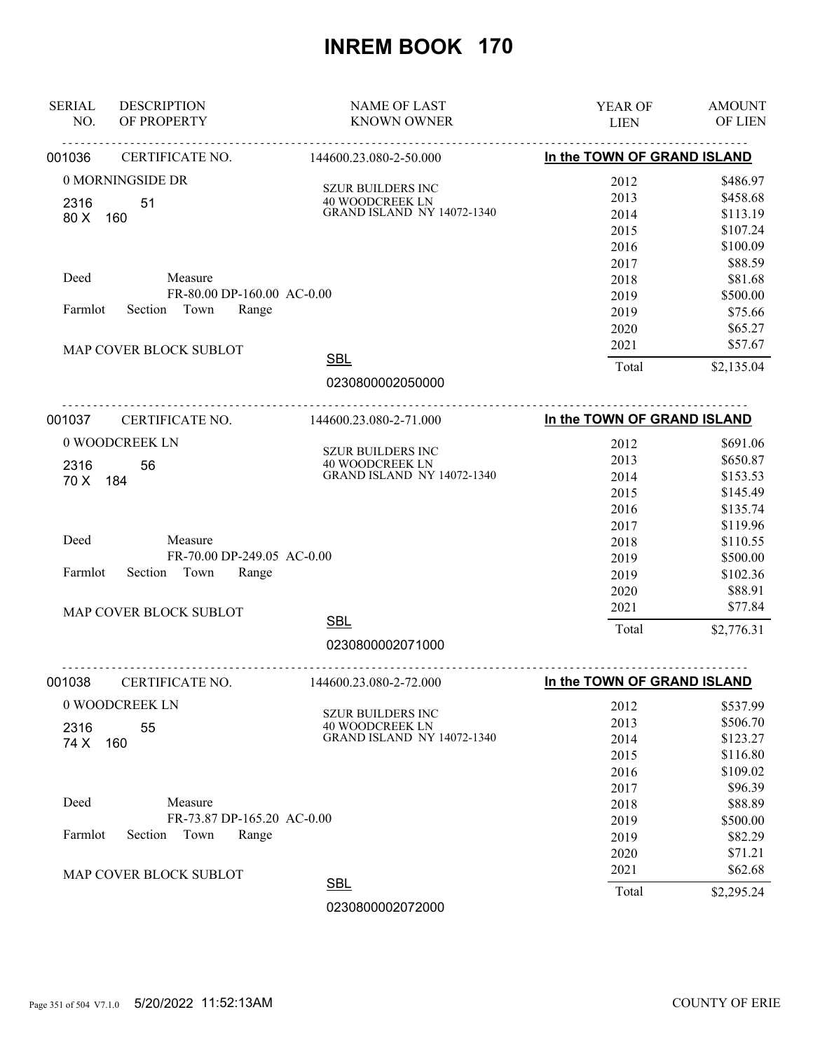# INREM BOOK 170

| SERIAL NO. | DESCRIPTION OF PROPERTY | NAME OF LAST KNOWN OWNER | YEAR OF LIEN | AMOUNT OF LIEN |
|---|---|---|---|---|

---

**001036** CERTIFICATE NO. 144600.23.080-2-50.000 — **In the TOWN OF GRAND ISLAND**

0 MORNINGSIDE DR
2316 51
80 X 160

SZUR BUILDERS INC
40 WOODCREEK LN
GRAND ISLAND NY 14072-1340

Deed Measure
FR-80.00 DP-160.00 AC-0.00
Farmlot Section Town Range

MAP COVER BLOCK SUBLOT

SBL
0230800002050000

| YEAR OF LIEN | AMOUNT OF LIEN |
|---|---|
| 2012 | $486.97 |
| 2013 | $458.68 |
| 2014 | $113.19 |
| 2015 | $107.24 |
| 2016 | $100.09 |
| 2017 | $88.59 |
| 2018 | $81.68 |
| 2019 | $500.00 |
| 2019 | $75.66 |
| 2020 | $65.27 |
| 2021 | $57.67 |
| Total | $2,135.04 |

---

**001037** CERTIFICATE NO. 144600.23.080-2-71.000 — **In the TOWN OF GRAND ISLAND**

0 WOODCREEK LN
2316 56
70 X 184

SZUR BUILDERS INC
40 WOODCREEK LN
GRAND ISLAND NY 14072-1340

Deed Measure
FR-70.00 DP-249.05 AC-0.00
Farmlot Section Town Range

MAP COVER BLOCK SUBLOT

SBL
0230800002071000

| YEAR OF LIEN | AMOUNT OF LIEN |
|---|---|
| 2012 | $691.06 |
| 2013 | $650.87 |
| 2014 | $153.53 |
| 2015 | $145.49 |
| 2016 | $135.74 |
| 2017 | $119.96 |
| 2018 | $110.55 |
| 2019 | $500.00 |
| 2019 | $102.36 |
| 2020 | $88.91 |
| 2021 | $77.84 |
| Total | $2,776.31 |

---

**001038** CERTIFICATE NO. 144600.23.080-2-72.000 — **In the TOWN OF GRAND ISLAND**

0 WOODCREEK LN
2316 55
74 X 160

SZUR BUILDERS INC
40 WOODCREEK LN
GRAND ISLAND NY 14072-1340

Deed Measure
FR-73.87 DP-165.20 AC-0.00
Farmlot Section Town Range

MAP COVER BLOCK SUBLOT

SBL
0230800002072000

| YEAR OF LIEN | AMOUNT OF LIEN |
|---|---|
| 2012 | $537.99 |
| 2013 | $506.70 |
| 2014 | $123.27 |
| 2015 | $116.80 |
| 2016 | $109.02 |
| 2017 | $96.39 |
| 2018 | $88.89 |
| 2019 | $500.00 |
| 2019 | $82.29 |
| 2020 | $71.21 |
| 2021 | $62.68 |
| Total | $2,295.24 |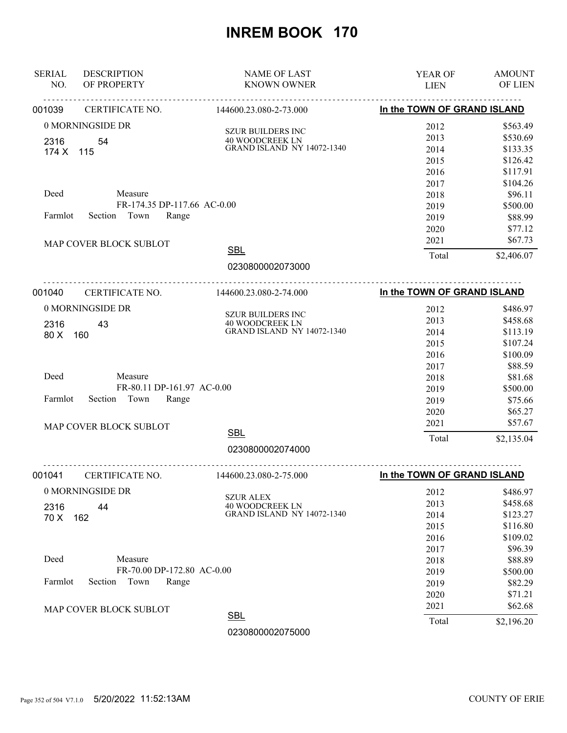# INREM BOOK 170

| SERIAL NO. | DESCRIPTION OF PROPERTY | NAME OF LAST KNOWN OWNER | YEAR OF LIEN | AMOUNT OF LIEN |
|---|---|---|---|---|

---

**001039** CERTIFICATE NO. 144600.23.080-2-73.000 — **In the TOWN OF GRAND ISLAND**

0 MORNINGSIDE DR
2316 54
174 X 115

SZUR BUILDERS INC
40 WOODCREEK LN
GRAND ISLAND NY 14072-1340

Deed Measure
FR-174.35 DP-117.66 AC-0.00
Farmlot Section Town Range

MAP COVER BLOCK SUBLOT

SBL
0230800002073000

| YEAR OF LIEN | AMOUNT OF LIEN |
|---|---|
| 2012 | $563.49 |
| 2013 | $530.69 |
| 2014 | $133.35 |
| 2015 | $126.42 |
| 2016 | $117.91 |
| 2017 | $104.26 |
| 2018 | $96.11 |
| 2019 | $500.00 |
| 2019 | $88.99 |
| 2020 | $77.12 |
| 2021 | $67.73 |
| Total | $2,406.07 |

---

**001040** CERTIFICATE NO. 144600.23.080-2-74.000 — **In the TOWN OF GRAND ISLAND**

0 MORNINGSIDE DR
2316 43
80 X 160

SZUR BUILDERS INC
40 WOODCREEK LN
GRAND ISLAND NY 14072-1340

Deed Measure
FR-80.11 DP-161.97 AC-0.00
Farmlot Section Town Range

MAP COVER BLOCK SUBLOT

SBL
0230800002074000

| YEAR OF LIEN | AMOUNT OF LIEN |
|---|---|
| 2012 | $486.97 |
| 2013 | $458.68 |
| 2014 | $113.19 |
| 2015 | $107.24 |
| 2016 | $100.09 |
| 2017 | $88.59 |
| 2018 | $81.68 |
| 2019 | $500.00 |
| 2019 | $75.66 |
| 2020 | $65.27 |
| 2021 | $57.67 |
| Total | $2,135.04 |

---

**001041** CERTIFICATE NO. 144600.23.080-2-75.000 — **In the TOWN OF GRAND ISLAND**

0 MORNINGSIDE DR
2316 44
70 X 162

SZUR ALEX
40 WOODCREEK LN
GRAND ISLAND NY 14072-1340

Deed Measure
FR-70.00 DP-172.80 AC-0.00
Farmlot Section Town Range

MAP COVER BLOCK SUBLOT

SBL
0230800002075000

| YEAR OF LIEN | AMOUNT OF LIEN |
|---|---|
| 2012 | $486.97 |
| 2013 | $458.68 |
| 2014 | $123.27 |
| 2015 | $116.80 |
| 2016 | $109.02 |
| 2017 | $96.39 |
| 2018 | $88.89 |
| 2019 | $500.00 |
| 2019 | $82.29 |
| 2020 | $71.21 |
| 2021 | $62.68 |
| Total | $2,196.20 |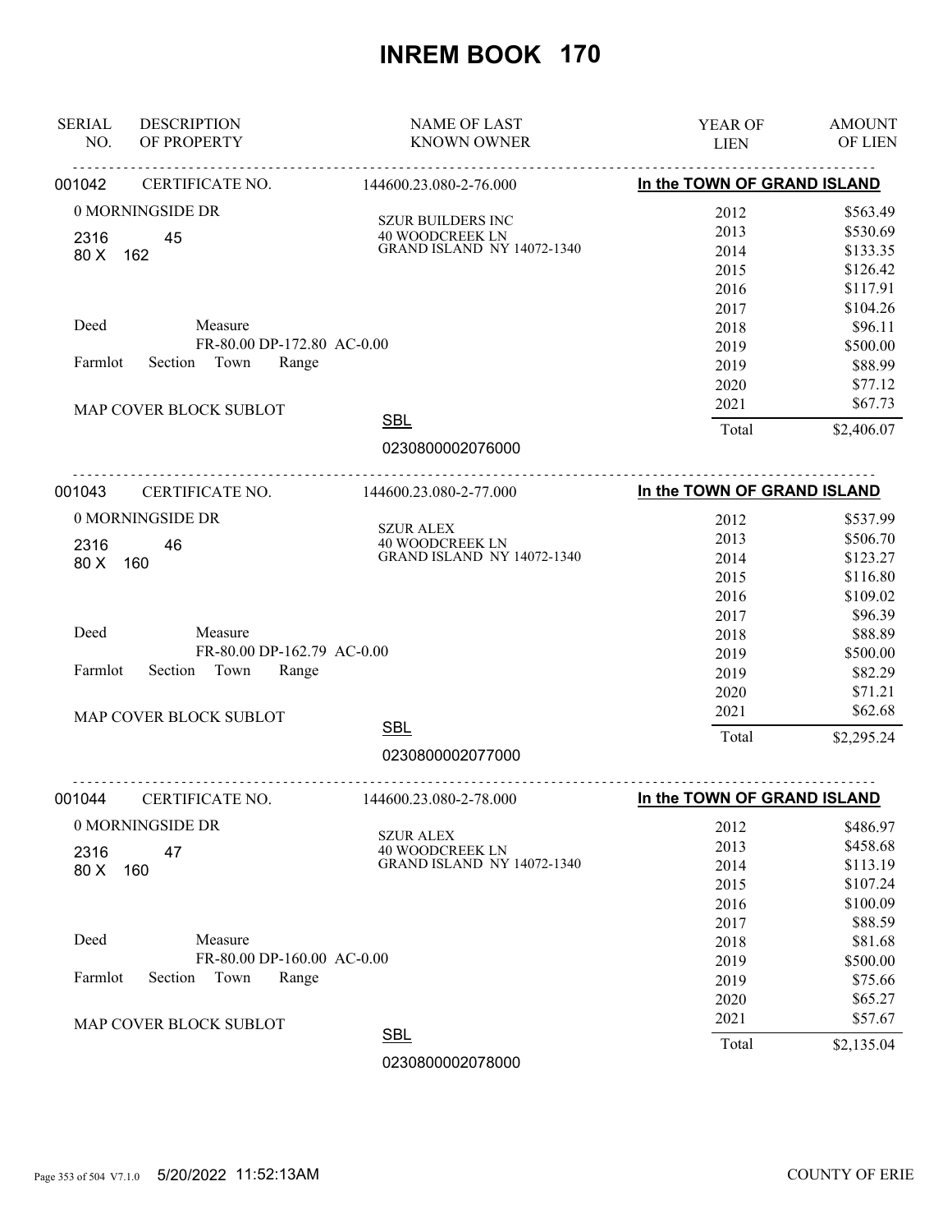# INREM BOOK 170

| SERIAL NO. | DESCRIPTION OF PROPERTY | NAME OF LAST KNOWN OWNER | YEAR OF LIEN | AMOUNT OF LIEN |
|---|---|---|---|---|

**001042** CERTIFICATE NO. 144600.23.080-2-76.000 — **In the TOWN OF GRAND ISLAND**

0 MORNINGSIDE DR
2316 45
80 X 162

SZUR BUILDERS INC
40 WOODCREEK LN
GRAND ISLAND NY 14072-1340

Deed Measure
FR-80.00 DP-172.80 AC-0.00
Farmlot Section Town Range

MAP COVER BLOCK SUBLOT

SBL
0230800002076000

| YEAR OF LIEN | AMOUNT OF LIEN |
|---|---|
| 2012 | $563.49 |
| 2013 | $530.69 |
| 2014 | $133.35 |
| 2015 | $126.42 |
| 2016 | $117.91 |
| 2017 | $104.26 |
| 2018 | $96.11 |
| 2019 | $500.00 |
| 2019 | $88.99 |
| 2020 | $77.12 |
| 2021 | $67.73 |
| Total | $2,406.07 |

---

**001043** CERTIFICATE NO. 144600.23.080-2-77.000 — **In the TOWN OF GRAND ISLAND**

0 MORNINGSIDE DR
2316 46
80 X 160

SZUR ALEX
40 WOODCREEK LN
GRAND ISLAND NY 14072-1340

Deed Measure
FR-80.00 DP-162.79 AC-0.00
Farmlot Section Town Range

MAP COVER BLOCK SUBLOT

SBL
0230800002077000

| YEAR OF LIEN | AMOUNT OF LIEN |
|---|---|
| 2012 | $537.99 |
| 2013 | $506.70 |
| 2014 | $123.27 |
| 2015 | $116.80 |
| 2016 | $109.02 |
| 2017 | $96.39 |
| 2018 | $88.89 |
| 2019 | $500.00 |
| 2019 | $82.29 |
| 2020 | $71.21 |
| 2021 | $62.68 |
| Total | $2,295.24 |

---

**001044** CERTIFICATE NO. 144600.23.080-2-78.000 — **In the TOWN OF GRAND ISLAND**

0 MORNINGSIDE DR
2316 47
80 X 160

SZUR ALEX
40 WOODCREEK LN
GRAND ISLAND NY 14072-1340

Deed Measure
FR-80.00 DP-160.00 AC-0.00
Farmlot Section Town Range

MAP COVER BLOCK SUBLOT

SBL
0230800002078000

| YEAR OF LIEN | AMOUNT OF LIEN |
|---|---|
| 2012 | $486.97 |
| 2013 | $458.68 |
| 2014 | $113.19 |
| 2015 | $107.24 |
| 2016 | $100.09 |
| 2017 | $88.59 |
| 2018 | $81.68 |
| 2019 | $500.00 |
| 2019 | $75.66 |
| 2020 | $65.27 |
| 2021 | $57.67 |
| Total | $2,135.04 |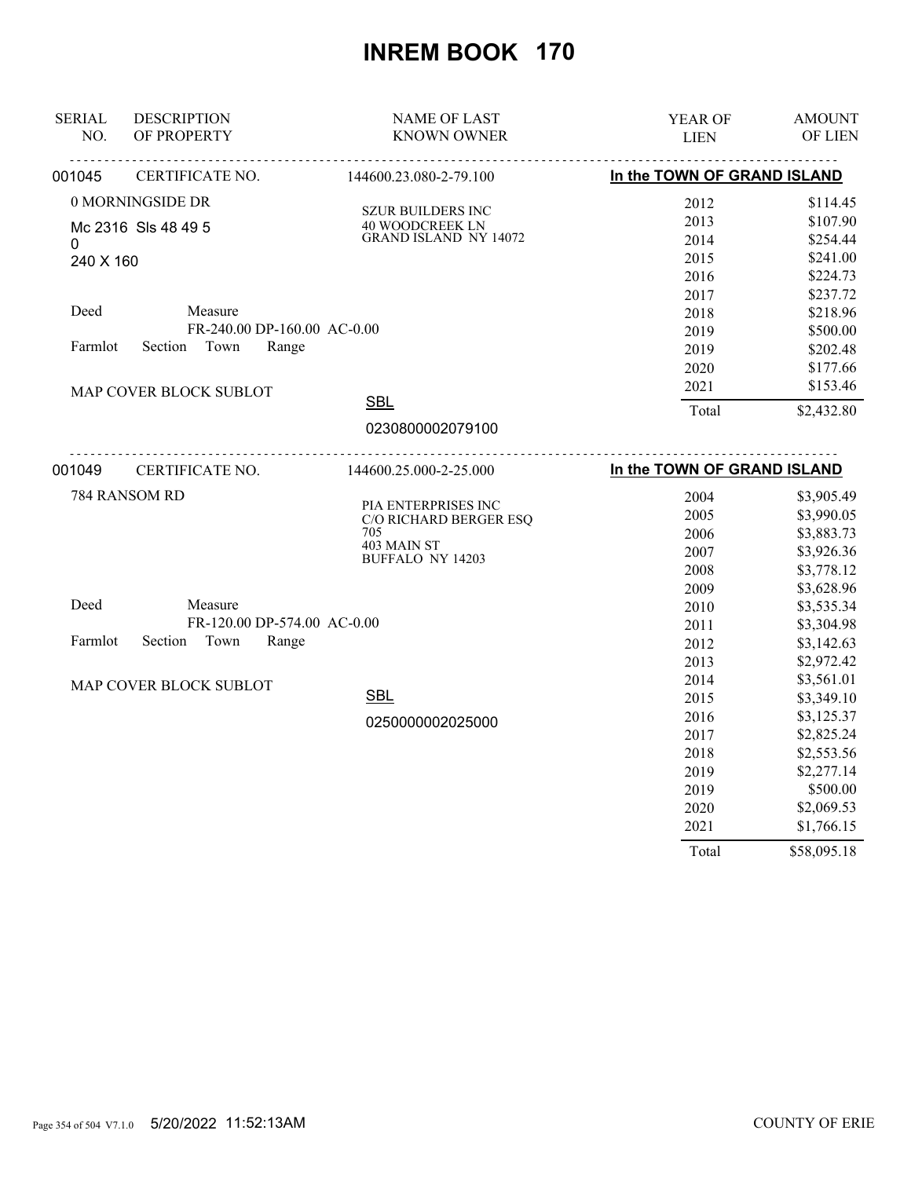# INREM BOOK 170

| SERIAL NO. | DESCRIPTION OF PROPERTY | NAME OF LAST KNOWN OWNER | YEAR OF LIEN | AMOUNT OF LIEN |
|---|---|---|---|---|
| 001045 | CERTIFICATE NO. | 144600.23.080-2-79.100 | In the TOWN OF GRAND ISLAND | |
| | 0 MORNINGSIDE DR | SZUR BUILDERS INC | 2012 | $114.45 |
| | Mc 2316 Sls 48 49 5 | 40 WOODCREEK LN | 2013 | $107.90 |
| | 0 | GRAND ISLAND NY 14072 | 2014 | $254.44 |
| | 240 X 160 | | 2015 | $241.00 |
| | | | 2016 | $224.73 |
| | | | 2017 | $237.72 |
| | Deed Measure | | 2018 | $218.96 |
| | FR-240.00 DP-160.00 AC-0.00 | | 2019 | $500.00 |
| | Farmlot Section Town Range | | 2019 | $202.48 |
| | | | 2020 | $177.66 |
| | MAP COVER BLOCK SUBLOT | | 2021 | $153.46 |
| | | SBL | Total | $2,432.80 |
| | | 0230800002079100 | | |
| 001049 | CERTIFICATE NO. | 144600.25.000-2-25.000 | In the TOWN OF GRAND ISLAND | |
| | 784 RANSOM RD | PIA ENTERPRISES INC | 2004 | $3,905.49 |
| | | C/O RICHARD BERGER ESQ | 2005 | $3,990.05 |
| | | 705 | 2006 | $3,883.73 |
| | | 403 MAIN ST | 2007 | $3,926.36 |
| | | BUFFALO NY 14203 | 2008 | $3,778.12 |
| | | | 2009 | $3,628.96 |
| | Deed Measure | | 2010 | $3,535.34 |
| | FR-120.00 DP-574.00 AC-0.00 | | 2011 | $3,304.98 |
| | Farmlot Section Town Range | | 2012 | $3,142.63 |
| | | | 2013 | $2,972.42 |
| | MAP COVER BLOCK SUBLOT | | 2014 | $3,561.01 |
| | | SBL | 2015 | $3,349.10 |
| | | 0250000002025000 | 2016 | $3,125.37 |
| | | | 2017 | $2,825.24 |
| | | | 2018 | $2,553.56 |
| | | | 2019 | $2,277.14 |
| | | | 2019 | $500.00 |
| | | | 2020 | $2,069.53 |
| | | | 2021 | $1,766.15 |
| | | | Total | $58,095.18 |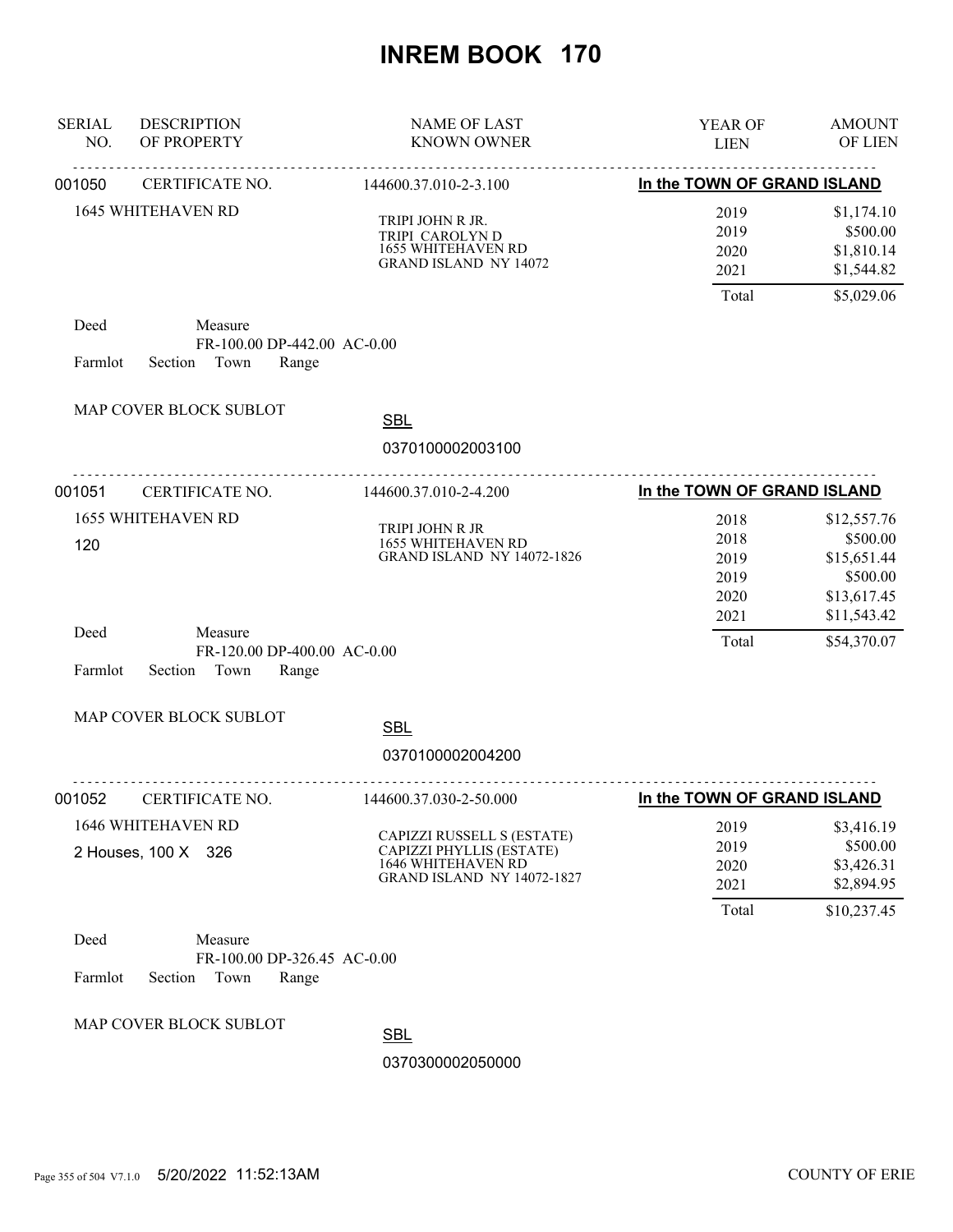# INREM BOOK 170

| SERIAL NO. | DESCRIPTION OF PROPERTY | NAME OF LAST KNOWN OWNER | YEAR OF LIEN | AMOUNT OF LIEN |
|---|---|---|---|---|
| 001050 | CERTIFICATE NO. | 144600.37.010-2-3.100 | In the TOWN OF GRAND ISLAND | |
| | 1645 WHITEHAVEN RD | TRIPI JOHN R JR.<br>TRIPI CAROLYN D<br>1655 WHITEHAVEN RD<br>GRAND ISLAND NY 14072 | 2019 | $1,174.10 |
| | | | 2019 | $500.00 |
| | | | 2020 | $1,810.14 |
| | | | 2021 | $1,544.82 |
| | | | Total | $5,029.06 |

Deed    Measure
FR-100.00 DP-442.00 AC-0.00
Farmlot    Section    Town    Range

MAP COVER BLOCK SUBLOT

SBL
0370100002003100

| SERIAL NO. | DESCRIPTION OF PROPERTY | NAME OF LAST KNOWN OWNER | YEAR OF LIEN | AMOUNT OF LIEN |
|---|---|---|---|---|
| 001051 | CERTIFICATE NO. | 144600.37.010-2-4.200 | In the TOWN OF GRAND ISLAND | |
| | 1655 WHITEHAVEN RD<br>120 | TRIPI JOHN R JR<br>1655 WHITEHAVEN RD<br>GRAND ISLAND NY 14072-1826 | 2018 | $12,557.76 |
| | | | 2018 | $500.00 |
| | | | 2019 | $15,651.44 |
| | | | 2019 | $500.00 |
| | | | 2020 | $13,617.45 |
| | | | 2021 | $11,543.42 |
| | | | Total | $54,370.07 |

Deed    Measure
FR-120.00 DP-400.00 AC-0.00
Farmlot    Section    Town    Range

MAP COVER BLOCK SUBLOT

SBL
0370100002004200

| SERIAL NO. | DESCRIPTION OF PROPERTY | NAME OF LAST KNOWN OWNER | YEAR OF LIEN | AMOUNT OF LIEN |
|---|---|---|---|---|
| 001052 | CERTIFICATE NO. | 144600.37.030-2-50.000 | In the TOWN OF GRAND ISLAND | |
| | 1646 WHITEHAVEN RD<br>2 Houses, 100 X 326 | CAPIZZI RUSSELL S (ESTATE)<br>CAPIZZI PHYLLIS (ESTATE)<br>1646 WHITEHAVEN RD<br>GRAND ISLAND NY 14072-1827 | 2019 | $3,416.19 |
| | | | 2019 | $500.00 |
| | | | 2020 | $3,426.31 |
| | | | 2021 | $2,894.95 |
| | | | Total | $10,237.45 |

Deed    Measure
FR-100.00 DP-326.45 AC-0.00
Farmlot    Section    Town    Range

MAP COVER BLOCK SUBLOT

SBL
0370300002050000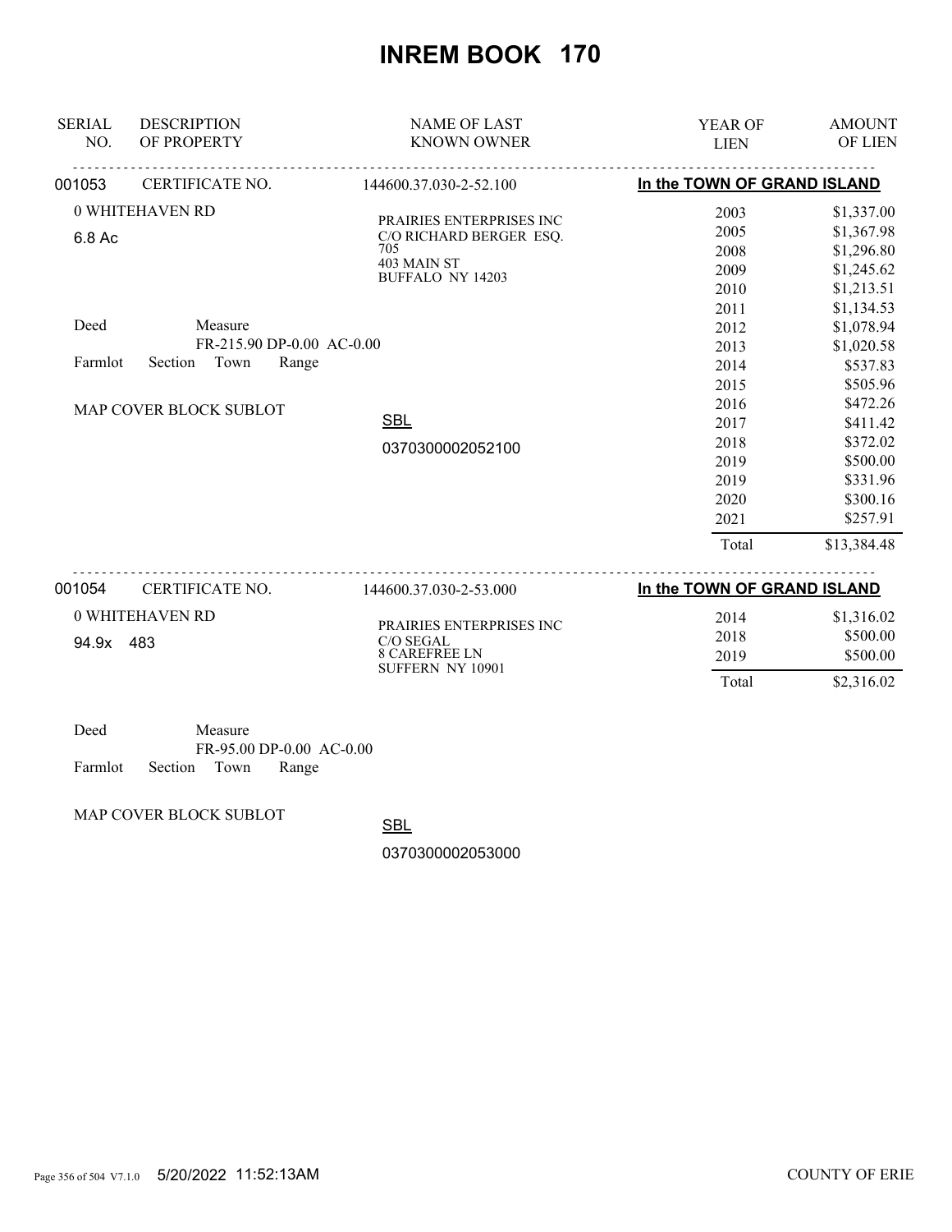# INREM BOOK 170

| SERIAL NO. | DESCRIPTION OF PROPERTY | NAME OF LAST KNOWN OWNER | YEAR OF LIEN | AMOUNT OF LIEN |
|---|---|---|---|---|

**001053** CERTIFICATE NO. 144600.37.030-2-52.100 — **In the TOWN OF GRAND ISLAND**

0 WHITEHAVEN RD
6.8 Ac

PRAIRIES ENTERPRISES INC
C/O RICHARD BERGER ESQ.
705
403 MAIN ST
BUFFALO NY 14203

Deed Measure
FR-215.90 DP-0.00 AC-0.00
Farmlot Section Town Range

MAP COVER BLOCK SUBLOT

SBL
0370300002052100

| YEAR OF LIEN | AMOUNT OF LIEN |
|---|---|
| 2003 | $1,337.00 |
| 2005 | $1,367.98 |
| 2008 | $1,296.80 |
| 2009 | $1,245.62 |
| 2010 | $1,213.51 |
| 2011 | $1,134.53 |
| 2012 | $1,078.94 |
| 2013 | $1,020.58 |
| 2014 | $537.83 |
| 2015 | $505.96 |
| 2016 | $472.26 |
| 2017 | $411.42 |
| 2018 | $372.02 |
| 2019 | $500.00 |
| 2019 | $331.96 |
| 2020 | $300.16 |
| 2021 | $257.91 |
| Total | $13,384.48 |

**001054** CERTIFICATE NO. 144600.37.030-2-53.000 — **In the TOWN OF GRAND ISLAND**

0 WHITEHAVEN RD
94.9x 483

PRAIRIES ENTERPRISES INC
C/O SEGAL
8 CAREFREE LN
SUFFERN NY 10901

| YEAR OF LIEN | AMOUNT OF LIEN |
|---|---|
| 2014 | $1,316.02 |
| 2018 | $500.00 |
| 2019 | $500.00 |
| Total | $2,316.02 |

Deed Measure
FR-95.00 DP-0.00 AC-0.00
Farmlot Section Town Range

MAP COVER BLOCK SUBLOT

SBL
0370300002053000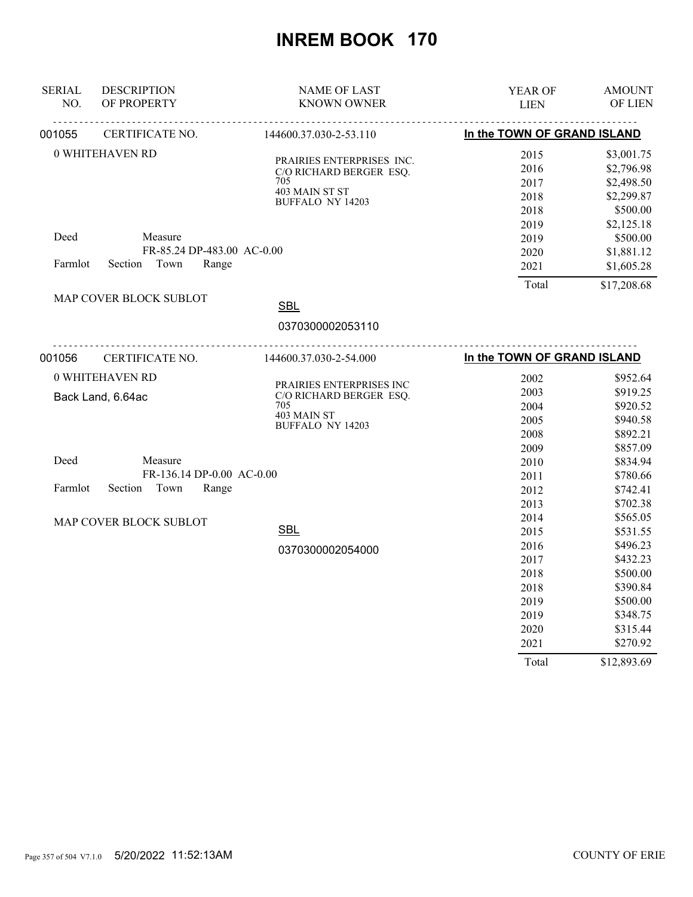# INREM BOOK 170

| SERIAL NO. | DESCRIPTION OF PROPERTY | NAME OF LAST KNOWN OWNER | YEAR OF LIEN | AMOUNT OF LIEN |
|---|---|---|---|---|
| 001055 | CERTIFICATE NO. | 144600.37.030-2-53.110 | In the TOWN OF GRAND ISLAND | |
| | 0 WHITEHAVEN RD | PRAIRIES ENTERPRISES INC. C/O RICHARD BERGER ESQ. 705 403 MAIN ST ST BUFFALO NY 14203 | 2015 | $3,001.75 |
| | | | 2016 | $2,796.98 |
| | | | 2017 | $2,498.50 |
| | | | 2018 | $2,299.87 |
| | | | 2018 | $500.00 |
| | | | 2019 | $2,125.18 |
| | Deed Measure | | 2019 | $500.00 |
| | FR-85.24 DP-483.00 AC-0.00 | | 2020 | $1,881.12 |
| | Farmlot Section Town Range | | 2021 | $1,605.28 |
| | | | Total | $17,208.68 |
| | MAP COVER BLOCK SUBLOT | SBL 0370300002053110 | | |

| SERIAL NO. | DESCRIPTION OF PROPERTY | NAME OF LAST KNOWN OWNER | YEAR OF LIEN | AMOUNT OF LIEN |
|---|---|---|---|---|
| 001056 | CERTIFICATE NO. | 144600.37.030-2-54.000 | In the TOWN OF GRAND ISLAND | |
| | 0 WHITEHAVEN RD | PRAIRIES ENTERPRISES INC C/O RICHARD BERGER ESQ. 705 403 MAIN ST BUFFALO NY 14203 | 2002 | $952.64 |
| | Back Land, 6.64ac | | 2003 | $919.25 |
| | | | 2004 | $920.52 |
| | | | 2005 | $940.58 |
| | | | 2008 | $892.21 |
| | | | 2009 | $857.09 |
| | Deed Measure | | 2010 | $834.94 |
| | FR-136.14 DP-0.00 AC-0.00 | | 2011 | $780.66 |
| | Farmlot Section Town Range | | 2012 | $742.41 |
| | | | 2013 | $702.38 |
| | MAP COVER BLOCK SUBLOT | | 2014 | $565.05 |
| | | SBL | 2015 | $531.55 |
| | | 0370300002054000 | 2016 | $496.23 |
| | | | 2017 | $432.23 |
| | | | 2018 | $500.00 |
| | | | 2018 | $390.84 |
| | | | 2019 | $500.00 |
| | | | 2019 | $348.75 |
| | | | 2020 | $315.44 |
| | | | 2021 | $270.92 |
| | | | Total | $12,893.69 |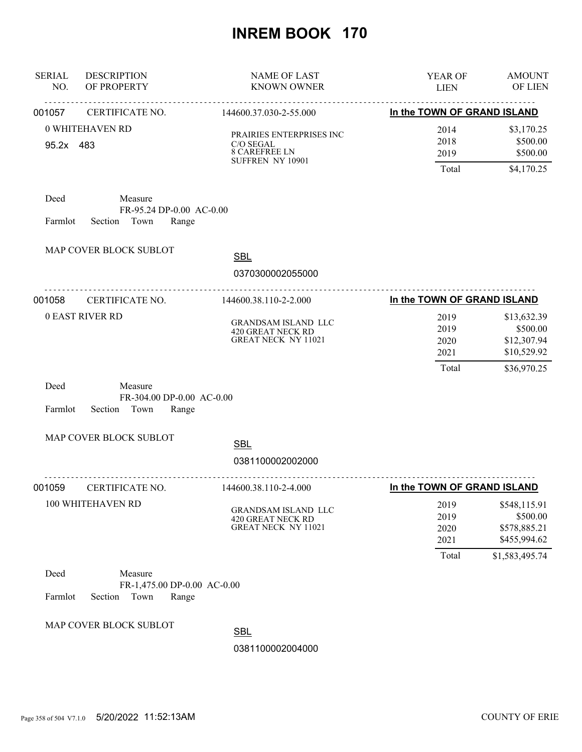# INREM BOOK 170

| SERIAL NO. | DESCRIPTION OF PROPERTY | NAME OF LAST KNOWN OWNER | YEAR OF LIEN | AMOUNT OF LIEN |
|---|---|---|---|---|
| 001057 | CERTIFICATE NO. | 144600.37.030-2-55.000 | In the TOWN OF GRAND ISLAND | |
| | 0 WHITEHAVEN RD | PRAIRIES ENTERPRISES INC | 2014 | $3,170.25 |
| | 95.2x 483 | C/O SEGAL | 2018 | $500.00 |
| | | 8 CAREFREE LN | 2019 | $500.00 |
| | | SUFFREN NY 10901 | Total | $4,170.25 |

Deed  Measure
FR-95.24 DP-0.00 AC-0.00
Farmlot  Section  Town  Range

MAP COVER BLOCK SUBLOT

SBL
0370300002055000

| SERIAL NO. | DESCRIPTION OF PROPERTY | NAME OF LAST KNOWN OWNER | YEAR OF LIEN | AMOUNT OF LIEN |
|---|---|---|---|---|
| 001058 | CERTIFICATE NO. | 144600.38.110-2-2.000 | In the TOWN OF GRAND ISLAND | |
| | 0 EAST RIVER RD | GRANDSAM ISLAND LLC | 2019 | $13,632.39 |
| | | 420 GREAT NECK RD | 2019 | $500.00 |
| | | GREAT NECK NY 11021 | 2020 | $12,307.94 |
| | | | 2021 | $10,529.92 |
| | | | Total | $36,970.25 |

Deed  Measure
FR-304.00 DP-0.00 AC-0.00
Farmlot  Section  Town  Range

MAP COVER BLOCK SUBLOT

SBL
0381100002002000

| SERIAL NO. | DESCRIPTION OF PROPERTY | NAME OF LAST KNOWN OWNER | YEAR OF LIEN | AMOUNT OF LIEN |
|---|---|---|---|---|
| 001059 | CERTIFICATE NO. | 144600.38.110-2-4.000 | In the TOWN OF GRAND ISLAND | |
| | 100 WHITEHAVEN RD | GRANDSAM ISLAND LLC | 2019 | $548,115.91 |
| | | 420 GREAT NECK RD | 2019 | $500.00 |
| | | GREAT NECK NY 11021 | 2020 | $578,885.21 |
| | | | 2021 | $455,994.62 |
| | | | Total | $1,583,495.74 |

Deed  Measure
FR-1,475.00 DP-0.00 AC-0.00
Farmlot  Section  Town  Range

MAP COVER BLOCK SUBLOT

SBL
0381100002004000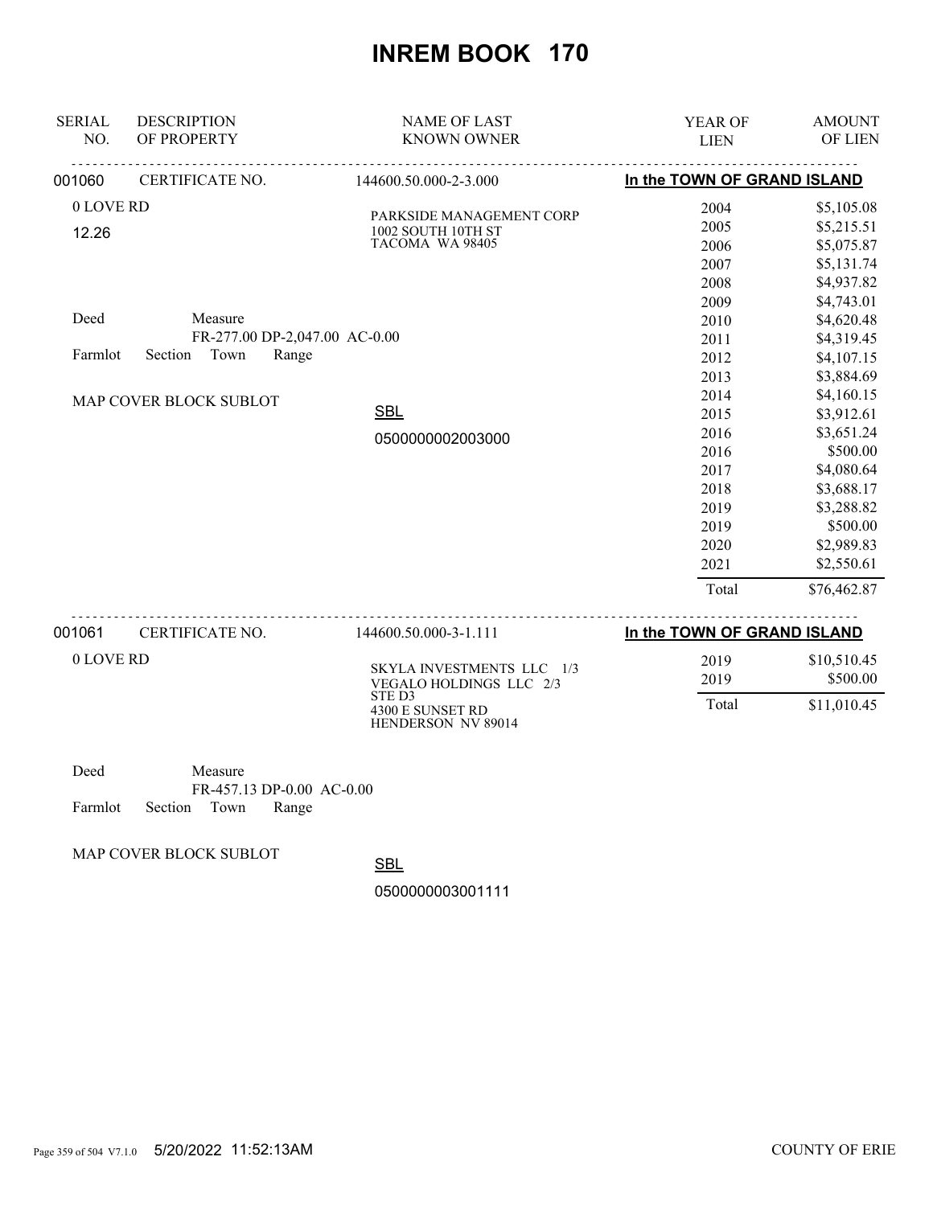# INREM BOOK 170

| SERIAL NO. | DESCRIPTION OF PROPERTY | NAME OF LAST KNOWN OWNER | YEAR OF LIEN | AMOUNT OF LIEN |
|---|---|---|---|---|
| 001060 | CERTIFICATE NO. | 144600.50.000-2-3.000 | In the TOWN OF GRAND ISLAND | |
| | 0 LOVE RD | PARKSIDE MANAGEMENT CORP | 2004 | $5,105.08 |
| | 12.26 | 1002 SOUTH 10TH ST | 2005 | $5,215.51 |
| | | TACOMA WA 98405 | 2006 | $5,075.87 |
| | | | 2007 | $5,131.74 |
| | | | 2008 | $4,937.82 |
| | | | 2009 | $4,743.01 |
| | Deed Measure | | 2010 | $4,620.48 |
| | FR-277.00 DP-2,047.00 AC-0.00 | | 2011 | $4,319.45 |
| | Farmlot Section Town Range | | 2012 | $4,107.15 |
| | | | 2013 | $3,884.69 |
| | MAP COVER BLOCK SUBLOT | | 2014 | $4,160.15 |
| | | SBL | 2015 | $3,912.61 |
| | | 0500000002003000 | 2016 | $3,651.24 |
| | | | 2016 | $500.00 |
| | | | 2017 | $4,080.64 |
| | | | 2018 | $3,688.17 |
| | | | 2019 | $3,288.82 |
| | | | 2019 | $500.00 |
| | | | 2020 | $2,989.83 |
| | | | 2021 | $2,550.61 |
| | | | Total | $76,462.87 |
| 001061 | CERTIFICATE NO. | 144600.50.000-3-1.111 | In the TOWN OF GRAND ISLAND | |
| | 0 LOVE RD | SKYLA INVESTMENTS LLC 1/3 | 2019 | $10,510.45 |
| | | VEGALO HOLDINGS LLC 2/3 | 2019 | $500.00 |
| | | STE D3 | Total | $11,010.45 |
| | | 4300 E SUNSET RD | | |
| | | HENDERSON NV 89014 | | |
| | Deed Measure | | | |
| | FR-457.13 DP-0.00 AC-0.00 | | | |
| | Farmlot Section Town Range | | | |
| | MAP COVER BLOCK SUBLOT | SBL | | |
| | | 0500000003001111 | | |

5/20/2022 11:52:13AM COUNTY OF ERIE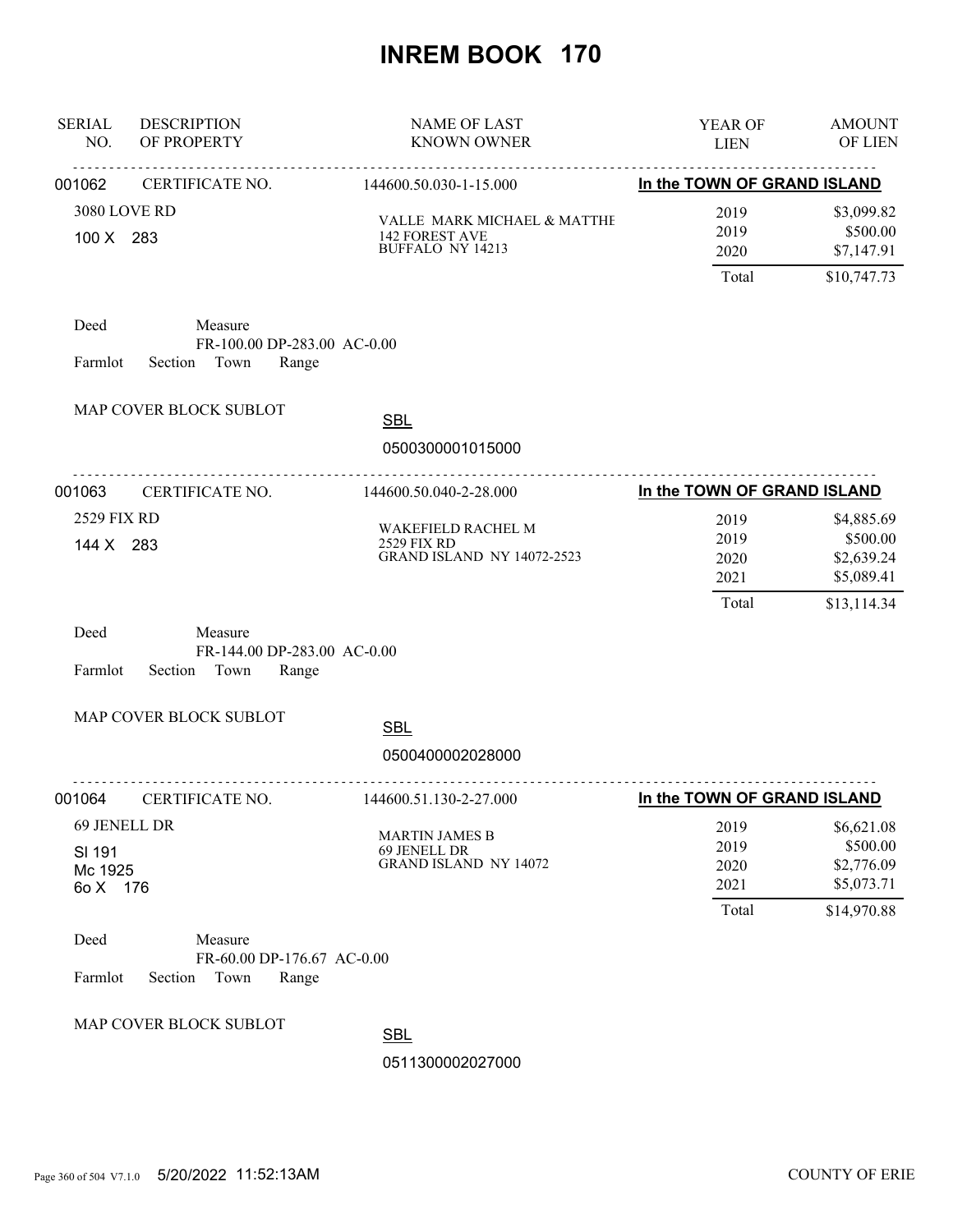# INREM BOOK 170

| SERIAL NO. | DESCRIPTION OF PROPERTY | NAME OF LAST KNOWN OWNER | YEAR OF LIEN | AMOUNT OF LIEN |
|---|---|---|---|---|
| 001062 | CERTIFICATE NO. | 144600.50.030-1-15.000 | In the TOWN OF GRAND ISLAND | |
| | 3080 LOVE RD | VALLE MARK MICHAEL & MATTHE | 2019 | $3,099.82 |
| | 100 X 283 | 142 FOREST AVE BUFFALO NY 14213 | 2019 | $500.00 |
| | | | 2020 | $7,147.91 |
| | | | Total | $10,747.73 |

Deed Measure
FR-100.00 DP-283.00 AC-0.00
Farmlot Section Town Range

MAP COVER BLOCK SUBLOT

SBL
0500300001015000

| SERIAL NO. | DESCRIPTION OF PROPERTY | NAME OF LAST KNOWN OWNER | YEAR OF LIEN | AMOUNT OF LIEN |
|---|---|---|---|---|
| 001063 | CERTIFICATE NO. | 144600.50.040-2-28.000 | In the TOWN OF GRAND ISLAND | |
| | 2529 FIX RD | WAKEFIELD RACHEL M | 2019 | $4,885.69 |
| | 144 X 283 | 2529 FIX RD GRAND ISLAND NY 14072-2523 | 2019 | $500.00 |
| | | | 2020 | $2,639.24 |
| | | | 2021 | $5,089.41 |
| | | | Total | $13,114.34 |

Deed Measure
FR-144.00 DP-283.00 AC-0.00
Farmlot Section Town Range

MAP COVER BLOCK SUBLOT

SBL
0500400002028000

| SERIAL NO. | DESCRIPTION OF PROPERTY | NAME OF LAST KNOWN OWNER | YEAR OF LIEN | AMOUNT OF LIEN |
|---|---|---|---|---|
| 001064 | CERTIFICATE NO. | 144600.51.130-2-27.000 | In the TOWN OF GRAND ISLAND | |
| | 69 JENELL DR | MARTIN JAMES B | 2019 | $6,621.08 |
| | Sl 191 | 69 JENELL DR GRAND ISLAND NY 14072 | 2019 | $500.00 |
| | Mc 1925 | | 2020 | $2,776.09 |
| | 6o X 176 | | 2021 | $5,073.71 |
| | | | Total | $14,970.88 |

Deed Measure
FR-60.00 DP-176.67 AC-0.00
Farmlot Section Town Range

MAP COVER BLOCK SUBLOT

SBL
0511300002027000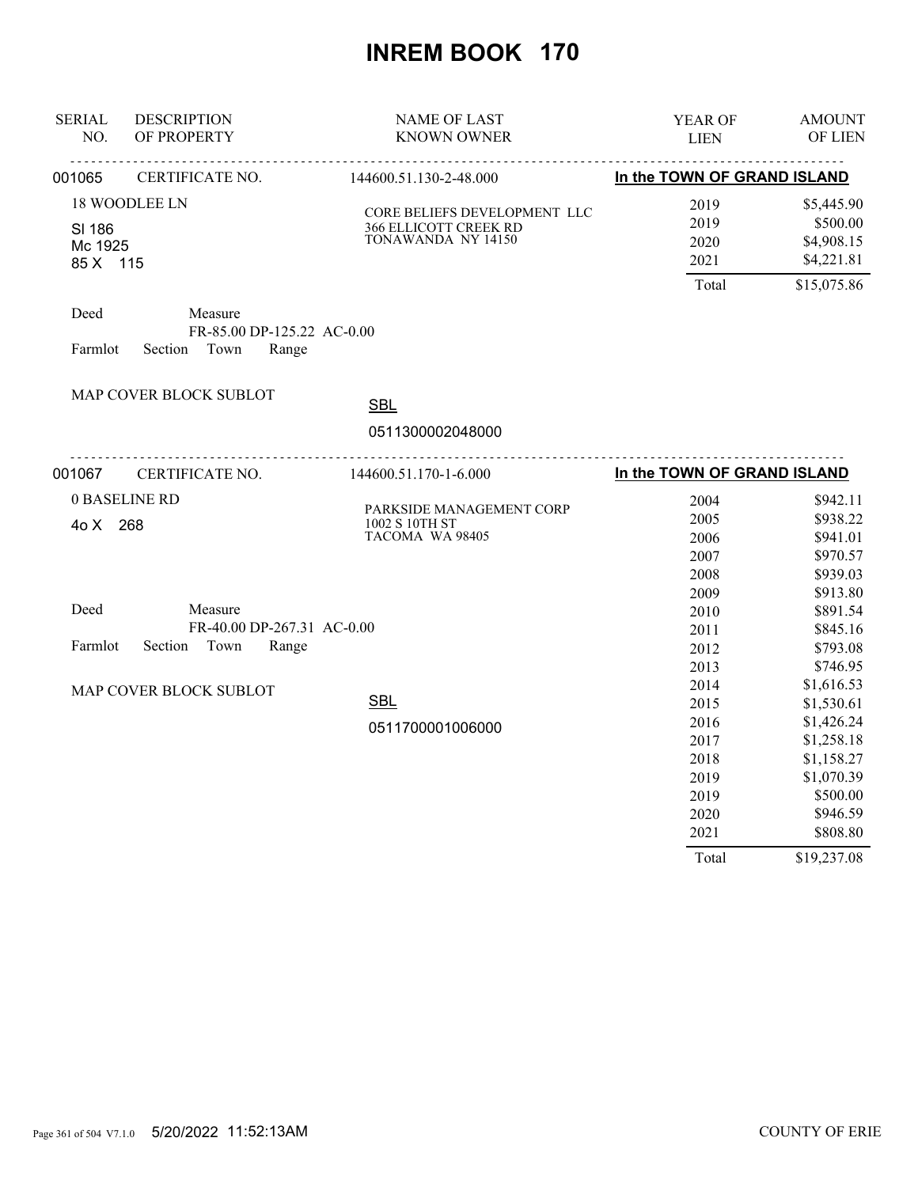# INREM BOOK 170

| SERIAL NO. | DESCRIPTION OF PROPERTY | NAME OF LAST KNOWN OWNER | YEAR OF LIEN | AMOUNT OF LIEN |
|---|---|---|---|---|
| 001065 | CERTIFICATE NO. | 144600.51.130-2-48.000 | **In the TOWN OF GRAND ISLAND** | |
| | 18 WOODLEE LN | CORE BELIEFS DEVELOPMENT LLC | 2019 | $5,445.90 |
| | SI 186 | 366 ELLICOTT CREEK RD | 2019 | $500.00 |
| | Mc 1925 | TONAWANDA NY 14150 | 2020 | $4,908.15 |
| | 85 X 115 | | 2021 | $4,221.81 |
| | | | Total | $15,075.86 |

Deed Measure
FR-85.00 DP-125.22 AC-0.00
Farmlot Section Town Range

MAP COVER BLOCK SUBLOT

SBL
0511300002048000

| SERIAL NO. | DESCRIPTION OF PROPERTY | NAME OF LAST KNOWN OWNER | YEAR OF LIEN | AMOUNT OF LIEN |
|---|---|---|---|---|
| 001067 | CERTIFICATE NO. | 144600.51.170-1-6.000 | **In the TOWN OF GRAND ISLAND** | |
| | 0 BASELINE RD | PARKSIDE MANAGEMENT CORP | 2004 | $942.11 |
| | 4o X 268 | 1002 S 10TH ST | 2005 | $938.22 |
| | | TACOMA WA 98405 | 2006 | $941.01 |
| | | | 2007 | $970.57 |
| | | | 2008 | $939.03 |
| | | | 2009 | $913.80 |
| | | | 2010 | $891.54 |
| | | | 2011 | $845.16 |
| | | | 2012 | $793.08 |
| | | | 2013 | $746.95 |
| | | | 2014 | $1,616.53 |
| | | | 2015 | $1,530.61 |
| | | | 2016 | $1,426.24 |
| | | | 2017 | $1,258.18 |
| | | | 2018 | $1,158.27 |
| | | | 2019 | $1,070.39 |
| | | | 2019 | $500.00 |
| | | | 2020 | $946.59 |
| | | | 2021 | $808.80 |
| | | | Total | $19,237.08 |

Deed Measure
FR-40.00 DP-267.31 AC-0.00
Farmlot Section Town Range

MAP COVER BLOCK SUBLOT

SBL
0511700001006000

5/20/2022 11:52:13AM COUNTY OF ERIE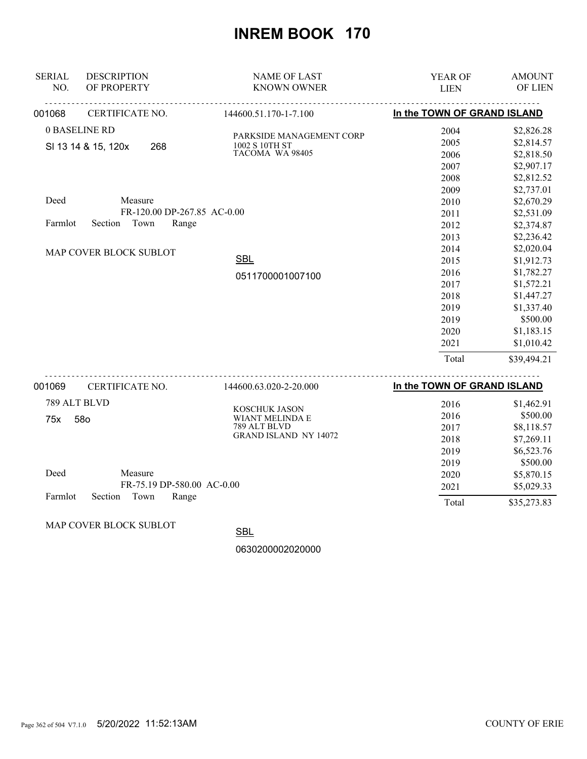# INREM BOOK 170

| SERIAL NO. | DESCRIPTION OF PROPERTY | NAME OF LAST KNOWN OWNER | YEAR OF LIEN | AMOUNT OF LIEN |
|---|---|---|---|---|
| 001068 | CERTIFICATE NO. | 144600.51.170-1-7.100 | In the TOWN OF GRAND ISLAND | |
| | 0 BASELINE RD | PARKSIDE MANAGEMENT CORP | 2004 | $2,826.28 |
| | Sl 13 14 & 15, 120x 268 | 1002 S 10TH ST | 2005 | $2,814.57 |
| | | TACOMA WA 98405 | 2006 | $2,818.50 |
| | | | 2007 | $2,907.17 |
| | | | 2008 | $2,812.52 |
| | | | 2009 | $2,737.01 |
| | Deed Measure | | 2010 | $2,670.29 |
| | FR-120.00 DP-267.85 AC-0.00 | | 2011 | $2,531.09 |
| | Farmlot Section Town Range | | 2012 | $2,374.87 |
| | | | 2013 | $2,236.42 |
| | MAP COVER BLOCK SUBLOT | | 2014 | $2,020.04 |
| | | SBL | 2015 | $1,912.73 |
| | | 0511700001007100 | 2016 | $1,782.27 |
| | | | 2017 | $1,572.21 |
| | | | 2018 | $1,447.27 |
| | | | 2019 | $1,337.40 |
| | | | 2019 | $500.00 |
| | | | 2020 | $1,183.15 |
| | | | 2021 | $1,010.42 |
| | | | Total | $39,494.21 |
| 001069 | CERTIFICATE NO. | 144600.63.020-2-20.000 | In the TOWN OF GRAND ISLAND | |
| | 789 ALT BLVD | KOSCHUK JASON | 2016 | $1,462.91 |
| | 75x 58o | WIANT MELINDA E | 2016 | $500.00 |
| | | 789 ALT BLVD | 2017 | $8,118.57 |
| | | GRAND ISLAND NY 14072 | 2018 | $7,269.11 |
| | | | 2019 | $6,523.76 |
| | | | 2019 | $500.00 |
| | Deed Measure | | 2020 | $5,870.15 |
| | FR-75.19 DP-580.00 AC-0.00 | | 2021 | $5,029.33 |
| | Farmlot Section Town Range | | Total | $35,273.83 |
| | MAP COVER BLOCK SUBLOT | SBL | | |
| | | 0630200002020000 | | |

5/20/2022 11:52:13AM COUNTY OF ERIE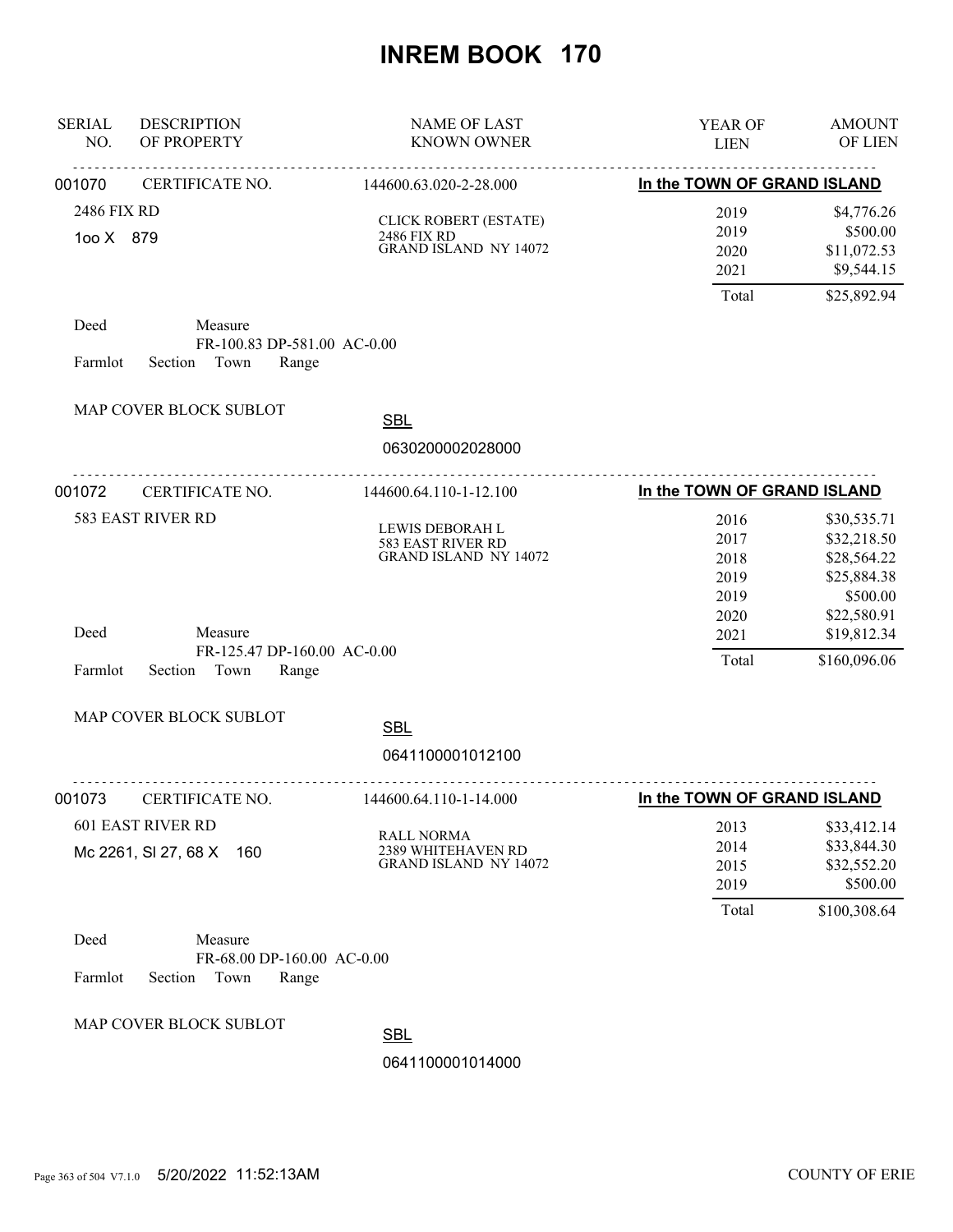# INREM BOOK 170

| SERIAL NO. | DESCRIPTION OF PROPERTY | NAME OF LAST KNOWN OWNER | YEAR OF LIEN | AMOUNT OF LIEN |
|---|---|---|---|---|
| 001070 | CERTIFICATE NO. | 144600.63.020-2-28.000 | In the TOWN OF GRAND ISLAND | |
| | 2486 FIX RD | CLICK ROBERT (ESTATE) | 2019 | $4,776.26 |
| | 1oo X 879 | 2486 FIX RD | 2019 | $500.00 |
| | | GRAND ISLAND NY 14072 | 2020 | $11,072.53 |
| | | | 2021 | $9,544.15 |
| | | | Total | $25,892.94 |

Deed Measure
FR-100.83 DP-581.00 AC-0.00
Farmlot Section Town Range

MAP COVER BLOCK SUBLOT

SBL
0630200002028000

| SERIAL NO. | DESCRIPTION OF PROPERTY | NAME OF LAST KNOWN OWNER | YEAR OF LIEN | AMOUNT OF LIEN |
|---|---|---|---|---|
| 001072 | CERTIFICATE NO. | 144600.64.110-1-12.100 | In the TOWN OF GRAND ISLAND | |
| | 583 EAST RIVER RD | LEWIS DEBORAH L | 2016 | $30,535.71 |
| | | 583 EAST RIVER RD | 2017 | $32,218.50 |
| | | GRAND ISLAND NY 14072 | 2018 | $28,564.22 |
| | | | 2019 | $25,884.38 |
| | | | 2019 | $500.00 |
| | | | 2020 | $22,580.91 |
| | | | 2021 | $19,812.34 |
| | | | Total | $160,096.06 |

Deed Measure
FR-125.47 DP-160.00 AC-0.00
Farmlot Section Town Range

MAP COVER BLOCK SUBLOT

SBL
0641100001012100

| SERIAL NO. | DESCRIPTION OF PROPERTY | NAME OF LAST KNOWN OWNER | YEAR OF LIEN | AMOUNT OF LIEN |
|---|---|---|---|---|
| 001073 | CERTIFICATE NO. | 144600.64.110-1-14.000 | In the TOWN OF GRAND ISLAND | |
| | 601 EAST RIVER RD | RALL NORMA | 2013 | $33,412.14 |
| | Mc 2261, Sl 27, 68 X 160 | 2389 WHITEHAVEN RD | 2014 | $33,844.30 |
| | | GRAND ISLAND NY 14072 | 2015 | $32,552.20 |
| | | | 2019 | $500.00 |
| | | | Total | $100,308.64 |

Deed Measure
FR-68.00 DP-160.00 AC-0.00
Farmlot Section Town Range

MAP COVER BLOCK SUBLOT

SBL
0641100001014000

5/20/2022 11:52:13AM COUNTY OF ERIE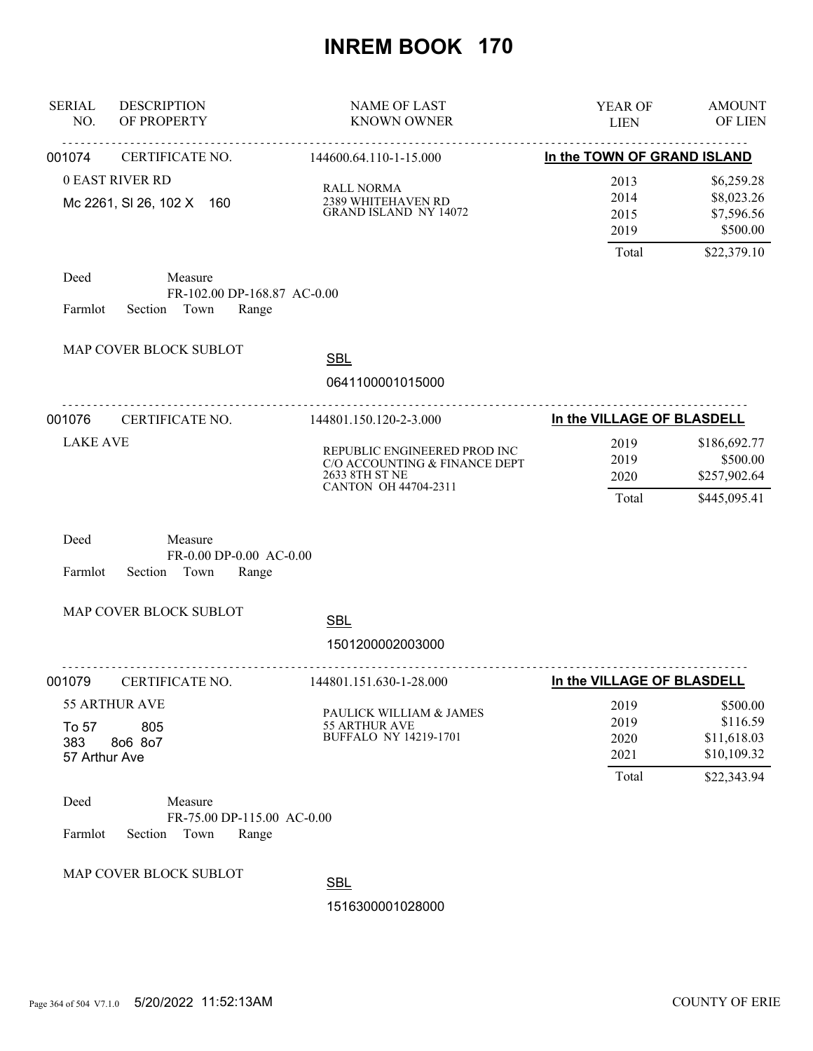# INREM BOOK 170

| SERIAL NO. | DESCRIPTION OF PROPERTY | NAME OF LAST KNOWN OWNER | YEAR OF LIEN | AMOUNT OF LIEN |
|---|---|---|---|---|

---

**001074** CERTIFICATE NO. 144600.64.110-1-15.000 — **In the TOWN OF GRAND ISLAND**

0 EAST RIVER RD
Mc 2261, Sl 26, 102 X 160

RALL NORMA
2389 WHITEHAVEN RD
GRAND ISLAND NY 14072

| YEAR OF LIEN | AMOUNT OF LIEN |
|---|---|
| 2013 | $6,259.28 |
| 2014 | $8,023.26 |
| 2015 | $7,596.56 |
| 2019 | $500.00 |
| Total | $22,379.10 |

Deed Measure
FR-102.00 DP-168.87 AC-0.00
Farmlot Section Town Range

MAP COVER BLOCK SUBLOT

SBL
0641100001015000

---

**001076** CERTIFICATE NO. 144801.150.120-2-3.000 — **In the VILLAGE OF BLASDELL**

LAKE AVE

REPUBLIC ENGINEERED PROD INC
C/O ACCOUNTING & FINANCE DEPT
2633 8TH ST NE
CANTON OH 44704-2311

| YEAR OF LIEN | AMOUNT OF LIEN |
|---|---|
| 2019 | $186,692.77 |
| 2019 | $500.00 |
| 2020 | $257,902.64 |
| Total | $445,095.41 |

Deed Measure
FR-0.00 DP-0.00 AC-0.00
Farmlot Section Town Range

MAP COVER BLOCK SUBLOT

SBL
1501200002003000

---

**001079** CERTIFICATE NO. 144801.151.630-1-28.000 — **In the VILLAGE OF BLASDELL**

55 ARTHUR AVE
To 57 805
383 8o6 8o7
57 Arthur Ave

PAULICK WILLIAM & JAMES
55 ARTHUR AVE
BUFFALO NY 14219-1701

| YEAR OF LIEN | AMOUNT OF LIEN |
|---|---|
| 2019 | $500.00 |
| 2019 | $116.59 |
| 2020 | $11,618.03 |
| 2021 | $10,109.32 |
| Total | $22,343.94 |

Deed Measure
FR-75.00 DP-115.00 AC-0.00
Farmlot Section Town Range

MAP COVER BLOCK SUBLOT

SBL
1516300001028000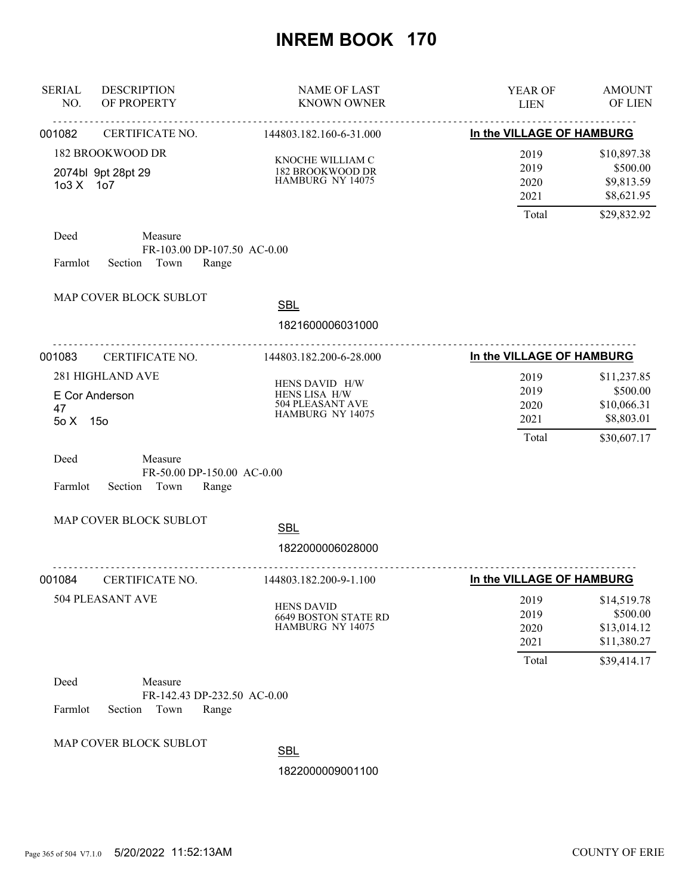# INREM BOOK 170

| SERIAL NO. | DESCRIPTION OF PROPERTY | NAME OF LAST KNOWN OWNER | YEAR OF LIEN | AMOUNT OF LIEN |
|---|---|---|---|---|
| 001082 | CERTIFICATE NO. | 144803.182.160-6-31.000 | In the VILLAGE OF HAMBURG | |
| | 182 BROOKWOOD DR | KNOCHE WILLIAM C | 2019 | $10,897.38 |
| | 2074bl 9pt 28pt 29 | 182 BROOKWOOD DR | 2019 | $500.00 |
| | 1o3 X 1o7 | HAMBURG NY 14075 | 2020 | $9,813.59 |
| | | | 2021 | $8,621.95 |
| | | | Total | $29,832.92 |

Deed Measure
FR-103.00 DP-107.50 AC-0.00
Farmlot Section Town Range

MAP COVER BLOCK SUBLOT

SBL
1821600006031000

| SERIAL NO. | DESCRIPTION OF PROPERTY | NAME OF LAST KNOWN OWNER | YEAR OF LIEN | AMOUNT OF LIEN |
|---|---|---|---|---|
| 001083 | CERTIFICATE NO. | 144803.182.200-6-28.000 | In the VILLAGE OF HAMBURG | |
| | 281 HIGHLAND AVE | HENS DAVID H/W | 2019 | $11,237.85 |
| | E Cor Anderson | HENS LISA H/W | 2019 | $500.00 |
| | 47 | 504 PLEASANT AVE | 2020 | $10,066.31 |
| | 5o X 15o | HAMBURG NY 14075 | 2021 | $8,803.01 |
| | | | Total | $30,607.17 |

Deed Measure
FR-50.00 DP-150.00 AC-0.00
Farmlot Section Town Range

MAP COVER BLOCK SUBLOT

SBL
1822000006028000

| SERIAL NO. | DESCRIPTION OF PROPERTY | NAME OF LAST KNOWN OWNER | YEAR OF LIEN | AMOUNT OF LIEN |
|---|---|---|---|---|
| 001084 | CERTIFICATE NO. | 144803.182.200-9-1.100 | In the VILLAGE OF HAMBURG | |
| | 504 PLEASANT AVE | HENS DAVID | 2019 | $14,519.78 |
| | | 6649 BOSTON STATE RD | 2019 | $500.00 |
| | | HAMBURG NY 14075 | 2020 | $13,014.12 |
| | | | 2021 | $11,380.27 |
| | | | Total | $39,414.17 |

Deed Measure
FR-142.43 DP-232.50 AC-0.00
Farmlot Section Town Range

MAP COVER BLOCK SUBLOT

SBL
1822000009001100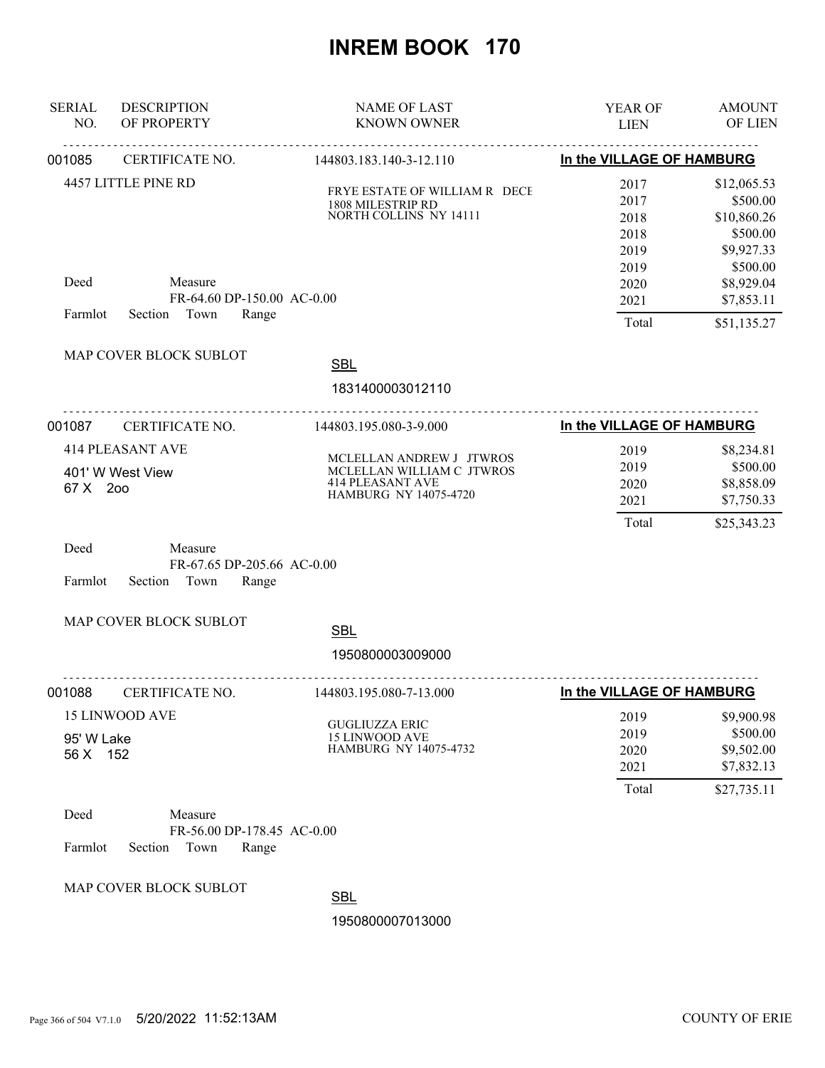# INREM BOOK 170

| SERIAL NO. | DESCRIPTION OF PROPERTY | NAME OF LAST KNOWN OWNER | YEAR OF LIEN | AMOUNT OF LIEN |
|---|---|---|---|---|

---

**001085** CERTIFICATE NO. 144803.183.140-3-12.110 — **In the VILLAGE OF HAMBURG**

4457 LITTLE PINE RD

FRYE ESTATE OF WILLIAM R DECE
1808 MILESTRIP RD
NORTH COLLINS NY 14111

| YEAR OF LIEN | AMOUNT OF LIEN |
|---|---|
| 2017 | $12,065.53 |
| 2017 | $500.00 |
| 2018 | $10,860.26 |
| 2018 | $500.00 |
| 2019 | $9,927.33 |
| 2019 | $500.00 |
| 2020 | $8,929.04 |
| 2021 | $7,853.11 |
| Total | $51,135.27 |

Deed Measure
FR-64.60 DP-150.00 AC-0.00
Farmlot Section Town Range

MAP COVER BLOCK SUBLOT

SBL
1831400003012110

---

**001087** CERTIFICATE NO. 144803.195.080-3-9.000 — **In the VILLAGE OF HAMBURG**

414 PLEASANT AVE
401' W West View
67 X 2oo

MCLELLAN ANDREW J JTWROS
MCLELLAN WILLIAM C JTWROS
414 PLEASANT AVE
HAMBURG NY 14075-4720

| YEAR OF LIEN | AMOUNT OF LIEN |
|---|---|
| 2019 | $8,234.81 |
| 2019 | $500.00 |
| 2020 | $8,858.09 |
| 2021 | $7,750.33 |
| Total | $25,343.23 |

Deed Measure
FR-67.65 DP-205.66 AC-0.00
Farmlot Section Town Range

MAP COVER BLOCK SUBLOT

SBL
1950800003009000

---

**001088** CERTIFICATE NO. 144803.195.080-7-13.000 — **In the VILLAGE OF HAMBURG**

15 LINWOOD AVE
95' W Lake
56 X 152

GUGLIUZZA ERIC
15 LINWOOD AVE
HAMBURG NY 14075-4732

| YEAR OF LIEN | AMOUNT OF LIEN |
|---|---|
| 2019 | $9,900.98 |
| 2019 | $500.00 |
| 2020 | $9,502.00 |
| 2021 | $7,832.13 |
| Total | $27,735.11 |

Deed Measure
FR-56.00 DP-178.45 AC-0.00
Farmlot Section Town Range

MAP COVER BLOCK SUBLOT

SBL
1950800007013000

5/20/2022 11:52:13AM COUNTY OF ERIE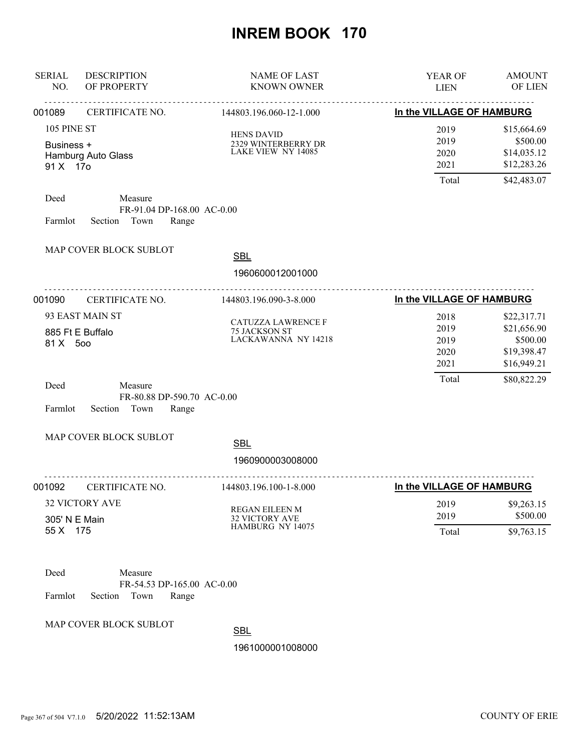# INREM BOOK 170

| SERIAL NO. | DESCRIPTION OF PROPERTY | NAME OF LAST KNOWN OWNER | YEAR OF LIEN | AMOUNT OF LIEN |
|---|---|---|---|---|
| 001089 | CERTIFICATE NO. | 144803.196.060-12-1.000 | In the VILLAGE OF HAMBURG | |
| | 105 PINE ST | HENS DAVID | 2019 | $15,664.69 |
| | Business + | 2329 WINTERBERRY DR | 2019 | $500.00 |
| | Hamburg Auto Glass | LAKE VIEW NY 14085 | 2020 | $14,035.12 |
| | 91 X 17o | | 2021 | $12,283.26 |
| | | | Total | $42,483.07 |

Deed Measure
FR-91.04 DP-168.00 AC-0.00
Farmlot Section Town Range

MAP COVER BLOCK SUBLOT

SBL
1960600012001000

| SERIAL NO. | DESCRIPTION OF PROPERTY | NAME OF LAST KNOWN OWNER | YEAR OF LIEN | AMOUNT OF LIEN |
|---|---|---|---|---|
| 001090 | CERTIFICATE NO. | 144803.196.090-3-8.000 | In the VILLAGE OF HAMBURG | |
| | 93 EAST MAIN ST | CATUZZA LAWRENCE F | 2018 | $22,317.71 |
| | 885 Ft E Buffalo | 75 JACKSON ST | 2019 | $21,656.90 |
| | 81 X 5oo | LACKAWANNA NY 14218 | 2019 | $500.00 |
| | | | 2020 | $19,398.47 |
| | | | 2021 | $16,949.21 |
| | | | Total | $80,822.29 |

Deed Measure
FR-80.88 DP-590.70 AC-0.00
Farmlot Section Town Range

MAP COVER BLOCK SUBLOT

SBL
1960900003008000

| SERIAL NO. | DESCRIPTION OF PROPERTY | NAME OF LAST KNOWN OWNER | YEAR OF LIEN | AMOUNT OF LIEN |
|---|---|---|---|---|
| 001092 | CERTIFICATE NO. | 144803.196.100-1-8.000 | In the VILLAGE OF HAMBURG | |
| | 32 VICTORY AVE | REGAN EILEEN M | 2019 | $9,263.15 |
| | 305' N E Main | 32 VICTORY AVE | 2019 | $500.00 |
| | 55 X 175 | HAMBURG NY 14075 | Total | $9,763.15 |

Deed Measure
FR-54.53 DP-165.00 AC-0.00
Farmlot Section Town Range

MAP COVER BLOCK SUBLOT

SBL
1961000001008000

5/20/2022 11:52:13AM COUNTY OF ERIE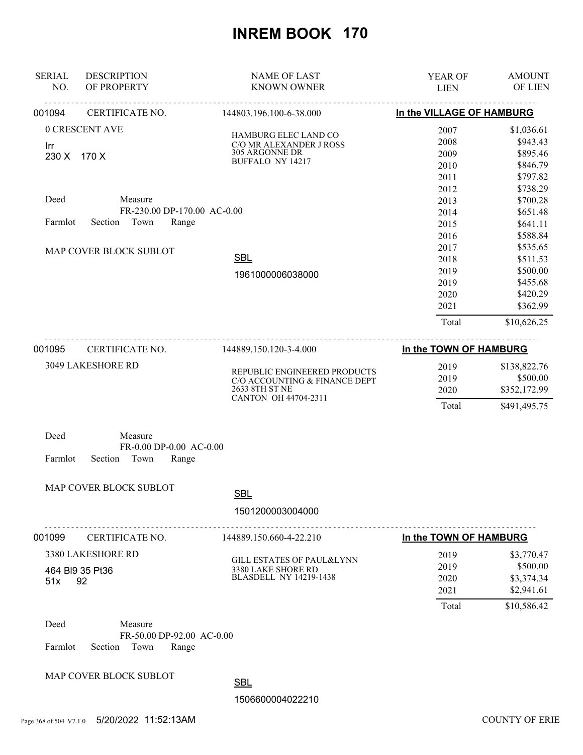# INREM BOOK 170

| SERIAL NO. | DESCRIPTION OF PROPERTY | NAME OF LAST KNOWN OWNER | YEAR OF LIEN | AMOUNT OF LIEN |
|---|---|---|---|---|
| 001094 | CERTIFICATE NO. | 144803.196.100-6-38.000 | In the VILLAGE OF HAMBURG | |
| | 0 CRESCENT AVE | HAMBURG ELEC LAND CO | 2007 | $1,036.61 |
| | Irr | C/O MR ALEXANDER J ROSS | 2008 | $943.43 |
| | 230 X 170 X | 305 ARGONNE DR | 2009 | $895.46 |
| | | BUFFALO NY 14217 | 2010 | $846.79 |
| | | | 2011 | $797.82 |
| | | | 2012 | $738.29 |
| | Deed Measure | | 2013 | $700.28 |
| | FR-230.00 DP-170.00 AC-0.00 | | 2014 | $651.48 |
| | Farmlot Section Town Range | | 2015 | $641.11 |
| | | | 2016 | $588.84 |
| | MAP COVER BLOCK SUBLOT | | 2017 | $535.65 |
| | | SBL | 2018 | $511.53 |
| | | 1961000006038000 | 2019 | $500.00 |
| | | | 2019 | $455.68 |
| | | | 2020 | $420.29 |
| | | | 2021 | $362.99 |
| | | | Total | $10,626.25 |
| 001095 | CERTIFICATE NO. | 144889.150.120-3-4.000 | In the TOWN OF HAMBURG | |
| | 3049 LAKESHORE RD | REPUBLIC ENGINEERED PRODUCTS | 2019 | $138,822.76 |
| | | C/O ACCOUNTING & FINANCE DEPT | 2019 | $500.00 |
| | | 2633 8TH ST NE | 2020 | $352,172.99 |
| | | CANTON OH 44704-2311 | Total | $491,495.75 |
| | Deed Measure | | | |
| | FR-0.00 DP-0.00 AC-0.00 | | | |
| | Farmlot Section Town Range | | | |
| | MAP COVER BLOCK SUBLOT | SBL | | |
| | | 1501200003004000 | | |
| 001099 | CERTIFICATE NO. | 144889.150.660-4-22.210 | In the TOWN OF HAMBURG | |
| | 3380 LAKESHORE RD | GILL ESTATES OF PAUL&LYNN | 2019 | $3,770.47 |
| | 464 Bl9 35 Pt36 | 3380 LAKE SHORE RD | 2019 | $500.00 |
| | 51x 92 | BLASDELL NY 14219-1438 | 2020 | $3,374.34 |
| | | | 2021 | $2,941.61 |
| | | | Total | $10,586.42 |
| | Deed Measure | | | |
| | FR-50.00 DP-92.00 AC-0.00 | | | |
| | Farmlot Section Town Range | | | |
| | MAP COVER BLOCK SUBLOT | SBL | | |
| | | 1506600004022210 | | |

5/20/2022 11:52:13AM COUNTY OF ERIE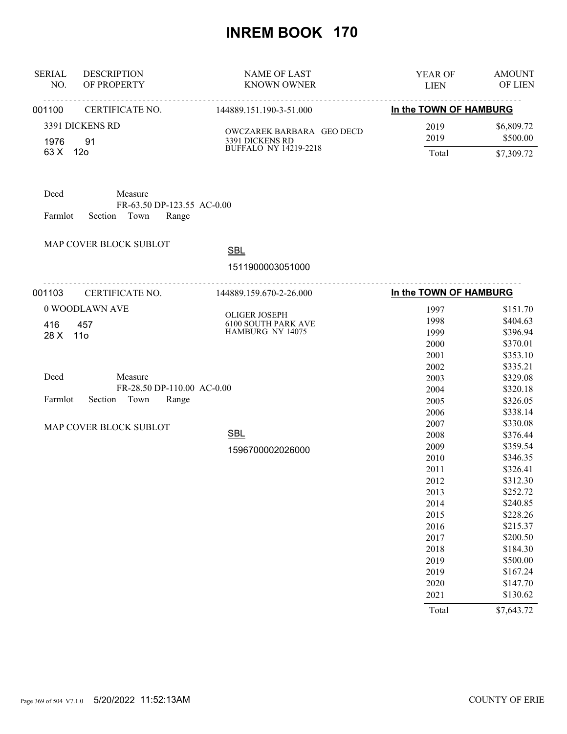# INREM BOOK 170

| SERIAL NO. | DESCRIPTION OF PROPERTY | NAME OF LAST KNOWN OWNER | YEAR OF LIEN | AMOUNT OF LIEN |
|---|---|---|---|---|
| 001100 | CERTIFICATE NO. | 144889.151.190-3-51.000 | In the TOWN OF HAMBURG | |
| | 3391 DICKENS RD | OWCZAREK BARBARA GEO DECD | 2019 | $6,809.72 |
| | 1976 91 | 3391 DICKENS RD | 2019 | $500.00 |
| | 63 X 12o | BUFFALO NY 14219-2218 | Total | $7,309.72 |

Deed Measure
FR-63.50 DP-123.55 AC-0.00
Farmlot Section Town Range

MAP COVER BLOCK SUBLOT

SBL
1511900003051000

| SERIAL NO. | DESCRIPTION OF PROPERTY | NAME OF LAST KNOWN OWNER | YEAR OF LIEN | AMOUNT OF LIEN |
|---|---|---|---|---|
| 001103 | CERTIFICATE NO. | 144889.159.670-2-26.000 | In the TOWN OF HAMBURG | |
| | 0 WOODLAWN AVE | OLIGER JOSEPH | 1997 | $151.70 |
| | 416 457 | 6100 SOUTH PARK AVE | 1998 | $404.63 |
| | 28 X 11o | HAMBURG NY 14075 | 1999 | $396.94 |
| | | | 2000 | $370.01 |
| | | | 2001 | $353.10 |
| | | | 2002 | $335.21 |
| | | | 2003 | $329.08 |
| | | | 2004 | $320.18 |
| | | | 2005 | $326.05 |
| | | | 2006 | $338.14 |
| | | | 2007 | $330.08 |
| | | | 2008 | $376.44 |
| | | | 2009 | $359.54 |
| | | | 2010 | $346.35 |
| | | | 2011 | $326.41 |
| | | | 2012 | $312.30 |
| | | | 2013 | $252.72 |
| | | | 2014 | $240.85 |
| | | | 2015 | $228.26 |
| | | | 2016 | $215.37 |
| | | | 2017 | $200.50 |
| | | | 2018 | $184.30 |
| | | | 2019 | $500.00 |
| | | | 2019 | $167.24 |
| | | | 2020 | $147.70 |
| | | | 2021 | $130.62 |
| | | | Total | $7,643.72 |

Deed Measure
FR-28.50 DP-110.00 AC-0.00
Farmlot Section Town Range

MAP COVER BLOCK SUBLOT

SBL
1596700002026000

5/20/2022 11:52:13AM COUNTY OF ERIE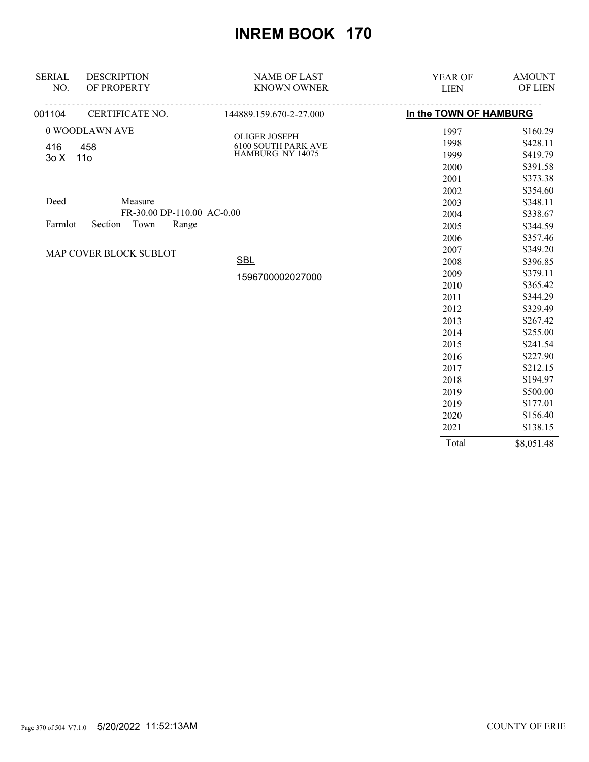# INREM BOOK 170

| SERIAL NO. | DESCRIPTION OF PROPERTY | NAME OF LAST KNOWN OWNER | YEAR OF LIEN | AMOUNT OF LIEN |
|---|---|---|---|---|
| 001104 | CERTIFICATE NO. | 144889.159.670-2-27.000 | **In the TOWN OF HAMBURG** | |
| | 0 WOODLAWN AVE | OLIGER JOSEPH | 1997 | $160.29 |
| | 416 458 | 6100 SOUTH PARK AVE | 1998 | $428.11 |
| | 3o X 11o | HAMBURG NY 14075 | 1999 | $419.79 |
| | | | 2000 | $391.58 |
| | | | 2001 | $373.38 |
| | | | 2002 | $354.60 |
| | Deed Measure | | 2003 | $348.11 |
| | FR-30.00 DP-110.00 AC-0.00 | | 2004 | $338.67 |
| | Farmlot Section Town Range | | 2005 | $344.59 |
| | | | 2006 | $357.46 |
| | MAP COVER BLOCK SUBLOT | | 2007 | $349.20 |
| | | SBL | 2008 | $396.85 |
| | | 1596700002027000 | 2009 | $379.11 |
| | | | 2010 | $365.42 |
| | | | 2011 | $344.29 |
| | | | 2012 | $329.49 |
| | | | 2013 | $267.42 |
| | | | 2014 | $255.00 |
| | | | 2015 | $241.54 |
| | | | 2016 | $227.90 |
| | | | 2017 | $212.15 |
| | | | 2018 | $194.97 |
| | | | 2019 | $500.00 |
| | | | 2019 | $177.01 |
| | | | 2020 | $156.40 |
| | | | 2021 | $138.15 |
| | | | Total | $8,051.48 |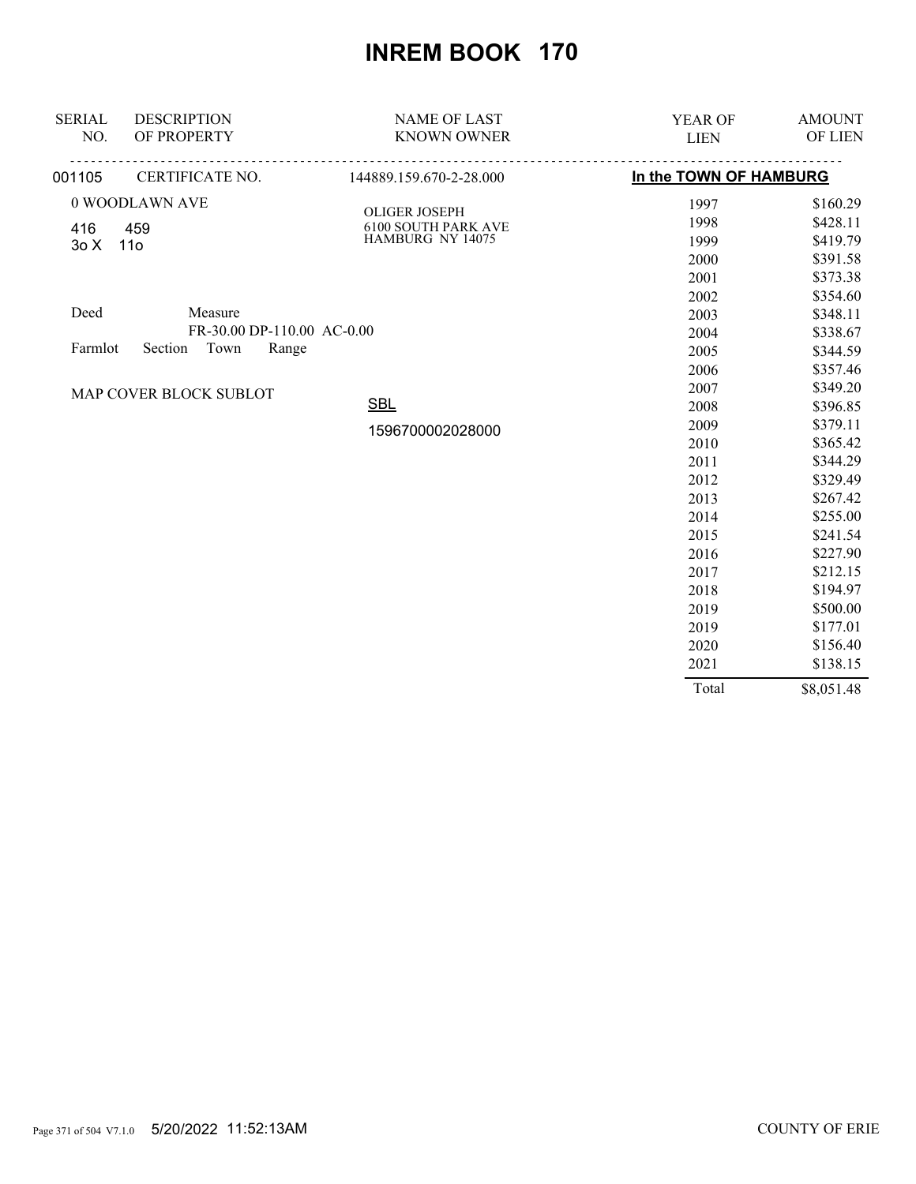# INREM BOOK 170

| SERIAL NO. | DESCRIPTION OF PROPERTY | NAME OF LAST KNOWN OWNER | YEAR OF LIEN | AMOUNT OF LIEN |
|---|---|---|---|---|
| 001105 | CERTIFICATE NO. | 144889.159.670-2-28.000 | In the TOWN OF HAMBURG | |
| | 0 WOODLAWN AVE | OLIGER JOSEPH | 1997 | $160.29 |
| | 416 459 | 6100 SOUTH PARK AVE | 1998 | $428.11 |
| | 3o X 11o | HAMBURG NY 14075 | 1999 | $419.79 |
| | | | 2000 | $391.58 |
| | | | 2001 | $373.38 |
| | | | 2002 | $354.60 |
| | Deed Measure | | 2003 | $348.11 |
| | FR-30.00 DP-110.00 AC-0.00 | | 2004 | $338.67 |
| | Farmlot Section Town Range | | 2005 | $344.59 |
| | | | 2006 | $357.46 |
| | MAP COVER BLOCK SUBLOT | | 2007 | $349.20 |
| | | SBL | 2008 | $396.85 |
| | | 1596700002028000 | 2009 | $379.11 |
| | | | 2010 | $365.42 |
| | | | 2011 | $344.29 |
| | | | 2012 | $329.49 |
| | | | 2013 | $267.42 |
| | | | 2014 | $255.00 |
| | | | 2015 | $241.54 |
| | | | 2016 | $227.90 |
| | | | 2017 | $212.15 |
| | | | 2018 | $194.97 |
| | | | 2019 | $500.00 |
| | | | 2019 | $177.01 |
| | | | 2020 | $156.40 |
| | | | 2021 | $138.15 |
| | | | Total | $8,051.48 |

5/20/2022 11:52:13AM

COUNTY OF ERIE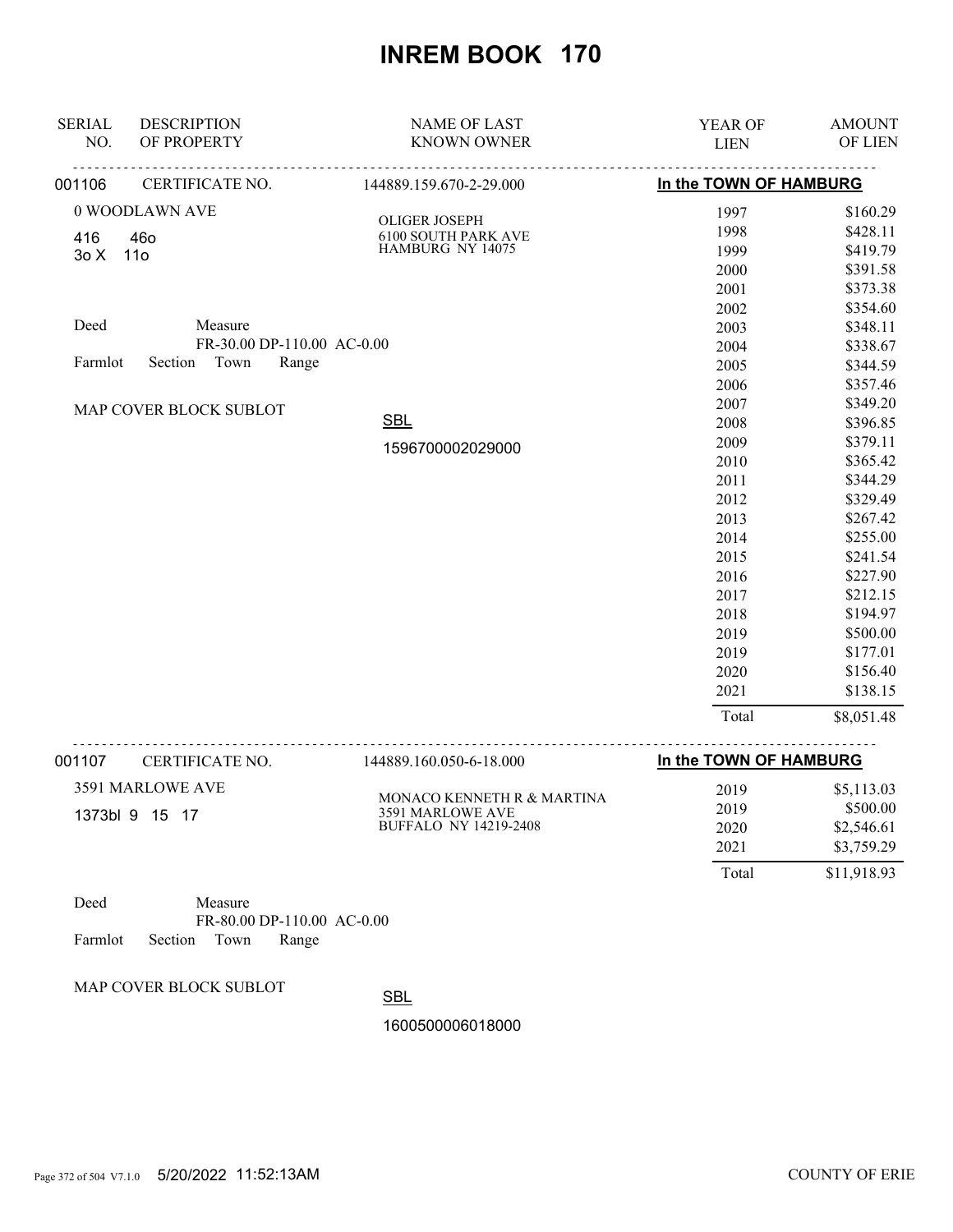# INREM BOOK 170

| SERIAL NO. | DESCRIPTION OF PROPERTY | NAME OF LAST KNOWN OWNER | YEAR OF LIEN | AMOUNT OF LIEN |
|---|---|---|---|---|
| 001106 | CERTIFICATE NO. | 144889.159.670-2-29.000 | **In the TOWN OF HAMBURG** | |
| | 0 WOODLAWN AVE | OLIGER JOSEPH | 1997 | $160.29 |
| | 416 46o | 6100 SOUTH PARK AVE | 1998 | $428.11 |
| | 3o X 11o | HAMBURG NY 14075 | 1999 | $419.79 |
| | | | 2000 | $391.58 |
| | | | 2001 | $373.38 |
| | | | 2002 | $354.60 |
| | Deed Measure | | 2003 | $348.11 |
| | FR-30.00 DP-110.00 AC-0.00 | | 2004 | $338.67 |
| | Farmlot Section Town Range | | 2005 | $344.59 |
| | | | 2006 | $357.46 |
| | MAP COVER BLOCK SUBLOT | | 2007 | $349.20 |
| | | SBL | 2008 | $396.85 |
| | | 1596700002029000 | 2009 | $379.11 |
| | | | 2010 | $365.42 |
| | | | 2011 | $344.29 |
| | | | 2012 | $329.49 |
| | | | 2013 | $267.42 |
| | | | 2014 | $255.00 |
| | | | 2015 | $241.54 |
| | | | 2016 | $227.90 |
| | | | 2017 | $212.15 |
| | | | 2018 | $194.97 |
| | | | 2019 | $500.00 |
| | | | 2019 | $177.01 |
| | | | 2020 | $156.40 |
| | | | 2021 | $138.15 |
| | | | Total | $8,051.48 |

| SERIAL NO. | DESCRIPTION OF PROPERTY | NAME OF LAST KNOWN OWNER | YEAR OF LIEN | AMOUNT OF LIEN |
|---|---|---|---|---|
| 001107 | CERTIFICATE NO. | 144889.160.050-6-18.000 | **In the TOWN OF HAMBURG** | |
| | 3591 MARLOWE AVE | MONACO KENNETH R & MARTINA | 2019 | $5,113.03 |
| | 1373bl 9 15 17 | 3591 MARLOWE AVE | 2019 | $500.00 |
| | | BUFFALO NY 14219-2408 | 2020 | $2,546.61 |
| | | | 2021 | $3,759.29 |
| | | | Total | $11,918.93 |
| | Deed Measure | | | |
| | FR-80.00 DP-110.00 AC-0.00 | | | |
| | Farmlot Section Town Range | | | |
| | MAP COVER BLOCK SUBLOT | SBL | | |
| | | 1600500006018000 | | |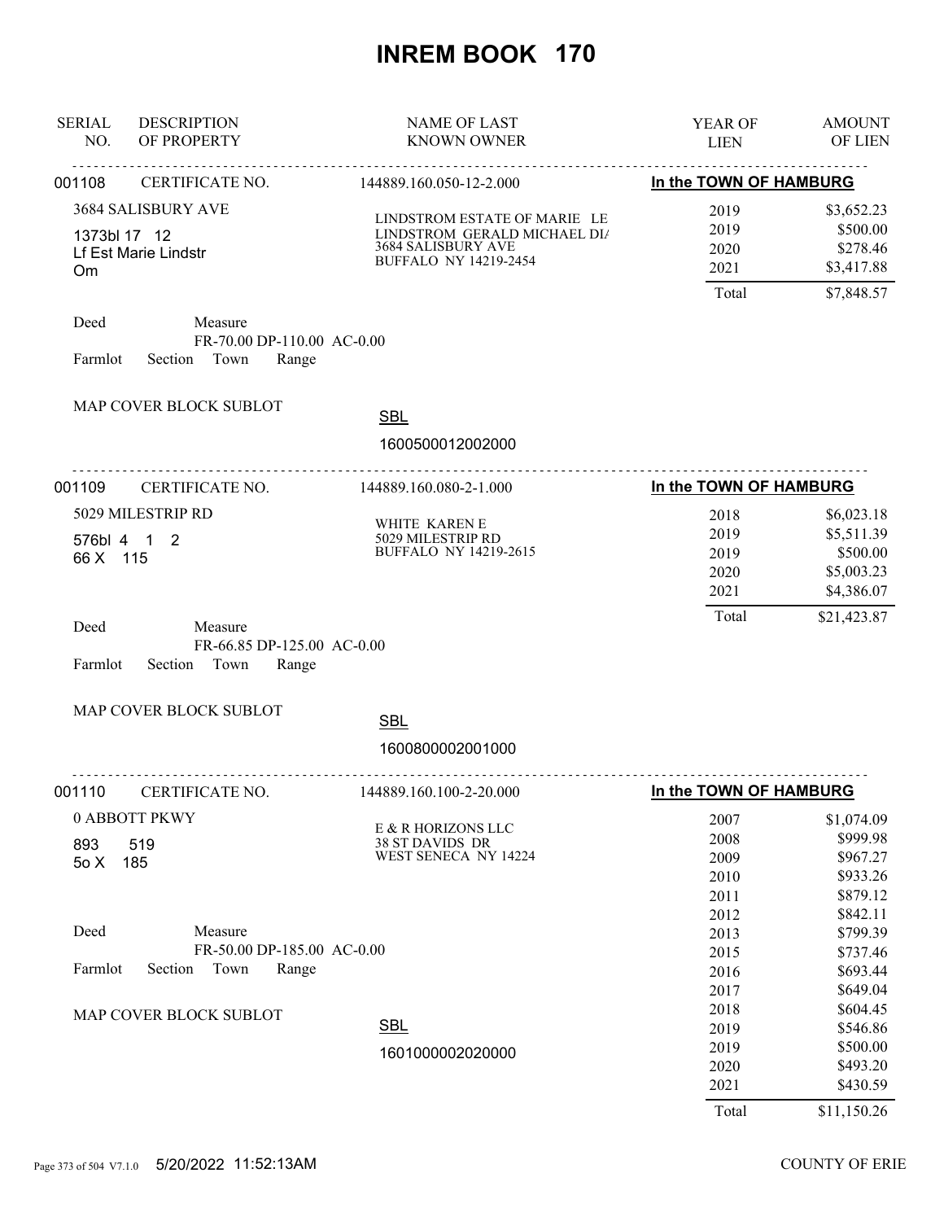# INREM BOOK 170

| SERIAL NO. | DESCRIPTION OF PROPERTY | NAME OF LAST KNOWN OWNER | YEAR OF LIEN | AMOUNT OF LIEN |
|---|---|---|---|---|

---

**001108** CERTIFICATE NO. 144889.160.050-12-2.000 — **In the TOWN OF HAMBURG**

3684 SALISBURY AVE
1373bl 17 12
Lf Est Marie Lindstr
Om

LINDSTROM ESTATE OF MARIE LE
LINDSTROM GERALD MICHAEL DI/
3684 SALISBURY AVE
BUFFALO NY 14219-2454

| YEAR OF LIEN | AMOUNT OF LIEN |
|---|---|
| 2019 | $3,652.23 |
| 2019 | $500.00 |
| 2020 | $278.46 |
| 2021 | $3,417.88 |
| Total | $7,848.57 |

Deed    Measure
FR-70.00 DP-110.00 AC-0.00
Farmlot    Section    Town    Range

MAP COVER BLOCK SUBLOT

SBL
1600500012002000

---

**001109** CERTIFICATE NO. 144889.160.080-2-1.000 — **In the TOWN OF HAMBURG**

5029 MILESTRIP RD
576bl 4 1 2
66 X 115

WHITE KAREN E
5029 MILESTRIP RD
BUFFALO NY 14219-2615

| YEAR OF LIEN | AMOUNT OF LIEN |
|---|---|
| 2018 | $6,023.18 |
| 2019 | $5,511.39 |
| 2019 | $500.00 |
| 2020 | $5,003.23 |
| 2021 | $4,386.07 |
| Total | $21,423.87 |

Deed    Measure
FR-66.85 DP-125.00 AC-0.00
Farmlot    Section    Town    Range

MAP COVER BLOCK SUBLOT

SBL
1600800002001000

---

**001110** CERTIFICATE NO. 144889.160.100-2-20.000 — **In the TOWN OF HAMBURG**

0 ABBOTT PKWY
893 519
5o X 185

E & R HORIZONS LLC
38 ST DAVIDS DR
WEST SENECA NY 14224

| YEAR OF LIEN | AMOUNT OF LIEN |
|---|---|
| 2007 | $1,074.09 |
| 2008 | $999.98 |
| 2009 | $967.27 |
| 2010 | $933.26 |
| 2011 | $879.12 |
| 2012 | $842.11 |
| 2013 | $799.39 |
| 2015 | $737.46 |
| 2016 | $693.44 |
| 2017 | $649.04 |
| 2018 | $604.45 |
| 2019 | $546.86 |
| 2019 | $500.00 |
| 2020 | $493.20 |
| 2021 | $430.59 |
| Total | $11,150.26 |

Deed    Measure
FR-50.00 DP-185.00 AC-0.00
Farmlot    Section    Town    Range

MAP COVER BLOCK SUBLOT

SBL
1601000002020000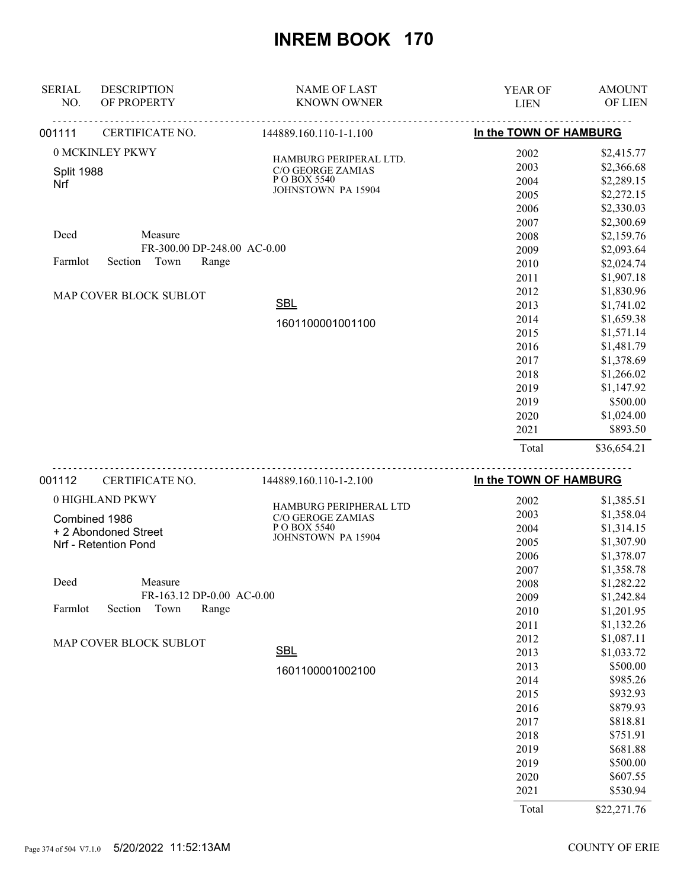# INREM BOOK 170

| SERIAL NO. | DESCRIPTION OF PROPERTY | NAME OF LAST KNOWN OWNER | YEAR OF LIEN | AMOUNT OF LIEN |
|---|---|---|---|---|

**001111** CERTIFICATE NO. 144889.160.110-1-1.100 — **In the TOWN OF HAMBURG**

0 MCKINLEY PKWY

Split 1988
Nrf

Deed Measure
FR-300.00 DP-248.00 AC-0.00

Farmlot Section Town Range

MAP COVER BLOCK SUBLOT

HAMBURG PERIPERAL LTD.
C/O GEORGE ZAMIAS
P O BOX 5540
JOHNSTOWN PA 15904

SBL
1601100001001100

| YEAR OF LIEN | AMOUNT OF LIEN |
|---|---|
| 2002 | $2,415.77 |
| 2003 | $2,366.68 |
| 2004 | $2,289.15 |
| 2005 | $2,272.15 |
| 2006 | $2,330.03 |
| 2007 | $2,300.69 |
| 2008 | $2,159.76 |
| 2009 | $2,093.64 |
| 2010 | $2,024.74 |
| 2011 | $1,907.18 |
| 2012 | $1,830.96 |
| 2013 | $1,741.02 |
| 2014 | $1,659.38 |
| 2015 | $1,571.14 |
| 2016 | $1,481.79 |
| 2017 | $1,378.69 |
| 2018 | $1,266.02 |
| 2019 | $1,147.92 |
| 2019 | $500.00 |
| 2020 | $1,024.00 |
| 2021 | $893.50 |
| Total | $36,654.21 |

**001112** CERTIFICATE NO. 144889.160.110-1-2.100 — **In the TOWN OF HAMBURG**

0 HIGHLAND PKWY

Combined 1986
+ 2 Abondoned Street
Nrf - Retention Pond

Deed Measure
FR-163.12 DP-0.00 AC-0.00

Farmlot Section Town Range

MAP COVER BLOCK SUBLOT

HAMBURG PERIPHERAL LTD
C/O GEROGE ZAMIAS
P O BOX 5540
JOHNSTOWN PA 15904

SBL
1601100001002100

| YEAR OF LIEN | AMOUNT OF LIEN |
|---|---|
| 2002 | $1,385.51 |
| 2003 | $1,358.04 |
| 2004 | $1,314.15 |
| 2005 | $1,307.90 |
| 2006 | $1,378.07 |
| 2007 | $1,358.78 |
| 2008 | $1,282.22 |
| 2009 | $1,242.84 |
| 2010 | $1,201.95 |
| 2011 | $1,132.26 |
| 2012 | $1,087.11 |
| 2013 | $1,033.72 |
| 2013 | $500.00 |
| 2014 | $985.26 |
| 2015 | $932.93 |
| 2016 | $879.93 |
| 2017 | $818.81 |
| 2018 | $751.91 |
| 2019 | $681.88 |
| 2019 | $500.00 |
| 2020 | $607.55 |
| 2021 | $530.94 |
| Total | $22,271.76 |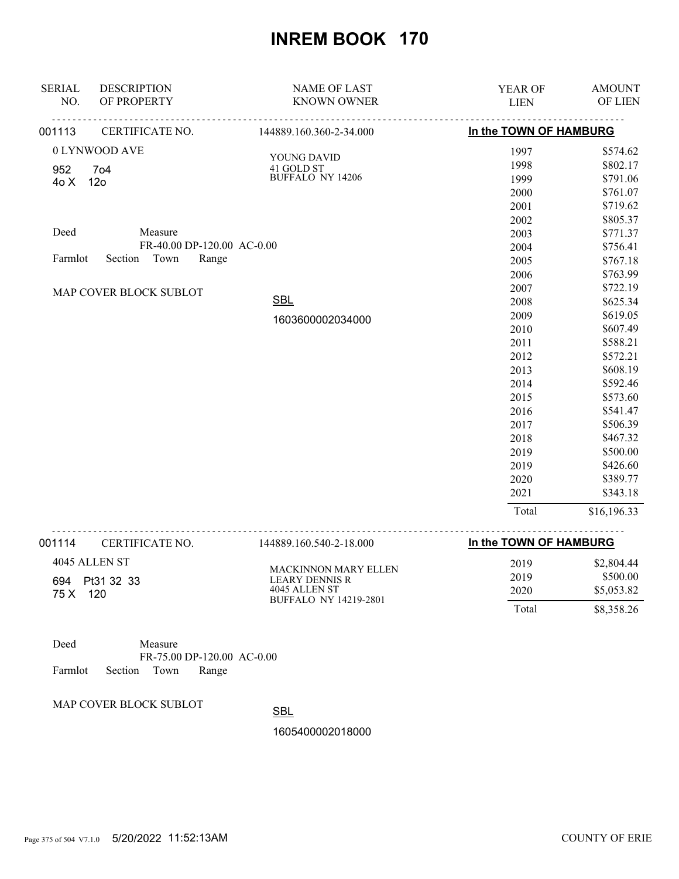# INREM BOOK 170

| SERIAL NO. | DESCRIPTION OF PROPERTY | NAME OF LAST KNOWN OWNER | YEAR OF LIEN | AMOUNT OF LIEN |
|---|---|---|---|---|
| 001113 | CERTIFICATE NO. | 144889.160.360-2-34.000 | In the TOWN OF HAMBURG | |
| | 0 LYNWOOD AVE | YOUNG DAVID | 1997 | $574.62 |
| | 952 7o4 | 41 GOLD ST | 1998 | $802.17 |
| | 4o X 12o | BUFFALO NY 14206 | 1999 | $791.06 |
| | | | 2000 | $761.07 |
| | | | 2001 | $719.62 |
| | | | 2002 | $805.37 |
| | Deed Measure | | 2003 | $771.37 |
| | FR-40.00 DP-120.00 AC-0.00 | | 2004 | $756.41 |
| | Farmlot Section Town Range | | 2005 | $767.18 |
| | | | 2006 | $763.99 |
| | MAP COVER BLOCK SUBLOT | | 2007 | $722.19 |
| | | SBL | 2008 | $625.34 |
| | | 1603600002034000 | 2009 | $619.05 |
| | | | 2010 | $607.49 |
| | | | 2011 | $588.21 |
| | | | 2012 | $572.21 |
| | | | 2013 | $608.19 |
| | | | 2014 | $592.46 |
| | | | 2015 | $573.60 |
| | | | 2016 | $541.47 |
| | | | 2017 | $506.39 |
| | | | 2018 | $467.32 |
| | | | 2019 | $500.00 |
| | | | 2019 | $426.60 |
| | | | 2020 | $389.77 |
| | | | 2021 | $343.18 |
| | | | Total | $16,196.33 |
| 001114 | CERTIFICATE NO. | 144889.160.540-2-18.000 | In the TOWN OF HAMBURG | |
| | 4045 ALLEN ST | MACKINNON MARY ELLEN | 2019 | $2,804.44 |
| | 694 Pt31 32 33 | LEARY DENNIS R | 2019 | $500.00 |
| | 75 X 120 | 4045 ALLEN ST | 2020 | $5,053.82 |
| | | BUFFALO NY 14219-2801 | Total | $8,358.26 |
| | Deed Measure | | | |
| | FR-75.00 DP-120.00 AC-0.00 | | | |
| | Farmlot Section Town Range | | | |
| | MAP COVER BLOCK SUBLOT | SBL | | |
| | | 1605400002018000 | | |

5/20/2022 11:52:13AM COUNTY OF ERIE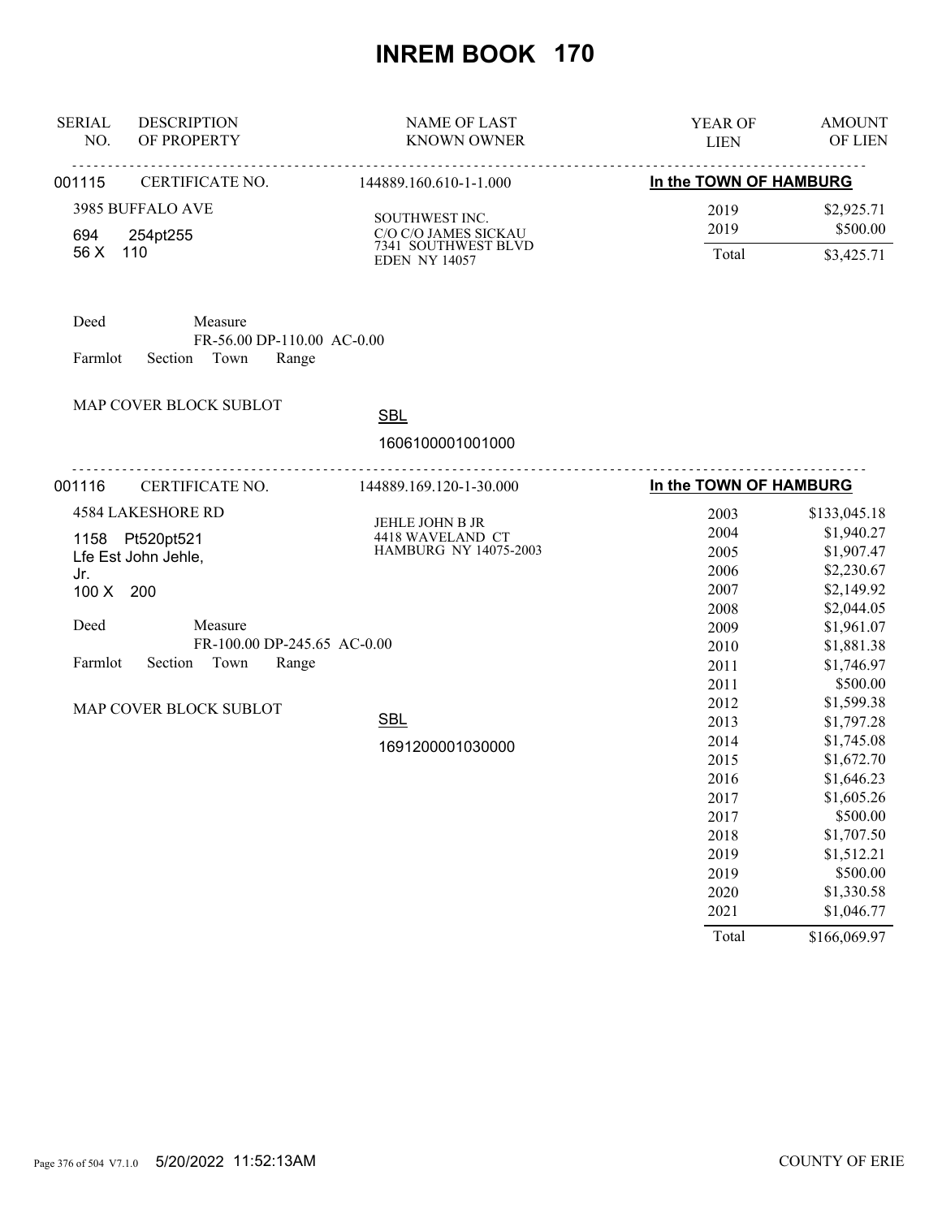# INREM BOOK 170

| SERIAL NO. | DESCRIPTION OF PROPERTY | NAME OF LAST KNOWN OWNER | YEAR OF LIEN | AMOUNT OF LIEN |
|---|---|---|---|---|

---

**001115** CERTIFICATE NO. 144889.160.610-1-1.000 **In the TOWN OF HAMBURG**

3985 BUFFALO AVE
694 254pt255
56 X 110

SOUTHWEST INC.
C/O C/O JAMES SICKAU
7341 SOUTHWEST BLVD
EDEN NY 14057

| YEAR OF LIEN | AMOUNT OF LIEN |
|---|---|
| 2019 | $2,925.71 |
| 2019 | $500.00 |
| Total | $3,425.71 |

Deed Measure
FR-56.00 DP-110.00 AC-0.00
Farmlot Section Town Range

MAP COVER BLOCK SUBLOT

SBL
1606100001001000

---

**001116** CERTIFICATE NO. 144889.169.120-1-30.000 **In the TOWN OF HAMBURG**

4584 LAKESHORE RD
1158 Pt520pt521
Lfe Est John Jehle, Jr.
100 X 200

JEHLE JOHN B JR
4418 WAVELAND CT
HAMBURG NY 14075-2003

| YEAR OF LIEN | AMOUNT OF LIEN |
|---|---|
| 2003 | $133,045.18 |
| 2004 | $1,940.27 |
| 2005 | $1,907.47 |
| 2006 | $2,230.67 |
| 2007 | $2,149.92 |
| 2008 | $2,044.05 |
| 2009 | $1,961.07 |
| 2010 | $1,881.38 |
| 2011 | $1,746.97 |
| 2011 | $500.00 |
| 2012 | $1,599.38 |
| 2013 | $1,797.28 |
| 2014 | $1,745.08 |
| 2015 | $1,672.70 |
| 2016 | $1,646.23 |
| 2017 | $1,605.26 |
| 2017 | $500.00 |
| 2018 | $1,707.50 |
| 2019 | $1,512.21 |
| 2019 | $500.00 |
| 2020 | $1,330.58 |
| 2021 | $1,046.77 |
| Total | $166,069.97 |

Deed Measure
FR-100.00 DP-245.65 AC-0.00
Farmlot Section Town Range

MAP COVER BLOCK SUBLOT

SBL
1691200001030000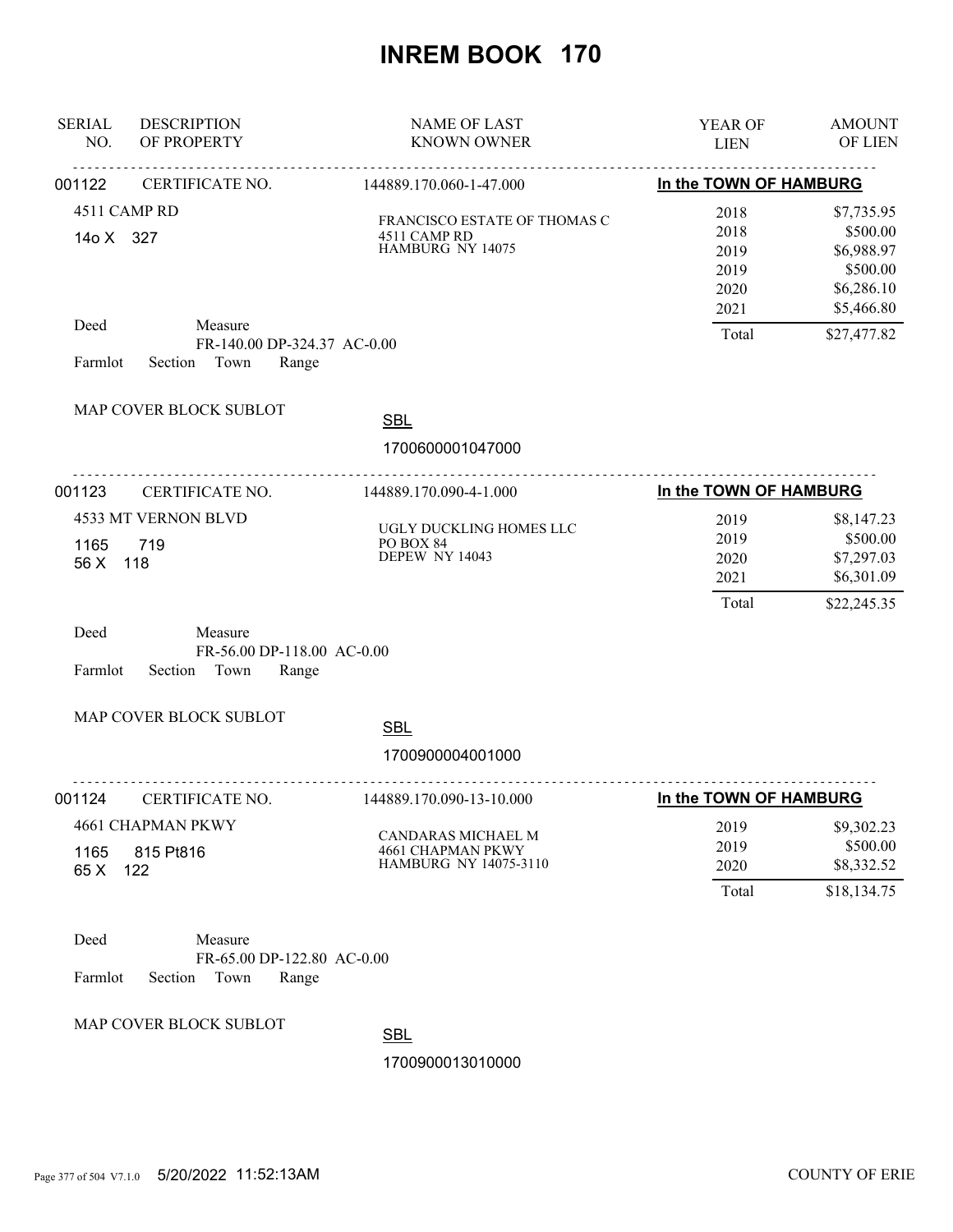# INREM BOOK 170

| SERIAL NO. | DESCRIPTION OF PROPERTY | NAME OF LAST KNOWN OWNER | YEAR OF LIEN | AMOUNT OF LIEN |
|---|---|---|---|---|

---

**001122** CERTIFICATE NO. 144889.170.060-1-47.000 — **In the TOWN OF HAMBURG**

4511 CAMP RD
14o X 327

FRANCISCO ESTATE OF THOMAS C
4511 CAMP RD
HAMBURG NY 14075

| YEAR OF LIEN | AMOUNT OF LIEN |
|---|---|
| 2018 | $7,735.95 |
| 2018 | $500.00 |
| 2019 | $6,988.97 |
| 2019 | $500.00 |
| 2020 | $6,286.10 |
| 2021 | $5,466.80 |
| Total | $27,477.82 |

Deed Measure
FR-140.00 DP-324.37 AC-0.00
Farmlot Section Town Range

MAP COVER BLOCK SUBLOT

SBL
1700600001047000

---

**001123** CERTIFICATE NO. 144889.170.090-4-1.000 — **In the TOWN OF HAMBURG**

4533 MT VERNON BLVD
1165 719
56 X 118

UGLY DUCKLING HOMES LLC
PO BOX 84
DEPEW NY 14043

| YEAR OF LIEN | AMOUNT OF LIEN |
|---|---|
| 2019 | $8,147.23 |
| 2019 | $500.00 |
| 2020 | $7,297.03 |
| 2021 | $6,301.09 |
| Total | $22,245.35 |

Deed Measure
FR-56.00 DP-118.00 AC-0.00
Farmlot Section Town Range

MAP COVER BLOCK SUBLOT

SBL
1700900004001000

---

**001124** CERTIFICATE NO. 144889.170.090-13-10.000 — **In the TOWN OF HAMBURG**

4661 CHAPMAN PKWY
1165 815 Pt816
65 X 122

CANDARAS MICHAEL M
4661 CHAPMAN PKWY
HAMBURG NY 14075-3110

| YEAR OF LIEN | AMOUNT OF LIEN |
|---|---|
| 2019 | $9,302.23 |
| 2019 | $500.00 |
| 2020 | $8,332.52 |
| Total | $18,134.75 |

Deed Measure
FR-65.00 DP-122.80 AC-0.00
Farmlot Section Town Range

MAP COVER BLOCK SUBLOT

SBL
1700900013010000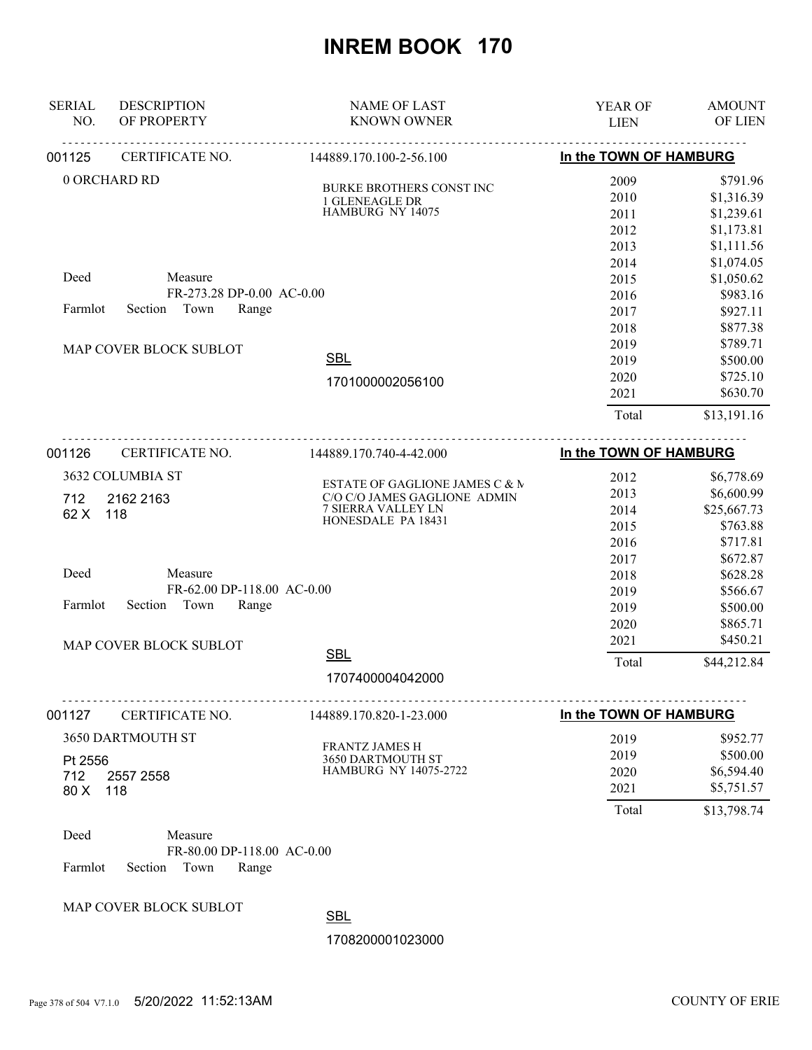# INREM BOOK 170

| SERIAL NO. | DESCRIPTION OF PROPERTY | NAME OF LAST KNOWN OWNER | YEAR OF LIEN | AMOUNT OF LIEN |
|---|---|---|---|---|

---

**001125** CERTIFICATE NO. 144889.170.100-2-56.100 — **In the TOWN OF HAMBURG**

0 ORCHARD RD

BURKE BROTHERS CONST INC
1 GLENEAGLE DR
HAMBURG NY 14075

Deed Measure
FR-273.28 DP-0.00 AC-0.00
Farmlot Section Town Range

MAP COVER BLOCK SUBLOT

SBL
1701000002056100

| YEAR OF LIEN | AMOUNT OF LIEN |
|---|---|
| 2009 | $791.96 |
| 2010 | $1,316.39 |
| 2011 | $1,239.61 |
| 2012 | $1,173.81 |
| 2013 | $1,111.56 |
| 2014 | $1,074.05 |
| 2015 | $1,050.62 |
| 2016 | $983.16 |
| 2017 | $927.11 |
| 2018 | $877.38 |
| 2019 | $789.71 |
| 2019 | $500.00 |
| 2020 | $725.10 |
| 2021 | $630.70 |
| Total | $13,191.16 |

---

**001126** CERTIFICATE NO. 144889.170.740-4-42.000 — **In the TOWN OF HAMBURG**

3632 COLUMBIA ST
712 2162 2163
62 X 118

ESTATE OF GAGLIONE JAMES C & M
C/O C/O JAMES GAGLIONE ADMIN
7 SIERRA VALLEY LN
HONESDALE PA 18431

Deed Measure
FR-62.00 DP-118.00 AC-0.00
Farmlot Section Town Range

MAP COVER BLOCK SUBLOT

SBL
1707400004042000

| YEAR OF LIEN | AMOUNT OF LIEN |
|---|---|
| 2012 | $6,778.69 |
| 2013 | $6,600.99 |
| 2014 | $25,667.73 |
| 2015 | $763.88 |
| 2016 | $717.81 |
| 2017 | $672.87 |
| 2018 | $628.28 |
| 2019 | $566.67 |
| 2019 | $500.00 |
| 2020 | $865.71 |
| 2021 | $450.21 |
| Total | $44,212.84 |

---

**001127** CERTIFICATE NO. 144889.170.820-1-23.000 — **In the TOWN OF HAMBURG**

3650 DARTMOUTH ST
Pt 2556
712 2557 2558
80 X 118

FRANTZ JAMES H
3650 DARTMOUTH ST
HAMBURG NY 14075-2722

Deed Measure
FR-80.00 DP-118.00 AC-0.00
Farmlot Section Town Range

MAP COVER BLOCK SUBLOT

SBL
1708200001023000

| YEAR OF LIEN | AMOUNT OF LIEN |
|---|---|
| 2019 | $952.77 |
| 2019 | $500.00 |
| 2020 | $6,594.40 |
| 2021 | $5,751.57 |
| Total | $13,798.74 |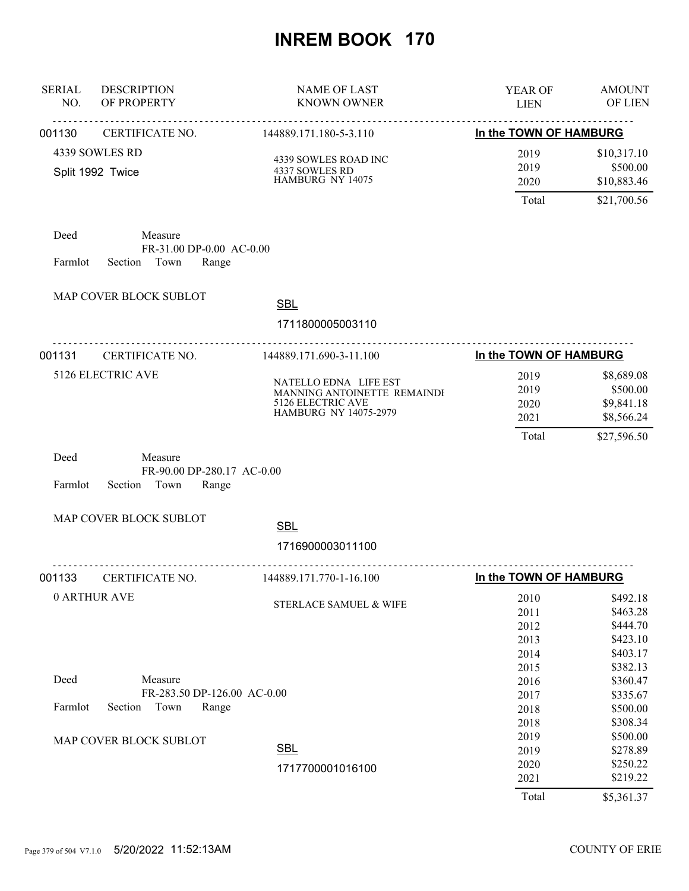# INREM BOOK 170

| SERIAL NO. | DESCRIPTION OF PROPERTY | NAME OF LAST KNOWN OWNER | YEAR OF LIEN | AMOUNT OF LIEN |
|---|---|---|---|---|
| 001130 | CERTIFICATE NO. | 144889.171.180-5-3.110 | In the TOWN OF HAMBURG | |
| | 4339 SOWLES RD<br>Split 1992 Twice | 4339 SOWLES ROAD INC<br>4337 SOWLES RD<br>HAMBURG NY 14075 | 2019<br>2019<br>2020 | \$10,317.10<br>\$500.00<br>\$10,883.46 |
| | | | Total | \$21,700.56 |

Deed Measure
FR-31.00 DP-0.00 AC-0.00
Farmlot Section Town Range

MAP COVER BLOCK SUBLOT

SBL
1711800005003110

| SERIAL NO. | DESCRIPTION OF PROPERTY | NAME OF LAST KNOWN OWNER | YEAR OF LIEN | AMOUNT OF LIEN |
|---|---|---|---|---|
| 001131 | CERTIFICATE NO. | 144889.171.690-3-11.100 | In the TOWN OF HAMBURG | |
| | 5126 ELECTRIC AVE | NATELLO EDNA LIFE EST<br>MANNING ANTOINETTE REMAINDI<br>5126 ELECTRIC AVE<br>HAMBURG NY 14075-2979 | 2019<br>2019<br>2020<br>2021 | \$8,689.08<br>\$500.00<br>\$9,841.18<br>\$8,566.24 |
| | | | Total | \$27,596.50 |

Deed Measure
FR-90.00 DP-280.17 AC-0.00
Farmlot Section Town Range

MAP COVER BLOCK SUBLOT

SBL
1716900003011100

| SERIAL NO. | DESCRIPTION OF PROPERTY | NAME OF LAST KNOWN OWNER | YEAR OF LIEN | AMOUNT OF LIEN |
|---|---|---|---|---|
| 001133 | CERTIFICATE NO. | 144889.171.770-1-16.100 | In the TOWN OF HAMBURG | |
| | 0 ARTHUR AVE | STERLACE SAMUEL & WIFE | 2010<br>2011<br>2012<br>2013<br>2014<br>2015<br>2016<br>2017<br>2018<br>2018<br>2019<br>2019<br>2020<br>2021 | \$492.18<br>\$463.28<br>\$444.70<br>\$423.10<br>\$403.17<br>\$382.13<br>\$360.47<br>\$335.67<br>\$500.00<br>\$308.34<br>\$500.00<br>\$278.89<br>\$250.22<br>\$219.22 |
| | | | Total | \$5,361.37 |

Deed Measure
FR-283.50 DP-126.00 AC-0.00
Farmlot Section Town Range

MAP COVER BLOCK SUBLOT

SBL
1717700001016100

5/20/2022 11:52:13AM COUNTY OF ERIE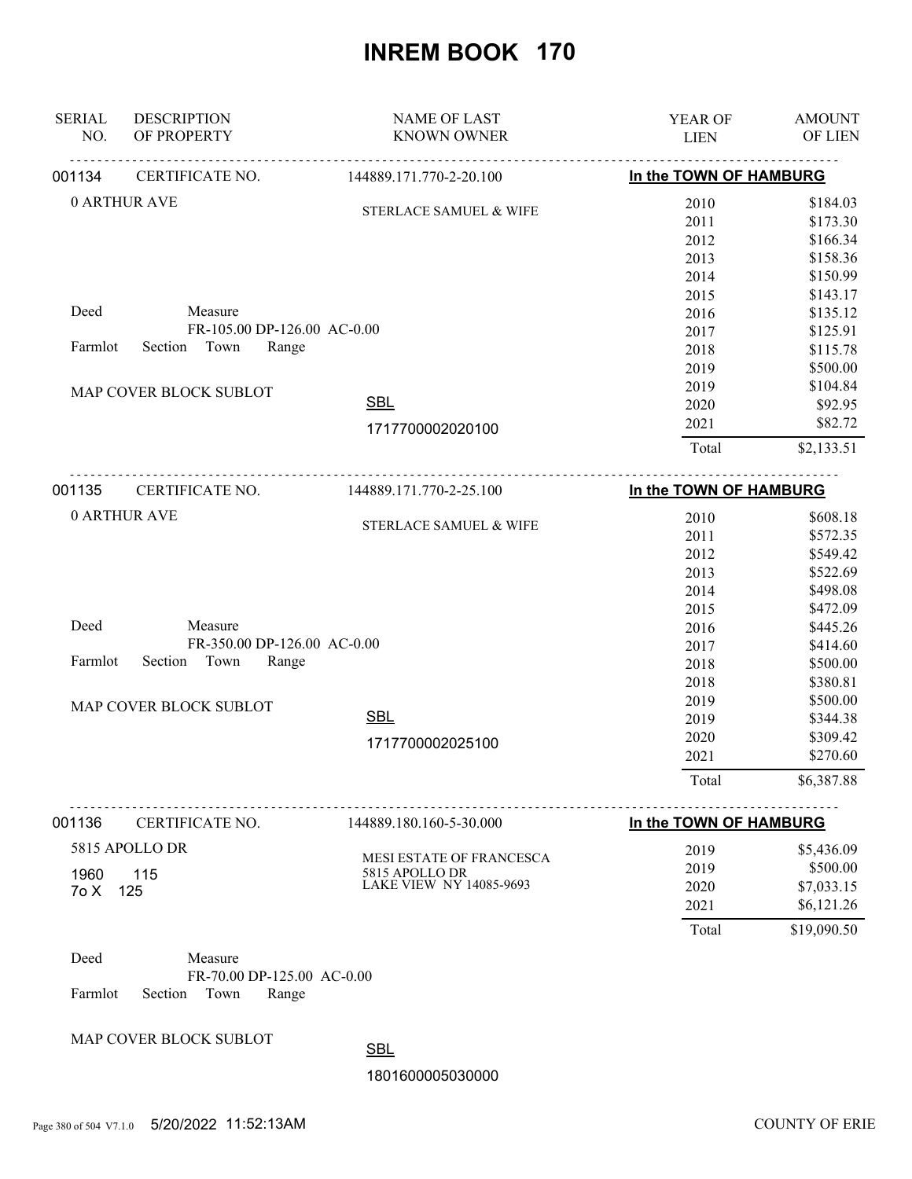# INREM BOOK 170

| SERIAL NO. | DESCRIPTION OF PROPERTY | NAME OF LAST KNOWN OWNER | YEAR OF LIEN | AMOUNT OF LIEN |
|---|---|---|---|---|
| 001134 | CERTIFICATE NO. | 144889.171.770-2-20.100 | In the TOWN OF HAMBURG | |
| | 0 ARTHUR AVE | STERLACE SAMUEL & WIFE | 2010 | $184.03 |
| | | | 2011 | $173.30 |
| | | | 2012 | $166.34 |
| | | | 2013 | $158.36 |
| | | | 2014 | $150.99 |
| | | | 2015 | $143.17 |
| | Deed Measure | | 2016 | $135.12 |
| | FR-105.00 DP-126.00 AC-0.00 | | 2017 | $125.91 |
| | Farmlot Section Town Range | | 2018 | $115.78 |
| | | | 2019 | $500.00 |
| | MAP COVER BLOCK SUBLOT | | 2019 | $104.84 |
| | | SBL | 2020 | $92.95 |
| | | 1717700002020100 | 2021 | $82.72 |
| | | | Total | $2,133.51 |
| 001135 | CERTIFICATE NO. | 144889.171.770-2-25.100 | In the TOWN OF HAMBURG | |
| | 0 ARTHUR AVE | STERLACE SAMUEL & WIFE | 2010 | $608.18 |
| | | | 2011 | $572.35 |
| | | | 2012 | $549.42 |
| | | | 2013 | $522.69 |
| | | | 2014 | $498.08 |
| | | | 2015 | $472.09 |
| | Deed Measure | | 2016 | $445.26 |
| | FR-350.00 DP-126.00 AC-0.00 | | 2017 | $414.60 |
| | Farmlot Section Town Range | | 2018 | $500.00 |
| | | | 2018 | $380.81 |
| | MAP COVER BLOCK SUBLOT | | 2019 | $500.00 |
| | | SBL | 2019 | $344.38 |
| | | 1717700002025100 | 2020 | $309.42 |
| | | | 2021 | $270.60 |
| | | | Total | $6,387.88 |
| 001136 | CERTIFICATE NO. | 144889.180.160-5-30.000 | In the TOWN OF HAMBURG | |
| | 5815 APOLLO DR | MESI ESTATE OF FRANCESCA | 2019 | $5,436.09 |
| | 1960 115 | 5815 APOLLO DR | 2019 | $500.00 |
| | 7o X 125 | LAKE VIEW NY 14085-9693 | 2020 | $7,033.15 |
| | | | 2021 | $6,121.26 |
| | | | Total | $19,090.50 |
| | Deed Measure | | | |
| | FR-70.00 DP-125.00 AC-0.00 | | | |
| | Farmlot Section Town Range | | | |
| | MAP COVER BLOCK SUBLOT | SBL | | |
| | | 1801600005030000 | | |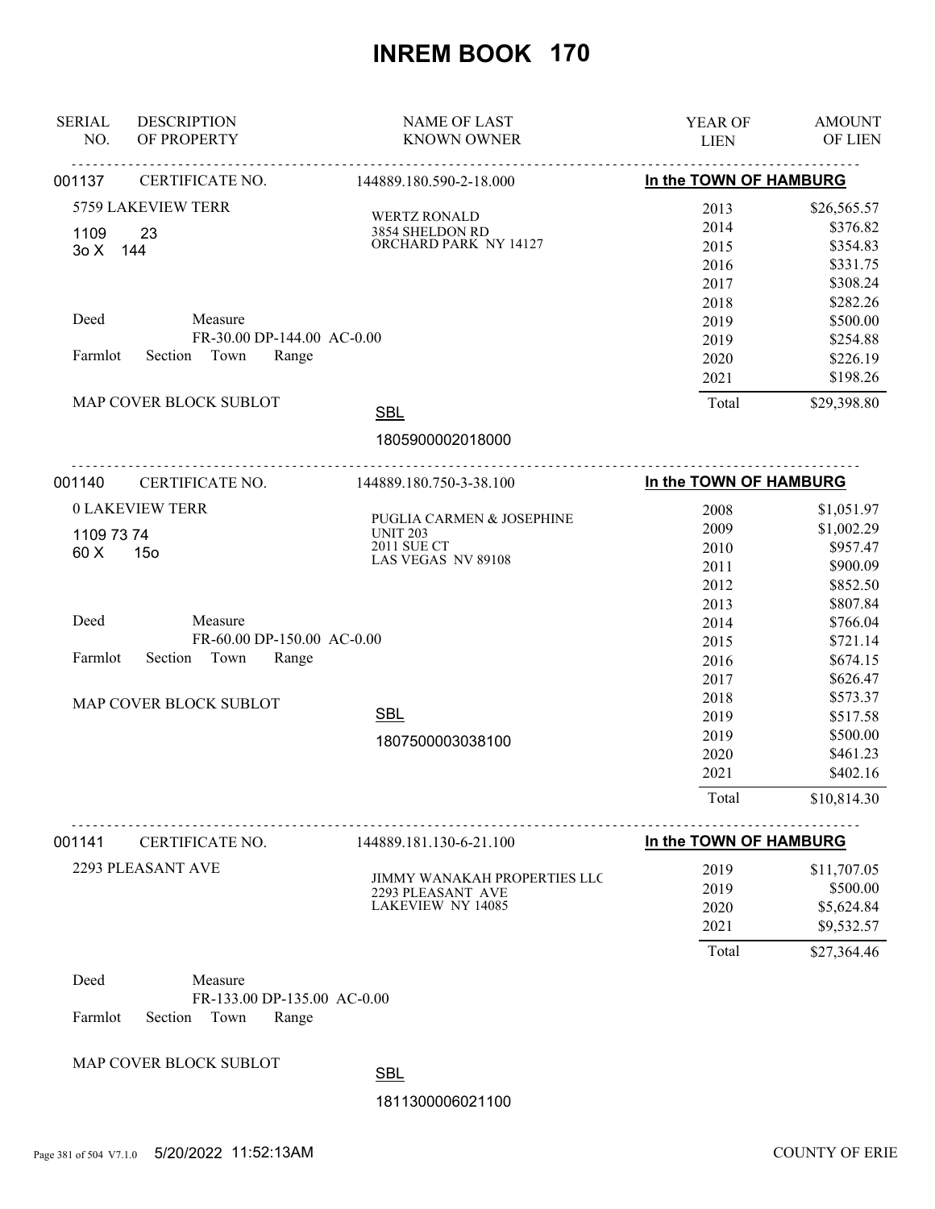# INREM BOOK 170

| SERIAL NO. | DESCRIPTION OF PROPERTY | NAME OF LAST KNOWN OWNER | YEAR OF LIEN | AMOUNT OF LIEN |
|---|---|---|---|---|

**001137** CERTIFICATE NO. 144889.180.590-2-18.000 — In the TOWN OF HAMBURG

5759 LAKEVIEW TERR
1109 23
3o X 144

Deed Measure
FR-30.00 DP-144.00 AC-0.00
Farmlot Section Town Range

MAP COVER BLOCK SUBLOT

WERTZ RONALD
3854 SHELDON RD
ORCHARD PARK NY 14127

SBL
1805900002018000

| YEAR OF LIEN | AMOUNT OF LIEN |
|---|---|
| 2013 | $26,565.57 |
| 2014 | $376.82 |
| 2015 | $354.83 |
| 2016 | $331.75 |
| 2017 | $308.24 |
| 2018 | $282.26 |
| 2019 | $500.00 |
| 2019 | $254.88 |
| 2020 | $226.19 |
| 2021 | $198.26 |
| Total | $29,398.80 |

---

**001140** CERTIFICATE NO. 144889.180.750-3-38.100 — In the TOWN OF HAMBURG

0 LAKEVIEW TERR
1109 73 74
60 X 15o

Deed Measure
FR-60.00 DP-150.00 AC-0.00
Farmlot Section Town Range

MAP COVER BLOCK SUBLOT

PUGLIA CARMEN & JOSEPHINE
UNIT 203
2011 SUE CT
LAS VEGAS NV 89108

SBL
1807500003038100

| YEAR OF LIEN | AMOUNT OF LIEN |
|---|---|
| 2008 | $1,051.97 |
| 2009 | $1,002.29 |
| 2010 | $957.47 |
| 2011 | $900.09 |
| 2012 | $852.50 |
| 2013 | $807.84 |
| 2014 | $766.04 |
| 2015 | $721.14 |
| 2016 | $674.15 |
| 2017 | $626.47 |
| 2018 | $573.37 |
| 2019 | $517.58 |
| 2019 | $500.00 |
| 2020 | $461.23 |
| 2021 | $402.16 |
| Total | $10,814.30 |

---

**001141** CERTIFICATE NO. 144889.181.130-6-21.100 — In the TOWN OF HAMBURG

2293 PLEASANT AVE

JIMMY WANAKAH PROPERTIES LLC
2293 PLEASANT AVE
LAKEVIEW NY 14085

| YEAR OF LIEN | AMOUNT OF LIEN |
|---|---|
| 2019 | $11,707.05 |
| 2019 | $500.00 |
| 2020 | $5,624.84 |
| 2021 | $9,532.57 |
| Total | $27,364.46 |

Deed Measure
FR-133.00 DP-135.00 AC-0.00
Farmlot Section Town Range

MAP COVER BLOCK SUBLOT

SBL
1811300006021100

5/20/2022 11:52:13AM — COUNTY OF ERIE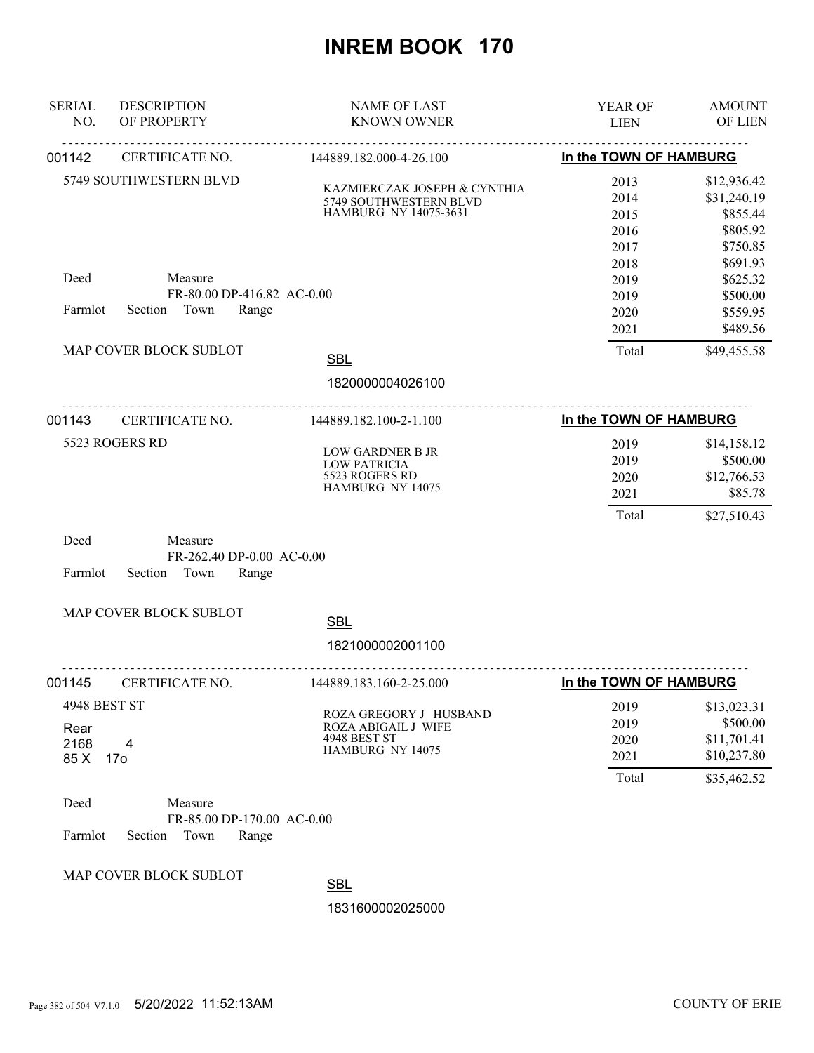# INREM BOOK 170

| SERIAL NO. | DESCRIPTION OF PROPERTY | NAME OF LAST KNOWN OWNER | YEAR OF LIEN | AMOUNT OF LIEN |
|---|---|---|---|---|
| 001142 | CERTIFICATE NO. | 144889.182.000-4-26.100 | **In the TOWN OF HAMBURG** | |
| | 5749 SOUTHWESTERN BLVD | KAZMIERCZAK JOSEPH & CYNTHIA<br>5749 SOUTHWESTERN BLVD<br>HAMBURG NY 14075-3631 | 2013 | $12,936.42 |
| | | | 2014 | $31,240.19 |
| | | | 2015 | $855.44 |
| | | | 2016 | $805.92 |
| | | | 2017 | $750.85 |
| | | | 2018 | $691.93 |
| | Deed Measure | | 2019 | $625.32 |
| | FR-80.00 DP-416.82 AC-0.00 | | 2019 | $500.00 |
| | Farmlot Section Town Range | | 2020 | $559.95 |
| | | | 2021 | $489.56 |
| | MAP COVER BLOCK SUBLOT | SBL | Total | $49,455.58 |
| | | 1820000004026100 | | |

| SERIAL NO. | DESCRIPTION OF PROPERTY | NAME OF LAST KNOWN OWNER | YEAR OF LIEN | AMOUNT OF LIEN |
|---|---|---|---|---|
| 001143 | CERTIFICATE NO. | 144889.182.100-2-1.100 | **In the TOWN OF HAMBURG** | |
| | 5523 ROGERS RD | LOW GARDNER B JR<br>LOW PATRICIA<br>5523 ROGERS RD<br>HAMBURG NY 14075 | 2019 | $14,158.12 |
| | | | 2019 | $500.00 |
| | | | 2020 | $12,766.53 |
| | | | 2021 | $85.78 |
| | | | Total | $27,510.43 |
| | Deed Measure | | | |
| | FR-262.40 DP-0.00 AC-0.00 | | | |
| | Farmlot Section Town Range | | | |
| | MAP COVER BLOCK SUBLOT | SBL | | |
| | | 1821000002001100 | | |

| SERIAL NO. | DESCRIPTION OF PROPERTY | NAME OF LAST KNOWN OWNER | YEAR OF LIEN | AMOUNT OF LIEN |
|---|---|---|---|---|
| 001145 | CERTIFICATE NO. | 144889.183.160-2-25.000 | **In the TOWN OF HAMBURG** | |
| | 4948 BEST ST | ROZA GREGORY J HUSBAND<br>ROZA ABIGAIL J WIFE<br>4948 BEST ST<br>HAMBURG NY 14075 | 2019 | $13,023.31 |
| | Rear | | 2019 | $500.00 |
| | 2168 4 | | 2020 | $11,701.41 |
| | 85 X 17o | | 2021 | $10,237.80 |
| | | | Total | $35,462.52 |
| | Deed Measure | | | |
| | FR-85.00 DP-170.00 AC-0.00 | | | |
| | Farmlot Section Town Range | | | |
| | MAP COVER BLOCK SUBLOT | SBL | | |
| | | 1831600002025000 | | |

5/20/2022 11:52:13AM COUNTY OF ERIE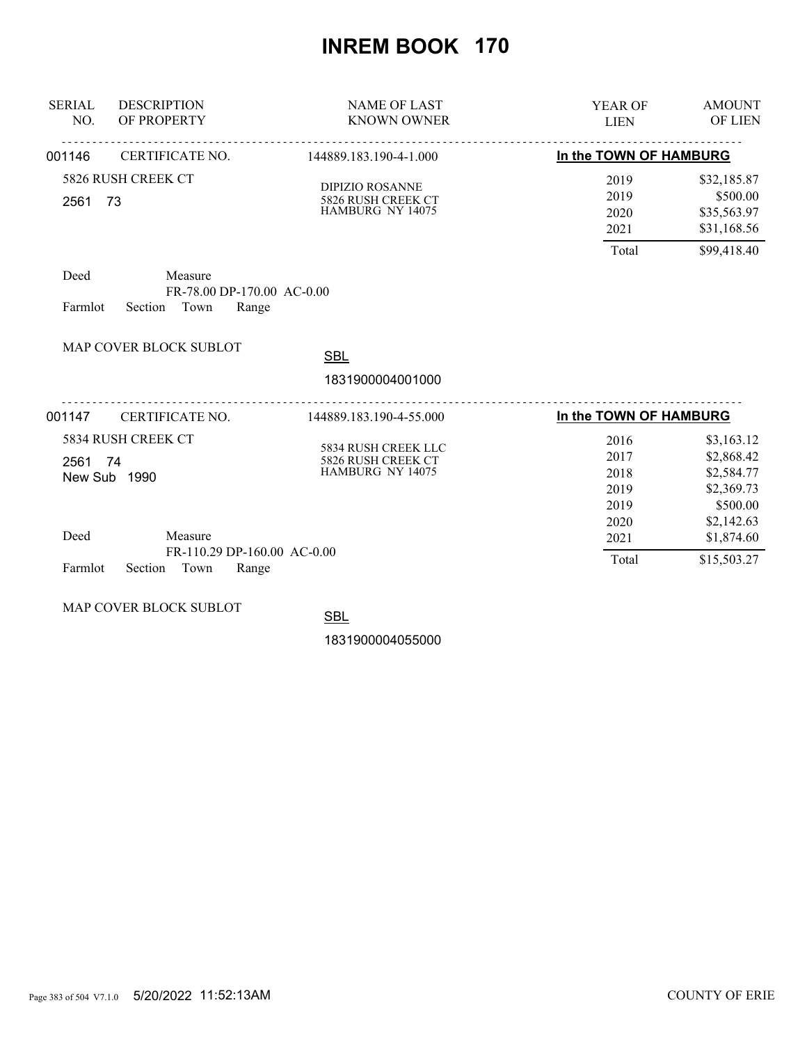# INREM BOOK 170

| SERIAL NO. | DESCRIPTION OF PROPERTY | NAME OF LAST KNOWN OWNER | YEAR OF LIEN | AMOUNT OF LIEN |
|---|---|---|---|---|
| 001146 | CERTIFICATE NO. | 144889.183.190-4-1.000 | **In the TOWN OF HAMBURG** | |
| | 5826 RUSH CREEK CT | DIPIZIO ROSANNE | 2019 | $32,185.87 |
| | 2561 73 | 5826 RUSH CREEK CT | 2019 | $500.00 |
| | | HAMBURG NY 14075 | 2020 | $35,563.97 |
| | | | 2021 | $31,168.56 |
| | | | Total | $99,418.40 |

Deed Measure
FR-78.00 DP-170.00 AC-0.00
Farmlot Section Town Range

MAP COVER BLOCK SUBLOT

SBL
1831900004001000

| SERIAL NO. | DESCRIPTION OF PROPERTY | NAME OF LAST KNOWN OWNER | YEAR OF LIEN | AMOUNT OF LIEN |
|---|---|---|---|---|
| 001147 | CERTIFICATE NO. | 144889.183.190-4-55.000 | **In the TOWN OF HAMBURG** | |
| | 5834 RUSH CREEK CT | 5834 RUSH CREEK LLC | 2016 | $3,163.12 |
| | 2561 74 | 5826 RUSH CREEK CT | 2017 | $2,868.42 |
| | New Sub 1990 | HAMBURG NY 14075 | 2018 | $2,584.77 |
| | | | 2019 | $2,369.73 |
| | | | 2019 | $500.00 |
| | | | 2020 | $2,142.63 |
| | | | 2021 | $1,874.60 |
| | | | Total | $15,503.27 |

Deed Measure
FR-110.29 DP-160.00 AC-0.00
Farmlot Section Town Range

MAP COVER BLOCK SUBLOT

SBL
1831900004055000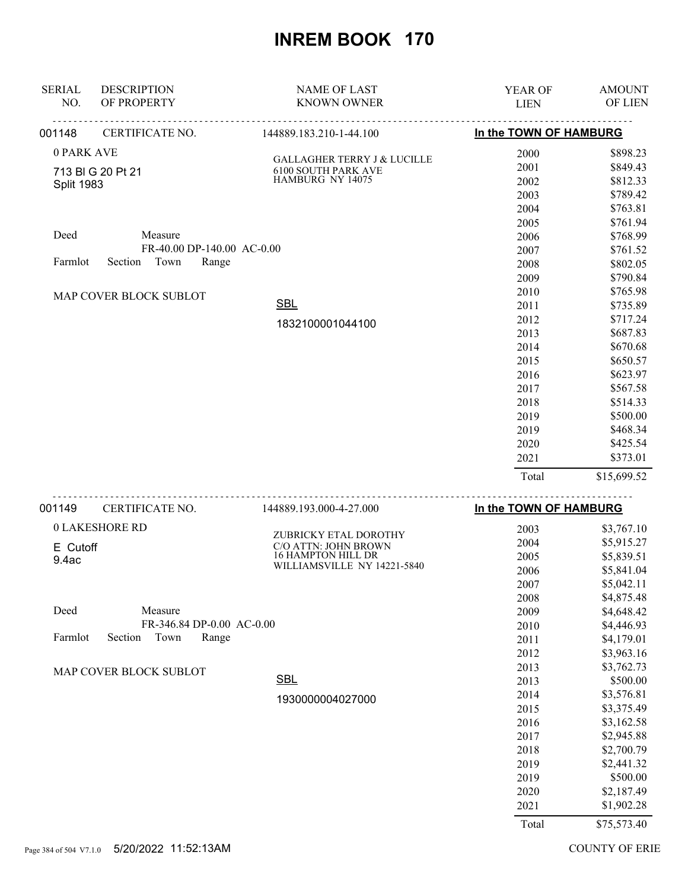# INREM BOOK 170

| SERIAL NO. | DESCRIPTION OF PROPERTY | NAME OF LAST KNOWN OWNER | YEAR OF LIEN | AMOUNT OF LIEN |
|---|---|---|---|---|
| 001148 | CERTIFICATE NO. | 144889.183.210-1-44.100 | In the TOWN OF HAMBURG | |
| | 0 PARK AVE | GALLAGHER TERRY J & LUCILLE | 2000 | $898.23 |
| | 713 Bl G 20 Pt 21 | 6100 SOUTH PARK AVE | 2001 | $849.43 |
| | Split 1983 | HAMBURG NY 14075 | 2002 | $812.33 |
| | | | 2003 | $789.42 |
| | | | 2004 | $763.81 |
| | | | 2005 | $761.94 |
| | Deed Measure | | 2006 | $768.99 |
| | FR-40.00 DP-140.00 AC-0.00 | | 2007 | $761.52 |
| | Farmlot Section Town Range | | 2008 | $802.05 |
| | | | 2009 | $790.84 |
| | MAP COVER BLOCK SUBLOT | | 2010 | $765.98 |
| | | SBL | 2011 | $735.89 |
| | | 1832100001044100 | 2012 | $717.24 |
| | | | 2013 | $687.83 |
| | | | 2014 | $670.68 |
| | | | 2015 | $650.57 |
| | | | 2016 | $623.97 |
| | | | 2017 | $567.58 |
| | | | 2018 | $514.33 |
| | | | 2019 | $500.00 |
| | | | 2019 | $468.34 |
| | | | 2020 | $425.54 |
| | | | 2021 | $373.01 |
| | | | Total | $15,699.52 |

| SERIAL NO. | DESCRIPTION OF PROPERTY | NAME OF LAST KNOWN OWNER | YEAR OF LIEN | AMOUNT OF LIEN |
|---|---|---|---|---|
| 001149 | CERTIFICATE NO. | 144889.193.000-4-27.000 | In the TOWN OF HAMBURG | |
| | 0 LAKESHORE RD | ZUBRICKY ETAL DOROTHY | 2003 | $3,767.10 |
| | E Cutoff | C/O ATTN: JOHN BROWN | 2004 | $5,915.27 |
| | 9.4ac | 16 HAMPTON HILL DR | 2005 | $5,839.51 |
| | | WILLIAMSVILLE NY 14221-5840 | 2006 | $5,841.04 |
| | | | 2007 | $5,042.11 |
| | | | 2008 | $4,875.48 |
| | Deed Measure | | 2009 | $4,648.42 |
| | FR-346.84 DP-0.00 AC-0.00 | | 2010 | $4,446.93 |
| | Farmlot Section Town Range | | 2011 | $4,179.01 |
| | | | 2012 | $3,963.16 |
| | MAP COVER BLOCK SUBLOT | | 2013 | $3,762.73 |
| | | SBL | 2013 | $500.00 |
| | | 1930000004027000 | 2014 | $3,576.81 |
| | | | 2015 | $3,375.49 |
| | | | 2016 | $3,162.58 |
| | | | 2017 | $2,945.88 |
| | | | 2018 | $2,700.79 |
| | | | 2019 | $2,441.32 |
| | | | 2019 | $500.00 |
| | | | 2020 | $2,187.49 |
| | | | 2021 | $1,902.28 |
| | | | Total | $75,573.40 |

5/20/2022 11:52:13AM COUNTY OF ERIE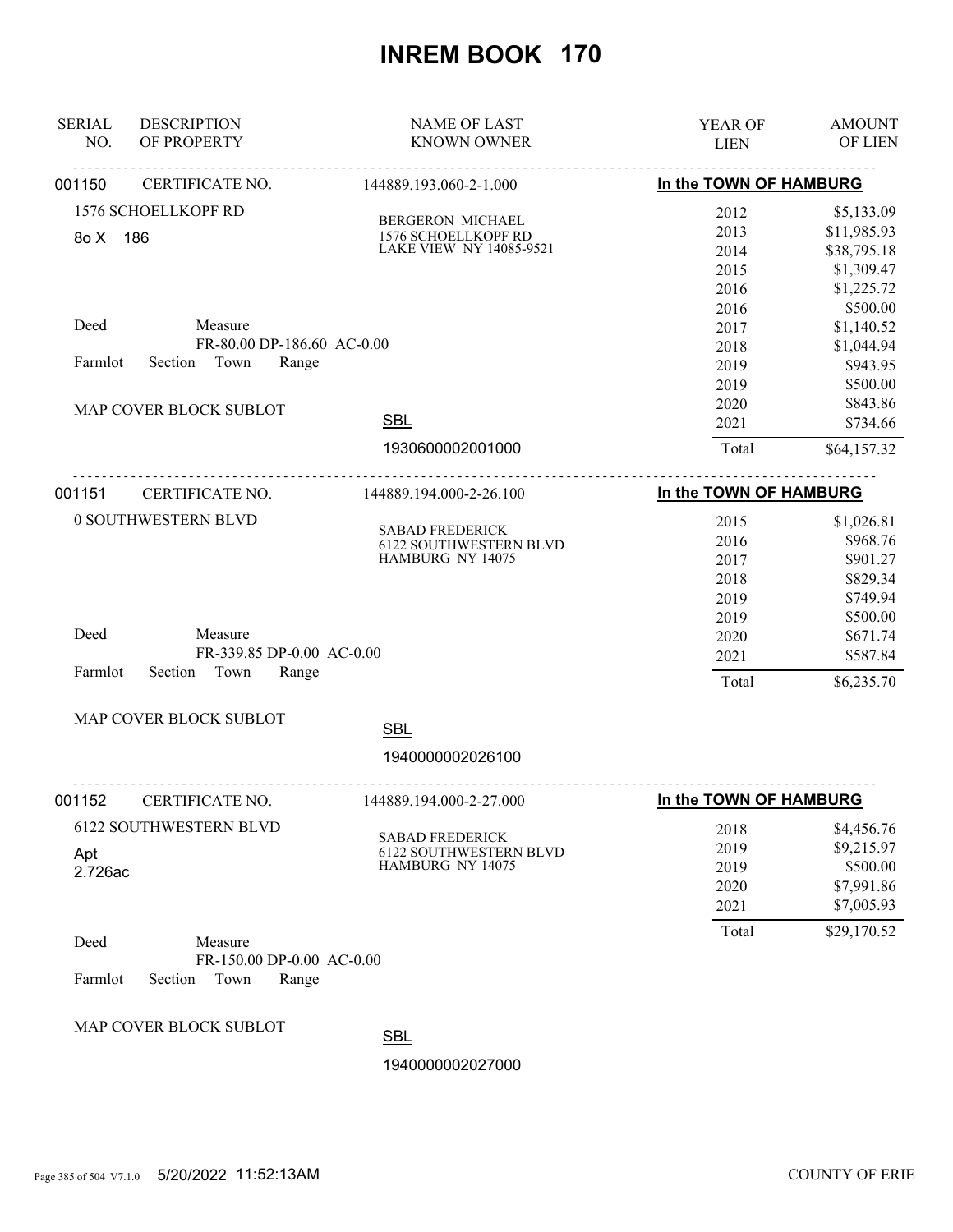# INREM BOOK 170

| SERIAL NO. | DESCRIPTION OF PROPERTY | NAME OF LAST KNOWN OWNER | YEAR OF LIEN | AMOUNT OF LIEN |
|---|---|---|---|---|

---

**001150** CERTIFICATE NO. 144889.193.060-2-1.000 — **In the TOWN OF HAMBURG**

1576 SCHOELLKOPF RD

8o X 186

BERGERON MICHAEL
1576 SCHOELLKOPF RD
LAKE VIEW NY 14085-9521

Deed Measure
FR-80.00 DP-186.60 AC-0.00

Farmlot Section Town Range

MAP COVER BLOCK SUBLOT

SBL
1930600002001000

| YEAR OF LIEN | AMOUNT OF LIEN |
|---|---|
| 2012 | $5,133.09 |
| 2013 | $11,985.93 |
| 2014 | $38,795.18 |
| 2015 | $1,309.47 |
| 2016 | $1,225.72 |
| 2016 | $500.00 |
| 2017 | $1,140.52 |
| 2018 | $1,044.94 |
| 2019 | $943.95 |
| 2019 | $500.00 |
| 2020 | $843.86 |
| 2021 | $734.66 |
| Total | $64,157.32 |

---

**001151** CERTIFICATE NO. 144889.194.000-2-26.100 — **In the TOWN OF HAMBURG**

0 SOUTHWESTERN BLVD

SABAD FREDERICK
6122 SOUTHWESTERN BLVD
HAMBURG NY 14075

Deed Measure
FR-339.85 DP-0.00 AC-0.00

Farmlot Section Town Range

MAP COVER BLOCK SUBLOT

SBL
1940000002026100

| YEAR OF LIEN | AMOUNT OF LIEN |
|---|---|
| 2015 | $1,026.81 |
| 2016 | $968.76 |
| 2017 | $901.27 |
| 2018 | $829.34 |
| 2019 | $749.94 |
| 2019 | $500.00 |
| 2020 | $671.74 |
| 2021 | $587.84 |
| Total | $6,235.70 |

---

**001152** CERTIFICATE NO. 144889.194.000-2-27.000 — **In the TOWN OF HAMBURG**

6122 SOUTHWESTERN BLVD

Apt
2.726ac

SABAD FREDERICK
6122 SOUTHWESTERN BLVD
HAMBURG NY 14075

Deed Measure
FR-150.00 DP-0.00 AC-0.00

Farmlot Section Town Range

MAP COVER BLOCK SUBLOT

SBL
1940000002027000

| YEAR OF LIEN | AMOUNT OF LIEN |
|---|---|
| 2018 | $4,456.76 |
| 2019 | $9,215.97 |
| 2019 | $500.00 |
| 2020 | $7,991.86 |
| 2021 | $7,005.93 |
| Total | $29,170.52 |

5/20/2022 11:52:13AM — COUNTY OF ERIE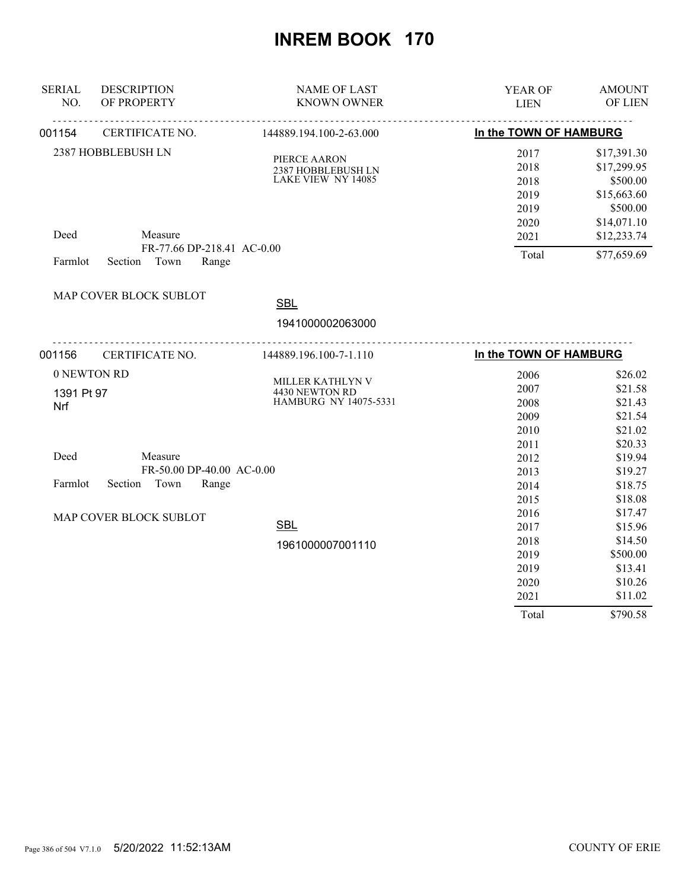# INREM BOOK 170

| SERIAL NO. | DESCRIPTION OF PROPERTY | NAME OF LAST KNOWN OWNER | YEAR OF LIEN | AMOUNT OF LIEN |
|---|---|---|---|---|

**001154** CERTIFICATE NO. 144889.194.100-2-63.000 — **In the TOWN OF HAMBURG**

2387 HOBBLEBUSH LN

PIERCE AARON
2387 HOBBLEBUSH LN
LAKE VIEW NY 14085

Deed Measure
FR-77.66 DP-218.41 AC-0.00
Farmlot Section Town Range

MAP COVER BLOCK SUBLOT

SBL
1941000002063000

| YEAR OF LIEN | AMOUNT OF LIEN |
|---|---|
| 2017 | $17,391.30 |
| 2018 | $17,299.95 |
| 2018 | $500.00 |
| 2019 | $15,663.60 |
| 2019 | $500.00 |
| 2020 | $14,071.10 |
| 2021 | $12,233.74 |
| Total | $77,659.69 |

**001156** CERTIFICATE NO. 144889.196.100-7-1.110 — **In the TOWN OF HAMBURG**

0 NEWTON RD
1391 Pt 97
Nrf

MILLER KATHLYN V
4430 NEWTON RD
HAMBURG NY 14075-5331

Deed Measure
FR-50.00 DP-40.00 AC-0.00
Farmlot Section Town Range

MAP COVER BLOCK SUBLOT

SBL
1961000007001110

| YEAR OF LIEN | AMOUNT OF LIEN |
|---|---|
| 2006 | $26.02 |
| 2007 | $21.58 |
| 2008 | $21.43 |
| 2009 | $21.54 |
| 2010 | $21.02 |
| 2011 | $20.33 |
| 2012 | $19.94 |
| 2013 | $19.27 |
| 2014 | $18.75 |
| 2015 | $18.08 |
| 2016 | $17.47 |
| 2017 | $15.96 |
| 2018 | $14.50 |
| 2019 | $500.00 |
| 2019 | $13.41 |
| 2020 | $10.26 |
| 2021 | $11.02 |
| Total | $790.58 |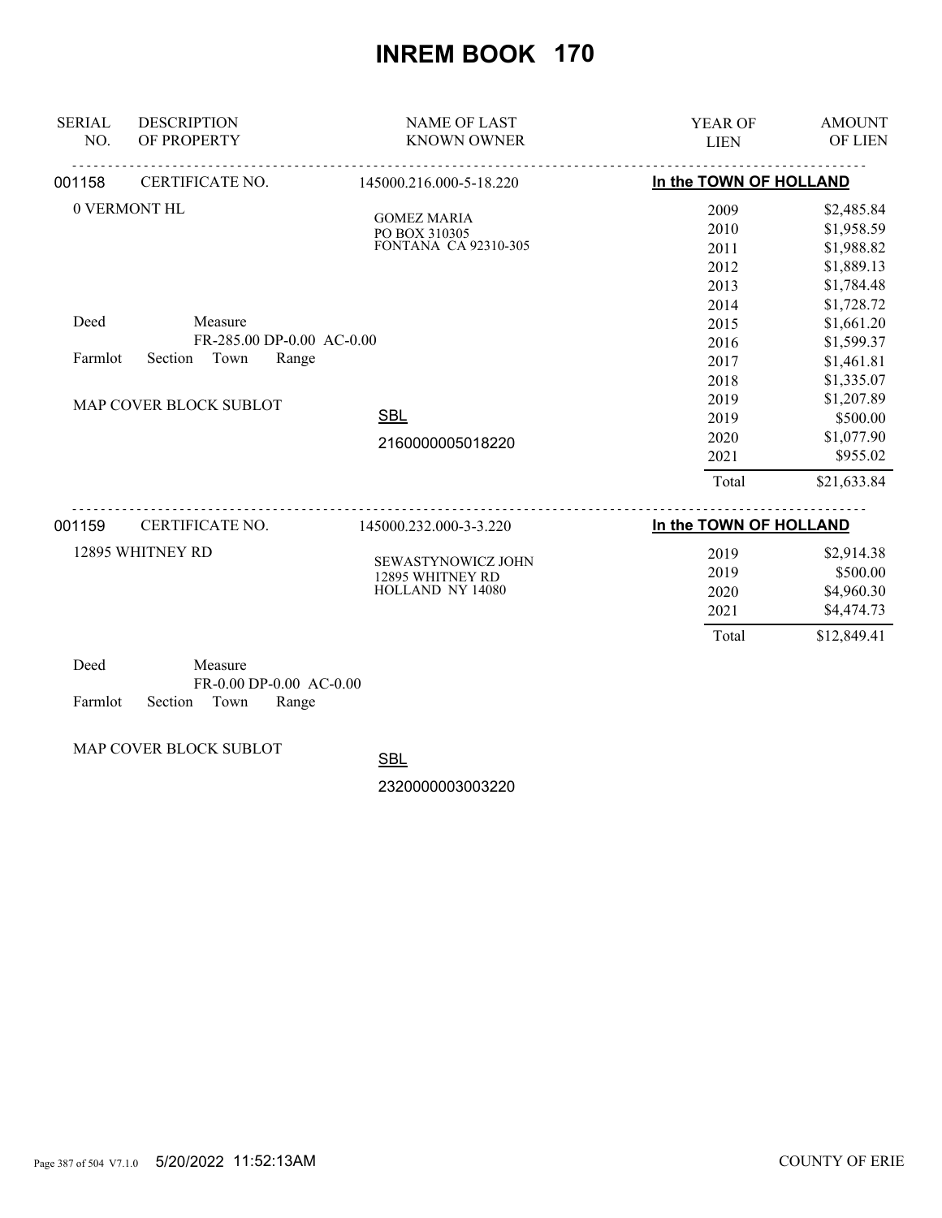# INREM BOOK 170

| SERIAL NO. | DESCRIPTION OF PROPERTY | NAME OF LAST KNOWN OWNER | YEAR OF LIEN | AMOUNT OF LIEN |
|---|---|---|---|---|

**001158** CERTIFICATE NO. 145000.216.000-5-18.220 — **In the TOWN OF HOLLAND**

0 VERMONT HL

GOMEZ MARIA
PO BOX 310305
FONTANA CA 92310-305

Deed Measure
FR-285.00 DP-0.00 AC-0.00
Farmlot Section Town Range

MAP COVER BLOCK SUBLOT

SBL
2160000005018220

| YEAR OF LIEN | AMOUNT OF LIEN |
|---|---|
| 2009 | $2,485.84 |
| 2010 | $1,958.59 |
| 2011 | $1,988.82 |
| 2012 | $1,889.13 |
| 2013 | $1,784.48 |
| 2014 | $1,728.72 |
| 2015 | $1,661.20 |
| 2016 | $1,599.37 |
| 2017 | $1,461.81 |
| 2018 | $1,335.07 |
| 2019 | $1,207.89 |
| 2019 | $500.00 |
| 2020 | $1,077.90 |
| 2021 | $955.02 |
| Total | $21,633.84 |

**001159** CERTIFICATE NO. 145000.232.000-3-3.220 — **In the TOWN OF HOLLAND**

12895 WHITNEY RD

SEWASTYNOWICZ JOHN
12895 WHITNEY RD
HOLLAND NY 14080

| YEAR OF LIEN | AMOUNT OF LIEN |
|---|---|
| 2019 | $2,914.38 |
| 2019 | $500.00 |
| 2020 | $4,960.30 |
| 2021 | $4,474.73 |
| Total | $12,849.41 |

Deed Measure
FR-0.00 DP-0.00 AC-0.00
Farmlot Section Town Range

MAP COVER BLOCK SUBLOT

SBL
2320000003003220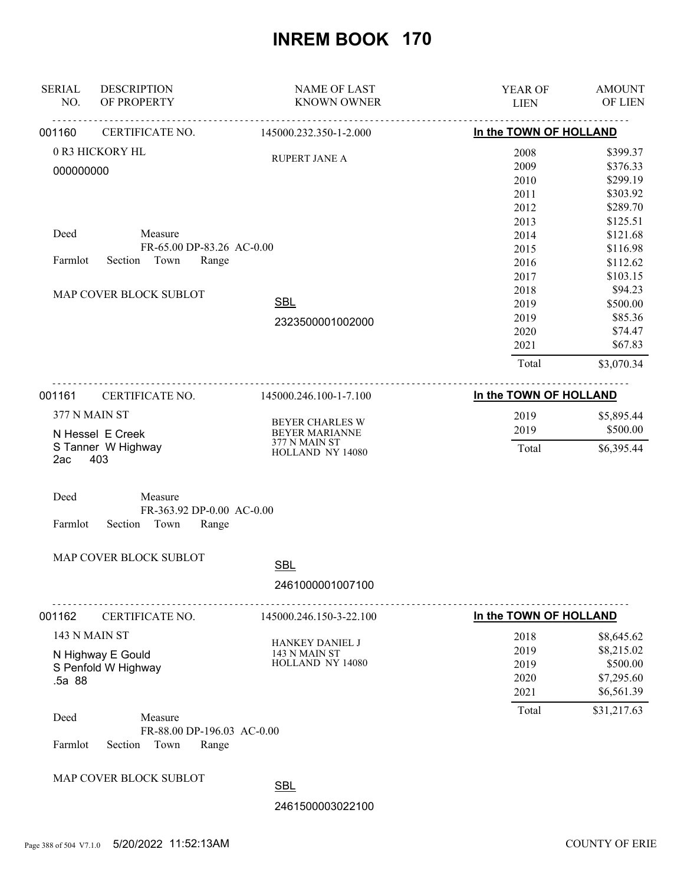# INREM BOOK 170

| SERIAL NO. | DESCRIPTION OF PROPERTY | NAME OF LAST KNOWN OWNER | YEAR OF LIEN | AMOUNT OF LIEN |
|---|---|---|---|---|
| 001160 | CERTIFICATE NO. | 145000.232.350-1-2.000 | In the TOWN OF HOLLAND | |
| | 0 R3 HICKORY HL | RUPERT JANE A | 2008 | $399.37 |
| | 000000000 | | 2009 | $376.33 |
| | | | 2010 | $299.19 |
| | | | 2011 | $303.92 |
| | | | 2012 | $289.70 |
| | | | 2013 | $125.51 |
| | Deed Measure FR-65.00 DP-83.26 AC-0.00 | | 2014 | $121.68 |
| | | | 2015 | $116.98 |
| | Farmlot Section Town Range | | 2016 | $112.62 |
| | | | 2017 | $103.15 |
| | MAP COVER BLOCK SUBLOT | | 2018 | $94.23 |
| | | SBL | 2019 | $500.00 |
| | | 2323500001002000 | 2019 | $85.36 |
| | | | 2020 | $74.47 |
| | | | 2021 | $67.83 |
| | | | Total | $3,070.34 |
| 001161 | CERTIFICATE NO. | 145000.246.100-1-7.100 | In the TOWN OF HOLLAND | |
| | 377 N MAIN ST | BEYER CHARLES W | 2019 | $5,895.44 |
| | N Hessel E Creek | BEYER MARIANNE | 2019 | $500.00 |
| | S Tanner W Highway | 377 N MAIN ST | Total | $6,395.44 |
| | 2ac 403 | HOLLAND NY 14080 | | |
| | Deed Measure FR-363.92 DP-0.00 AC-0.00 | | | |
| | Farmlot Section Town Range | | | |
| | MAP COVER BLOCK SUBLOT | SBL | | |
| | | 2461000001007100 | | |
| 001162 | CERTIFICATE NO. | 145000.246.150-3-22.100 | In the TOWN OF HOLLAND | |
| | 143 N MAIN ST | HANKEY DANIEL J | 2018 | $8,645.62 |
| | N Highway E Gould | 143 N MAIN ST | 2019 | $8,215.02 |
| | S Penfold W Highway | HOLLAND NY 14080 | 2019 | $500.00 |
| | .5a 88 | | 2020 | $7,295.60 |
| | | | 2021 | $6,561.39 |
| | Deed Measure FR-88.00 DP-196.03 AC-0.00 | | Total | $31,217.63 |
| | Farmlot Section Town Range | | | |
| | MAP COVER BLOCK SUBLOT | SBL | | |
| | | 2461500003022100 | | |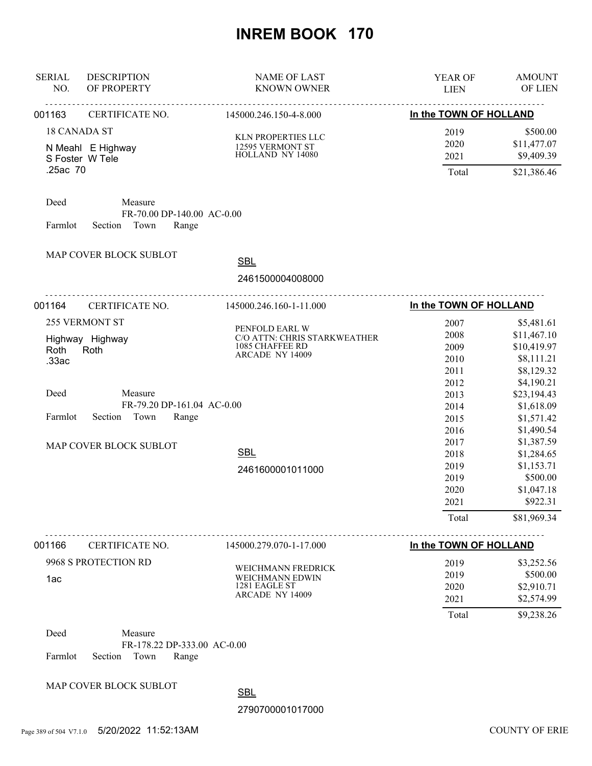# INREM BOOK 170

| SERIAL NO. | DESCRIPTION OF PROPERTY | NAME OF LAST KNOWN OWNER | YEAR OF LIEN | AMOUNT OF LIEN |
|---|---|---|---|---|

---

**001163** CERTIFICATE NO. 145000.246.150-4-8.000 — **In the TOWN OF HOLLAND**

18 CANADA ST
N Meahl E Highway
S Foster W Tele
.25ac 70

KLN PROPERTIES LLC
12595 VERMONT ST
HOLLAND NY 14080

| YEAR OF LIEN | AMOUNT OF LIEN |
|---|---|
| 2019 | $500.00 |
| 2020 | $11,477.07 |
| 2021 | $9,409.39 |
| Total | $21,386.46 |

Deed Measure
FR-70.00 DP-140.00 AC-0.00
Farmlot Section Town Range

MAP COVER BLOCK SUBLOT

SBL
2461500004008000

---

**001164** CERTIFICATE NO. 145000.246.160-1-11.000 — **In the TOWN OF HOLLAND**

255 VERMONT ST
Highway Highway
Roth Roth
.33ac

PENFOLD EARL W
C/O ATTN: CHRIS STARKWEATHER
1085 CHAFFEE RD
ARCADE NY 14009

| YEAR OF LIEN | AMOUNT OF LIEN |
|---|---|
| 2007 | $5,481.61 |
| 2008 | $11,467.10 |
| 2009 | $10,419.97 |
| 2010 | $8,111.21 |
| 2011 | $8,129.32 |
| 2012 | $4,190.21 |
| 2013 | $23,194.43 |
| 2014 | $1,618.09 |
| 2015 | $1,571.42 |
| 2016 | $1,490.54 |
| 2017 | $1,387.59 |
| 2018 | $1,284.65 |
| 2019 | $1,153.71 |
| 2019 | $500.00 |
| 2020 | $1,047.18 |
| 2021 | $922.31 |
| Total | $81,969.34 |

Deed Measure
FR-79.20 DP-161.04 AC-0.00
Farmlot Section Town Range

MAP COVER BLOCK SUBLOT

SBL
2461600001011000

---

**001166** CERTIFICATE NO. 145000.279.070-1-17.000 — **In the TOWN OF HOLLAND**

9968 S PROTECTION RD
1ac

WEICHMANN FREDRICK
WEICHMANN EDWIN
1281 EAGLE ST
ARCADE NY 14009

| YEAR OF LIEN | AMOUNT OF LIEN |
|---|---|
| 2019 | $3,252.56 |
| 2019 | $500.00 |
| 2020 | $2,910.71 |
| 2021 | $2,574.99 |
| Total | $9,238.26 |

Deed Measure
FR-178.22 DP-333.00 AC-0.00
Farmlot Section Town Range

MAP COVER BLOCK SUBLOT

SBL
2790700001017000

5/20/2022 11:52:13AM COUNTY OF ERIE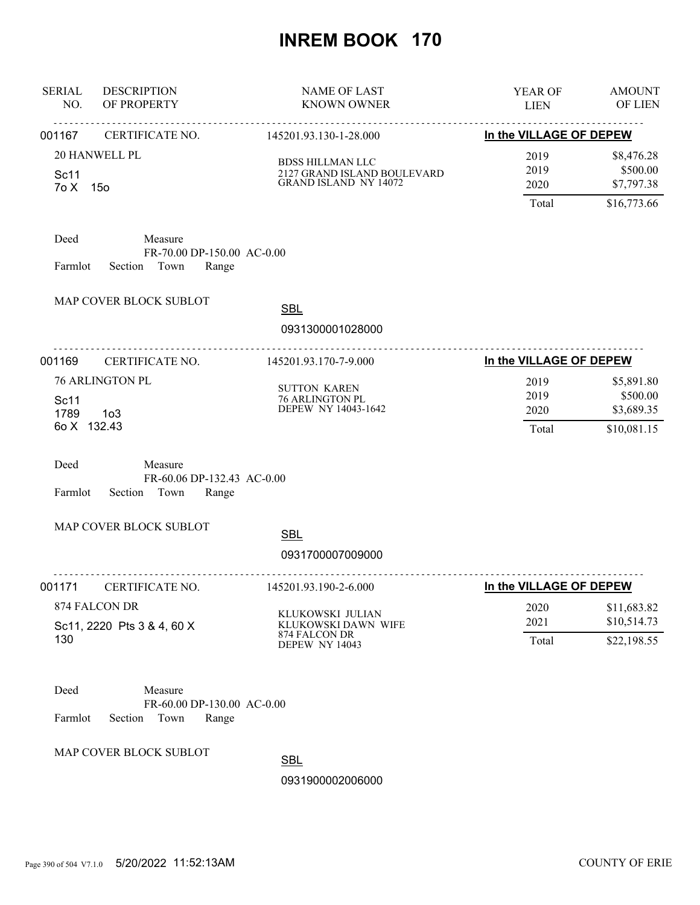# INREM BOOK 170

| SERIAL NO. | DESCRIPTION OF PROPERTY | NAME OF LAST KNOWN OWNER | YEAR OF LIEN | AMOUNT OF LIEN |
|---|---|---|---|---|
| 001167 | CERTIFICATE NO. | 145201.93.130-1-28.000 | In the VILLAGE OF DEPEW | |
| | 20 HANWELL PL<br>Sc11<br>7o X 15o | BDSS HILLMAN LLC<br>2127 GRAND ISLAND BOULEVARD<br>GRAND ISLAND NY 14072 | 2019<br>2019<br>2020 | $8,476.28<br>$500.00<br>$7,797.38 |
| | | | Total | $16,773.66 |

Deed Measure
FR-70.00 DP-150.00 AC-0.00
Farmlot Section Town Range

MAP COVER BLOCK SUBLOT

SBL
0931300001028000

| SERIAL NO. | DESCRIPTION OF PROPERTY | NAME OF LAST KNOWN OWNER | YEAR OF LIEN | AMOUNT OF LIEN |
|---|---|---|---|---|
| 001169 | CERTIFICATE NO. | 145201.93.170-7-9.000 | In the VILLAGE OF DEPEW | |
| | 76 ARLINGTON PL<br>Sc11<br>1789 1o3<br>6o X 132.43 | SUTTON KAREN<br>76 ARLINGTON PL<br>DEPEW NY 14043-1642 | 2019<br>2019<br>2020 | $5,891.80<br>$500.00<br>$3,689.35 |
| | | | Total | $10,081.15 |

Deed Measure
FR-60.06 DP-132.43 AC-0.00
Farmlot Section Town Range

MAP COVER BLOCK SUBLOT

SBL
0931700007009000

| SERIAL NO. | DESCRIPTION OF PROPERTY | NAME OF LAST KNOWN OWNER | YEAR OF LIEN | AMOUNT OF LIEN |
|---|---|---|---|---|
| 001171 | CERTIFICATE NO. | 145201.93.190-2-6.000 | In the VILLAGE OF DEPEW | |
| | 874 FALCON DR<br>Sc11, 2220 Pts 3 & 4, 60 X 130 | KLUKOWSKI JULIAN<br>KLUKOWSKI DAWN WIFE<br>874 FALCON DR<br>DEPEW NY 14043 | 2020<br>2021 | $11,683.82<br>$10,514.73 |
| | | | Total | $22,198.55 |

Deed Measure
FR-60.00 DP-130.00 AC-0.00
Farmlot Section Town Range

MAP COVER BLOCK SUBLOT

SBL
0931900002006000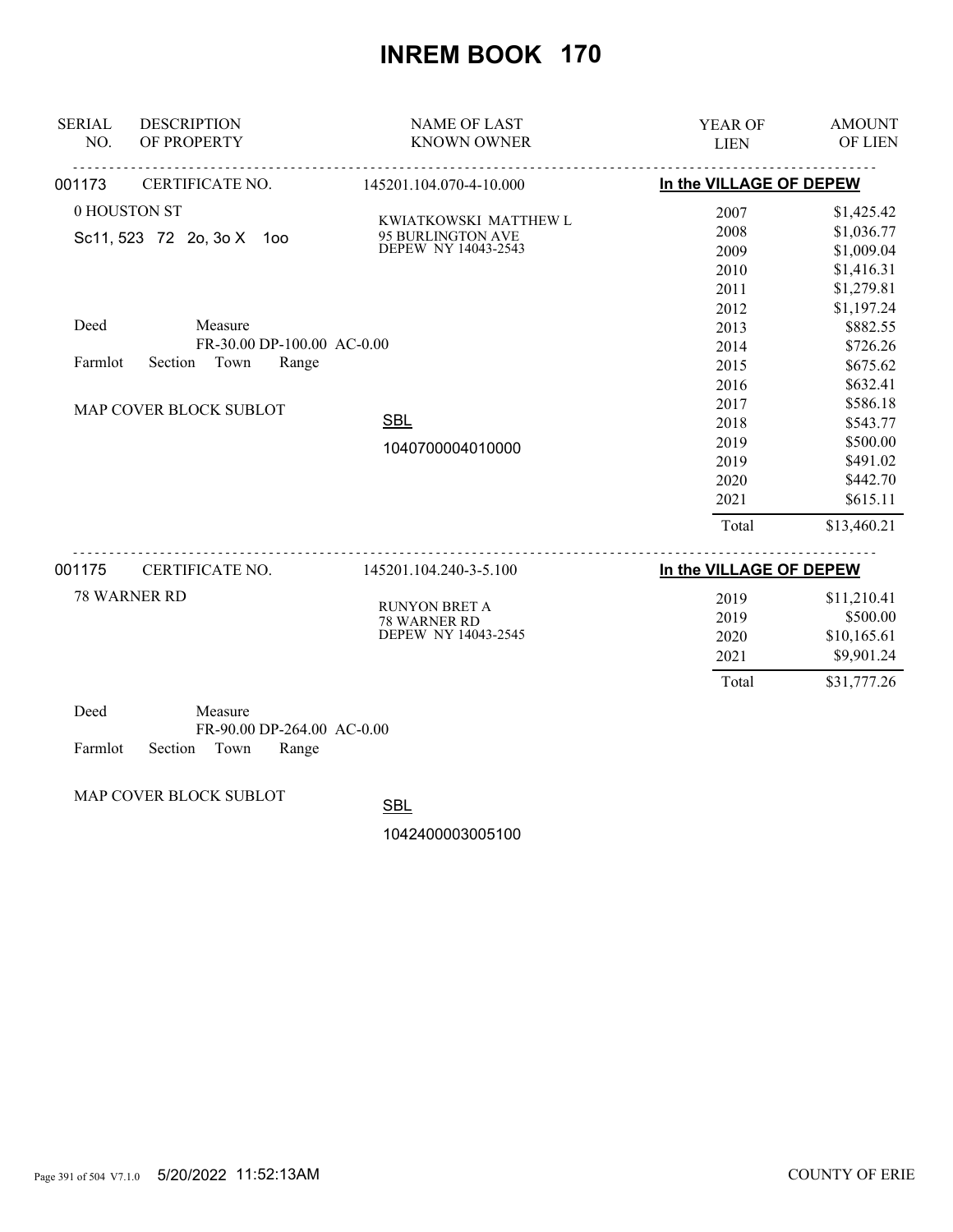# INREM BOOK 170

| SERIAL NO. | DESCRIPTION OF PROPERTY | NAME OF LAST KNOWN OWNER | YEAR OF LIEN | AMOUNT OF LIEN |
|---|---|---|---|---|

**001173** CERTIFICATE NO. 145201.104.070-4-10.000 — **In the VILLAGE OF DEPEW**

0 HOUSTON ST

Sc11, 523 72 2o, 3o X 1oo

KWIATKOWSKI MATTHEW L
95 BURLINGTON AVE
DEPEW NY 14043-2543

Deed Measure
FR-30.00 DP-100.00 AC-0.00
Farmlot Section Town Range

MAP COVER BLOCK SUBLOT

SBL
1040700004010000

| YEAR OF LIEN | AMOUNT OF LIEN |
|---|---|
| 2007 | $1,425.42 |
| 2008 | $1,036.77 |
| 2009 | $1,009.04 |
| 2010 | $1,416.31 |
| 2011 | $1,279.81 |
| 2012 | $1,197.24 |
| 2013 | $882.55 |
| 2014 | $726.26 |
| 2015 | $675.62 |
| 2016 | $632.41 |
| 2017 | $586.18 |
| 2018 | $543.77 |
| 2019 | $500.00 |
| 2019 | $491.02 |
| 2020 | $442.70 |
| 2021 | $615.11 |
| Total | $13,460.21 |

**001175** CERTIFICATE NO. 145201.104.240-3-5.100 — **In the VILLAGE OF DEPEW**

78 WARNER RD

RUNYON BRET A
78 WARNER RD
DEPEW NY 14043-2545

| YEAR OF LIEN | AMOUNT OF LIEN |
|---|---|
| 2019 | $11,210.41 |
| 2019 | $500.00 |
| 2020 | $10,165.61 |
| 2021 | $9,901.24 |
| Total | $31,777.26 |

Deed Measure
FR-90.00 DP-264.00 AC-0.00
Farmlot Section Town Range

MAP COVER BLOCK SUBLOT

SBL
1042400003005100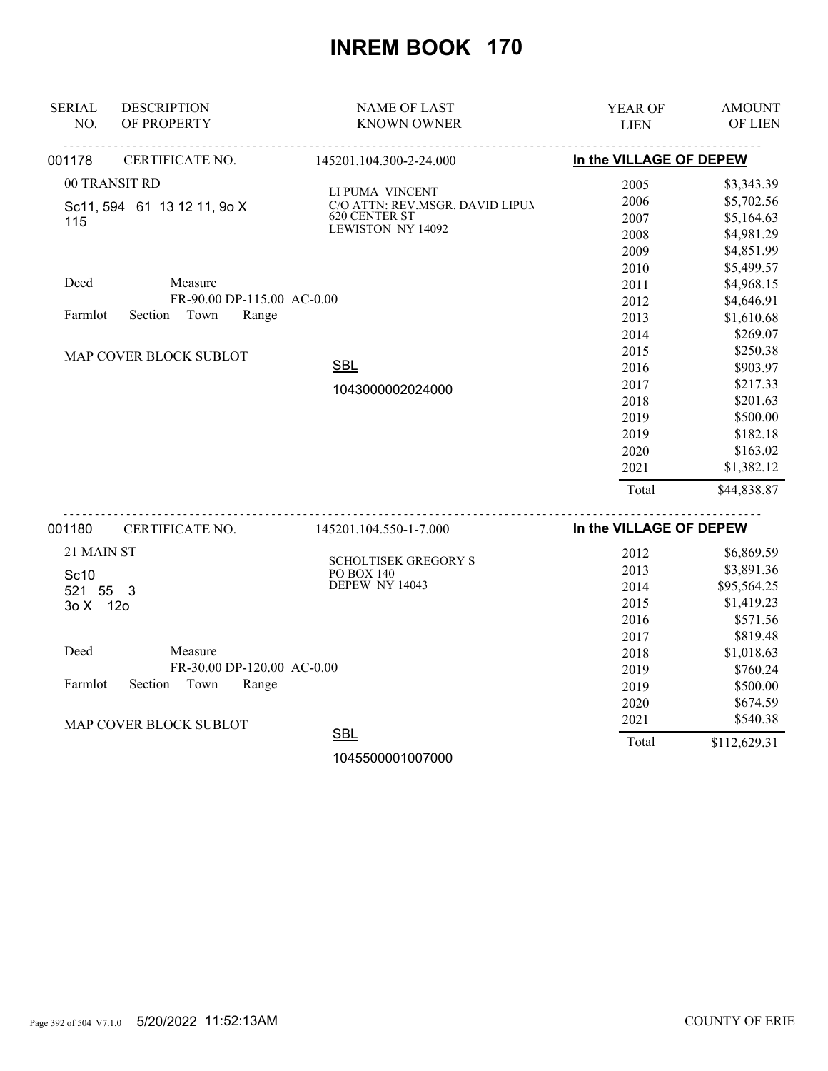# INREM BOOK 170

| SERIAL NO. | DESCRIPTION OF PROPERTY | NAME OF LAST KNOWN OWNER | YEAR OF LIEN | AMOUNT OF LIEN |
|---|---|---|---|---|
| 001178 | CERTIFICATE NO. | 145201.104.300-2-24.000 | In the VILLAGE OF DEPEW | |
| | 00 TRANSIT RD | LI PUMA VINCENT | 2005 | $3,343.39 |
| | Sc11, 594 61 13 12 11, 9o X 115 | C/O ATTN: REV.MSGR. DAVID LIPUN | 2006 | $5,702.56 |
| | | 620 CENTER ST | 2007 | $5,164.63 |
| | | LEWISTON NY 14092 | 2008 | $4,981.29 |
| | | | 2009 | $4,851.99 |
| | Deed Measure | | 2010 | $5,499.57 |
| | FR-90.00 DP-115.00 AC-0.00 | | 2011 | $4,968.15 |
| | Farmlot Section Town Range | | 2012 | $4,646.91 |
| | | | 2013 | $1,610.68 |
| | | | 2014 | $269.07 |
| | MAP COVER BLOCK SUBLOT | | 2015 | $250.38 |
| | | SBL | 2016 | $903.97 |
| | | 1043000002024000 | 2017 | $217.33 |
| | | | 2018 | $201.63 |
| | | | 2019 | $500.00 |
| | | | 2019 | $182.18 |
| | | | 2020 | $163.02 |
| | | | 2021 | $1,382.12 |
| | | | Total | $44,838.87 |
| 001180 | CERTIFICATE NO. | 145201.104.550-1-7.000 | In the VILLAGE OF DEPEW | |
| | 21 MAIN ST | SCHOLTISEK GREGORY S | 2012 | $6,869.59 |
| | Sc10 | PO BOX 140 | 2013 | $3,891.36 |
| | 521 55 3 | DEPEW NY 14043 | 2014 | $95,564.25 |
| | 3o X 12o | | 2015 | $1,419.23 |
| | | | 2016 | $571.56 |
| | Deed Measure | | 2017 | $819.48 |
| | FR-30.00 DP-120.00 AC-0.00 | | 2018 | $1,018.63 |
| | Farmlot Section Town Range | | 2019 | $760.24 |
| | | | 2019 | $500.00 |
| | | | 2020 | $674.59 |
| | MAP COVER BLOCK SUBLOT | | 2021 | $540.38 |
| | | SBL | Total | $112,629.31 |
| | | 1045500001007000 | | |

5/20/2022 11:52:13AM

COUNTY OF ERIE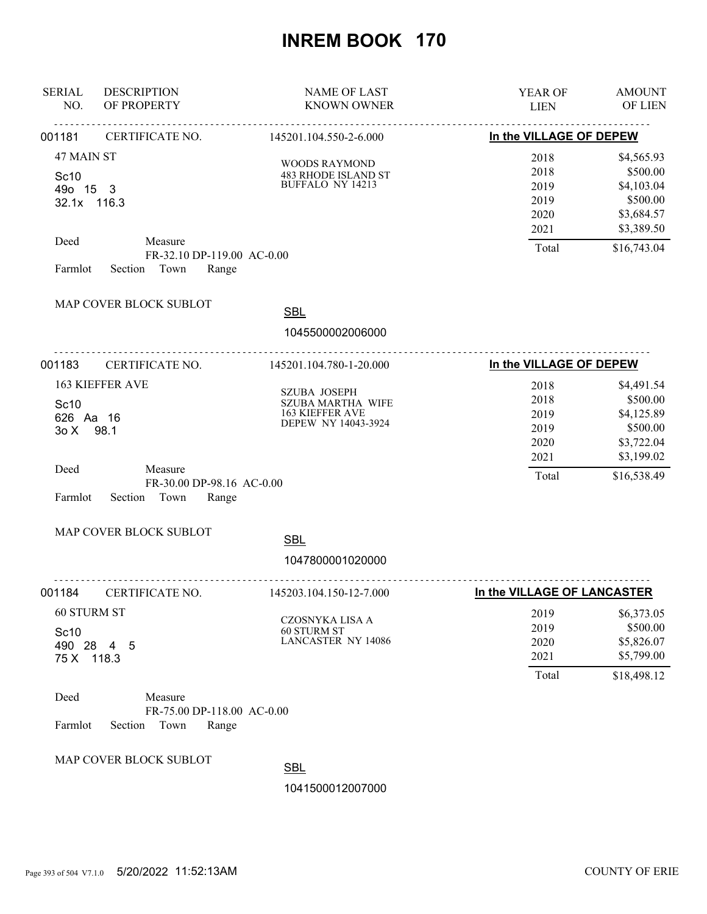# INREM BOOK 170

| SERIAL NO. | DESCRIPTION OF PROPERTY | NAME OF LAST KNOWN OWNER | YEAR OF LIEN | AMOUNT OF LIEN |
|---|---|---|---|---|
| 001181 | CERTIFICATE NO. | 145201.104.550-2-6.000 | **In the VILLAGE OF DEPEW** | |
| | 47 MAIN ST | WOODS RAYMOND | 2018 | $4,565.93 |
| | Sc10 | 483 RHODE ISLAND ST | 2018 | $500.00 |
| | 49o 15 3 | BUFFALO NY 14213 | 2019 | $4,103.04 |
| | 32.1x 116.3 | | 2019 | $500.00 |
| | | | 2020 | $3,684.57 |
| | | | 2021 | $3,389.50 |
| | Deed Measure FR-32.10 DP-119.00 AC-0.00 | | Total | $16,743.04 |
| | Farmlot Section Town Range | | | |
| | MAP COVER BLOCK SUBLOT | SBL 1045500002006000 | | |
| 001183 | CERTIFICATE NO. | 145201.104.780-1-20.000 | **In the VILLAGE OF DEPEW** | |
| | 163 KIEFFER AVE | SZUBA JOSEPH | 2018 | $4,491.54 |
| | Sc10 | SZUBA MARTHA WIFE | 2018 | $500.00 |
| | 626 Aa 16 | 163 KIEFFER AVE | 2019 | $4,125.89 |
| | 3o X 98.1 | DEPEW NY 14043-3924 | 2019 | $500.00 |
| | | | 2020 | $3,722.04 |
| | | | 2021 | $3,199.02 |
| | Deed Measure FR-30.00 DP-98.16 AC-0.00 | | Total | $16,538.49 |
| | Farmlot Section Town Range | | | |
| | MAP COVER BLOCK SUBLOT | SBL 1047800001020000 | | |
| 001184 | CERTIFICATE NO. | 145203.104.150-12-7.000 | **In the VILLAGE OF LANCASTER** | |
| | 60 STURM ST | CZOSNYKA LISA A | 2019 | $6,373.05 |
| | Sc10 | 60 STURM ST | 2019 | $500.00 |
| | 490 28 4 5 | LANCASTER NY 14086 | 2020 | $5,826.07 |
| | 75 X 118.3 | | 2021 | $5,799.00 |
| | | | Total | $18,498.12 |
| | Deed Measure FR-75.00 DP-118.00 AC-0.00 | | | |
| | Farmlot Section Town Range | | | |
| | MAP COVER BLOCK SUBLOT | SBL 1041500012007000 | | |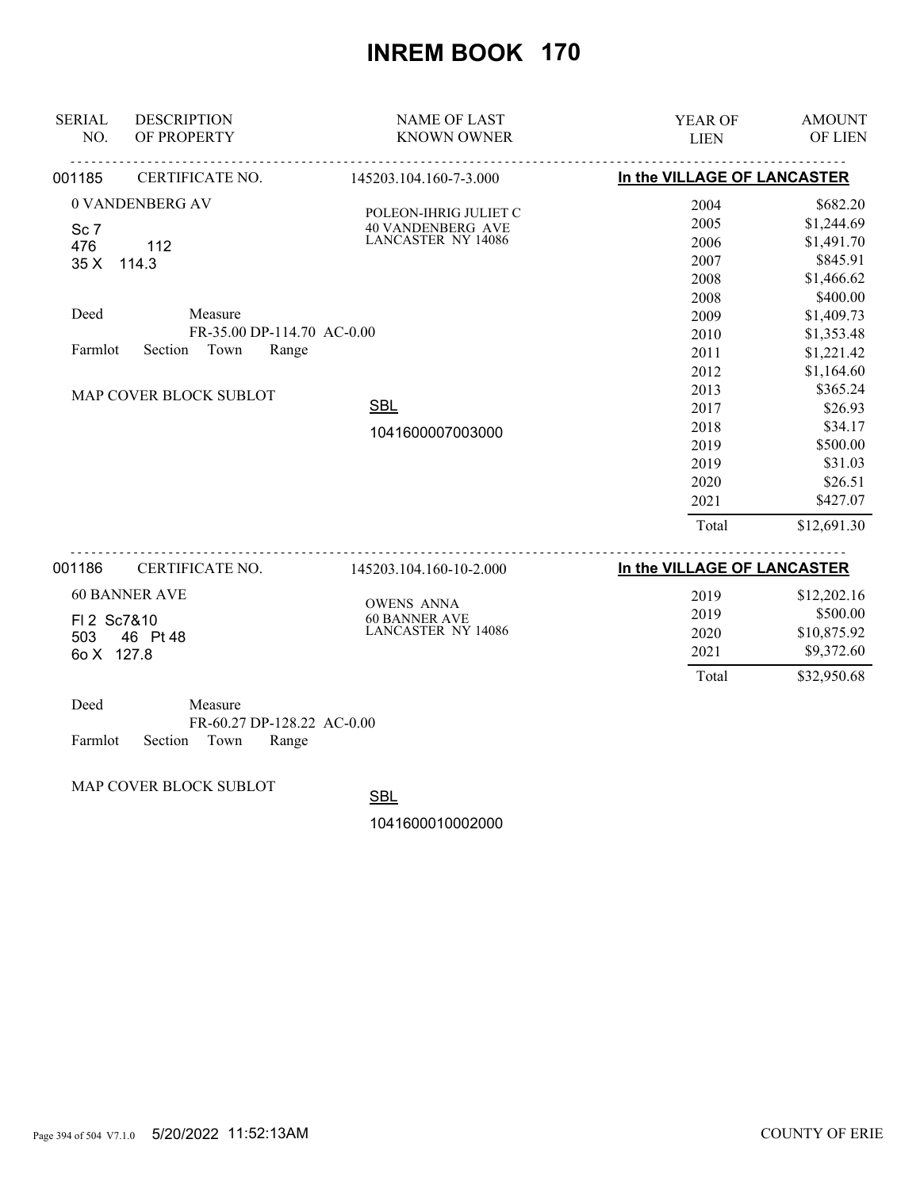# INREM BOOK 170

| SERIAL NO. | DESCRIPTION OF PROPERTY | NAME OF LAST KNOWN OWNER | YEAR OF LIEN | AMOUNT OF LIEN |
|---|---|---|---|---|
| 001185 | CERTIFICATE NO. | 145203.104.160-7-3.000 | In the VILLAGE OF LANCASTER | |
| | 0 VANDENBERG AV | POLEON-IHRIG JULIET C | 2004 | $682.20 |
| | Sc 7 | 40 VANDENBERG AVE | 2005 | $1,244.69 |
| | 476 112 | LANCASTER NY 14086 | 2006 | $1,491.70 |
| | 35 X 114.3 | | 2007 | $845.91 |
| | | | 2008 | $1,466.62 |
| | Deed Measure | | 2008 | $400.00 |
| | FR-35.00 DP-114.70 AC-0.00 | | 2009 | $1,409.73 |
| | Farmlot Section Town Range | | 2010 | $1,353.48 |
| | | | 2011 | $1,221.42 |
| | | | 2012 | $1,164.60 |
| | MAP COVER BLOCK SUBLOT | | 2013 | $365.24 |
| | | SBL | 2017 | $26.93 |
| | | 1041600007003000 | 2018 | $34.17 |
| | | | 2019 | $500.00 |
| | | | 2019 | $31.03 |
| | | | 2020 | $26.51 |
| | | | 2021 | $427.07 |
| | | | Total | $12,691.30 |
| 001186 | CERTIFICATE NO. | 145203.104.160-10-2.000 | In the VILLAGE OF LANCASTER | |
| | 60 BANNER AVE | OWENS ANNA | 2019 | $12,202.16 |
| | Fl 2 Sc7&10 | 60 BANNER AVE | 2019 | $500.00 |
| | 503 46 Pt 48 | LANCASTER NY 14086 | 2020 | $10,875.92 |
| | 6o X 127.8 | | 2021 | $9,372.60 |
| | | | Total | $32,950.68 |
| | Deed Measure | | | |
| | FR-60.27 DP-128.22 AC-0.00 | | | |
| | Farmlot Section Town Range | | | |
| | MAP COVER BLOCK SUBLOT | SBL | | |
| | | 1041600010002000 | | |

5/20/2022 11:52:13AM COUNTY OF ERIE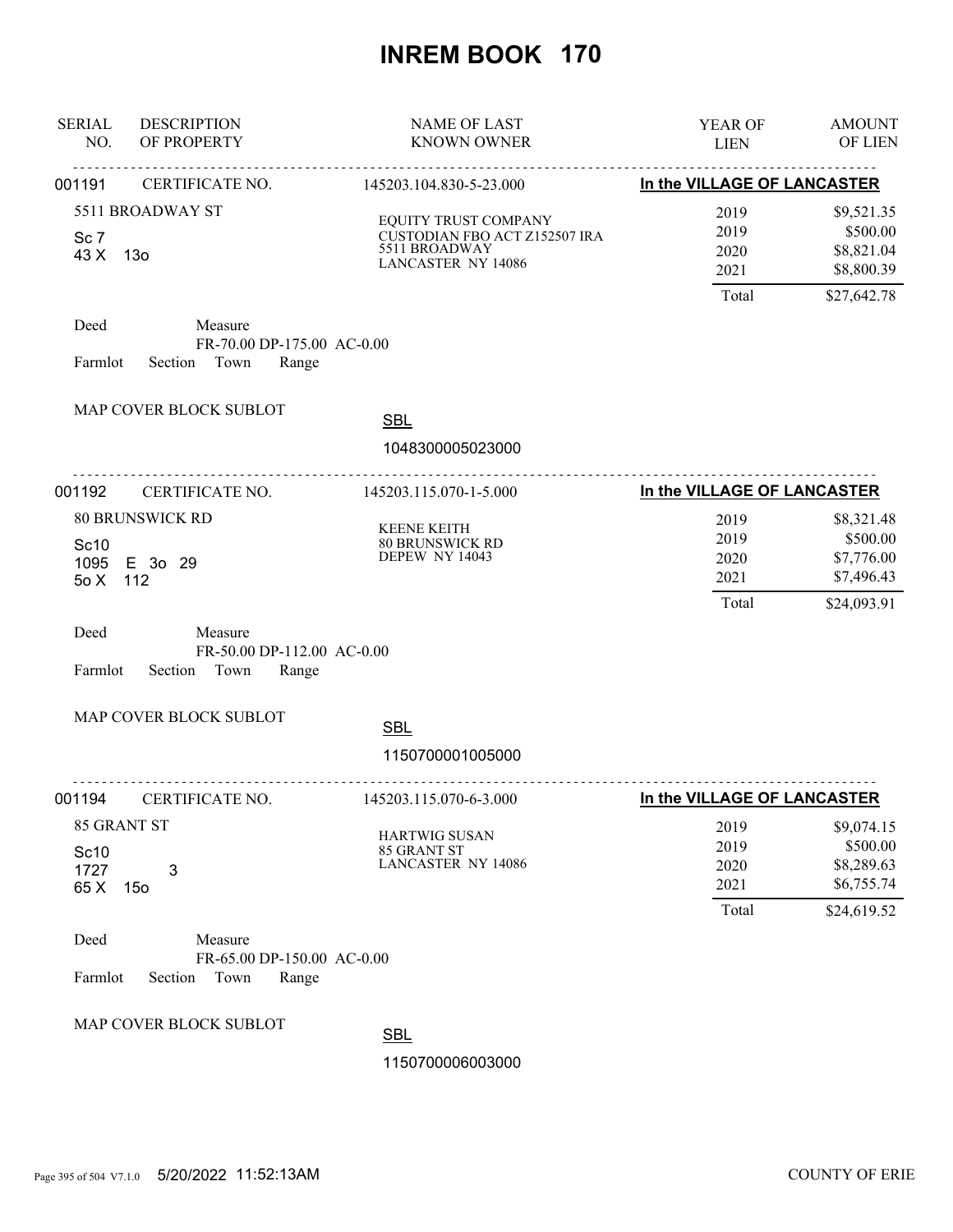# INREM BOOK 170

| SERIAL NO. | DESCRIPTION OF PROPERTY | NAME OF LAST KNOWN OWNER | YEAR OF LIEN | AMOUNT OF LIEN |
|---|---|---|---|---|
| 001191 | CERTIFICATE NO. | 145203.104.830-5-23.000 | In the VILLAGE OF LANCASTER | |
| | 5511 BROADWAY ST | EQUITY TRUST COMPANY | 2019 | $9,521.35 |
| | Sc 7 | CUSTODIAN FBO ACT Z152507 IRA | 2019 | $500.00 |
| | 43 X 13o | 5511 BROADWAY | 2020 | $8,821.04 |
| | | LANCASTER NY 14086 | 2021 | $8,800.39 |
| | | | Total | $27,642.78 |

Deed Measure
FR-70.00 DP-175.00 AC-0.00
Farmlot Section Town Range

MAP COVER BLOCK SUBLOT

SBL
1048300005023000

| SERIAL NO. | DESCRIPTION OF PROPERTY | NAME OF LAST KNOWN OWNER | YEAR OF LIEN | AMOUNT OF LIEN |
|---|---|---|---|---|
| 001192 | CERTIFICATE NO. | 145203.115.070-1-5.000 | In the VILLAGE OF LANCASTER | |
| | 80 BRUNSWICK RD | KEENE KEITH | 2019 | $8,321.48 |
| | Sc10 | 80 BRUNSWICK RD | 2019 | $500.00 |
| | 1095 E 3o 29 | DEPEW NY 14043 | 2020 | $7,776.00 |
| | 5o X 112 | | 2021 | $7,496.43 |
| | | | Total | $24,093.91 |

Deed Measure
FR-50.00 DP-112.00 AC-0.00
Farmlot Section Town Range

MAP COVER BLOCK SUBLOT

SBL
1150700001005000

| SERIAL NO. | DESCRIPTION OF PROPERTY | NAME OF LAST KNOWN OWNER | YEAR OF LIEN | AMOUNT OF LIEN |
|---|---|---|---|---|
| 001194 | CERTIFICATE NO. | 145203.115.070-6-3.000 | In the VILLAGE OF LANCASTER | |
| | 85 GRANT ST | HARTWIG SUSAN | 2019 | $9,074.15 |
| | Sc10 | 85 GRANT ST | 2019 | $500.00 |
| | 1727 3 | LANCASTER NY 14086 | 2020 | $8,289.63 |
| | 65 X 15o | | 2021 | $6,755.74 |
| | | | Total | $24,619.52 |

Deed Measure
FR-65.00 DP-150.00 AC-0.00
Farmlot Section Town Range

MAP COVER BLOCK SUBLOT

SBL
1150700006003000

5/20/2022 11:52:13AM COUNTY OF ERIE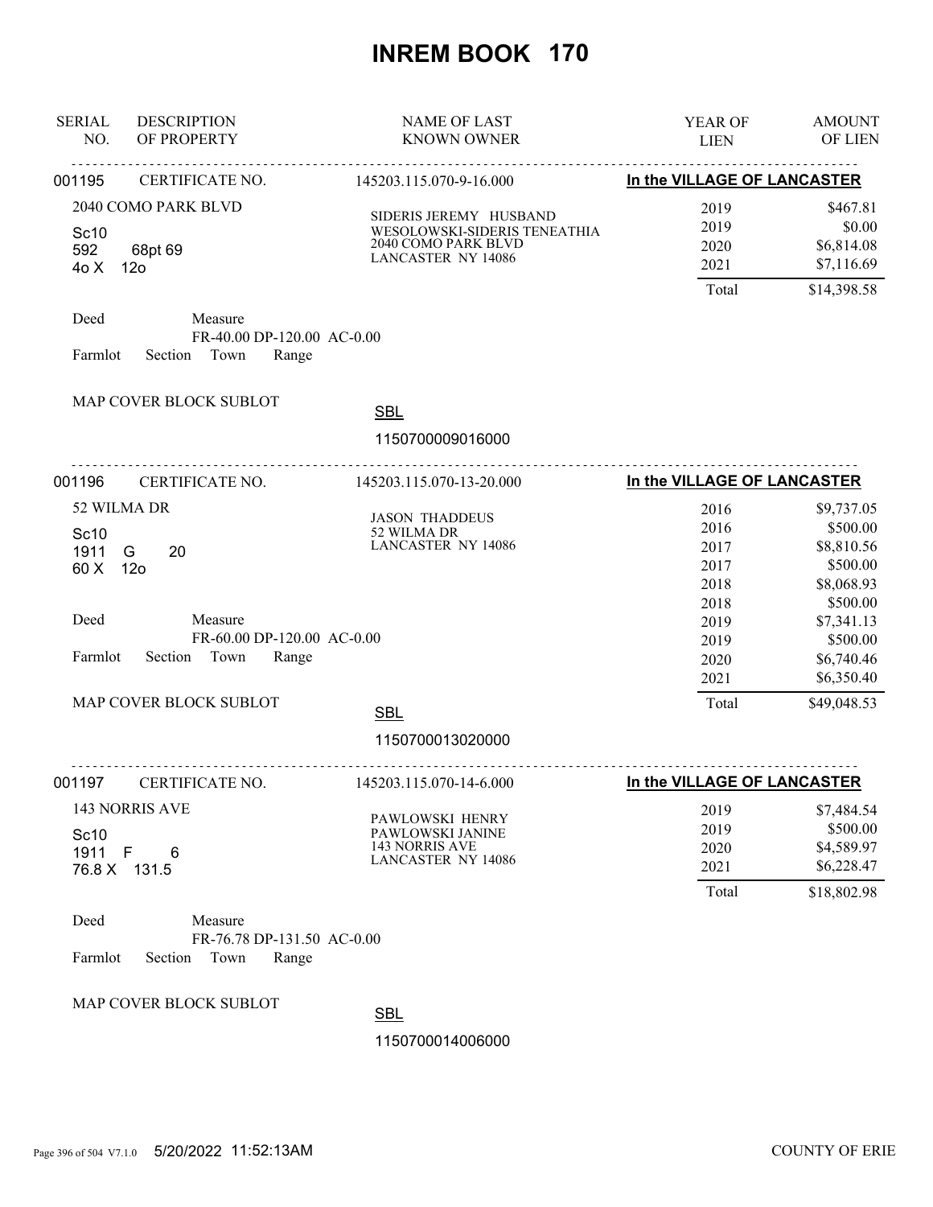# INREM BOOK 170

| SERIAL NO. | DESCRIPTION OF PROPERTY | NAME OF LAST KNOWN OWNER | YEAR OF LIEN | AMOUNT OF LIEN |
|---|---|---|---|---|

---

**001195** CERTIFICATE NO. 145203.115.070-9-16.000 — **In the VILLAGE OF LANCASTER**

2040 COMO PARK BLVD
Sc10
592 68pt 69
4o X 12o

SIDERIS JEREMY HUSBAND
WESOLOWSKI-SIDERIS TENEATHIA
2040 COMO PARK BLVD
LANCASTER NY 14086

| YEAR OF LIEN | AMOUNT OF LIEN |
|---|---|
| 2019 | $467.81 |
| 2019 | $0.00 |
| 2020 | $6,814.08 |
| 2021 | $7,116.69 |
| Total | $14,398.58 |

Deed Measure
FR-40.00 DP-120.00 AC-0.00
Farmlot Section Town Range

MAP COVER BLOCK SUBLOT

SBL
1150700009016000

---

**001196** CERTIFICATE NO. 145203.115.070-13-20.000 — **In the VILLAGE OF LANCASTER**

52 WILMA DR
Sc10
1911 G 20
60 X 12o

JASON THADDEUS
52 WILMA DR
LANCASTER NY 14086

| YEAR OF LIEN | AMOUNT OF LIEN |
|---|---|
| 2016 | $9,737.05 |
| 2016 | $500.00 |
| 2017 | $8,810.56 |
| 2017 | $500.00 |
| 2018 | $8,068.93 |
| 2018 | $500.00 |
| 2019 | $7,341.13 |
| 2019 | $500.00 |
| 2020 | $6,740.46 |
| 2021 | $6,350.40 |
| Total | $49,048.53 |

Deed Measure
FR-60.00 DP-120.00 AC-0.00
Farmlot Section Town Range

MAP COVER BLOCK SUBLOT

SBL
1150700013020000

---

**001197** CERTIFICATE NO. 145203.115.070-14-6.000 — **In the VILLAGE OF LANCASTER**

143 NORRIS AVE
Sc10
1911 F 6
76.8 X 131.5

PAWLOWSKI HENRY
PAWLOWSKI JANINE
143 NORRIS AVE
LANCASTER NY 14086

| YEAR OF LIEN | AMOUNT OF LIEN |
|---|---|
| 2019 | $7,484.54 |
| 2019 | $500.00 |
| 2020 | $4,589.97 |
| 2021 | $6,228.47 |
| Total | $18,802.98 |

Deed Measure
FR-76.78 DP-131.50 AC-0.00
Farmlot Section Town Range

MAP COVER BLOCK SUBLOT

SBL
1150700014006000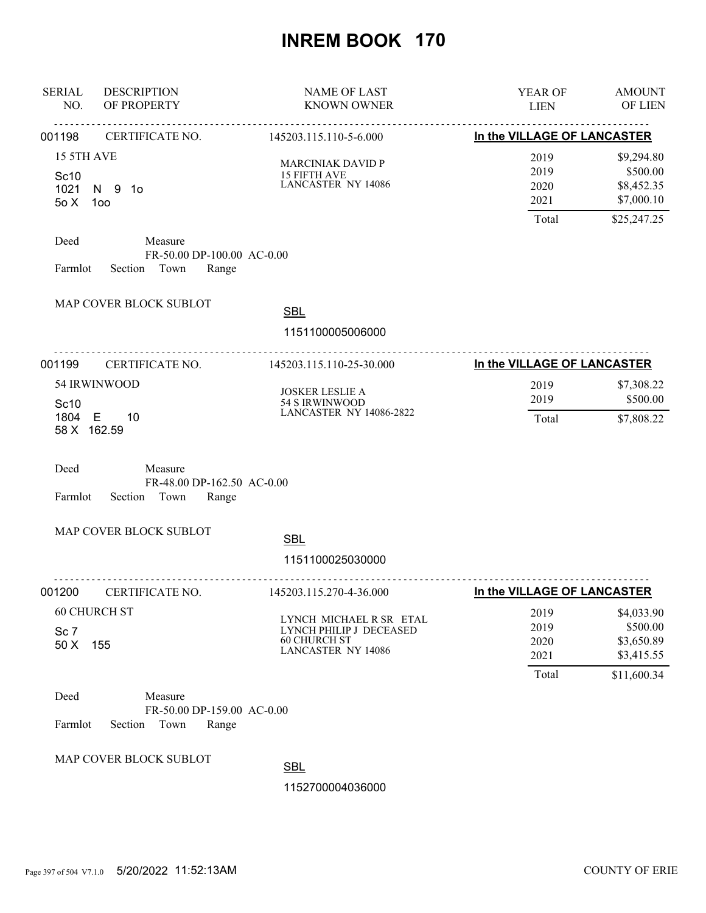# INREM BOOK 170

| SERIAL NO. | DESCRIPTION OF PROPERTY | NAME OF LAST KNOWN OWNER | YEAR OF LIEN | AMOUNT OF LIEN |
|---|---|---|---|---|
| 001198 | CERTIFICATE NO. | 145203.115.110-5-6.000 | In the VILLAGE OF LANCASTER | |
| | 15 5TH AVE<br>Sc10<br>1021 N 9 1o<br>5o X 1oo | MARCINIAK DAVID P<br>15 FIFTH AVE<br>LANCASTER NY 14086 | 2019<br>2019<br>2020<br>2021 | $9,294.80<br>$500.00<br>$8,452.35<br>$7,000.10 |
| | | | Total | $25,247.25 |
| | Deed Measure FR-50.00 DP-100.00 AC-0.00<br>Farmlot Section Town Range | | | |
| | MAP COVER BLOCK SUBLOT | SBL<br>1151100005006000 | | |
| 001199 | CERTIFICATE NO. | 145203.115.110-25-30.000 | In the VILLAGE OF LANCASTER | |
| | 54 IRWINWOOD<br>Sc10<br>1804 E 10<br>58 X 162.59 | JOSKER LESLIE A<br>54 S IRWINWOOD<br>LANCASTER NY 14086-2822 | 2019<br>2019 | $7,308.22<br>$500.00 |
| | | | Total | $7,808.22 |
| | Deed Measure FR-48.00 DP-162.50 AC-0.00<br>Farmlot Section Town Range | | | |
| | MAP COVER BLOCK SUBLOT | SBL<br>1151100025030000 | | |
| 001200 | CERTIFICATE NO. | 145203.115.270-4-36.000 | In the VILLAGE OF LANCASTER | |
| | 60 CHURCH ST<br>Sc 7<br>50 X 155 | LYNCH MICHAEL R SR ETAL<br>LYNCH PHILIP J DECEASED<br>60 CHURCH ST<br>LANCASTER NY 14086 | 2019<br>2019<br>2020<br>2021 | $4,033.90<br>$500.00<br>$3,650.89<br>$3,415.55 |
| | | | Total | $11,600.34 |
| | Deed Measure FR-50.00 DP-159.00 AC-0.00<br>Farmlot Section Town Range | | | |
| | MAP COVER BLOCK SUBLOT | SBL<br>1152700004036000 | | |

5/20/2022 11:52:13AM COUNTY OF ERIE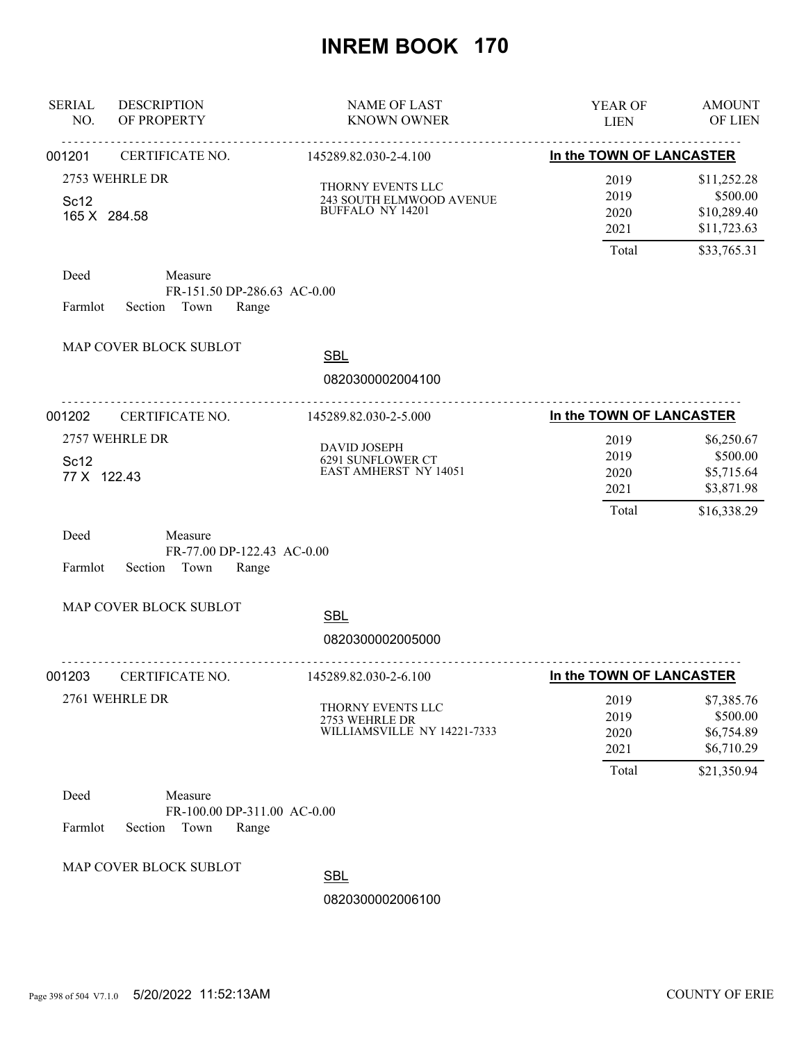# INREM BOOK 170

| SERIAL NO. | DESCRIPTION OF PROPERTY | NAME OF LAST KNOWN OWNER | YEAR OF LIEN | AMOUNT OF LIEN |
|---|---|---|---|---|
| 001201 | CERTIFICATE NO. | 145289.82.030-2-4.100 | In the TOWN OF LANCASTER | |
| | 2753 WEHRLE DR | THORNY EVENTS LLC | 2019 | $11,252.28 |
| | Sc12 | 243 SOUTH ELMWOOD AVENUE | 2019 | $500.00 |
| | 165 X 284.58 | BUFFALO NY 14201 | 2020 | $10,289.40 |
| | | | 2021 | $11,723.63 |
| | | | Total | $33,765.31 |

Deed Measure
FR-151.50 DP-286.63 AC-0.00
Farmlot Section Town Range

MAP COVER BLOCK SUBLOT

SBL
0820300002004100

| SERIAL NO. | DESCRIPTION OF PROPERTY | NAME OF LAST KNOWN OWNER | YEAR OF LIEN | AMOUNT OF LIEN |
|---|---|---|---|---|
| 001202 | CERTIFICATE NO. | 145289.82.030-2-5.000 | In the TOWN OF LANCASTER | |
| | 2757 WEHRLE DR | DAVID JOSEPH | 2019 | $6,250.67 |
| | Sc12 | 6291 SUNFLOWER CT | 2019 | $500.00 |
| | 77 X 122.43 | EAST AMHERST NY 14051 | 2020 | $5,715.64 |
| | | | 2021 | $3,871.98 |
| | | | Total | $16,338.29 |

Deed Measure
FR-77.00 DP-122.43 AC-0.00
Farmlot Section Town Range

MAP COVER BLOCK SUBLOT

SBL
0820300002005000

| SERIAL NO. | DESCRIPTION OF PROPERTY | NAME OF LAST KNOWN OWNER | YEAR OF LIEN | AMOUNT OF LIEN |
|---|---|---|---|---|
| 001203 | CERTIFICATE NO. | 145289.82.030-2-6.100 | In the TOWN OF LANCASTER | |
| | 2761 WEHRLE DR | THORNY EVENTS LLC | 2019 | $7,385.76 |
| | | 2753 WEHRLE DR | 2019 | $500.00 |
| | | WILLIAMSVILLE NY 14221-7333 | 2020 | $6,754.89 |
| | | | 2021 | $6,710.29 |
| | | | Total | $21,350.94 |

Deed Measure
FR-100.00 DP-311.00 AC-0.00
Farmlot Section Town Range

MAP COVER BLOCK SUBLOT

SBL
0820300002006100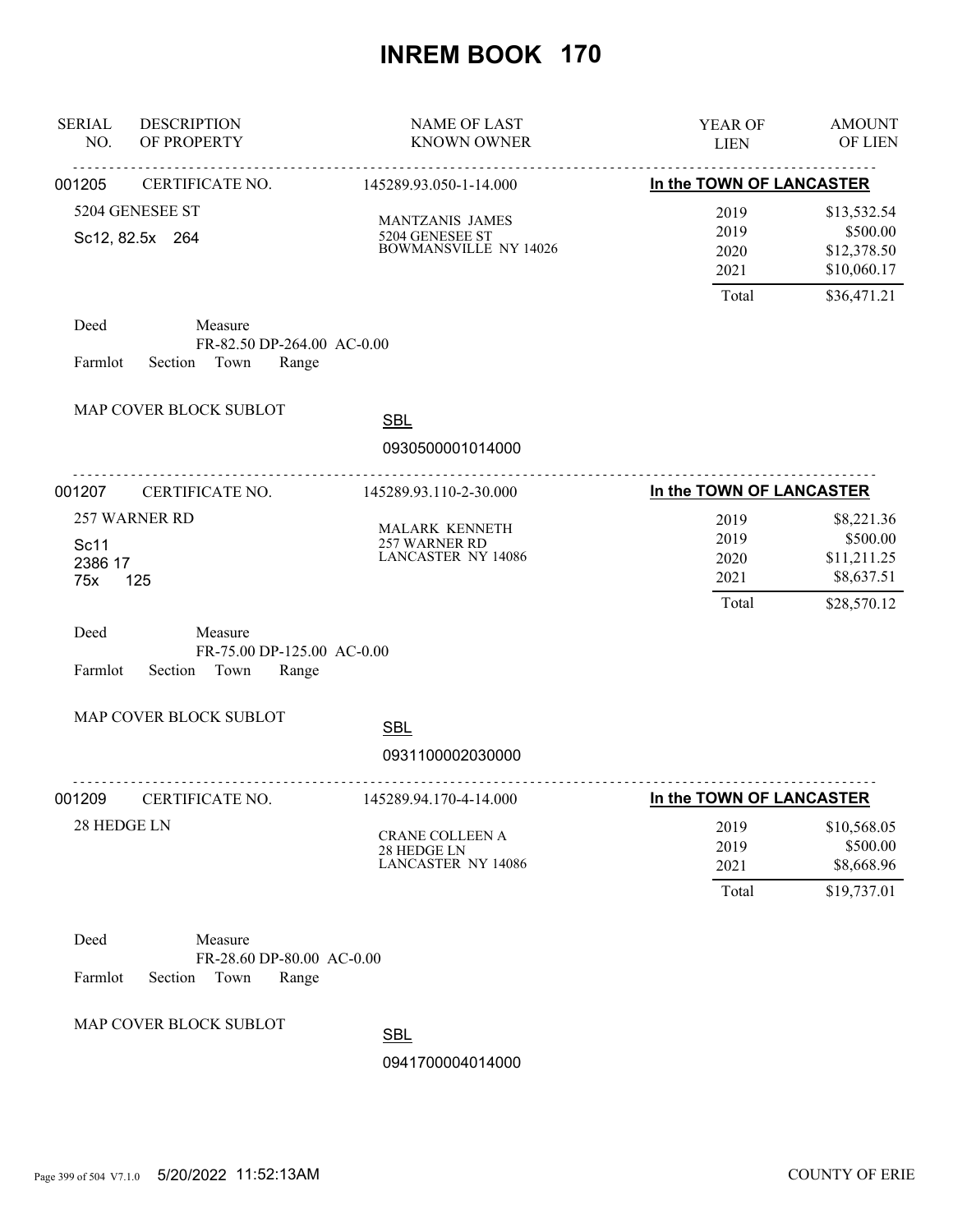# INREM BOOK 170

| SERIAL NO. | DESCRIPTION OF PROPERTY | NAME OF LAST KNOWN OWNER | YEAR OF LIEN | AMOUNT OF LIEN |
|---|---|---|---|---|

---

**001205** CERTIFICATE NO. 145289.93.050-1-14.000 **In the TOWN OF LANCASTER**

5204 GENESEE ST
Sc12, 82.5x 264

MANTZANIS JAMES
5204 GENESEE ST
BOWMANSVILLE NY 14026

| YEAR OF LIEN | AMOUNT OF LIEN |
|---|---|
| 2019 | $13,532.54 |
| 2019 | $500.00 |
| 2020 | $12,378.50 |
| 2021 | $10,060.17 |
| Total | $36,471.21 |

Deed Measure
FR-82.50 DP-264.00 AC-0.00
Farmlot Section Town Range

MAP COVER BLOCK SUBLOT

SBL
0930500001014000

---

**001207** CERTIFICATE NO. 145289.93.110-2-30.000 **In the TOWN OF LANCASTER**

257 WARNER RD
Sc11
2386 17
75x 125

MALARK KENNETH
257 WARNER RD
LANCASTER NY 14086

| YEAR OF LIEN | AMOUNT OF LIEN |
|---|---|
| 2019 | $8,221.36 |
| 2019 | $500.00 |
| 2020 | $11,211.25 |
| 2021 | $8,637.51 |
| Total | $28,570.12 |

Deed Measure
FR-75.00 DP-125.00 AC-0.00
Farmlot Section Town Range

MAP COVER BLOCK SUBLOT

SBL
0931100002030000

---

**001209** CERTIFICATE NO. 145289.94.170-4-14.000 **In the TOWN OF LANCASTER**

28 HEDGE LN

CRANE COLLEEN A
28 HEDGE LN
LANCASTER NY 14086

| YEAR OF LIEN | AMOUNT OF LIEN |
|---|---|
| 2019 | $10,568.05 |
| 2019 | $500.00 |
| 2021 | $8,668.96 |
| Total | $19,737.01 |

Deed Measure
FR-28.60 DP-80.00 AC-0.00
Farmlot Section Town Range

MAP COVER BLOCK SUBLOT

SBL
0941700004014000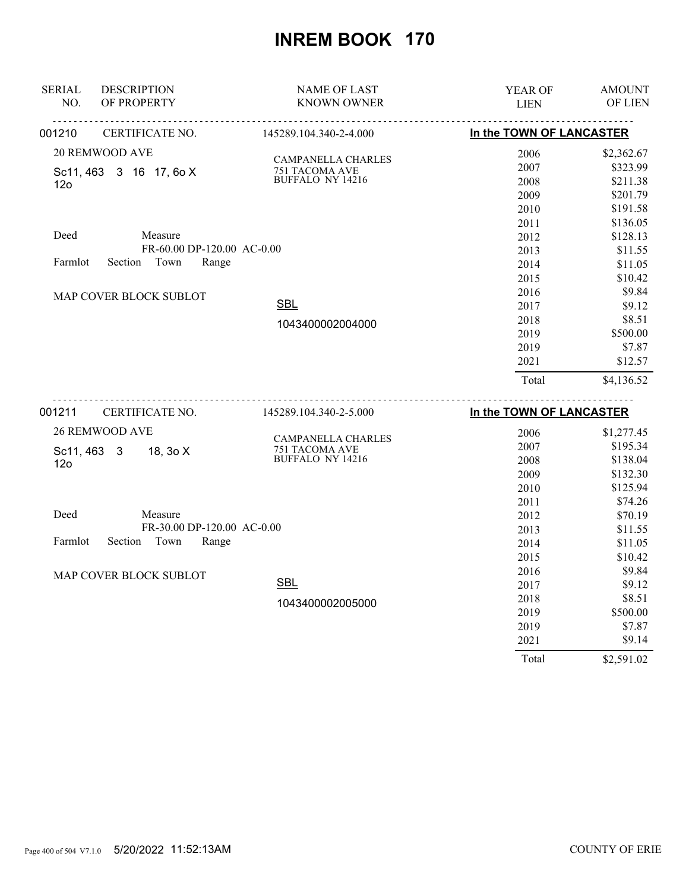# INREM BOOK 170

| SERIAL NO. | DESCRIPTION OF PROPERTY | NAME OF LAST KNOWN OWNER | YEAR OF LIEN | AMOUNT OF LIEN |
|---|---|---|---|---|

**001210** CERTIFICATE NO. 145289.104.340-2-4.000 — **In the TOWN OF LANCASTER**

20 REMWOOD AVE

Sc11, 463 3 16 17, 6o X 12o

Deed Measure FR-60.00 DP-120.00 AC-0.00

Farmlot Section Town Range

MAP COVER BLOCK SUBLOT

CAMPANELLA CHARLES
751 TACOMA AVE
BUFFALO NY 14216

SBL 1043400002004000

| YEAR OF LIEN | AMOUNT OF LIEN |
|---|---|
| 2006 | $2,362.67 |
| 2007 | $323.99 |
| 2008 | $211.38 |
| 2009 | $201.79 |
| 2010 | $191.58 |
| 2011 | $136.05 |
| 2012 | $128.13 |
| 2013 | $11.55 |
| 2014 | $11.05 |
| 2015 | $10.42 |
| 2016 | $9.84 |
| 2017 | $9.12 |
| 2018 | $8.51 |
| 2019 | $500.00 |
| 2019 | $7.87 |
| 2021 | $12.57 |
| Total | $4,136.52 |

**001211** CERTIFICATE NO. 145289.104.340-2-5.000 — **In the TOWN OF LANCASTER**

26 REMWOOD AVE

Sc11, 463 3 18, 3o X 12o

Deed Measure FR-30.00 DP-120.00 AC-0.00

Farmlot Section Town Range

MAP COVER BLOCK SUBLOT

CAMPANELLA CHARLES
751 TACOMA AVE
BUFFALO NY 14216

SBL 1043400002005000

| YEAR OF LIEN | AMOUNT OF LIEN |
|---|---|
| 2006 | $1,277.45 |
| 2007 | $195.34 |
| 2008 | $138.04 |
| 2009 | $132.30 |
| 2010 | $125.94 |
| 2011 | $74.26 |
| 2012 | $70.19 |
| 2013 | $11.55 |
| 2014 | $11.05 |
| 2015 | $10.42 |
| 2016 | $9.84 |
| 2017 | $9.12 |
| 2018 | $8.51 |
| 2019 | $500.00 |
| 2019 | $7.87 |
| 2021 | $9.14 |
| Total | $2,591.02 |

5/20/2022 11:52:13AM COUNTY OF ERIE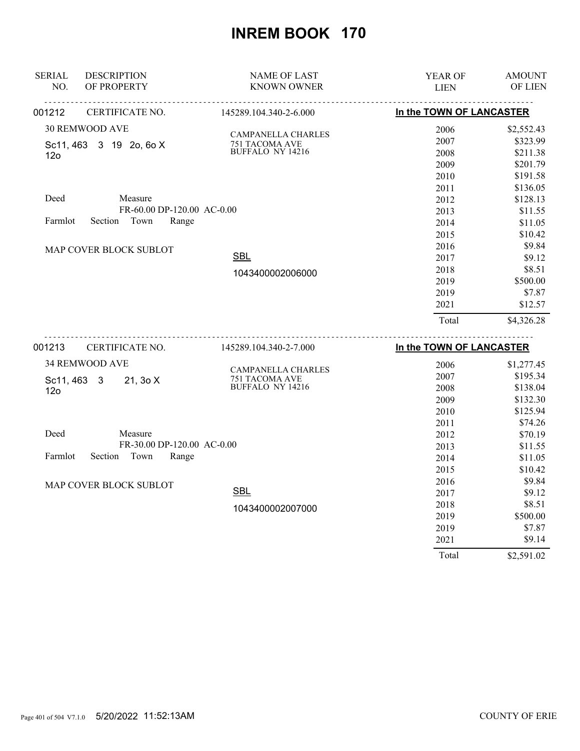# INREM BOOK 170

| SERIAL NO. | DESCRIPTION OF PROPERTY | NAME OF LAST KNOWN OWNER | YEAR OF LIEN | AMOUNT OF LIEN |
|---|---|---|---|---|
| 001212 | CERTIFICATE NO. | 145289.104.340-2-6.000 | In the TOWN OF LANCASTER | |
| | 30 REMWOOD AVE | CAMPANELLA CHARLES | 2006 | $2,552.43 |
| | Sc11, 463 3 19 2o, 6o X 12o | 751 TACOMA AVE | 2007 | $323.99 |
| | | BUFFALO NY 14216 | 2008 | $211.38 |
| | | | 2009 | $201.79 |
| | | | 2010 | $191.58 |
| | | | 2011 | $136.05 |
| | Deed Measure | | 2012 | $128.13 |
| | FR-60.00 DP-120.00 AC-0.00 | | 2013 | $11.55 |
| | Farmlot Section Town Range | | 2014 | $11.05 |
| | | | 2015 | $10.42 |
| | MAP COVER BLOCK SUBLOT | | 2016 | $9.84 |
| | | SBL | 2017 | $9.12 |
| | | 1043400002006000 | 2018 | $8.51 |
| | | | 2019 | $500.00 |
| | | | 2019 | $7.87 |
| | | | 2021 | $12.57 |
| | | | Total | $4,326.28 |
| 001213 | CERTIFICATE NO. | 145289.104.340-2-7.000 | In the TOWN OF LANCASTER | |
| | 34 REMWOOD AVE | CAMPANELLA CHARLES | 2006 | $1,277.45 |
| | Sc11, 463 3 21, 3o X 12o | 751 TACOMA AVE | 2007 | $195.34 |
| | | BUFFALO NY 14216 | 2008 | $138.04 |
| | | | 2009 | $132.30 |
| | | | 2010 | $125.94 |
| | | | 2011 | $74.26 |
| | Deed Measure | | 2012 | $70.19 |
| | FR-30.00 DP-120.00 AC-0.00 | | 2013 | $11.55 |
| | Farmlot Section Town Range | | 2014 | $11.05 |
| | | | 2015 | $10.42 |
| | MAP COVER BLOCK SUBLOT | | 2016 | $9.84 |
| | | SBL | 2017 | $9.12 |
| | | 1043400002007000 | 2018 | $8.51 |
| | | | 2019 | $500.00 |
| | | | 2019 | $7.87 |
| | | | 2021 | $9.14 |
| | | | Total | $2,591.02 |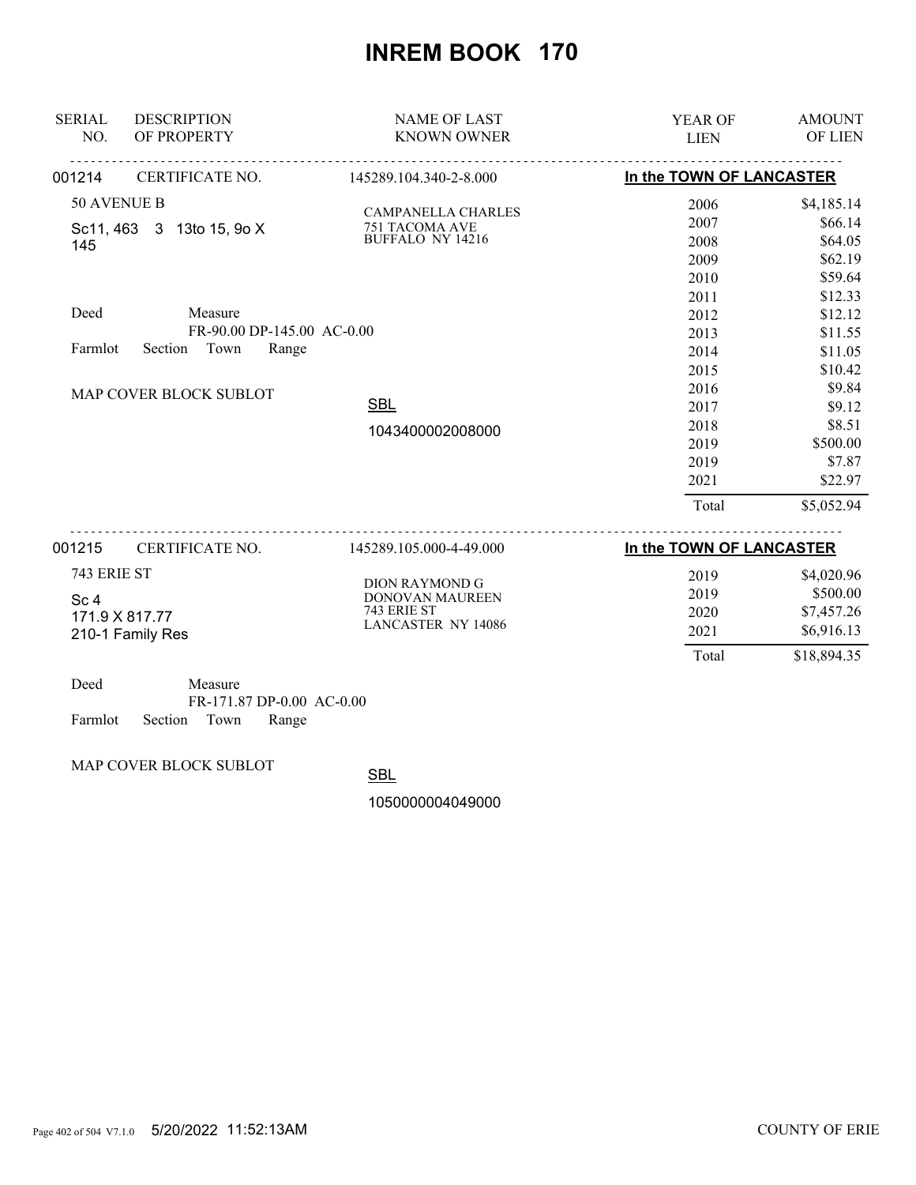# INREM BOOK 170

| SERIAL NO. | DESCRIPTION OF PROPERTY | NAME OF LAST KNOWN OWNER | YEAR OF LIEN | AMOUNT OF LIEN |
|---|---|---|---|---|
| 001214 | CERTIFICATE NO. | 145289.104.340-2-8.000 | In the TOWN OF LANCASTER | |
| | 50 AVENUE B | CAMPANELLA CHARLES | 2006 | $4,185.14 |
| | Sc11, 463 3 13to 15, 9o X 145 | 751 TACOMA AVE | 2007 | $66.14 |
| | | BUFFALO NY 14216 | 2008 | $64.05 |
| | | | 2009 | $62.19 |
| | | | 2010 | $59.64 |
| | | | 2011 | $12.33 |
| | Deed Measure | | 2012 | $12.12 |
| | FR-90.00 DP-145.00 AC-0.00 | | 2013 | $11.55 |
| | Farmlot Section Town Range | | 2014 | $11.05 |
| | | | 2015 | $10.42 |
| | MAP COVER BLOCK SUBLOT | | 2016 | $9.84 |
| | | SBL | 2017 | $9.12 |
| | | 1043400002008000 | 2018 | $8.51 |
| | | | 2019 | $500.00 |
| | | | 2019 | $7.87 |
| | | | 2021 | $22.97 |
| | | | Total | $5,052.94 |
| 001215 | CERTIFICATE NO. | 145289.105.000-4-49.000 | In the TOWN OF LANCASTER | |
| | 743 ERIE ST | DION RAYMOND G | 2019 | $4,020.96 |
| | Sc 4 | DONOVAN MAUREEN | 2019 | $500.00 |
| | 171.9 X 817.77 | 743 ERIE ST | 2020 | $7,457.26 |
| | 210-1 Family Res | LANCASTER NY 14086 | 2021 | $6,916.13 |
| | | | Total | $18,894.35 |
| | Deed Measure | | | |
| | FR-171.87 DP-0.00 AC-0.00 | | | |
| | Farmlot Section Town Range | | | |
| | MAP COVER BLOCK SUBLOT | SBL | | |
| | | 1050000004049000 | | |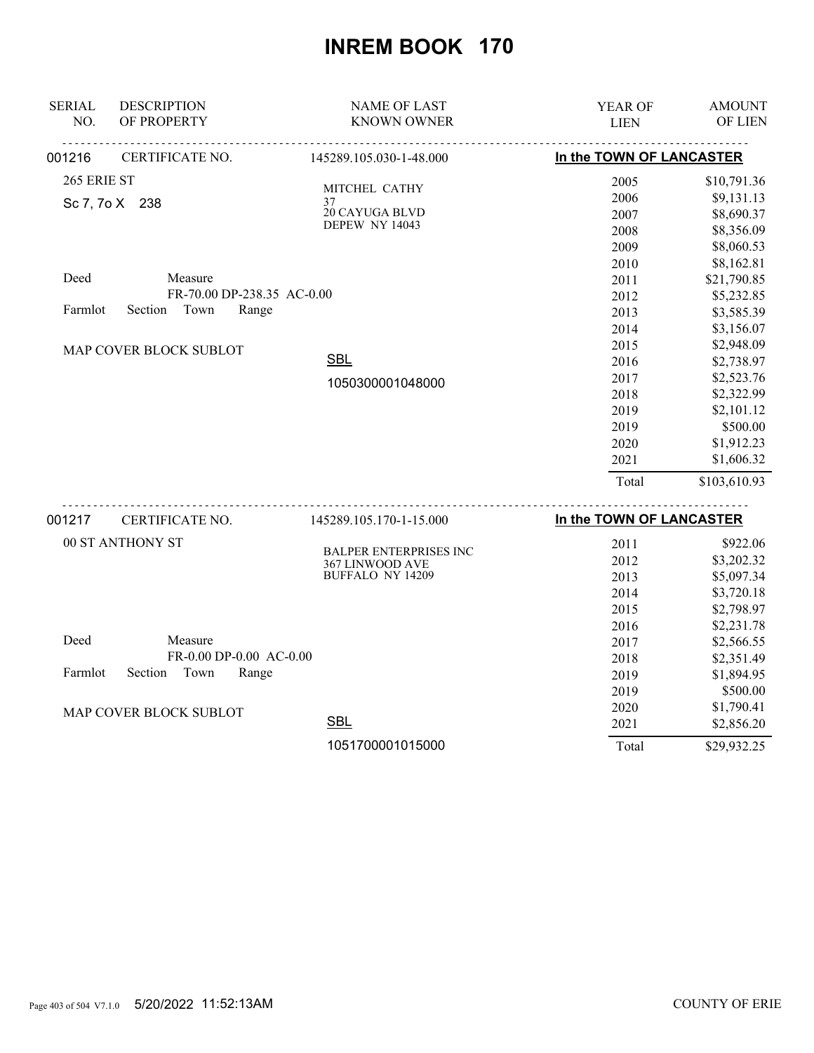# INREM BOOK 170

| SERIAL NO. | DESCRIPTION OF PROPERTY | NAME OF LAST KNOWN OWNER | YEAR OF LIEN | AMOUNT OF LIEN |
|---|---|---|---|---|
| 001216 | CERTIFICATE NO. | 145289.105.030-1-48.000 | In the TOWN OF LANCASTER | |
| | 265 ERIE ST | MITCHEL CATHY | 2005 | $10,791.36 |
| | Sc 7, 7o X 238 | 37 | 2006 | $9,131.13 |
| | | 20 CAYUGA BLVD | 2007 | $8,690.37 |
| | | DEPEW NY 14043 | 2008 | $8,356.09 |
| | | | 2009 | $8,060.53 |
| | | | 2010 | $8,162.81 |
| | Deed Measure | | 2011 | $21,790.85 |
| | FR-70.00 DP-238.35 AC-0.00 | | 2012 | $5,232.85 |
| | Farmlot Section Town Range | | 2013 | $3,585.39 |
| | | | 2014 | $3,156.07 |
| | MAP COVER BLOCK SUBLOT | | 2015 | $2,948.09 |
| | | SBL | 2016 | $2,738.97 |
| | | 1050300001048000 | 2017 | $2,523.76 |
| | | | 2018 | $2,322.99 |
| | | | 2019 | $2,101.12 |
| | | | 2019 | $500.00 |
| | | | 2020 | $1,912.23 |
| | | | 2021 | $1,606.32 |
| | | | Total | $103,610.93 |
| 001217 | CERTIFICATE NO. | 145289.105.170-1-15.000 | In the TOWN OF LANCASTER | |
| | 00 ST ANTHONY ST | BALPER ENTERPRISES INC | 2011 | $922.06 |
| | | 367 LINWOOD AVE | 2012 | $3,202.32 |
| | | BUFFALO NY 14209 | 2013 | $5,097.34 |
| | | | 2014 | $3,720.18 |
| | | | 2015 | $2,798.97 |
| | | | 2016 | $2,231.78 |
| | Deed Measure | | 2017 | $2,566.55 |
| | FR-0.00 DP-0.00 AC-0.00 | | 2018 | $2,351.49 |
| | Farmlot Section Town Range | | 2019 | $1,894.95 |
| | | | 2019 | $500.00 |
| | MAP COVER BLOCK SUBLOT | | 2020 | $1,790.41 |
| | | SBL | 2021 | $2,856.20 |
| | | 1051700001015000 | Total | $29,932.25 |

5/20/2022 11:52:13AM COUNTY OF ERIE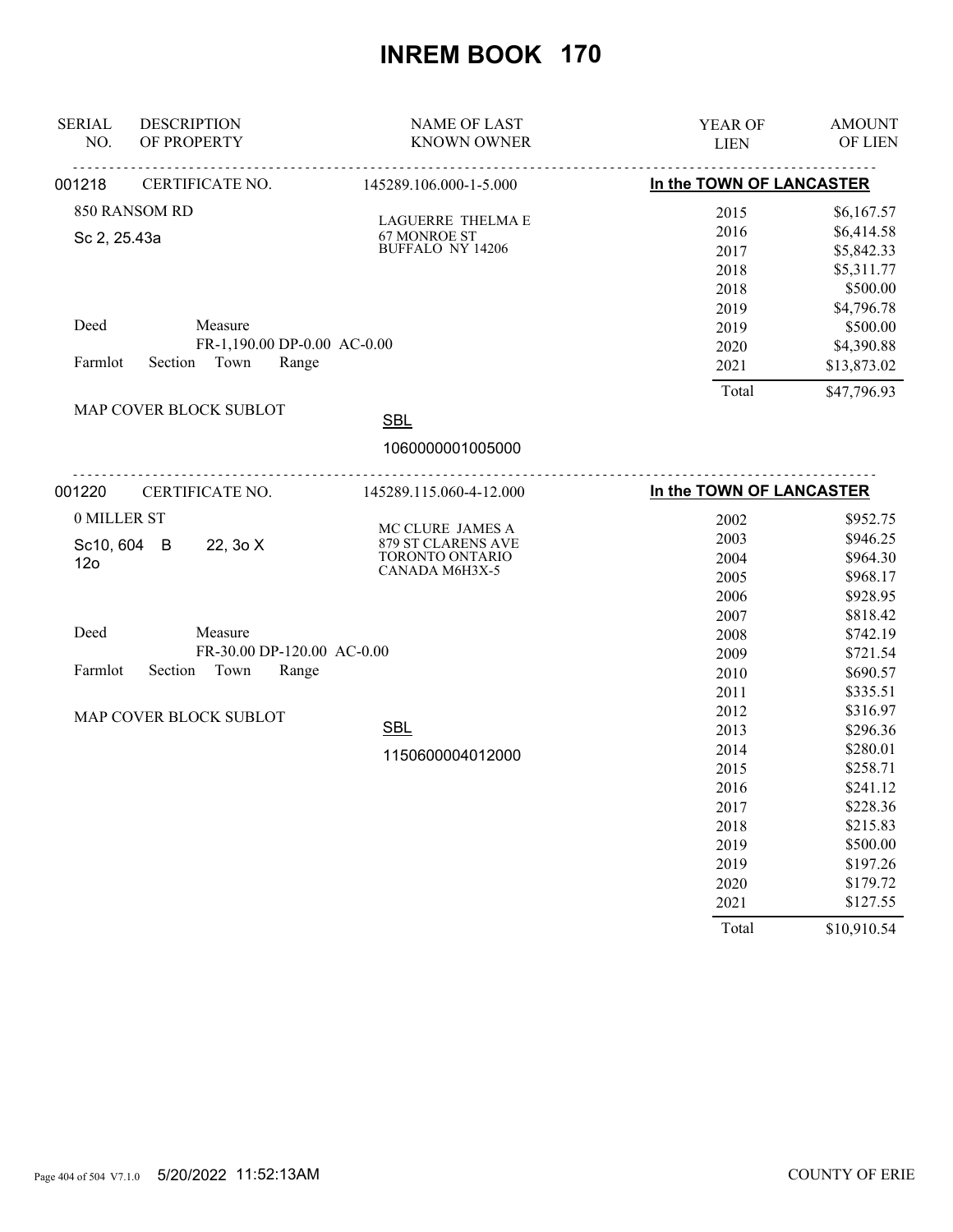# INREM BOOK 170

| SERIAL NO. | DESCRIPTION OF PROPERTY | NAME OF LAST KNOWN OWNER | YEAR OF LIEN | AMOUNT OF LIEN |
|---|---|---|---|---|
| 001218 | CERTIFICATE NO. | 145289.106.000-1-5.000 | In the TOWN OF LANCASTER | |
| | 850 RANSOM RD | LAGUERRE THELMA E | 2015 | $6,167.57 |
| | Sc 2, 25.43a | 67 MONROE ST | 2016 | $6,414.58 |
| | | BUFFALO NY 14206 | 2017 | $5,842.33 |
| | | | 2018 | $5,311.77 |
| | | | 2018 | $500.00 |
| | | | 2019 | $4,796.78 |
| | Deed Measure | | 2019 | $500.00 |
| | FR-1,190.00 DP-0.00 AC-0.00 | | 2020 | $4,390.88 |
| | Farmlot Section Town Range | | 2021 | $13,873.02 |
| | | | Total | $47,796.93 |
| | MAP COVER BLOCK SUBLOT | SBL | | |
| | | 1060000001005000 | | |
| 001220 | CERTIFICATE NO. | 145289.115.060-4-12.000 | In the TOWN OF LANCASTER | |
| | 0 MILLER ST | MC CLURE JAMES A | 2002 | $952.75 |
| | Sc10, 604 B 22, 3o X 12o | 879 ST CLARENS AVE | 2003 | $946.25 |
| | | TORONTO ONTARIO | 2004 | $964.30 |
| | | CANADA M6H3X-5 | 2005 | $968.17 |
| | | | 2006 | $928.95 |
| | | | 2007 | $818.42 |
| | Deed Measure | | 2008 | $742.19 |
| | FR-30.00 DP-120.00 AC-0.00 | | 2009 | $721.54 |
| | Farmlot Section Town Range | | 2010 | $690.57 |
| | | | 2011 | $335.51 |
| | MAP COVER BLOCK SUBLOT | | 2012 | $316.97 |
| | | SBL | 2013 | $296.36 |
| | | 1150600004012000 | 2014 | $280.01 |
| | | | 2015 | $258.71 |
| | | | 2016 | $241.12 |
| | | | 2017 | $228.36 |
| | | | 2018 | $215.83 |
| | | | 2019 | $500.00 |
| | | | 2019 | $197.26 |
| | | | 2020 | $179.72 |
| | | | 2021 | $127.55 |
| | | | Total | $10,910.54 |

5/20/2022 11:52:13AM COUNTY OF ERIE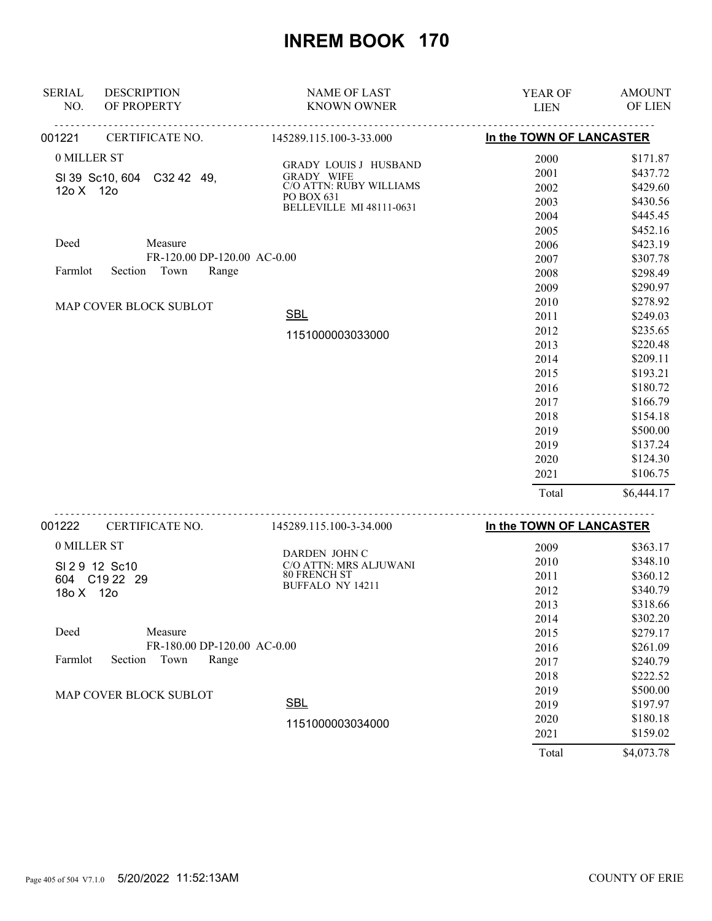# INREM BOOK 170

| SERIAL NO. | DESCRIPTION OF PROPERTY | NAME OF LAST KNOWN OWNER | YEAR OF LIEN | AMOUNT OF LIEN |
|---|---|---|---|---|
| 001221 | CERTIFICATE NO. | 145289.115.100-3-33.000 | In the TOWN OF LANCASTER | |
| | 0 MILLER ST | GRADY LOUIS J HUSBAND | 2000 | $171.87 |
| | Sl 39 Sc10, 604 C32 42 49, | GRADY WIFE | 2001 | $437.72 |
| | 12o X 12o | C/O ATTN: RUBY WILLIAMS | 2002 | $429.60 |
| | | PO BOX 631 | 2003 | $430.56 |
| | | BELLEVILLE MI 48111-0631 | 2004 | $445.45 |
| | | | 2005 | $452.16 |
| | Deed Measure | | 2006 | $423.19 |
| | FR-120.00 DP-120.00 AC-0.00 | | 2007 | $307.78 |
| | Farmlot Section Town Range | | 2008 | $298.49 |
| | | | 2009 | $290.97 |
| | MAP COVER BLOCK SUBLOT | | 2010 | $278.92 |
| | | SBL | 2011 | $249.03 |
| | | 1151000003033000 | 2012 | $235.65 |
| | | | 2013 | $220.48 |
| | | | 2014 | $209.11 |
| | | | 2015 | $193.21 |
| | | | 2016 | $180.72 |
| | | | 2017 | $166.79 |
| | | | 2018 | $154.18 |
| | | | 2019 | $500.00 |
| | | | 2019 | $137.24 |
| | | | 2020 | $124.30 |
| | | | 2021 | $106.75 |
| | | | Total | $6,444.17 |
| 001222 | CERTIFICATE NO. | 145289.115.100-3-34.000 | In the TOWN OF LANCASTER | |
| | 0 MILLER ST | DARDEN JOHN C | 2009 | $363.17 |
| | Sl 2 9 12 Sc10 | C/O ATTN: MRS ALJUWANI | 2010 | $348.10 |
| | 604 C19 22 29 | 80 FRENCH ST | 2011 | $360.12 |
| | 18o X 12o | BUFFALO NY 14211 | 2012 | $340.79 |
| | | | 2013 | $318.66 |
| | | | 2014 | $302.20 |
| | Deed Measure | | 2015 | $279.17 |
| | FR-180.00 DP-120.00 AC-0.00 | | 2016 | $261.09 |
| | Farmlot Section Town Range | | 2017 | $240.79 |
| | | | 2018 | $222.52 |
| | MAP COVER BLOCK SUBLOT | | 2019 | $500.00 |
| | | SBL | 2019 | $197.97 |
| | | 1151000003034000 | 2020 | $180.18 |
| | | | 2021 | $159.02 |
| | | | Total | $4,073.78 |

5/20/2022 11:52:13AM COUNTY OF ERIE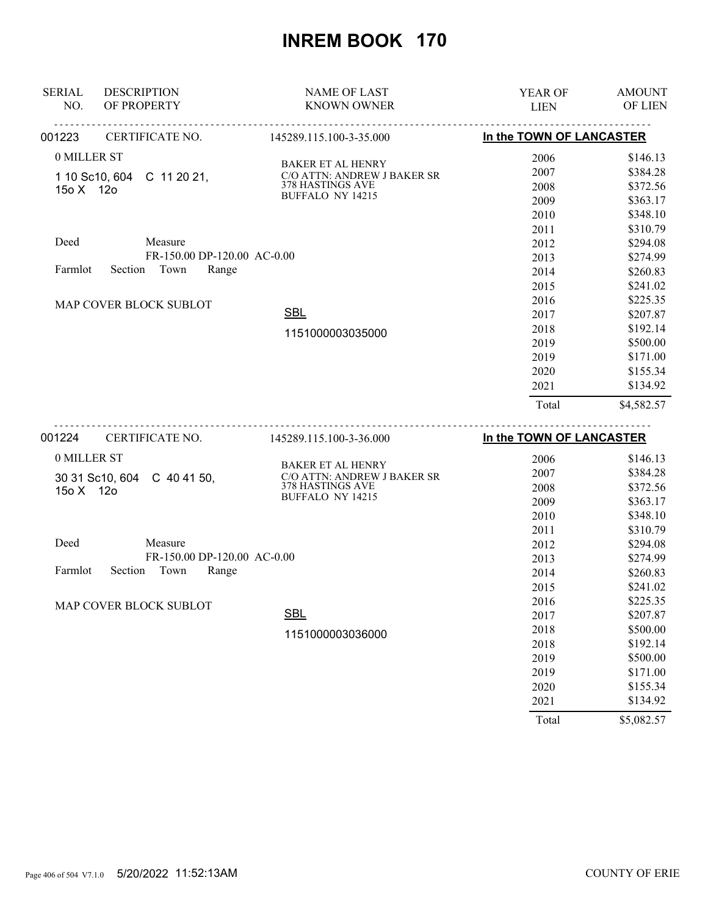# INREM BOOK 170

| SERIAL NO. | DESCRIPTION OF PROPERTY | NAME OF LAST KNOWN OWNER | YEAR OF LIEN | AMOUNT OF LIEN |
|---|---|---|---|---|
| 001223 | CERTIFICATE NO. | 145289.115.100-3-35.000 | In the TOWN OF LANCASTER | |

0 MILLER ST

1 10 Sc10, 604 C 11 20 21,
15o X 12o

Deed Measure
FR-150.00 DP-120.00 AC-0.00
Farmlot Section Town Range

MAP COVER BLOCK SUBLOT

BAKER ET AL HENRY
C/O ATTN: ANDREW J BAKER SR
378 HASTINGS AVE
BUFFALO NY 14215

SBL
1151000003035000

| YEAR OF LIEN | AMOUNT OF LIEN |
|---|---|
| 2006 | $146.13 |
| 2007 | $384.28 |
| 2008 | $372.56 |
| 2009 | $363.17 |
| 2010 | $348.10 |
| 2011 | $310.79 |
| 2012 | $294.08 |
| 2013 | $274.99 |
| 2014 | $260.83 |
| 2015 | $241.02 |
| 2016 | $225.35 |
| 2017 | $207.87 |
| 2018 | $192.14 |
| 2019 | $500.00 |
| 2019 | $171.00 |
| 2020 | $155.34 |
| 2021 | $134.92 |
| Total | $4,582.57 |

| SERIAL NO. | DESCRIPTION OF PROPERTY | NAME OF LAST KNOWN OWNER | YEAR OF LIEN | AMOUNT OF LIEN |
|---|---|---|---|---|
| 001224 | CERTIFICATE NO. | 145289.115.100-3-36.000 | In the TOWN OF LANCASTER | |

0 MILLER ST

30 31 Sc10, 604 C 40 41 50,
15o X 12o

Deed Measure
FR-150.00 DP-120.00 AC-0.00
Farmlot Section Town Range

MAP COVER BLOCK SUBLOT

BAKER ET AL HENRY
C/O ATTN: ANDREW J BAKER SR
378 HASTINGS AVE
BUFFALO NY 14215

SBL
1151000003036000

| YEAR OF LIEN | AMOUNT OF LIEN |
|---|---|
| 2006 | $146.13 |
| 2007 | $384.28 |
| 2008 | $372.56 |
| 2009 | $363.17 |
| 2010 | $348.10 |
| 2011 | $310.79 |
| 2012 | $294.08 |
| 2013 | $274.99 |
| 2014 | $260.83 |
| 2015 | $241.02 |
| 2016 | $225.35 |
| 2017 | $207.87 |
| 2018 | $500.00 |
| 2018 | $192.14 |
| 2019 | $500.00 |
| 2019 | $171.00 |
| 2020 | $155.34 |
| 2021 | $134.92 |
| Total | $5,082.57 |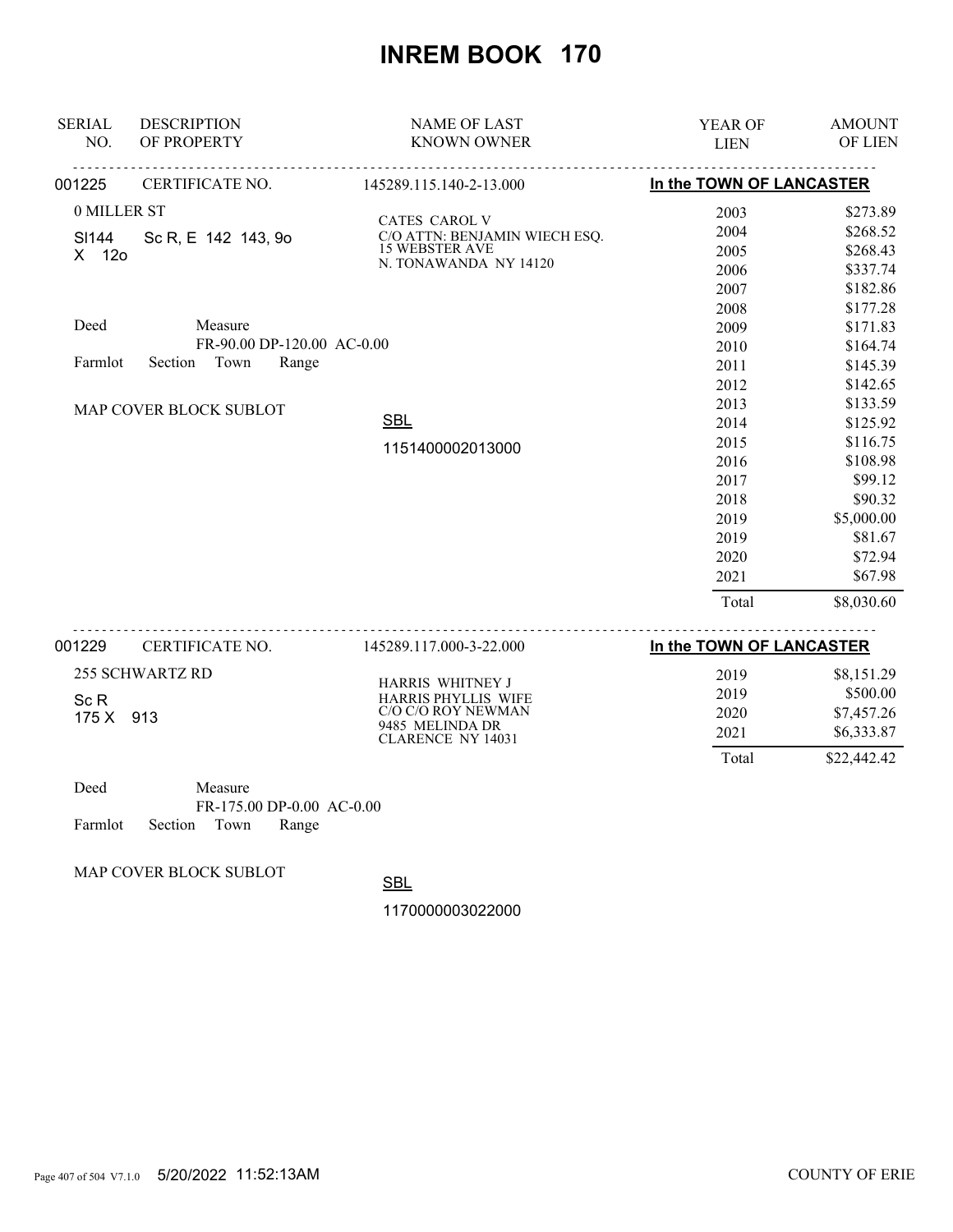# INREM BOOK 170

| SERIAL NO. | DESCRIPTION OF PROPERTY | NAME OF LAST KNOWN OWNER | YEAR OF LIEN | AMOUNT OF LIEN |
|---|---|---|---|---|

**001225** CERTIFICATE NO. 145289.115.140-2-13.000 — **In the TOWN OF LANCASTER**

0 MILLER ST

SI144 Sc R, E 142 143, 9o
X 12o

Deed Measure
FR-90.00 DP-120.00 AC-0.00
Farmlot Section Town Range

MAP COVER BLOCK SUBLOT

CATES CAROL V
C/O ATTN: BENJAMIN WIECH ESQ.
15 WEBSTER AVE
N. TONAWANDA NY 14120

SBL
1151400002013000

| YEAR OF LIEN | AMOUNT OF LIEN |
|---|---|
| 2003 | $273.89 |
| 2004 | $268.52 |
| 2005 | $268.43 |
| 2006 | $337.74 |
| 2007 | $182.86 |
| 2008 | $177.28 |
| 2009 | $171.83 |
| 2010 | $164.74 |
| 2011 | $145.39 |
| 2012 | $142.65 |
| 2013 | $133.59 |
| 2014 | $125.92 |
| 2015 | $116.75 |
| 2016 | $108.98 |
| 2017 | $99.12 |
| 2018 | $90.32 |
| 2019 | $5,000.00 |
| 2019 | $81.67 |
| 2020 | $72.94 |
| 2021 | $67.98 |
| Total | $8,030.60 |

**001229** CERTIFICATE NO. 145289.117.000-3-22.000 — **In the TOWN OF LANCASTER**

255 SCHWARTZ RD

Sc R
175 X 913

Deed Measure
FR-175.00 DP-0.00 AC-0.00
Farmlot Section Town Range

MAP COVER BLOCK SUBLOT

HARRIS WHITNEY J
HARRIS PHYLLIS WIFE
C/O C/O ROY NEWMAN
9485 MELINDA DR
CLARENCE NY 14031

SBL
1170000003022000

| YEAR OF LIEN | AMOUNT OF LIEN |
|---|---|
| 2019 | $8,151.29 |
| 2019 | $500.00 |
| 2020 | $7,457.26 |
| 2021 | $6,333.87 |
| Total | $22,442.42 |

5/20/2022 11:52:13AM COUNTY OF ERIE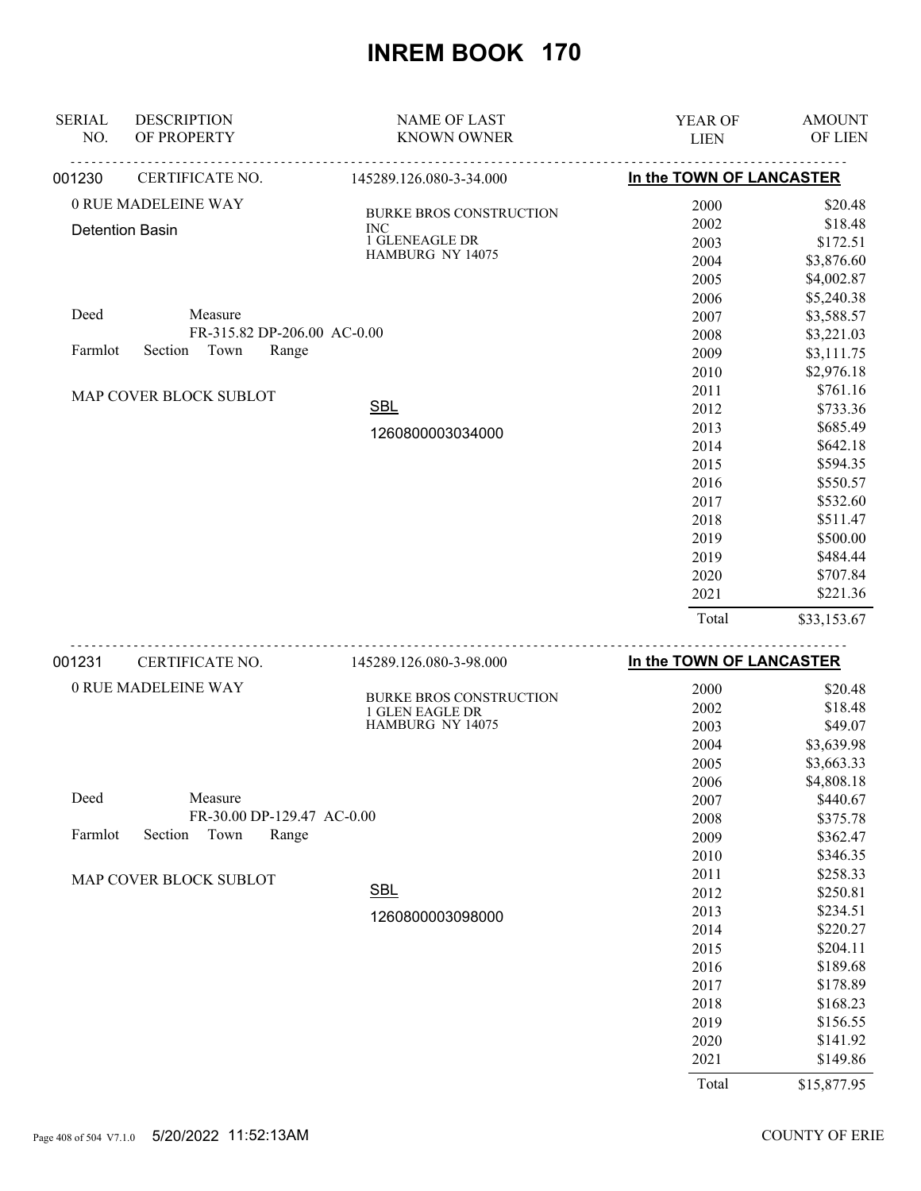# INREM BOOK 170

| SERIAL NO. | DESCRIPTION OF PROPERTY | NAME OF LAST KNOWN OWNER | YEAR OF LIEN | AMOUNT OF LIEN |
|---|---|---|---|---|

**001230** CERTIFICATE NO. 145289.126.080-3-34.000 — **In the TOWN OF LANCASTER**

0 RUE MADELEINE WAY
Detention Basin

BURKE BROS CONSTRUCTION INC
1 GLENEAGLE DR
HAMBURG NY 14075

Deed Measure
FR-315.82 DP-206.00 AC-0.00
Farmlot Section Town Range

MAP COVER BLOCK SUBLOT

SBL
1260800003034000

| YEAR OF LIEN | AMOUNT OF LIEN |
|---|---|
| 2000 | $20.48 |
| 2002 | $18.48 |
| 2003 | $172.51 |
| 2004 | $3,876.60 |
| 2005 | $4,002.87 |
| 2006 | $5,240.38 |
| 2007 | $3,588.57 |
| 2008 | $3,221.03 |
| 2009 | $3,111.75 |
| 2010 | $2,976.18 |
| 2011 | $761.16 |
| 2012 | $733.36 |
| 2013 | $685.49 |
| 2014 | $642.18 |
| 2015 | $594.35 |
| 2016 | $550.57 |
| 2017 | $532.60 |
| 2018 | $511.47 |
| 2019 | $500.00 |
| 2019 | $484.44 |
| 2020 | $707.84 |
| 2021 | $221.36 |
| Total | $33,153.67 |

**001231** CERTIFICATE NO. 145289.126.080-3-98.000 — **In the TOWN OF LANCASTER**

0 RUE MADELEINE WAY

BURKE BROS CONSTRUCTION
1 GLEN EAGLE DR
HAMBURG NY 14075

Deed Measure
FR-30.00 DP-129.47 AC-0.00
Farmlot Section Town Range

MAP COVER BLOCK SUBLOT

SBL
1260800003098000

| YEAR OF LIEN | AMOUNT OF LIEN |
|---|---|
| 2000 | $20.48 |
| 2002 | $18.48 |
| 2003 | $49.07 |
| 2004 | $3,639.98 |
| 2005 | $3,663.33 |
| 2006 | $4,808.18 |
| 2007 | $440.67 |
| 2008 | $375.78 |
| 2009 | $362.47 |
| 2010 | $346.35 |
| 2011 | $258.33 |
| 2012 | $250.81 |
| 2013 | $234.51 |
| 2014 | $220.27 |
| 2015 | $204.11 |
| 2016 | $189.68 |
| 2017 | $178.89 |
| 2018 | $168.23 |
| 2019 | $156.55 |
| 2020 | $141.92 |
| 2021 | $149.86 |
| Total | $15,877.95 |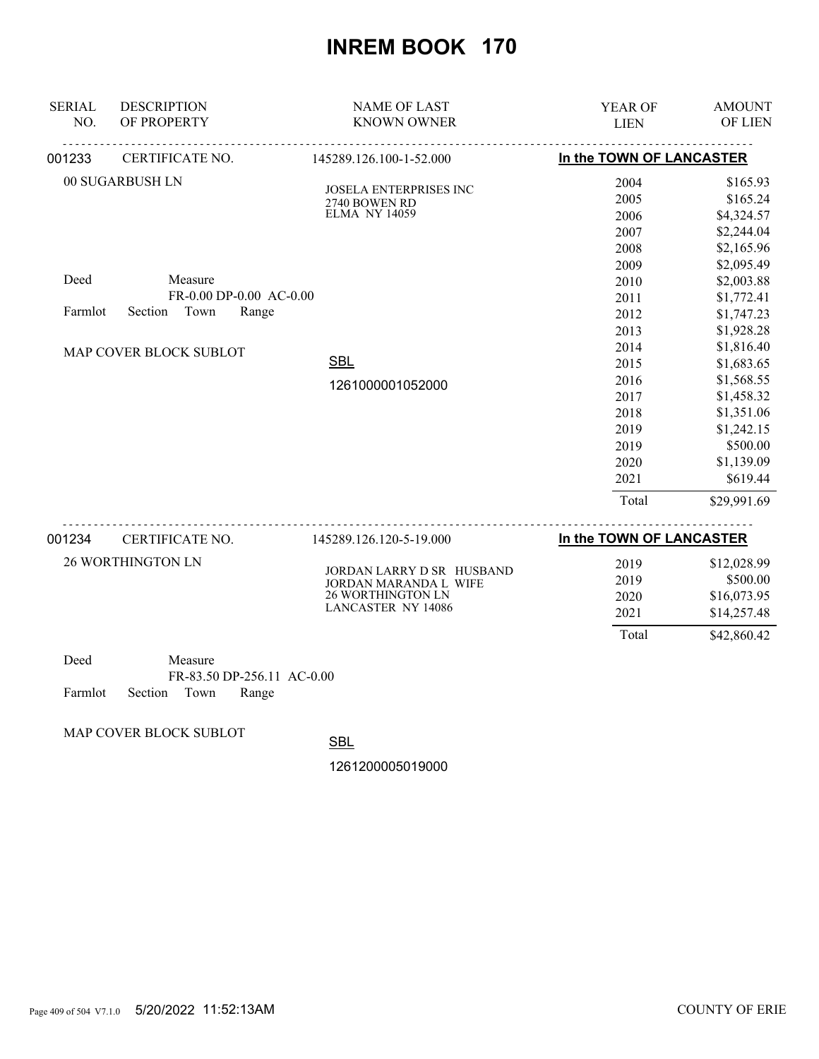# INREM BOOK 170

| SERIAL NO. | DESCRIPTION OF PROPERTY | NAME OF LAST KNOWN OWNER | YEAR OF LIEN | AMOUNT OF LIEN |
|---|---|---|---|---|
| 001233 | CERTIFICATE NO. | 145289.126.100-1-52.000 | In the TOWN OF LANCASTER | |
| | 00 SUGARBUSH LN | JOSELA ENTERPRISES INC<br>2740 BOWEN RD<br>ELMA NY 14059 | 2004 | $165.93 |
| | | | 2005 | $165.24 |
| | | | 2006 | $4,324.57 |
| | | | 2007 | $2,244.04 |
| | | | 2008 | $2,165.96 |
| | | | 2009 | $2,095.49 |
| | Deed Measure<br>FR-0.00 DP-0.00 AC-0.00 | | 2010 | $2,003.88 |
| | Farmlot Section Town Range | | 2011 | $1,772.41 |
| | | | 2012 | $1,747.23 |
| | | | 2013 | $1,928.28 |
| | MAP COVER BLOCK SUBLOT | | 2014 | $1,816.40 |
| | | SBL | 2015 | $1,683.65 |
| | | 1261000001052000 | 2016 | $1,568.55 |
| | | | 2017 | $1,458.32 |
| | | | 2018 | $1,351.06 |
| | | | 2019 | $1,242.15 |
| | | | 2019 | $500.00 |
| | | | 2020 | $1,139.09 |
| | | | 2021 | $619.44 |
| | | | Total | $29,991.69 |
| 001234 | CERTIFICATE NO. | 145289.126.120-5-19.000 | In the TOWN OF LANCASTER | |
| | 26 WORTHINGTON LN | JORDAN LARRY D SR HUSBAND<br>JORDAN MARANDA L WIFE<br>26 WORTHINGTON LN<br>LANCASTER NY 14086 | 2019 | $12,028.99 |
| | | | 2019 | $500.00 |
| | | | 2020 | $16,073.95 |
| | | | 2021 | $14,257.48 |
| | | | Total | $42,860.42 |
| | Deed Measure<br>FR-83.50 DP-256.11 AC-0.00 | | | |
| | Farmlot Section Town Range | | | |
| | MAP COVER BLOCK SUBLOT | SBL<br>1261200005019000 | | |

5/20/2022 11:52:13AM COUNTY OF ERIE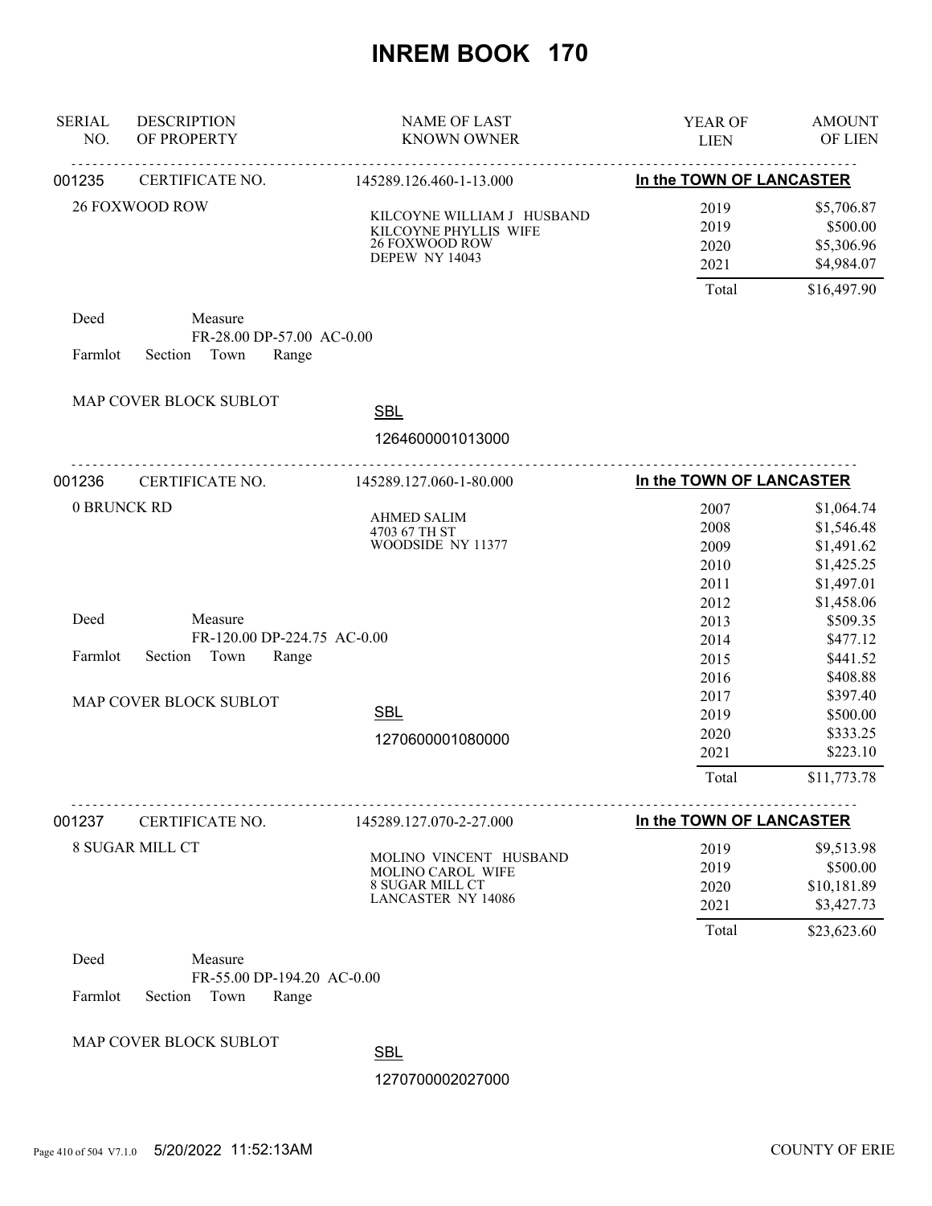# INREM BOOK 170

| SERIAL NO. | DESCRIPTION OF PROPERTY | NAME OF LAST KNOWN OWNER | YEAR OF LIEN | AMOUNT OF LIEN |
|---|---|---|---|---|

---

**001235** CERTIFICATE NO. 145289.126.460-1-13.000 — **In the TOWN OF LANCASTER**

26 FOXWOOD ROW

KILCOYNE WILLIAM J HUSBAND
KILCOYNE PHYLLIS WIFE
26 FOXWOOD ROW
DEPEW NY 14043

| YEAR OF LIEN | AMOUNT OF LIEN |
|---|---|
| 2019 | $5,706.87 |
| 2019 | $500.00 |
| 2020 | $5,306.96 |
| 2021 | $4,984.07 |
| Total | $16,497.90 |

Deed Measure
FR-28.00 DP-57.00 AC-0.00
Farmlot Section Town Range

MAP COVER BLOCK SUBLOT

SBL
1264600001013000

---

**001236** CERTIFICATE NO. 145289.127.060-1-80.000 — **In the TOWN OF LANCASTER**

0 BRUNCK RD

AHMED SALIM
4703 67 TH ST
WOODSIDE NY 11377

| YEAR OF LIEN | AMOUNT OF LIEN |
|---|---|
| 2007 | $1,064.74 |
| 2008 | $1,546.48 |
| 2009 | $1,491.62 |
| 2010 | $1,425.25 |
| 2011 | $1,497.01 |
| 2012 | $1,458.06 |
| 2013 | $509.35 |
| 2014 | $477.12 |
| 2015 | $441.52 |
| 2016 | $408.88 |
| 2017 | $397.40 |
| 2019 | $500.00 |
| 2020 | $333.25 |
| 2021 | $223.10 |
| Total | $11,773.78 |

Deed Measure
FR-120.00 DP-224.75 AC-0.00
Farmlot Section Town Range

MAP COVER BLOCK SUBLOT

SBL
1270600001080000

---

**001237** CERTIFICATE NO. 145289.127.070-2-27.000 — **In the TOWN OF LANCASTER**

8 SUGAR MILL CT

MOLINO VINCENT HUSBAND
MOLINO CAROL WIFE
8 SUGAR MILL CT
LANCASTER NY 14086

| YEAR OF LIEN | AMOUNT OF LIEN |
|---|---|
| 2019 | $9,513.98 |
| 2019 | $500.00 |
| 2020 | $10,181.89 |
| 2021 | $3,427.73 |
| Total | $23,623.60 |

Deed Measure
FR-55.00 DP-194.20 AC-0.00
Farmlot Section Town Range

MAP COVER BLOCK SUBLOT

SBL
1270700002027000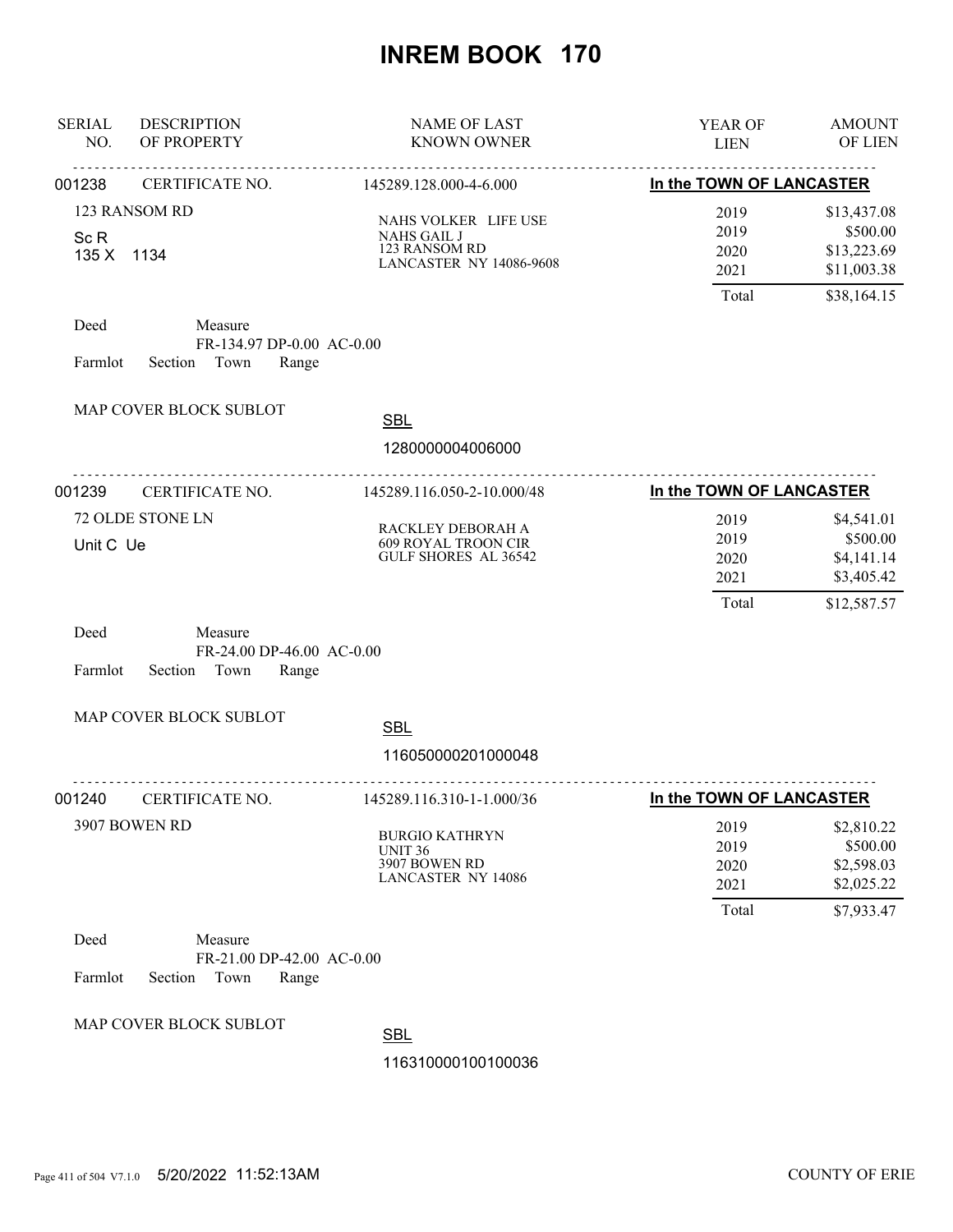# INREM BOOK 170

| SERIAL NO. | DESCRIPTION OF PROPERTY | NAME OF LAST KNOWN OWNER | YEAR OF LIEN | AMOUNT OF LIEN |
|---|---|---|---|---|

---

**001238** CERTIFICATE NO. 145289.128.000-4-6.000 **In the TOWN OF LANCASTER**

123 RANSOM RD
Sc R
135 X 1134

NAHS VOLKER LIFE USE
NAHS GAIL J
123 RANSOM RD
LANCASTER NY 14086-9608

| YEAR OF LIEN | AMOUNT OF LIEN |
|---|---|
| 2019 | $13,437.08 |
| 2019 | $500.00 |
| 2020 | $13,223.69 |
| 2021 | $11,003.38 |
| Total | $38,164.15 |

Deed Measure
FR-134.97 DP-0.00 AC-0.00
Farmlot Section Town Range

MAP COVER BLOCK SUBLOT

SBL
1280000004006000

---

**001239** CERTIFICATE NO. 145289.116.050-2-10.000/48 **In the TOWN OF LANCASTER**

72 OLDE STONE LN
Unit C Ue

RACKLEY DEBORAH A
609 ROYAL TROON CIR
GULF SHORES AL 36542

| YEAR OF LIEN | AMOUNT OF LIEN |
|---|---|
| 2019 | $4,541.01 |
| 2019 | $500.00 |
| 2020 | $4,141.14 |
| 2021 | $3,405.42 |
| Total | $12,587.57 |

Deed Measure
FR-24.00 DP-46.00 AC-0.00
Farmlot Section Town Range

MAP COVER BLOCK SUBLOT

SBL
116050000201000048

---

**001240** CERTIFICATE NO. 145289.116.310-1-1.000/36 **In the TOWN OF LANCASTER**

3907 BOWEN RD

BURGIO KATHRYN
UNIT 36
3907 BOWEN RD
LANCASTER NY 14086

| YEAR OF LIEN | AMOUNT OF LIEN |
|---|---|
| 2019 | $2,810.22 |
| 2019 | $500.00 |
| 2020 | $2,598.03 |
| 2021 | $2,025.22 |
| Total | $7,933.47 |

Deed Measure
FR-21.00 DP-42.00 AC-0.00
Farmlot Section Town Range

MAP COVER BLOCK SUBLOT

SBL
116310000100100036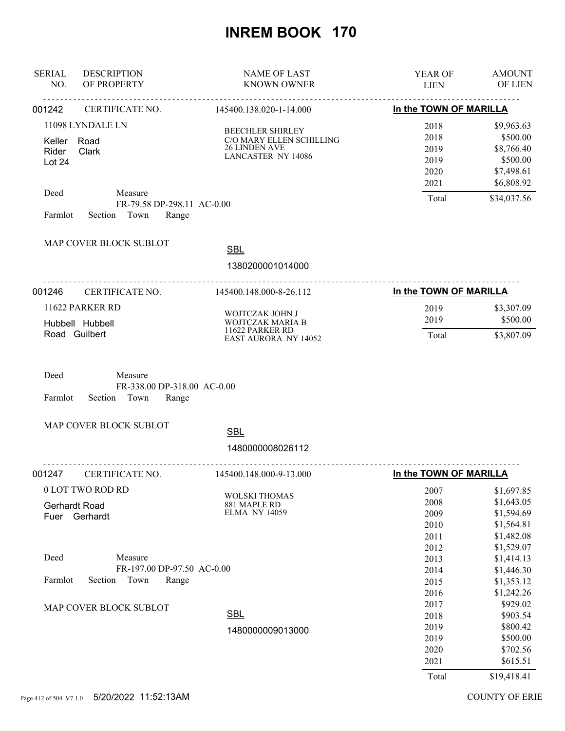# INREM BOOK 170

| SERIAL NO. | DESCRIPTION OF PROPERTY | NAME OF LAST KNOWN OWNER | YEAR OF LIEN | AMOUNT OF LIEN |
|---|---|---|---|---|

**001242** CERTIFICATE NO. 145400.138.020-1-14.000 — **In the TOWN OF MARILLA**

11098 LYNDALE LN

Keller Road
Rider Clark
Lot 24

BEECHLER SHIRLEY
C/O MARY ELLEN SCHILLING
26 LINDEN AVE
LANCASTER NY 14086

| YEAR OF LIEN | AMOUNT OF LIEN |
|---|---|
| 2018 | $9,963.63 |
| 2018 | $500.00 |
| 2019 | $8,766.40 |
| 2019 | $500.00 |
| 2020 | $7,498.61 |
| 2021 | $6,808.92 |
| Total | $34,037.56 |

Deed Measure
FR-79.58 DP-298.11 AC-0.00
Farmlot Section Town Range

MAP COVER BLOCK SUBLOT

SBL
1380200001014000

---

**001246** CERTIFICATE NO. 145400.148.000-8-26.112 — **In the TOWN OF MARILLA**

11622 PARKER RD

Hubbell Hubbell
Road Guilbert

WOJTCZAK JOHN J
WOJTCZAK MARIA B
11622 PARKER RD
EAST AURORA NY 14052

| YEAR OF LIEN | AMOUNT OF LIEN |
|---|---|
| 2019 | $3,307.09 |
| 2019 | $500.00 |
| Total | $3,807.09 |

Deed Measure
FR-338.00 DP-318.00 AC-0.00
Farmlot Section Town Range

MAP COVER BLOCK SUBLOT

SBL
1480000008026112

---

**001247** CERTIFICATE NO. 145400.148.000-9-13.000 — **In the TOWN OF MARILLA**

0 LOT TWO ROD RD

Gerhardt Road
Fuer Gerhardt

WOLSKI THOMAS
881 MAPLE RD
ELMA NY 14059

| YEAR OF LIEN | AMOUNT OF LIEN |
|---|---|
| 2007 | $1,697.85 |
| 2008 | $1,643.05 |
| 2009 | $1,594.69 |
| 2010 | $1,564.81 |
| 2011 | $1,482.08 |
| 2012 | $1,529.07 |
| 2013 | $1,414.13 |
| 2014 | $1,446.30 |
| 2015 | $1,353.12 |
| 2016 | $1,242.26 |
| 2017 | $929.02 |
| 2018 | $903.54 |
| 2019 | $800.42 |
| 2019 | $500.00 |
| 2020 | $702.56 |
| 2021 | $615.51 |
| Total | $19,418.41 |

Deed Measure
FR-197.00 DP-97.50 AC-0.00
Farmlot Section Town Range

MAP COVER BLOCK SUBLOT

SBL
1480000009013000

5/20/2022 11:52:13AM COUNTY OF ERIE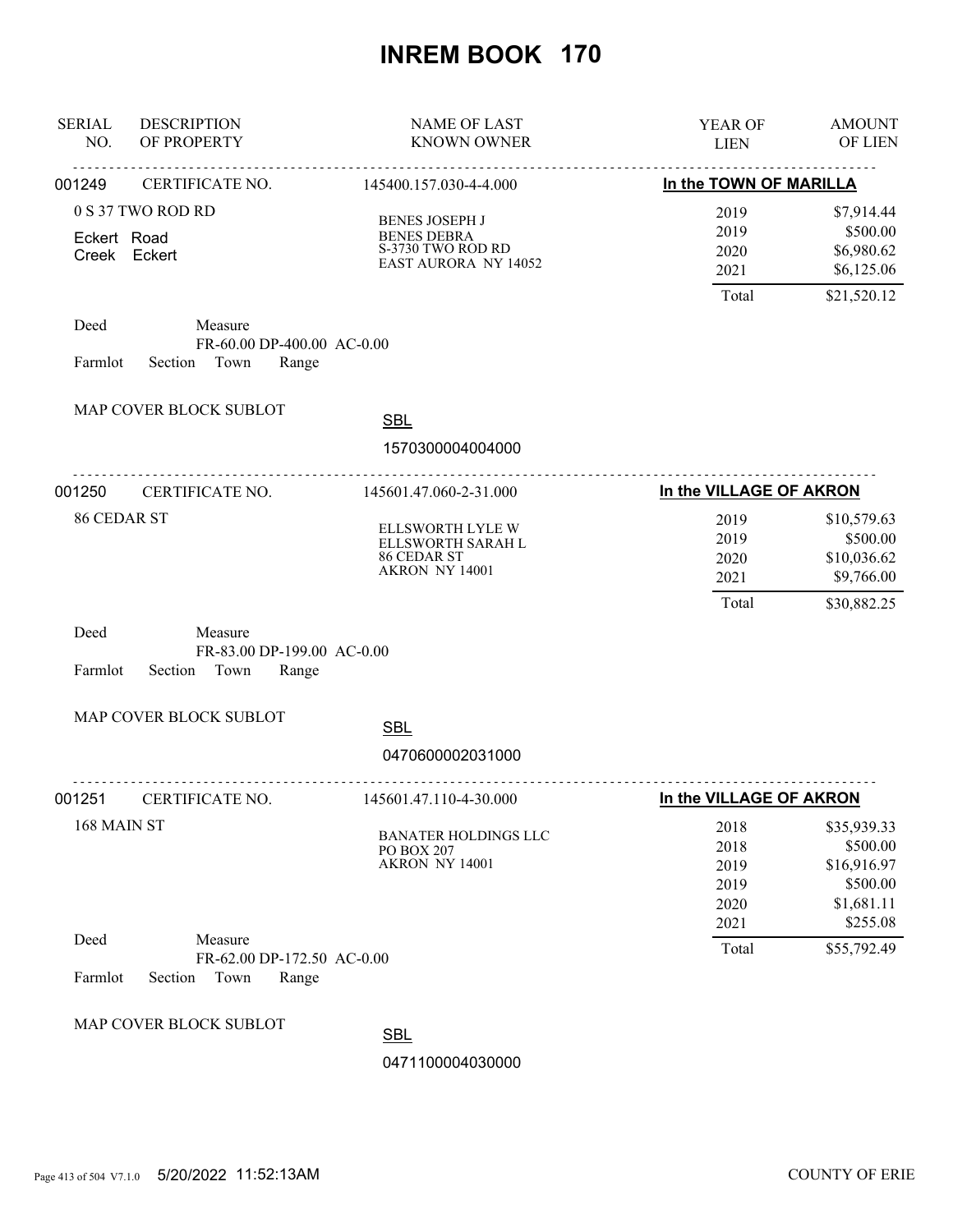# INREM BOOK 170

| SERIAL NO. | DESCRIPTION OF PROPERTY | NAME OF LAST KNOWN OWNER | YEAR OF LIEN | AMOUNT OF LIEN |
|---|---|---|---|---|

**001249** CERTIFICATE NO. 145400.157.030-4-4.000 — **In the TOWN OF MARILLA**

0 S 37 TWO ROD RD
Eckert Road
Creek Eckert

BENES JOSEPH J
BENES DEBRA
S-3730 TWO ROD RD
EAST AURORA NY 14052

| YEAR OF LIEN | AMOUNT OF LIEN |
|---|---|
| 2019 | $7,914.44 |
| 2019 | $500.00 |
| 2020 | $6,980.62 |
| 2021 | $6,125.06 |
| Total | $21,520.12 |

Deed Measure FR-60.00 DP-400.00 AC-0.00
Farmlot Section Town Range

MAP COVER BLOCK SUBLOT

SBL 1570300004004000

---

**001250** CERTIFICATE NO. 145601.47.060-2-31.000 — **In the VILLAGE OF AKRON**

86 CEDAR ST

ELLSWORTH LYLE W
ELLSWORTH SARAH L
86 CEDAR ST
AKRON NY 14001

| YEAR OF LIEN | AMOUNT OF LIEN |
|---|---|
| 2019 | $10,579.63 |
| 2019 | $500.00 |
| 2020 | $10,036.62 |
| 2021 | $9,766.00 |
| Total | $30,882.25 |

Deed Measure FR-83.00 DP-199.00 AC-0.00
Farmlot Section Town Range

MAP COVER BLOCK SUBLOT

SBL 0470600002031000

---

**001251** CERTIFICATE NO. 145601.47.110-4-30.000 — **In the VILLAGE OF AKRON**

168 MAIN ST

BANATER HOLDINGS LLC
PO BOX 207
AKRON NY 14001

| YEAR OF LIEN | AMOUNT OF LIEN |
|---|---|
| 2018 | $35,939.33 |
| 2018 | $500.00 |
| 2019 | $16,916.97 |
| 2019 | $500.00 |
| 2020 | $1,681.11 |
| 2021 | $255.08 |
| Total | $55,792.49 |

Deed Measure FR-62.00 DP-172.50 AC-0.00
Farmlot Section Town Range

MAP COVER BLOCK SUBLOT

SBL 0471100004030000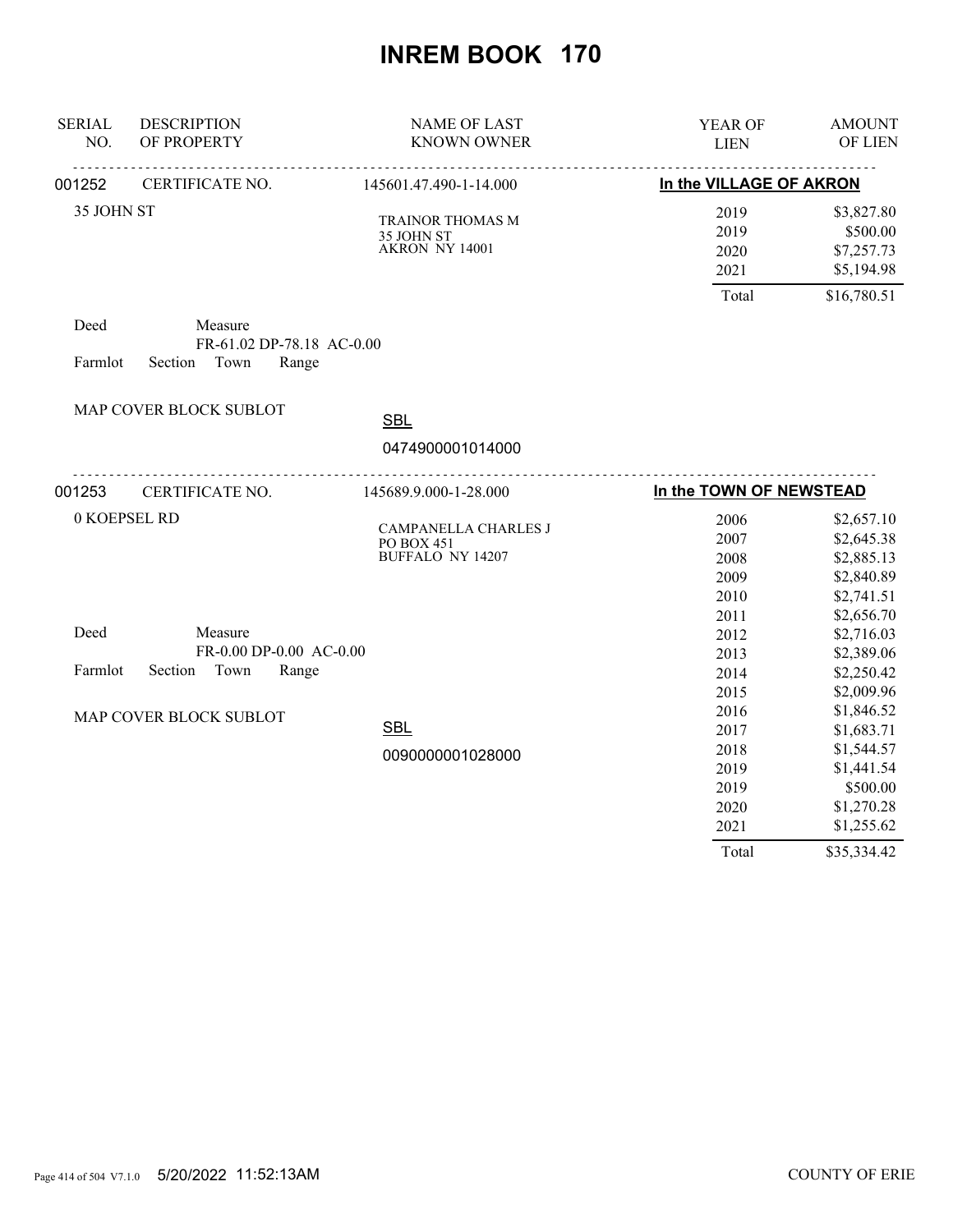# INREM BOOK 170

| SERIAL NO. | DESCRIPTION OF PROPERTY | NAME OF LAST KNOWN OWNER | YEAR OF LIEN | AMOUNT OF LIEN |
|---|---|---|---|---|
| 001252 | CERTIFICATE NO. | 145601.47.490-1-14.000 | **In the VILLAGE OF AKRON** | |
| | 35 JOHN ST | TRAINOR THOMAS M<br>35 JOHN ST<br>AKRON NY 14001 | 2019 | $3,827.80 |
| | | | 2019 | $500.00 |
| | | | 2020 | $7,257.73 |
| | | | 2021 | $5,194.98 |
| | | | Total | $16,780.51 |

Deed    Measure
FR-61.02 DP-78.18 AC-0.00
Farmlot    Section    Town    Range

MAP COVER BLOCK SUBLOT

SBL
0474900001014000

| SERIAL NO. | DESCRIPTION OF PROPERTY | NAME OF LAST KNOWN OWNER | YEAR OF LIEN | AMOUNT OF LIEN |
|---|---|---|---|---|
| 001253 | CERTIFICATE NO. | 145689.9.000-1-28.000 | **In the TOWN OF NEWSTEAD** | |
| | 0 KOEPSEL RD | CAMPANELLA CHARLES J<br>PO BOX 451<br>BUFFALO NY 14207 | 2006 | $2,657.10 |
| | | | 2007 | $2,645.38 |
| | | | 2008 | $2,885.13 |
| | | | 2009 | $2,840.89 |
| | | | 2010 | $2,741.51 |
| | | | 2011 | $2,656.70 |
| | | | 2012 | $2,716.03 |
| | | | 2013 | $2,389.06 |
| | | | 2014 | $2,250.42 |
| | | | 2015 | $2,009.96 |
| | | | 2016 | $1,846.52 |
| | | | 2017 | $1,683.71 |
| | | | 2018 | $1,544.57 |
| | | | 2019 | $1,441.54 |
| | | | 2019 | $500.00 |
| | | | 2020 | $1,270.28 |
| | | | 2021 | $1,255.62 |
| | | | Total | $35,334.42 |

Deed    Measure
FR-0.00 DP-0.00 AC-0.00
Farmlot    Section    Town    Range

MAP COVER BLOCK SUBLOT

SBL
0090000001028000

5/20/2022 11:52:13AM    COUNTY OF ERIE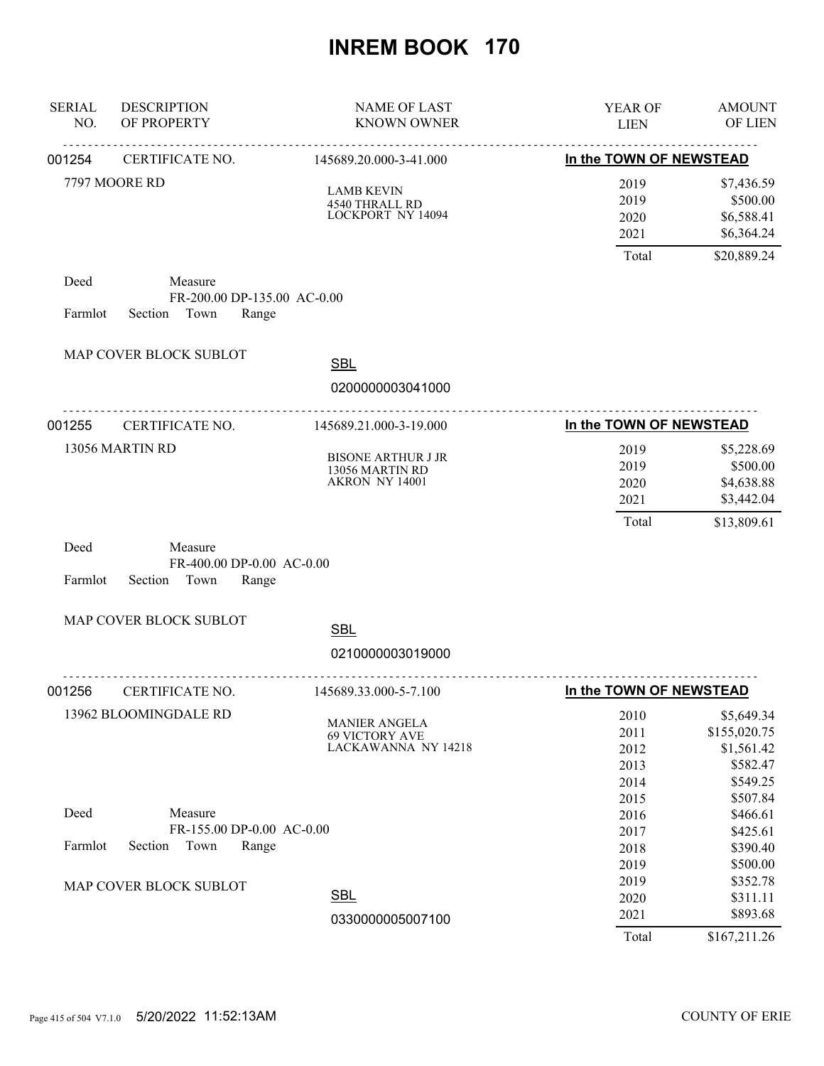# INREM BOOK 170

| SERIAL NO. | DESCRIPTION OF PROPERTY | NAME OF LAST KNOWN OWNER | YEAR OF LIEN | AMOUNT OF LIEN |
|---|---|---|---|---|

---

**001254** CERTIFICATE NO. 145689.20.000-3-41.000 — **In the TOWN OF NEWSTEAD**

7797 MOORE RD

LAMB KEVIN
4540 THRALL RD
LOCKPORT NY 14094

| YEAR OF LIEN | AMOUNT OF LIEN |
|---|---|
| 2019 | $7,436.59 |
| 2019 | $500.00 |
| 2020 | $6,588.41 |
| 2021 | $6,364.24 |
| Total | $20,889.24 |

Deed Measure
FR-200.00 DP-135.00 AC-0.00
Farmlot Section Town Range

MAP COVER BLOCK SUBLOT

SBL
0200000003041000

---

**001255** CERTIFICATE NO. 145689.21.000-3-19.000 — **In the TOWN OF NEWSTEAD**

13056 MARTIN RD

BISONE ARTHUR J JR
13056 MARTIN RD
AKRON NY 14001

| YEAR OF LIEN | AMOUNT OF LIEN |
|---|---|
| 2019 | $5,228.69 |
| 2019 | $500.00 |
| 2020 | $4,638.88 |
| 2021 | $3,442.04 |
| Total | $13,809.61 |

Deed Measure
FR-400.00 DP-0.00 AC-0.00
Farmlot Section Town Range

MAP COVER BLOCK SUBLOT

SBL
0210000003019000

---

**001256** CERTIFICATE NO. 145689.33.000-5-7.100 — **In the TOWN OF NEWSTEAD**

13962 BLOOMINGDALE RD

MANIER ANGELA
69 VICTORY AVE
LACKAWANNA NY 14218

| YEAR OF LIEN | AMOUNT OF LIEN |
|---|---|
| 2010 | $5,649.34 |
| 2011 | $155,020.75 |
| 2012 | $1,561.42 |
| 2013 | $582.47 |
| 2014 | $549.25 |
| 2015 | $507.84 |
| 2016 | $466.61 |
| 2017 | $425.61 |
| 2018 | $390.40 |
| 2019 | $500.00 |
| 2019 | $352.78 |
| 2020 | $311.11 |
| 2021 | $893.68 |
| Total | $167,211.26 |

Deed Measure
FR-155.00 DP-0.00 AC-0.00
Farmlot Section Town Range

MAP COVER BLOCK SUBLOT

SBL
0330000005007100

5/20/2022 11:52:13AM COUNTY OF ERIE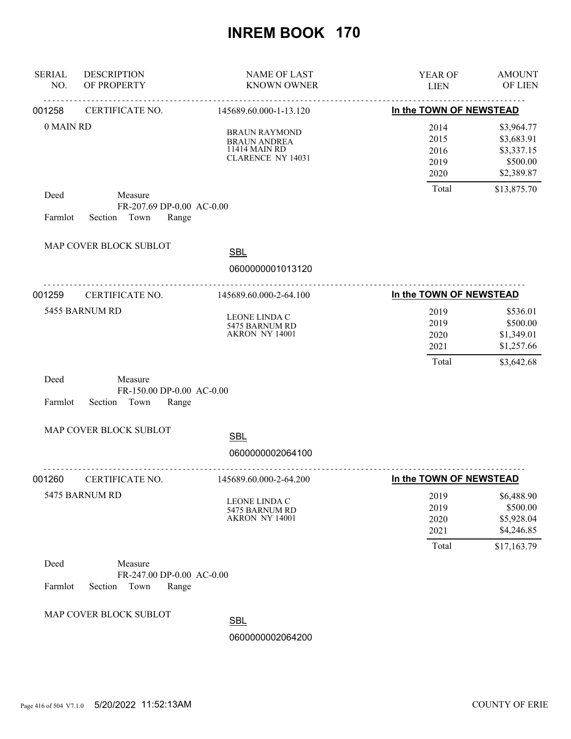# INREM BOOK 170

| SERIAL NO. | DESCRIPTION OF PROPERTY | NAME OF LAST KNOWN OWNER | YEAR OF LIEN | AMOUNT OF LIEN |
|---|---|---|---|---|

---

**001258** CERTIFICATE NO. 145689.60.000-1-13.120 — **In the TOWN OF NEWSTEAD**

0 MAIN RD

BRAUN RAYMOND
BRAUN ANDREA
11414 MAIN RD
CLARENCE NY 14031

| YEAR OF LIEN | AMOUNT OF LIEN |
|---|---|
| 2014 | $3,964.77 |
| 2015 | $3,683.91 |
| 2016 | $3,337.15 |
| 2019 | $500.00 |
| 2020 | $2,389.87 |
| Total | $13,875.70 |

Deed Measure
FR-207.69 DP-0.00 AC-0.00
Farmlot Section Town Range

MAP COVER BLOCK SUBLOT

SBL
0600000001013120

---

**001259** CERTIFICATE NO. 145689.60.000-2-64.100 — **In the TOWN OF NEWSTEAD**

5455 BARNUM RD

LEONE LINDA C
5475 BARNUM RD
AKRON NY 14001

| YEAR OF LIEN | AMOUNT OF LIEN |
|---|---|
| 2019 | $536.01 |
| 2019 | $500.00 |
| 2020 | $1,349.01 |
| 2021 | $1,257.66 |
| Total | $3,642.68 |

Deed Measure
FR-150.00 DP-0.00 AC-0.00
Farmlot Section Town Range

MAP COVER BLOCK SUBLOT

SBL
0600000002064100

---

**001260** CERTIFICATE NO. 145689.60.000-2-64.200 — **In the TOWN OF NEWSTEAD**

5475 BARNUM RD

LEONE LINDA C
5475 BARNUM RD
AKRON NY 14001

| YEAR OF LIEN | AMOUNT OF LIEN |
|---|---|
| 2019 | $6,488.90 |
| 2019 | $500.00 |
| 2020 | $5,928.04 |
| 2021 | $4,246.85 |
| Total | $17,163.79 |

Deed Measure
FR-247.00 DP-0.00 AC-0.00
Farmlot Section Town Range

MAP COVER BLOCK SUBLOT

SBL
0600000002064200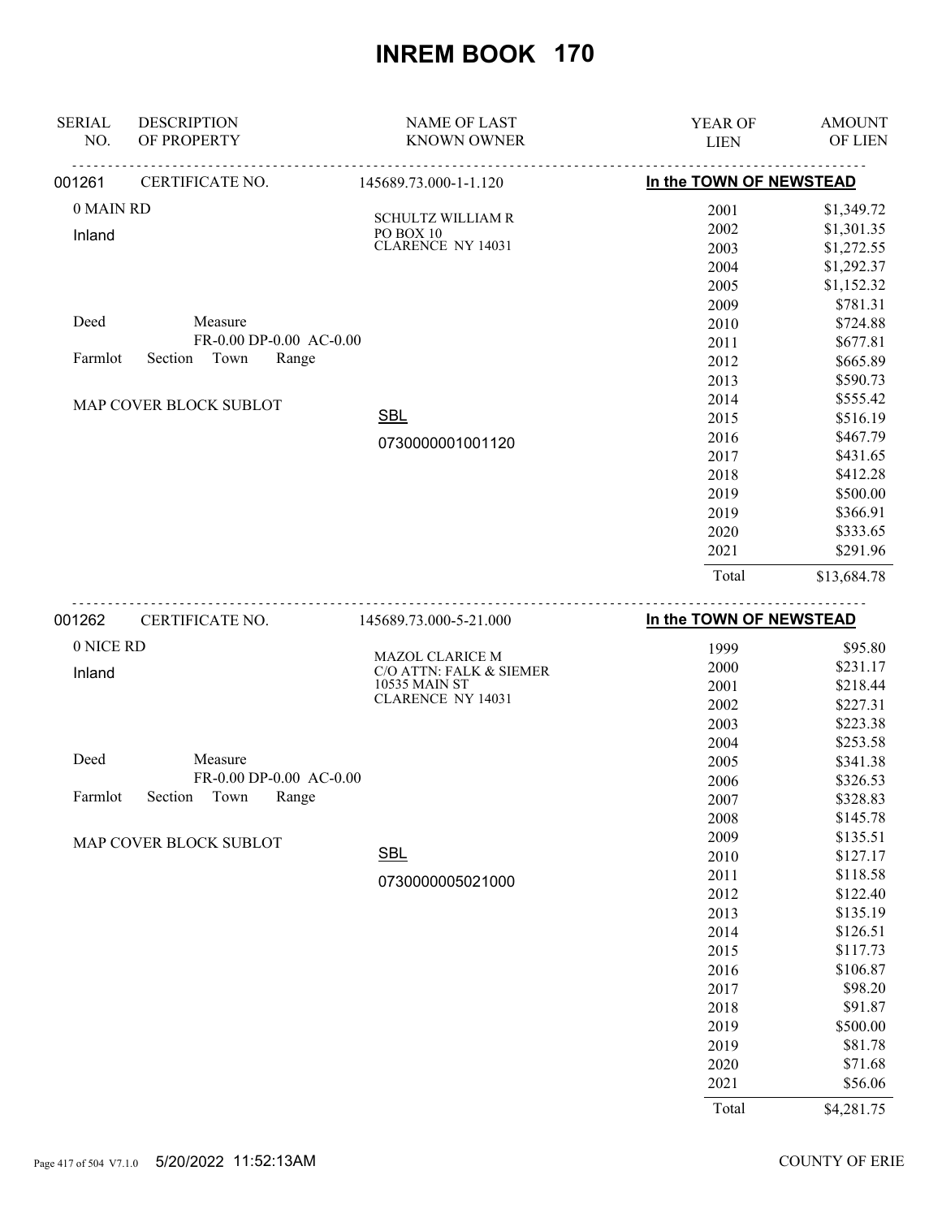# INREM BOOK 170

| SERIAL NO. | DESCRIPTION OF PROPERTY | NAME OF LAST KNOWN OWNER | YEAR OF LIEN | AMOUNT OF LIEN |
|---|---|---|---|---|

**001261** CERTIFICATE NO. 145689.73.000-1-1.120 — **In the TOWN OF NEWSTEAD**

0 MAIN RD
Inland

SCHULTZ WILLIAM R
PO BOX 10
CLARENCE NY 14031

Deed Measure
FR-0.00 DP-0.00 AC-0.00
Farmlot Section Town Range

MAP COVER BLOCK SUBLOT

SBL
0730000001001120

| YEAR OF LIEN | AMOUNT OF LIEN |
|---|---|
| 2001 | $1,349.72 |
| 2002 | $1,301.35 |
| 2003 | $1,272.55 |
| 2004 | $1,292.37 |
| 2005 | $1,152.32 |
| 2009 | $781.31 |
| 2010 | $724.88 |
| 2011 | $677.81 |
| 2012 | $665.89 |
| 2013 | $590.73 |
| 2014 | $555.42 |
| 2015 | $516.19 |
| 2016 | $467.79 |
| 2017 | $431.65 |
| 2018 | $412.28 |
| 2019 | $500.00 |
| 2019 | $366.91 |
| 2020 | $333.65 |
| 2021 | $291.96 |
| Total | $13,684.78 |

**001262** CERTIFICATE NO. 145689.73.000-5-21.000 — **In the TOWN OF NEWSTEAD**

0 NICE RD
Inland

MAZOL CLARICE M
C/O ATTN: FALK & SIEMER
10535 MAIN ST
CLARENCE NY 14031

Deed Measure
FR-0.00 DP-0.00 AC-0.00
Farmlot Section Town Range

MAP COVER BLOCK SUBLOT

SBL
0730000005021000

| YEAR OF LIEN | AMOUNT OF LIEN |
|---|---|
| 1999 | $95.80 |
| 2000 | $231.17 |
| 2001 | $218.44 |
| 2002 | $227.31 |
| 2003 | $223.38 |
| 2004 | $253.58 |
| 2005 | $341.38 |
| 2006 | $326.53 |
| 2007 | $328.83 |
| 2008 | $145.78 |
| 2009 | $135.51 |
| 2010 | $127.17 |
| 2011 | $118.58 |
| 2012 | $122.40 |
| 2013 | $135.19 |
| 2014 | $126.51 |
| 2015 | $117.73 |
| 2016 | $106.87 |
| 2017 | $98.20 |
| 2018 | $91.87 |
| 2019 | $500.00 |
| 2019 | $81.78 |
| 2020 | $71.68 |
| 2021 | $56.06 |
| Total | $4,281.75 |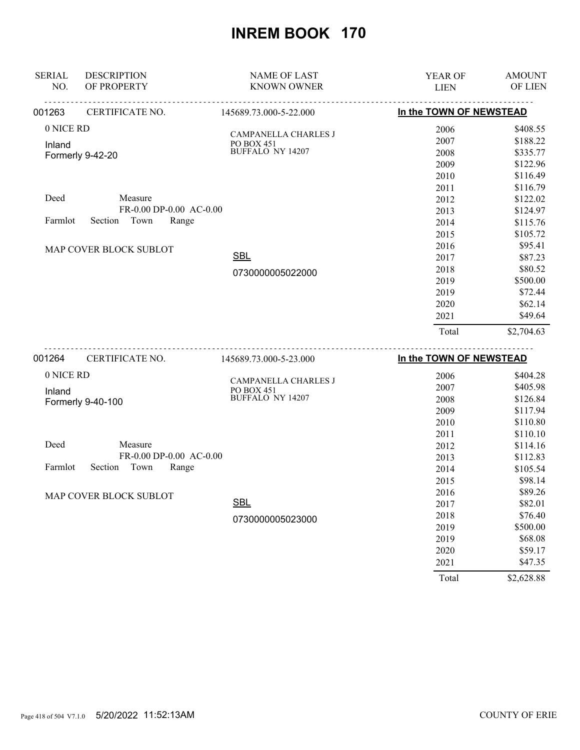# INREM BOOK 170

| SERIAL NO. | DESCRIPTION OF PROPERTY | NAME OF LAST KNOWN OWNER | YEAR OF LIEN | AMOUNT OF LIEN |
|---|---|---|---|---|
| 001263 | CERTIFICATE NO. | 145689.73.000-5-22.000 | In the TOWN OF NEWSTEAD | |
| | 0 NICE RD | CAMPANELLA CHARLES J | 2006 | $408.55 |
| | Inland | PO BOX 451 | 2007 | $188.22 |
| | Formerly 9-42-20 | BUFFALO NY 14207 | 2008 | $335.77 |
| | | | 2009 | $122.96 |
| | | | 2010 | $116.49 |
| | | | 2011 | $116.79 |
| | Deed Measure | | 2012 | $122.02 |
| | FR-0.00 DP-0.00 AC-0.00 | | 2013 | $124.97 |
| | Farmlot Section Town Range | | 2014 | $115.76 |
| | | | 2015 | $105.72 |
| | MAP COVER BLOCK SUBLOT | | 2016 | $95.41 |
| | | SBL | 2017 | $87.23 |
| | | 0730000005022000 | 2018 | $80.52 |
| | | | 2019 | $500.00 |
| | | | 2019 | $72.44 |
| | | | 2020 | $62.14 |
| | | | 2021 | $49.64 |
| | | | Total | $2,704.63 |

| SERIAL NO. | DESCRIPTION OF PROPERTY | NAME OF LAST KNOWN OWNER | YEAR OF LIEN | AMOUNT OF LIEN |
|---|---|---|---|---|
| 001264 | CERTIFICATE NO. | 145689.73.000-5-23.000 | In the TOWN OF NEWSTEAD | |
| | 0 NICE RD | CAMPANELLA CHARLES J | 2006 | $404.28 |
| | Inland | PO BOX 451 | 2007 | $405.98 |
| | Formerly 9-40-100 | BUFFALO NY 14207 | 2008 | $126.84 |
| | | | 2009 | $117.94 |
| | | | 2010 | $110.80 |
| | | | 2011 | $110.10 |
| | Deed Measure | | 2012 | $114.16 |
| | FR-0.00 DP-0.00 AC-0.00 | | 2013 | $112.83 |
| | Farmlot Section Town Range | | 2014 | $105.54 |
| | | | 2015 | $98.14 |
| | MAP COVER BLOCK SUBLOT | | 2016 | $89.26 |
| | | SBL | 2017 | $82.01 |
| | | 0730000005023000 | 2018 | $76.40 |
| | | | 2019 | $500.00 |
| | | | 2019 | $68.08 |
| | | | 2020 | $59.17 |
| | | | 2021 | $47.35 |
| | | | Total | $2,628.88 |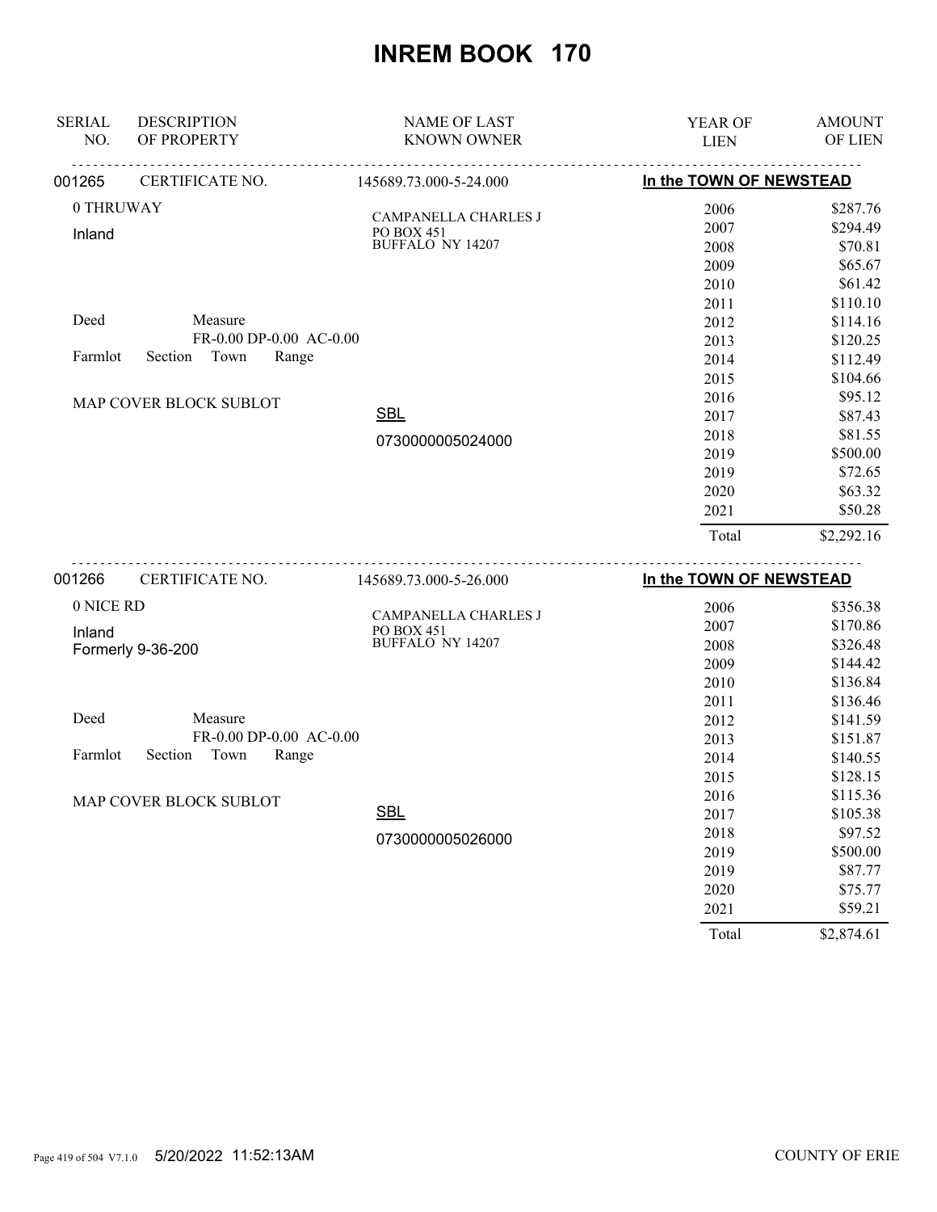# INREM BOOK 170

| SERIAL NO. | DESCRIPTION OF PROPERTY | NAME OF LAST KNOWN OWNER | YEAR OF LIEN | AMOUNT OF LIEN |
|---|---|---|---|---|
| 001265 | CERTIFICATE NO. | 145689.73.000-5-24.000 | In the TOWN OF NEWSTEAD | |
| | 0 THRUWAY | CAMPANELLA CHARLES J | 2006 | $287.76 |
| | Inland | PO BOX 451 | 2007 | $294.49 |
| | | BUFFALO NY 14207 | 2008 | $70.81 |
| | | | 2009 | $65.67 |
| | | | 2010 | $61.42 |
| | | | 2011 | $110.10 |
| | Deed Measure | | 2012 | $114.16 |
| | FR-0.00 DP-0.00 AC-0.00 | | 2013 | $120.25 |
| | Farmlot Section Town Range | | 2014 | $112.49 |
| | | | 2015 | $104.66 |
| | MAP COVER BLOCK SUBLOT | | 2016 | $95.12 |
| | | SBL | 2017 | $87.43 |
| | | 0730000005024000 | 2018 | $81.55 |
| | | | 2019 | $500.00 |
| | | | 2019 | $72.65 |
| | | | 2020 | $63.32 |
| | | | 2021 | $50.28 |
| | | | Total | $2,292.16 |
| 001266 | CERTIFICATE NO. | 145689.73.000-5-26.000 | In the TOWN OF NEWSTEAD | |
| | 0 NICE RD | CAMPANELLA CHARLES J | 2006 | $356.38 |
| | Inland | PO BOX 451 | 2007 | $170.86 |
| | Formerly 9-36-200 | BUFFALO NY 14207 | 2008 | $326.48 |
| | | | 2009 | $144.42 |
| | | | 2010 | $136.84 |
| | | | 2011 | $136.46 |
| | Deed Measure | | 2012 | $141.59 |
| | FR-0.00 DP-0.00 AC-0.00 | | 2013 | $151.87 |
| | Farmlot Section Town Range | | 2014 | $140.55 |
| | | | 2015 | $128.15 |
| | MAP COVER BLOCK SUBLOT | | 2016 | $115.36 |
| | | SBL | 2017 | $105.38 |
| | | 0730000005026000 | 2018 | $97.52 |
| | | | 2019 | $500.00 |
| | | | 2019 | $87.77 |
| | | | 2020 | $75.77 |
| | | | 2021 | $59.21 |
| | | | Total | $2,874.61 |

5/20/2022 11:52:13AM COUNTY OF ERIE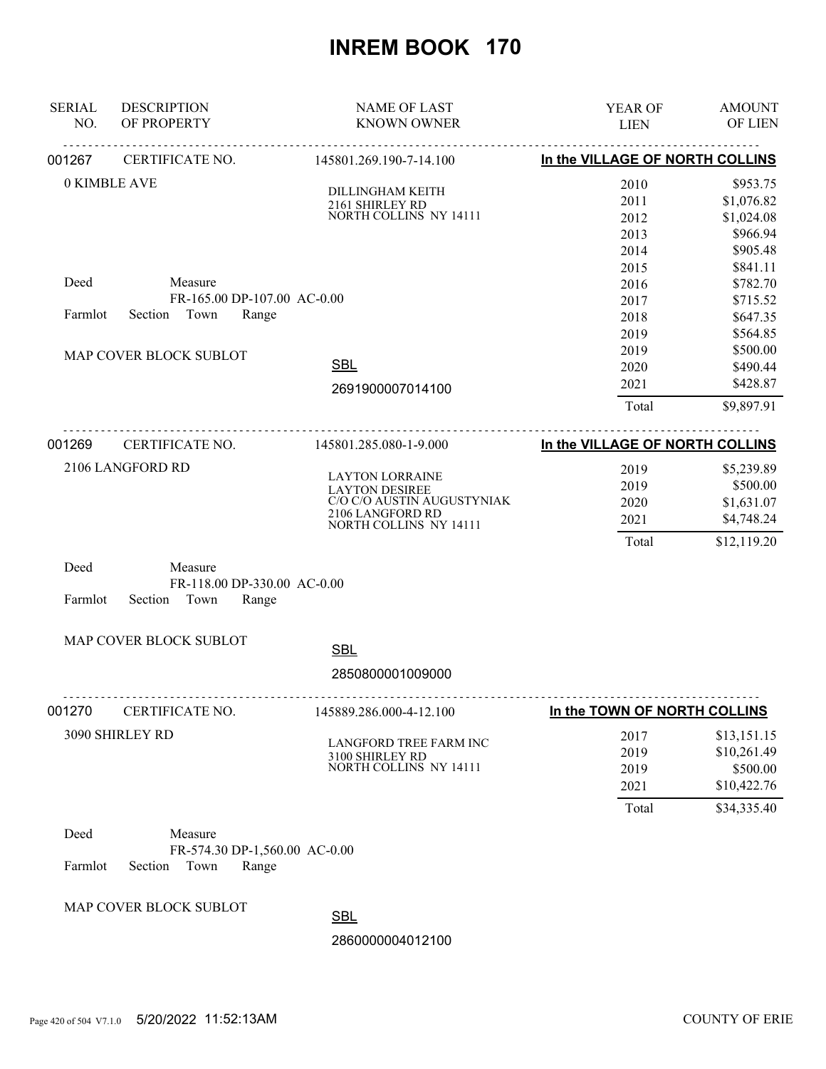# INREM BOOK 170

| SERIAL NO. | DESCRIPTION OF PROPERTY | NAME OF LAST KNOWN OWNER | YEAR OF LIEN | AMOUNT OF LIEN |
|---|---|---|---|---|

---

**001267** CERTIFICATE NO. 145801.269.190-7-14.100 **In the VILLAGE OF NORTH COLLINS**

0 KIMBLE AVE

DILLINGHAM KEITH
2161 SHIRLEY RD
NORTH COLLINS NY 14111

Deed Measure
FR-165.00 DP-107.00 AC-0.00
Farmlot Section Town Range

MAP COVER BLOCK SUBLOT

SBL
2691900007014100

| YEAR OF LIEN | AMOUNT OF LIEN |
|---|---|
| 2010 | $953.75 |
| 2011 | $1,076.82 |
| 2012 | $1,024.08 |
| 2013 | $966.94 |
| 2014 | $905.48 |
| 2015 | $841.11 |
| 2016 | $782.70 |
| 2017 | $715.52 |
| 2018 | $647.35 |
| 2019 | $564.85 |
| 2019 | $500.00 |
| 2020 | $490.44 |
| 2021 | $428.87 |
| Total | $9,897.91 |

---

**001269** CERTIFICATE NO. 145801.285.080-1-9.000 **In the VILLAGE OF NORTH COLLINS**

2106 LANGFORD RD

LAYTON LORRAINE
LAYTON DESIREE
C/O C/O AUSTIN AUGUSTYNIAK
2106 LANGFORD RD
NORTH COLLINS NY 14111

| YEAR OF LIEN | AMOUNT OF LIEN |
|---|---|
| 2019 | $5,239.89 |
| 2019 | $500.00 |
| 2020 | $1,631.07 |
| 2021 | $4,748.24 |
| Total | $12,119.20 |

Deed Measure
FR-118.00 DP-330.00 AC-0.00
Farmlot Section Town Range

MAP COVER BLOCK SUBLOT

SBL
2850800001009000

---

**001270** CERTIFICATE NO. 145889.286.000-4-12.100 **In the TOWN OF NORTH COLLINS**

3090 SHIRLEY RD

LANGFORD TREE FARM INC
3100 SHIRLEY RD
NORTH COLLINS NY 14111

| YEAR OF LIEN | AMOUNT OF LIEN |
|---|---|
| 2017 | $13,151.15 |
| 2019 | $10,261.49 |
| 2019 | $500.00 |
| 2021 | $10,422.76 |
| Total | $34,335.40 |

Deed Measure
FR-574.30 DP-1,560.00 AC-0.00
Farmlot Section Town Range

MAP COVER BLOCK SUBLOT

SBL
2860000004012100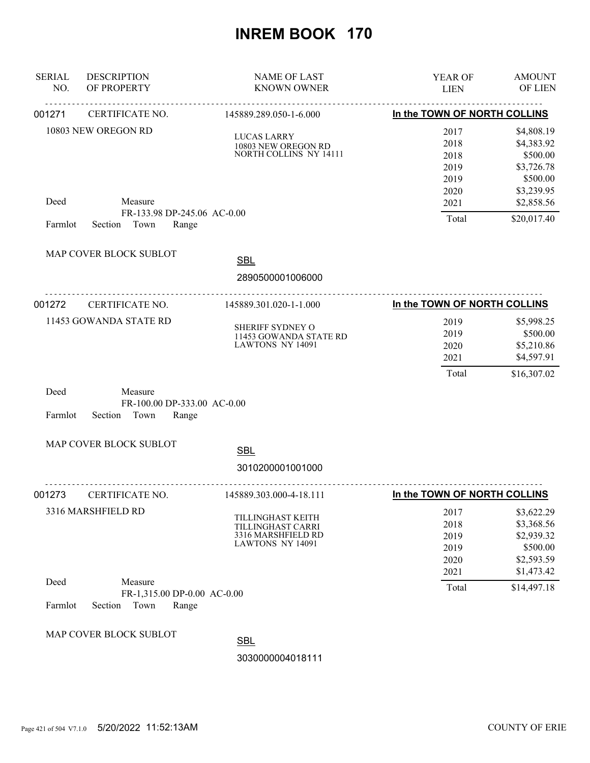# INREM BOOK 170

| SERIAL NO. | DESCRIPTION OF PROPERTY | NAME OF LAST KNOWN OWNER | YEAR OF LIEN | AMOUNT OF LIEN |
|---|---|---|---|---|

## 001271

CERTIFICATE NO. 145889.289.050-1-6.000 — **In the TOWN OF NORTH COLLINS**

10803 NEW OREGON RD

LUCAS LARRY
10803 NEW OREGON RD
NORTH COLLINS NY 14111

| YEAR OF LIEN | AMOUNT OF LIEN |
|---|---|
| 2017 | $4,808.19 |
| 2018 | $4,383.92 |
| 2018 | $500.00 |
| 2019 | $3,726.78 |
| 2019 | $500.00 |
| 2020 | $3,239.95 |
| 2021 | $2,858.56 |
| Total | $20,017.40 |

Deed Measure
FR-133.98 DP-245.06 AC-0.00
Farmlot Section Town Range

MAP COVER BLOCK SUBLOT

SBL
2890500001006000

## 001272

CERTIFICATE NO. 145889.301.020-1-1.000 — **In the TOWN OF NORTH COLLINS**

11453 GOWANDA STATE RD

SHERIFF SYDNEY O
11453 GOWANDA STATE RD
LAWTONS NY 14091

| YEAR OF LIEN | AMOUNT OF LIEN |
|---|---|
| 2019 | $5,998.25 |
| 2019 | $500.00 |
| 2020 | $5,210.86 |
| 2021 | $4,597.91 |
| Total | $16,307.02 |

Deed Measure
FR-100.00 DP-333.00 AC-0.00
Farmlot Section Town Range

MAP COVER BLOCK SUBLOT

SBL
3010200001001000

## 001273

CERTIFICATE NO. 145889.303.000-4-18.111 — **In the TOWN OF NORTH COLLINS**

3316 MARSHFIELD RD

TILLINGHAST KEITH
TILLINGHAST CARRI
3316 MARSHFIELD RD
LAWTONS NY 14091

| YEAR OF LIEN | AMOUNT OF LIEN |
|---|---|
| 2017 | $3,622.29 |
| 2018 | $3,368.56 |
| 2019 | $2,939.32 |
| 2019 | $500.00 |
| 2020 | $2,593.59 |
| 2021 | $1,473.42 |
| Total | $14,497.18 |

Deed Measure
FR-1,315.00 DP-0.00 AC-0.00
Farmlot Section Town Range

MAP COVER BLOCK SUBLOT

SBL
3030000004018111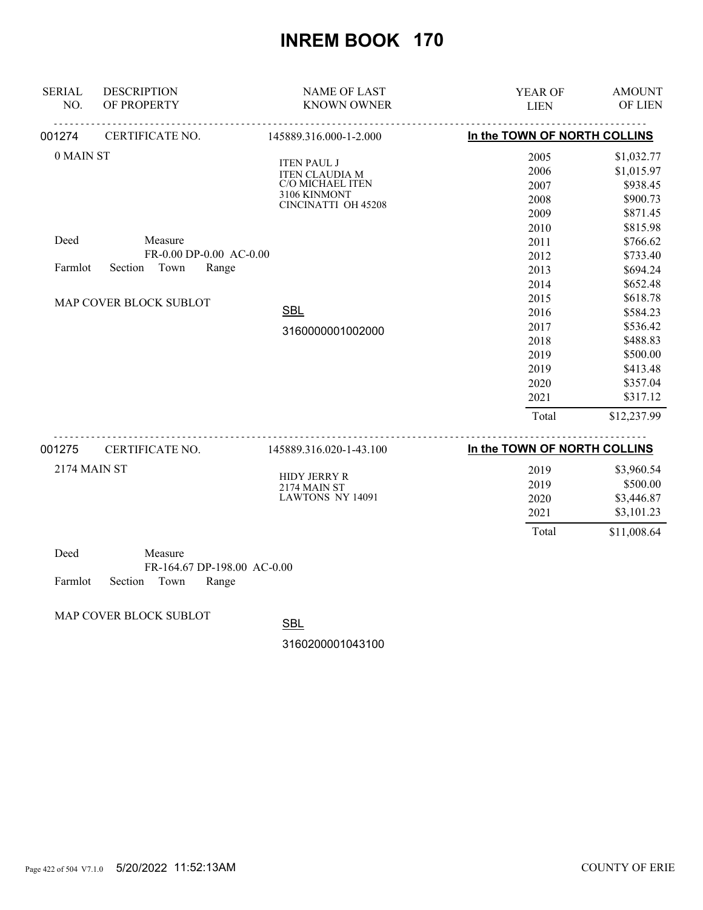# INREM BOOK 170

| SERIAL NO. | DESCRIPTION OF PROPERTY | NAME OF LAST KNOWN OWNER | YEAR OF LIEN | AMOUNT OF LIEN |
|---|---|---|---|---|

**001274** CERTIFICATE NO. 145889.316.000-1-2.000 — **In the TOWN OF NORTH COLLINS**

0 MAIN ST

ITEN PAUL J
ITEN CLAUDIA M
C/O MICHAEL ITEN
3106 KINMONT
CINCINATTI OH 45208

Deed Measure
FR-0.00 DP-0.00 AC-0.00
Farmlot Section Town Range

MAP COVER BLOCK SUBLOT

SBL
3160000001002000

| YEAR OF LIEN | AMOUNT OF LIEN |
|---|---|
| 2005 | $1,032.77 |
| 2006 | $1,015.97 |
| 2007 | $938.45 |
| 2008 | $900.73 |
| 2009 | $871.45 |
| 2010 | $815.98 |
| 2011 | $766.62 |
| 2012 | $733.40 |
| 2013 | $694.24 |
| 2014 | $652.48 |
| 2015 | $618.78 |
| 2016 | $584.23 |
| 2017 | $536.42 |
| 2018 | $488.83 |
| 2019 | $500.00 |
| 2019 | $413.48 |
| 2020 | $357.04 |
| 2021 | $317.12 |
| Total | $12,237.99 |

**001275** CERTIFICATE NO. 145889.316.020-1-43.100 — **In the TOWN OF NORTH COLLINS**

2174 MAIN ST

HIDY JERRY R
2174 MAIN ST
LAWTONS NY 14091

| YEAR OF LIEN | AMOUNT OF LIEN |
|---|---|
| 2019 | $3,960.54 |
| 2019 | $500.00 |
| 2020 | $3,446.87 |
| 2021 | $3,101.23 |
| Total | $11,008.64 |

Deed Measure
FR-164.67 DP-198.00 AC-0.00
Farmlot Section Town Range

MAP COVER BLOCK SUBLOT

SBL
3160200001043100

5/20/2022 11:52:13AM COUNTY OF ERIE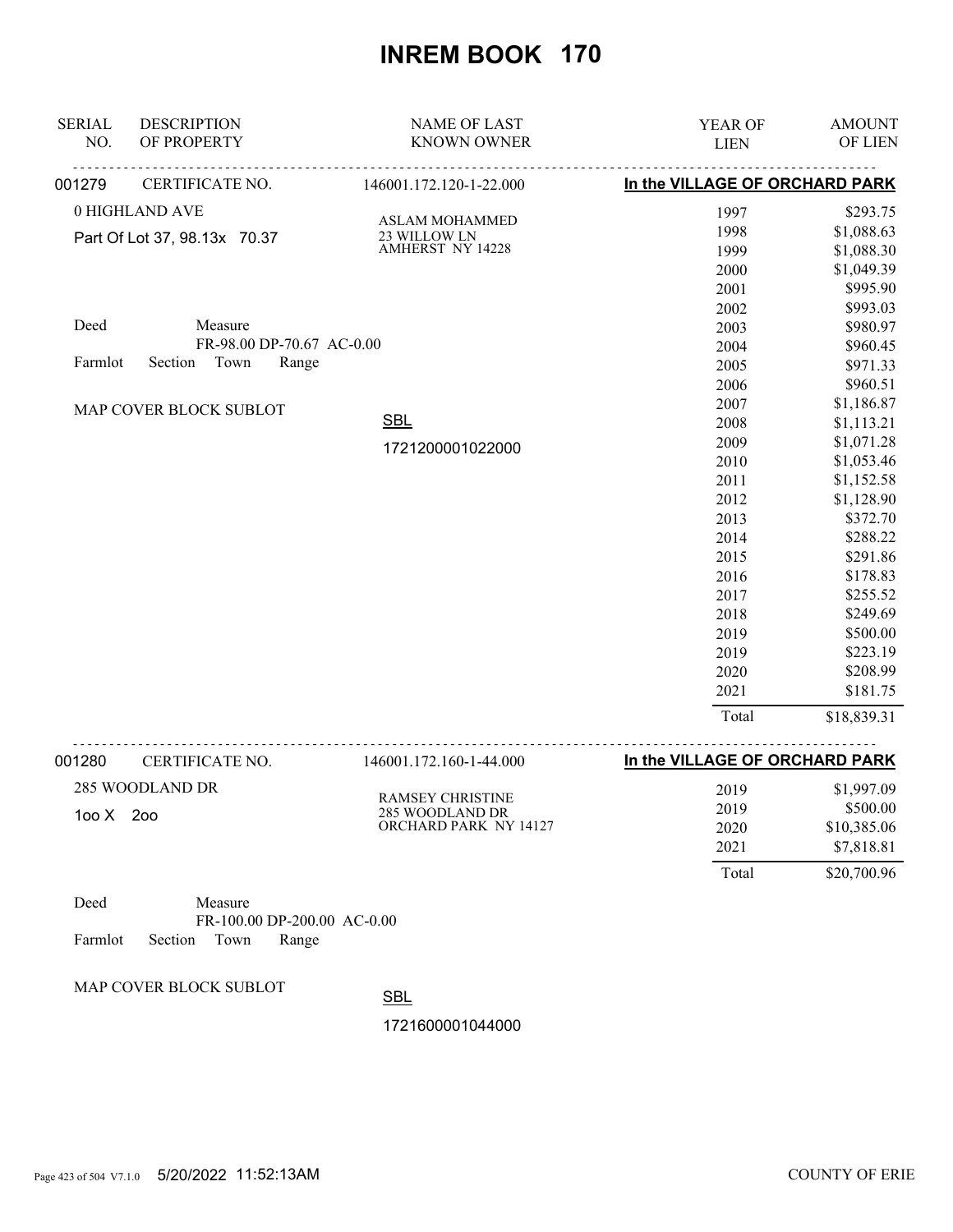# INREM BOOK 170

| SERIAL NO. | DESCRIPTION OF PROPERTY | NAME OF LAST KNOWN OWNER | YEAR OF LIEN | AMOUNT OF LIEN |
|---|---|---|---|---|

## 001279 — CERTIFICATE NO. 146001.172.120-1-22.000 — In the VILLAGE OF ORCHARD PARK

0 HIGHLAND AVE

Part Of Lot 37, 98.13x 70.37

ASLAM MOHAMMED
23 WILLOW LN
AMHERST NY 14228

Deed Measure
FR-98.00 DP-70.67 AC-0.00

Farmlot Section Town Range

MAP COVER BLOCK SUBLOT

SBL
1721200001022000

| YEAR OF LIEN | AMOUNT OF LIEN |
|---|---|
| 1997 | $293.75 |
| 1998 | $1,088.63 |
| 1999 | $1,088.30 |
| 2000 | $1,049.39 |
| 2001 | $995.90 |
| 2002 | $993.03 |
| 2003 | $980.97 |
| 2004 | $960.45 |
| 2005 | $971.33 |
| 2006 | $960.51 |
| 2007 | $1,186.87 |
| 2008 | $1,113.21 |
| 2009 | $1,071.28 |
| 2010 | $1,053.46 |
| 2011 | $1,152.58 |
| 2012 | $1,128.90 |
| 2013 | $372.70 |
| 2014 | $288.22 |
| 2015 | $291.86 |
| 2016 | $178.83 |
| 2017 | $255.52 |
| 2018 | $249.69 |
| 2019 | $500.00 |
| 2019 | $223.19 |
| 2020 | $208.99 |
| 2021 | $181.75 |
| Total | $18,839.31 |

## 001280 — CERTIFICATE NO. 146001.172.160-1-44.000 — In the VILLAGE OF ORCHARD PARK

285 WOODLAND DR

1oo X 2oo

RAMSEY CHRISTINE
285 WOODLAND DR
ORCHARD PARK NY 14127

| YEAR OF LIEN | AMOUNT OF LIEN |
|---|---|
| 2019 | $1,997.09 |
| 2019 | $500.00 |
| 2020 | $10,385.06 |
| 2021 | $7,818.81 |
| Total | $20,700.96 |

Deed Measure
FR-100.00 DP-200.00 AC-0.00

Farmlot Section Town Range

MAP COVER BLOCK SUBLOT

SBL
1721600001044000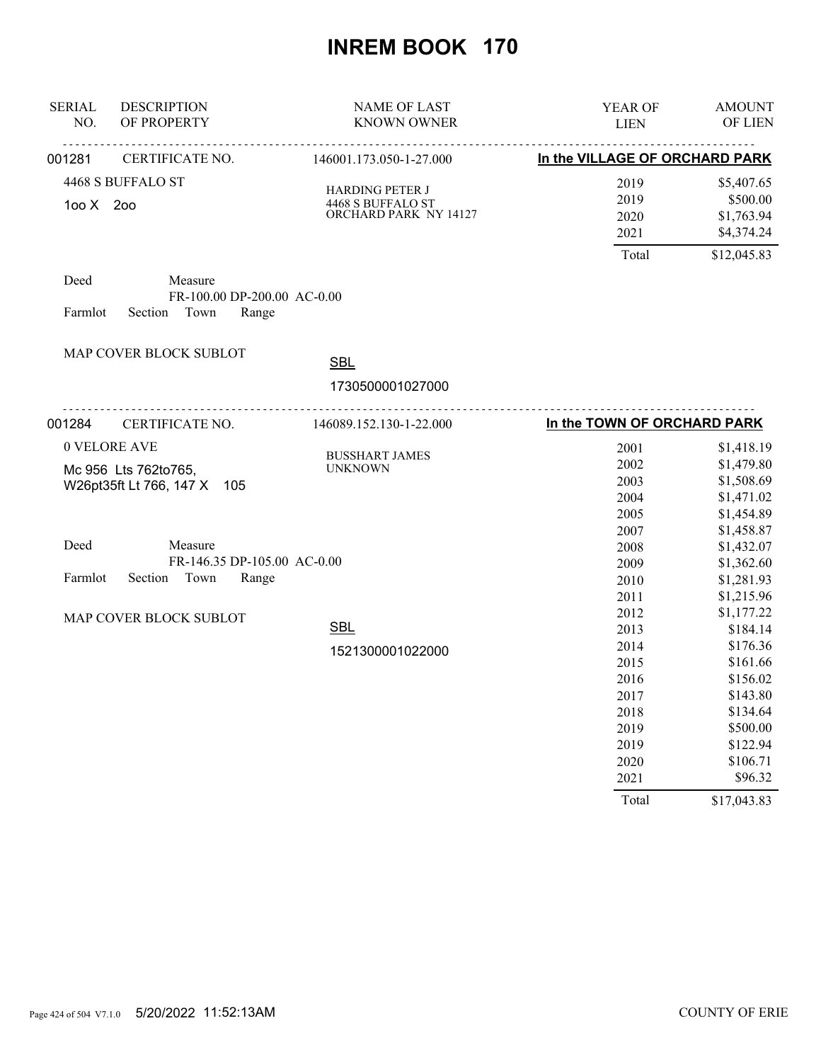# INREM BOOK 170

| SERIAL NO. | DESCRIPTION OF PROPERTY | NAME OF LAST KNOWN OWNER | YEAR OF LIEN | AMOUNT OF LIEN |
|---|---|---|---|---|

## 001281 — CERTIFICATE NO. 146001.173.050-1-27.000 — In the VILLAGE OF ORCHARD PARK

4468 S BUFFALO ST
1oo X 2oo

HARDING PETER J
4468 S BUFFALO ST
ORCHARD PARK NY 14127

| YEAR OF LIEN | AMOUNT OF LIEN |
|---|---|
| 2019 | $5,407.65 |
| 2019 | $500.00 |
| 2020 | $1,763.94 |
| 2021 | $4,374.24 |
| Total | $12,045.83 |

Deed Measure
FR-100.00 DP-200.00 AC-0.00
Farmlot Section Town Range

MAP COVER BLOCK SUBLOT

SBL
1730500001027000

## 001284 — CERTIFICATE NO. 146089.152.130-1-22.000 — In the TOWN OF ORCHARD PARK

0 VELORE AVE
Mc 956 Lts 762to765,
W26pt35ft Lt 766, 147 X 105

BUSSHART JAMES
UNKNOWN

| YEAR OF LIEN | AMOUNT OF LIEN |
|---|---|
| 2001 | $1,418.19 |
| 2002 | $1,479.80 |
| 2003 | $1,508.69 |
| 2004 | $1,471.02 |
| 2005 | $1,454.89 |
| 2007 | $1,458.87 |
| 2008 | $1,432.07 |
| 2009 | $1,362.60 |
| 2010 | $1,281.93 |
| 2011 | $1,215.96 |
| 2012 | $1,177.22 |
| 2013 | $184.14 |
| 2014 | $176.36 |
| 2015 | $161.66 |
| 2016 | $156.02 |
| 2017 | $143.80 |
| 2018 | $134.64 |
| 2019 | $500.00 |
| 2019 | $122.94 |
| 2020 | $106.71 |
| 2021 | $96.32 |
| Total | $17,043.83 |

Deed Measure
FR-146.35 DP-105.00 AC-0.00
Farmlot Section Town Range

MAP COVER BLOCK SUBLOT

SBL
1521300001022000

5/20/2022 11:52:13AM COUNTY OF ERIE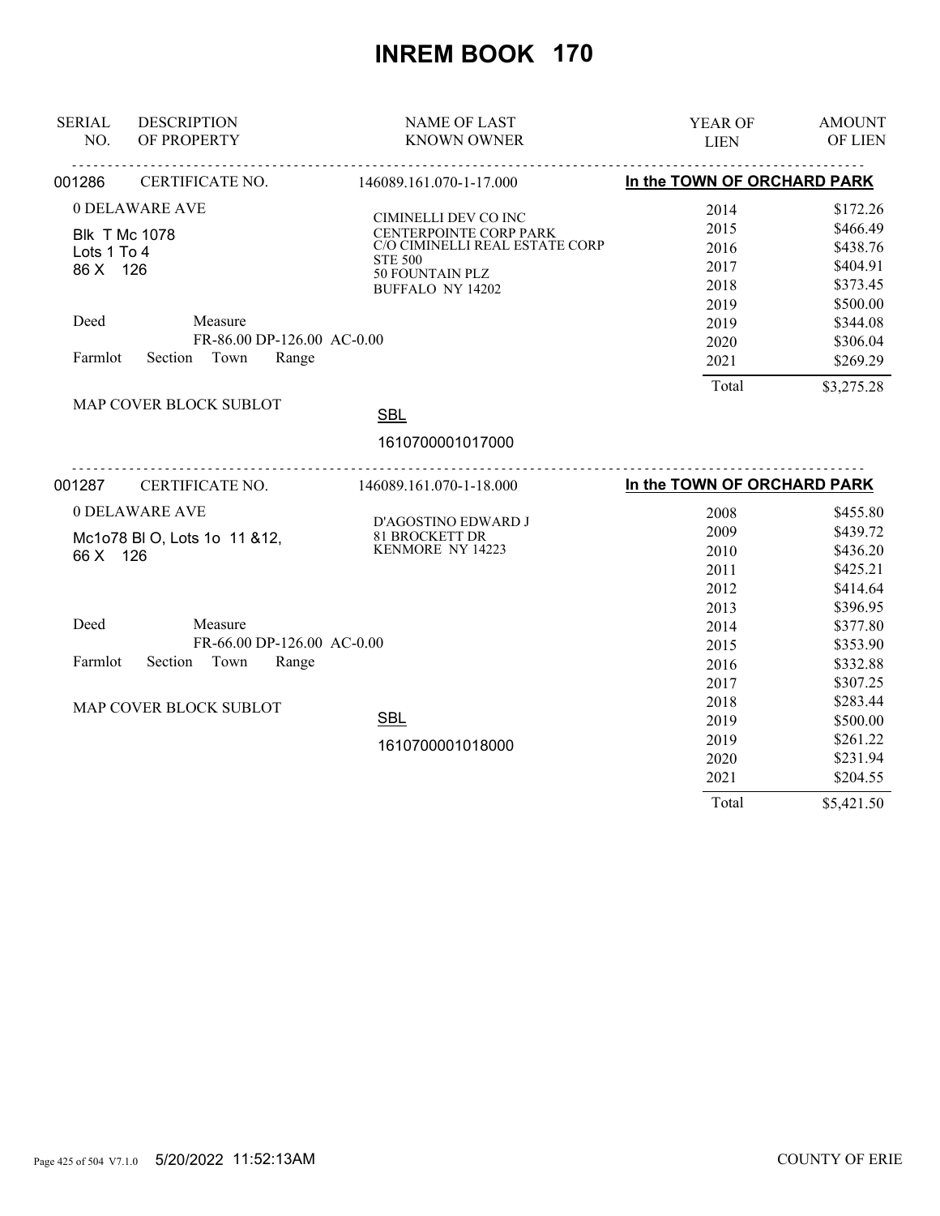# INREM BOOK 170

| SERIAL NO. | DESCRIPTION OF PROPERTY | NAME OF LAST KNOWN OWNER | YEAR OF LIEN | AMOUNT OF LIEN |
|---|---|---|---|---|
| 001286 | CERTIFICATE NO. | 146089.161.070-1-17.000 | In the TOWN OF ORCHARD PARK | |

**0 DELAWARE AVE**

Blk T Mc 1078
Lots 1 To 4
86 X 126

Deed Measure
FR-86.00 DP-126.00 AC-0.00
Farmlot Section Town Range

MAP COVER BLOCK SUBLOT

CIMINELLI DEV CO INC
CENTERPOINTE CORP PARK
C/O CIMINELLI REAL ESTATE CORP
STE 500
50 FOUNTAIN PLZ
BUFFALO NY 14202

SBL
1610700001017000

| YEAR OF LIEN | AMOUNT OF LIEN |
|---|---|
| 2014 | $172.26 |
| 2015 | $466.49 |
| 2016 | $438.76 |
| 2017 | $404.91 |
| 2018 | $373.45 |
| 2019 | $500.00 |
| 2019 | $344.08 |
| 2020 | $306.04 |
| 2021 | $269.29 |
| Total | $3,275.28 |

---

| SERIAL NO. | DESCRIPTION OF PROPERTY | NAME OF LAST KNOWN OWNER | YEAR OF LIEN | AMOUNT OF LIEN |
|---|---|---|---|---|
| 001287 | CERTIFICATE NO. | 146089.161.070-1-18.000 | In the TOWN OF ORCHARD PARK | |

**0 DELAWARE AVE**

Mc1o78 Bl O, Lots 1o 11 &12,
66 X 126

Deed Measure
FR-66.00 DP-126.00 AC-0.00
Farmlot Section Town Range

MAP COVER BLOCK SUBLOT

D'AGOSTINO EDWARD J
81 BROCKETT DR
KENMORE NY 14223

SBL
1610700001018000

| YEAR OF LIEN | AMOUNT OF LIEN |
|---|---|
| 2008 | $455.80 |
| 2009 | $439.72 |
| 2010 | $436.20 |
| 2011 | $425.21 |
| 2012 | $414.64 |
| 2013 | $396.95 |
| 2014 | $377.80 |
| 2015 | $353.90 |
| 2016 | $332.88 |
| 2017 | $307.25 |
| 2018 | $283.44 |
| 2019 | $500.00 |
| 2019 | $261.22 |
| 2020 | $231.94 |
| 2021 | $204.55 |
| Total | $5,421.50 |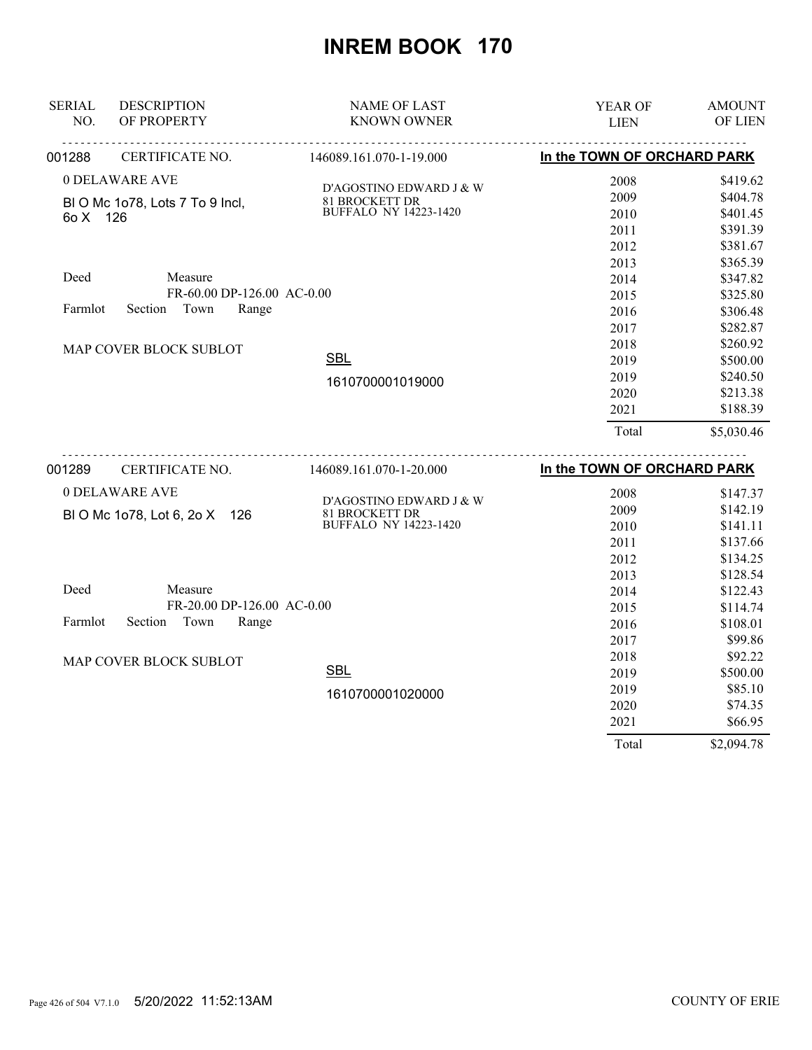# INREM BOOK 170

| SERIAL NO. | DESCRIPTION OF PROPERTY | NAME OF LAST KNOWN OWNER | YEAR OF LIEN | AMOUNT OF LIEN |
|---|---|---|---|---|

**001288** CERTIFICATE NO. 146089.161.070-1-19.000 — **In the TOWN OF ORCHARD PARK**

0 DELAWARE AVE

Bl O Mc 1o78, Lots 7 To 9 Incl, 6o X 126

D'AGOSTINO EDWARD J & W
81 BROCKETT DR
BUFFALO NY 14223-1420

Deed Measure
FR-60.00 DP-126.00 AC-0.00

Farmlot Section Town Range

MAP COVER BLOCK SUBLOT

SBL
1610700001019000

| YEAR OF LIEN | AMOUNT OF LIEN |
|---|---|
| 2008 | $419.62 |
| 2009 | $404.78 |
| 2010 | $401.45 |
| 2011 | $391.39 |
| 2012 | $381.67 |
| 2013 | $365.39 |
| 2014 | $347.82 |
| 2015 | $325.80 |
| 2016 | $306.48 |
| 2017 | $282.87 |
| 2018 | $260.92 |
| 2019 | $500.00 |
| 2019 | $240.50 |
| 2020 | $213.38 |
| 2021 | $188.39 |
| Total | $5,030.46 |

**001289** CERTIFICATE NO. 146089.161.070-1-20.000 — **In the TOWN OF ORCHARD PARK**

0 DELAWARE AVE

Bl O Mc 1o78, Lot 6, 2o X 126

D'AGOSTINO EDWARD J & W
81 BROCKETT DR
BUFFALO NY 14223-1420

Deed Measure
FR-20.00 DP-126.00 AC-0.00

Farmlot Section Town Range

MAP COVER BLOCK SUBLOT

SBL
1610700001020000

| YEAR OF LIEN | AMOUNT OF LIEN |
|---|---|
| 2008 | $147.37 |
| 2009 | $142.19 |
| 2010 | $141.11 |
| 2011 | $137.66 |
| 2012 | $134.25 |
| 2013 | $128.54 |
| 2014 | $122.43 |
| 2015 | $114.74 |
| 2016 | $108.01 |
| 2017 | $99.86 |
| 2018 | $92.22 |
| 2019 | $500.00 |
| 2019 | $85.10 |
| 2020 | $74.35 |
| 2021 | $66.95 |
| Total | $2,094.78 |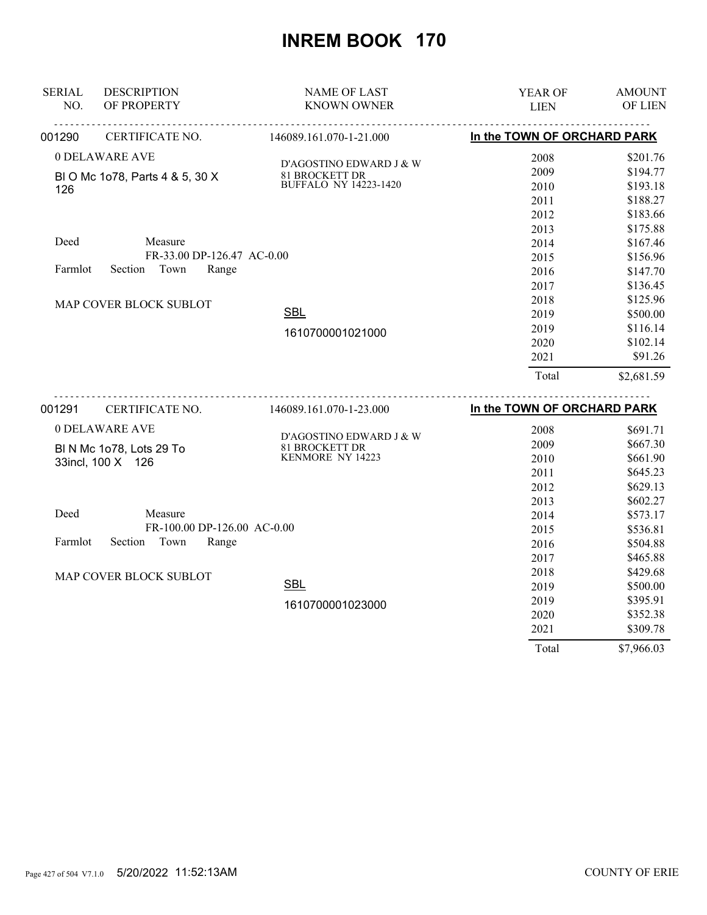# INREM BOOK 170

| SERIAL NO. | DESCRIPTION OF PROPERTY | NAME OF LAST KNOWN OWNER | YEAR OF LIEN | AMOUNT OF LIEN |
|---|---|---|---|---|

## 001290 — CERTIFICATE NO. 146089.161.070-1-21.000 — In the TOWN OF ORCHARD PARK

0 DELAWARE AVE

Bl O Mc 1o78, Parts 4 & 5, 30 X 126

Deed — Measure: FR-33.00 DP-126.47 AC-0.00

Farmlot — Section — Town — Range

MAP COVER BLOCK SUBLOT

D'AGOSTINO EDWARD J & W
81 BROCKETT DR
BUFFALO NY 14223-1420

SBL: 1610700001021000

| YEAR OF LIEN | AMOUNT OF LIEN |
|---|---|
| 2008 | $201.76 |
| 2009 | $194.77 |
| 2010 | $193.18 |
| 2011 | $188.27 |
| 2012 | $183.66 |
| 2013 | $175.88 |
| 2014 | $167.46 |
| 2015 | $156.96 |
| 2016 | $147.70 |
| 2017 | $136.45 |
| 2018 | $125.96 |
| 2019 | $500.00 |
| 2019 | $116.14 |
| 2020 | $102.14 |
| 2021 | $91.26 |
| Total | $2,681.59 |

## 001291 — CERTIFICATE NO. 146089.161.070-1-23.000 — In the TOWN OF ORCHARD PARK

0 DELAWARE AVE

Bl N Mc 1o78, Lots 29 To 33incl, 100 X 126

Deed — Measure: FR-100.00 DP-126.00 AC-0.00

Farmlot — Section — Town — Range

MAP COVER BLOCK SUBLOT

D'AGOSTINO EDWARD J & W
81 BROCKETT DR
KENMORE NY 14223

SBL: 1610700001023000

| YEAR OF LIEN | AMOUNT OF LIEN |
|---|---|
| 2008 | $691.71 |
| 2009 | $667.30 |
| 2010 | $661.90 |
| 2011 | $645.23 |
| 2012 | $629.13 |
| 2013 | $602.27 |
| 2014 | $573.17 |
| 2015 | $536.81 |
| 2016 | $504.88 |
| 2017 | $465.88 |
| 2018 | $429.68 |
| 2019 | $500.00 |
| 2019 | $395.91 |
| 2020 | $352.38 |
| 2021 | $309.78 |
| Total | $7,966.03 |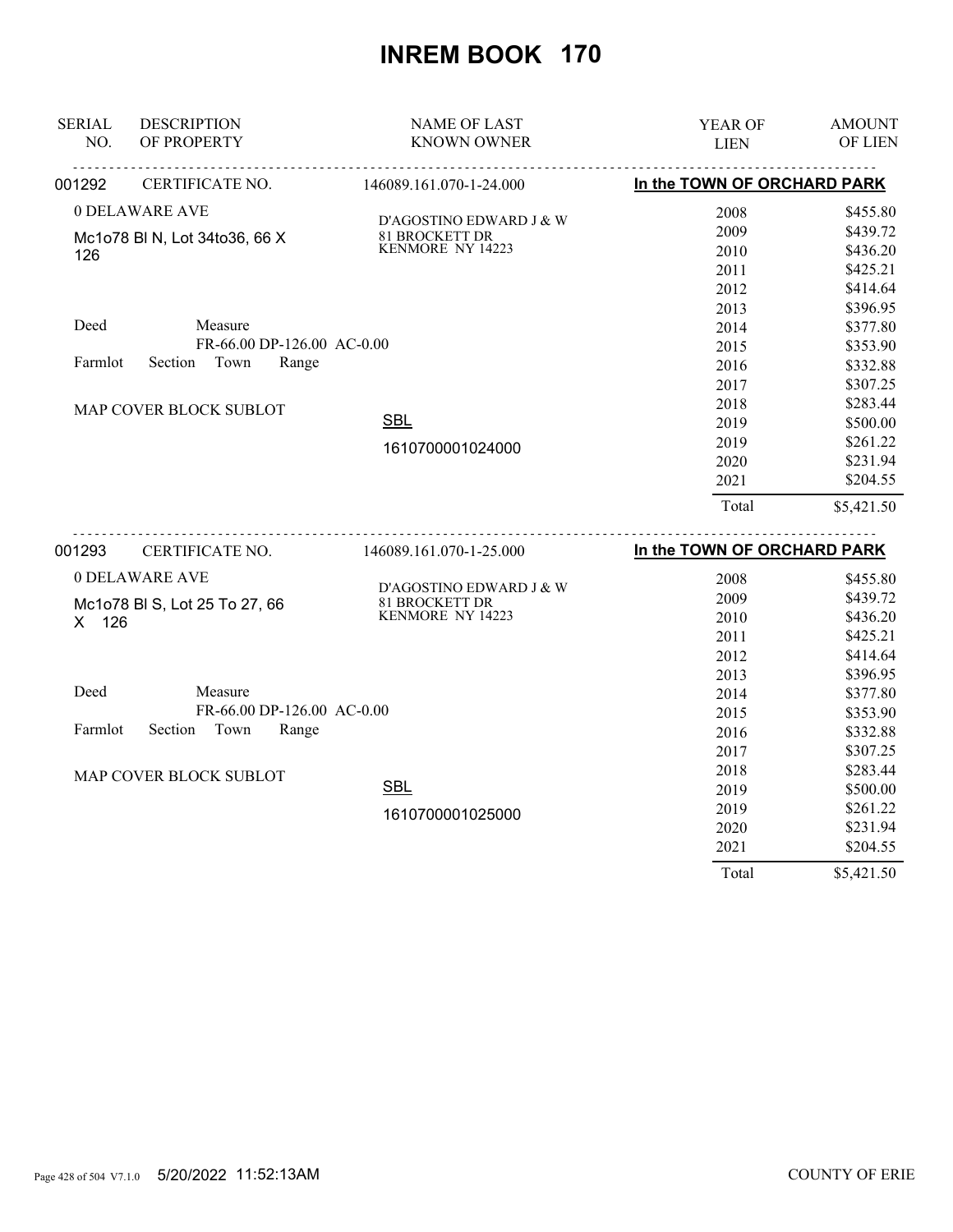# INREM BOOK 170

| SERIAL NO. | DESCRIPTION OF PROPERTY | NAME OF LAST KNOWN OWNER | YEAR OF LIEN | AMOUNT OF LIEN |
|---|---|---|---|---|
| 001292 | CERTIFICATE NO. | 146089.161.070-1-24.000 | In the TOWN OF ORCHARD PARK | |
| | 0 DELAWARE AVE | D'AGOSTINO EDWARD J & W | 2008 | $455.80 |
| | Mc1o78 Bl N, Lot 34to36, 66 X 126 | 81 BROCKETT DR | 2009 | $439.72 |
| | | KENMORE NY 14223 | 2010 | $436.20 |
| | | | 2011 | $425.21 |
| | | | 2012 | $414.64 |
| | | | 2013 | $396.95 |
| | Deed Measure | | 2014 | $377.80 |
| | FR-66.00 DP-126.00 AC-0.00 | | 2015 | $353.90 |
| | Farmlot Section Town Range | | 2016 | $332.88 |
| | | | 2017 | $307.25 |
| | MAP COVER BLOCK SUBLOT | | 2018 | $283.44 |
| | | SBL | 2019 | $500.00 |
| | | 1610700001024000 | 2019 | $261.22 |
| | | | 2020 | $231.94 |
| | | | 2021 | $204.55 |
| | | | Total | $5,421.50 |
| 001293 | CERTIFICATE NO. | 146089.161.070-1-25.000 | In the TOWN OF ORCHARD PARK | |
| | 0 DELAWARE AVE | D'AGOSTINO EDWARD J & W | 2008 | $455.80 |
| | Mc1o78 Bl S, Lot 25 To 27, 66 X 126 | 81 BROCKETT DR | 2009 | $439.72 |
| | | KENMORE NY 14223 | 2010 | $436.20 |
| | | | 2011 | $425.21 |
| | | | 2012 | $414.64 |
| | | | 2013 | $396.95 |
| | Deed Measure | | 2014 | $377.80 |
| | FR-66.00 DP-126.00 AC-0.00 | | 2015 | $353.90 |
| | Farmlot Section Town Range | | 2016 | $332.88 |
| | | | 2017 | $307.25 |
| | MAP COVER BLOCK SUBLOT | | 2018 | $283.44 |
| | | SBL | 2019 | $500.00 |
| | | 1610700001025000 | 2019 | $261.22 |
| | | | 2020 | $231.94 |
| | | | 2021 | $204.55 |
| | | | Total | $5,421.50 |

5/20/2022 11:52:13AM COUNTY OF ERIE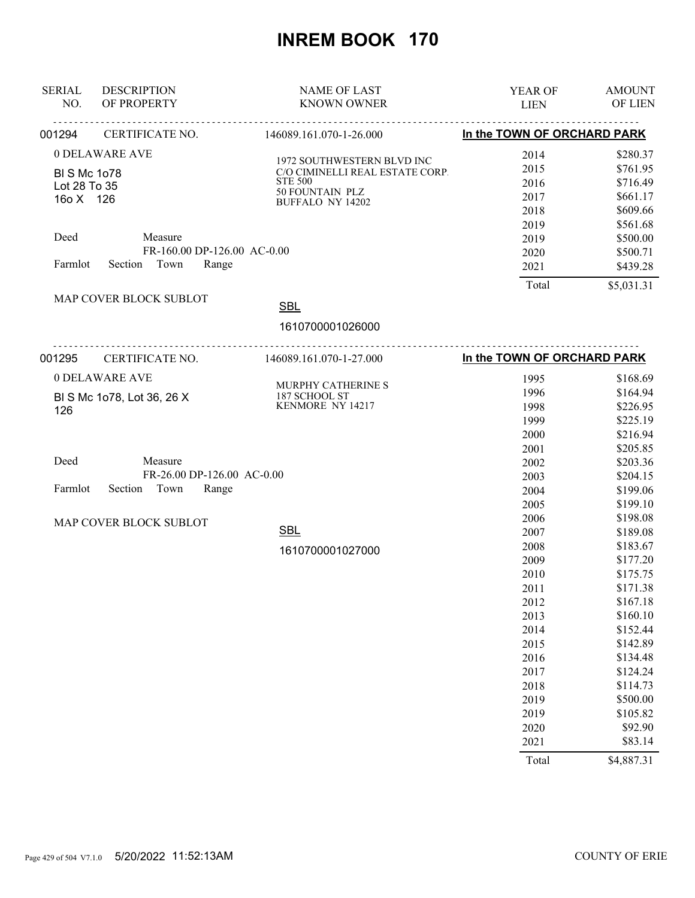# INREM BOOK 170

| SERIAL NO. | DESCRIPTION OF PROPERTY | NAME OF LAST KNOWN OWNER | YEAR OF LIEN | AMOUNT OF LIEN |
|---|---|---|---|---|
| 001294 | CERTIFICATE NO. | 146089.161.070-1-26.000 | In the TOWN OF ORCHARD PARK | |

0 DELAWARE AVE

Bl S Mc 1o78
Lot 28 To 35
16o X 126

1972 SOUTHWESTERN BLVD INC
C/O CIMINELLI REAL ESTATE CORP.
STE 500
50 FOUNTAIN PLZ
BUFFALO NY 14202

Deed Measure
FR-160.00 DP-126.00 AC-0.00
Farmlot Section Town Range

MAP COVER BLOCK SUBLOT

SBL
1610700001026000

| YEAR OF LIEN | AMOUNT OF LIEN |
|---|---|
| 2014 | $280.37 |
| 2015 | $761.95 |
| 2016 | $716.49 |
| 2017 | $661.17 |
| 2018 | $609.66 |
| 2019 | $561.68 |
| 2019 | $500.00 |
| 2020 | $500.71 |
| 2021 | $439.28 |
| Total | $5,031.31 |

| SERIAL NO. | DESCRIPTION OF PROPERTY | NAME OF LAST KNOWN OWNER | YEAR OF LIEN | AMOUNT OF LIEN |
|---|---|---|---|---|
| 001295 | CERTIFICATE NO. | 146089.161.070-1-27.000 | In the TOWN OF ORCHARD PARK | |

0 DELAWARE AVE

Bl S Mc 1o78, Lot 36, 26 X
126

MURPHY CATHERINE S
187 SCHOOL ST
KENMORE NY 14217

Deed Measure
FR-26.00 DP-126.00 AC-0.00
Farmlot Section Town Range

MAP COVER BLOCK SUBLOT

SBL
1610700001027000

| YEAR OF LIEN | AMOUNT OF LIEN |
|---|---|
| 1995 | $168.69 |
| 1996 | $164.94 |
| 1998 | $226.95 |
| 1999 | $225.19 |
| 2000 | $216.94 |
| 2001 | $205.85 |
| 2002 | $203.36 |
| 2003 | $204.15 |
| 2004 | $199.06 |
| 2005 | $199.10 |
| 2006 | $198.08 |
| 2007 | $189.08 |
| 2008 | $183.67 |
| 2009 | $177.20 |
| 2010 | $175.75 |
| 2011 | $171.38 |
| 2012 | $167.18 |
| 2013 | $160.10 |
| 2014 | $152.44 |
| 2015 | $142.89 |
| 2016 | $134.48 |
| 2017 | $124.24 |
| 2018 | $114.73 |
| 2019 | $500.00 |
| 2019 | $105.82 |
| 2020 | $92.90 |
| 2021 | $83.14 |
| Total | $4,887.31 |

5/20/2022 11:52:13AM COUNTY OF ERIE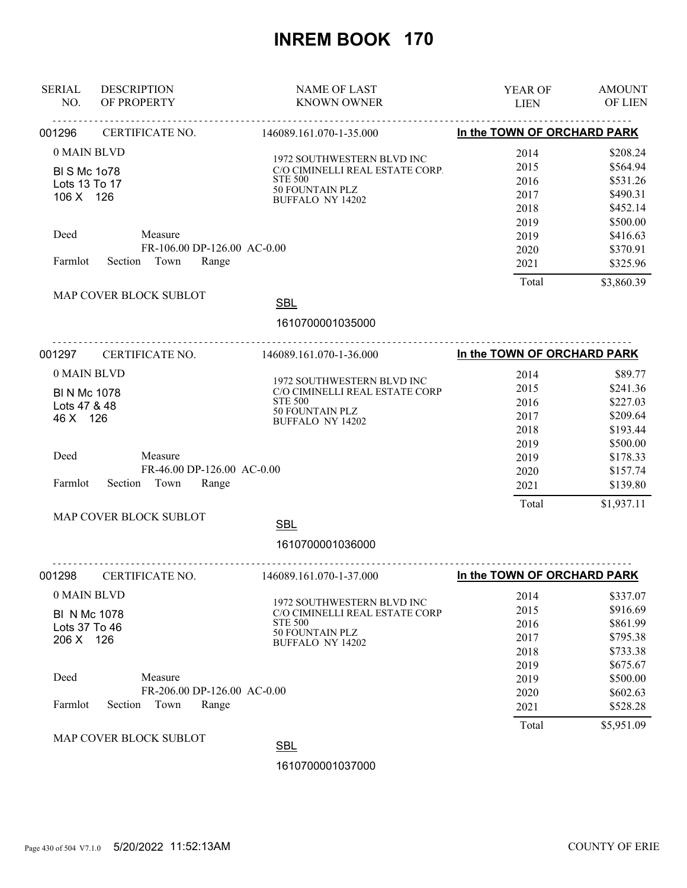# INREM BOOK 170

| SERIAL NO. | DESCRIPTION OF PROPERTY | NAME OF LAST KNOWN OWNER | YEAR OF LIEN | AMOUNT OF LIEN |
|---|---|---|---|---|

---

**001296** CERTIFICATE NO. 146089.161.070-1-35.000 — **In the TOWN OF ORCHARD PARK**

0 MAIN BLVD
Bl S Mc 1o78
Lots 13 To 17
106 X 126

Deed — Measure
FR-106.00 DP-126.00 AC-0.00
Farmlot Section Town Range

MAP COVER BLOCK SUBLOT

1972 SOUTHWESTERN BLVD INC
C/O CIMINELLI REAL ESTATE CORP.
STE 500
50 FOUNTAIN PLZ
BUFFALO NY 14202

| YEAR OF LIEN | AMOUNT OF LIEN |
|---|---|
| 2014 | $208.24 |
| 2015 | $564.94 |
| 2016 | $531.26 |
| 2017 | $490.31 |
| 2018 | $452.14 |
| 2019 | $500.00 |
| 2019 | $416.63 |
| 2020 | $370.91 |
| 2021 | $325.96 |
| Total | $3,860.39 |

SBL
1610700001035000

---

**001297** CERTIFICATE NO. 146089.161.070-1-36.000 — **In the TOWN OF ORCHARD PARK**

0 MAIN BLVD
Bl N Mc 1078
Lots 47 & 48
46 X 126

Deed — Measure
FR-46.00 DP-126.00 AC-0.00
Farmlot Section Town Range

MAP COVER BLOCK SUBLOT

1972 SOUTHWESTERN BLVD INC
C/O CIMINELLI REAL ESTATE CORP
STE 500
50 FOUNTAIN PLZ
BUFFALO NY 14202

| YEAR OF LIEN | AMOUNT OF LIEN |
|---|---|
| 2014 | $89.77 |
| 2015 | $241.36 |
| 2016 | $227.03 |
| 2017 | $209.64 |
| 2018 | $193.44 |
| 2019 | $500.00 |
| 2019 | $178.33 |
| 2020 | $157.74 |
| 2021 | $139.80 |
| Total | $1,937.11 |

SBL
1610700001036000

---

**001298** CERTIFICATE NO. 146089.161.070-1-37.000 — **In the TOWN OF ORCHARD PARK**

0 MAIN BLVD
Bl N Mc 1078
Lots 37 To 46
206 X 126

Deed — Measure
FR-206.00 DP-126.00 AC-0.00
Farmlot Section Town Range

MAP COVER BLOCK SUBLOT

1972 SOUTHWESTERN BLVD INC
C/O CIMINELLI REAL ESTATE CORP
STE 500
50 FOUNTAIN PLZ
BUFFALO NY 14202

| YEAR OF LIEN | AMOUNT OF LIEN |
|---|---|
| 2014 | $337.07 |
| 2015 | $916.69 |
| 2016 | $861.99 |
| 2017 | $795.38 |
| 2018 | $733.38 |
| 2019 | $675.67 |
| 2019 | $500.00 |
| 2020 | $602.63 |
| 2021 | $528.28 |
| Total | $5,951.09 |

SBL
1610700001037000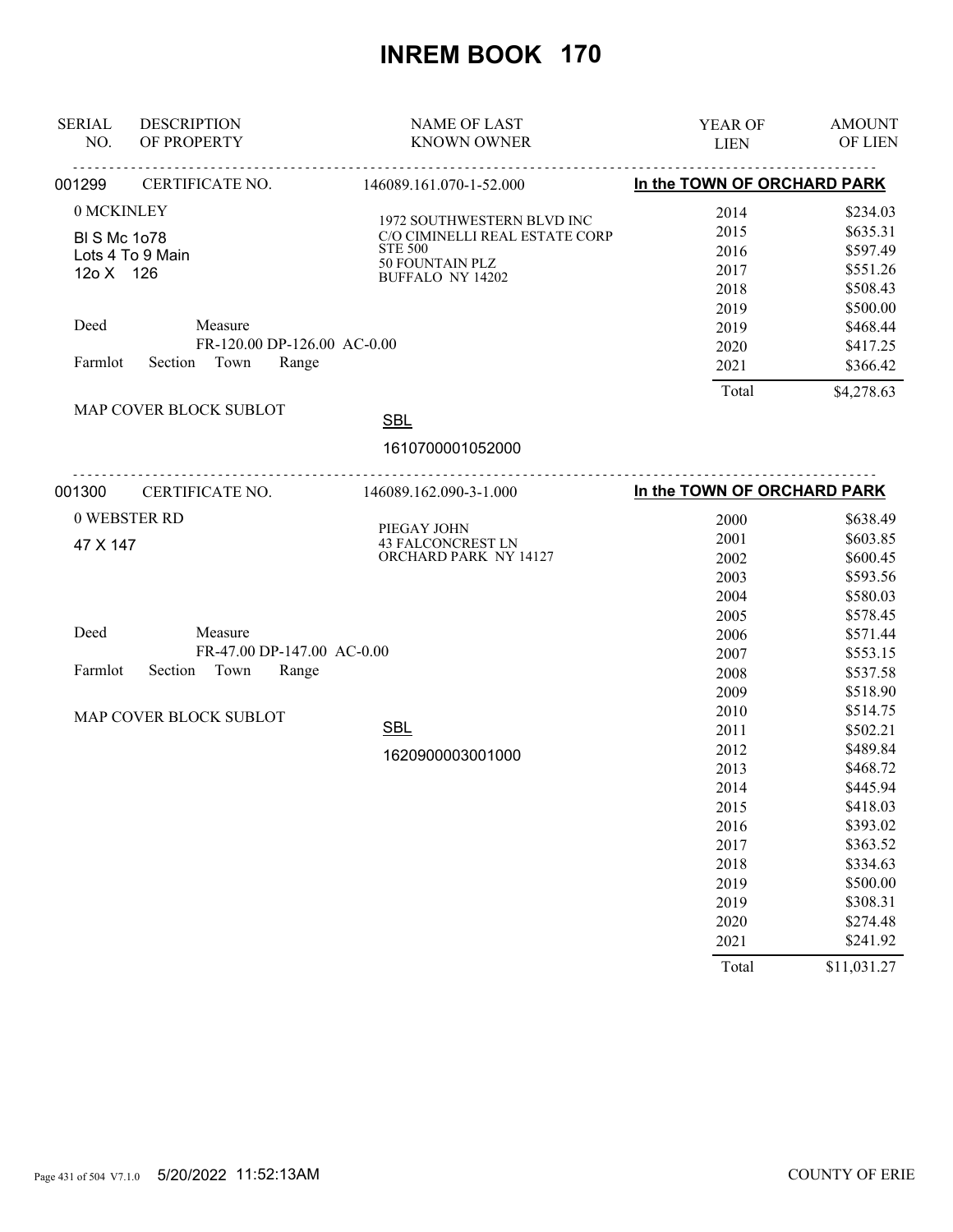# INREM BOOK 170

| SERIAL NO. | DESCRIPTION OF PROPERTY | NAME OF LAST KNOWN OWNER | YEAR OF LIEN | AMOUNT OF LIEN |
|---|---|---|---|---|
| 001299 | CERTIFICATE NO. | 146089.161.070-1-52.000 | In the TOWN OF ORCHARD PARK | |

0 MCKINLEY

Bl S Mc 1o78
Lots 4 To 9 Main
12o X 126

1972 SOUTHWESTERN BLVD INC
C/O CIMINELLI REAL ESTATE CORP
STE 500
50 FOUNTAIN PLZ
BUFFALO NY 14202

Deed Measure
FR-120.00 DP-126.00 AC-0.00

Farmlot Section Town Range

MAP COVER BLOCK SUBLOT

SBL
1610700001052000

| YEAR OF LIEN | AMOUNT OF LIEN |
|---|---|
| 2014 | $234.03 |
| 2015 | $635.31 |
| 2016 | $597.49 |
| 2017 | $551.26 |
| 2018 | $508.43 |
| 2019 | $500.00 |
| 2019 | $468.44 |
| 2020 | $417.25 |
| 2021 | $366.42 |
| Total | $4,278.63 |

| SERIAL NO. | DESCRIPTION OF PROPERTY | NAME OF LAST KNOWN OWNER | YEAR OF LIEN | AMOUNT OF LIEN |
|---|---|---|---|---|
| 001300 | CERTIFICATE NO. | 146089.162.090-3-1.000 | In the TOWN OF ORCHARD PARK | |

0 WEBSTER RD

47 X 147

PIEGAY JOHN
43 FALCONCREST LN
ORCHARD PARK NY 14127

Deed Measure
FR-47.00 DP-147.00 AC-0.00

Farmlot Section Town Range

MAP COVER BLOCK SUBLOT

SBL
1620900003001000

| YEAR OF LIEN | AMOUNT OF LIEN |
|---|---|
| 2000 | $638.49 |
| 2001 | $603.85 |
| 2002 | $600.45 |
| 2003 | $593.56 |
| 2004 | $580.03 |
| 2005 | $578.45 |
| 2006 | $571.44 |
| 2007 | $553.15 |
| 2008 | $537.58 |
| 2009 | $518.90 |
| 2010 | $514.75 |
| 2011 | $502.21 |
| 2012 | $489.84 |
| 2013 | $468.72 |
| 2014 | $445.94 |
| 2015 | $418.03 |
| 2016 | $393.02 |
| 2017 | $363.52 |
| 2018 | $334.63 |
| 2019 | $500.00 |
| 2019 | $308.31 |
| 2020 | $274.48 |
| 2021 | $241.92 |
| Total | $11,031.27 |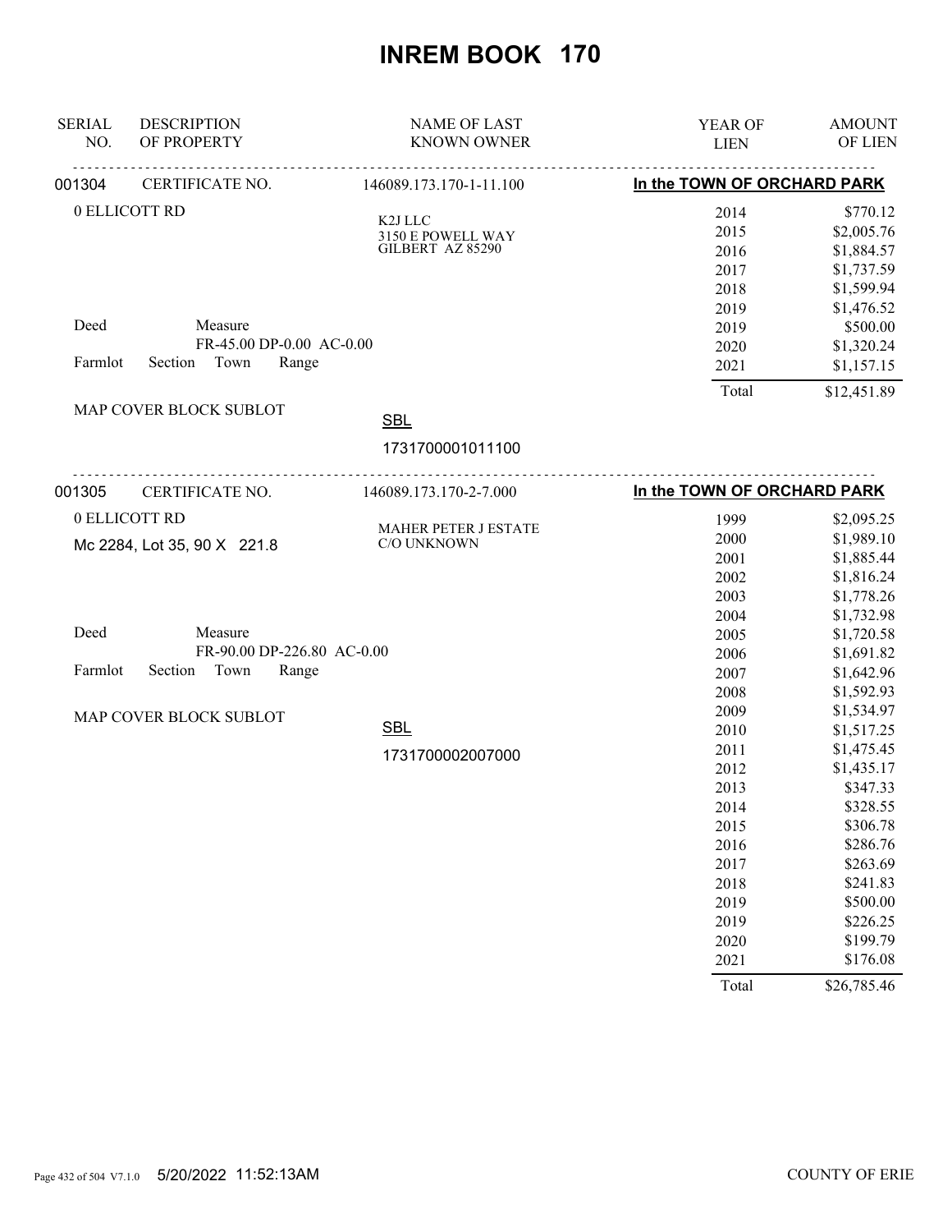# INREM BOOK 170

| SERIAL NO. | DESCRIPTION OF PROPERTY | NAME OF LAST KNOWN OWNER | YEAR OF LIEN | AMOUNT OF LIEN |
|---|---|---|---|---|

**001304** CERTIFICATE NO. 146089.173.170-1-11.100 — **In the TOWN OF ORCHARD PARK**

0 ELLICOTT RD

K2J LLC
3150 E POWELL WAY
GILBERT AZ 85290

Deed Measure
FR-45.00 DP-0.00 AC-0.00
Farmlot Section Town Range

MAP COVER BLOCK SUBLOT

SBL
1731700001011100

| YEAR OF LIEN | AMOUNT OF LIEN |
|---|---|
| 2014 | $770.12 |
| 2015 | $2,005.76 |
| 2016 | $1,884.57 |
| 2017 | $1,737.59 |
| 2018 | $1,599.94 |
| 2019 | $1,476.52 |
| 2019 | $500.00 |
| 2020 | $1,320.24 |
| 2021 | $1,157.15 |
| Total | $12,451.89 |

---

**001305** CERTIFICATE NO. 146089.173.170-2-7.000 — **In the TOWN OF ORCHARD PARK**

0 ELLICOTT RD
Mc 2284, Lot 35, 90 X 221.8

MAHER PETER J ESTATE
C/O UNKNOWN

Deed Measure
FR-90.00 DP-226.80 AC-0.00
Farmlot Section Town Range

MAP COVER BLOCK SUBLOT

SBL
1731700002007000

| YEAR OF LIEN | AMOUNT OF LIEN |
|---|---|
| 1999 | $2,095.25 |
| 2000 | $1,989.10 |
| 2001 | $1,885.44 |
| 2002 | $1,816.24 |
| 2003 | $1,778.26 |
| 2004 | $1,732.98 |
| 2005 | $1,720.58 |
| 2006 | $1,691.82 |
| 2007 | $1,642.96 |
| 2008 | $1,592.93 |
| 2009 | $1,534.97 |
| 2010 | $1,517.25 |
| 2011 | $1,475.45 |
| 2012 | $1,435.17 |
| 2013 | $347.33 |
| 2014 | $328.55 |
| 2015 | $306.78 |
| 2016 | $286.76 |
| 2017 | $263.69 |
| 2018 | $241.83 |
| 2019 | $500.00 |
| 2019 | $226.25 |
| 2020 | $199.79 |
| 2021 | $176.08 |
| Total | $26,785.46 |

5/20/2022 11:52:13AM COUNTY OF ERIE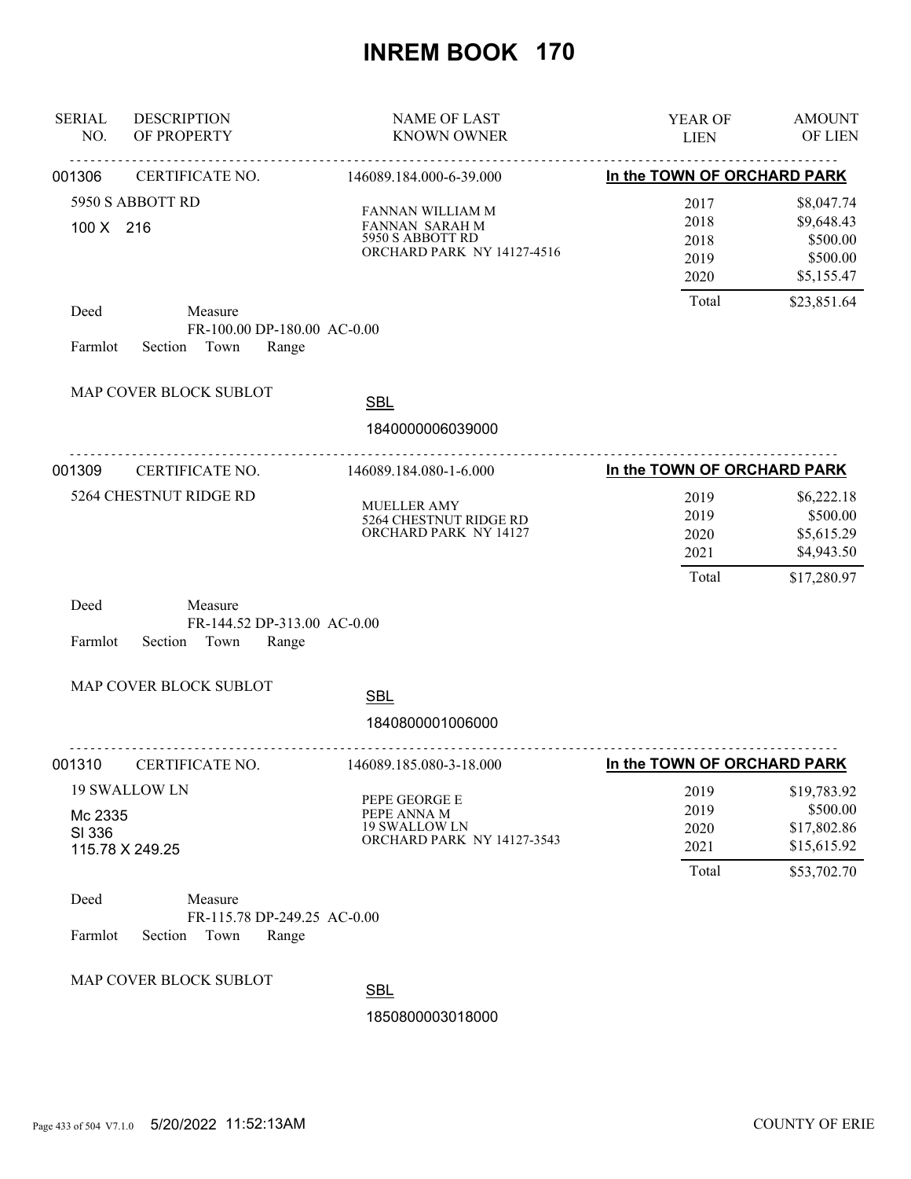# INREM BOOK 170

| SERIAL NO. | DESCRIPTION OF PROPERTY | NAME OF LAST KNOWN OWNER | YEAR OF LIEN | AMOUNT OF LIEN |
|---|---|---|---|---|

---

**001306** CERTIFICATE NO. 146089.184.000-6-39.000 — **In the TOWN OF ORCHARD PARK**

5950 S ABBOTT RD
100 X 216

FANNAN WILLIAM M
FANNAN SARAH M
5950 S ABBOTT RD
ORCHARD PARK NY 14127-4516

| YEAR OF LIEN | AMOUNT OF LIEN |
|---|---|
| 2017 | $8,047.74 |
| 2018 | $9,648.43 |
| 2018 | $500.00 |
| 2019 | $500.00 |
| 2020 | $5,155.47 |
| Total | $23,851.64 |

Deed Measure
FR-100.00 DP-180.00 AC-0.00
Farmlot Section Town Range

MAP COVER BLOCK SUBLOT

SBL
1840000006039000

---

**001309** CERTIFICATE NO. 146089.184.080-1-6.000 — **In the TOWN OF ORCHARD PARK**

5264 CHESTNUT RIDGE RD

MUELLER AMY
5264 CHESTNUT RIDGE RD
ORCHARD PARK NY 14127

| YEAR OF LIEN | AMOUNT OF LIEN |
|---|---|
| 2019 | $6,222.18 |
| 2019 | $500.00 |
| 2020 | $5,615.29 |
| 2021 | $4,943.50 |
| Total | $17,280.97 |

Deed Measure
FR-144.52 DP-313.00 AC-0.00
Farmlot Section Town Range

MAP COVER BLOCK SUBLOT

SBL
1840800001006000

---

**001310** CERTIFICATE NO. 146089.185.080-3-18.000 — **In the TOWN OF ORCHARD PARK**

19 SWALLOW LN
Mc 2335
Sl 336
115.78 X 249.25

PEPE GEORGE E
PEPE ANNA M
19 SWALLOW LN
ORCHARD PARK NY 14127-3543

| YEAR OF LIEN | AMOUNT OF LIEN |
|---|---|
| 2019 | $19,783.92 |
| 2019 | $500.00 |
| 2020 | $17,802.86 |
| 2021 | $15,615.92 |
| Total | $53,702.70 |

Deed Measure
FR-115.78 DP-249.25 AC-0.00
Farmlot Section Town Range

MAP COVER BLOCK SUBLOT

SBL
1850800003018000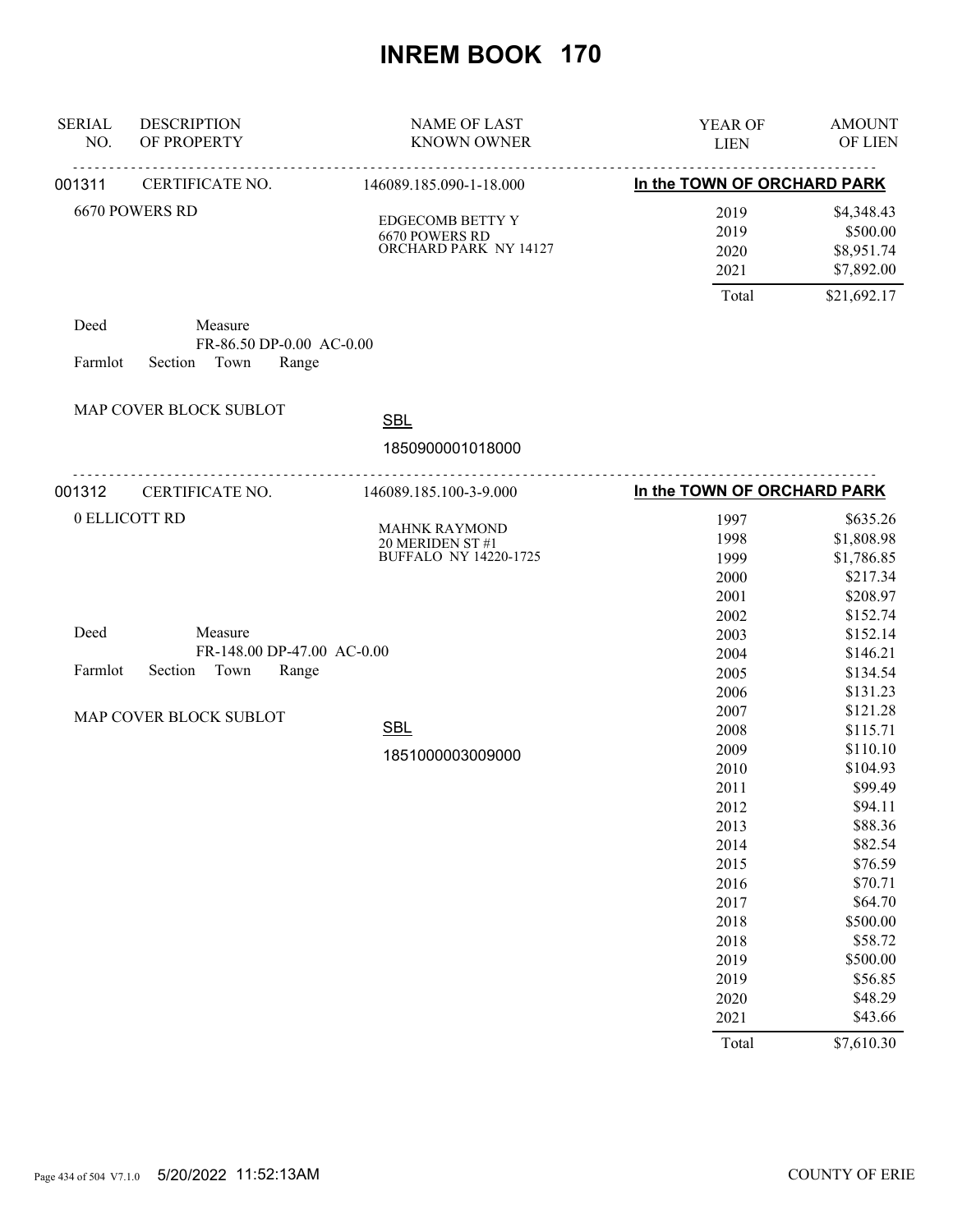# INREM BOOK 170

| SERIAL NO. | DESCRIPTION OF PROPERTY | NAME OF LAST KNOWN OWNER | YEAR OF LIEN | AMOUNT OF LIEN |
|---|---|---|---|---|
| 001311 | CERTIFICATE NO. | 146089.185.090-1-18.000 | In the TOWN OF ORCHARD PARK | |
| | 6670 POWERS RD | EDGECOMB BETTY Y<br>6670 POWERS RD<br>ORCHARD PARK NY 14127 | 2019 | $4,348.43 |
| | | | 2019 | $500.00 |
| | | | 2020 | $8,951.74 |
| | | | 2021 | $7,892.00 |
| | | | Total | $21,692.17 |

Deed Measure
FR-86.50 DP-0.00 AC-0.00
Farmlot Section Town Range

MAP COVER BLOCK SUBLOT

SBL
1850900001018000

| SERIAL NO. | DESCRIPTION OF PROPERTY | NAME OF LAST KNOWN OWNER | YEAR OF LIEN | AMOUNT OF LIEN |
|---|---|---|---|---|
| 001312 | CERTIFICATE NO. | 146089.185.100-3-9.000 | In the TOWN OF ORCHARD PARK | |
| | 0 ELLICOTT RD | MAHNK RAYMOND<br>20 MERIDEN ST #1<br>BUFFALO NY 14220-1725 | 1997 | $635.26 |
| | | | 1998 | $1,808.98 |
| | | | 1999 | $1,786.85 |
| | | | 2000 | $217.34 |
| | | | 2001 | $208.97 |
| | | | 2002 | $152.74 |
| | | | 2003 | $152.14 |
| | | | 2004 | $146.21 |
| | | | 2005 | $134.54 |
| | | | 2006 | $131.23 |
| | | | 2007 | $121.28 |
| | | | 2008 | $115.71 |
| | | | 2009 | $110.10 |
| | | | 2010 | $104.93 |
| | | | 2011 | $99.49 |
| | | | 2012 | $94.11 |
| | | | 2013 | $88.36 |
| | | | 2014 | $82.54 |
| | | | 2015 | $76.59 |
| | | | 2016 | $70.71 |
| | | | 2017 | $64.70 |
| | | | 2018 | $500.00 |
| | | | 2018 | $58.72 |
| | | | 2019 | $500.00 |
| | | | 2019 | $56.85 |
| | | | 2020 | $48.29 |
| | | | 2021 | $43.66 |
| | | | Total | $7,610.30 |

Deed Measure
FR-148.00 DP-47.00 AC-0.00
Farmlot Section Town Range

MAP COVER BLOCK SUBLOT

SBL
1851000003009000

5/20/2022 11:52:13AM COUNTY OF ERIE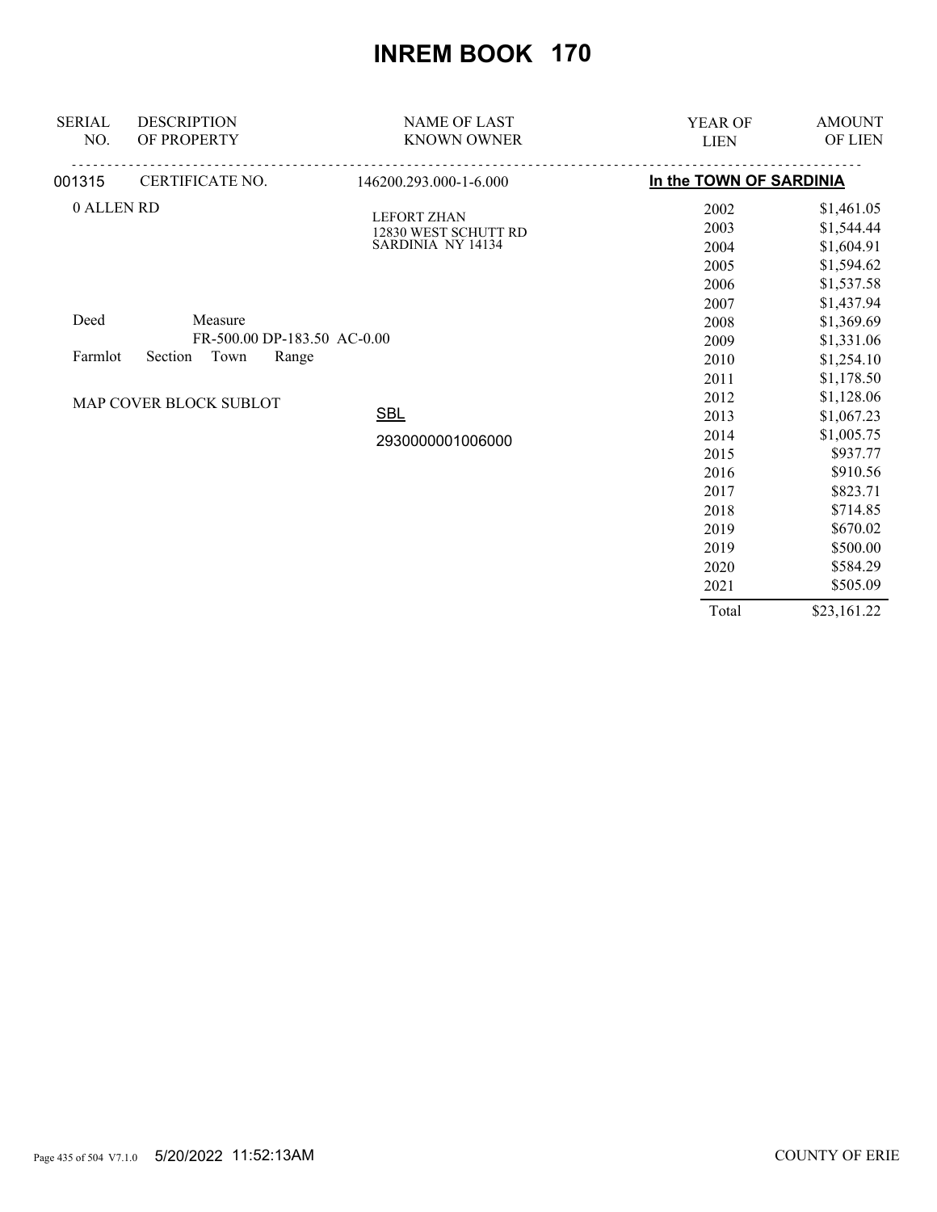# INREM BOOK 170

| SERIAL NO. | DESCRIPTION OF PROPERTY | NAME OF LAST KNOWN OWNER | YEAR OF LIEN | AMOUNT OF LIEN |
|---|---|---|---|---|
| 001315 | CERTIFICATE NO. | 146200.293.000-1-6.000 | **In the TOWN OF SARDINIA** | |
| 0 ALLEN RD | | LEFORT ZHAN<br>12830 WEST SCHUTT RD<br>SARDINIA NY 14134 | 2002 | $1,461.05 |
| | | | 2003 | $1,544.44 |
| | | | 2004 | $1,604.91 |
| | | | 2005 | $1,594.62 |
| | | | 2006 | $1,537.58 |
| | | | 2007 | $1,437.94 |
| Deed | Measure | | 2008 | $1,369.69 |
| | FR-500.00 DP-183.50 AC-0.00 | | 2009 | $1,331.06 |
| Farmlot | Section Town Range | | 2010 | $1,254.10 |
| | | | 2011 | $1,178.50 |
| MAP COVER BLOCK SUBLOT | | | 2012 | $1,128.06 |
| | | SBL | 2013 | $1,067.23 |
| | | 2930000001006000 | 2014 | $1,005.75 |
| | | | 2015 | $937.77 |
| | | | 2016 | $910.56 |
| | | | 2017 | $823.71 |
| | | | 2018 | $714.85 |
| | | | 2019 | $670.02 |
| | | | 2019 | $500.00 |
| | | | 2020 | $584.29 |
| | | | 2021 | $505.09 |
| | | | Total | $23,161.22 |

5/20/2022 11:52:13AM COUNTY OF ERIE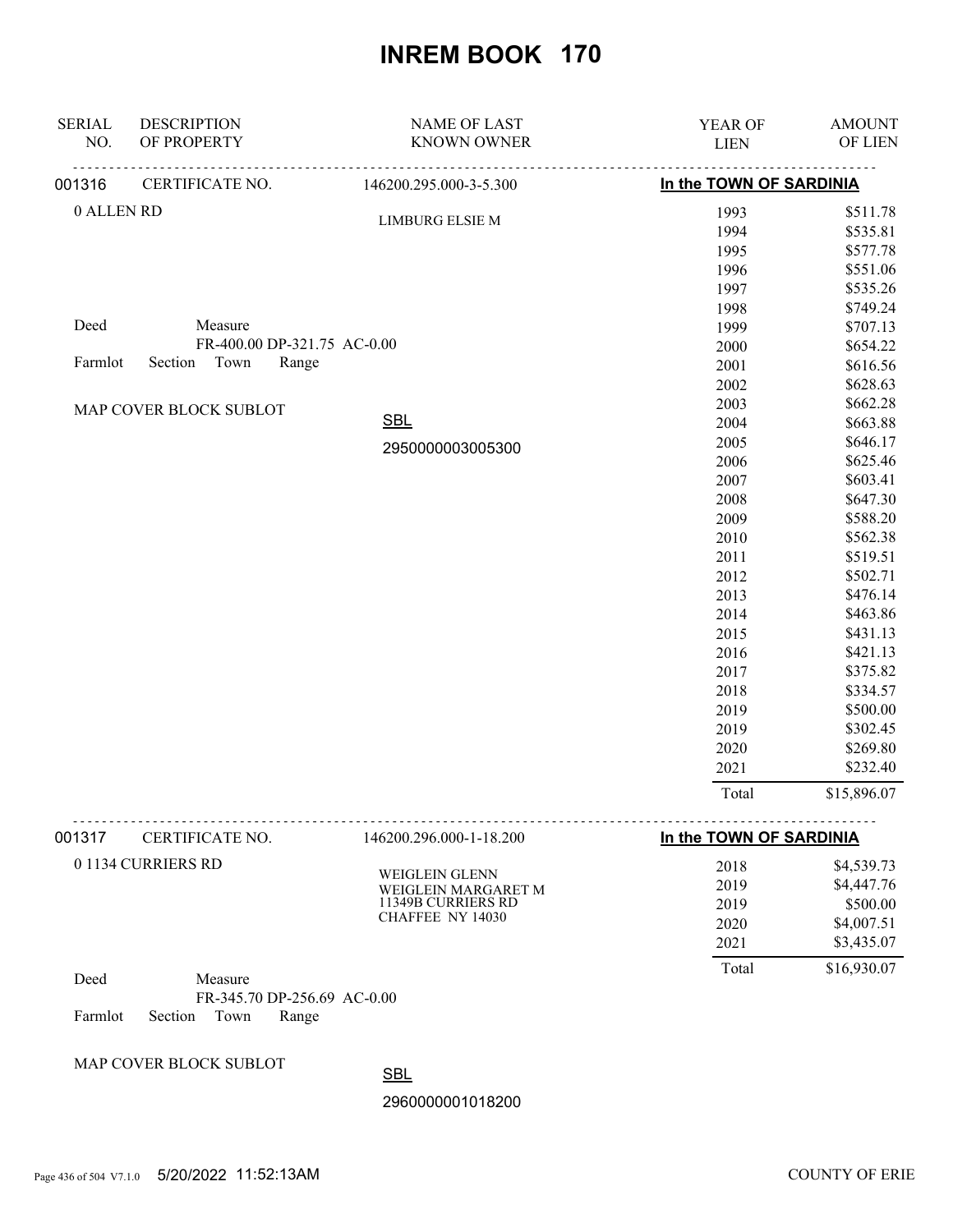# INREM BOOK 170

| SERIAL NO. | DESCRIPTION OF PROPERTY | NAME OF LAST KNOWN OWNER | YEAR OF LIEN | AMOUNT OF LIEN |
|---|---|---|---|---|
| 001316 | CERTIFICATE NO. | 146200.295.000-3-5.300 | **In the TOWN OF SARDINIA** | |
| | 0 ALLEN RD | LIMBURG ELSIE M | 1993 | $511.78 |
| | | | 1994 | $535.81 |
| | | | 1995 | $577.78 |
| | | | 1996 | $551.06 |
| | | | 1997 | $535.26 |
| | | | 1998 | $749.24 |
| | Deed Measure | | 1999 | $707.13 |
| | FR-400.00 DP-321.75 AC-0.00 | | 2000 | $654.22 |
| | Farmlot Section Town Range | | 2001 | $616.56 |
| | | | 2002 | $628.63 |
| | MAP COVER BLOCK SUBLOT | | 2003 | $662.28 |
| | | SBL | 2004 | $663.88 |
| | | 2950000003005300 | 2005 | $646.17 |
| | | | 2006 | $625.46 |
| | | | 2007 | $603.41 |
| | | | 2008 | $647.30 |
| | | | 2009 | $588.20 |
| | | | 2010 | $562.38 |
| | | | 2011 | $519.51 |
| | | | 2012 | $502.71 |
| | | | 2013 | $476.14 |
| | | | 2014 | $463.86 |
| | | | 2015 | $431.13 |
| | | | 2016 | $421.13 |
| | | | 2017 | $375.82 |
| | | | 2018 | $334.57 |
| | | | 2019 | $500.00 |
| | | | 2019 | $302.45 |
| | | | 2020 | $269.80 |
| | | | 2021 | $232.40 |
| | | | Total | $15,896.07 |
| 001317 | CERTIFICATE NO. | 146200.296.000-1-18.200 | **In the TOWN OF SARDINIA** | |
| | 0 1134 CURRIERS RD | WEIGLEIN GLENN<br>WEIGLEIN MARGARET M<br>11349B CURRIERS RD<br>CHAFFEE NY 14030 | 2018 | $4,539.73 |
| | | | 2019 | $4,447.76 |
| | | | 2019 | $500.00 |
| | | | 2020 | $4,007.51 |
| | | | 2021 | $3,435.07 |
| | Deed Measure | | Total | $16,930.07 |
| | FR-345.70 DP-256.69 AC-0.00 | | | |
| | Farmlot Section Town Range | | | |
| | MAP COVER BLOCK SUBLOT | SBL | | |
| | | 2960000001018200 | | |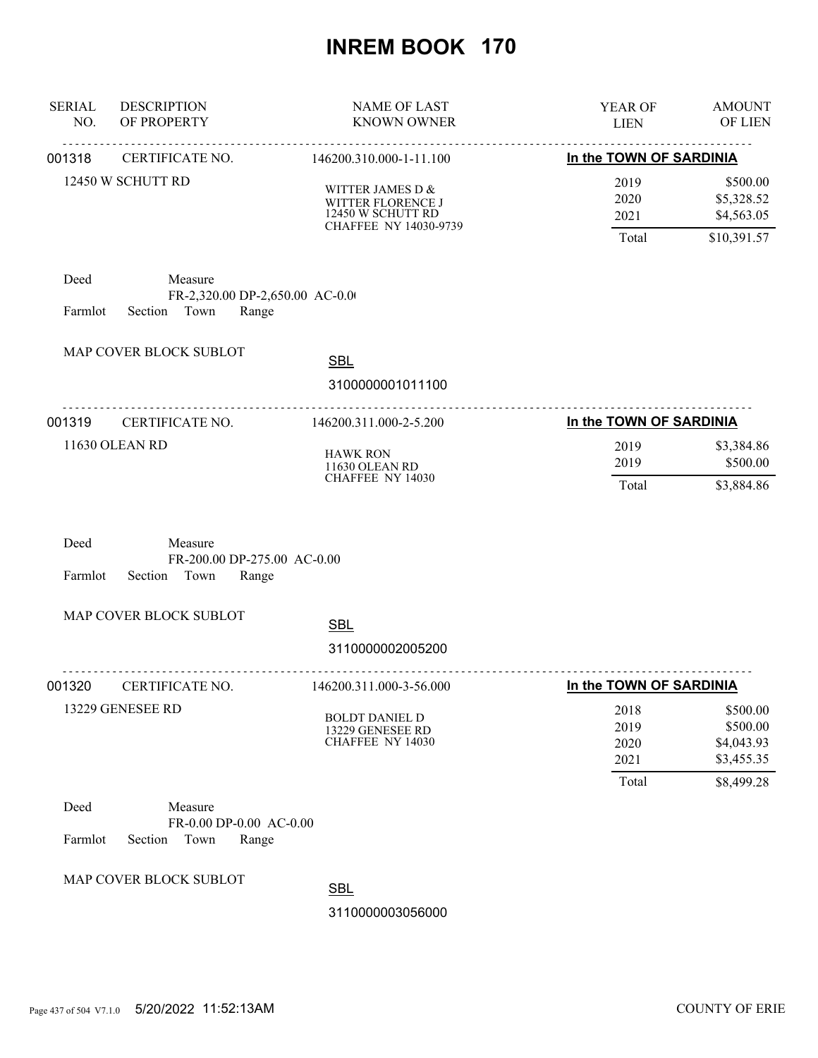# INREM BOOK 170

| SERIAL NO. | DESCRIPTION OF PROPERTY | NAME OF LAST KNOWN OWNER | YEAR OF LIEN | AMOUNT OF LIEN |
|---|---|---|---|---|
| 001318 | CERTIFICATE NO. | 146200.310.000-1-11.100 | In the TOWN OF SARDINIA | |
| | 12450 W SCHUTT RD | WITTER JAMES D & WITTER FLORENCE J 12450 W SCHUTT RD CHAFFEE NY 14030-9739 | 2019 | $500.00 |
| | | | 2020 | $5,328.52 |
| | | | 2021 | $4,563.05 |
| | | | Total | $10,391.57 |

Deed Measure FR-2,320.00 DP-2,650.00 AC-0.0

Farmlot Section Town Range

MAP COVER BLOCK SUBLOT

SBL 3100000001011100

| SERIAL NO. | DESCRIPTION OF PROPERTY | NAME OF LAST KNOWN OWNER | YEAR OF LIEN | AMOUNT OF LIEN |
|---|---|---|---|---|
| 001319 | CERTIFICATE NO. | 146200.311.000-2-5.200 | In the TOWN OF SARDINIA | |
| | 11630 OLEAN RD | HAWK RON 11630 OLEAN RD CHAFFEE NY 14030 | 2019 | $3,384.86 |
| | | | 2019 | $500.00 |
| | | | Total | $3,884.86 |

Deed Measure FR-200.00 DP-275.00 AC-0.00

Farmlot Section Town Range

MAP COVER BLOCK SUBLOT

SBL 3110000002005200

| SERIAL NO. | DESCRIPTION OF PROPERTY | NAME OF LAST KNOWN OWNER | YEAR OF LIEN | AMOUNT OF LIEN |
|---|---|---|---|---|
| 001320 | CERTIFICATE NO. | 146200.311.000-3-56.000 | In the TOWN OF SARDINIA | |
| | 13229 GENESEE RD | BOLDT DANIEL D 13229 GENESEE RD CHAFFEE NY 14030 | 2018 | $500.00 |
| | | | 2019 | $500.00 |
| | | | 2020 | $4,043.93 |
| | | | 2021 | $3,455.35 |
| | | | Total | $8,499.28 |

Deed Measure FR-0.00 DP-0.00 AC-0.00

Farmlot Section Town Range

MAP COVER BLOCK SUBLOT

SBL 3110000003056000

5/20/2022 11:52:13AM COUNTY OF ERIE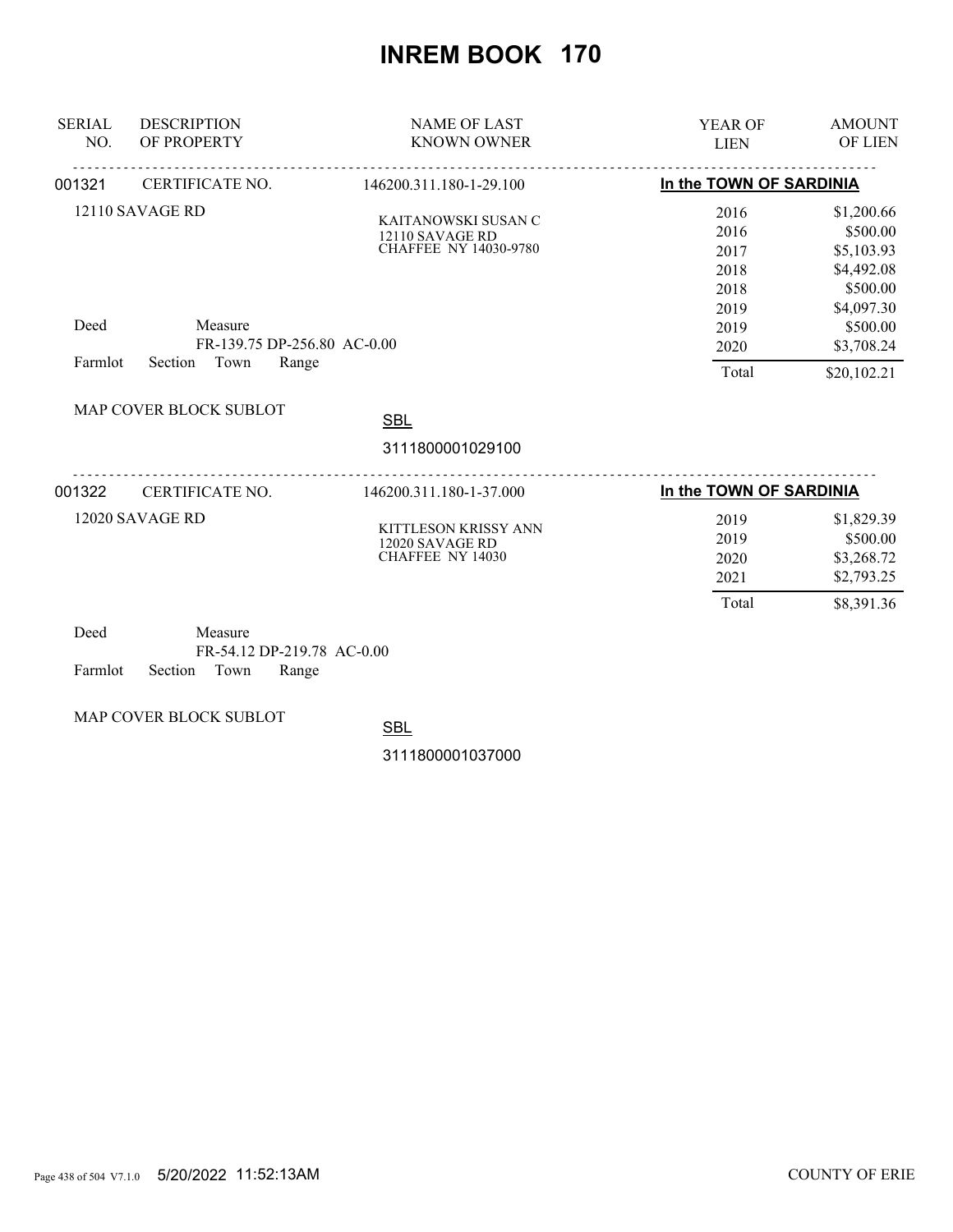# INREM BOOK 170

| SERIAL NO. | DESCRIPTION OF PROPERTY | NAME OF LAST KNOWN OWNER | YEAR OF LIEN | AMOUNT OF LIEN |
|---|---|---|---|---|
| 001321 | CERTIFICATE NO. | 146200.311.180-1-29.100 | In the TOWN OF SARDINIA | |
| | 12110 SAVAGE RD | KAITANOWSKI SUSAN C<br>12110 SAVAGE RD<br>CHAFFEE NY 14030-9780 | 2016 | $1,200.66 |
| | | | 2016 | $500.00 |
| | | | 2017 | $5,103.93 |
| | | | 2018 | $4,492.08 |
| | | | 2018 | $500.00 |
| | | | 2019 | $4,097.30 |
| | Deed Measure FR-139.75 DP-256.80 AC-0.00 | | 2019 | $500.00 |
| | | | 2020 | $3,708.24 |
| | Farmlot Section Town Range | | Total | $20,102.21 |
| | MAP COVER BLOCK SUBLOT | SBL 3111800001029100 | | |
| 001322 | CERTIFICATE NO. | 146200.311.180-1-37.000 | In the TOWN OF SARDINIA | |
| | 12020 SAVAGE RD | KITTLESON KRISSY ANN<br>12020 SAVAGE RD<br>CHAFFEE NY 14030 | 2019 | $1,829.39 |
| | | | 2019 | $500.00 |
| | | | 2020 | $3,268.72 |
| | | | 2021 | $2,793.25 |
| | | | Total | $8,391.36 |
| | Deed Measure FR-54.12 DP-219.78 AC-0.00 | | | |
| | Farmlot Section Town Range | | | |
| | MAP COVER BLOCK SUBLOT | SBL 3111800001037000 | | |

5/20/2022 11:52:13AM COUNTY OF ERIE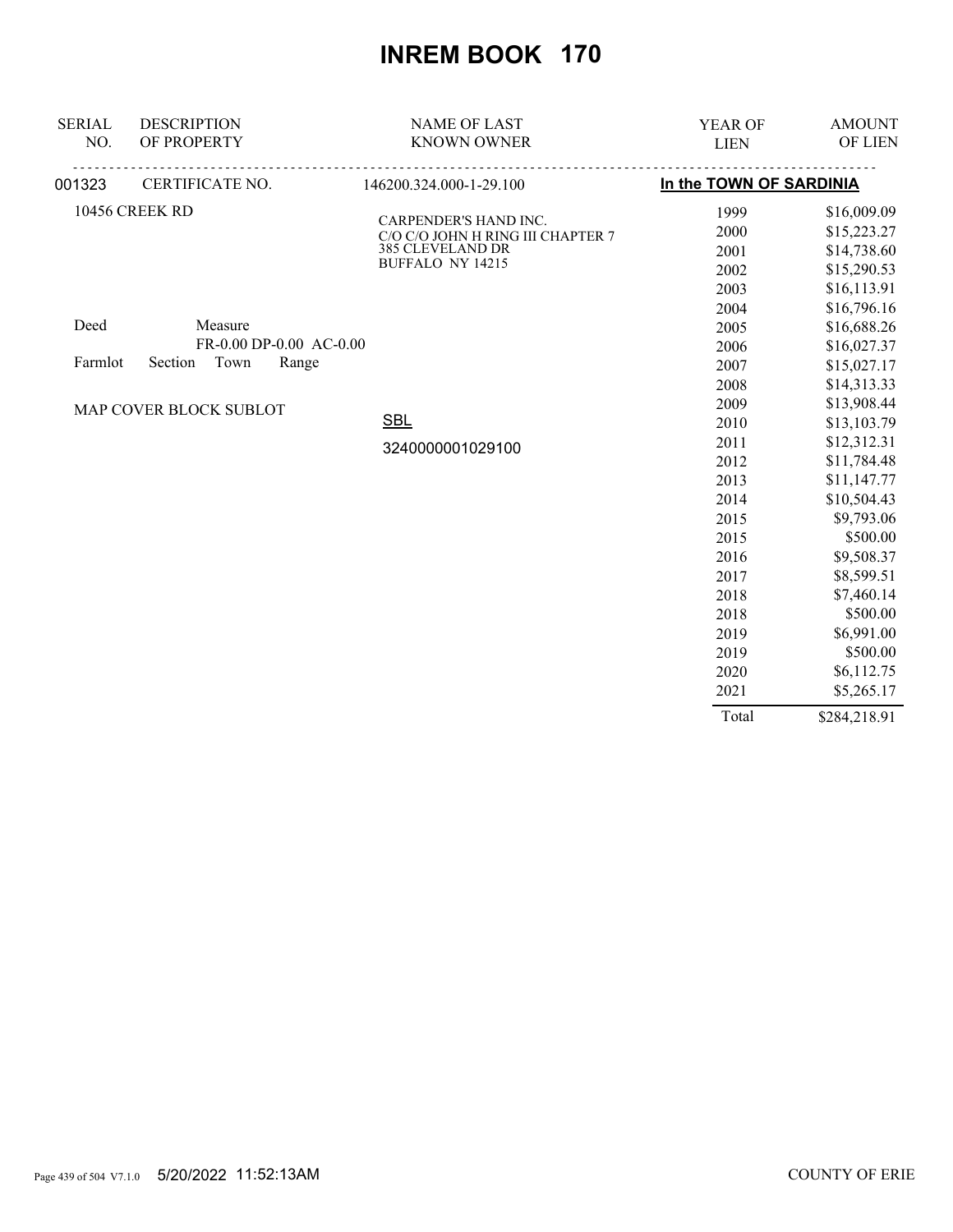# INREM BOOK 170

| SERIAL NO. | DESCRIPTION OF PROPERTY | NAME OF LAST KNOWN OWNER | YEAR OF LIEN | AMOUNT OF LIEN |
|---|---|---|---|---|
| 001323 | CERTIFICATE NO. | 146200.324.000-1-29.100 | **In the TOWN OF SARDINIA** | |
| | 10456 CREEK RD | CARPENDER'S HAND INC.<br>C/O C/O JOHN H RING III CHAPTER 7<br>385 CLEVELAND DR<br>BUFFALO NY 14215 | 1999 | $16,009.09 |
| | | | 2000 | $15,223.27 |
| | | | 2001 | $14,738.60 |
| | | | 2002 | $15,290.53 |
| | | | 2003 | $16,113.91 |
| | | | 2004 | $16,796.16 |
| | Deed Measure<br>FR-0.00 DP-0.00 AC-0.00 | | 2005 | $16,688.26 |
| | | | 2006 | $16,027.37 |
| | Farmlot Section Town Range | | 2007 | $15,027.17 |
| | | | 2008 | $14,313.33 |
| | MAP COVER BLOCK SUBLOT | | 2009 | $13,908.44 |
| | | SBL | 2010 | $13,103.79 |
| | | 3240000001029100 | 2011 | $12,312.31 |
| | | | 2012 | $11,784.48 |
| | | | 2013 | $11,147.77 |
| | | | 2014 | $10,504.43 |
| | | | 2015 | $9,793.06 |
| | | | 2015 | $500.00 |
| | | | 2016 | $9,508.37 |
| | | | 2017 | $8,599.51 |
| | | | 2018 | $7,460.14 |
| | | | 2018 | $500.00 |
| | | | 2019 | $6,991.00 |
| | | | 2019 | $500.00 |
| | | | 2020 | $6,112.75 |
| | | | 2021 | $5,265.17 |
| | | | Total | $284,218.91 |

5/20/2022 11:52:13AM COUNTY OF ERIE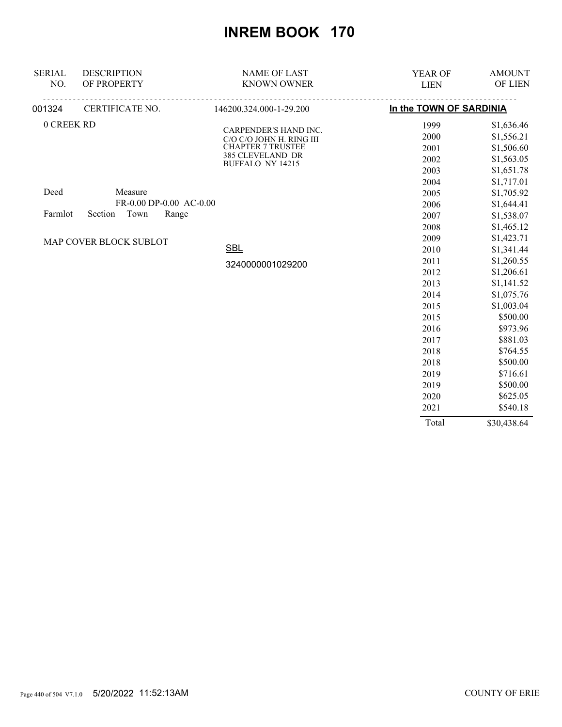# INREM BOOK 170

| SERIAL NO. | DESCRIPTION OF PROPERTY | NAME OF LAST KNOWN OWNER | YEAR OF LIEN | AMOUNT OF LIEN |
|---|---|---|---|---|
| 001324 | CERTIFICATE NO. | 146200.324.000-1-29.200 | In the TOWN OF SARDINIA | |
| 0 CREEK RD | | CARPENDER'S HAND INC.<br>C/O C/O JOHN H. RING III<br>CHAPTER 7 TRUSTEE<br>385 CLEVELAND DR<br>BUFFALO NY 14215 | 1999 | $1,636.46 |
| | | | 2000 | $1,556.21 |
| | | | 2001 | $1,506.60 |
| | | | 2002 | $1,563.05 |
| | | | 2003 | $1,651.78 |
| | | | 2004 | $1,717.01 |
| Deed | Measure<br>FR-0.00 DP-0.00 AC-0.00 | | 2005 | $1,705.92 |
| Farmlot | Section Town Range | | 2006 | $1,644.41 |
| | | | 2007 | $1,538.07 |
| | | | 2008 | $1,465.12 |
| MAP COVER BLOCK SUBLOT | | | 2009 | $1,423.71 |
| | | SBL | 2010 | $1,341.44 |
| | | 3240000001029200 | 2011 | $1,260.55 |
| | | | 2012 | $1,206.61 |
| | | | 2013 | $1,141.52 |
| | | | 2014 | $1,075.76 |
| | | | 2015 | $1,003.04 |
| | | | 2015 | $500.00 |
| | | | 2016 | $973.96 |
| | | | 2017 | $881.03 |
| | | | 2018 | $764.55 |
| | | | 2018 | $500.00 |
| | | | 2019 | $716.61 |
| | | | 2019 | $500.00 |
| | | | 2020 | $625.05 |
| | | | 2021 | $540.18 |
| | | | Total | $30,438.64 |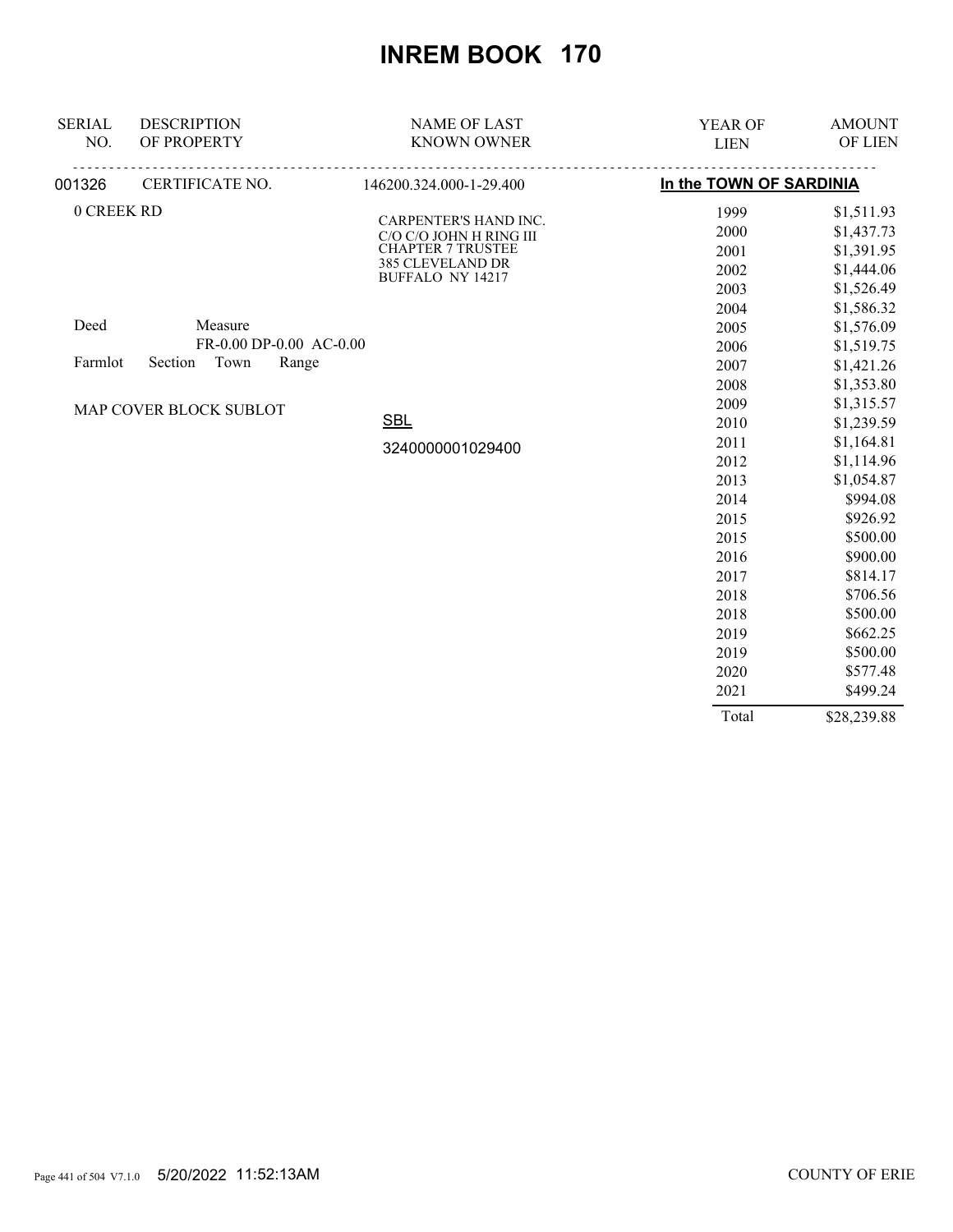# INREM BOOK 170

| SERIAL NO. | DESCRIPTION OF PROPERTY | NAME OF LAST KNOWN OWNER | YEAR OF LIEN | AMOUNT OF LIEN |
|---|---|---|---|---|
| 001326 | CERTIFICATE NO. | 146200.324.000-1-29.400 | In the TOWN OF SARDINIA | |
| | 0 CREEK RD | CARPENTER'S HAND INC.<br>C/O C/O JOHN H RING III<br>CHAPTER 7 TRUSTEE<br>385 CLEVELAND DR<br>BUFFALO NY 14217 | 1999 | $1,511.93 |
| | | | 2000 | $1,437.73 |
| | | | 2001 | $1,391.95 |
| | | | 2002 | $1,444.06 |
| | | | 2003 | $1,526.49 |
| | | | 2004 | $1,586.32 |
| | Deed Measure<br>FR-0.00 DP-0.00 AC-0.00 | | 2005 | $1,576.09 |
| | | | 2006 | $1,519.75 |
| | Farmlot Section Town Range | | 2007 | $1,421.26 |
| | | | 2008 | $1,353.80 |
| | MAP COVER BLOCK SUBLOT | | 2009 | $1,315.57 |
| | | SBL | 2010 | $1,239.59 |
| | | 3240000001029400 | 2011 | $1,164.81 |
| | | | 2012 | $1,114.96 |
| | | | 2013 | $1,054.87 |
| | | | 2014 | $994.08 |
| | | | 2015 | $926.92 |
| | | | 2015 | $500.00 |
| | | | 2016 | $900.00 |
| | | | 2017 | $814.17 |
| | | | 2018 | $706.56 |
| | | | 2018 | $500.00 |
| | | | 2019 | $662.25 |
| | | | 2019 | $500.00 |
| | | | 2020 | $577.48 |
| | | | 2021 | $499.24 |
| | | | Total | $28,239.88 |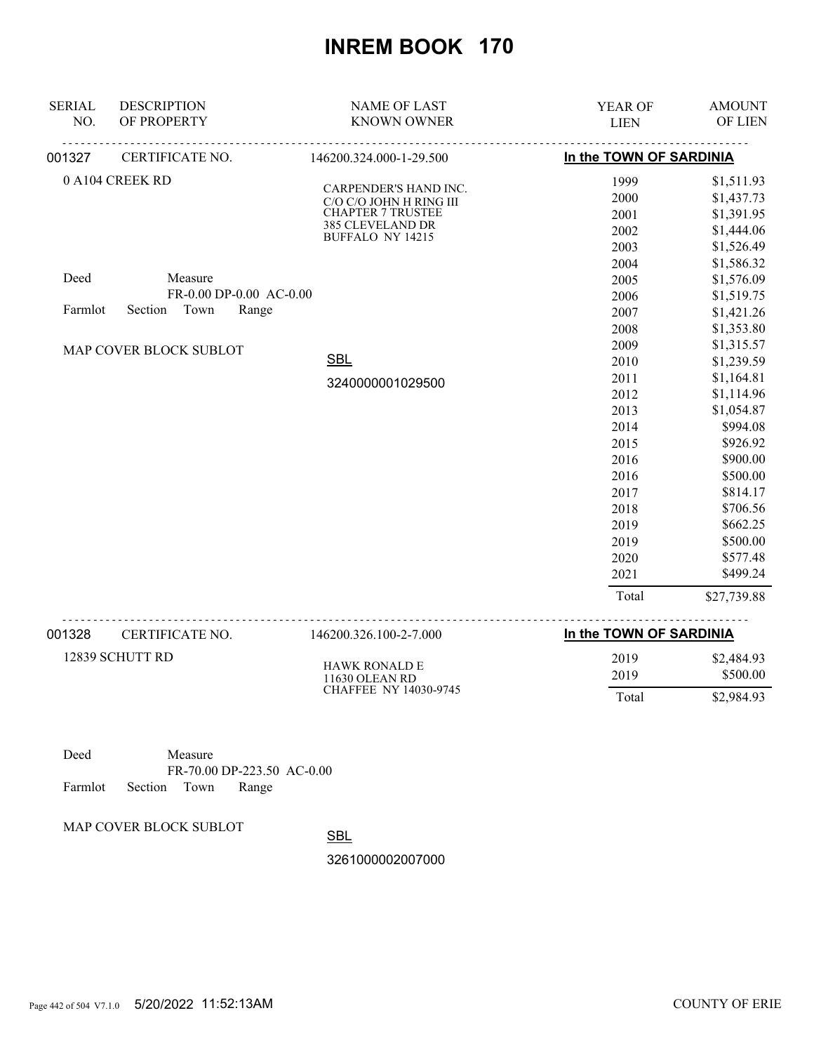# INREM BOOK 170

| SERIAL NO. | DESCRIPTION OF PROPERTY | NAME OF LAST KNOWN OWNER | YEAR OF LIEN | AMOUNT OF LIEN |
|---|---|---|---|---|
| 001327 | CERTIFICATE NO. | 146200.324.000-1-29.500 | In the TOWN OF SARDINIA | |
| | 0 A104 CREEK RD | CARPENDER'S HAND INC.<br>C/O C/O JOHN H RING III<br>CHAPTER 7 TRUSTEE<br>385 CLEVELAND DR<br>BUFFALO NY 14215 | 1999 | $1,511.93 |
| | | | 2000 | $1,437.73 |
| | | | 2001 | $1,391.95 |
| | | | 2002 | $1,444.06 |
| | | | 2003 | $1,526.49 |
| | | | 2004 | $1,586.32 |
| | Deed Measure<br>FR-0.00 DP-0.00 AC-0.00 | | 2005 | $1,576.09 |
| | Farmlot Section Town Range | | 2006 | $1,519.75 |
| | | | 2007 | $1,421.26 |
| | | | 2008 | $1,353.80 |
| | MAP COVER BLOCK SUBLOT | | 2009 | $1,315.57 |
| | | SBL | 2010 | $1,239.59 |
| | | 3240000001029500 | 2011 | $1,164.81 |
| | | | 2012 | $1,114.96 |
| | | | 2013 | $1,054.87 |
| | | | 2014 | $994.08 |
| | | | 2015 | $926.92 |
| | | | 2016 | $900.00 |
| | | | 2016 | $500.00 |
| | | | 2017 | $814.17 |
| | | | 2018 | $706.56 |
| | | | 2019 | $662.25 |
| | | | 2019 | $500.00 |
| | | | 2020 | $577.48 |
| | | | 2021 | $499.24 |
| | | | Total | $27,739.88 |
| 001328 | CERTIFICATE NO. | 146200.326.100-2-7.000 | In the TOWN OF SARDINIA | |
| | 12839 SCHUTT RD | HAWK RONALD E<br>11630 OLEAN RD<br>CHAFFEE NY 14030-9745 | 2019 | $2,484.93 |
| | | | 2019 | $500.00 |
| | | | Total | $2,984.93 |
| | Deed Measure<br>FR-70.00 DP-223.50 AC-0.00 | | | |
| | Farmlot Section Town Range | | | |
| | MAP COVER BLOCK SUBLOT | SBL | | |
| | | 3261000002007000 | | |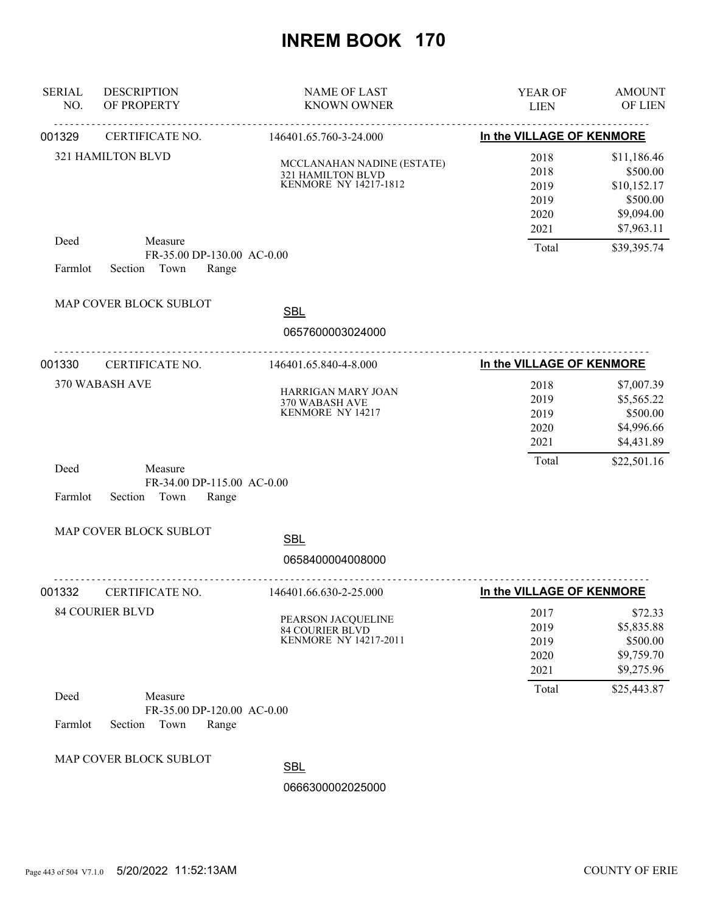# INREM BOOK 170

| SERIAL NO. | DESCRIPTION OF PROPERTY | NAME OF LAST KNOWN OWNER | YEAR OF LIEN | AMOUNT OF LIEN |
|---|---|---|---|---|
| 001329 | CERTIFICATE NO. | 146401.65.760-3-24.000 | **In the VILLAGE OF KENMORE** | |

321 HAMILTON BLVD

MCCLANAHAN NADINE (ESTATE)
321 HAMILTON BLVD
KENMORE NY 14217-1812

| YEAR OF LIEN | AMOUNT OF LIEN |
|---|---|
| 2018 | $11,186.46 |
| 2018 | $500.00 |
| 2019 | $10,152.17 |
| 2019 | $500.00 |
| 2020 | $9,094.00 |
| 2021 | $7,963.11 |
| Total | $39,395.74 |

Deed Measure FR-35.00 DP-130.00 AC-0.00
Farmlot Section Town Range

MAP COVER BLOCK SUBLOT

SBL
0657600003024000

---

| SERIAL NO. | DESCRIPTION OF PROPERTY | NAME OF LAST KNOWN OWNER | YEAR OF LIEN | AMOUNT OF LIEN |
|---|---|---|---|---|
| 001330 | CERTIFICATE NO. | 146401.65.840-4-8.000 | **In the VILLAGE OF KENMORE** | |

370 WABASH AVE

HARRIGAN MARY JOAN
370 WABASH AVE
KENMORE NY 14217

| YEAR OF LIEN | AMOUNT OF LIEN |
|---|---|
| 2018 | $7,007.39 |
| 2019 | $5,565.22 |
| 2019 | $500.00 |
| 2020 | $4,996.66 |
| 2021 | $4,431.89 |
| Total | $22,501.16 |

Deed Measure FR-34.00 DP-115.00 AC-0.00
Farmlot Section Town Range

MAP COVER BLOCK SUBLOT

SBL
0658400004008000

---

| SERIAL NO. | DESCRIPTION OF PROPERTY | NAME OF LAST KNOWN OWNER | YEAR OF LIEN | AMOUNT OF LIEN |
|---|---|---|---|---|
| 001332 | CERTIFICATE NO. | 146401.66.630-2-25.000 | **In the VILLAGE OF KENMORE** | |

84 COURIER BLVD

PEARSON JACQUELINE
84 COURIER BLVD
KENMORE NY 14217-2011

| YEAR OF LIEN | AMOUNT OF LIEN |
|---|---|
| 2017 | $72.33 |
| 2019 | $5,835.88 |
| 2019 | $500.00 |
| 2020 | $9,759.70 |
| 2021 | $9,275.96 |
| Total | $25,443.87 |

Deed Measure FR-35.00 DP-120.00 AC-0.00
Farmlot Section Town Range

MAP COVER BLOCK SUBLOT

SBL
0666300002025000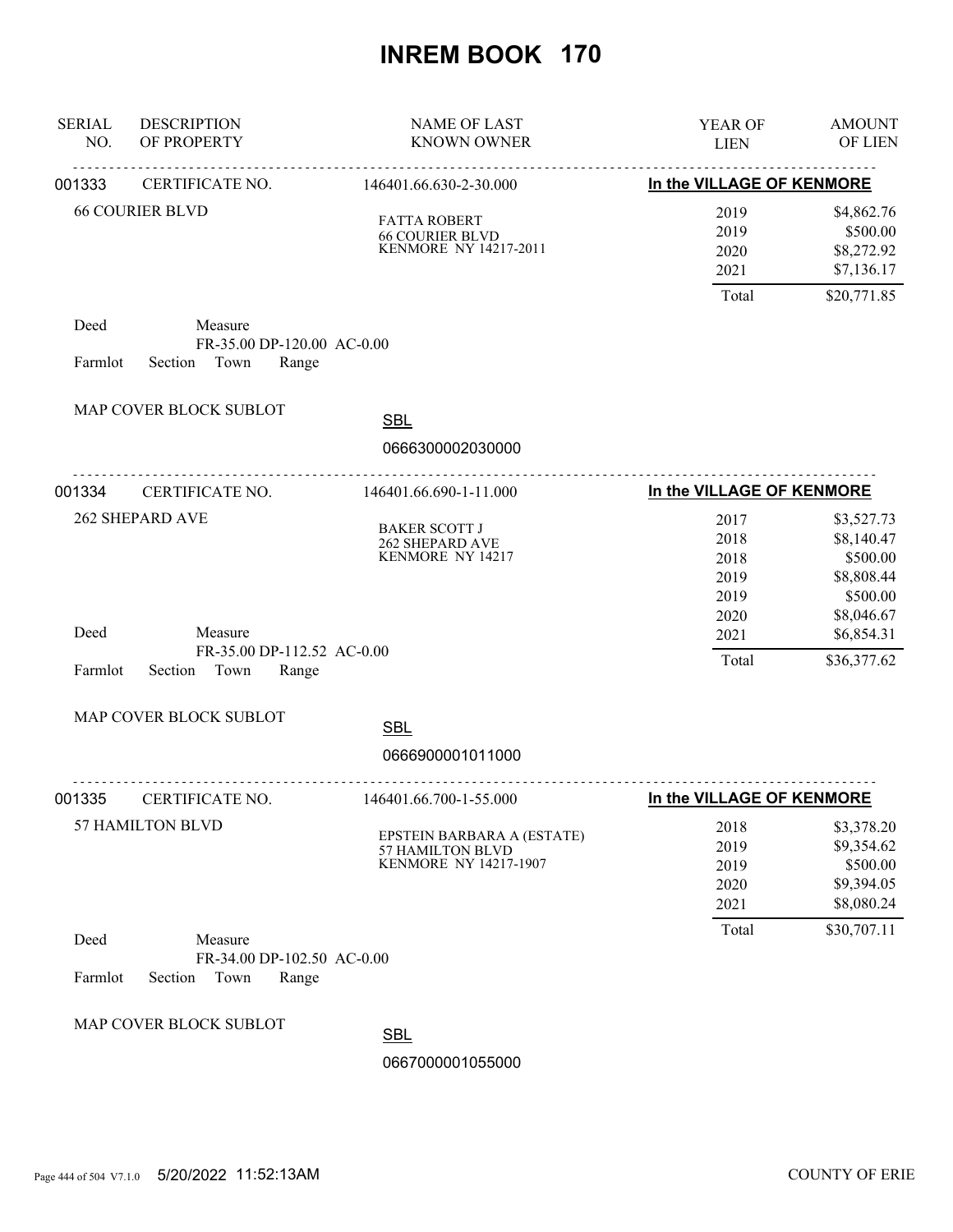# INREM BOOK 170

| SERIAL NO. | DESCRIPTION OF PROPERTY | NAME OF LAST KNOWN OWNER | YEAR OF LIEN | AMOUNT OF LIEN |
|---|---|---|---|---|

---

**001333** CERTIFICATE NO. 146401.66.630-2-30.000 — **In the VILLAGE OF KENMORE**

66 COURIER BLVD

FATTA ROBERT
66 COURIER BLVD
KENMORE NY 14217-2011

| YEAR OF LIEN | AMOUNT OF LIEN |
|---|---|
| 2019 | $4,862.76 |
| 2019 | $500.00 |
| 2020 | $8,272.92 |
| 2021 | $7,136.17 |
| Total | $20,771.85 |

Deed Measure
FR-35.00 DP-120.00 AC-0.00
Farmlot Section Town Range

MAP COVER BLOCK SUBLOT

SBL
0666300002030000

---

**001334** CERTIFICATE NO. 146401.66.690-1-11.000 — **In the VILLAGE OF KENMORE**

262 SHEPARD AVE

BAKER SCOTT J
262 SHEPARD AVE
KENMORE NY 14217

| YEAR OF LIEN | AMOUNT OF LIEN |
|---|---|
| 2017 | $3,527.73 |
| 2018 | $8,140.47 |
| 2018 | $500.00 |
| 2019 | $8,808.44 |
| 2019 | $500.00 |
| 2020 | $8,046.67 |
| 2021 | $6,854.31 |
| Total | $36,377.62 |

Deed Measure
FR-35.00 DP-112.52 AC-0.00
Farmlot Section Town Range

MAP COVER BLOCK SUBLOT

SBL
0666900001011000

---

**001335** CERTIFICATE NO. 146401.66.700-1-55.000 — **In the VILLAGE OF KENMORE**

57 HAMILTON BLVD

EPSTEIN BARBARA A (ESTATE)
57 HAMILTON BLVD
KENMORE NY 14217-1907

| YEAR OF LIEN | AMOUNT OF LIEN |
|---|---|
| 2018 | $3,378.20 |
| 2019 | $9,354.62 |
| 2019 | $500.00 |
| 2020 | $9,394.05 |
| 2021 | $8,080.24 |
| Total | $30,707.11 |

Deed Measure
FR-34.00 DP-102.50 AC-0.00
Farmlot Section Town Range

MAP COVER BLOCK SUBLOT

SBL
0667000001055000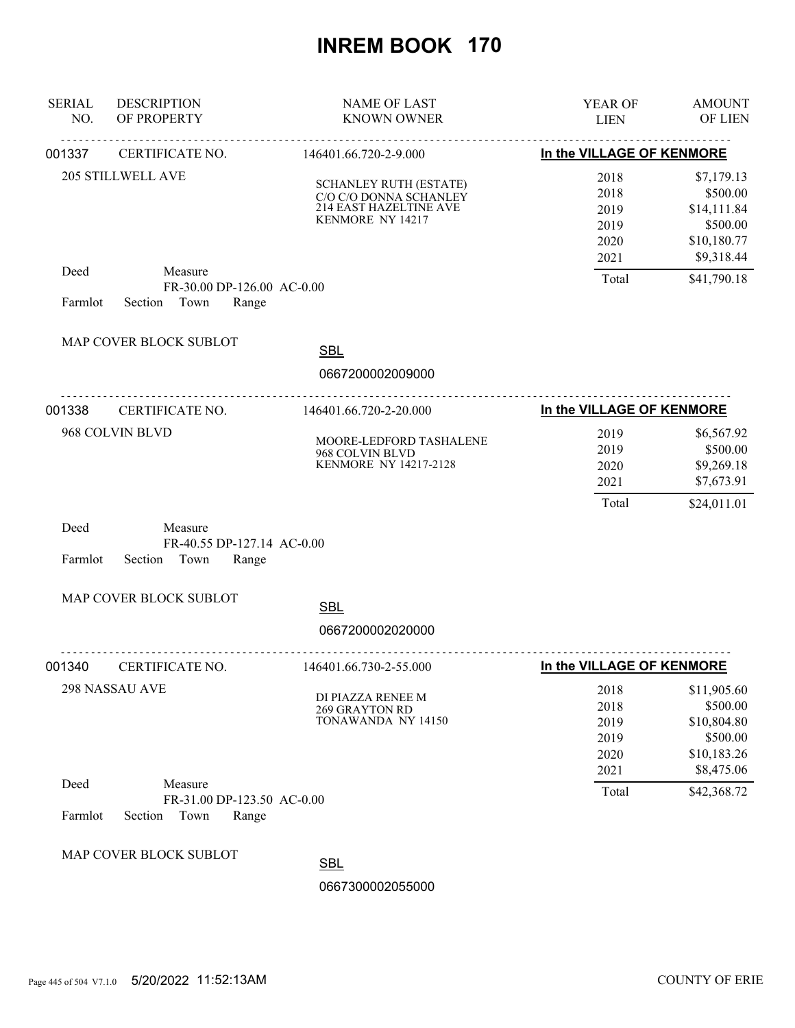# INREM BOOK 170

| SERIAL NO. | DESCRIPTION OF PROPERTY | NAME OF LAST KNOWN OWNER | YEAR OF LIEN | AMOUNT OF LIEN |
|---|---|---|---|---|
| 001337 | CERTIFICATE NO. | 146401.66.720-2-9.000 | In the VILLAGE OF KENMORE | |
| | 205 STILLWELL AVE | SCHANLEY RUTH (ESTATE)<br>C/O C/O DONNA SCHANLEY<br>214 EAST HAZELTINE AVE<br>KENMORE NY 14217 | 2018 | $7,179.13 |
| | | | 2018 | $500.00 |
| | | | 2019 | $14,111.84 |
| | | | 2019 | $500.00 |
| | | | 2020 | $10,180.77 |
| | | | 2021 | $9,318.44 |
| | Deed / Measure<br>FR-30.00 DP-126.00 AC-0.00<br>Farmlot Section Town Range | | Total | $41,790.18 |
| | MAP COVER BLOCK SUBLOT | SBL<br>0667200002009000 | | |
| 001338 | CERTIFICATE NO. | 146401.66.720-2-20.000 | In the VILLAGE OF KENMORE | |
| | 968 COLVIN BLVD | MOORE-LEDFORD TASHALENE<br>968 COLVIN BLVD<br>KENMORE NY 14217-2128 | 2019 | $6,567.92 |
| | | | 2019 | $500.00 |
| | | | 2020 | $9,269.18 |
| | | | 2021 | $7,673.91 |
| | | | Total | $24,011.01 |
| | Deed / Measure<br>FR-40.55 DP-127.14 AC-0.00<br>Farmlot Section Town Range | | | |
| | MAP COVER BLOCK SUBLOT | SBL<br>0667200002020000 | | |
| 001340 | CERTIFICATE NO. | 146401.66.730-2-55.000 | In the VILLAGE OF KENMORE | |
| | 298 NASSAU AVE | DI PIAZZA RENEE M<br>269 GRAYTON RD<br>TONAWANDA NY 14150 | 2018 | $11,905.60 |
| | | | 2018 | $500.00 |
| | | | 2019 | $10,804.80 |
| | | | 2019 | $500.00 |
| | | | 2020 | $10,183.26 |
| | | | 2021 | $8,475.06 |
| | Deed / Measure<br>FR-31.00 DP-123.50 AC-0.00<br>Farmlot Section Town Range | | Total | $42,368.72 |
| | MAP COVER BLOCK SUBLOT | SBL<br>0667300002055000 | | |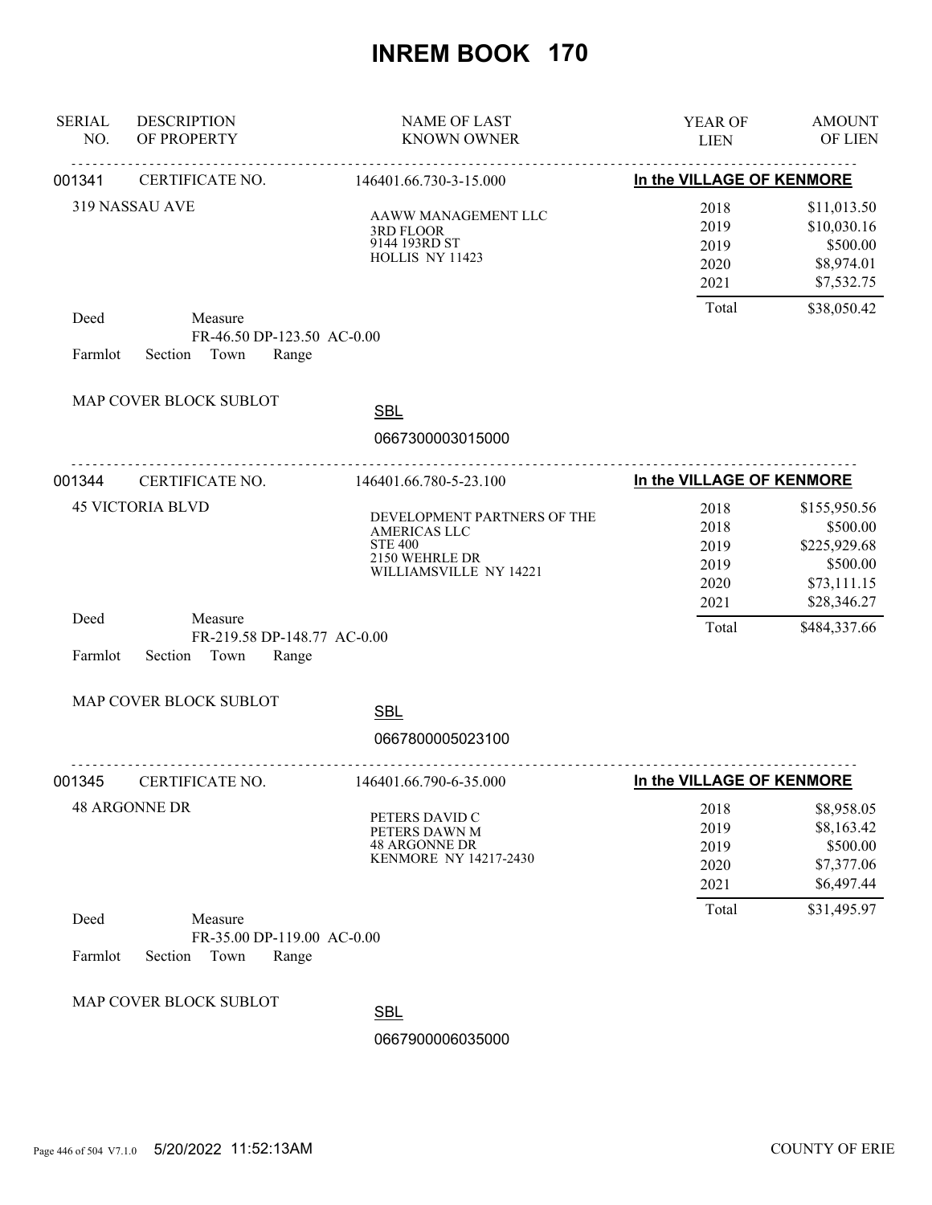# INREM BOOK 170

| SERIAL NO. | DESCRIPTION OF PROPERTY | NAME OF LAST KNOWN OWNER | YEAR OF LIEN | AMOUNT OF LIEN |
|---|---|---|---|---|

---

**001341** CERTIFICATE NO. 146401.66.730-3-15.000 — **In the VILLAGE OF KENMORE**

319 NASSAU AVE

AAWW MANAGEMENT LLC
3RD FLOOR
9144 193RD ST
HOLLIS NY 11423

| YEAR OF LIEN | AMOUNT OF LIEN |
|---|---|
| 2018 | $11,013.50 |
| 2019 | $10,030.16 |
| 2019 | $500.00 |
| 2020 | $8,974.01 |
| 2021 | $7,532.75 |
| Total | $38,050.42 |

Deed Measure
FR-46.50 DP-123.50 AC-0.00
Farmlot Section Town Range

MAP COVER BLOCK SUBLOT

SBL
0667300003015000

---

**001344** CERTIFICATE NO. 146401.66.780-5-23.100 — **In the VILLAGE OF KENMORE**

45 VICTORIA BLVD

DEVELOPMENT PARTNERS OF THE AMERICAS LLC
STE 400
2150 WEHRLE DR
WILLIAMSVILLE NY 14221

| YEAR OF LIEN | AMOUNT OF LIEN |
|---|---|
| 2018 | $155,950.56 |
| 2018 | $500.00 |
| 2019 | $225,929.68 |
| 2019 | $500.00 |
| 2020 | $73,111.15 |
| 2021 | $28,346.27 |
| Total | $484,337.66 |

Deed Measure
FR-219.58 DP-148.77 AC-0.00
Farmlot Section Town Range

MAP COVER BLOCK SUBLOT

SBL
0667800005023100

---

**001345** CERTIFICATE NO. 146401.66.790-6-35.000 — **In the VILLAGE OF KENMORE**

48 ARGONNE DR

PETERS DAVID C
PETERS DAWN M
48 ARGONNE DR
KENMORE NY 14217-2430

| YEAR OF LIEN | AMOUNT OF LIEN |
|---|---|
| 2018 | $8,958.05 |
| 2019 | $8,163.42 |
| 2019 | $500.00 |
| 2020 | $7,377.06 |
| 2021 | $6,497.44 |
| Total | $31,495.97 |

Deed Measure
FR-35.00 DP-119.00 AC-0.00
Farmlot Section Town Range

MAP COVER BLOCK SUBLOT

SBL
0667900006035000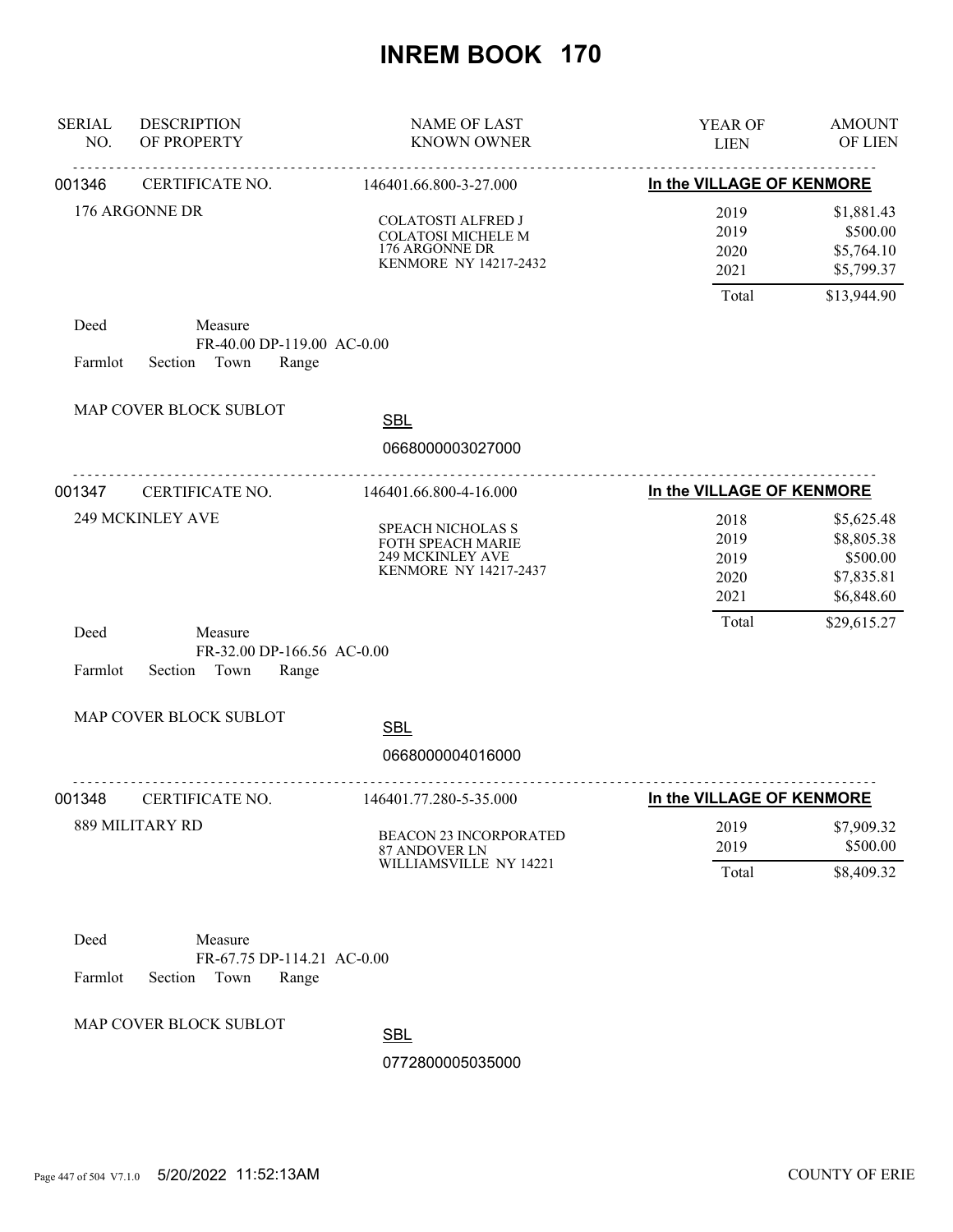# INREM BOOK 170

| SERIAL NO. | DESCRIPTION OF PROPERTY | NAME OF LAST KNOWN OWNER | YEAR OF LIEN | AMOUNT OF LIEN |
|---|---|---|---|---|

---

**001346** CERTIFICATE NO. 146401.66.800-3-27.000 **In the VILLAGE OF KENMORE**

176 ARGONNE DR

COLATOSTI ALFRED J
COLATOSI MICHELE M
176 ARGONNE DR
KENMORE NY 14217-2432

| YEAR OF LIEN | AMOUNT OF LIEN |
|---|---|
| 2019 | $1,881.43 |
| 2019 | $500.00 |
| 2020 | $5,764.10 |
| 2021 | $5,799.37 |
| Total | $13,944.90 |

Deed Measure
FR-40.00 DP-119.00 AC-0.00
Farmlot Section Town Range

MAP COVER BLOCK SUBLOT

SBL
0668000003027000

---

**001347** CERTIFICATE NO. 146401.66.800-4-16.000 **In the VILLAGE OF KENMORE**

249 MCKINLEY AVE

SPEACH NICHOLAS S
FOTH SPEACH MARIE
249 MCKINLEY AVE
KENMORE NY 14217-2437

| YEAR OF LIEN | AMOUNT OF LIEN |
|---|---|
| 2018 | $5,625.48 |
| 2019 | $8,805.38 |
| 2019 | $500.00 |
| 2020 | $7,835.81 |
| 2021 | $6,848.60 |
| Total | $29,615.27 |

Deed Measure
FR-32.00 DP-166.56 AC-0.00
Farmlot Section Town Range

MAP COVER BLOCK SUBLOT

SBL
0668000004016000

---

**001348** CERTIFICATE NO. 146401.77.280-5-35.000 **In the VILLAGE OF KENMORE**

889 MILITARY RD

BEACON 23 INCORPORATED
87 ANDOVER LN
WILLIAMSVILLE NY 14221

| YEAR OF LIEN | AMOUNT OF LIEN |
|---|---|
| 2019 | $7,909.32 |
| 2019 | $500.00 |
| Total | $8,409.32 |

Deed Measure
FR-67.75 DP-114.21 AC-0.00
Farmlot Section Town Range

MAP COVER BLOCK SUBLOT

SBL
0772800005035000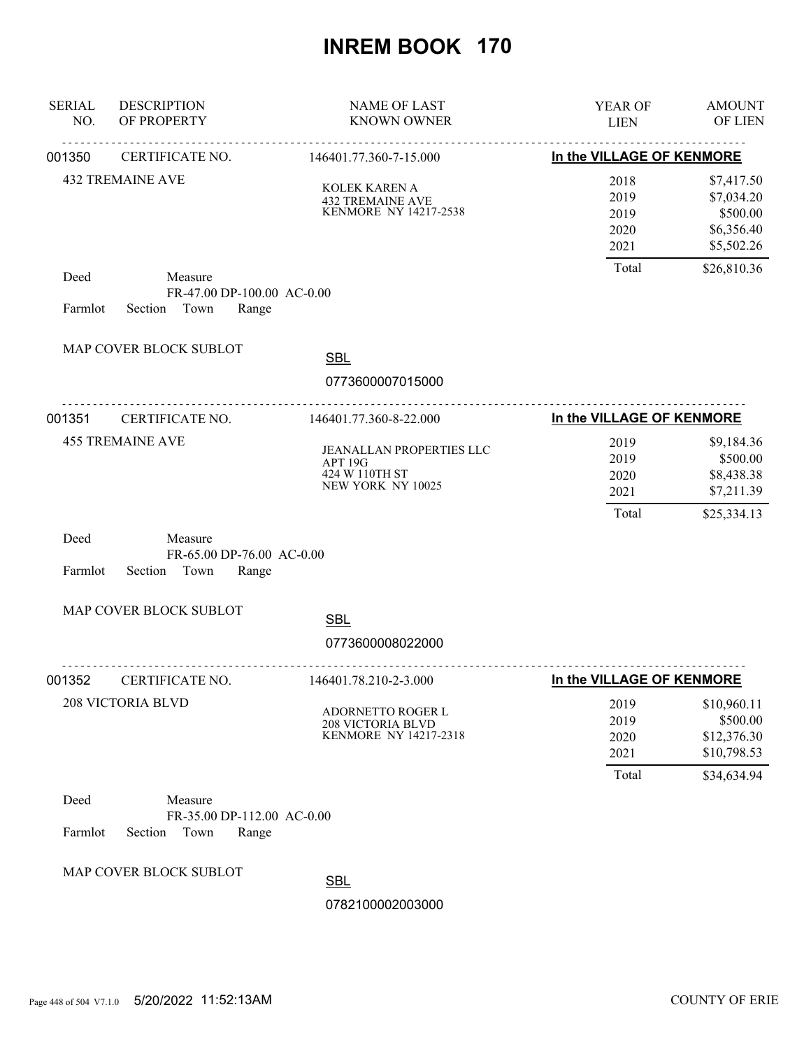# INREM BOOK 170

| SERIAL NO. | DESCRIPTION OF PROPERTY | NAME OF LAST KNOWN OWNER | YEAR OF LIEN | AMOUNT OF LIEN |
|---|---|---|---|---|

---

**001350** CERTIFICATE NO. 146401.77.360-7-15.000 — **In the VILLAGE OF KENMORE**

432 TREMAINE AVE

KOLEK KAREN A
432 TREMAINE AVE
KENMORE NY 14217-2538

| YEAR OF LIEN | AMOUNT OF LIEN |
|---|---|
| 2018 | $7,417.50 |
| 2019 | $7,034.20 |
| 2019 | $500.00 |
| 2020 | $6,356.40 |
| 2021 | $5,502.26 |
| Total | $26,810.36 |

Deed Measure
FR-47.00 DP-100.00 AC-0.00
Farmlot Section Town Range

MAP COVER BLOCK SUBLOT

SBL
0773600007015000

---

**001351** CERTIFICATE NO. 146401.77.360-8-22.000 — **In the VILLAGE OF KENMORE**

455 TREMAINE AVE

JEANALLAN PROPERTIES LLC
APT 19G
424 W 110TH ST
NEW YORK NY 10025

| YEAR OF LIEN | AMOUNT OF LIEN |
|---|---|
| 2019 | $9,184.36 |
| 2019 | $500.00 |
| 2020 | $8,438.38 |
| 2021 | $7,211.39 |
| Total | $25,334.13 |

Deed Measure
FR-65.00 DP-76.00 AC-0.00
Farmlot Section Town Range

MAP COVER BLOCK SUBLOT

SBL
0773600008022000

---

**001352** CERTIFICATE NO. 146401.78.210-2-3.000 — **In the VILLAGE OF KENMORE**

208 VICTORIA BLVD

ADORNETTO ROGER L
208 VICTORIA BLVD
KENMORE NY 14217-2318

| YEAR OF LIEN | AMOUNT OF LIEN |
|---|---|
| 2019 | $10,960.11 |
| 2019 | $500.00 |
| 2020 | $12,376.30 |
| 2021 | $10,798.53 |
| Total | $34,634.94 |

Deed Measure
FR-35.00 DP-112.00 AC-0.00
Farmlot Section Town Range

MAP COVER BLOCK SUBLOT

SBL
0782100002003000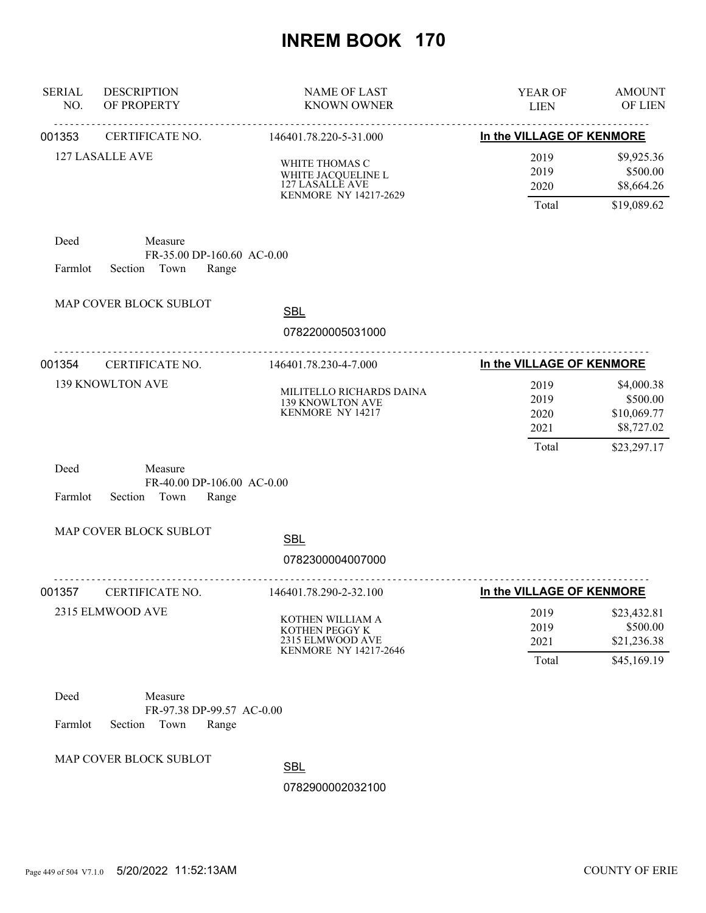# INREM BOOK 170

| SERIAL NO. | DESCRIPTION OF PROPERTY | NAME OF LAST KNOWN OWNER | YEAR OF LIEN | AMOUNT OF LIEN |
|---|---|---|---|---|

---

**001353** CERTIFICATE NO. 146401.78.220-5-31.000 **In the VILLAGE OF KENMORE**

127 LASALLE AVE

WHITE THOMAS C
WHITE JACQUELINE L
127 LASALLE AVE
KENMORE NY 14217-2629

| YEAR OF LIEN | AMOUNT OF LIEN |
|---|---|
| 2019 | $9,925.36 |
| 2019 | $500.00 |
| 2020 | $8,664.26 |
| Total | $19,089.62 |

Deed Measure
FR-35.00 DP-160.60 AC-0.00
Farmlot Section Town Range

MAP COVER BLOCK SUBLOT

SBL
0782200005031000

---

**001354** CERTIFICATE NO. 146401.78.230-4-7.000 **In the VILLAGE OF KENMORE**

139 KNOWLTON AVE

MILITELLO RICHARDS DAINA
139 KNOWLTON AVE
KENMORE NY 14217

| YEAR OF LIEN | AMOUNT OF LIEN |
|---|---|
| 2019 | $4,000.38 |
| 2019 | $500.00 |
| 2020 | $10,069.77 |
| 2021 | $8,727.02 |
| Total | $23,297.17 |

Deed Measure
FR-40.00 DP-106.00 AC-0.00
Farmlot Section Town Range

MAP COVER BLOCK SUBLOT

SBL
0782300004007000

---

**001357** CERTIFICATE NO. 146401.78.290-2-32.100 **In the VILLAGE OF KENMORE**

2315 ELMWOOD AVE

KOTHEN WILLIAM A
KOTHEN PEGGY K
2315 ELMWOOD AVE
KENMORE NY 14217-2646

| YEAR OF LIEN | AMOUNT OF LIEN |
|---|---|
| 2019 | $23,432.81 |
| 2019 | $500.00 |
| 2021 | $21,236.38 |
| Total | $45,169.19 |

Deed Measure
FR-97.38 DP-99.57 AC-0.00
Farmlot Section Town Range

MAP COVER BLOCK SUBLOT

SBL
0782900002032100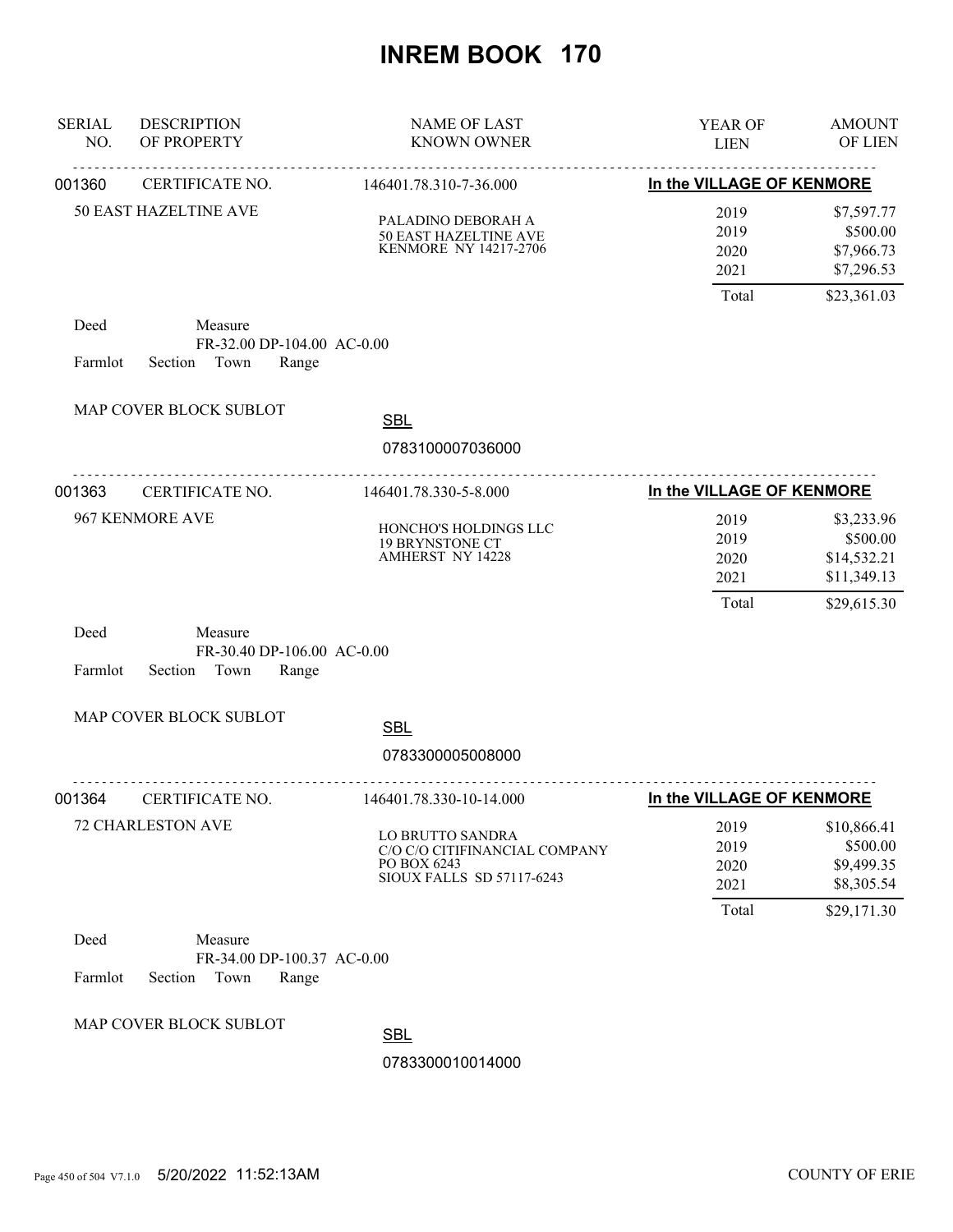# INREM BOOK 170

| SERIAL NO. | DESCRIPTION OF PROPERTY | NAME OF LAST KNOWN OWNER | YEAR OF LIEN | AMOUNT OF LIEN |
|---|---|---|---|---|
| 001360 | CERTIFICATE NO. | 146401.78.310-7-36.000 | **In the VILLAGE OF KENMORE** | |
| | 50 EAST HAZELTINE AVE | PALADINO DEBORAH A<br>50 EAST HAZELTINE AVE<br>KENMORE NY 14217-2706 | 2019 | $7,597.77 |
| | | | 2019 | $500.00 |
| | | | 2020 | $7,966.73 |
| | | | 2021 | $7,296.53 |
| | | | Total | $23,361.03 |

Deed Measure
FR-32.00 DP-104.00 AC-0.00
Farmlot Section Town Range

MAP COVER BLOCK SUBLOT

SBL
0783100007036000

| SERIAL NO. | DESCRIPTION OF PROPERTY | NAME OF LAST KNOWN OWNER | YEAR OF LIEN | AMOUNT OF LIEN |
|---|---|---|---|---|
| 001363 | CERTIFICATE NO. | 146401.78.330-5-8.000 | **In the VILLAGE OF KENMORE** | |
| | 967 KENMORE AVE | HONCHO'S HOLDINGS LLC<br>19 BRYNSTONE CT<br>AMHERST NY 14228 | 2019 | $3,233.96 |
| | | | 2019 | $500.00 |
| | | | 2020 | $14,532.21 |
| | | | 2021 | $11,349.13 |
| | | | Total | $29,615.30 |

Deed Measure
FR-30.40 DP-106.00 AC-0.00
Farmlot Section Town Range

MAP COVER BLOCK SUBLOT

SBL
0783300005008000

| SERIAL NO. | DESCRIPTION OF PROPERTY | NAME OF LAST KNOWN OWNER | YEAR OF LIEN | AMOUNT OF LIEN |
|---|---|---|---|---|
| 001364 | CERTIFICATE NO. | 146401.78.330-10-14.000 | **In the VILLAGE OF KENMORE** | |
| | 72 CHARLESTON AVE | LO BRUTTO SANDRA<br>C/O C/O CITIFINANCIAL COMPANY<br>PO BOX 6243<br>SIOUX FALLS SD 57117-6243 | 2019 | $10,866.41 |
| | | | 2019 | $500.00 |
| | | | 2020 | $9,499.35 |
| | | | 2021 | $8,305.54 |
| | | | Total | $29,171.30 |

Deed Measure
FR-34.00 DP-100.37 AC-0.00
Farmlot Section Town Range

MAP COVER BLOCK SUBLOT

SBL
0783300010014000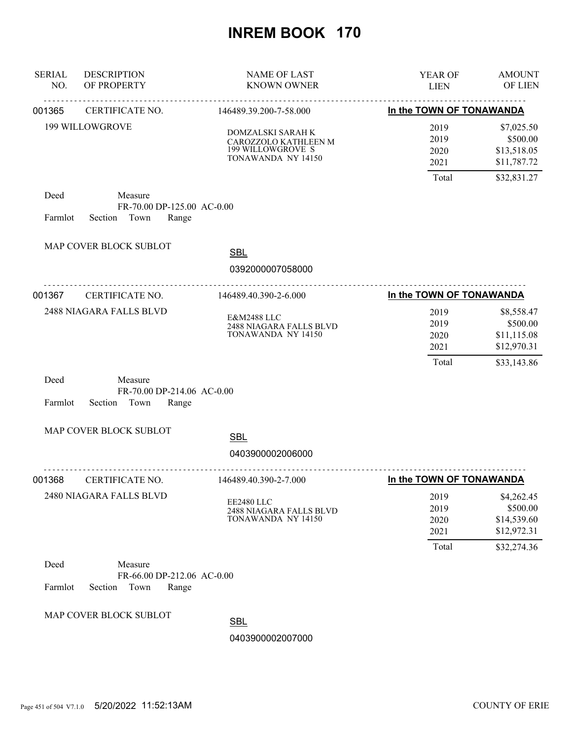# INREM BOOK 170

| SERIAL NO. | DESCRIPTION OF PROPERTY | NAME OF LAST KNOWN OWNER | YEAR OF LIEN | AMOUNT OF LIEN |
|---|---|---|---|---|
| 001365 | CERTIFICATE NO. | 146489.39.200-7-58.000 | In the TOWN OF TONAWANDA | |
| | 199 WILLOWGROVE | DOMZALSKI SARAH K<br>CAROZZOLO KATHLEEN M<br>199 WILLOWGROVE S<br>TONAWANDA NY 14150 | 2019<br>2019<br>2020<br>2021 | \$7,025.50<br>\$500.00<br>\$13,518.05<br>\$11,787.72 |
| | | | Total | \$32,831.27 |

Deed Measure FR-70.00 DP-125.00 AC-0.00

Farmlot Section Town Range

MAP COVER BLOCK SUBLOT

SBL 0392000007058000

| SERIAL NO. | DESCRIPTION OF PROPERTY | NAME OF LAST KNOWN OWNER | YEAR OF LIEN | AMOUNT OF LIEN |
|---|---|---|---|---|
| 001367 | CERTIFICATE NO. | 146489.40.390-2-6.000 | In the TOWN OF TONAWANDA | |
| | 2488 NIAGARA FALLS BLVD | E&M2488 LLC<br>2488 NIAGARA FALLS BLVD<br>TONAWANDA NY 14150 | 2019<br>2019<br>2020<br>2021 | \$8,558.47<br>\$500.00<br>\$11,115.08<br>\$12,970.31 |
| | | | Total | \$33,143.86 |

Deed Measure FR-70.00 DP-214.06 AC-0.00

Farmlot Section Town Range

MAP COVER BLOCK SUBLOT

SBL 0403900002006000

| SERIAL NO. | DESCRIPTION OF PROPERTY | NAME OF LAST KNOWN OWNER | YEAR OF LIEN | AMOUNT OF LIEN |
|---|---|---|---|---|
| 001368 | CERTIFICATE NO. | 146489.40.390-2-7.000 | In the TOWN OF TONAWANDA | |
| | 2480 NIAGARA FALLS BLVD | EE2480 LLC<br>2488 NIAGARA FALLS BLVD<br>TONAWANDA NY 14150 | 2019<br>2019<br>2020<br>2021 | \$4,262.45<br>\$500.00<br>\$14,539.60<br>\$12,972.31 |
| | | | Total | \$32,274.36 |

Deed Measure FR-66.00 DP-212.06 AC-0.00

Farmlot Section Town Range

MAP COVER BLOCK SUBLOT

SBL 0403900002007000

5/20/2022 11:52:13AM COUNTY OF ERIE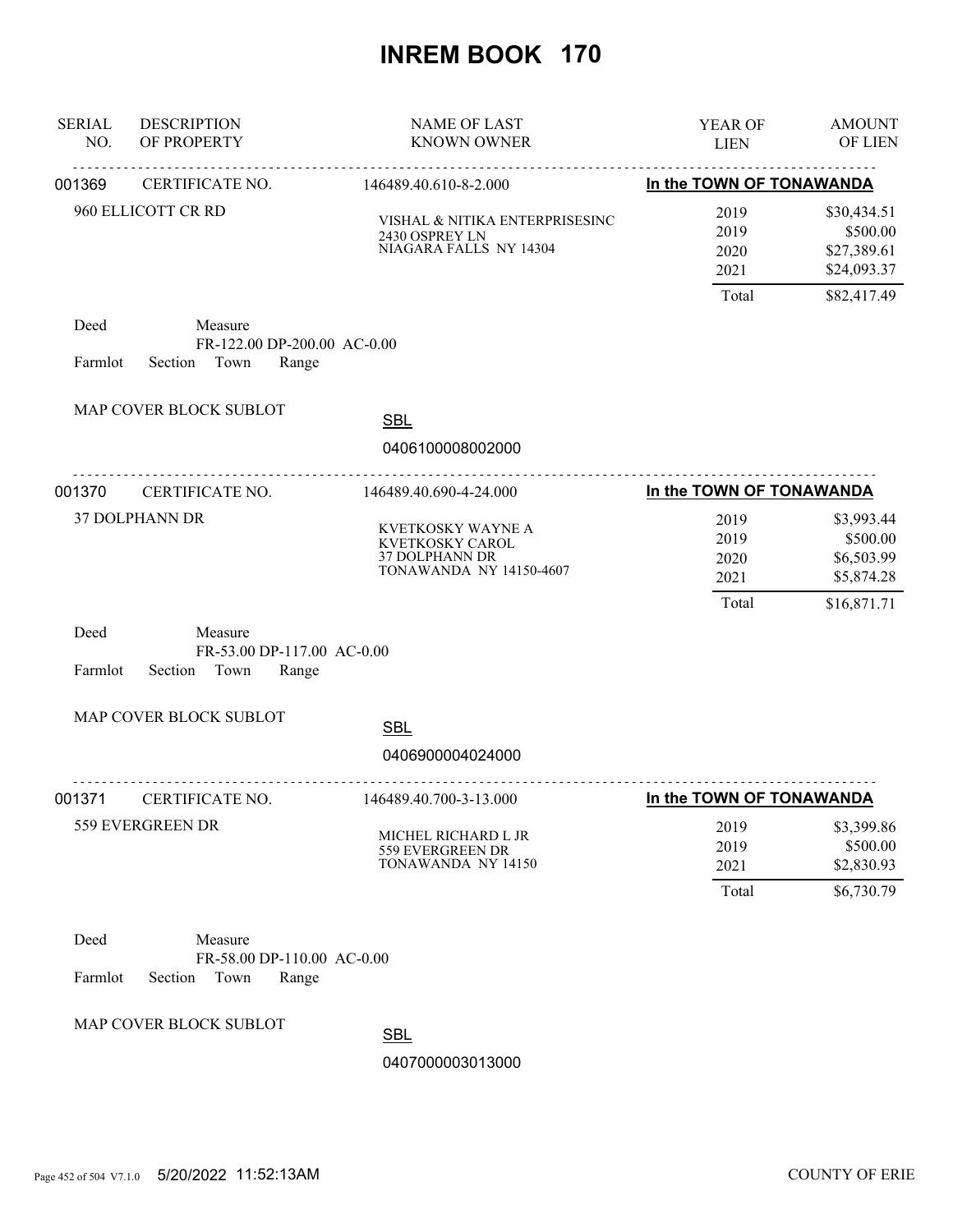# INREM BOOK 170

| SERIAL NO. | DESCRIPTION OF PROPERTY | NAME OF LAST KNOWN OWNER | YEAR OF LIEN | AMOUNT OF LIEN |
|---|---|---|---|---|
| 001369 | CERTIFICATE NO. | 146489.40.610-8-2.000 | In the TOWN OF TONAWANDA | |
| | 960 ELLICOTT CR RD | VISHAL & NITIKA ENTERPRISESINC<br>2430 OSPREY LN<br>NIAGARA FALLS NY 14304 | 2019 | $30,434.51 |
| | | | 2019 | $500.00 |
| | | | 2020 | $27,389.61 |
| | | | 2021 | $24,093.37 |
| | | | Total | $82,417.49 |

Deed Measure
FR-122.00 DP-200.00 AC-0.00
Farmlot Section Town Range

MAP COVER BLOCK SUBLOT

SBL
0406100008002000

| SERIAL NO. | DESCRIPTION OF PROPERTY | NAME OF LAST KNOWN OWNER | YEAR OF LIEN | AMOUNT OF LIEN |
|---|---|---|---|---|
| 001370 | CERTIFICATE NO. | 146489.40.690-4-24.000 | In the TOWN OF TONAWANDA | |
| | 37 DOLPHANN DR | KVETKOSKY WAYNE A<br>KVETKOSKY CAROL<br>37 DOLPHANN DR<br>TONAWANDA NY 14150-4607 | 2019 | $3,993.44 |
| | | | 2019 | $500.00 |
| | | | 2020 | $6,503.99 |
| | | | 2021 | $5,874.28 |
| | | | Total | $16,871.71 |

Deed Measure
FR-53.00 DP-117.00 AC-0.00
Farmlot Section Town Range

MAP COVER BLOCK SUBLOT

SBL
0406900004024000

| SERIAL NO. | DESCRIPTION OF PROPERTY | NAME OF LAST KNOWN OWNER | YEAR OF LIEN | AMOUNT OF LIEN |
|---|---|---|---|---|
| 001371 | CERTIFICATE NO. | 146489.40.700-3-13.000 | In the TOWN OF TONAWANDA | |
| | 559 EVERGREEN DR | MICHEL RICHARD L JR<br>559 EVERGREEN DR<br>TONAWANDA NY 14150 | 2019 | $3,399.86 |
| | | | 2019 | $500.00 |
| | | | 2021 | $2,830.93 |
| | | | Total | $6,730.79 |

Deed Measure
FR-58.00 DP-110.00 AC-0.00
Farmlot Section Town Range

MAP COVER BLOCK SUBLOT

SBL
0407000003013000

5/20/2022 11:52:13AM COUNTY OF ERIE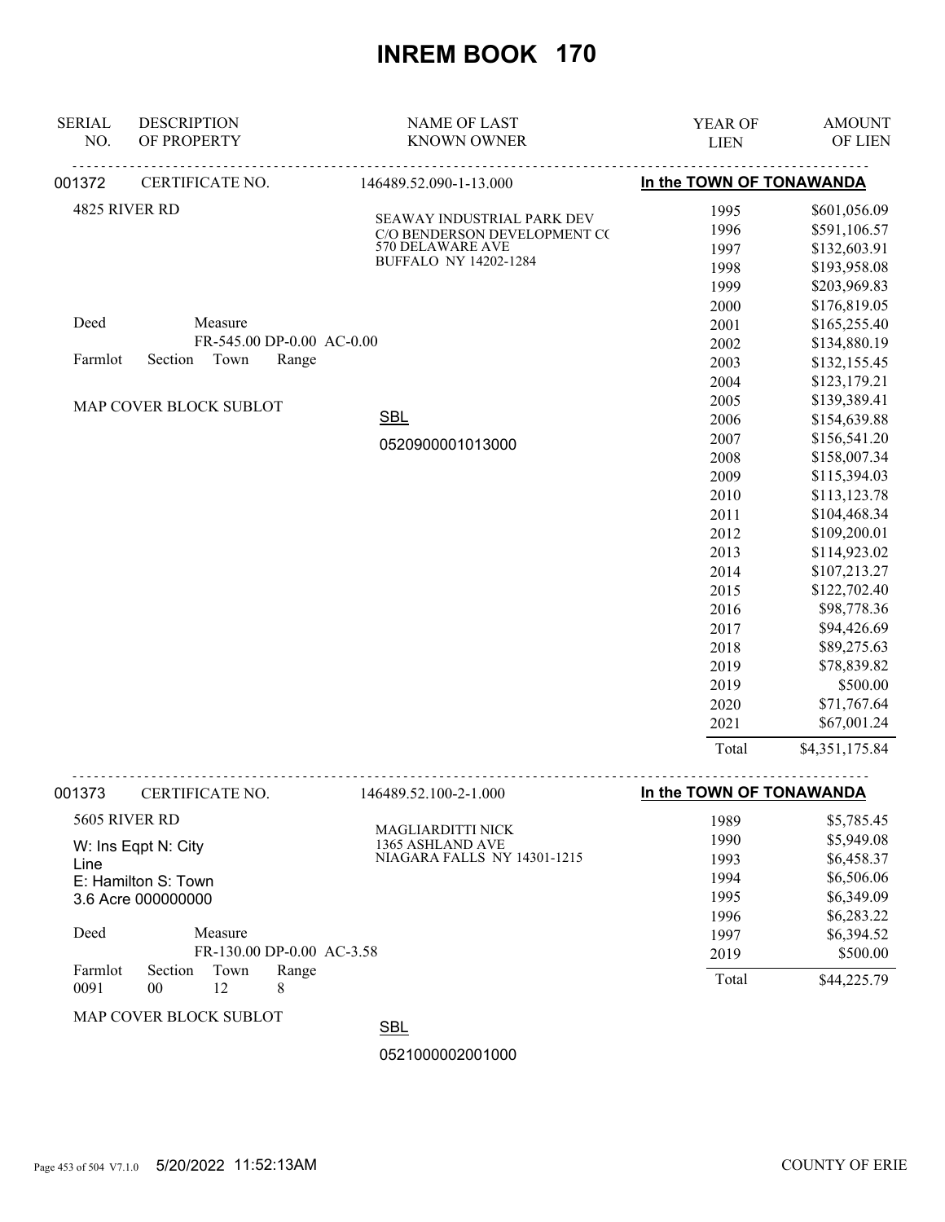# INREM BOOK 170

| SERIAL NO. | DESCRIPTION OF PROPERTY | NAME OF LAST KNOWN OWNER | YEAR OF LIEN | AMOUNT OF LIEN |
|---|---|---|---|---|

**001372** CERTIFICATE NO. 146489.52.090-1-13.000 — **In the TOWN OF TONAWANDA**

4825 RIVER RD

SEAWAY INDUSTRIAL PARK DEV
C/O BENDERSON DEVELOPMENT C(
570 DELAWARE AVE
BUFFALO NY 14202-1284

Deed Measure
FR-545.00 DP-0.00 AC-0.00
Farmlot Section Town Range

MAP COVER BLOCK SUBLOT

SBL
0520900001013000

| YEAR OF LIEN | AMOUNT OF LIEN |
|---|---|
| 1995 | $601,056.09 |
| 1996 | $591,106.57 |
| 1997 | $132,603.91 |
| 1998 | $193,958.08 |
| 1999 | $203,969.83 |
| 2000 | $176,819.05 |
| 2001 | $165,255.40 |
| 2002 | $134,880.19 |
| 2003 | $132,155.45 |
| 2004 | $123,179.21 |
| 2005 | $139,389.41 |
| 2006 | $154,639.88 |
| 2007 | $156,541.20 |
| 2008 | $158,007.34 |
| 2009 | $115,394.03 |
| 2010 | $113,123.78 |
| 2011 | $104,468.34 |
| 2012 | $109,200.01 |
| 2013 | $114,923.02 |
| 2014 | $107,213.27 |
| 2015 | $122,702.40 |
| 2016 | $98,778.36 |
| 2017 | $94,426.69 |
| 2018 | $89,275.63 |
| 2019 | $78,839.82 |
| 2019 | $500.00 |
| 2020 | $71,767.64 |
| 2021 | $67,001.24 |
| Total | $4,351,175.84 |

**001373** CERTIFICATE NO. 146489.52.100-2-1.000 — **In the TOWN OF TONAWANDA**

5605 RIVER RD

W: Ins Eqpt N: City Line
E: Hamilton S: Town
3.6 Acre 000000000

MAGLIARDITTI NICK
1365 ASHLAND AVE
NIAGARA FALLS NY 14301-1215

Deed Measure
FR-130.00 DP-0.00 AC-3.58
Farmlot 0091 Section 00 Town 12 Range 8

MAP COVER BLOCK SUBLOT

SBL
0521000002001000

| YEAR OF LIEN | AMOUNT OF LIEN |
|---|---|
| 1989 | $5,785.45 |
| 1990 | $5,949.08 |
| 1993 | $6,458.37 |
| 1994 | $6,506.06 |
| 1995 | $6,349.09 |
| 1996 | $6,283.22 |
| 1997 | $6,394.52 |
| 2019 | $500.00 |
| Total | $44,225.79 |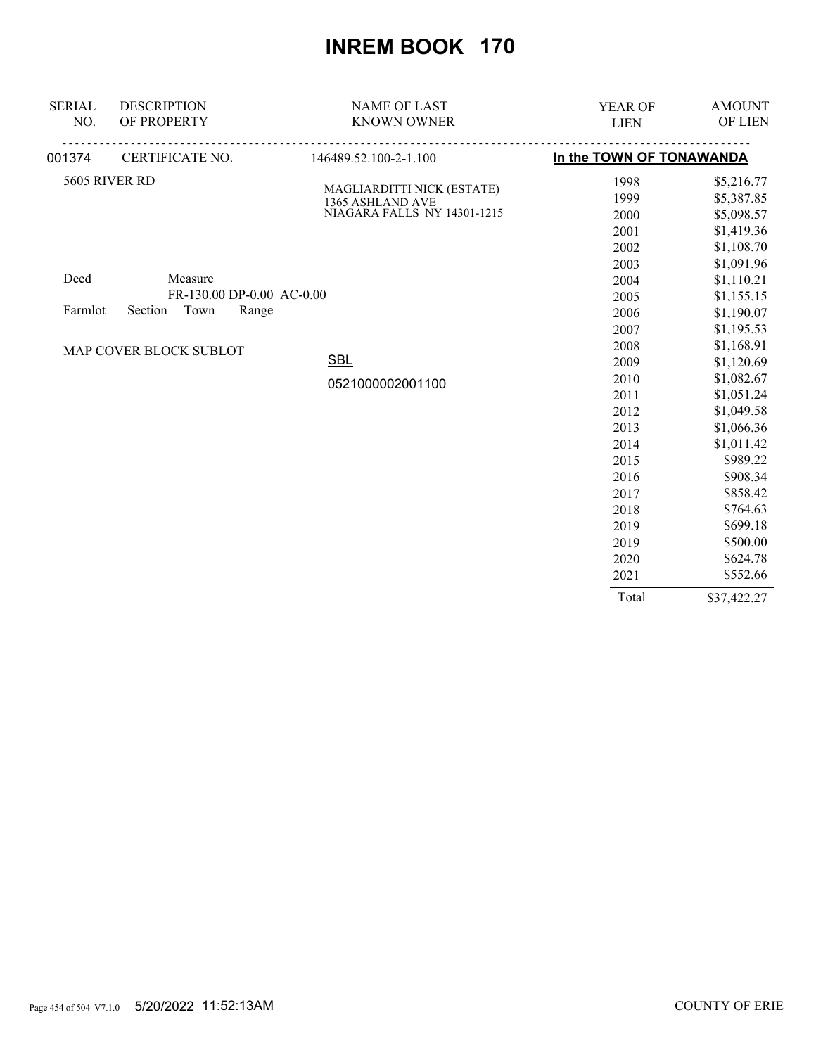# INREM BOOK 170

| SERIAL NO. | DESCRIPTION OF PROPERTY | NAME OF LAST KNOWN OWNER | YEAR OF LIEN | AMOUNT OF LIEN |
|---|---|---|---|---|
| 001374 | CERTIFICATE NO. | 146489.52.100-2-1.100 | In the TOWN OF TONAWANDA | |
| | 5605 RIVER RD | MAGLIARDITTI NICK (ESTATE) | 1998 | $5,216.77 |
| | | 1365 ASHLAND AVE | 1999 | $5,387.85 |
| | | NIAGARA FALLS NY 14301-1215 | 2000 | $5,098.57 |
| | | | 2001 | $1,419.36 |
| | | | 2002 | $1,108.70 |
| | | | 2003 | $1,091.96 |
| | Deed Measure | | 2004 | $1,110.21 |
| | FR-130.00 DP-0.00 AC-0.00 | | 2005 | $1,155.15 |
| | Farmlot Section Town Range | | 2006 | $1,190.07 |
| | | | 2007 | $1,195.53 |
| | MAP COVER BLOCK SUBLOT | | 2008 | $1,168.91 |
| | | SBL | 2009 | $1,120.69 |
| | | 0521000002001100 | 2010 | $1,082.67 |
| | | | 2011 | $1,051.24 |
| | | | 2012 | $1,049.58 |
| | | | 2013 | $1,066.36 |
| | | | 2014 | $1,011.42 |
| | | | 2015 | $989.22 |
| | | | 2016 | $908.34 |
| | | | 2017 | $858.42 |
| | | | 2018 | $764.63 |
| | | | 2019 | $699.18 |
| | | | 2019 | $500.00 |
| | | | 2020 | $624.78 |
| | | | 2021 | $552.66 |
| | | | Total | $37,422.27 |

5/20/2022 11:52:13AM

COUNTY OF ERIE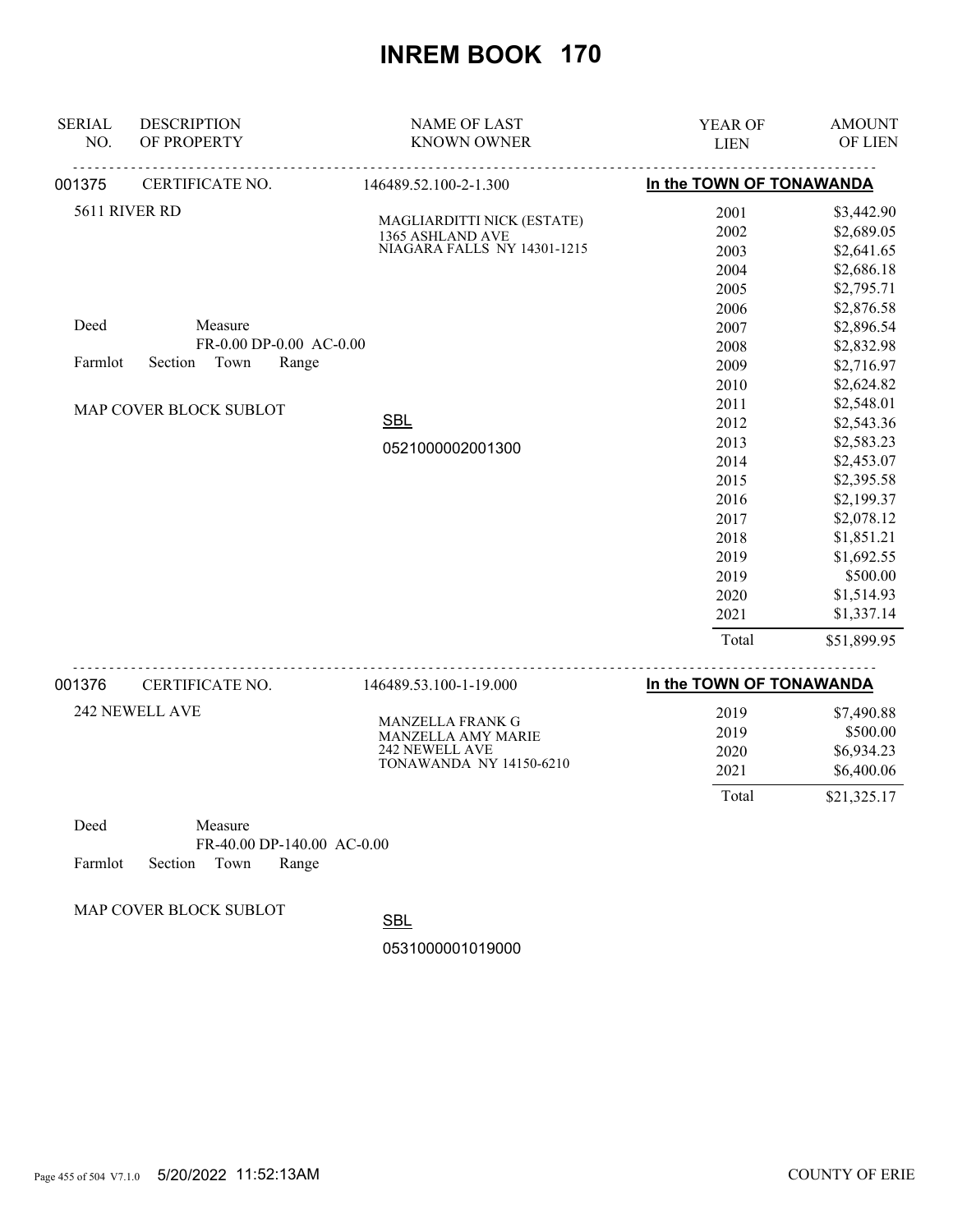# INREM BOOK 170

| SERIAL NO. | DESCRIPTION OF PROPERTY | NAME OF LAST KNOWN OWNER | YEAR OF LIEN | AMOUNT OF LIEN |
|---|---|---|---|---|

**001375** CERTIFICATE NO. 146489.52.100-2-1.300 — **In the TOWN OF TONAWANDA**

5611 RIVER RD

MAGLIARDITTI NICK (ESTATE)
1365 ASHLAND AVE
NIAGARA FALLS NY 14301-1215

Deed Measure
FR-0.00 DP-0.00 AC-0.00
Farmlot Section Town Range

MAP COVER BLOCK SUBLOT

SBL
0521000002001300

| YEAR OF LIEN | AMOUNT OF LIEN |
|---|---|
| 2001 | $3,442.90 |
| 2002 | $2,689.05 |
| 2003 | $2,641.65 |
| 2004 | $2,686.18 |
| 2005 | $2,795.71 |
| 2006 | $2,876.58 |
| 2007 | $2,896.54 |
| 2008 | $2,832.98 |
| 2009 | $2,716.97 |
| 2010 | $2,624.82 |
| 2011 | $2,548.01 |
| 2012 | $2,543.36 |
| 2013 | $2,583.23 |
| 2014 | $2,453.07 |
| 2015 | $2,395.58 |
| 2016 | $2,199.37 |
| 2017 | $2,078.12 |
| 2018 | $1,851.21 |
| 2019 | $1,692.55 |
| 2019 | $500.00 |
| 2020 | $1,514.93 |
| 2021 | $1,337.14 |
| Total | $51,899.95 |

**001376** CERTIFICATE NO. 146489.53.100-1-19.000 — **In the TOWN OF TONAWANDA**

242 NEWELL AVE

MANZELLA FRANK G
MANZELLA AMY MARIE
242 NEWELL AVE
TONAWANDA NY 14150-6210

| YEAR OF LIEN | AMOUNT OF LIEN |
|---|---|
| 2019 | $7,490.88 |
| 2019 | $500.00 |
| 2020 | $6,934.23 |
| 2021 | $6,400.06 |
| Total | $21,325.17 |

Deed Measure
FR-40.00 DP-140.00 AC-0.00
Farmlot Section Town Range

MAP COVER BLOCK SUBLOT

SBL
0531000001019000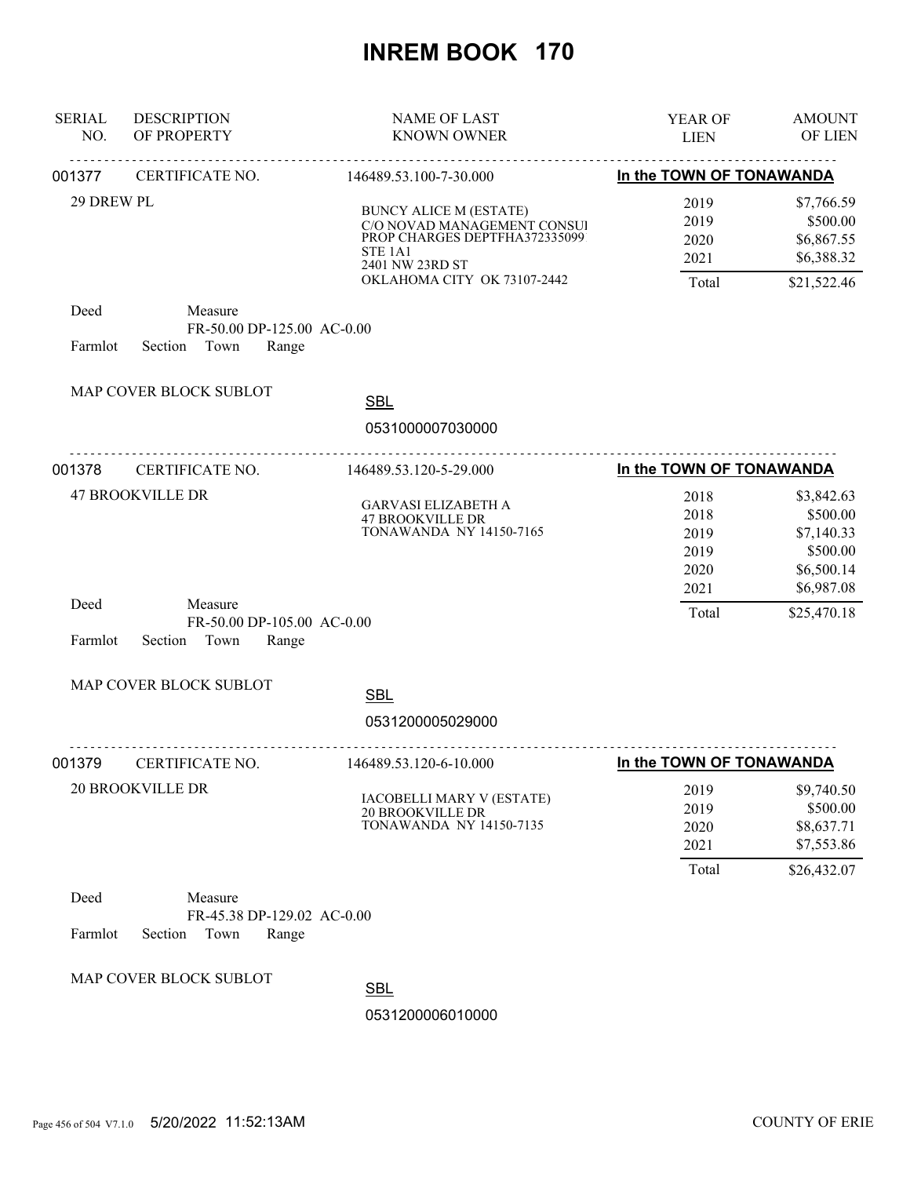# INREM BOOK 170

| SERIAL NO. | DESCRIPTION OF PROPERTY | NAME OF LAST KNOWN OWNER | YEAR OF LIEN | AMOUNT OF LIEN |
|---|---|---|---|---|

---

**001377** CERTIFICATE NO. 146489.53.100-7-30.000 **In the TOWN OF TONAWANDA**

29 DREW PL

BUNCY ALICE M (ESTATE)
C/O NOVAD MANAGEMENT CONSUI
PROP CHARGES DEPTFHA372335099
STE 1A1
2401 NW 23RD ST
OKLAHOMA CITY OK 73107-2442

| YEAR OF LIEN | AMOUNT OF LIEN |
|---|---|
| 2019 | $7,766.59 |
| 2019 | $500.00 |
| 2020 | $6,867.55 |
| 2021 | $6,388.32 |
| Total | $21,522.46 |

Deed Measure
FR-50.00 DP-125.00 AC-0.00
Farmlot Section Town Range

MAP COVER BLOCK SUBLOT

SBL
0531000007030000

---

**001378** CERTIFICATE NO. 146489.53.120-5-29.000 **In the TOWN OF TONAWANDA**

47 BROOKVILLE DR

GARVASI ELIZABETH A
47 BROOKVILLE DR
TONAWANDA NY 14150-7165

| YEAR OF LIEN | AMOUNT OF LIEN |
|---|---|
| 2018 | $3,842.63 |
| 2018 | $500.00 |
| 2019 | $7,140.33 |
| 2019 | $500.00 |
| 2020 | $6,500.14 |
| 2021 | $6,987.08 |
| Total | $25,470.18 |

Deed Measure
FR-50.00 DP-105.00 AC-0.00
Farmlot Section Town Range

MAP COVER BLOCK SUBLOT

SBL
0531200005029000

---

**001379** CERTIFICATE NO. 146489.53.120-6-10.000 **In the TOWN OF TONAWANDA**

20 BROOKVILLE DR

IACOBELLI MARY V (ESTATE)
20 BROOKVILLE DR
TONAWANDA NY 14150-7135

| YEAR OF LIEN | AMOUNT OF LIEN |
|---|---|
| 2019 | $9,740.50 |
| 2019 | $500.00 |
| 2020 | $8,637.71 |
| 2021 | $7,553.86 |
| Total | $26,432.07 |

Deed Measure
FR-45.38 DP-129.02 AC-0.00
Farmlot Section Town Range

MAP COVER BLOCK SUBLOT

SBL
0531200006010000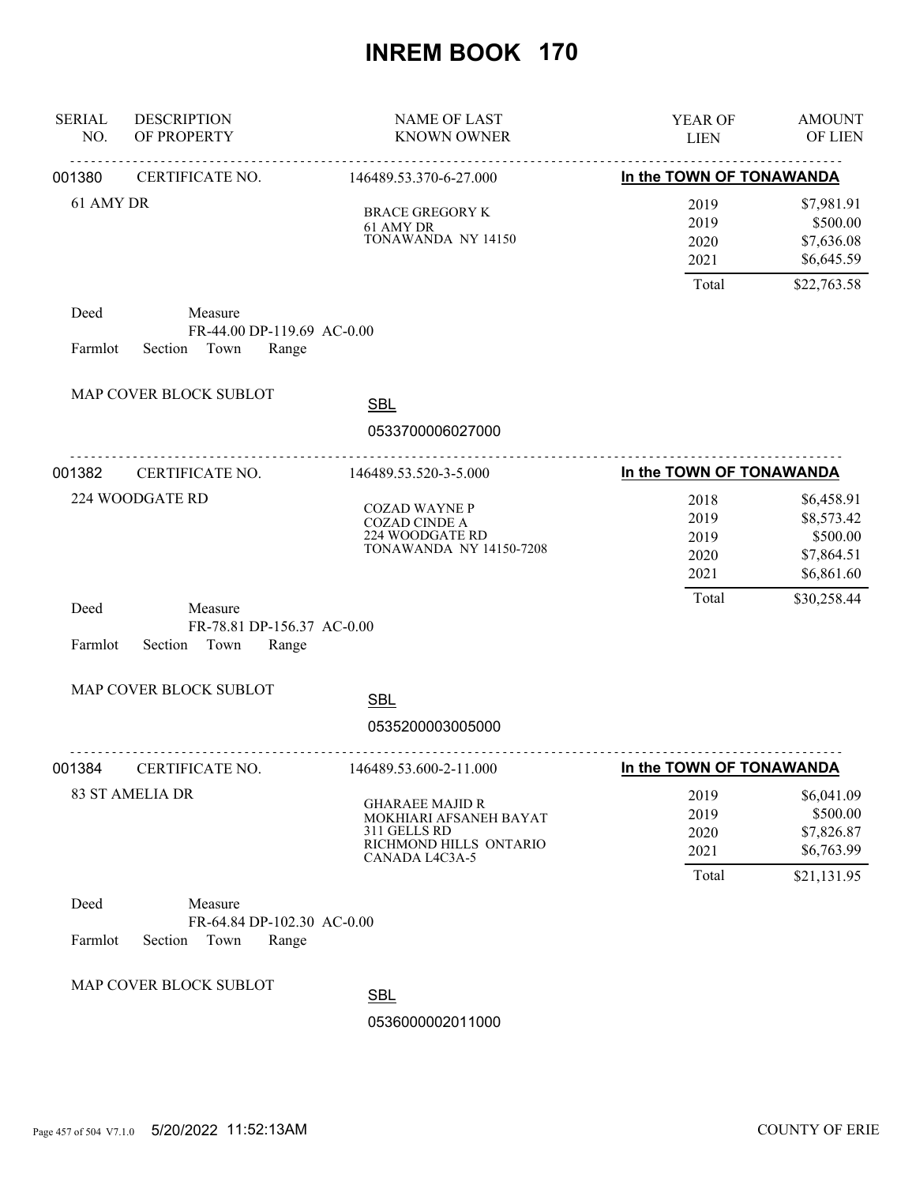# INREM BOOK 170

| SERIAL NO. | DESCRIPTION OF PROPERTY | NAME OF LAST KNOWN OWNER | YEAR OF LIEN | AMOUNT OF LIEN |
|---|---|---|---|---|

---

**001380** CERTIFICATE NO. 146489.53.370-6-27.000 — **In the TOWN OF TONAWANDA**

61 AMY DR

BRACE GREGORY K
61 AMY DR
TONAWANDA NY 14150

| YEAR OF LIEN | AMOUNT OF LIEN |
|---|---|
| 2019 | $7,981.91 |
| 2019 | $500.00 |
| 2020 | $7,636.08 |
| 2021 | $6,645.59 |
| Total | $22,763.58 |

Deed Measure
FR-44.00 DP-119.69 AC-0.00
Farmlot Section Town Range

MAP COVER BLOCK SUBLOT

SBL
0533700006027000

---

**001382** CERTIFICATE NO. 146489.53.520-3-5.000 — **In the TOWN OF TONAWANDA**

224 WOODGATE RD

COZAD WAYNE P
COZAD CINDE A
224 WOODGATE RD
TONAWANDA NY 14150-7208

| YEAR OF LIEN | AMOUNT OF LIEN |
|---|---|
| 2018 | $6,458.91 |
| 2019 | $8,573.42 |
| 2019 | $500.00 |
| 2020 | $7,864.51 |
| 2021 | $6,861.60 |
| Total | $30,258.44 |

Deed Measure
FR-78.81 DP-156.37 AC-0.00
Farmlot Section Town Range

MAP COVER BLOCK SUBLOT

SBL
0535200003005000

---

**001384** CERTIFICATE NO. 146489.53.600-2-11.000 — **In the TOWN OF TONAWANDA**

83 ST AMELIA DR

GHARAEE MAJID R
MOKHIARI AFSANEH BAYAT
311 GELLS RD
RICHMOND HILLS ONTARIO
CANADA L4C3A-5

| YEAR OF LIEN | AMOUNT OF LIEN |
|---|---|
| 2019 | $6,041.09 |
| 2019 | $500.00 |
| 2020 | $7,826.87 |
| 2021 | $6,763.99 |
| Total | $21,131.95 |

Deed Measure
FR-64.84 DP-102.30 AC-0.00
Farmlot Section Town Range

MAP COVER BLOCK SUBLOT

SBL
0536000002011000

5/20/2022 11:52:13AM — COUNTY OF ERIE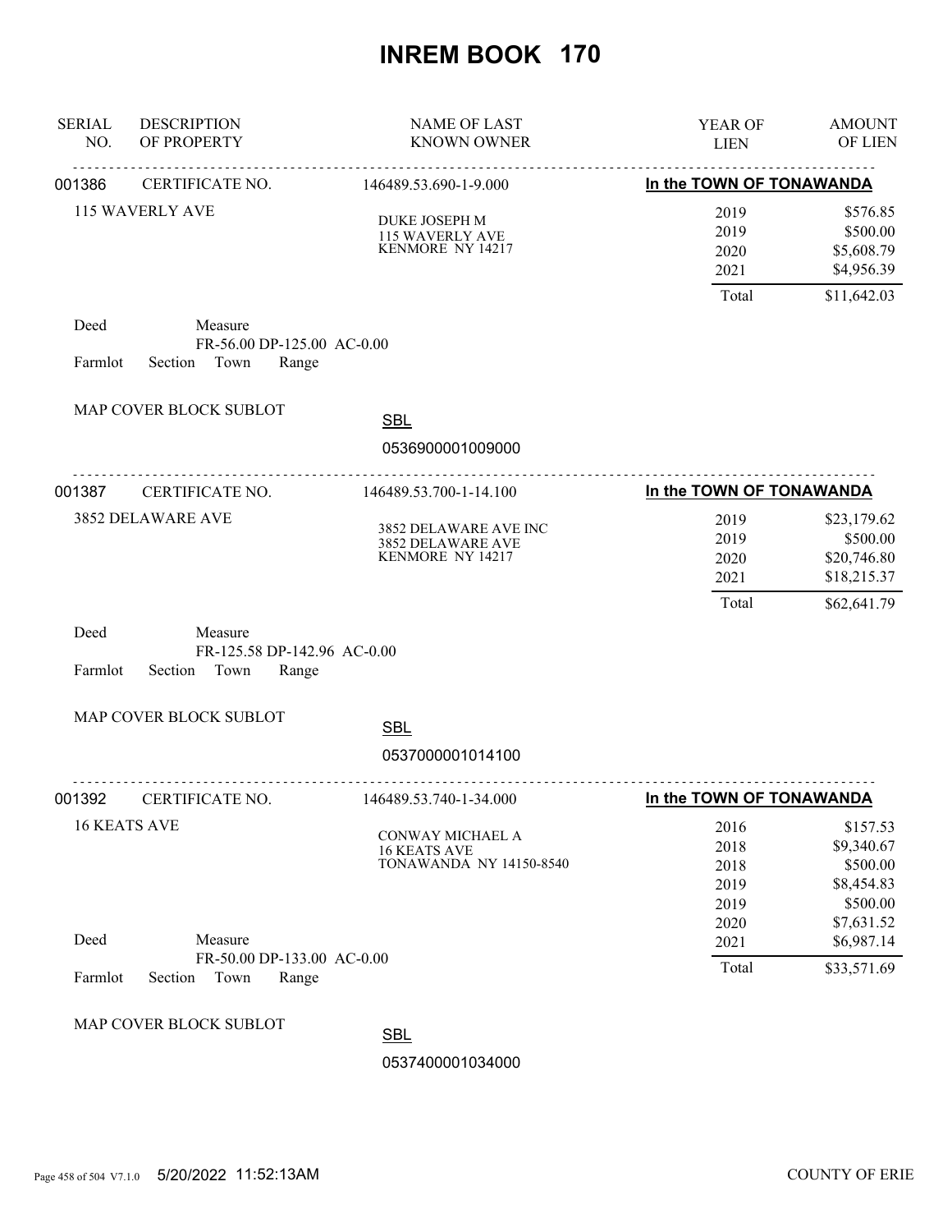# INREM BOOK 170

| SERIAL NO. | DESCRIPTION OF PROPERTY | NAME OF LAST KNOWN OWNER | YEAR OF LIEN | AMOUNT OF LIEN |
|---|---|---|---|---|
| 001386 | CERTIFICATE NO. | 146489.53.690-1-9.000 | In the TOWN OF TONAWANDA | |
| | 115 WAVERLY AVE | DUKE JOSEPH M<br>115 WAVERLY AVE<br>KENMORE NY 14217 | 2019 | $576.85 |
| | | | 2019 | $500.00 |
| | | | 2020 | $5,608.79 |
| | | | 2021 | $4,956.39 |
| | | | Total | $11,642.03 |

Deed Measure
FR-56.00 DP-125.00 AC-0.00
Farmlot Section Town Range

MAP COVER BLOCK SUBLOT

SBL
0536900001009000

| SERIAL NO. | DESCRIPTION OF PROPERTY | NAME OF LAST KNOWN OWNER | YEAR OF LIEN | AMOUNT OF LIEN |
|---|---|---|---|---|
| 001387 | CERTIFICATE NO. | 146489.53.700-1-14.100 | In the TOWN OF TONAWANDA | |
| | 3852 DELAWARE AVE | 3852 DELAWARE AVE INC<br>3852 DELAWARE AVE<br>KENMORE NY 14217 | 2019 | $23,179.62 |
| | | | 2019 | $500.00 |
| | | | 2020 | $20,746.80 |
| | | | 2021 | $18,215.37 |
| | | | Total | $62,641.79 |

Deed Measure
FR-125.58 DP-142.96 AC-0.00
Farmlot Section Town Range

MAP COVER BLOCK SUBLOT

SBL
0537000001014100

| SERIAL NO. | DESCRIPTION OF PROPERTY | NAME OF LAST KNOWN OWNER | YEAR OF LIEN | AMOUNT OF LIEN |
|---|---|---|---|---|
| 001392 | CERTIFICATE NO. | 146489.53.740-1-34.000 | In the TOWN OF TONAWANDA | |
| | 16 KEATS AVE | CONWAY MICHAEL A<br>16 KEATS AVE<br>TONAWANDA NY 14150-8540 | 2016 | $157.53 |
| | | | 2018 | $9,340.67 |
| | | | 2018 | $500.00 |
| | | | 2019 | $8,454.83 |
| | | | 2019 | $500.00 |
| | | | 2020 | $7,631.52 |
| | | | 2021 | $6,987.14 |
| | | | Total | $33,571.69 |

Deed Measure
FR-50.00 DP-133.00 AC-0.00
Farmlot Section Town Range

MAP COVER BLOCK SUBLOT

SBL
0537400001034000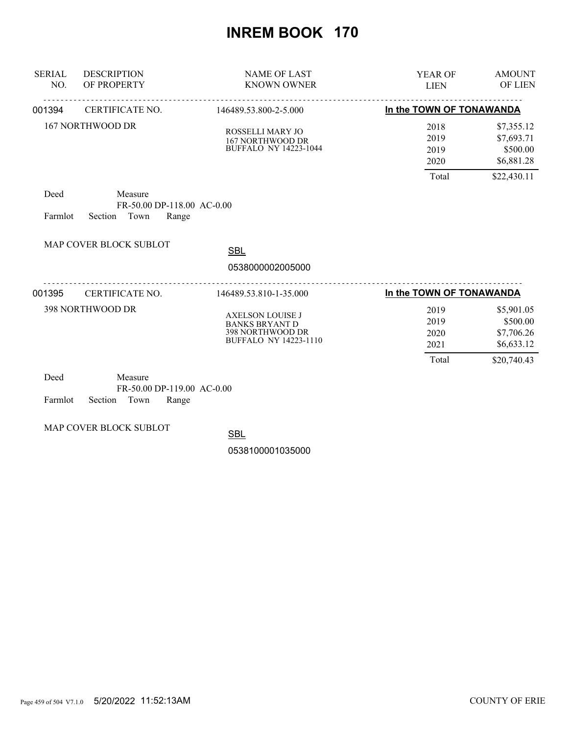# INREM BOOK 170

| SERIAL NO. | DESCRIPTION OF PROPERTY | NAME OF LAST KNOWN OWNER | YEAR OF LIEN | AMOUNT OF LIEN |
|---|---|---|---|---|
| 001394 | CERTIFICATE NO. | 146489.53.800-2-5.000 | In the TOWN OF TONAWANDA | |
| | 167 NORTHWOOD DR | ROSSELLI MARY JO<br>167 NORTHWOOD DR<br>BUFFALO NY 14223-1044 | 2018 | $7,355.12 |
| | | | 2019 | $7,693.71 |
| | | | 2019 | $500.00 |
| | | | 2020 | $6,881.28 |
| | | | Total | $22,430.11 |

Deed Measure
FR-50.00 DP-118.00 AC-0.00
Farmlot Section Town Range

MAP COVER BLOCK SUBLOT

SBL
0538000002005000

| SERIAL NO. | DESCRIPTION OF PROPERTY | NAME OF LAST KNOWN OWNER | YEAR OF LIEN | AMOUNT OF LIEN |
|---|---|---|---|---|
| 001395 | CERTIFICATE NO. | 146489.53.810-1-35.000 | In the TOWN OF TONAWANDA | |
| | 398 NORTHWOOD DR | AXELSON LOUISE J<br>BANKS BRYANT D<br>398 NORTHWOOD DR<br>BUFFALO NY 14223-1110 | 2019 | $5,901.05 |
| | | | 2019 | $500.00 |
| | | | 2020 | $7,706.26 |
| | | | 2021 | $6,633.12 |
| | | | Total | $20,740.43 |

Deed Measure
FR-50.00 DP-119.00 AC-0.00
Farmlot Section Town Range

MAP COVER BLOCK SUBLOT

SBL
0538100001035000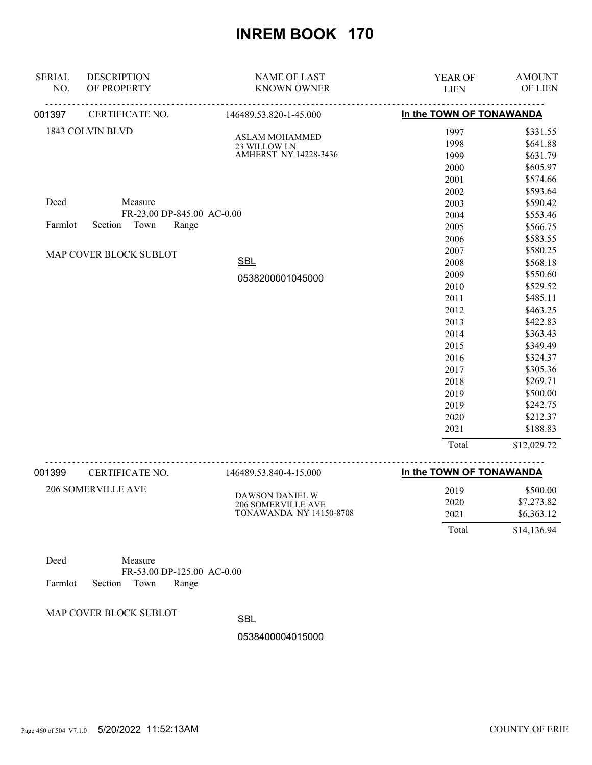# INREM BOOK 170

| SERIAL NO. | DESCRIPTION OF PROPERTY | NAME OF LAST KNOWN OWNER | YEAR OF LIEN | AMOUNT OF LIEN |
|---|---|---|---|---|
| 001397 | CERTIFICATE NO. | 146489.53.820-1-45.000 | In the TOWN OF TONAWANDA | |
| | 1843 COLVIN BLVD | ASLAM MOHAMMED<br>23 WILLOW LN<br>AMHERST NY 14228-3436 | 1997 | $331.55 |
| | | | 1998 | $641.88 |
| | | | 1999 | $631.79 |
| | | | 2000 | $605.97 |
| | | | 2001 | $574.66 |
| | | | 2002 | $593.64 |
| | Deed Measure | | 2003 | $590.42 |
| | FR-23.00 DP-845.00 AC-0.00 | | 2004 | $553.46 |
| | Farmlot Section Town Range | | 2005 | $566.75 |
| | | | 2006 | $583.55 |
| | MAP COVER BLOCK SUBLOT | | 2007 | $580.25 |
| | | SBL | 2008 | $568.18 |
| | | 0538200001045000 | 2009 | $550.60 |
| | | | 2010 | $529.52 |
| | | | 2011 | $485.11 |
| | | | 2012 | $463.25 |
| | | | 2013 | $422.83 |
| | | | 2014 | $363.43 |
| | | | 2015 | $349.49 |
| | | | 2016 | $324.37 |
| | | | 2017 | $305.36 |
| | | | 2018 | $269.71 |
| | | | 2019 | $500.00 |
| | | | 2019 | $242.75 |
| | | | 2020 | $212.37 |
| | | | 2021 | $188.83 |
| | | | Total | $12,029.72 |
| 001399 | CERTIFICATE NO. | 146489.53.840-4-15.000 | In the TOWN OF TONAWANDA | |
| | 206 SOMERVILLE AVE | DAWSON DANIEL W<br>206 SOMERVILLE AVE<br>TONAWANDA NY 14150-8708 | 2019 | $500.00 |
| | | | 2020 | $7,273.82 |
| | | | 2021 | $6,363.12 |
| | | | Total | $14,136.94 |
| | Deed Measure | | | |
| | FR-53.00 DP-125.00 AC-0.00 | | | |
| | Farmlot Section Town Range | | | |
| | MAP COVER BLOCK SUBLOT | SBL | | |
| | | 0538400004015000 | | |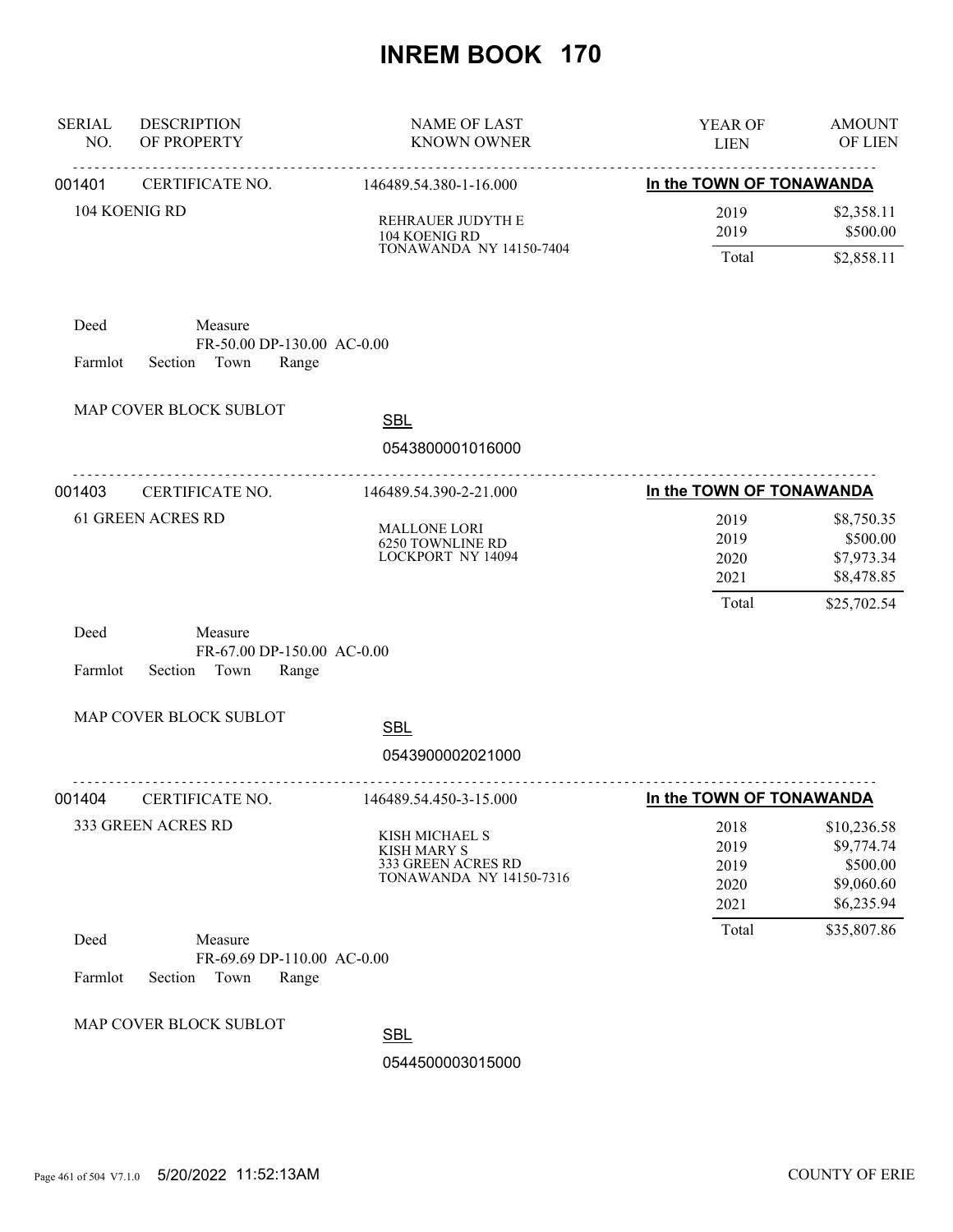# INREM BOOK 170

| SERIAL NO. | DESCRIPTION OF PROPERTY | NAME OF LAST KNOWN OWNER | YEAR OF LIEN | AMOUNT OF LIEN |
|---|---|---|---|---|
| 001401 | CERTIFICATE NO. | 146489.54.380-1-16.000 | In the TOWN OF TONAWANDA | |
| | 104 KOENIG RD | REHRAUER JUDYTH E<br>104 KOENIG RD<br>TONAWANDA NY 14150-7404 | 2019 | $2,358.11 |
| | | | 2019 | $500.00 |
| | | | Total | $2,858.11 |

Deed Measure
FR-50.00 DP-130.00 AC-0.00
Farmlot Section Town Range

MAP COVER BLOCK SUBLOT

SBL
0543800001016000

| SERIAL NO. | DESCRIPTION OF PROPERTY | NAME OF LAST KNOWN OWNER | YEAR OF LIEN | AMOUNT OF LIEN |
|---|---|---|---|---|
| 001403 | CERTIFICATE NO. | 146489.54.390-2-21.000 | In the TOWN OF TONAWANDA | |
| | 61 GREEN ACRES RD | MALLONE LORI<br>6250 TOWNLINE RD<br>LOCKPORT NY 14094 | 2019 | $8,750.35 |
| | | | 2019 | $500.00 |
| | | | 2020 | $7,973.34 |
| | | | 2021 | $8,478.85 |
| | | | Total | $25,702.54 |

Deed Measure
FR-67.00 DP-150.00 AC-0.00
Farmlot Section Town Range

MAP COVER BLOCK SUBLOT

SBL
0543900002021000

| SERIAL NO. | DESCRIPTION OF PROPERTY | NAME OF LAST KNOWN OWNER | YEAR OF LIEN | AMOUNT OF LIEN |
|---|---|---|---|---|
| 001404 | CERTIFICATE NO. | 146489.54.450-3-15.000 | In the TOWN OF TONAWANDA | |
| | 333 GREEN ACRES RD | KISH MICHAEL S<br>KISH MARY S<br>333 GREEN ACRES RD<br>TONAWANDA NY 14150-7316 | 2018 | $10,236.58 |
| | | | 2019 | $9,774.74 |
| | | | 2019 | $500.00 |
| | | | 2020 | $9,060.60 |
| | | | 2021 | $6,235.94 |
| | | | Total | $35,807.86 |

Deed Measure
FR-69.69 DP-110.00 AC-0.00
Farmlot Section Town Range

MAP COVER BLOCK SUBLOT

SBL
0544500003015000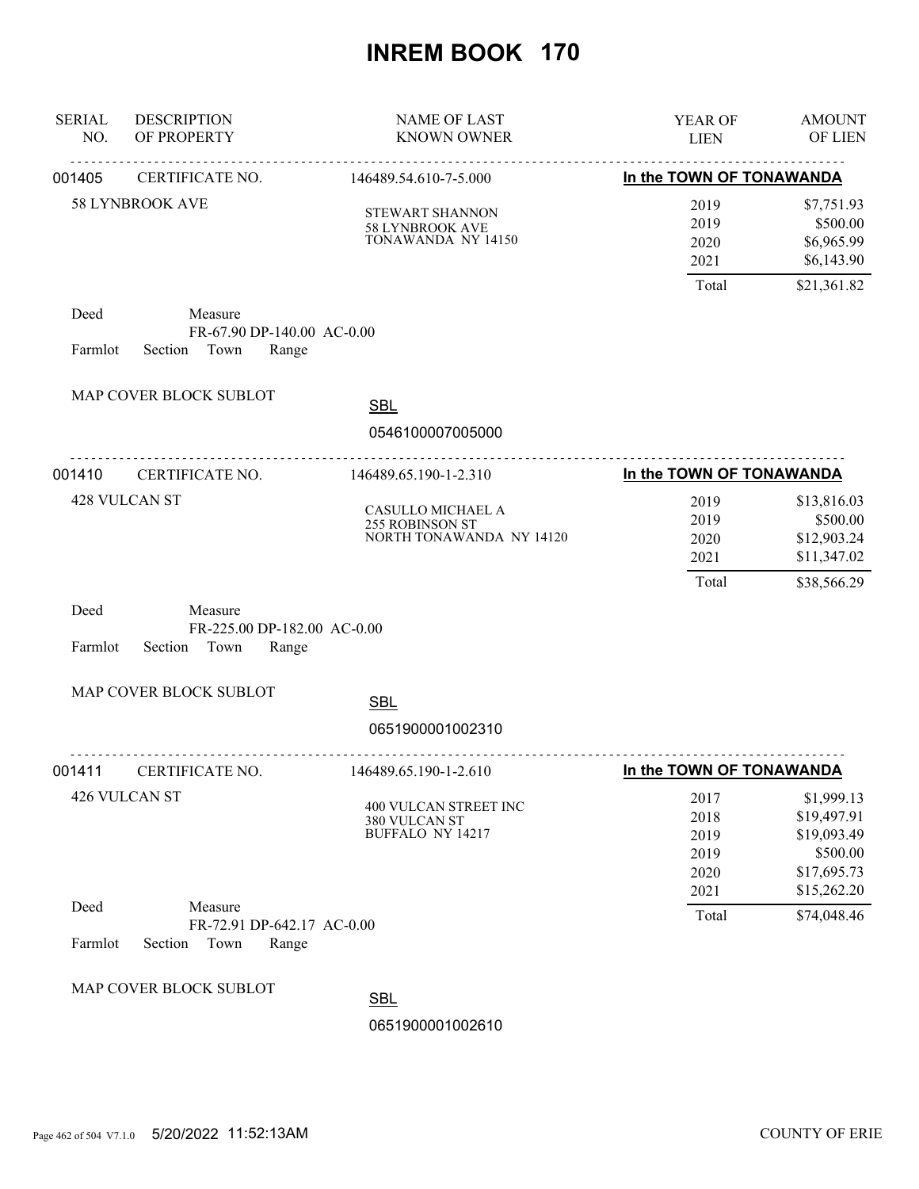# INREM BOOK 170

| SERIAL NO. | DESCRIPTION OF PROPERTY | NAME OF LAST KNOWN OWNER | YEAR OF LIEN | AMOUNT OF LIEN |
|---|---|---|---|---|
| 001405 | CERTIFICATE NO. | 146489.54.610-7-5.000 | **In the TOWN OF TONAWANDA** | |
| | 58 LYNBROOK AVE | STEWART SHANNON<br>58 LYNBROOK AVE<br>TONAWANDA NY 14150 | 2019 | $7,751.93 |
| | | | 2019 | $500.00 |
| | | | 2020 | $6,965.99 |
| | | | 2021 | $6,143.90 |
| | | | Total | $21,361.82 |

Deed  Measure
FR-67.90 DP-140.00 AC-0.00
Farmlot  Section  Town  Range

MAP COVER BLOCK SUBLOT

SBL
0546100007005000

| SERIAL NO. | DESCRIPTION OF PROPERTY | NAME OF LAST KNOWN OWNER | YEAR OF LIEN | AMOUNT OF LIEN |
|---|---|---|---|---|
| 001410 | CERTIFICATE NO. | 146489.65.190-1-2.310 | **In the TOWN OF TONAWANDA** | |
| | 428 VULCAN ST | CASULLO MICHAEL A<br>255 ROBINSON ST<br>NORTH TONAWANDA NY 14120 | 2019 | $13,816.03 |
| | | | 2019 | $500.00 |
| | | | 2020 | $12,903.24 |
| | | | 2021 | $11,347.02 |
| | | | Total | $38,566.29 |

Deed  Measure
FR-225.00 DP-182.00 AC-0.00
Farmlot  Section  Town  Range

MAP COVER BLOCK SUBLOT

SBL
0651900001002310

| SERIAL NO. | DESCRIPTION OF PROPERTY | NAME OF LAST KNOWN OWNER | YEAR OF LIEN | AMOUNT OF LIEN |
|---|---|---|---|---|
| 001411 | CERTIFICATE NO. | 146489.65.190-1-2.610 | **In the TOWN OF TONAWANDA** | |
| | 426 VULCAN ST | 400 VULCAN STREET INC<br>380 VULCAN ST<br>BUFFALO NY 14217 | 2017 | $1,999.13 |
| | | | 2018 | $19,497.91 |
| | | | 2019 | $19,093.49 |
| | | | 2019 | $500.00 |
| | | | 2020 | $17,695.73 |
| | | | 2021 | $15,262.20 |
| | | | Total | $74,048.46 |

Deed  Measure
FR-72.91 DP-642.17 AC-0.00
Farmlot  Section  Town  Range

MAP COVER BLOCK SUBLOT

SBL
0651900001002610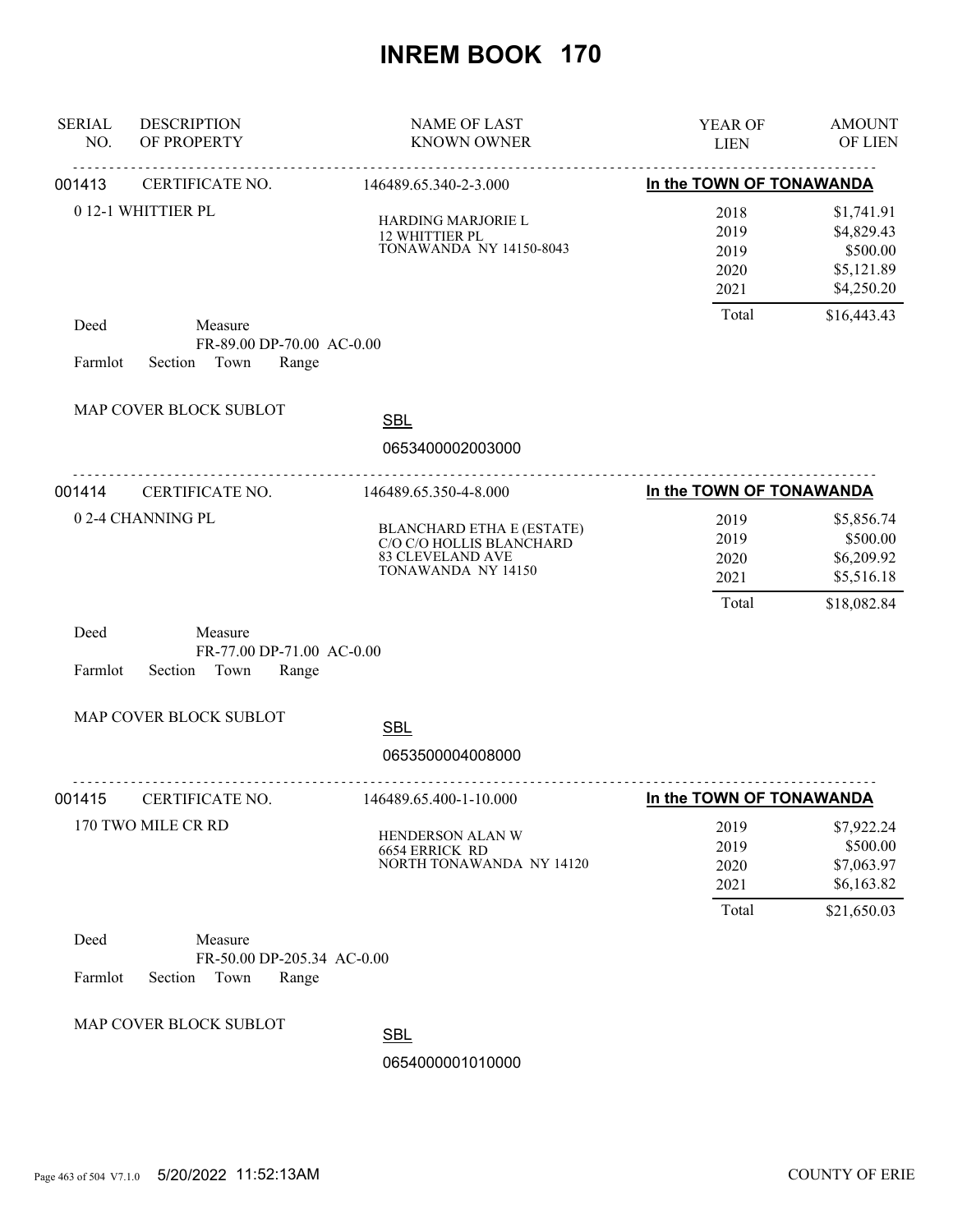# INREM BOOK 170

| SERIAL NO. | DESCRIPTION OF PROPERTY | NAME OF LAST KNOWN OWNER | YEAR OF LIEN | AMOUNT OF LIEN |
|---|---|---|---|---|
| 001413 | CERTIFICATE NO. | 146489.65.340-2-3.000 | In the TOWN OF TONAWANDA | |
| | 0 12-1 WHITTIER PL | HARDING MARJORIE L<br>12 WHITTIER PL<br>TONAWANDA NY 14150-8043 | 2018 | $1,741.91 |
| | | | 2019 | $4,829.43 |
| | | | 2019 | $500.00 |
| | | | 2020 | $5,121.89 |
| | | | 2021 | $4,250.20 |
| | | | Total | $16,443.43 |

Deed Measure
FR-89.00 DP-70.00 AC-0.00
Farmlot Section Town Range

MAP COVER BLOCK SUBLOT

SBL
0653400002003000

| SERIAL NO. | DESCRIPTION OF PROPERTY | NAME OF LAST KNOWN OWNER | YEAR OF LIEN | AMOUNT OF LIEN |
|---|---|---|---|---|
| 001414 | CERTIFICATE NO. | 146489.65.350-4-8.000 | In the TOWN OF TONAWANDA | |
| | 0 2-4 CHANNING PL | BLANCHARD ETHA E (ESTATE)<br>C/O C/O HOLLIS BLANCHARD<br>83 CLEVELAND AVE<br>TONAWANDA NY 14150 | 2019 | $5,856.74 |
| | | | 2019 | $500.00 |
| | | | 2020 | $6,209.92 |
| | | | 2021 | $5,516.18 |
| | | | Total | $18,082.84 |

Deed Measure
FR-77.00 DP-71.00 AC-0.00
Farmlot Section Town Range

MAP COVER BLOCK SUBLOT

SBL
0653500004008000

| SERIAL NO. | DESCRIPTION OF PROPERTY | NAME OF LAST KNOWN OWNER | YEAR OF LIEN | AMOUNT OF LIEN |
|---|---|---|---|---|
| 001415 | CERTIFICATE NO. | 146489.65.400-1-10.000 | In the TOWN OF TONAWANDA | |
| | 170 TWO MILE CR RD | HENDERSON ALAN W<br>6654 ERRICK RD<br>NORTH TONAWANDA NY 14120 | 2019 | $7,922.24 |
| | | | 2019 | $500.00 |
| | | | 2020 | $7,063.97 |
| | | | 2021 | $6,163.82 |
| | | | Total | $21,650.03 |

Deed Measure
FR-50.00 DP-205.34 AC-0.00
Farmlot Section Town Range

MAP COVER BLOCK SUBLOT

SBL
0654000001010000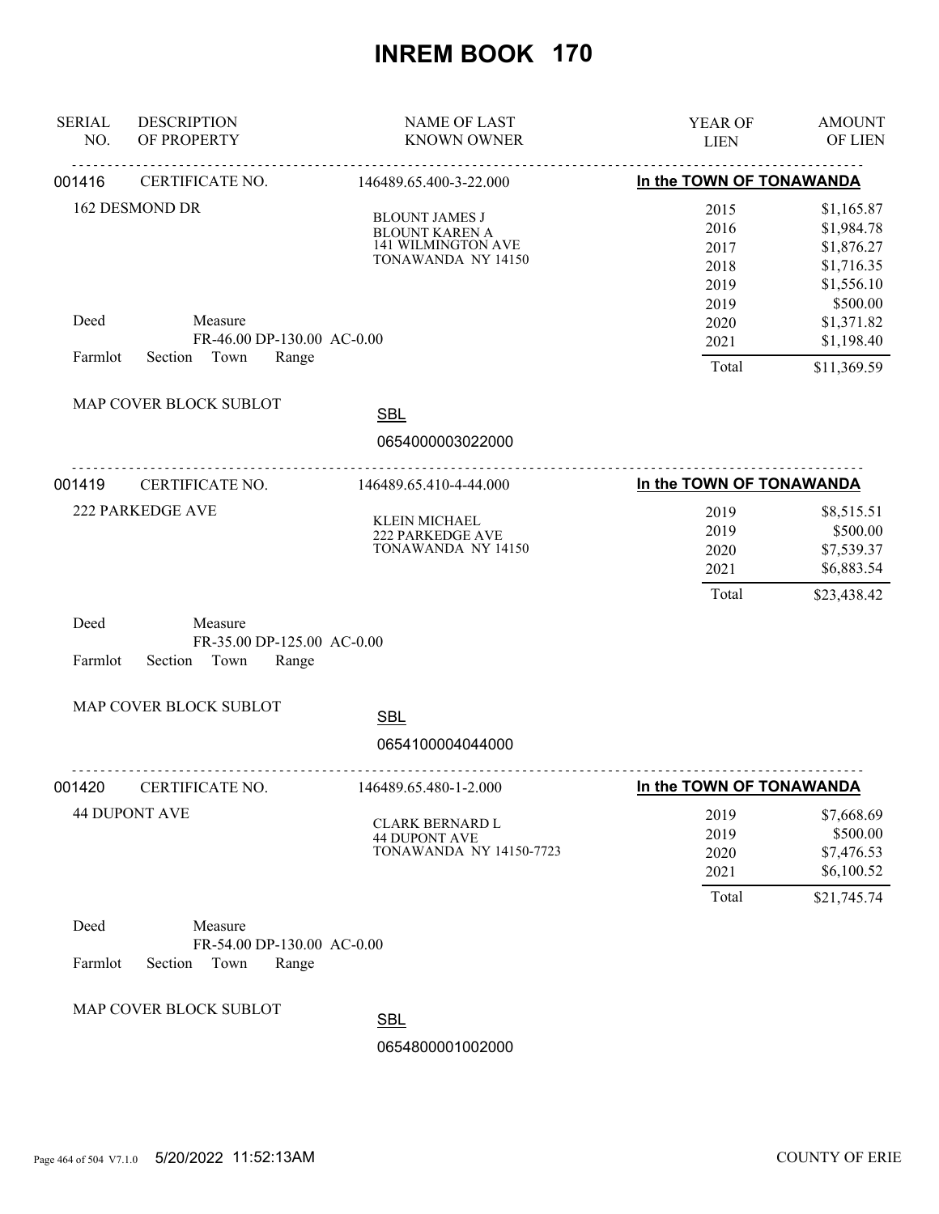# INREM BOOK 170

| SERIAL NO. | DESCRIPTION OF PROPERTY | NAME OF LAST KNOWN OWNER | YEAR OF LIEN | AMOUNT OF LIEN |
|---|---|---|---|---|
| 001416 | CERTIFICATE NO. | 146489.65.400-3-22.000 | In the TOWN OF TONAWANDA | |
| | 162 DESMOND DR | BLOUNT JAMES J<br>BLOUNT KAREN A<br>141 WILMINGTON AVE<br>TONAWANDA NY 14150 | 2015 | $1,165.87 |
| | | | 2016 | $1,984.78 |
| | | | 2017 | $1,876.27 |
| | | | 2018 | $1,716.35 |
| | | | 2019 | $1,556.10 |
| | | | 2019 | $500.00 |
| Deed | Measure<br>FR-46.00 DP-130.00 AC-0.00 | | 2020 | $1,371.82 |
| | | | 2021 | $1,198.40 |
| Farmlot | Section Town Range | | Total | $11,369.59 |
| | MAP COVER BLOCK SUBLOT | SBL<br>0654000003022000 | | |
| 001419 | CERTIFICATE NO. | 146489.65.410-4-44.000 | In the TOWN OF TONAWANDA | |
| | 222 PARKEDGE AVE | KLEIN MICHAEL<br>222 PARKEDGE AVE<br>TONAWANDA NY 14150 | 2019 | $8,515.51 |
| | | | 2019 | $500.00 |
| | | | 2020 | $7,539.37 |
| | | | 2021 | $6,883.54 |
| | | | Total | $23,438.42 |
| Deed | Measure<br>FR-35.00 DP-125.00 AC-0.00 | | | |
| Farmlot | Section Town Range | | | |
| | MAP COVER BLOCK SUBLOT | SBL<br>0654100004044000 | | |
| 001420 | CERTIFICATE NO. | 146489.65.480-1-2.000 | In the TOWN OF TONAWANDA | |
| | 44 DUPONT AVE | CLARK BERNARD L<br>44 DUPONT AVE<br>TONAWANDA NY 14150-7723 | 2019 | $7,668.69 |
| | | | 2019 | $500.00 |
| | | | 2020 | $7,476.53 |
| | | | 2021 | $6,100.52 |
| | | | Total | $21,745.74 |
| Deed | Measure<br>FR-54.00 DP-130.00 AC-0.00 | | | |
| Farmlot | Section Town Range | | | |
| | MAP COVER BLOCK SUBLOT | SBL<br>0654800001002000 | | |

5/20/2022 11:52:13AM COUNTY OF ERIE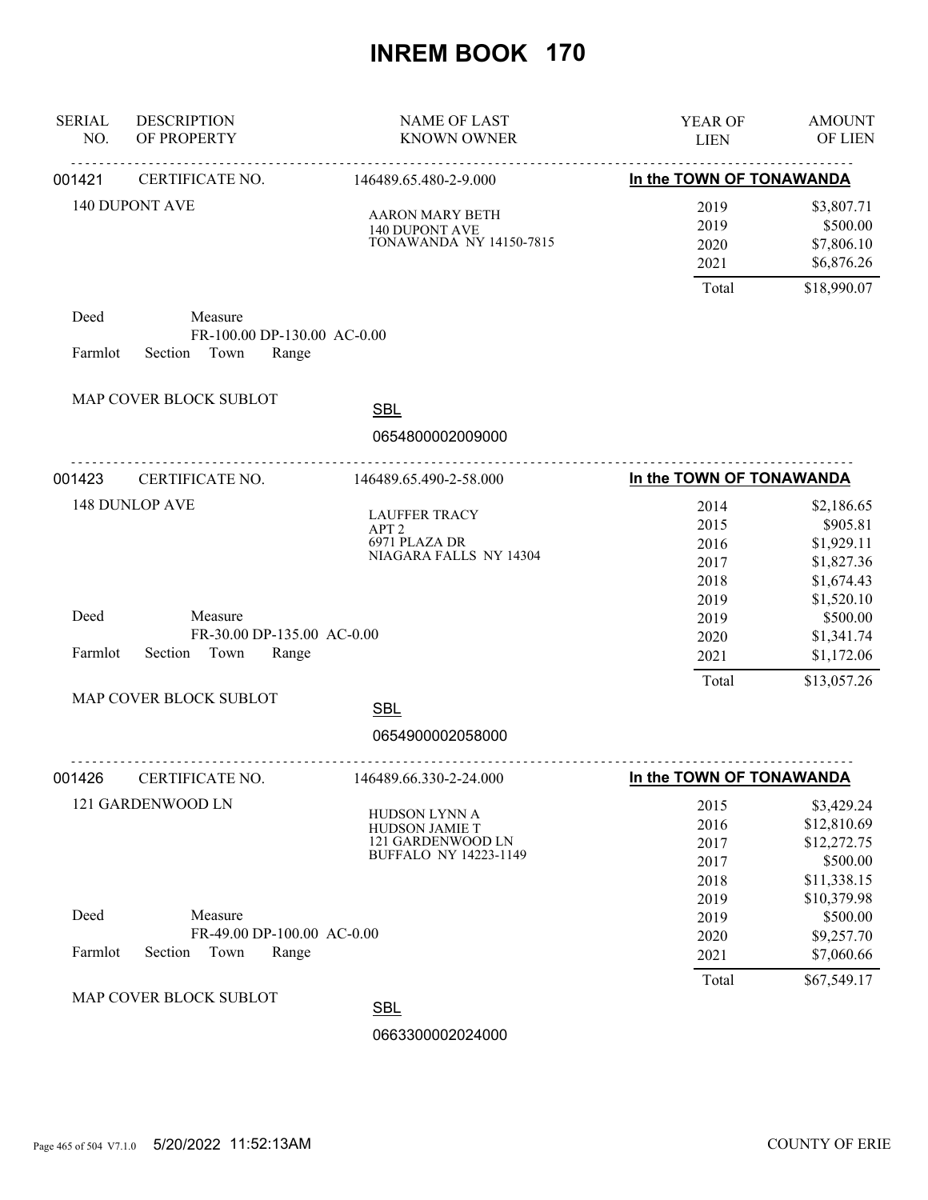# INREM BOOK 170

| SERIAL NO. | DESCRIPTION OF PROPERTY | NAME OF LAST KNOWN OWNER | YEAR OF LIEN | AMOUNT OF LIEN |
|---|---|---|---|---|

---

**001421** CERTIFICATE NO. 146489.65.480-2-9.000 — **In the TOWN OF TONAWANDA**

140 DUPONT AVE

AARON MARY BETH
140 DUPONT AVE
TONAWANDA NY 14150-7815

| YEAR OF LIEN | AMOUNT OF LIEN |
|---|---|
| 2019 | $3,807.71 |
| 2019 | $500.00 |
| 2020 | $7,806.10 |
| 2021 | $6,876.26 |
| Total | $18,990.07 |

Deed Measure
FR-100.00 DP-130.00 AC-0.00
Farmlot Section Town Range

MAP COVER BLOCK SUBLOT

SBL
0654800002009000

---

**001423** CERTIFICATE NO. 146489.65.490-2-58.000 — **In the TOWN OF TONAWANDA**

148 DUNLOP AVE

LAUFFER TRACY
APT 2
6971 PLAZA DR
NIAGARA FALLS NY 14304

| YEAR OF LIEN | AMOUNT OF LIEN |
|---|---|
| 2014 | $2,186.65 |
| 2015 | $905.81 |
| 2016 | $1,929.11 |
| 2017 | $1,827.36 |
| 2018 | $1,674.43 |
| 2019 | $1,520.10 |
| 2019 | $500.00 |
| 2020 | $1,341.74 |
| 2021 | $1,172.06 |
| Total | $13,057.26 |

Deed Measure
FR-30.00 DP-135.00 AC-0.00
Farmlot Section Town Range

MAP COVER BLOCK SUBLOT

SBL
0654900002058000

---

**001426** CERTIFICATE NO. 146489.66.330-2-24.000 — **In the TOWN OF TONAWANDA**

121 GARDENWOOD LN

HUDSON LYNN A
HUDSON JAMIE T
121 GARDENWOOD LN
BUFFALO NY 14223-1149

| YEAR OF LIEN | AMOUNT OF LIEN |
|---|---|
| 2015 | $3,429.24 |
| 2016 | $12,810.69 |
| 2017 | $12,272.75 |
| 2017 | $500.00 |
| 2018 | $11,338.15 |
| 2019 | $10,379.98 |
| 2019 | $500.00 |
| 2020 | $9,257.70 |
| 2021 | $7,060.66 |
| Total | $67,549.17 |

Deed Measure
FR-49.00 DP-100.00 AC-0.00
Farmlot Section Town Range

MAP COVER BLOCK SUBLOT

SBL
0663300002024000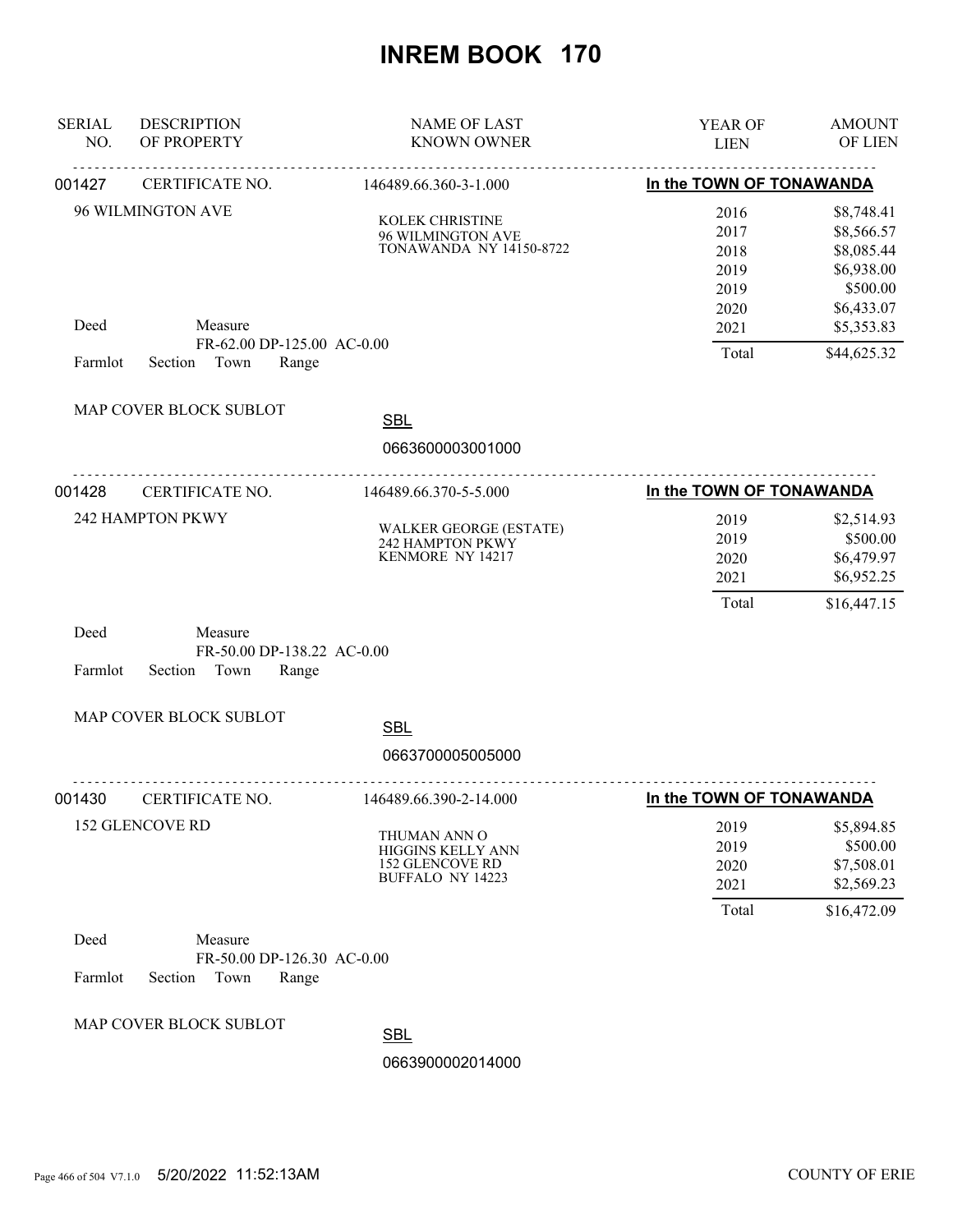# INREM BOOK 170

| SERIAL NO. | DESCRIPTION OF PROPERTY | NAME OF LAST KNOWN OWNER | YEAR OF LIEN | AMOUNT OF LIEN |
|---|---|---|---|---|

---

**001427** CERTIFICATE NO. 146489.66.360-3-1.000 — **In the TOWN OF TONAWANDA**

96 WILMINGTON AVE

KOLEK CHRISTINE
96 WILMINGTON AVE
TONAWANDA NY 14150-8722

| YEAR OF LIEN | AMOUNT OF LIEN |
|---|---|
| 2016 | $8,748.41 |
| 2017 | $8,566.57 |
| 2018 | $8,085.44 |
| 2019 | $6,938.00 |
| 2019 | $500.00 |
| 2020 | $6,433.07 |
| 2021 | $5,353.83 |
| Total | $44,625.32 |

Deed Measure
FR-62.00 DP-125.00 AC-0.00
Farmlot Section Town Range

MAP COVER BLOCK SUBLOT

SBL
0663600003001000

---

**001428** CERTIFICATE NO. 146489.66.370-5-5.000 — **In the TOWN OF TONAWANDA**

242 HAMPTON PKWY

WALKER GEORGE (ESTATE)
242 HAMPTON PKWY
KENMORE NY 14217

| YEAR OF LIEN | AMOUNT OF LIEN |
|---|---|
| 2019 | $2,514.93 |
| 2019 | $500.00 |
| 2020 | $6,479.97 |
| 2021 | $6,952.25 |
| Total | $16,447.15 |

Deed Measure
FR-50.00 DP-138.22 AC-0.00
Farmlot Section Town Range

MAP COVER BLOCK SUBLOT

SBL
0663700005005000

---

**001430** CERTIFICATE NO. 146489.66.390-2-14.000 — **In the TOWN OF TONAWANDA**

152 GLENCOVE RD

THUMAN ANN O
HIGGINS KELLY ANN
152 GLENCOVE RD
BUFFALO NY 14223

| YEAR OF LIEN | AMOUNT OF LIEN |
|---|---|
| 2019 | $5,894.85 |
| 2019 | $500.00 |
| 2020 | $7,508.01 |
| 2021 | $2,569.23 |
| Total | $16,472.09 |

Deed Measure
FR-50.00 DP-126.30 AC-0.00
Farmlot Section Town Range

MAP COVER BLOCK SUBLOT

SBL
0663900002014000

5/20/2022 11:52:13AM COUNTY OF ERIE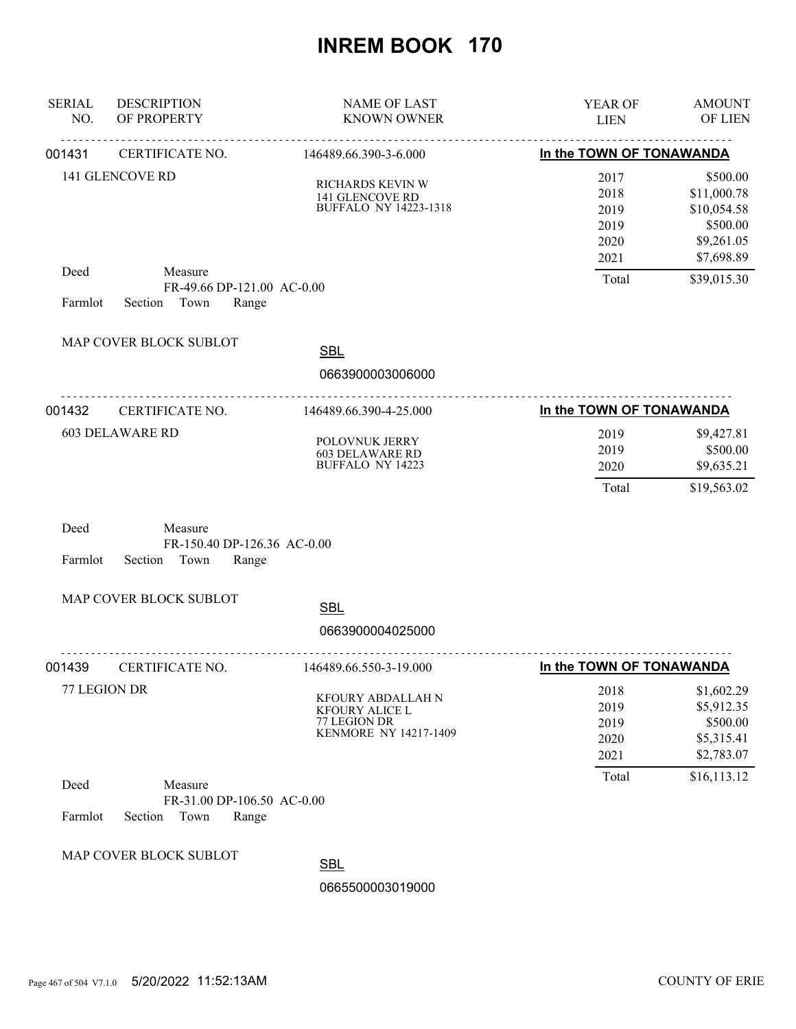# INREM BOOK 170

| SERIAL NO. | DESCRIPTION OF PROPERTY | NAME OF LAST KNOWN OWNER | YEAR OF LIEN | AMOUNT OF LIEN |
|---|---|---|---|---|

**001431** CERTIFICATE NO. 146489.66.390-3-6.000 — **In the TOWN OF TONAWANDA**

141 GLENCOVE RD

RICHARDS KEVIN W
141 GLENCOVE RD
BUFFALO NY 14223-1318

| YEAR OF LIEN | AMOUNT OF LIEN |
|---|---|
| 2017 | $500.00 |
| 2018 | $11,000.78 |
| 2019 | $10,054.58 |
| 2019 | $500.00 |
| 2020 | $9,261.05 |
| 2021 | $7,698.89 |
| Total | $39,015.30 |

Deed Measure
FR-49.66 DP-121.00 AC-0.00
Farmlot Section Town Range

MAP COVER BLOCK SUBLOT

SBL
0663900003006000

---

**001432** CERTIFICATE NO. 146489.66.390-4-25.000 — **In the TOWN OF TONAWANDA**

603 DELAWARE RD

POLOVNUK JERRY
603 DELAWARE RD
BUFFALO NY 14223

| YEAR OF LIEN | AMOUNT OF LIEN |
|---|---|
| 2019 | $9,427.81 |
| 2019 | $500.00 |
| 2020 | $9,635.21 |
| Total | $19,563.02 |

Deed Measure
FR-150.40 DP-126.36 AC-0.00
Farmlot Section Town Range

MAP COVER BLOCK SUBLOT

SBL
0663900004025000

---

**001439** CERTIFICATE NO. 146489.66.550-3-19.000 — **In the TOWN OF TONAWANDA**

77 LEGION DR

KFOURY ABDALLAH N
KFOURY ALICE L
77 LEGION DR
KENMORE NY 14217-1409

| YEAR OF LIEN | AMOUNT OF LIEN |
|---|---|
| 2018 | $1,602.29 |
| 2019 | $5,912.35 |
| 2019 | $500.00 |
| 2020 | $5,315.41 |
| 2021 | $2,783.07 |
| Total | $16,113.12 |

Deed Measure
FR-31.00 DP-106.50 AC-0.00
Farmlot Section Town Range

MAP COVER BLOCK SUBLOT

SBL
0665500003019000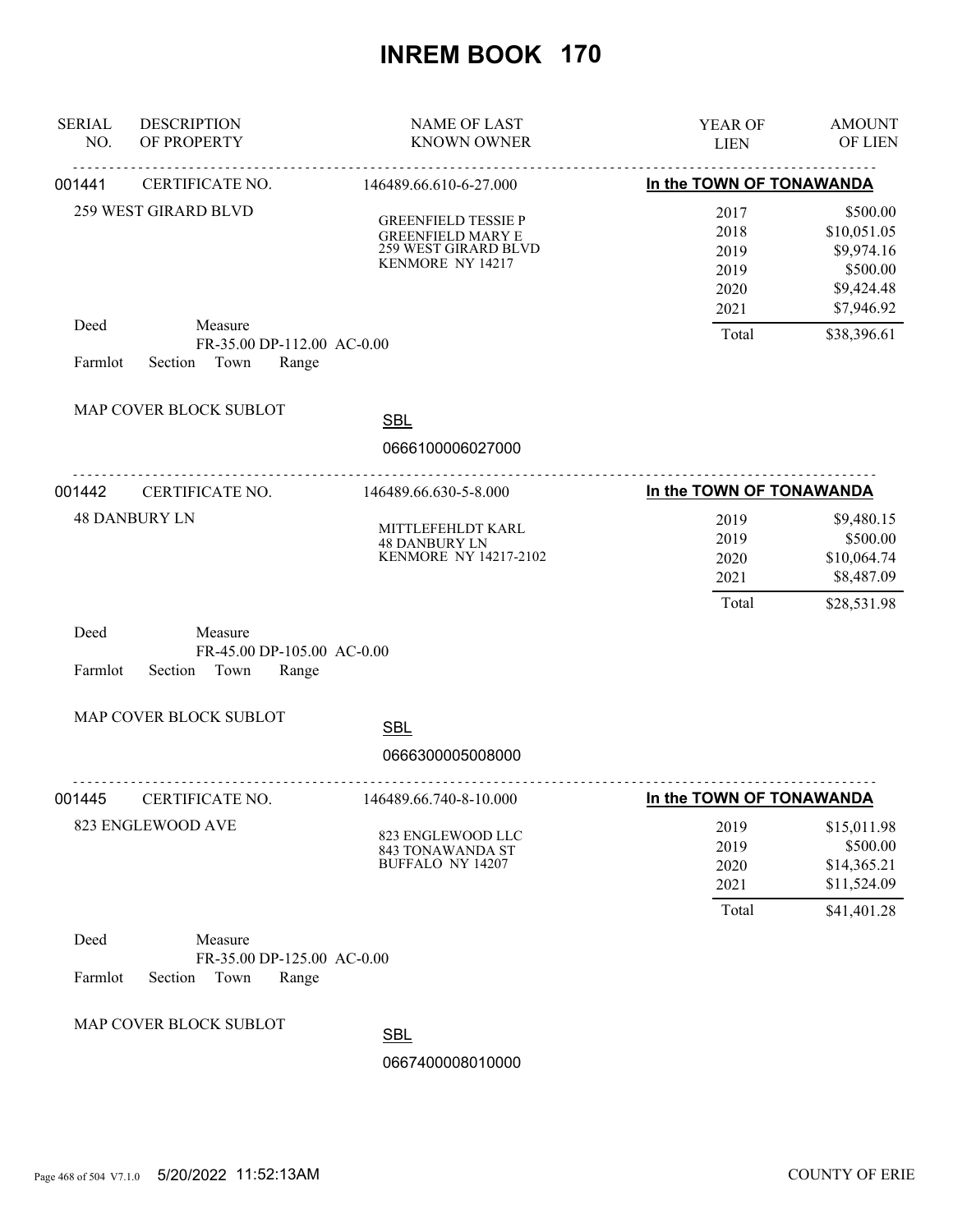# INREM BOOK 170

| SERIAL NO. | DESCRIPTION OF PROPERTY | NAME OF LAST KNOWN OWNER | YEAR OF LIEN | AMOUNT OF LIEN |
|---|---|---|---|---|

---

**001441** CERTIFICATE NO. 146489.66.610-6-27.000 — **In the TOWN OF TONAWANDA**

259 WEST GIRARD BLVD

GREENFIELD TESSIE P
GREENFIELD MARY E
259 WEST GIRARD BLVD
KENMORE NY 14217

| YEAR OF LIEN | AMOUNT OF LIEN |
|---|---|
| 2017 | $500.00 |
| 2018 | $10,051.05 |
| 2019 | $9,974.16 |
| 2019 | $500.00 |
| 2020 | $9,424.48 |
| 2021 | $7,946.92 |
| Total | $38,396.61 |

Deed Measure
FR-35.00 DP-112.00 AC-0.00
Farmlot Section Town Range

MAP COVER BLOCK SUBLOT

SBL
0666100006027000

---

**001442** CERTIFICATE NO. 146489.66.630-5-8.000 — **In the TOWN OF TONAWANDA**

48 DANBURY LN

MITTLEFEHLDT KARL
48 DANBURY LN
KENMORE NY 14217-2102

| YEAR OF LIEN | AMOUNT OF LIEN |
|---|---|
| 2019 | $9,480.15 |
| 2019 | $500.00 |
| 2020 | $10,064.74 |
| 2021 | $8,487.09 |
| Total | $28,531.98 |

Deed Measure
FR-45.00 DP-105.00 AC-0.00
Farmlot Section Town Range

MAP COVER BLOCK SUBLOT

SBL
0666300005008000

---

**001445** CERTIFICATE NO. 146489.66.740-8-10.000 — **In the TOWN OF TONAWANDA**

823 ENGLEWOOD AVE

823 ENGLEWOOD LLC
843 TONAWANDA ST
BUFFALO NY 14207

| YEAR OF LIEN | AMOUNT OF LIEN |
|---|---|
| 2019 | $15,011.98 |
| 2019 | $500.00 |
| 2020 | $14,365.21 |
| 2021 | $11,524.09 |
| Total | $41,401.28 |

Deed Measure
FR-35.00 DP-125.00 AC-0.00
Farmlot Section Town Range

MAP COVER BLOCK SUBLOT

SBL
0667400008010000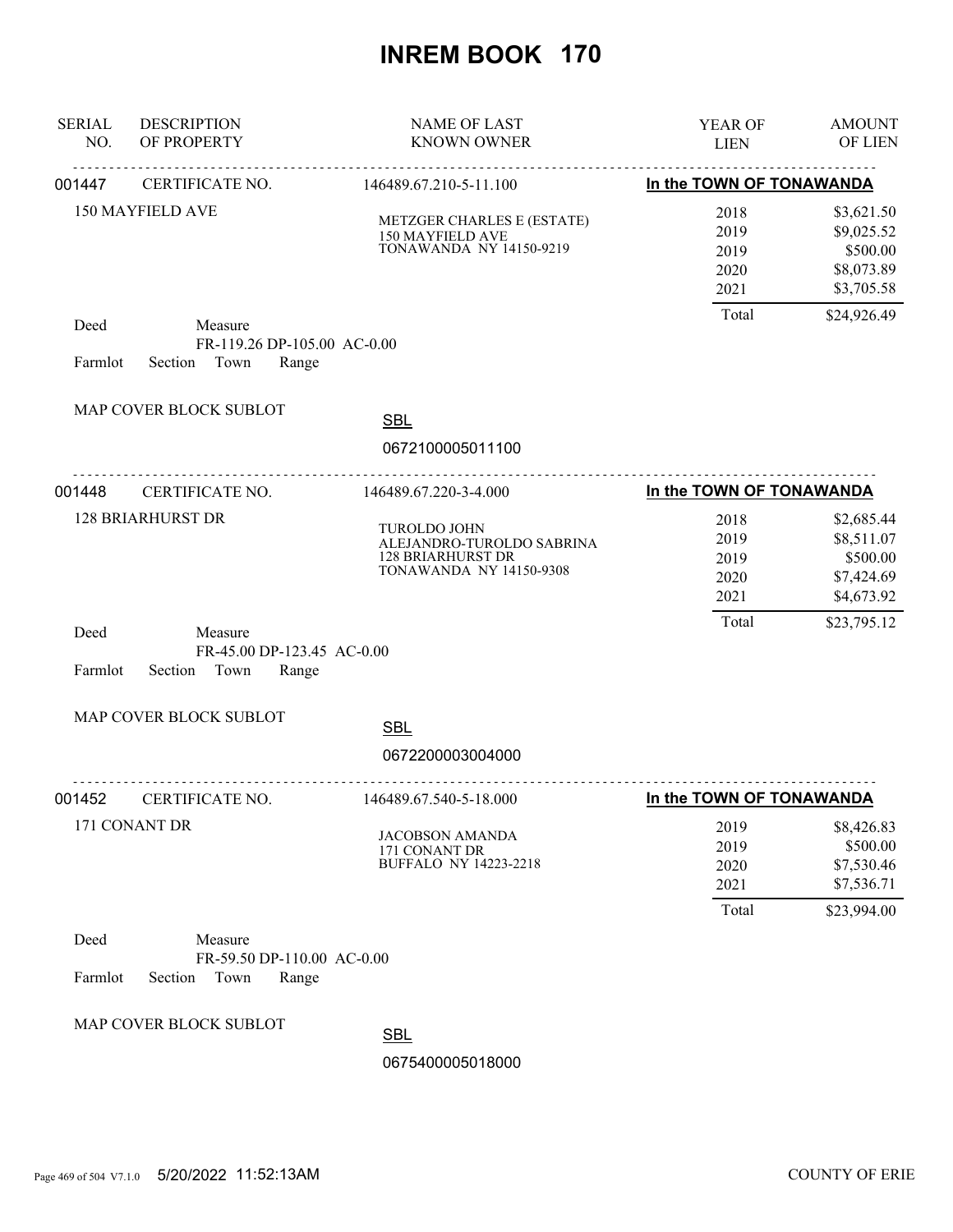# INREM BOOK 170

| SERIAL NO. | DESCRIPTION OF PROPERTY | NAME OF LAST KNOWN OWNER | YEAR OF LIEN | AMOUNT OF LIEN |
|---|---|---|---|---|

---

**001447** CERTIFICATE NO. 146489.67.210-5-11.100 — **In the TOWN OF TONAWANDA**

150 MAYFIELD AVE

METZGER CHARLES E (ESTATE)
150 MAYFIELD AVE
TONAWANDA NY 14150-9219

| YEAR OF LIEN | AMOUNT OF LIEN |
|---|---|
| 2018 | $3,621.50 |
| 2019 | $9,025.52 |
| 2019 | $500.00 |
| 2020 | $8,073.89 |
| 2021 | $3,705.58 |
| Total | $24,926.49 |

Deed Measure
FR-119.26 DP-105.00 AC-0.00
Farmlot Section Town Range

MAP COVER BLOCK SUBLOT

SBL
0672100005011100

---

**001448** CERTIFICATE NO. 146489.67.220-3-4.000 — **In the TOWN OF TONAWANDA**

128 BRIARHURST DR

TUROLDO JOHN
ALEJANDRO-TUROLDO SABRINA
128 BRIARHURST DR
TONAWANDA NY 14150-9308

| YEAR OF LIEN | AMOUNT OF LIEN |
|---|---|
| 2018 | $2,685.44 |
| 2019 | $8,511.07 |
| 2019 | $500.00 |
| 2020 | $7,424.69 |
| 2021 | $4,673.92 |
| Total | $23,795.12 |

Deed Measure
FR-45.00 DP-123.45 AC-0.00
Farmlot Section Town Range

MAP COVER BLOCK SUBLOT

SBL
0672200003004000

---

**001452** CERTIFICATE NO. 146489.67.540-5-18.000 — **In the TOWN OF TONAWANDA**

171 CONANT DR

JACOBSON AMANDA
171 CONANT DR
BUFFALO NY 14223-2218

| YEAR OF LIEN | AMOUNT OF LIEN |
|---|---|
| 2019 | $8,426.83 |
| 2019 | $500.00 |
| 2020 | $7,530.46 |
| 2021 | $7,536.71 |
| Total | $23,994.00 |

Deed Measure
FR-59.50 DP-110.00 AC-0.00
Farmlot Section Town Range

MAP COVER BLOCK SUBLOT

SBL
0675400005018000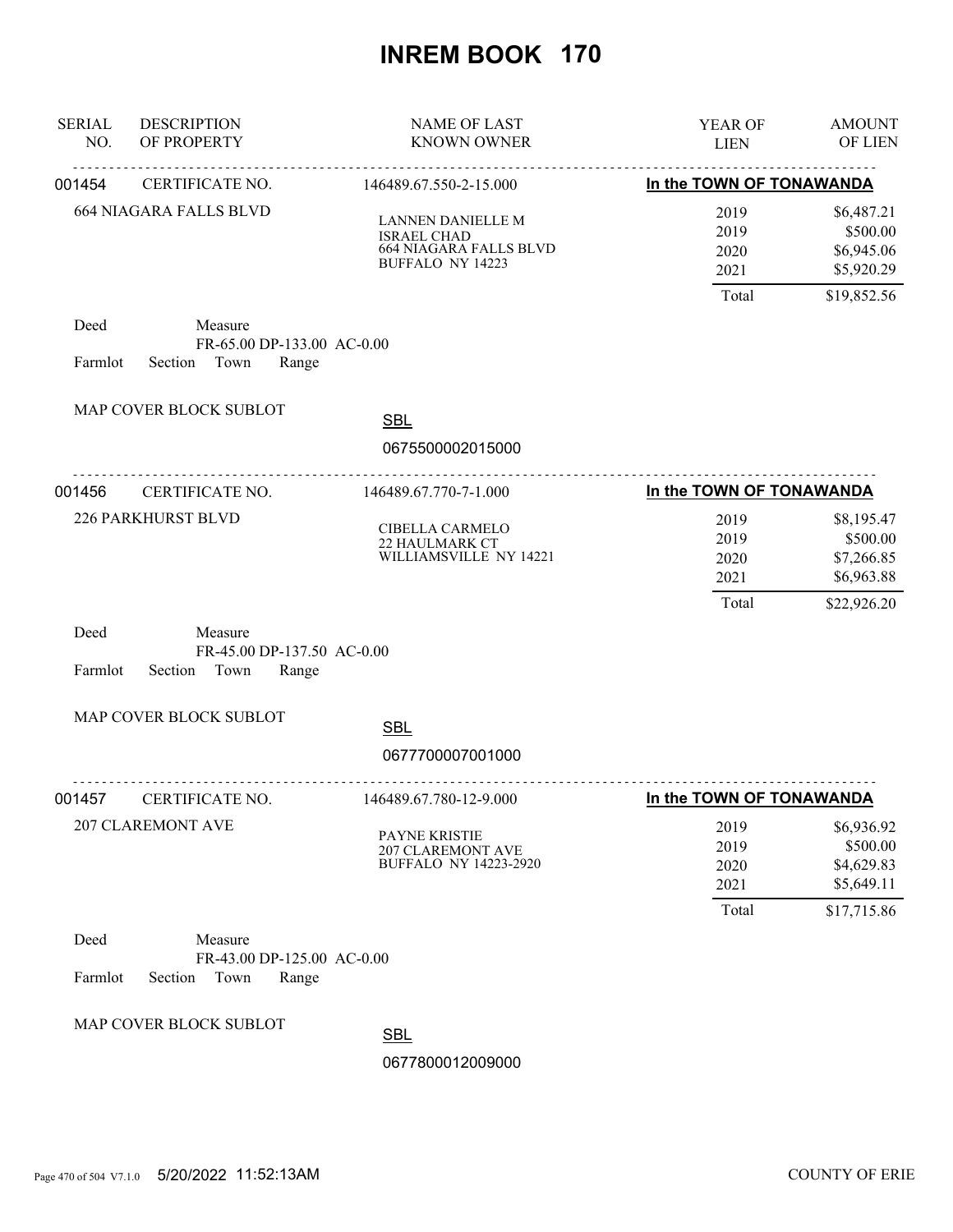# INREM BOOK 170

| SERIAL NO. | DESCRIPTION OF PROPERTY | NAME OF LAST KNOWN OWNER | YEAR OF LIEN | AMOUNT OF LIEN |
|---|---|---|---|---|
| 001454 | CERTIFICATE NO. | 146489.67.550-2-15.000 | In the TOWN OF TONAWANDA | |
| | 664 NIAGARA FALLS BLVD | LANNEN DANIELLE M<br>ISRAEL CHAD<br>664 NIAGARA FALLS BLVD<br>BUFFALO NY 14223 | 2019 | $6,487.21 |
| | | | 2019 | $500.00 |
| | | | 2020 | $6,945.06 |
| | | | 2021 | $5,920.29 |
| | | | Total | $19,852.56 |

Deed Measure
FR-65.00 DP-133.00 AC-0.00
Farmlot Section Town Range

MAP COVER BLOCK SUBLOT

SBL
0675500002015000

| SERIAL NO. | DESCRIPTION OF PROPERTY | NAME OF LAST KNOWN OWNER | YEAR OF LIEN | AMOUNT OF LIEN |
|---|---|---|---|---|
| 001456 | CERTIFICATE NO. | 146489.67.770-7-1.000 | In the TOWN OF TONAWANDA | |
| | 226 PARKHURST BLVD | CIBELLA CARMELO<br>22 HAULMARK CT<br>WILLIAMSVILLE NY 14221 | 2019 | $8,195.47 |
| | | | 2019 | $500.00 |
| | | | 2020 | $7,266.85 |
| | | | 2021 | $6,963.88 |
| | | | Total | $22,926.20 |

Deed Measure
FR-45.00 DP-137.50 AC-0.00
Farmlot Section Town Range

MAP COVER BLOCK SUBLOT

SBL
0677700007001000

| SERIAL NO. | DESCRIPTION OF PROPERTY | NAME OF LAST KNOWN OWNER | YEAR OF LIEN | AMOUNT OF LIEN |
|---|---|---|---|---|
| 001457 | CERTIFICATE NO. | 146489.67.780-12-9.000 | In the TOWN OF TONAWANDA | |
| | 207 CLAREMONT AVE | PAYNE KRISTIE<br>207 CLAREMONT AVE<br>BUFFALO NY 14223-2920 | 2019 | $6,936.92 |
| | | | 2019 | $500.00 |
| | | | 2020 | $4,629.83 |
| | | | 2021 | $5,649.11 |
| | | | Total | $17,715.86 |

Deed Measure
FR-43.00 DP-125.00 AC-0.00
Farmlot Section Town Range

MAP COVER BLOCK SUBLOT

SBL
0677800012009000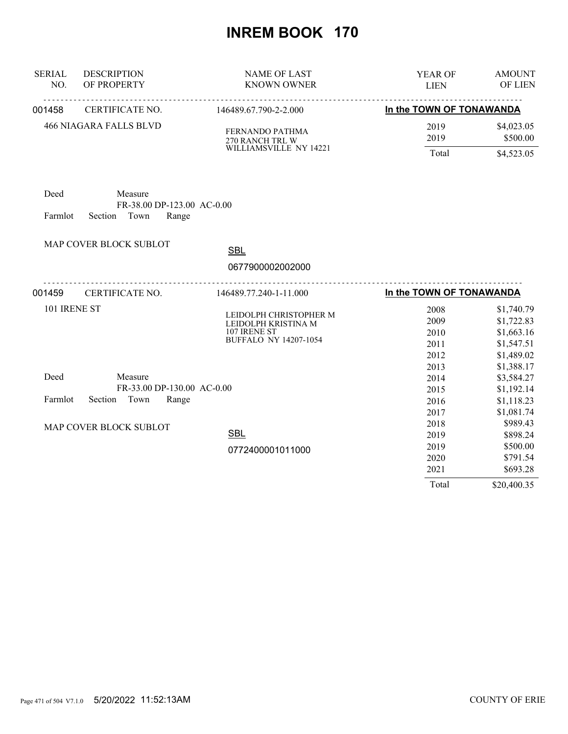# INREM BOOK 170

| SERIAL NO. | DESCRIPTION OF PROPERTY | NAME OF LAST KNOWN OWNER | YEAR OF LIEN | AMOUNT OF LIEN |
|---|---|---|---|---|
| 001458 | CERTIFICATE NO. | 146489.67.790-2-2.000 | **In the TOWN OF TONAWANDA** | |
| | 466 NIAGARA FALLS BLVD | FERNANDO PATHMA<br>270 RANCH TRL W<br>WILLIAMSVILLE NY 14221 | 2019 | $4,023.05 |
| | | | 2019 | $500.00 |
| | | | Total | $4,523.05 |

Deed Measure
FR-38.00 DP-123.00 AC-0.00
Farmlot Section Town Range

MAP COVER BLOCK SUBLOT

SBL
0677900002002000

| SERIAL NO. | DESCRIPTION OF PROPERTY | NAME OF LAST KNOWN OWNER | YEAR OF LIEN | AMOUNT OF LIEN |
|---|---|---|---|---|
| 001459 | CERTIFICATE NO. | 146489.77.240-1-11.000 | **In the TOWN OF TONAWANDA** | |
| | 101 IRENE ST | LEIDOLPH CHRISTOPHER M<br>LEIDOLPH KRISTINA M<br>107 IRENE ST<br>BUFFALO NY 14207-1054 | 2008 | $1,740.79 |
| | | | 2009 | $1,722.83 |
| | | | 2010 | $1,663.16 |
| | | | 2011 | $1,547.51 |
| | | | 2012 | $1,489.02 |
| | | | 2013 | $1,388.17 |
| | | | 2014 | $3,584.27 |
| | | | 2015 | $1,192.14 |
| | | | 2016 | $1,118.23 |
| | | | 2017 | $1,081.74 |
| | | | 2018 | $989.43 |
| | | | 2019 | $898.24 |
| | | | 2019 | $500.00 |
| | | | 2020 | $791.54 |
| | | | 2021 | $693.28 |
| | | | Total | $20,400.35 |

Deed Measure
FR-33.00 DP-130.00 AC-0.00
Farmlot Section Town Range

MAP COVER BLOCK SUBLOT

SBL
0772400001011000

5/20/2022 11:52:13AM COUNTY OF ERIE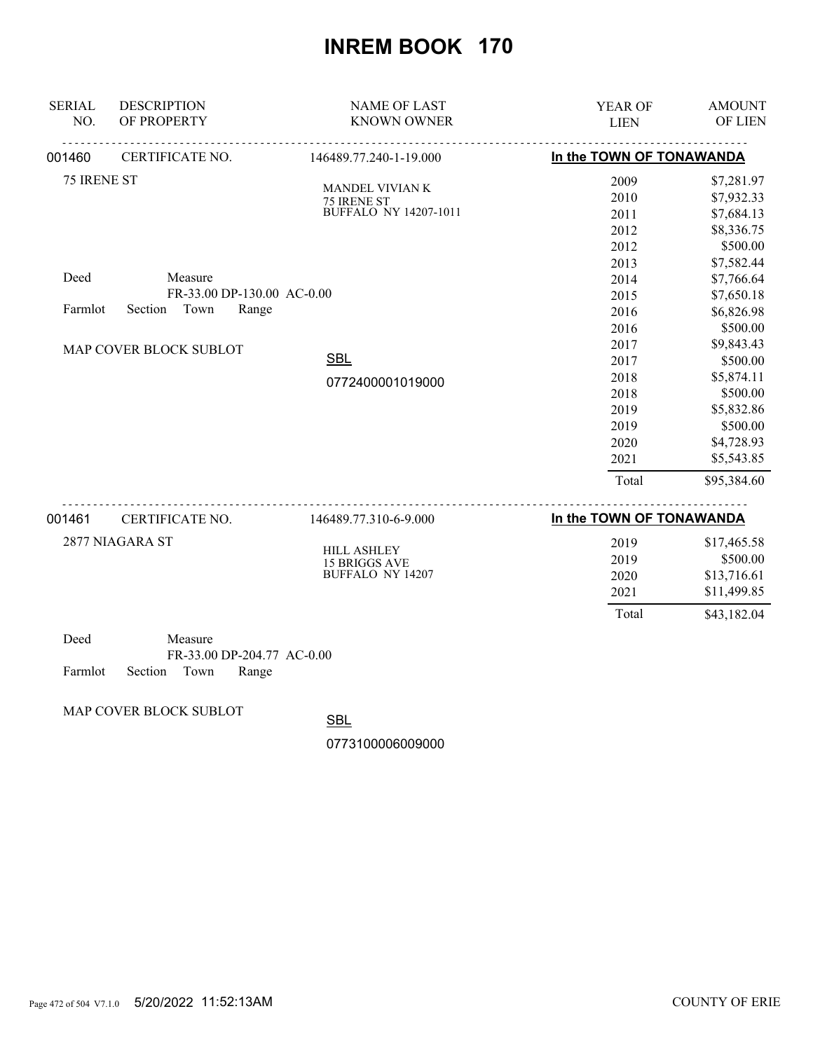# INREM BOOK 170

| SERIAL NO. | DESCRIPTION OF PROPERTY | NAME OF LAST KNOWN OWNER | YEAR OF LIEN | AMOUNT OF LIEN |
|---|---|---|---|---|
| 001460 | CERTIFICATE NO. | 146489.77.240-1-19.000 | In the TOWN OF TONAWANDA | |
| | 75 IRENE ST | MANDEL VIVIAN K<br>75 IRENE ST<br>BUFFALO NY 14207-1011 | 2009 | $7,281.97 |
| | | | 2010 | $7,932.33 |
| | | | 2011 | $7,684.13 |
| | | | 2012 | $8,336.75 |
| | | | 2012 | $500.00 |
| | | | 2013 | $7,582.44 |
| | Deed Measure<br>FR-33.00 DP-130.00 AC-0.00 | | 2014 | $7,766.64 |
| | | | 2015 | $7,650.18 |
| | Farmlot Section Town Range | | 2016 | $6,826.98 |
| | | | 2016 | $500.00 |
| | MAP COVER BLOCK SUBLOT | SBL | 2017 | $9,843.43 |
| | | | 2017 | $500.00 |
| | | 0772400001019000 | 2018 | $5,874.11 |
| | | | 2018 | $500.00 |
| | | | 2019 | $5,832.86 |
| | | | 2019 | $500.00 |
| | | | 2020 | $4,728.93 |
| | | | 2021 | $5,543.85 |
| | | | Total | $95,384.60 |
| 001461 | CERTIFICATE NO. | 146489.77.310-6-9.000 | In the TOWN OF TONAWANDA | |
| | 2877 NIAGARA ST | HILL ASHLEY<br>15 BRIGGS AVE<br>BUFFALO NY 14207 | 2019 | $17,465.58 |
| | | | 2019 | $500.00 |
| | | | 2020 | $13,716.61 |
| | | | 2021 | $11,499.85 |
| | | | Total | $43,182.04 |
| | Deed Measure<br>FR-33.00 DP-204.77 AC-0.00 | | | |
| | Farmlot Section Town Range | | | |
| | MAP COVER BLOCK SUBLOT | SBL | | |
| | | 0773100006009000 | | |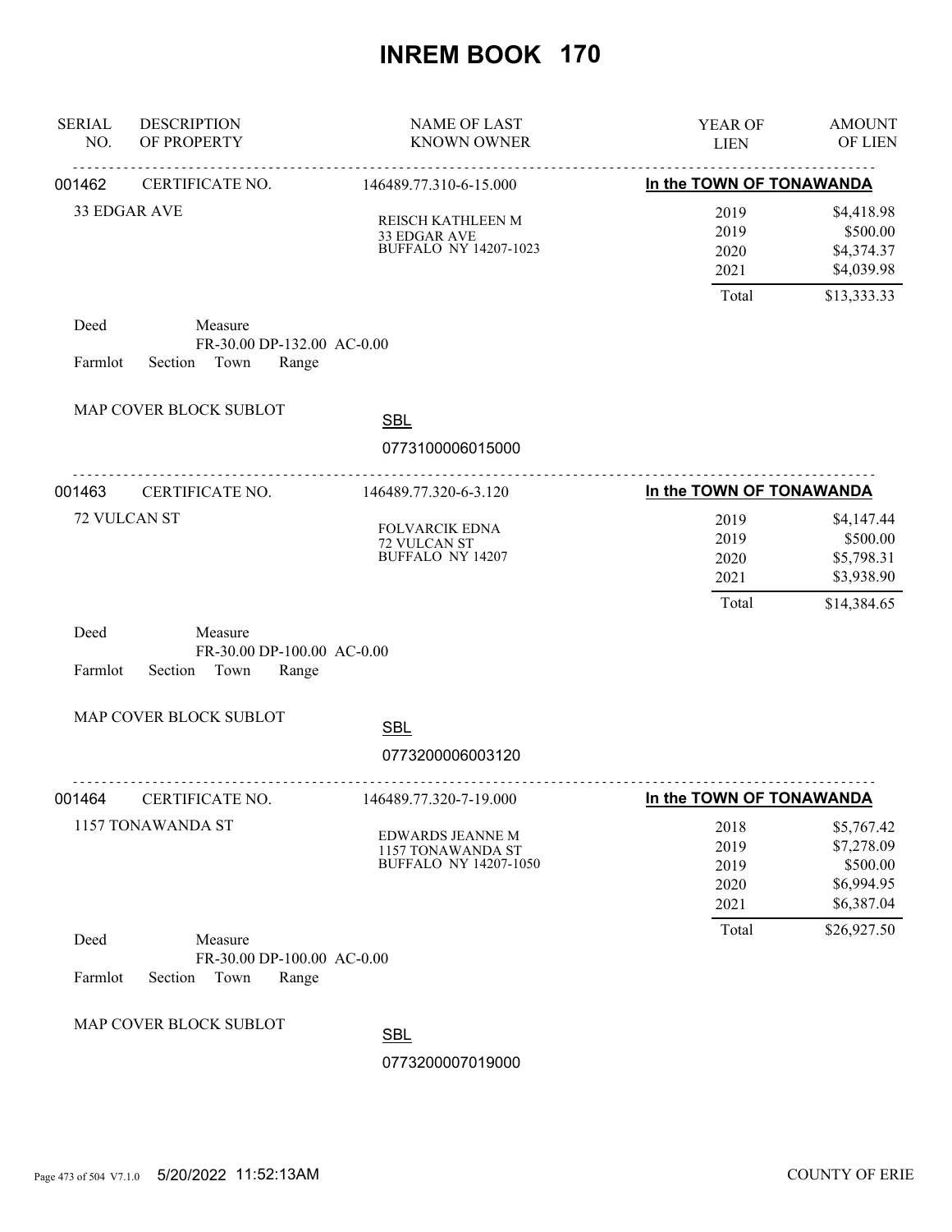# INREM BOOK 170

| SERIAL NO. | DESCRIPTION OF PROPERTY | NAME OF LAST KNOWN OWNER | YEAR OF LIEN | AMOUNT OF LIEN |
|---|---|---|---|---|
| 001462 | CERTIFICATE NO. | 146489.77.310-6-15.000 | In the TOWN OF TONAWANDA | |
| | 33 EDGAR AVE | REISCH KATHLEEN M<br>33 EDGAR AVE<br>BUFFALO NY 14207-1023 | 2019 | $4,418.98 |
| | | | 2019 | $500.00 |
| | | | 2020 | $4,374.37 |
| | | | 2021 | $4,039.98 |
| | | | Total | $13,333.33 |

Deed — Measure: FR-30.00 DP-132.00 AC-0.00

Farmlot — Section — Town — Range

MAP COVER BLOCK SUBLOT

SBL: 0773100006015000

| SERIAL NO. | DESCRIPTION OF PROPERTY | NAME OF LAST KNOWN OWNER | YEAR OF LIEN | AMOUNT OF LIEN |
|---|---|---|---|---|
| 001463 | CERTIFICATE NO. | 146489.77.320-6-3.120 | In the TOWN OF TONAWANDA | |
| | 72 VULCAN ST | FOLVARCIK EDNA<br>72 VULCAN ST<br>BUFFALO NY 14207 | 2019 | $4,147.44 |
| | | | 2019 | $500.00 |
| | | | 2020 | $5,798.31 |
| | | | 2021 | $3,938.90 |
| | | | Total | $14,384.65 |

Deed — Measure: FR-30.00 DP-100.00 AC-0.00

Farmlot — Section — Town — Range

MAP COVER BLOCK SUBLOT

SBL: 0773200006003120

| SERIAL NO. | DESCRIPTION OF PROPERTY | NAME OF LAST KNOWN OWNER | YEAR OF LIEN | AMOUNT OF LIEN |
|---|---|---|---|---|
| 001464 | CERTIFICATE NO. | 146489.77.320-7-19.000 | In the TOWN OF TONAWANDA | |
| | 1157 TONAWANDA ST | EDWARDS JEANNE M<br>1157 TONAWANDA ST<br>BUFFALO NY 14207-1050 | 2018 | $5,767.42 |
| | | | 2019 | $7,278.09 |
| | | | 2019 | $500.00 |
| | | | 2020 | $6,994.95 |
| | | | 2021 | $6,387.04 |
| | | | Total | $26,927.50 |

Deed — Measure: FR-30.00 DP-100.00 AC-0.00

Farmlot — Section — Town — Range

MAP COVER BLOCK SUBLOT

SBL: 0773200007019000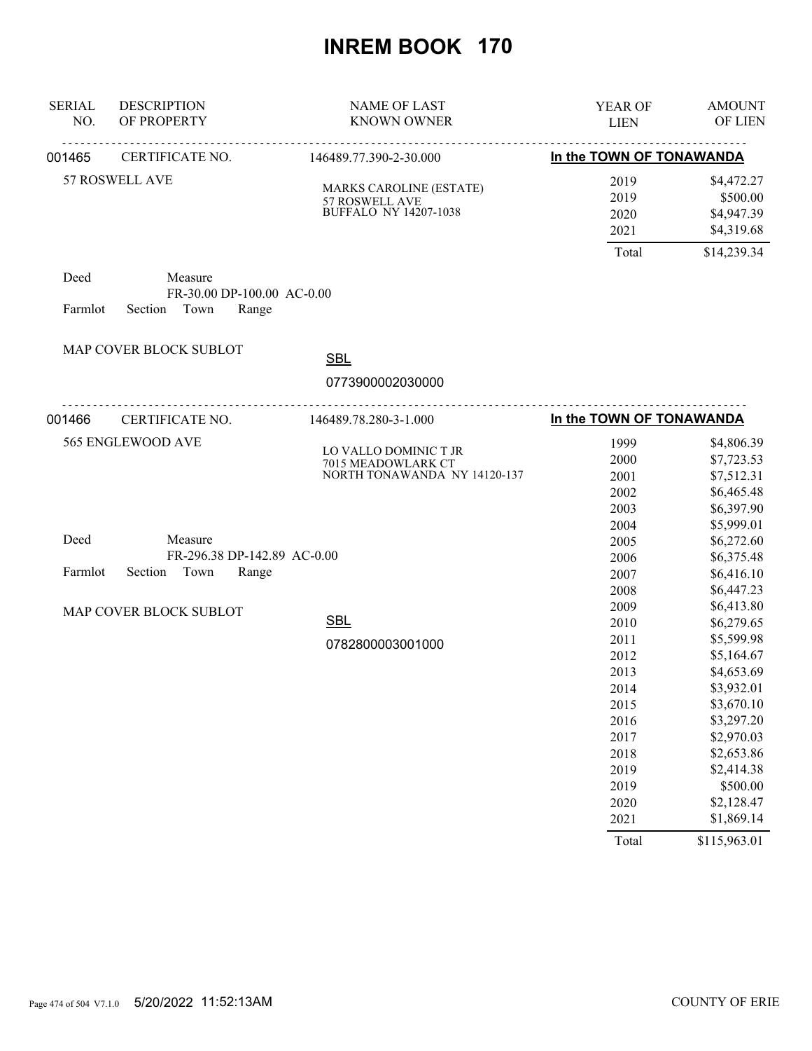# INREM BOOK 170

| SERIAL NO. | DESCRIPTION OF PROPERTY | NAME OF LAST KNOWN OWNER | YEAR OF LIEN | AMOUNT OF LIEN |
|---|---|---|---|---|

---

**001465** CERTIFICATE NO. 146489.77.390-2-30.000 **In the TOWN OF TONAWANDA**

57 ROSWELL AVE

MARKS CAROLINE (ESTATE)
57 ROSWELL AVE
BUFFALO NY 14207-1038

| YEAR OF LIEN | AMOUNT OF LIEN |
|---|---|
| 2019 | $4,472.27 |
| 2019 | $500.00 |
| 2020 | $4,947.39 |
| 2021 | $4,319.68 |
| Total | $14,239.34 |

Deed Measure
FR-30.00 DP-100.00 AC-0.00
Farmlot Section Town Range

MAP COVER BLOCK SUBLOT

SBL
0773900002030000

---

**001466** CERTIFICATE NO. 146489.78.280-3-1.000 **In the TOWN OF TONAWANDA**

565 ENGLEWOOD AVE

LO VALLO DOMINIC T JR
7015 MEADOWLARK CT
NORTH TONAWANDA NY 14120-137

Deed Measure
FR-296.38 DP-142.89 AC-0.00
Farmlot Section Town Range

MAP COVER BLOCK SUBLOT

SBL
0782800003001000

| YEAR OF LIEN | AMOUNT OF LIEN |
|---|---|
| 1999 | $4,806.39 |
| 2000 | $7,723.53 |
| 2001 | $7,512.31 |
| 2002 | $6,465.48 |
| 2003 | $6,397.90 |
| 2004 | $5,999.01 |
| 2005 | $6,272.60 |
| 2006 | $6,375.48 |
| 2007 | $6,416.10 |
| 2008 | $6,447.23 |
| 2009 | $6,413.80 |
| 2010 | $6,279.65 |
| 2011 | $5,599.98 |
| 2012 | $5,164.67 |
| 2013 | $4,653.69 |
| 2014 | $3,932.01 |
| 2015 | $3,670.10 |
| 2016 | $3,297.20 |
| 2017 | $2,970.03 |
| 2018 | $2,653.86 |
| 2019 | $2,414.38 |
| 2019 | $500.00 |
| 2020 | $2,128.47 |
| 2021 | $1,869.14 |
| Total | $115,963.01 |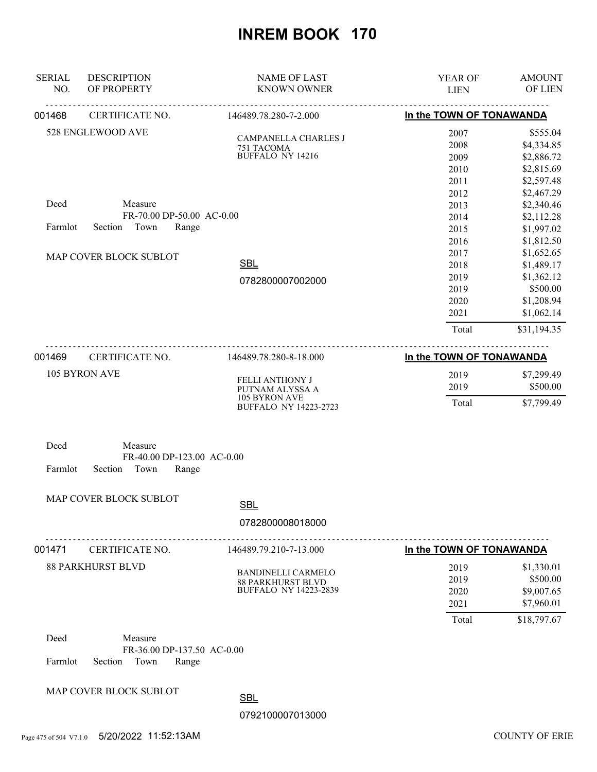# INREM BOOK 170

| SERIAL NO. | DESCRIPTION OF PROPERTY | NAME OF LAST KNOWN OWNER | YEAR OF LIEN | AMOUNT OF LIEN |
|---|---|---|---|---|

---

**001468** CERTIFICATE NO. 146489.78.280-7-2.000 — **In the TOWN OF TONAWANDA**

528 ENGLEWOOD AVE

CAMPANELLA CHARLES J
751 TACOMA
BUFFALO NY 14216

Deed Measure
FR-70.00 DP-50.00 AC-0.00
Farmlot Section Town Range

MAP COVER BLOCK SUBLOT

SBL
0782800007002000

| YEAR OF LIEN | AMOUNT OF LIEN |
|---|---|
| 2007 | $555.04 |
| 2008 | $4,334.85 |
| 2009 | $2,886.72 |
| 2010 | $2,815.69 |
| 2011 | $2,597.48 |
| 2012 | $2,467.29 |
| 2013 | $2,340.46 |
| 2014 | $2,112.28 |
| 2015 | $1,997.02 |
| 2016 | $1,812.50 |
| 2017 | $1,652.65 |
| 2018 | $1,489.17 |
| 2019 | $1,362.12 |
| 2019 | $500.00 |
| 2020 | $1,208.94 |
| 2021 | $1,062.14 |
| Total | $31,194.35 |

---

**001469** CERTIFICATE NO. 146489.78.280-8-18.000 — **In the TOWN OF TONAWANDA**

105 BYRON AVE

FELLI ANTHONY J
PUTNAM ALYSSA A
105 BYRON AVE
BUFFALO NY 14223-2723

Deed Measure
FR-40.00 DP-123.00 AC-0.00
Farmlot Section Town Range

MAP COVER BLOCK SUBLOT

SBL
0782800008018000

| YEAR OF LIEN | AMOUNT OF LIEN |
|---|---|
| 2019 | $7,299.49 |
| 2019 | $500.00 |
| Total | $7,799.49 |

---

**001471** CERTIFICATE NO. 146489.79.210-7-13.000 — **In the TOWN OF TONAWANDA**

88 PARKHURST BLVD

BANDINELLI CARMELO
88 PARKHURST BLVD
BUFFALO NY 14223-2839

Deed Measure
FR-36.00 DP-137.50 AC-0.00
Farmlot Section Town Range

MAP COVER BLOCK SUBLOT

SBL
0792100007013000

| YEAR OF LIEN | AMOUNT OF LIEN |
|---|---|
| 2019 | $1,330.01 |
| 2019 | $500.00 |
| 2020 | $9,007.65 |
| 2021 | $7,960.01 |
| Total | $18,797.67 |

5/20/2022 11:52:13AM COUNTY OF ERIE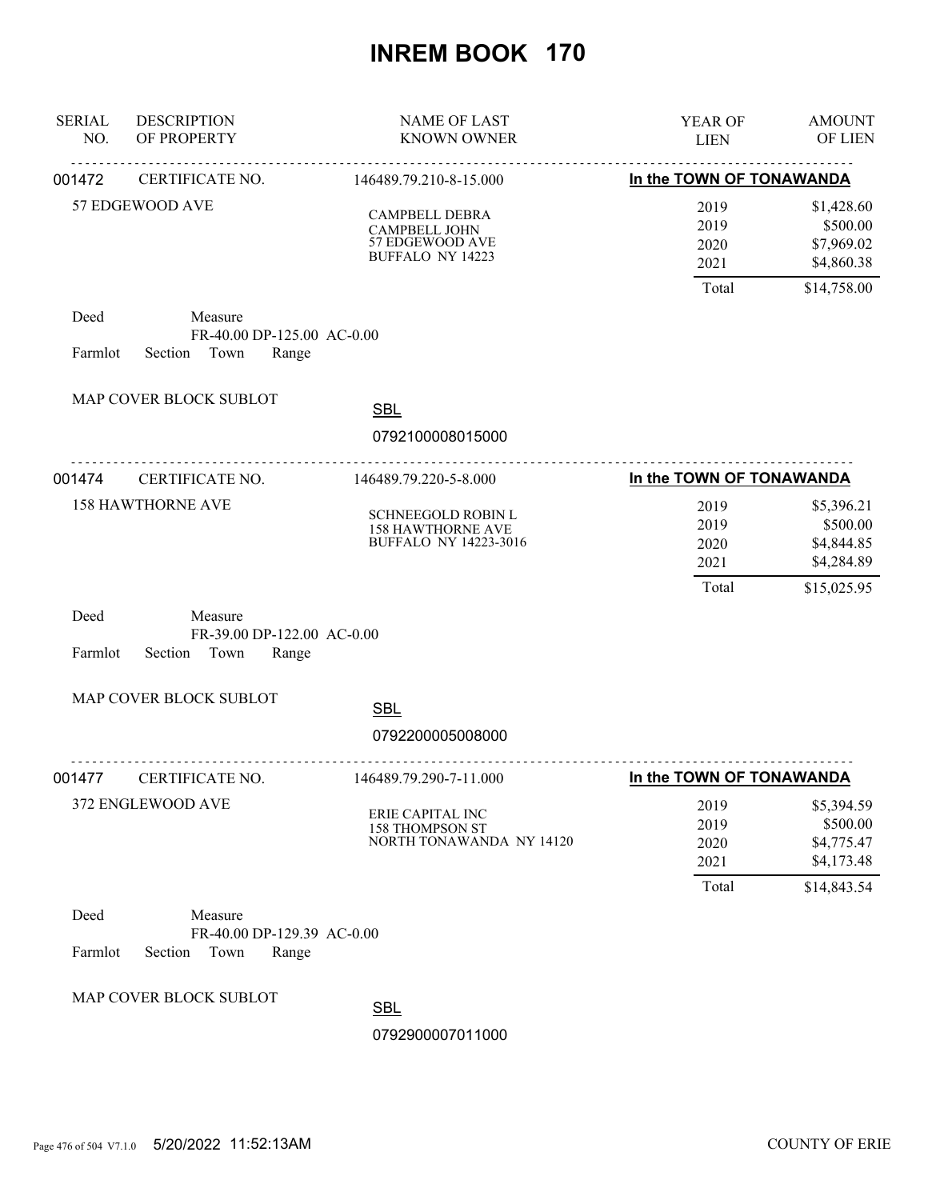# INREM BOOK 170

| SERIAL NO. | DESCRIPTION OF PROPERTY | NAME OF LAST KNOWN OWNER | YEAR OF LIEN | AMOUNT OF LIEN |
|---|---|---|---|---|
| 001472 | CERTIFICATE NO. | 146489.79.210-8-15.000 | **In the TOWN OF TONAWANDA** | |
| | 57 EDGEWOOD AVE | CAMPBELL DEBRA<br>CAMPBELL JOHN<br>57 EDGEWOOD AVE<br>BUFFALO NY 14223 | 2019 | $1,428.60 |
| | | | 2019 | $500.00 |
| | | | 2020 | $7,969.02 |
| | | | 2021 | $4,860.38 |
| | | | Total | $14,758.00 |

Deed | Measure FR-40.00 DP-125.00 AC-0.00

Farmlot | Section | Town | Range

MAP COVER BLOCK SUBLOT

SBL 0792100008015000

| SERIAL NO. | DESCRIPTION OF PROPERTY | NAME OF LAST KNOWN OWNER | YEAR OF LIEN | AMOUNT OF LIEN |
|---|---|---|---|---|
| 001474 | CERTIFICATE NO. | 146489.79.220-5-8.000 | **In the TOWN OF TONAWANDA** | |
| | 158 HAWTHORNE AVE | SCHNEEGOLD ROBIN L<br>158 HAWTHORNE AVE<br>BUFFALO NY 14223-3016 | 2019 | $5,396.21 |
| | | | 2019 | $500.00 |
| | | | 2020 | $4,844.85 |
| | | | 2021 | $4,284.89 |
| | | | Total | $15,025.95 |

Deed | Measure FR-39.00 DP-122.00 AC-0.00

Farmlot | Section | Town | Range

MAP COVER BLOCK SUBLOT

SBL 0792200005008000

| SERIAL NO. | DESCRIPTION OF PROPERTY | NAME OF LAST KNOWN OWNER | YEAR OF LIEN | AMOUNT OF LIEN |
|---|---|---|---|---|
| 001477 | CERTIFICATE NO. | 146489.79.290-7-11.000 | **In the TOWN OF TONAWANDA** | |
| | 372 ENGLEWOOD AVE | ERIE CAPITAL INC<br>158 THOMPSON ST<br>NORTH TONAWANDA NY 14120 | 2019 | $5,394.59 |
| | | | 2019 | $500.00 |
| | | | 2020 | $4,775.47 |
| | | | 2021 | $4,173.48 |
| | | | Total | $14,843.54 |

Deed | Measure FR-40.00 DP-129.39 AC-0.00

Farmlot | Section | Town | Range

MAP COVER BLOCK SUBLOT

SBL 0792900007011000

5/20/2022 11:52:13AM — COUNTY OF ERIE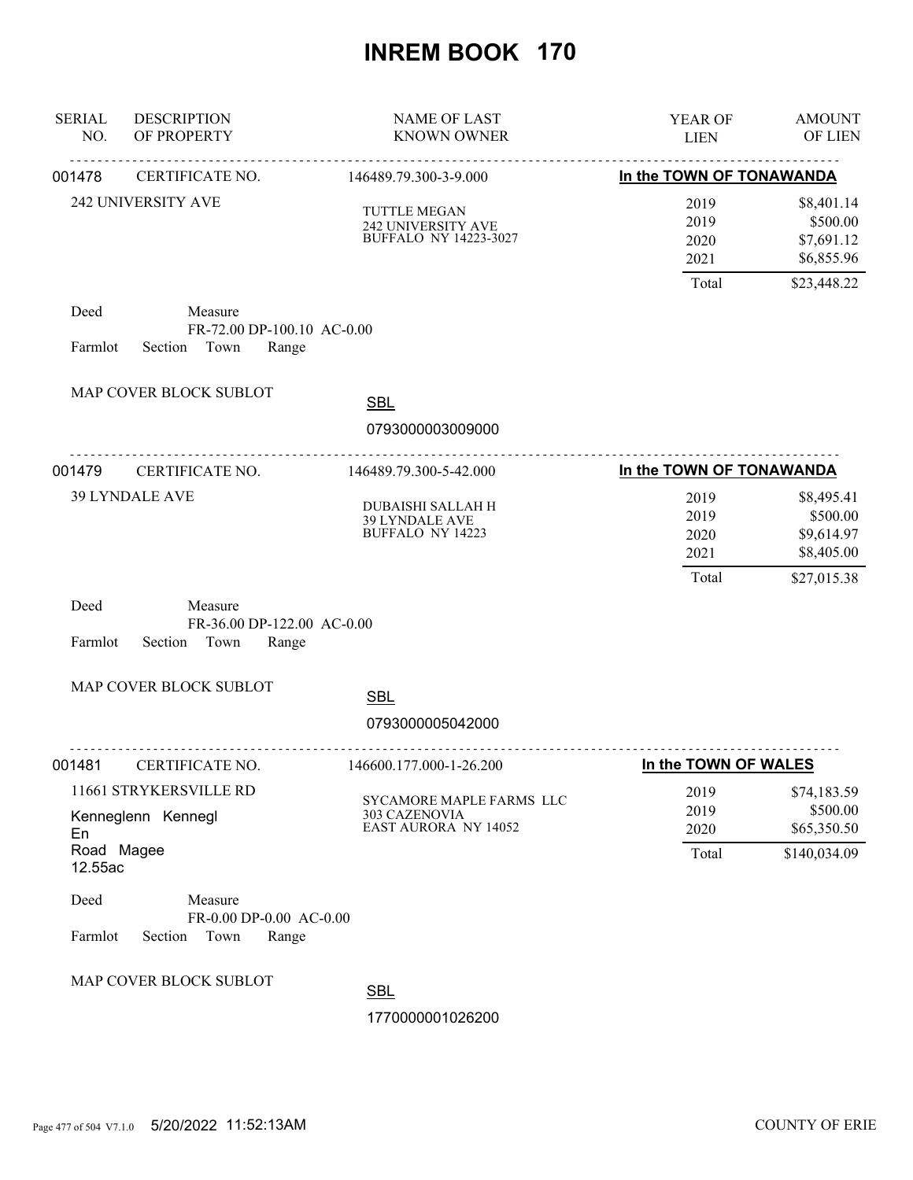# INREM BOOK 170

| SERIAL NO. | DESCRIPTION OF PROPERTY | NAME OF LAST KNOWN OWNER | YEAR OF LIEN | AMOUNT OF LIEN |
|---|---|---|---|---|

**001478** CERTIFICATE NO. 146489.79.300-3-9.000 — **In the TOWN OF TONAWANDA**

242 UNIVERSITY AVE

TUTTLE MEGAN
242 UNIVERSITY AVE
BUFFALO NY 14223-3027

| YEAR OF LIEN | AMOUNT OF LIEN |
|---|---|
| 2019 | $8,401.14 |
| 2019 | $500.00 |
| 2020 | $7,691.12 |
| 2021 | $6,855.96 |
| Total | $23,448.22 |

Deed
Measure
FR-72.00 DP-100.10 AC-0.00
Farmlot Section Town Range

MAP COVER BLOCK SUBLOT

SBL
0793000003009000

---

**001479** CERTIFICATE NO. 146489.79.300-5-42.000 — **In the TOWN OF TONAWANDA**

39 LYNDALE AVE

DUBAISHI SALLAH H
39 LYNDALE AVE
BUFFALO NY 14223

| YEAR OF LIEN | AMOUNT OF LIEN |
|---|---|
| 2019 | $8,495.41 |
| 2019 | $500.00 |
| 2020 | $9,614.97 |
| 2021 | $8,405.00 |
| Total | $27,015.38 |

Deed
Measure
FR-36.00 DP-122.00 AC-0.00
Farmlot Section Town Range

MAP COVER BLOCK SUBLOT

SBL
0793000005042000

---

**001481** CERTIFICATE NO. 146600.177.000-1-26.200 — **In the TOWN OF WALES**

11661 STRYKERSVILLE RD

Kenneglenn Kennegl
En
Road Magee
12.55ac

SYCAMORE MAPLE FARMS LLC
303 CAZENOVIA
EAST AURORA NY 14052

| YEAR OF LIEN | AMOUNT OF LIEN |
|---|---|
| 2019 | $74,183.59 |
| 2019 | $500.00 |
| 2020 | $65,350.50 |
| Total | $140,034.09 |

Deed
Measure
FR-0.00 DP-0.00 AC-0.00
Farmlot Section Town Range

MAP COVER BLOCK SUBLOT

SBL
1770000001026200

5/20/2022 11:52:13AM — COUNTY OF ERIE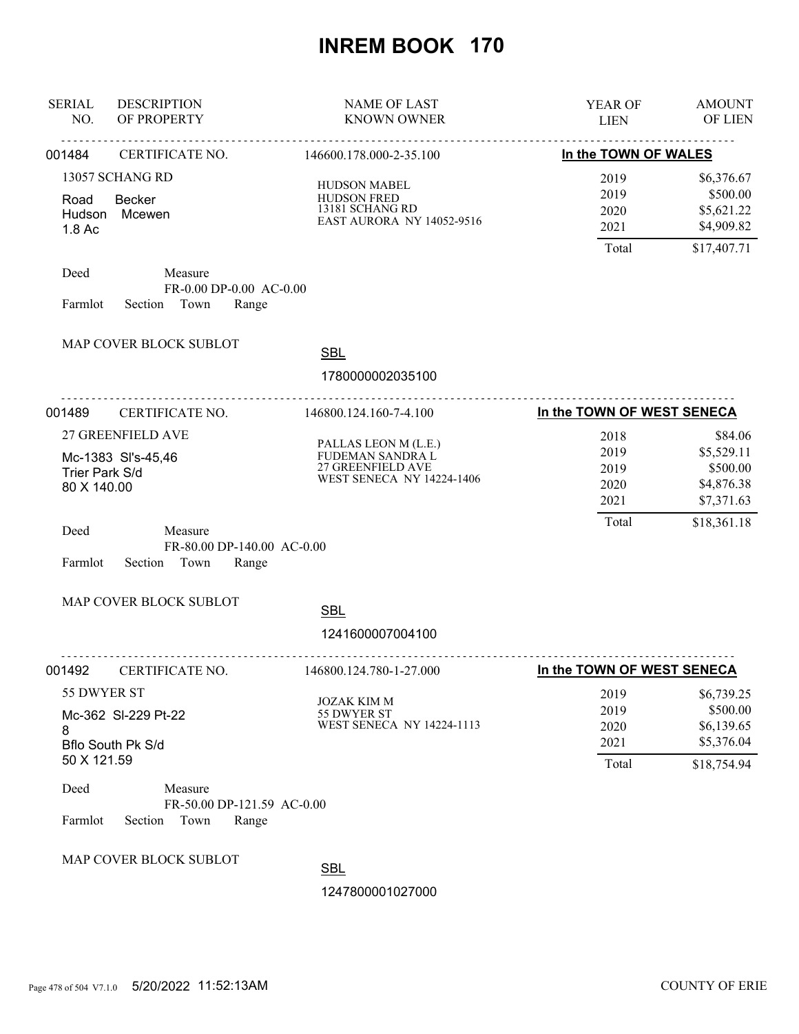# INREM BOOK 170

| SERIAL NO. | DESCRIPTION OF PROPERTY | NAME OF LAST KNOWN OWNER | YEAR OF LIEN | AMOUNT OF LIEN |
|---|---|---|---|---|

---

**001484** CERTIFICATE NO. 146600.178.000-2-35.100 — **In the TOWN OF WALES**

13057 SCHANG RD
Road Becker
Hudson Mcewen
1.8 Ac

HUDSON MABEL
HUDSON FRED
13181 SCHANG RD
EAST AURORA NY 14052-9516

| YEAR OF LIEN | AMOUNT OF LIEN |
|---|---|
| 2019 | $6,376.67 |
| 2019 | $500.00 |
| 2020 | $5,621.22 |
| 2021 | $4,909.82 |
| Total | $17,407.71 |

Deed Measure
FR-0.00 DP-0.00 AC-0.00
Farmlot Section Town Range

MAP COVER BLOCK SUBLOT

SBL
1780000002035100

---

**001489** CERTIFICATE NO. 146800.124.160-7-4.100 — **In the TOWN OF WEST SENECA**

27 GREENFIELD AVE
Mc-1383 Sl's-45,46
Trier Park S/d
80 X 140.00

PALLAS LEON M (L.E.)
FUDEMAN SANDRA L
27 GREENFIELD AVE
WEST SENECA NY 14224-1406

| YEAR OF LIEN | AMOUNT OF LIEN |
|---|---|
| 2018 | $84.06 |
| 2019 | $5,529.11 |
| 2019 | $500.00 |
| 2020 | $4,876.38 |
| 2021 | $7,371.63 |
| Total | $18,361.18 |

Deed Measure
FR-80.00 DP-140.00 AC-0.00
Farmlot Section Town Range

MAP COVER BLOCK SUBLOT

SBL
1241600007004100

---

**001492** CERTIFICATE NO. 146800.124.780-1-27.000 — **In the TOWN OF WEST SENECA**

55 DWYER ST
Mc-362 Sl-229 Pt-22
8
Bflo South Pk S/d
50 X 121.59

JOZAK KIM M
55 DWYER ST
WEST SENECA NY 14224-1113

| YEAR OF LIEN | AMOUNT OF LIEN |
|---|---|
| 2019 | $6,739.25 |
| 2019 | $500.00 |
| 2020 | $6,139.65 |
| 2021 | $5,376.04 |
| Total | $18,754.94 |

Deed Measure
FR-50.00 DP-121.59 AC-0.00
Farmlot Section Town Range

MAP COVER BLOCK SUBLOT

SBL
1247800001027000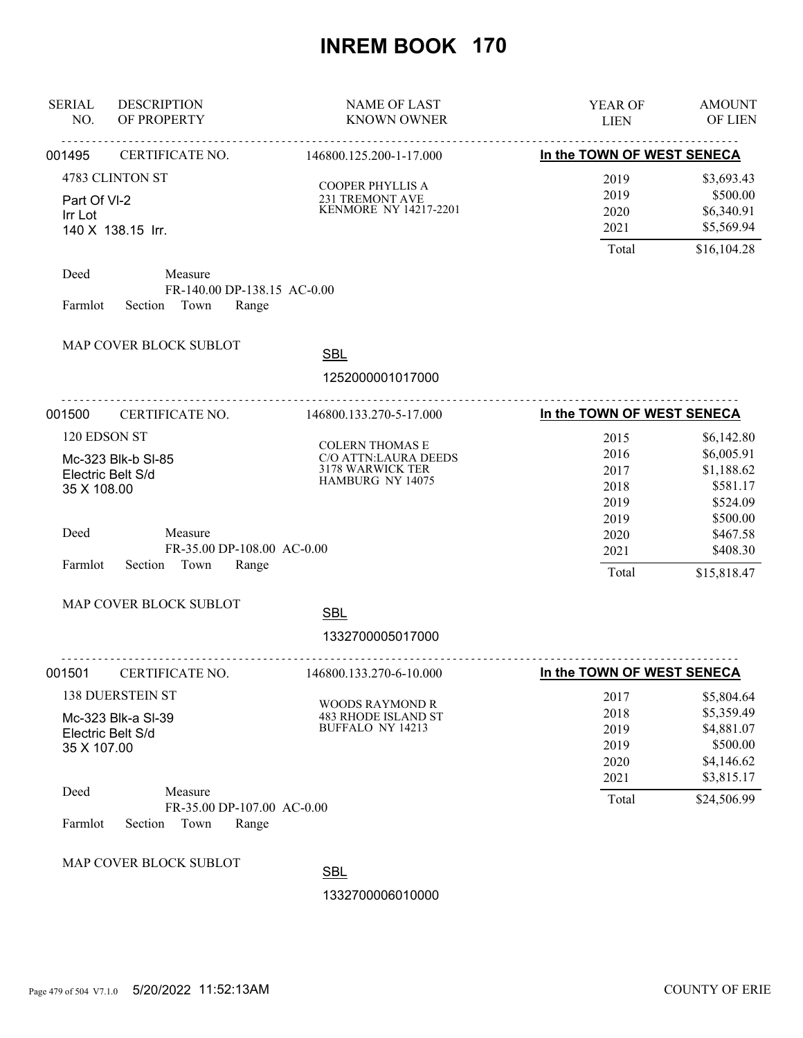# INREM BOOK 170

| SERIAL NO. | DESCRIPTION OF PROPERTY | NAME OF LAST KNOWN OWNER | YEAR OF LIEN | AMOUNT OF LIEN |
|---|---|---|---|---|

---

**001495** CERTIFICATE NO. 146800.125.200-1-17.000 — **In the TOWN OF WEST SENECA**

4783 CLINTON ST
Part Of Vl-2
Irr Lot
140 X 138.15 Irr.

COOPER PHYLLIS A
231 TREMONT AVE
KENMORE NY 14217-2201

| YEAR OF LIEN | AMOUNT OF LIEN |
|---|---|
| 2019 | $3,693.43 |
| 2019 | $500.00 |
| 2020 | $6,340.91 |
| 2021 | $5,569.94 |
| Total | $16,104.28 |

Deed Measure
FR-140.00 DP-138.15 AC-0.00
Farmlot Section Town Range

MAP COVER BLOCK SUBLOT

SBL
1252000001017000

---

**001500** CERTIFICATE NO. 146800.133.270-5-17.000 — **In the TOWN OF WEST SENECA**

120 EDSON ST
Mc-323 Blk-b Sl-85
Electric Belt S/d
35 X 108.00

COLERN THOMAS E
C/O ATTN:LAURA DEEDS
3178 WARWICK TER
HAMBURG NY 14075

| YEAR OF LIEN | AMOUNT OF LIEN |
|---|---|
| 2015 | $6,142.80 |
| 2016 | $6,005.91 |
| 2017 | $1,188.62 |
| 2018 | $581.17 |
| 2019 | $524.09 |
| 2019 | $500.00 |
| 2020 | $467.58 |
| 2021 | $408.30 |
| Total | $15,818.47 |

Deed Measure
FR-35.00 DP-108.00 AC-0.00
Farmlot Section Town Range

MAP COVER BLOCK SUBLOT

SBL
1332700005017000

---

**001501** CERTIFICATE NO. 146800.133.270-6-10.000 — **In the TOWN OF WEST SENECA**

138 DUERSTEIN ST
Mc-323 Blk-a Sl-39
Electric Belt S/d
35 X 107.00

WOODS RAYMOND R
483 RHODE ISLAND ST
BUFFALO NY 14213

| YEAR OF LIEN | AMOUNT OF LIEN |
|---|---|
| 2017 | $5,804.64 |
| 2018 | $5,359.49 |
| 2019 | $4,881.07 |
| 2019 | $500.00 |
| 2020 | $4,146.62 |
| 2021 | $3,815.17 |
| Total | $24,506.99 |

Deed Measure
FR-35.00 DP-107.00 AC-0.00
Farmlot Section Town Range

MAP COVER BLOCK SUBLOT

SBL
1332700006010000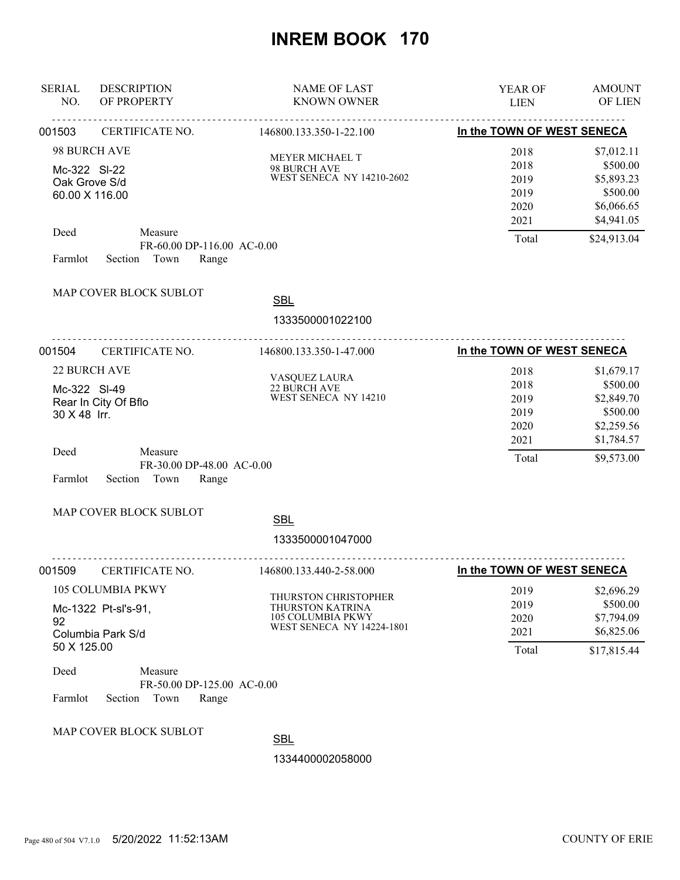# INREM BOOK 170

| SERIAL NO. | DESCRIPTION OF PROPERTY | NAME OF LAST KNOWN OWNER | YEAR OF LIEN | AMOUNT OF LIEN |
|---|---|---|---|---|

---

**001503** CERTIFICATE NO. 146800.133.350-1-22.100 — **In the TOWN OF WEST SENECA**

98 BURCH AVE
Mc-322 Sl-22
Oak Grove S/d
60.00 X 116.00

MEYER MICHAEL T
98 BURCH AVE
WEST SENECA NY 14210-2602

| YEAR OF LIEN | AMOUNT OF LIEN |
|---|---|
| 2018 | $7,012.11 |
| 2018 | $500.00 |
| 2019 | $5,893.23 |
| 2019 | $500.00 |
| 2020 | $6,066.65 |
| 2021 | $4,941.05 |
| Total | $24,913.04 |

Deed Measure
FR-60.00 DP-116.00 AC-0.00
Farmlot Section Town Range

MAP COVER BLOCK SUBLOT

SBL
1333500001022100

---

**001504** CERTIFICATE NO. 146800.133.350-1-47.000 — **In the TOWN OF WEST SENECA**

22 BURCH AVE
Mc-322 Sl-49
Rear In City Of Bflo
30 X 48 Irr.

VASQUEZ LAURA
22 BURCH AVE
WEST SENECA NY 14210

| YEAR OF LIEN | AMOUNT OF LIEN |
|---|---|
| 2018 | $1,679.17 |
| 2018 | $500.00 |
| 2019 | $2,849.70 |
| 2019 | $500.00 |
| 2020 | $2,259.56 |
| 2021 | $1,784.57 |
| Total | $9,573.00 |

Deed Measure
FR-30.00 DP-48.00 AC-0.00
Farmlot Section Town Range

MAP COVER BLOCK SUBLOT

SBL
1333500001047000

---

**001509** CERTIFICATE NO. 146800.133.440-2-58.000 — **In the TOWN OF WEST SENECA**

105 COLUMBIA PKWY
Mc-1322 Pt-sl's-91,
92
Columbia Park S/d
50 X 125.00

THURSTON CHRISTOPHER
THURSTON KATRINA
105 COLUMBIA PKWY
WEST SENECA NY 14224-1801

| YEAR OF LIEN | AMOUNT OF LIEN |
|---|---|
| 2019 | $2,696.29 |
| 2019 | $500.00 |
| 2020 | $7,794.09 |
| 2021 | $6,825.06 |
| Total | $17,815.44 |

Deed Measure
FR-50.00 DP-125.00 AC-0.00
Farmlot Section Town Range

MAP COVER BLOCK SUBLOT

SBL
1334400002058000

5/20/2022 11:52:13AM COUNTY OF ERIE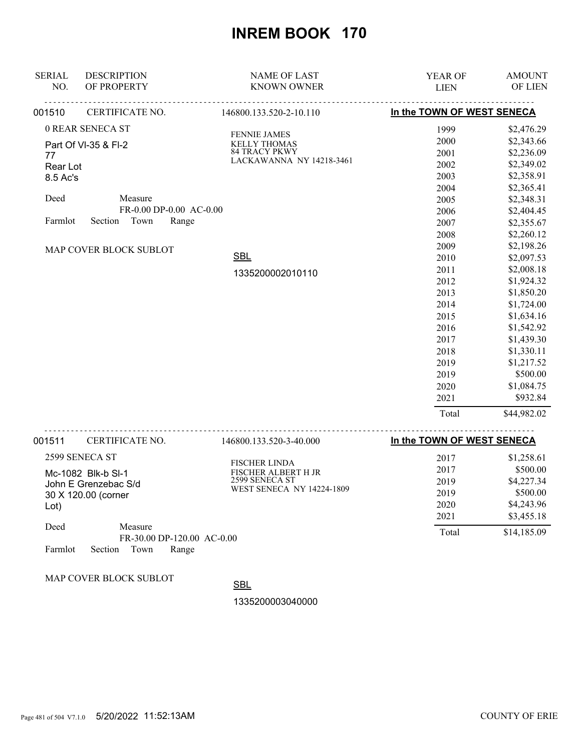# INREM BOOK 170

| SERIAL NO. | DESCRIPTION OF PROPERTY | NAME OF LAST KNOWN OWNER | YEAR OF LIEN | AMOUNT OF LIEN |
|---|---|---|---|---|

**001510** CERTIFICATE NO. 146800.133.520-2-10.110 — **In the TOWN OF WEST SENECA**

0 REAR SENECA ST

Part Of Vl-35 & Fl-2
77
Rear Lot
8.5 Ac's

Deed Measure
FR-0.00 DP-0.00 AC-0.00

Farmlot Section Town Range

MAP COVER BLOCK SUBLOT

FENNIE JAMES
KELLY THOMAS
84 TRACY PKWY
LACKAWANNA NY 14218-3461

SBL
1335200002010110

| YEAR OF LIEN | AMOUNT OF LIEN |
|---|---|
| 1999 | $2,476.29 |
| 2000 | $2,343.66 |
| 2001 | $2,236.09 |
| 2002 | $2,349.02 |
| 2003 | $2,358.91 |
| 2004 | $2,365.41 |
| 2005 | $2,348.31 |
| 2006 | $2,404.45 |
| 2007 | $2,355.67 |
| 2008 | $2,260.12 |
| 2009 | $2,198.26 |
| 2010 | $2,097.53 |
| 2011 | $2,008.18 |
| 2012 | $1,924.32 |
| 2013 | $1,850.20 |
| 2014 | $1,724.00 |
| 2015 | $1,634.16 |
| 2016 | $1,542.92 |
| 2017 | $1,439.30 |
| 2018 | $1,330.11 |
| 2019 | $1,217.52 |
| 2019 | $500.00 |
| 2020 | $1,084.75 |
| 2021 | $932.84 |
| Total | $44,982.02 |

**001511** CERTIFICATE NO. 146800.133.520-3-40.000 — **In the TOWN OF WEST SENECA**

2599 SENECA ST

Mc-1082 Blk-b Sl-1
John E Grenzebac S/d
30 X 120.00 (corner Lot)

Deed Measure
FR-30.00 DP-120.00 AC-0.00

Farmlot Section Town Range

MAP COVER BLOCK SUBLOT

FISCHER LINDA
FISCHER ALBERT H JR
2599 SENECA ST
WEST SENECA NY 14224-1809

SBL
1335200003040000

| YEAR OF LIEN | AMOUNT OF LIEN |
|---|---|
| 2017 | $1,258.61 |
| 2017 | $500.00 |
| 2019 | $4,227.34 |
| 2019 | $500.00 |
| 2020 | $4,243.96 |
| 2021 | $3,455.18 |
| Total | $14,185.09 |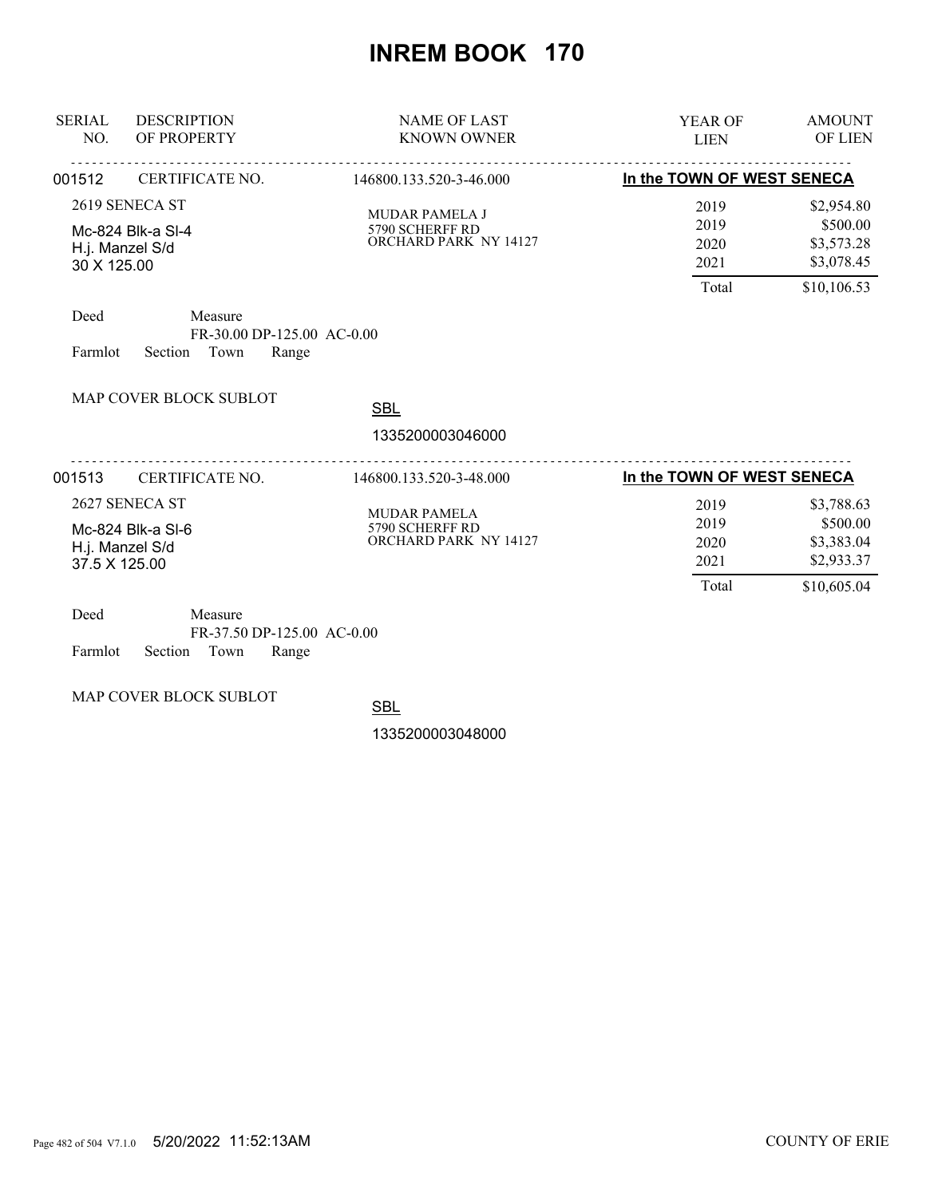# INREM BOOK 170

| SERIAL NO. | DESCRIPTION OF PROPERTY | NAME OF LAST KNOWN OWNER | YEAR OF LIEN | AMOUNT OF LIEN |
|---|---|---|---|---|
| 001512 | CERTIFICATE NO. | 146800.133.520-3-46.000 | **In the TOWN OF WEST SENECA** | |
| | 2619 SENECA ST | MUDAR PAMELA J | 2019 | $2,954.80 |
| | Mc-824 Blk-a Sl-4 | 5790 SCHERFF RD | 2019 | $500.00 |
| | H.j. Manzel S/d | ORCHARD PARK NY 14127 | 2020 | $3,573.28 |
| | 30 X 125.00 | | 2021 | $3,078.45 |
| | | | Total | $10,106.53 |

Deed Measure
FR-30.00 DP-125.00 AC-0.00
Farmlot Section Town Range

MAP COVER BLOCK SUBLOT

SBL
1335200003046000

| SERIAL NO. | DESCRIPTION OF PROPERTY | NAME OF LAST KNOWN OWNER | YEAR OF LIEN | AMOUNT OF LIEN |
|---|---|---|---|---|
| 001513 | CERTIFICATE NO. | 146800.133.520-3-48.000 | **In the TOWN OF WEST SENECA** | |
| | 2627 SENECA ST | MUDAR PAMELA | 2019 | $3,788.63 |
| | Mc-824 Blk-a Sl-6 | 5790 SCHERFF RD | 2019 | $500.00 |
| | H.j. Manzel S/d | ORCHARD PARK NY 14127 | 2020 | $3,383.04 |
| | 37.5 X 125.00 | | 2021 | $2,933.37 |
| | | | Total | $10,605.04 |

Deed Measure
FR-37.50 DP-125.00 AC-0.00
Farmlot Section Town Range

MAP COVER BLOCK SUBLOT

SBL
1335200003048000

5/20/2022 11:52:13AM COUNTY OF ERIE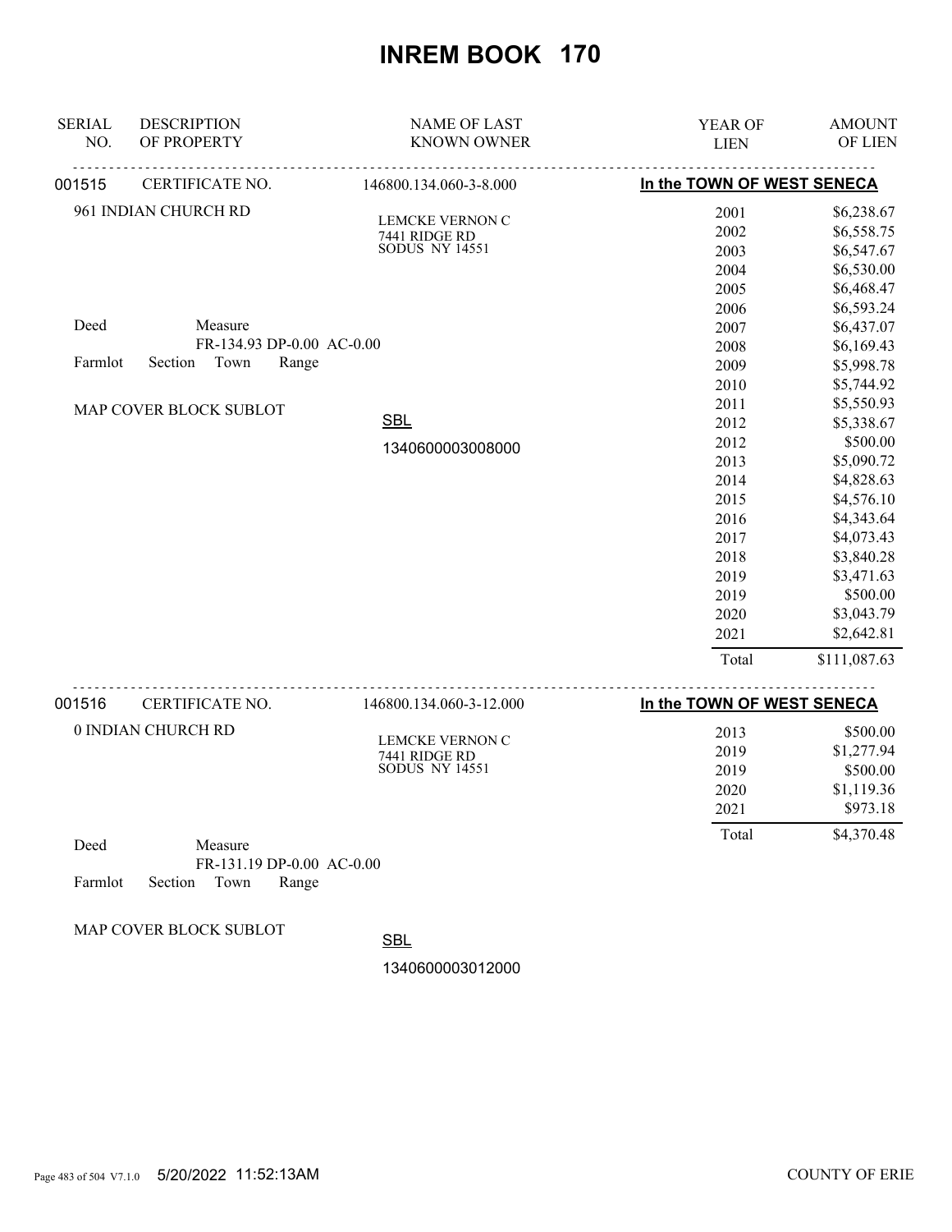# INREM BOOK 170

| SERIAL NO. | DESCRIPTION OF PROPERTY | NAME OF LAST KNOWN OWNER | YEAR OF LIEN | AMOUNT OF LIEN |
|---|---|---|---|---|
| 001515 | CERTIFICATE NO. | 146800.134.060-3-8.000 | In the TOWN OF WEST SENECA | |
| | 961 INDIAN CHURCH RD | LEMCKE VERNON C<br>7441 RIDGE RD<br>SODUS NY 14551 | 2001 | $6,238.67 |
| | | | 2002 | $6,558.75 |
| | | | 2003 | $6,547.67 |
| | | | 2004 | $6,530.00 |
| | | | 2005 | $6,468.47 |
| | | | 2006 | $6,593.24 |
| | Deed Measure | | 2007 | $6,437.07 |
| | FR-134.93 DP-0.00 AC-0.00 | | 2008 | $6,169.43 |
| | Farmlot Section Town Range | | 2009 | $5,998.78 |
| | | | 2010 | $5,744.92 |
| | MAP COVER BLOCK SUBLOT | | 2011 | $5,550.93 |
| | | SBL | 2012 | $5,338.67 |
| | | 1340600003008000 | 2012 | $500.00 |
| | | | 2013 | $5,090.72 |
| | | | 2014 | $4,828.63 |
| | | | 2015 | $4,576.10 |
| | | | 2016 | $4,343.64 |
| | | | 2017 | $4,073.43 |
| | | | 2018 | $3,840.28 |
| | | | 2019 | $3,471.63 |
| | | | 2019 | $500.00 |
| | | | 2020 | $3,043.79 |
| | | | 2021 | $2,642.81 |
| | | | Total | $111,087.63 |
| 001516 | CERTIFICATE NO. | 146800.134.060-3-12.000 | In the TOWN OF WEST SENECA | |
| | 0 INDIAN CHURCH RD | LEMCKE VERNON C<br>7441 RIDGE RD<br>SODUS NY 14551 | 2013 | $500.00 |
| | | | 2019 | $1,277.94 |
| | | | 2019 | $500.00 |
| | | | 2020 | $1,119.36 |
| | | | 2021 | $973.18 |
| | | | Total | $4,370.48 |
| | Deed Measure | | | |
| | FR-131.19 DP-0.00 AC-0.00 | | | |
| | Farmlot Section Town Range | | | |
| | MAP COVER BLOCK SUBLOT | SBL | | |
| | | 1340600003012000 | | |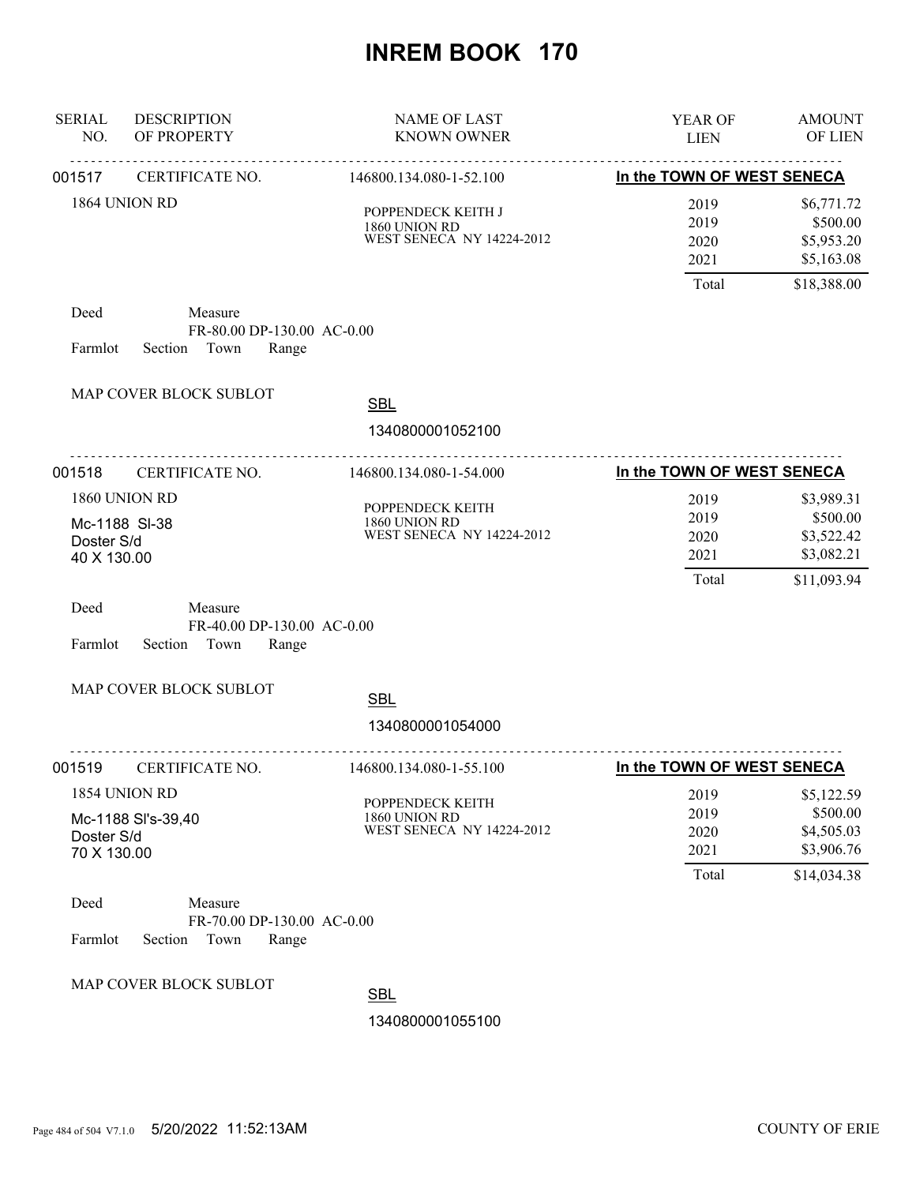# INREM BOOK 170

| SERIAL NO. | DESCRIPTION OF PROPERTY | NAME OF LAST KNOWN OWNER | YEAR OF LIEN | AMOUNT OF LIEN |
|---|---|---|---|---|

**001517** CERTIFICATE NO. 146800.134.080-1-52.100 — **In the TOWN OF WEST SENECA**

1864 UNION RD

POPPENDECK KEITH J
1860 UNION RD
WEST SENECA NY 14224-2012

| YEAR OF LIEN | AMOUNT OF LIEN |
|---|---|
| 2019 | $6,771.72 |
| 2019 | $500.00 |
| 2020 | $5,953.20 |
| 2021 | $5,163.08 |
| Total | $18,388.00 |

Deed Measure
FR-80.00 DP-130.00 AC-0.00
Farmlot Section Town Range

MAP COVER BLOCK SUBLOT

SBL
1340800001052100

---

**001518** CERTIFICATE NO. 146800.134.080-1-54.000 — **In the TOWN OF WEST SENECA**

1860 UNION RD
Mc-1188 Sl-38
Doster S/d
40 X 130.00

POPPENDECK KEITH
1860 UNION RD
WEST SENECA NY 14224-2012

| YEAR OF LIEN | AMOUNT OF LIEN |
|---|---|
| 2019 | $3,989.31 |
| 2019 | $500.00 |
| 2020 | $3,522.42 |
| 2021 | $3,082.21 |
| Total | $11,093.94 |

Deed Measure
FR-40.00 DP-130.00 AC-0.00
Farmlot Section Town Range

MAP COVER BLOCK SUBLOT

SBL
1340800001054000

---

**001519** CERTIFICATE NO. 146800.134.080-1-55.100 — **In the TOWN OF WEST SENECA**

1854 UNION RD
Mc-1188 Sl's-39,40
Doster S/d
70 X 130.00

POPPENDECK KEITH
1860 UNION RD
WEST SENECA NY 14224-2012

| YEAR OF LIEN | AMOUNT OF LIEN |
|---|---|
| 2019 | $5,122.59 |
| 2019 | $500.00 |
| 2020 | $4,505.03 |
| 2021 | $3,906.76 |
| Total | $14,034.38 |

Deed Measure
FR-70.00 DP-130.00 AC-0.00
Farmlot Section Town Range

MAP COVER BLOCK SUBLOT

SBL
1340800001055100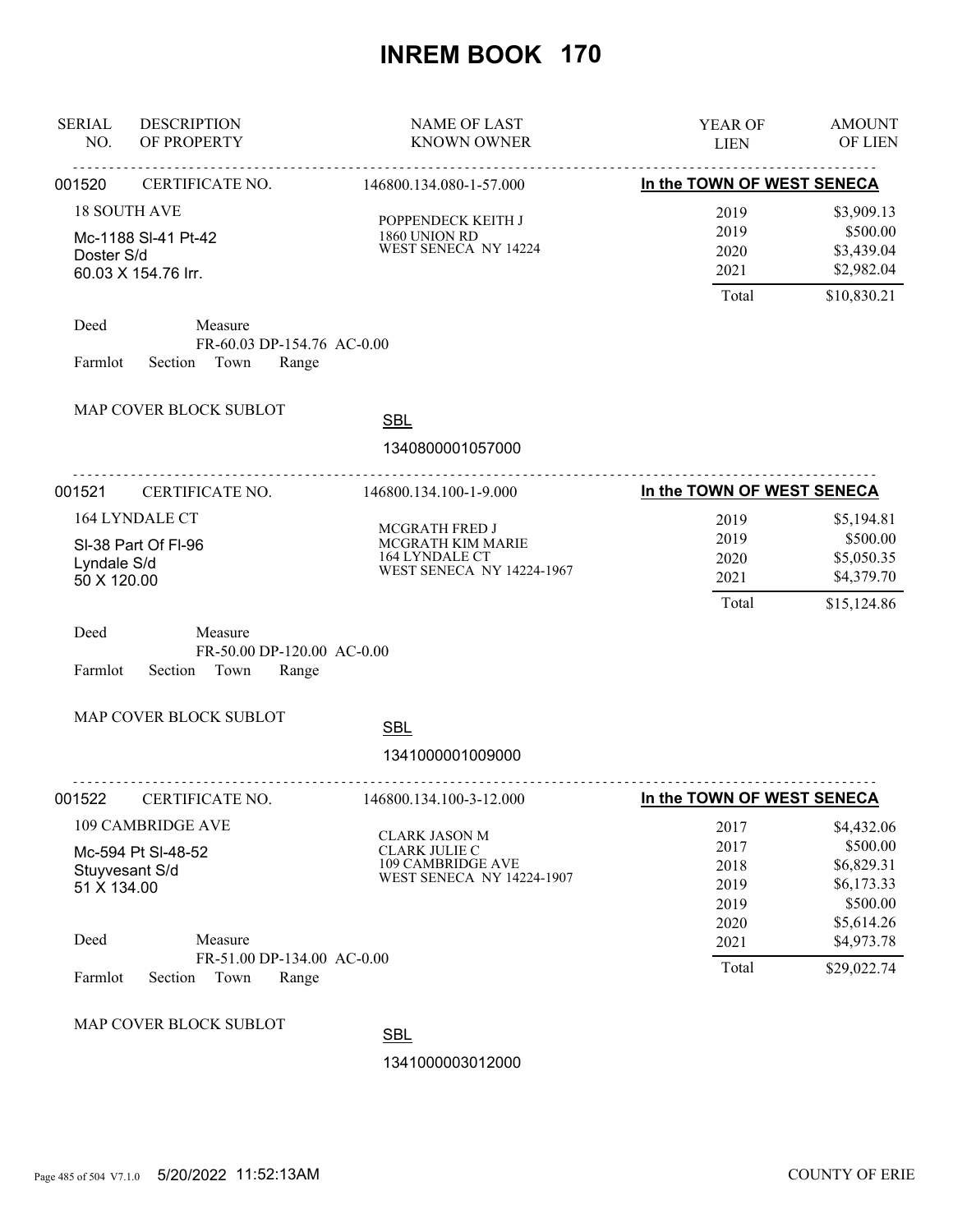# INREM BOOK 170

| SERIAL NO. | DESCRIPTION OF PROPERTY | NAME OF LAST KNOWN OWNER | YEAR OF LIEN | AMOUNT OF LIEN |
|---|---|---|---|---|

---

**001520** CERTIFICATE NO. 146800.134.080-1-57.000 — **In the TOWN OF WEST SENECA**

18 SOUTH AVE
Mc-1188 Sl-41 Pt-42
Doster S/d
60.03 X 154.76 Irr.

POPPENDECK KEITH J
1860 UNION RD
WEST SENECA NY 14224

| YEAR OF LIEN | AMOUNT OF LIEN |
|---|---|
| 2019 | $3,909.13 |
| 2019 | $500.00 |
| 2020 | $3,439.04 |
| 2021 | $2,982.04 |
| Total | $10,830.21 |

Deed Measure
FR-60.03 DP-154.76 AC-0.00
Farmlot Section Town Range

MAP COVER BLOCK SUBLOT

SBL
1340800001057000

---

**001521** CERTIFICATE NO. 146800.134.100-1-9.000 — **In the TOWN OF WEST SENECA**

164 LYNDALE CT
Sl-38 Part Of Fl-96
Lyndale S/d
50 X 120.00

MCGRATH FRED J
MCGRATH KIM MARIE
164 LYNDALE CT
WEST SENECA NY 14224-1967

| YEAR OF LIEN | AMOUNT OF LIEN |
|---|---|
| 2019 | $5,194.81 |
| 2019 | $500.00 |
| 2020 | $5,050.35 |
| 2021 | $4,379.70 |
| Total | $15,124.86 |

Deed Measure
FR-50.00 DP-120.00 AC-0.00
Farmlot Section Town Range

MAP COVER BLOCK SUBLOT

SBL
1341000001009000

---

**001522** CERTIFICATE NO. 146800.134.100-3-12.000 — **In the TOWN OF WEST SENECA**

109 CAMBRIDGE AVE
Mc-594 Pt Sl-48-52
Stuyvesant S/d
51 X 134.00

CLARK JASON M
CLARK JULIE C
109 CAMBRIDGE AVE
WEST SENECA NY 14224-1907

| YEAR OF LIEN | AMOUNT OF LIEN |
|---|---|
| 2017 | $4,432.06 |
| 2017 | $500.00 |
| 2018 | $6,829.31 |
| 2019 | $6,173.33 |
| 2019 | $500.00 |
| 2020 | $5,614.26 |
| 2021 | $4,973.78 |
| Total | $29,022.74 |

Deed Measure
FR-51.00 DP-134.00 AC-0.00
Farmlot Section Town Range

MAP COVER BLOCK SUBLOT

SBL
1341000003012000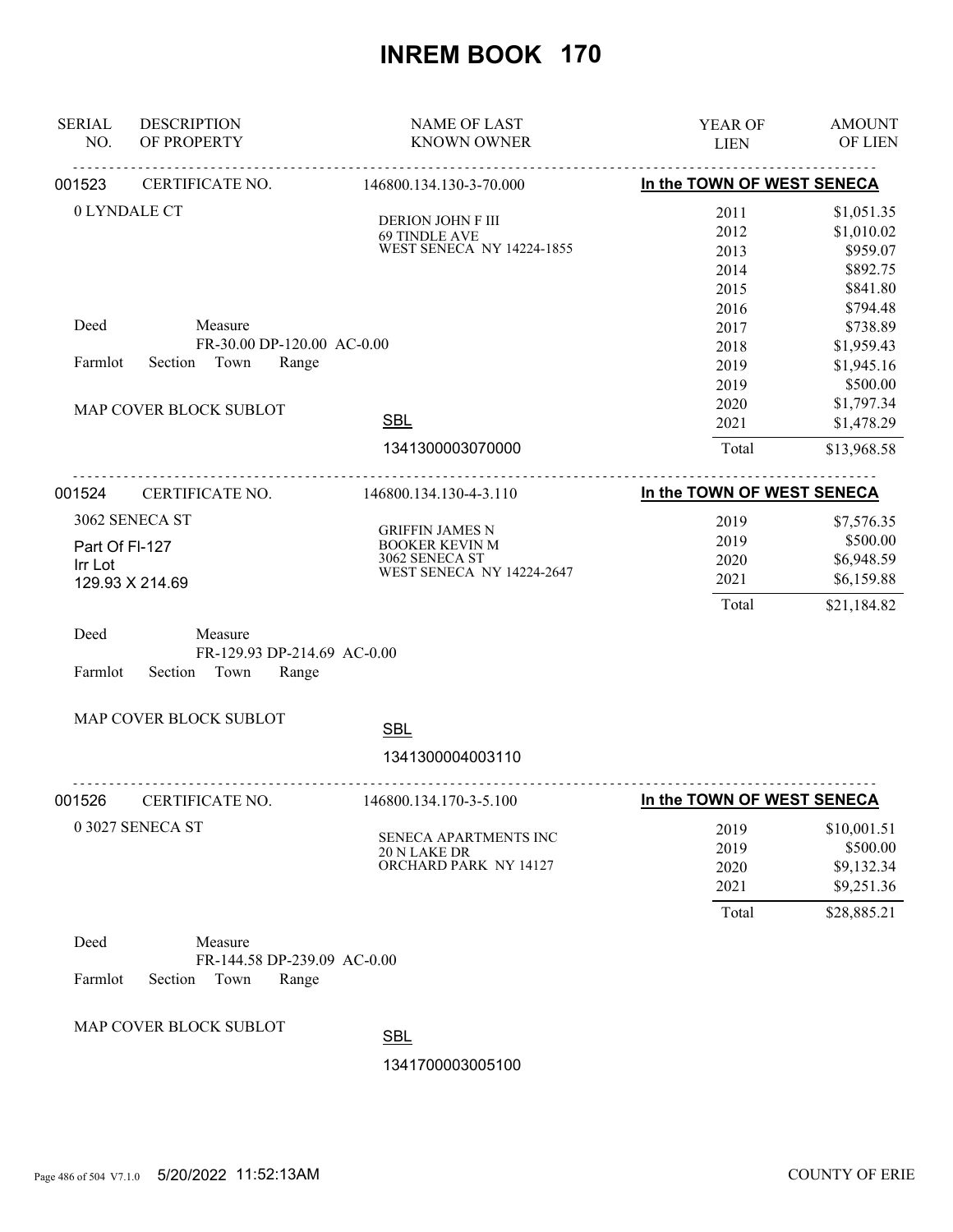# INREM BOOK 170

| SERIAL NO. | DESCRIPTION OF PROPERTY | NAME OF LAST KNOWN OWNER | YEAR OF LIEN | AMOUNT OF LIEN |
|---|---|---|---|---|

---

**001523** CERTIFICATE NO. 146800.134.130-3-70.000 — **In the TOWN OF WEST SENECA**

0 LYNDALE CT

DERION JOHN F III
69 TINDLE AVE
WEST SENECA NY 14224-1855

Deed Measure
FR-30.00 DP-120.00 AC-0.00
Farmlot Section Town Range

MAP COVER BLOCK SUBLOT

SBL
1341300003070000

| YEAR OF LIEN | AMOUNT OF LIEN |
|---|---|
| 2011 | $1,051.35 |
| 2012 | $1,010.02 |
| 2013 | $959.07 |
| 2014 | $892.75 |
| 2015 | $841.80 |
| 2016 | $794.48 |
| 2017 | $738.89 |
| 2018 | $1,959.43 |
| 2019 | $1,945.16 |
| 2019 | $500.00 |
| 2020 | $1,797.34 |
| 2021 | $1,478.29 |
| Total | $13,968.58 |

---

**001524** CERTIFICATE NO. 146800.134.130-4-3.110 — **In the TOWN OF WEST SENECA**

3062 SENECA ST
Part Of Fl-127
Irr Lot
129.93 X 214.69

GRIFFIN JAMES N
BOOKER KEVIN M
3062 SENECA ST
WEST SENECA NY 14224-2647

Deed Measure
FR-129.93 DP-214.69 AC-0.00
Farmlot Section Town Range

MAP COVER BLOCK SUBLOT

SBL
1341300004003110

| YEAR OF LIEN | AMOUNT OF LIEN |
|---|---|
| 2019 | $7,576.35 |
| 2019 | $500.00 |
| 2020 | $6,948.59 |
| 2021 | $6,159.88 |
| Total | $21,184.82 |

---

**001526** CERTIFICATE NO. 146800.134.170-3-5.100 — **In the TOWN OF WEST SENECA**

0 3027 SENECA ST

SENECA APARTMENTS INC
20 N LAKE DR
ORCHARD PARK NY 14127

Deed Measure
FR-144.58 DP-239.09 AC-0.00
Farmlot Section Town Range

MAP COVER BLOCK SUBLOT

SBL
1341700003005100

| YEAR OF LIEN | AMOUNT OF LIEN |
|---|---|
| 2019 | $10,001.51 |
| 2019 | $500.00 |
| 2020 | $9,132.34 |
| 2021 | $9,251.36 |
| Total | $28,885.21 |

5/20/2022 11:52:13AM — COUNTY OF ERIE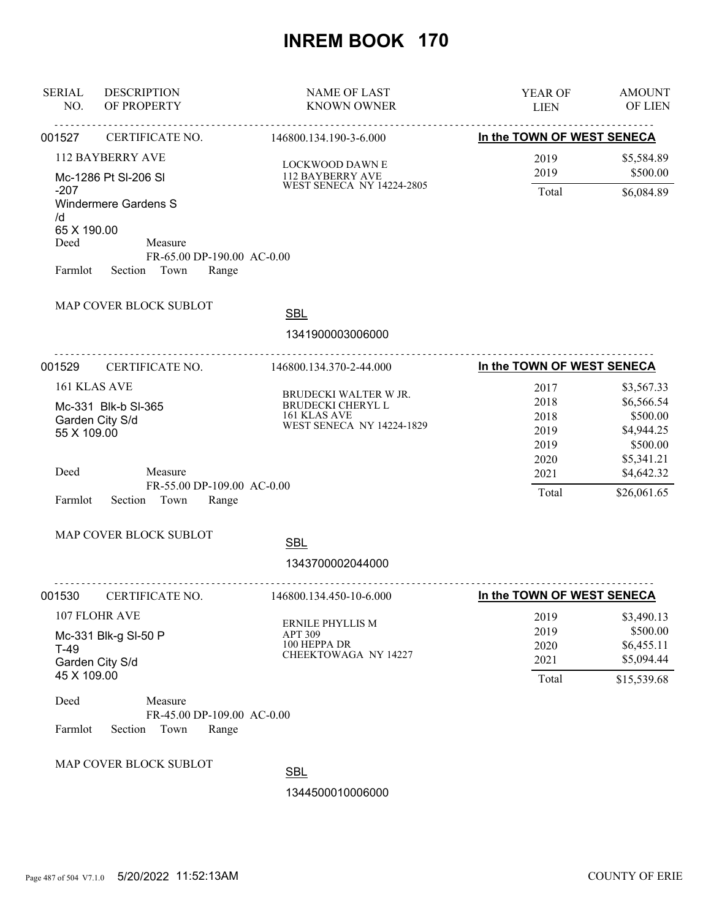# INREM BOOK 170

| SERIAL NO. | DESCRIPTION OF PROPERTY | NAME OF LAST KNOWN OWNER | YEAR OF LIEN | AMOUNT OF LIEN |
|---|---|---|---|---|

---

**001527** CERTIFICATE NO. 146800.134.190-3-6.000 — **In the TOWN OF WEST SENECA**

112 BAYBERRY AVE
Mc-1286 Pt Sl-206 Sl -207
Windermere Gardens S /d
65 X 190.00

Deed Measure
FR-65.00 DP-190.00 AC-0.00
Farmlot Section Town Range

MAP COVER BLOCK SUBLOT

SBL
1341900003006000

LOCKWOOD DAWN E
112 BAYBERRY AVE
WEST SENECA NY 14224-2805

| YEAR OF LIEN | AMOUNT OF LIEN |
|---|---|
| 2019 | $5,584.89 |
| 2019 | $500.00 |
| Total | $6,084.89 |

---

**001529** CERTIFICATE NO. 146800.134.370-2-44.000 — **In the TOWN OF WEST SENECA**

161 KLAS AVE
Mc-331 Blk-b Sl-365
Garden City S/d
55 X 109.00

Deed Measure
FR-55.00 DP-109.00 AC-0.00
Farmlot Section Town Range

MAP COVER BLOCK SUBLOT

SBL
1343700002044000

BRUDECKI WALTER W JR.
BRUDECKI CHERYL L
161 KLAS AVE
WEST SENECA NY 14224-1829

| YEAR OF LIEN | AMOUNT OF LIEN |
|---|---|
| 2017 | $3,567.33 |
| 2018 | $6,566.54 |
| 2018 | $500.00 |
| 2019 | $4,944.25 |
| 2019 | $500.00 |
| 2020 | $5,341.21 |
| 2021 | $4,642.32 |
| Total | $26,061.65 |

---

**001530** CERTIFICATE NO. 146800.134.450-10-6.000 — **In the TOWN OF WEST SENECA**

107 FLOHR AVE
Mc-331 Blk-g Sl-50 P T-49
Garden City S/d
45 X 109.00

Deed Measure
FR-45.00 DP-109.00 AC-0.00
Farmlot Section Town Range

MAP COVER BLOCK SUBLOT

SBL
1344500010006000

ERNILE PHYLLIS M
APT 309
100 HEPPA DR
CHEEKTOWAGA NY 14227

| YEAR OF LIEN | AMOUNT OF LIEN |
|---|---|
| 2019 | $3,490.13 |
| 2019 | $500.00 |
| 2020 | $6,455.11 |
| 2021 | $5,094.44 |
| Total | $15,539.68 |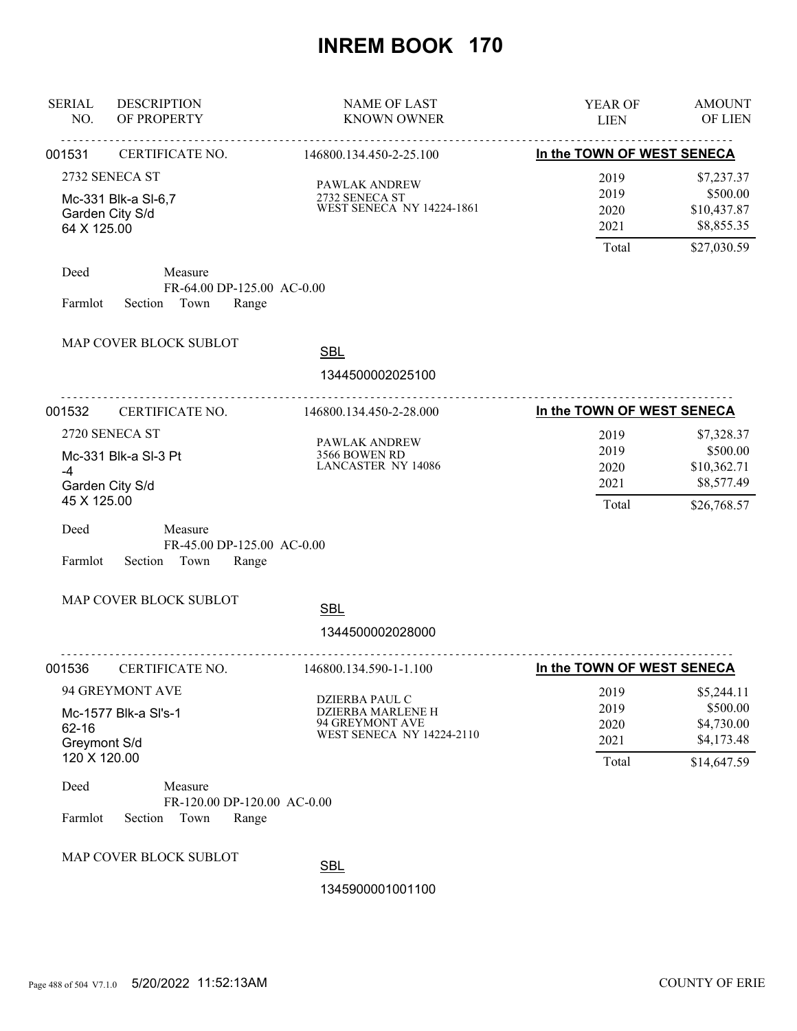# INREM BOOK 170

| SERIAL NO. | DESCRIPTION OF PROPERTY | NAME OF LAST KNOWN OWNER | YEAR OF LIEN | AMOUNT OF LIEN |
|---|---|---|---|---|

---

**001531** CERTIFICATE NO. 146800.134.450-2-25.100 — **In the TOWN OF WEST SENECA**

2732 SENECA ST
Mc-331 Blk-a Sl-6,7
Garden City S/d
64 X 125.00

PAWLAK ANDREW
2732 SENECA ST
WEST SENECA NY 14224-1861

| Year | Amount |
|---|---|
| 2019 | $7,237.37 |
| 2019 | $500.00 |
| 2020 | $10,437.87 |
| 2021 | $8,855.35 |
| Total | $27,030.59 |

Deed Measure
FR-64.00 DP-125.00 AC-0.00
Farmlot Section Town Range

MAP COVER BLOCK SUBLOT

SBL
1344500002025100

---

**001532** CERTIFICATE NO. 146800.134.450-2-28.000 — **In the TOWN OF WEST SENECA**

2720 SENECA ST
Mc-331 Blk-a Sl-3 Pt
-4
Garden City S/d
45 X 125.00

PAWLAK ANDREW
3566 BOWEN RD
LANCASTER NY 14086

| Year | Amount |
|---|---|
| 2019 | $7,328.37 |
| 2019 | $500.00 |
| 2020 | $10,362.71 |
| 2021 | $8,577.49 |
| Total | $26,768.57 |

Deed Measure
FR-45.00 DP-125.00 AC-0.00
Farmlot Section Town Range

MAP COVER BLOCK SUBLOT

SBL
1344500002028000

---

**001536** CERTIFICATE NO. 146800.134.590-1-1.100 — **In the TOWN OF WEST SENECA**

94 GREYMONT AVE
Mc-1577 Blk-a Sl's-1
62-16
Greymont S/d
120 X 120.00

DZIERBA PAUL C
DZIERBA MARLENE H
94 GREYMONT AVE
WEST SENECA NY 14224-2110

| Year | Amount |
|---|---|
| 2019 | $5,244.11 |
| 2019 | $500.00 |
| 2020 | $4,730.00 |
| 2021 | $4,173.48 |
| Total | $14,647.59 |

Deed Measure
FR-120.00 DP-120.00 AC-0.00
Farmlot Section Town Range

MAP COVER BLOCK SUBLOT

SBL
1345900001001100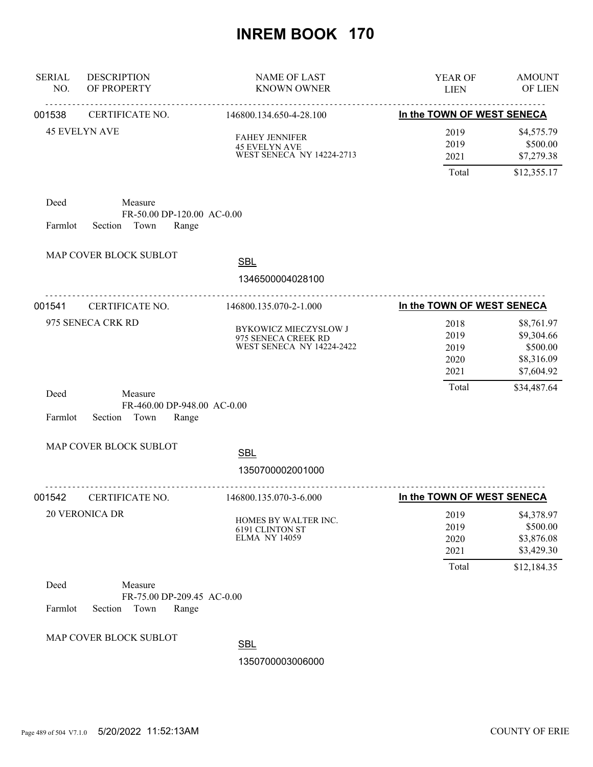# INREM BOOK 170

| SERIAL NO. | DESCRIPTION OF PROPERTY | NAME OF LAST KNOWN OWNER | YEAR OF LIEN | AMOUNT OF LIEN |
|---|---|---|---|---|

---

**001538** CERTIFICATE NO. 146800.134.650-4-28.100 — **In the TOWN OF WEST SENECA**

45 EVELYN AVE

FAHEY JENNIFER
45 EVELYN AVE
WEST SENECA NY 14224-2713

| YEAR OF LIEN | AMOUNT OF LIEN |
|---|---|
| 2019 | $4,575.79 |
| 2019 | $500.00 |
| 2021 | $7,279.38 |
| Total | $12,355.17 |

Deed　Measure
FR-50.00 DP-120.00 AC-0.00
Farmlot　Section　Town　Range

MAP COVER BLOCK SUBLOT

SBL
1346500004028100

---

**001541** CERTIFICATE NO. 146800.135.070-2-1.000 — **In the TOWN OF WEST SENECA**

975 SENECA CRK RD

BYKOWICZ MIECZYSLOW J
975 SENECA CREEK RD
WEST SENECA NY 14224-2422

| YEAR OF LIEN | AMOUNT OF LIEN |
|---|---|
| 2018 | $8,761.97 |
| 2019 | $9,304.66 |
| 2019 | $500.00 |
| 2020 | $8,316.09 |
| 2021 | $7,604.92 |
| Total | $34,487.64 |

Deed　Measure
FR-460.00 DP-948.00 AC-0.00
Farmlot　Section　Town　Range

MAP COVER BLOCK SUBLOT

SBL
1350700002001000

---

**001542** CERTIFICATE NO. 146800.135.070-3-6.000 — **In the TOWN OF WEST SENECA**

20 VERONICA DR

HOMES BY WALTER INC.
6191 CLINTON ST
ELMA NY 14059

| YEAR OF LIEN | AMOUNT OF LIEN |
|---|---|
| 2019 | $4,378.97 |
| 2019 | $500.00 |
| 2020 | $3,876.08 |
| 2021 | $3,429.30 |
| Total | $12,184.35 |

Deed　Measure
FR-75.00 DP-209.45 AC-0.00
Farmlot　Section　Town　Range

MAP COVER BLOCK SUBLOT

SBL
1350700003006000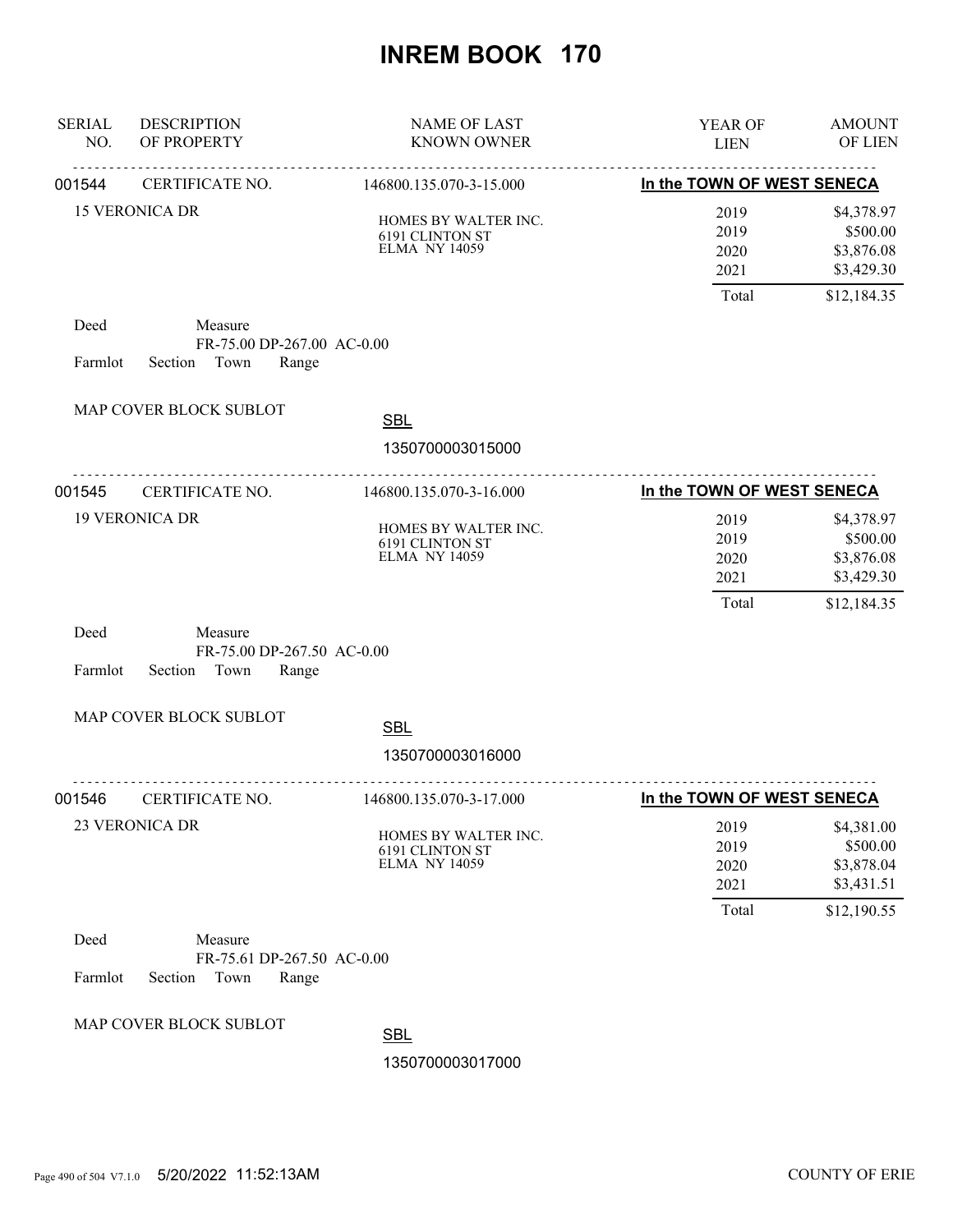# INREM BOOK 170

| SERIAL NO. | DESCRIPTION OF PROPERTY | NAME OF LAST KNOWN OWNER | YEAR OF LIEN | AMOUNT OF LIEN |
|---|---|---|---|---|

---

**001544** CERTIFICATE NO. 146800.135.070-3-15.000 — **In the TOWN OF WEST SENECA**

15 VERONICA DR

HOMES BY WALTER INC.
6191 CLINTON ST
ELMA NY 14059

| YEAR OF LIEN | AMOUNT OF LIEN |
|---|---|
| 2019 | $4,378.97 |
| 2019 | $500.00 |
| 2020 | $3,876.08 |
| 2021 | $3,429.30 |
| Total | $12,184.35 |

Deed — Measure FR-75.00 DP-267.00 AC-0.00

Farmlot Section Town Range

MAP COVER BLOCK SUBLOT

SBL 1350700003015000

---

**001545** CERTIFICATE NO. 146800.135.070-3-16.000 — **In the TOWN OF WEST SENECA**

19 VERONICA DR

HOMES BY WALTER INC.
6191 CLINTON ST
ELMA NY 14059

| YEAR OF LIEN | AMOUNT OF LIEN |
|---|---|
| 2019 | $4,378.97 |
| 2019 | $500.00 |
| 2020 | $3,876.08 |
| 2021 | $3,429.30 |
| Total | $12,184.35 |

Deed — Measure FR-75.00 DP-267.50 AC-0.00

Farmlot Section Town Range

MAP COVER BLOCK SUBLOT

SBL 1350700003016000

---

**001546** CERTIFICATE NO. 146800.135.070-3-17.000 — **In the TOWN OF WEST SENECA**

23 VERONICA DR

HOMES BY WALTER INC.
6191 CLINTON ST
ELMA NY 14059

| YEAR OF LIEN | AMOUNT OF LIEN |
|---|---|
| 2019 | $4,381.00 |
| 2019 | $500.00 |
| 2020 | $3,878.04 |
| 2021 | $3,431.51 |
| Total | $12,190.55 |

Deed — Measure FR-75.61 DP-267.50 AC-0.00

Farmlot Section Town Range

MAP COVER BLOCK SUBLOT

SBL 1350700003017000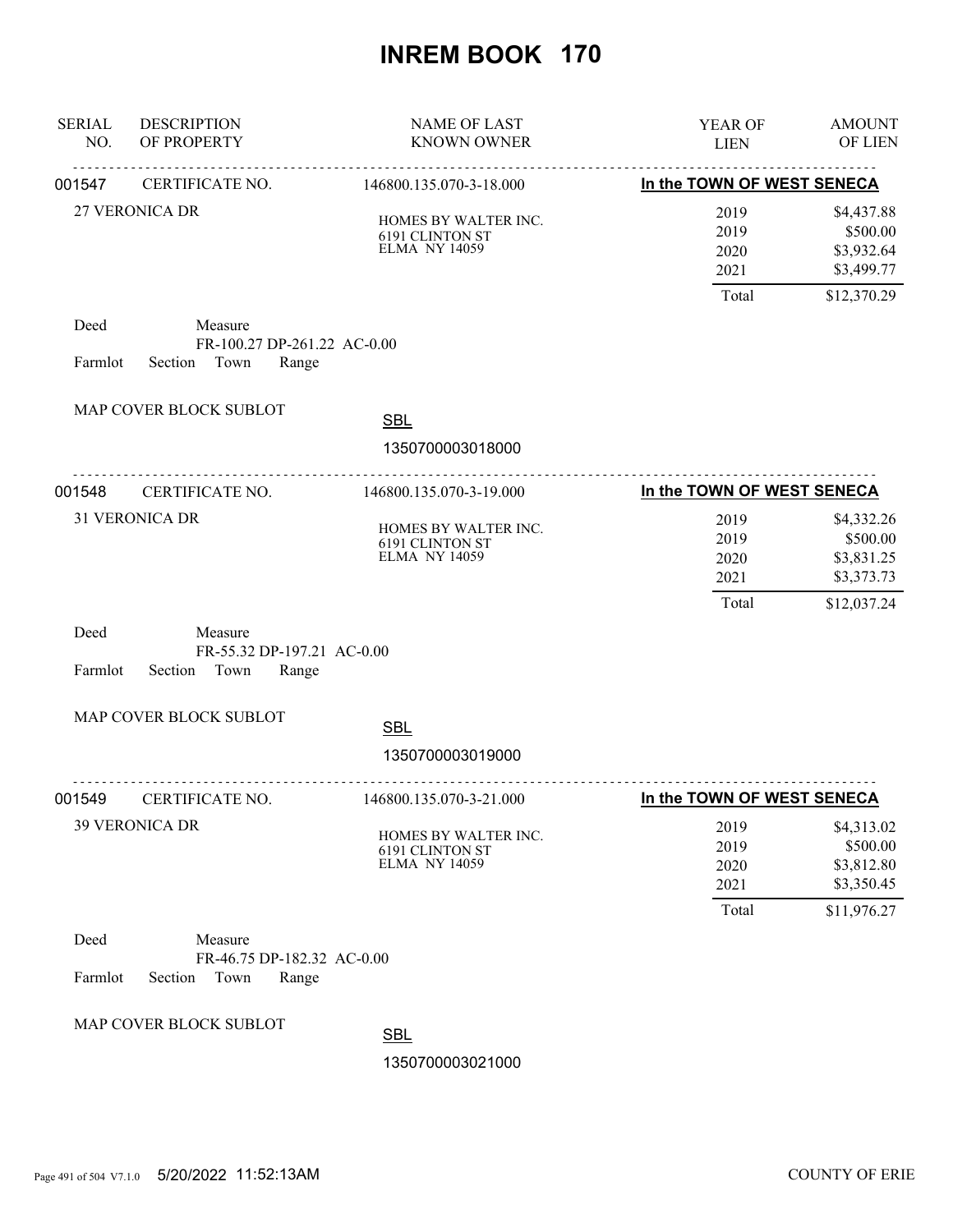# INREM BOOK 170

| SERIAL NO. | DESCRIPTION OF PROPERTY | NAME OF LAST KNOWN OWNER | YEAR OF LIEN | AMOUNT OF LIEN |
|---|---|---|---|---|
| 001547 | CERTIFICATE NO. | 146800.135.070-3-18.000 | In the TOWN OF WEST SENECA | |
| | 27 VERONICA DR | HOMES BY WALTER INC.<br>6191 CLINTON ST<br>ELMA NY 14059 | 2019 | $4,437.88 |
| | | | 2019 | $500.00 |
| | | | 2020 | $3,932.64 |
| | | | 2021 | $3,499.77 |
| | | | Total | $12,370.29 |

Deed Measure
FR-100.27 DP-261.22 AC-0.00
Farmlot Section Town Range

MAP COVER BLOCK SUBLOT

SBL
1350700003018000

| SERIAL NO. | DESCRIPTION OF PROPERTY | NAME OF LAST KNOWN OWNER | YEAR OF LIEN | AMOUNT OF LIEN |
|---|---|---|---|---|
| 001548 | CERTIFICATE NO. | 146800.135.070-3-19.000 | In the TOWN OF WEST SENECA | |
| | 31 VERONICA DR | HOMES BY WALTER INC.<br>6191 CLINTON ST<br>ELMA NY 14059 | 2019 | $4,332.26 |
| | | | 2019 | $500.00 |
| | | | 2020 | $3,831.25 |
| | | | 2021 | $3,373.73 |
| | | | Total | $12,037.24 |

Deed Measure
FR-55.32 DP-197.21 AC-0.00
Farmlot Section Town Range

MAP COVER BLOCK SUBLOT

SBL
1350700003019000

| SERIAL NO. | DESCRIPTION OF PROPERTY | NAME OF LAST KNOWN OWNER | YEAR OF LIEN | AMOUNT OF LIEN |
|---|---|---|---|---|
| 001549 | CERTIFICATE NO. | 146800.135.070-3-21.000 | In the TOWN OF WEST SENECA | |
| | 39 VERONICA DR | HOMES BY WALTER INC.<br>6191 CLINTON ST<br>ELMA NY 14059 | 2019 | $4,313.02 |
| | | | 2019 | $500.00 |
| | | | 2020 | $3,812.80 |
| | | | 2021 | $3,350.45 |
| | | | Total | $11,976.27 |

Deed Measure
FR-46.75 DP-182.32 AC-0.00
Farmlot Section Town Range

MAP COVER BLOCK SUBLOT

SBL
1350700003021000

5/20/2022 11:52:13AM COUNTY OF ERIE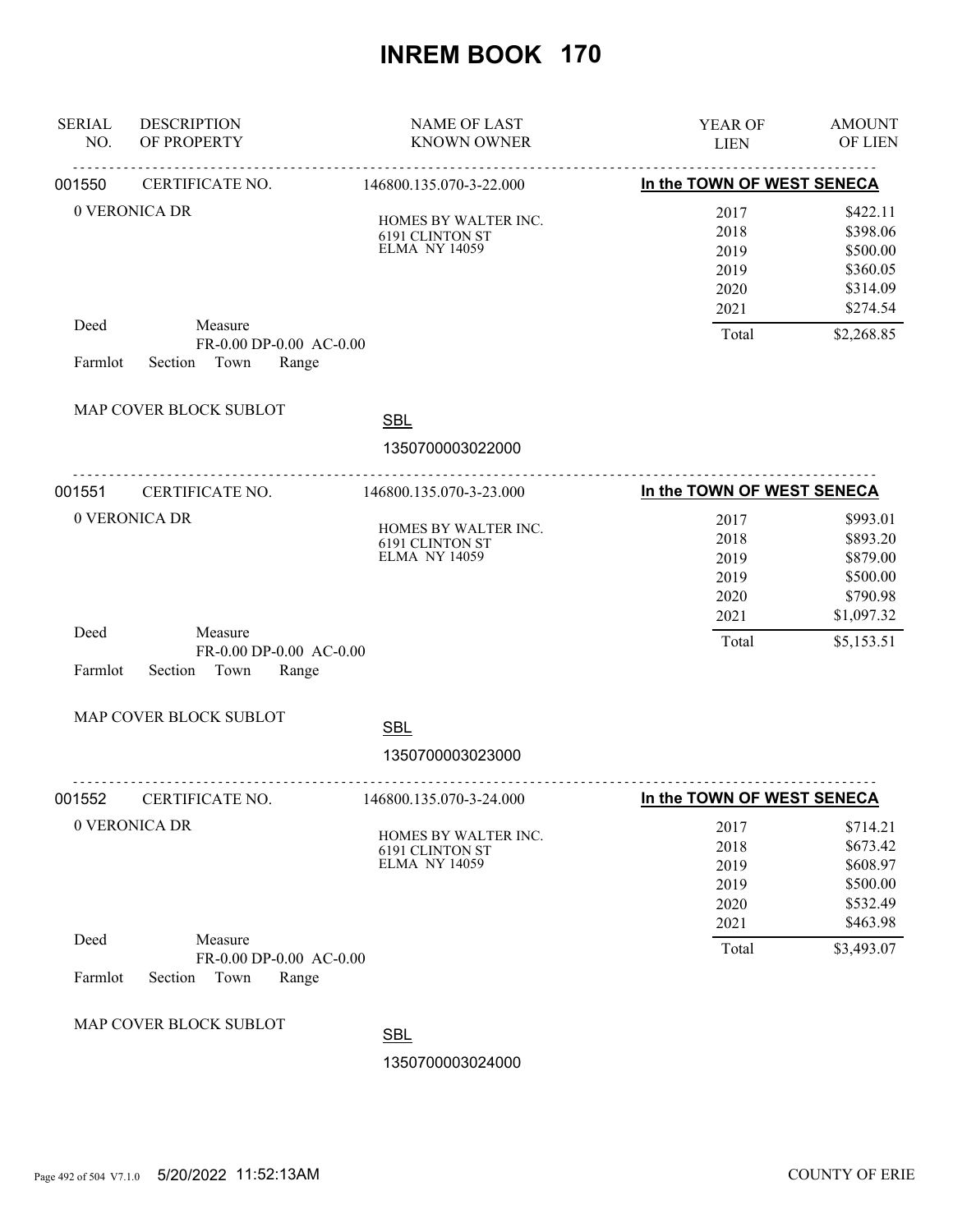# INREM BOOK 170

| SERIAL NO. | DESCRIPTION OF PROPERTY | NAME OF LAST KNOWN OWNER | YEAR OF LIEN | AMOUNT OF LIEN |
|---|---|---|---|---|

---

**001550** CERTIFICATE NO. 146800.135.070-3-22.000 — **In the TOWN OF WEST SENECA**

0 VERONICA DR

HOMES BY WALTER INC.
6191 CLINTON ST
ELMA NY 14059

| YEAR OF LIEN | AMOUNT OF LIEN |
|---|---|
| 2017 | $422.11 |
| 2018 | $398.06 |
| 2019 | $500.00 |
| 2019 | $360.05 |
| 2020 | $314.09 |
| 2021 | $274.54 |
| Total | $2,268.85 |

Deed Measure FR-0.00 DP-0.00 AC-0.00

Farmlot Section Town Range

MAP COVER BLOCK SUBLOT

SBL
1350700003022000

---

**001551** CERTIFICATE NO. 146800.135.070-3-23.000 — **In the TOWN OF WEST SENECA**

0 VERONICA DR

HOMES BY WALTER INC.
6191 CLINTON ST
ELMA NY 14059

| YEAR OF LIEN | AMOUNT OF LIEN |
|---|---|
| 2017 | $993.01 |
| 2018 | $893.20 |
| 2019 | $879.00 |
| 2019 | $500.00 |
| 2020 | $790.98 |
| 2021 | $1,097.32 |
| Total | $5,153.51 |

Deed Measure FR-0.00 DP-0.00 AC-0.00

Farmlot Section Town Range

MAP COVER BLOCK SUBLOT

SBL
1350700003023000

---

**001552** CERTIFICATE NO. 146800.135.070-3-24.000 — **In the TOWN OF WEST SENECA**

0 VERONICA DR

HOMES BY WALTER INC.
6191 CLINTON ST
ELMA NY 14059

| YEAR OF LIEN | AMOUNT OF LIEN |
|---|---|
| 2017 | $714.21 |
| 2018 | $673.42 |
| 2019 | $608.97 |
| 2019 | $500.00 |
| 2020 | $532.49 |
| 2021 | $463.98 |
| Total | $3,493.07 |

Deed Measure FR-0.00 DP-0.00 AC-0.00

Farmlot Section Town Range

MAP COVER BLOCK SUBLOT

SBL
1350700003024000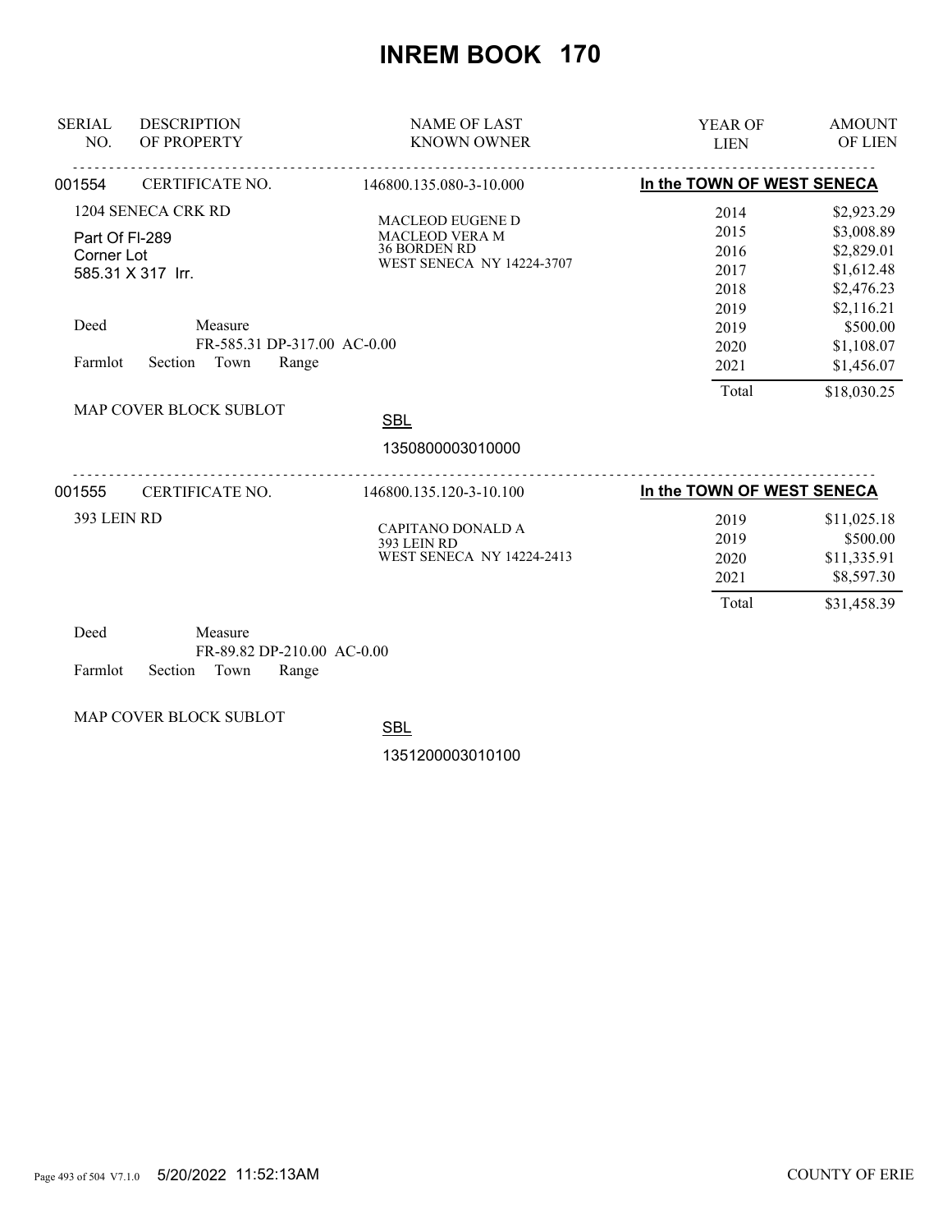# INREM BOOK 170

| SERIAL NO. | DESCRIPTION OF PROPERTY | NAME OF LAST KNOWN OWNER | YEAR OF LIEN | AMOUNT OF LIEN |
|---|---|---|---|---|

**001554** CERTIFICATE NO. 146800.135.080-3-10.000 **In the TOWN OF WEST SENECA**

1204 SENECA CRK RD

Part Of Fl-289
Corner Lot
585.31 X 317 Irr.

MACLEOD EUGENE D
MACLEOD VERA M
36 BORDEN RD
WEST SENECA NY 14224-3707

| YEAR OF LIEN | AMOUNT OF LIEN |
|---|---|
| 2014 | $2,923.29 |
| 2015 | $3,008.89 |
| 2016 | $2,829.01 |
| 2017 | $1,612.48 |
| 2018 | $2,476.23 |
| 2019 | $2,116.21 |
| 2019 | $500.00 |
| 2020 | $1,108.07 |
| 2021 | $1,456.07 |
| Total | $18,030.25 |

Deed Measure
FR-585.31 DP-317.00 AC-0.00
Farmlot Section Town Range

MAP COVER BLOCK SUBLOT

SBL
1350800003010000

**001555** CERTIFICATE NO. 146800.135.120-3-10.100 **In the TOWN OF WEST SENECA**

393 LEIN RD

CAPITANO DONALD A
393 LEIN RD
WEST SENECA NY 14224-2413

| YEAR OF LIEN | AMOUNT OF LIEN |
|---|---|
| 2019 | $11,025.18 |
| 2019 | $500.00 |
| 2020 | $11,335.91 |
| 2021 | $8,597.30 |
| Total | $31,458.39 |

Deed Measure
FR-89.82 DP-210.00 AC-0.00
Farmlot Section Town Range

MAP COVER BLOCK SUBLOT

SBL
1351200003010100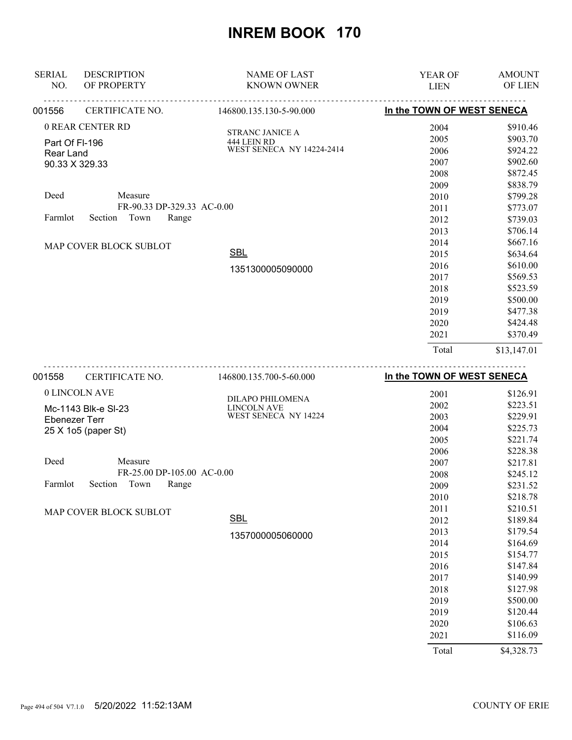# INREM BOOK 170

| SERIAL NO. | DESCRIPTION OF PROPERTY | NAME OF LAST KNOWN OWNER | YEAR OF LIEN | AMOUNT OF LIEN |
|---|---|---|---|---|

**001556** CERTIFICATE NO. 146800.135.130-5-90.000 — **In the TOWN OF WEST SENECA**

0 REAR CENTER RD
Part Of Fl-196
Rear Land
90.33 X 329.33

Deed Measure
FR-90.33 DP-329.33 AC-0.00
Farmlot Section Town Range

MAP COVER BLOCK SUBLOT

STRANC JANICE A
444 LEIN RD
WEST SENECA NY 14224-2414

SBL
1351300005090000

| YEAR OF LIEN | AMOUNT OF LIEN |
|---|---|
| 2004 | $910.46 |
| 2005 | $903.70 |
| 2006 | $924.22 |
| 2007 | $902.60 |
| 2008 | $872.45 |
| 2009 | $838.79 |
| 2010 | $799.28 |
| 2011 | $773.07 |
| 2012 | $739.03 |
| 2013 | $706.14 |
| 2014 | $667.16 |
| 2015 | $634.64 |
| 2016 | $610.00 |
| 2017 | $569.53 |
| 2018 | $523.59 |
| 2019 | $500.00 |
| 2019 | $477.38 |
| 2020 | $424.48 |
| 2021 | $370.49 |
| Total | $13,147.01 |

**001558** CERTIFICATE NO. 146800.135.700-5-60.000 — **In the TOWN OF WEST SENECA**

0 LINCOLN AVE
Mc-1143 Blk-e Sl-23
Ebenezer Terr
25 X 1o5 (paper St)

Deed Measure
FR-25.00 DP-105.00 AC-0.00
Farmlot Section Town Range

MAP COVER BLOCK SUBLOT

DILAPO PHILOMENA
LINCOLN AVE
WEST SENECA NY 14224

SBL
1357000005060000

| YEAR OF LIEN | AMOUNT OF LIEN |
|---|---|
| 2001 | $126.91 |
| 2002 | $223.51 |
| 2003 | $229.91 |
| 2004 | $225.73 |
| 2005 | $221.74 |
| 2006 | $228.38 |
| 2007 | $217.81 |
| 2008 | $245.12 |
| 2009 | $231.52 |
| 2010 | $218.78 |
| 2011 | $210.51 |
| 2012 | $189.84 |
| 2013 | $179.54 |
| 2014 | $164.69 |
| 2015 | $154.77 |
| 2016 | $147.84 |
| 2017 | $140.99 |
| 2018 | $127.98 |
| 2019 | $500.00 |
| 2019 | $120.44 |
| 2020 | $106.63 |
| 2021 | $116.09 |
| Total | $4,328.73 |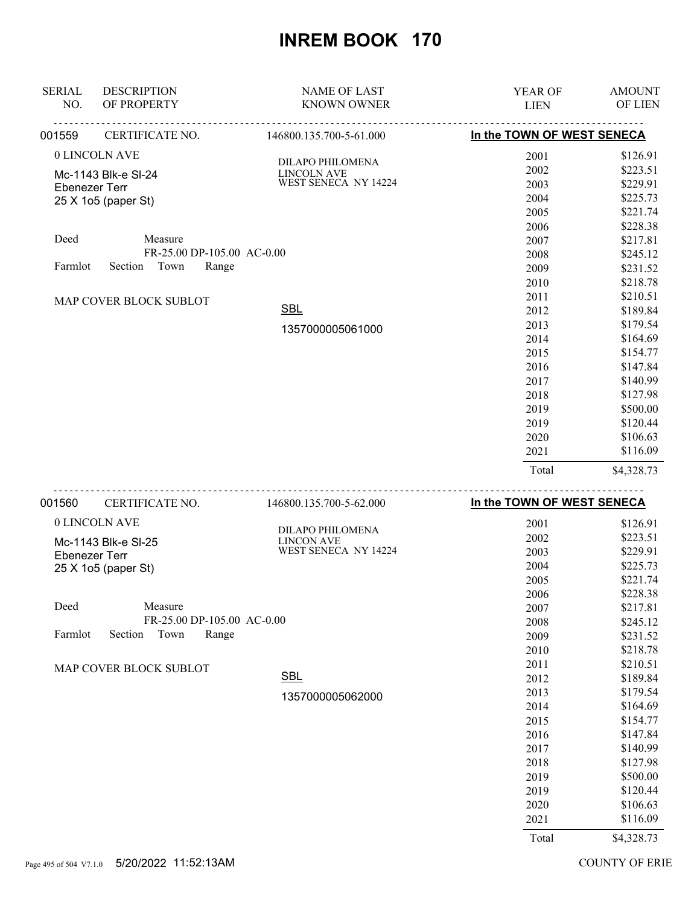# INREM BOOK 170

| SERIAL NO. | DESCRIPTION OF PROPERTY | NAME OF LAST KNOWN OWNER | YEAR OF LIEN | AMOUNT OF LIEN |
|---|---|---|---|---|

**001559** CERTIFICATE NO. 146800.135.700-5-61.000 — **In the TOWN OF WEST SENECA**

0 LINCOLN AVE
Mc-1143 Blk-e Sl-24
Ebenezer Terr
25 X 1o5 (paper St)

Deed Measure
FR-25.00 DP-105.00 AC-0.00
Farmlot Section Town Range

MAP COVER BLOCK SUBLOT

DILAPO PHILOMENA
LINCOLN AVE
WEST SENECA NY 14224

SBL
1357000005061000

| YEAR OF LIEN | AMOUNT OF LIEN |
|---|---|
| 2001 | $126.91 |
| 2002 | $223.51 |
| 2003 | $229.91 |
| 2004 | $225.73 |
| 2005 | $221.74 |
| 2006 | $228.38 |
| 2007 | $217.81 |
| 2008 | $245.12 |
| 2009 | $231.52 |
| 2010 | $218.78 |
| 2011 | $210.51 |
| 2012 | $189.84 |
| 2013 | $179.54 |
| 2014 | $164.69 |
| 2015 | $154.77 |
| 2016 | $147.84 |
| 2017 | $140.99 |
| 2018 | $127.98 |
| 2019 | $500.00 |
| 2019 | $120.44 |
| 2020 | $106.63 |
| 2021 | $116.09 |
| Total | $4,328.73 |

**001560** CERTIFICATE NO. 146800.135.700-5-62.000 — **In the TOWN OF WEST SENECA**

0 LINCOLN AVE
Mc-1143 Blk-e Sl-25
Ebenezer Terr
25 X 1o5 (paper St)

Deed Measure
FR-25.00 DP-105.00 AC-0.00
Farmlot Section Town Range

MAP COVER BLOCK SUBLOT

DILAPO PHILOMENA
LINCON AVE
WEST SENECA NY 14224

SBL
1357000005062000

| YEAR OF LIEN | AMOUNT OF LIEN |
|---|---|
| 2001 | $126.91 |
| 2002 | $223.51 |
| 2003 | $229.91 |
| 2004 | $225.73 |
| 2005 | $221.74 |
| 2006 | $228.38 |
| 2007 | $217.81 |
| 2008 | $245.12 |
| 2009 | $231.52 |
| 2010 | $218.78 |
| 2011 | $210.51 |
| 2012 | $189.84 |
| 2013 | $179.54 |
| 2014 | $164.69 |
| 2015 | $154.77 |
| 2016 | $147.84 |
| 2017 | $140.99 |
| 2018 | $127.98 |
| 2019 | $500.00 |
| 2019 | $120.44 |
| 2020 | $106.63 |
| 2021 | $116.09 |
| Total | $4,328.73 |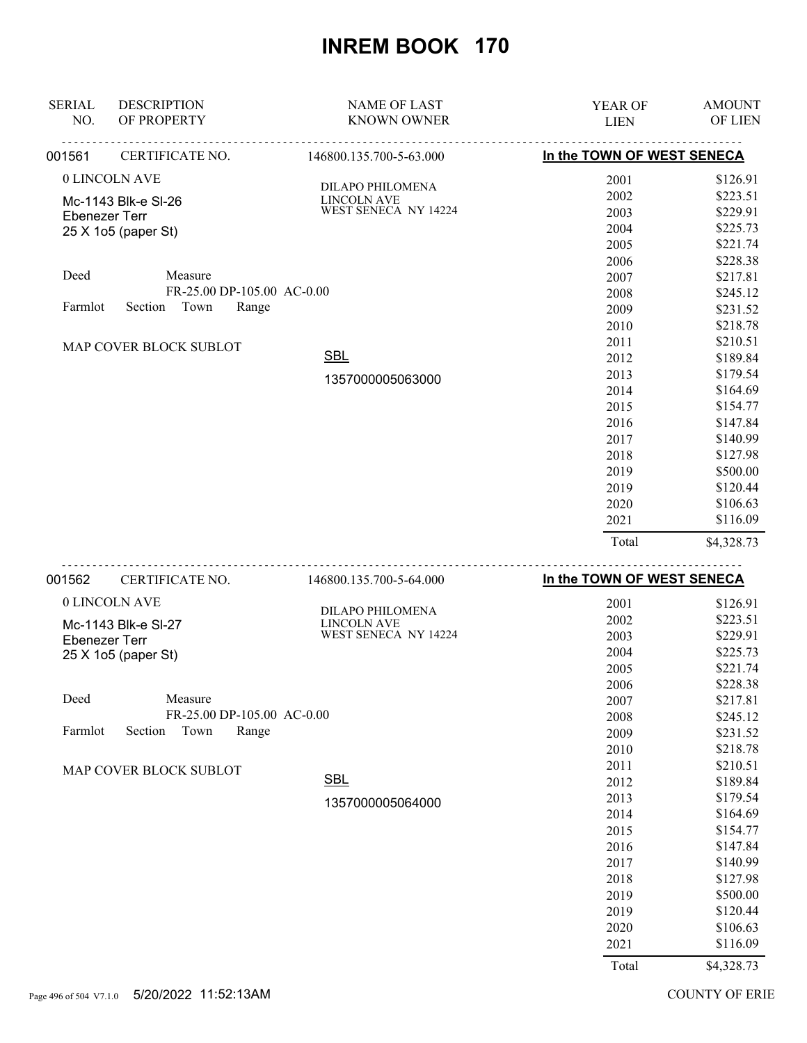# INREM BOOK 170

| SERIAL NO. | DESCRIPTION OF PROPERTY | NAME OF LAST KNOWN OWNER | YEAR OF LIEN | AMOUNT OF LIEN |
|---|---|---|---|---|
| 001561 | CERTIFICATE NO. | 146800.135.700-5-63.000 | **In the TOWN OF WEST SENECA** | |
| | 0 LINCOLN AVE | DILAPO PHILOMENA | 2001 | $126.91 |
| | Mc-1143 Blk-e Sl-26 | LINCOLN AVE | 2002 | $223.51 |
| | Ebenezer Terr | WEST SENECA NY 14224 | 2003 | $229.91 |
| | 25 X 1o5 (paper St) | | 2004 | $225.73 |
| | | | 2005 | $221.74 |
| | | | 2006 | $228.38 |
| | Deed Measure | | 2007 | $217.81 |
| | FR-25.00 DP-105.00 AC-0.00 | | 2008 | $245.12 |
| | Farmlot Section Town Range | | 2009 | $231.52 |
| | | | 2010 | $218.78 |
| | MAP COVER BLOCK SUBLOT | | 2011 | $210.51 |
| | | SBL | 2012 | $189.84 |
| | | 1357000005063000 | 2013 | $179.54 |
| | | | 2014 | $164.69 |
| | | | 2015 | $154.77 |
| | | | 2016 | $147.84 |
| | | | 2017 | $140.99 |
| | | | 2018 | $127.98 |
| | | | 2019 | $500.00 |
| | | | 2019 | $120.44 |
| | | | 2020 | $106.63 |
| | | | 2021 | $116.09 |
| | | | Total | $4,328.73 |

| SERIAL NO. | DESCRIPTION OF PROPERTY | NAME OF LAST KNOWN OWNER | YEAR OF LIEN | AMOUNT OF LIEN |
|---|---|---|---|---|
| 001562 | CERTIFICATE NO. | 146800.135.700-5-64.000 | **In the TOWN OF WEST SENECA** | |
| | 0 LINCOLN AVE | DILAPO PHILOMENA | 2001 | $126.91 |
| | Mc-1143 Blk-e Sl-27 | LINCOLN AVE | 2002 | $223.51 |
| | Ebenezer Terr | WEST SENECA NY 14224 | 2003 | $229.91 |
| | 25 X 1o5 (paper St) | | 2004 | $225.73 |
| | | | 2005 | $221.74 |
| | | | 2006 | $228.38 |
| | Deed Measure | | 2007 | $217.81 |
| | FR-25.00 DP-105.00 AC-0.00 | | 2008 | $245.12 |
| | Farmlot Section Town Range | | 2009 | $231.52 |
| | | | 2010 | $218.78 |
| | MAP COVER BLOCK SUBLOT | | 2011 | $210.51 |
| | | SBL | 2012 | $189.84 |
| | | 1357000005064000 | 2013 | $179.54 |
| | | | 2014 | $164.69 |
| | | | 2015 | $154.77 |
| | | | 2016 | $147.84 |
| | | | 2017 | $140.99 |
| | | | 2018 | $127.98 |
| | | | 2019 | $500.00 |
| | | | 2019 | $120.44 |
| | | | 2020 | $106.63 |
| | | | 2021 | $116.09 |
| | | | Total | $4,328.73 |

5/20/2022 11:52:13AM COUNTY OF ERIE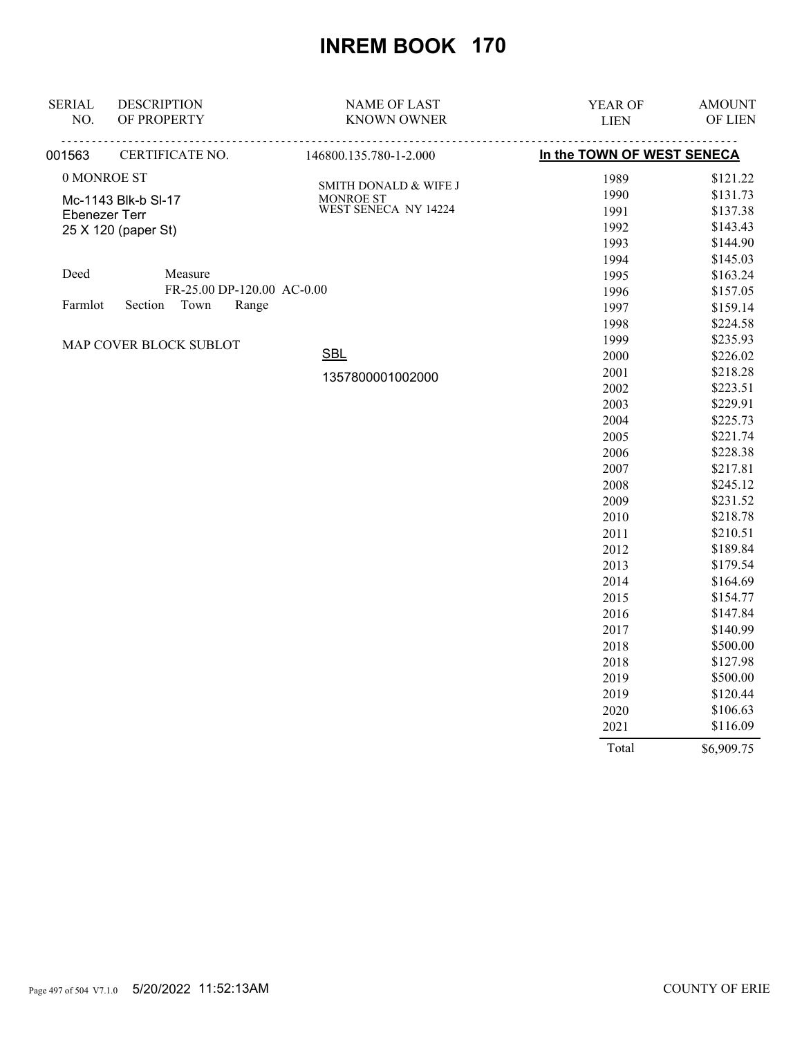# INREM BOOK 170

| SERIAL NO. | DESCRIPTION OF PROPERTY | NAME OF LAST KNOWN OWNER | YEAR OF LIEN | AMOUNT OF LIEN |
|---|---|---|---|---|
| 001563 | CERTIFICATE NO. | 146800.135.780-1-2.000 | **In the TOWN OF WEST SENECA** | |
| | 0 MONROE ST | SMITH DONALD & WIFE J | 1989 | $121.22 |
| | Mc-1143 Blk-b Sl-17 | MONROE ST | 1990 | $131.73 |
| | Ebenezer Terr | WEST SENECA NY 14224 | 1991 | $137.38 |
| | 25 X 120 (paper St) | | 1992 | $143.43 |
| | | | 1993 | $144.90 |
| | | | 1994 | $145.03 |
| | Deed Measure | | 1995 | $163.24 |
| | FR-25.00 DP-120.00 AC-0.00 | | 1996 | $157.05 |
| | Farmlot Section Town Range | | 1997 | $159.14 |
| | | | 1998 | $224.58 |
| | MAP COVER BLOCK SUBLOT | | 1999 | $235.93 |
| | | SBL | 2000 | $226.02 |
| | | 1357800001002000 | 2001 | $218.28 |
| | | | 2002 | $223.51 |
| | | | 2003 | $229.91 |
| | | | 2004 | $225.73 |
| | | | 2005 | $221.74 |
| | | | 2006 | $228.38 |
| | | | 2007 | $217.81 |
| | | | 2008 | $245.12 |
| | | | 2009 | $231.52 |
| | | | 2010 | $218.78 |
| | | | 2011 | $210.51 |
| | | | 2012 | $189.84 |
| | | | 2013 | $179.54 |
| | | | 2014 | $164.69 |
| | | | 2015 | $154.77 |
| | | | 2016 | $147.84 |
| | | | 2017 | $140.99 |
| | | | 2018 | $500.00 |
| | | | 2018 | $127.98 |
| | | | 2019 | $500.00 |
| | | | 2019 | $120.44 |
| | | | 2020 | $106.63 |
| | | | 2021 | $116.09 |
| | | | Total | $6,909.75 |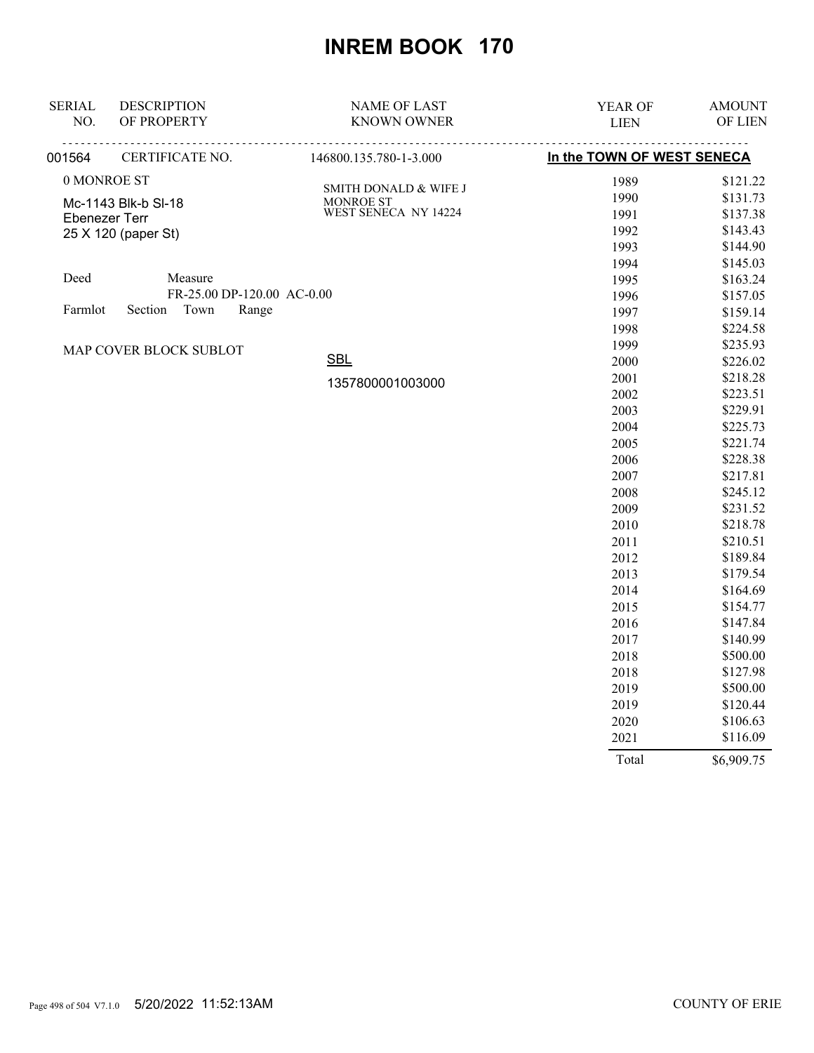# INREM BOOK 170

| SERIAL NO. | DESCRIPTION OF PROPERTY | NAME OF LAST KNOWN OWNER | YEAR OF LIEN | AMOUNT OF LIEN |
|---|---|---|---|---|
| 001564 | CERTIFICATE NO. | 146800.135.780-1-3.000 | **In the TOWN OF WEST SENECA** | |

0 MONROE ST

Mc-1143 Blk-b Sl-18
Ebenezer Terr
25 X 120 (paper St)

SMITH DONALD & WIFE J
MONROE ST
WEST SENECA NY 14224

Deed    Measure
FR-25.00 DP-120.00 AC-0.00
Farmlot    Section    Town    Range

MAP COVER BLOCK SUBLOT

SBL
1357800001003000

| YEAR OF LIEN | AMOUNT OF LIEN |
|---|---|
| 1989 | $121.22 |
| 1990 | $131.73 |
| 1991 | $137.38 |
| 1992 | $143.43 |
| 1993 | $144.90 |
| 1994 | $145.03 |
| 1995 | $163.24 |
| 1996 | $157.05 |
| 1997 | $159.14 |
| 1998 | $224.58 |
| 1999 | $235.93 |
| 2000 | $226.02 |
| 2001 | $218.28 |
| 2002 | $223.51 |
| 2003 | $229.91 |
| 2004 | $225.73 |
| 2005 | $221.74 |
| 2006 | $228.38 |
| 2007 | $217.81 |
| 2008 | $245.12 |
| 2009 | $231.52 |
| 2010 | $218.78 |
| 2011 | $210.51 |
| 2012 | $189.84 |
| 2013 | $179.54 |
| 2014 | $164.69 |
| 2015 | $154.77 |
| 2016 | $147.84 |
| 2017 | $140.99 |
| 2018 | $500.00 |
| 2018 | $127.98 |
| 2019 | $500.00 |
| 2019 | $120.44 |
| 2020 | $106.63 |
| 2021 | $116.09 |
| Total | $6,909.75 |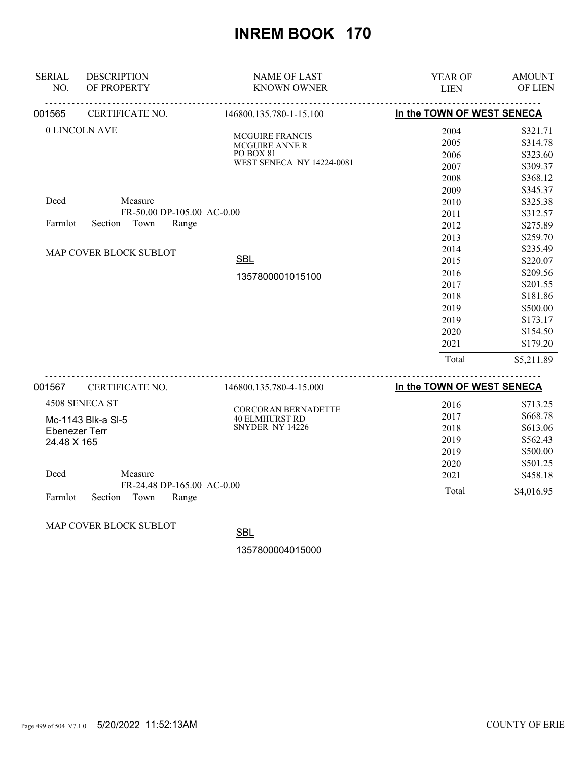# INREM BOOK 170

| SERIAL NO. | DESCRIPTION OF PROPERTY | NAME OF LAST KNOWN OWNER | YEAR OF LIEN | AMOUNT OF LIEN |
|---|---|---|---|---|

**001565** CERTIFICATE NO. 146800.135.780-1-15.100 — **In the TOWN OF WEST SENECA**

0 LINCOLN AVE

MCGUIRE FRANCIS
MCGUIRE ANNE R
PO BOX 81
WEST SENECA NY 14224-0081

Deed Measure
FR-50.00 DP-105.00 AC-0.00
Farmlot Section Town Range

MAP COVER BLOCK SUBLOT

SBL
1357800001015100

| YEAR OF LIEN | AMOUNT OF LIEN |
|---|---|
| 2004 | $321.71 |
| 2005 | $314.78 |
| 2006 | $323.60 |
| 2007 | $309.37 |
| 2008 | $368.12 |
| 2009 | $345.37 |
| 2010 | $325.38 |
| 2011 | $312.57 |
| 2012 | $275.89 |
| 2013 | $259.70 |
| 2014 | $235.49 |
| 2015 | $220.07 |
| 2016 | $209.56 |
| 2017 | $201.55 |
| 2018 | $181.86 |
| 2019 | $500.00 |
| 2019 | $173.17 |
| 2020 | $154.50 |
| 2021 | $179.20 |
| Total | $5,211.89 |

**001567** CERTIFICATE NO. 146800.135.780-4-15.000 — **In the TOWN OF WEST SENECA**

4508 SENECA ST
Mc-1143 Blk-a Sl-5
Ebenezer Terr
24.48 X 165

CORCORAN BERNADETTE
40 ELMHURST RD
SNYDER NY 14226

Deed Measure
FR-24.48 DP-165.00 AC-0.00
Farmlot Section Town Range

MAP COVER BLOCK SUBLOT

SBL
1357800004015000

| YEAR OF LIEN | AMOUNT OF LIEN |
|---|---|
| 2016 | $713.25 |
| 2017 | $668.78 |
| 2018 | $613.06 |
| 2019 | $562.43 |
| 2019 | $500.00 |
| 2020 | $501.25 |
| 2021 | $458.18 |
| Total | $4,016.95 |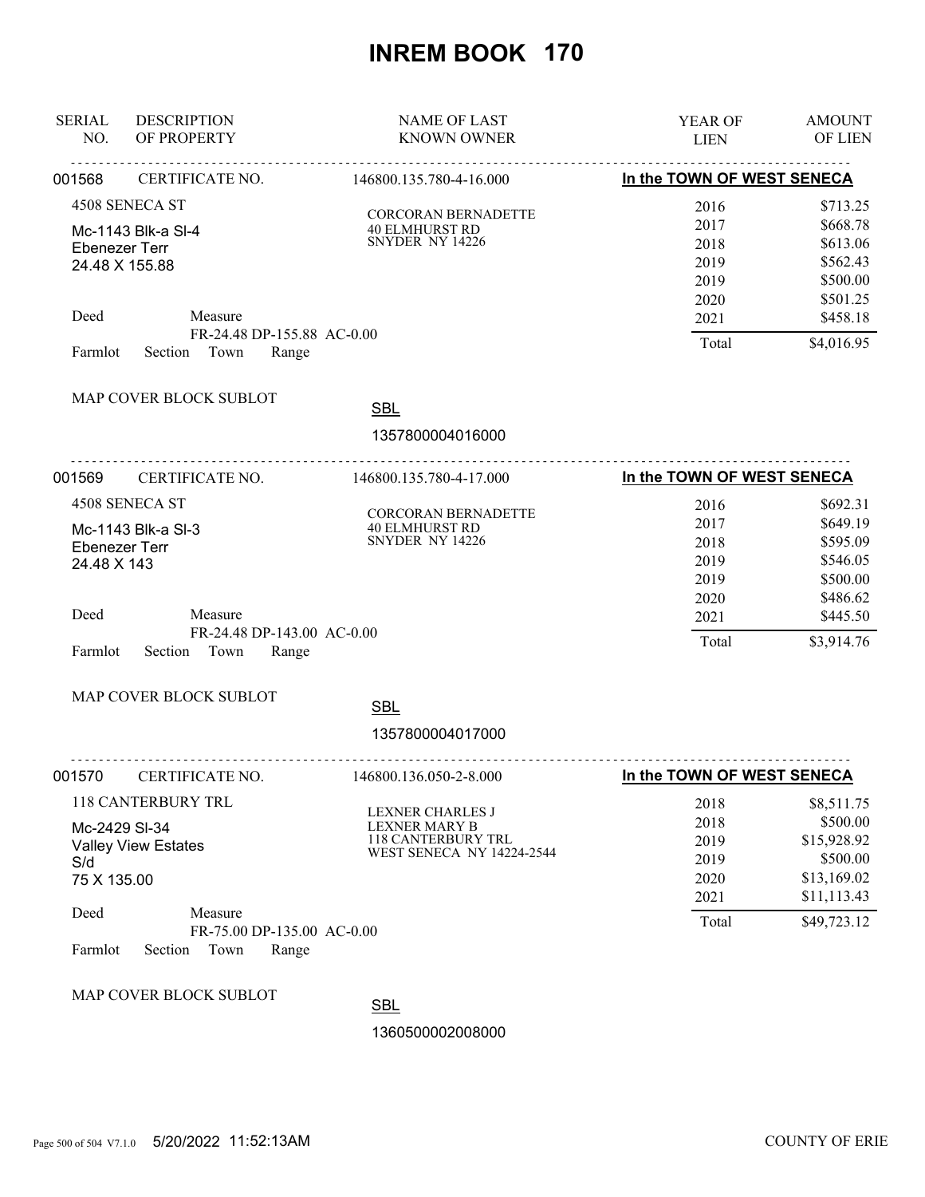# INREM BOOK 170

| SERIAL NO. | DESCRIPTION OF PROPERTY | NAME OF LAST KNOWN OWNER | YEAR OF LIEN | AMOUNT OF LIEN |
|---|---|---|---|---|

**001568** CERTIFICATE NO. 146800.135.780-4-16.000 — **In the TOWN OF WEST SENECA**

4508 SENECA ST
Mc-1143 Blk-a Sl-4
Ebenezer Terr
24.48 X 155.88

CORCORAN BERNADETTE
40 ELMHURST RD
SNYDER NY 14226

| YEAR OF LIEN | AMOUNT OF LIEN |
|---|---|
| 2016 | $713.25 |
| 2017 | $668.78 |
| 2018 | $613.06 |
| 2019 | $562.43 |
| 2019 | $500.00 |
| 2020 | $501.25 |
| 2021 | $458.18 |
| Total | $4,016.95 |

Deed Measure
FR-24.48 DP-155.88 AC-0.00
Farmlot Section Town Range

MAP COVER BLOCK SUBLOT

SBL
1357800004016000

---

**001569** CERTIFICATE NO. 146800.135.780-4-17.000 — **In the TOWN OF WEST SENECA**

4508 SENECA ST
Mc-1143 Blk-a Sl-3
Ebenezer Terr
24.48 X 143

CORCORAN BERNADETTE
40 ELMHURST RD
SNYDER NY 14226

| YEAR OF LIEN | AMOUNT OF LIEN |
|---|---|
| 2016 | $692.31 |
| 2017 | $649.19 |
| 2018 | $595.09 |
| 2019 | $546.05 |
| 2019 | $500.00 |
| 2020 | $486.62 |
| 2021 | $445.50 |
| Total | $3,914.76 |

Deed Measure
FR-24.48 DP-143.00 AC-0.00
Farmlot Section Town Range

MAP COVER BLOCK SUBLOT

SBL
1357800004017000

---

**001570** CERTIFICATE NO. 146800.136.050-2-8.000 — **In the TOWN OF WEST SENECA**

118 CANTERBURY TRL
Mc-2429 Sl-34
Valley View Estates
S/d
75 X 135.00

LEXNER CHARLES J
LEXNER MARY B
118 CANTERBURY TRL
WEST SENECA NY 14224-2544

| YEAR OF LIEN | AMOUNT OF LIEN |
|---|---|
| 2018 | $8,511.75 |
| 2018 | $500.00 |
| 2019 | $15,928.92 |
| 2019 | $500.00 |
| 2020 | $13,169.02 |
| 2021 | $11,113.43 |
| Total | $49,723.12 |

Deed Measure
FR-75.00 DP-135.00 AC-0.00
Farmlot Section Town Range

MAP COVER BLOCK SUBLOT

SBL
1360500002008000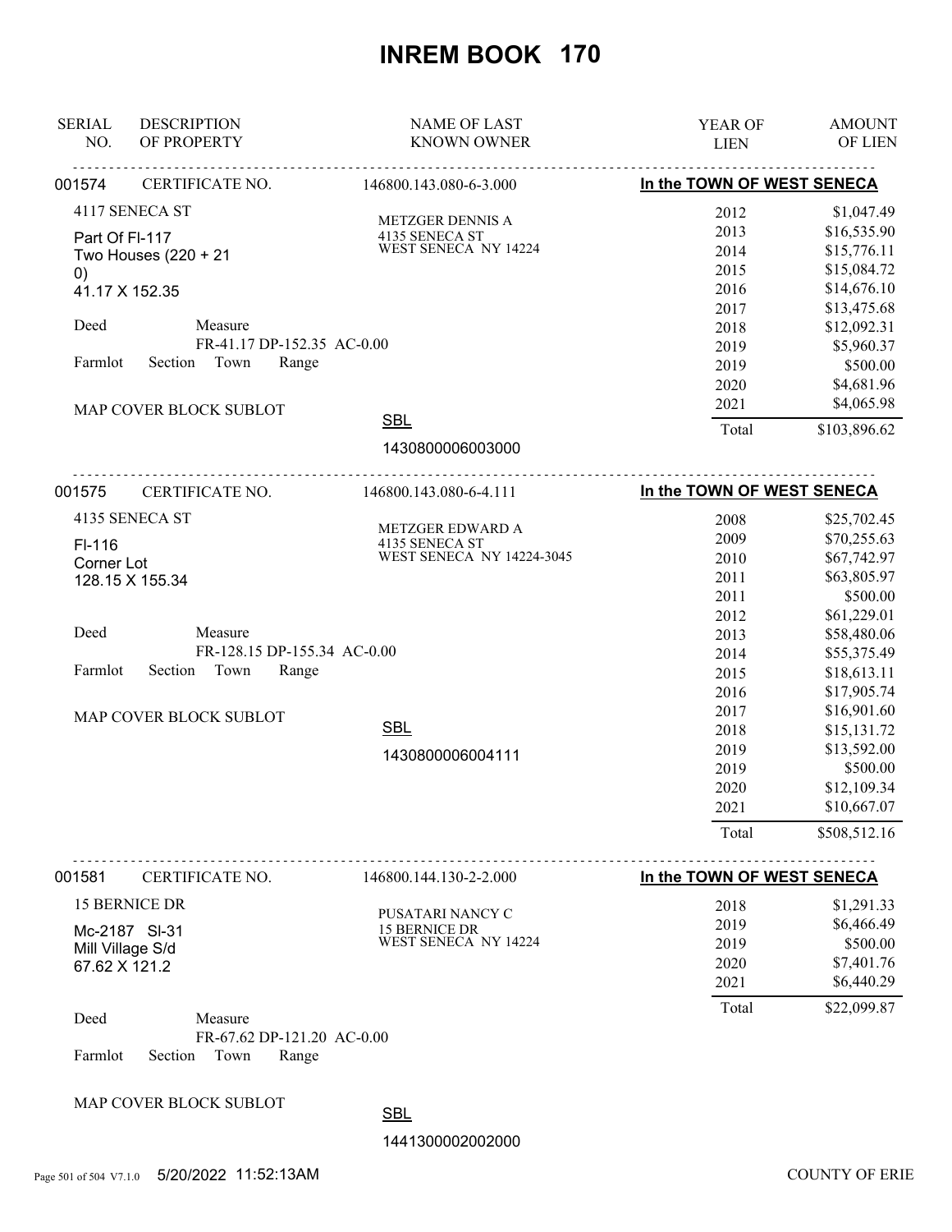# INREM BOOK 170

| SERIAL NO. | DESCRIPTION OF PROPERTY | NAME OF LAST KNOWN OWNER | YEAR OF LIEN | AMOUNT OF LIEN |
|---|---|---|---|---|

**001574** CERTIFICATE NO. 146800.143.080-6-3.000 — **In the TOWN OF WEST SENECA**

4117 SENECA ST
Part Of Fl-117
Two Houses (220 + 21
0)
41.17 X 152.35

Deed Measure
FR-41.17 DP-152.35 AC-0.00
Farmlot Section Town Range

MAP COVER BLOCK SUBLOT

METZGER DENNIS A
4135 SENECA ST
WEST SENECA NY 14224

SBL
1430800006003000

| YEAR OF LIEN | AMOUNT OF LIEN |
|---|---|
| 2012 | $1,047.49 |
| 2013 | $16,535.90 |
| 2014 | $15,776.11 |
| 2015 | $15,084.72 |
| 2016 | $14,676.10 |
| 2017 | $13,475.68 |
| 2018 | $12,092.31 |
| 2019 | $5,960.37 |
| 2019 | $500.00 |
| 2020 | $4,681.96 |
| 2021 | $4,065.98 |
| Total | $103,896.62 |

---

**001575** CERTIFICATE NO. 146800.143.080-6-4.111 — **In the TOWN OF WEST SENECA**

4135 SENECA ST
Fl-116
Corner Lot
128.15 X 155.34

Deed Measure
FR-128.15 DP-155.34 AC-0.00
Farmlot Section Town Range

MAP COVER BLOCK SUBLOT

METZGER EDWARD A
4135 SENECA ST
WEST SENECA NY 14224-3045

SBL
1430800006004111

| YEAR OF LIEN | AMOUNT OF LIEN |
|---|---|
| 2008 | $25,702.45 |
| 2009 | $70,255.63 |
| 2010 | $67,742.97 |
| 2011 | $63,805.97 |
| 2011 | $500.00 |
| 2012 | $61,229.01 |
| 2013 | $58,480.06 |
| 2014 | $55,375.49 |
| 2015 | $18,613.11 |
| 2016 | $17,905.74 |
| 2017 | $16,901.60 |
| 2018 | $15,131.72 |
| 2019 | $13,592.00 |
| 2019 | $500.00 |
| 2020 | $12,109.34 |
| 2021 | $10,667.07 |
| Total | $508,512.16 |

---

**001581** CERTIFICATE NO. 146800.144.130-2-2.000 — **In the TOWN OF WEST SENECA**

15 BERNICE DR
Mc-2187 Sl-31
Mill Village S/d
67.62 X 121.2

Deed Measure
FR-67.62 DP-121.20 AC-0.00
Farmlot Section Town Range

MAP COVER BLOCK SUBLOT

PUSATARI NANCY C
15 BERNICE DR
WEST SENECA NY 14224

SBL
1441300002002000

| YEAR OF LIEN | AMOUNT OF LIEN |
|---|---|
| 2018 | $1,291.33 |
| 2019 | $6,466.49 |
| 2019 | $500.00 |
| 2020 | $7,401.76 |
| 2021 | $6,440.29 |
| Total | $22,099.87 |

5/20/2022 11:52:13AM COUNTY OF ERIE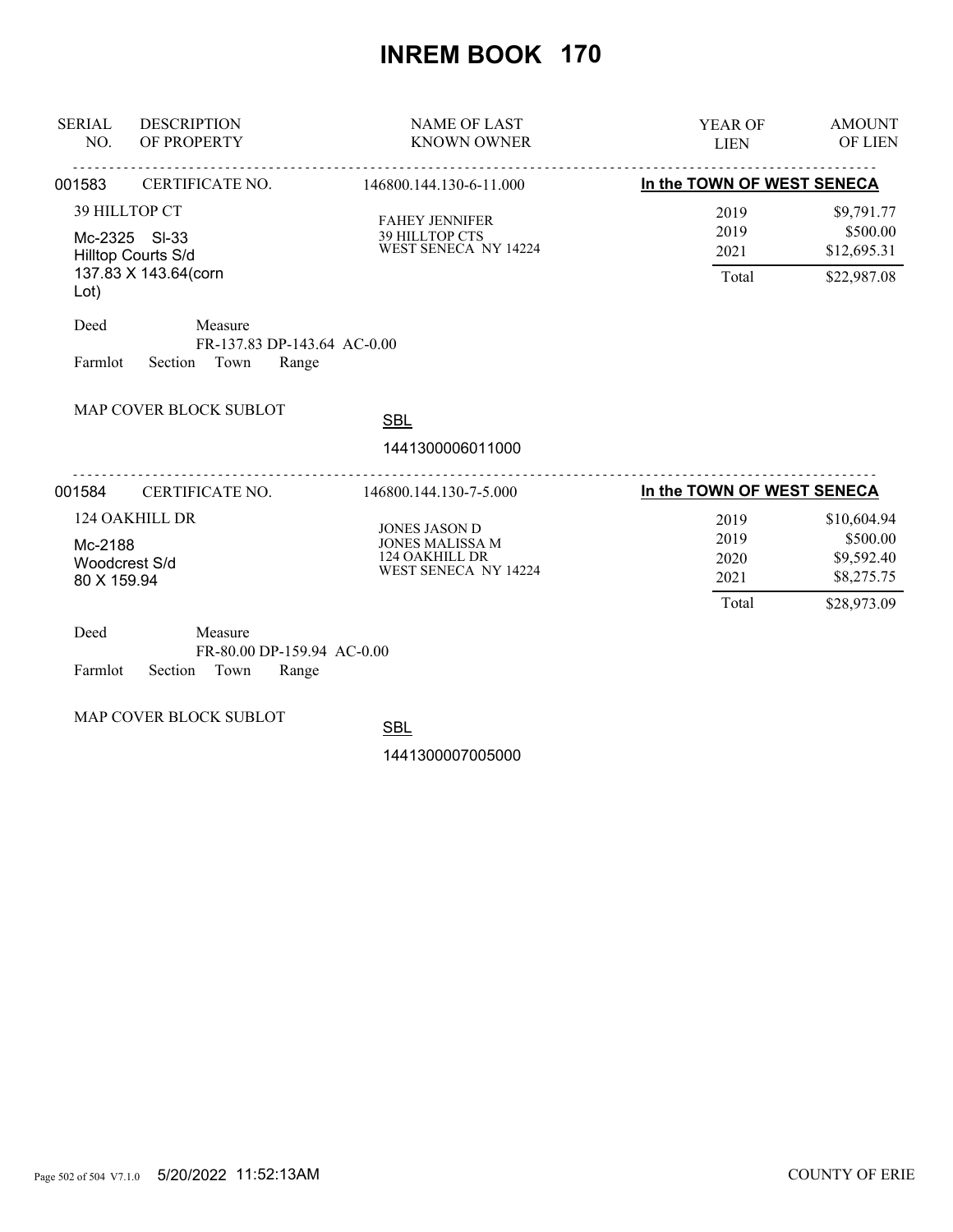# INREM BOOK 170

| SERIAL NO. | DESCRIPTION OF PROPERTY | NAME OF LAST KNOWN OWNER | YEAR OF LIEN | AMOUNT OF LIEN |
|---|---|---|---|---|

---

**001583** CERTIFICATE NO. 146800.144.130-6-11.000 — **In the TOWN OF WEST SENECA**

39 HILLTOP CT
Mc-2325 Sl-33
Hilltop Courts S/d
137.83 X 143.64(corn Lot)

FAHEY JENNIFER
39 HILLTOP CTS
WEST SENECA NY 14224

| YEAR OF LIEN | AMOUNT OF LIEN |
|---|---|
| 2019 | $9,791.77 |
| 2019 | $500.00 |
| 2021 | $12,695.31 |
| Total | $22,987.08 |

Deed Measure
FR-137.83 DP-143.64 AC-0.00
Farmlot Section Town Range

MAP COVER BLOCK SUBLOT

SBL
1441300006011000

---

**001584** CERTIFICATE NO. 146800.144.130-7-5.000 — **In the TOWN OF WEST SENECA**

124 OAKHILL DR
Mc-2188
Woodcrest S/d
80 X 159.94

JONES JASON D
JONES MALISSA M
124 OAKHILL DR
WEST SENECA NY 14224

| YEAR OF LIEN | AMOUNT OF LIEN |
|---|---|
| 2019 | $10,604.94 |
| 2019 | $500.00 |
| 2020 | $9,592.40 |
| 2021 | $8,275.75 |
| Total | $28,973.09 |

Deed Measure
FR-80.00 DP-159.94 AC-0.00
Farmlot Section Town Range

MAP COVER BLOCK SUBLOT

SBL
1441300007005000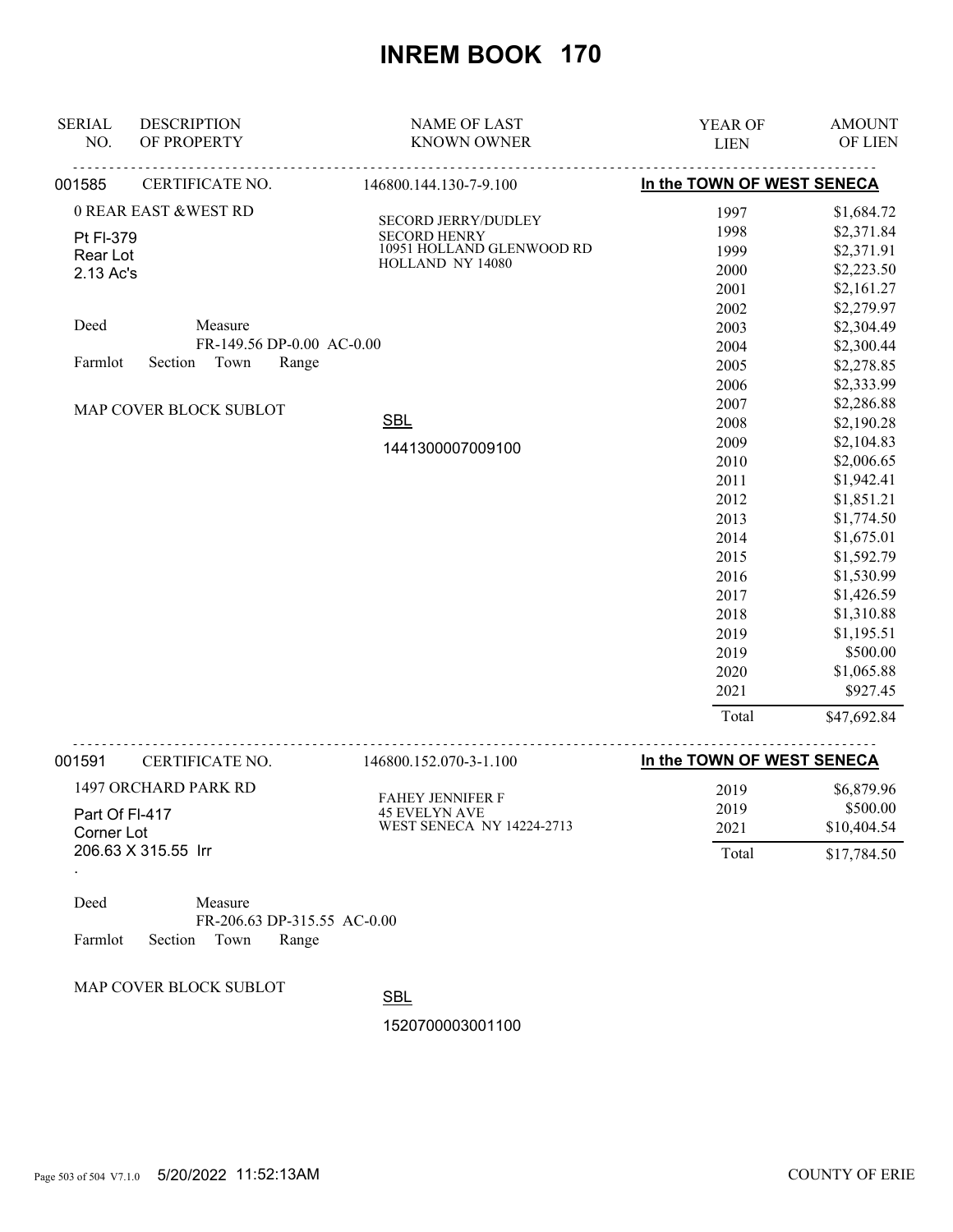# INREM BOOK 170

| SERIAL NO. | DESCRIPTION OF PROPERTY | NAME OF LAST KNOWN OWNER | YEAR OF LIEN | AMOUNT OF LIEN |
|---|---|---|---|---|

---

**001585** CERTIFICATE NO. 146800.144.130-7-9.100 — **In the TOWN OF WEST SENECA**

0 REAR EAST &WEST RD

Pt Fl-379
Rear Lot
2.13 Ac's

SECORD JERRY/DUDLEY
SECORD HENRY
10951 HOLLAND GLENWOOD RD
HOLLAND NY 14080

Deed Measure
FR-149.56 DP-0.00 AC-0.00

Farmlot Section Town Range

MAP COVER BLOCK SUBLOT

SBL
1441300007009100

| YEAR OF LIEN | AMOUNT OF LIEN |
|---|---|
| 1997 | $1,684.72 |
| 1998 | $2,371.84 |
| 1999 | $2,371.91 |
| 2000 | $2,223.50 |
| 2001 | $2,161.27 |
| 2002 | $2,279.97 |
| 2003 | $2,304.49 |
| 2004 | $2,300.44 |
| 2005 | $2,278.85 |
| 2006 | $2,333.99 |
| 2007 | $2,286.88 |
| 2008 | $2,190.28 |
| 2009 | $2,104.83 |
| 2010 | $2,006.65 |
| 2011 | $1,942.41 |
| 2012 | $1,851.21 |
| 2013 | $1,774.50 |
| 2014 | $1,675.01 |
| 2015 | $1,592.79 |
| 2016 | $1,530.99 |
| 2017 | $1,426.59 |
| 2018 | $1,310.88 |
| 2019 | $1,195.51 |
| 2019 | $500.00 |
| 2020 | $1,065.88 |
| 2021 | $927.45 |
| Total | $47,692.84 |

---

**001591** CERTIFICATE NO. 146800.152.070-3-1.100 — **In the TOWN OF WEST SENECA**

1497 ORCHARD PARK RD

Part Of Fl-417
Corner Lot
206.63 X 315.55 Irr
.

FAHEY JENNIFER F
45 EVELYN AVE
WEST SENECA NY 14224-2713

Deed Measure
FR-206.63 DP-315.55 AC-0.00

Farmlot Section Town Range

MAP COVER BLOCK SUBLOT

SBL
1520700003001100

| YEAR OF LIEN | AMOUNT OF LIEN |
|---|---|
| 2019 | $6,879.96 |
| 2019 | $500.00 |
| 2021 | $10,404.54 |
| Total | $17,784.50 |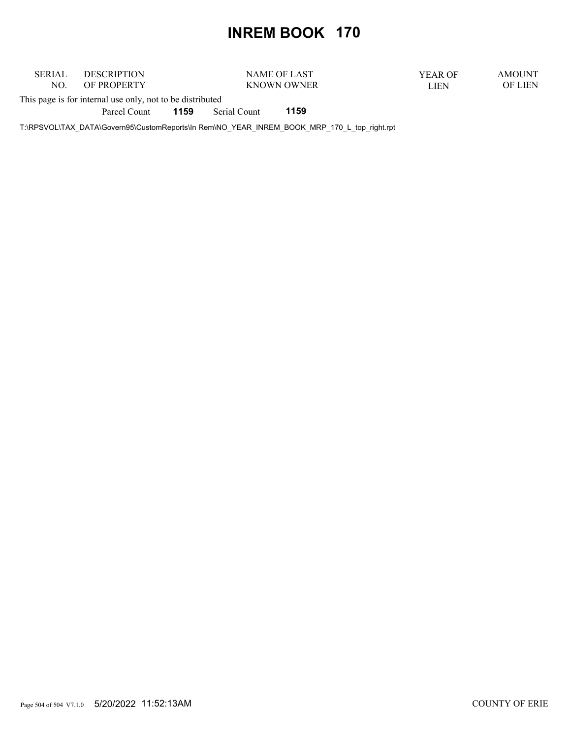# INREM BOOK 170

| SERIAL NO. | DESCRIPTION OF PROPERTY | NAME OF LAST KNOWN OWNER | YEAR OF LIEN | AMOUNT OF LIEN |
|---|---|---|---|---|

This page is for internal use only, not to be distributed

Parcel Count **1159** Serial Count **1159**

T:\RPSVOL\TAX_DATA\Govern95\CustomReports\In Rem\NO_YEAR_INREM_BOOK_MRP_170_L_top_right.rpt

5/20/2022 11:52:13AM

COUNTY OF ERIE